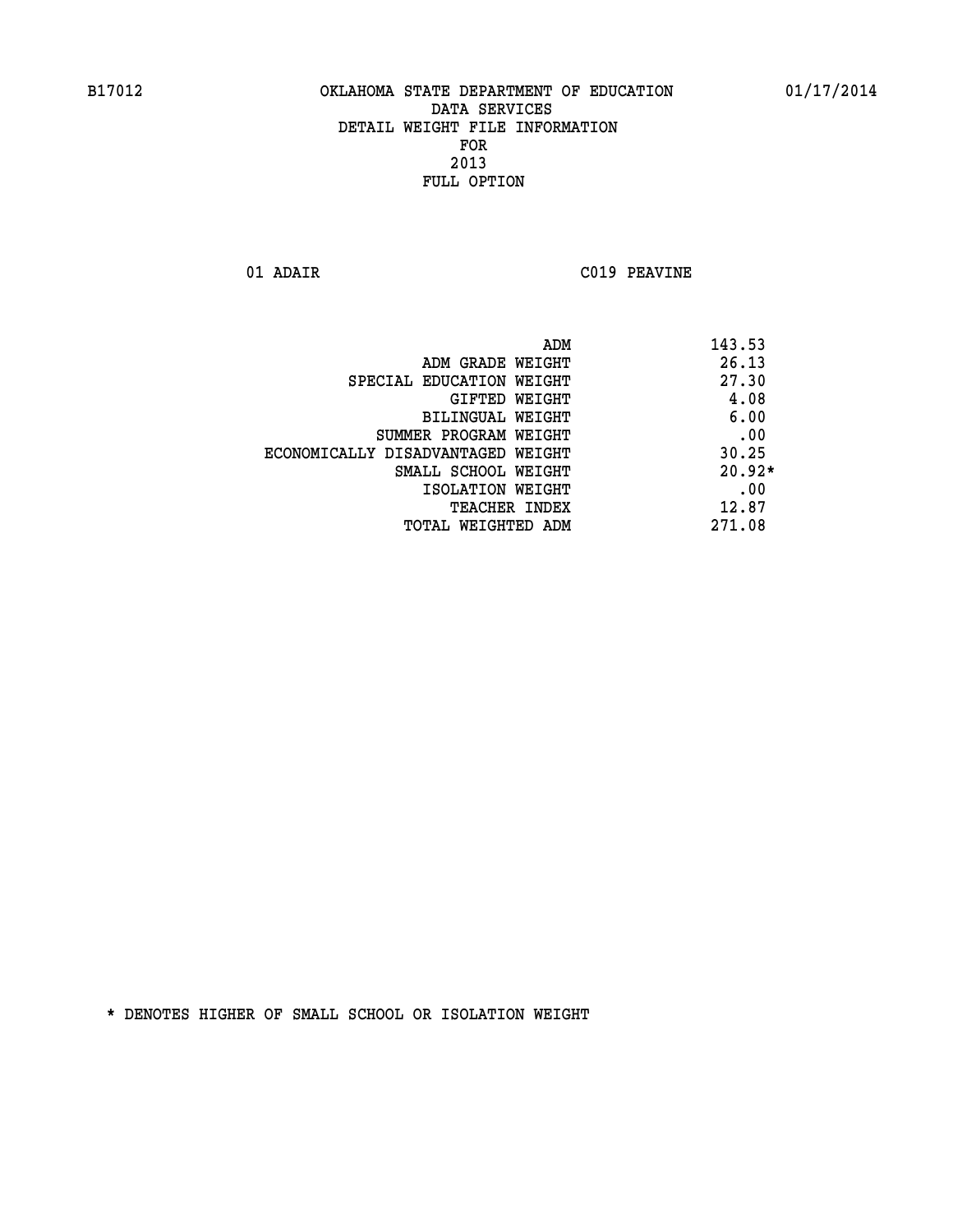B17012 OKLAHOMA STATE DEPARTMENT OF EDUCATION 01/17/2014

DATA SERVICES
DETAIL WEIGHT FILE INFORMATION
FOR
2013
FULL OPTION

01 ADAIR C019 PEAVINE

| | |
|---|---|
| ADM | 143.53 |
| ADM GRADE WEIGHT | 26.13 |
| SPECIAL EDUCATION WEIGHT | 27.30 |
| GIFTED WEIGHT | 4.08 |
| BILINGUAL WEIGHT | 6.00 |
| SUMMER PROGRAM WEIGHT | .00 |
| ECONOMICALLY DISADVANTAGED WEIGHT | 30.25 |
| SMALL SCHOOL WEIGHT | 20.92* |
| ISOLATION WEIGHT | .00 |
| TEACHER INDEX | 12.87 |
| TOTAL WEIGHTED ADM | 271.08 |

* DENOTES HIGHER OF SMALL SCHOOL OR ISOLATION WEIGHT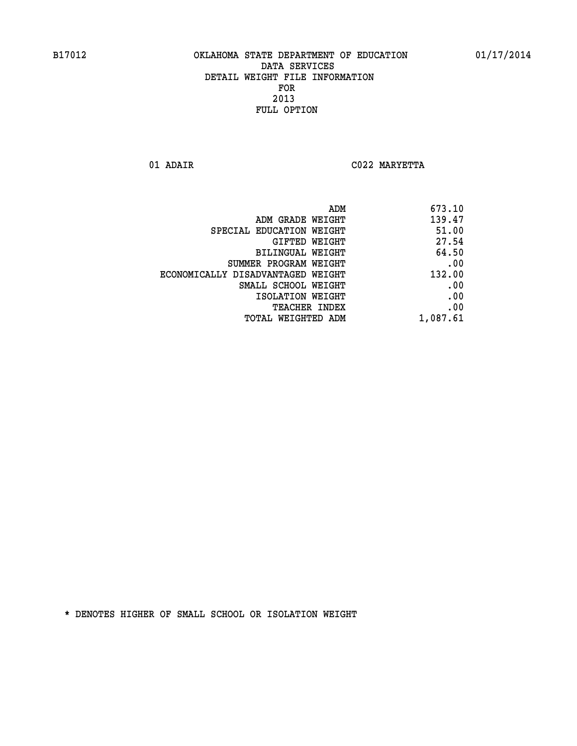B17012 OKLAHOMA STATE DEPARTMENT OF EDUCATION 01/17/2014

DATA SERVICES
DETAIL WEIGHT FILE INFORMATION
FOR
2013
FULL OPTION

01 ADAIR C022 MARYETTA

| | |
|---|---|
| ADM | 673.10 |
| ADM GRADE WEIGHT | 139.47 |
| SPECIAL EDUCATION WEIGHT | 51.00 |
| GIFTED WEIGHT | 27.54 |
| BILINGUAL WEIGHT | 64.50 |
| SUMMER PROGRAM WEIGHT | .00 |
| ECONOMICALLY DISADVANTAGED WEIGHT | 132.00 |
| SMALL SCHOOL WEIGHT | .00 |
| ISOLATION WEIGHT | .00 |
| TEACHER INDEX | .00 |
| TOTAL WEIGHTED ADM | 1,087.61 |

* DENOTES HIGHER OF SMALL SCHOOL OR ISOLATION WEIGHT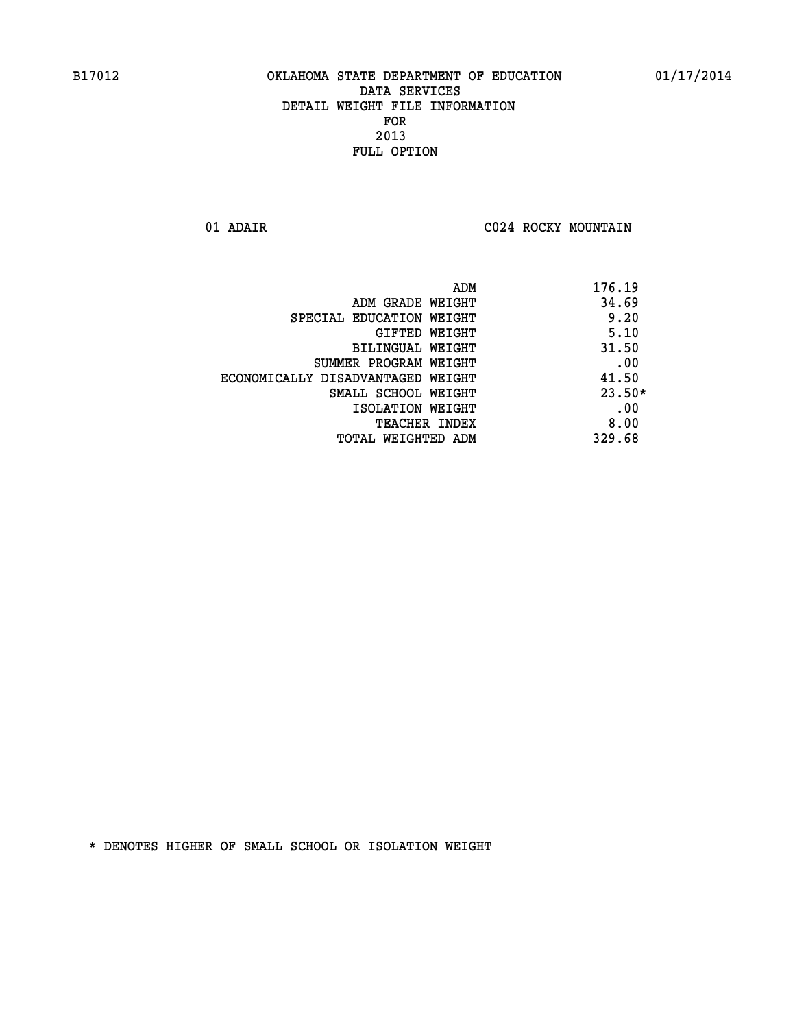B17012 OKLAHOMA STATE DEPARTMENT OF EDUCATION 01/17/2014

DATA SERVICES
DETAIL WEIGHT FILE INFORMATION
FOR
2013
FULL OPTION

01 ADAIR C024 ROCKY MOUNTAIN

| | |
|---|---|
| ADM | 176.19 |
| ADM GRADE WEIGHT | 34.69 |
| SPECIAL EDUCATION WEIGHT | 9.20 |
| GIFTED WEIGHT | 5.10 |
| BILINGUAL WEIGHT | 31.50 |
| SUMMER PROGRAM WEIGHT | .00 |
| ECONOMICALLY DISADVANTAGED WEIGHT | 41.50 |
| SMALL SCHOOL WEIGHT | 23.50* |
| ISOLATION WEIGHT | .00 |
| TEACHER INDEX | 8.00 |
| TOTAL WEIGHTED ADM | 329.68 |

* DENOTES HIGHER OF SMALL SCHOOL OR ISOLATION WEIGHT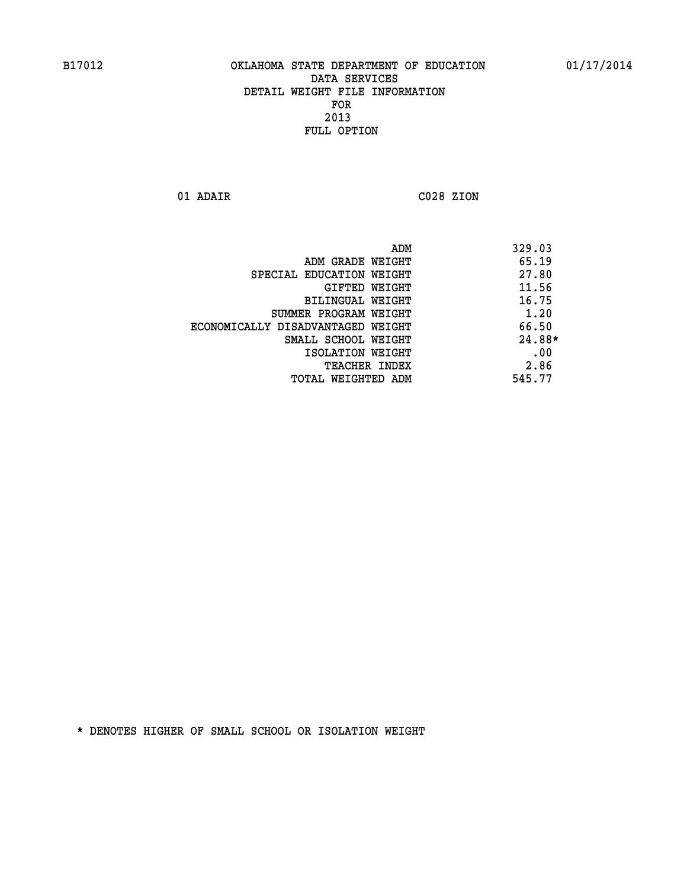B17012 OKLAHOMA STATE DEPARTMENT OF EDUCATION 01/17/2014

DATA SERVICES
DETAIL WEIGHT FILE INFORMATION
FOR
2013
FULL OPTION

01 ADAIR C028 ZION

| | |
|---|---|
| ADM | 329.03 |
| ADM GRADE WEIGHT | 65.19 |
| SPECIAL EDUCATION WEIGHT | 27.80 |
| GIFTED WEIGHT | 11.56 |
| BILINGUAL WEIGHT | 16.75 |
| SUMMER PROGRAM WEIGHT | 1.20 |
| ECONOMICALLY DISADVANTAGED WEIGHT | 66.50 |
| SMALL SCHOOL WEIGHT | 24.88* |
| ISOLATION WEIGHT | .00 |
| TEACHER INDEX | 2.86 |
| TOTAL WEIGHTED ADM | 545.77 |

* DENOTES HIGHER OF SMALL SCHOOL OR ISOLATION WEIGHT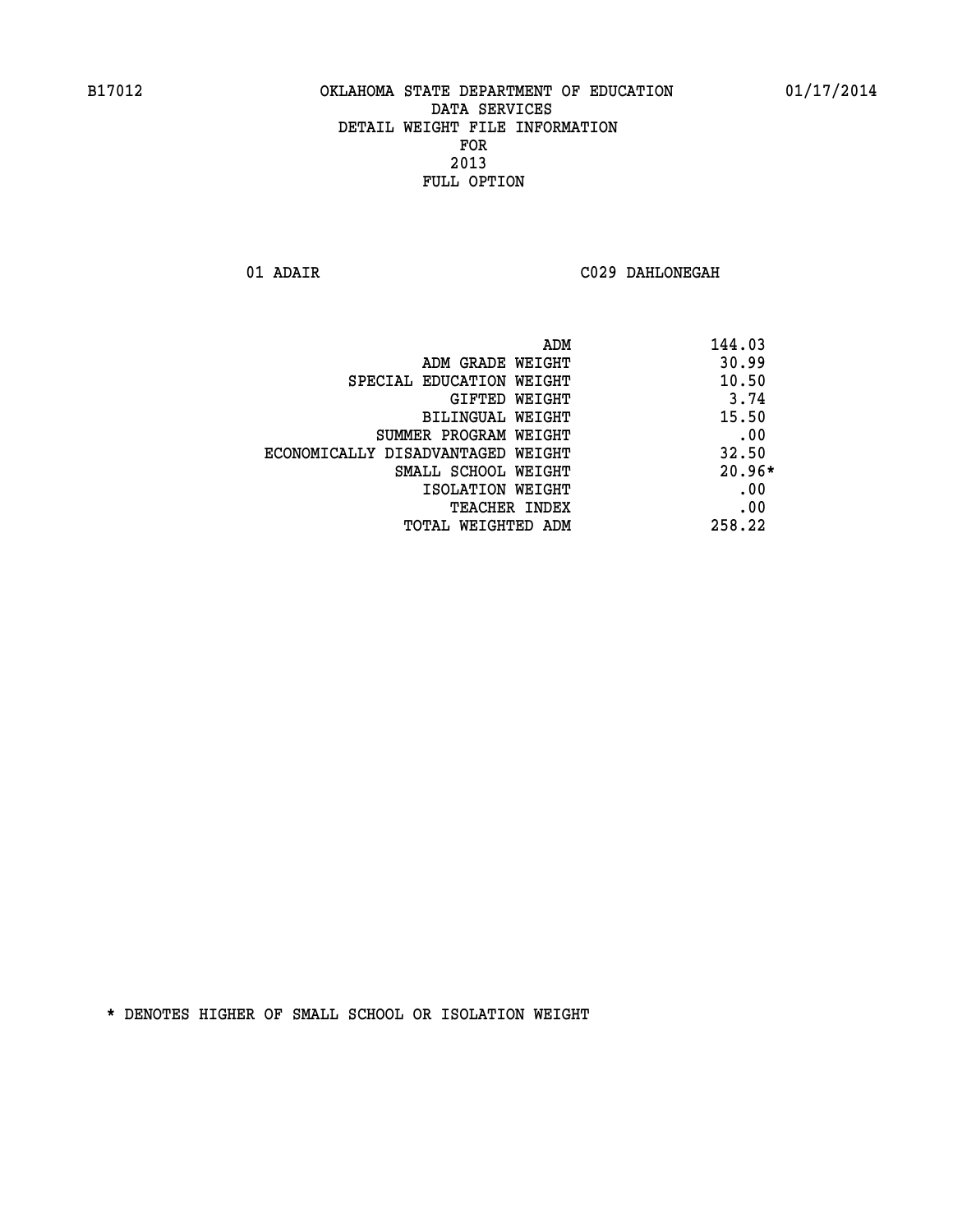B17012 OKLAHOMA STATE DEPARTMENT OF EDUCATION 01/17/2014

DATA SERVICES
DETAIL WEIGHT FILE INFORMATION
FOR
2013
FULL OPTION

01 ADAIR C029 DAHLONEGAH

| | |
|---|---|
| ADM | 144.03 |
| ADM GRADE WEIGHT | 30.99 |
| SPECIAL EDUCATION WEIGHT | 10.50 |
| GIFTED WEIGHT | 3.74 |
| BILINGUAL WEIGHT | 15.50 |
| SUMMER PROGRAM WEIGHT | .00 |
| ECONOMICALLY DISADVANTAGED WEIGHT | 32.50 |
| SMALL SCHOOL WEIGHT | 20.96* |
| ISOLATION WEIGHT | .00 |
| TEACHER INDEX | .00 |
| TOTAL WEIGHTED ADM | 258.22 |

* DENOTES HIGHER OF SMALL SCHOOL OR ISOLATION WEIGHT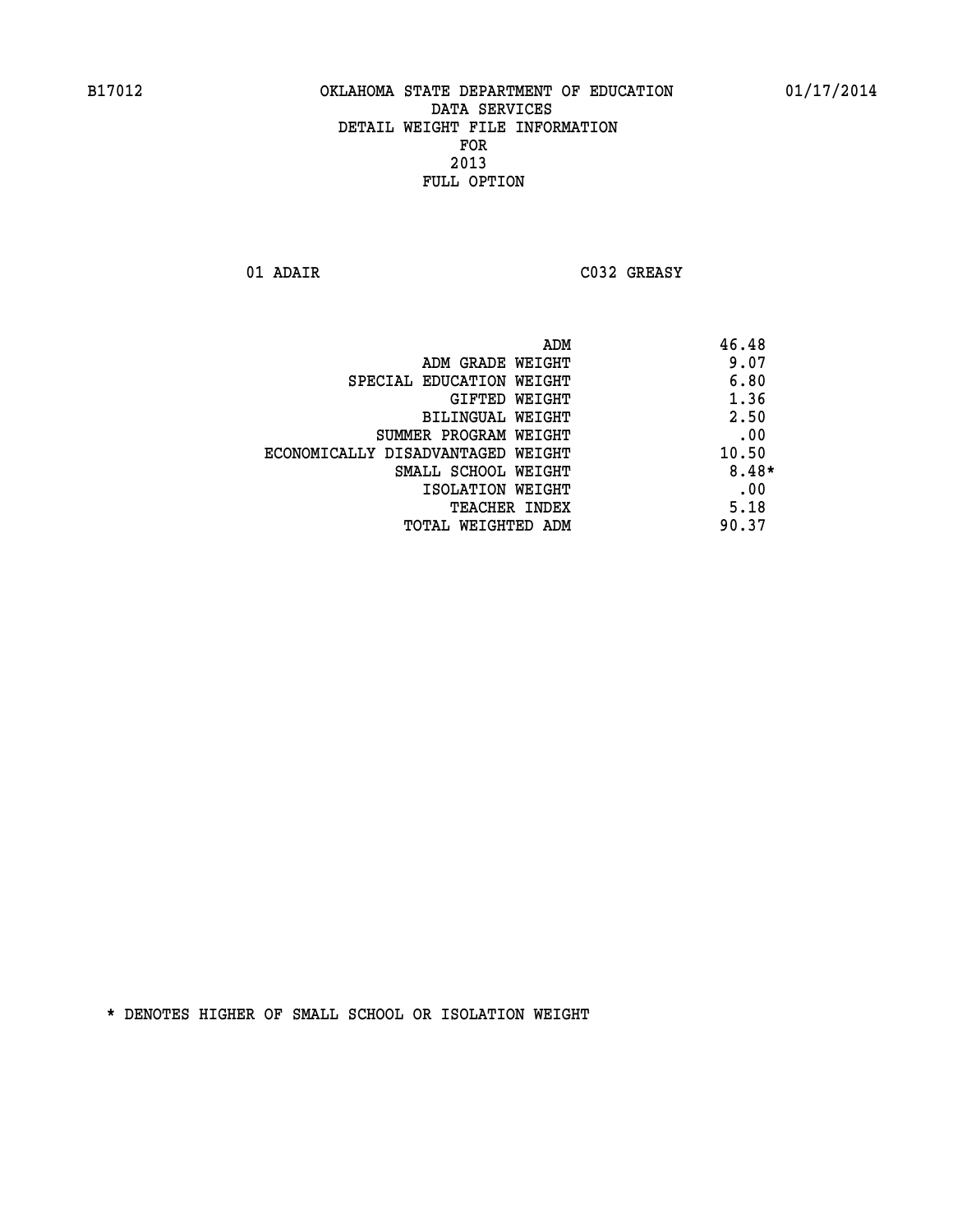B17012 OKLAHOMA STATE DEPARTMENT OF EDUCATION 01/17/2014

DATA SERVICES
DETAIL WEIGHT FILE INFORMATION
FOR
2013
FULL OPTION

01 ADAIR C032 GREASY

| | |
|---|---|
| ADM | 46.48 |
| ADM GRADE WEIGHT | 9.07 |
| SPECIAL EDUCATION WEIGHT | 6.80 |
| GIFTED WEIGHT | 1.36 |
| BILINGUAL WEIGHT | 2.50 |
| SUMMER PROGRAM WEIGHT | .00 |
| ECONOMICALLY DISADVANTAGED WEIGHT | 10.50 |
| SMALL SCHOOL WEIGHT | 8.48* |
| ISOLATION WEIGHT | .00 |
| TEACHER INDEX | 5.18 |
| TOTAL WEIGHTED ADM | 90.37 |

* DENOTES HIGHER OF SMALL SCHOOL OR ISOLATION WEIGHT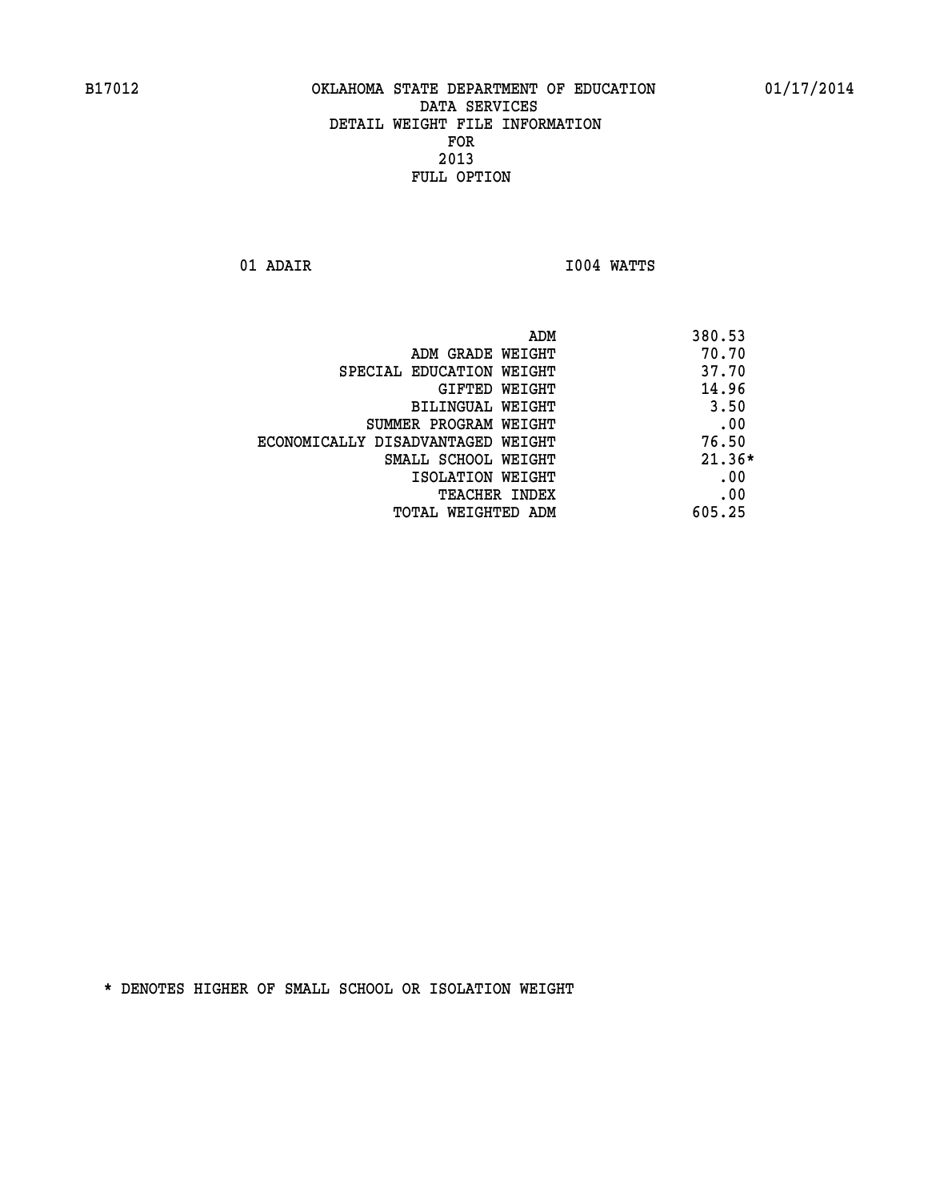B17012 OKLAHOMA STATE DEPARTMENT OF EDUCATION 01/17/2014

DATA SERVICES
DETAIL WEIGHT FILE INFORMATION
FOR
2013
FULL OPTION

01 ADAIR I004 WATTS

| | |
|---|---|
| ADM | 380.53 |
| ADM GRADE WEIGHT | 70.70 |
| SPECIAL EDUCATION WEIGHT | 37.70 |
| GIFTED WEIGHT | 14.96 |
| BILINGUAL WEIGHT | 3.50 |
| SUMMER PROGRAM WEIGHT | .00 |
| ECONOMICALLY DISADVANTAGED WEIGHT | 76.50 |
| SMALL SCHOOL WEIGHT | 21.36* |
| ISOLATION WEIGHT | .00 |
| TEACHER INDEX | .00 |
| TOTAL WEIGHTED ADM | 605.25 |

* DENOTES HIGHER OF SMALL SCHOOL OR ISOLATION WEIGHT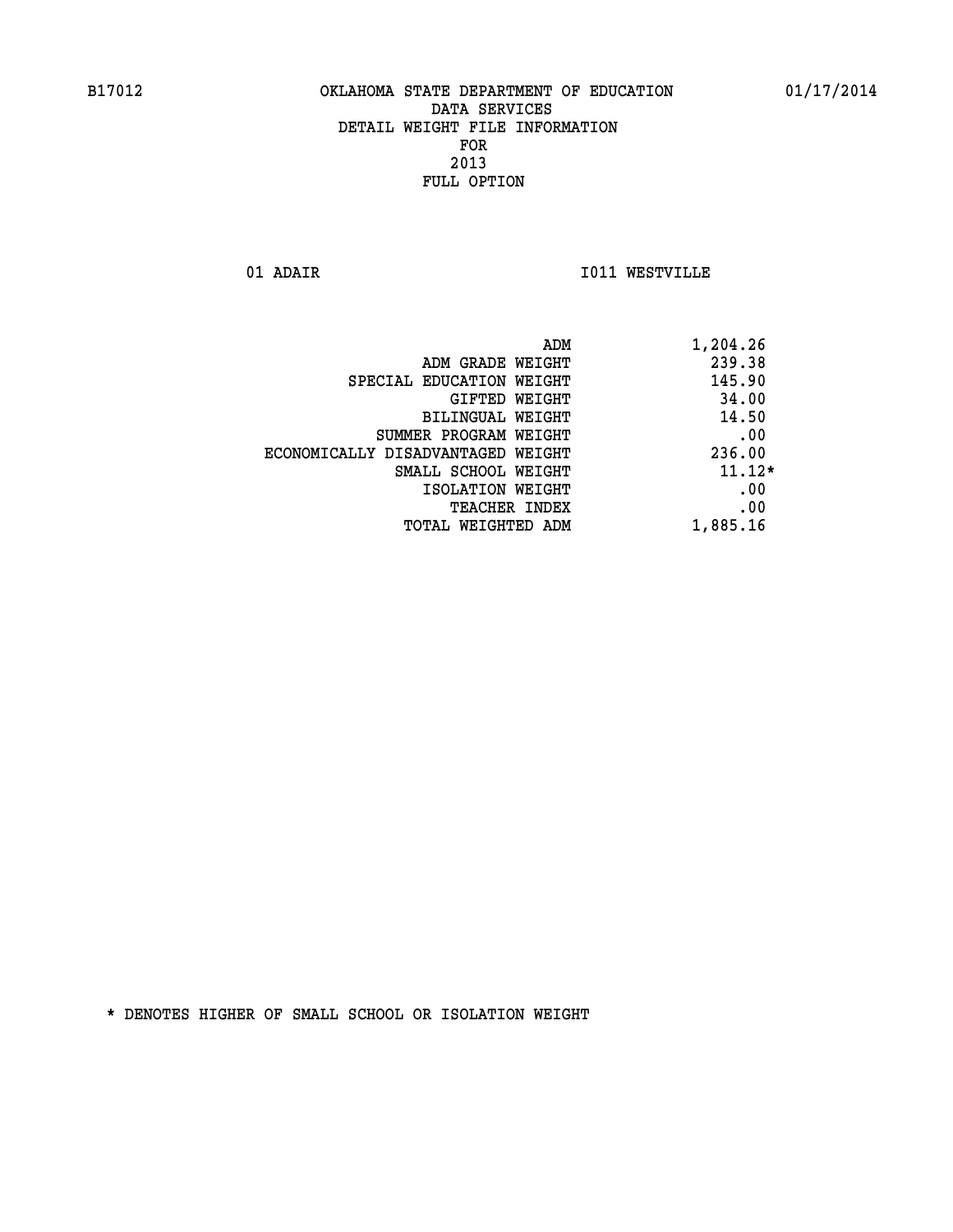B17012 OKLAHOMA STATE DEPARTMENT OF EDUCATION 01/17/2014

DATA SERVICES
DETAIL WEIGHT FILE INFORMATION
FOR
2013
FULL OPTION

01 ADAIR I011 WESTVILLE

| | |
|---|---|
| ADM | 1,204.26 |
| ADM GRADE WEIGHT | 239.38 |
| SPECIAL EDUCATION WEIGHT | 145.90 |
| GIFTED WEIGHT | 34.00 |
| BILINGUAL WEIGHT | 14.50 |
| SUMMER PROGRAM WEIGHT | .00 |
| ECONOMICALLY DISADVANTAGED WEIGHT | 236.00 |
| SMALL SCHOOL WEIGHT | 11.12* |
| ISOLATION WEIGHT | .00 |
| TEACHER INDEX | .00 |
| TOTAL WEIGHTED ADM | 1,885.16 |

* DENOTES HIGHER OF SMALL SCHOOL OR ISOLATION WEIGHT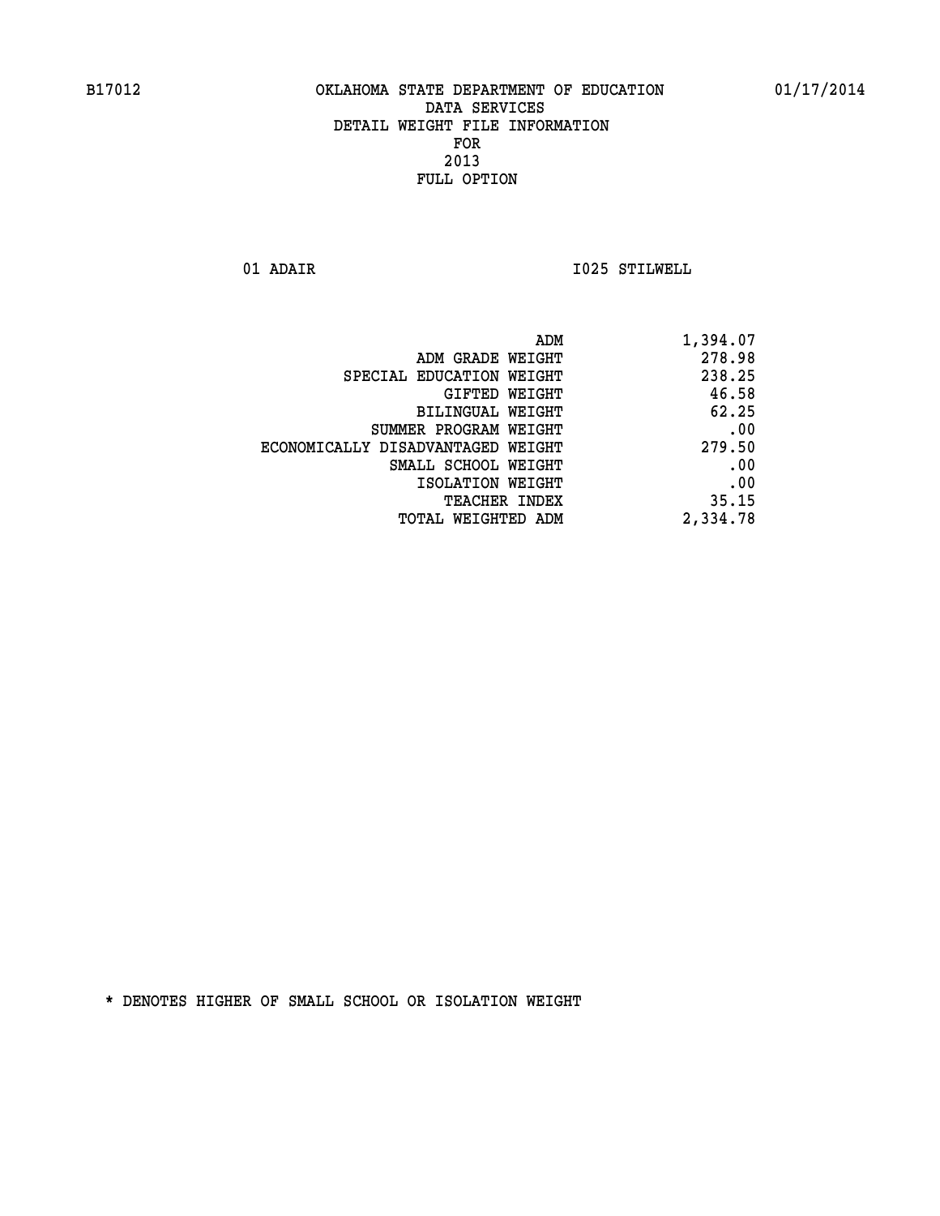B17012 OKLAHOMA STATE DEPARTMENT OF EDUCATION 01/17/2014

DATA SERVICES
DETAIL WEIGHT FILE INFORMATION
FOR
2013
FULL OPTION

01 ADAIR I025 STILWELL

| | |
|---|---|
| ADM | 1,394.07 |
| ADM GRADE WEIGHT | 278.98 |
| SPECIAL EDUCATION WEIGHT | 238.25 |
| GIFTED WEIGHT | 46.58 |
| BILINGUAL WEIGHT | 62.25 |
| SUMMER PROGRAM WEIGHT | .00 |
| ECONOMICALLY DISADVANTAGED WEIGHT | 279.50 |
| SMALL SCHOOL WEIGHT | .00 |
| ISOLATION WEIGHT | .00 |
| TEACHER INDEX | 35.15 |
| TOTAL WEIGHTED ADM | 2,334.78 |

* DENOTES HIGHER OF SMALL SCHOOL OR ISOLATION WEIGHT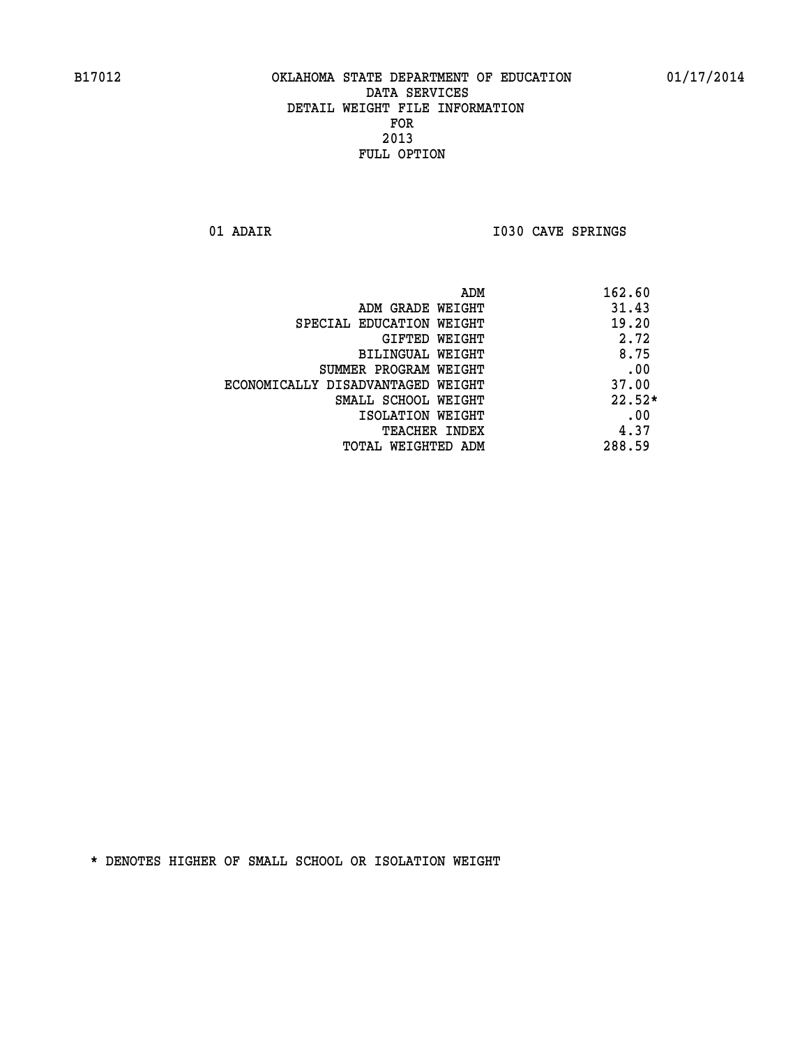OKLAHOMA STATE DEPARTMENT OF EDUCATION
DATA SERVICES
DETAIL WEIGHT FILE INFORMATION
FOR
2013
FULL OPTION

01 ADAIR I030 CAVE SPRINGS

| | |
|---|---|
| ADM | 162.60 |
| ADM GRADE WEIGHT | 31.43 |
| SPECIAL EDUCATION WEIGHT | 19.20 |
| GIFTED WEIGHT | 2.72 |
| BILINGUAL WEIGHT | 8.75 |
| SUMMER PROGRAM WEIGHT | .00 |
| ECONOMICALLY DISADVANTAGED WEIGHT | 37.00 |
| SMALL SCHOOL WEIGHT | 22.52* |
| ISOLATION WEIGHT | .00 |
| TEACHER INDEX | 4.37 |
| TOTAL WEIGHTED ADM | 288.59 |

* DENOTES HIGHER OF SMALL SCHOOL OR ISOLATION WEIGHT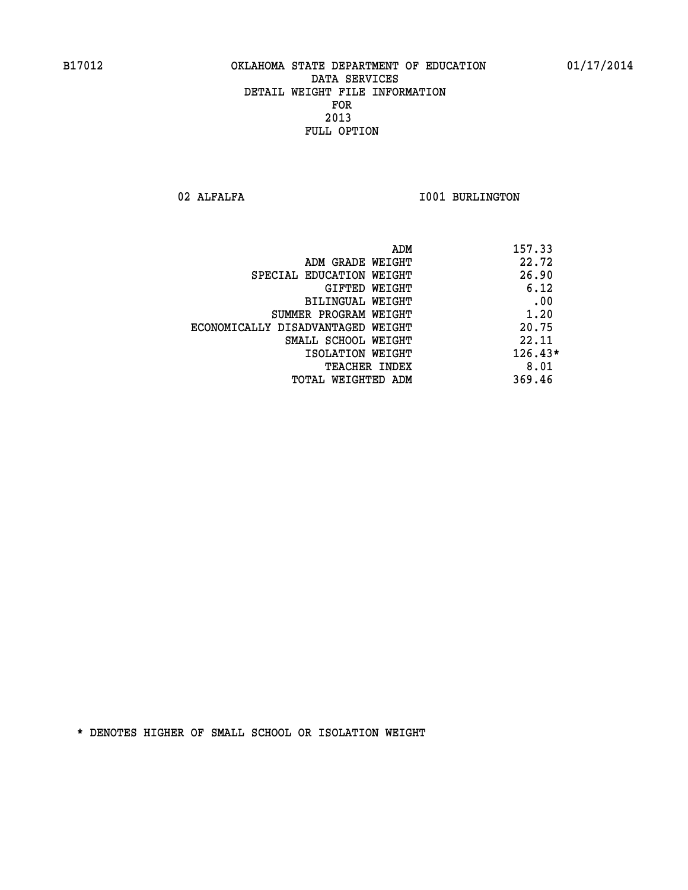OKLAHOMA STATE DEPARTMENT OF EDUCATION
DATA SERVICES
DETAIL WEIGHT FILE INFORMATION
FOR
2013
FULL OPTION

02 ALFALFA I001 BURLINGTON

| | |
|---|---|
| ADM | 157.33 |
| ADM GRADE WEIGHT | 22.72 |
| SPECIAL EDUCATION WEIGHT | 26.90 |
| GIFTED WEIGHT | 6.12 |
| BILINGUAL WEIGHT | .00 |
| SUMMER PROGRAM WEIGHT | 1.20 |
| ECONOMICALLY DISADVANTAGED WEIGHT | 20.75 |
| SMALL SCHOOL WEIGHT | 22.11 |
| ISOLATION WEIGHT | 126.43* |
| TEACHER INDEX | 8.01 |
| TOTAL WEIGHTED ADM | 369.46 |

* DENOTES HIGHER OF SMALL SCHOOL OR ISOLATION WEIGHT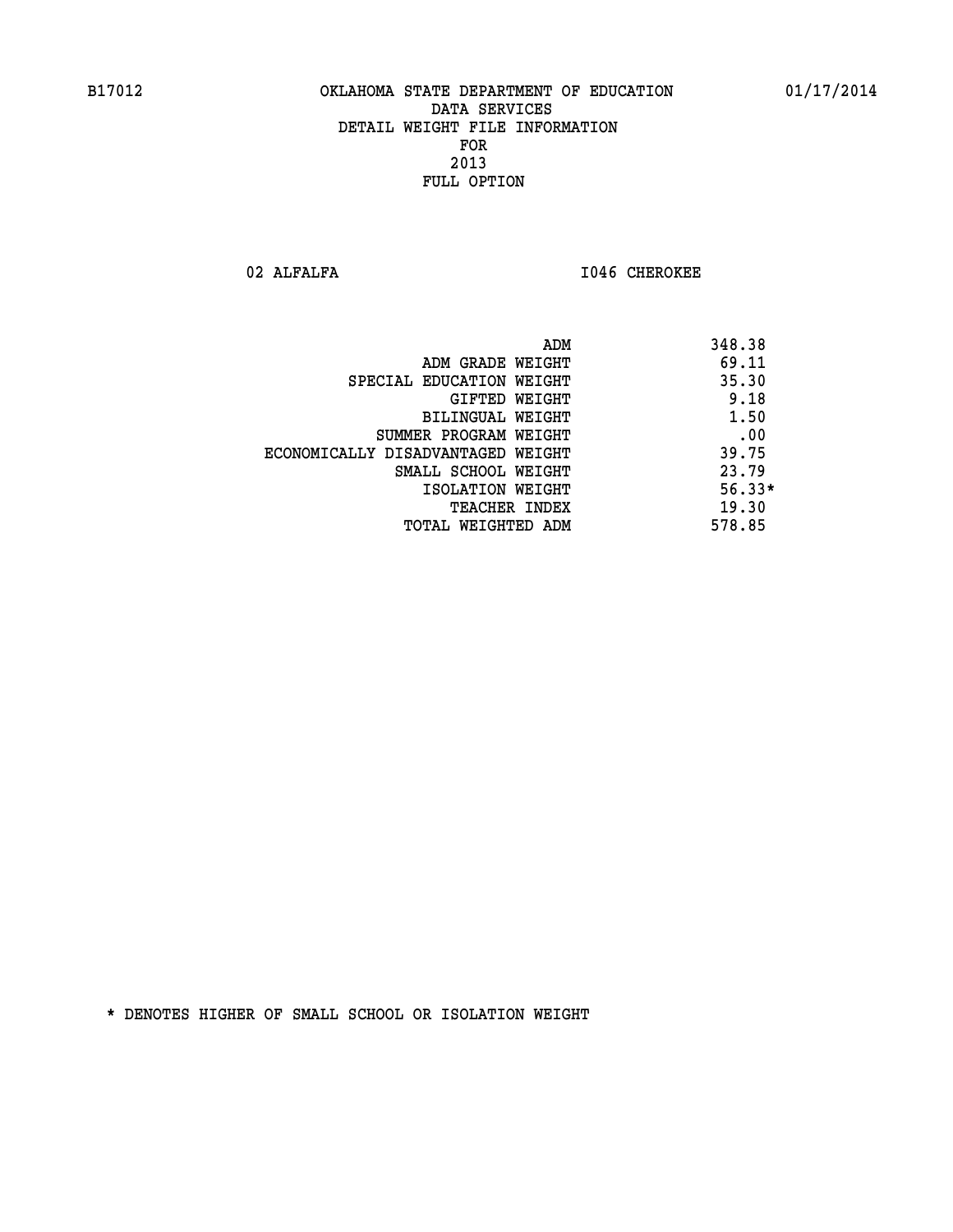B17012 OKLAHOMA STATE DEPARTMENT OF EDUCATION 01/17/2014

DATA SERVICES
DETAIL WEIGHT FILE INFORMATION
FOR
2013
FULL OPTION

02 ALFALFA I046 CHEROKEE

| | |
|---|---|
| ADM | 348.38 |
| ADM GRADE WEIGHT | 69.11 |
| SPECIAL EDUCATION WEIGHT | 35.30 |
| GIFTED WEIGHT | 9.18 |
| BILINGUAL WEIGHT | 1.50 |
| SUMMER PROGRAM WEIGHT | .00 |
| ECONOMICALLY DISADVANTAGED WEIGHT | 39.75 |
| SMALL SCHOOL WEIGHT | 23.79 |
| ISOLATION WEIGHT | 56.33* |
| TEACHER INDEX | 19.30 |
| TOTAL WEIGHTED ADM | 578.85 |

* DENOTES HIGHER OF SMALL SCHOOL OR ISOLATION WEIGHT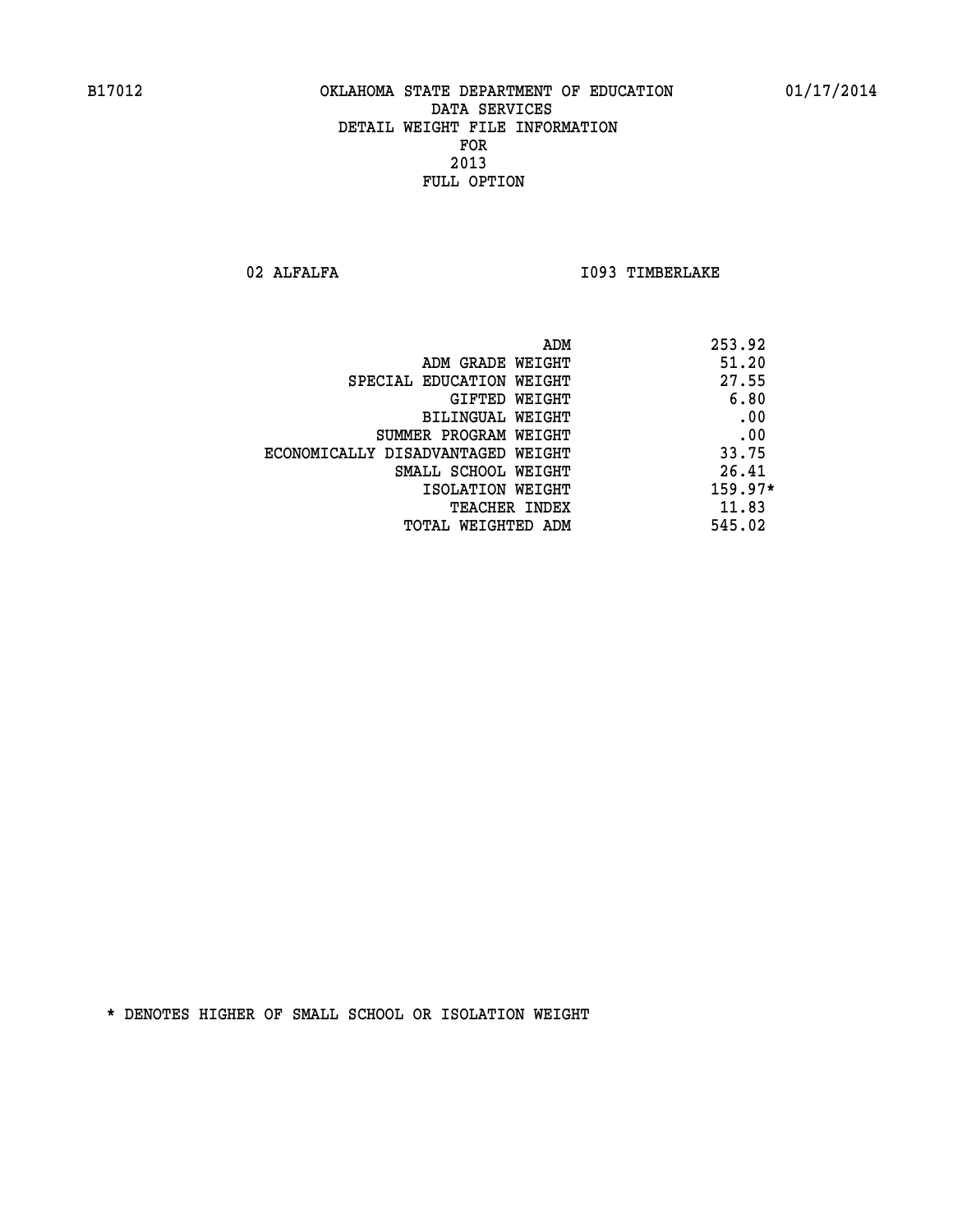B17012 OKLAHOMA STATE DEPARTMENT OF EDUCATION 01/17/2014

DATA SERVICES
DETAIL WEIGHT FILE INFORMATION
FOR
2013
FULL OPTION

02 ALFALFA I093 TIMBERLAKE

| | |
|---|---|
| ADM | 253.92 |
| ADM GRADE WEIGHT | 51.20 |
| SPECIAL EDUCATION WEIGHT | 27.55 |
| GIFTED WEIGHT | 6.80 |
| BILINGUAL WEIGHT | .00 |
| SUMMER PROGRAM WEIGHT | .00 |
| ECONOMICALLY DISADVANTAGED WEIGHT | 33.75 |
| SMALL SCHOOL WEIGHT | 26.41 |
| ISOLATION WEIGHT | 159.97* |
| TEACHER INDEX | 11.83 |
| TOTAL WEIGHTED ADM | 545.02 |

* DENOTES HIGHER OF SMALL SCHOOL OR ISOLATION WEIGHT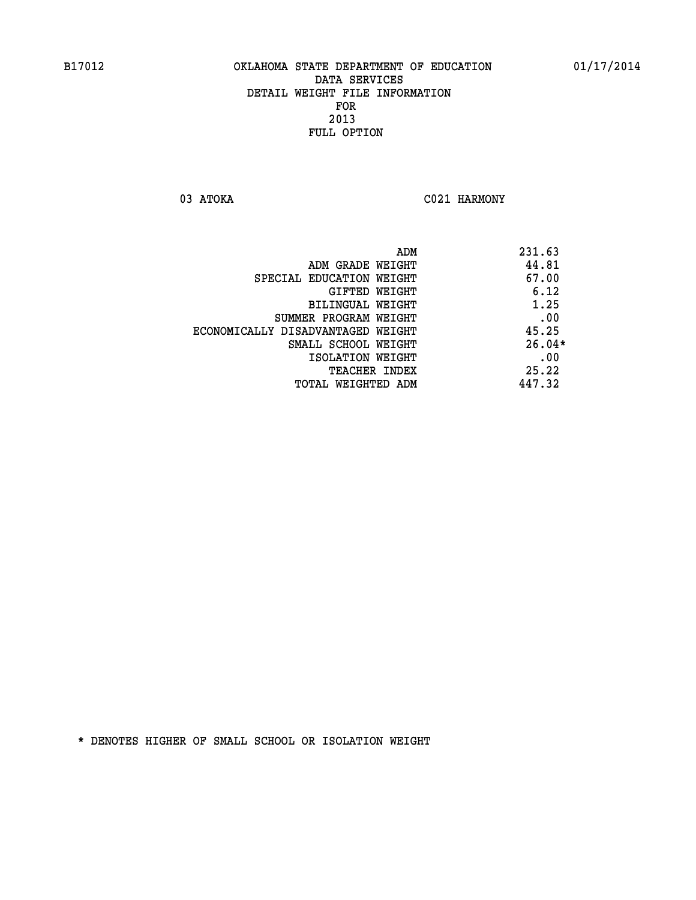B17012 OKLAHOMA STATE DEPARTMENT OF EDUCATION 01/17/2014

DATA SERVICES
DETAIL WEIGHT FILE INFORMATION
FOR
2013
FULL OPTION

03 ATOKA C021 HARMONY

| | |
|---|---|
| ADM | 231.63 |
| ADM GRADE WEIGHT | 44.81 |
| SPECIAL EDUCATION WEIGHT | 67.00 |
| GIFTED WEIGHT | 6.12 |
| BILINGUAL WEIGHT | 1.25 |
| SUMMER PROGRAM WEIGHT | .00 |
| ECONOMICALLY DISADVANTAGED WEIGHT | 45.25 |
| SMALL SCHOOL WEIGHT | 26.04* |
| ISOLATION WEIGHT | .00 |
| TEACHER INDEX | 25.22 |
| TOTAL WEIGHTED ADM | 447.32 |

* DENOTES HIGHER OF SMALL SCHOOL OR ISOLATION WEIGHT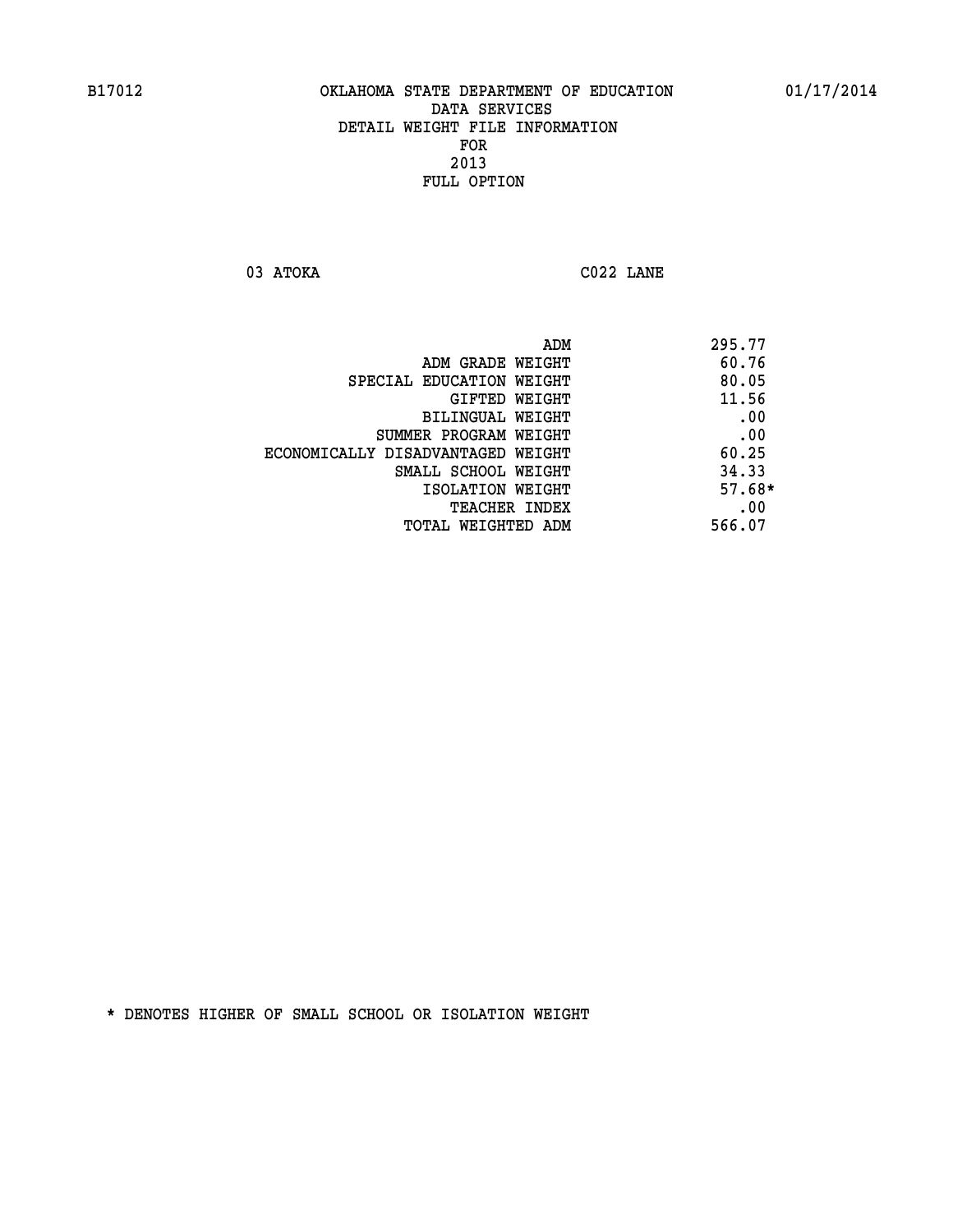OKLAHOMA STATE DEPARTMENT OF EDUCATION
DATA SERVICES
DETAIL WEIGHT FILE INFORMATION
FOR
2013
FULL OPTION

03 ATOKA C022 LANE

| | |
|---|---|
| ADM | 295.77 |
| ADM GRADE WEIGHT | 60.76 |
| SPECIAL EDUCATION WEIGHT | 80.05 |
| GIFTED WEIGHT | 11.56 |
| BILINGUAL WEIGHT | .00 |
| SUMMER PROGRAM WEIGHT | .00 |
| ECONOMICALLY DISADVANTAGED WEIGHT | 60.25 |
| SMALL SCHOOL WEIGHT | 34.33 |
| ISOLATION WEIGHT | 57.68* |
| TEACHER INDEX | .00 |
| TOTAL WEIGHTED ADM | 566.07 |

* DENOTES HIGHER OF SMALL SCHOOL OR ISOLATION WEIGHT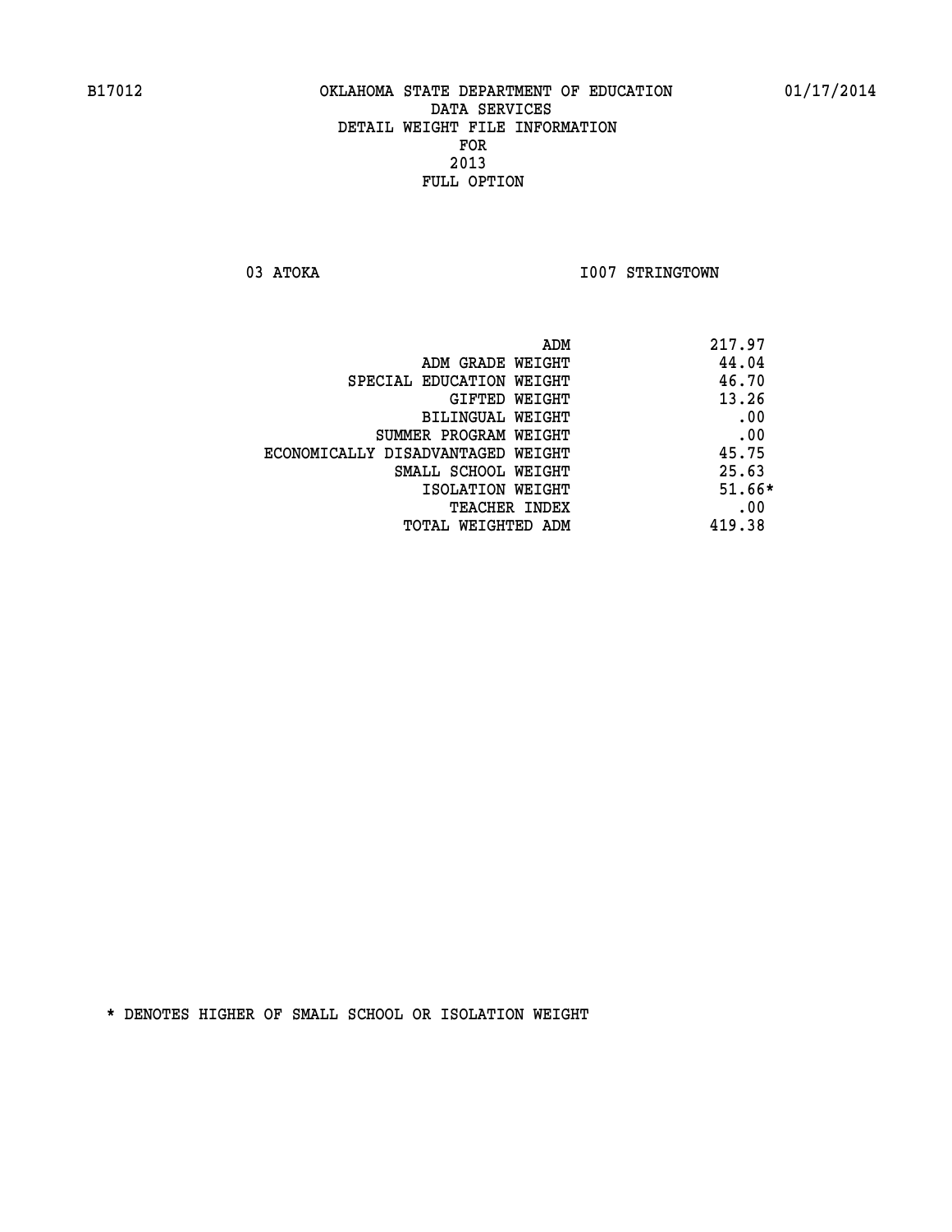B17012 OKLAHOMA STATE DEPARTMENT OF EDUCATION 01/17/2014

DATA SERVICES
DETAIL WEIGHT FILE INFORMATION
FOR
2013
FULL OPTION

03 ATOKA I007 STRINGTOWN

| | |
|---|---|
| ADM | 217.97 |
| ADM GRADE WEIGHT | 44.04 |
| SPECIAL EDUCATION WEIGHT | 46.70 |
| GIFTED WEIGHT | 13.26 |
| BILINGUAL WEIGHT | .00 |
| SUMMER PROGRAM WEIGHT | .00 |
| ECONOMICALLY DISADVANTAGED WEIGHT | 45.75 |
| SMALL SCHOOL WEIGHT | 25.63 |
| ISOLATION WEIGHT | 51.66* |
| TEACHER INDEX | .00 |
| TOTAL WEIGHTED ADM | 419.38 |

* DENOTES HIGHER OF SMALL SCHOOL OR ISOLATION WEIGHT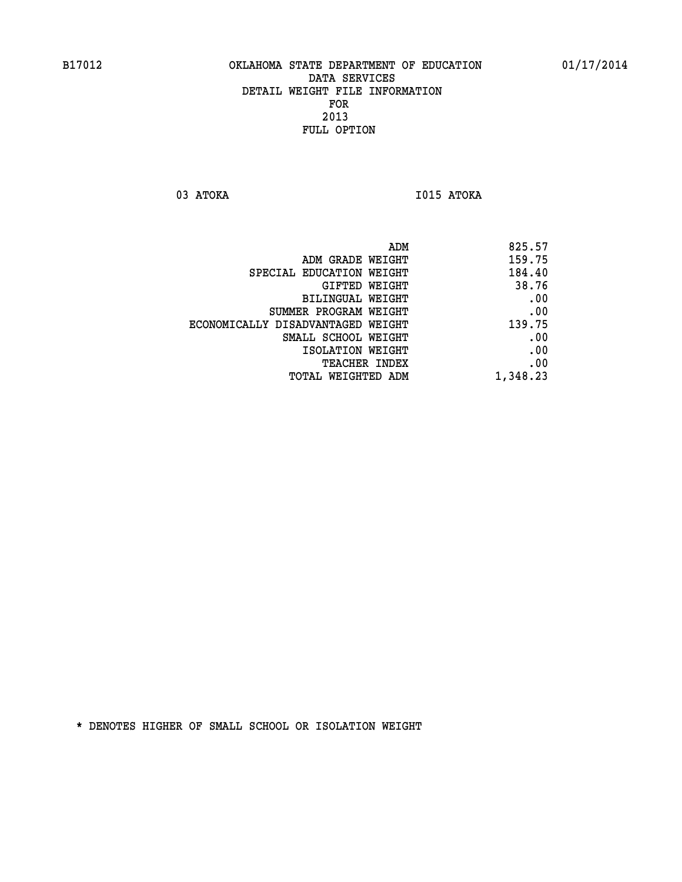B17012 OKLAHOMA STATE DEPARTMENT OF EDUCATION 01/17/2014

DATA SERVICES
DETAIL WEIGHT FILE INFORMATION
FOR
2013
FULL OPTION

03 ATOKA I015 ATOKA

| | |
|---|---|
| ADM | 825.57 |
| ADM GRADE WEIGHT | 159.75 |
| SPECIAL EDUCATION WEIGHT | 184.40 |
| GIFTED WEIGHT | 38.76 |
| BILINGUAL WEIGHT | .00 |
| SUMMER PROGRAM WEIGHT | .00 |
| ECONOMICALLY DISADVANTAGED WEIGHT | 139.75 |
| SMALL SCHOOL WEIGHT | .00 |
| ISOLATION WEIGHT | .00 |
| TEACHER INDEX | .00 |
| TOTAL WEIGHTED ADM | 1,348.23 |

* DENOTES HIGHER OF SMALL SCHOOL OR ISOLATION WEIGHT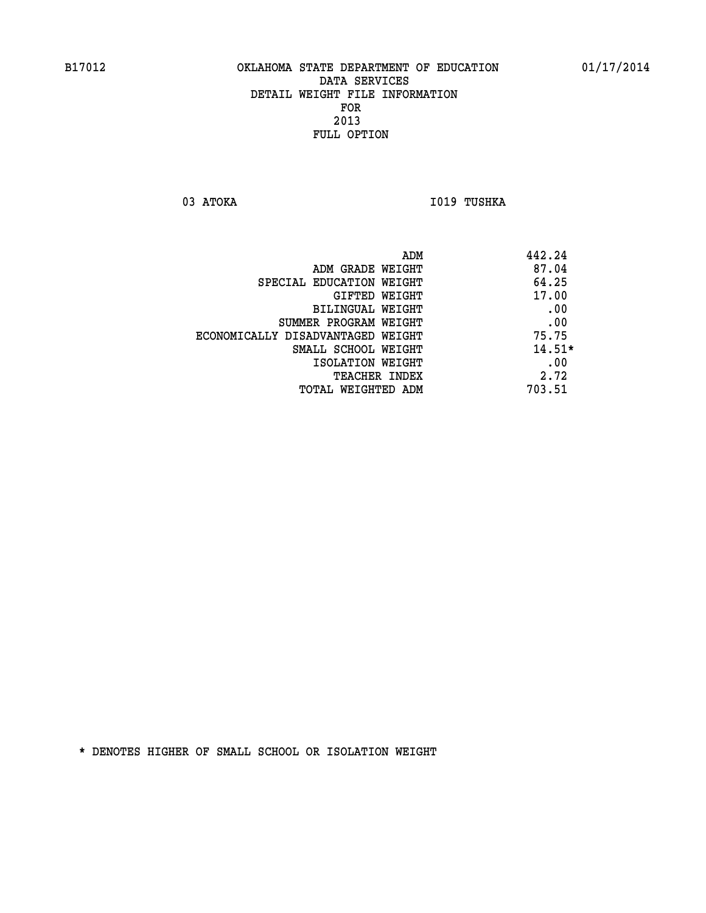B17012 OKLAHOMA STATE DEPARTMENT OF EDUCATION 01/17/2014

DATA SERVICES
DETAIL WEIGHT FILE INFORMATION
FOR
2013
FULL OPTION

03 ATOKA I019 TUSHKA

| | |
|---|---|
| ADM | 442.24 |
| ADM GRADE WEIGHT | 87.04 |
| SPECIAL EDUCATION WEIGHT | 64.25 |
| GIFTED WEIGHT | 17.00 |
| BILINGUAL WEIGHT | .00 |
| SUMMER PROGRAM WEIGHT | .00 |
| ECONOMICALLY DISADVANTAGED WEIGHT | 75.75 |
| SMALL SCHOOL WEIGHT | 14.51* |
| ISOLATION WEIGHT | .00 |
| TEACHER INDEX | 2.72 |
| TOTAL WEIGHTED ADM | 703.51 |

* DENOTES HIGHER OF SMALL SCHOOL OR ISOLATION WEIGHT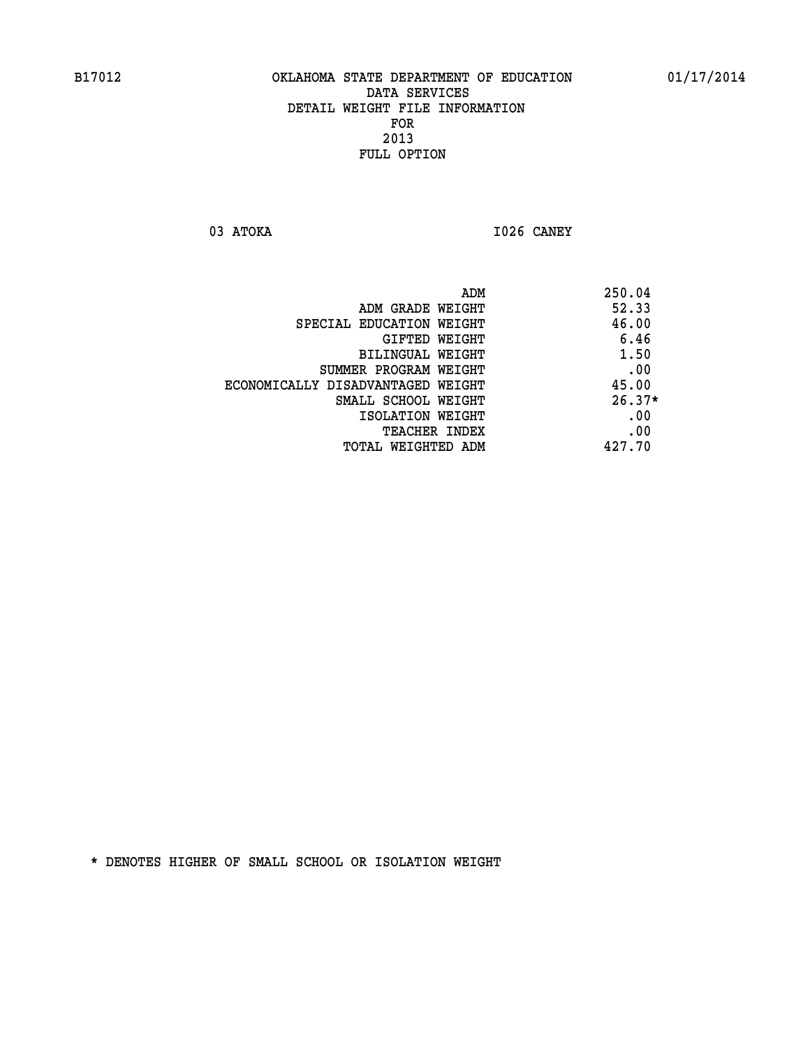B17012 OKLAHOMA STATE DEPARTMENT OF EDUCATION 01/17/2014

DATA SERVICES
DETAIL WEIGHT FILE INFORMATION
FOR
2013
FULL OPTION

03 ATOKA I026 CANEY

| | |
|---|---|
| ADM | 250.04 |
| ADM GRADE WEIGHT | 52.33 |
| SPECIAL EDUCATION WEIGHT | 46.00 |
| GIFTED WEIGHT | 6.46 |
| BILINGUAL WEIGHT | 1.50 |
| SUMMER PROGRAM WEIGHT | .00 |
| ECONOMICALLY DISADVANTAGED WEIGHT | 45.00 |
| SMALL SCHOOL WEIGHT | 26.37* |
| ISOLATION WEIGHT | .00 |
| TEACHER INDEX | .00 |
| TOTAL WEIGHTED ADM | 427.70 |

* DENOTES HIGHER OF SMALL SCHOOL OR ISOLATION WEIGHT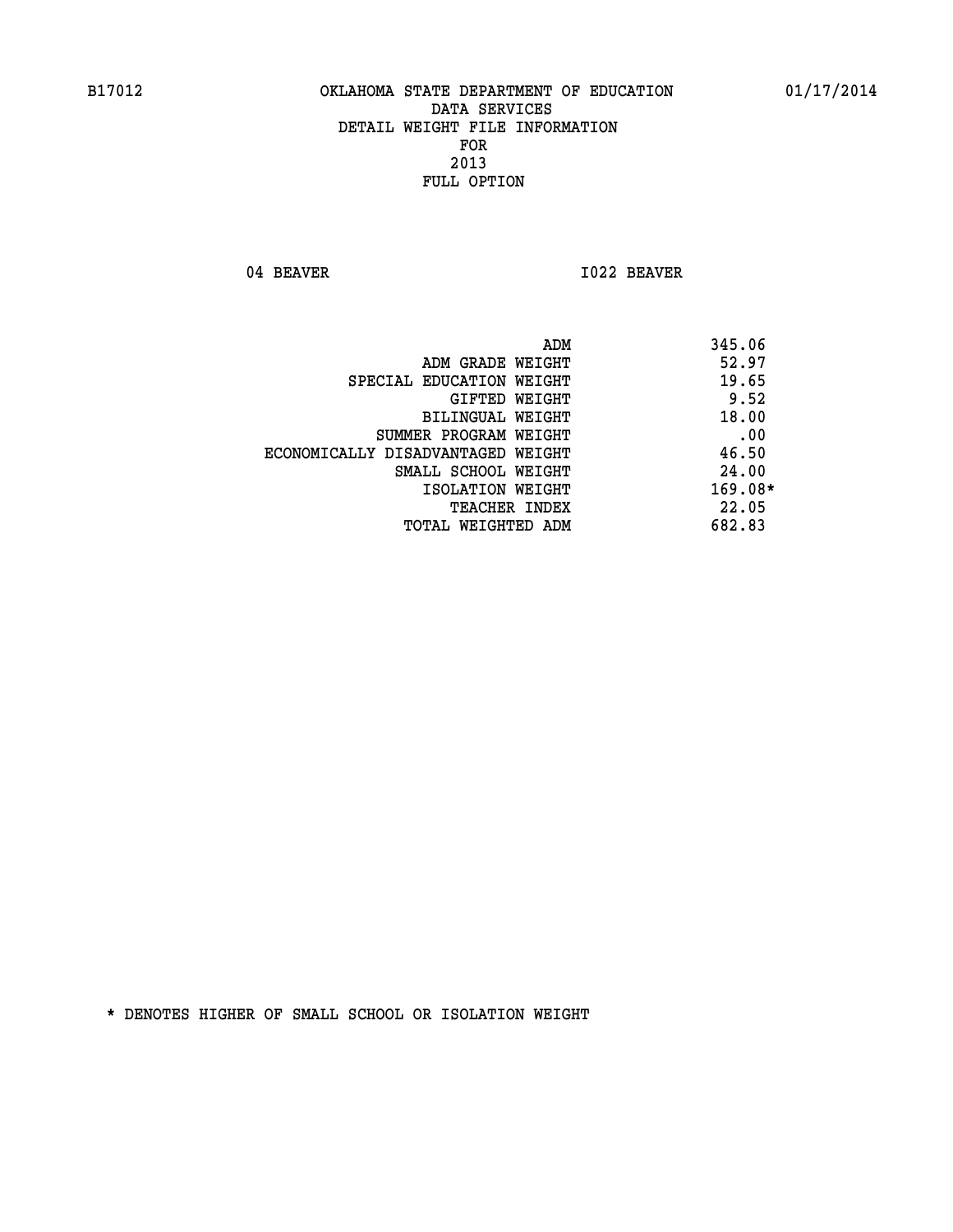B17012 OKLAHOMA STATE DEPARTMENT OF EDUCATION 01/17/2014

DATA SERVICES

DETAIL WEIGHT FILE INFORMATION

FOR

2013

FULL OPTION

04 BEAVER I022 BEAVER

| | |
|---|---|
| ADM | 345.06 |
| ADM GRADE WEIGHT | 52.97 |
| SPECIAL EDUCATION WEIGHT | 19.65 |
| GIFTED WEIGHT | 9.52 |
| BILINGUAL WEIGHT | 18.00 |
| SUMMER PROGRAM WEIGHT | .00 |
| ECONOMICALLY DISADVANTAGED WEIGHT | 46.50 |
| SMALL SCHOOL WEIGHT | 24.00 |
| ISOLATION WEIGHT | 169.08* |
| TEACHER INDEX | 22.05 |
| TOTAL WEIGHTED ADM | 682.83 |

* DENOTES HIGHER OF SMALL SCHOOL OR ISOLATION WEIGHT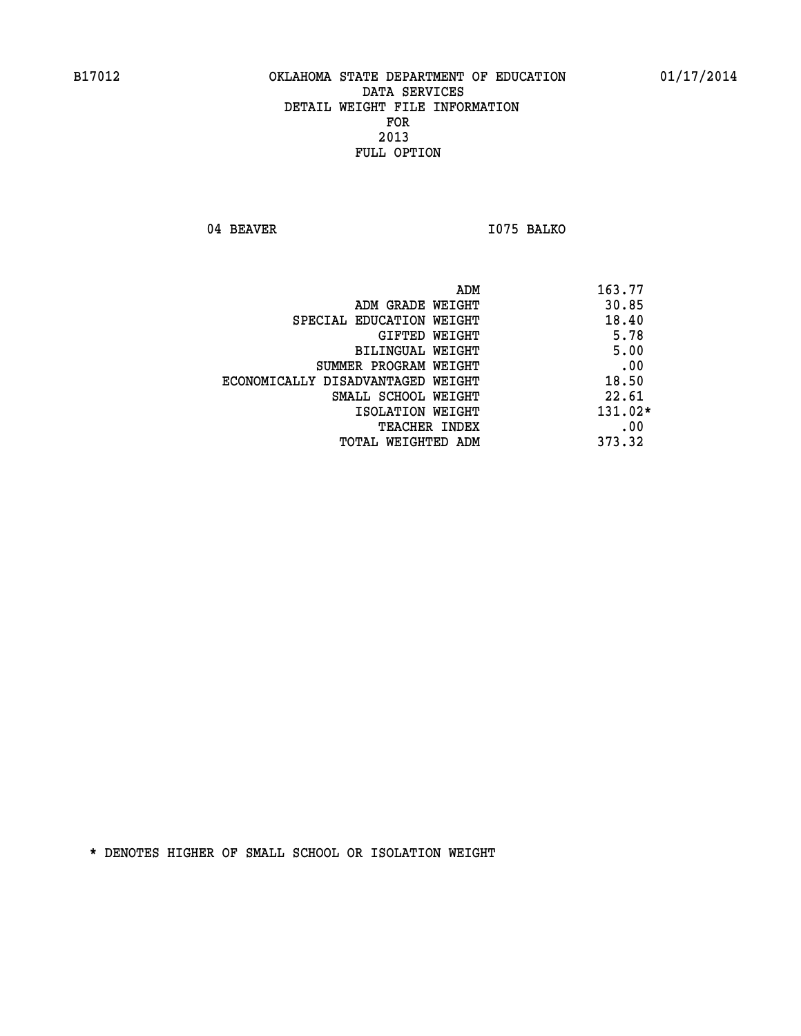# OKLAHOMA STATE DEPARTMENT OF EDUCATION
## DATA SERVICES
## DETAIL WEIGHT FILE INFORMATION
## FOR
## 2013
## FULL OPTION

04 BEAVER I075 BALKO

| | |
|---|---|
| ADM | 163.77 |
| ADM GRADE WEIGHT | 30.85 |
| SPECIAL EDUCATION WEIGHT | 18.40 |
| GIFTED WEIGHT | 5.78 |
| BILINGUAL WEIGHT | 5.00 |
| SUMMER PROGRAM WEIGHT | .00 |
| ECONOMICALLY DISADVANTAGED WEIGHT | 18.50 |
| SMALL SCHOOL WEIGHT | 22.61 |
| ISOLATION WEIGHT | 131.02* |
| TEACHER INDEX | .00 |
| TOTAL WEIGHTED ADM | 373.32 |

* DENOTES HIGHER OF SMALL SCHOOL OR ISOLATION WEIGHT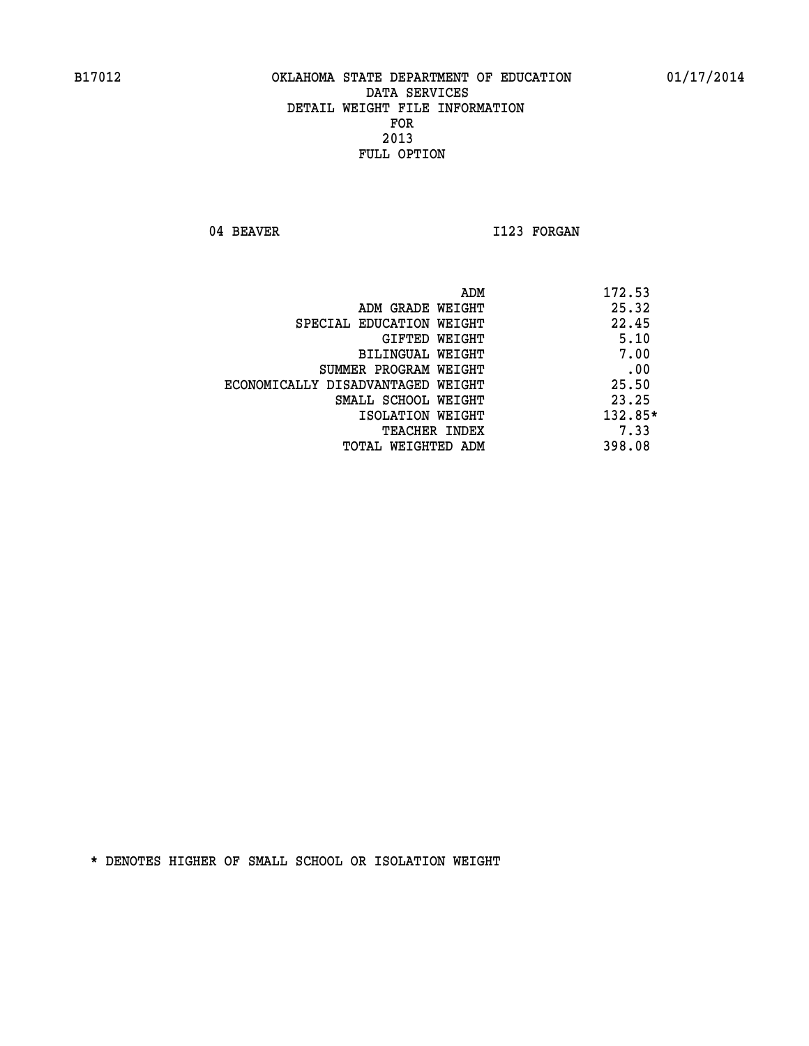OKLAHOMA STATE DEPARTMENT OF EDUCATION
DATA SERVICES
DETAIL WEIGHT FILE INFORMATION
FOR
2013
FULL OPTION

04 BEAVER — I123 FORGAN

| | |
|---|---|
| ADM | 172.53 |
| ADM GRADE WEIGHT | 25.32 |
| SPECIAL EDUCATION WEIGHT | 22.45 |
| GIFTED WEIGHT | 5.10 |
| BILINGUAL WEIGHT | 7.00 |
| SUMMER PROGRAM WEIGHT | .00 |
| ECONOMICALLY DISADVANTAGED WEIGHT | 25.50 |
| SMALL SCHOOL WEIGHT | 23.25 |
| ISOLATION WEIGHT | 132.85* |
| TEACHER INDEX | 7.33 |
| TOTAL WEIGHTED ADM | 398.08 |

* DENOTES HIGHER OF SMALL SCHOOL OR ISOLATION WEIGHT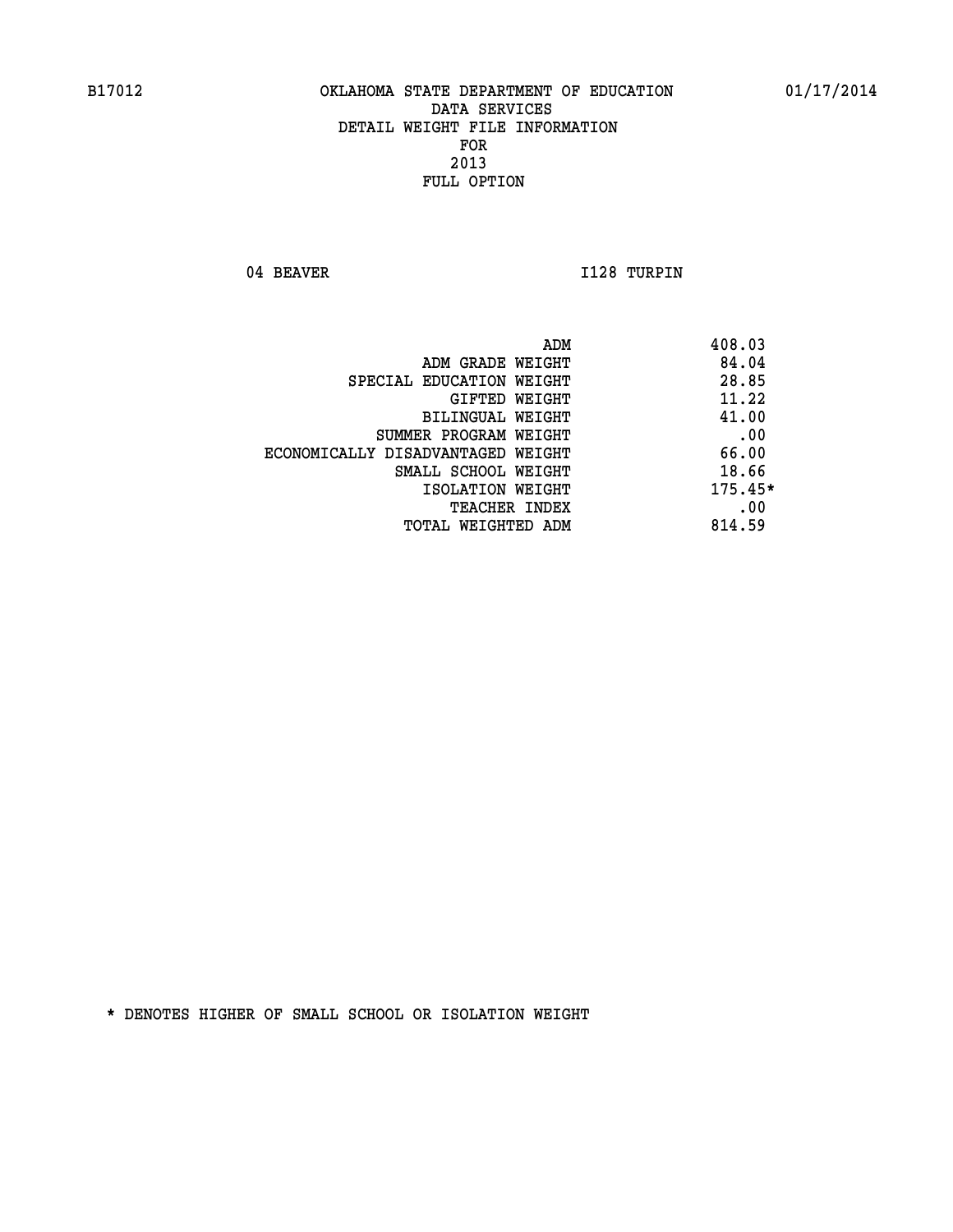B17012 OKLAHOMA STATE DEPARTMENT OF EDUCATION 01/17/2014

DATA SERVICES
DETAIL WEIGHT FILE INFORMATION
FOR
2013
FULL OPTION

04 BEAVER I128 TURPIN

| | |
|---|---|
| ADM | 408.03 |
| ADM GRADE WEIGHT | 84.04 |
| SPECIAL EDUCATION WEIGHT | 28.85 |
| GIFTED WEIGHT | 11.22 |
| BILINGUAL WEIGHT | 41.00 |
| SUMMER PROGRAM WEIGHT | .00 |
| ECONOMICALLY DISADVANTAGED WEIGHT | 66.00 |
| SMALL SCHOOL WEIGHT | 18.66 |
| ISOLATION WEIGHT | 175.45* |
| TEACHER INDEX | .00 |
| TOTAL WEIGHTED ADM | 814.59 |

* DENOTES HIGHER OF SMALL SCHOOL OR ISOLATION WEIGHT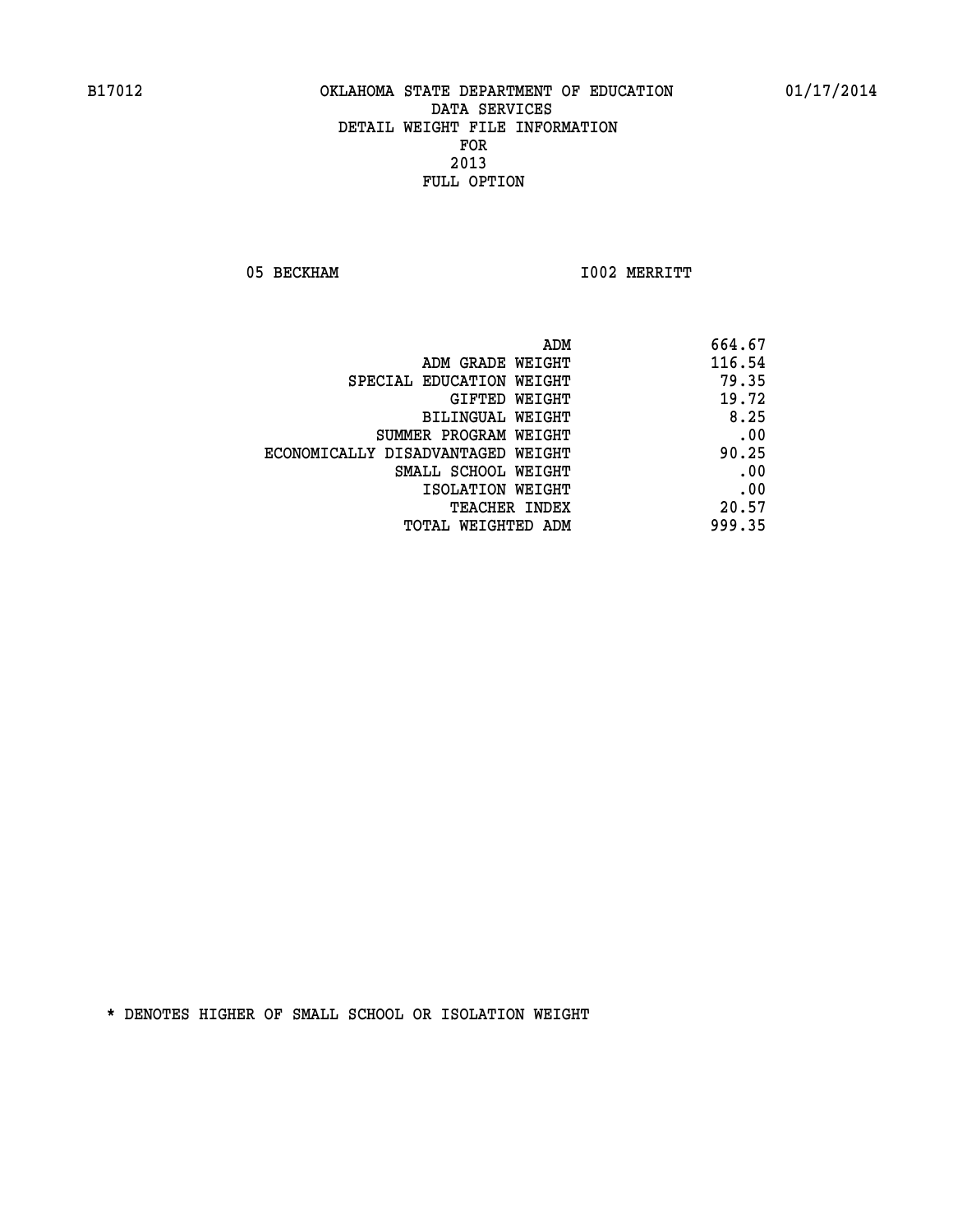B17012 OKLAHOMA STATE DEPARTMENT OF EDUCATION 01/17/2014

DATA SERVICES
DETAIL WEIGHT FILE INFORMATION
FOR
2013
FULL OPTION

05 BECKHAM I002 MERRITT

| | |
|---|---|
| ADM | 664.67 |
| ADM GRADE WEIGHT | 116.54 |
| SPECIAL EDUCATION WEIGHT | 79.35 |
| GIFTED WEIGHT | 19.72 |
| BILINGUAL WEIGHT | 8.25 |
| SUMMER PROGRAM WEIGHT | .00 |
| ECONOMICALLY DISADVANTAGED WEIGHT | 90.25 |
| SMALL SCHOOL WEIGHT | .00 |
| ISOLATION WEIGHT | .00 |
| TEACHER INDEX | 20.57 |
| TOTAL WEIGHTED ADM | 999.35 |

* DENOTES HIGHER OF SMALL SCHOOL OR ISOLATION WEIGHT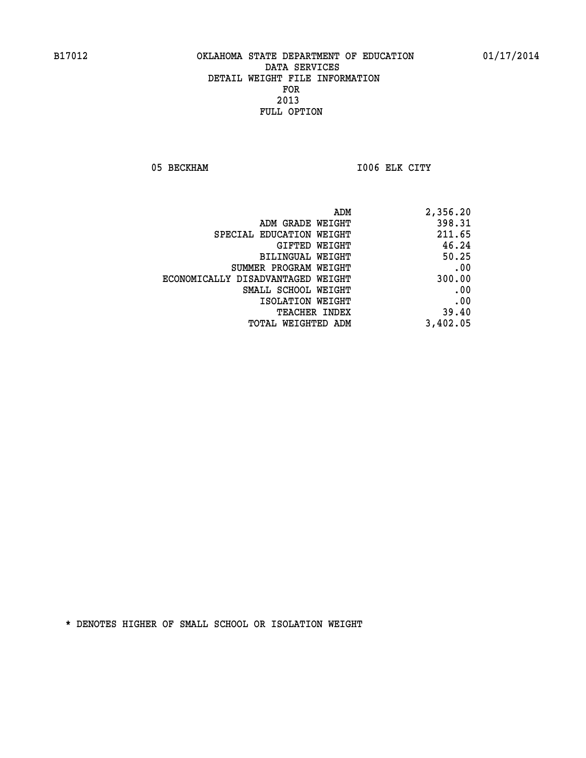# OKLAHOMA STATE DEPARTMENT OF EDUCATION
## DATA SERVICES
## DETAIL WEIGHT FILE INFORMATION
## FOR
## 2013
## FULL OPTION

B17012 01/17/2014

05 BECKHAM I006 ELK CITY

| | |
|---|---|
| ADM | 2,356.20 |
| ADM GRADE WEIGHT | 398.31 |
| SPECIAL EDUCATION WEIGHT | 211.65 |
| GIFTED WEIGHT | 46.24 |
| BILINGUAL WEIGHT | 50.25 |
| SUMMER PROGRAM WEIGHT | .00 |
| ECONOMICALLY DISADVANTAGED WEIGHT | 300.00 |
| SMALL SCHOOL WEIGHT | .00 |
| ISOLATION WEIGHT | .00 |
| TEACHER INDEX | 39.40 |
| TOTAL WEIGHTED ADM | 3,402.05 |

* DENOTES HIGHER OF SMALL SCHOOL OR ISOLATION WEIGHT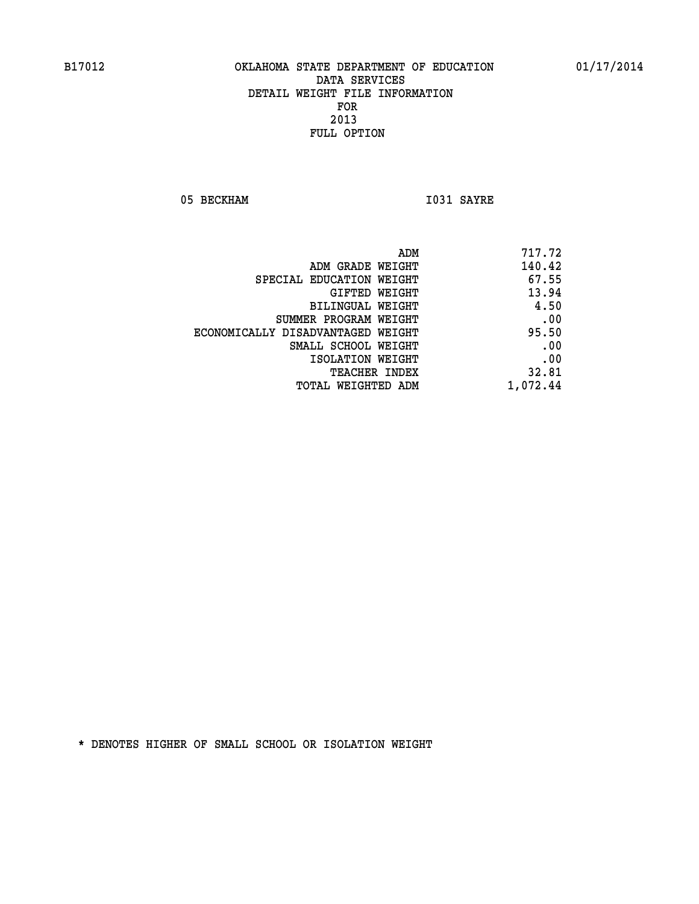B17012 OKLAHOMA STATE DEPARTMENT OF EDUCATION 01/17/2014

# DATA SERVICES
## DETAIL WEIGHT FILE INFORMATION
## FOR
## 2013
## FULL OPTION

05 BECKHAM I031 SAYRE

| | |
|---|---|
| ADM | 717.72 |
| ADM GRADE WEIGHT | 140.42 |
| SPECIAL EDUCATION WEIGHT | 67.55 |
| GIFTED WEIGHT | 13.94 |
| BILINGUAL WEIGHT | 4.50 |
| SUMMER PROGRAM WEIGHT | .00 |
| ECONOMICALLY DISADVANTAGED WEIGHT | 95.50 |
| SMALL SCHOOL WEIGHT | .00 |
| ISOLATION WEIGHT | .00 |
| TEACHER INDEX | 32.81 |
| TOTAL WEIGHTED ADM | 1,072.44 |

* DENOTES HIGHER OF SMALL SCHOOL OR ISOLATION WEIGHT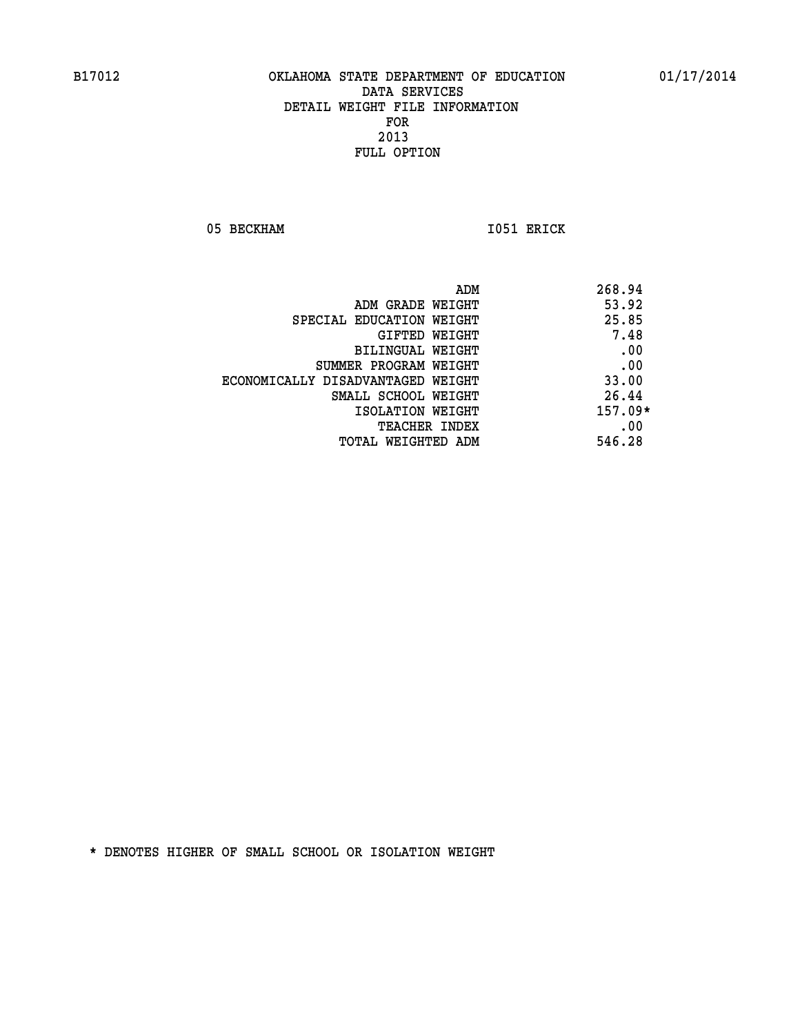B17012 OKLAHOMA STATE DEPARTMENT OF EDUCATION 01/17/2014

DATA SERVICES
DETAIL WEIGHT FILE INFORMATION
FOR
2013
FULL OPTION

05 BECKHAM I051 ERICK

| | |
|---|---|
| ADM | 268.94 |
| ADM GRADE WEIGHT | 53.92 |
| SPECIAL EDUCATION WEIGHT | 25.85 |
| GIFTED WEIGHT | 7.48 |
| BILINGUAL WEIGHT | .00 |
| SUMMER PROGRAM WEIGHT | .00 |
| ECONOMICALLY DISADVANTAGED WEIGHT | 33.00 |
| SMALL SCHOOL WEIGHT | 26.44 |
| ISOLATION WEIGHT | 157.09* |
| TEACHER INDEX | .00 |
| TOTAL WEIGHTED ADM | 546.28 |

* DENOTES HIGHER OF SMALL SCHOOL OR ISOLATION WEIGHT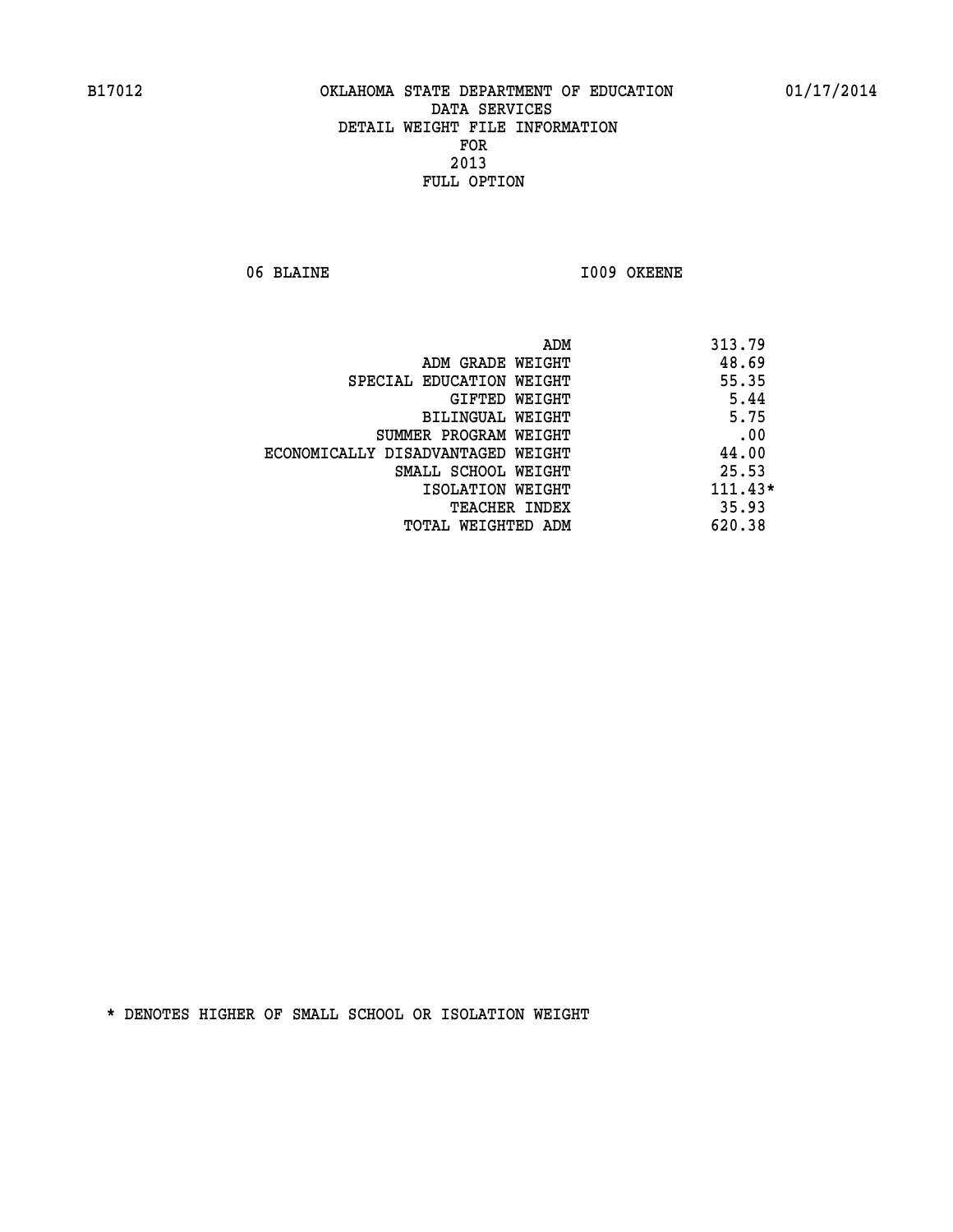B17012 OKLAHOMA STATE DEPARTMENT OF EDUCATION 01/17/2014

DATA SERVICES
DETAIL WEIGHT FILE INFORMATION
FOR
2013
FULL OPTION

06 BLAINE I009 OKEENE

| | |
|---|---|
| ADM | 313.79 |
| ADM GRADE WEIGHT | 48.69 |
| SPECIAL EDUCATION WEIGHT | 55.35 |
| GIFTED WEIGHT | 5.44 |
| BILINGUAL WEIGHT | 5.75 |
| SUMMER PROGRAM WEIGHT | .00 |
| ECONOMICALLY DISADVANTAGED WEIGHT | 44.00 |
| SMALL SCHOOL WEIGHT | 25.53 |
| ISOLATION WEIGHT | 111.43* |
| TEACHER INDEX | 35.93 |
| TOTAL WEIGHTED ADM | 620.38 |

* DENOTES HIGHER OF SMALL SCHOOL OR ISOLATION WEIGHT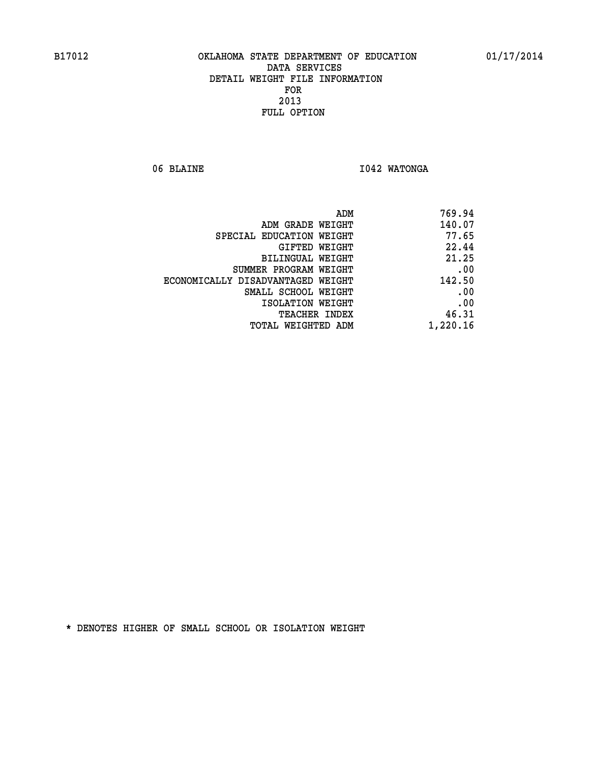OKLAHOMA STATE DEPARTMENT OF EDUCATION
DATA SERVICES
DETAIL WEIGHT FILE INFORMATION
FOR
2013
FULL OPTION

B17012 01/17/2014

06 BLAINE I042 WATONGA

| | |
|---|---|
| ADM | 769.94 |
| ADM GRADE WEIGHT | 140.07 |
| SPECIAL EDUCATION WEIGHT | 77.65 |
| GIFTED WEIGHT | 22.44 |
| BILINGUAL WEIGHT | 21.25 |
| SUMMER PROGRAM WEIGHT | .00 |
| ECONOMICALLY DISADVANTAGED WEIGHT | 142.50 |
| SMALL SCHOOL WEIGHT | .00 |
| ISOLATION WEIGHT | .00 |
| TEACHER INDEX | 46.31 |
| TOTAL WEIGHTED ADM | 1,220.16 |

* DENOTES HIGHER OF SMALL SCHOOL OR ISOLATION WEIGHT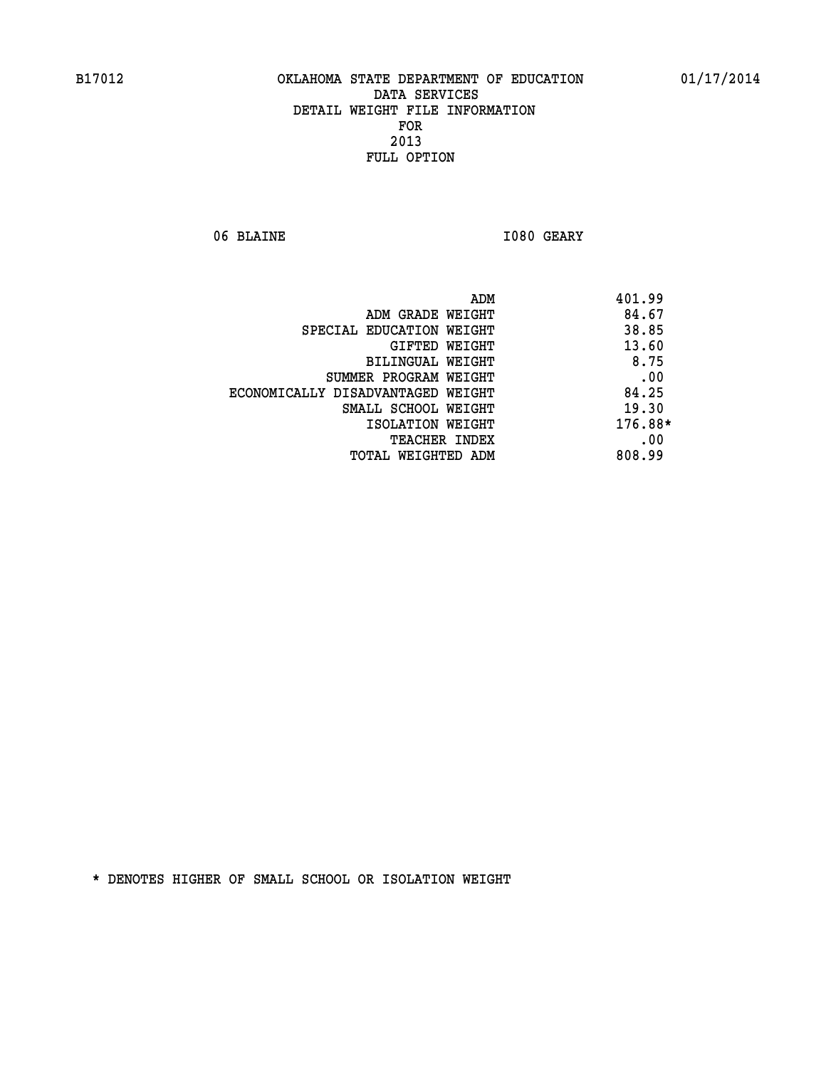B17012 OKLAHOMA STATE DEPARTMENT OF EDUCATION 01/17/2014

DATA SERVICES

DETAIL WEIGHT FILE INFORMATION

FOR

2013

FULL OPTION

06 BLAINE I080 GEARY

| | |
|---|---|
| ADM | 401.99 |
| ADM GRADE WEIGHT | 84.67 |
| SPECIAL EDUCATION WEIGHT | 38.85 |
| GIFTED WEIGHT | 13.60 |
| BILINGUAL WEIGHT | 8.75 |
| SUMMER PROGRAM WEIGHT | .00 |
| ECONOMICALLY DISADVANTAGED WEIGHT | 84.25 |
| SMALL SCHOOL WEIGHT | 19.30 |
| ISOLATION WEIGHT | 176.88* |
| TEACHER INDEX | .00 |
| TOTAL WEIGHTED ADM | 808.99 |

* DENOTES HIGHER OF SMALL SCHOOL OR ISOLATION WEIGHT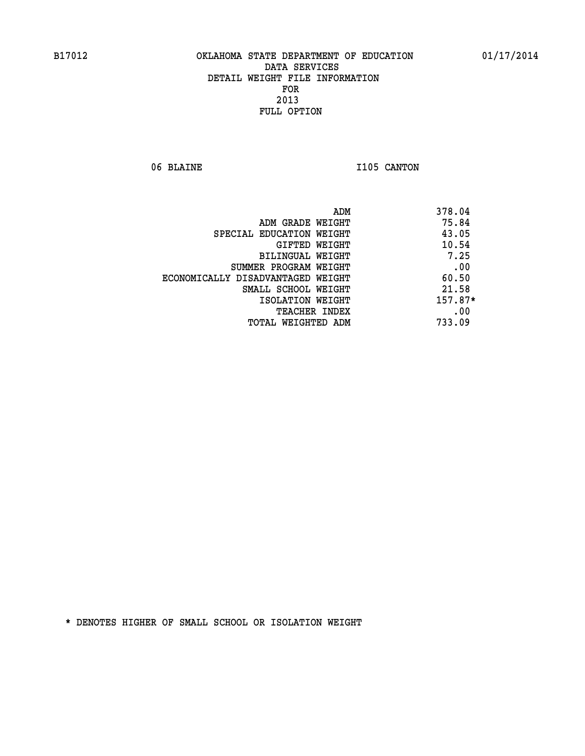B17012 OKLAHOMA STATE DEPARTMENT OF EDUCATION 01/17/2014

DATA SERVICES
DETAIL WEIGHT FILE INFORMATION
FOR
2013
FULL OPTION

06 BLAINE I105 CANTON

| | |
|---|---|
| ADM | 378.04 |
| ADM GRADE WEIGHT | 75.84 |
| SPECIAL EDUCATION WEIGHT | 43.05 |
| GIFTED WEIGHT | 10.54 |
| BILINGUAL WEIGHT | 7.25 |
| SUMMER PROGRAM WEIGHT | .00 |
| ECONOMICALLY DISADVANTAGED WEIGHT | 60.50 |
| SMALL SCHOOL WEIGHT | 21.58 |
| ISOLATION WEIGHT | 157.87* |
| TEACHER INDEX | .00 |
| TOTAL WEIGHTED ADM | 733.09 |

* DENOTES HIGHER OF SMALL SCHOOL OR ISOLATION WEIGHT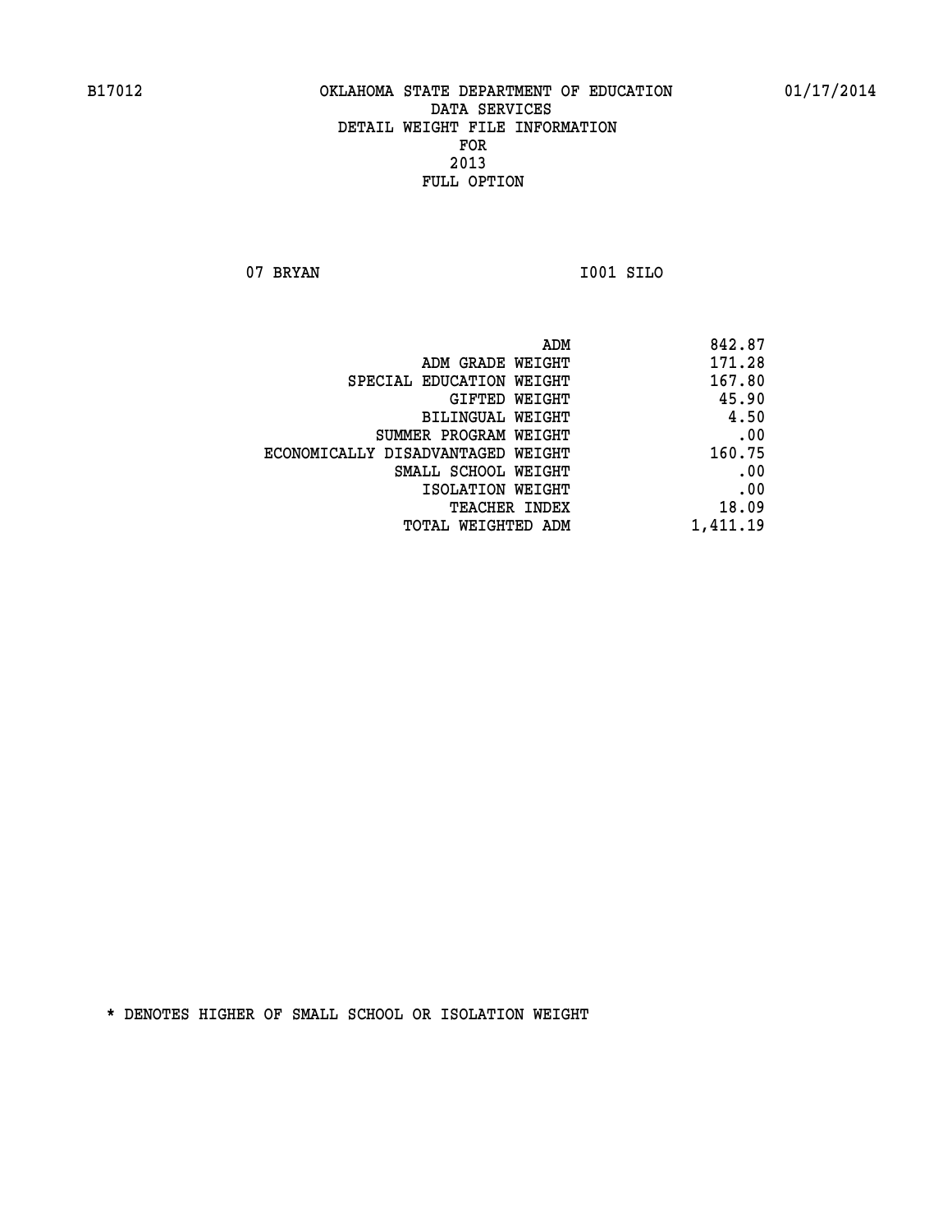B17012 OKLAHOMA STATE DEPARTMENT OF EDUCATION 01/17/2014

DATA SERVICES
DETAIL WEIGHT FILE INFORMATION
FOR
2013
FULL OPTION

07 BRYAN I001 SILO

| | |
|---|---|
| ADM | 842.87 |
| ADM GRADE WEIGHT | 171.28 |
| SPECIAL EDUCATION WEIGHT | 167.80 |
| GIFTED WEIGHT | 45.90 |
| BILINGUAL WEIGHT | 4.50 |
| SUMMER PROGRAM WEIGHT | .00 |
| ECONOMICALLY DISADVANTAGED WEIGHT | 160.75 |
| SMALL SCHOOL WEIGHT | .00 |
| ISOLATION WEIGHT | .00 |
| TEACHER INDEX | 18.09 |
| TOTAL WEIGHTED ADM | 1,411.19 |

* DENOTES HIGHER OF SMALL SCHOOL OR ISOLATION WEIGHT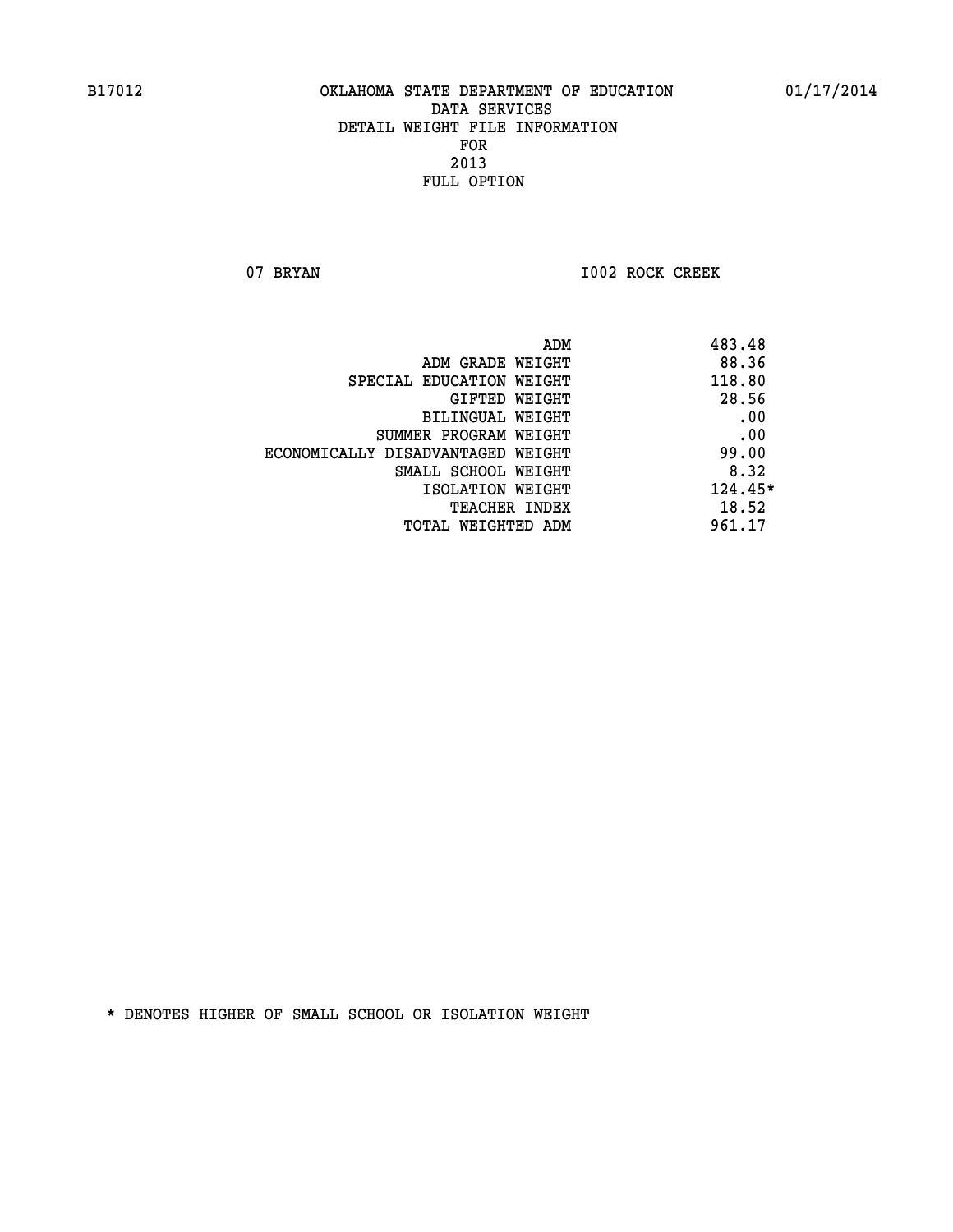B17012 OKLAHOMA STATE DEPARTMENT OF EDUCATION 01/17/2014

DATA SERVICES
DETAIL WEIGHT FILE INFORMATION
FOR
2013
FULL OPTION

07 BRYAN I002 ROCK CREEK

| | |
|---|---|
| ADM | 483.48 |
| ADM GRADE WEIGHT | 88.36 |
| SPECIAL EDUCATION WEIGHT | 118.80 |
| GIFTED WEIGHT | 28.56 |
| BILINGUAL WEIGHT | .00 |
| SUMMER PROGRAM WEIGHT | .00 |
| ECONOMICALLY DISADVANTAGED WEIGHT | 99.00 |
| SMALL SCHOOL WEIGHT | 8.32 |
| ISOLATION WEIGHT | 124.45* |
| TEACHER INDEX | 18.52 |
| TOTAL WEIGHTED ADM | 961.17 |

* DENOTES HIGHER OF SMALL SCHOOL OR ISOLATION WEIGHT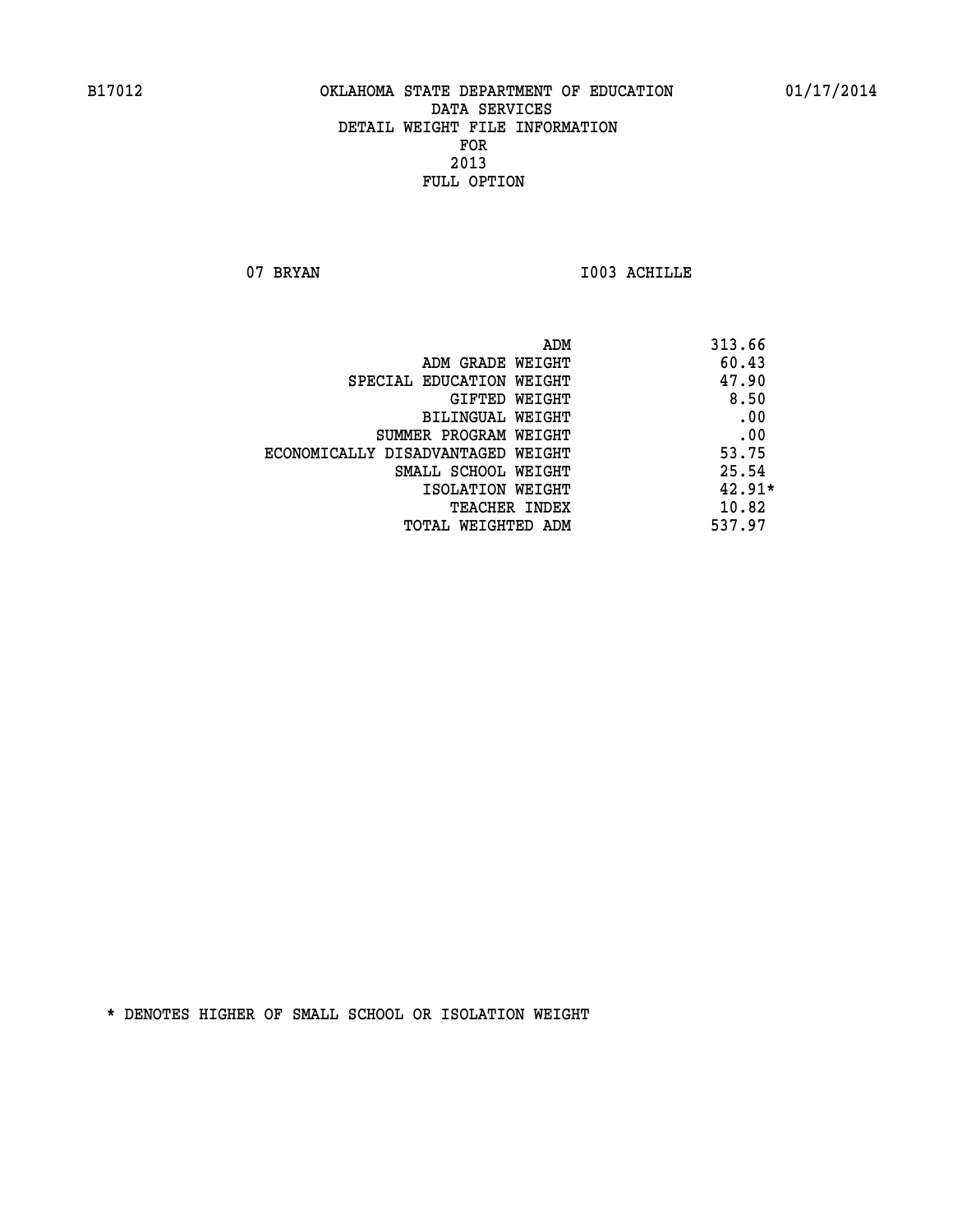B17012 OKLAHOMA STATE DEPARTMENT OF EDUCATION 01/17/2014

DATA SERVICES
DETAIL WEIGHT FILE INFORMATION
FOR
2013
FULL OPTION

07 BRYAN I003 ACHILLE

| | |
|---|---|
| ADM | 313.66 |
| ADM GRADE WEIGHT | 60.43 |
| SPECIAL EDUCATION WEIGHT | 47.90 |
| GIFTED WEIGHT | 8.50 |
| BILINGUAL WEIGHT | .00 |
| SUMMER PROGRAM WEIGHT | .00 |
| ECONOMICALLY DISADVANTAGED WEIGHT | 53.75 |
| SMALL SCHOOL WEIGHT | 25.54 |
| ISOLATION WEIGHT | 42.91* |
| TEACHER INDEX | 10.82 |
| TOTAL WEIGHTED ADM | 537.97 |

* DENOTES HIGHER OF SMALL SCHOOL OR ISOLATION WEIGHT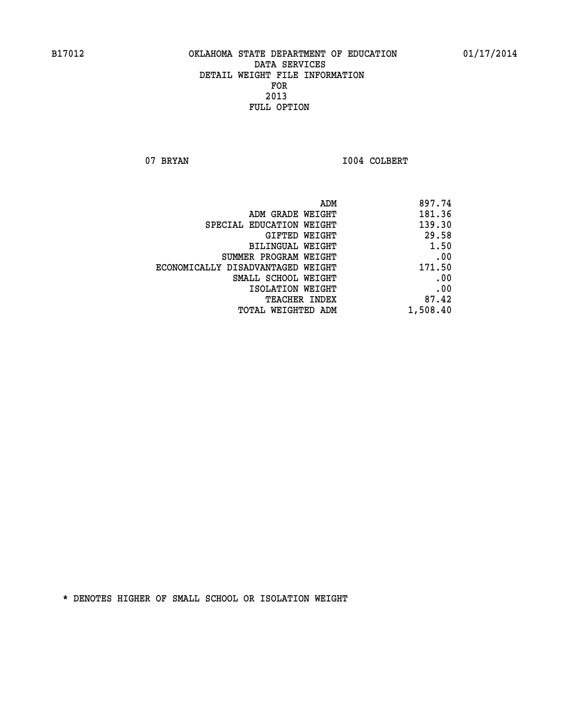OKLAHOMA STATE DEPARTMENT OF EDUCATION
DATA SERVICES
DETAIL WEIGHT FILE INFORMATION
FOR
2013
FULL OPTION

07 BRYAN I004 COLBERT

| | |
|---|---|
| ADM | 897.74 |
| ADM GRADE WEIGHT | 181.36 |
| SPECIAL EDUCATION WEIGHT | 139.30 |
| GIFTED WEIGHT | 29.58 |
| BILINGUAL WEIGHT | 1.50 |
| SUMMER PROGRAM WEIGHT | .00 |
| ECONOMICALLY DISADVANTAGED WEIGHT | 171.50 |
| SMALL SCHOOL WEIGHT | .00 |
| ISOLATION WEIGHT | .00 |
| TEACHER INDEX | 87.42 |
| TOTAL WEIGHTED ADM | 1,508.40 |

* DENOTES HIGHER OF SMALL SCHOOL OR ISOLATION WEIGHT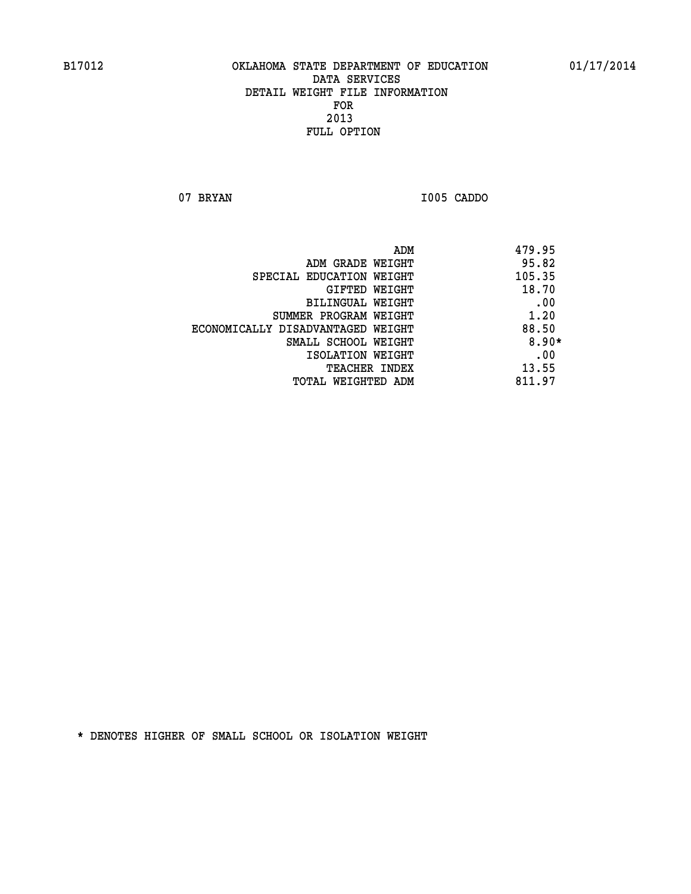OKLAHOMA STATE DEPARTMENT OF EDUCATION
DATA SERVICES
DETAIL WEIGHT FILE INFORMATION
FOR
2013
FULL OPTION

07 BRYAN I005 CADDO

| | |
|---|---|
| ADM | 479.95 |
| ADM GRADE WEIGHT | 95.82 |
| SPECIAL EDUCATION WEIGHT | 105.35 |
| GIFTED WEIGHT | 18.70 |
| BILINGUAL WEIGHT | .00 |
| SUMMER PROGRAM WEIGHT | 1.20 |
| ECONOMICALLY DISADVANTAGED WEIGHT | 88.50 |
| SMALL SCHOOL WEIGHT | 8.90* |
| ISOLATION WEIGHT | .00 |
| TEACHER INDEX | 13.55 |
| TOTAL WEIGHTED ADM | 811.97 |

* DENOTES HIGHER OF SMALL SCHOOL OR ISOLATION WEIGHT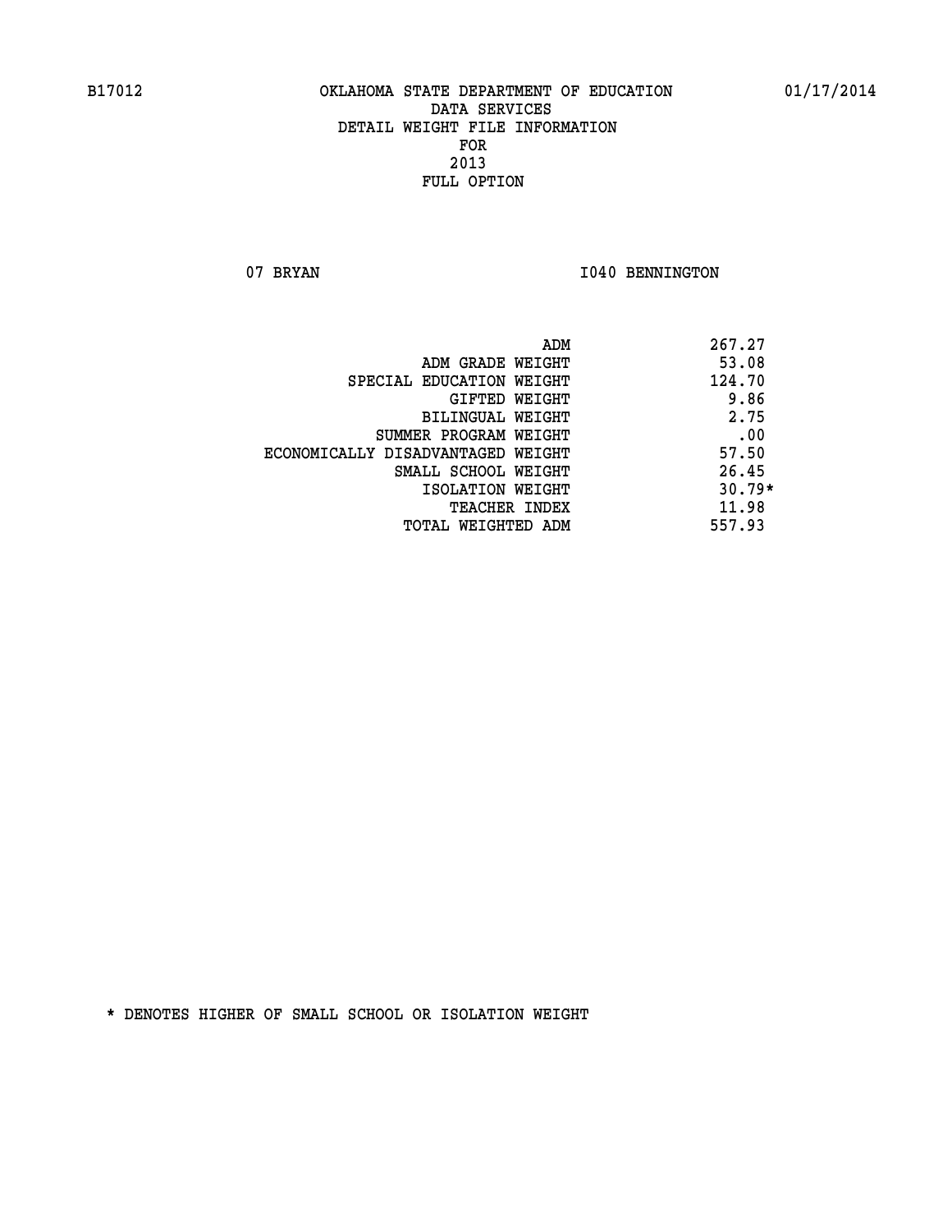B17012 OKLAHOMA STATE DEPARTMENT OF EDUCATION 01/17/2014

DATA SERVICES
DETAIL WEIGHT FILE INFORMATION
FOR
2013
FULL OPTION

07 BRYAN I040 BENNINGTON

| | |
|---|---|
| ADM | 267.27 |
| ADM GRADE WEIGHT | 53.08 |
| SPECIAL EDUCATION WEIGHT | 124.70 |
| GIFTED WEIGHT | 9.86 |
| BILINGUAL WEIGHT | 2.75 |
| SUMMER PROGRAM WEIGHT | .00 |
| ECONOMICALLY DISADVANTAGED WEIGHT | 57.50 |
| SMALL SCHOOL WEIGHT | 26.45 |
| ISOLATION WEIGHT | 30.79* |
| TEACHER INDEX | 11.98 |
| TOTAL WEIGHTED ADM | 557.93 |

* DENOTES HIGHER OF SMALL SCHOOL OR ISOLATION WEIGHT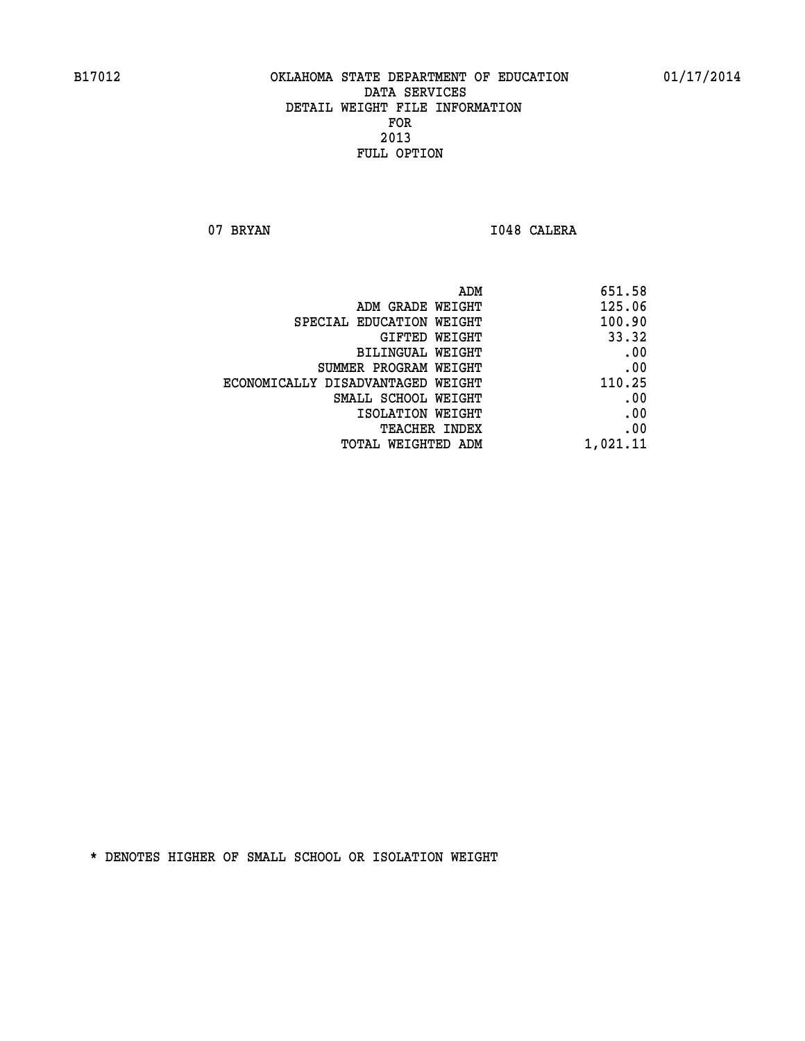B17012 OKLAHOMA STATE DEPARTMENT OF EDUCATION 01/17/2014

DATA SERVICES
DETAIL WEIGHT FILE INFORMATION
FOR
2013
FULL OPTION

07 BRYAN I048 CALERA

| | |
|---|---|
| ADM | 651.58 |
| ADM GRADE WEIGHT | 125.06 |
| SPECIAL EDUCATION WEIGHT | 100.90 |
| GIFTED WEIGHT | 33.32 |
| BILINGUAL WEIGHT | .00 |
| SUMMER PROGRAM WEIGHT | .00 |
| ECONOMICALLY DISADVANTAGED WEIGHT | 110.25 |
| SMALL SCHOOL WEIGHT | .00 |
| ISOLATION WEIGHT | .00 |
| TEACHER INDEX | .00 |
| TOTAL WEIGHTED ADM | 1,021.11 |

* DENOTES HIGHER OF SMALL SCHOOL OR ISOLATION WEIGHT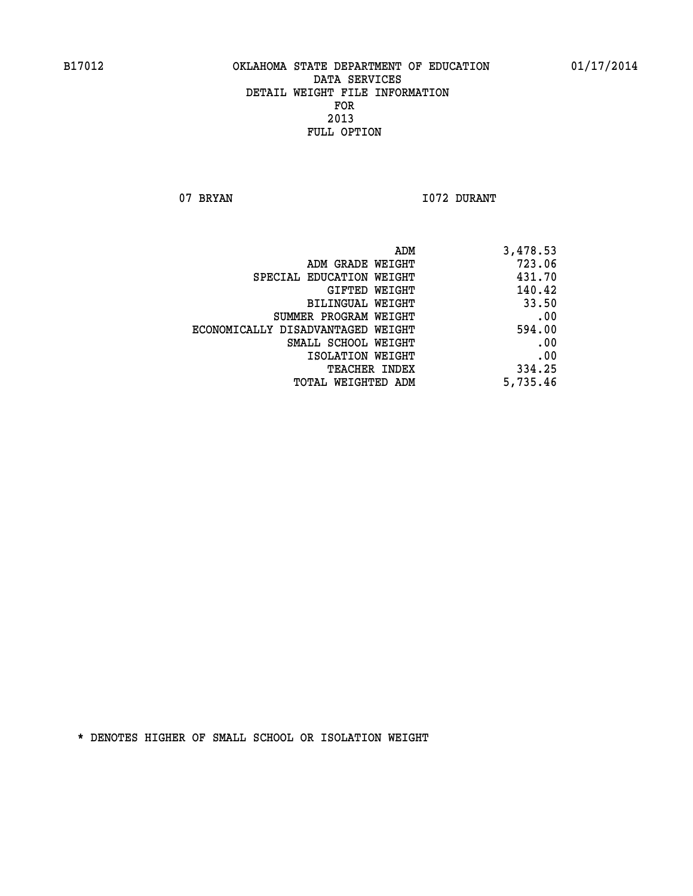B17012 OKLAHOMA STATE DEPARTMENT OF EDUCATION 01/17/2014

DATA SERVICES
DETAIL WEIGHT FILE INFORMATION
FOR
2013
FULL OPTION

07 BRYAN I072 DURANT

| | |
|---|---|
| ADM | 3,478.53 |
| ADM GRADE WEIGHT | 723.06 |
| SPECIAL EDUCATION WEIGHT | 431.70 |
| GIFTED WEIGHT | 140.42 |
| BILINGUAL WEIGHT | 33.50 |
| SUMMER PROGRAM WEIGHT | .00 |
| ECONOMICALLY DISADVANTAGED WEIGHT | 594.00 |
| SMALL SCHOOL WEIGHT | .00 |
| ISOLATION WEIGHT | .00 |
| TEACHER INDEX | 334.25 |
| TOTAL WEIGHTED ADM | 5,735.46 |

* DENOTES HIGHER OF SMALL SCHOOL OR ISOLATION WEIGHT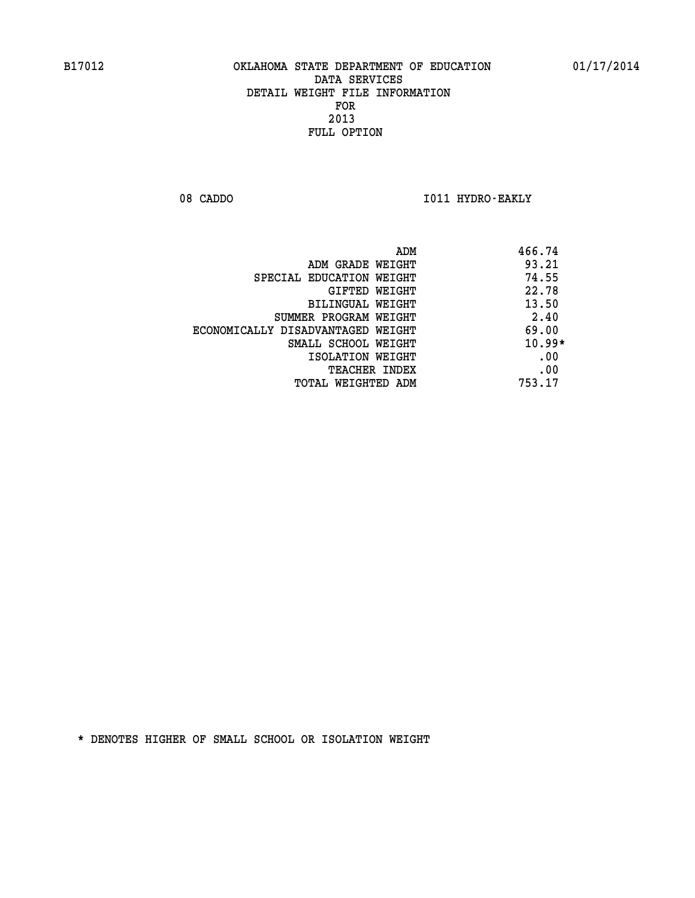B17012 OKLAHOMA STATE DEPARTMENT OF EDUCATION 01/17/2014

DATA SERVICES
DETAIL WEIGHT FILE INFORMATION
FOR
2013
FULL OPTION

08 CADDO I011 HYDRO-EAKLY

| | |
|---|---|
| ADM | 466.74 |
| ADM GRADE WEIGHT | 93.21 |
| SPECIAL EDUCATION WEIGHT | 74.55 |
| GIFTED WEIGHT | 22.78 |
| BILINGUAL WEIGHT | 13.50 |
| SUMMER PROGRAM WEIGHT | 2.40 |
| ECONOMICALLY DISADVANTAGED WEIGHT | 69.00 |
| SMALL SCHOOL WEIGHT | 10.99* |
| ISOLATION WEIGHT | .00 |
| TEACHER INDEX | .00 |
| TOTAL WEIGHTED ADM | 753.17 |

* DENOTES HIGHER OF SMALL SCHOOL OR ISOLATION WEIGHT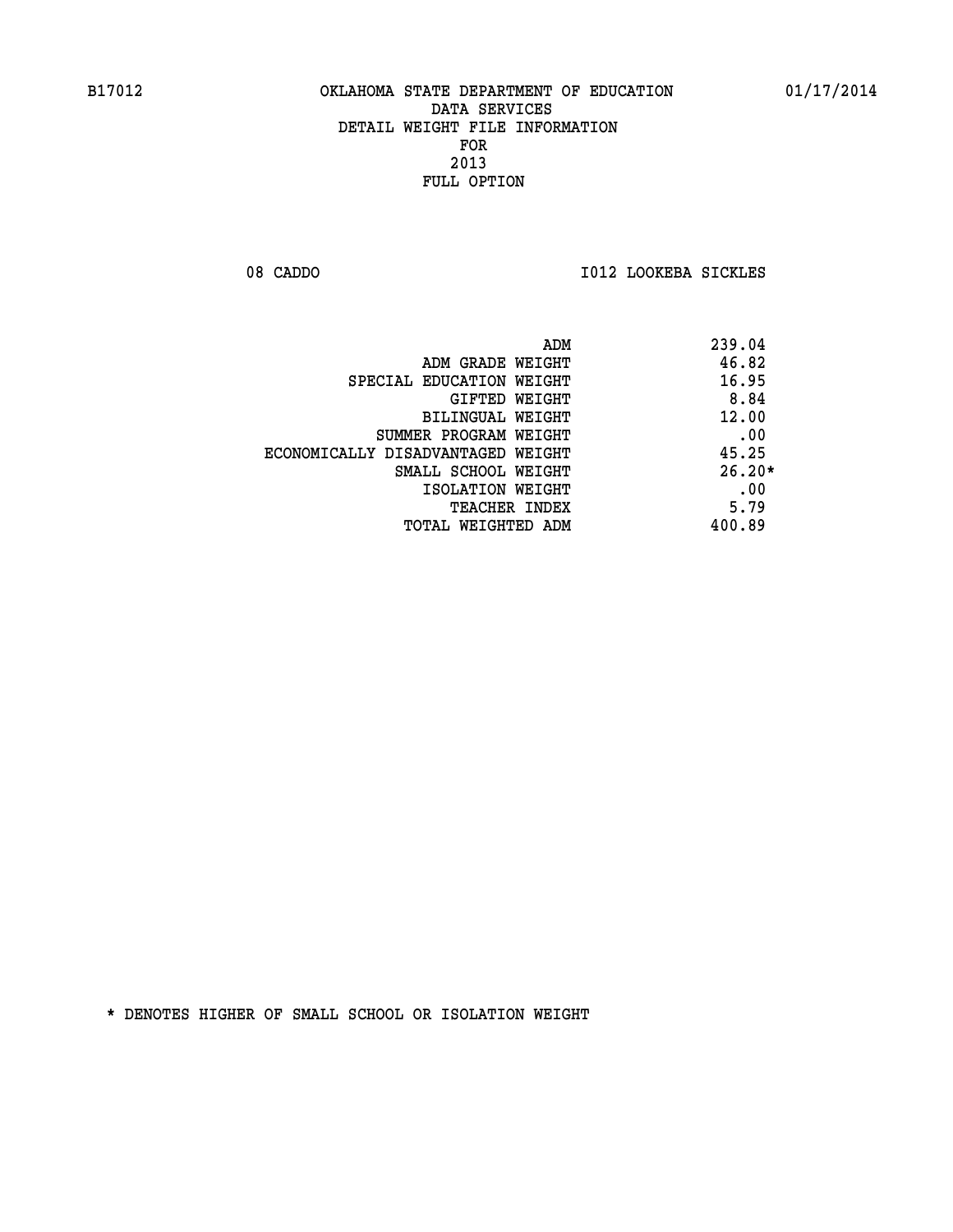B17012 OKLAHOMA STATE DEPARTMENT OF EDUCATION 01/17/2014

DATA SERVICES
DETAIL WEIGHT FILE INFORMATION
FOR
2013
FULL OPTION

08 CADDO I012 LOOKEBA SICKLES

| | |
|---|---|
| ADM | 239.04 |
| ADM GRADE WEIGHT | 46.82 |
| SPECIAL EDUCATION WEIGHT | 16.95 |
| GIFTED WEIGHT | 8.84 |
| BILINGUAL WEIGHT | 12.00 |
| SUMMER PROGRAM WEIGHT | .00 |
| ECONOMICALLY DISADVANTAGED WEIGHT | 45.25 |
| SMALL SCHOOL WEIGHT | 26.20* |
| ISOLATION WEIGHT | .00 |
| TEACHER INDEX | 5.79 |
| TOTAL WEIGHTED ADM | 400.89 |

* DENOTES HIGHER OF SMALL SCHOOL OR ISOLATION WEIGHT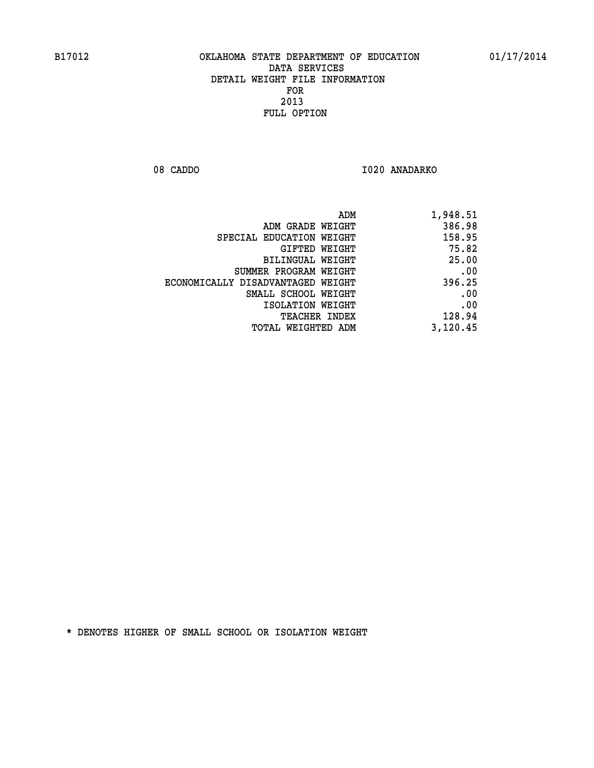B17012 OKLAHOMA STATE DEPARTMENT OF EDUCATION 01/17/2014

DATA SERVICES
DETAIL WEIGHT FILE INFORMATION
FOR
2013
FULL OPTION

08 CADDO I020 ANADARKO

| | |
|---|---|
| ADM | 1,948.51 |
| ADM GRADE WEIGHT | 386.98 |
| SPECIAL EDUCATION WEIGHT | 158.95 |
| GIFTED WEIGHT | 75.82 |
| BILINGUAL WEIGHT | 25.00 |
| SUMMER PROGRAM WEIGHT | .00 |
| ECONOMICALLY DISADVANTAGED WEIGHT | 396.25 |
| SMALL SCHOOL WEIGHT | .00 |
| ISOLATION WEIGHT | .00 |
| TEACHER INDEX | 128.94 |
| TOTAL WEIGHTED ADM | 3,120.45 |

* DENOTES HIGHER OF SMALL SCHOOL OR ISOLATION WEIGHT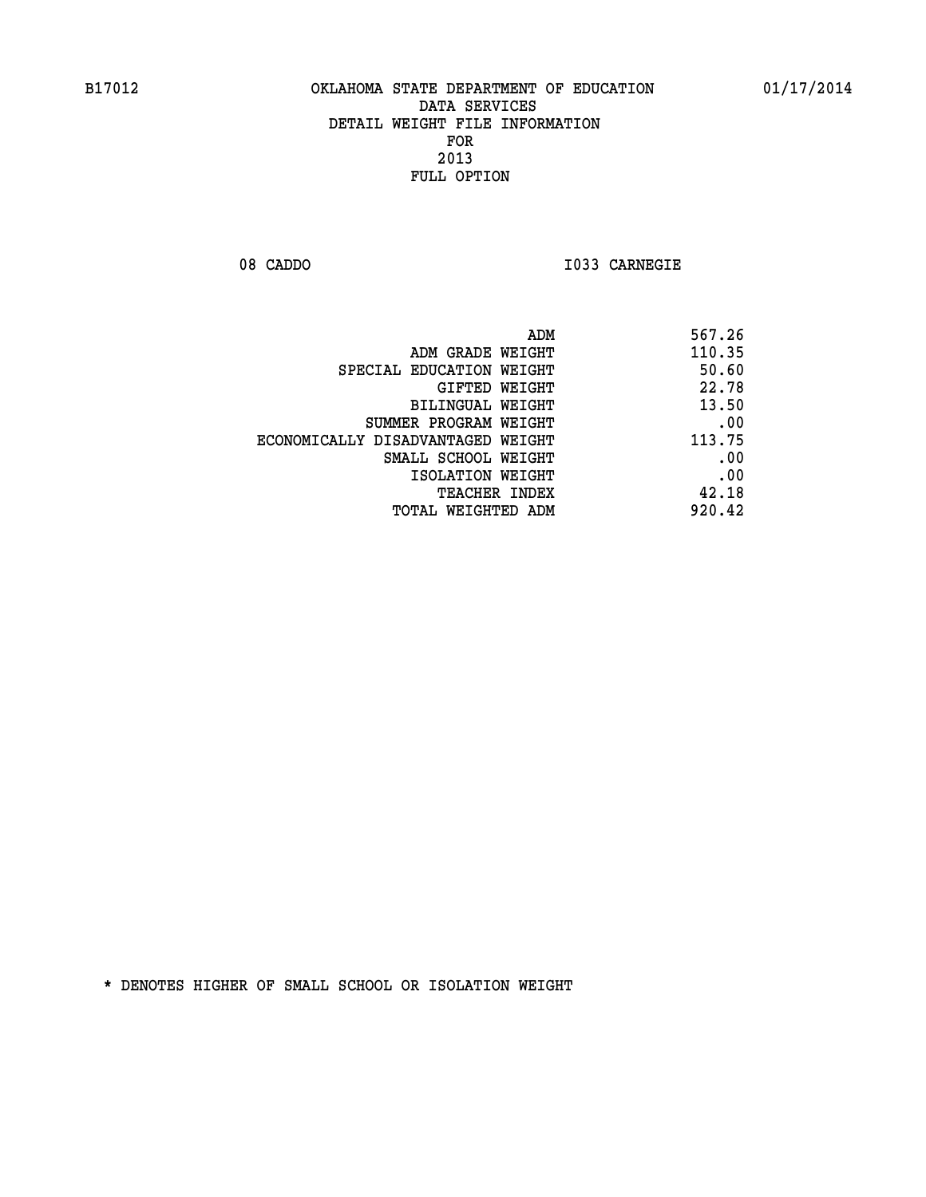B17012 OKLAHOMA STATE DEPARTMENT OF EDUCATION 01/17/2014

DATA SERVICES
DETAIL WEIGHT FILE INFORMATION
FOR
2013
FULL OPTION

08 CADDO I033 CARNEGIE

| | |
|---|---|
| ADM | 567.26 |
| ADM GRADE WEIGHT | 110.35 |
| SPECIAL EDUCATION WEIGHT | 50.60 |
| GIFTED WEIGHT | 22.78 |
| BILINGUAL WEIGHT | 13.50 |
| SUMMER PROGRAM WEIGHT | .00 |
| ECONOMICALLY DISADVANTAGED WEIGHT | 113.75 |
| SMALL SCHOOL WEIGHT | .00 |
| ISOLATION WEIGHT | .00 |
| TEACHER INDEX | 42.18 |
| TOTAL WEIGHTED ADM | 920.42 |

* DENOTES HIGHER OF SMALL SCHOOL OR ISOLATION WEIGHT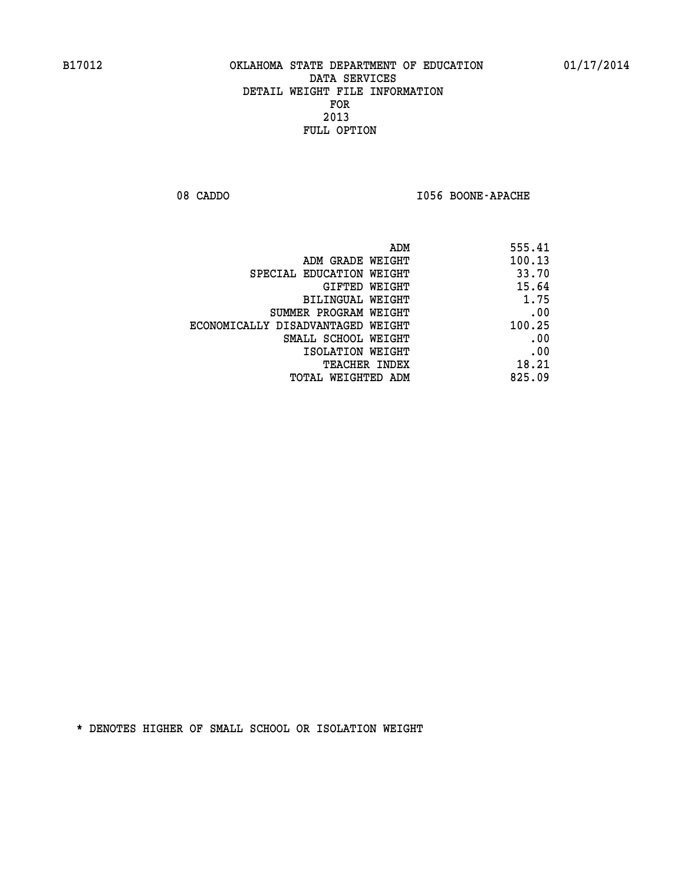B17012 OKLAHOMA STATE DEPARTMENT OF EDUCATION 01/17/2014

DATA SERVICES
DETAIL WEIGHT FILE INFORMATION
FOR
2013
FULL OPTION

08 CADDO I056 BOONE-APACHE

| | |
|---|---|
| ADM | 555.41 |
| ADM GRADE WEIGHT | 100.13 |
| SPECIAL EDUCATION WEIGHT | 33.70 |
| GIFTED WEIGHT | 15.64 |
| BILINGUAL WEIGHT | 1.75 |
| SUMMER PROGRAM WEIGHT | .00 |
| ECONOMICALLY DISADVANTAGED WEIGHT | 100.25 |
| SMALL SCHOOL WEIGHT | .00 |
| ISOLATION WEIGHT | .00 |
| TEACHER INDEX | 18.21 |
| TOTAL WEIGHTED ADM | 825.09 |

* DENOTES HIGHER OF SMALL SCHOOL OR ISOLATION WEIGHT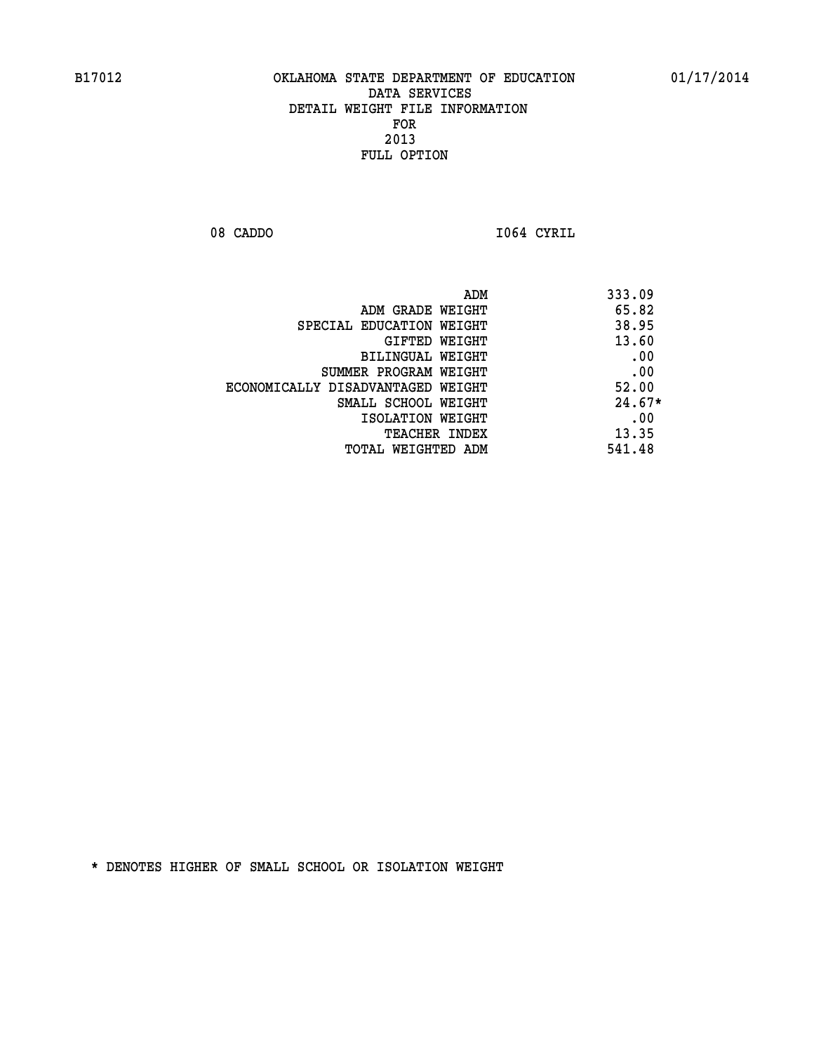B17012 OKLAHOMA STATE DEPARTMENT OF EDUCATION 01/17/2014

DATA SERVICES
DETAIL WEIGHT FILE INFORMATION
FOR
2013
FULL OPTION

08 CADDO I064 CYRIL

| | |
|---|---|
| ADM | 333.09 |
| ADM GRADE WEIGHT | 65.82 |
| SPECIAL EDUCATION WEIGHT | 38.95 |
| GIFTED WEIGHT | 13.60 |
| BILINGUAL WEIGHT | .00 |
| SUMMER PROGRAM WEIGHT | .00 |
| ECONOMICALLY DISADVANTAGED WEIGHT | 52.00 |
| SMALL SCHOOL WEIGHT | 24.67* |
| ISOLATION WEIGHT | .00 |
| TEACHER INDEX | 13.35 |
| TOTAL WEIGHTED ADM | 541.48 |

* DENOTES HIGHER OF SMALL SCHOOL OR ISOLATION WEIGHT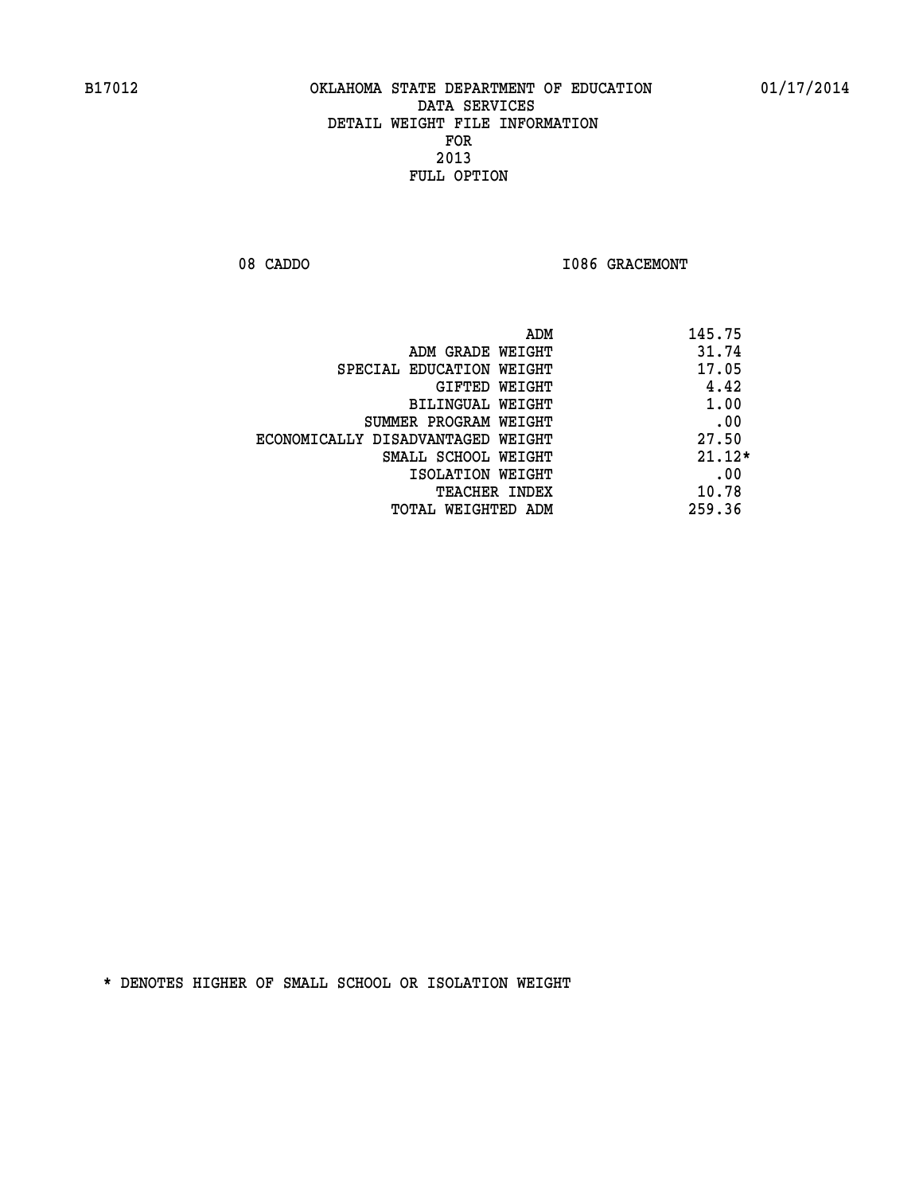B17012 OKLAHOMA STATE DEPARTMENT OF EDUCATION 01/17/2014
DATA SERVICES
DETAIL WEIGHT FILE INFORMATION
FOR
2013
FULL OPTION

08 CADDO I086 GRACEMONT

| | |
|---|---|
| ADM | 145.75 |
| ADM GRADE WEIGHT | 31.74 |
| SPECIAL EDUCATION WEIGHT | 17.05 |
| GIFTED WEIGHT | 4.42 |
| BILINGUAL WEIGHT | 1.00 |
| SUMMER PROGRAM WEIGHT | .00 |
| ECONOMICALLY DISADVANTAGED WEIGHT | 27.50 |
| SMALL SCHOOL WEIGHT | 21.12* |
| ISOLATION WEIGHT | .00 |
| TEACHER INDEX | 10.78 |
| TOTAL WEIGHTED ADM | 259.36 |

* DENOTES HIGHER OF SMALL SCHOOL OR ISOLATION WEIGHT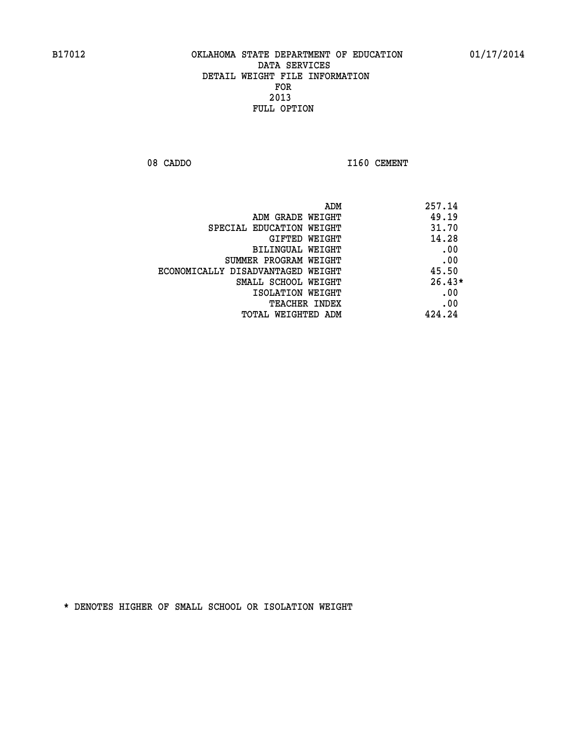# OKLAHOMA STATE DEPARTMENT OF EDUCATION
## DATA SERVICES
## DETAIL WEIGHT FILE INFORMATION
## FOR
## 2013
## FULL OPTION

08 CADDO — I160 CEMENT

| | |
|---|---|
| ADM | 257.14 |
| ADM GRADE WEIGHT | 49.19 |
| SPECIAL EDUCATION WEIGHT | 31.70 |
| GIFTED WEIGHT | 14.28 |
| BILINGUAL WEIGHT | .00 |
| SUMMER PROGRAM WEIGHT | .00 |
| ECONOMICALLY DISADVANTAGED WEIGHT | 45.50 |
| SMALL SCHOOL WEIGHT | 26.43* |
| ISOLATION WEIGHT | .00 |
| TEACHER INDEX | .00 |
| TOTAL WEIGHTED ADM | 424.24 |

* DENOTES HIGHER OF SMALL SCHOOL OR ISOLATION WEIGHT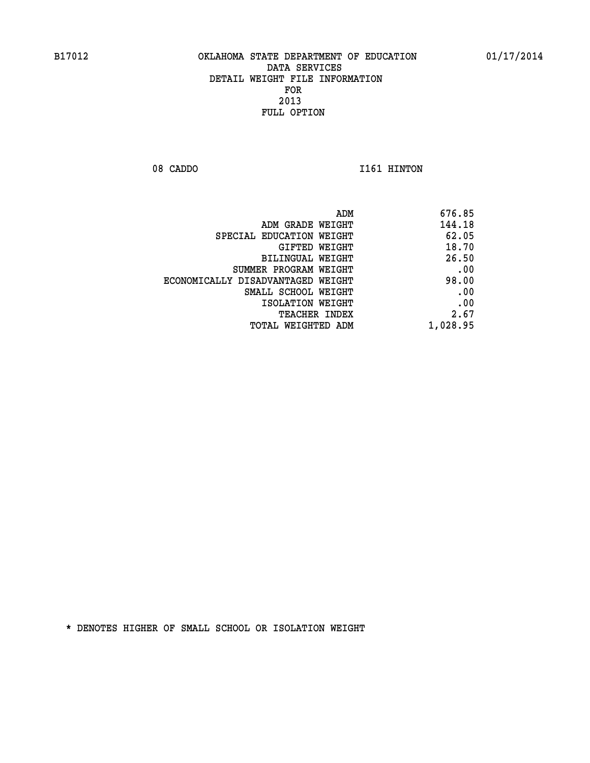B17012 OKLAHOMA STATE DEPARTMENT OF EDUCATION 01/17/2014

DATA SERVICES
DETAIL WEIGHT FILE INFORMATION
FOR
2013
FULL OPTION

08 CADDO I161 HINTON

| | |
|---|---|
| ADM | 676.85 |
| ADM GRADE WEIGHT | 144.18 |
| SPECIAL EDUCATION WEIGHT | 62.05 |
| GIFTED WEIGHT | 18.70 |
| BILINGUAL WEIGHT | 26.50 |
| SUMMER PROGRAM WEIGHT | .00 |
| ECONOMICALLY DISADVANTAGED WEIGHT | 98.00 |
| SMALL SCHOOL WEIGHT | .00 |
| ISOLATION WEIGHT | .00 |
| TEACHER INDEX | 2.67 |
| TOTAL WEIGHTED ADM | 1,028.95 |

* DENOTES HIGHER OF SMALL SCHOOL OR ISOLATION WEIGHT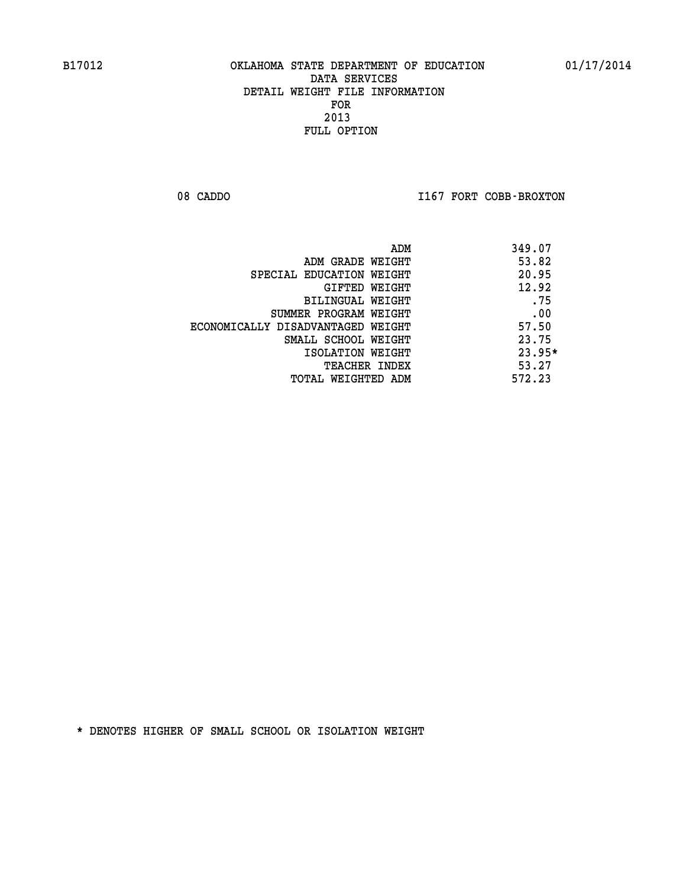B17012 OKLAHOMA STATE DEPARTMENT OF EDUCATION 01/17/2014

DATA SERVICES
DETAIL WEIGHT FILE INFORMATION
FOR
2013
FULL OPTION

08 CADDO I167 FORT COBB-BROXTON

| | |
|---|---|
| ADM | 349.07 |
| ADM GRADE WEIGHT | 53.82 |
| SPECIAL EDUCATION WEIGHT | 20.95 |
| GIFTED WEIGHT | 12.92 |
| BILINGUAL WEIGHT | .75 |
| SUMMER PROGRAM WEIGHT | .00 |
| ECONOMICALLY DISADVANTAGED WEIGHT | 57.50 |
| SMALL SCHOOL WEIGHT | 23.75 |
| ISOLATION WEIGHT | 23.95* |
| TEACHER INDEX | 53.27 |
| TOTAL WEIGHTED ADM | 572.23 |

* DENOTES HIGHER OF SMALL SCHOOL OR ISOLATION WEIGHT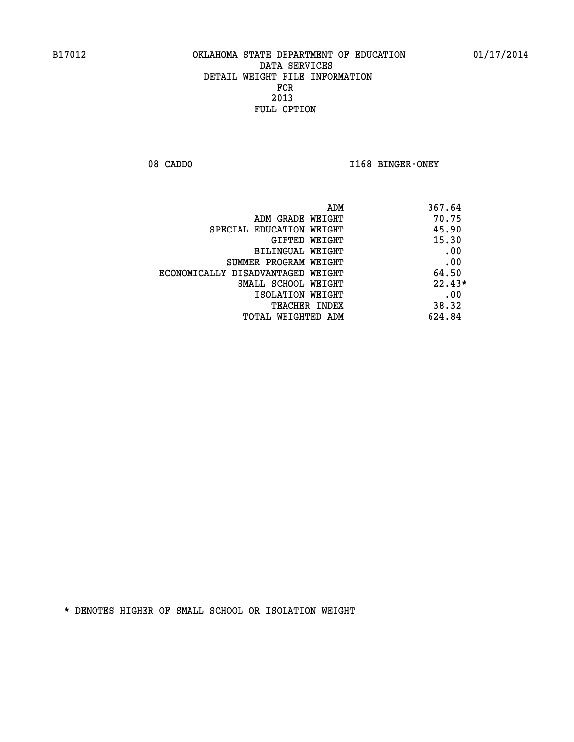B17012 OKLAHOMA STATE DEPARTMENT OF EDUCATION 01/17/2014

DATA SERVICES
DETAIL WEIGHT FILE INFORMATION
FOR
2013
FULL OPTION

08 CADDO I168 BINGER-ONEY

| | |
|---|---|
| ADM | 367.64 |
| ADM GRADE WEIGHT | 70.75 |
| SPECIAL EDUCATION WEIGHT | 45.90 |
| GIFTED WEIGHT | 15.30 |
| BILINGUAL WEIGHT | .00 |
| SUMMER PROGRAM WEIGHT | .00 |
| ECONOMICALLY DISADVANTAGED WEIGHT | 64.50 |
| SMALL SCHOOL WEIGHT | 22.43* |
| ISOLATION WEIGHT | .00 |
| TEACHER INDEX | 38.32 |
| TOTAL WEIGHTED ADM | 624.84 |

* DENOTES HIGHER OF SMALL SCHOOL OR ISOLATION WEIGHT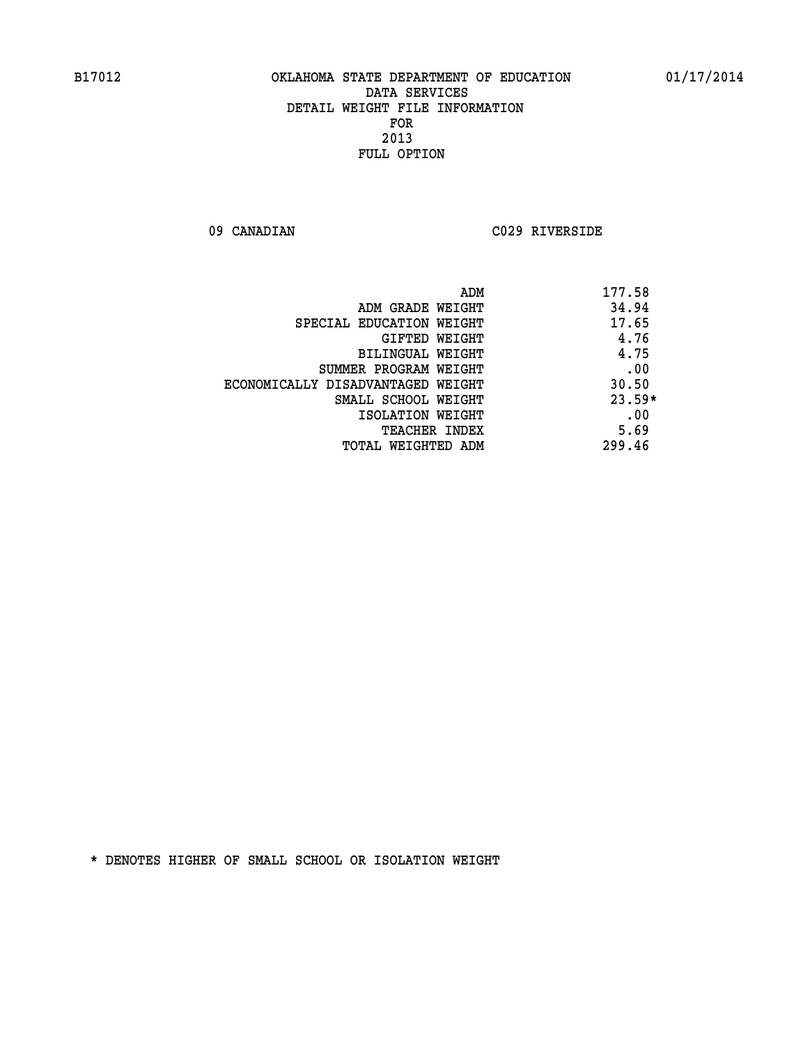B17012 OKLAHOMA STATE DEPARTMENT OF EDUCATION 01/17/2014

DATA SERVICES
DETAIL WEIGHT FILE INFORMATION
FOR
2013
FULL OPTION

09 CANADIAN C029 RIVERSIDE

| | |
|---|---|
| ADM | 177.58 |
| ADM GRADE WEIGHT | 34.94 |
| SPECIAL EDUCATION WEIGHT | 17.65 |
| GIFTED WEIGHT | 4.76 |
| BILINGUAL WEIGHT | 4.75 |
| SUMMER PROGRAM WEIGHT | .00 |
| ECONOMICALLY DISADVANTAGED WEIGHT | 30.50 |
| SMALL SCHOOL WEIGHT | 23.59* |
| ISOLATION WEIGHT | .00 |
| TEACHER INDEX | 5.69 |
| TOTAL WEIGHTED ADM | 299.46 |

* DENOTES HIGHER OF SMALL SCHOOL OR ISOLATION WEIGHT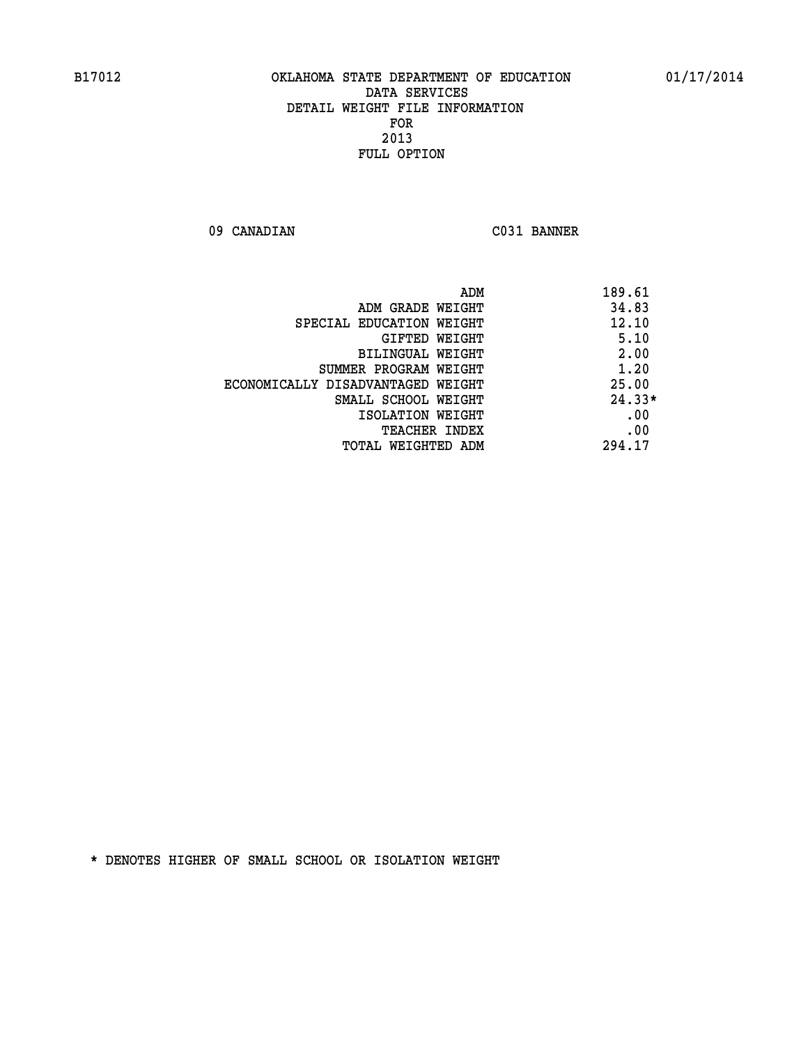OKLAHOMA STATE DEPARTMENT OF EDUCATION
DATA SERVICES
DETAIL WEIGHT FILE INFORMATION
FOR
2013
FULL OPTION

09 CANADIAN C031 BANNER

| | |
|---|---|
| ADM | 189.61 |
| ADM GRADE WEIGHT | 34.83 |
| SPECIAL EDUCATION WEIGHT | 12.10 |
| GIFTED WEIGHT | 5.10 |
| BILINGUAL WEIGHT | 2.00 |
| SUMMER PROGRAM WEIGHT | 1.20 |
| ECONOMICALLY DISADVANTAGED WEIGHT | 25.00 |
| SMALL SCHOOL WEIGHT | 24.33* |
| ISOLATION WEIGHT | .00 |
| TEACHER INDEX | .00 |
| TOTAL WEIGHTED ADM | 294.17 |

* DENOTES HIGHER OF SMALL SCHOOL OR ISOLATION WEIGHT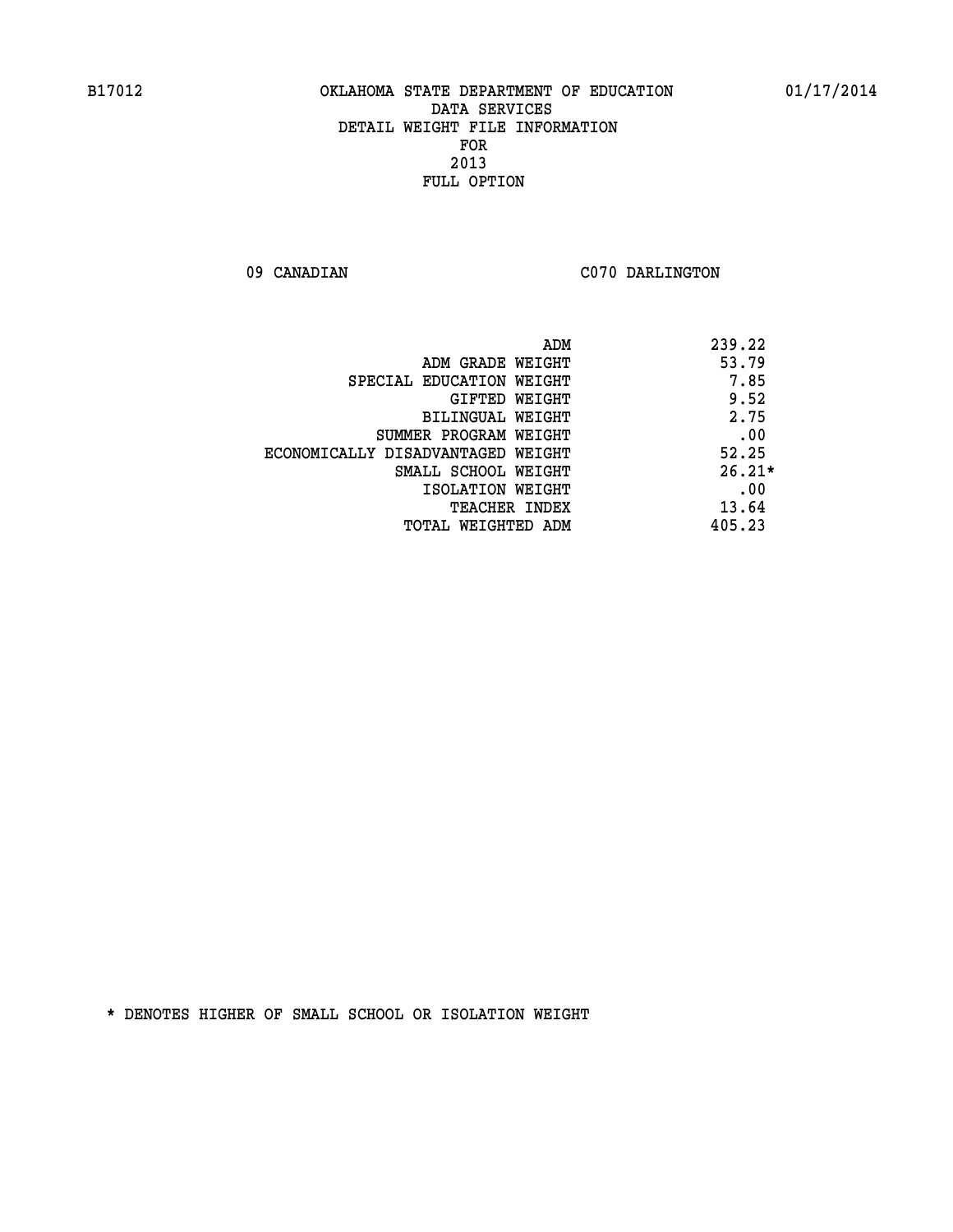B17012 OKLAHOMA STATE DEPARTMENT OF EDUCATION 01/17/2014

DATA SERVICES
DETAIL WEIGHT FILE INFORMATION
FOR
2013
FULL OPTION

09 CANADIAN C070 DARLINGTON

| | |
|---|---|
| ADM | 239.22 |
| ADM GRADE WEIGHT | 53.79 |
| SPECIAL EDUCATION WEIGHT | 7.85 |
| GIFTED WEIGHT | 9.52 |
| BILINGUAL WEIGHT | 2.75 |
| SUMMER PROGRAM WEIGHT | .00 |
| ECONOMICALLY DISADVANTAGED WEIGHT | 52.25 |
| SMALL SCHOOL WEIGHT | 26.21* |
| ISOLATION WEIGHT | .00 |
| TEACHER INDEX | 13.64 |
| TOTAL WEIGHTED ADM | 405.23 |

* DENOTES HIGHER OF SMALL SCHOOL OR ISOLATION WEIGHT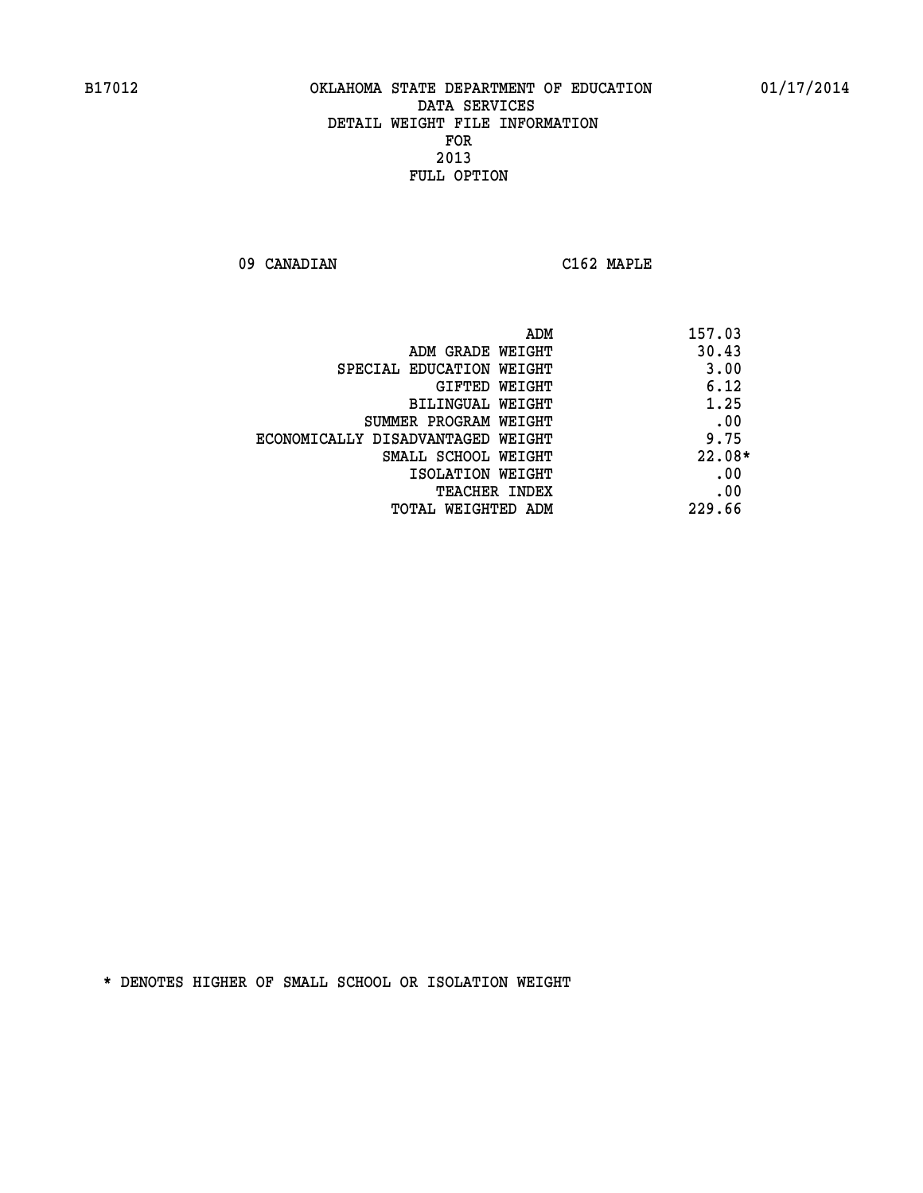B17012 OKLAHOMA STATE DEPARTMENT OF EDUCATION 01/17/2014

DATA SERVICES
DETAIL WEIGHT FILE INFORMATION
FOR
2013
FULL OPTION

09 CANADIAN C162 MAPLE

| | |
|---|---|
| ADM | 157.03 |
| ADM GRADE WEIGHT | 30.43 |
| SPECIAL EDUCATION WEIGHT | 3.00 |
| GIFTED WEIGHT | 6.12 |
| BILINGUAL WEIGHT | 1.25 |
| SUMMER PROGRAM WEIGHT | .00 |
| ECONOMICALLY DISADVANTAGED WEIGHT | 9.75 |
| SMALL SCHOOL WEIGHT | 22.08* |
| ISOLATION WEIGHT | .00 |
| TEACHER INDEX | .00 |
| TOTAL WEIGHTED ADM | 229.66 |

* DENOTES HIGHER OF SMALL SCHOOL OR ISOLATION WEIGHT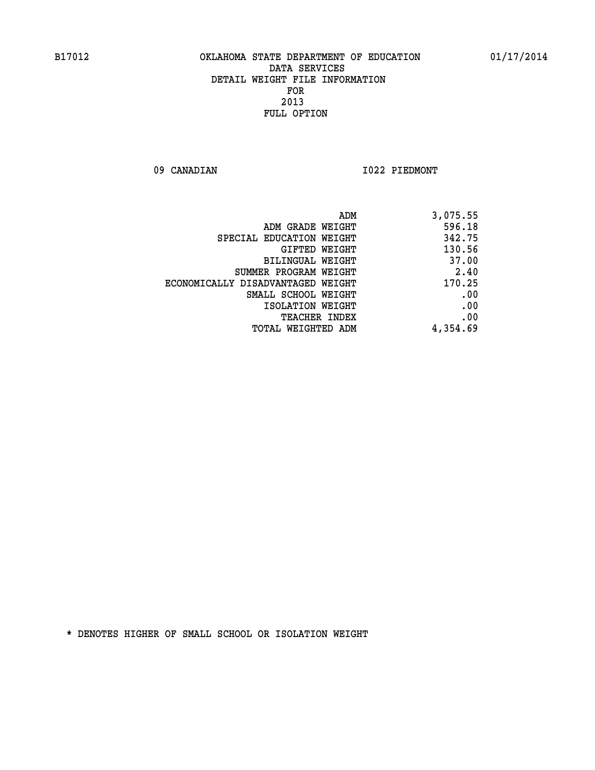B17012 OKLAHOMA STATE DEPARTMENT OF EDUCATION 01/17/2014

DATA SERVICES
DETAIL WEIGHT FILE INFORMATION
FOR
2013
FULL OPTION

09 CANADIAN I022 PIEDMONT

| | |
|---|---|
| ADM | 3,075.55 |
| ADM GRADE WEIGHT | 596.18 |
| SPECIAL EDUCATION WEIGHT | 342.75 |
| GIFTED WEIGHT | 130.56 |
| BILINGUAL WEIGHT | 37.00 |
| SUMMER PROGRAM WEIGHT | 2.40 |
| ECONOMICALLY DISADVANTAGED WEIGHT | 170.25 |
| SMALL SCHOOL WEIGHT | .00 |
| ISOLATION WEIGHT | .00 |
| TEACHER INDEX | .00 |
| TOTAL WEIGHTED ADM | 4,354.69 |

* DENOTES HIGHER OF SMALL SCHOOL OR ISOLATION WEIGHT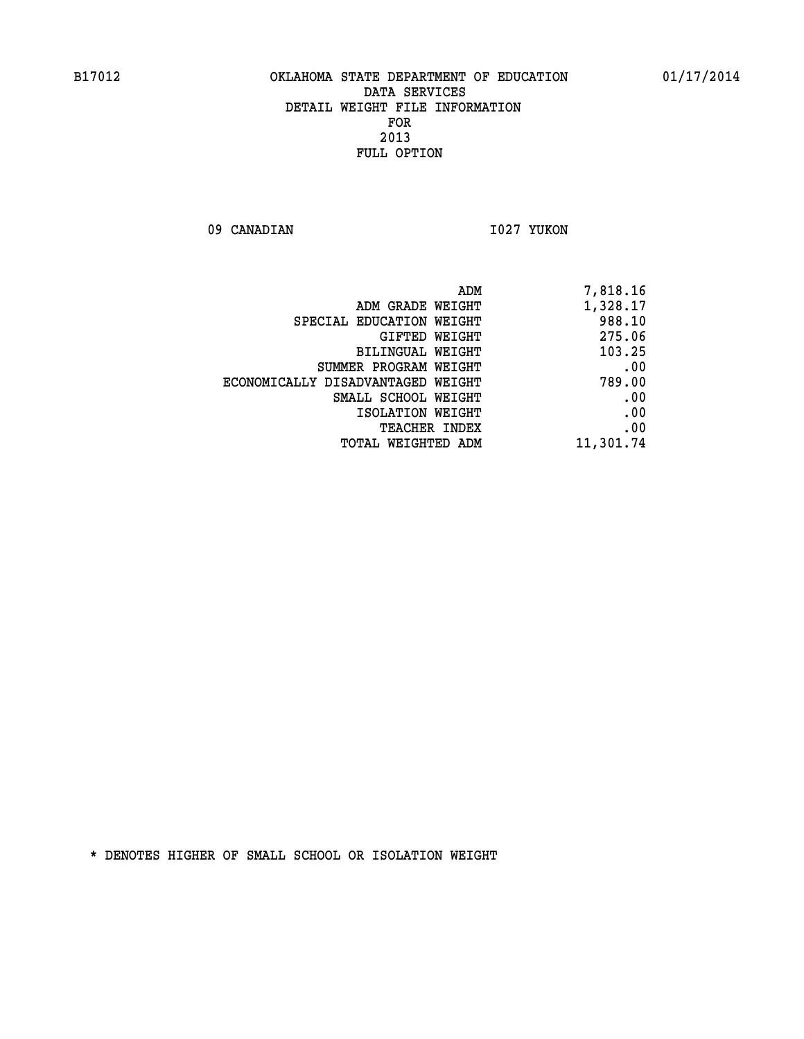B17012 OKLAHOMA STATE DEPARTMENT OF EDUCATION 01/17/2014

DATA SERVICES

DETAIL WEIGHT FILE INFORMATION

FOR

2013

FULL OPTION

09 CANADIAN I027 YUKON

| | |
|---|---|
| ADM | 7,818.16 |
| ADM GRADE WEIGHT | 1,328.17 |
| SPECIAL EDUCATION WEIGHT | 988.10 |
| GIFTED WEIGHT | 275.06 |
| BILINGUAL WEIGHT | 103.25 |
| SUMMER PROGRAM WEIGHT | .00 |
| ECONOMICALLY DISADVANTAGED WEIGHT | 789.00 |
| SMALL SCHOOL WEIGHT | .00 |
| ISOLATION WEIGHT | .00 |
| TEACHER INDEX | .00 |
| TOTAL WEIGHTED ADM | 11,301.74 |

* DENOTES HIGHER OF SMALL SCHOOL OR ISOLATION WEIGHT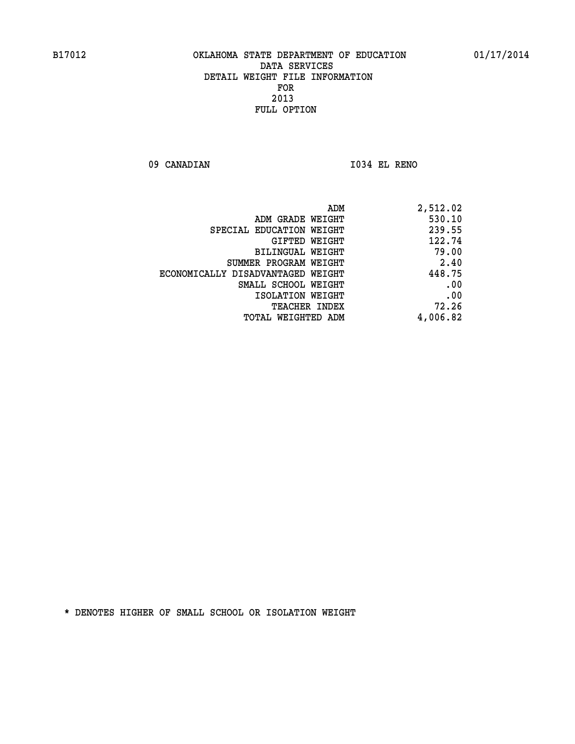B17012 OKLAHOMA STATE DEPARTMENT OF EDUCATION 01/17/2014

DATA SERVICES
DETAIL WEIGHT FILE INFORMATION
FOR
2013
FULL OPTION

09 CANADIAN I034 EL RENO

| | |
|---|---|
| ADM | 2,512.02 |
| ADM GRADE WEIGHT | 530.10 |
| SPECIAL EDUCATION WEIGHT | 239.55 |
| GIFTED WEIGHT | 122.74 |
| BILINGUAL WEIGHT | 79.00 |
| SUMMER PROGRAM WEIGHT | 2.40 |
| ECONOMICALLY DISADVANTAGED WEIGHT | 448.75 |
| SMALL SCHOOL WEIGHT | .00 |
| ISOLATION WEIGHT | .00 |
| TEACHER INDEX | 72.26 |
| TOTAL WEIGHTED ADM | 4,006.82 |

* DENOTES HIGHER OF SMALL SCHOOL OR ISOLATION WEIGHT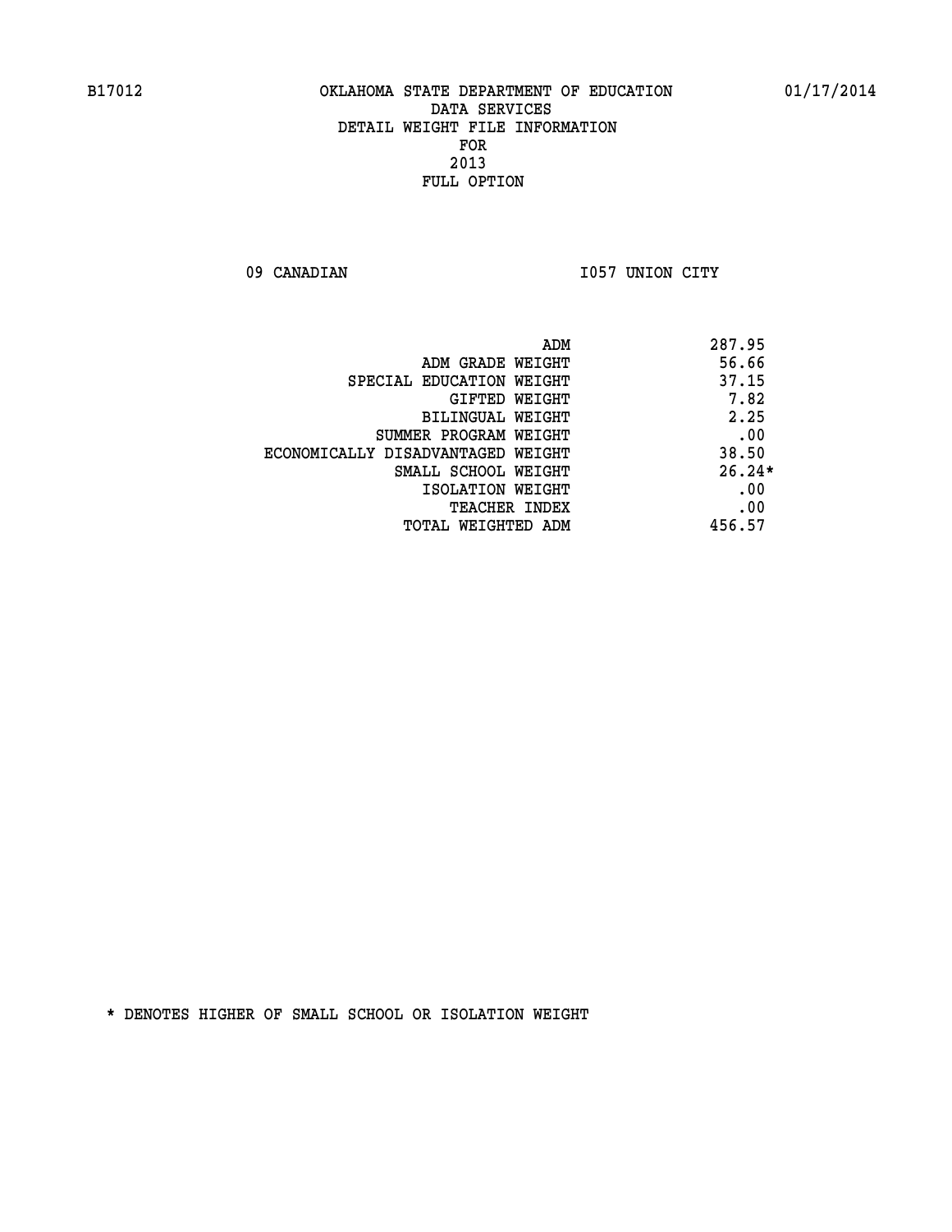# OKLAHOMA STATE DEPARTMENT OF EDUCATION
## DATA SERVICES
## DETAIL WEIGHT FILE INFORMATION
## FOR
## 2013
## FULL OPTION

B17012 — 01/17/2014

09 CANADIAN — I057 UNION CITY

| | |
|---|---|
| ADM | 287.95 |
| ADM GRADE WEIGHT | 56.66 |
| SPECIAL EDUCATION WEIGHT | 37.15 |
| GIFTED WEIGHT | 7.82 |
| BILINGUAL WEIGHT | 2.25 |
| SUMMER PROGRAM WEIGHT | .00 |
| ECONOMICALLY DISADVANTAGED WEIGHT | 38.50 |
| SMALL SCHOOL WEIGHT | 26.24* |
| ISOLATION WEIGHT | .00 |
| TEACHER INDEX | .00 |
| TOTAL WEIGHTED ADM | 456.57 |

* DENOTES HIGHER OF SMALL SCHOOL OR ISOLATION WEIGHT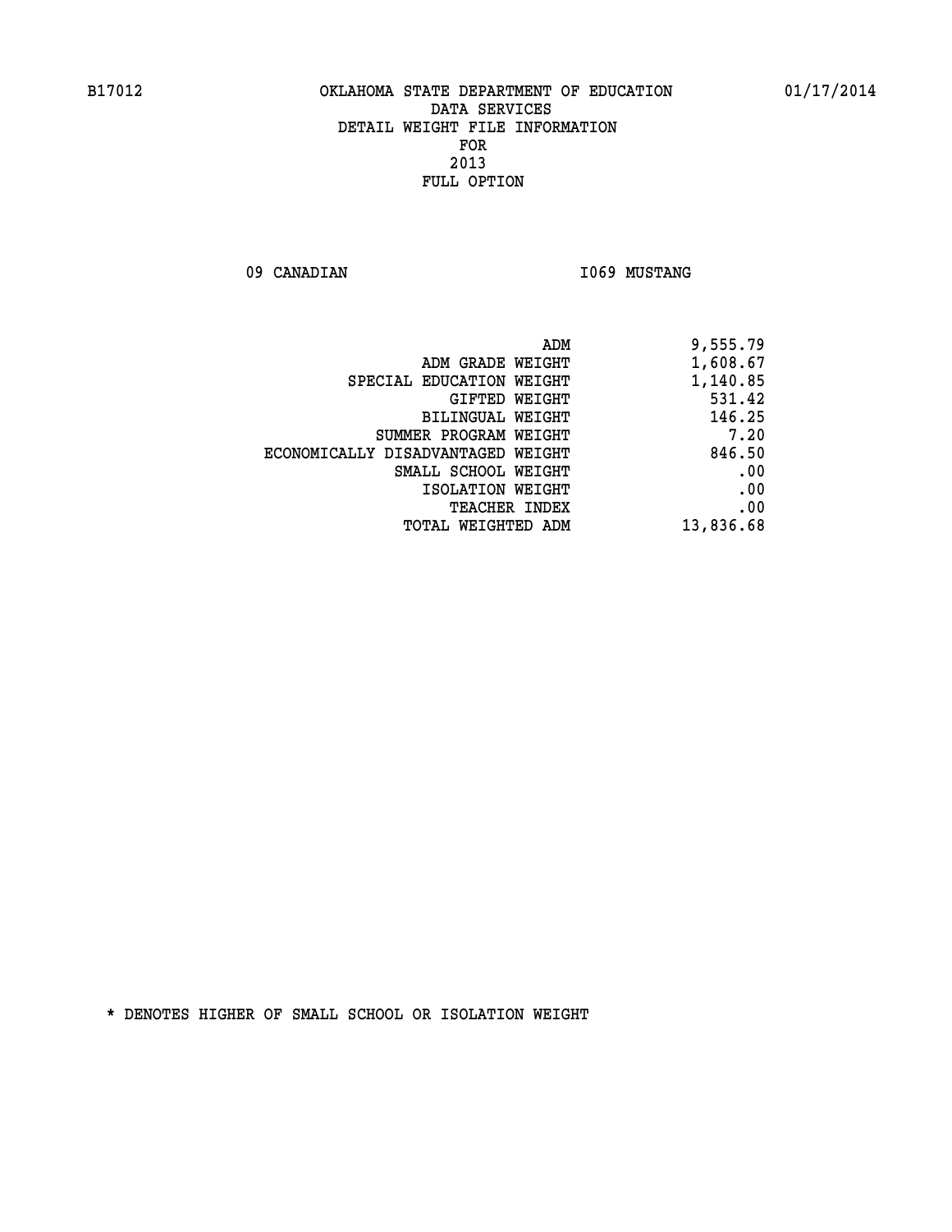B17012 OKLAHOMA STATE DEPARTMENT OF EDUCATION 01/17/2014

DATA SERVICES
DETAIL WEIGHT FILE INFORMATION
FOR
2013
FULL OPTION

09 CANADIAN I069 MUSTANG

| | |
|---|---|
| ADM | 9,555.79 |
| ADM GRADE WEIGHT | 1,608.67 |
| SPECIAL EDUCATION WEIGHT | 1,140.85 |
| GIFTED WEIGHT | 531.42 |
| BILINGUAL WEIGHT | 146.25 |
| SUMMER PROGRAM WEIGHT | 7.20 |
| ECONOMICALLY DISADVANTAGED WEIGHT | 846.50 |
| SMALL SCHOOL WEIGHT | .00 |
| ISOLATION WEIGHT | .00 |
| TEACHER INDEX | .00 |
| TOTAL WEIGHTED ADM | 13,836.68 |

* DENOTES HIGHER OF SMALL SCHOOL OR ISOLATION WEIGHT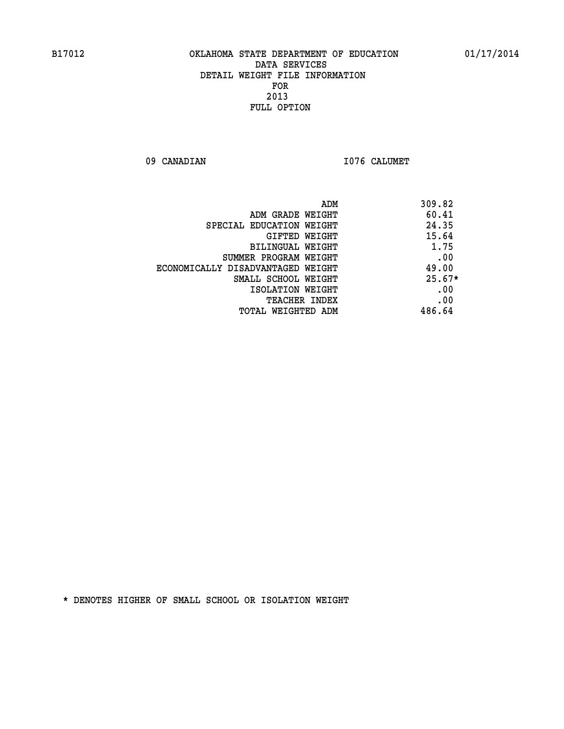B17012 OKLAHOMA STATE DEPARTMENT OF EDUCATION 01/17/2014

DATA SERVICES
DETAIL WEIGHT FILE INFORMATION
FOR
2013
FULL OPTION

09 CANADIAN I076 CALUMET

| | |
|---|---|
| ADM | 309.82 |
| ADM GRADE WEIGHT | 60.41 |
| SPECIAL EDUCATION WEIGHT | 24.35 |
| GIFTED WEIGHT | 15.64 |
| BILINGUAL WEIGHT | 1.75 |
| SUMMER PROGRAM WEIGHT | .00 |
| ECONOMICALLY DISADVANTAGED WEIGHT | 49.00 |
| SMALL SCHOOL WEIGHT | 25.67* |
| ISOLATION WEIGHT | .00 |
| TEACHER INDEX | .00 |
| TOTAL WEIGHTED ADM | 486.64 |

* DENOTES HIGHER OF SMALL SCHOOL OR ISOLATION WEIGHT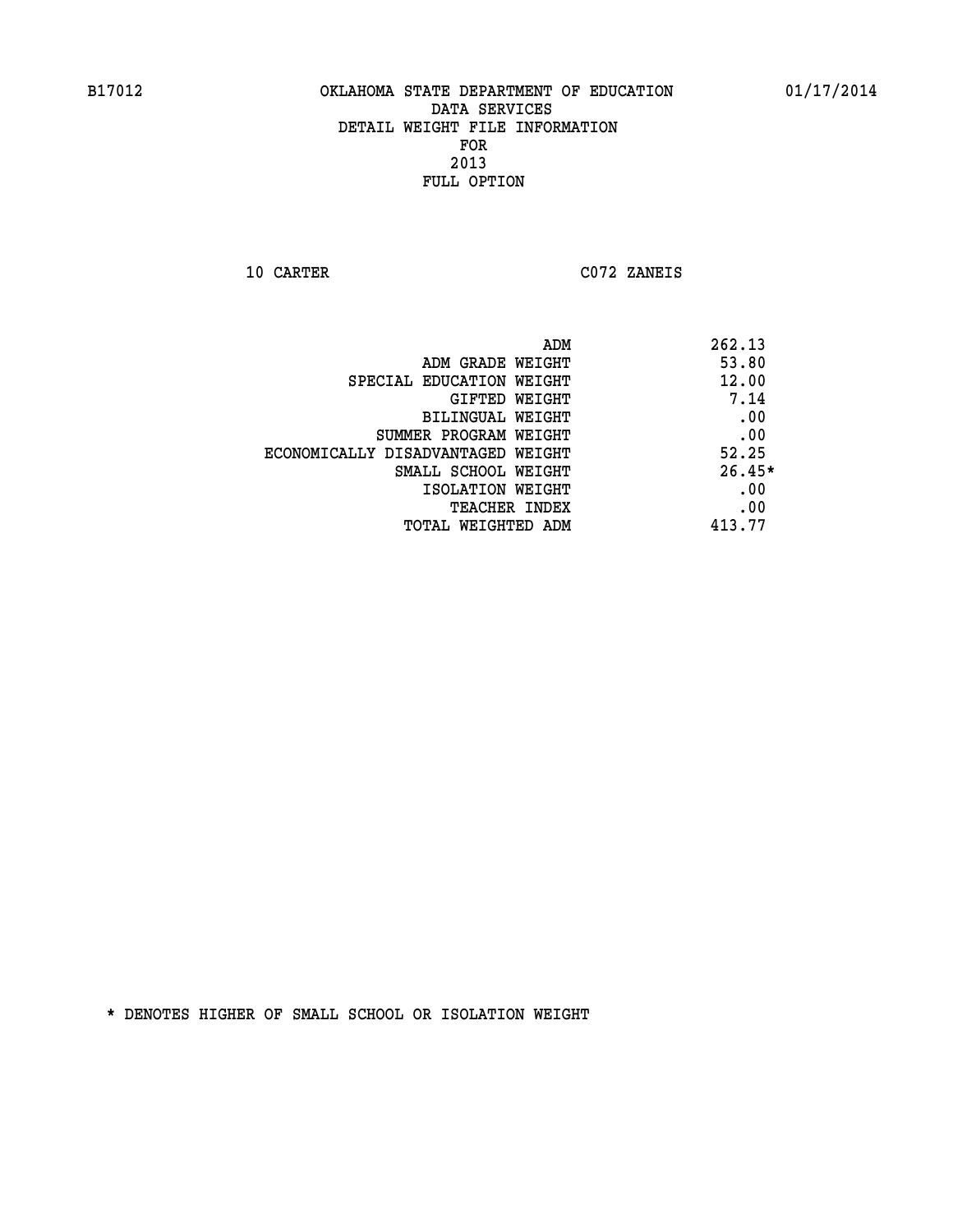B17012 OKLAHOMA STATE DEPARTMENT OF EDUCATION 01/17/2014

DATA SERVICES
DETAIL WEIGHT FILE INFORMATION
FOR
2013
FULL OPTION

10 CARTER C072 ZANEIS

| | |
|---|---|
| ADM | 262.13 |
| ADM GRADE WEIGHT | 53.80 |
| SPECIAL EDUCATION WEIGHT | 12.00 |
| GIFTED WEIGHT | 7.14 |
| BILINGUAL WEIGHT | .00 |
| SUMMER PROGRAM WEIGHT | .00 |
| ECONOMICALLY DISADVANTAGED WEIGHT | 52.25 |
| SMALL SCHOOL WEIGHT | 26.45* |
| ISOLATION WEIGHT | .00 |
| TEACHER INDEX | .00 |
| TOTAL WEIGHTED ADM | 413.77 |

* DENOTES HIGHER OF SMALL SCHOOL OR ISOLATION WEIGHT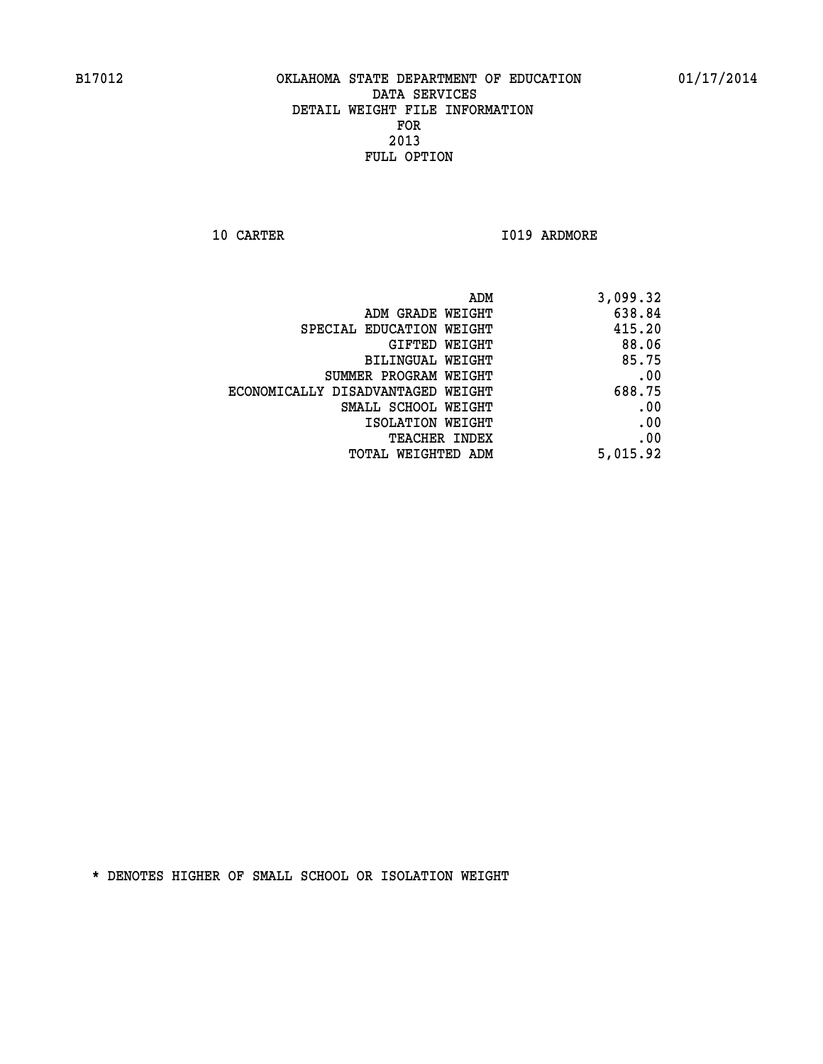B17012 OKLAHOMA STATE DEPARTMENT OF EDUCATION 01/17/2014

DATA SERVICES
DETAIL WEIGHT FILE INFORMATION
FOR
2013
FULL OPTION

10 CARTER I019 ARDMORE

| | |
|---|---|
| ADM | 3,099.32 |
| ADM GRADE WEIGHT | 638.84 |
| SPECIAL EDUCATION WEIGHT | 415.20 |
| GIFTED WEIGHT | 88.06 |
| BILINGUAL WEIGHT | 85.75 |
| SUMMER PROGRAM WEIGHT | .00 |
| ECONOMICALLY DISADVANTAGED WEIGHT | 688.75 |
| SMALL SCHOOL WEIGHT | .00 |
| ISOLATION WEIGHT | .00 |
| TEACHER INDEX | .00 |
| TOTAL WEIGHTED ADM | 5,015.92 |

* DENOTES HIGHER OF SMALL SCHOOL OR ISOLATION WEIGHT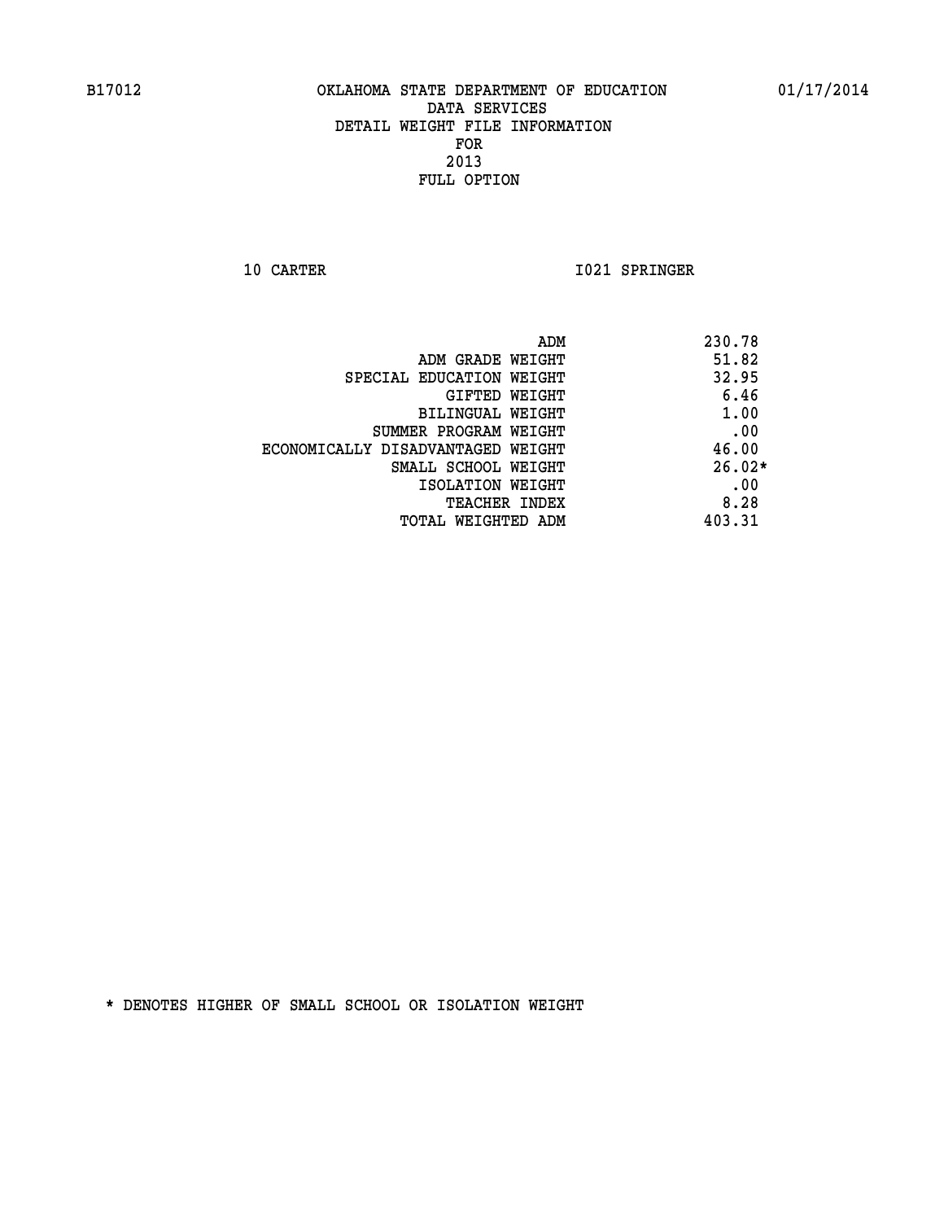B17012 OKLAHOMA STATE DEPARTMENT OF EDUCATION 01/17/2014

DATA SERVICES
DETAIL WEIGHT FILE INFORMATION
FOR
2013
FULL OPTION

10 CARTER I021 SPRINGER

| | |
|---|---|
| ADM | 230.78 |
| ADM GRADE WEIGHT | 51.82 |
| SPECIAL EDUCATION WEIGHT | 32.95 |
| GIFTED WEIGHT | 6.46 |
| BILINGUAL WEIGHT | 1.00 |
| SUMMER PROGRAM WEIGHT | .00 |
| ECONOMICALLY DISADVANTAGED WEIGHT | 46.00 |
| SMALL SCHOOL WEIGHT | 26.02* |
| ISOLATION WEIGHT | .00 |
| TEACHER INDEX | 8.28 |
| TOTAL WEIGHTED ADM | 403.31 |

* DENOTES HIGHER OF SMALL SCHOOL OR ISOLATION WEIGHT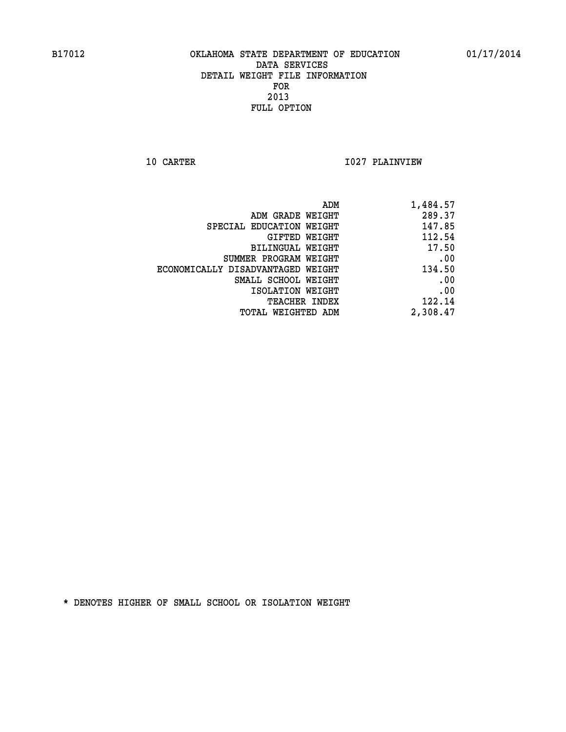B17012 OKLAHOMA STATE DEPARTMENT OF EDUCATION 01/17/2014

DATA SERVICES
DETAIL WEIGHT FILE INFORMATION
FOR
2013
FULL OPTION

10 CARTER I027 PLAINVIEW

| | |
|---|---|
| ADM | 1,484.57 |
| ADM GRADE WEIGHT | 289.37 |
| SPECIAL EDUCATION WEIGHT | 147.85 |
| GIFTED WEIGHT | 112.54 |
| BILINGUAL WEIGHT | 17.50 |
| SUMMER PROGRAM WEIGHT | .00 |
| ECONOMICALLY DISADVANTAGED WEIGHT | 134.50 |
| SMALL SCHOOL WEIGHT | .00 |
| ISOLATION WEIGHT | .00 |
| TEACHER INDEX | 122.14 |
| TOTAL WEIGHTED ADM | 2,308.47 |

* DENOTES HIGHER OF SMALL SCHOOL OR ISOLATION WEIGHT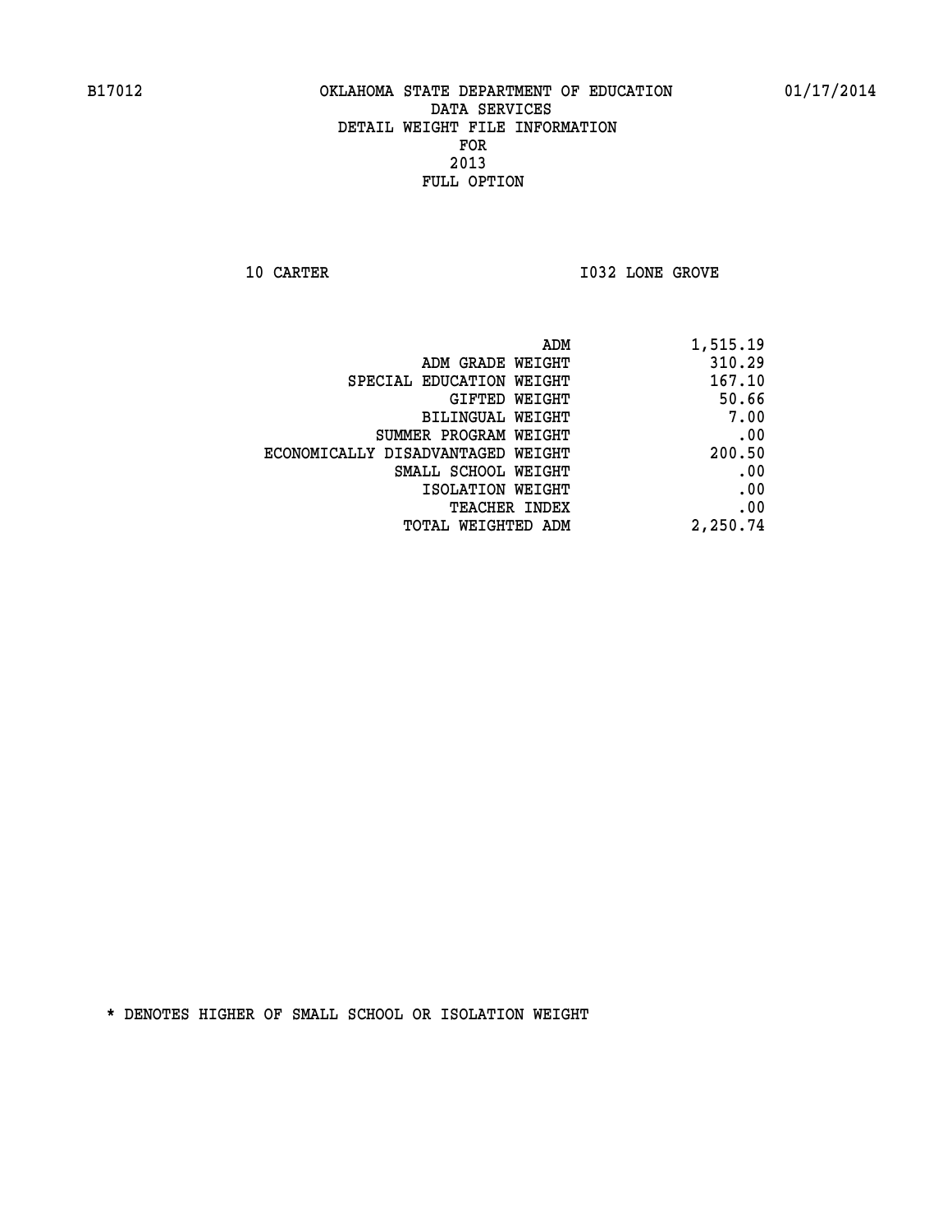B17012 OKLAHOMA STATE DEPARTMENT OF EDUCATION 01/17/2014

DATA SERVICES
DETAIL WEIGHT FILE INFORMATION
FOR
2013
FULL OPTION

10 CARTER I032 LONE GROVE

| | |
|---|---|
| ADM | 1,515.19 |
| ADM GRADE WEIGHT | 310.29 |
| SPECIAL EDUCATION WEIGHT | 167.10 |
| GIFTED WEIGHT | 50.66 |
| BILINGUAL WEIGHT | 7.00 |
| SUMMER PROGRAM WEIGHT | .00 |
| ECONOMICALLY DISADVANTAGED WEIGHT | 200.50 |
| SMALL SCHOOL WEIGHT | .00 |
| ISOLATION WEIGHT | .00 |
| TEACHER INDEX | .00 |
| TOTAL WEIGHTED ADM | 2,250.74 |

* DENOTES HIGHER OF SMALL SCHOOL OR ISOLATION WEIGHT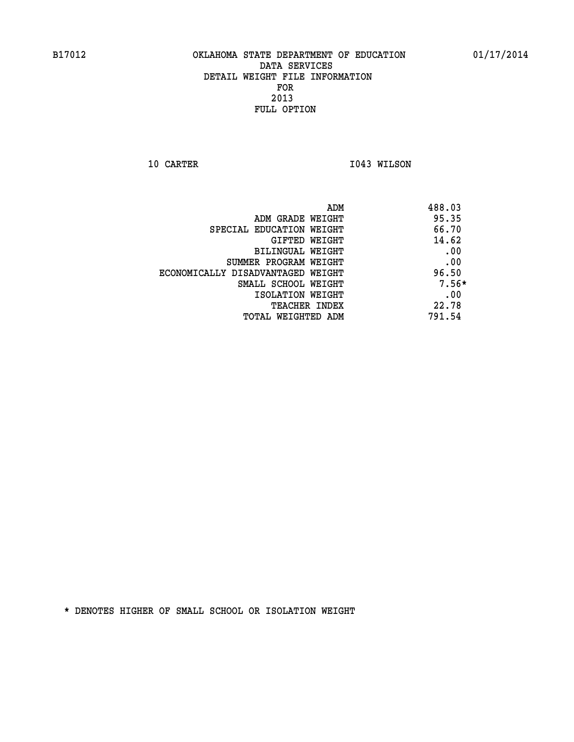B17012 OKLAHOMA STATE DEPARTMENT OF EDUCATION 01/17/2014

DATA SERVICES
DETAIL WEIGHT FILE INFORMATION
FOR
2013
FULL OPTION

10 CARTER I043 WILSON

| | |
|---|---|
| ADM | 488.03 |
| ADM GRADE WEIGHT | 95.35 |
| SPECIAL EDUCATION WEIGHT | 66.70 |
| GIFTED WEIGHT | 14.62 |
| BILINGUAL WEIGHT | .00 |
| SUMMER PROGRAM WEIGHT | .00 |
| ECONOMICALLY DISADVANTAGED WEIGHT | 96.50 |
| SMALL SCHOOL WEIGHT | 7.56* |
| ISOLATION WEIGHT | .00 |
| TEACHER INDEX | 22.78 |
| TOTAL WEIGHTED ADM | 791.54 |

* DENOTES HIGHER OF SMALL SCHOOL OR ISOLATION WEIGHT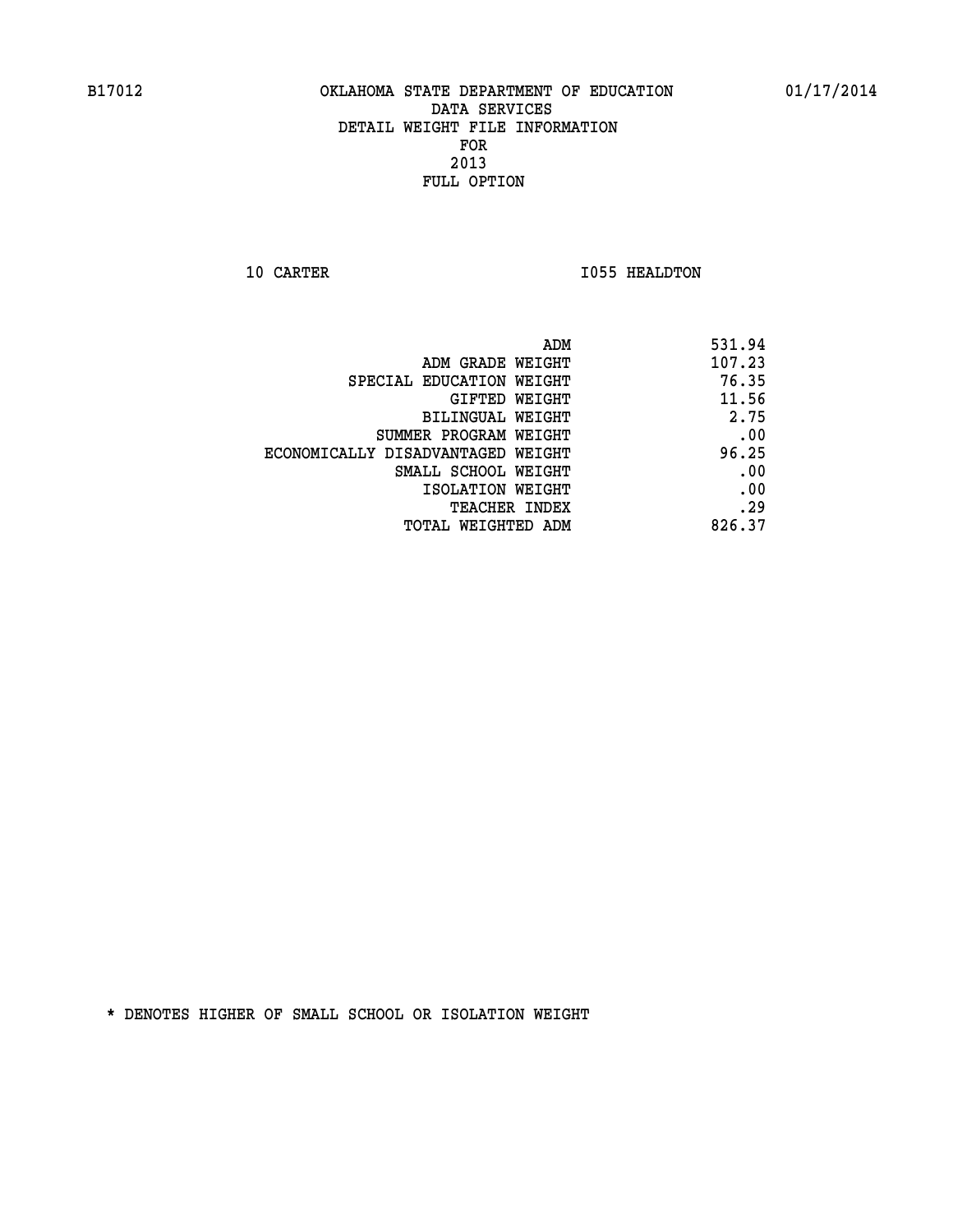B17012 OKLAHOMA STATE DEPARTMENT OF EDUCATION 01/17/2014

DATA SERVICES
DETAIL WEIGHT FILE INFORMATION
FOR
2013
FULL OPTION

10 CARTER I055 HEALDTON

| | |
|---|---|
| ADM | 531.94 |
| ADM GRADE WEIGHT | 107.23 |
| SPECIAL EDUCATION WEIGHT | 76.35 |
| GIFTED WEIGHT | 11.56 |
| BILINGUAL WEIGHT | 2.75 |
| SUMMER PROGRAM WEIGHT | .00 |
| ECONOMICALLY DISADVANTAGED WEIGHT | 96.25 |
| SMALL SCHOOL WEIGHT | .00 |
| ISOLATION WEIGHT | .00 |
| TEACHER INDEX | .29 |
| TOTAL WEIGHTED ADM | 826.37 |

* DENOTES HIGHER OF SMALL SCHOOL OR ISOLATION WEIGHT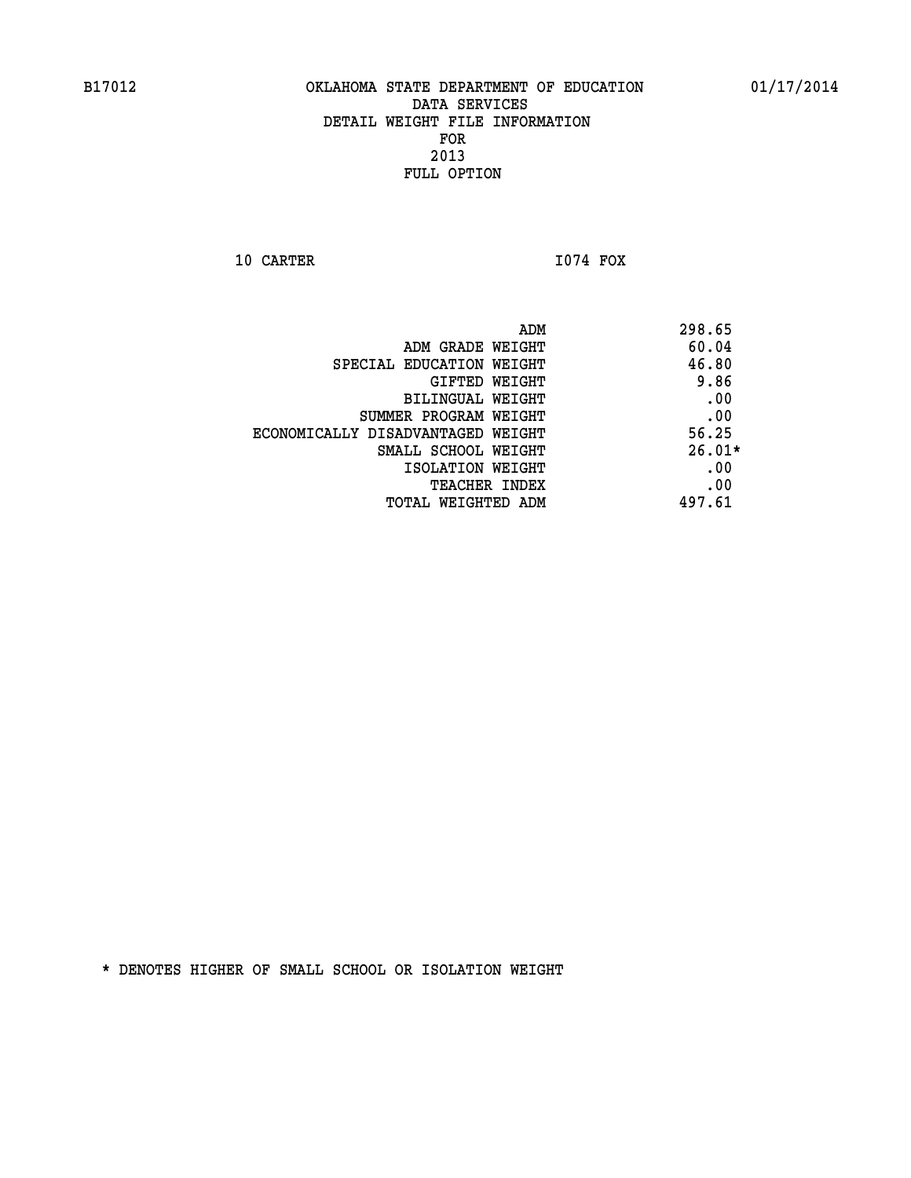# OKLAHOMA STATE DEPARTMENT OF EDUCATION
## DATA SERVICES
## DETAIL WEIGHT FILE INFORMATION
## FOR
## 2013
## FULL OPTION

B17012 01/17/2014

10 CARTER I074 FOX

| | |
|---|---|
| ADM | 298.65 |
| ADM GRADE WEIGHT | 60.04 |
| SPECIAL EDUCATION WEIGHT | 46.80 |
| GIFTED WEIGHT | 9.86 |
| BILINGUAL WEIGHT | .00 |
| SUMMER PROGRAM WEIGHT | .00 |
| ECONOMICALLY DISADVANTAGED WEIGHT | 56.25 |
| SMALL SCHOOL WEIGHT | 26.01* |
| ISOLATION WEIGHT | .00 |
| TEACHER INDEX | .00 |
| TOTAL WEIGHTED ADM | 497.61 |

* DENOTES HIGHER OF SMALL SCHOOL OR ISOLATION WEIGHT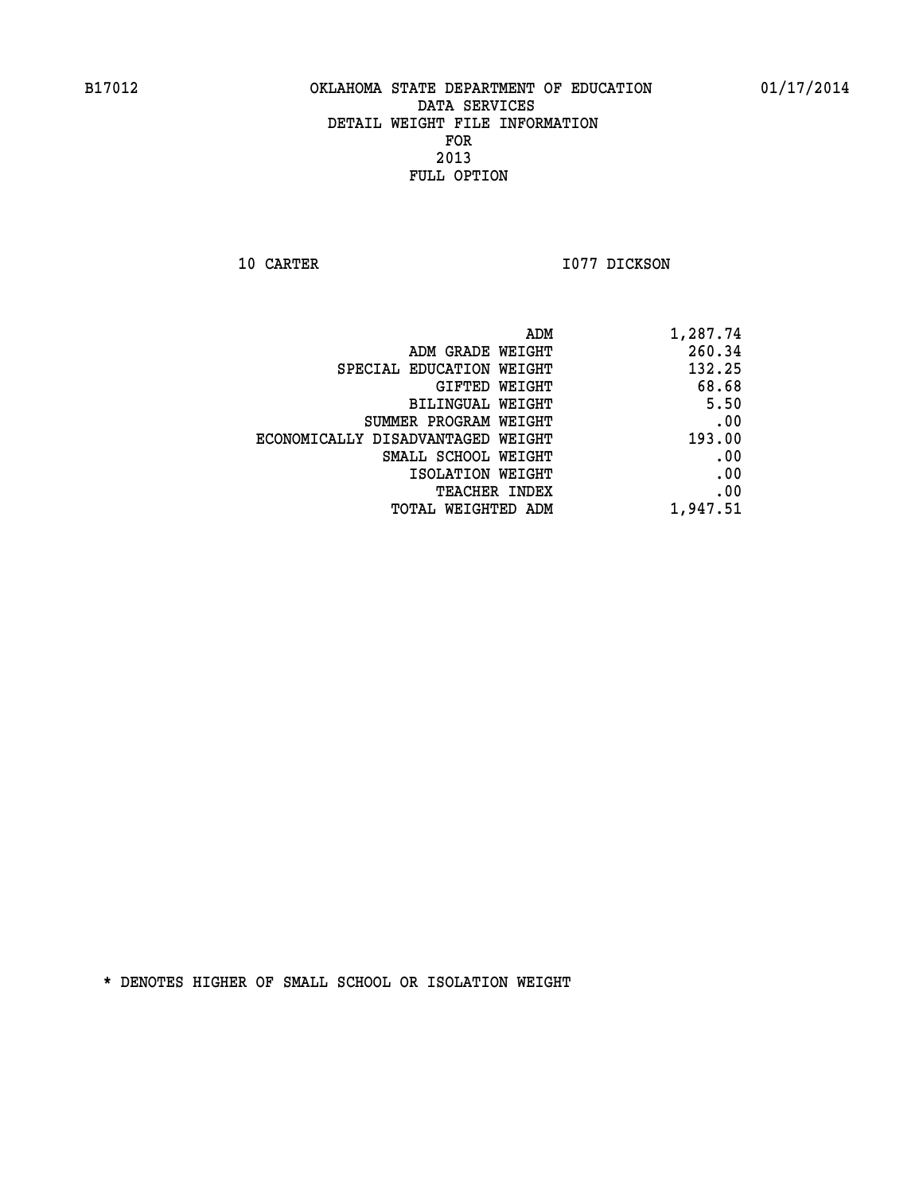B17012 OKLAHOMA STATE DEPARTMENT OF EDUCATION 01/17/2014

DATA SERVICES
DETAIL WEIGHT FILE INFORMATION
FOR
2013
FULL OPTION

10 CARTER I077 DICKSON

| | |
|---|---|
| ADM | 1,287.74 |
| ADM GRADE WEIGHT | 260.34 |
| SPECIAL EDUCATION WEIGHT | 132.25 |
| GIFTED WEIGHT | 68.68 |
| BILINGUAL WEIGHT | 5.50 |
| SUMMER PROGRAM WEIGHT | .00 |
| ECONOMICALLY DISADVANTAGED WEIGHT | 193.00 |
| SMALL SCHOOL WEIGHT | .00 |
| ISOLATION WEIGHT | .00 |
| TEACHER INDEX | .00 |
| TOTAL WEIGHTED ADM | 1,947.51 |

* DENOTES HIGHER OF SMALL SCHOOL OR ISOLATION WEIGHT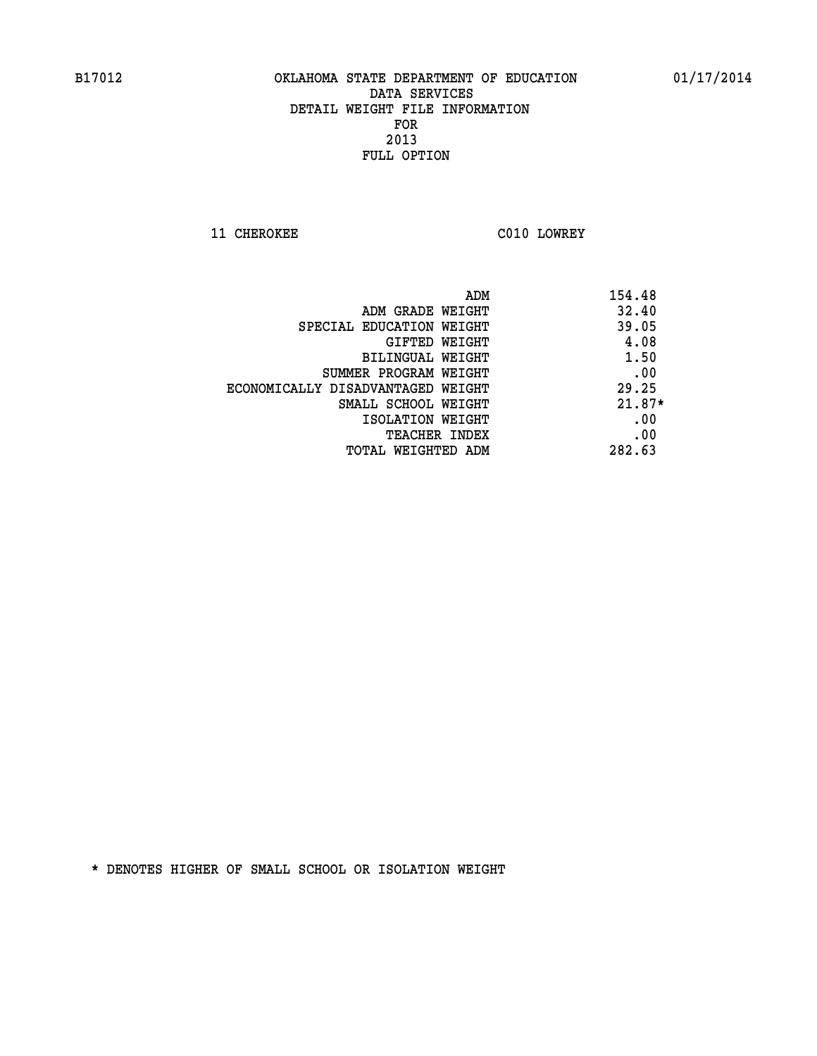B17012 OKLAHOMA STATE DEPARTMENT OF EDUCATION 01/17/2014

DATA SERVICES
DETAIL WEIGHT FILE INFORMATION
FOR
2013
FULL OPTION

11 CHEROKEE C010 LOWREY

| | |
|---|---|
| ADM | 154.48 |
| ADM GRADE WEIGHT | 32.40 |
| SPECIAL EDUCATION WEIGHT | 39.05 |
| GIFTED WEIGHT | 4.08 |
| BILINGUAL WEIGHT | 1.50 |
| SUMMER PROGRAM WEIGHT | .00 |
| ECONOMICALLY DISADVANTAGED WEIGHT | 29.25 |
| SMALL SCHOOL WEIGHT | 21.87* |
| ISOLATION WEIGHT | .00 |
| TEACHER INDEX | .00 |
| TOTAL WEIGHTED ADM | 282.63 |

* DENOTES HIGHER OF SMALL SCHOOL OR ISOLATION WEIGHT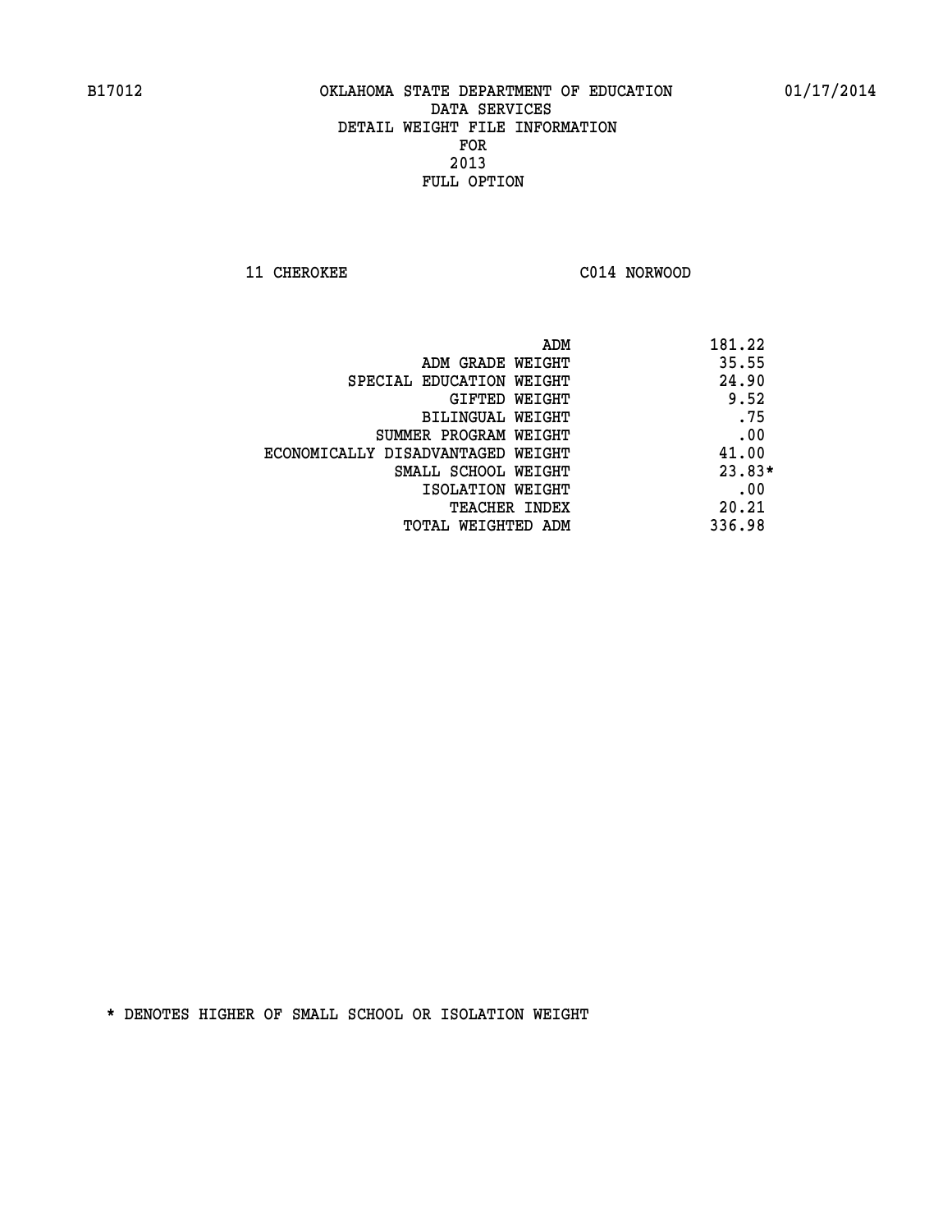B17012 OKLAHOMA STATE DEPARTMENT OF EDUCATION 01/17/2014

DATA SERVICES
DETAIL WEIGHT FILE INFORMATION
FOR
2013
FULL OPTION

11 CHEROKEE C014 NORWOOD

| | |
|---|---|
| ADM | 181.22 |
| ADM GRADE WEIGHT | 35.55 |
| SPECIAL EDUCATION WEIGHT | 24.90 |
| GIFTED WEIGHT | 9.52 |
| BILINGUAL WEIGHT | .75 |
| SUMMER PROGRAM WEIGHT | .00 |
| ECONOMICALLY DISADVANTAGED WEIGHT | 41.00 |
| SMALL SCHOOL WEIGHT | 23.83* |
| ISOLATION WEIGHT | .00 |
| TEACHER INDEX | 20.21 |
| TOTAL WEIGHTED ADM | 336.98 |

* DENOTES HIGHER OF SMALL SCHOOL OR ISOLATION WEIGHT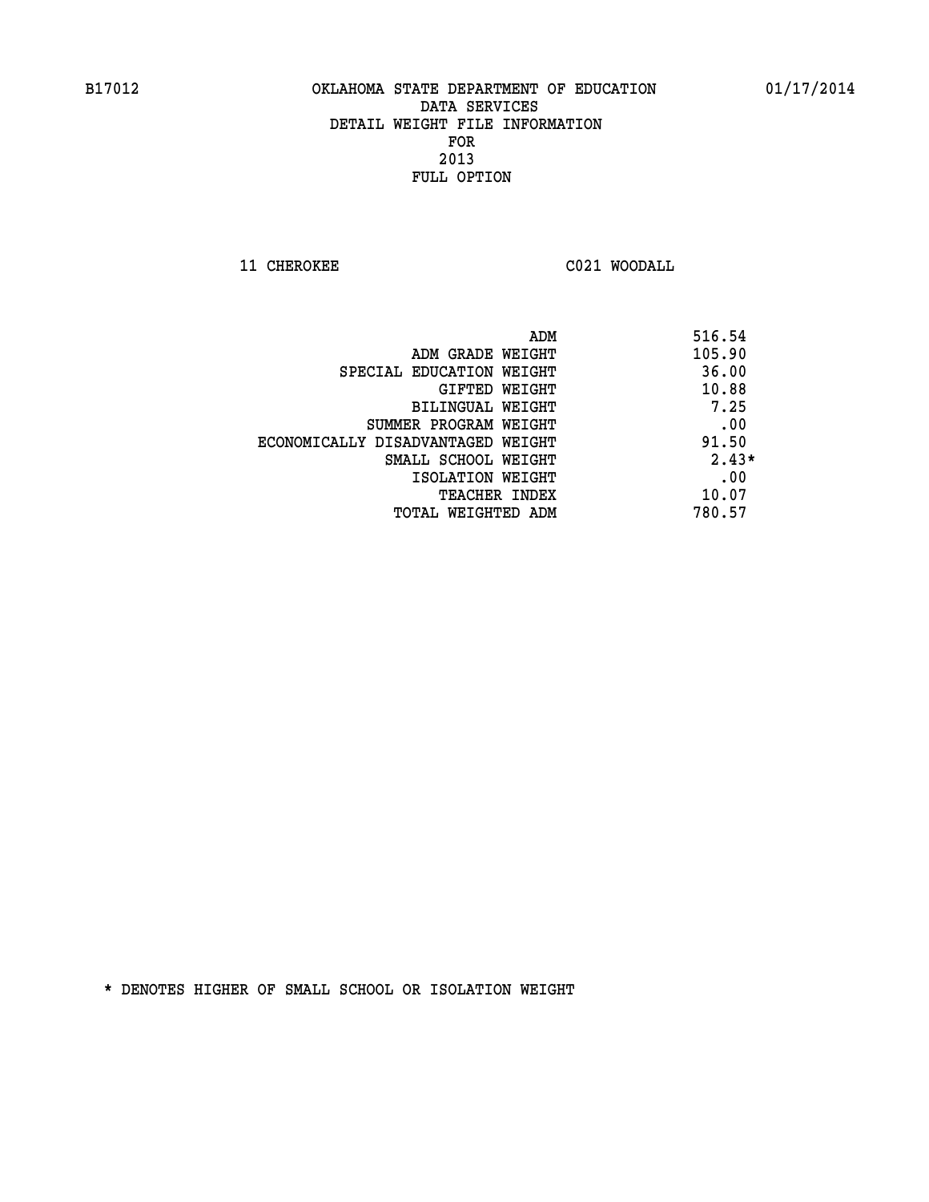B17012 OKLAHOMA STATE DEPARTMENT OF EDUCATION 01/17/2014

DATA SERVICES
DETAIL WEIGHT FILE INFORMATION
FOR
2013
FULL OPTION

11 CHEROKEE C021 WOODALL

| | |
|---|---|
| ADM | 516.54 |
| ADM GRADE WEIGHT | 105.90 |
| SPECIAL EDUCATION WEIGHT | 36.00 |
| GIFTED WEIGHT | 10.88 |
| BILINGUAL WEIGHT | 7.25 |
| SUMMER PROGRAM WEIGHT | .00 |
| ECONOMICALLY DISADVANTAGED WEIGHT | 91.50 |
| SMALL SCHOOL WEIGHT | 2.43* |
| ISOLATION WEIGHT | .00 |
| TEACHER INDEX | 10.07 |
| TOTAL WEIGHTED ADM | 780.57 |

* DENOTES HIGHER OF SMALL SCHOOL OR ISOLATION WEIGHT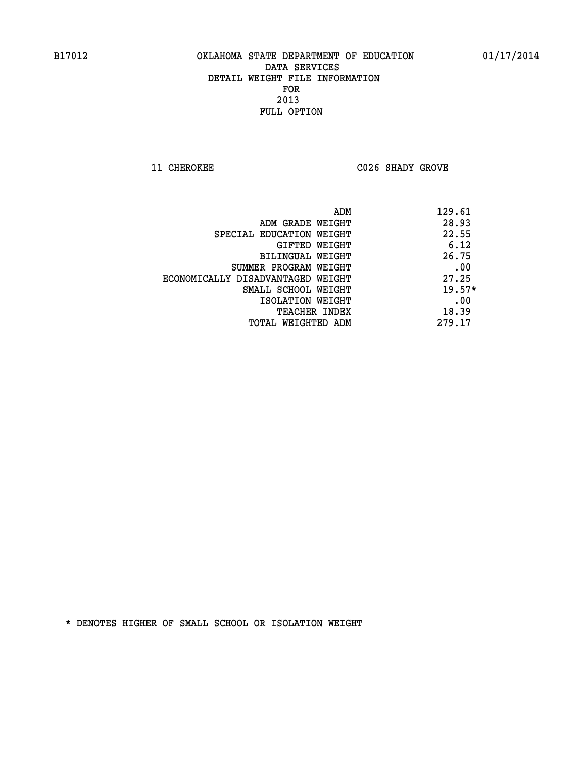B17012 OKLAHOMA STATE DEPARTMENT OF EDUCATION 01/17/2014

DATA SERVICES

DETAIL WEIGHT FILE INFORMATION

FOR

2013

FULL OPTION

11 CHEROKEE C026 SHADY GROVE

| | |
|---|---|
| ADM | 129.61 |
| ADM GRADE WEIGHT | 28.93 |
| SPECIAL EDUCATION WEIGHT | 22.55 |
| GIFTED WEIGHT | 6.12 |
| BILINGUAL WEIGHT | 26.75 |
| SUMMER PROGRAM WEIGHT | .00 |
| ECONOMICALLY DISADVANTAGED WEIGHT | 27.25 |
| SMALL SCHOOL WEIGHT | 19.57* |
| ISOLATION WEIGHT | .00 |
| TEACHER INDEX | 18.39 |
| TOTAL WEIGHTED ADM | 279.17 |

* DENOTES HIGHER OF SMALL SCHOOL OR ISOLATION WEIGHT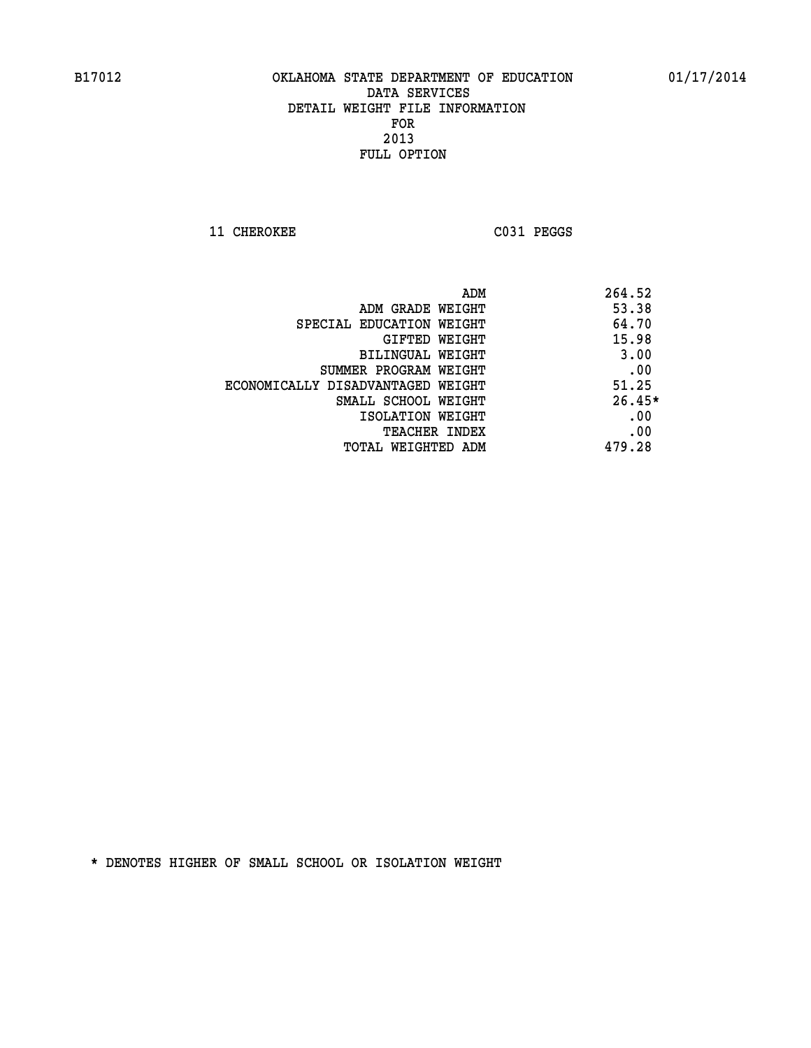# OKLAHOMA STATE DEPARTMENT OF EDUCATION
## DATA SERVICES
## DETAIL WEIGHT FILE INFORMATION
## FOR
## 2013
## FULL OPTION

11 CHEROKEE C031 PEGGS

| | |
|---|---|
| ADM | 264.52 |
| ADM GRADE WEIGHT | 53.38 |
| SPECIAL EDUCATION WEIGHT | 64.70 |
| GIFTED WEIGHT | 15.98 |
| BILINGUAL WEIGHT | 3.00 |
| SUMMER PROGRAM WEIGHT | .00 |
| ECONOMICALLY DISADVANTAGED WEIGHT | 51.25 |
| SMALL SCHOOL WEIGHT | 26.45* |
| ISOLATION WEIGHT | .00 |
| TEACHER INDEX | .00 |
| TOTAL WEIGHTED ADM | 479.28 |

* DENOTES HIGHER OF SMALL SCHOOL OR ISOLATION WEIGHT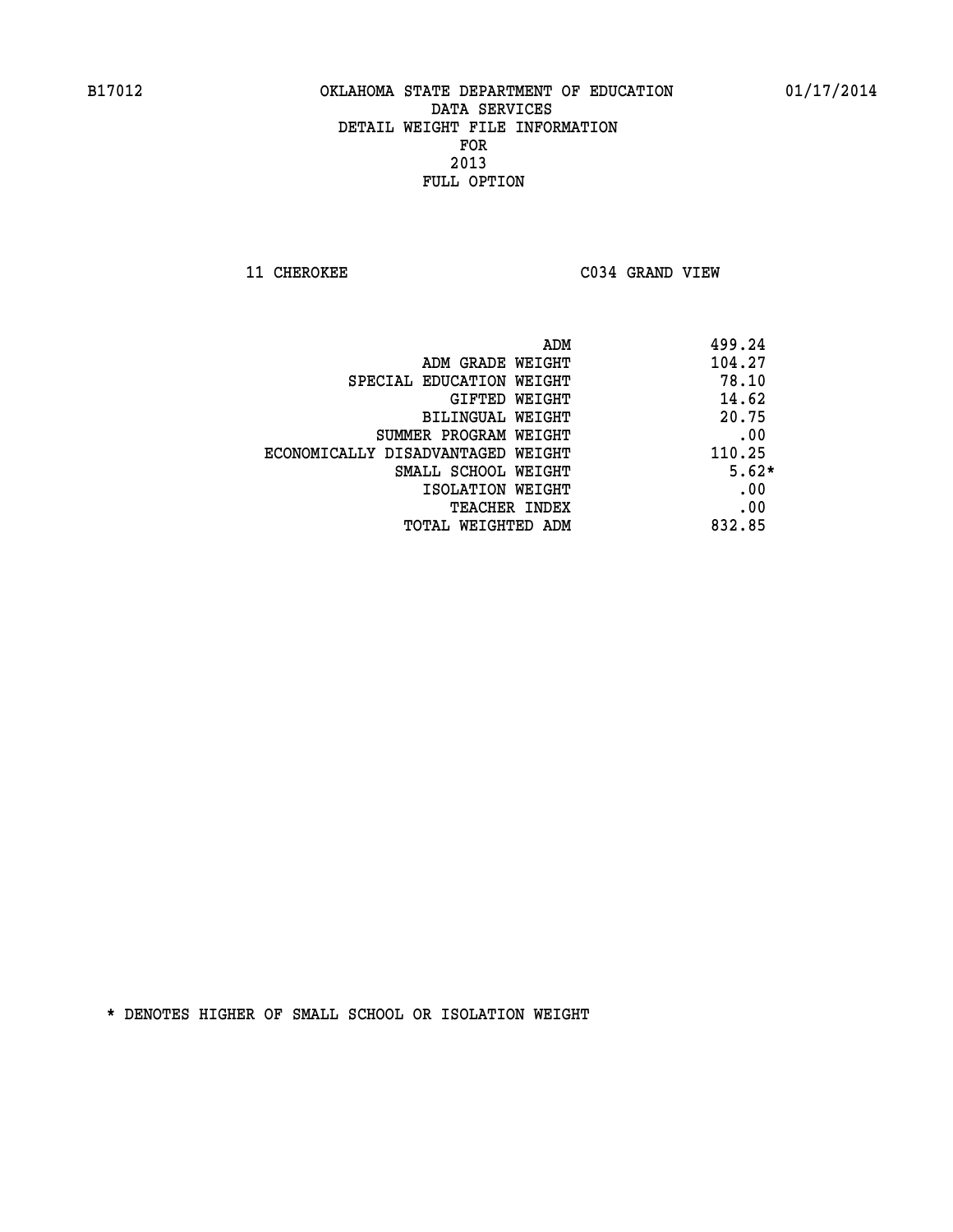# OKLAHOMA STATE DEPARTMENT OF EDUCATION
## DATA SERVICES
## DETAIL WEIGHT FILE INFORMATION
## FOR
## 2013
## FULL OPTION

11 CHEROKEE C034 GRAND VIEW

| | |
|---|---|
| ADM | 499.24 |
| ADM GRADE WEIGHT | 104.27 |
| SPECIAL EDUCATION WEIGHT | 78.10 |
| GIFTED WEIGHT | 14.62 |
| BILINGUAL WEIGHT | 20.75 |
| SUMMER PROGRAM WEIGHT | .00 |
| ECONOMICALLY DISADVANTAGED WEIGHT | 110.25 |
| SMALL SCHOOL WEIGHT | 5.62* |
| ISOLATION WEIGHT | .00 |
| TEACHER INDEX | .00 |
| TOTAL WEIGHTED ADM | 832.85 |

* DENOTES HIGHER OF SMALL SCHOOL OR ISOLATION WEIGHT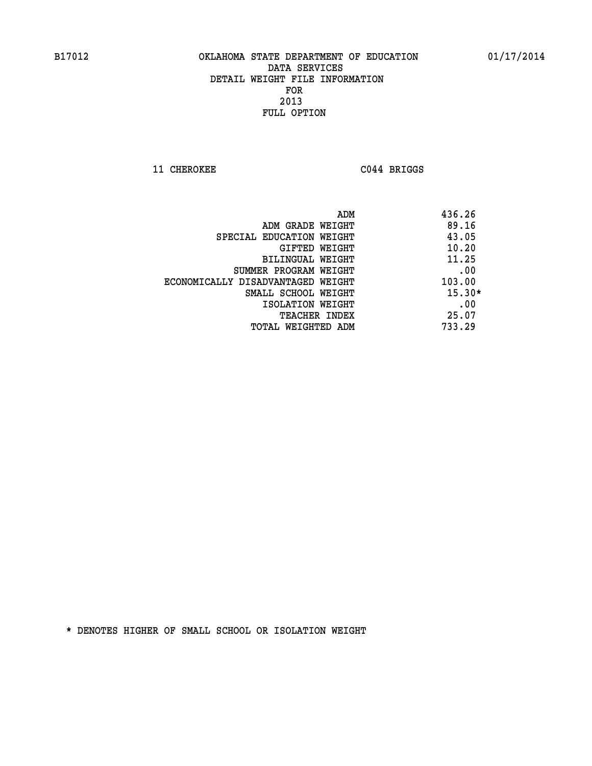B17012 OKLAHOMA STATE DEPARTMENT OF EDUCATION 01/17/2014

DATA SERVICES
DETAIL WEIGHT FILE INFORMATION
FOR
2013
FULL OPTION

11 CHEROKEE C044 BRIGGS

| | |
|---|---|
| ADM | 436.26 |
| ADM GRADE WEIGHT | 89.16 |
| SPECIAL EDUCATION WEIGHT | 43.05 |
| GIFTED WEIGHT | 10.20 |
| BILINGUAL WEIGHT | 11.25 |
| SUMMER PROGRAM WEIGHT | .00 |
| ECONOMICALLY DISADVANTAGED WEIGHT | 103.00 |
| SMALL SCHOOL WEIGHT | 15.30* |
| ISOLATION WEIGHT | .00 |
| TEACHER INDEX | 25.07 |
| TOTAL WEIGHTED ADM | 733.29 |

* DENOTES HIGHER OF SMALL SCHOOL OR ISOLATION WEIGHT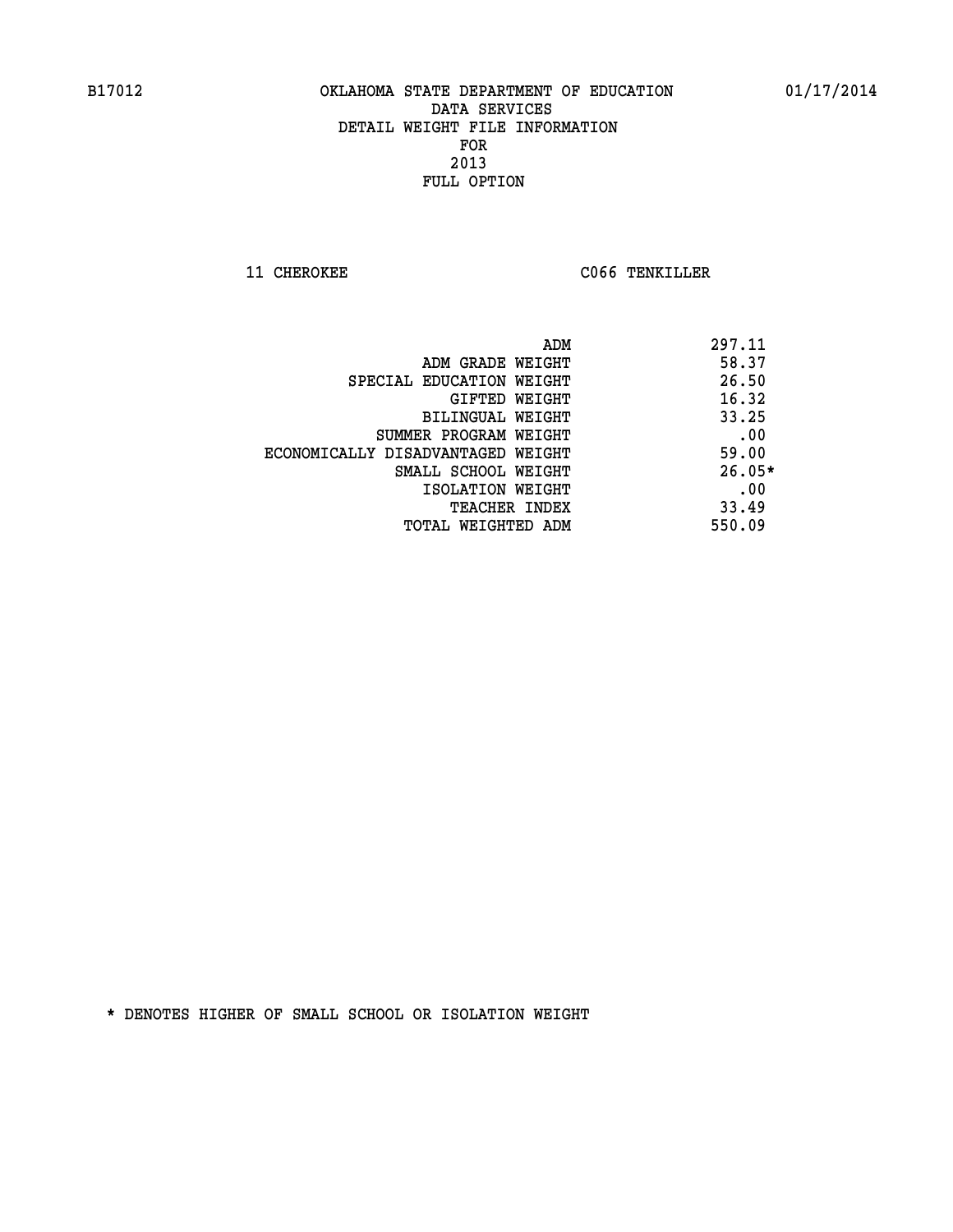B17012 OKLAHOMA STATE DEPARTMENT OF EDUCATION 01/17/2014

DATA SERVICES
DETAIL WEIGHT FILE INFORMATION
FOR
2013
FULL OPTION

11 CHEROKEE C066 TENKILLER

| | |
|---|---|
| ADM | 297.11 |
| ADM GRADE WEIGHT | 58.37 |
| SPECIAL EDUCATION WEIGHT | 26.50 |
| GIFTED WEIGHT | 16.32 |
| BILINGUAL WEIGHT | 33.25 |
| SUMMER PROGRAM WEIGHT | .00 |
| ECONOMICALLY DISADVANTAGED WEIGHT | 59.00 |
| SMALL SCHOOL WEIGHT | 26.05* |
| ISOLATION WEIGHT | .00 |
| TEACHER INDEX | 33.49 |
| TOTAL WEIGHTED ADM | 550.09 |

* DENOTES HIGHER OF SMALL SCHOOL OR ISOLATION WEIGHT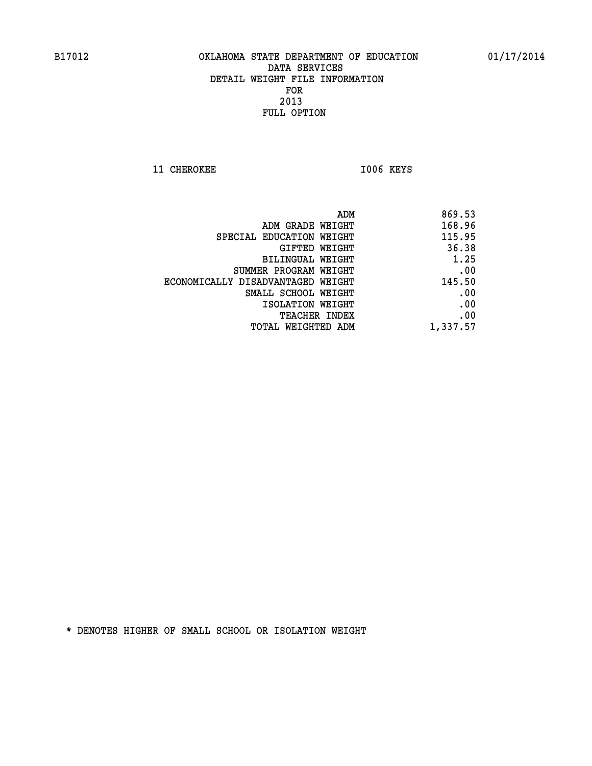B17012 OKLAHOMA STATE DEPARTMENT OF EDUCATION 01/17/2014

DATA SERVICES
DETAIL WEIGHT FILE INFORMATION
FOR
2013
FULL OPTION

11 CHEROKEE I006 KEYS

| | |
|---|---|
| ADM | 869.53 |
| ADM GRADE WEIGHT | 168.96 |
| SPECIAL EDUCATION WEIGHT | 115.95 |
| GIFTED WEIGHT | 36.38 |
| BILINGUAL WEIGHT | 1.25 |
| SUMMER PROGRAM WEIGHT | .00 |
| ECONOMICALLY DISADVANTAGED WEIGHT | 145.50 |
| SMALL SCHOOL WEIGHT | .00 |
| ISOLATION WEIGHT | .00 |
| TEACHER INDEX | .00 |
| TOTAL WEIGHTED ADM | 1,337.57 |

* DENOTES HIGHER OF SMALL SCHOOL OR ISOLATION WEIGHT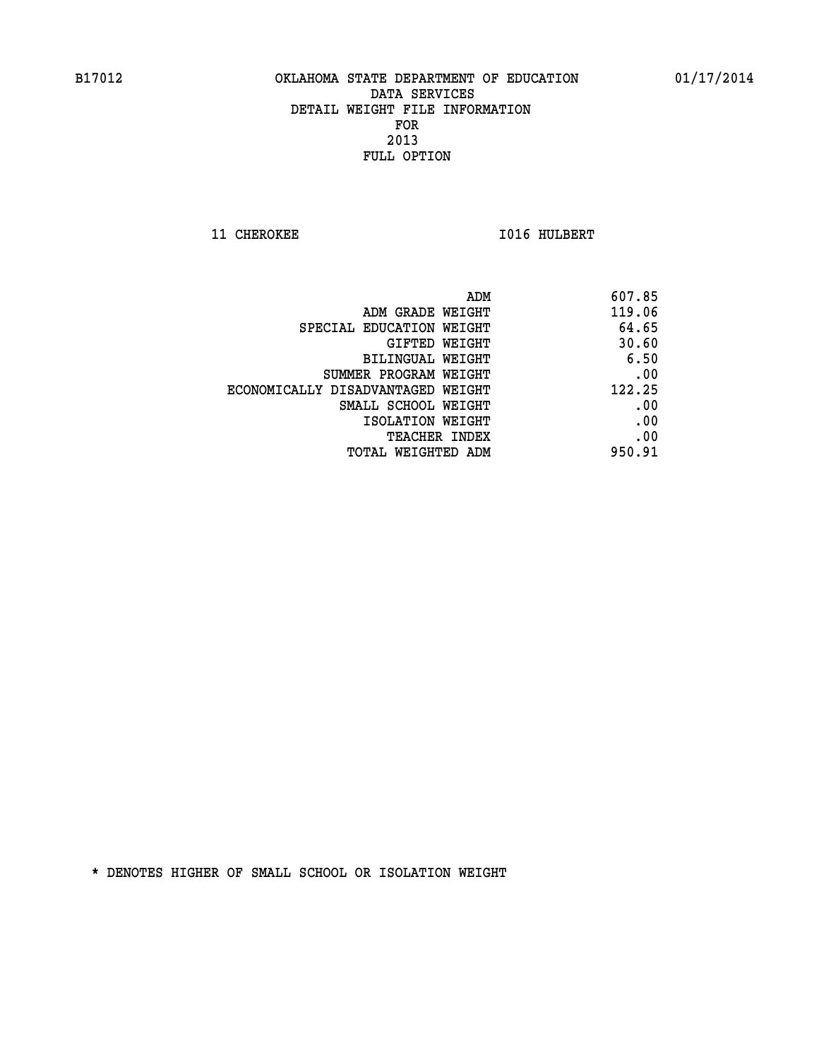B17012 OKLAHOMA STATE DEPARTMENT OF EDUCATION 01/17/2014

DATA SERVICES

DETAIL WEIGHT FILE INFORMATION

FOR

2013

FULL OPTION

11 CHEROKEE I016 HULBERT

| | |
|---|---|
| ADM | 607.85 |
| ADM GRADE WEIGHT | 119.06 |
| SPECIAL EDUCATION WEIGHT | 64.65 |
| GIFTED WEIGHT | 30.60 |
| BILINGUAL WEIGHT | 6.50 |
| SUMMER PROGRAM WEIGHT | .00 |
| ECONOMICALLY DISADVANTAGED WEIGHT | 122.25 |
| SMALL SCHOOL WEIGHT | .00 |
| ISOLATION WEIGHT | .00 |
| TEACHER INDEX | .00 |
| TOTAL WEIGHTED ADM | 950.91 |

* DENOTES HIGHER OF SMALL SCHOOL OR ISOLATION WEIGHT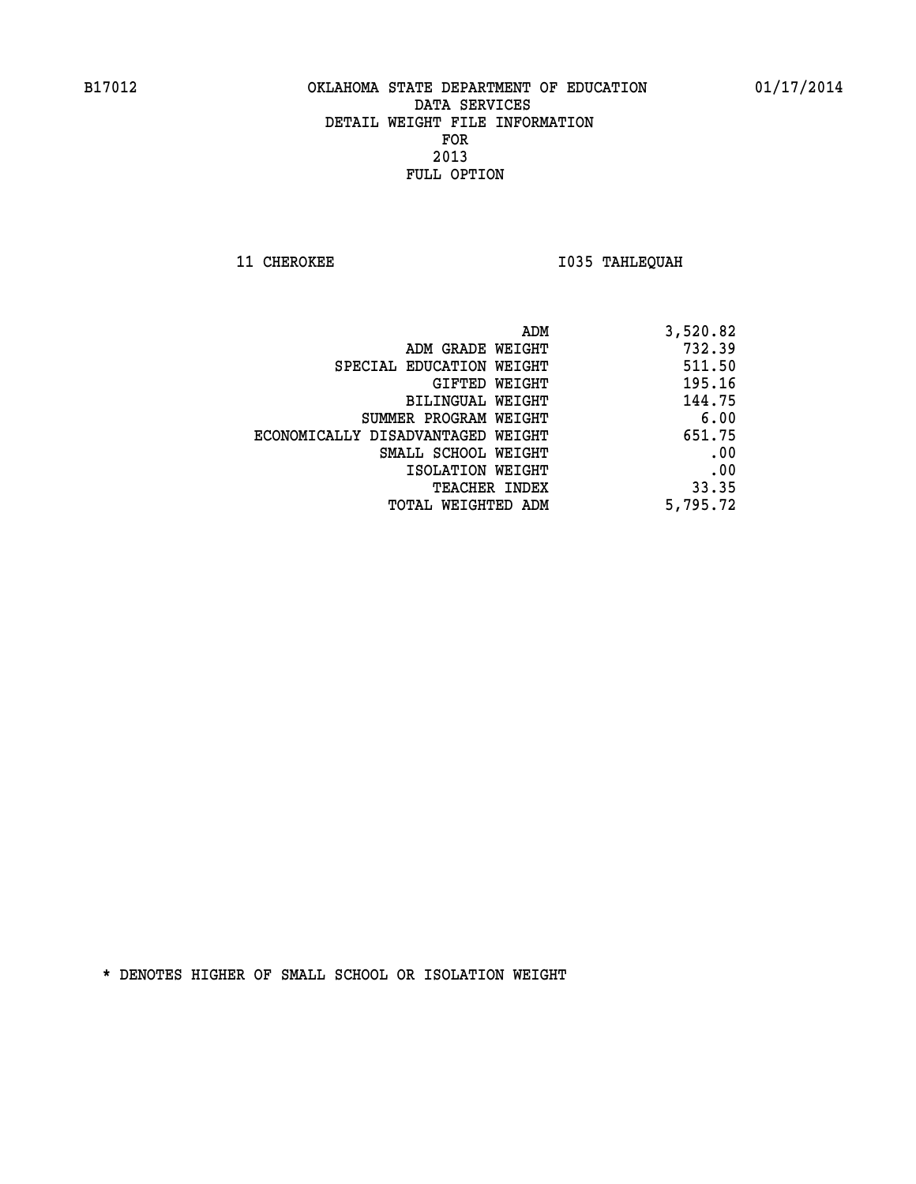B17012 OKLAHOMA STATE DEPARTMENT OF EDUCATION 01/17/2014

DATA SERVICES
DETAIL WEIGHT FILE INFORMATION
FOR
2013
FULL OPTION

11 CHEROKEE I035 TAHLEQUAH

| | |
|---|---:|
| ADM | 3,520.82 |
| ADM GRADE WEIGHT | 732.39 |
| SPECIAL EDUCATION WEIGHT | 511.50 |
| GIFTED WEIGHT | 195.16 |
| BILINGUAL WEIGHT | 144.75 |
| SUMMER PROGRAM WEIGHT | 6.00 |
| ECONOMICALLY DISADVANTAGED WEIGHT | 651.75 |
| SMALL SCHOOL WEIGHT | .00 |
| ISOLATION WEIGHT | .00 |
| TEACHER INDEX | 33.35 |
| TOTAL WEIGHTED ADM | 5,795.72 |

* DENOTES HIGHER OF SMALL SCHOOL OR ISOLATION WEIGHT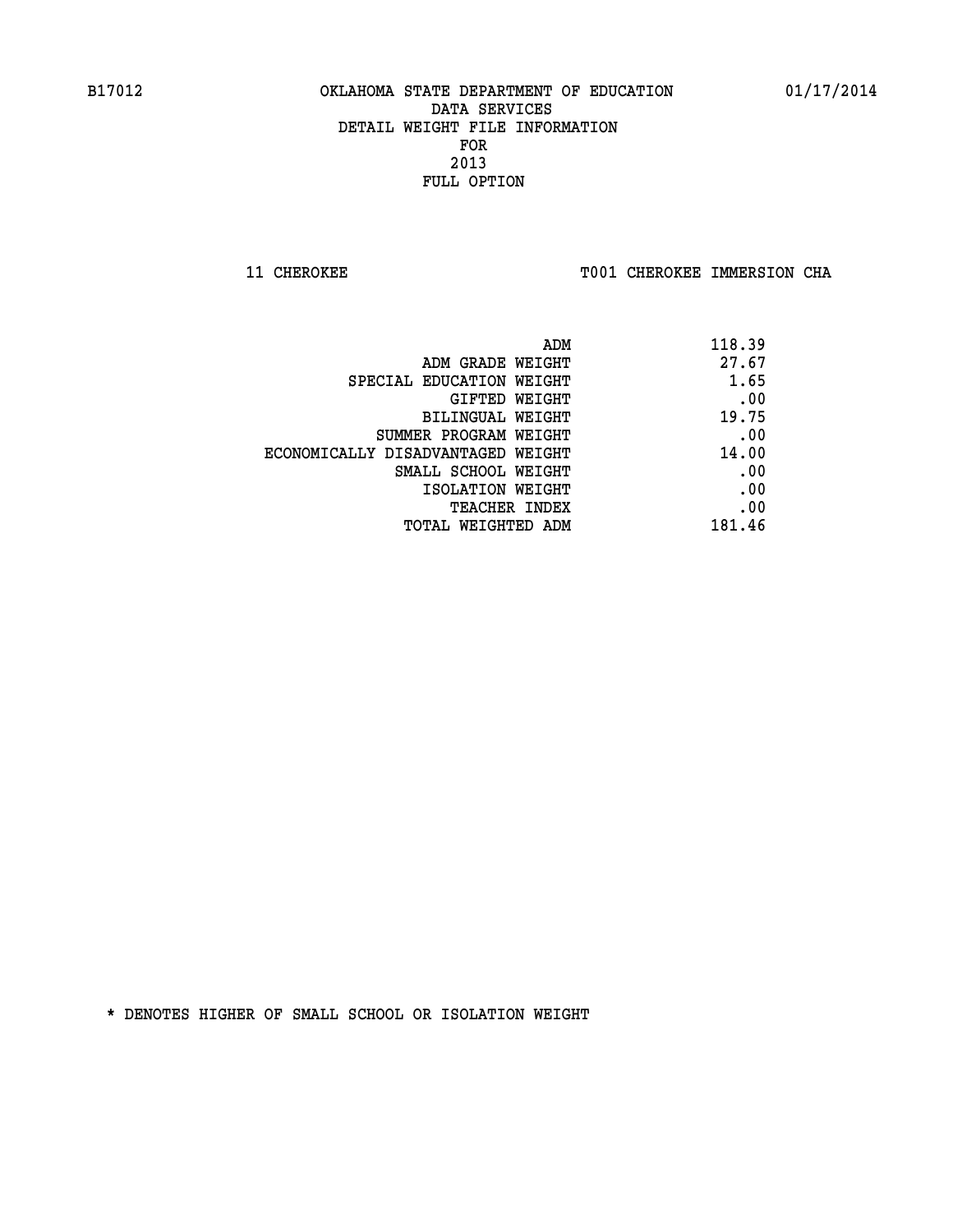B17012 OKLAHOMA STATE DEPARTMENT OF EDUCATION 01/17/2014

DATA SERVICES
DETAIL WEIGHT FILE INFORMATION
FOR
2013
FULL OPTION

11 CHEROKEE T001 CHEROKEE IMMERSION CHA

| | |
|---|---|
| ADM | 118.39 |
| ADM GRADE WEIGHT | 27.67 |
| SPECIAL EDUCATION WEIGHT | 1.65 |
| GIFTED WEIGHT | .00 |
| BILINGUAL WEIGHT | 19.75 |
| SUMMER PROGRAM WEIGHT | .00 |
| ECONOMICALLY DISADVANTAGED WEIGHT | 14.00 |
| SMALL SCHOOL WEIGHT | .00 |
| ISOLATION WEIGHT | .00 |
| TEACHER INDEX | .00 |
| TOTAL WEIGHTED ADM | 181.46 |

* DENOTES HIGHER OF SMALL SCHOOL OR ISOLATION WEIGHT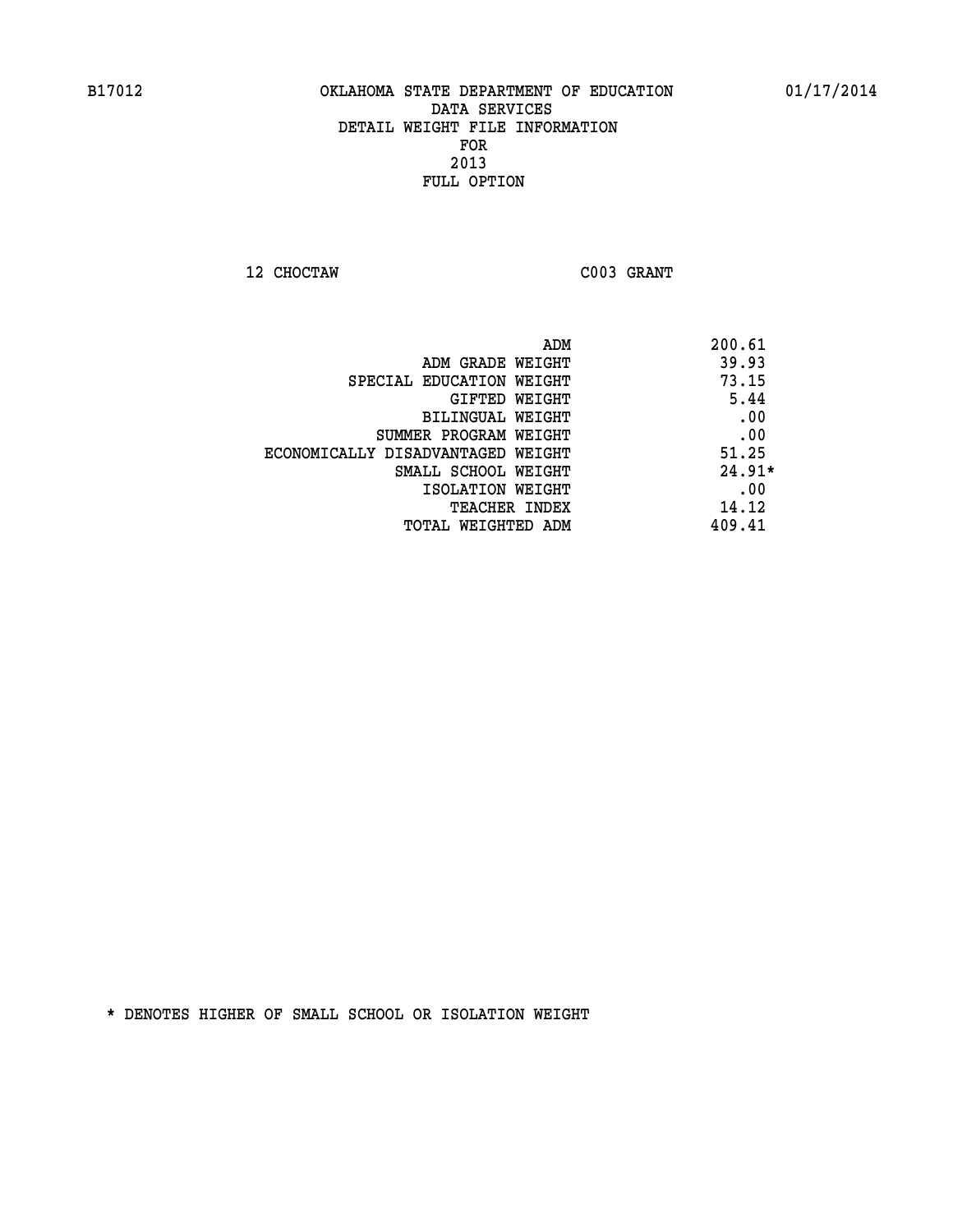B17012 OKLAHOMA STATE DEPARTMENT OF EDUCATION 01/17/2014

DATA SERVICES

DETAIL WEIGHT FILE INFORMATION

FOR

2013

FULL OPTION

12 CHOCTAW C003 GRANT

| | |
|---|---|
| ADM | 200.61 |
| ADM GRADE WEIGHT | 39.93 |
| SPECIAL EDUCATION WEIGHT | 73.15 |
| GIFTED WEIGHT | 5.44 |
| BILINGUAL WEIGHT | .00 |
| SUMMER PROGRAM WEIGHT | .00 |
| ECONOMICALLY DISADVANTAGED WEIGHT | 51.25 |
| SMALL SCHOOL WEIGHT | 24.91* |
| ISOLATION WEIGHT | .00 |
| TEACHER INDEX | 14.12 |
| TOTAL WEIGHTED ADM | 409.41 |

* DENOTES HIGHER OF SMALL SCHOOL OR ISOLATION WEIGHT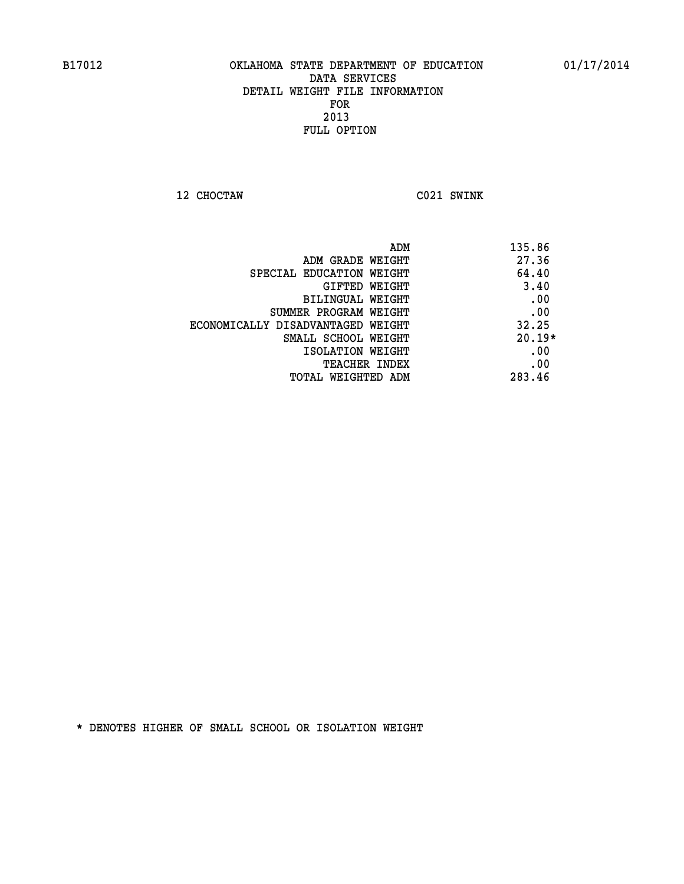B17012 OKLAHOMA STATE DEPARTMENT OF EDUCATION 01/17/2014

DATA SERVICES

DETAIL WEIGHT FILE INFORMATION

FOR

2013

FULL OPTION

12 CHOCTAW C021 SWINK

| | |
|---|---|
| ADM | 135.86 |
| ADM GRADE WEIGHT | 27.36 |
| SPECIAL EDUCATION WEIGHT | 64.40 |
| GIFTED WEIGHT | 3.40 |
| BILINGUAL WEIGHT | .00 |
| SUMMER PROGRAM WEIGHT | .00 |
| ECONOMICALLY DISADVANTAGED WEIGHT | 32.25 |
| SMALL SCHOOL WEIGHT | 20.19* |
| ISOLATION WEIGHT | .00 |
| TEACHER INDEX | .00 |
| TOTAL WEIGHTED ADM | 283.46 |

* DENOTES HIGHER OF SMALL SCHOOL OR ISOLATION WEIGHT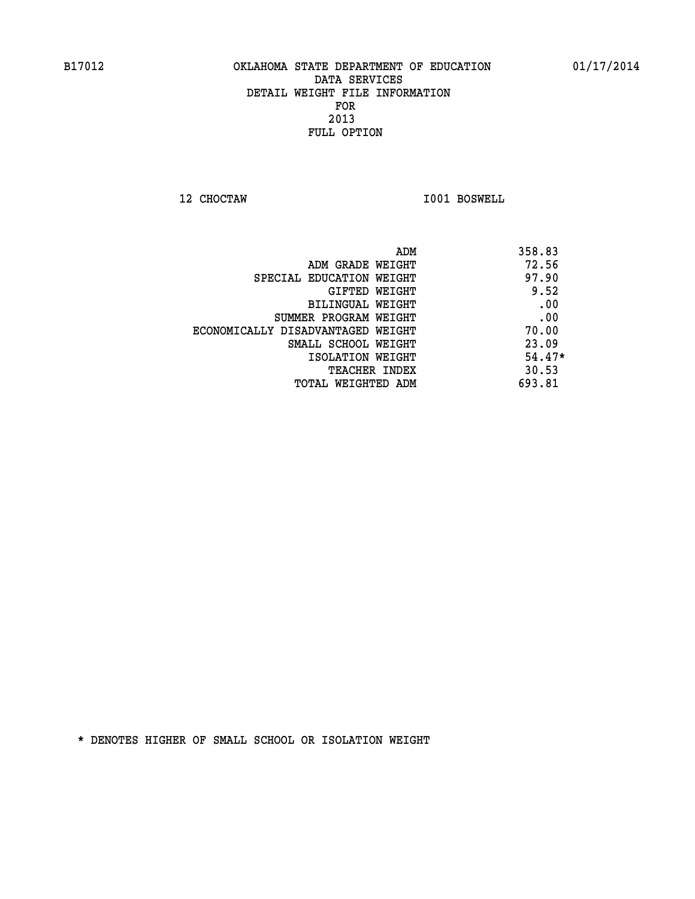B17012 OKLAHOMA STATE DEPARTMENT OF EDUCATION 01/17/2014

DATA SERVICES
DETAIL WEIGHT FILE INFORMATION
FOR
2013
FULL OPTION

12 CHOCTAW I001 BOSWELL

| | |
|---|---|
| ADM | 358.83 |
| ADM GRADE WEIGHT | 72.56 |
| SPECIAL EDUCATION WEIGHT | 97.90 |
| GIFTED WEIGHT | 9.52 |
| BILINGUAL WEIGHT | .00 |
| SUMMER PROGRAM WEIGHT | .00 |
| ECONOMICALLY DISADVANTAGED WEIGHT | 70.00 |
| SMALL SCHOOL WEIGHT | 23.09 |
| ISOLATION WEIGHT | 54.47* |
| TEACHER INDEX | 30.53 |
| TOTAL WEIGHTED ADM | 693.81 |

* DENOTES HIGHER OF SMALL SCHOOL OR ISOLATION WEIGHT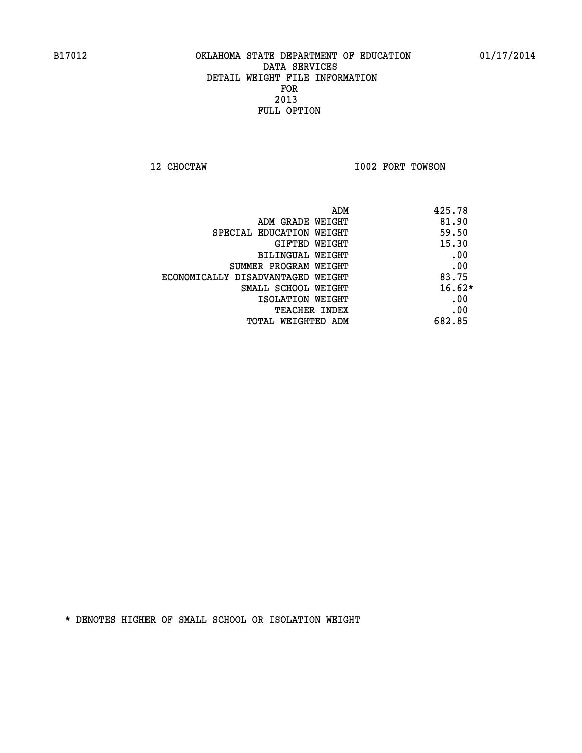B17012 OKLAHOMA STATE DEPARTMENT OF EDUCATION 01/17/2014

DATA SERVICES
DETAIL WEIGHT FILE INFORMATION
FOR
2013
FULL OPTION

12 CHOCTAW I002 FORT TOWSON

| | |
|---|---|
| ADM | 425.78 |
| ADM GRADE WEIGHT | 81.90 |
| SPECIAL EDUCATION WEIGHT | 59.50 |
| GIFTED WEIGHT | 15.30 |
| BILINGUAL WEIGHT | .00 |
| SUMMER PROGRAM WEIGHT | .00 |
| ECONOMICALLY DISADVANTAGED WEIGHT | 83.75 |
| SMALL SCHOOL WEIGHT | 16.62* |
| ISOLATION WEIGHT | .00 |
| TEACHER INDEX | .00 |
| TOTAL WEIGHTED ADM | 682.85 |

* DENOTES HIGHER OF SMALL SCHOOL OR ISOLATION WEIGHT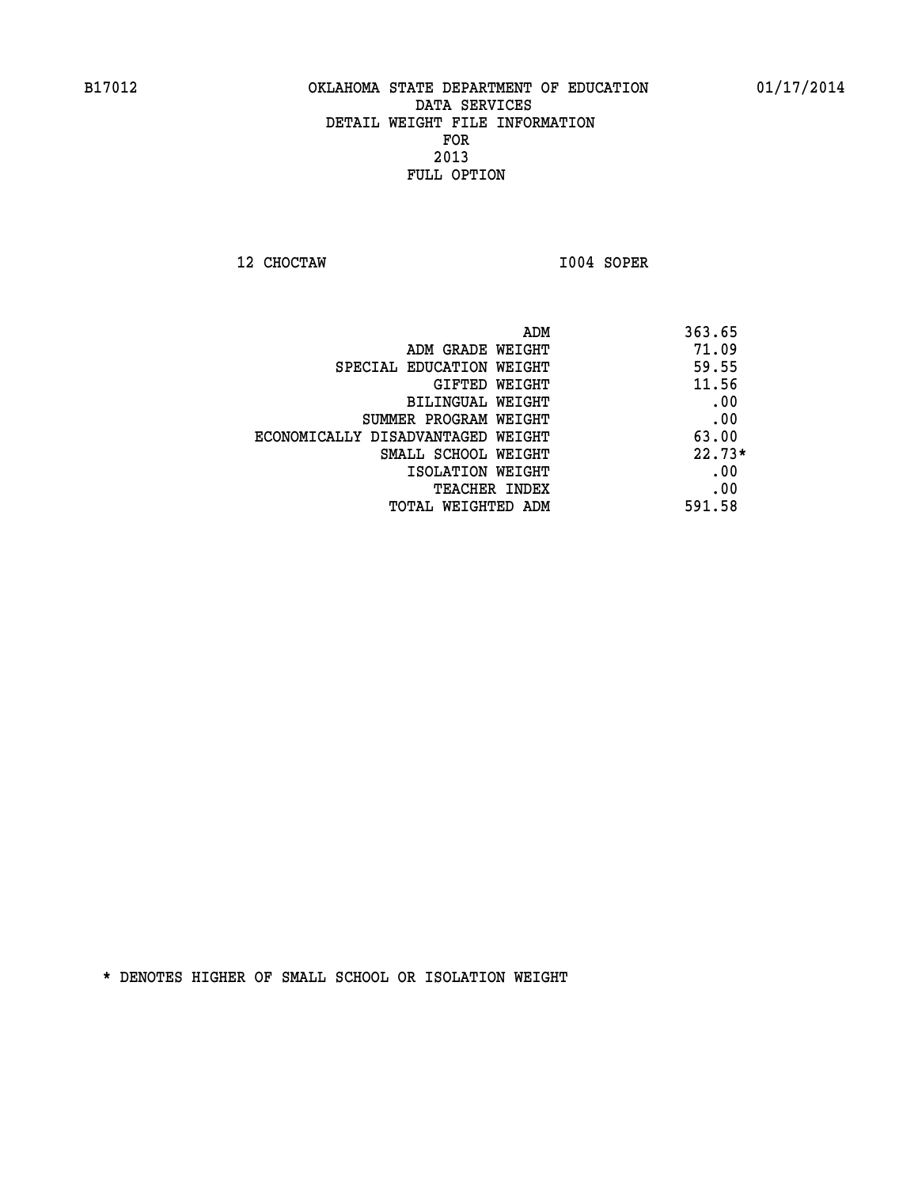B17012 OKLAHOMA STATE DEPARTMENT OF EDUCATION 01/17/2014

DATA SERVICES
DETAIL WEIGHT FILE INFORMATION
FOR
2013
FULL OPTION

12 CHOCTAW I004 SOPER

| | |
|---|---|
| ADM | 363.65 |
| ADM GRADE WEIGHT | 71.09 |
| SPECIAL EDUCATION WEIGHT | 59.55 |
| GIFTED WEIGHT | 11.56 |
| BILINGUAL WEIGHT | .00 |
| SUMMER PROGRAM WEIGHT | .00 |
| ECONOMICALLY DISADVANTAGED WEIGHT | 63.00 |
| SMALL SCHOOL WEIGHT | 22.73* |
| ISOLATION WEIGHT | .00 |
| TEACHER INDEX | .00 |
| TOTAL WEIGHTED ADM | 591.58 |

* DENOTES HIGHER OF SMALL SCHOOL OR ISOLATION WEIGHT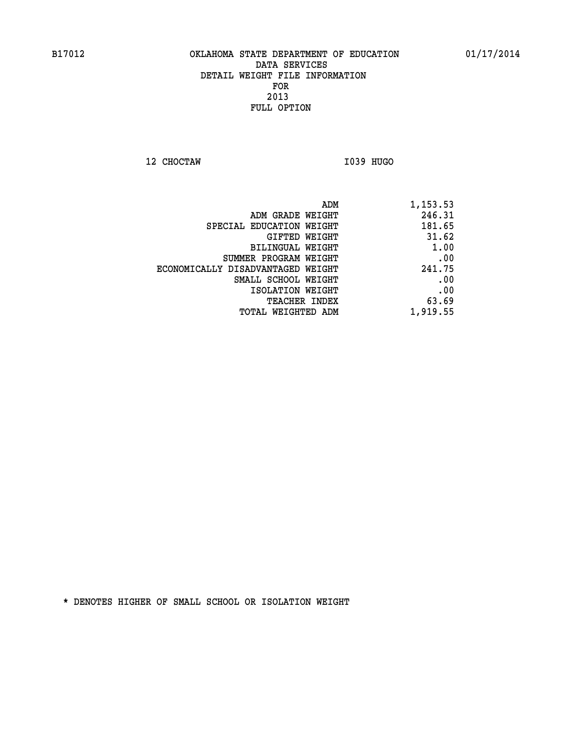B17012 OKLAHOMA STATE DEPARTMENT OF EDUCATION 01/17/2014

DATA SERVICES
DETAIL WEIGHT FILE INFORMATION
FOR
2013
FULL OPTION

12 CHOCTAW I039 HUGO

| | |
|---|---|
| ADM | 1,153.53 |
| ADM GRADE WEIGHT | 246.31 |
| SPECIAL EDUCATION WEIGHT | 181.65 |
| GIFTED WEIGHT | 31.62 |
| BILINGUAL WEIGHT | 1.00 |
| SUMMER PROGRAM WEIGHT | .00 |
| ECONOMICALLY DISADVANTAGED WEIGHT | 241.75 |
| SMALL SCHOOL WEIGHT | .00 |
| ISOLATION WEIGHT | .00 |
| TEACHER INDEX | 63.69 |
| TOTAL WEIGHTED ADM | 1,919.55 |

* DENOTES HIGHER OF SMALL SCHOOL OR ISOLATION WEIGHT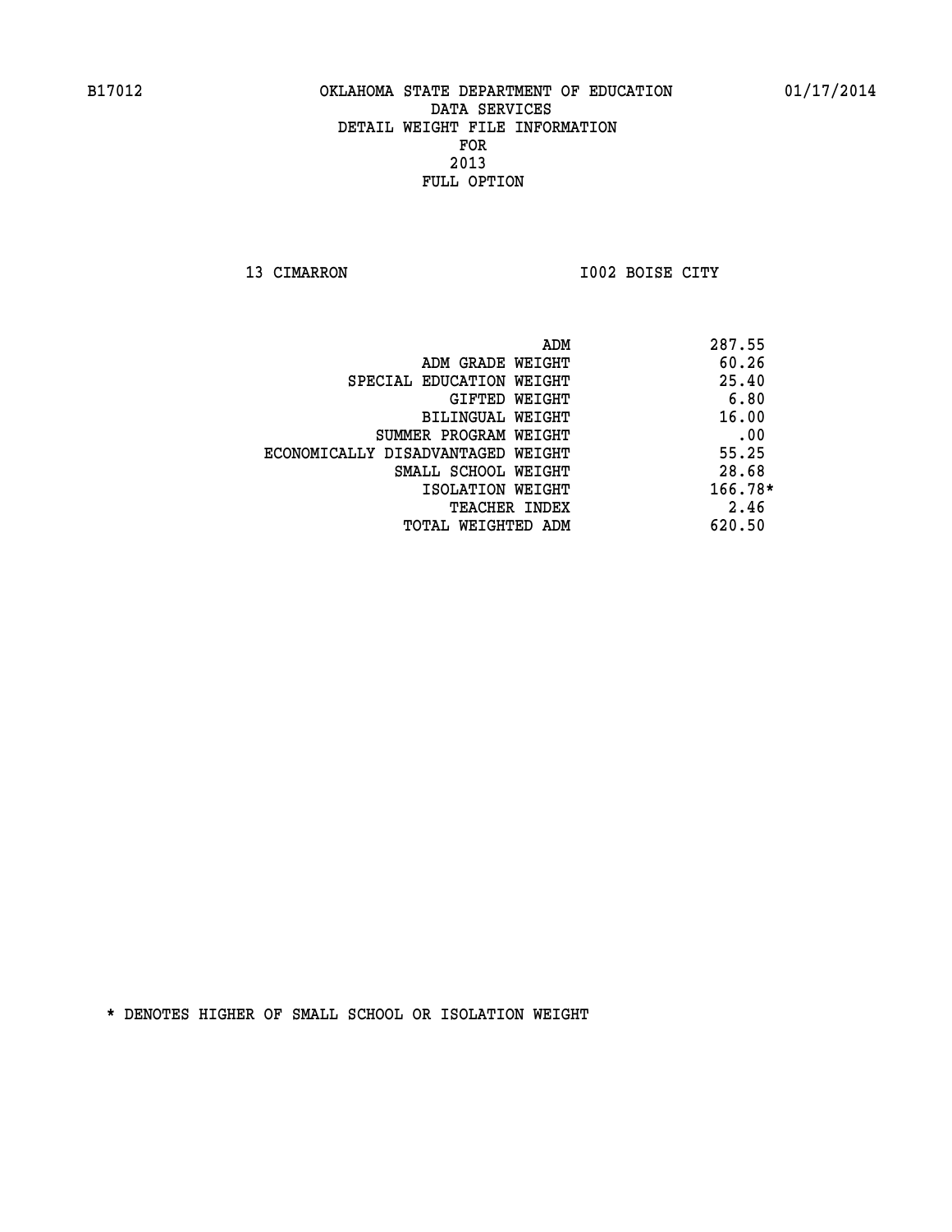B17012 OKLAHOMA STATE DEPARTMENT OF EDUCATION 01/17/2014

DATA SERVICES
DETAIL WEIGHT FILE INFORMATION
FOR
2013
FULL OPTION

13 CIMARRON I002 BOISE CITY

| | |
|---|---|
| ADM | 287.55 |
| ADM GRADE WEIGHT | 60.26 |
| SPECIAL EDUCATION WEIGHT | 25.40 |
| GIFTED WEIGHT | 6.80 |
| BILINGUAL WEIGHT | 16.00 |
| SUMMER PROGRAM WEIGHT | .00 |
| ECONOMICALLY DISADVANTAGED WEIGHT | 55.25 |
| SMALL SCHOOL WEIGHT | 28.68 |
| ISOLATION WEIGHT | 166.78* |
| TEACHER INDEX | 2.46 |
| TOTAL WEIGHTED ADM | 620.50 |

* DENOTES HIGHER OF SMALL SCHOOL OR ISOLATION WEIGHT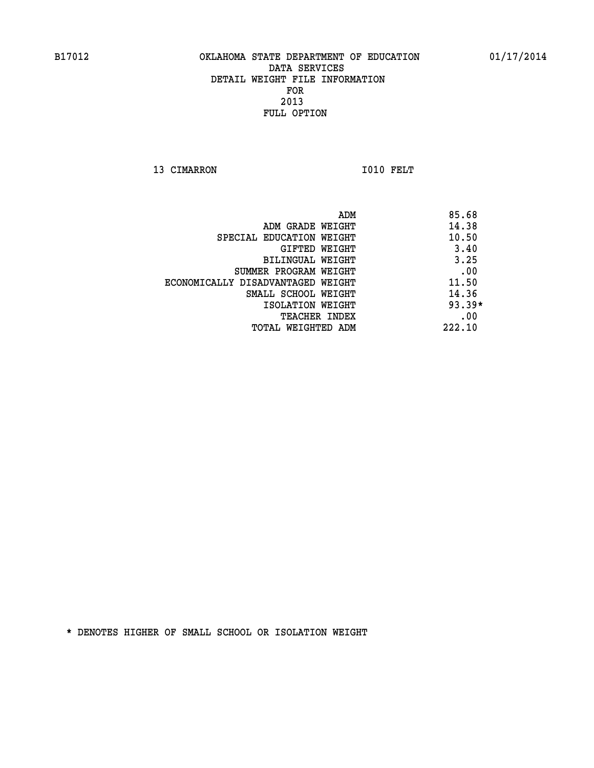B17012 OKLAHOMA STATE DEPARTMENT OF EDUCATION 01/17/2014

DATA SERVICES

DETAIL WEIGHT FILE INFORMATION

FOR

2013

FULL OPTION

13 CIMARRON I010 FELT

| | |
|---|---|
| ADM | 85.68 |
| ADM GRADE WEIGHT | 14.38 |
| SPECIAL EDUCATION WEIGHT | 10.50 |
| GIFTED WEIGHT | 3.40 |
| BILINGUAL WEIGHT | 3.25 |
| SUMMER PROGRAM WEIGHT | .00 |
| ECONOMICALLY DISADVANTAGED WEIGHT | 11.50 |
| SMALL SCHOOL WEIGHT | 14.36 |
| ISOLATION WEIGHT | 93.39* |
| TEACHER INDEX | .00 |
| TOTAL WEIGHTED ADM | 222.10 |

* DENOTES HIGHER OF SMALL SCHOOL OR ISOLATION WEIGHT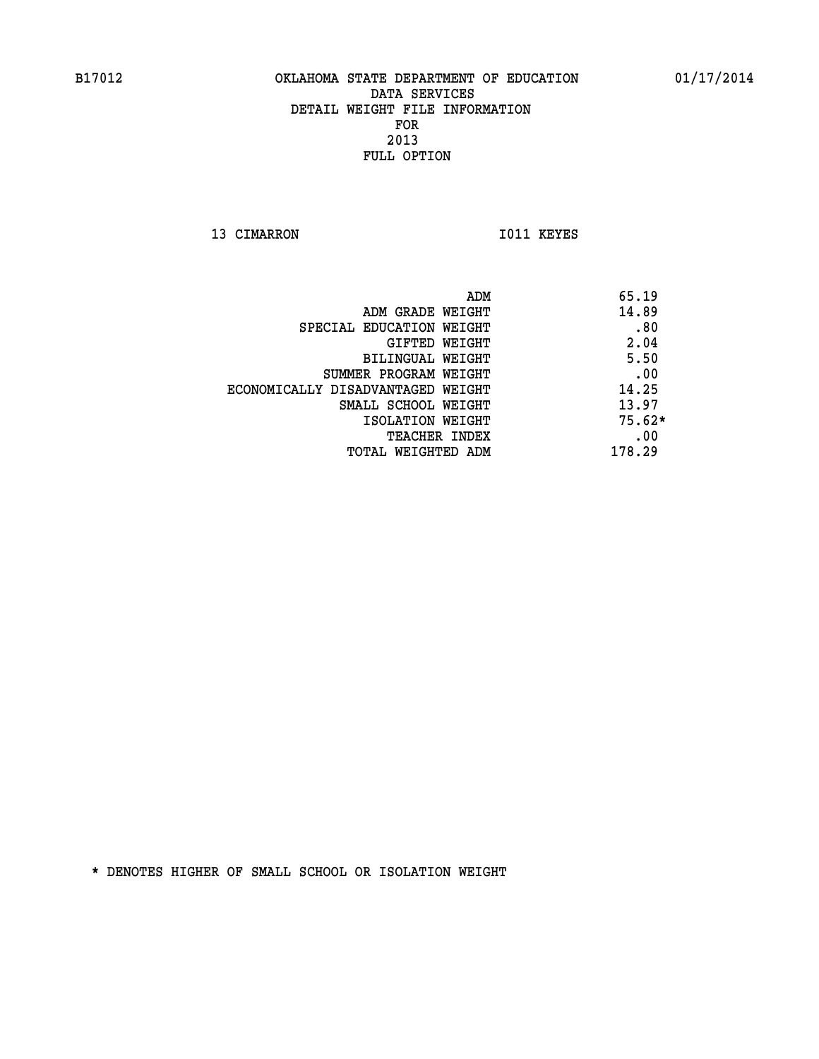B17012 OKLAHOMA STATE DEPARTMENT OF EDUCATION 01/17/2014

DATA SERVICES
DETAIL WEIGHT FILE INFORMATION
FOR
2013
FULL OPTION

13 CIMARRON I011 KEYES

| | |
|---|---|
| ADM | 65.19 |
| ADM GRADE WEIGHT | 14.89 |
| SPECIAL EDUCATION WEIGHT | .80 |
| GIFTED WEIGHT | 2.04 |
| BILINGUAL WEIGHT | 5.50 |
| SUMMER PROGRAM WEIGHT | .00 |
| ECONOMICALLY DISADVANTAGED WEIGHT | 14.25 |
| SMALL SCHOOL WEIGHT | 13.97 |
| ISOLATION WEIGHT | 75.62* |
| TEACHER INDEX | .00 |
| TOTAL WEIGHTED ADM | 178.29 |

* DENOTES HIGHER OF SMALL SCHOOL OR ISOLATION WEIGHT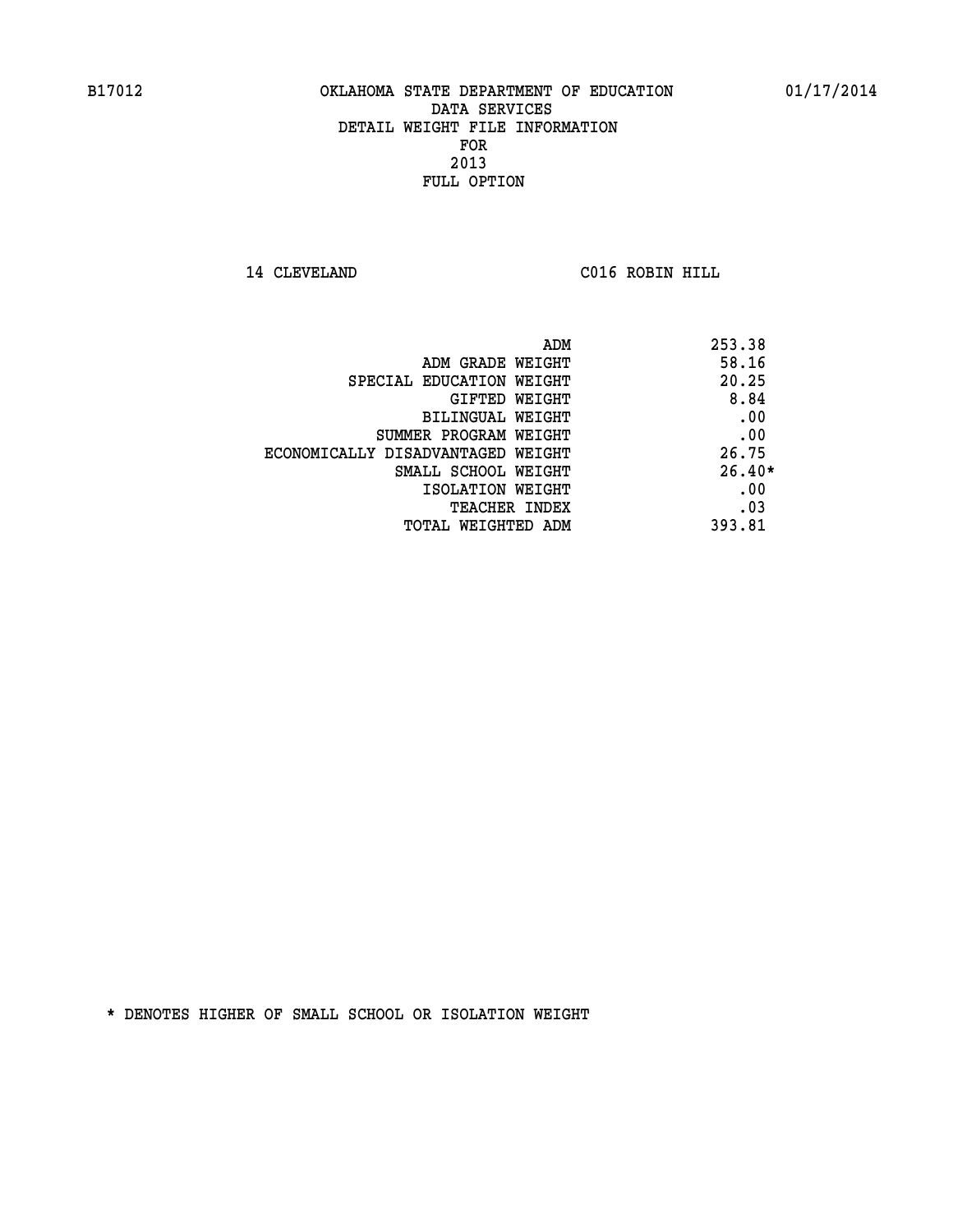B17012 OKLAHOMA STATE DEPARTMENT OF EDUCATION 01/17/2014

DATA SERVICES
DETAIL WEIGHT FILE INFORMATION
FOR
2013
FULL OPTION

14 CLEVELAND C016 ROBIN HILL

| | |
|---|---|
| ADM | 253.38 |
| ADM GRADE WEIGHT | 58.16 |
| SPECIAL EDUCATION WEIGHT | 20.25 |
| GIFTED WEIGHT | 8.84 |
| BILINGUAL WEIGHT | .00 |
| SUMMER PROGRAM WEIGHT | .00 |
| ECONOMICALLY DISADVANTAGED WEIGHT | 26.75 |
| SMALL SCHOOL WEIGHT | 26.40* |
| ISOLATION WEIGHT | .00 |
| TEACHER INDEX | .03 |
| TOTAL WEIGHTED ADM | 393.81 |

* DENOTES HIGHER OF SMALL SCHOOL OR ISOLATION WEIGHT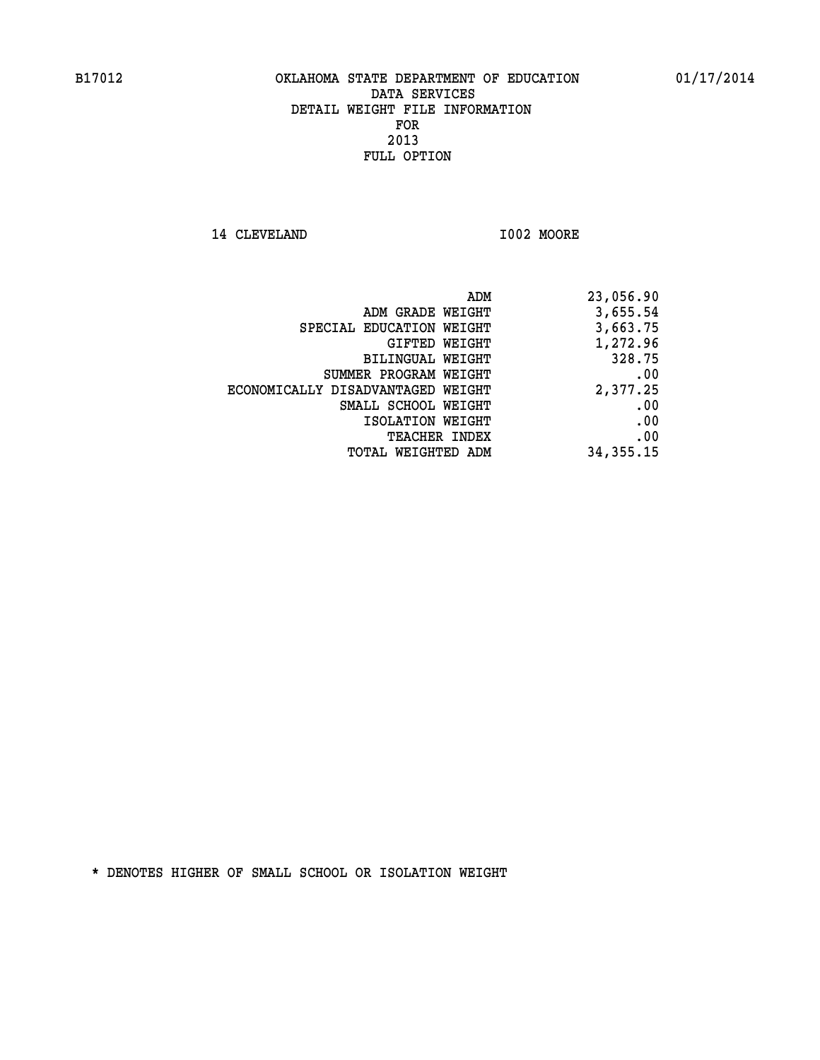B17012 OKLAHOMA STATE DEPARTMENT OF EDUCATION 01/17/2014

DATA SERVICES
DETAIL WEIGHT FILE INFORMATION
FOR
2013
FULL OPTION

14 CLEVELAND I002 MOORE

| | |
|---|---|
| ADM | 23,056.90 |
| ADM GRADE WEIGHT | 3,655.54 |
| SPECIAL EDUCATION WEIGHT | 3,663.75 |
| GIFTED WEIGHT | 1,272.96 |
| BILINGUAL WEIGHT | 328.75 |
| SUMMER PROGRAM WEIGHT | .00 |
| ECONOMICALLY DISADVANTAGED WEIGHT | 2,377.25 |
| SMALL SCHOOL WEIGHT | .00 |
| ISOLATION WEIGHT | .00 |
| TEACHER INDEX | .00 |
| TOTAL WEIGHTED ADM | 34,355.15 |

* DENOTES HIGHER OF SMALL SCHOOL OR ISOLATION WEIGHT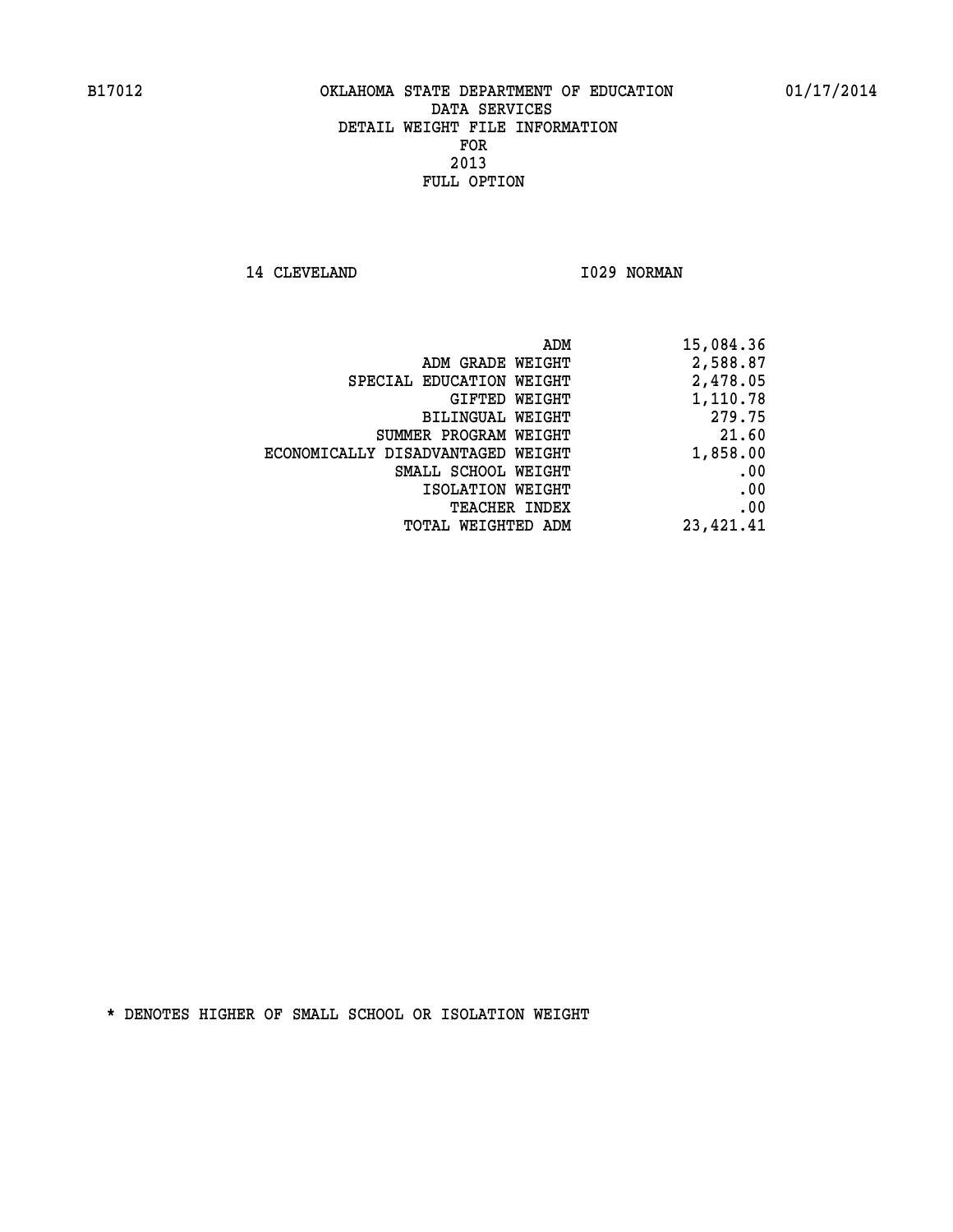OKLAHOMA STATE DEPARTMENT OF EDUCATION
DATA SERVICES
DETAIL WEIGHT FILE INFORMATION
FOR
2013
FULL OPTION

14 CLEVELAND I029 NORMAN

| | |
|---|---|
| ADM | 15,084.36 |
| ADM GRADE WEIGHT | 2,588.87 |
| SPECIAL EDUCATION WEIGHT | 2,478.05 |
| GIFTED WEIGHT | 1,110.78 |
| BILINGUAL WEIGHT | 279.75 |
| SUMMER PROGRAM WEIGHT | 21.60 |
| ECONOMICALLY DISADVANTAGED WEIGHT | 1,858.00 |
| SMALL SCHOOL WEIGHT | .00 |
| ISOLATION WEIGHT | .00 |
| TEACHER INDEX | .00 |
| TOTAL WEIGHTED ADM | 23,421.41 |

* DENOTES HIGHER OF SMALL SCHOOL OR ISOLATION WEIGHT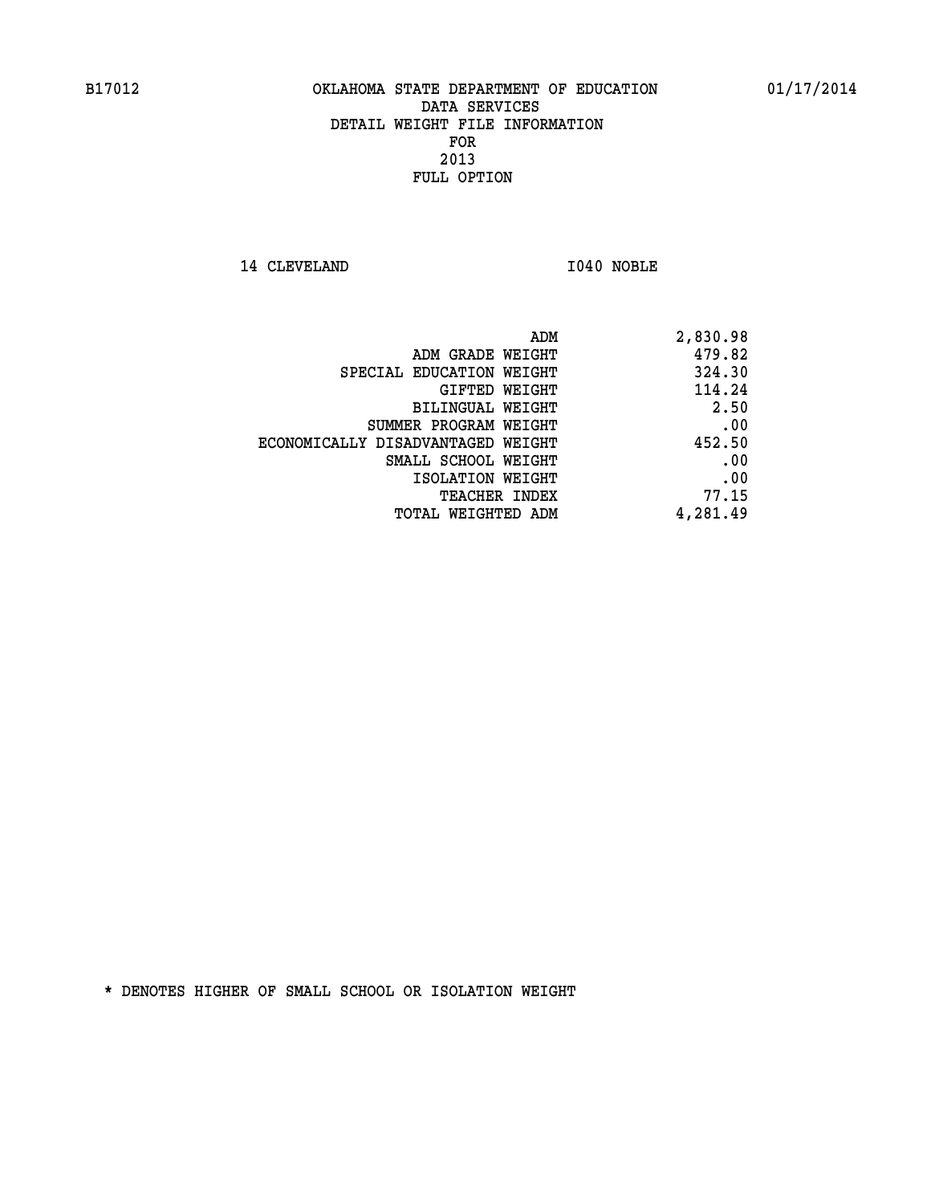OKLAHOMA STATE DEPARTMENT OF EDUCATION
DATA SERVICES
DETAIL WEIGHT FILE INFORMATION
FOR
2013
FULL OPTION

14 CLEVELAND I040 NOBLE

| | |
|---|---|
| ADM | 2,830.98 |
| ADM GRADE WEIGHT | 479.82 |
| SPECIAL EDUCATION WEIGHT | 324.30 |
| GIFTED WEIGHT | 114.24 |
| BILINGUAL WEIGHT | 2.50 |
| SUMMER PROGRAM WEIGHT | .00 |
| ECONOMICALLY DISADVANTAGED WEIGHT | 452.50 |
| SMALL SCHOOL WEIGHT | .00 |
| ISOLATION WEIGHT | .00 |
| TEACHER INDEX | 77.15 |
| TOTAL WEIGHTED ADM | 4,281.49 |

* DENOTES HIGHER OF SMALL SCHOOL OR ISOLATION WEIGHT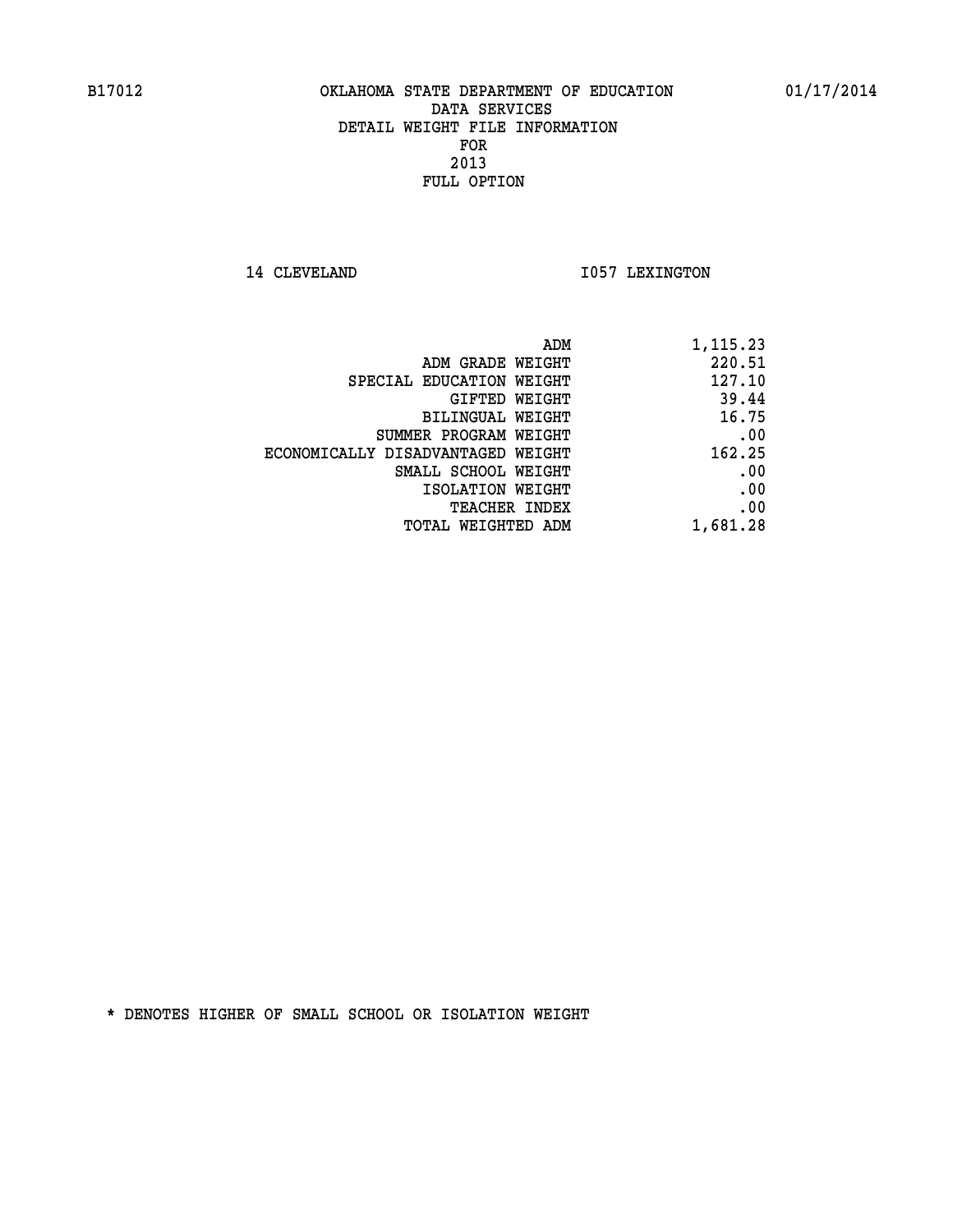OKLAHOMA STATE DEPARTMENT OF EDUCATION
DATA SERVICES
DETAIL WEIGHT FILE INFORMATION
FOR
2013
FULL OPTION

B17012 01/17/2014

14 CLEVELAND I057 LEXINGTON

| | |
|---|---|
| ADM | 1,115.23 |
| ADM GRADE WEIGHT | 220.51 |
| SPECIAL EDUCATION WEIGHT | 127.10 |
| GIFTED WEIGHT | 39.44 |
| BILINGUAL WEIGHT | 16.75 |
| SUMMER PROGRAM WEIGHT | .00 |
| ECONOMICALLY DISADVANTAGED WEIGHT | 162.25 |
| SMALL SCHOOL WEIGHT | .00 |
| ISOLATION WEIGHT | .00 |
| TEACHER INDEX | .00 |
| TOTAL WEIGHTED ADM | 1,681.28 |

* DENOTES HIGHER OF SMALL SCHOOL OR ISOLATION WEIGHT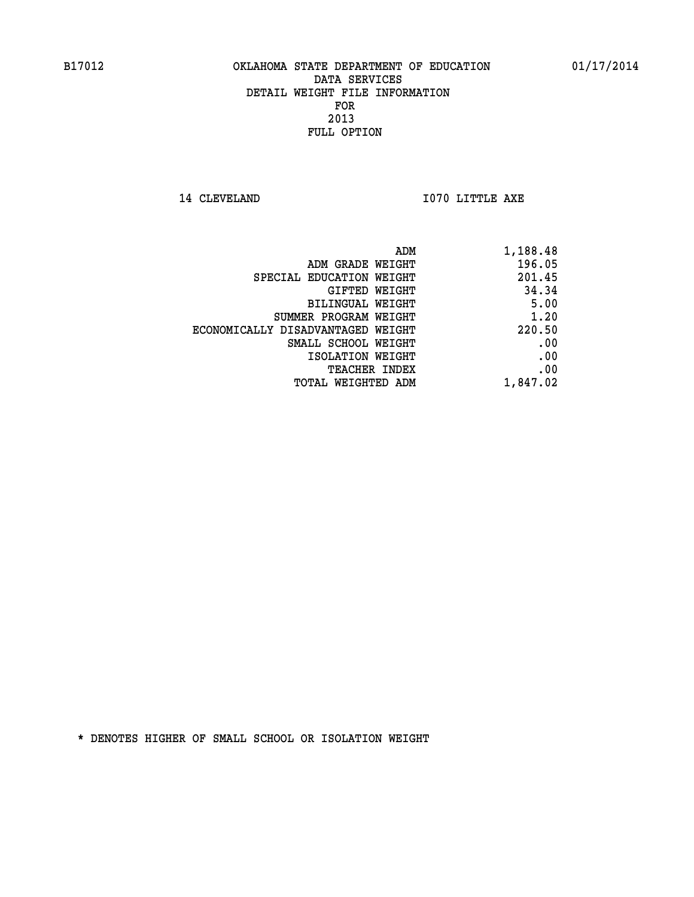B17012 OKLAHOMA STATE DEPARTMENT OF EDUCATION 01/17/2014

DATA SERVICES
DETAIL WEIGHT FILE INFORMATION
FOR
2013
FULL OPTION

14 CLEVELAND I070 LITTLE AXE

| | |
|---|---|
| ADM | 1,188.48 |
| ADM GRADE WEIGHT | 196.05 |
| SPECIAL EDUCATION WEIGHT | 201.45 |
| GIFTED WEIGHT | 34.34 |
| BILINGUAL WEIGHT | 5.00 |
| SUMMER PROGRAM WEIGHT | 1.20 |
| ECONOMICALLY DISADVANTAGED WEIGHT | 220.50 |
| SMALL SCHOOL WEIGHT | .00 |
| ISOLATION WEIGHT | .00 |
| TEACHER INDEX | .00 |
| TOTAL WEIGHTED ADM | 1,847.02 |

* DENOTES HIGHER OF SMALL SCHOOL OR ISOLATION WEIGHT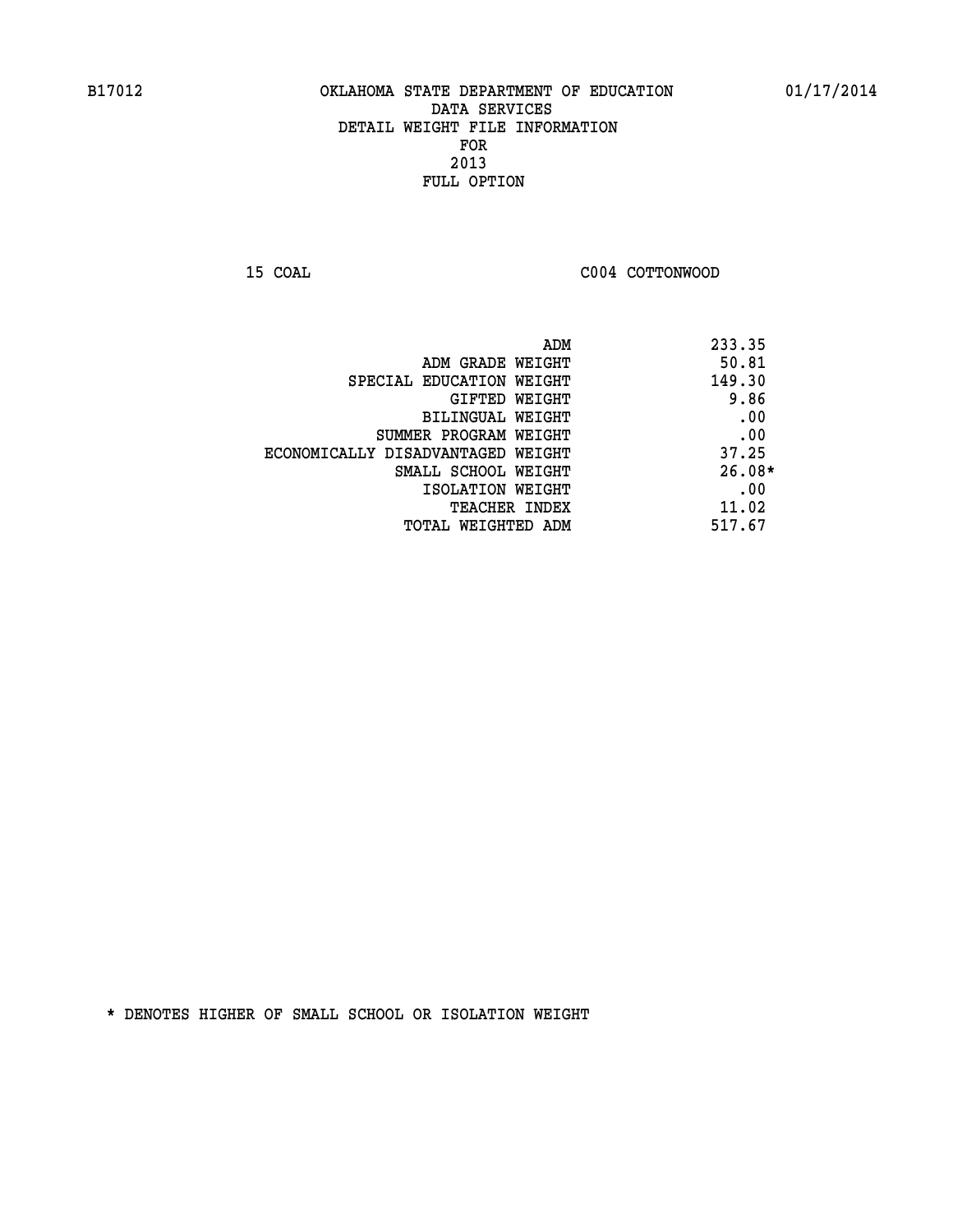B17012 OKLAHOMA STATE DEPARTMENT OF EDUCATION 01/17/2014

DATA SERVICES
DETAIL WEIGHT FILE INFORMATION
FOR
2013
FULL OPTION

15 COAL C004 COTTONWOOD

| | |
|---|---|
| ADM | 233.35 |
| ADM GRADE WEIGHT | 50.81 |
| SPECIAL EDUCATION WEIGHT | 149.30 |
| GIFTED WEIGHT | 9.86 |
| BILINGUAL WEIGHT | .00 |
| SUMMER PROGRAM WEIGHT | .00 |
| ECONOMICALLY DISADVANTAGED WEIGHT | 37.25 |
| SMALL SCHOOL WEIGHT | 26.08* |
| ISOLATION WEIGHT | .00 |
| TEACHER INDEX | 11.02 |
| TOTAL WEIGHTED ADM | 517.67 |

* DENOTES HIGHER OF SMALL SCHOOL OR ISOLATION WEIGHT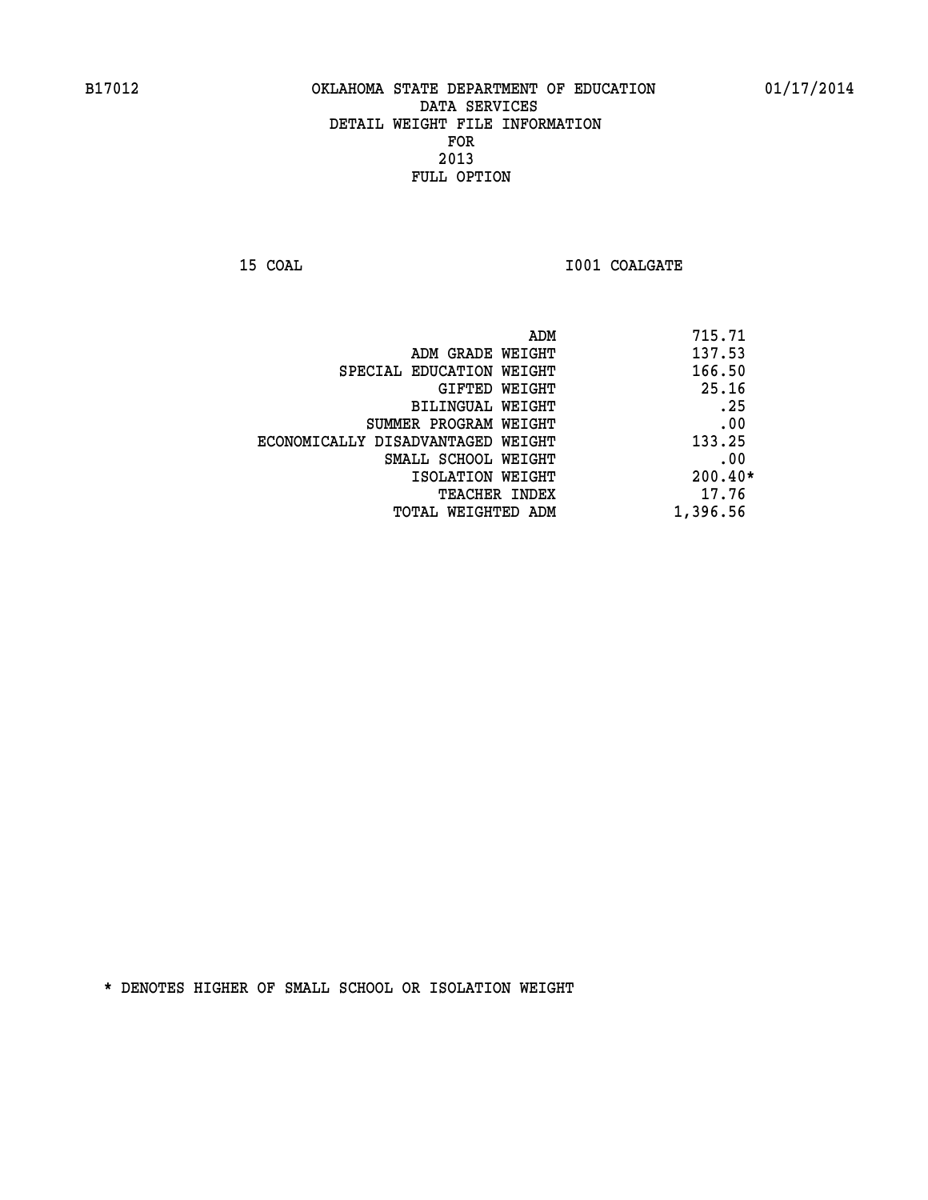B17012 OKLAHOMA STATE DEPARTMENT OF EDUCATION 01/17/2014

DATA SERVICES
DETAIL WEIGHT FILE INFORMATION
FOR
2013
FULL OPTION

15 COAL I001 COALGATE

| | |
|---|---|
| ADM | 715.71 |
| ADM GRADE WEIGHT | 137.53 |
| SPECIAL EDUCATION WEIGHT | 166.50 |
| GIFTED WEIGHT | 25.16 |
| BILINGUAL WEIGHT | .25 |
| SUMMER PROGRAM WEIGHT | .00 |
| ECONOMICALLY DISADVANTAGED WEIGHT | 133.25 |
| SMALL SCHOOL WEIGHT | .00 |
| ISOLATION WEIGHT | 200.40* |
| TEACHER INDEX | 17.76 |
| TOTAL WEIGHTED ADM | 1,396.56 |

* DENOTES HIGHER OF SMALL SCHOOL OR ISOLATION WEIGHT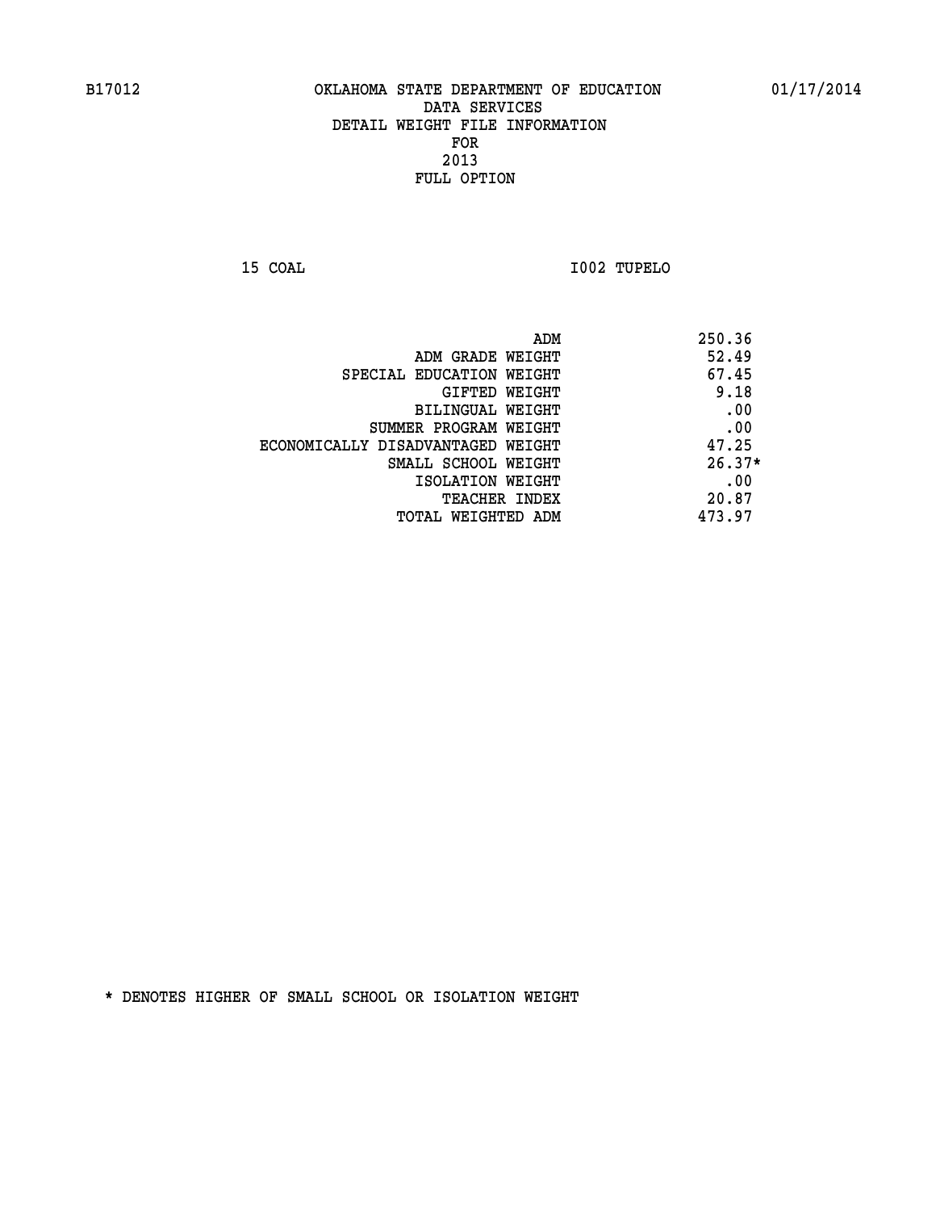B17012 OKLAHOMA STATE DEPARTMENT OF EDUCATION 01/17/2014

DATA SERVICES

DETAIL WEIGHT FILE INFORMATION

FOR

2013

FULL OPTION

15 COAL I002 TUPELO

| | |
|---|---|
| ADM | 250.36 |
| ADM GRADE WEIGHT | 52.49 |
| SPECIAL EDUCATION WEIGHT | 67.45 |
| GIFTED WEIGHT | 9.18 |
| BILINGUAL WEIGHT | .00 |
| SUMMER PROGRAM WEIGHT | .00 |
| ECONOMICALLY DISADVANTAGED WEIGHT | 47.25 |
| SMALL SCHOOL WEIGHT | 26.37* |
| ISOLATION WEIGHT | .00 |
| TEACHER INDEX | 20.87 |
| TOTAL WEIGHTED ADM | 473.97 |

* DENOTES HIGHER OF SMALL SCHOOL OR ISOLATION WEIGHT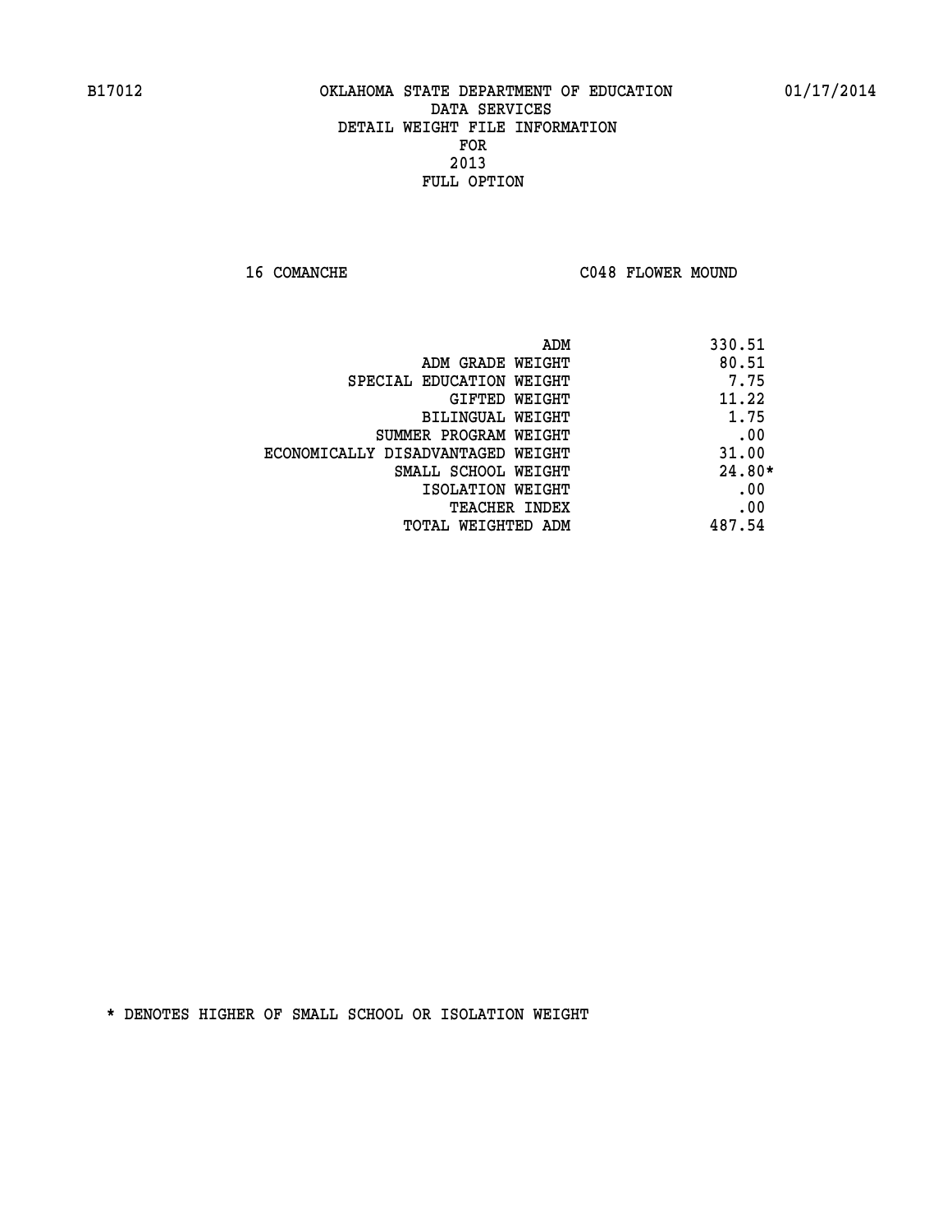B17012 OKLAHOMA STATE DEPARTMENT OF EDUCATION 01/17/2014

DATA SERVICES
DETAIL WEIGHT FILE INFORMATION
FOR
2013
FULL OPTION

16 COMANCHE C048 FLOWER MOUND

| | |
|---|---|
| ADM | 330.51 |
| ADM GRADE WEIGHT | 80.51 |
| SPECIAL EDUCATION WEIGHT | 7.75 |
| GIFTED WEIGHT | 11.22 |
| BILINGUAL WEIGHT | 1.75 |
| SUMMER PROGRAM WEIGHT | .00 |
| ECONOMICALLY DISADVANTAGED WEIGHT | 31.00 |
| SMALL SCHOOL WEIGHT | 24.80* |
| ISOLATION WEIGHT | .00 |
| TEACHER INDEX | .00 |
| TOTAL WEIGHTED ADM | 487.54 |

* DENOTES HIGHER OF SMALL SCHOOL OR ISOLATION WEIGHT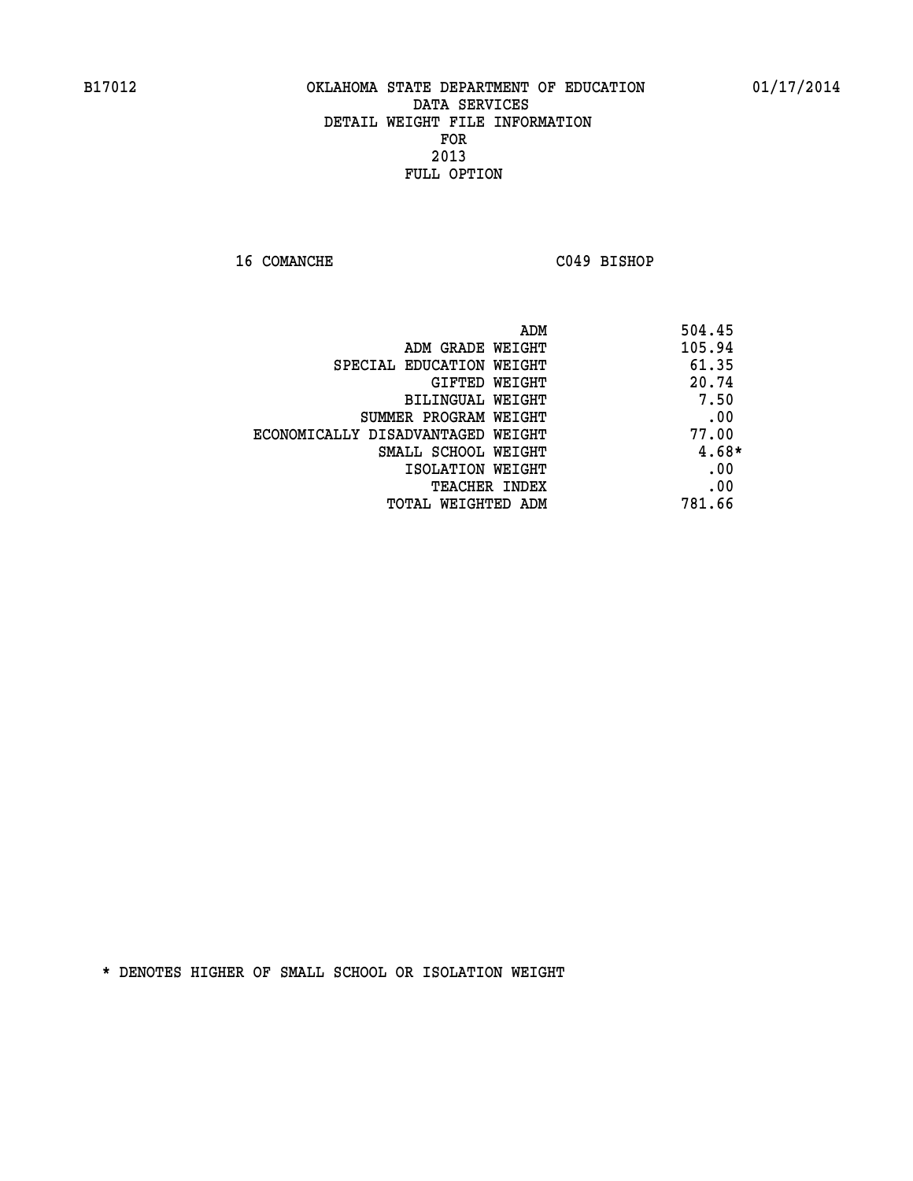B17012 OKLAHOMA STATE DEPARTMENT OF EDUCATION 01/17/2014

DATA SERVICES
DETAIL WEIGHT FILE INFORMATION
FOR
2013
FULL OPTION

16 COMANCHE C049 BISHOP

| | |
|---|---|
| ADM | 504.45 |
| ADM GRADE WEIGHT | 105.94 |
| SPECIAL EDUCATION WEIGHT | 61.35 |
| GIFTED WEIGHT | 20.74 |
| BILINGUAL WEIGHT | 7.50 |
| SUMMER PROGRAM WEIGHT | .00 |
| ECONOMICALLY DISADVANTAGED WEIGHT | 77.00 |
| SMALL SCHOOL WEIGHT | 4.68* |
| ISOLATION WEIGHT | .00 |
| TEACHER INDEX | .00 |
| TOTAL WEIGHTED ADM | 781.66 |

* DENOTES HIGHER OF SMALL SCHOOL OR ISOLATION WEIGHT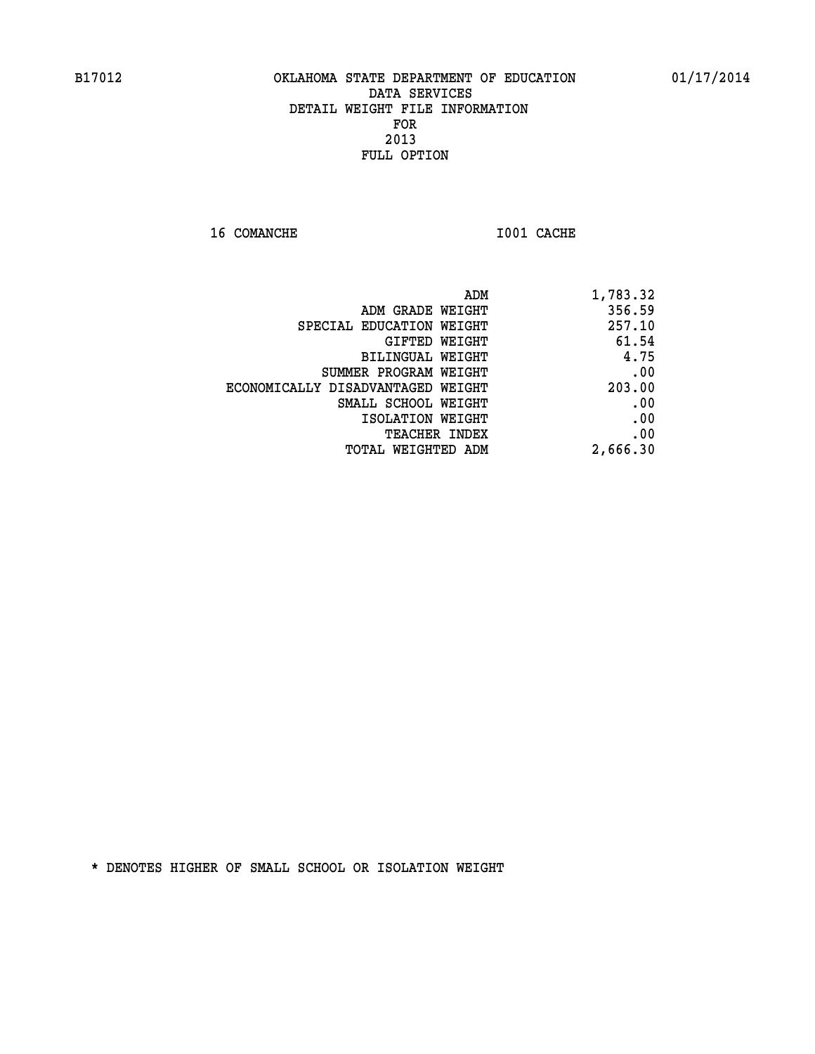B17012 OKLAHOMA STATE DEPARTMENT OF EDUCATION 01/17/2014

DATA SERVICES
DETAIL WEIGHT FILE INFORMATION
FOR
2013
FULL OPTION

16 COMANCHE I001 CACHE

| | |
|---|---|
| ADM | 1,783.32 |
| ADM GRADE WEIGHT | 356.59 |
| SPECIAL EDUCATION WEIGHT | 257.10 |
| GIFTED WEIGHT | 61.54 |
| BILINGUAL WEIGHT | 4.75 |
| SUMMER PROGRAM WEIGHT | .00 |
| ECONOMICALLY DISADVANTAGED WEIGHT | 203.00 |
| SMALL SCHOOL WEIGHT | .00 |
| ISOLATION WEIGHT | .00 |
| TEACHER INDEX | .00 |
| TOTAL WEIGHTED ADM | 2,666.30 |

* DENOTES HIGHER OF SMALL SCHOOL OR ISOLATION WEIGHT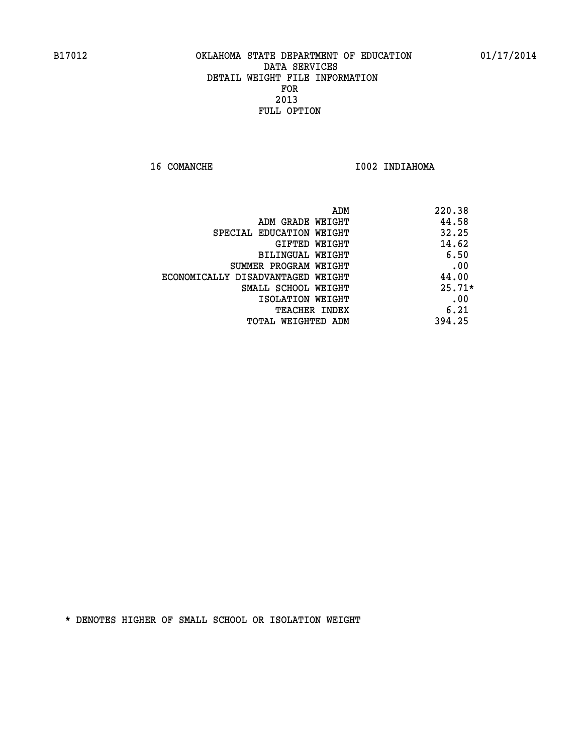B17012 OKLAHOMA STATE DEPARTMENT OF EDUCATION 01/17/2014

DATA SERVICES

DETAIL WEIGHT FILE INFORMATION

FOR

2013

FULL OPTION

16 COMANCHE I002 INDIAHOMA

| | |
|---|---|
| ADM | 220.38 |
| ADM GRADE WEIGHT | 44.58 |
| SPECIAL EDUCATION WEIGHT | 32.25 |
| GIFTED WEIGHT | 14.62 |
| BILINGUAL WEIGHT | 6.50 |
| SUMMER PROGRAM WEIGHT | .00 |
| ECONOMICALLY DISADVANTAGED WEIGHT | 44.00 |
| SMALL SCHOOL WEIGHT | 25.71* |
| ISOLATION WEIGHT | .00 |
| TEACHER INDEX | 6.21 |
| TOTAL WEIGHTED ADM | 394.25 |

* DENOTES HIGHER OF SMALL SCHOOL OR ISOLATION WEIGHT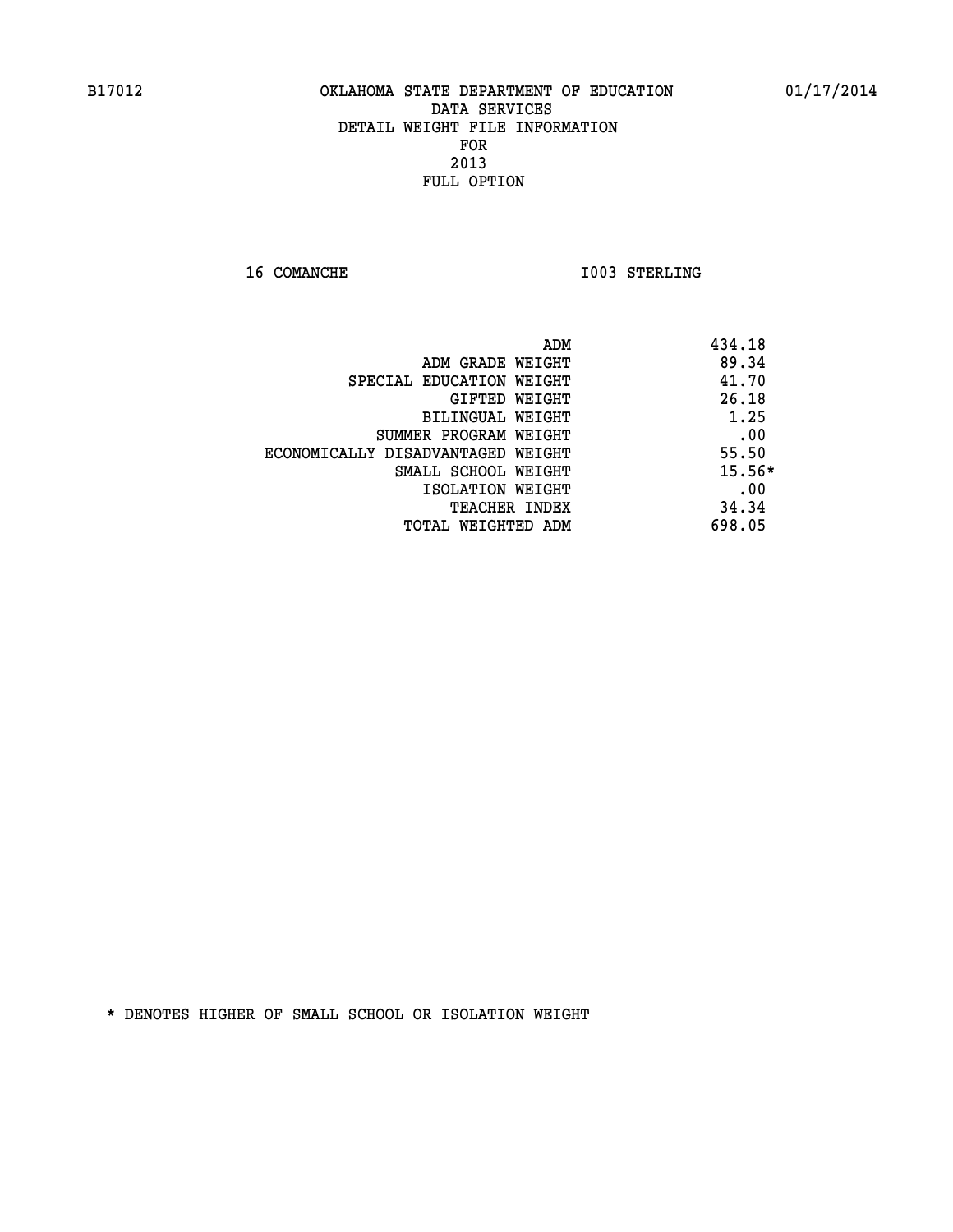B17012 OKLAHOMA STATE DEPARTMENT OF EDUCATION 01/17/2014

DATA SERVICES

DETAIL WEIGHT FILE INFORMATION

FOR

2013

FULL OPTION

16 COMANCHE I003 STERLING

| | |
|---|---|
| ADM | 434.18 |
| ADM GRADE WEIGHT | 89.34 |
| SPECIAL EDUCATION WEIGHT | 41.70 |
| GIFTED WEIGHT | 26.18 |
| BILINGUAL WEIGHT | 1.25 |
| SUMMER PROGRAM WEIGHT | .00 |
| ECONOMICALLY DISADVANTAGED WEIGHT | 55.50 |
| SMALL SCHOOL WEIGHT | 15.56* |
| ISOLATION WEIGHT | .00 |
| TEACHER INDEX | 34.34 |
| TOTAL WEIGHTED ADM | 698.05 |

* DENOTES HIGHER OF SMALL SCHOOL OR ISOLATION WEIGHT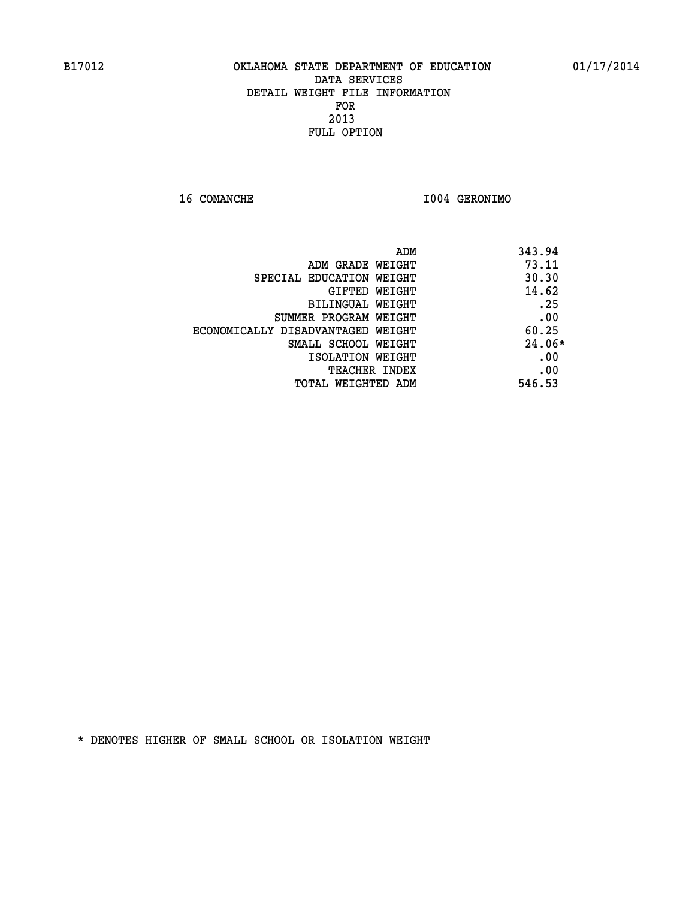B17012 OKLAHOMA STATE DEPARTMENT OF EDUCATION 01/17/2014

DATA SERVICES
DETAIL WEIGHT FILE INFORMATION
FOR
2013
FULL OPTION

16 COMANCHE I004 GERONIMO

| | |
|---|---|
| ADM | 343.94 |
| ADM GRADE WEIGHT | 73.11 |
| SPECIAL EDUCATION WEIGHT | 30.30 |
| GIFTED WEIGHT | 14.62 |
| BILINGUAL WEIGHT | .25 |
| SUMMER PROGRAM WEIGHT | .00 |
| ECONOMICALLY DISADVANTAGED WEIGHT | 60.25 |
| SMALL SCHOOL WEIGHT | 24.06* |
| ISOLATION WEIGHT | .00 |
| TEACHER INDEX | .00 |
| TOTAL WEIGHTED ADM | 546.53 |

* DENOTES HIGHER OF SMALL SCHOOL OR ISOLATION WEIGHT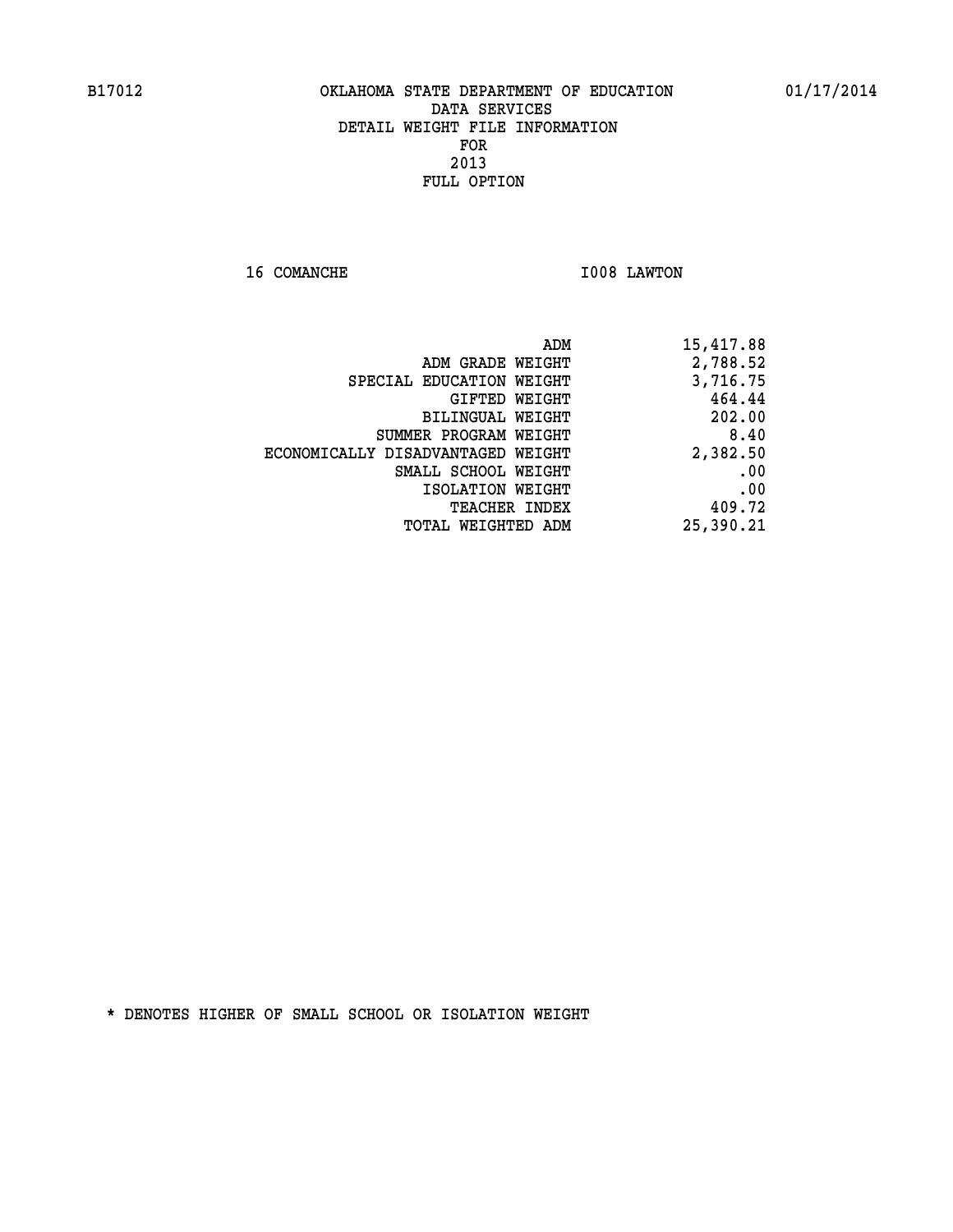B17012 OKLAHOMA STATE DEPARTMENT OF EDUCATION 01/17/2014

DATA SERVICES
DETAIL WEIGHT FILE INFORMATION
FOR
2013
FULL OPTION

16 COMANCHE I008 LAWTON

| | |
|---|---|
| ADM | 15,417.88 |
| ADM GRADE WEIGHT | 2,788.52 |
| SPECIAL EDUCATION WEIGHT | 3,716.75 |
| GIFTED WEIGHT | 464.44 |
| BILINGUAL WEIGHT | 202.00 |
| SUMMER PROGRAM WEIGHT | 8.40 |
| ECONOMICALLY DISADVANTAGED WEIGHT | 2,382.50 |
| SMALL SCHOOL WEIGHT | .00 |
| ISOLATION WEIGHT | .00 |
| TEACHER INDEX | 409.72 |
| TOTAL WEIGHTED ADM | 25,390.21 |

* DENOTES HIGHER OF SMALL SCHOOL OR ISOLATION WEIGHT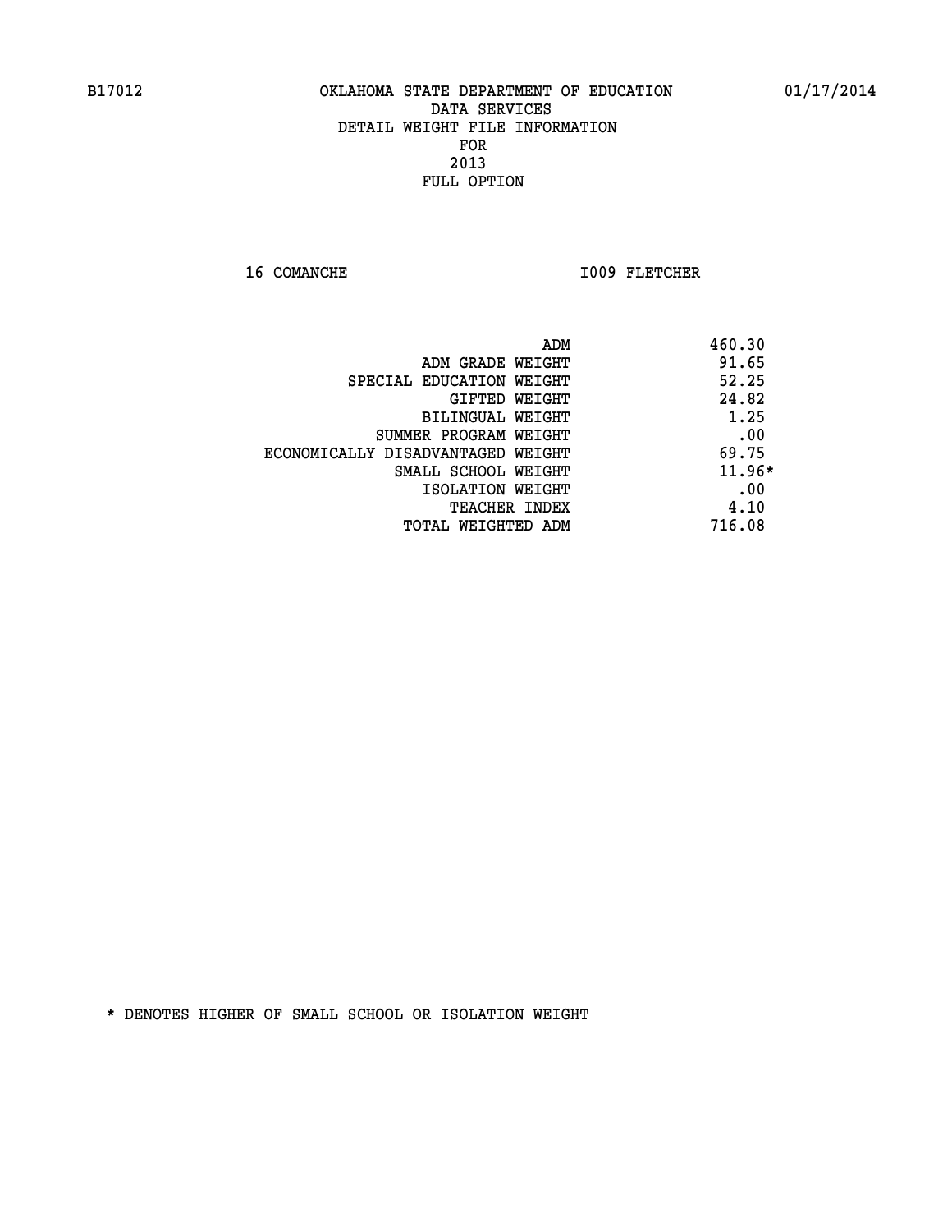B17012 OKLAHOMA STATE DEPARTMENT OF EDUCATION 01/17/2014

DATA SERVICES
DETAIL WEIGHT FILE INFORMATION
FOR
2013
FULL OPTION

16 COMANCHE I009 FLETCHER

| | |
|---|---|
| ADM | 460.30 |
| ADM GRADE WEIGHT | 91.65 |
| SPECIAL EDUCATION WEIGHT | 52.25 |
| GIFTED WEIGHT | 24.82 |
| BILINGUAL WEIGHT | 1.25 |
| SUMMER PROGRAM WEIGHT | .00 |
| ECONOMICALLY DISADVANTAGED WEIGHT | 69.75 |
| SMALL SCHOOL WEIGHT | 11.96* |
| ISOLATION WEIGHT | .00 |
| TEACHER INDEX | 4.10 |
| TOTAL WEIGHTED ADM | 716.08 |

* DENOTES HIGHER OF SMALL SCHOOL OR ISOLATION WEIGHT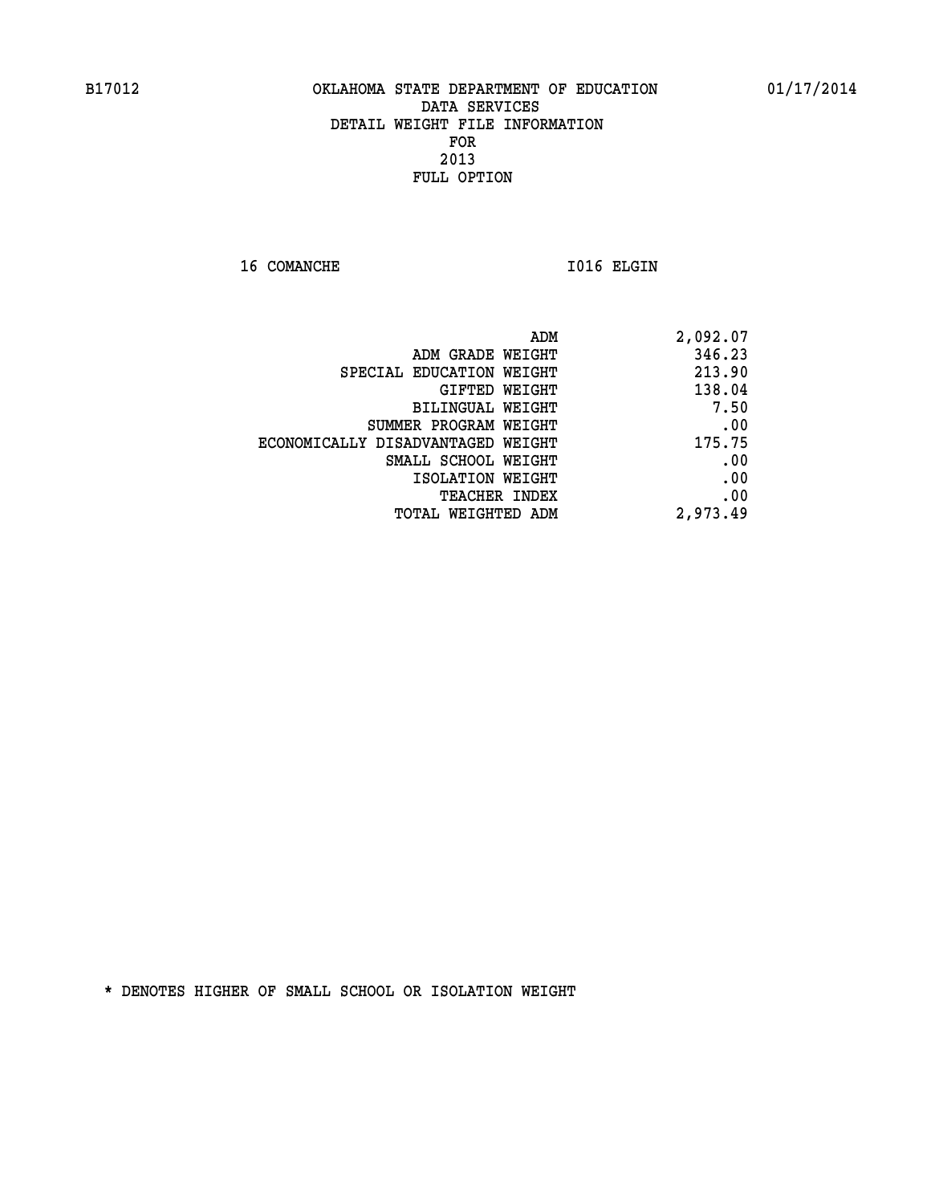B17012 OKLAHOMA STATE DEPARTMENT OF EDUCATION 01/17/2014

DATA SERVICES

DETAIL WEIGHT FILE INFORMATION

FOR

2013

FULL OPTION

16 COMANCHE I016 ELGIN

| | |
|---|---|
| ADM | 2,092.07 |
| ADM GRADE WEIGHT | 346.23 |
| SPECIAL EDUCATION WEIGHT | 213.90 |
| GIFTED WEIGHT | 138.04 |
| BILINGUAL WEIGHT | 7.50 |
| SUMMER PROGRAM WEIGHT | .00 |
| ECONOMICALLY DISADVANTAGED WEIGHT | 175.75 |
| SMALL SCHOOL WEIGHT | .00 |
| ISOLATION WEIGHT | .00 |
| TEACHER INDEX | .00 |
| TOTAL WEIGHTED ADM | 2,973.49 |

* DENOTES HIGHER OF SMALL SCHOOL OR ISOLATION WEIGHT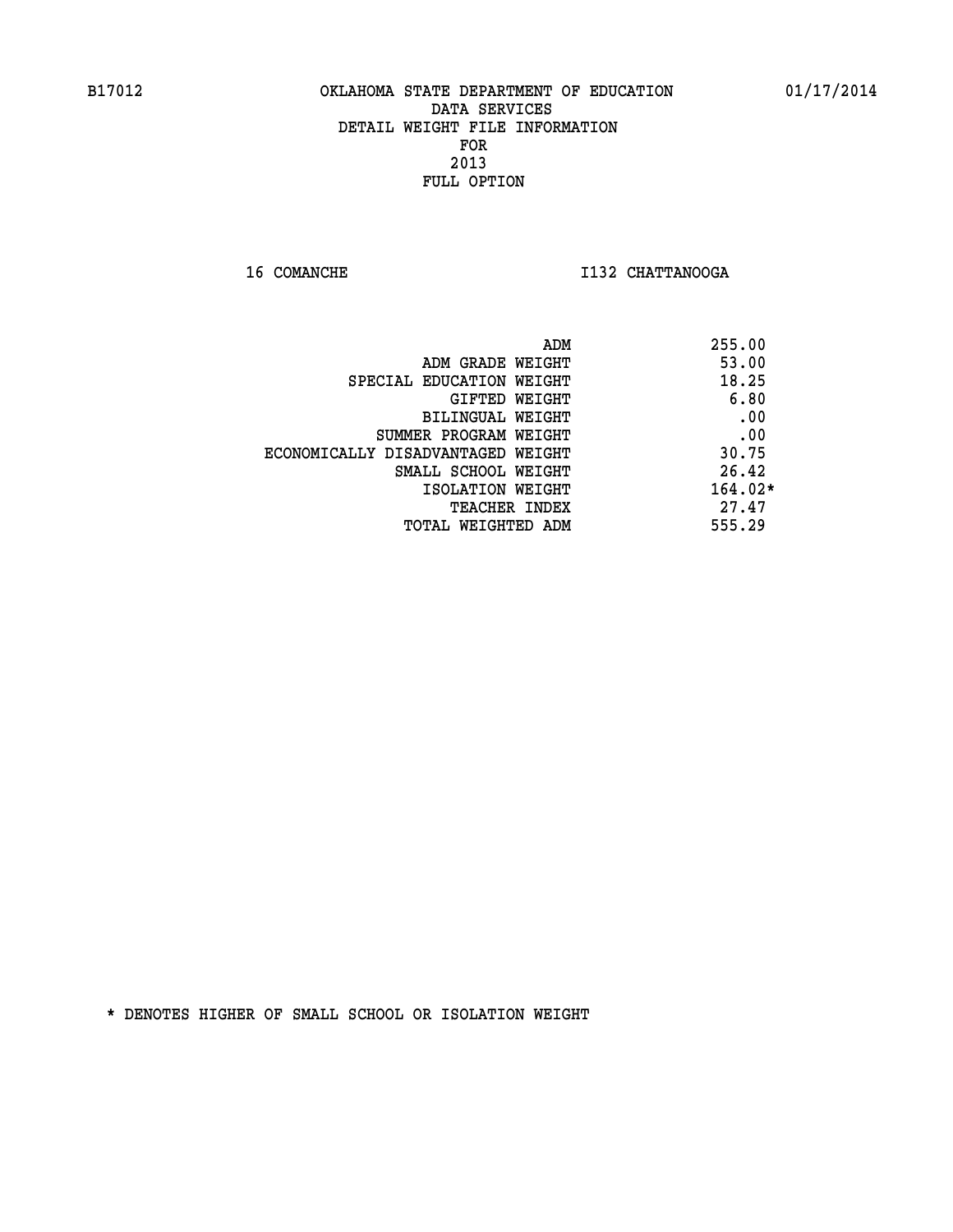B17012 OKLAHOMA STATE DEPARTMENT OF EDUCATION 01/17/2014

DATA SERVICES
DETAIL WEIGHT FILE INFORMATION
FOR
2013
FULL OPTION

16 COMANCHE I132 CHATTANOOGA

| | |
|---|---|
| ADM | 255.00 |
| ADM GRADE WEIGHT | 53.00 |
| SPECIAL EDUCATION WEIGHT | 18.25 |
| GIFTED WEIGHT | 6.80 |
| BILINGUAL WEIGHT | .00 |
| SUMMER PROGRAM WEIGHT | .00 |
| ECONOMICALLY DISADVANTAGED WEIGHT | 30.75 |
| SMALL SCHOOL WEIGHT | 26.42 |
| ISOLATION WEIGHT | 164.02* |
| TEACHER INDEX | 27.47 |
| TOTAL WEIGHTED ADM | 555.29 |

* DENOTES HIGHER OF SMALL SCHOOL OR ISOLATION WEIGHT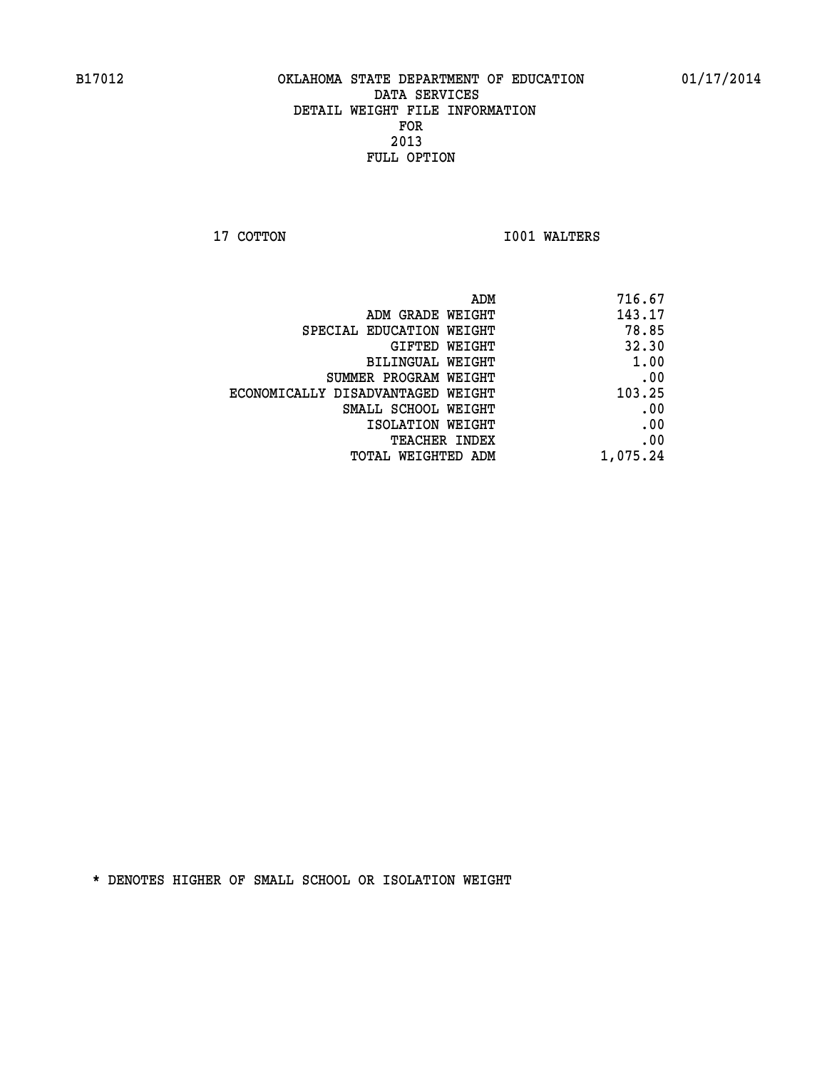B17012 OKLAHOMA STATE DEPARTMENT OF EDUCATION 01/17/2014

DATA SERVICES
DETAIL WEIGHT FILE INFORMATION
FOR
2013
FULL OPTION

17 COTTON I001 WALTERS

| | |
|---|---|
| ADM | 716.67 |
| ADM GRADE WEIGHT | 143.17 |
| SPECIAL EDUCATION WEIGHT | 78.85 |
| GIFTED WEIGHT | 32.30 |
| BILINGUAL WEIGHT | 1.00 |
| SUMMER PROGRAM WEIGHT | .00 |
| ECONOMICALLY DISADVANTAGED WEIGHT | 103.25 |
| SMALL SCHOOL WEIGHT | .00 |
| ISOLATION WEIGHT | .00 |
| TEACHER INDEX | .00 |
| TOTAL WEIGHTED ADM | 1,075.24 |

* DENOTES HIGHER OF SMALL SCHOOL OR ISOLATION WEIGHT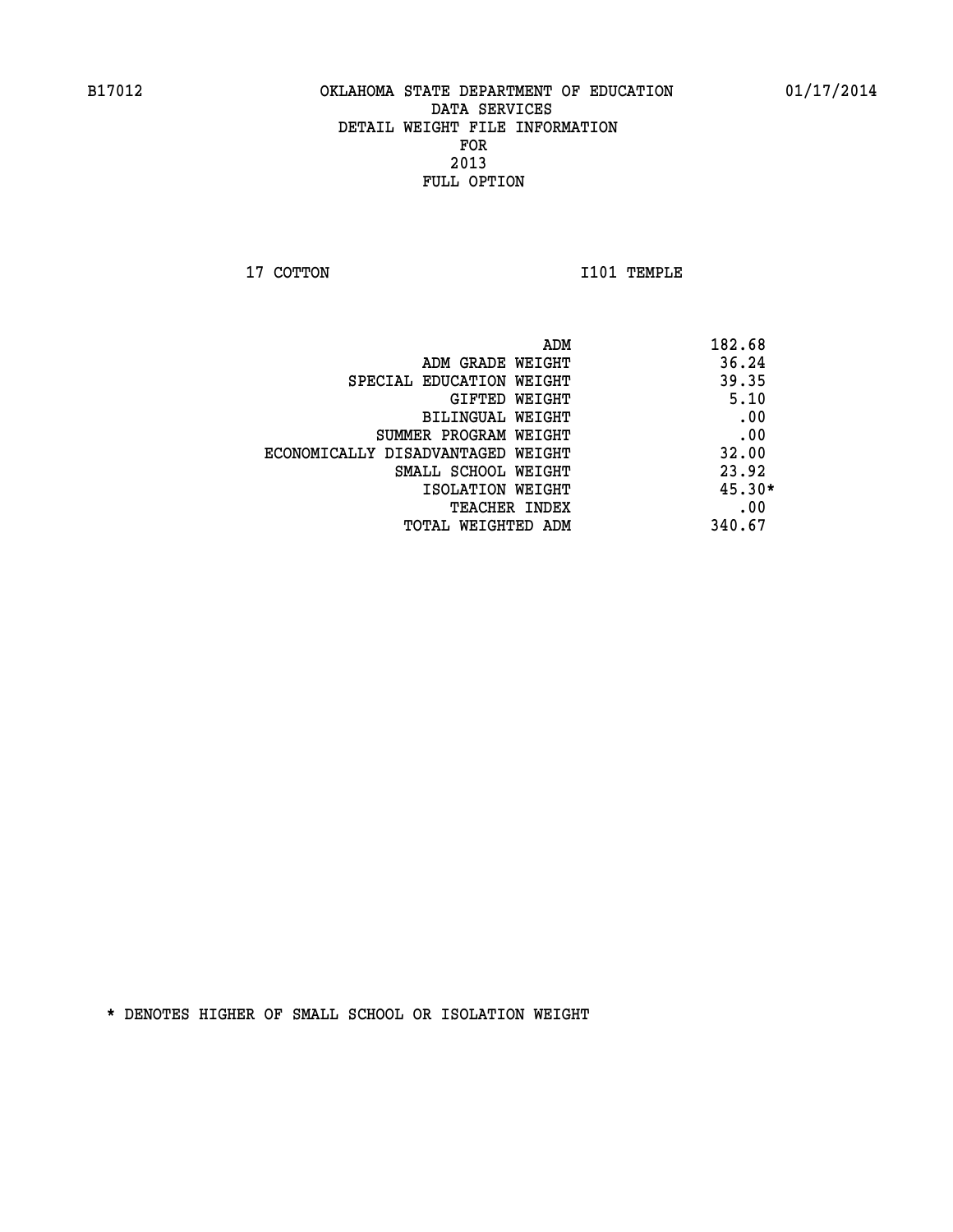OKLAHOMA STATE DEPARTMENT OF EDUCATION
DATA SERVICES
DETAIL WEIGHT FILE INFORMATION
FOR
2013
FULL OPTION

17 COTTON I101 TEMPLE

| | |
|---|---|
| ADM | 182.68 |
| ADM GRADE WEIGHT | 36.24 |
| SPECIAL EDUCATION WEIGHT | 39.35 |
| GIFTED WEIGHT | 5.10 |
| BILINGUAL WEIGHT | .00 |
| SUMMER PROGRAM WEIGHT | .00 |
| ECONOMICALLY DISADVANTAGED WEIGHT | 32.00 |
| SMALL SCHOOL WEIGHT | 23.92 |
| ISOLATION WEIGHT | 45.30* |
| TEACHER INDEX | .00 |
| TOTAL WEIGHTED ADM | 340.67 |

* DENOTES HIGHER OF SMALL SCHOOL OR ISOLATION WEIGHT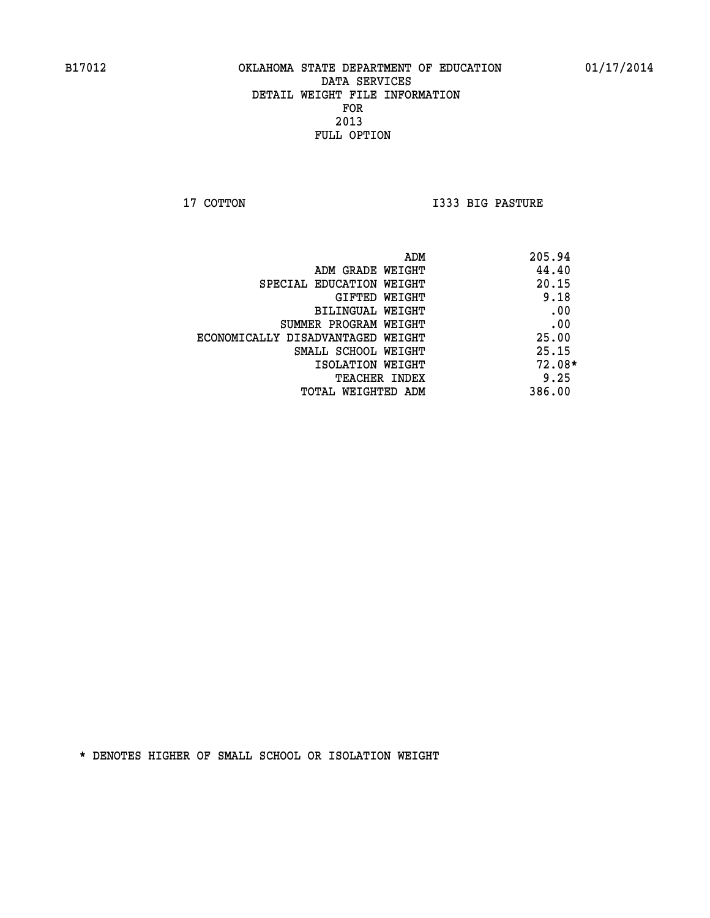B17012 OKLAHOMA STATE DEPARTMENT OF EDUCATION 01/17/2014

DATA SERVICES
DETAIL WEIGHT FILE INFORMATION
FOR
2013
FULL OPTION

17 COTTON I333 BIG PASTURE

| | |
|---|---|
| ADM | 205.94 |
| ADM GRADE WEIGHT | 44.40 |
| SPECIAL EDUCATION WEIGHT | 20.15 |
| GIFTED WEIGHT | 9.18 |
| BILINGUAL WEIGHT | .00 |
| SUMMER PROGRAM WEIGHT | .00 |
| ECONOMICALLY DISADVANTAGED WEIGHT | 25.00 |
| SMALL SCHOOL WEIGHT | 25.15 |
| ISOLATION WEIGHT | 72.08* |
| TEACHER INDEX | 9.25 |
| TOTAL WEIGHTED ADM | 386.00 |

* DENOTES HIGHER OF SMALL SCHOOL OR ISOLATION WEIGHT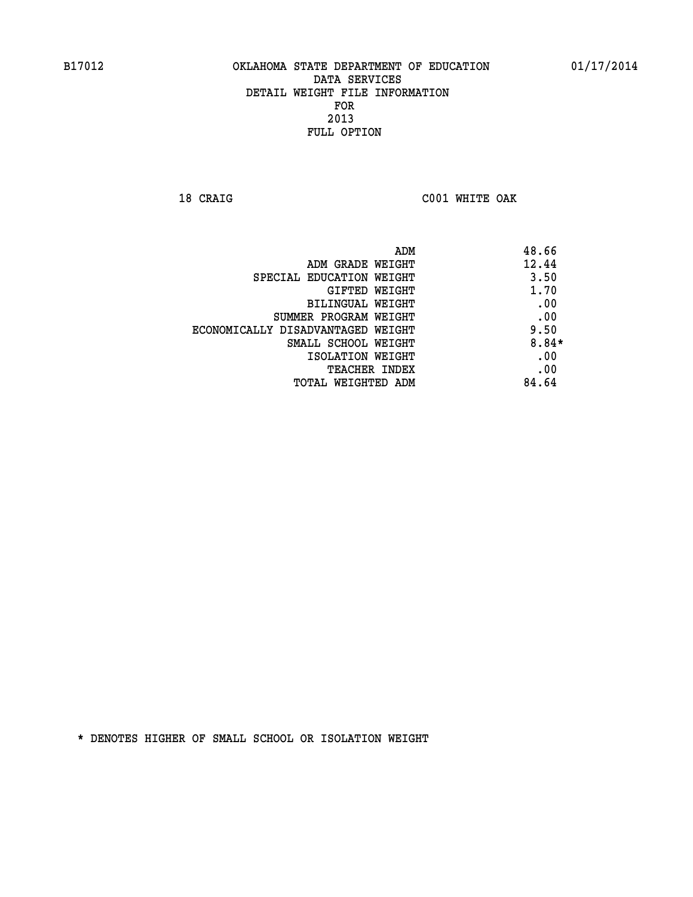B17012 OKLAHOMA STATE DEPARTMENT OF EDUCATION 01/17/2014

DATA SERVICES
DETAIL WEIGHT FILE INFORMATION
FOR
2013
FULL OPTION

18 CRAIG C001 WHITE OAK

| | |
|---|---|
| ADM | 48.66 |
| ADM GRADE WEIGHT | 12.44 |
| SPECIAL EDUCATION WEIGHT | 3.50 |
| GIFTED WEIGHT | 1.70 |
| BILINGUAL WEIGHT | .00 |
| SUMMER PROGRAM WEIGHT | .00 |
| ECONOMICALLY DISADVANTAGED WEIGHT | 9.50 |
| SMALL SCHOOL WEIGHT | 8.84* |
| ISOLATION WEIGHT | .00 |
| TEACHER INDEX | .00 |
| TOTAL WEIGHTED ADM | 84.64 |

* DENOTES HIGHER OF SMALL SCHOOL OR ISOLATION WEIGHT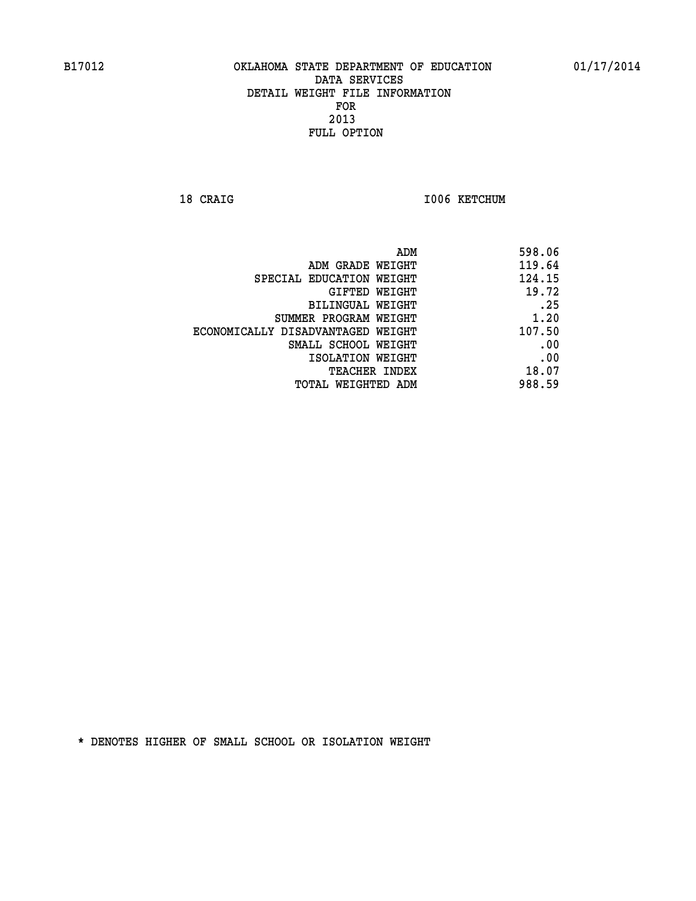B17012 OKLAHOMA STATE DEPARTMENT OF EDUCATION 01/17/2014

DATA SERVICES
DETAIL WEIGHT FILE INFORMATION
FOR
2013
FULL OPTION

18 CRAIG I006 KETCHUM

| | |
|---|---|
| ADM | 598.06 |
| ADM GRADE WEIGHT | 119.64 |
| SPECIAL EDUCATION WEIGHT | 124.15 |
| GIFTED WEIGHT | 19.72 |
| BILINGUAL WEIGHT | .25 |
| SUMMER PROGRAM WEIGHT | 1.20 |
| ECONOMICALLY DISADVANTAGED WEIGHT | 107.50 |
| SMALL SCHOOL WEIGHT | .00 |
| ISOLATION WEIGHT | .00 |
| TEACHER INDEX | 18.07 |
| TOTAL WEIGHTED ADM | 988.59 |

* DENOTES HIGHER OF SMALL SCHOOL OR ISOLATION WEIGHT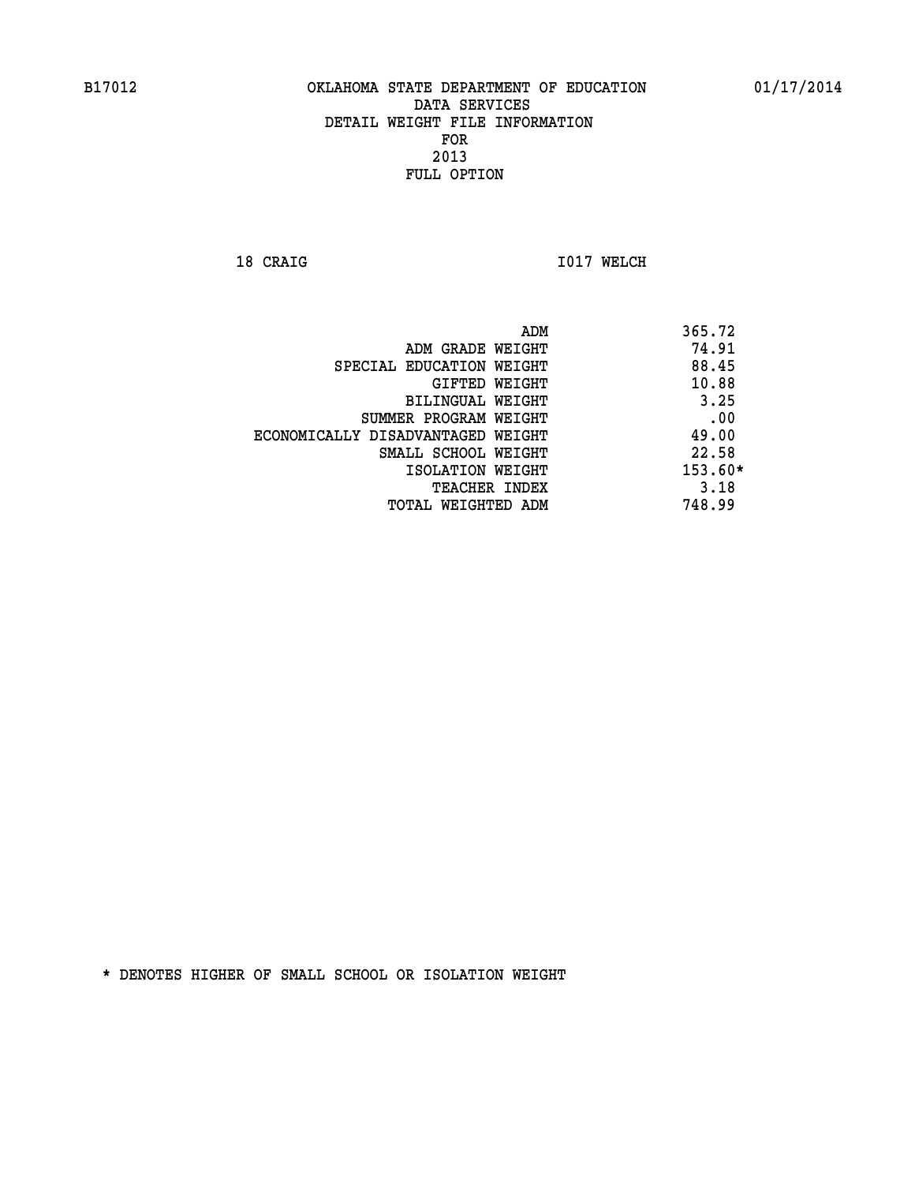OKLAHOMA STATE DEPARTMENT OF EDUCATION
DATA SERVICES
DETAIL WEIGHT FILE INFORMATION
FOR
2013
FULL OPTION

18 CRAIG I017 WELCH

| | |
|---|---|
| ADM | 365.72 |
| ADM GRADE WEIGHT | 74.91 |
| SPECIAL EDUCATION WEIGHT | 88.45 |
| GIFTED WEIGHT | 10.88 |
| BILINGUAL WEIGHT | 3.25 |
| SUMMER PROGRAM WEIGHT | .00 |
| ECONOMICALLY DISADVANTAGED WEIGHT | 49.00 |
| SMALL SCHOOL WEIGHT | 22.58 |
| ISOLATION WEIGHT | 153.60* |
| TEACHER INDEX | 3.18 |
| TOTAL WEIGHTED ADM | 748.99 |

* DENOTES HIGHER OF SMALL SCHOOL OR ISOLATION WEIGHT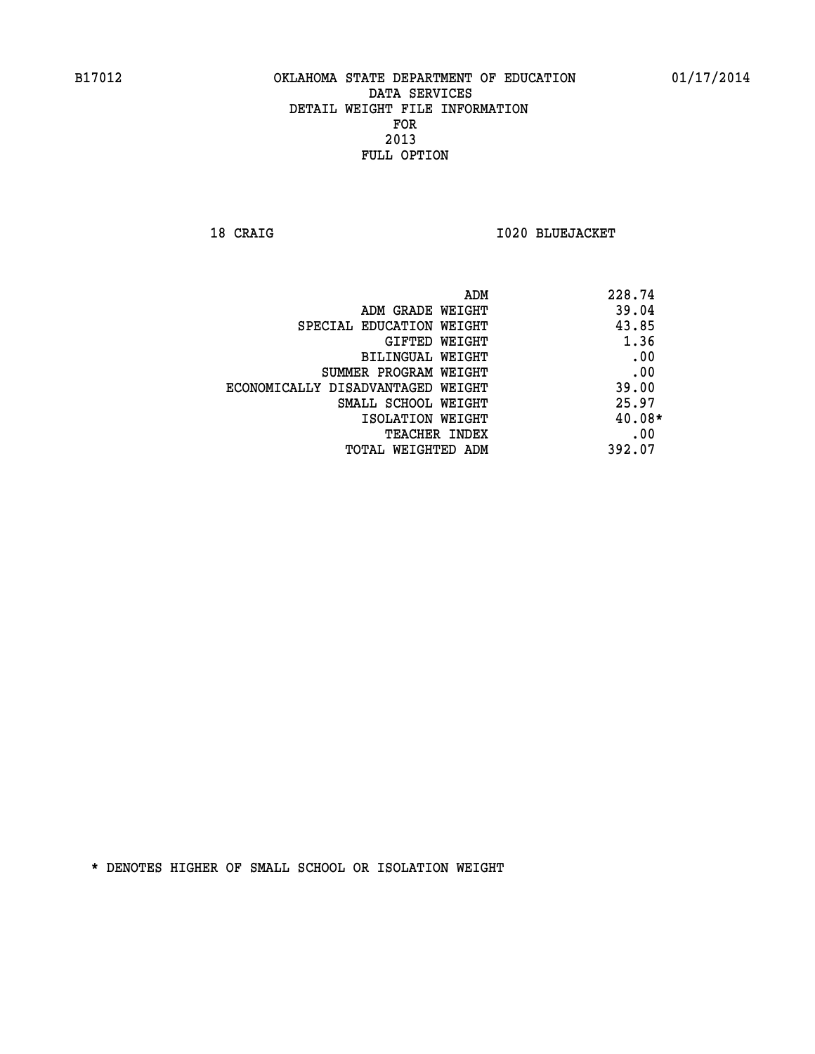OKLAHOMA STATE DEPARTMENT OF EDUCATION
DATA SERVICES
DETAIL WEIGHT FILE INFORMATION
FOR
2013
FULL OPTION

18 CRAIG I020 BLUEJACKET

| | |
|---|---|
| ADM | 228.74 |
| ADM GRADE WEIGHT | 39.04 |
| SPECIAL EDUCATION WEIGHT | 43.85 |
| GIFTED WEIGHT | 1.36 |
| BILINGUAL WEIGHT | .00 |
| SUMMER PROGRAM WEIGHT | .00 |
| ECONOMICALLY DISADVANTAGED WEIGHT | 39.00 |
| SMALL SCHOOL WEIGHT | 25.97 |
| ISOLATION WEIGHT | 40.08* |
| TEACHER INDEX | .00 |
| TOTAL WEIGHTED ADM | 392.07 |

* DENOTES HIGHER OF SMALL SCHOOL OR ISOLATION WEIGHT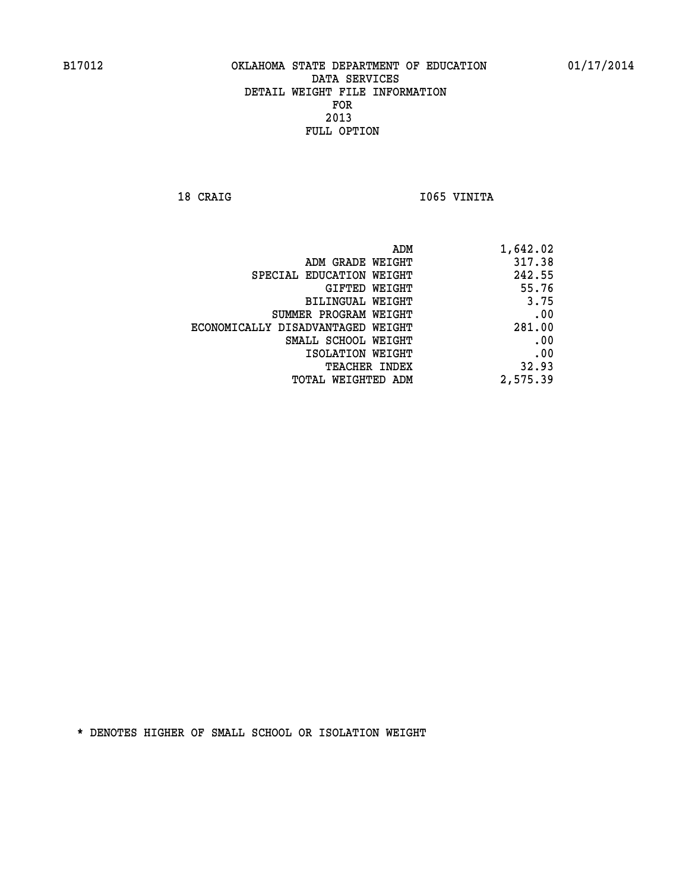B17012 OKLAHOMA STATE DEPARTMENT OF EDUCATION 01/17/2014

DATA SERVICES
DETAIL WEIGHT FILE INFORMATION
FOR
2013
FULL OPTION

18 CRAIG I065 VINITA

| | |
|---|---|
| ADM | 1,642.02 |
| ADM GRADE WEIGHT | 317.38 |
| SPECIAL EDUCATION WEIGHT | 242.55 |
| GIFTED WEIGHT | 55.76 |
| BILINGUAL WEIGHT | 3.75 |
| SUMMER PROGRAM WEIGHT | .00 |
| ECONOMICALLY DISADVANTAGED WEIGHT | 281.00 |
| SMALL SCHOOL WEIGHT | .00 |
| ISOLATION WEIGHT | .00 |
| TEACHER INDEX | 32.93 |
| TOTAL WEIGHTED ADM | 2,575.39 |

* DENOTES HIGHER OF SMALL SCHOOL OR ISOLATION WEIGHT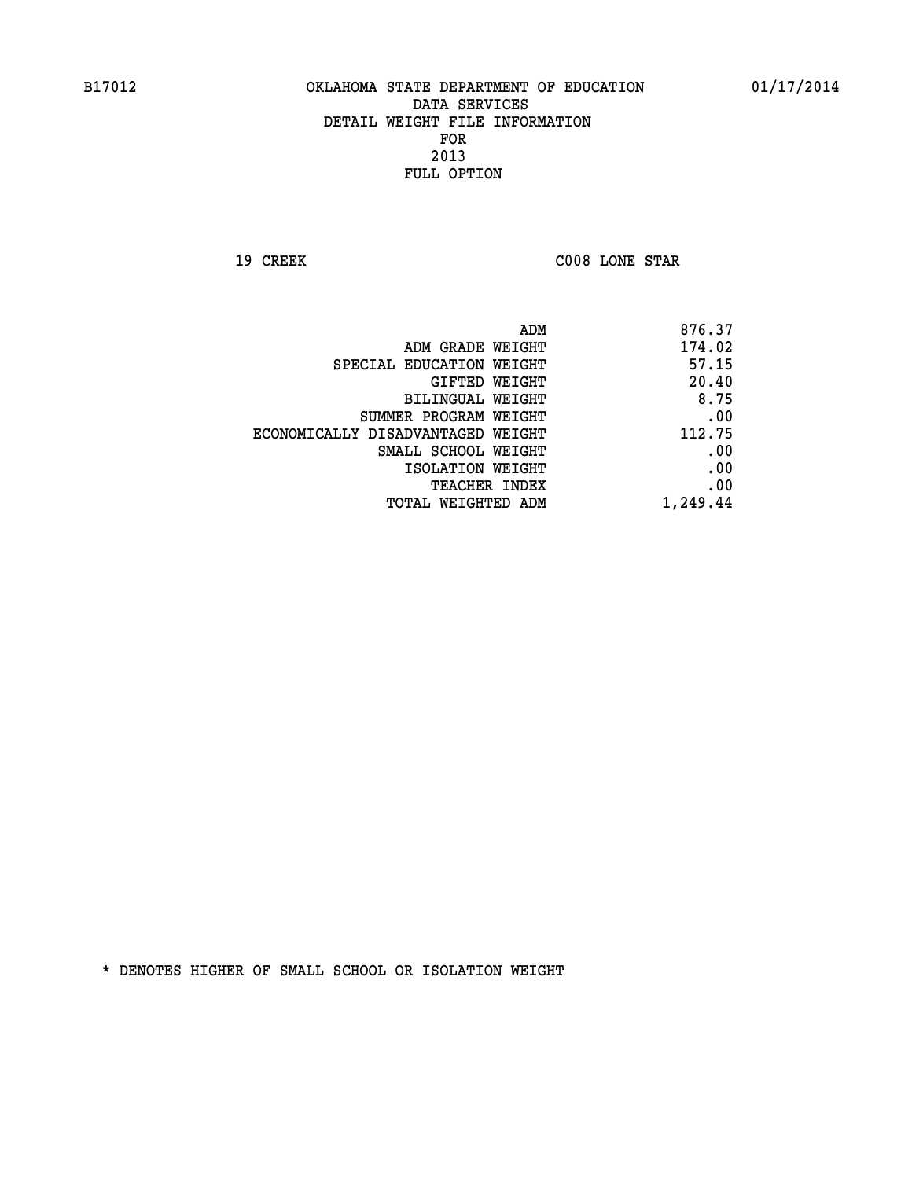B17012 OKLAHOMA STATE DEPARTMENT OF EDUCATION 01/17/2014

DATA SERVICES
DETAIL WEIGHT FILE INFORMATION
FOR
2013
FULL OPTION

19 CREEK C008 LONE STAR

| | |
|---|---|
| ADM | 876.37 |
| ADM GRADE WEIGHT | 174.02 |
| SPECIAL EDUCATION WEIGHT | 57.15 |
| GIFTED WEIGHT | 20.40 |
| BILINGUAL WEIGHT | 8.75 |
| SUMMER PROGRAM WEIGHT | .00 |
| ECONOMICALLY DISADVANTAGED WEIGHT | 112.75 |
| SMALL SCHOOL WEIGHT | .00 |
| ISOLATION WEIGHT | .00 |
| TEACHER INDEX | .00 |
| TOTAL WEIGHTED ADM | 1,249.44 |

* DENOTES HIGHER OF SMALL SCHOOL OR ISOLATION WEIGHT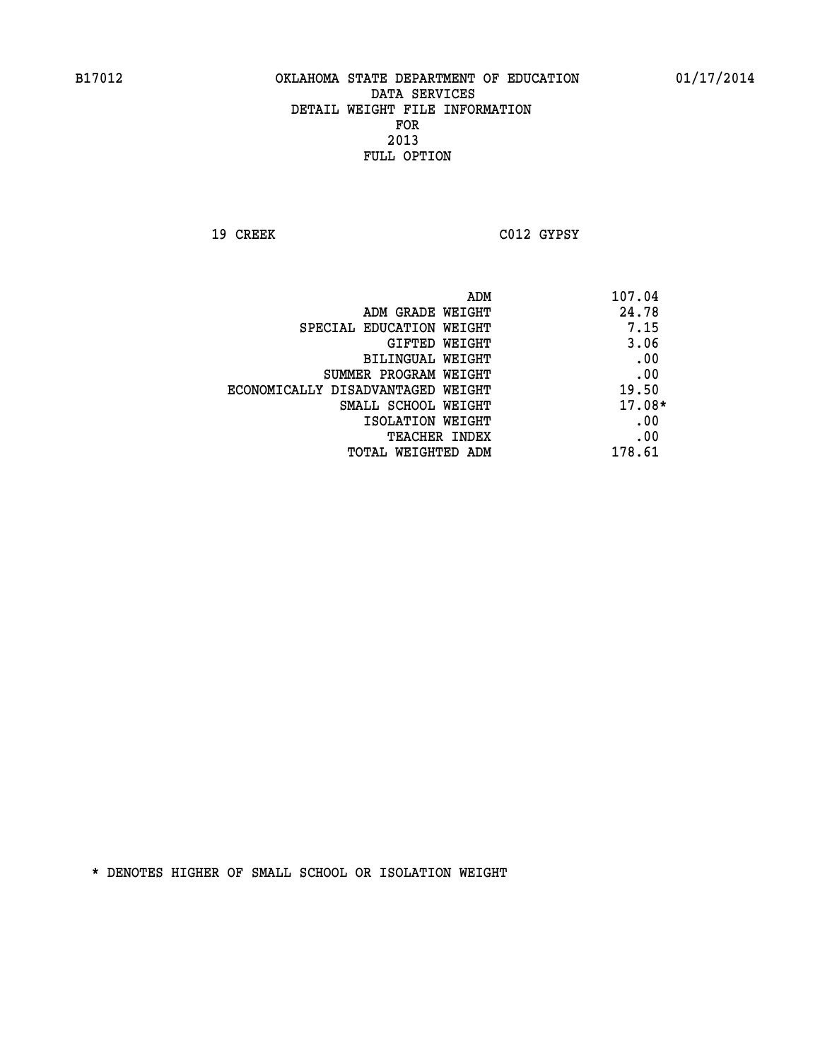B17012 OKLAHOMA STATE DEPARTMENT OF EDUCATION 01/17/2014

DATA SERVICES
DETAIL WEIGHT FILE INFORMATION
FOR
2013
FULL OPTION

19 CREEK C012 GYPSY

| | |
|---|---|
| ADM | 107.04 |
| ADM GRADE WEIGHT | 24.78 |
| SPECIAL EDUCATION WEIGHT | 7.15 |
| GIFTED WEIGHT | 3.06 |
| BILINGUAL WEIGHT | .00 |
| SUMMER PROGRAM WEIGHT | .00 |
| ECONOMICALLY DISADVANTAGED WEIGHT | 19.50 |
| SMALL SCHOOL WEIGHT | 17.08* |
| ISOLATION WEIGHT | .00 |
| TEACHER INDEX | .00 |
| TOTAL WEIGHTED ADM | 178.61 |

* DENOTES HIGHER OF SMALL SCHOOL OR ISOLATION WEIGHT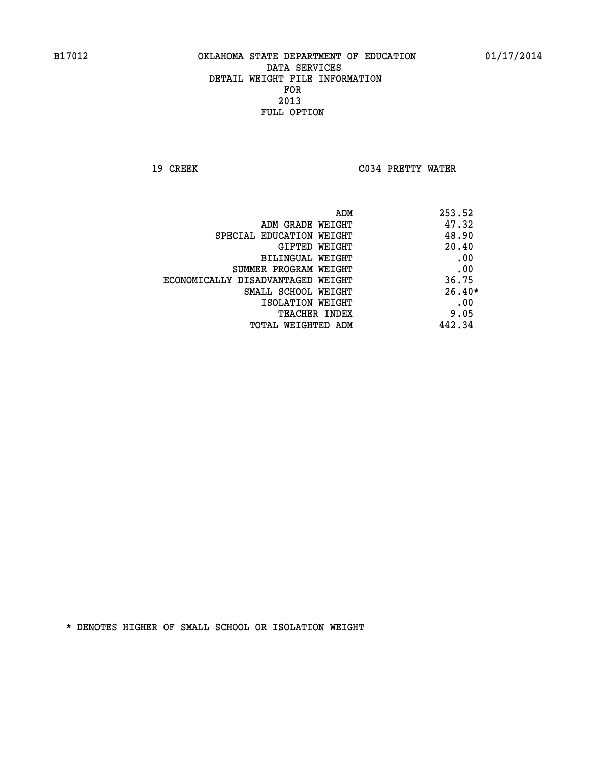B17012 OKLAHOMA STATE DEPARTMENT OF EDUCATION 01/17/2014

DATA SERVICES
DETAIL WEIGHT FILE INFORMATION
FOR
2013
FULL OPTION

19 CREEK C034 PRETTY WATER

| | |
|---|---|
| ADM | 253.52 |
| ADM GRADE WEIGHT | 47.32 |
| SPECIAL EDUCATION WEIGHT | 48.90 |
| GIFTED WEIGHT | 20.40 |
| BILINGUAL WEIGHT | .00 |
| SUMMER PROGRAM WEIGHT | .00 |
| ECONOMICALLY DISADVANTAGED WEIGHT | 36.75 |
| SMALL SCHOOL WEIGHT | 26.40* |
| ISOLATION WEIGHT | .00 |
| TEACHER INDEX | 9.05 |
| TOTAL WEIGHTED ADM | 442.34 |

* DENOTES HIGHER OF SMALL SCHOOL OR ISOLATION WEIGHT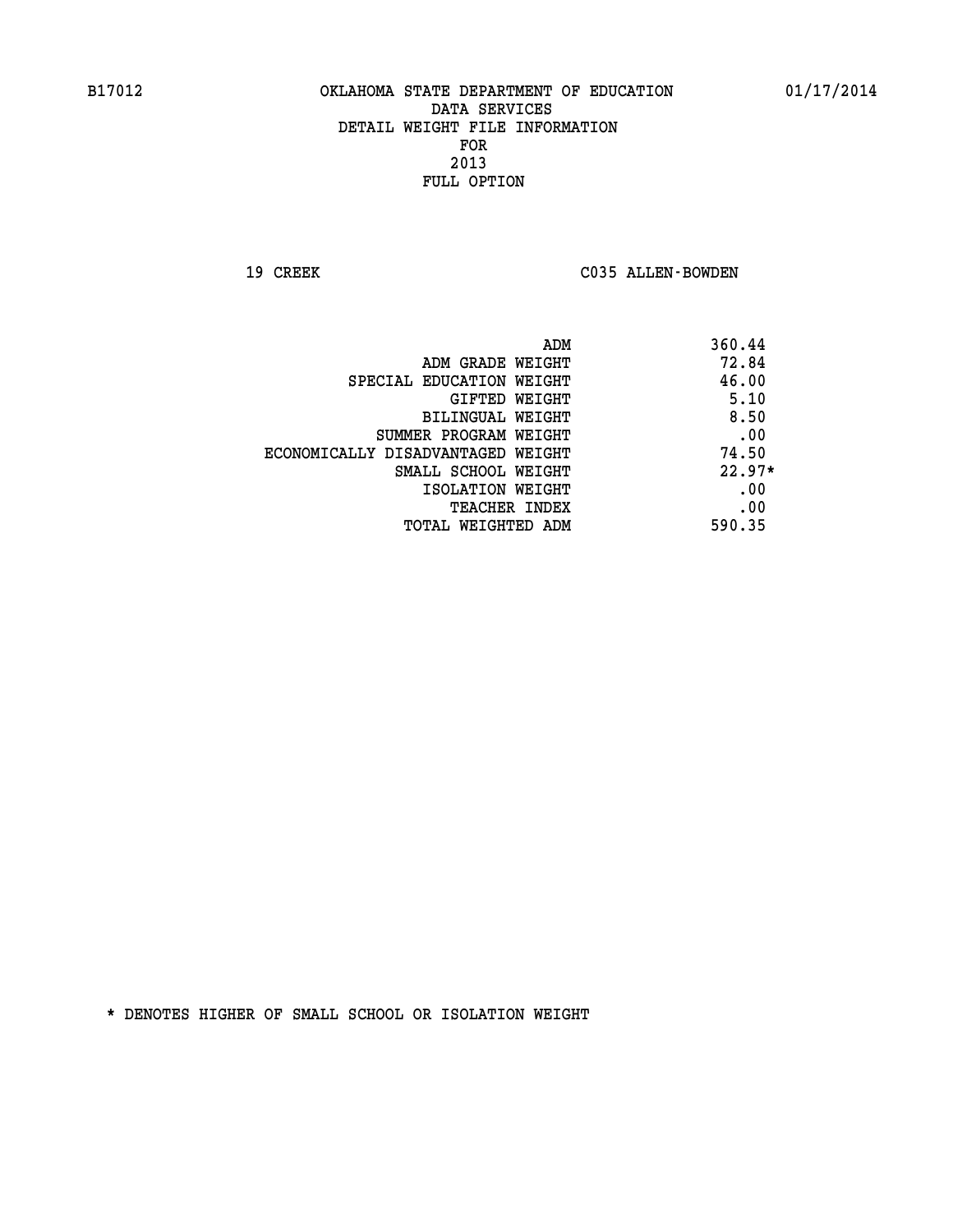# OKLAHOMA STATE DEPARTMENT OF EDUCATION
## DATA SERVICES
## DETAIL WEIGHT FILE INFORMATION
## FOR
## 2013
## FULL OPTION

B17012 01/17/2014

19 CREEK C035 ALLEN-BOWDEN

| | |
|---|---|
| ADM | 360.44 |
| ADM GRADE WEIGHT | 72.84 |
| SPECIAL EDUCATION WEIGHT | 46.00 |
| GIFTED WEIGHT | 5.10 |
| BILINGUAL WEIGHT | 8.50 |
| SUMMER PROGRAM WEIGHT | .00 |
| ECONOMICALLY DISADVANTAGED WEIGHT | 74.50 |
| SMALL SCHOOL WEIGHT | 22.97* |
| ISOLATION WEIGHT | .00 |
| TEACHER INDEX | .00 |
| TOTAL WEIGHTED ADM | 590.35 |

* DENOTES HIGHER OF SMALL SCHOOL OR ISOLATION WEIGHT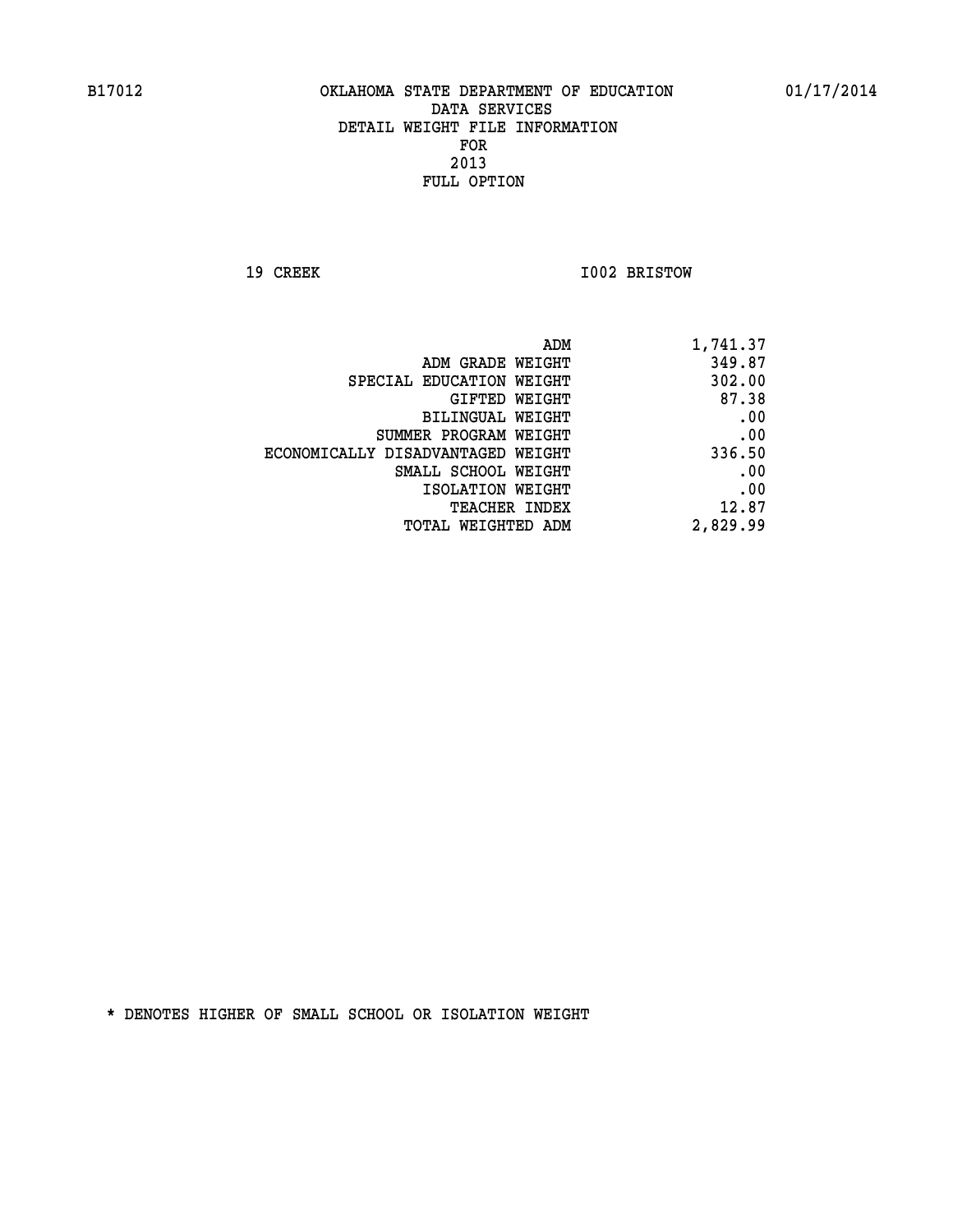B17012 OKLAHOMA STATE DEPARTMENT OF EDUCATION 01/17/2014

# DATA SERVICES
## DETAIL WEIGHT FILE INFORMATION
## FOR
## 2013
## FULL OPTION

19 CREEK I002 BRISTOW

| | |
|---|---|
| ADM | 1,741.37 |
| ADM GRADE WEIGHT | 349.87 |
| SPECIAL EDUCATION WEIGHT | 302.00 |
| GIFTED WEIGHT | 87.38 |
| BILINGUAL WEIGHT | .00 |
| SUMMER PROGRAM WEIGHT | .00 |
| ECONOMICALLY DISADVANTAGED WEIGHT | 336.50 |
| SMALL SCHOOL WEIGHT | .00 |
| ISOLATION WEIGHT | .00 |
| TEACHER INDEX | 12.87 |
| TOTAL WEIGHTED ADM | 2,829.99 |

* DENOTES HIGHER OF SMALL SCHOOL OR ISOLATION WEIGHT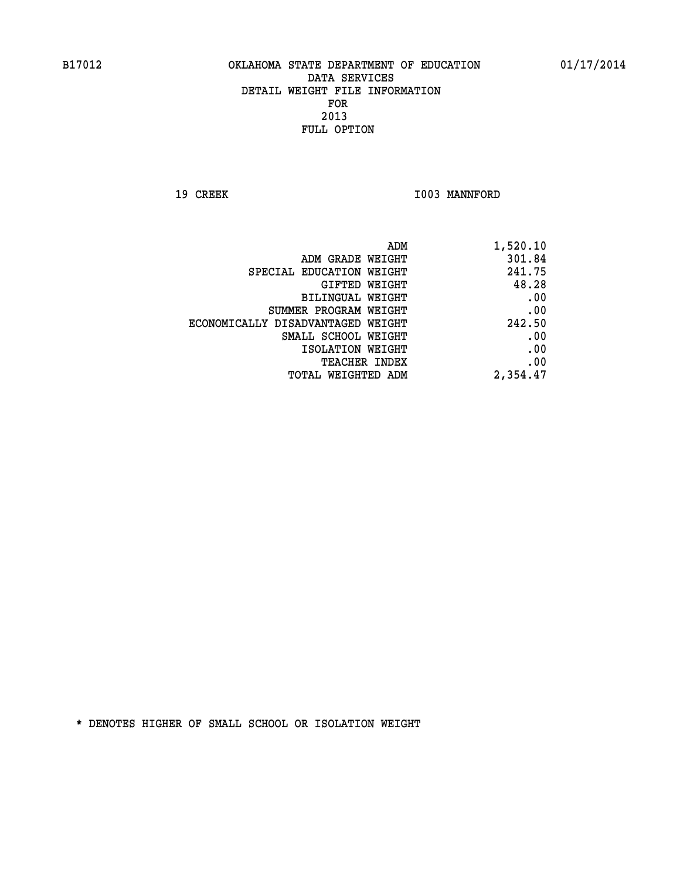# OKLAHOMA STATE DEPARTMENT OF EDUCATION
## DATA SERVICES
## DETAIL WEIGHT FILE INFORMATION
## FOR
## 2013
## FULL OPTION

B17012 — 01/17/2014

19 CREEK — I003 MANNFORD

| | |
|---|---|
| ADM | 1,520.10 |
| ADM GRADE WEIGHT | 301.84 |
| SPECIAL EDUCATION WEIGHT | 241.75 |
| GIFTED WEIGHT | 48.28 |
| BILINGUAL WEIGHT | .00 |
| SUMMER PROGRAM WEIGHT | .00 |
| ECONOMICALLY DISADVANTAGED WEIGHT | 242.50 |
| SMALL SCHOOL WEIGHT | .00 |
| ISOLATION WEIGHT | .00 |
| TEACHER INDEX | .00 |
| TOTAL WEIGHTED ADM | 2,354.47 |

* DENOTES HIGHER OF SMALL SCHOOL OR ISOLATION WEIGHT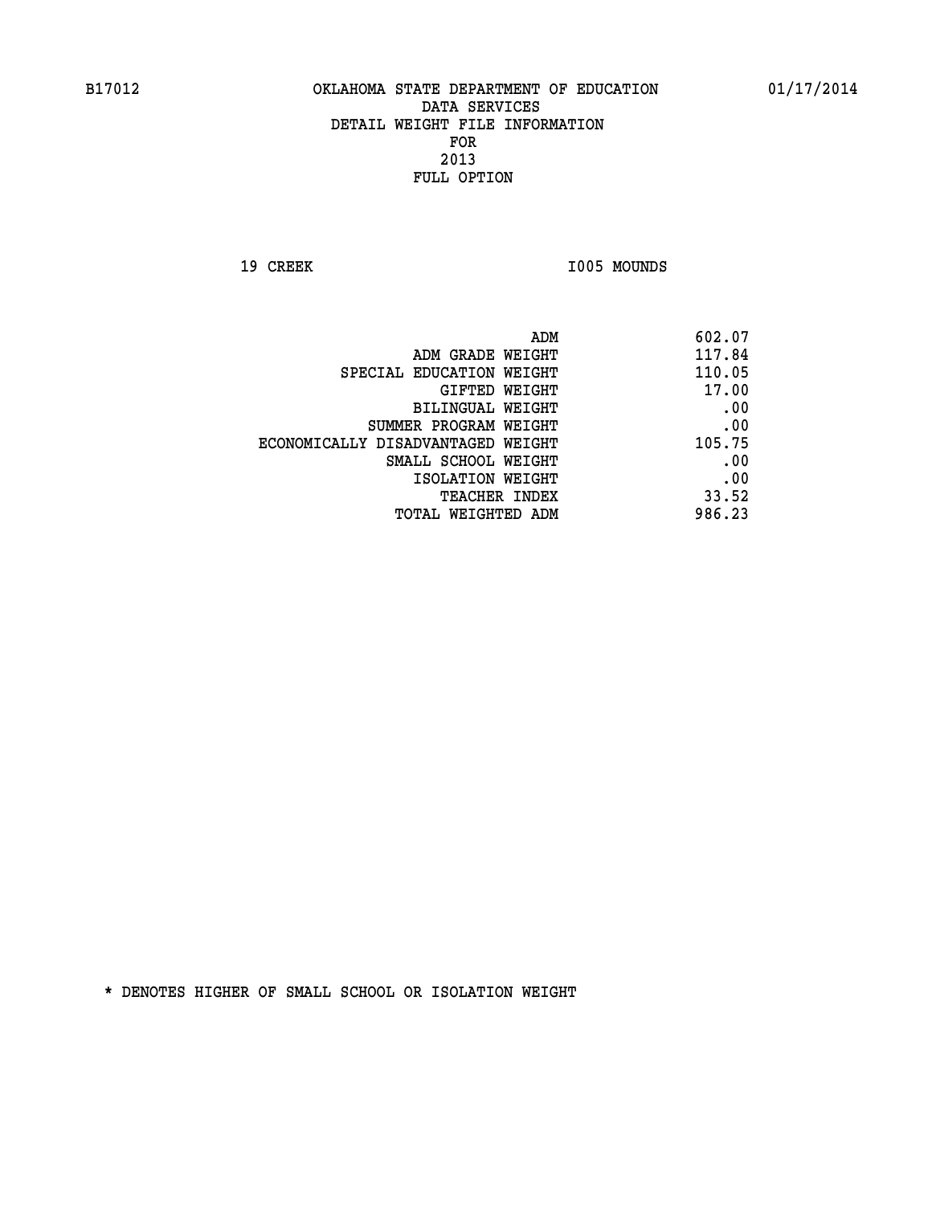B17012 OKLAHOMA STATE DEPARTMENT OF EDUCATION 01/17/2014

DATA SERVICES
DETAIL WEIGHT FILE INFORMATION
FOR
2013
FULL OPTION

19 CREEK I005 MOUNDS

| | |
|---|---|
| ADM | 602.07 |
| ADM GRADE WEIGHT | 117.84 |
| SPECIAL EDUCATION WEIGHT | 110.05 |
| GIFTED WEIGHT | 17.00 |
| BILINGUAL WEIGHT | .00 |
| SUMMER PROGRAM WEIGHT | .00 |
| ECONOMICALLY DISADVANTAGED WEIGHT | 105.75 |
| SMALL SCHOOL WEIGHT | .00 |
| ISOLATION WEIGHT | .00 |
| TEACHER INDEX | 33.52 |
| TOTAL WEIGHTED ADM | 986.23 |

* DENOTES HIGHER OF SMALL SCHOOL OR ISOLATION WEIGHT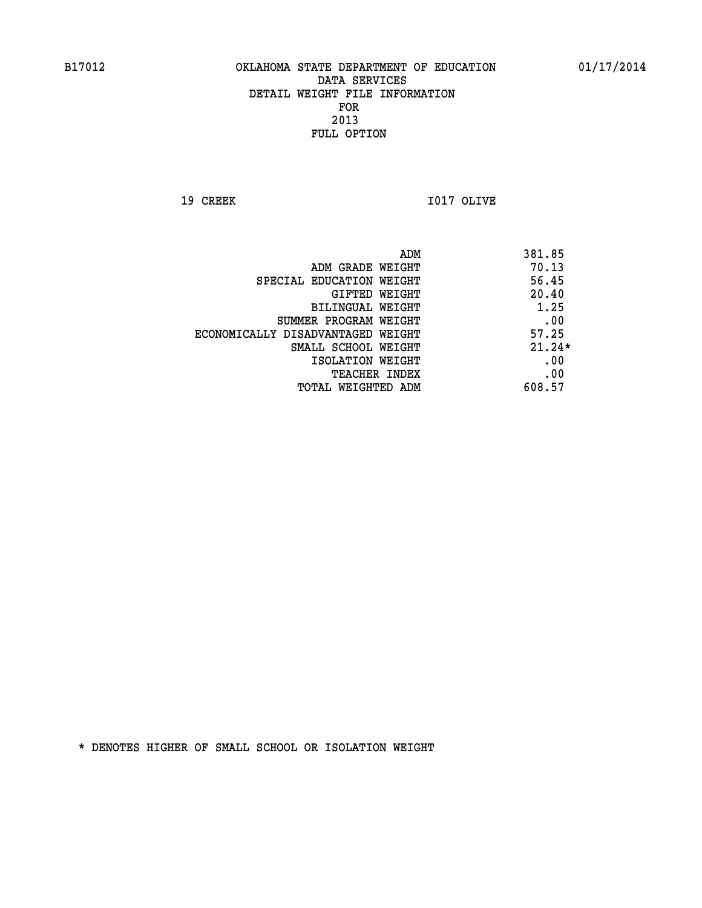OKLAHOMA STATE DEPARTMENT OF EDUCATION
DATA SERVICES
DETAIL WEIGHT FILE INFORMATION
FOR
2013
FULL OPTION

19 CREEK I017 OLIVE

| | |
|---|---|
| ADM | 381.85 |
| ADM GRADE WEIGHT | 70.13 |
| SPECIAL EDUCATION WEIGHT | 56.45 |
| GIFTED WEIGHT | 20.40 |
| BILINGUAL WEIGHT | 1.25 |
| SUMMER PROGRAM WEIGHT | .00 |
| ECONOMICALLY DISADVANTAGED WEIGHT | 57.25 |
| SMALL SCHOOL WEIGHT | 21.24* |
| ISOLATION WEIGHT | .00 |
| TEACHER INDEX | .00 |
| TOTAL WEIGHTED ADM | 608.57 |

* DENOTES HIGHER OF SMALL SCHOOL OR ISOLATION WEIGHT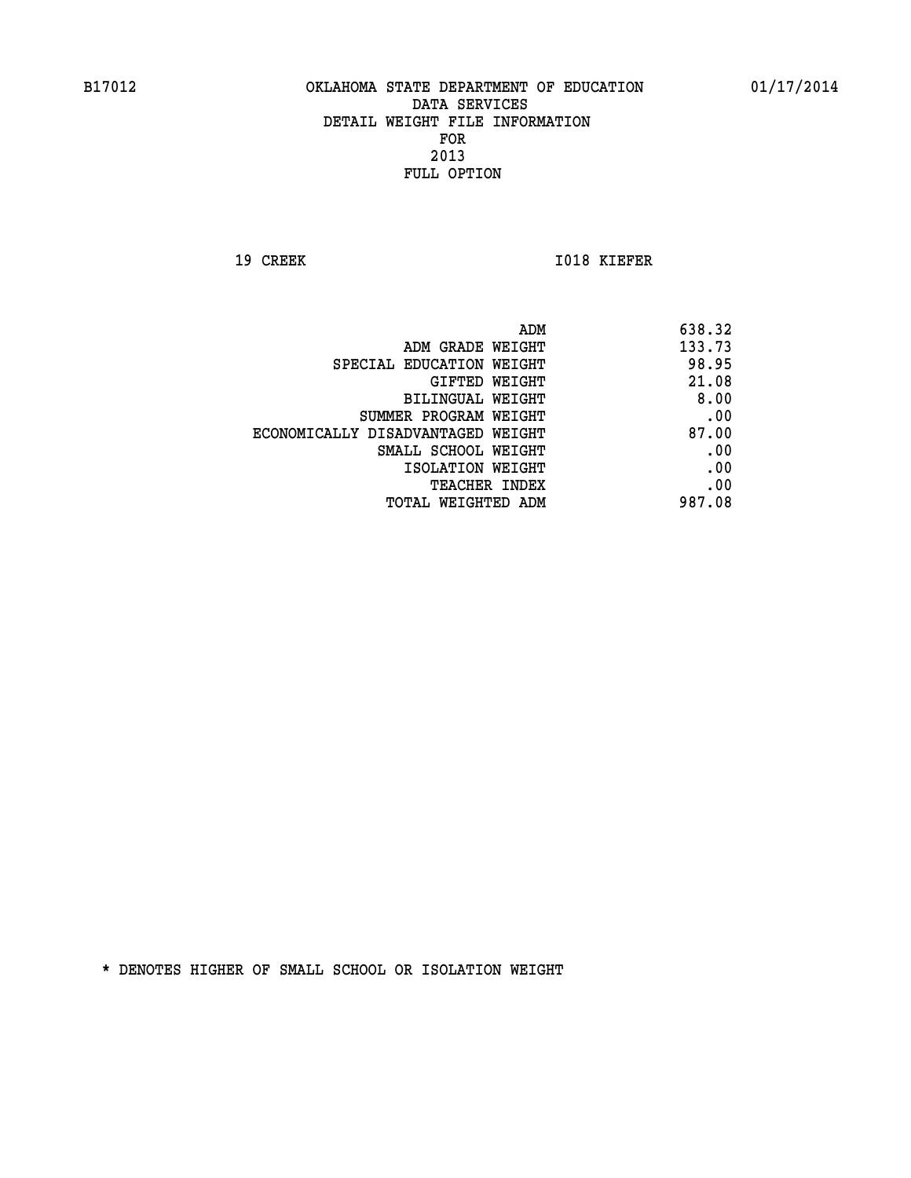B17012 OKLAHOMA STATE DEPARTMENT OF EDUCATION 01/17/2014

DATA SERVICES

DETAIL WEIGHT FILE INFORMATION

FOR

2013

FULL OPTION

19 CREEK I018 KIEFER

| | |
|---|---|
| ADM | 638.32 |
| ADM GRADE WEIGHT | 133.73 |
| SPECIAL EDUCATION WEIGHT | 98.95 |
| GIFTED WEIGHT | 21.08 |
| BILINGUAL WEIGHT | 8.00 |
| SUMMER PROGRAM WEIGHT | .00 |
| ECONOMICALLY DISADVANTAGED WEIGHT | 87.00 |
| SMALL SCHOOL WEIGHT | .00 |
| ISOLATION WEIGHT | .00 |
| TEACHER INDEX | .00 |
| TOTAL WEIGHTED ADM | 987.08 |

* DENOTES HIGHER OF SMALL SCHOOL OR ISOLATION WEIGHT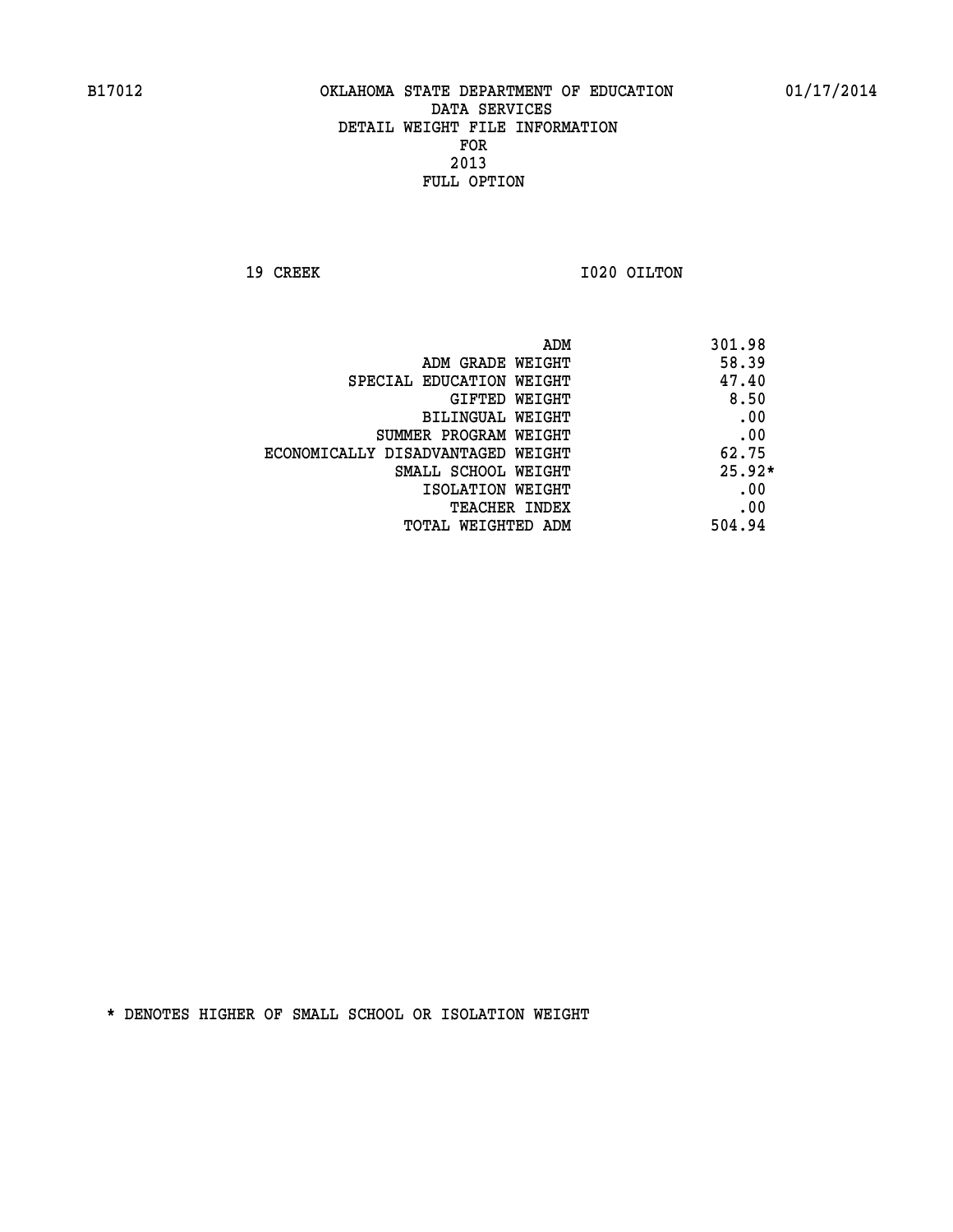B17012 OKLAHOMA STATE DEPARTMENT OF EDUCATION 01/17/2014

DATA SERVICES
DETAIL WEIGHT FILE INFORMATION
FOR
2013
FULL OPTION

19 CREEK I020 OILTON

| | |
|---|---|
| ADM | 301.98 |
| ADM GRADE WEIGHT | 58.39 |
| SPECIAL EDUCATION WEIGHT | 47.40 |
| GIFTED WEIGHT | 8.50 |
| BILINGUAL WEIGHT | .00 |
| SUMMER PROGRAM WEIGHT | .00 |
| ECONOMICALLY DISADVANTAGED WEIGHT | 62.75 |
| SMALL SCHOOL WEIGHT | 25.92* |
| ISOLATION WEIGHT | .00 |
| TEACHER INDEX | .00 |
| TOTAL WEIGHTED ADM | 504.94 |

* DENOTES HIGHER OF SMALL SCHOOL OR ISOLATION WEIGHT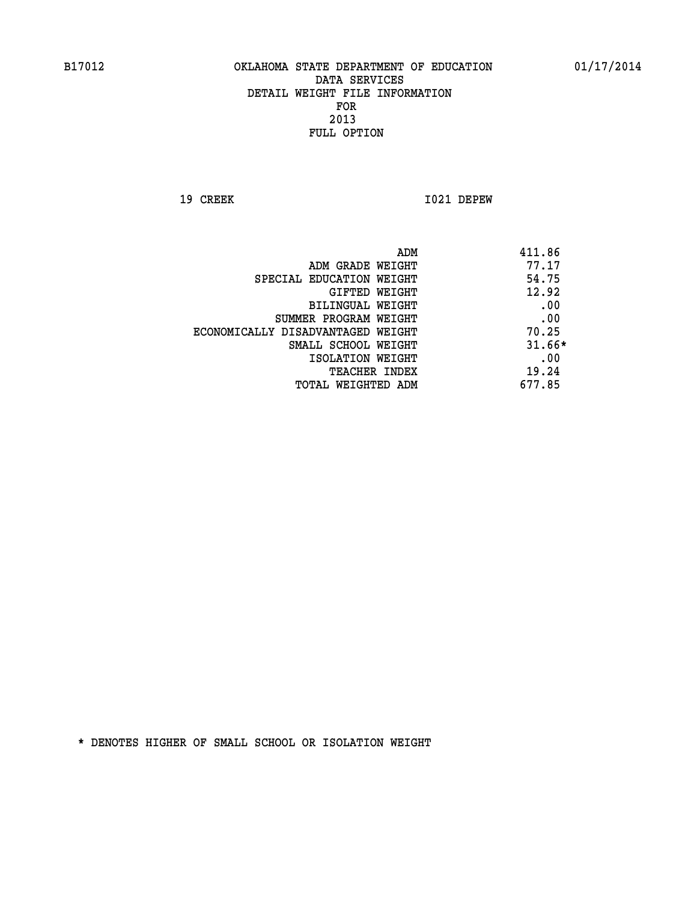B17012 OKLAHOMA STATE DEPARTMENT OF EDUCATION 01/17/2014

DATA SERVICES
DETAIL WEIGHT FILE INFORMATION
FOR
2013
FULL OPTION

19 CREEK I021 DEPEW

| | |
|---|---|
| ADM | 411.86 |
| ADM GRADE WEIGHT | 77.17 |
| SPECIAL EDUCATION WEIGHT | 54.75 |
| GIFTED WEIGHT | 12.92 |
| BILINGUAL WEIGHT | .00 |
| SUMMER PROGRAM WEIGHT | .00 |
| ECONOMICALLY DISADVANTAGED WEIGHT | 70.25 |
| SMALL SCHOOL WEIGHT | 31.66* |
| ISOLATION WEIGHT | .00 |
| TEACHER INDEX | 19.24 |
| TOTAL WEIGHTED ADM | 677.85 |

* DENOTES HIGHER OF SMALL SCHOOL OR ISOLATION WEIGHT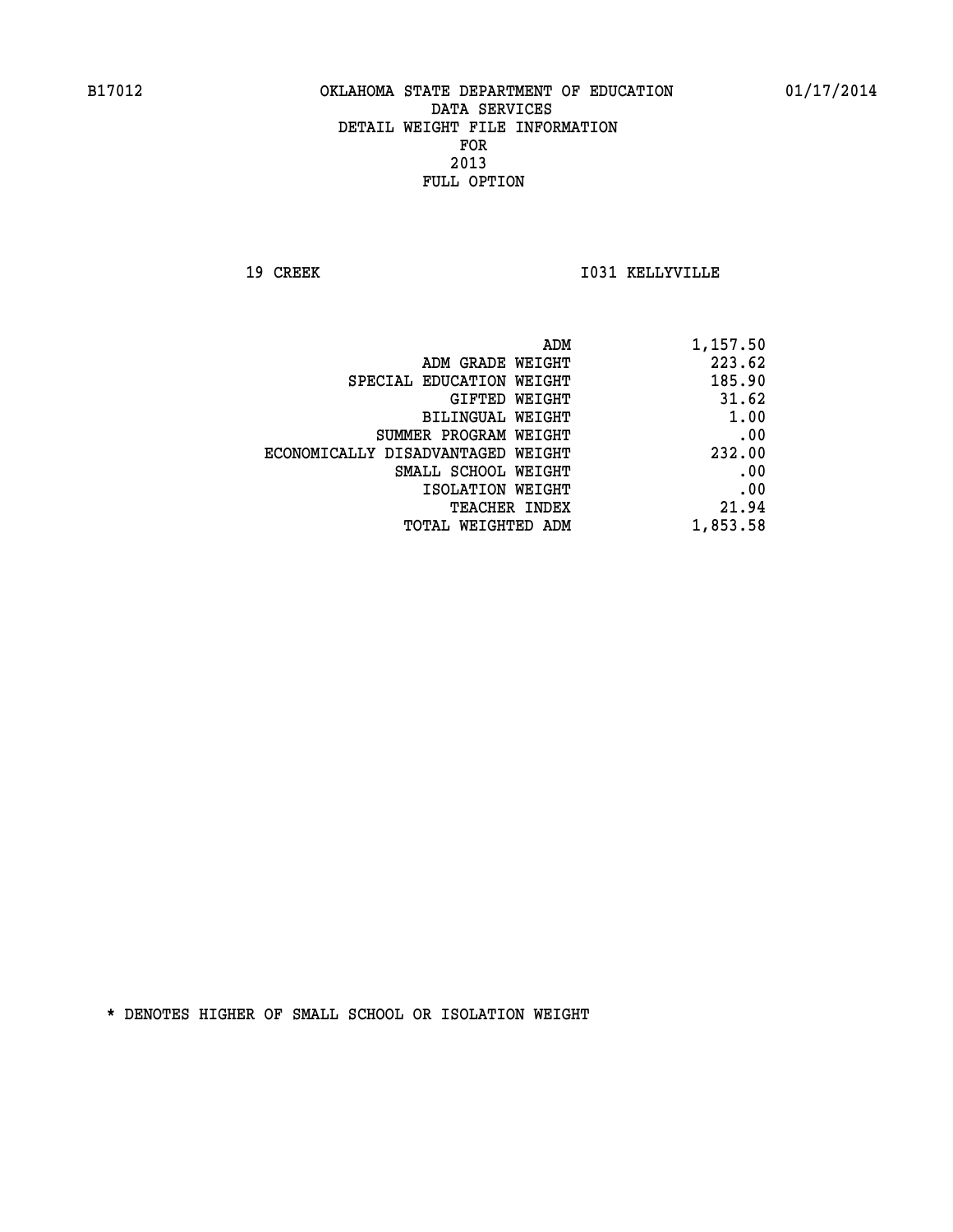B17012 OKLAHOMA STATE DEPARTMENT OF EDUCATION 01/17/2014

DATA SERVICES
DETAIL WEIGHT FILE INFORMATION
FOR
2013
FULL OPTION

19 CREEK I031 KELLYVILLE

| | |
|---|---|
| ADM | 1,157.50 |
| ADM GRADE WEIGHT | 223.62 |
| SPECIAL EDUCATION WEIGHT | 185.90 |
| GIFTED WEIGHT | 31.62 |
| BILINGUAL WEIGHT | 1.00 |
| SUMMER PROGRAM WEIGHT | .00 |
| ECONOMICALLY DISADVANTAGED WEIGHT | 232.00 |
| SMALL SCHOOL WEIGHT | .00 |
| ISOLATION WEIGHT | .00 |
| TEACHER INDEX | 21.94 |
| TOTAL WEIGHTED ADM | 1,853.58 |

* DENOTES HIGHER OF SMALL SCHOOL OR ISOLATION WEIGHT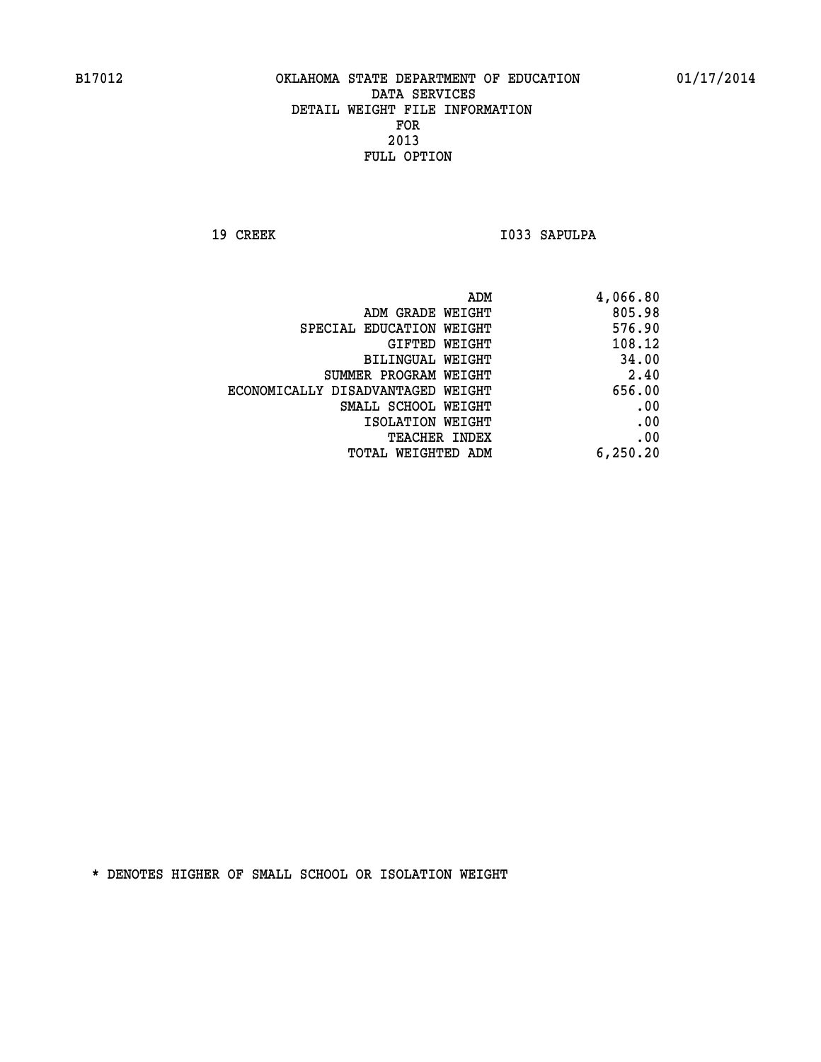B17012 OKLAHOMA STATE DEPARTMENT OF EDUCATION 01/17/2014

DATA SERVICES
DETAIL WEIGHT FILE INFORMATION
FOR
2013
FULL OPTION

19 CREEK I033 SAPULPA

| | |
|---|---|
| ADM | 4,066.80 |
| ADM GRADE WEIGHT | 805.98 |
| SPECIAL EDUCATION WEIGHT | 576.90 |
| GIFTED WEIGHT | 108.12 |
| BILINGUAL WEIGHT | 34.00 |
| SUMMER PROGRAM WEIGHT | 2.40 |
| ECONOMICALLY DISADVANTAGED WEIGHT | 656.00 |
| SMALL SCHOOL WEIGHT | .00 |
| ISOLATION WEIGHT | .00 |
| TEACHER INDEX | .00 |
| TOTAL WEIGHTED ADM | 6,250.20 |

* DENOTES HIGHER OF SMALL SCHOOL OR ISOLATION WEIGHT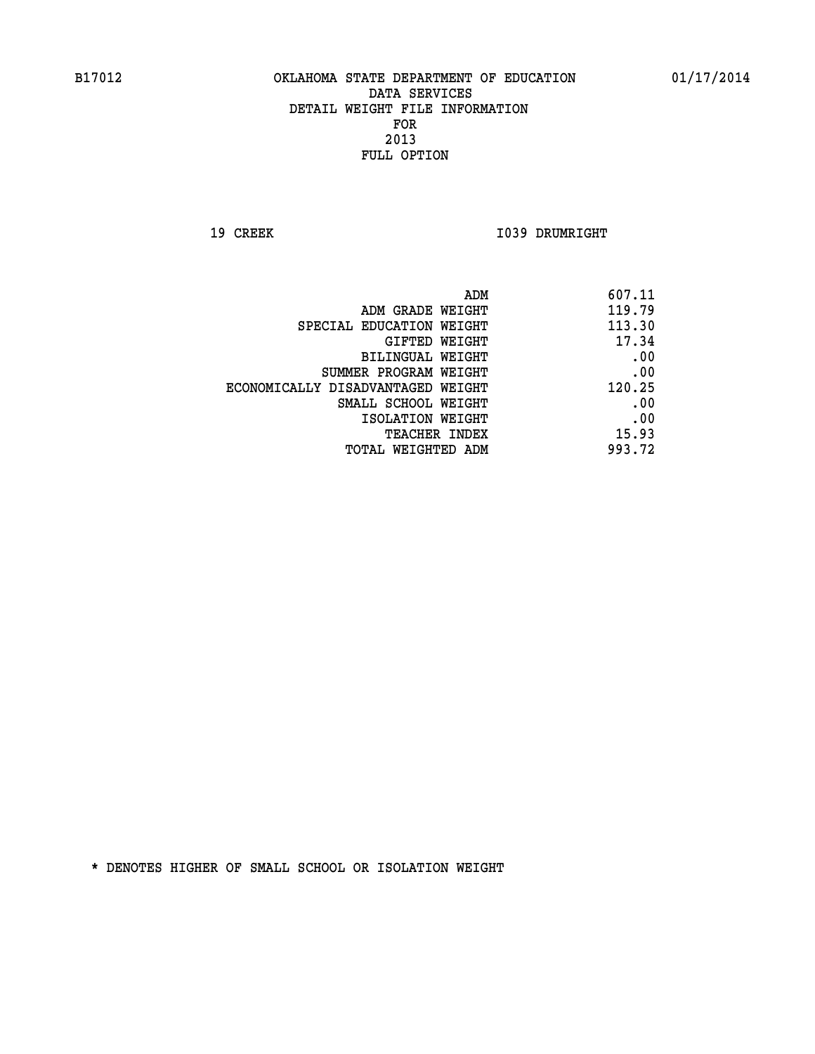# OKLAHOMA STATE DEPARTMENT OF EDUCATION
## DATA SERVICES
## DETAIL WEIGHT FILE INFORMATION
## FOR
## 2013
## FULL OPTION

19 CREEK　　　　I039 DRUMRIGHT

| | |
|---|---|
| ADM | 607.11 |
| ADM GRADE WEIGHT | 119.79 |
| SPECIAL EDUCATION WEIGHT | 113.30 |
| GIFTED WEIGHT | 17.34 |
| BILINGUAL WEIGHT | .00 |
| SUMMER PROGRAM WEIGHT | .00 |
| ECONOMICALLY DISADVANTAGED WEIGHT | 120.25 |
| SMALL SCHOOL WEIGHT | .00 |
| ISOLATION WEIGHT | .00 |
| TEACHER INDEX | 15.93 |
| TOTAL WEIGHTED ADM | 993.72 |

* DENOTES HIGHER OF SMALL SCHOOL OR ISOLATION WEIGHT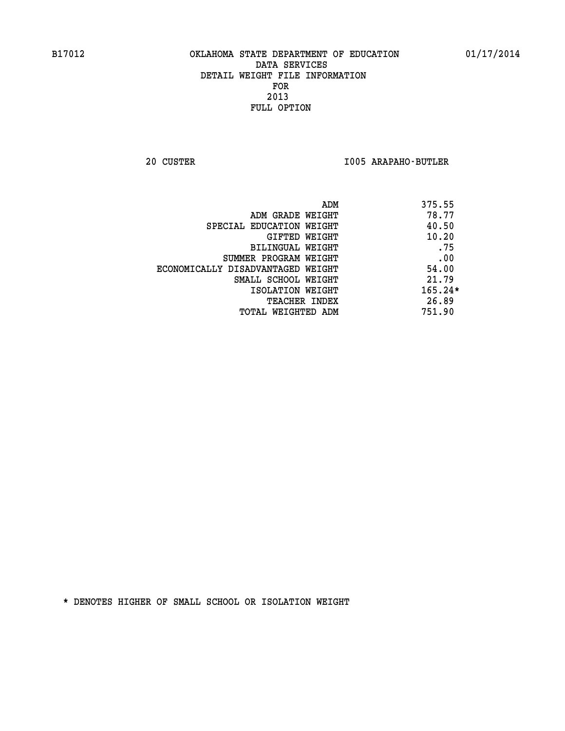OKLAHOMA STATE DEPARTMENT OF EDUCATION
DATA SERVICES
DETAIL WEIGHT FILE INFORMATION
FOR
2013
FULL OPTION

B17012 — 01/17/2014

20 CUSTER — I005 ARAPAHO-BUTLER

| | |
|---|---|
| ADM | 375.55 |
| ADM GRADE WEIGHT | 78.77 |
| SPECIAL EDUCATION WEIGHT | 40.50 |
| GIFTED WEIGHT | 10.20 |
| BILINGUAL WEIGHT | .75 |
| SUMMER PROGRAM WEIGHT | .00 |
| ECONOMICALLY DISADVANTAGED WEIGHT | 54.00 |
| SMALL SCHOOL WEIGHT | 21.79 |
| ISOLATION WEIGHT | 165.24* |
| TEACHER INDEX | 26.89 |
| TOTAL WEIGHTED ADM | 751.90 |

* DENOTES HIGHER OF SMALL SCHOOL OR ISOLATION WEIGHT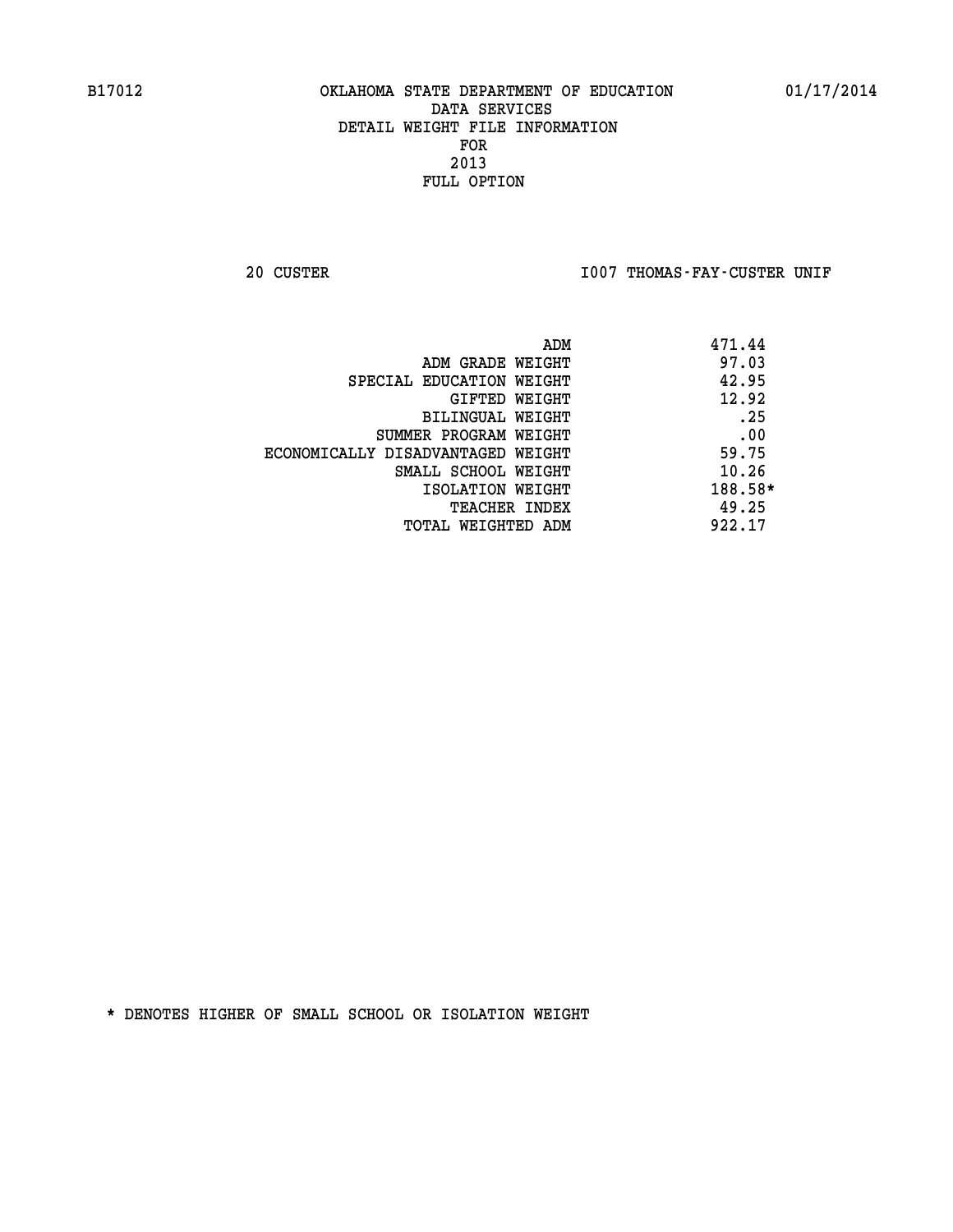B17012 OKLAHOMA STATE DEPARTMENT OF EDUCATION 01/17/2014

DATA SERVICES
DETAIL WEIGHT FILE INFORMATION
FOR
2013
FULL OPTION

20 CUSTER I007 THOMAS-FAY-CUSTER UNIF

| | |
|---|---|
| ADM | 471.44 |
| ADM GRADE WEIGHT | 97.03 |
| SPECIAL EDUCATION WEIGHT | 42.95 |
| GIFTED WEIGHT | 12.92 |
| BILINGUAL WEIGHT | .25 |
| SUMMER PROGRAM WEIGHT | .00 |
| ECONOMICALLY DISADVANTAGED WEIGHT | 59.75 |
| SMALL SCHOOL WEIGHT | 10.26 |
| ISOLATION WEIGHT | 188.58* |
| TEACHER INDEX | 49.25 |
| TOTAL WEIGHTED ADM | 922.17 |

* DENOTES HIGHER OF SMALL SCHOOL OR ISOLATION WEIGHT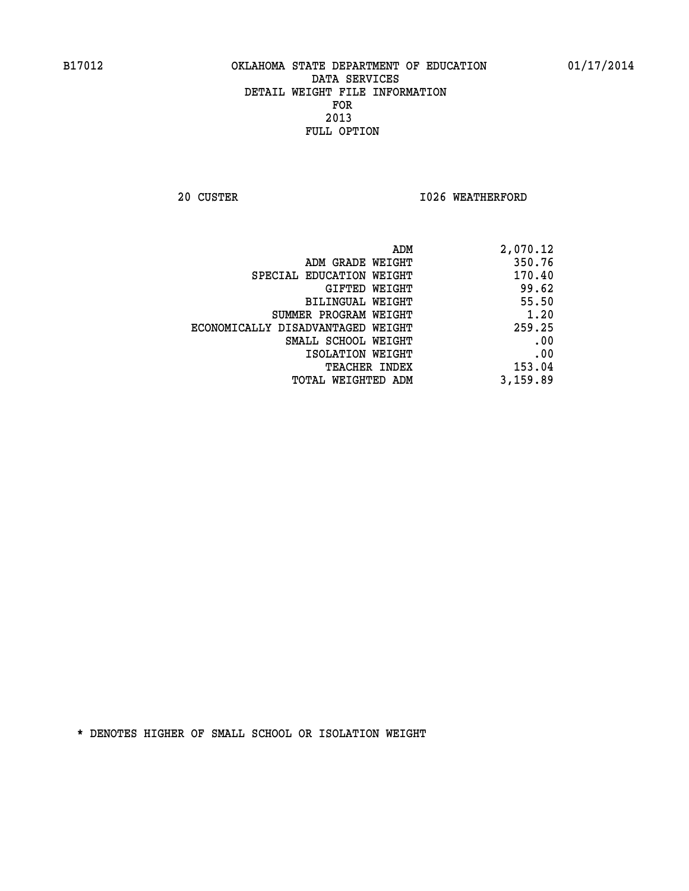B17012 OKLAHOMA STATE DEPARTMENT OF EDUCATION 01/17/2014

DATA SERVICES
DETAIL WEIGHT FILE INFORMATION
FOR
2013
FULL OPTION

20 CUSTER I026 WEATHERFORD

| | |
|---|---|
| ADM | 2,070.12 |
| ADM GRADE WEIGHT | 350.76 |
| SPECIAL EDUCATION WEIGHT | 170.40 |
| GIFTED WEIGHT | 99.62 |
| BILINGUAL WEIGHT | 55.50 |
| SUMMER PROGRAM WEIGHT | 1.20 |
| ECONOMICALLY DISADVANTAGED WEIGHT | 259.25 |
| SMALL SCHOOL WEIGHT | .00 |
| ISOLATION WEIGHT | .00 |
| TEACHER INDEX | 153.04 |
| TOTAL WEIGHTED ADM | 3,159.89 |

* DENOTES HIGHER OF SMALL SCHOOL OR ISOLATION WEIGHT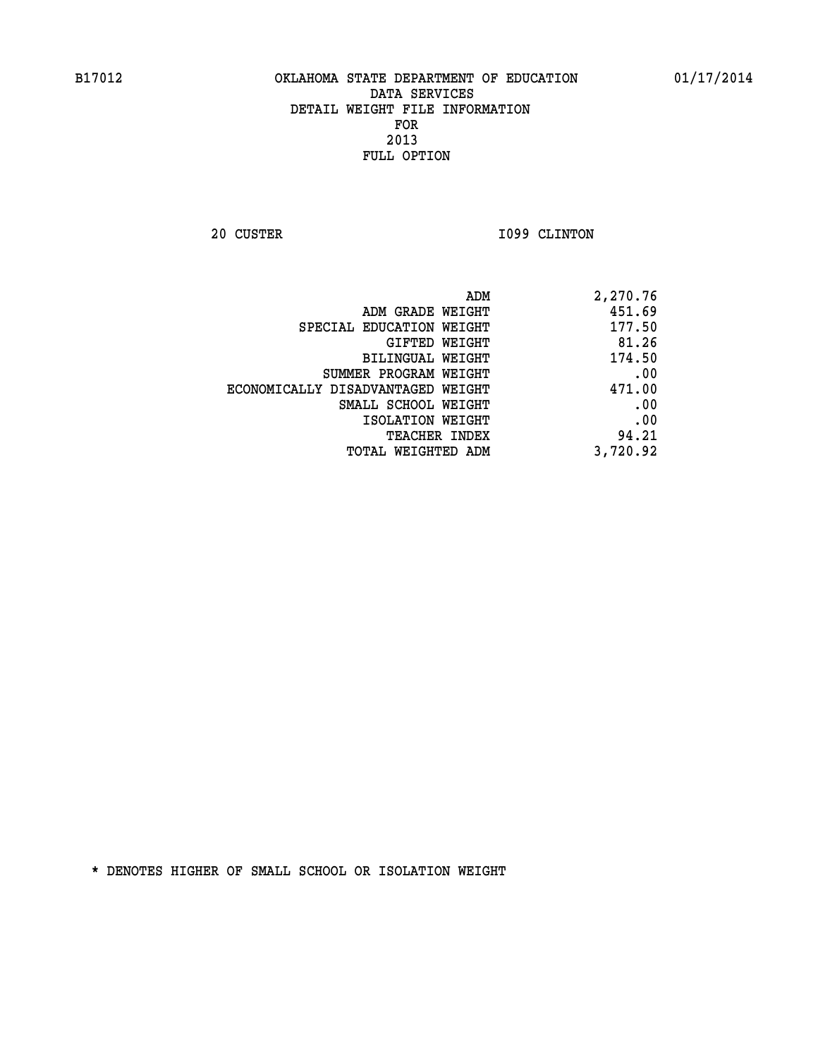B17012 OKLAHOMA STATE DEPARTMENT OF EDUCATION 01/17/2014

DATA SERVICES
DETAIL WEIGHT FILE INFORMATION
FOR
2013
FULL OPTION

20 CUSTER I099 CLINTON

| | |
|---|---|
| ADM | 2,270.76 |
| ADM GRADE WEIGHT | 451.69 |
| SPECIAL EDUCATION WEIGHT | 177.50 |
| GIFTED WEIGHT | 81.26 |
| BILINGUAL WEIGHT | 174.50 |
| SUMMER PROGRAM WEIGHT | .00 |
| ECONOMICALLY DISADVANTAGED WEIGHT | 471.00 |
| SMALL SCHOOL WEIGHT | .00 |
| ISOLATION WEIGHT | .00 |
| TEACHER INDEX | 94.21 |
| TOTAL WEIGHTED ADM | 3,720.92 |

* DENOTES HIGHER OF SMALL SCHOOL OR ISOLATION WEIGHT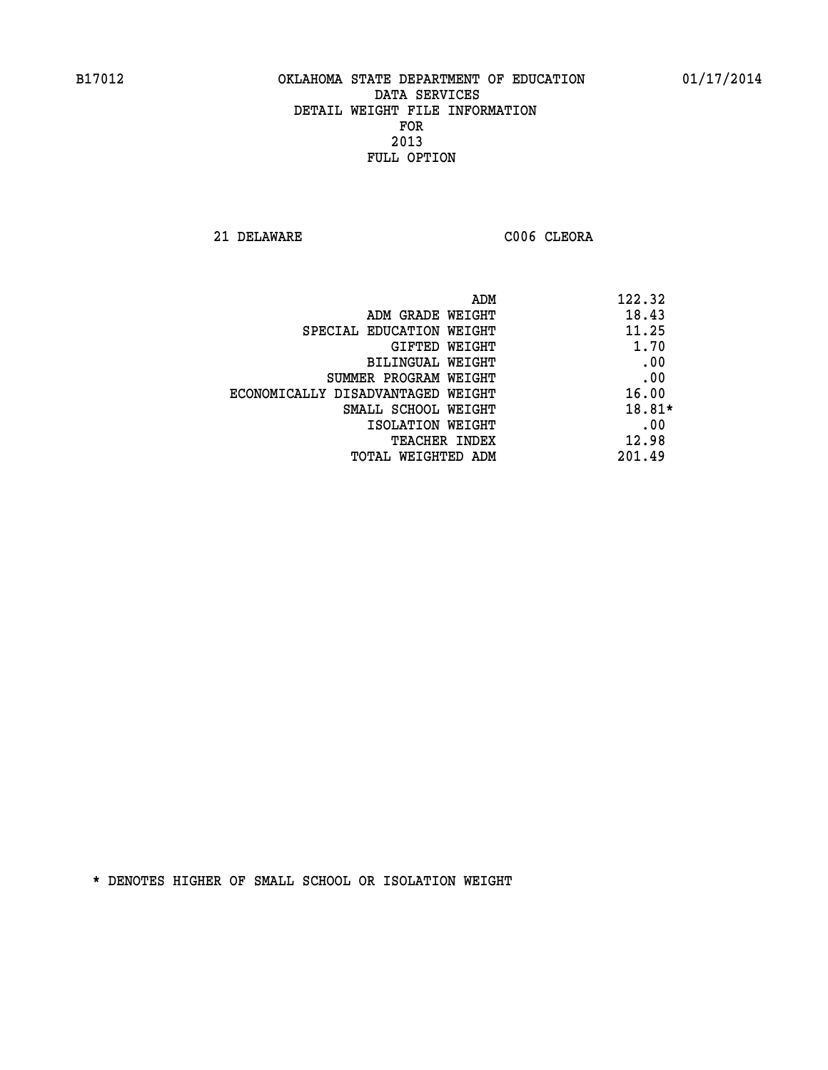B17012 OKLAHOMA STATE DEPARTMENT OF EDUCATION 01/17/2014
DATA SERVICES
DETAIL WEIGHT FILE INFORMATION
FOR
2013
FULL OPTION

21 DELAWARE C006 CLEORA

| | |
|---|---|
| ADM | 122.32 |
| ADM GRADE WEIGHT | 18.43 |
| SPECIAL EDUCATION WEIGHT | 11.25 |
| GIFTED WEIGHT | 1.70 |
| BILINGUAL WEIGHT | .00 |
| SUMMER PROGRAM WEIGHT | .00 |
| ECONOMICALLY DISADVANTAGED WEIGHT | 16.00 |
| SMALL SCHOOL WEIGHT | 18.81* |
| ISOLATION WEIGHT | .00 |
| TEACHER INDEX | 12.98 |
| TOTAL WEIGHTED ADM | 201.49 |

* DENOTES HIGHER OF SMALL SCHOOL OR ISOLATION WEIGHT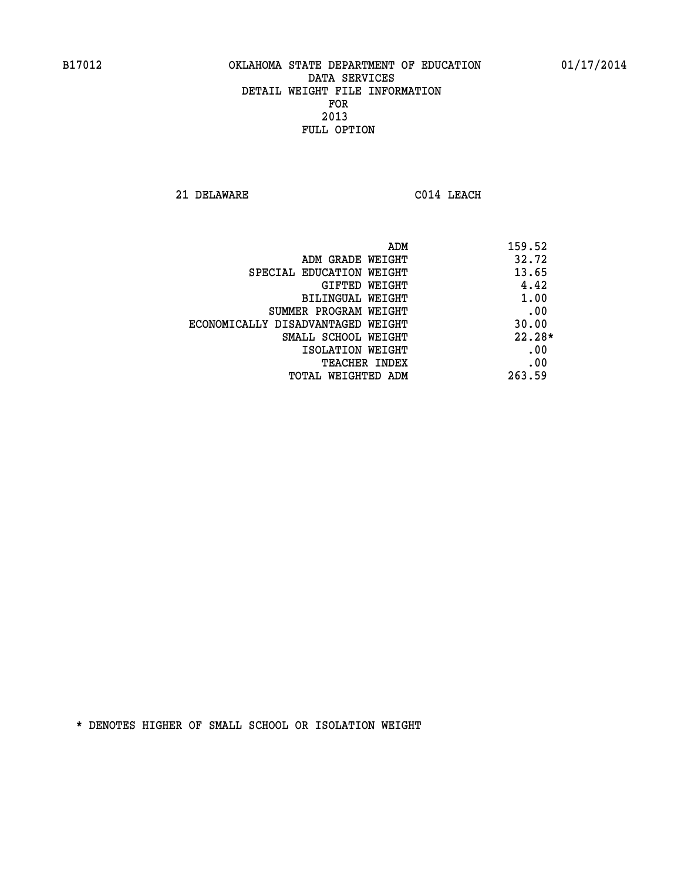B17012 OKLAHOMA STATE DEPARTMENT OF EDUCATION 01/17/2014

DATA SERVICES
DETAIL WEIGHT FILE INFORMATION
FOR
2013
FULL OPTION

21 DELAWARE C014 LEACH

| | |
|---|---|
| ADM | 159.52 |
| ADM GRADE WEIGHT | 32.72 |
| SPECIAL EDUCATION WEIGHT | 13.65 |
| GIFTED WEIGHT | 4.42 |
| BILINGUAL WEIGHT | 1.00 |
| SUMMER PROGRAM WEIGHT | .00 |
| ECONOMICALLY DISADVANTAGED WEIGHT | 30.00 |
| SMALL SCHOOL WEIGHT | 22.28* |
| ISOLATION WEIGHT | .00 |
| TEACHER INDEX | .00 |
| TOTAL WEIGHTED ADM | 263.59 |

* DENOTES HIGHER OF SMALL SCHOOL OR ISOLATION WEIGHT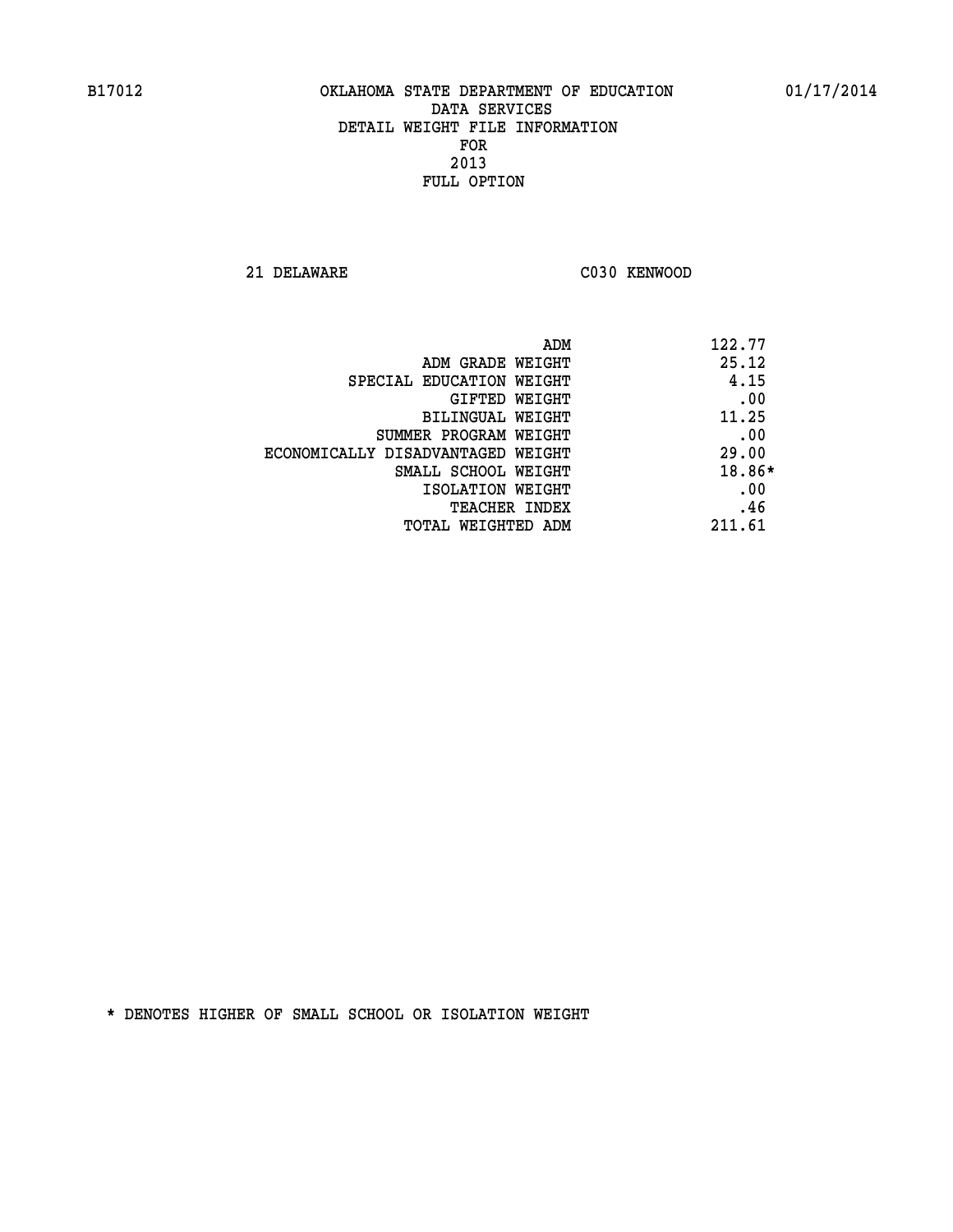B17012 OKLAHOMA STATE DEPARTMENT OF EDUCATION 01/17/2014

DATA SERVICES
DETAIL WEIGHT FILE INFORMATION
FOR
2013
FULL OPTION

21 DELAWARE C030 KENWOOD

| | |
|---|---|
| ADM | 122.77 |
| ADM GRADE WEIGHT | 25.12 |
| SPECIAL EDUCATION WEIGHT | 4.15 |
| GIFTED WEIGHT | .00 |
| BILINGUAL WEIGHT | 11.25 |
| SUMMER PROGRAM WEIGHT | .00 |
| ECONOMICALLY DISADVANTAGED WEIGHT | 29.00 |
| SMALL SCHOOL WEIGHT | 18.86* |
| ISOLATION WEIGHT | .00 |
| TEACHER INDEX | .46 |
| TOTAL WEIGHTED ADM | 211.61 |

* DENOTES HIGHER OF SMALL SCHOOL OR ISOLATION WEIGHT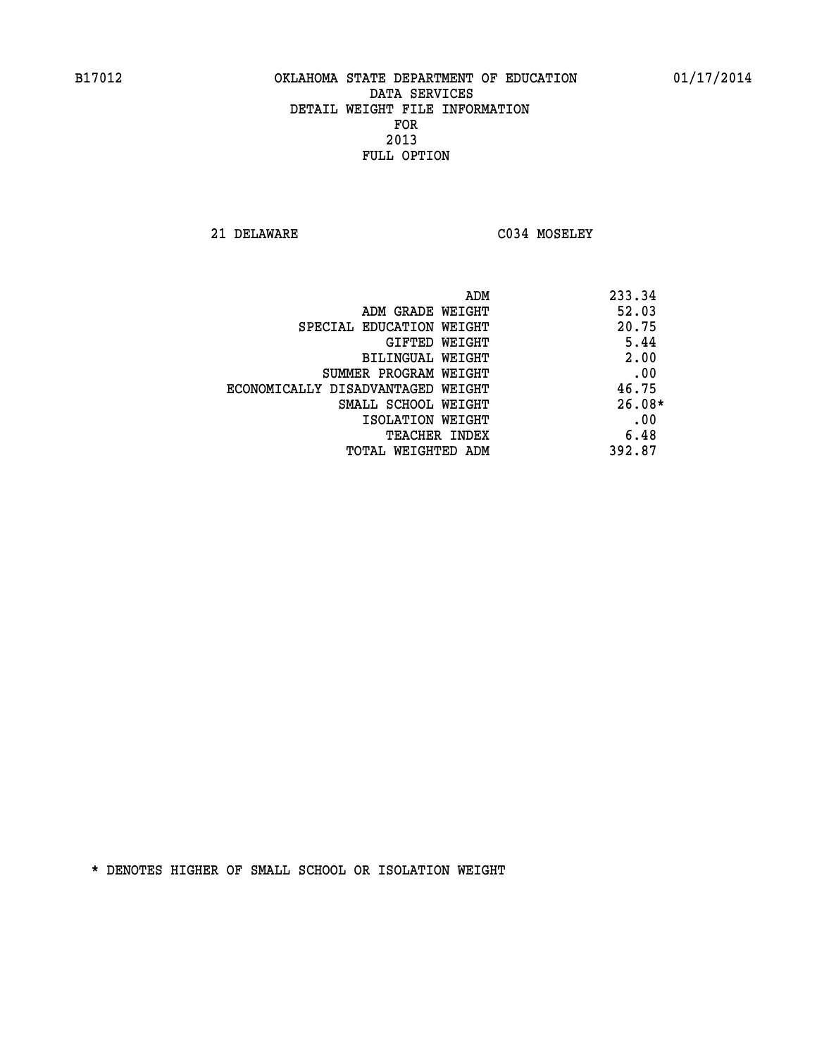B17012 OKLAHOMA STATE DEPARTMENT OF EDUCATION 01/17/2014

DATA SERVICES
DETAIL WEIGHT FILE INFORMATION
FOR
2013
FULL OPTION

21 DELAWARE C034 MOSELEY

| | |
|---|---|
| ADM | 233.34 |
| ADM GRADE WEIGHT | 52.03 |
| SPECIAL EDUCATION WEIGHT | 20.75 |
| GIFTED WEIGHT | 5.44 |
| BILINGUAL WEIGHT | 2.00 |
| SUMMER PROGRAM WEIGHT | .00 |
| ECONOMICALLY DISADVANTAGED WEIGHT | 46.75 |
| SMALL SCHOOL WEIGHT | 26.08* |
| ISOLATION WEIGHT | .00 |
| TEACHER INDEX | 6.48 |
| TOTAL WEIGHTED ADM | 392.87 |

* DENOTES HIGHER OF SMALL SCHOOL OR ISOLATION WEIGHT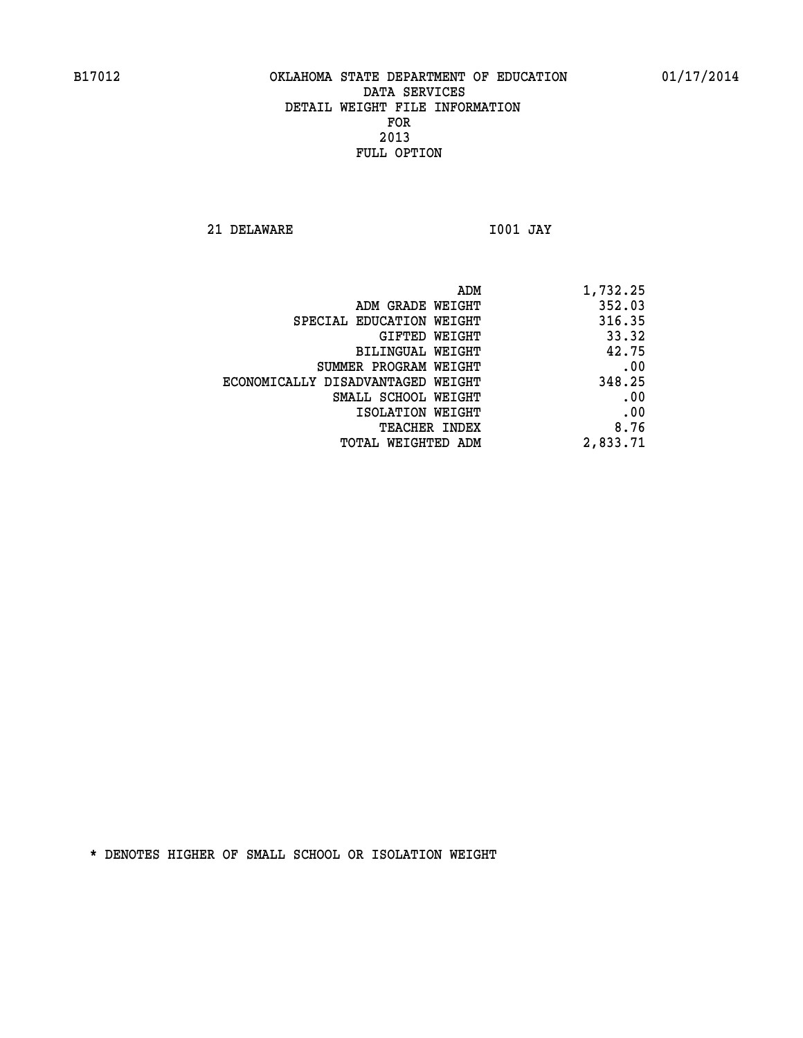B17012 OKLAHOMA STATE DEPARTMENT OF EDUCATION 01/17/2014

DATA SERVICES
DETAIL WEIGHT FILE INFORMATION
FOR
2013
FULL OPTION

21 DELAWARE I001 JAY

| | |
|---|---|
| ADM | 1,732.25 |
| ADM GRADE WEIGHT | 352.03 |
| SPECIAL EDUCATION WEIGHT | 316.35 |
| GIFTED WEIGHT | 33.32 |
| BILINGUAL WEIGHT | 42.75 |
| SUMMER PROGRAM WEIGHT | .00 |
| ECONOMICALLY DISADVANTAGED WEIGHT | 348.25 |
| SMALL SCHOOL WEIGHT | .00 |
| ISOLATION WEIGHT | .00 |
| TEACHER INDEX | 8.76 |
| TOTAL WEIGHTED ADM | 2,833.71 |

* DENOTES HIGHER OF SMALL SCHOOL OR ISOLATION WEIGHT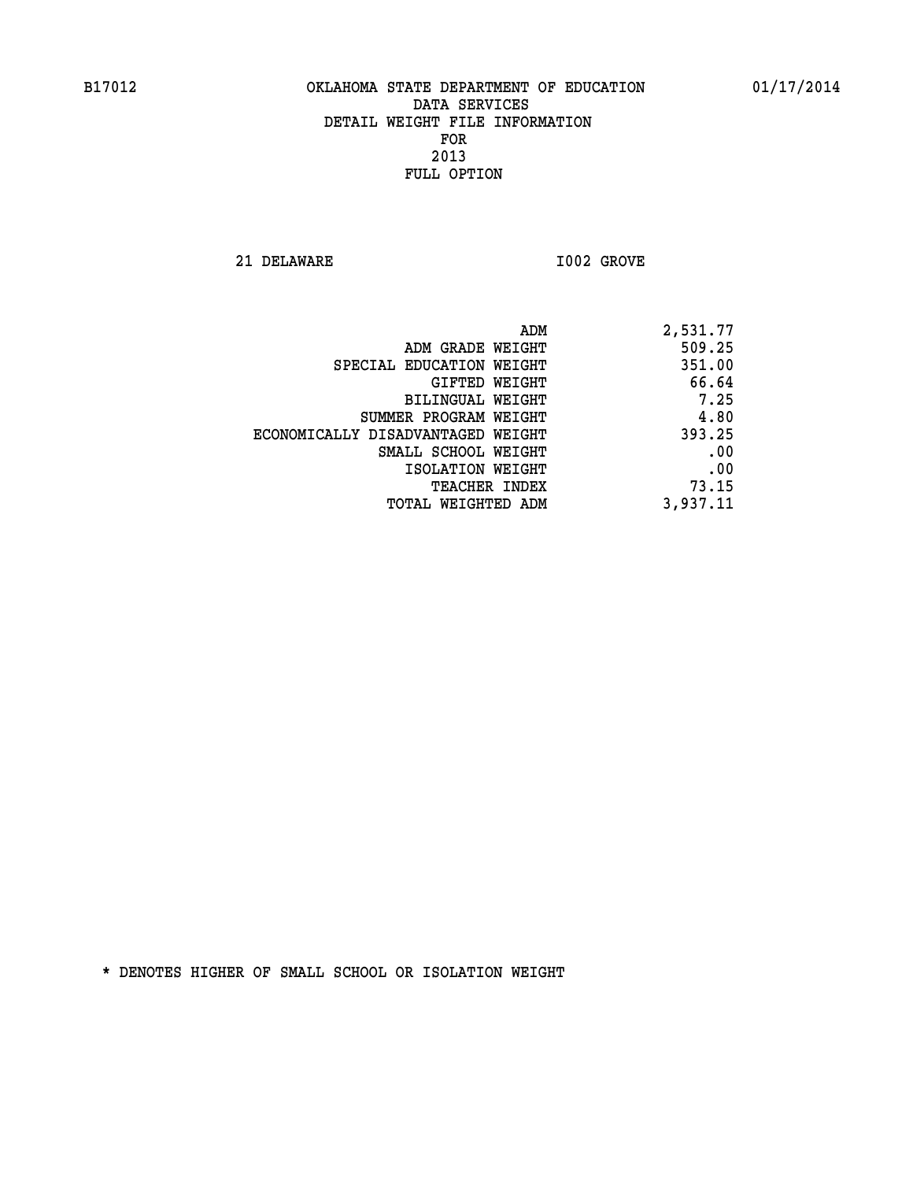B17012 OKLAHOMA STATE DEPARTMENT OF EDUCATION 01/17/2014

DATA SERVICES
DETAIL WEIGHT FILE INFORMATION
FOR
2013
FULL OPTION

21 DELAWARE I002 GROVE

| | |
|---|---|
| ADM | 2,531.77 |
| ADM GRADE WEIGHT | 509.25 |
| SPECIAL EDUCATION WEIGHT | 351.00 |
| GIFTED WEIGHT | 66.64 |
| BILINGUAL WEIGHT | 7.25 |
| SUMMER PROGRAM WEIGHT | 4.80 |
| ECONOMICALLY DISADVANTAGED WEIGHT | 393.25 |
| SMALL SCHOOL WEIGHT | .00 |
| ISOLATION WEIGHT | .00 |
| TEACHER INDEX | 73.15 |
| TOTAL WEIGHTED ADM | 3,937.11 |

* DENOTES HIGHER OF SMALL SCHOOL OR ISOLATION WEIGHT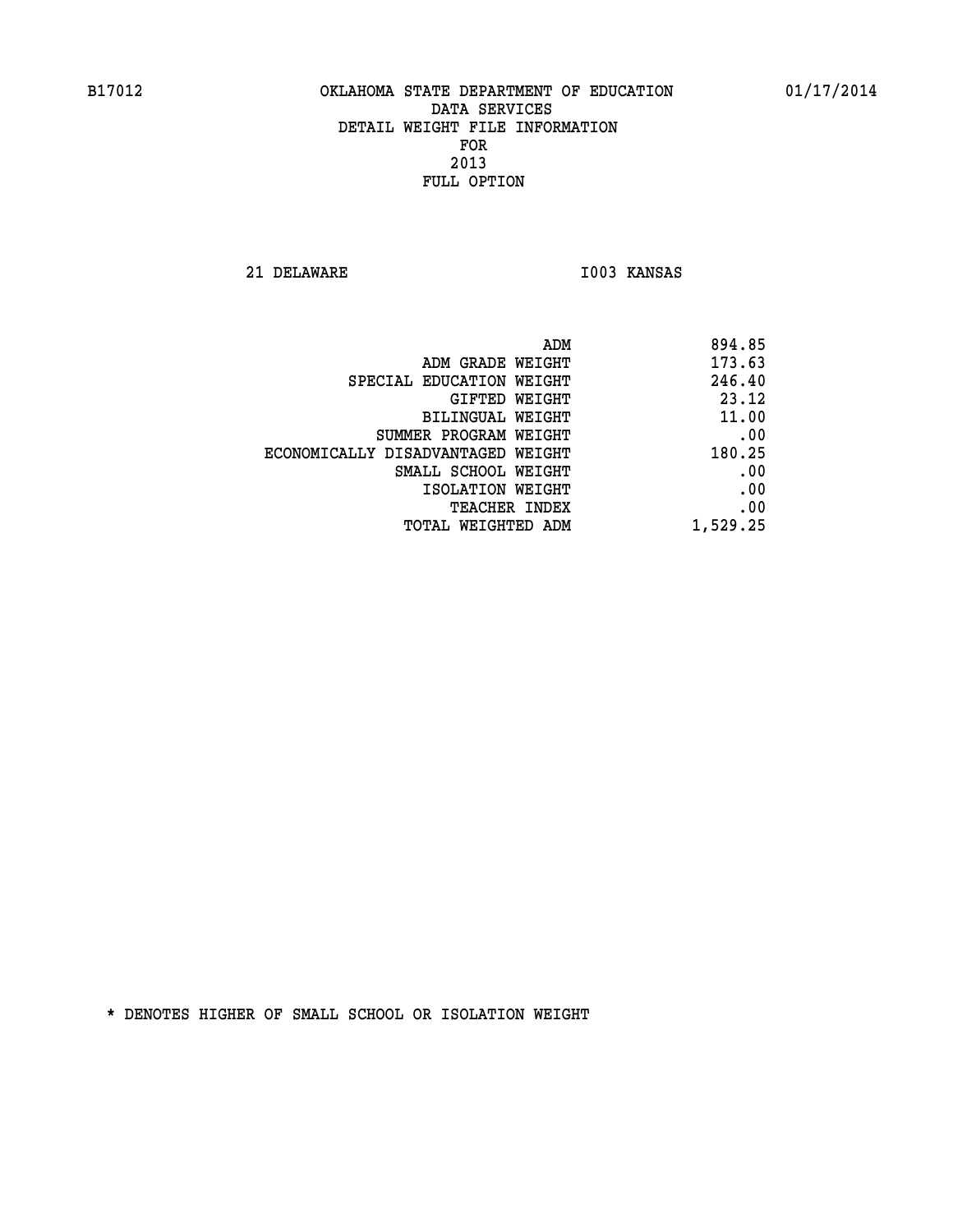B17012 OKLAHOMA STATE DEPARTMENT OF EDUCATION 01/17/2014

# DATA SERVICES
## DETAIL WEIGHT FILE INFORMATION
## FOR
## 2013
## FULL OPTION

21 DELAWARE I003 KANSAS

| | |
|---|---|
| ADM | 894.85 |
| ADM GRADE WEIGHT | 173.63 |
| SPECIAL EDUCATION WEIGHT | 246.40 |
| GIFTED WEIGHT | 23.12 |
| BILINGUAL WEIGHT | 11.00 |
| SUMMER PROGRAM WEIGHT | .00 |
| ECONOMICALLY DISADVANTAGED WEIGHT | 180.25 |
| SMALL SCHOOL WEIGHT | .00 |
| ISOLATION WEIGHT | .00 |
| TEACHER INDEX | .00 |
| TOTAL WEIGHTED ADM | 1,529.25 |

* DENOTES HIGHER OF SMALL SCHOOL OR ISOLATION WEIGHT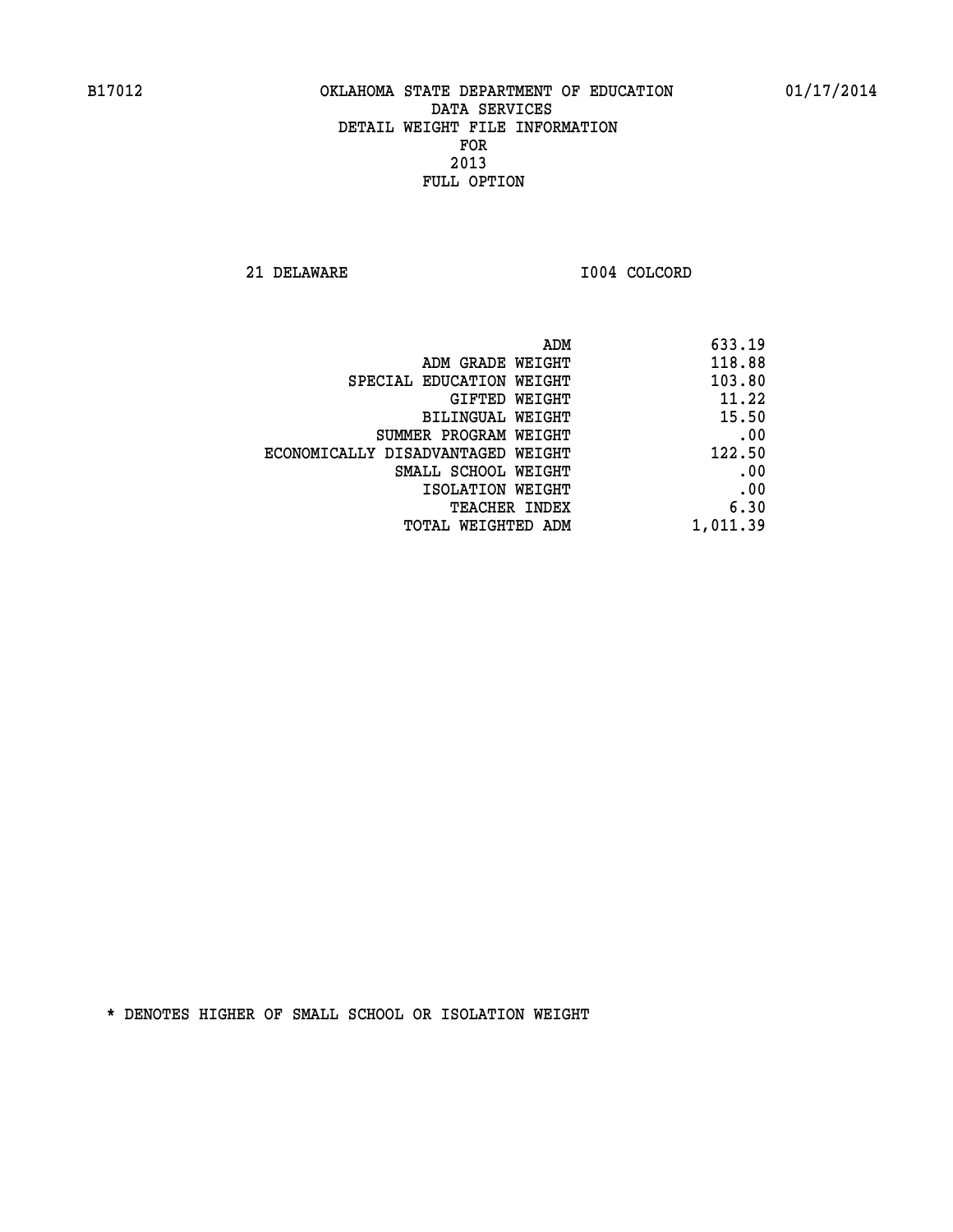B17012 OKLAHOMA STATE DEPARTMENT OF EDUCATION 01/17/2014

DATA SERVICES
DETAIL WEIGHT FILE INFORMATION
FOR
2013
FULL OPTION

21 DELAWARE I004 COLCORD

| | |
|---|---|
| ADM | 633.19 |
| ADM GRADE WEIGHT | 118.88 |
| SPECIAL EDUCATION WEIGHT | 103.80 |
| GIFTED WEIGHT | 11.22 |
| BILINGUAL WEIGHT | 15.50 |
| SUMMER PROGRAM WEIGHT | .00 |
| ECONOMICALLY DISADVANTAGED WEIGHT | 122.50 |
| SMALL SCHOOL WEIGHT | .00 |
| ISOLATION WEIGHT | .00 |
| TEACHER INDEX | 6.30 |
| TOTAL WEIGHTED ADM | 1,011.39 |

* DENOTES HIGHER OF SMALL SCHOOL OR ISOLATION WEIGHT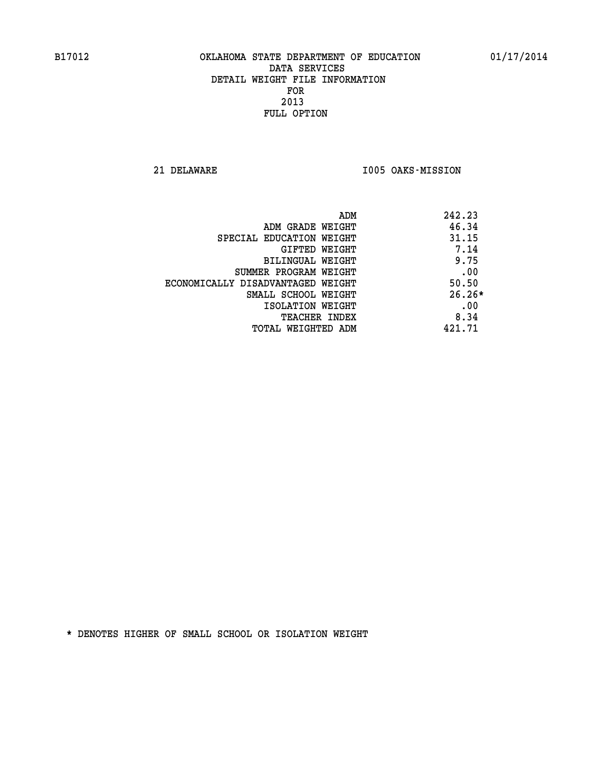B17012 OKLAHOMA STATE DEPARTMENT OF EDUCATION 01/17/2014
DATA SERVICES
DETAIL WEIGHT FILE INFORMATION
FOR
2013
FULL OPTION

21 DELAWARE I005 OAKS-MISSION

| | |
|---|---|
| ADM | 242.23 |
| ADM GRADE WEIGHT | 46.34 |
| SPECIAL EDUCATION WEIGHT | 31.15 |
| GIFTED WEIGHT | 7.14 |
| BILINGUAL WEIGHT | 9.75 |
| SUMMER PROGRAM WEIGHT | .00 |
| ECONOMICALLY DISADVANTAGED WEIGHT | 50.50 |
| SMALL SCHOOL WEIGHT | 26.26* |
| ISOLATION WEIGHT | .00 |
| TEACHER INDEX | 8.34 |
| TOTAL WEIGHTED ADM | 421.71 |

* DENOTES HIGHER OF SMALL SCHOOL OR ISOLATION WEIGHT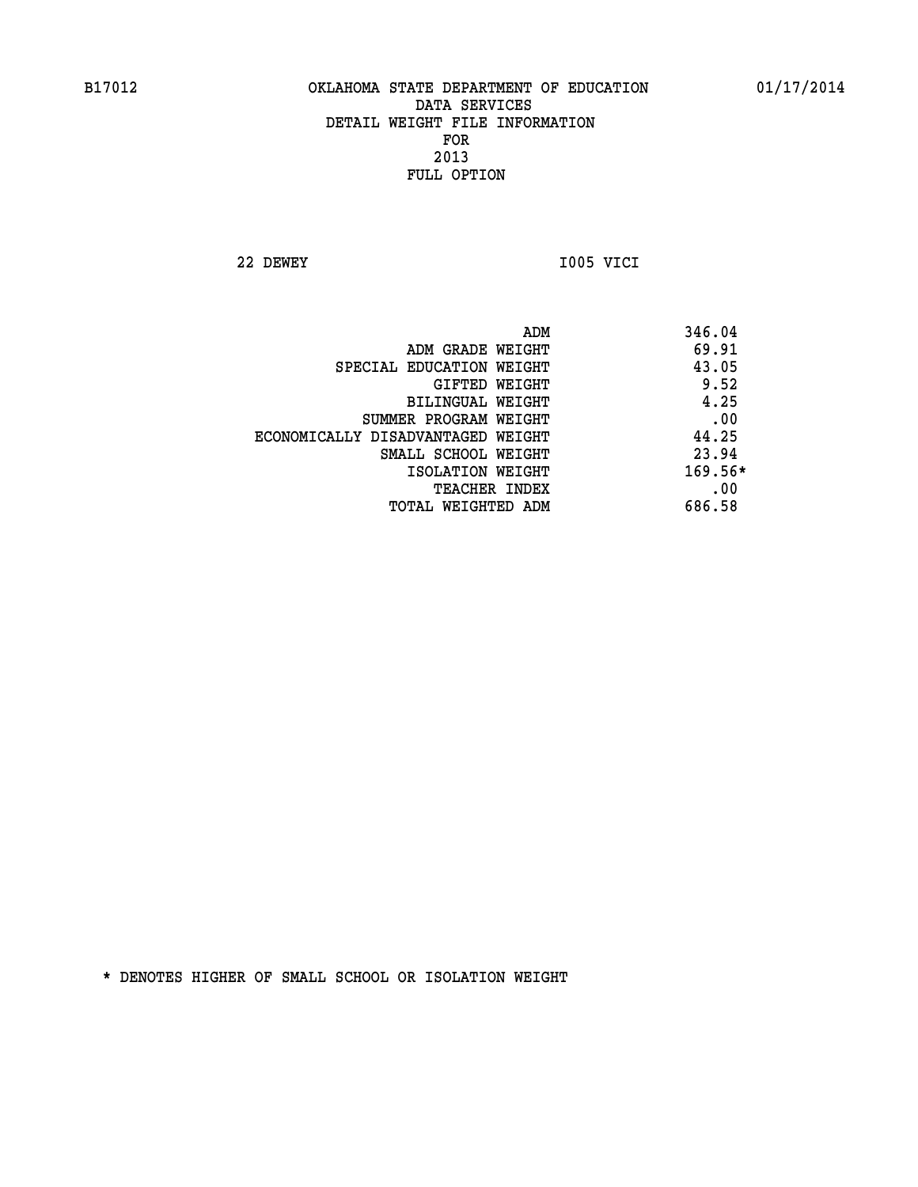# OKLAHOMA STATE DEPARTMENT OF EDUCATION
## DATA SERVICES
## DETAIL WEIGHT FILE INFORMATION
## FOR
## 2013
## FULL OPTION

22 DEWEY I005 VICI

| | |
|---|---|
| ADM | 346.04 |
| ADM GRADE WEIGHT | 69.91 |
| SPECIAL EDUCATION WEIGHT | 43.05 |
| GIFTED WEIGHT | 9.52 |
| BILINGUAL WEIGHT | 4.25 |
| SUMMER PROGRAM WEIGHT | .00 |
| ECONOMICALLY DISADVANTAGED WEIGHT | 44.25 |
| SMALL SCHOOL WEIGHT | 23.94 |
| ISOLATION WEIGHT | 169.56* |
| TEACHER INDEX | .00 |
| TOTAL WEIGHTED ADM | 686.58 |

* DENOTES HIGHER OF SMALL SCHOOL OR ISOLATION WEIGHT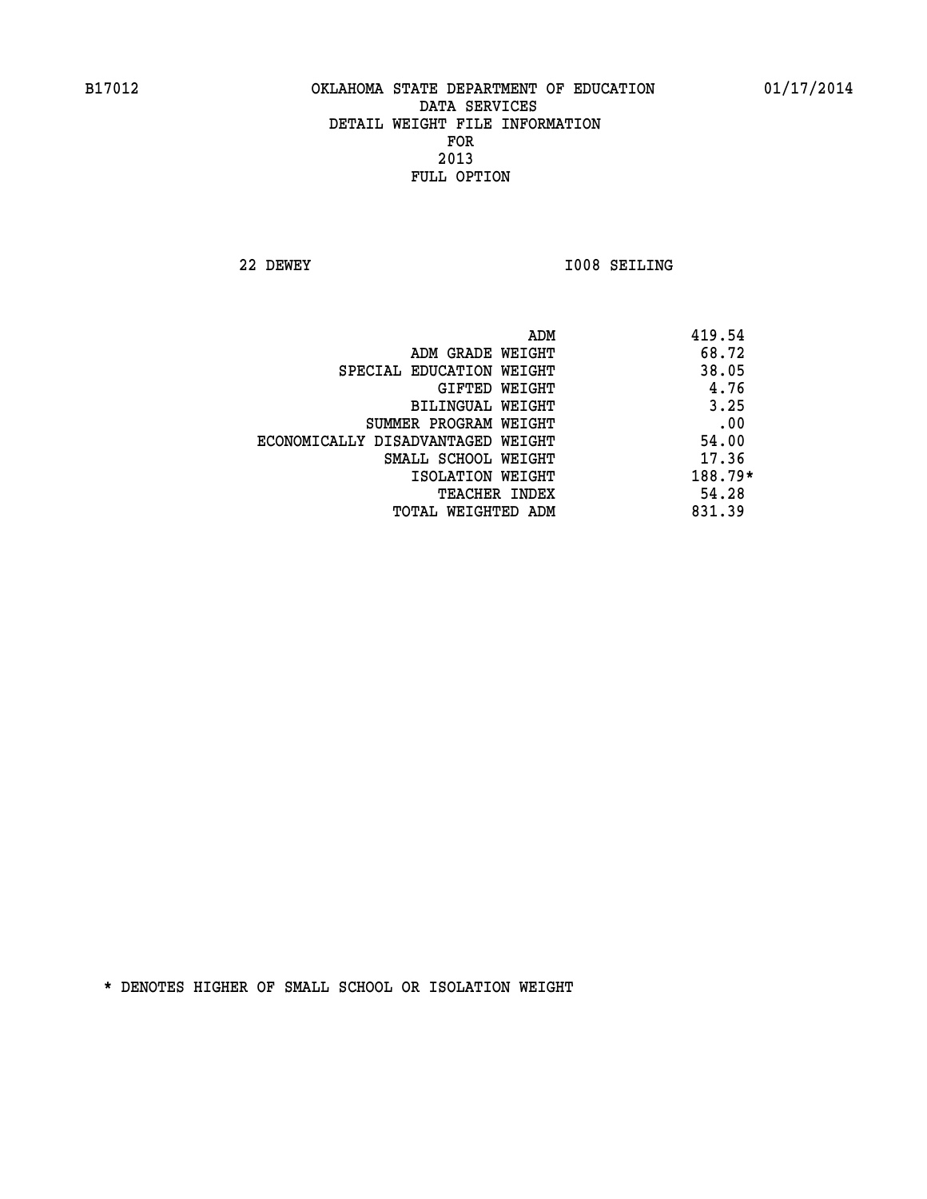B17012 OKLAHOMA STATE DEPARTMENT OF EDUCATION 01/17/2014

DATA SERVICES
DETAIL WEIGHT FILE INFORMATION
FOR
2013
FULL OPTION

22 DEWEY I008 SEILING

| | |
|---|---|
| ADM | 419.54 |
| ADM GRADE WEIGHT | 68.72 |
| SPECIAL EDUCATION WEIGHT | 38.05 |
| GIFTED WEIGHT | 4.76 |
| BILINGUAL WEIGHT | 3.25 |
| SUMMER PROGRAM WEIGHT | .00 |
| ECONOMICALLY DISADVANTAGED WEIGHT | 54.00 |
| SMALL SCHOOL WEIGHT | 17.36 |
| ISOLATION WEIGHT | 188.79* |
| TEACHER INDEX | 54.28 |
| TOTAL WEIGHTED ADM | 831.39 |

* DENOTES HIGHER OF SMALL SCHOOL OR ISOLATION WEIGHT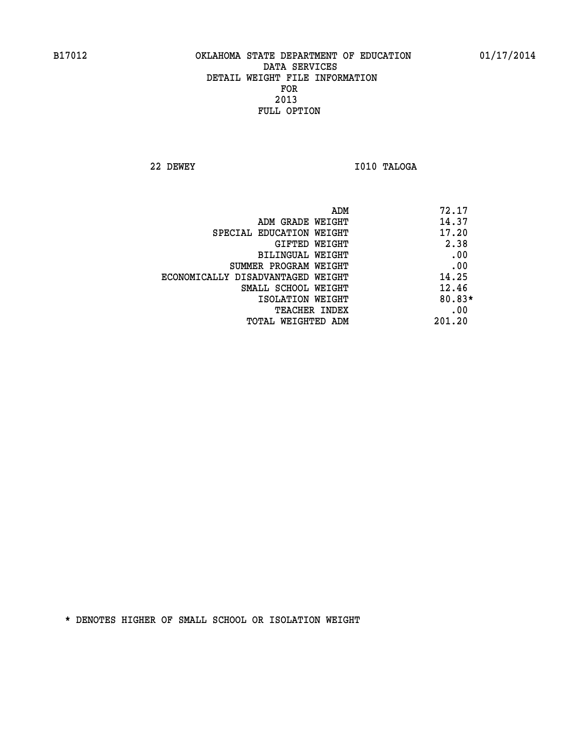B17012 OKLAHOMA STATE DEPARTMENT OF EDUCATION 01/17/2014

DATA SERVICES
DETAIL WEIGHT FILE INFORMATION
FOR
2013
FULL OPTION

22 DEWEY I010 TALOGA

| | |
|---|---|
| ADM | 72.17 |
| ADM GRADE WEIGHT | 14.37 |
| SPECIAL EDUCATION WEIGHT | 17.20 |
| GIFTED WEIGHT | 2.38 |
| BILINGUAL WEIGHT | .00 |
| SUMMER PROGRAM WEIGHT | .00 |
| ECONOMICALLY DISADVANTAGED WEIGHT | 14.25 |
| SMALL SCHOOL WEIGHT | 12.46 |
| ISOLATION WEIGHT | 80.83* |
| TEACHER INDEX | .00 |
| TOTAL WEIGHTED ADM | 201.20 |

* DENOTES HIGHER OF SMALL SCHOOL OR ISOLATION WEIGHT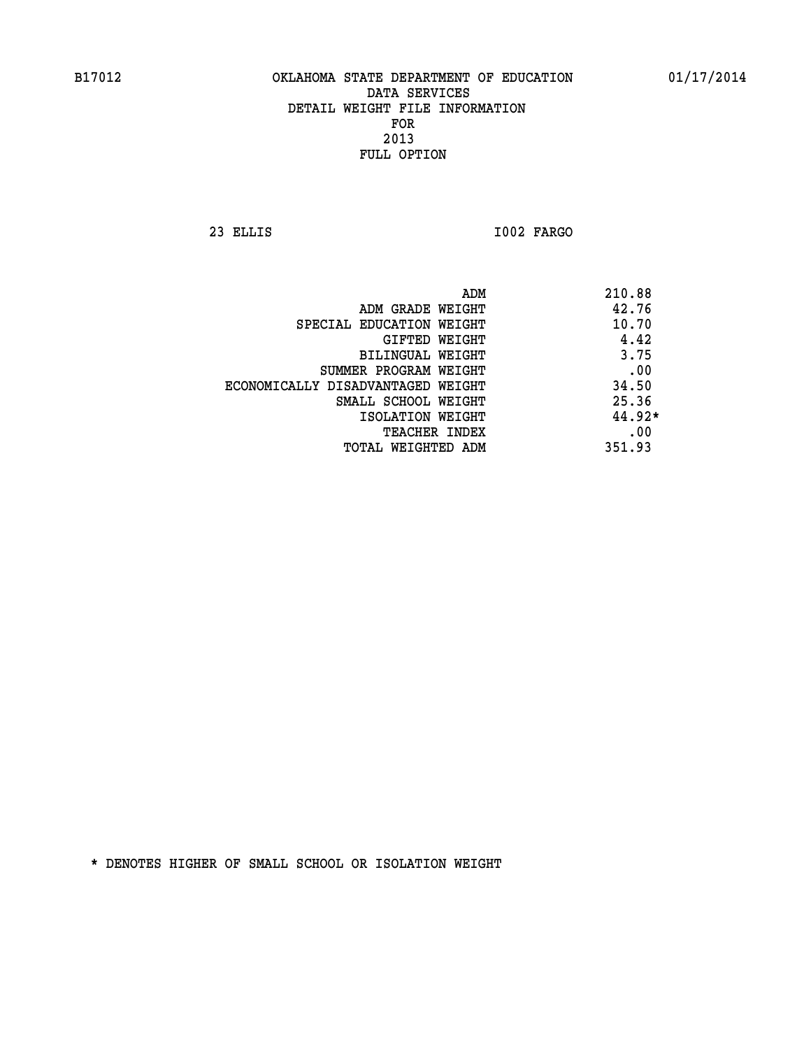B17012 OKLAHOMA STATE DEPARTMENT OF EDUCATION 01/17/2014

DATA SERVICES
DETAIL WEIGHT FILE INFORMATION
FOR
2013
FULL OPTION

23 ELLIS I002 FARGO

| | |
|---|---|
| ADM | 210.88 |
| ADM GRADE WEIGHT | 42.76 |
| SPECIAL EDUCATION WEIGHT | 10.70 |
| GIFTED WEIGHT | 4.42 |
| BILINGUAL WEIGHT | 3.75 |
| SUMMER PROGRAM WEIGHT | .00 |
| ECONOMICALLY DISADVANTAGED WEIGHT | 34.50 |
| SMALL SCHOOL WEIGHT | 25.36 |
| ISOLATION WEIGHT | 44.92* |
| TEACHER INDEX | .00 |
| TOTAL WEIGHTED ADM | 351.93 |

* DENOTES HIGHER OF SMALL SCHOOL OR ISOLATION WEIGHT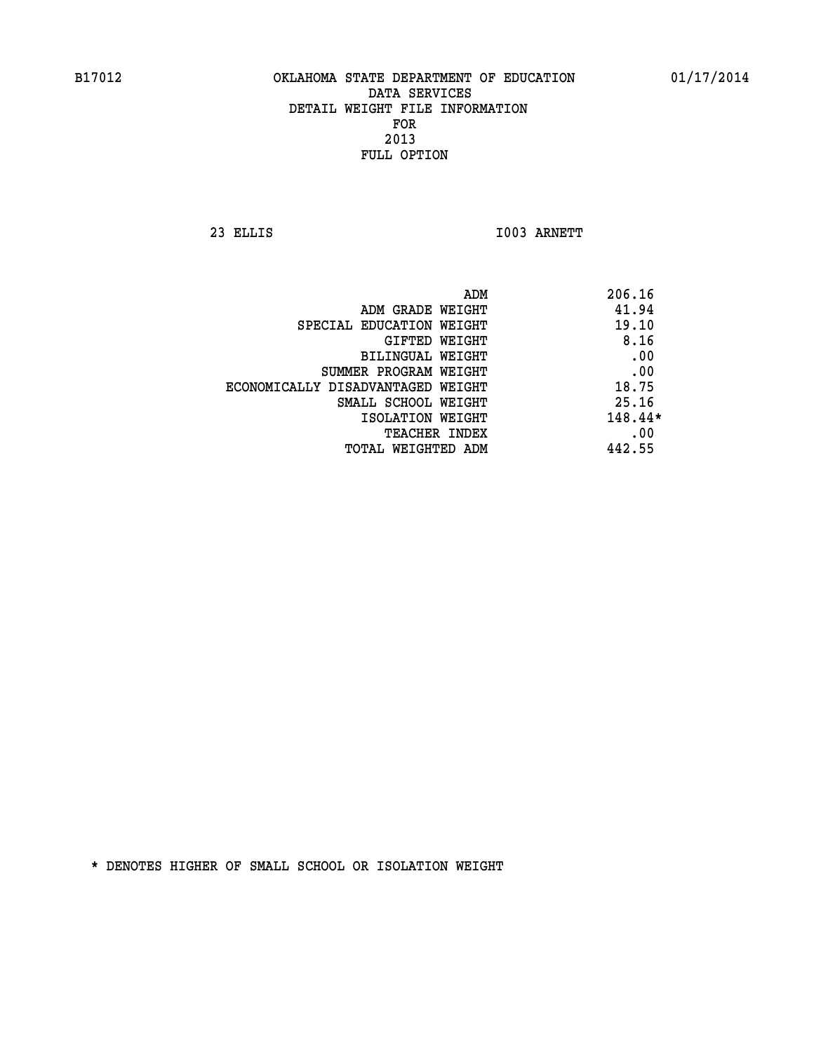B17012 OKLAHOMA STATE DEPARTMENT OF EDUCATION 01/17/2014

DATA SERVICES
DETAIL WEIGHT FILE INFORMATION
FOR
2013
FULL OPTION

23 ELLIS I003 ARNETT

| | |
|---|---|
| ADM | 206.16 |
| ADM GRADE WEIGHT | 41.94 |
| SPECIAL EDUCATION WEIGHT | 19.10 |
| GIFTED WEIGHT | 8.16 |
| BILINGUAL WEIGHT | .00 |
| SUMMER PROGRAM WEIGHT | .00 |
| ECONOMICALLY DISADVANTAGED WEIGHT | 18.75 |
| SMALL SCHOOL WEIGHT | 25.16 |
| ISOLATION WEIGHT | 148.44* |
| TEACHER INDEX | .00 |
| TOTAL WEIGHTED ADM | 442.55 |

* DENOTES HIGHER OF SMALL SCHOOL OR ISOLATION WEIGHT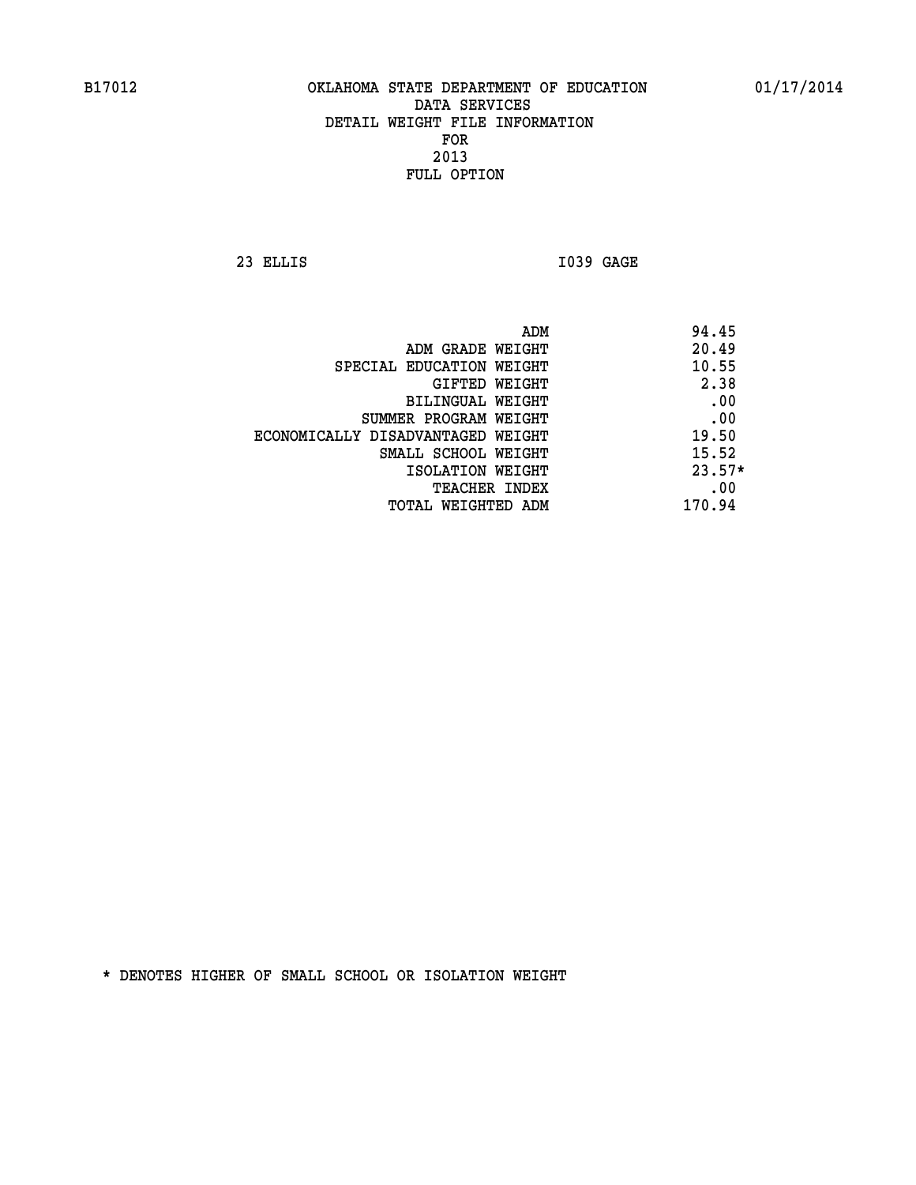# OKLAHOMA STATE DEPARTMENT OF EDUCATION
## DATA SERVICES
## DETAIL WEIGHT FILE INFORMATION
## FOR
## 2013
## FULL OPTION

23 ELLIS I039 GAGE

| | |
|---|---|
| ADM | 94.45 |
| ADM GRADE WEIGHT | 20.49 |
| SPECIAL EDUCATION WEIGHT | 10.55 |
| GIFTED WEIGHT | 2.38 |
| BILINGUAL WEIGHT | .00 |
| SUMMER PROGRAM WEIGHT | .00 |
| ECONOMICALLY DISADVANTAGED WEIGHT | 19.50 |
| SMALL SCHOOL WEIGHT | 15.52 |
| ISOLATION WEIGHT | 23.57* |
| TEACHER INDEX | .00 |
| TOTAL WEIGHTED ADM | 170.94 |

* DENOTES HIGHER OF SMALL SCHOOL OR ISOLATION WEIGHT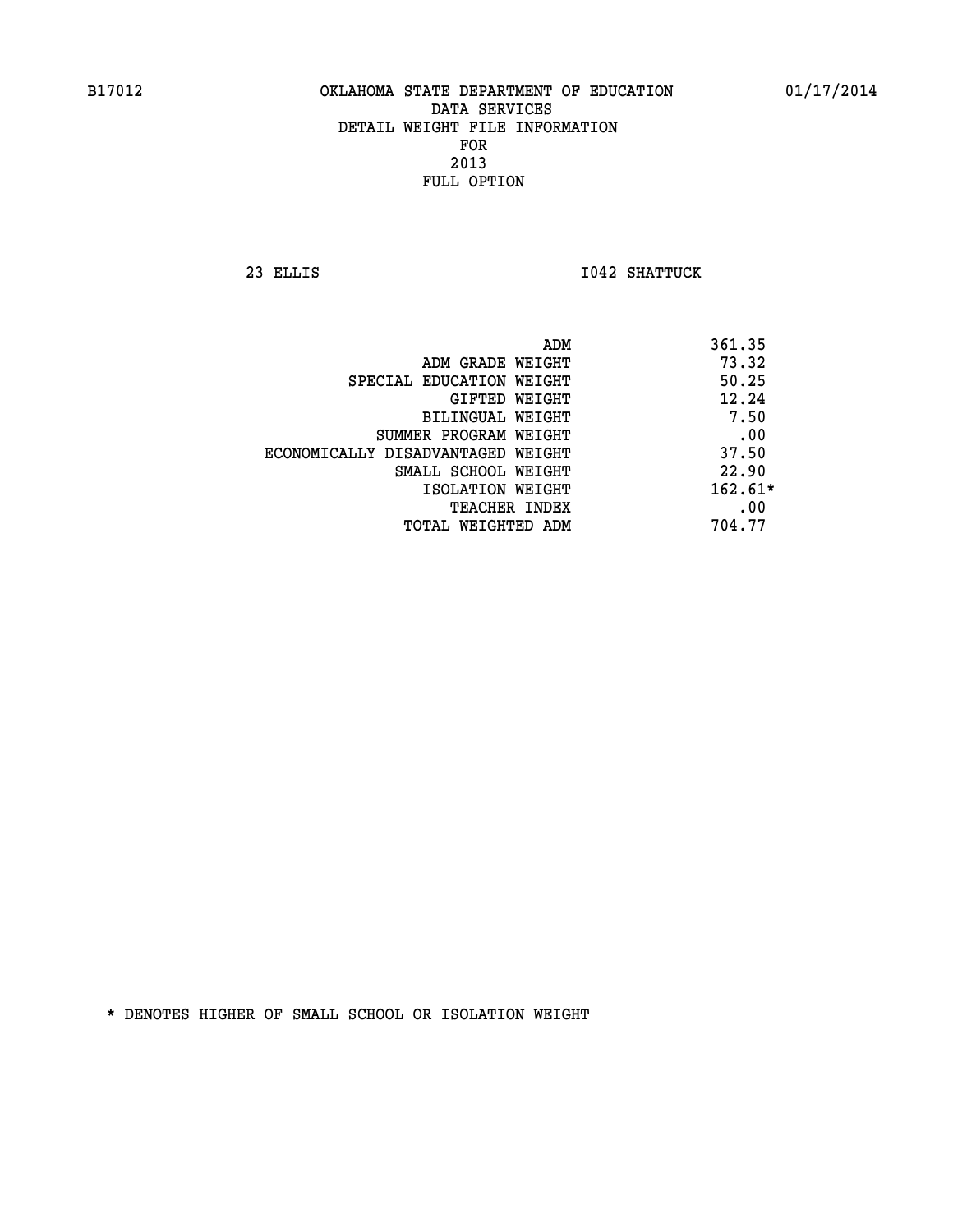B17012 OKLAHOMA STATE DEPARTMENT OF EDUCATION 01/17/2014

DATA SERVICES
DETAIL WEIGHT FILE INFORMATION
FOR
2013
FULL OPTION

23 ELLIS I042 SHATTUCK

| | |
|---|---|
| ADM | 361.35 |
| ADM GRADE WEIGHT | 73.32 |
| SPECIAL EDUCATION WEIGHT | 50.25 |
| GIFTED WEIGHT | 12.24 |
| BILINGUAL WEIGHT | 7.50 |
| SUMMER PROGRAM WEIGHT | .00 |
| ECONOMICALLY DISADVANTAGED WEIGHT | 37.50 |
| SMALL SCHOOL WEIGHT | 22.90 |
| ISOLATION WEIGHT | 162.61* |
| TEACHER INDEX | .00 |
| TOTAL WEIGHTED ADM | 704.77 |

* DENOTES HIGHER OF SMALL SCHOOL OR ISOLATION WEIGHT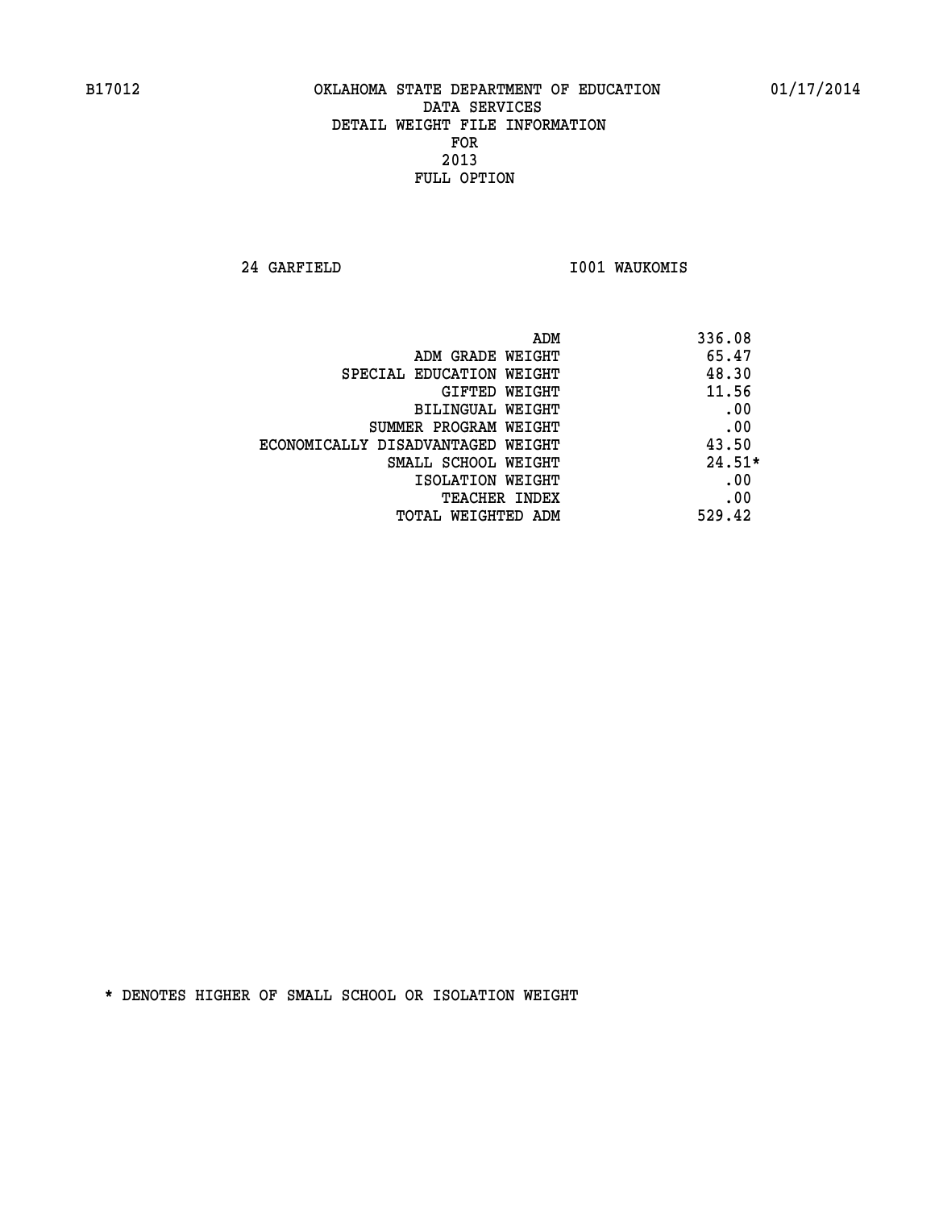B17012 OKLAHOMA STATE DEPARTMENT OF EDUCATION 01/17/2014

DATA SERVICES
DETAIL WEIGHT FILE INFORMATION
FOR
2013
FULL OPTION

24 GARFIELD I001 WAUKOMIS

| | |
|---|---|
| ADM | 336.08 |
| ADM GRADE WEIGHT | 65.47 |
| SPECIAL EDUCATION WEIGHT | 48.30 |
| GIFTED WEIGHT | 11.56 |
| BILINGUAL WEIGHT | .00 |
| SUMMER PROGRAM WEIGHT | .00 |
| ECONOMICALLY DISADVANTAGED WEIGHT | 43.50 |
| SMALL SCHOOL WEIGHT | 24.51* |
| ISOLATION WEIGHT | .00 |
| TEACHER INDEX | .00 |
| TOTAL WEIGHTED ADM | 529.42 |

* DENOTES HIGHER OF SMALL SCHOOL OR ISOLATION WEIGHT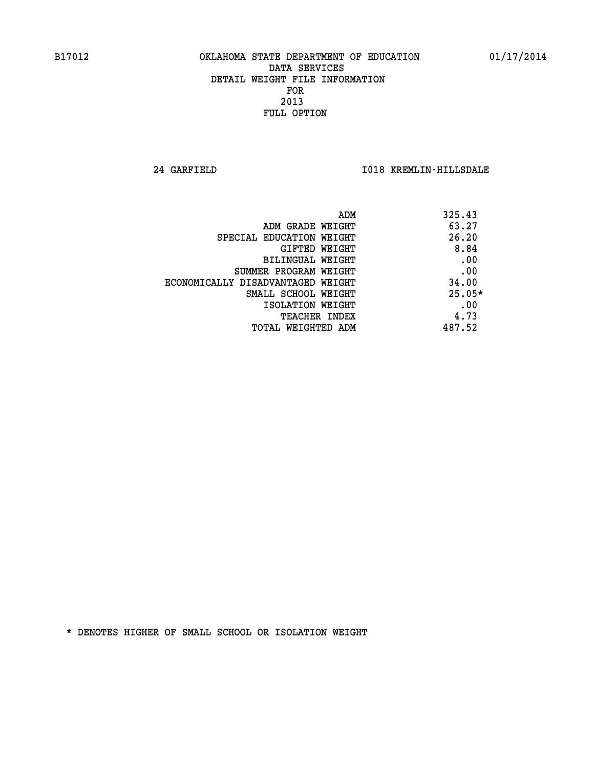B17012 OKLAHOMA STATE DEPARTMENT OF EDUCATION 01/17/2014

DATA SERVICES
DETAIL WEIGHT FILE INFORMATION
FOR
2013
FULL OPTION

24 GARFIELD I018 KREMLIN-HILLSDALE

| | |
|---|---|
| ADM | 325.43 |
| ADM GRADE WEIGHT | 63.27 |
| SPECIAL EDUCATION WEIGHT | 26.20 |
| GIFTED WEIGHT | 8.84 |
| BILINGUAL WEIGHT | .00 |
| SUMMER PROGRAM WEIGHT | .00 |
| ECONOMICALLY DISADVANTAGED WEIGHT | 34.00 |
| SMALL SCHOOL WEIGHT | 25.05* |
| ISOLATION WEIGHT | .00 |
| TEACHER INDEX | 4.73 |
| TOTAL WEIGHTED ADM | 487.52 |

* DENOTES HIGHER OF SMALL SCHOOL OR ISOLATION WEIGHT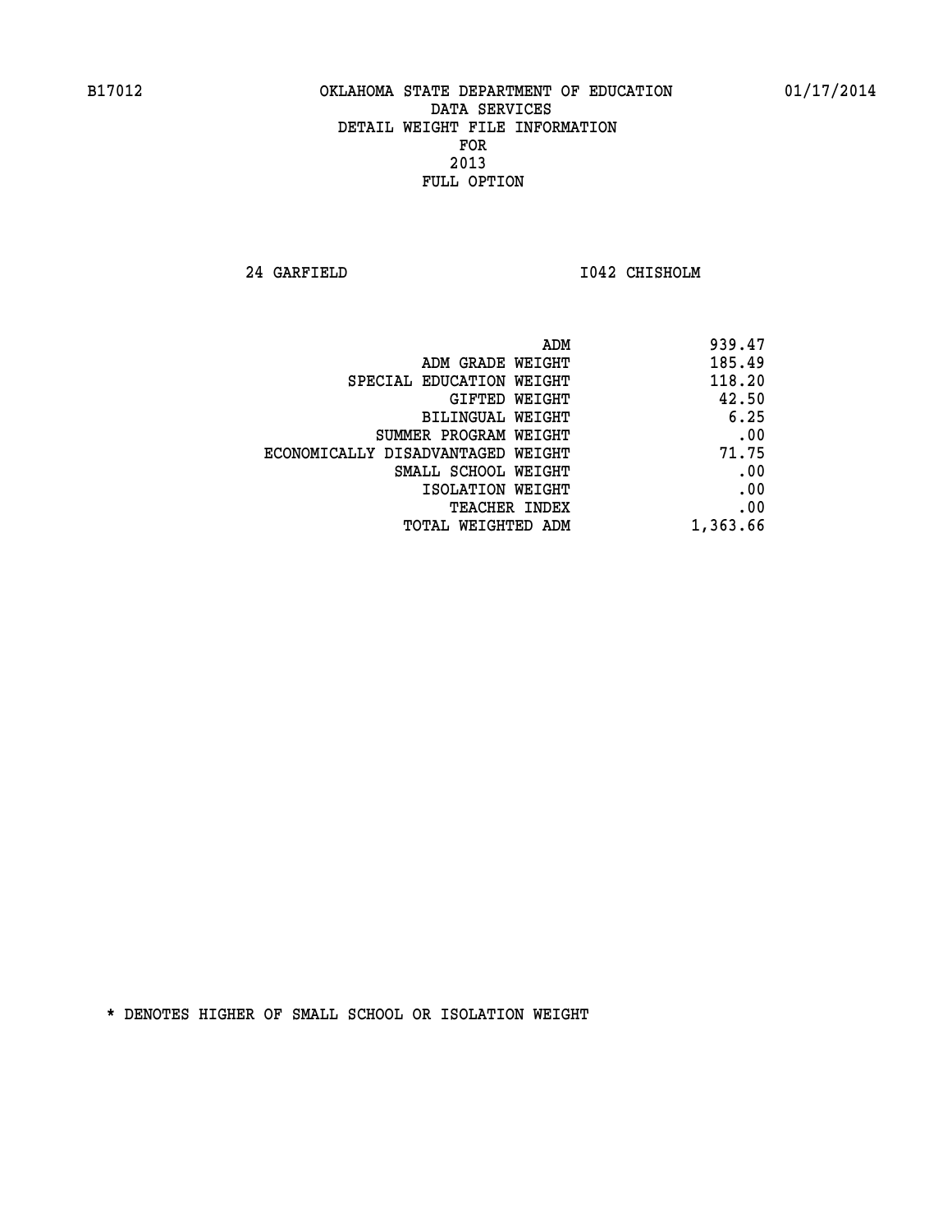B17012 OKLAHOMA STATE DEPARTMENT OF EDUCATION 01/17/2014

DATA SERVICES
DETAIL WEIGHT FILE INFORMATION
FOR
2013
FULL OPTION

24 GARFIELD I042 CHISHOLM

| | |
|---|---|
| ADM | 939.47 |
| ADM GRADE WEIGHT | 185.49 |
| SPECIAL EDUCATION WEIGHT | 118.20 |
| GIFTED WEIGHT | 42.50 |
| BILINGUAL WEIGHT | 6.25 |
| SUMMER PROGRAM WEIGHT | .00 |
| ECONOMICALLY DISADVANTAGED WEIGHT | 71.75 |
| SMALL SCHOOL WEIGHT | .00 |
| ISOLATION WEIGHT | .00 |
| TEACHER INDEX | .00 |
| TOTAL WEIGHTED ADM | 1,363.66 |

* DENOTES HIGHER OF SMALL SCHOOL OR ISOLATION WEIGHT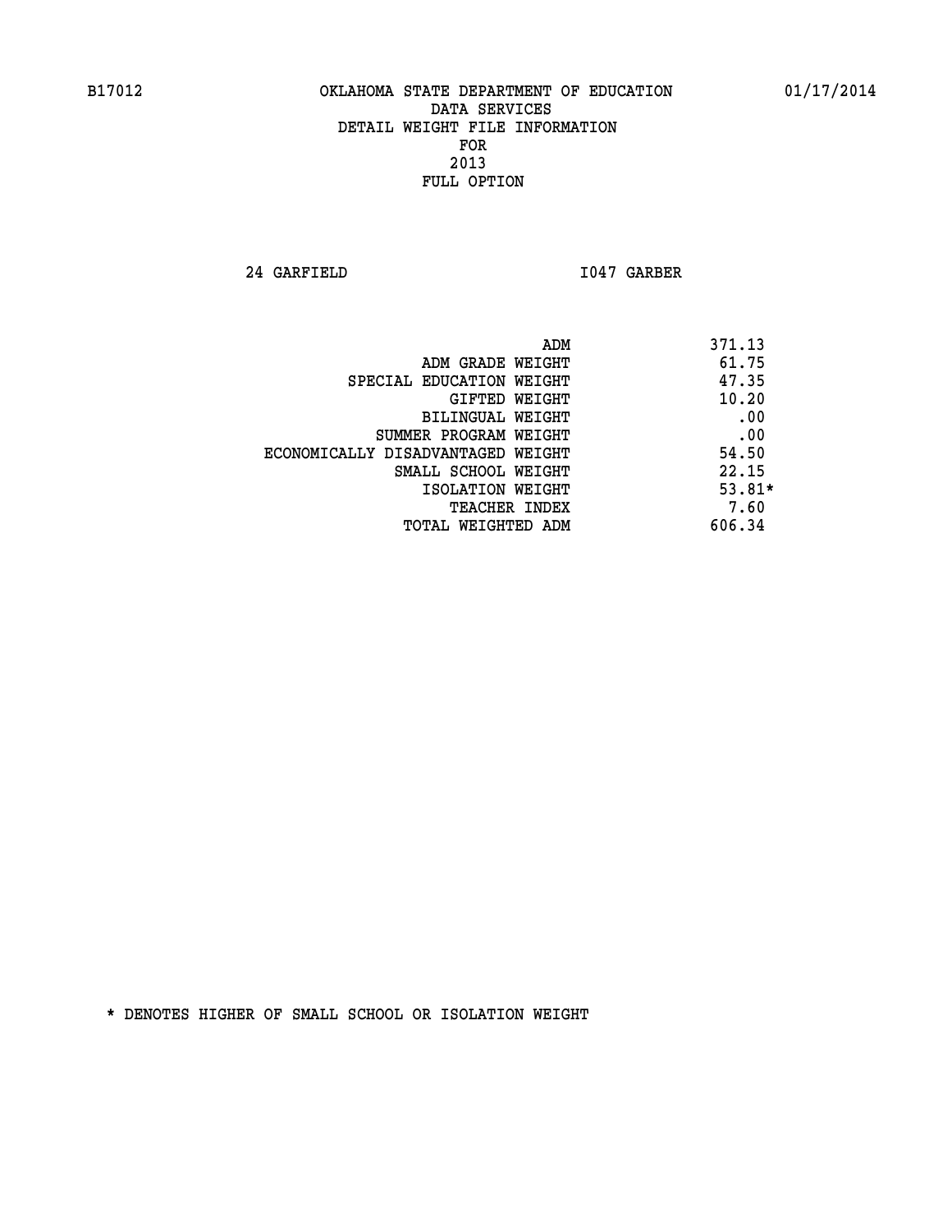B17012 OKLAHOMA STATE DEPARTMENT OF EDUCATION 01/17/2014
DATA SERVICES
DETAIL WEIGHT FILE INFORMATION
FOR
2013
FULL OPTION

24 GARFIELD I047 GARBER

| | |
|---|---|
| ADM | 371.13 |
| ADM GRADE WEIGHT | 61.75 |
| SPECIAL EDUCATION WEIGHT | 47.35 |
| GIFTED WEIGHT | 10.20 |
| BILINGUAL WEIGHT | .00 |
| SUMMER PROGRAM WEIGHT | .00 |
| ECONOMICALLY DISADVANTAGED WEIGHT | 54.50 |
| SMALL SCHOOL WEIGHT | 22.15 |
| ISOLATION WEIGHT | 53.81* |
| TEACHER INDEX | 7.60 |
| TOTAL WEIGHTED ADM | 606.34 |

* DENOTES HIGHER OF SMALL SCHOOL OR ISOLATION WEIGHT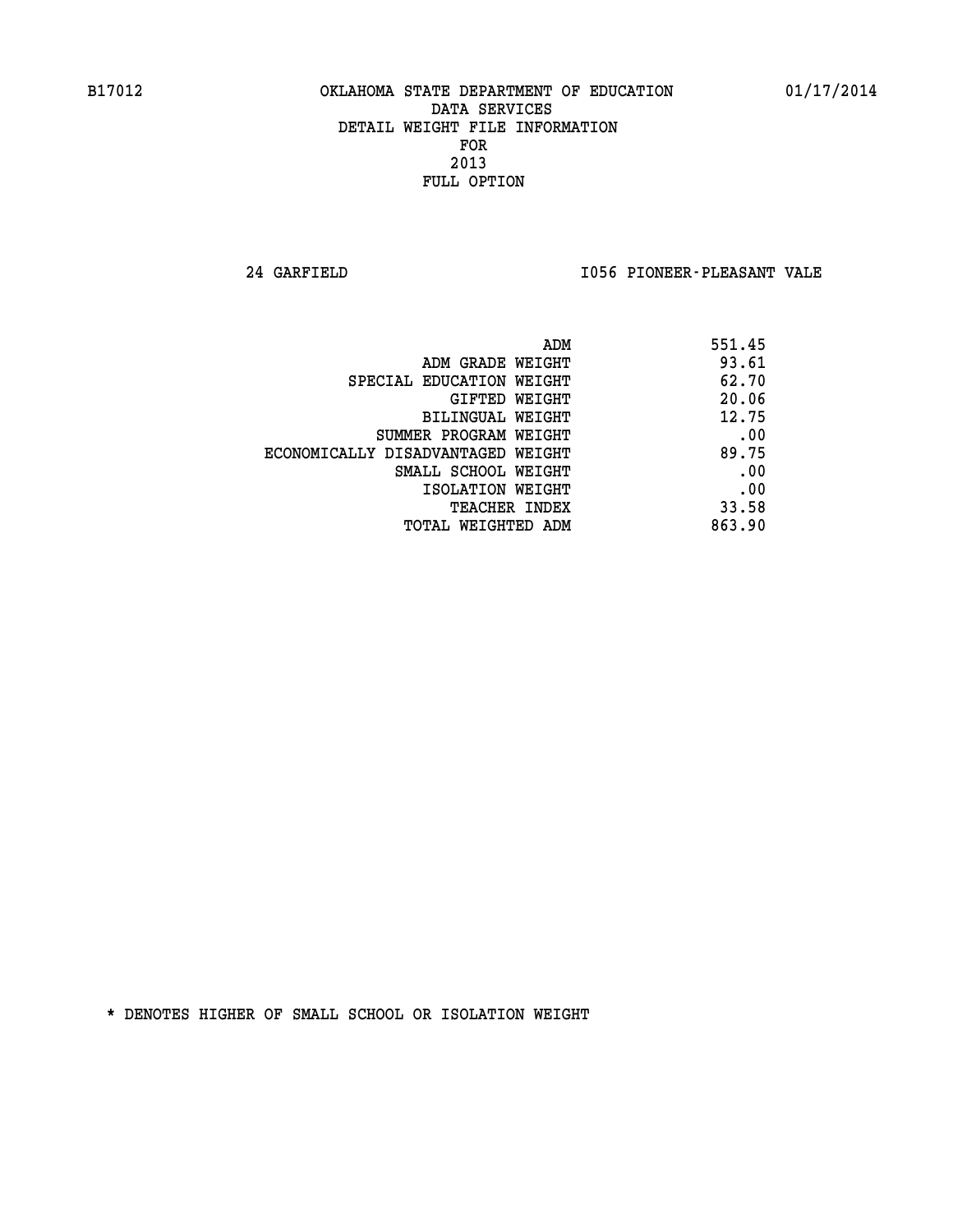B17012 OKLAHOMA STATE DEPARTMENT OF EDUCATION 01/17/2014

DATA SERVICES
DETAIL WEIGHT FILE INFORMATION
FOR
2013
FULL OPTION

24 GARFIELD I056 PIONEER-PLEASANT VALE

| | |
|---|---|
| ADM | 551.45 |
| ADM GRADE WEIGHT | 93.61 |
| SPECIAL EDUCATION WEIGHT | 62.70 |
| GIFTED WEIGHT | 20.06 |
| BILINGUAL WEIGHT | 12.75 |
| SUMMER PROGRAM WEIGHT | .00 |
| ECONOMICALLY DISADVANTAGED WEIGHT | 89.75 |
| SMALL SCHOOL WEIGHT | .00 |
| ISOLATION WEIGHT | .00 |
| TEACHER INDEX | 33.58 |
| TOTAL WEIGHTED ADM | 863.90 |

* DENOTES HIGHER OF SMALL SCHOOL OR ISOLATION WEIGHT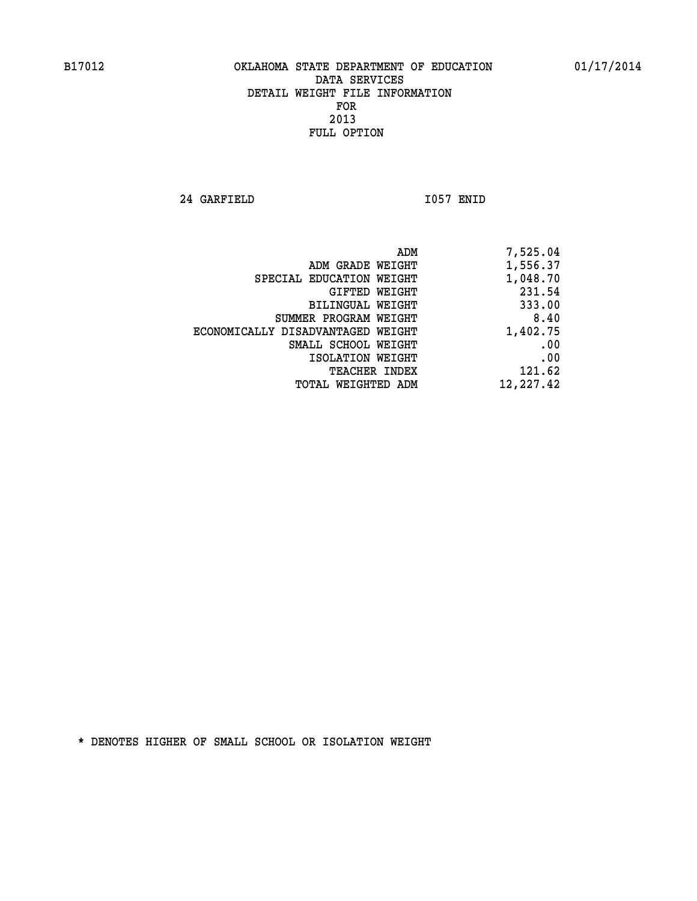B17012 OKLAHOMA STATE DEPARTMENT OF EDUCATION 01/17/2014

DATA SERVICES
DETAIL WEIGHT FILE INFORMATION
FOR
2013
FULL OPTION

24 GARFIELD I057 ENID

| | |
|---|---|
| ADM | 7,525.04 |
| ADM GRADE WEIGHT | 1,556.37 |
| SPECIAL EDUCATION WEIGHT | 1,048.70 |
| GIFTED WEIGHT | 231.54 |
| BILINGUAL WEIGHT | 333.00 |
| SUMMER PROGRAM WEIGHT | 8.40 |
| ECONOMICALLY DISADVANTAGED WEIGHT | 1,402.75 |
| SMALL SCHOOL WEIGHT | .00 |
| ISOLATION WEIGHT | .00 |
| TEACHER INDEX | 121.62 |
| TOTAL WEIGHTED ADM | 12,227.42 |

* DENOTES HIGHER OF SMALL SCHOOL OR ISOLATION WEIGHT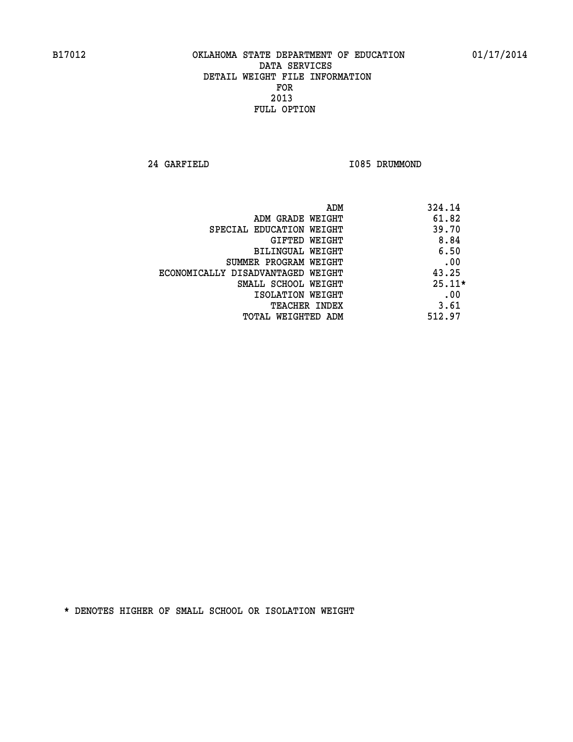B17012 OKLAHOMA STATE DEPARTMENT OF EDUCATION 01/17/2014

DATA SERVICES
DETAIL WEIGHT FILE INFORMATION
FOR
2013
FULL OPTION

24 GARFIELD I085 DRUMMOND

| | |
|---|---|
| ADM | 324.14 |
| ADM GRADE WEIGHT | 61.82 |
| SPECIAL EDUCATION WEIGHT | 39.70 |
| GIFTED WEIGHT | 8.84 |
| BILINGUAL WEIGHT | 6.50 |
| SUMMER PROGRAM WEIGHT | .00 |
| ECONOMICALLY DISADVANTAGED WEIGHT | 43.25 |
| SMALL SCHOOL WEIGHT | 25.11* |
| ISOLATION WEIGHT | .00 |
| TEACHER INDEX | 3.61 |
| TOTAL WEIGHTED ADM | 512.97 |

* DENOTES HIGHER OF SMALL SCHOOL OR ISOLATION WEIGHT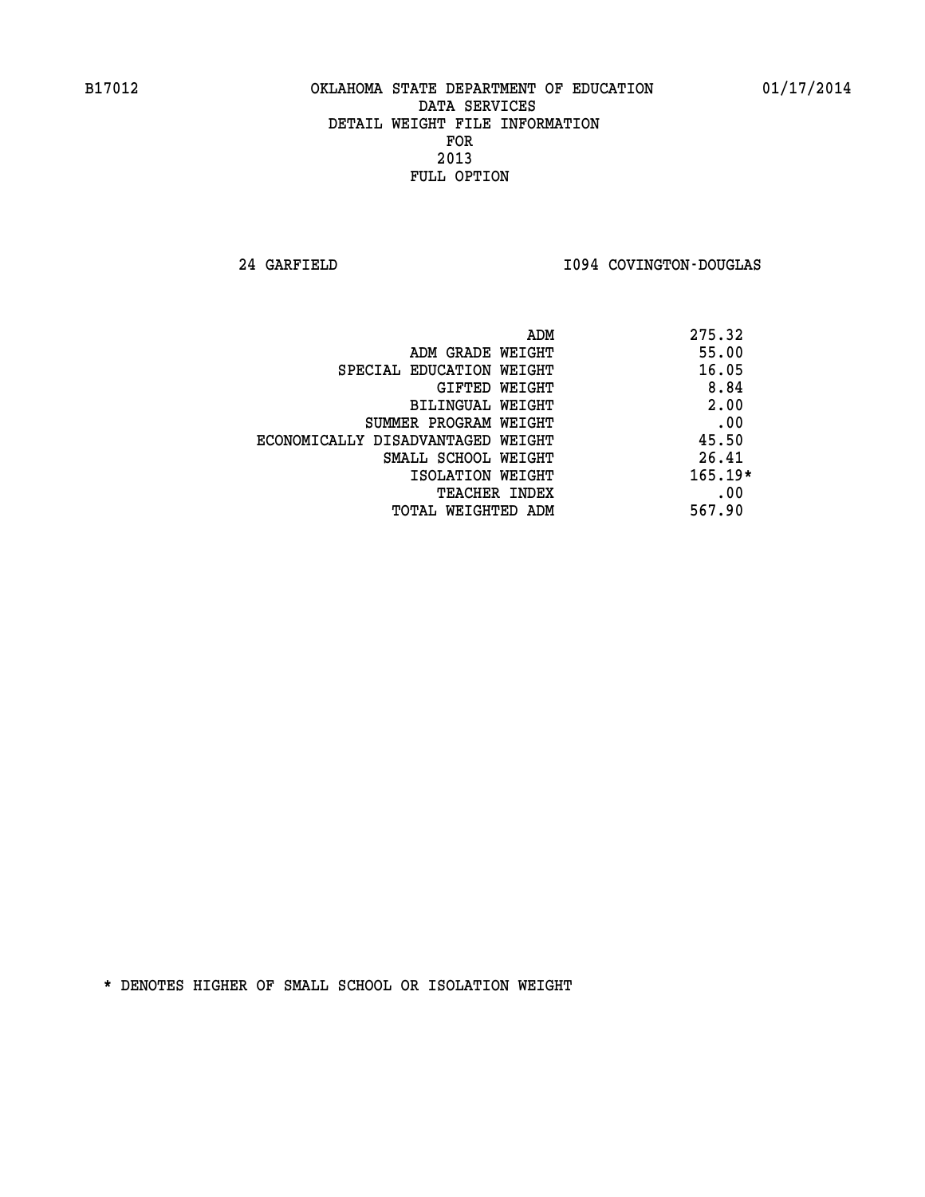B17012 OKLAHOMA STATE DEPARTMENT OF EDUCATION 01/17/2014

DATA SERVICES
DETAIL WEIGHT FILE INFORMATION
FOR
2013
FULL OPTION

24 GARFIELD I094 COVINGTON-DOUGLAS

| | |
|---|---|
| ADM | 275.32 |
| ADM GRADE WEIGHT | 55.00 |
| SPECIAL EDUCATION WEIGHT | 16.05 |
| GIFTED WEIGHT | 8.84 |
| BILINGUAL WEIGHT | 2.00 |
| SUMMER PROGRAM WEIGHT | .00 |
| ECONOMICALLY DISADVANTAGED WEIGHT | 45.50 |
| SMALL SCHOOL WEIGHT | 26.41 |
| ISOLATION WEIGHT | 165.19* |
| TEACHER INDEX | .00 |
| TOTAL WEIGHTED ADM | 567.90 |

* DENOTES HIGHER OF SMALL SCHOOL OR ISOLATION WEIGHT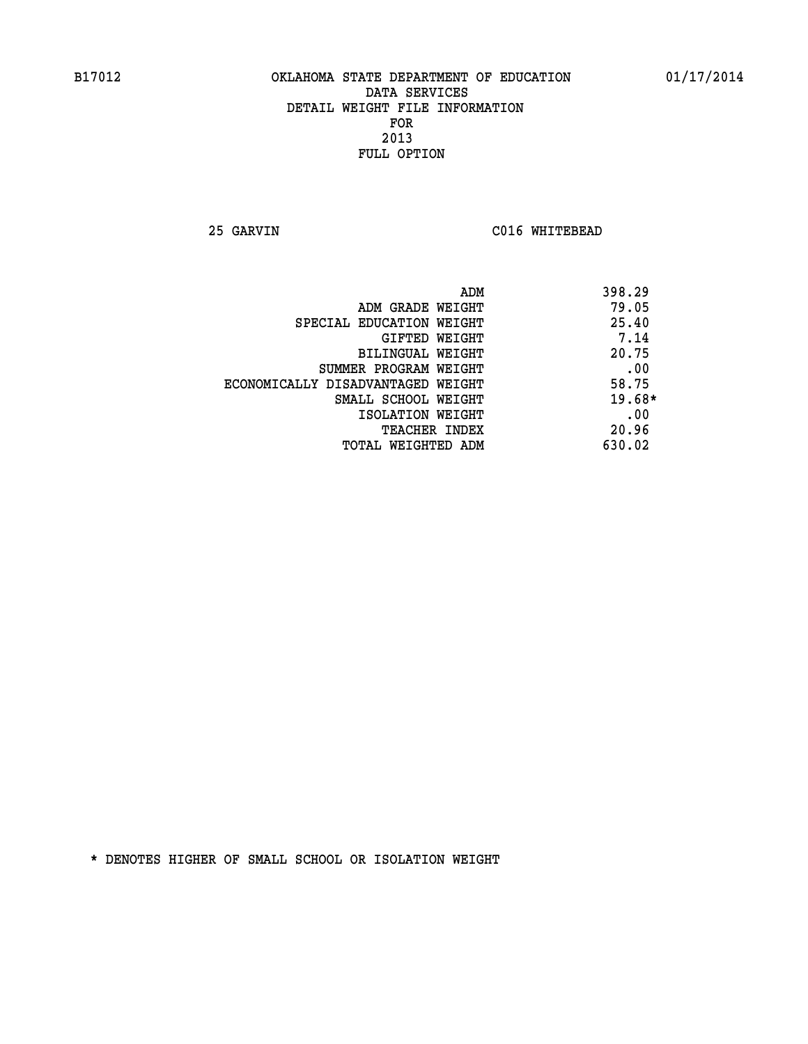B17012 OKLAHOMA STATE DEPARTMENT OF EDUCATION 01/17/2014

DATA SERVICES
DETAIL WEIGHT FILE INFORMATION
FOR
2013
FULL OPTION

25 GARVIN C016 WHITEBEAD

| | |
|---|---|
| ADM | 398.29 |
| ADM GRADE WEIGHT | 79.05 |
| SPECIAL EDUCATION WEIGHT | 25.40 |
| GIFTED WEIGHT | 7.14 |
| BILINGUAL WEIGHT | 20.75 |
| SUMMER PROGRAM WEIGHT | .00 |
| ECONOMICALLY DISADVANTAGED WEIGHT | 58.75 |
| SMALL SCHOOL WEIGHT | 19.68* |
| ISOLATION WEIGHT | .00 |
| TEACHER INDEX | 20.96 |
| TOTAL WEIGHTED ADM | 630.02 |

* DENOTES HIGHER OF SMALL SCHOOL OR ISOLATION WEIGHT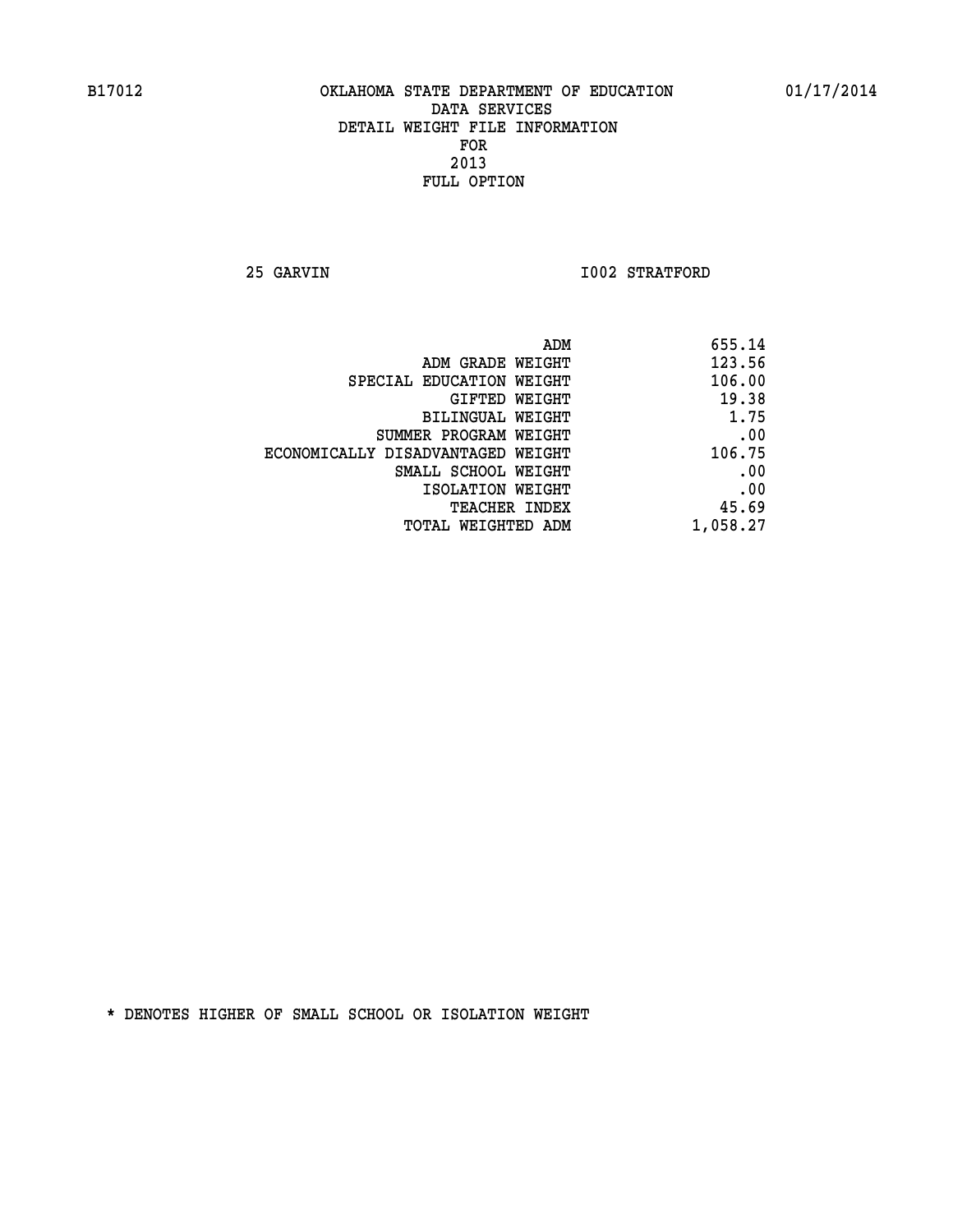B17012 OKLAHOMA STATE DEPARTMENT OF EDUCATION 01/17/2014

DATA SERVICES
DETAIL WEIGHT FILE INFORMATION
FOR
2013
FULL OPTION

25 GARVIN I002 STRATFORD

| | |
|---|---|
| ADM | 655.14 |
| ADM GRADE WEIGHT | 123.56 |
| SPECIAL EDUCATION WEIGHT | 106.00 |
| GIFTED WEIGHT | 19.38 |
| BILINGUAL WEIGHT | 1.75 |
| SUMMER PROGRAM WEIGHT | .00 |
| ECONOMICALLY DISADVANTAGED WEIGHT | 106.75 |
| SMALL SCHOOL WEIGHT | .00 |
| ISOLATION WEIGHT | .00 |
| TEACHER INDEX | 45.69 |
| TOTAL WEIGHTED ADM | 1,058.27 |

* DENOTES HIGHER OF SMALL SCHOOL OR ISOLATION WEIGHT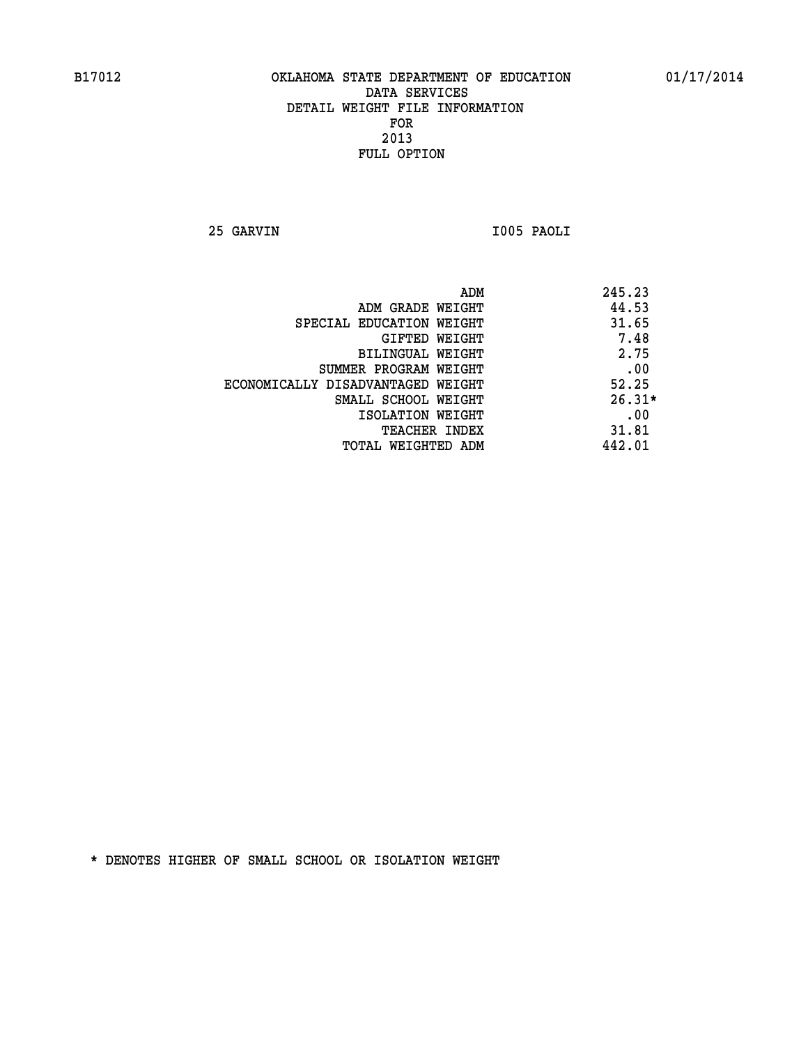B17012 OKLAHOMA STATE DEPARTMENT OF EDUCATION 01/17/2014

DATA SERVICES
DETAIL WEIGHT FILE INFORMATION
FOR
2013
FULL OPTION

25 GARVIN I005 PAOLI

| | |
|---|---|
| ADM | 245.23 |
| ADM GRADE WEIGHT | 44.53 |
| SPECIAL EDUCATION WEIGHT | 31.65 |
| GIFTED WEIGHT | 7.48 |
| BILINGUAL WEIGHT | 2.75 |
| SUMMER PROGRAM WEIGHT | .00 |
| ECONOMICALLY DISADVANTAGED WEIGHT | 52.25 |
| SMALL SCHOOL WEIGHT | 26.31* |
| ISOLATION WEIGHT | .00 |
| TEACHER INDEX | 31.81 |
| TOTAL WEIGHTED ADM | 442.01 |

* DENOTES HIGHER OF SMALL SCHOOL OR ISOLATION WEIGHT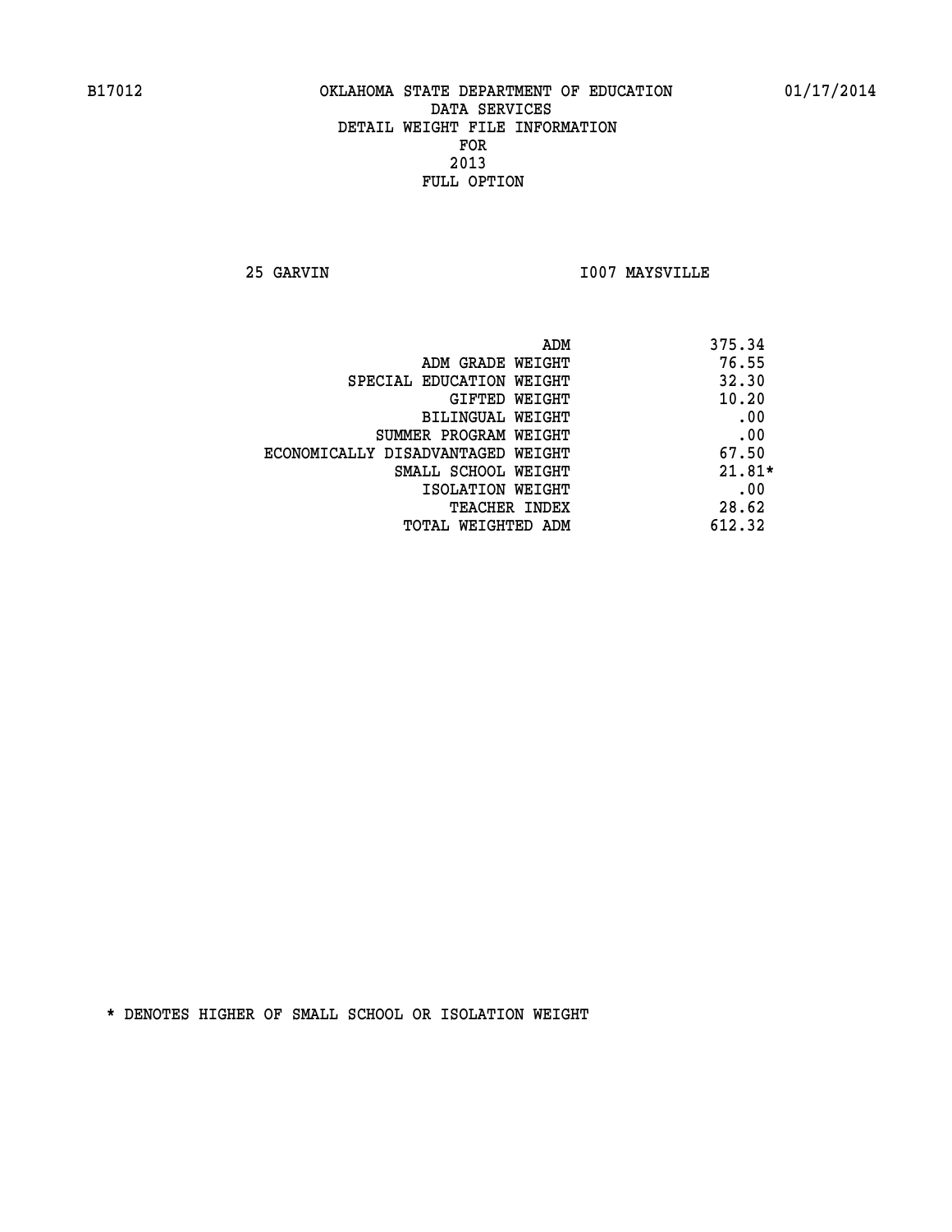OKLAHOMA STATE DEPARTMENT OF EDUCATION
DATA SERVICES
DETAIL WEIGHT FILE INFORMATION
FOR
2013
FULL OPTION

25 GARVIN I007 MAYSVILLE

| | |
|---|---|
| ADM | 375.34 |
| ADM GRADE WEIGHT | 76.55 |
| SPECIAL EDUCATION WEIGHT | 32.30 |
| GIFTED WEIGHT | 10.20 |
| BILINGUAL WEIGHT | .00 |
| SUMMER PROGRAM WEIGHT | .00 |
| ECONOMICALLY DISADVANTAGED WEIGHT | 67.50 |
| SMALL SCHOOL WEIGHT | 21.81* |
| ISOLATION WEIGHT | .00 |
| TEACHER INDEX | 28.62 |
| TOTAL WEIGHTED ADM | 612.32 |

* DENOTES HIGHER OF SMALL SCHOOL OR ISOLATION WEIGHT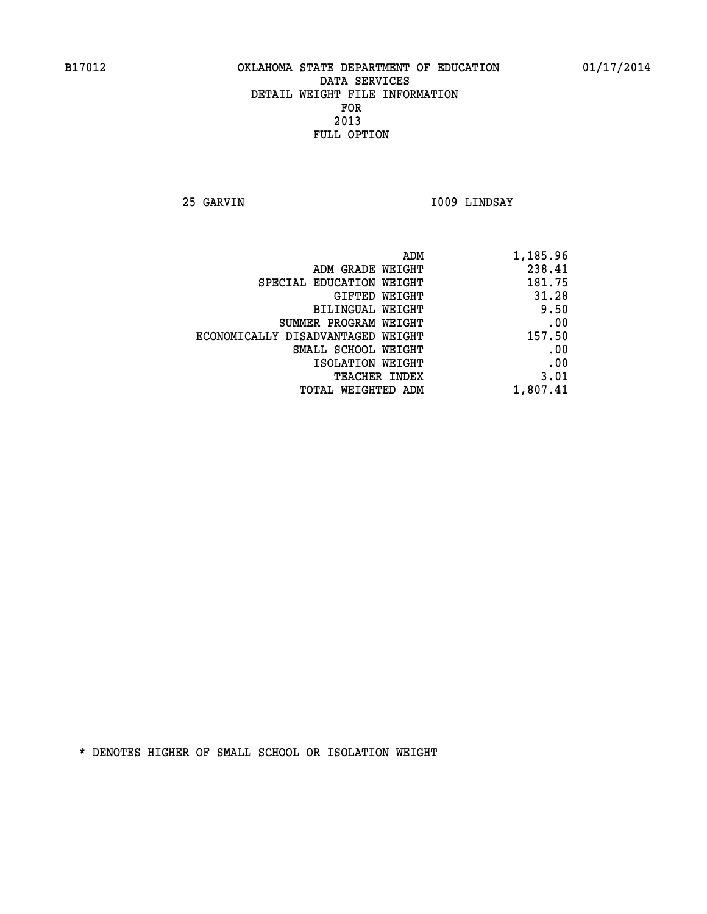B17012 OKLAHOMA STATE DEPARTMENT OF EDUCATION 01/17/2014

DATA SERVICES
DETAIL WEIGHT FILE INFORMATION
FOR
2013
FULL OPTION

25 GARVIN I009 LINDSAY

| | |
|---|---|
| ADM | 1,185.96 |
| ADM GRADE WEIGHT | 238.41 |
| SPECIAL EDUCATION WEIGHT | 181.75 |
| GIFTED WEIGHT | 31.28 |
| BILINGUAL WEIGHT | 9.50 |
| SUMMER PROGRAM WEIGHT | .00 |
| ECONOMICALLY DISADVANTAGED WEIGHT | 157.50 |
| SMALL SCHOOL WEIGHT | .00 |
| ISOLATION WEIGHT | .00 |
| TEACHER INDEX | 3.01 |
| TOTAL WEIGHTED ADM | 1,807.41 |

* DENOTES HIGHER OF SMALL SCHOOL OR ISOLATION WEIGHT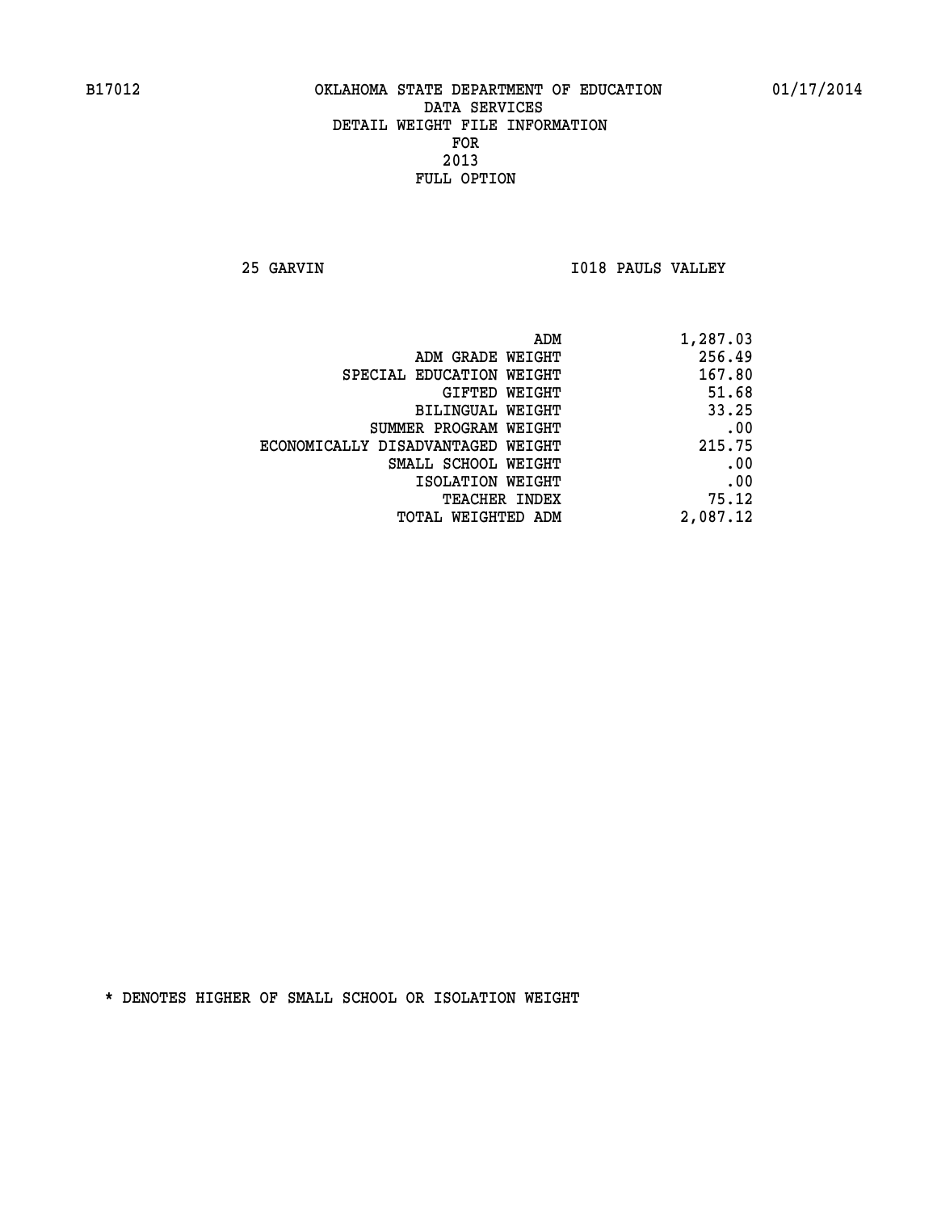B17012 OKLAHOMA STATE DEPARTMENT OF EDUCATION 01/17/2014

DATA SERVICES
DETAIL WEIGHT FILE INFORMATION
FOR
2013
FULL OPTION

25 GARVIN I018 PAULS VALLEY

| | |
|---|---|
| ADM | 1,287.03 |
| ADM GRADE WEIGHT | 256.49 |
| SPECIAL EDUCATION WEIGHT | 167.80 |
| GIFTED WEIGHT | 51.68 |
| BILINGUAL WEIGHT | 33.25 |
| SUMMER PROGRAM WEIGHT | .00 |
| ECONOMICALLY DISADVANTAGED WEIGHT | 215.75 |
| SMALL SCHOOL WEIGHT | .00 |
| ISOLATION WEIGHT | .00 |
| TEACHER INDEX | 75.12 |
| TOTAL WEIGHTED ADM | 2,087.12 |

* DENOTES HIGHER OF SMALL SCHOOL OR ISOLATION WEIGHT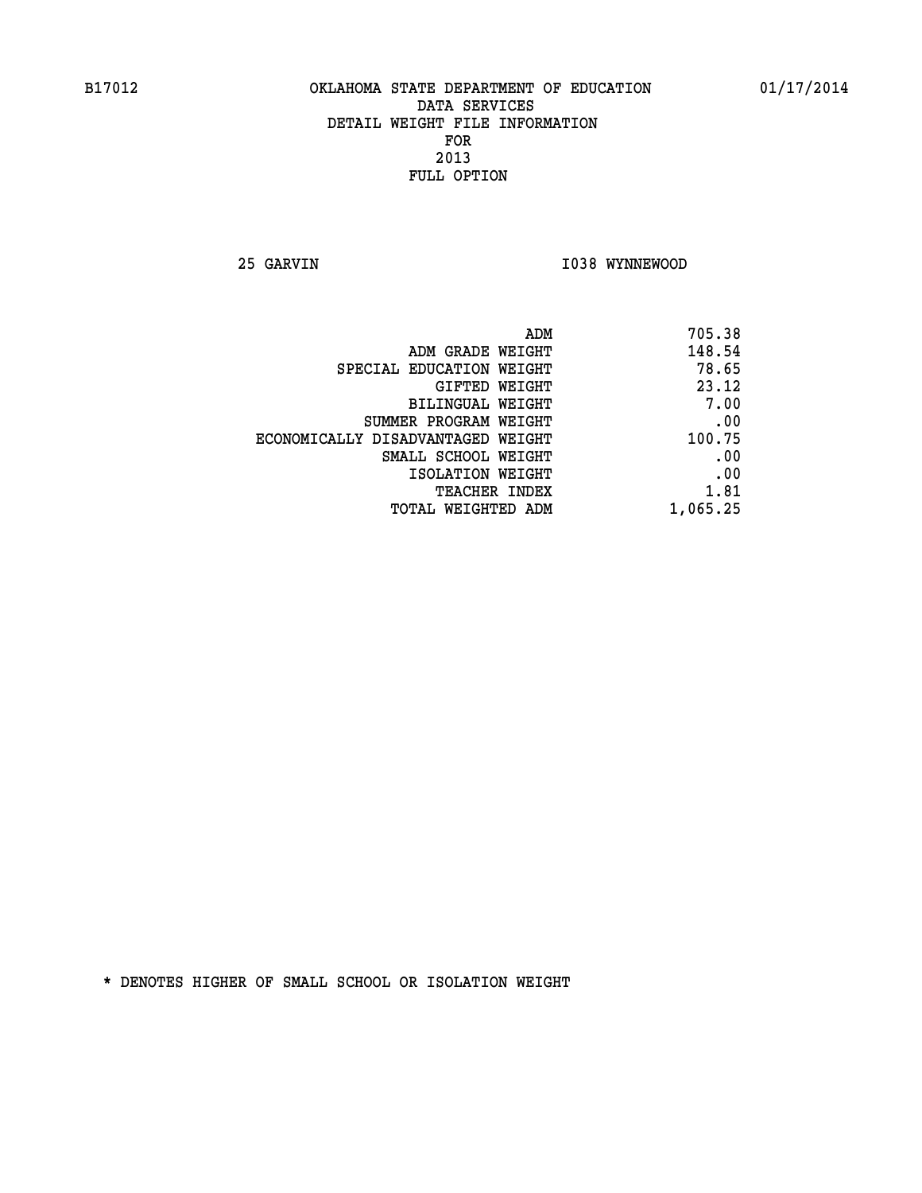B17012 OKLAHOMA STATE DEPARTMENT OF EDUCATION 01/17/2014

DATA SERVICES
DETAIL WEIGHT FILE INFORMATION
FOR
2013
FULL OPTION

25 GARVIN I038 WYNNEWOOD

| | |
|---|---|
| ADM | 705.38 |
| ADM GRADE WEIGHT | 148.54 |
| SPECIAL EDUCATION WEIGHT | 78.65 |
| GIFTED WEIGHT | 23.12 |
| BILINGUAL WEIGHT | 7.00 |
| SUMMER PROGRAM WEIGHT | .00 |
| ECONOMICALLY DISADVANTAGED WEIGHT | 100.75 |
| SMALL SCHOOL WEIGHT | .00 |
| ISOLATION WEIGHT | .00 |
| TEACHER INDEX | 1.81 |
| TOTAL WEIGHTED ADM | 1,065.25 |

* DENOTES HIGHER OF SMALL SCHOOL OR ISOLATION WEIGHT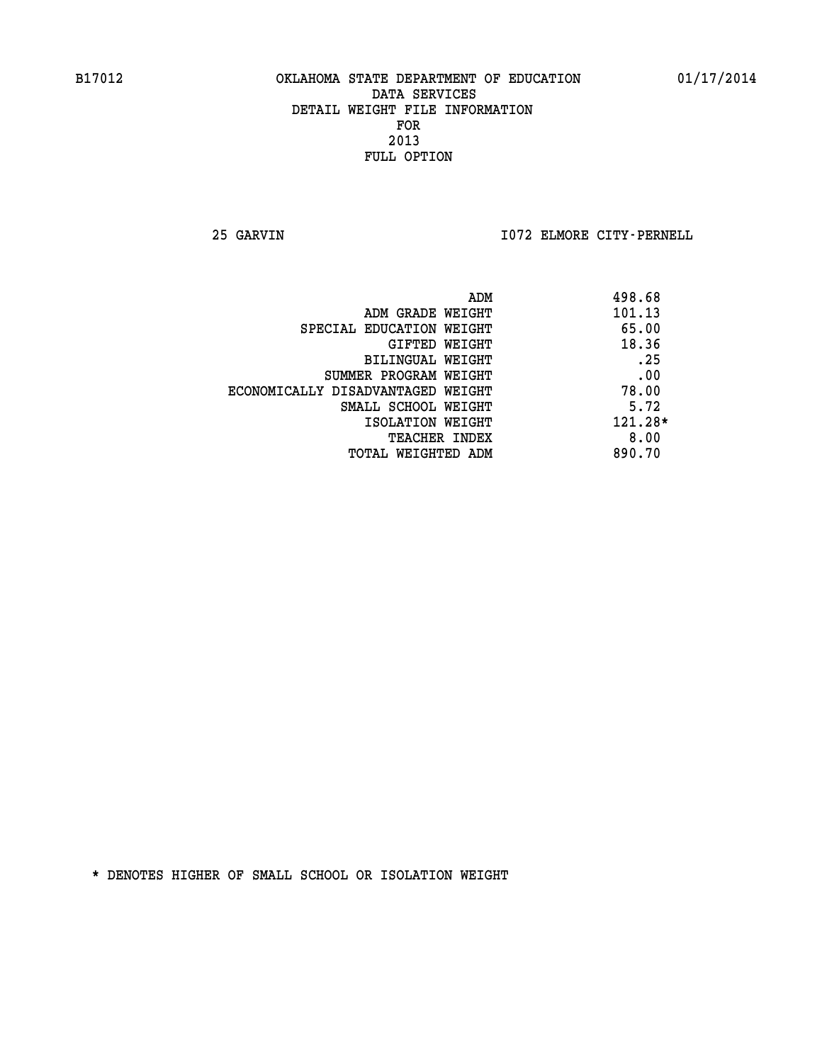B17012 OKLAHOMA STATE DEPARTMENT OF EDUCATION 01/17/2014

DATA SERVICES
DETAIL WEIGHT FILE INFORMATION
FOR
2013
FULL OPTION

25 GARVIN I072 ELMORE CITY-PERNELL

| | |
|---|---|
| ADM | 498.68 |
| ADM GRADE WEIGHT | 101.13 |
| SPECIAL EDUCATION WEIGHT | 65.00 |
| GIFTED WEIGHT | 18.36 |
| BILINGUAL WEIGHT | .25 |
| SUMMER PROGRAM WEIGHT | .00 |
| ECONOMICALLY DISADVANTAGED WEIGHT | 78.00 |
| SMALL SCHOOL WEIGHT | 5.72 |
| ISOLATION WEIGHT | 121.28* |
| TEACHER INDEX | 8.00 |
| TOTAL WEIGHTED ADM | 890.70 |

* DENOTES HIGHER OF SMALL SCHOOL OR ISOLATION WEIGHT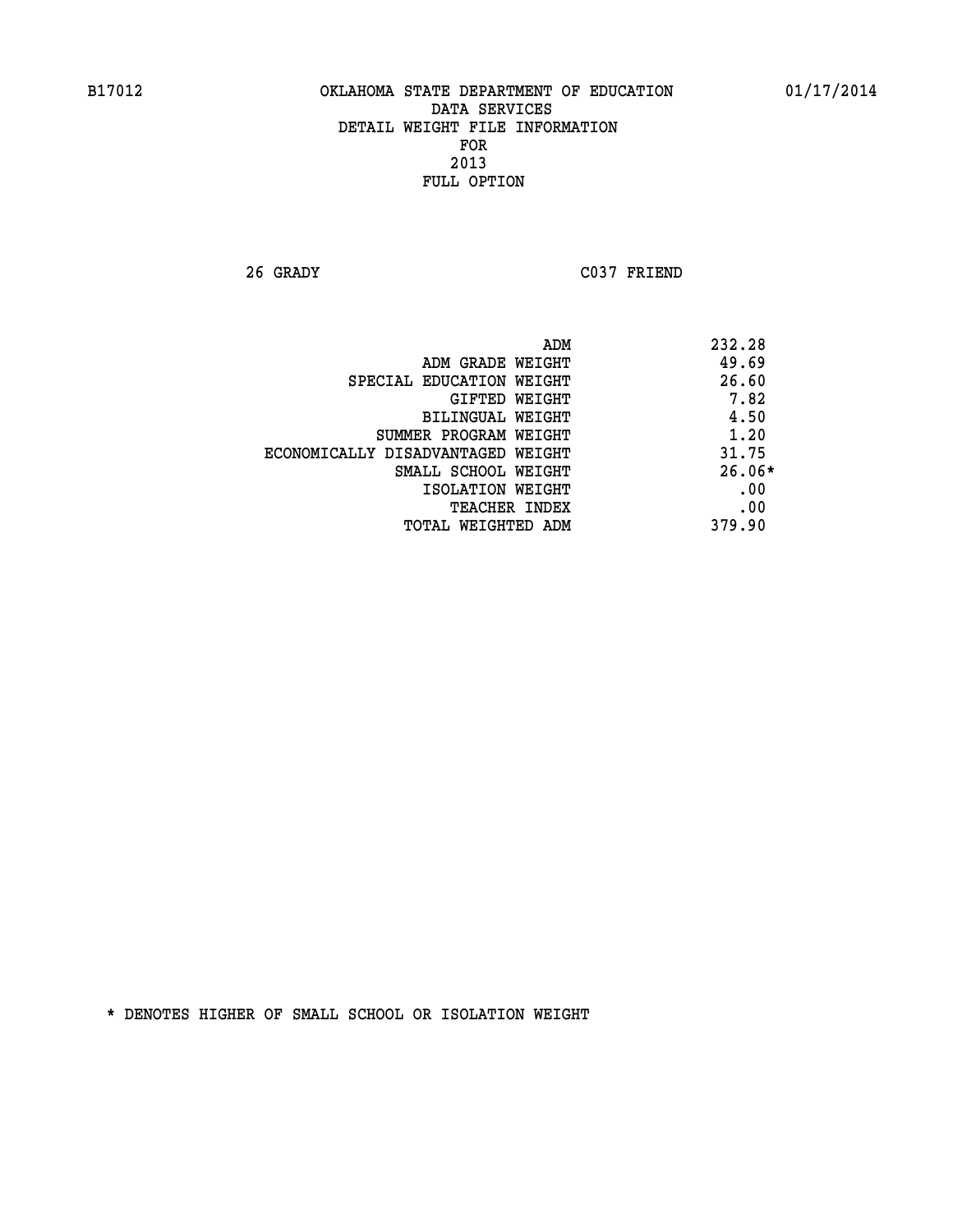B17012 OKLAHOMA STATE DEPARTMENT OF EDUCATION 01/17/2014

DATA SERVICES
DETAIL WEIGHT FILE INFORMATION
FOR
2013
FULL OPTION

26 GRADY C037 FRIEND

| | |
|---|---|
| ADM | 232.28 |
| ADM GRADE WEIGHT | 49.69 |
| SPECIAL EDUCATION WEIGHT | 26.60 |
| GIFTED WEIGHT | 7.82 |
| BILINGUAL WEIGHT | 4.50 |
| SUMMER PROGRAM WEIGHT | 1.20 |
| ECONOMICALLY DISADVANTAGED WEIGHT | 31.75 |
| SMALL SCHOOL WEIGHT | 26.06* |
| ISOLATION WEIGHT | .00 |
| TEACHER INDEX | .00 |
| TOTAL WEIGHTED ADM | 379.90 |

* DENOTES HIGHER OF SMALL SCHOOL OR ISOLATION WEIGHT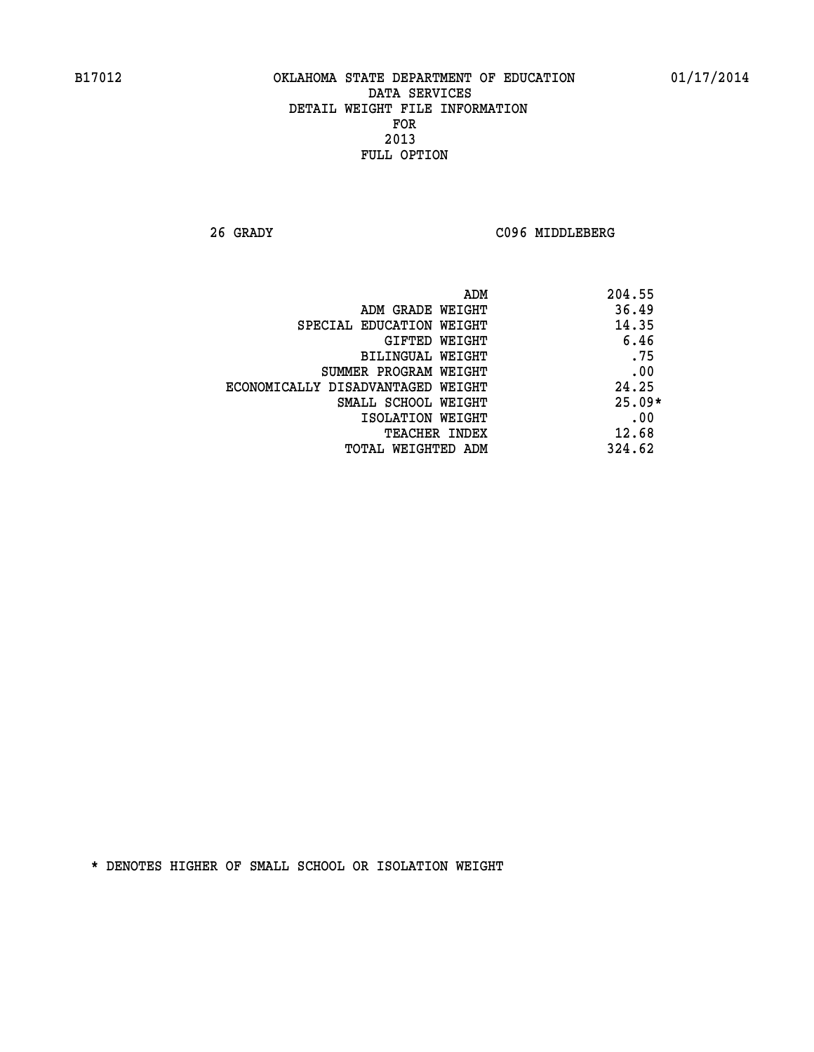B17012 OKLAHOMA STATE DEPARTMENT OF EDUCATION 01/17/2014

DATA SERVICES

DETAIL WEIGHT FILE INFORMATION

FOR

2013

FULL OPTION

26 GRADY C096 MIDDLEBERG

| | |
|---|---|
| ADM | 204.55 |
| ADM GRADE WEIGHT | 36.49 |
| SPECIAL EDUCATION WEIGHT | 14.35 |
| GIFTED WEIGHT | 6.46 |
| BILINGUAL WEIGHT | .75 |
| SUMMER PROGRAM WEIGHT | .00 |
| ECONOMICALLY DISADVANTAGED WEIGHT | 24.25 |
| SMALL SCHOOL WEIGHT | 25.09* |
| ISOLATION WEIGHT | .00 |
| TEACHER INDEX | 12.68 |
| TOTAL WEIGHTED ADM | 324.62 |

* DENOTES HIGHER OF SMALL SCHOOL OR ISOLATION WEIGHT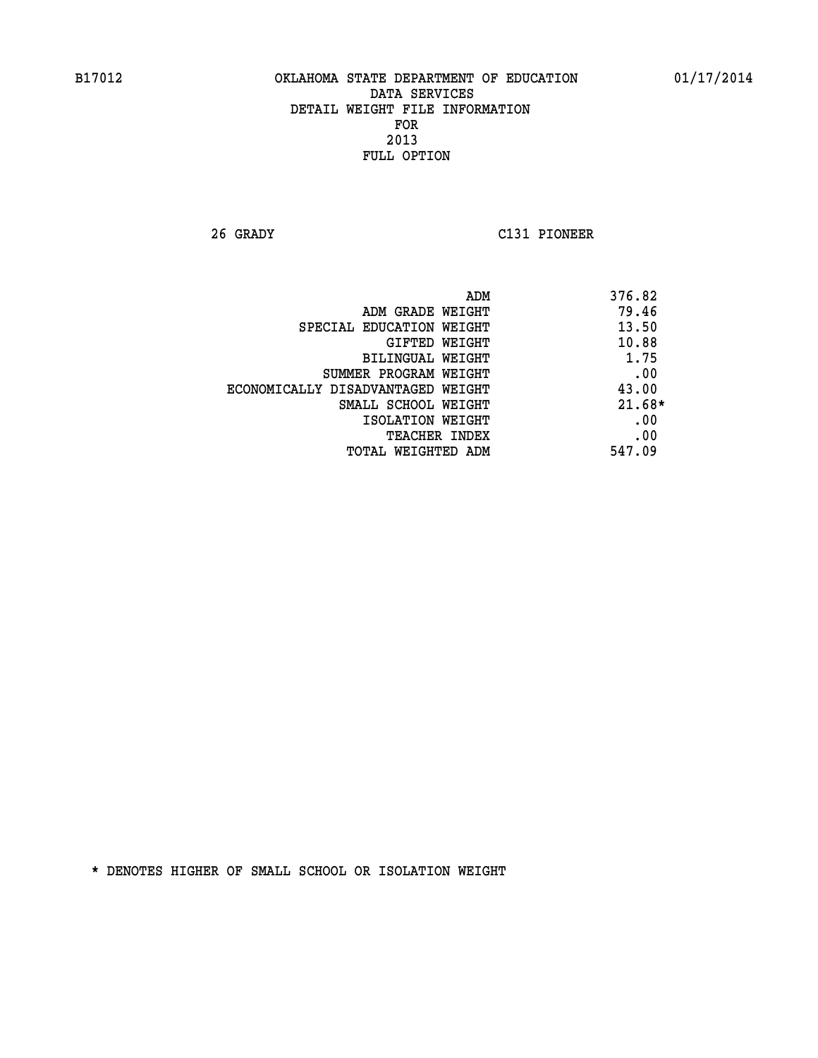B17012 OKLAHOMA STATE DEPARTMENT OF EDUCATION 01/17/2014

DATA SERVICES
DETAIL WEIGHT FILE INFORMATION
FOR
2013
FULL OPTION

26 GRADY C131 PIONEER

| | |
|---|---|
| ADM | 376.82 |
| ADM GRADE WEIGHT | 79.46 |
| SPECIAL EDUCATION WEIGHT | 13.50 |
| GIFTED WEIGHT | 10.88 |
| BILINGUAL WEIGHT | 1.75 |
| SUMMER PROGRAM WEIGHT | .00 |
| ECONOMICALLY DISADVANTAGED WEIGHT | 43.00 |
| SMALL SCHOOL WEIGHT | 21.68* |
| ISOLATION WEIGHT | .00 |
| TEACHER INDEX | .00 |
| TOTAL WEIGHTED ADM | 547.09 |

* DENOTES HIGHER OF SMALL SCHOOL OR ISOLATION WEIGHT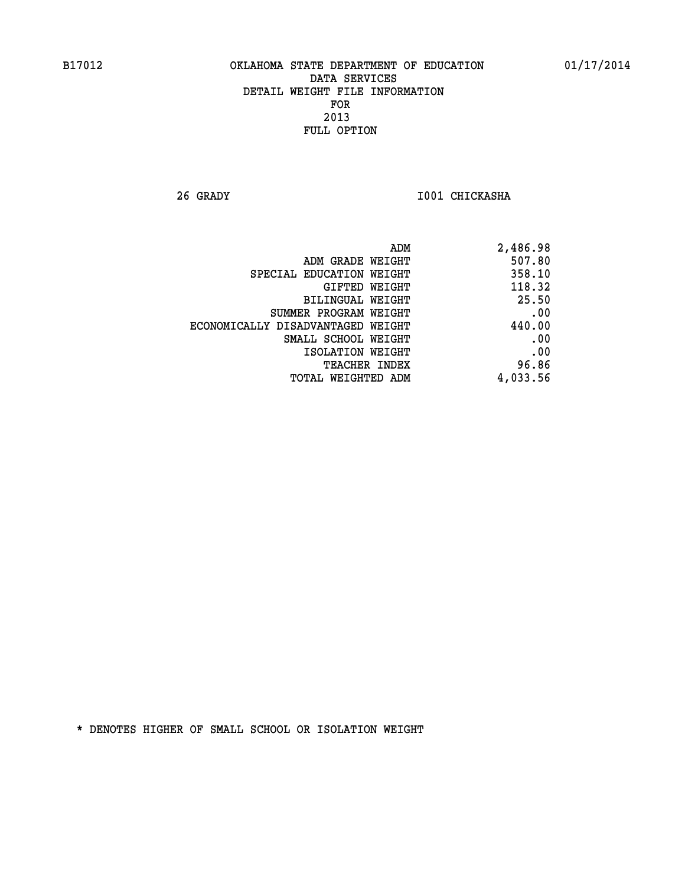B17012 OKLAHOMA STATE DEPARTMENT OF EDUCATION 01/17/2014

DATA SERVICES
DETAIL WEIGHT FILE INFORMATION
FOR
2013
FULL OPTION

26 GRADY I001 CHICKASHA

| | |
|---|---|
| ADM | 2,486.98 |
| ADM GRADE WEIGHT | 507.80 |
| SPECIAL EDUCATION WEIGHT | 358.10 |
| GIFTED WEIGHT | 118.32 |
| BILINGUAL WEIGHT | 25.50 |
| SUMMER PROGRAM WEIGHT | .00 |
| ECONOMICALLY DISADVANTAGED WEIGHT | 440.00 |
| SMALL SCHOOL WEIGHT | .00 |
| ISOLATION WEIGHT | .00 |
| TEACHER INDEX | 96.86 |
| TOTAL WEIGHTED ADM | 4,033.56 |

* DENOTES HIGHER OF SMALL SCHOOL OR ISOLATION WEIGHT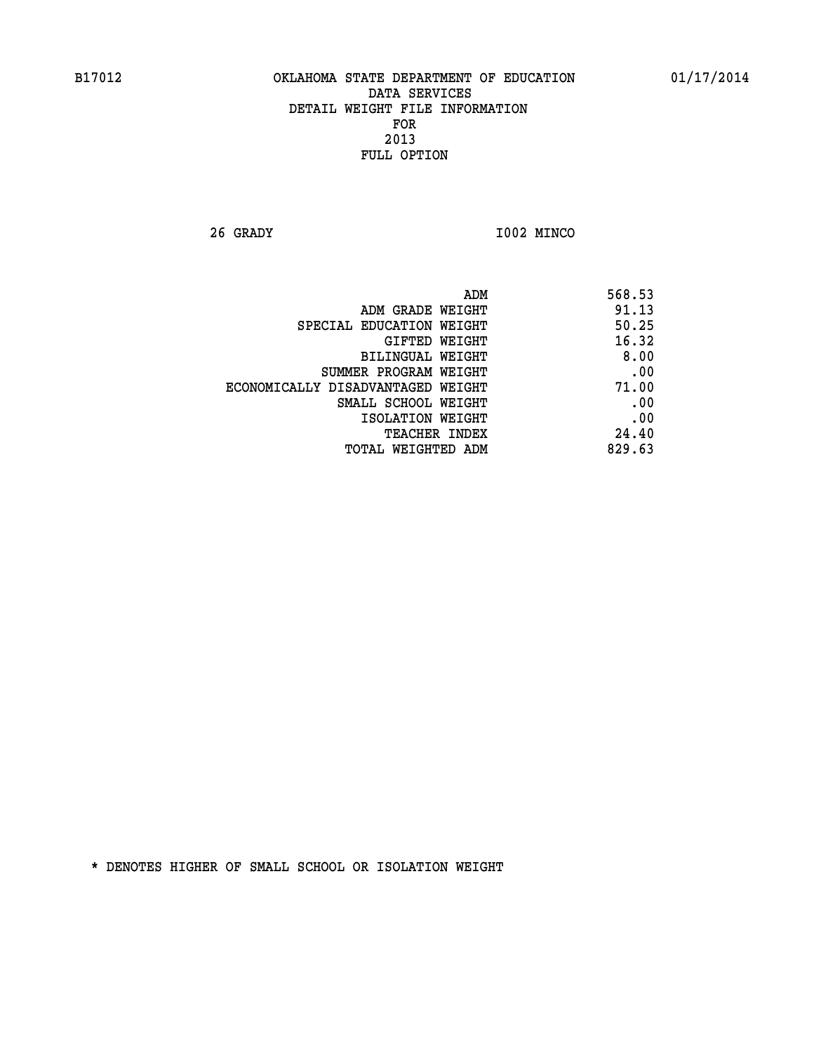B17012 OKLAHOMA STATE DEPARTMENT OF EDUCATION 01/17/2014

DATA SERVICES
DETAIL WEIGHT FILE INFORMATION
FOR
2013
FULL OPTION

26 GRADY I002 MINCO

| | |
|---|---|
| ADM | 568.53 |
| ADM GRADE WEIGHT | 91.13 |
| SPECIAL EDUCATION WEIGHT | 50.25 |
| GIFTED WEIGHT | 16.32 |
| BILINGUAL WEIGHT | 8.00 |
| SUMMER PROGRAM WEIGHT | .00 |
| ECONOMICALLY DISADVANTAGED WEIGHT | 71.00 |
| SMALL SCHOOL WEIGHT | .00 |
| ISOLATION WEIGHT | .00 |
| TEACHER INDEX | 24.40 |
| TOTAL WEIGHTED ADM | 829.63 |

* DENOTES HIGHER OF SMALL SCHOOL OR ISOLATION WEIGHT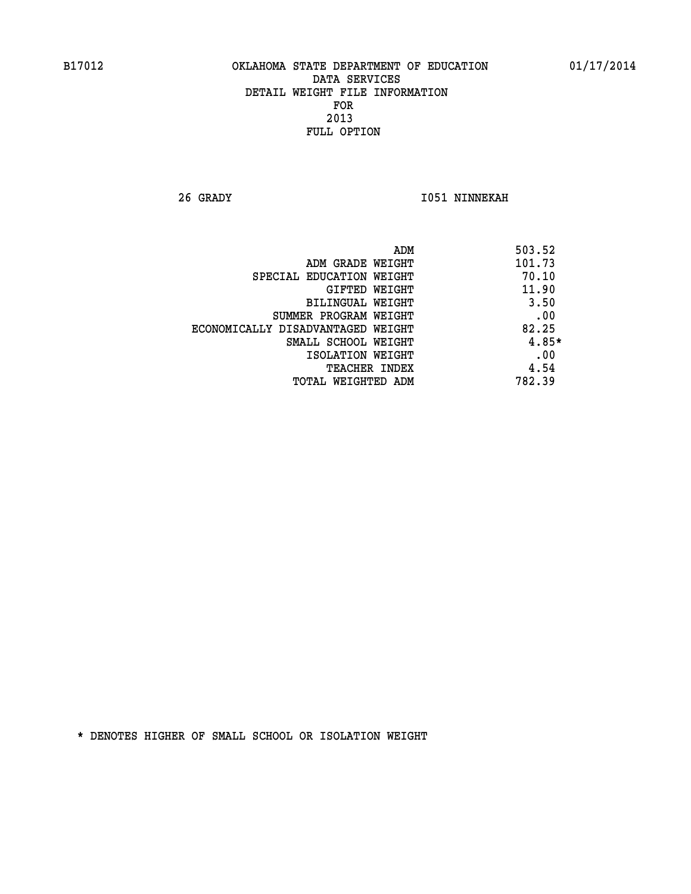B17012 OKLAHOMA STATE DEPARTMENT OF EDUCATION 01/17/2014

DATA SERVICES
DETAIL WEIGHT FILE INFORMATION
FOR
2013
FULL OPTION

26 GRADY I051 NINNEKAH

| | |
|---|---|
| ADM | 503.52 |
| ADM GRADE WEIGHT | 101.73 |
| SPECIAL EDUCATION WEIGHT | 70.10 |
| GIFTED WEIGHT | 11.90 |
| BILINGUAL WEIGHT | 3.50 |
| SUMMER PROGRAM WEIGHT | .00 |
| ECONOMICALLY DISADVANTAGED WEIGHT | 82.25 |
| SMALL SCHOOL WEIGHT | 4.85* |
| ISOLATION WEIGHT | .00 |
| TEACHER INDEX | 4.54 |
| TOTAL WEIGHTED ADM | 782.39 |

* DENOTES HIGHER OF SMALL SCHOOL OR ISOLATION WEIGHT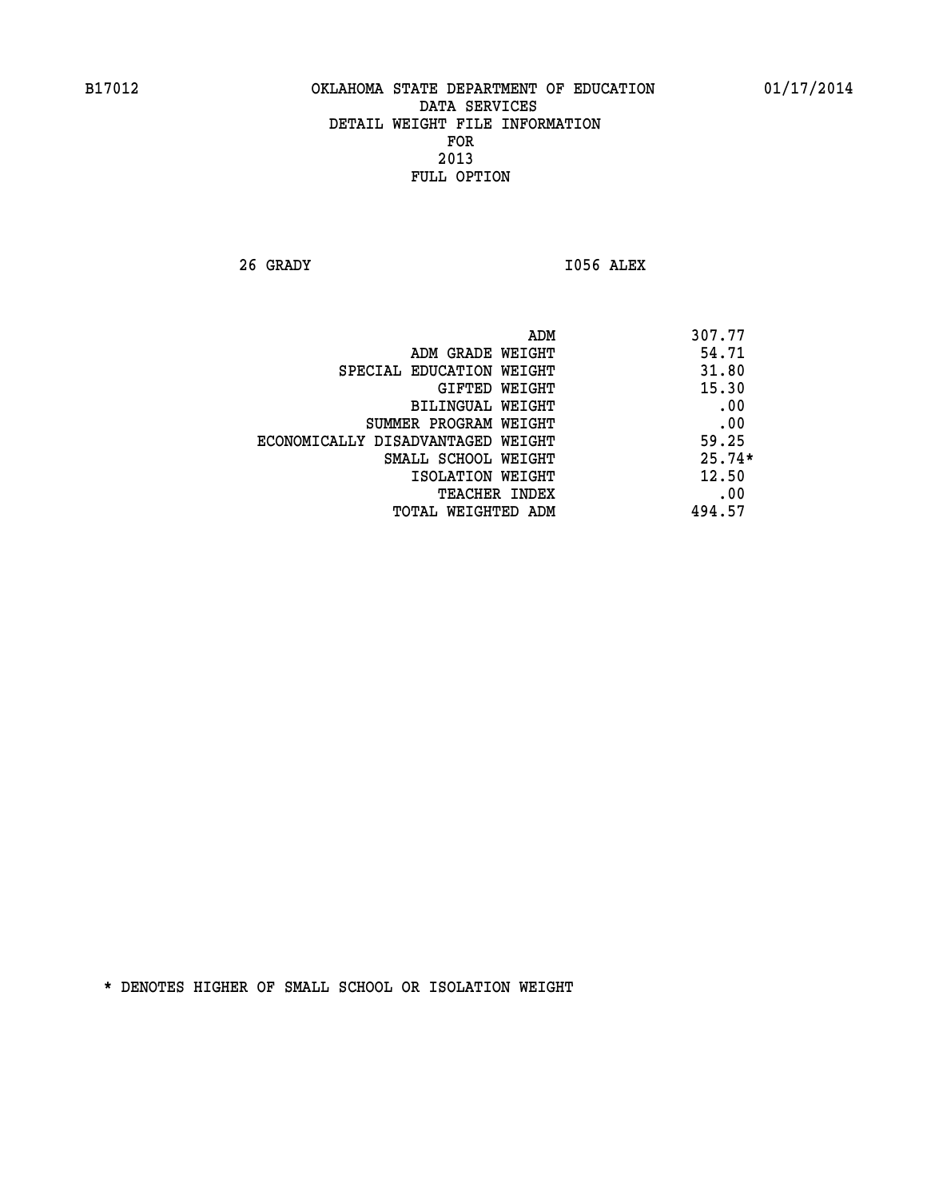B17012 OKLAHOMA STATE DEPARTMENT OF EDUCATION 01/17/2014

DATA SERVICES
DETAIL WEIGHT FILE INFORMATION
FOR
2013
FULL OPTION

26 GRADY I056 ALEX

| | |
|---|---|
| ADM | 307.77 |
| ADM GRADE WEIGHT | 54.71 |
| SPECIAL EDUCATION WEIGHT | 31.80 |
| GIFTED WEIGHT | 15.30 |
| BILINGUAL WEIGHT | .00 |
| SUMMER PROGRAM WEIGHT | .00 |
| ECONOMICALLY DISADVANTAGED WEIGHT | 59.25 |
| SMALL SCHOOL WEIGHT | 25.74* |
| ISOLATION WEIGHT | 12.50 |
| TEACHER INDEX | .00 |
| TOTAL WEIGHTED ADM | 494.57 |

* DENOTES HIGHER OF SMALL SCHOOL OR ISOLATION WEIGHT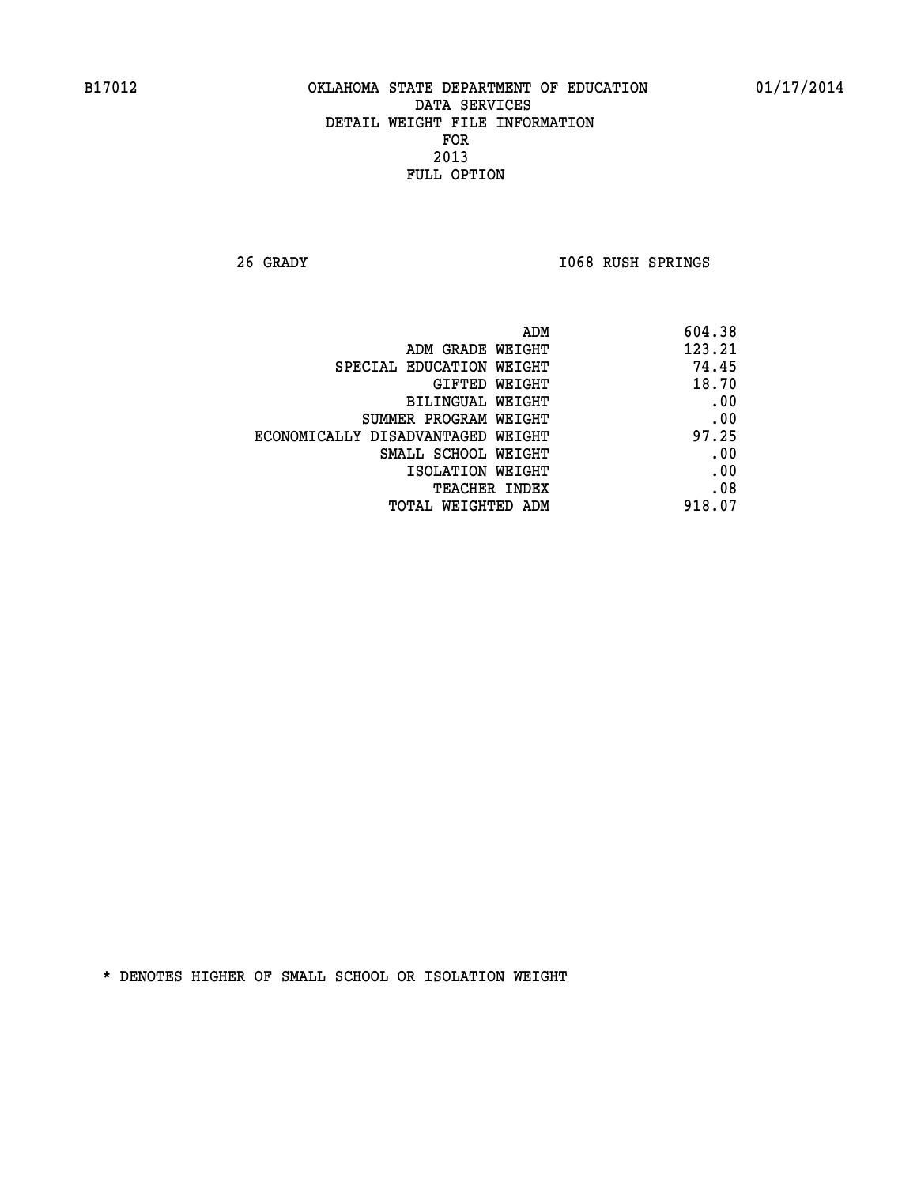B17012 OKLAHOMA STATE DEPARTMENT OF EDUCATION 01/17/2014

DATA SERVICES
DETAIL WEIGHT FILE INFORMATION
FOR
2013
FULL OPTION

26 GRADY I068 RUSH SPRINGS

| | |
|---|---|
| ADM | 604.38 |
| ADM GRADE WEIGHT | 123.21 |
| SPECIAL EDUCATION WEIGHT | 74.45 |
| GIFTED WEIGHT | 18.70 |
| BILINGUAL WEIGHT | .00 |
| SUMMER PROGRAM WEIGHT | .00 |
| ECONOMICALLY DISADVANTAGED WEIGHT | 97.25 |
| SMALL SCHOOL WEIGHT | .00 |
| ISOLATION WEIGHT | .00 |
| TEACHER INDEX | .08 |
| TOTAL WEIGHTED ADM | 918.07 |

* DENOTES HIGHER OF SMALL SCHOOL OR ISOLATION WEIGHT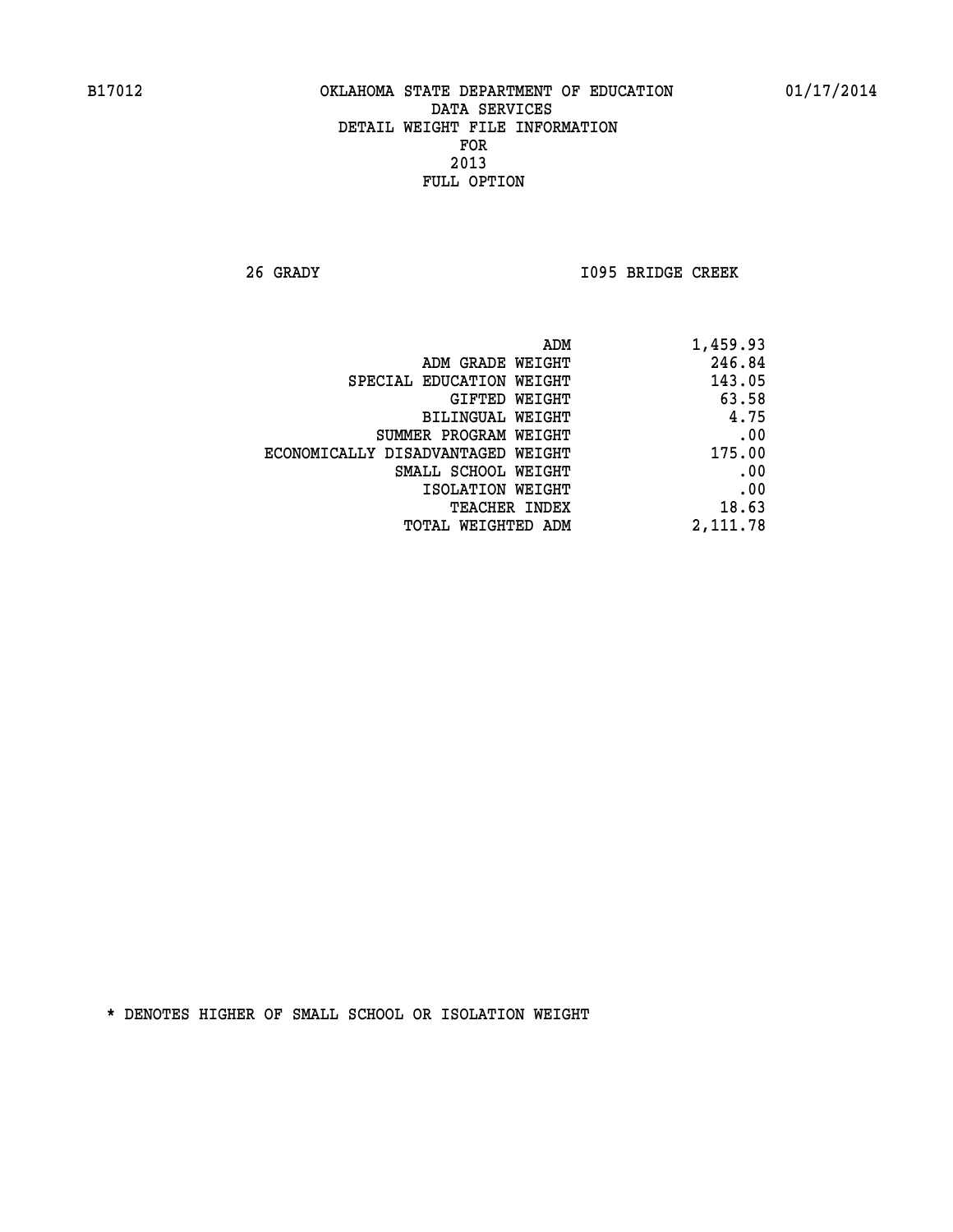B17012 OKLAHOMA STATE DEPARTMENT OF EDUCATION 01/17/2014

DATA SERVICES
DETAIL WEIGHT FILE INFORMATION
FOR
2013
FULL OPTION

26 GRADY I095 BRIDGE CREEK

| | |
|---|---|
| ADM | 1,459.93 |
| ADM GRADE WEIGHT | 246.84 |
| SPECIAL EDUCATION WEIGHT | 143.05 |
| GIFTED WEIGHT | 63.58 |
| BILINGUAL WEIGHT | 4.75 |
| SUMMER PROGRAM WEIGHT | .00 |
| ECONOMICALLY DISADVANTAGED WEIGHT | 175.00 |
| SMALL SCHOOL WEIGHT | .00 |
| ISOLATION WEIGHT | .00 |
| TEACHER INDEX | 18.63 |
| TOTAL WEIGHTED ADM | 2,111.78 |

* DENOTES HIGHER OF SMALL SCHOOL OR ISOLATION WEIGHT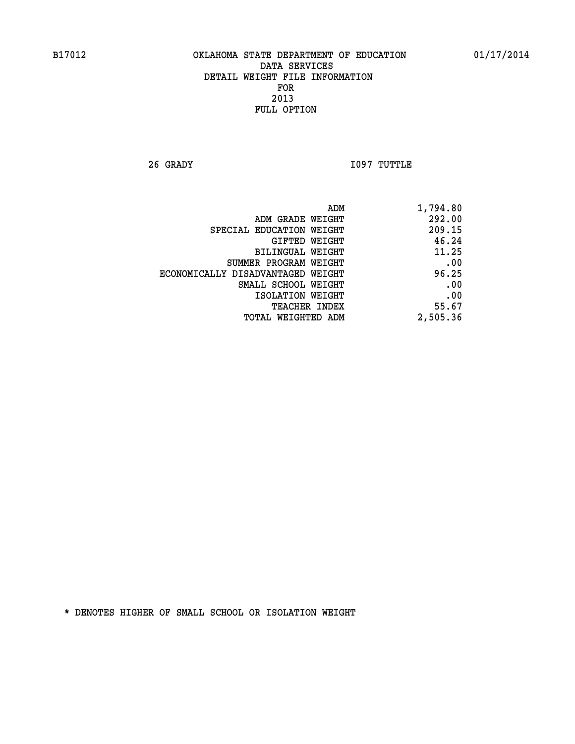B17012 OKLAHOMA STATE DEPARTMENT OF EDUCATION 01/17/2014

DATA SERVICES
DETAIL WEIGHT FILE INFORMATION
FOR
2013
FULL OPTION

26 GRADY I097 TUTTLE

| | |
|---|---|
| ADM | 1,794.80 |
| ADM GRADE WEIGHT | 292.00 |
| SPECIAL EDUCATION WEIGHT | 209.15 |
| GIFTED WEIGHT | 46.24 |
| BILINGUAL WEIGHT | 11.25 |
| SUMMER PROGRAM WEIGHT | .00 |
| ECONOMICALLY DISADVANTAGED WEIGHT | 96.25 |
| SMALL SCHOOL WEIGHT | .00 |
| ISOLATION WEIGHT | .00 |
| TEACHER INDEX | 55.67 |
| TOTAL WEIGHTED ADM | 2,505.36 |

* DENOTES HIGHER OF SMALL SCHOOL OR ISOLATION WEIGHT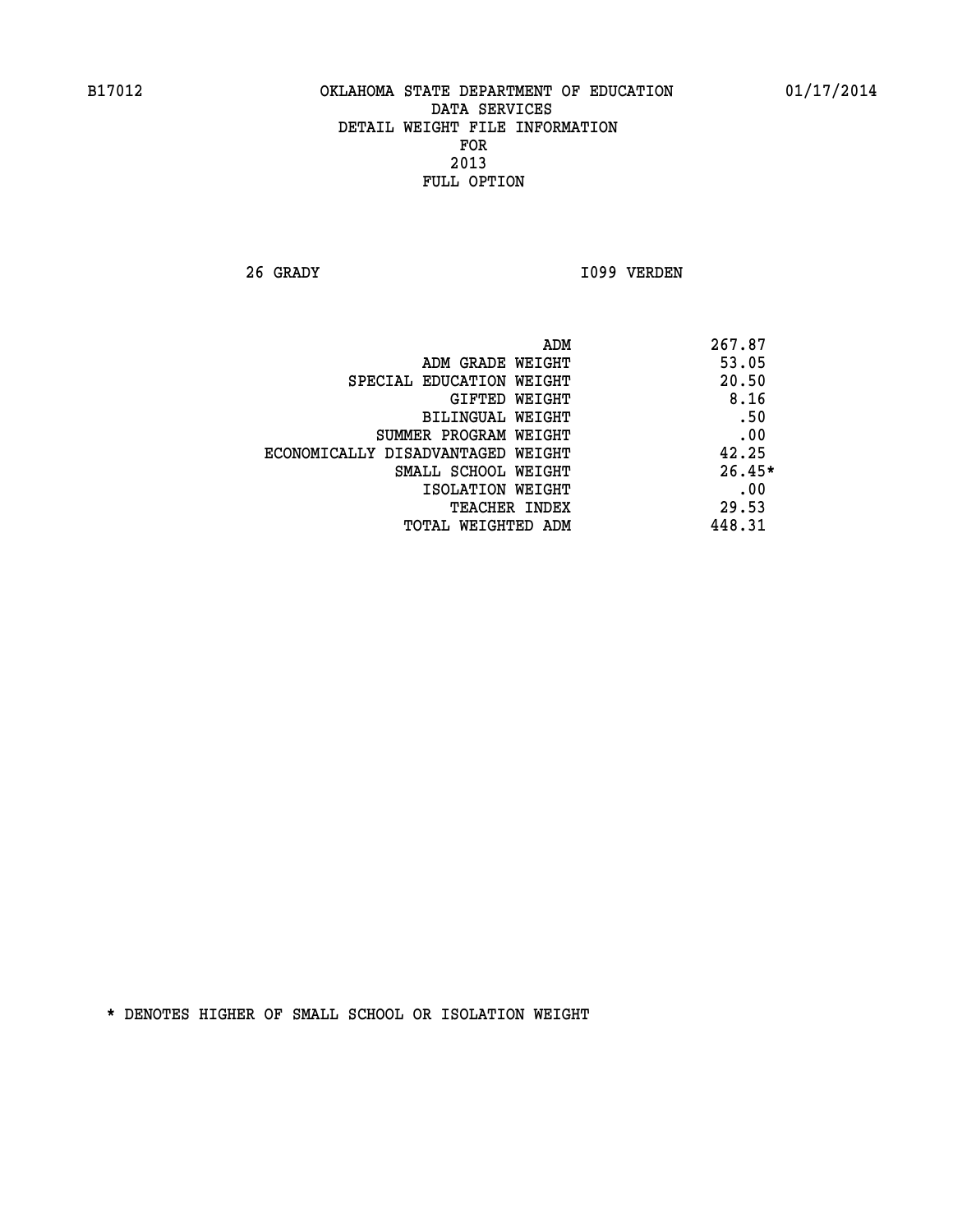B17012 OKLAHOMA STATE DEPARTMENT OF EDUCATION 01/17/2014

DATA SERVICES
DETAIL WEIGHT FILE INFORMATION
FOR
2013
FULL OPTION

26 GRADY I099 VERDEN

| | |
|---|---|
| ADM | 267.87 |
| ADM GRADE WEIGHT | 53.05 |
| SPECIAL EDUCATION WEIGHT | 20.50 |
| GIFTED WEIGHT | 8.16 |
| BILINGUAL WEIGHT | .50 |
| SUMMER PROGRAM WEIGHT | .00 |
| ECONOMICALLY DISADVANTAGED WEIGHT | 42.25 |
| SMALL SCHOOL WEIGHT | 26.45* |
| ISOLATION WEIGHT | .00 |
| TEACHER INDEX | 29.53 |
| TOTAL WEIGHTED ADM | 448.31 |

* DENOTES HIGHER OF SMALL SCHOOL OR ISOLATION WEIGHT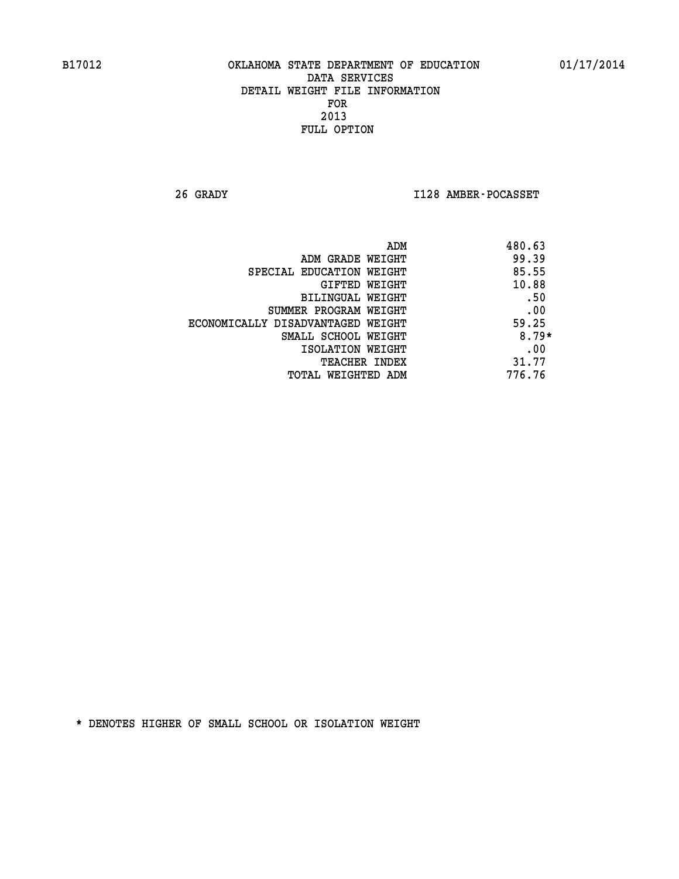B17012 OKLAHOMA STATE DEPARTMENT OF EDUCATION 01/17/2014

DATA SERVICES
DETAIL WEIGHT FILE INFORMATION
FOR
2013
FULL OPTION

26 GRADY I128 AMBER-POCASSET

| | |
|---|---|
| ADM | 480.63 |
| ADM GRADE WEIGHT | 99.39 |
| SPECIAL EDUCATION WEIGHT | 85.55 |
| GIFTED WEIGHT | 10.88 |
| BILINGUAL WEIGHT | .50 |
| SUMMER PROGRAM WEIGHT | .00 |
| ECONOMICALLY DISADVANTAGED WEIGHT | 59.25 |
| SMALL SCHOOL WEIGHT | 8.79* |
| ISOLATION WEIGHT | .00 |
| TEACHER INDEX | 31.77 |
| TOTAL WEIGHTED ADM | 776.76 |

* DENOTES HIGHER OF SMALL SCHOOL OR ISOLATION WEIGHT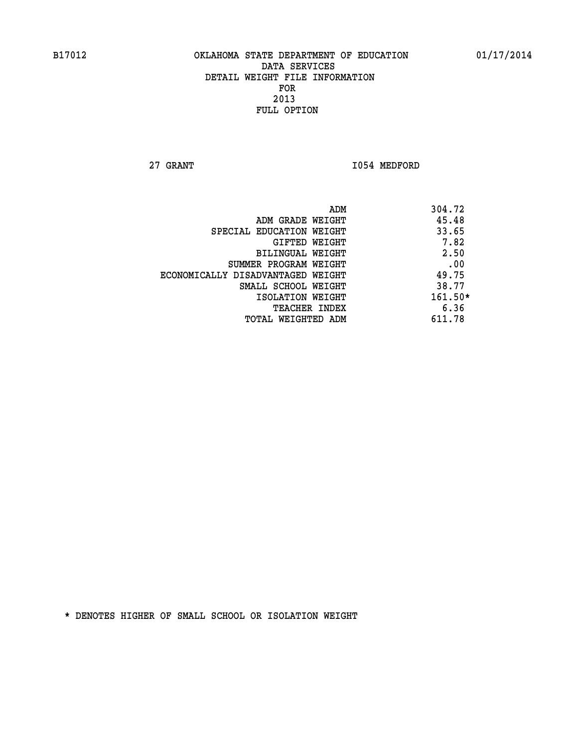B17012 OKLAHOMA STATE DEPARTMENT OF EDUCATION 01/17/2014

DATA SERVICES
DETAIL WEIGHT FILE INFORMATION
FOR
2013
FULL OPTION

27 GRANT I054 MEDFORD

| | |
|---|---|
| ADM | 304.72 |
| ADM GRADE WEIGHT | 45.48 |
| SPECIAL EDUCATION WEIGHT | 33.65 |
| GIFTED WEIGHT | 7.82 |
| BILINGUAL WEIGHT | 2.50 |
| SUMMER PROGRAM WEIGHT | .00 |
| ECONOMICALLY DISADVANTAGED WEIGHT | 49.75 |
| SMALL SCHOOL WEIGHT | 38.77 |
| ISOLATION WEIGHT | 161.50* |
| TEACHER INDEX | 6.36 |
| TOTAL WEIGHTED ADM | 611.78 |

* DENOTES HIGHER OF SMALL SCHOOL OR ISOLATION WEIGHT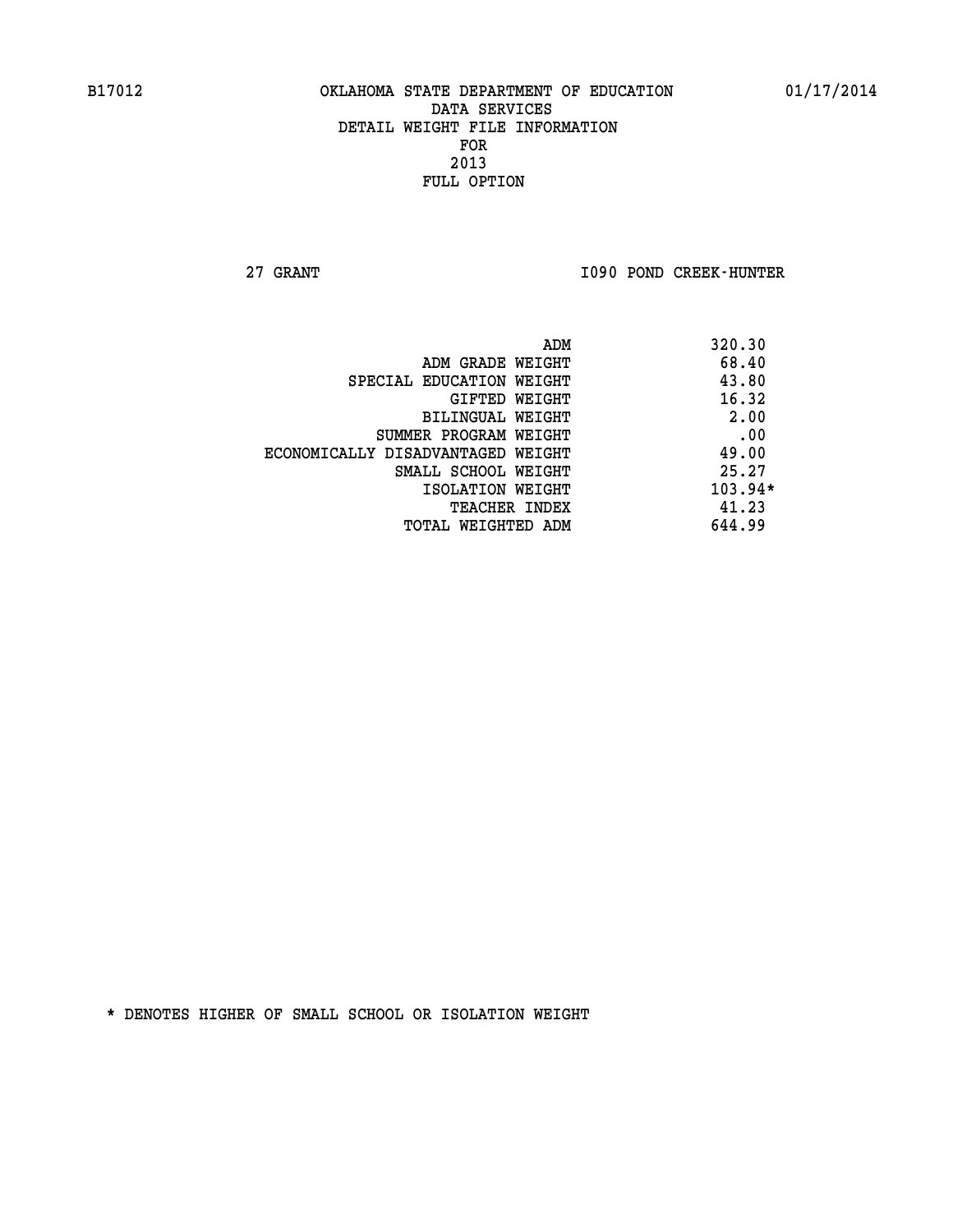B17012 OKLAHOMA STATE DEPARTMENT OF EDUCATION 01/17/2014
DATA SERVICES
DETAIL WEIGHT FILE INFORMATION
FOR
2013
FULL OPTION

27 GRANT I090 POND CREEK-HUNTER

| | |
|---|---|
| ADM | 320.30 |
| ADM GRADE WEIGHT | 68.40 |
| SPECIAL EDUCATION WEIGHT | 43.80 |
| GIFTED WEIGHT | 16.32 |
| BILINGUAL WEIGHT | 2.00 |
| SUMMER PROGRAM WEIGHT | .00 |
| ECONOMICALLY DISADVANTAGED WEIGHT | 49.00 |
| SMALL SCHOOL WEIGHT | 25.27 |
| ISOLATION WEIGHT | 103.94* |
| TEACHER INDEX | 41.23 |
| TOTAL WEIGHTED ADM | 644.99 |

* DENOTES HIGHER OF SMALL SCHOOL OR ISOLATION WEIGHT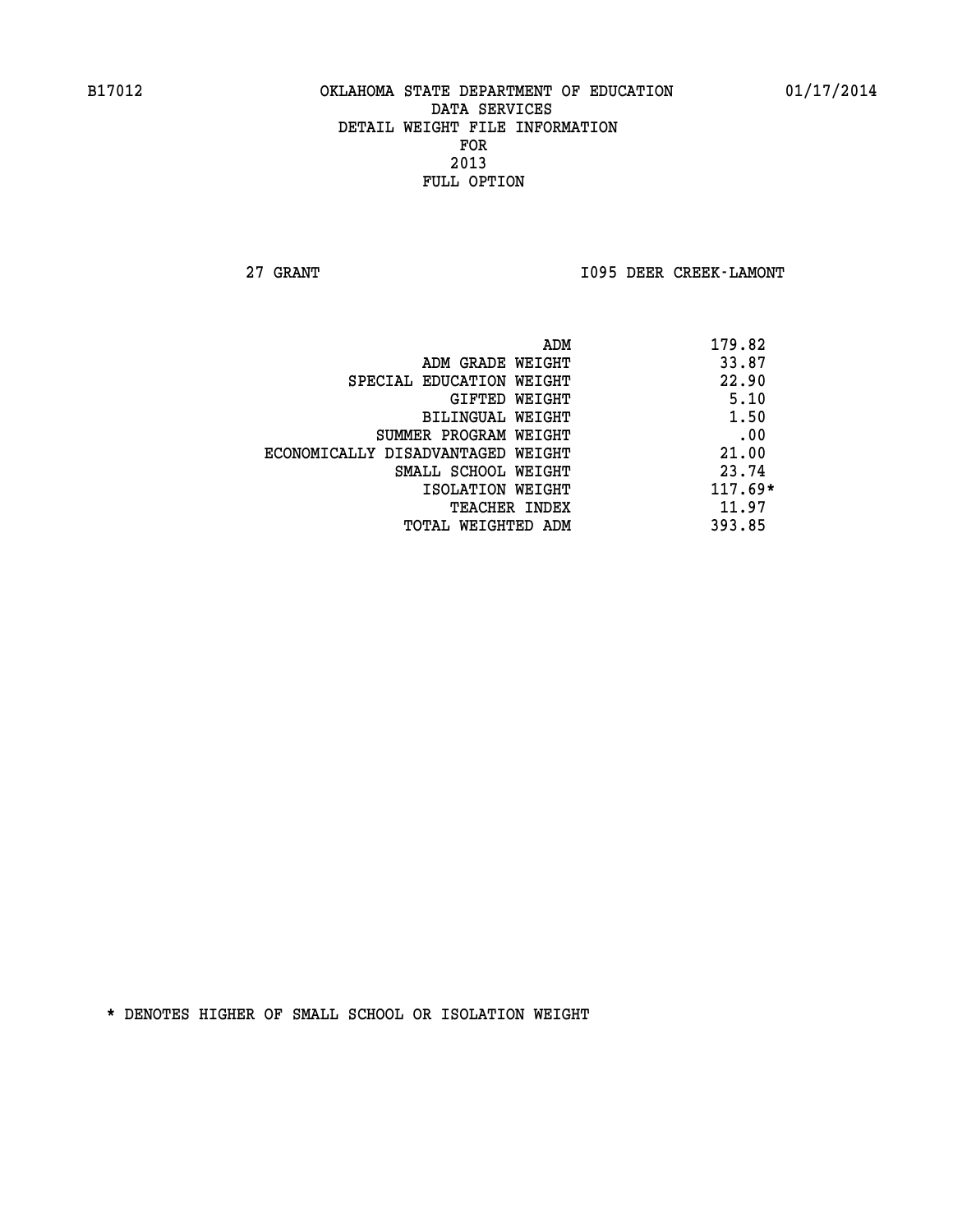B17012 OKLAHOMA STATE DEPARTMENT OF EDUCATION 01/17/2014
DATA SERVICES
DETAIL WEIGHT FILE INFORMATION
FOR
2013
FULL OPTION

27 GRANT I095 DEER CREEK-LAMONT

| | |
|---|---|
| ADM | 179.82 |
| ADM GRADE WEIGHT | 33.87 |
| SPECIAL EDUCATION WEIGHT | 22.90 |
| GIFTED WEIGHT | 5.10 |
| BILINGUAL WEIGHT | 1.50 |
| SUMMER PROGRAM WEIGHT | .00 |
| ECONOMICALLY DISADVANTAGED WEIGHT | 21.00 |
| SMALL SCHOOL WEIGHT | 23.74 |
| ISOLATION WEIGHT | 117.69* |
| TEACHER INDEX | 11.97 |
| TOTAL WEIGHTED ADM | 393.85 |

* DENOTES HIGHER OF SMALL SCHOOL OR ISOLATION WEIGHT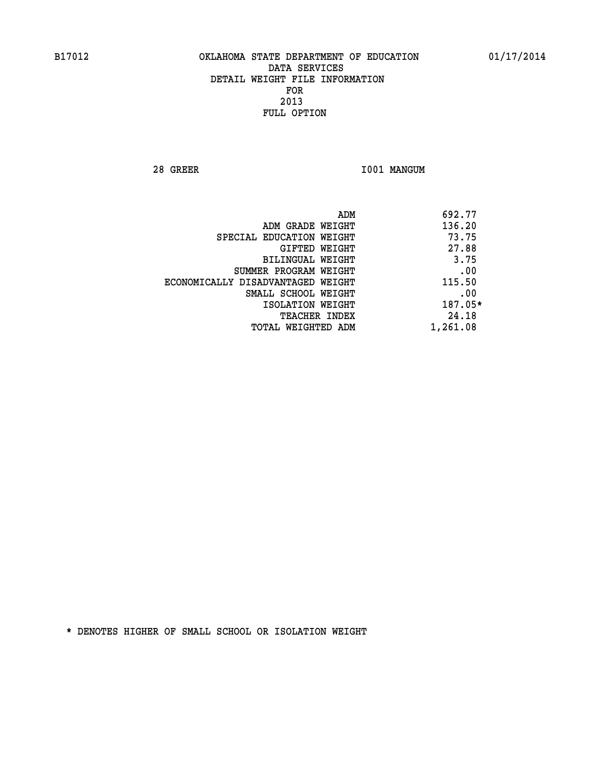B17012 OKLAHOMA STATE DEPARTMENT OF EDUCATION 01/17/2014

DATA SERVICES
DETAIL WEIGHT FILE INFORMATION
FOR
2013
FULL OPTION

28 GREER I001 MANGUM

| | |
|---|---|
| ADM | 692.77 |
| ADM GRADE WEIGHT | 136.20 |
| SPECIAL EDUCATION WEIGHT | 73.75 |
| GIFTED WEIGHT | 27.88 |
| BILINGUAL WEIGHT | 3.75 |
| SUMMER PROGRAM WEIGHT | .00 |
| ECONOMICALLY DISADVANTAGED WEIGHT | 115.50 |
| SMALL SCHOOL WEIGHT | .00 |
| ISOLATION WEIGHT | 187.05* |
| TEACHER INDEX | 24.18 |
| TOTAL WEIGHTED ADM | 1,261.08 |

* DENOTES HIGHER OF SMALL SCHOOL OR ISOLATION WEIGHT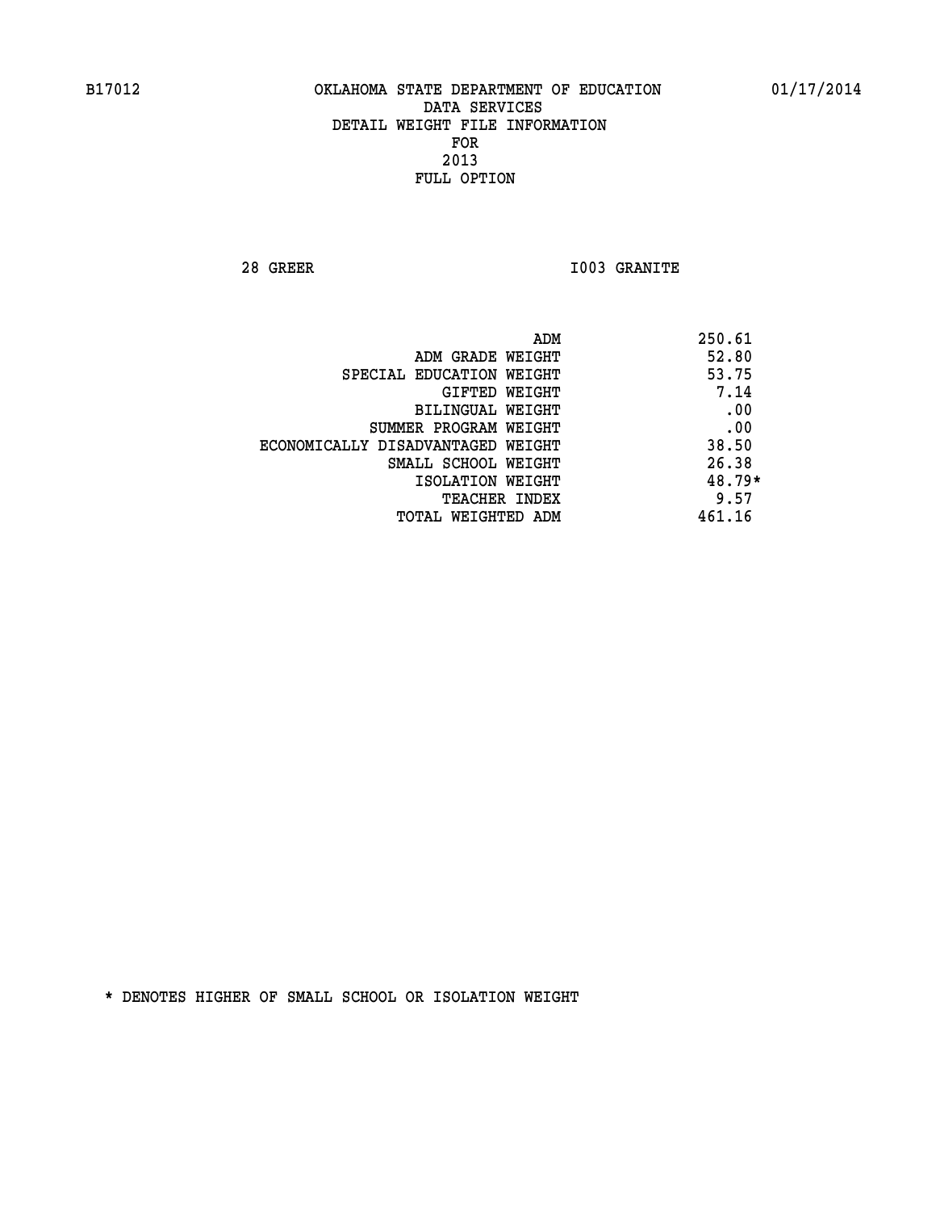B17012 OKLAHOMA STATE DEPARTMENT OF EDUCATION 01/17/2014

DATA SERVICES
DETAIL WEIGHT FILE INFORMATION
FOR
2013
FULL OPTION

28 GREER I003 GRANITE

| | |
|---|---|
| ADM | 250.61 |
| ADM GRADE WEIGHT | 52.80 |
| SPECIAL EDUCATION WEIGHT | 53.75 |
| GIFTED WEIGHT | 7.14 |
| BILINGUAL WEIGHT | .00 |
| SUMMER PROGRAM WEIGHT | .00 |
| ECONOMICALLY DISADVANTAGED WEIGHT | 38.50 |
| SMALL SCHOOL WEIGHT | 26.38 |
| ISOLATION WEIGHT | 48.79* |
| TEACHER INDEX | 9.57 |
| TOTAL WEIGHTED ADM | 461.16 |

* DENOTES HIGHER OF SMALL SCHOOL OR ISOLATION WEIGHT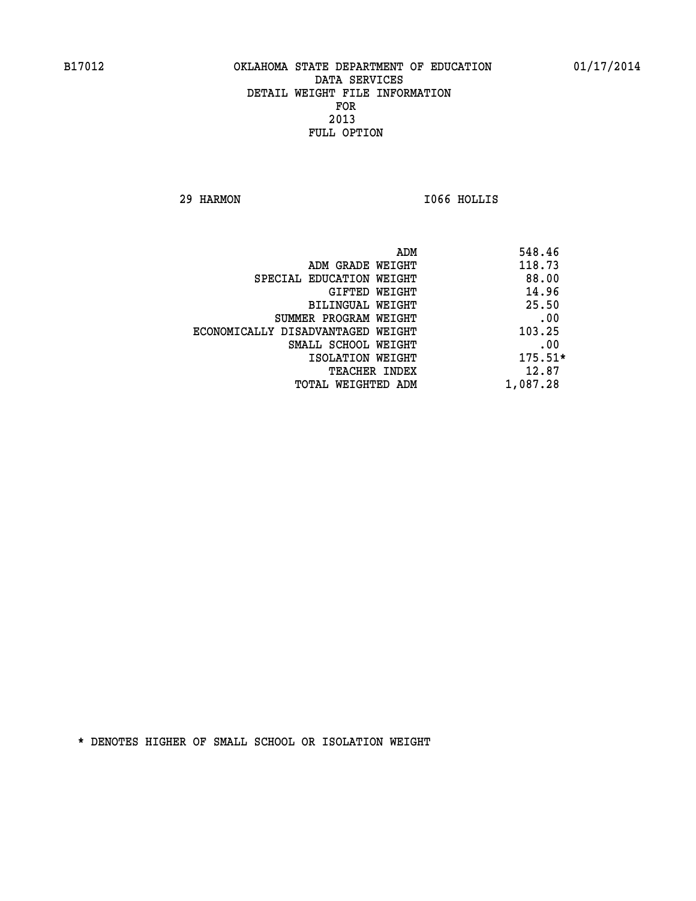B17012 OKLAHOMA STATE DEPARTMENT OF EDUCATION 01/17/2014

DATA SERVICES
DETAIL WEIGHT FILE INFORMATION
FOR
2013
FULL OPTION

29 HARMON I066 HOLLIS

| | |
|---|---|
| ADM | 548.46 |
| ADM GRADE WEIGHT | 118.73 |
| SPECIAL EDUCATION WEIGHT | 88.00 |
| GIFTED WEIGHT | 14.96 |
| BILINGUAL WEIGHT | 25.50 |
| SUMMER PROGRAM WEIGHT | .00 |
| ECONOMICALLY DISADVANTAGED WEIGHT | 103.25 |
| SMALL SCHOOL WEIGHT | .00 |
| ISOLATION WEIGHT | 175.51* |
| TEACHER INDEX | 12.87 |
| TOTAL WEIGHTED ADM | 1,087.28 |

* DENOTES HIGHER OF SMALL SCHOOL OR ISOLATION WEIGHT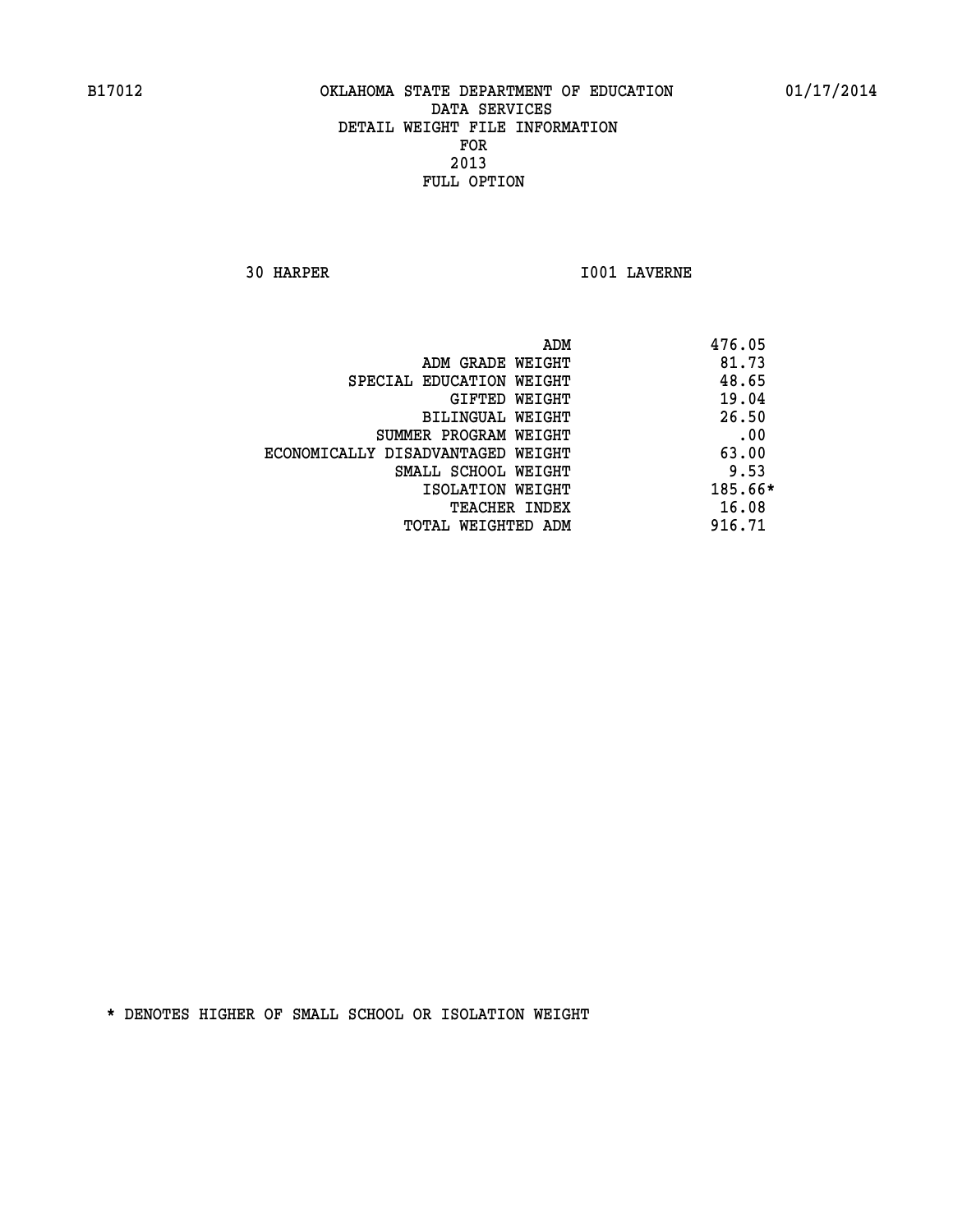OKLAHOMA STATE DEPARTMENT OF EDUCATION
DATA SERVICES
DETAIL WEIGHT FILE INFORMATION
FOR
2013
FULL OPTION

30 HARPER I001 LAVERNE

| | |
|---|---|
| ADM | 476.05 |
| ADM GRADE WEIGHT | 81.73 |
| SPECIAL EDUCATION WEIGHT | 48.65 |
| GIFTED WEIGHT | 19.04 |
| BILINGUAL WEIGHT | 26.50 |
| SUMMER PROGRAM WEIGHT | .00 |
| ECONOMICALLY DISADVANTAGED WEIGHT | 63.00 |
| SMALL SCHOOL WEIGHT | 9.53 |
| ISOLATION WEIGHT | 185.66* |
| TEACHER INDEX | 16.08 |
| TOTAL WEIGHTED ADM | 916.71 |

* DENOTES HIGHER OF SMALL SCHOOL OR ISOLATION WEIGHT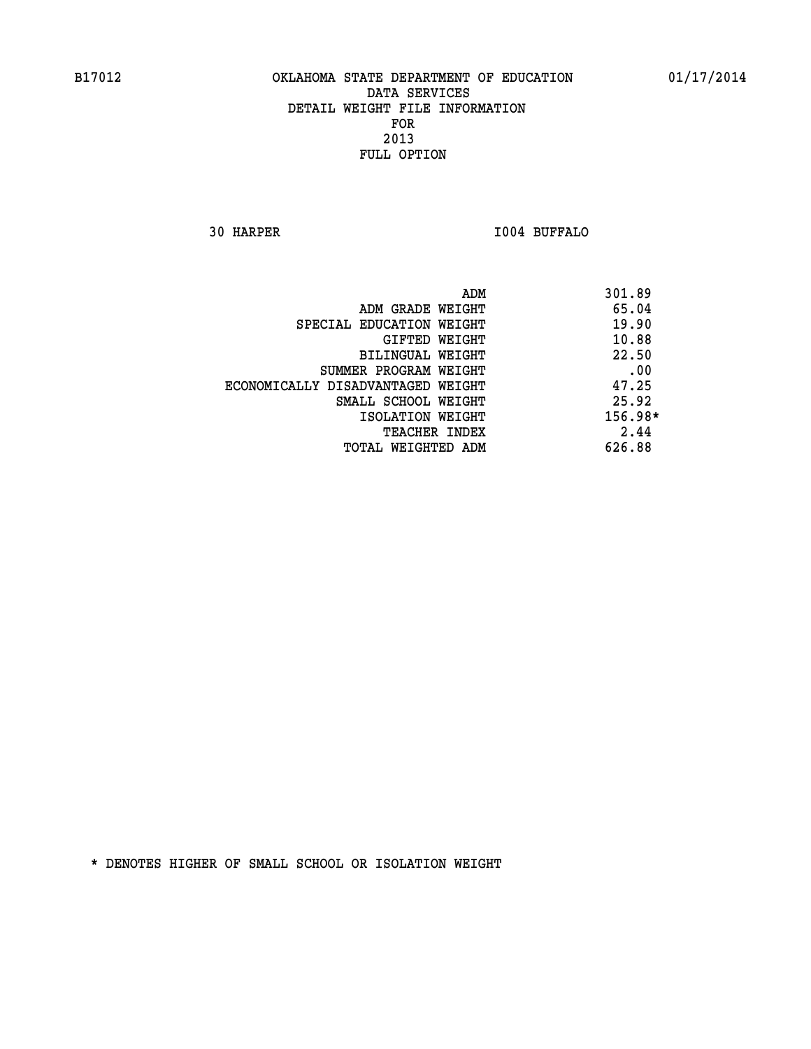OKLAHOMA STATE DEPARTMENT OF EDUCATION
DATA SERVICES
DETAIL WEIGHT FILE INFORMATION
FOR
2013
FULL OPTION

30 HARPER I004 BUFFALO

| | |
|---|---|
| ADM | 301.89 |
| ADM GRADE WEIGHT | 65.04 |
| SPECIAL EDUCATION WEIGHT | 19.90 |
| GIFTED WEIGHT | 10.88 |
| BILINGUAL WEIGHT | 22.50 |
| SUMMER PROGRAM WEIGHT | .00 |
| ECONOMICALLY DISADVANTAGED WEIGHT | 47.25 |
| SMALL SCHOOL WEIGHT | 25.92 |
| ISOLATION WEIGHT | 156.98* |
| TEACHER INDEX | 2.44 |
| TOTAL WEIGHTED ADM | 626.88 |

* DENOTES HIGHER OF SMALL SCHOOL OR ISOLATION WEIGHT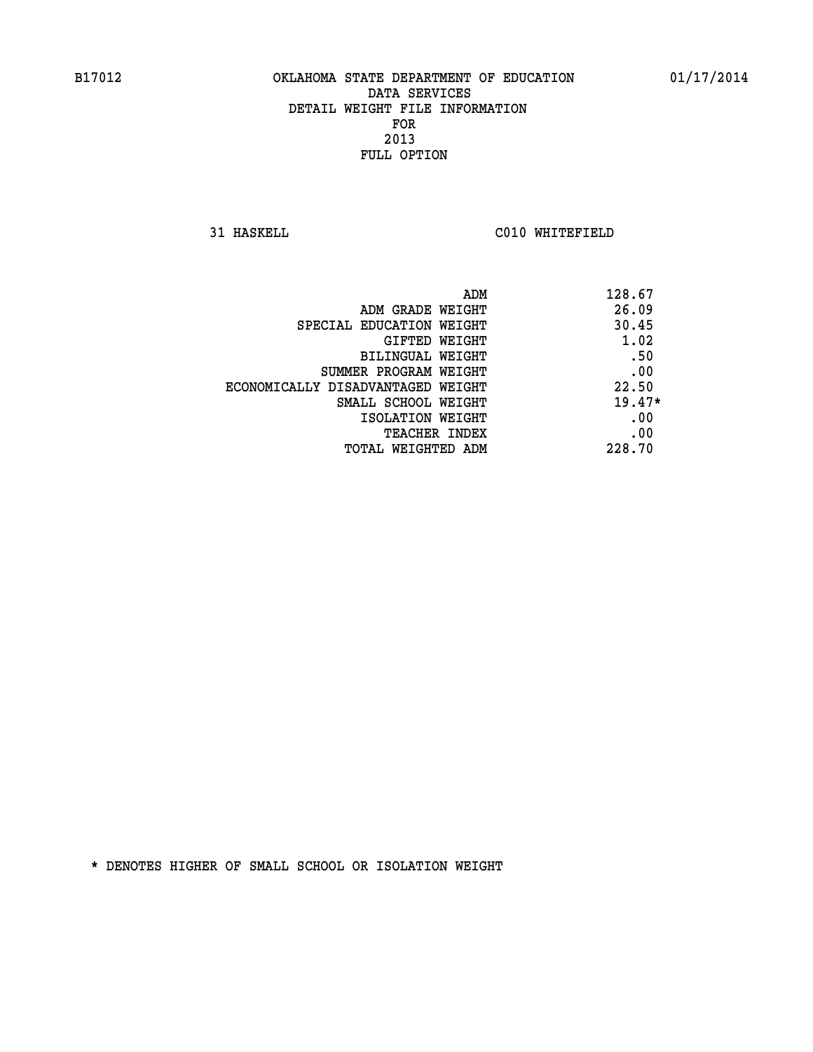B17012 OKLAHOMA STATE DEPARTMENT OF EDUCATION 01/17/2014

DATA SERVICES
DETAIL WEIGHT FILE INFORMATION
FOR
2013
FULL OPTION

31 HASKELL C010 WHITEFIELD

| | |
|---|---|
| ADM | 128.67 |
| ADM GRADE WEIGHT | 26.09 |
| SPECIAL EDUCATION WEIGHT | 30.45 |
| GIFTED WEIGHT | 1.02 |
| BILINGUAL WEIGHT | .50 |
| SUMMER PROGRAM WEIGHT | .00 |
| ECONOMICALLY DISADVANTAGED WEIGHT | 22.50 |
| SMALL SCHOOL WEIGHT | 19.47* |
| ISOLATION WEIGHT | .00 |
| TEACHER INDEX | .00 |
| TOTAL WEIGHTED ADM | 228.70 |

* DENOTES HIGHER OF SMALL SCHOOL OR ISOLATION WEIGHT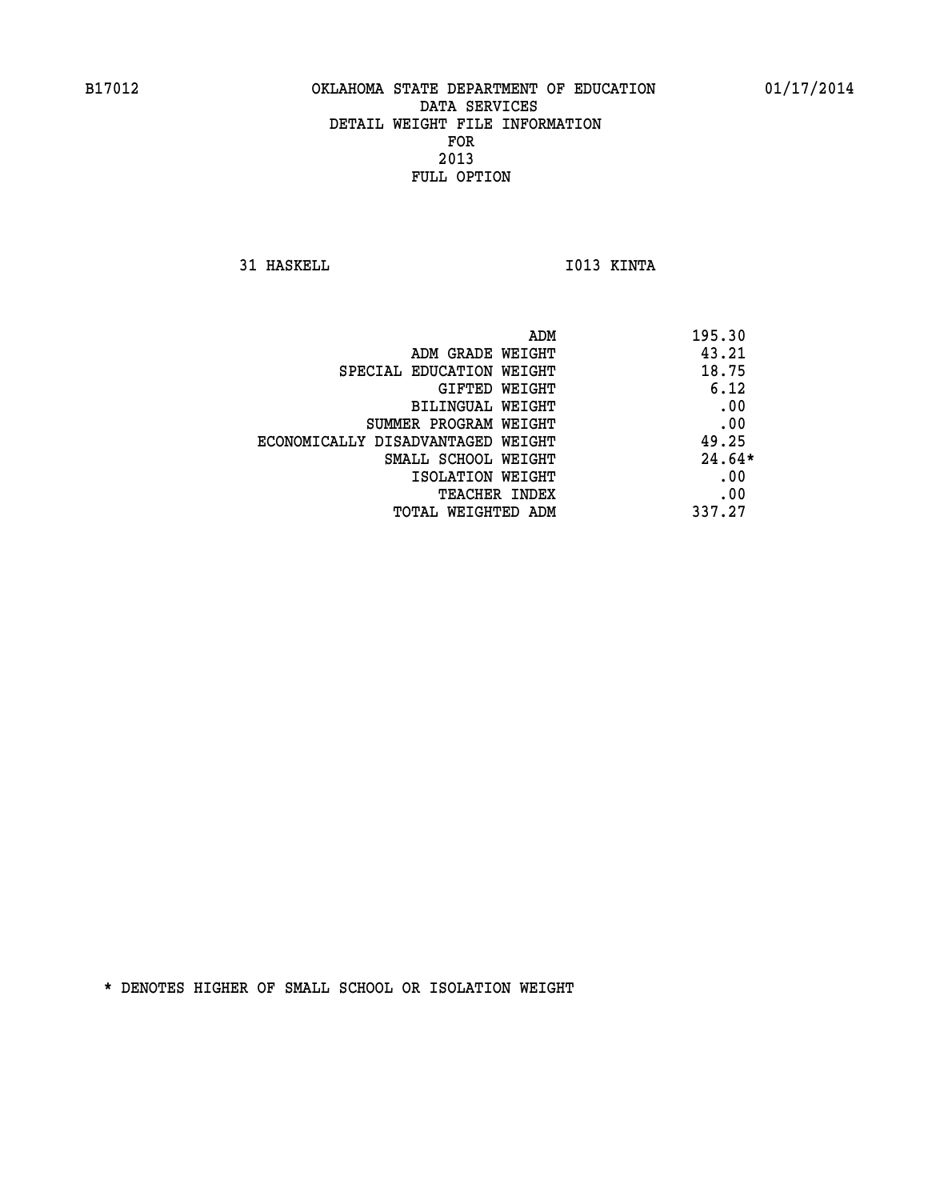B17012 OKLAHOMA STATE DEPARTMENT OF EDUCATION 01/17/2014

DATA SERVICES
DETAIL WEIGHT FILE INFORMATION
FOR
2013
FULL OPTION

31 HASKELL I013 KINTA

| | |
|---|---|
| ADM | 195.30 |
| ADM GRADE WEIGHT | 43.21 |
| SPECIAL EDUCATION WEIGHT | 18.75 |
| GIFTED WEIGHT | 6.12 |
| BILINGUAL WEIGHT | .00 |
| SUMMER PROGRAM WEIGHT | .00 |
| ECONOMICALLY DISADVANTAGED WEIGHT | 49.25 |
| SMALL SCHOOL WEIGHT | 24.64* |
| ISOLATION WEIGHT | .00 |
| TEACHER INDEX | .00 |
| TOTAL WEIGHTED ADM | 337.27 |

* DENOTES HIGHER OF SMALL SCHOOL OR ISOLATION WEIGHT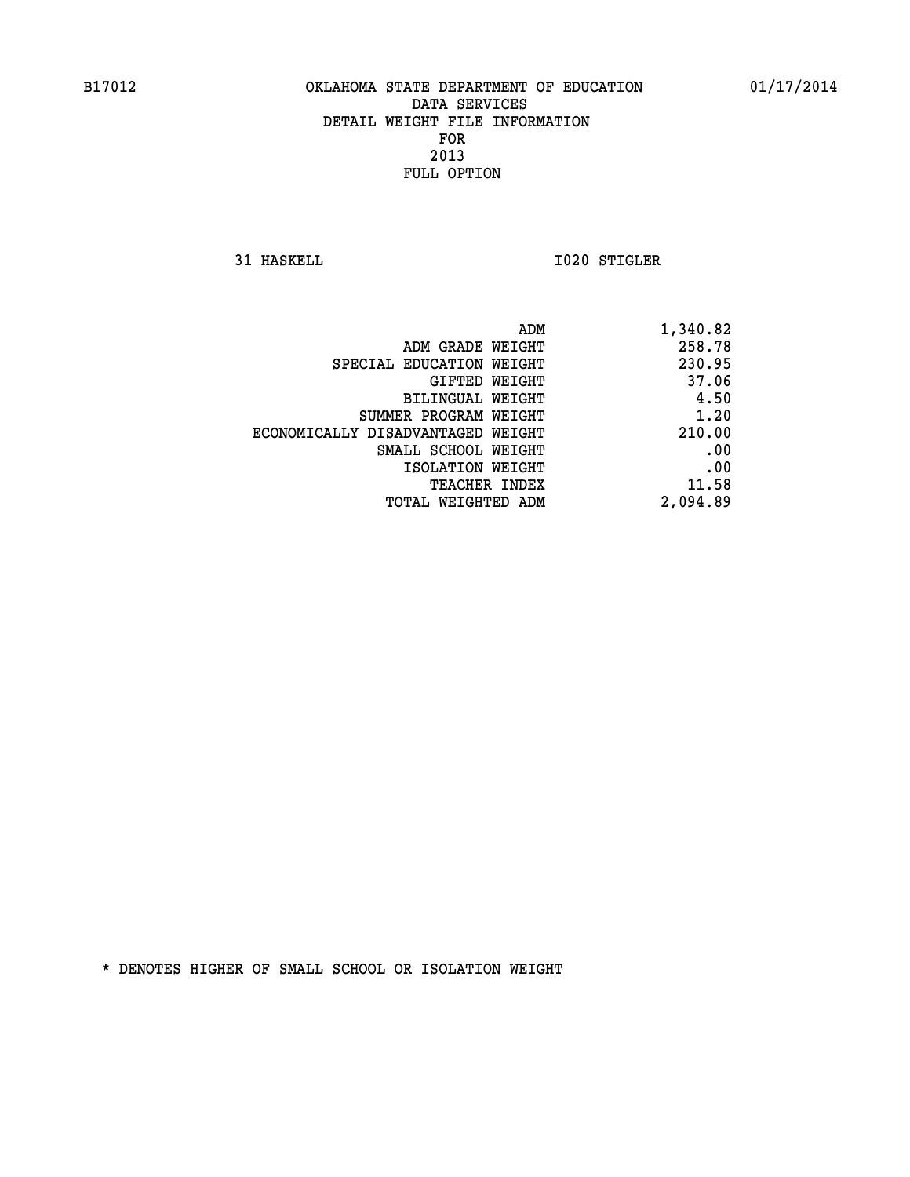B17012 OKLAHOMA STATE DEPARTMENT OF EDUCATION 01/17/2014

DATA SERVICES
DETAIL WEIGHT FILE INFORMATION
FOR
2013
FULL OPTION

31 HASKELL I020 STIGLER

| | |
|---|---|
| ADM | 1,340.82 |
| ADM GRADE WEIGHT | 258.78 |
| SPECIAL EDUCATION WEIGHT | 230.95 |
| GIFTED WEIGHT | 37.06 |
| BILINGUAL WEIGHT | 4.50 |
| SUMMER PROGRAM WEIGHT | 1.20 |
| ECONOMICALLY DISADVANTAGED WEIGHT | 210.00 |
| SMALL SCHOOL WEIGHT | .00 |
| ISOLATION WEIGHT | .00 |
| TEACHER INDEX | 11.58 |
| TOTAL WEIGHTED ADM | 2,094.89 |

* DENOTES HIGHER OF SMALL SCHOOL OR ISOLATION WEIGHT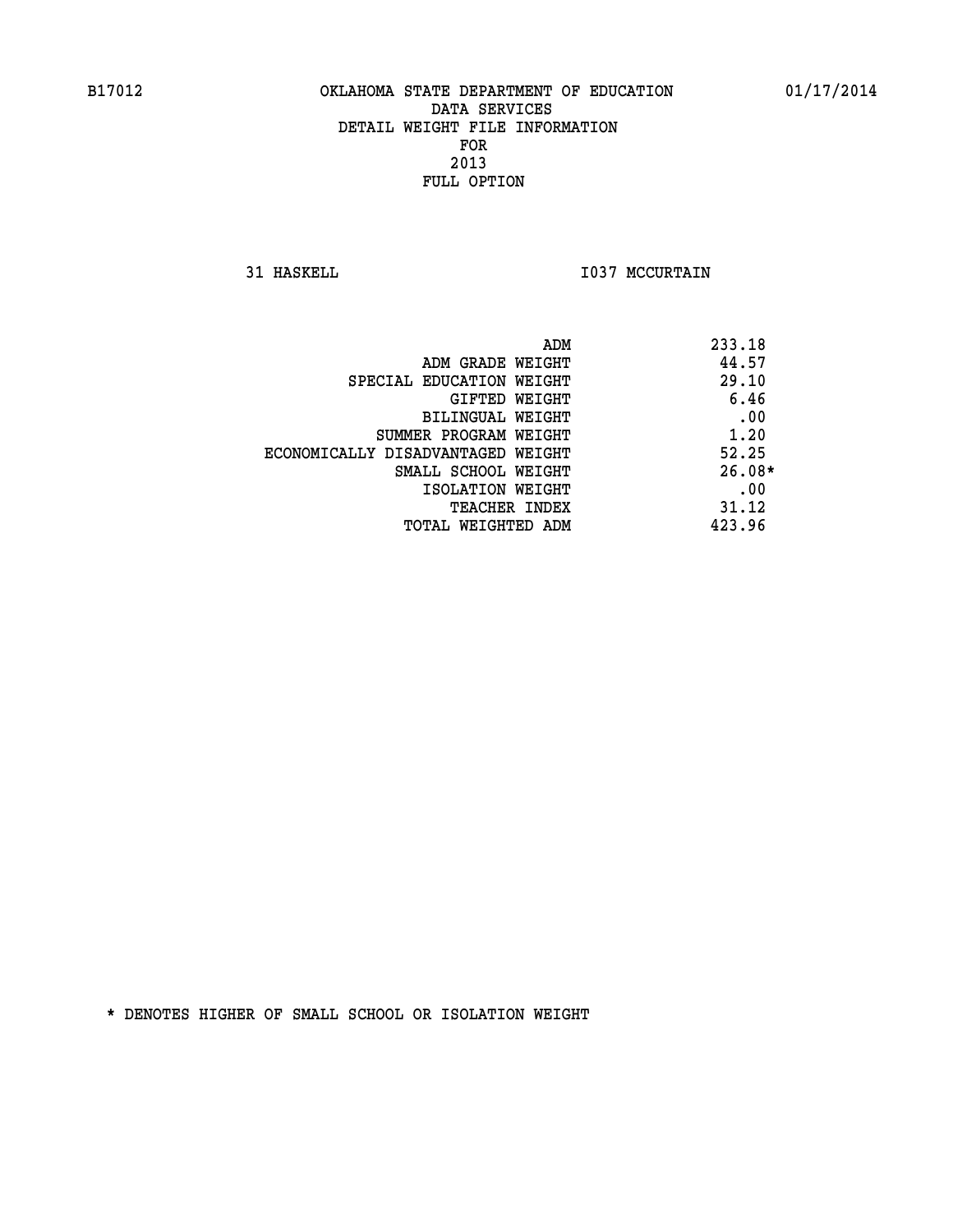B17012 OKLAHOMA STATE DEPARTMENT OF EDUCATION 01/17/2014

DATA SERVICES
DETAIL WEIGHT FILE INFORMATION
FOR
2013
FULL OPTION

31 HASKELL I037 MCCURTAIN

| | |
|---|---|
| ADM | 233.18 |
| ADM GRADE WEIGHT | 44.57 |
| SPECIAL EDUCATION WEIGHT | 29.10 |
| GIFTED WEIGHT | 6.46 |
| BILINGUAL WEIGHT | .00 |
| SUMMER PROGRAM WEIGHT | 1.20 |
| ECONOMICALLY DISADVANTAGED WEIGHT | 52.25 |
| SMALL SCHOOL WEIGHT | 26.08* |
| ISOLATION WEIGHT | .00 |
| TEACHER INDEX | 31.12 |
| TOTAL WEIGHTED ADM | 423.96 |

* DENOTES HIGHER OF SMALL SCHOOL OR ISOLATION WEIGHT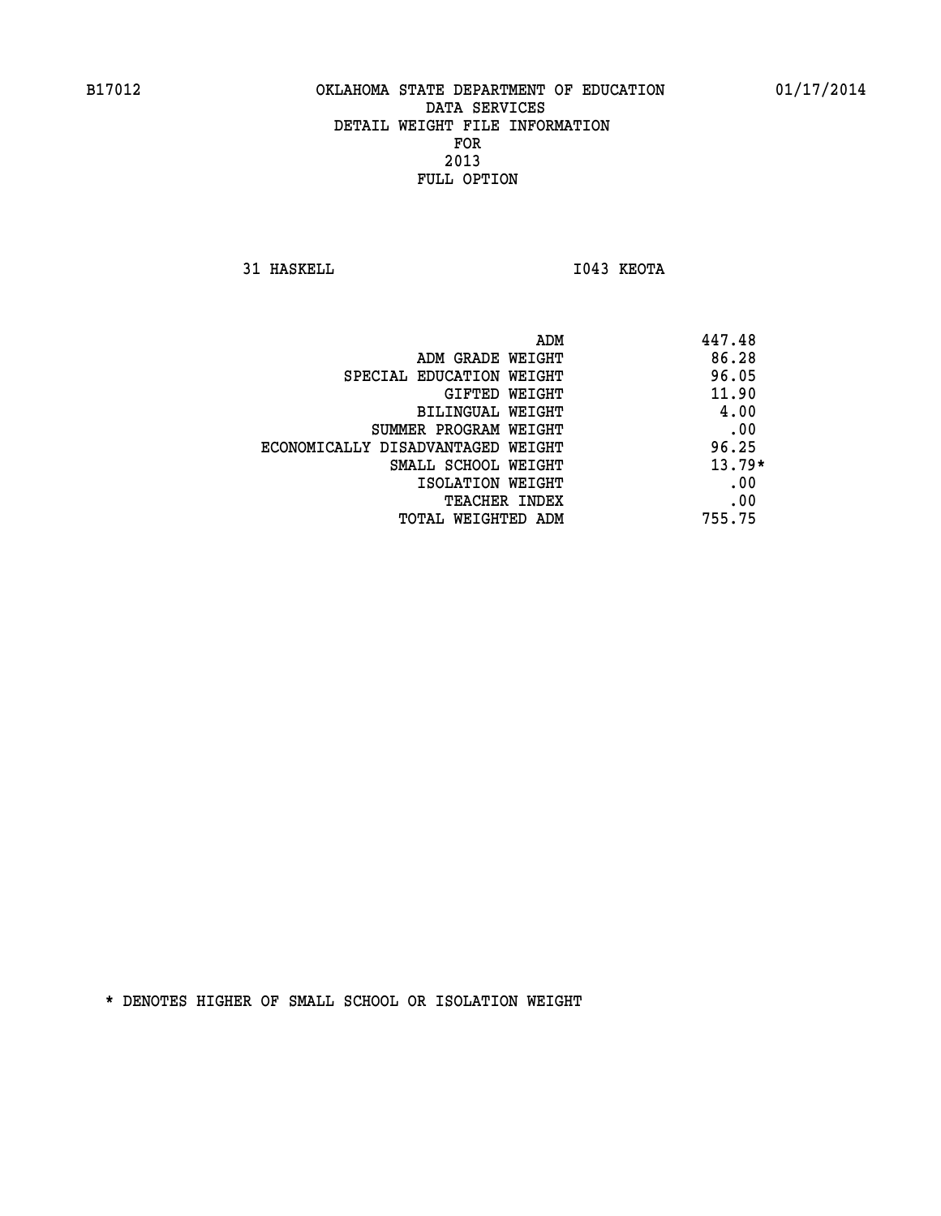B17012 OKLAHOMA STATE DEPARTMENT OF EDUCATION 01/17/2014

DATA SERVICES
DETAIL WEIGHT FILE INFORMATION
FOR
2013
FULL OPTION

31 HASKELL I043 KEOTA

| | |
|---|---|
| ADM | 447.48 |
| ADM GRADE WEIGHT | 86.28 |
| SPECIAL EDUCATION WEIGHT | 96.05 |
| GIFTED WEIGHT | 11.90 |
| BILINGUAL WEIGHT | 4.00 |
| SUMMER PROGRAM WEIGHT | .00 |
| ECONOMICALLY DISADVANTAGED WEIGHT | 96.25 |
| SMALL SCHOOL WEIGHT | 13.79* |
| ISOLATION WEIGHT | .00 |
| TEACHER INDEX | .00 |
| TOTAL WEIGHTED ADM | 755.75 |

* DENOTES HIGHER OF SMALL SCHOOL OR ISOLATION WEIGHT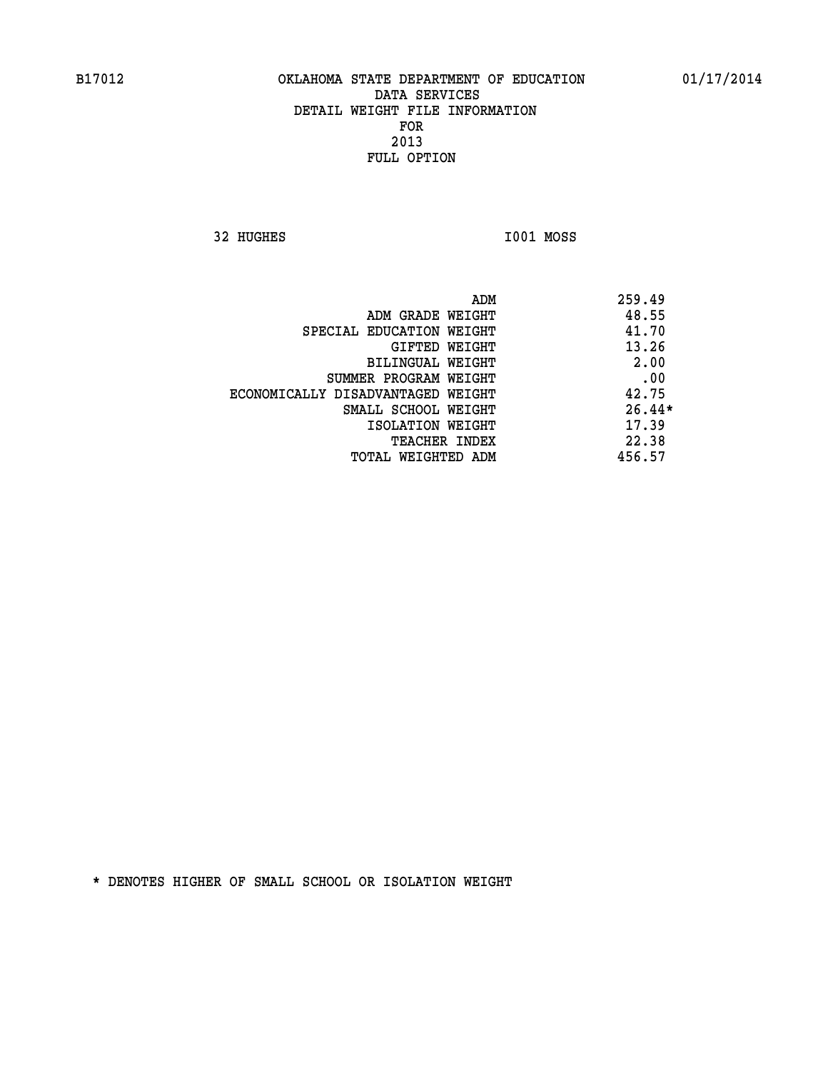B17012 OKLAHOMA STATE DEPARTMENT OF EDUCATION 01/17/2014

DATA SERVICES
DETAIL WEIGHT FILE INFORMATION
FOR
2013
FULL OPTION

32 HUGHES I001 MOSS

| | |
|---|---|
| ADM | 259.49 |
| ADM GRADE WEIGHT | 48.55 |
| SPECIAL EDUCATION WEIGHT | 41.70 |
| GIFTED WEIGHT | 13.26 |
| BILINGUAL WEIGHT | 2.00 |
| SUMMER PROGRAM WEIGHT | .00 |
| ECONOMICALLY DISADVANTAGED WEIGHT | 42.75 |
| SMALL SCHOOL WEIGHT | 26.44* |
| ISOLATION WEIGHT | 17.39 |
| TEACHER INDEX | 22.38 |
| TOTAL WEIGHTED ADM | 456.57 |

* DENOTES HIGHER OF SMALL SCHOOL OR ISOLATION WEIGHT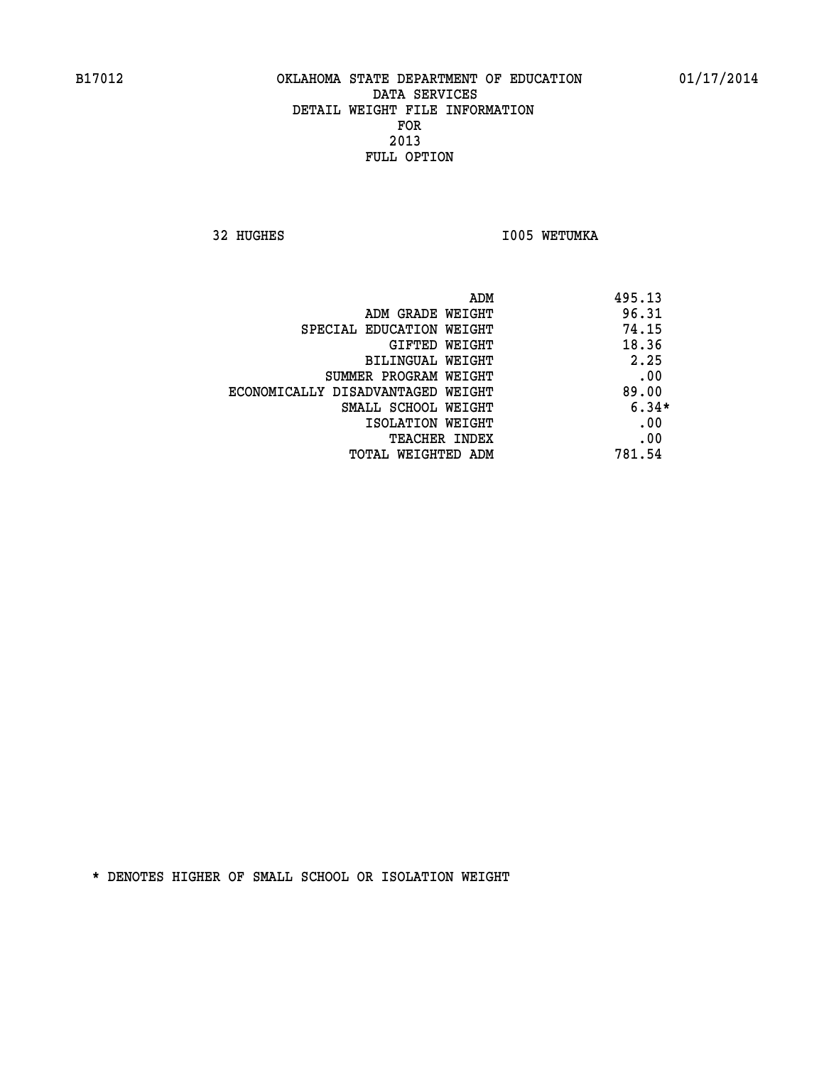B17012 OKLAHOMA STATE DEPARTMENT OF EDUCATION 01/17/2014

DATA SERVICES
DETAIL WEIGHT FILE INFORMATION
FOR
2013
FULL OPTION

32 HUGHES I005 WETUMKA

| | |
|---|---|
| ADM | 495.13 |
| ADM GRADE WEIGHT | 96.31 |
| SPECIAL EDUCATION WEIGHT | 74.15 |
| GIFTED WEIGHT | 18.36 |
| BILINGUAL WEIGHT | 2.25 |
| SUMMER PROGRAM WEIGHT | .00 |
| ECONOMICALLY DISADVANTAGED WEIGHT | 89.00 |
| SMALL SCHOOL WEIGHT | 6.34* |
| ISOLATION WEIGHT | .00 |
| TEACHER INDEX | .00 |
| TOTAL WEIGHTED ADM | 781.54 |

* DENOTES HIGHER OF SMALL SCHOOL OR ISOLATION WEIGHT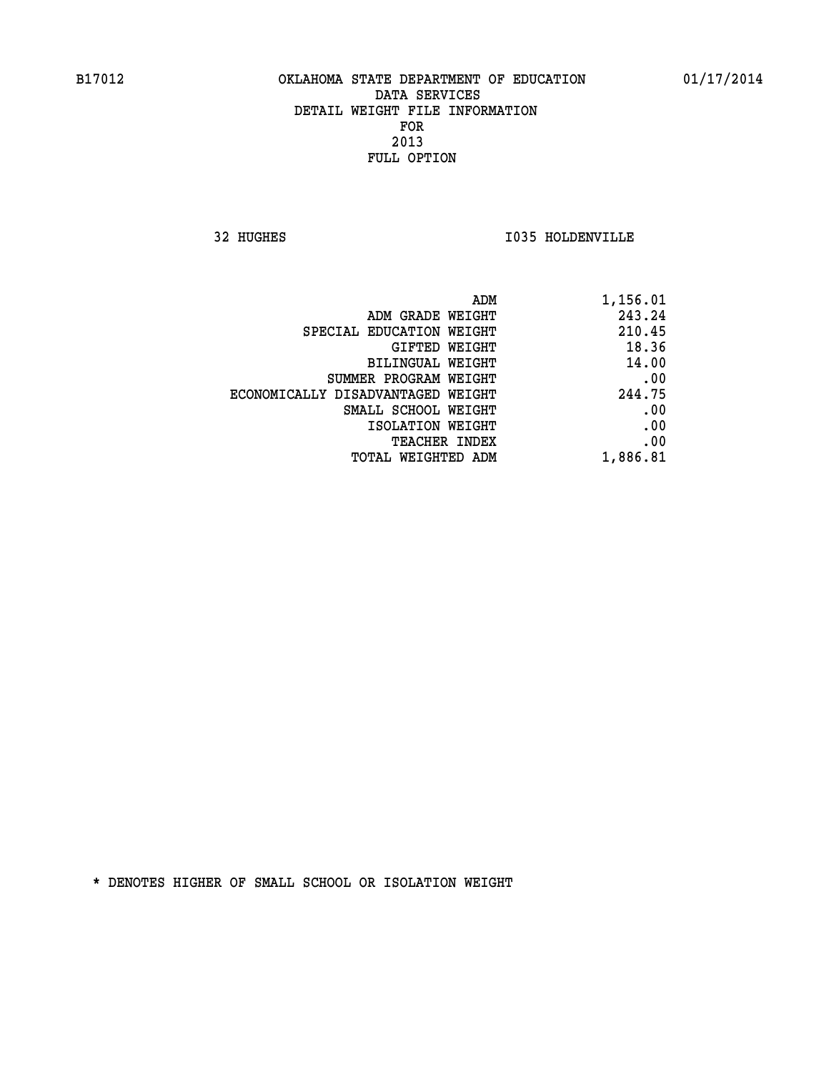B17012 OKLAHOMA STATE DEPARTMENT OF EDUCATION 01/17/2014

DATA SERVICES
DETAIL WEIGHT FILE INFORMATION
FOR
2013
FULL OPTION

32 HUGHES I035 HOLDENVILLE

| | |
|---|---|
| ADM | 1,156.01 |
| ADM GRADE WEIGHT | 243.24 |
| SPECIAL EDUCATION WEIGHT | 210.45 |
| GIFTED WEIGHT | 18.36 |
| BILINGUAL WEIGHT | 14.00 |
| SUMMER PROGRAM WEIGHT | .00 |
| ECONOMICALLY DISADVANTAGED WEIGHT | 244.75 |
| SMALL SCHOOL WEIGHT | .00 |
| ISOLATION WEIGHT | .00 |
| TEACHER INDEX | .00 |
| TOTAL WEIGHTED ADM | 1,886.81 |

* DENOTES HIGHER OF SMALL SCHOOL OR ISOLATION WEIGHT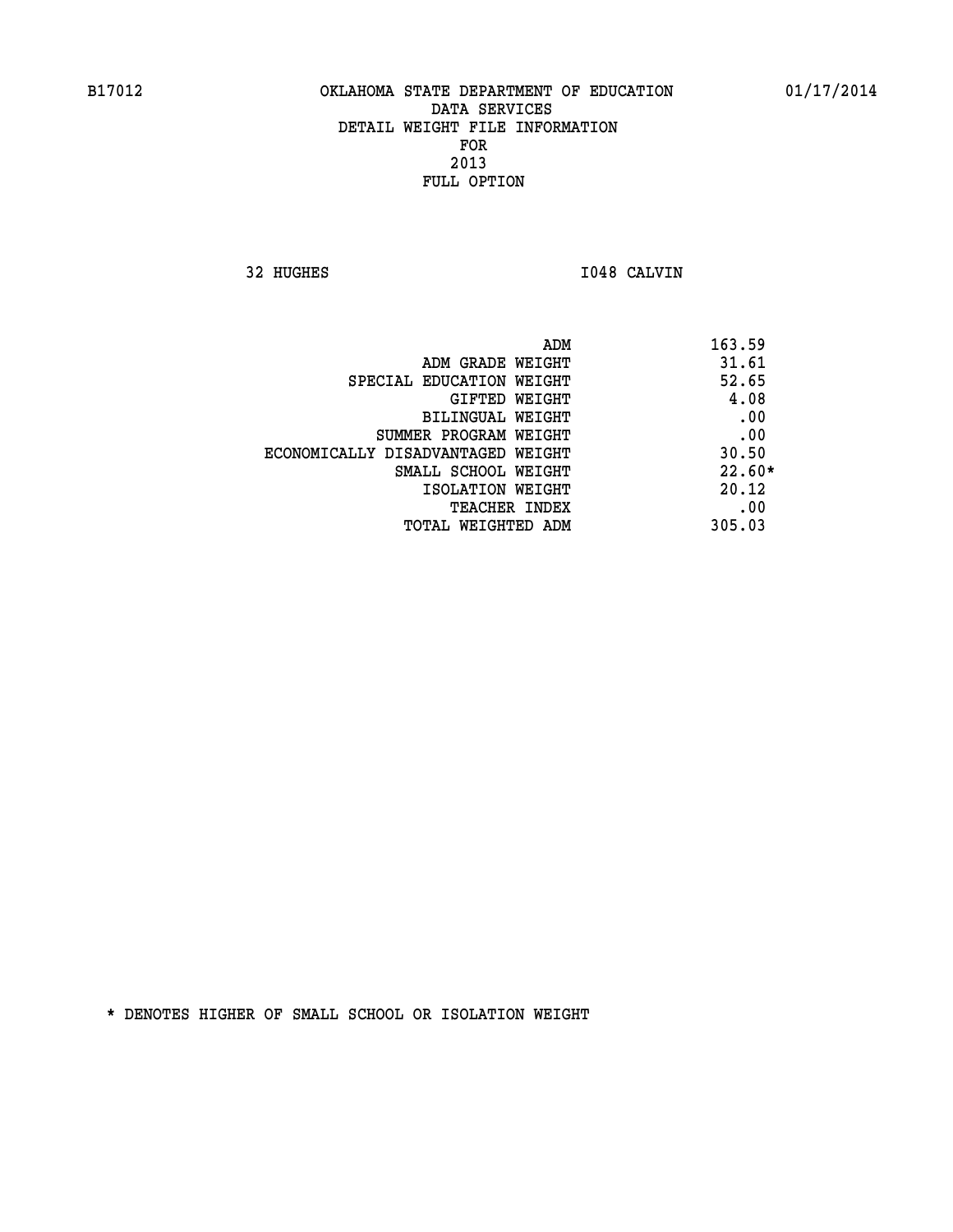B17012 OKLAHOMA STATE DEPARTMENT OF EDUCATION 01/17/2014

DATA SERVICES
DETAIL WEIGHT FILE INFORMATION
FOR
2013
FULL OPTION

32 HUGHES I048 CALVIN

| | |
|---|---|
| ADM | 163.59 |
| ADM GRADE WEIGHT | 31.61 |
| SPECIAL EDUCATION WEIGHT | 52.65 |
| GIFTED WEIGHT | 4.08 |
| BILINGUAL WEIGHT | .00 |
| SUMMER PROGRAM WEIGHT | .00 |
| ECONOMICALLY DISADVANTAGED WEIGHT | 30.50 |
| SMALL SCHOOL WEIGHT | 22.60* |
| ISOLATION WEIGHT | 20.12 |
| TEACHER INDEX | .00 |
| TOTAL WEIGHTED ADM | 305.03 |

* DENOTES HIGHER OF SMALL SCHOOL OR ISOLATION WEIGHT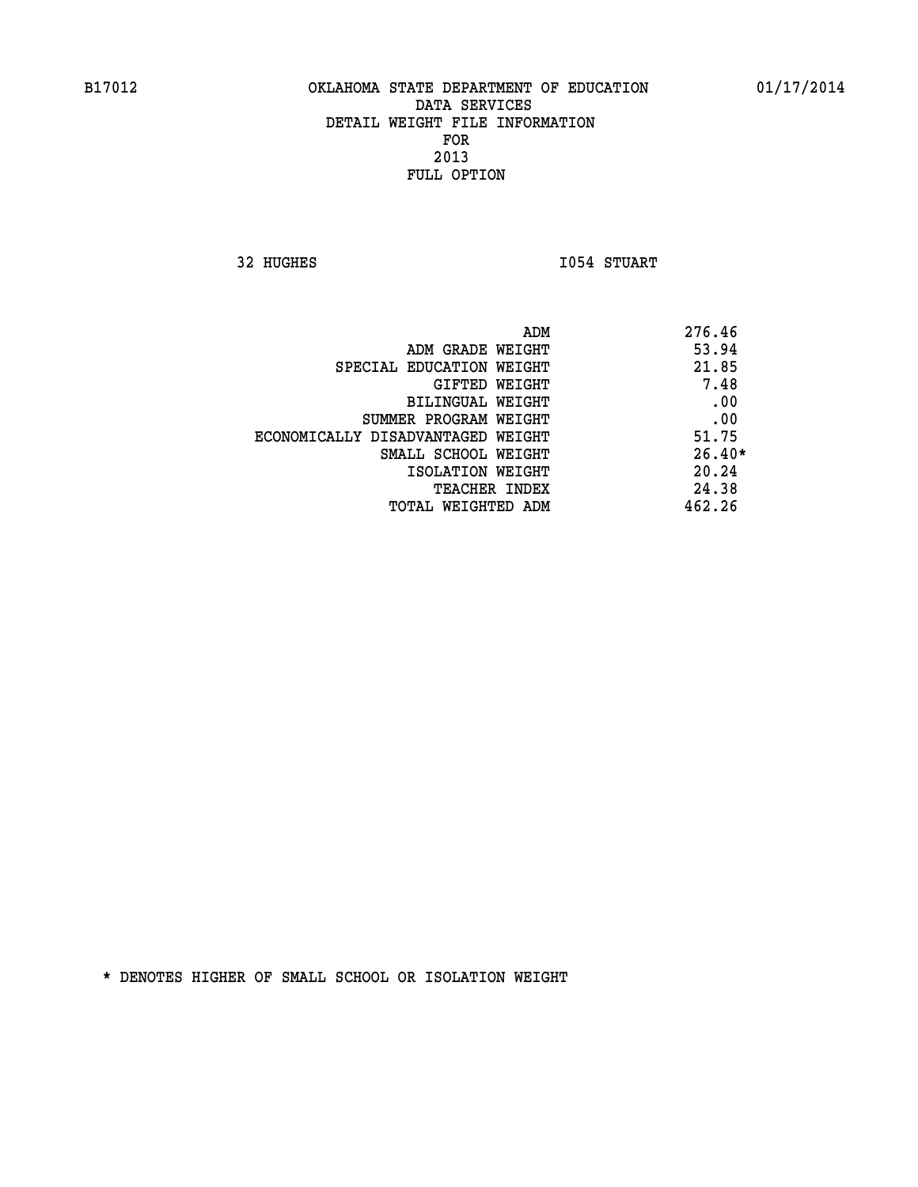B17012 OKLAHOMA STATE DEPARTMENT OF EDUCATION 01/17/2014

DATA SERVICES
DETAIL WEIGHT FILE INFORMATION
FOR
2013
FULL OPTION

32 HUGHES I054 STUART

| | |
|---|---|
| ADM | 276.46 |
| ADM GRADE WEIGHT | 53.94 |
| SPECIAL EDUCATION WEIGHT | 21.85 |
| GIFTED WEIGHT | 7.48 |
| BILINGUAL WEIGHT | .00 |
| SUMMER PROGRAM WEIGHT | .00 |
| ECONOMICALLY DISADVANTAGED WEIGHT | 51.75 |
| SMALL SCHOOL WEIGHT | 26.40* |
| ISOLATION WEIGHT | 20.24 |
| TEACHER INDEX | 24.38 |
| TOTAL WEIGHTED ADM | 462.26 |

* DENOTES HIGHER OF SMALL SCHOOL OR ISOLATION WEIGHT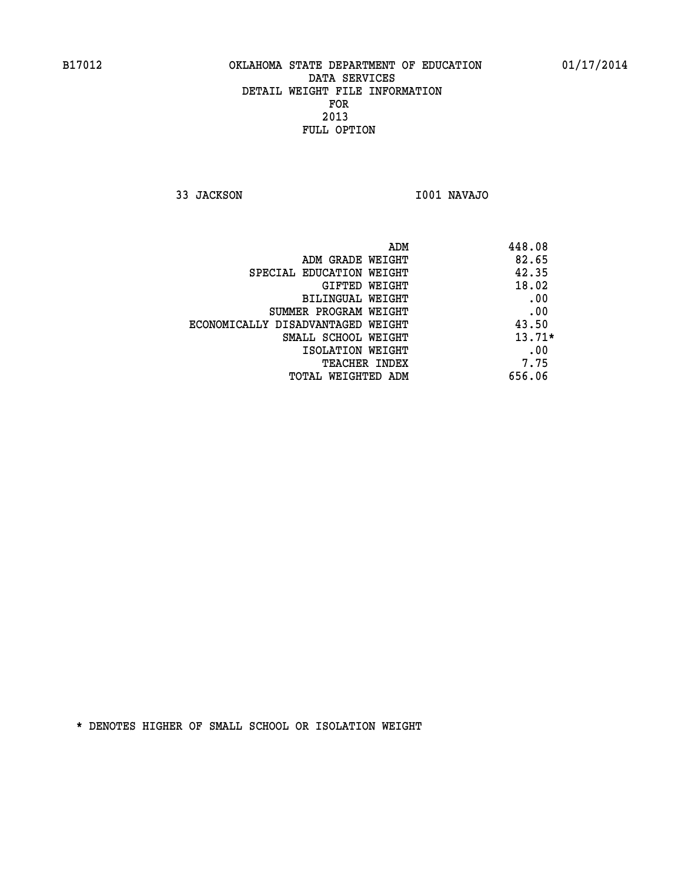# OKLAHOMA STATE DEPARTMENT OF EDUCATION
## DATA SERVICES
## DETAIL WEIGHT FILE INFORMATION
## FOR
## 2013
## FULL OPTION

33 JACKSON I001 NAVAJO

| | |
|---|---|
| ADM | 448.08 |
| ADM GRADE WEIGHT | 82.65 |
| SPECIAL EDUCATION WEIGHT | 42.35 |
| GIFTED WEIGHT | 18.02 |
| BILINGUAL WEIGHT | .00 |
| SUMMER PROGRAM WEIGHT | .00 |
| ECONOMICALLY DISADVANTAGED WEIGHT | 43.50 |
| SMALL SCHOOL WEIGHT | 13.71* |
| ISOLATION WEIGHT | .00 |
| TEACHER INDEX | 7.75 |
| TOTAL WEIGHTED ADM | 656.06 |

* DENOTES HIGHER OF SMALL SCHOOL OR ISOLATION WEIGHT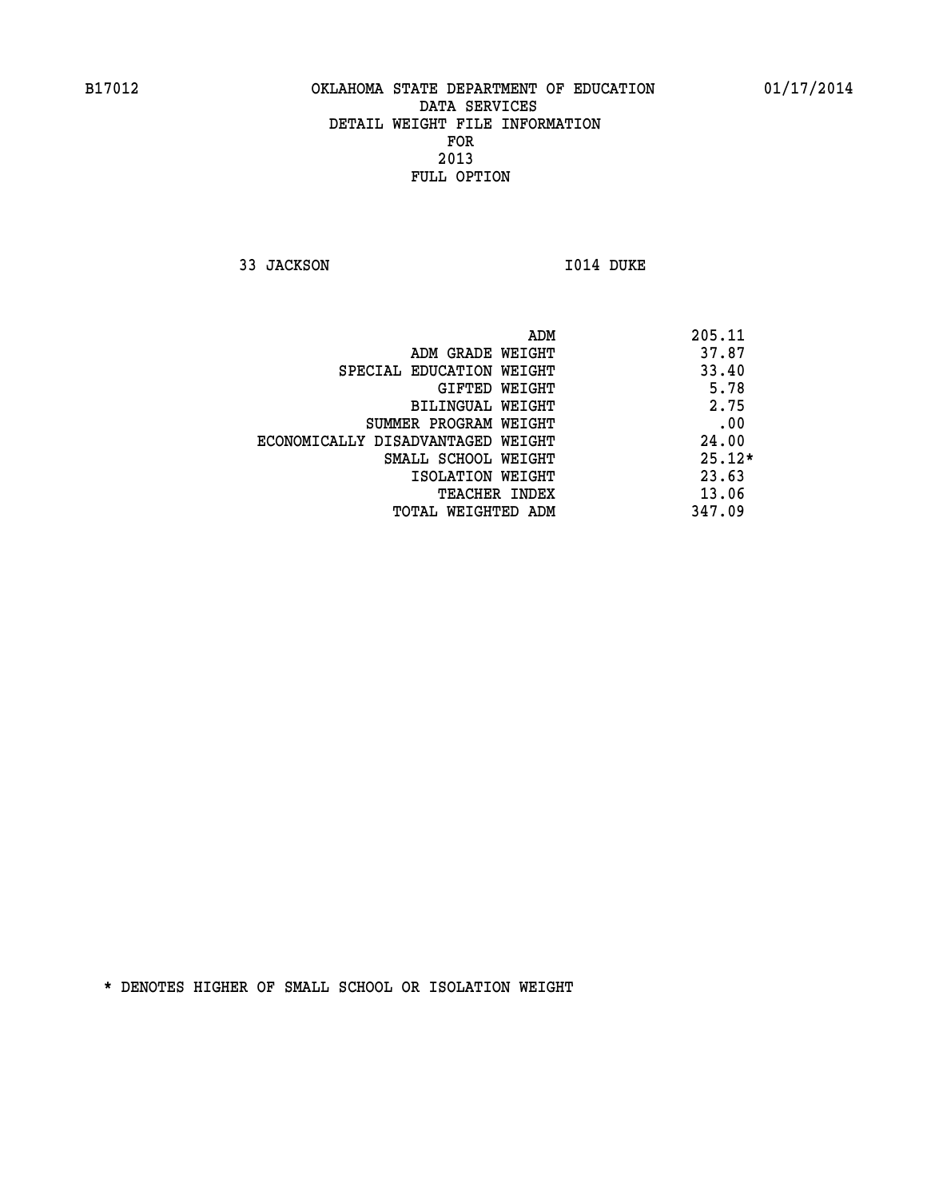B17012 OKLAHOMA STATE DEPARTMENT OF EDUCATION 01/17/2014

DATA SERVICES
DETAIL WEIGHT FILE INFORMATION
FOR
2013
FULL OPTION

33 JACKSON I014 DUKE

| | |
|---|---|
| ADM | 205.11 |
| ADM GRADE WEIGHT | 37.87 |
| SPECIAL EDUCATION WEIGHT | 33.40 |
| GIFTED WEIGHT | 5.78 |
| BILINGUAL WEIGHT | 2.75 |
| SUMMER PROGRAM WEIGHT | .00 |
| ECONOMICALLY DISADVANTAGED WEIGHT | 24.00 |
| SMALL SCHOOL WEIGHT | 25.12* |
| ISOLATION WEIGHT | 23.63 |
| TEACHER INDEX | 13.06 |
| TOTAL WEIGHTED ADM | 347.09 |

* DENOTES HIGHER OF SMALL SCHOOL OR ISOLATION WEIGHT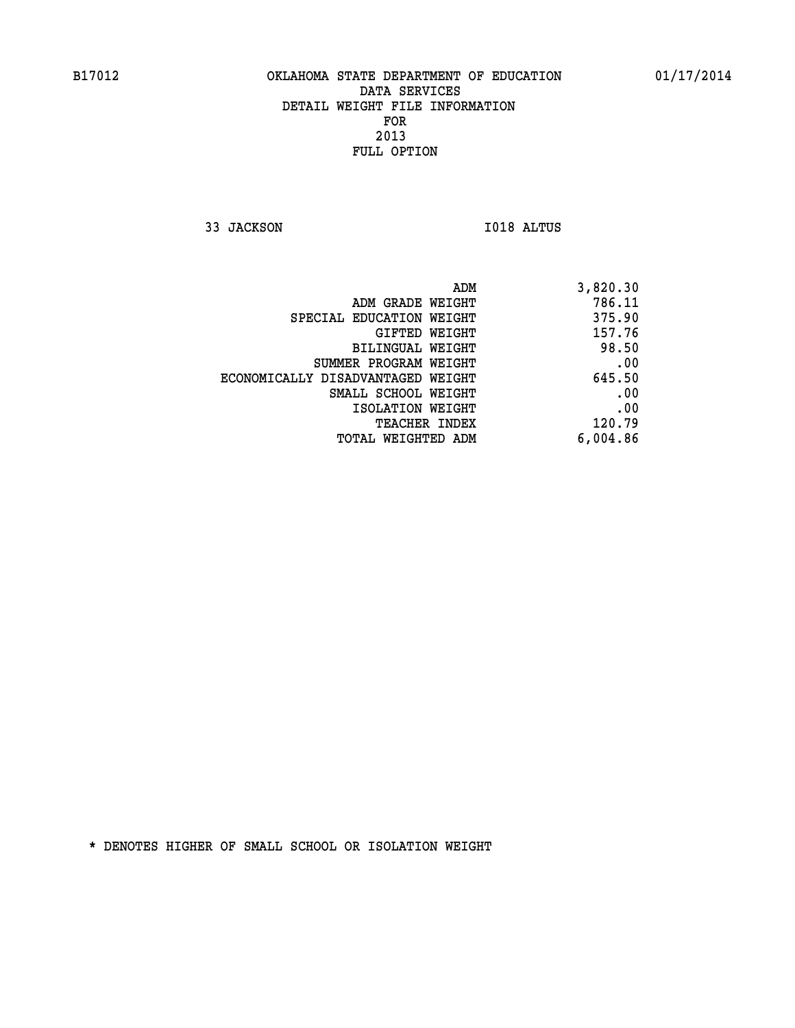B17012 OKLAHOMA STATE DEPARTMENT OF EDUCATION 01/17/2014

DATA SERVICES
DETAIL WEIGHT FILE INFORMATION
FOR
2013
FULL OPTION

33 JACKSON I018 ALTUS

| | |
|---|---|
| ADM | 3,820.30 |
| ADM GRADE WEIGHT | 786.11 |
| SPECIAL EDUCATION WEIGHT | 375.90 |
| GIFTED WEIGHT | 157.76 |
| BILINGUAL WEIGHT | 98.50 |
| SUMMER PROGRAM WEIGHT | .00 |
| ECONOMICALLY DISADVANTAGED WEIGHT | 645.50 |
| SMALL SCHOOL WEIGHT | .00 |
| ISOLATION WEIGHT | .00 |
| TEACHER INDEX | 120.79 |
| TOTAL WEIGHTED ADM | 6,004.86 |

* DENOTES HIGHER OF SMALL SCHOOL OR ISOLATION WEIGHT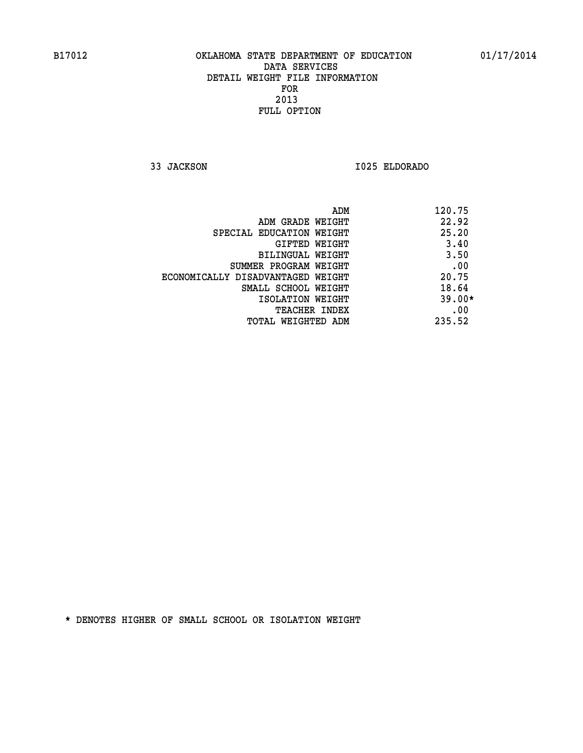B17012 OKLAHOMA STATE DEPARTMENT OF EDUCATION 01/17/2014

DATA SERVICES
DETAIL WEIGHT FILE INFORMATION
FOR
2013
FULL OPTION

33 JACKSON I025 ELDORADO

| | |
|---|---|
| ADM | 120.75 |
| ADM GRADE WEIGHT | 22.92 |
| SPECIAL EDUCATION WEIGHT | 25.20 |
| GIFTED WEIGHT | 3.40 |
| BILINGUAL WEIGHT | 3.50 |
| SUMMER PROGRAM WEIGHT | .00 |
| ECONOMICALLY DISADVANTAGED WEIGHT | 20.75 |
| SMALL SCHOOL WEIGHT | 18.64 |
| ISOLATION WEIGHT | 39.00* |
| TEACHER INDEX | .00 |
| TOTAL WEIGHTED ADM | 235.52 |

* DENOTES HIGHER OF SMALL SCHOOL OR ISOLATION WEIGHT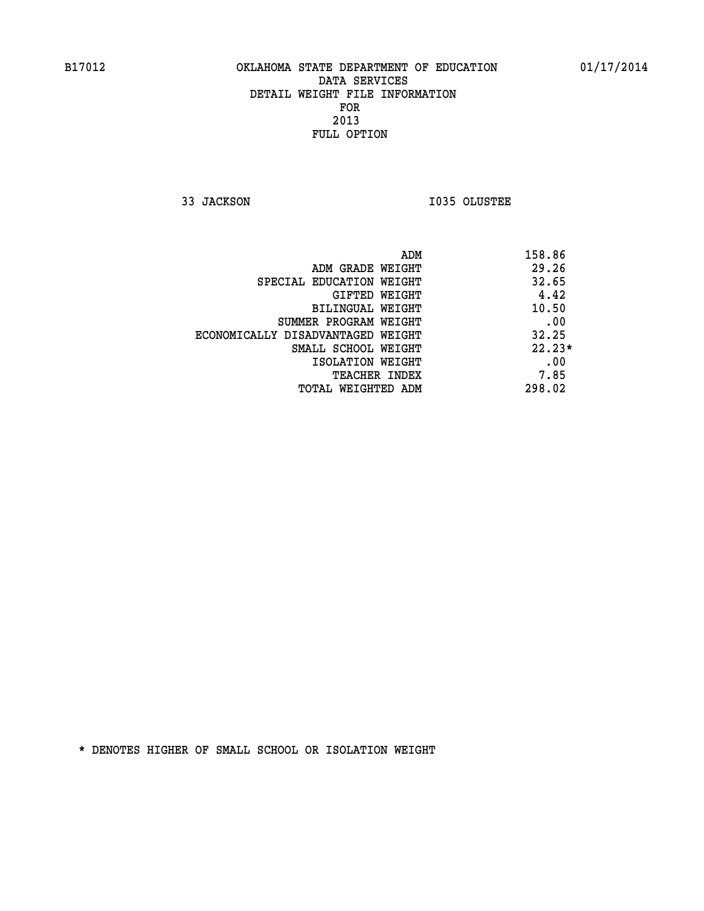B17012 OKLAHOMA STATE DEPARTMENT OF EDUCATION 01/17/2014

DATA SERVICES
DETAIL WEIGHT FILE INFORMATION
FOR
2013
FULL OPTION

33 JACKSON I035 OLUSTEE

| | |
|---|---|
| ADM | 158.86 |
| ADM GRADE WEIGHT | 29.26 |
| SPECIAL EDUCATION WEIGHT | 32.65 |
| GIFTED WEIGHT | 4.42 |
| BILINGUAL WEIGHT | 10.50 |
| SUMMER PROGRAM WEIGHT | .00 |
| ECONOMICALLY DISADVANTAGED WEIGHT | 32.25 |
| SMALL SCHOOL WEIGHT | 22.23* |
| ISOLATION WEIGHT | .00 |
| TEACHER INDEX | 7.85 |
| TOTAL WEIGHTED ADM | 298.02 |

* DENOTES HIGHER OF SMALL SCHOOL OR ISOLATION WEIGHT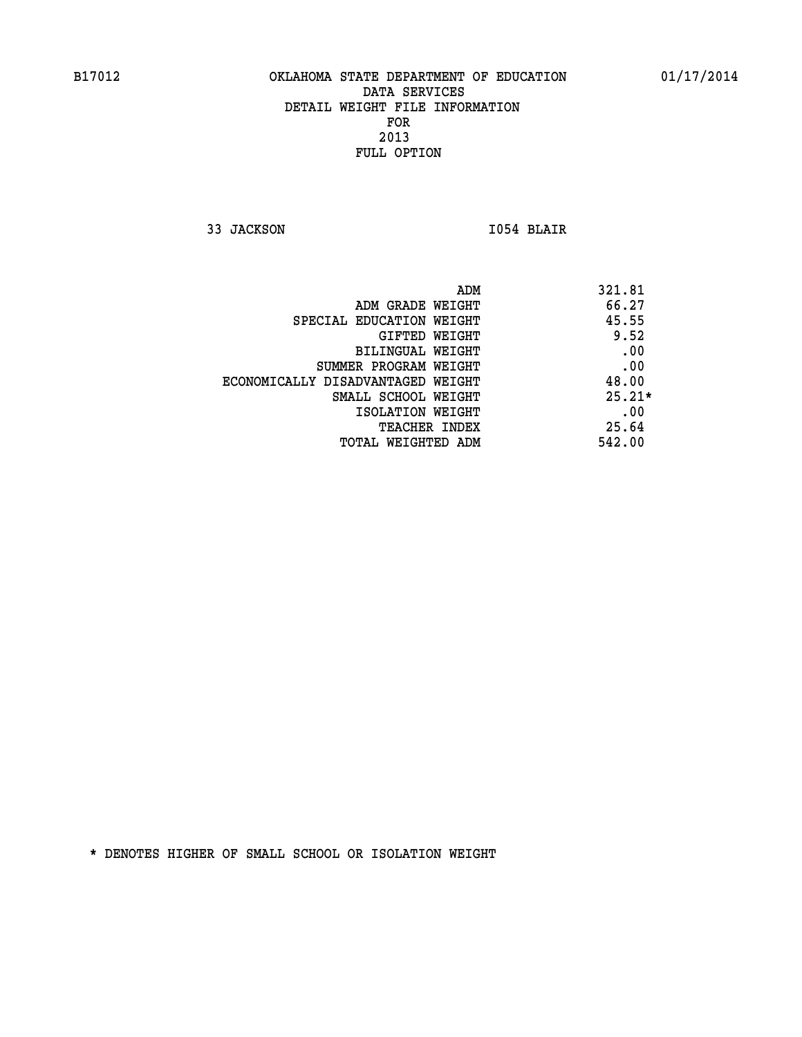B17012 OKLAHOMA STATE DEPARTMENT OF EDUCATION 01/17/2014

DATA SERVICES
DETAIL WEIGHT FILE INFORMATION
FOR
2013
FULL OPTION

33 JACKSON I054 BLAIR

| | |
|---|---|
| ADM | 321.81 |
| ADM GRADE WEIGHT | 66.27 |
| SPECIAL EDUCATION WEIGHT | 45.55 |
| GIFTED WEIGHT | 9.52 |
| BILINGUAL WEIGHT | .00 |
| SUMMER PROGRAM WEIGHT | .00 |
| ECONOMICALLY DISADVANTAGED WEIGHT | 48.00 |
| SMALL SCHOOL WEIGHT | 25.21* |
| ISOLATION WEIGHT | .00 |
| TEACHER INDEX | 25.64 |
| TOTAL WEIGHTED ADM | 542.00 |

* DENOTES HIGHER OF SMALL SCHOOL OR ISOLATION WEIGHT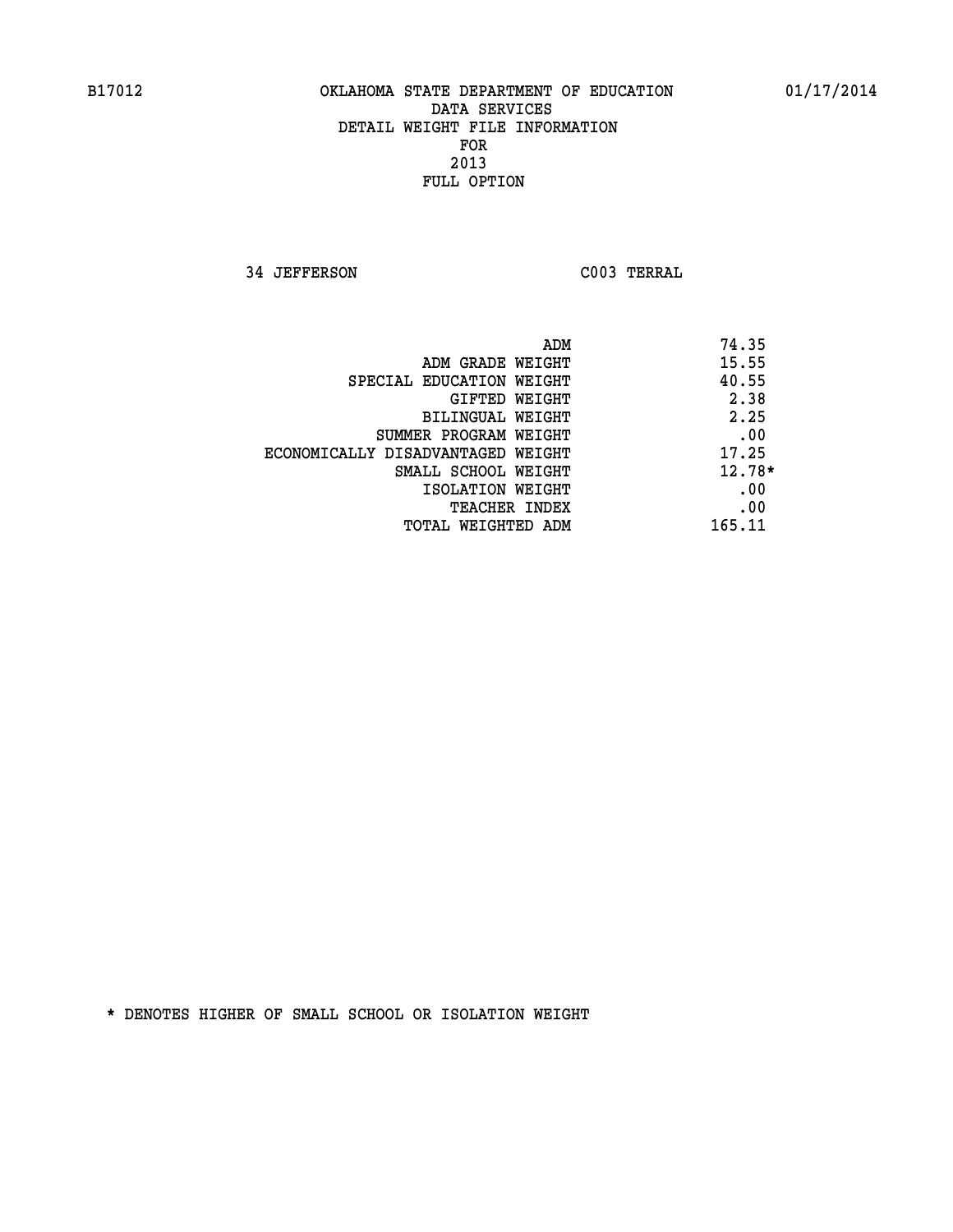B17012 OKLAHOMA STATE DEPARTMENT OF EDUCATION 01/17/2014

DATA SERVICES
DETAIL WEIGHT FILE INFORMATION
FOR
2013
FULL OPTION

34 JEFFERSON C003 TERRAL

| | |
|---|---|
| ADM | 74.35 |
| ADM GRADE WEIGHT | 15.55 |
| SPECIAL EDUCATION WEIGHT | 40.55 |
| GIFTED WEIGHT | 2.38 |
| BILINGUAL WEIGHT | 2.25 |
| SUMMER PROGRAM WEIGHT | .00 |
| ECONOMICALLY DISADVANTAGED WEIGHT | 17.25 |
| SMALL SCHOOL WEIGHT | 12.78* |
| ISOLATION WEIGHT | .00 |
| TEACHER INDEX | .00 |
| TOTAL WEIGHTED ADM | 165.11 |

* DENOTES HIGHER OF SMALL SCHOOL OR ISOLATION WEIGHT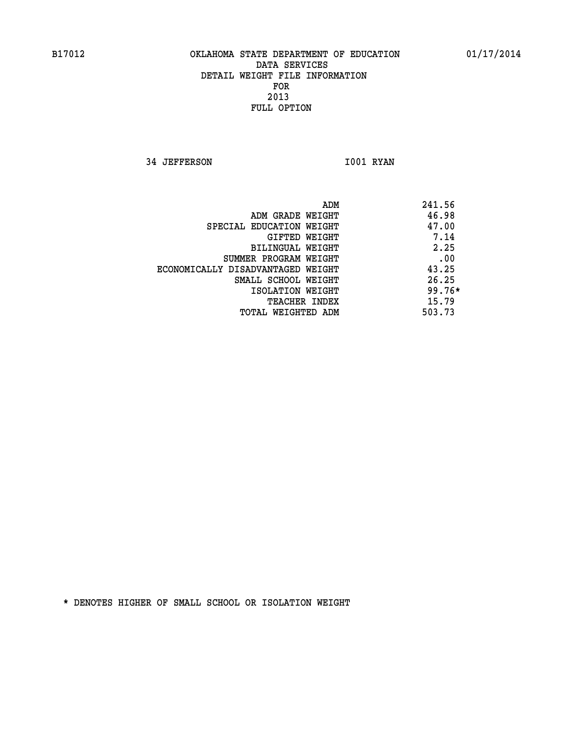B17012 OKLAHOMA STATE DEPARTMENT OF EDUCATION 01/17/2014

DATA SERVICES
DETAIL WEIGHT FILE INFORMATION
FOR
2013
FULL OPTION

34 JEFFERSON I001 RYAN

| | |
|---|---|
| ADM | 241.56 |
| ADM GRADE WEIGHT | 46.98 |
| SPECIAL EDUCATION WEIGHT | 47.00 |
| GIFTED WEIGHT | 7.14 |
| BILINGUAL WEIGHT | 2.25 |
| SUMMER PROGRAM WEIGHT | .00 |
| ECONOMICALLY DISADVANTAGED WEIGHT | 43.25 |
| SMALL SCHOOL WEIGHT | 26.25 |
| ISOLATION WEIGHT | 99.76* |
| TEACHER INDEX | 15.79 |
| TOTAL WEIGHTED ADM | 503.73 |

* DENOTES HIGHER OF SMALL SCHOOL OR ISOLATION WEIGHT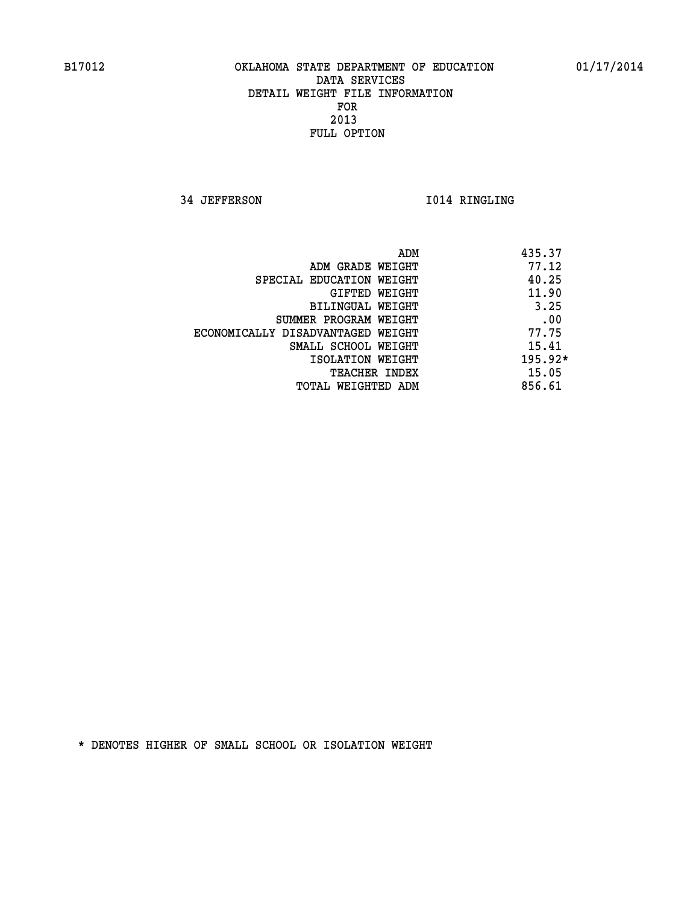B17012 OKLAHOMA STATE DEPARTMENT OF EDUCATION 01/17/2014

DATA SERVICES
DETAIL WEIGHT FILE INFORMATION
FOR
2013
FULL OPTION

34 JEFFERSON I014 RINGLING

| | |
|---|---|
| ADM | 435.37 |
| ADM GRADE WEIGHT | 77.12 |
| SPECIAL EDUCATION WEIGHT | 40.25 |
| GIFTED WEIGHT | 11.90 |
| BILINGUAL WEIGHT | 3.25 |
| SUMMER PROGRAM WEIGHT | .00 |
| ECONOMICALLY DISADVANTAGED WEIGHT | 77.75 |
| SMALL SCHOOL WEIGHT | 15.41 |
| ISOLATION WEIGHT | 195.92* |
| TEACHER INDEX | 15.05 |
| TOTAL WEIGHTED ADM | 856.61 |

* DENOTES HIGHER OF SMALL SCHOOL OR ISOLATION WEIGHT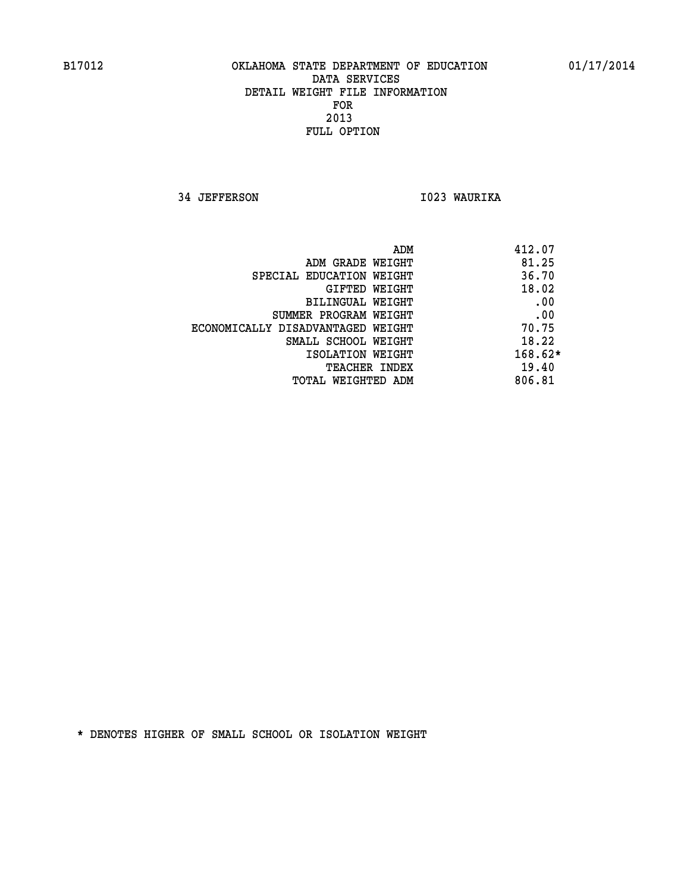B17012 OKLAHOMA STATE DEPARTMENT OF EDUCATION 01/17/2014

DATA SERVICES
DETAIL WEIGHT FILE INFORMATION
FOR
2013
FULL OPTION

34 JEFFERSON I023 WAURIKA

| | |
|---|---|
| ADM | 412.07 |
| ADM GRADE WEIGHT | 81.25 |
| SPECIAL EDUCATION WEIGHT | 36.70 |
| GIFTED WEIGHT | 18.02 |
| BILINGUAL WEIGHT | .00 |
| SUMMER PROGRAM WEIGHT | .00 |
| ECONOMICALLY DISADVANTAGED WEIGHT | 70.75 |
| SMALL SCHOOL WEIGHT | 18.22 |
| ISOLATION WEIGHT | 168.62* |
| TEACHER INDEX | 19.40 |
| TOTAL WEIGHTED ADM | 806.81 |

* DENOTES HIGHER OF SMALL SCHOOL OR ISOLATION WEIGHT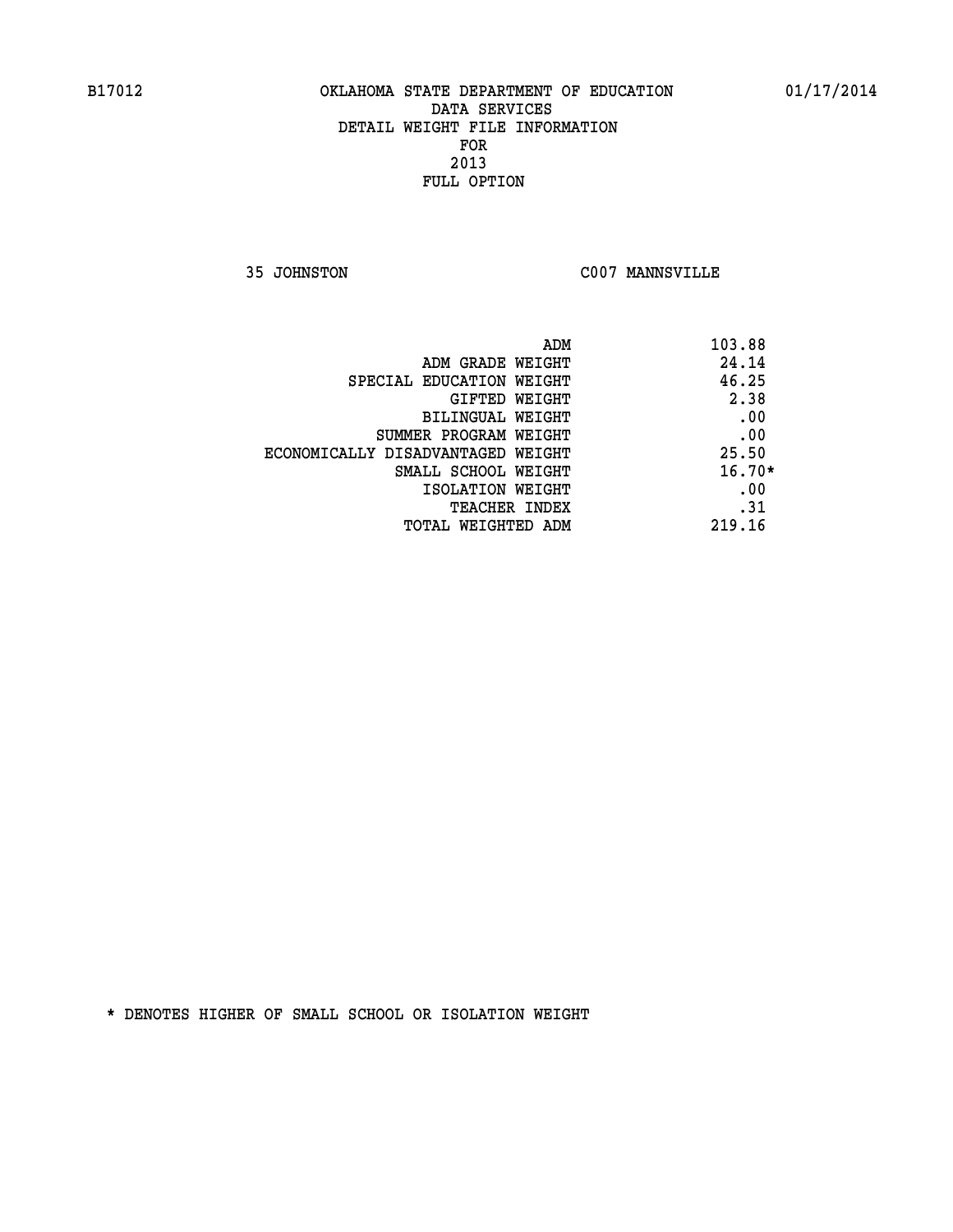B17012 OKLAHOMA STATE DEPARTMENT OF EDUCATION 01/17/2014

DATA SERVICES
DETAIL WEIGHT FILE INFORMATION
FOR
2013
FULL OPTION

35 JOHNSTON C007 MANNSVILLE

| | |
|---|---|
| ADM | 103.88 |
| ADM GRADE WEIGHT | 24.14 |
| SPECIAL EDUCATION WEIGHT | 46.25 |
| GIFTED WEIGHT | 2.38 |
| BILINGUAL WEIGHT | .00 |
| SUMMER PROGRAM WEIGHT | .00 |
| ECONOMICALLY DISADVANTAGED WEIGHT | 25.50 |
| SMALL SCHOOL WEIGHT | 16.70* |
| ISOLATION WEIGHT | .00 |
| TEACHER INDEX | .31 |
| TOTAL WEIGHTED ADM | 219.16 |

* DENOTES HIGHER OF SMALL SCHOOL OR ISOLATION WEIGHT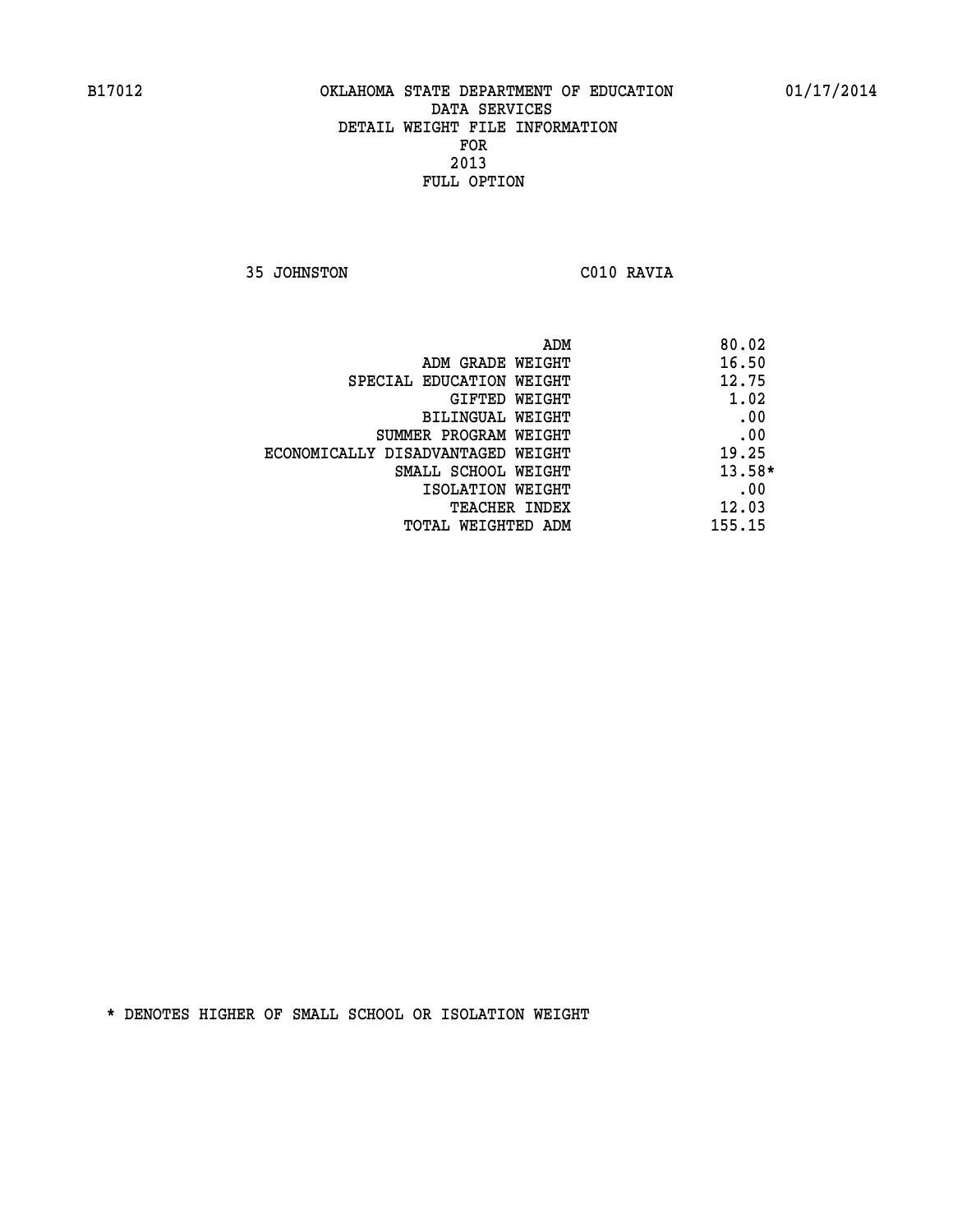B17012 OKLAHOMA STATE DEPARTMENT OF EDUCATION 01/17/2014

DATA SERVICES
DETAIL WEIGHT FILE INFORMATION
FOR
2013
FULL OPTION

35 JOHNSTON C010 RAVIA

| | |
|---|---|
| ADM | 80.02 |
| ADM GRADE WEIGHT | 16.50 |
| SPECIAL EDUCATION WEIGHT | 12.75 |
| GIFTED WEIGHT | 1.02 |
| BILINGUAL WEIGHT | .00 |
| SUMMER PROGRAM WEIGHT | .00 |
| ECONOMICALLY DISADVANTAGED WEIGHT | 19.25 |
| SMALL SCHOOL WEIGHT | 13.58* |
| ISOLATION WEIGHT | .00 |
| TEACHER INDEX | 12.03 |
| TOTAL WEIGHTED ADM | 155.15 |

* DENOTES HIGHER OF SMALL SCHOOL OR ISOLATION WEIGHT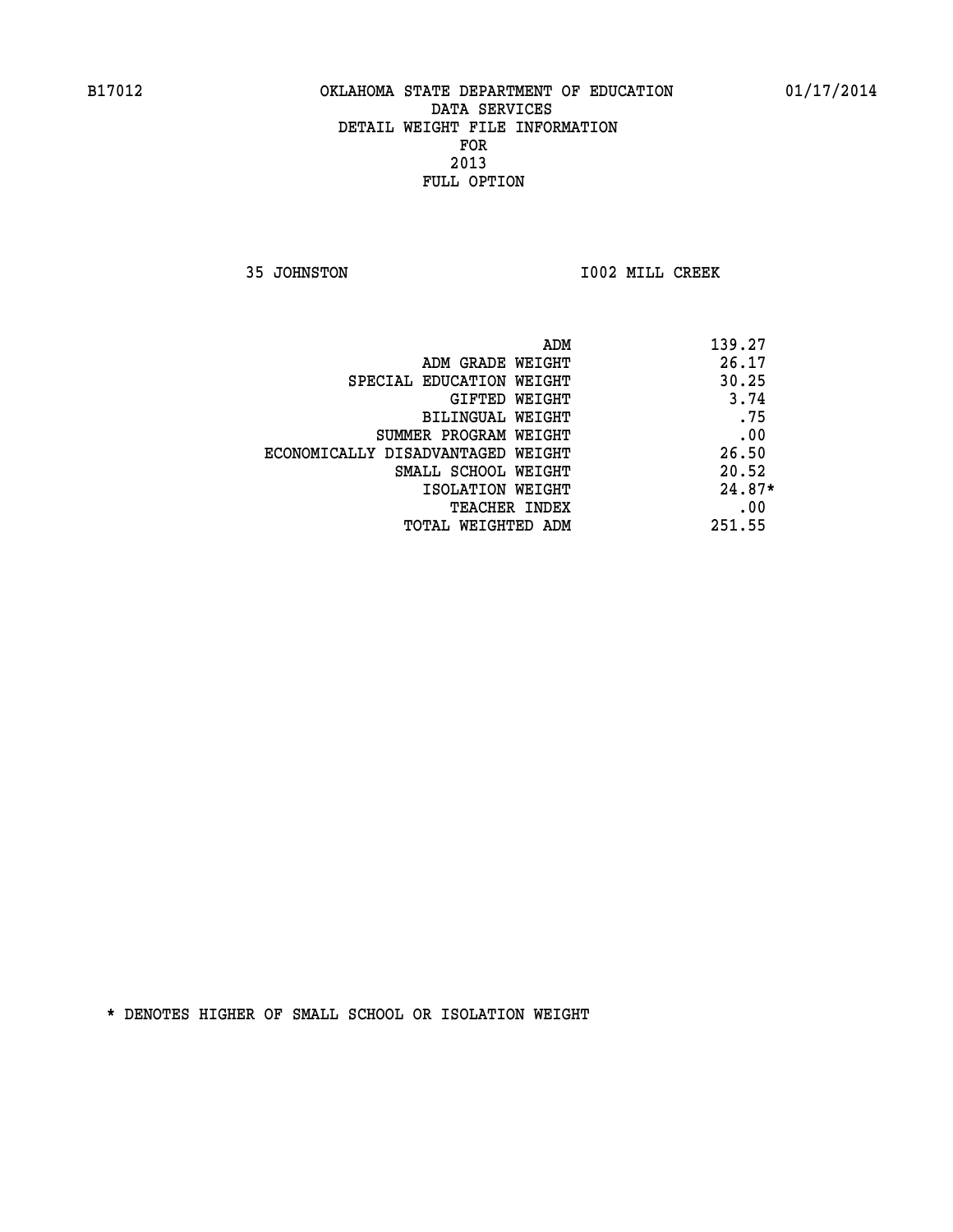B17012 OKLAHOMA STATE DEPARTMENT OF EDUCATION 01/17/2014

DATA SERVICES
DETAIL WEIGHT FILE INFORMATION
FOR
2013
FULL OPTION

35 JOHNSTON I002 MILL CREEK

| | |
|---|---|
| ADM | 139.27 |
| ADM GRADE WEIGHT | 26.17 |
| SPECIAL EDUCATION WEIGHT | 30.25 |
| GIFTED WEIGHT | 3.74 |
| BILINGUAL WEIGHT | .75 |
| SUMMER PROGRAM WEIGHT | .00 |
| ECONOMICALLY DISADVANTAGED WEIGHT | 26.50 |
| SMALL SCHOOL WEIGHT | 20.52 |
| ISOLATION WEIGHT | 24.87* |
| TEACHER INDEX | .00 |
| TOTAL WEIGHTED ADM | 251.55 |

* DENOTES HIGHER OF SMALL SCHOOL OR ISOLATION WEIGHT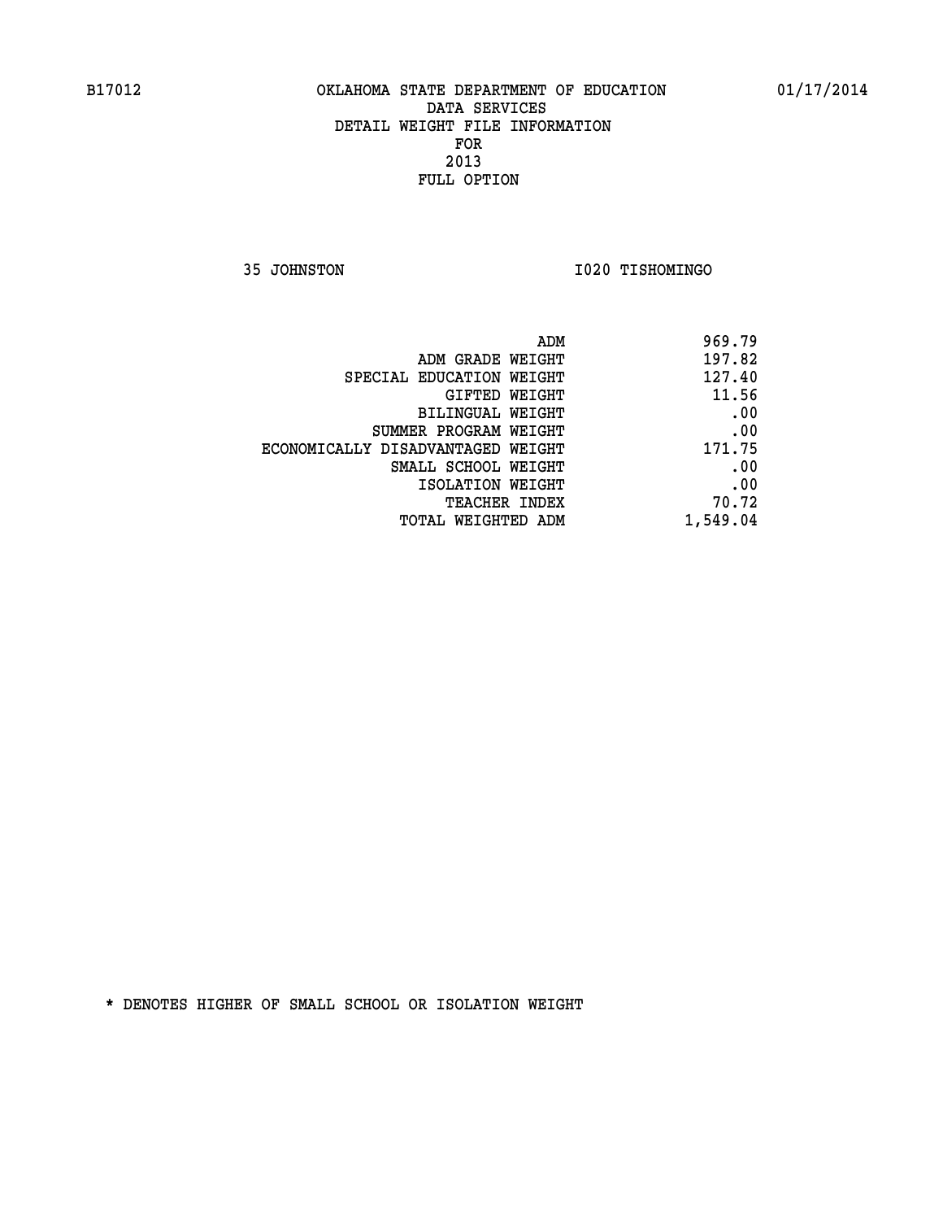B17012 OKLAHOMA STATE DEPARTMENT OF EDUCATION 01/17/2014

DATA SERVICES
DETAIL WEIGHT FILE INFORMATION
FOR
2013
FULL OPTION

35 JOHNSTON I020 TISHOMINGO

| | |
|---|---|
| ADM | 969.79 |
| ADM GRADE WEIGHT | 197.82 |
| SPECIAL EDUCATION WEIGHT | 127.40 |
| GIFTED WEIGHT | 11.56 |
| BILINGUAL WEIGHT | .00 |
| SUMMER PROGRAM WEIGHT | .00 |
| ECONOMICALLY DISADVANTAGED WEIGHT | 171.75 |
| SMALL SCHOOL WEIGHT | .00 |
| ISOLATION WEIGHT | .00 |
| TEACHER INDEX | 70.72 |
| TOTAL WEIGHTED ADM | 1,549.04 |

* DENOTES HIGHER OF SMALL SCHOOL OR ISOLATION WEIGHT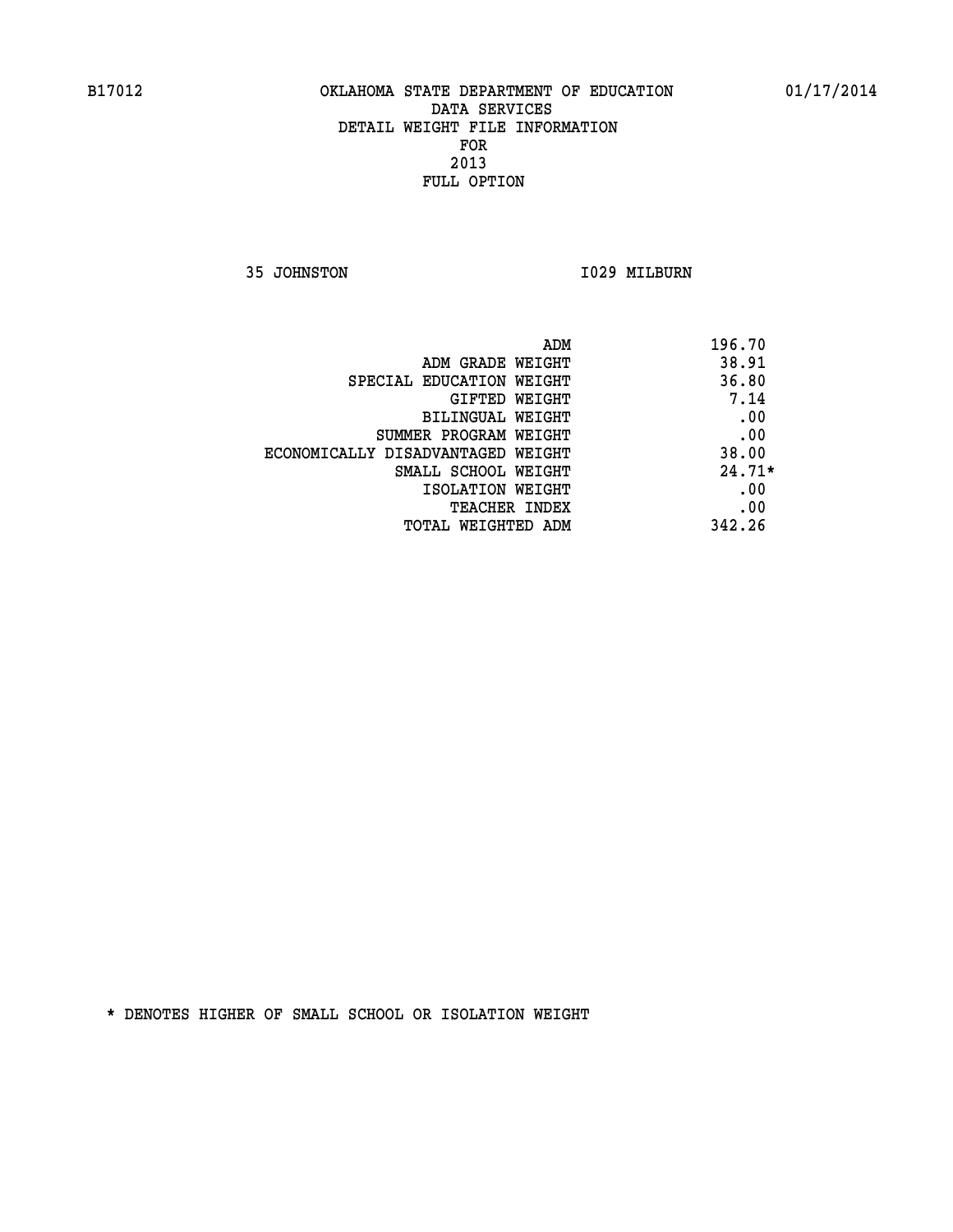B17012 OKLAHOMA STATE DEPARTMENT OF EDUCATION 01/17/2014

DATA SERVICES

DETAIL WEIGHT FILE INFORMATION

FOR

2013

FULL OPTION

35 JOHNSTON I029 MILBURN

| | |
|---|---|
| ADM | 196.70 |
| ADM GRADE WEIGHT | 38.91 |
| SPECIAL EDUCATION WEIGHT | 36.80 |
| GIFTED WEIGHT | 7.14 |
| BILINGUAL WEIGHT | .00 |
| SUMMER PROGRAM WEIGHT | .00 |
| ECONOMICALLY DISADVANTAGED WEIGHT | 38.00 |
| SMALL SCHOOL WEIGHT | 24.71* |
| ISOLATION WEIGHT | .00 |
| TEACHER INDEX | .00 |
| TOTAL WEIGHTED ADM | 342.26 |

* DENOTES HIGHER OF SMALL SCHOOL OR ISOLATION WEIGHT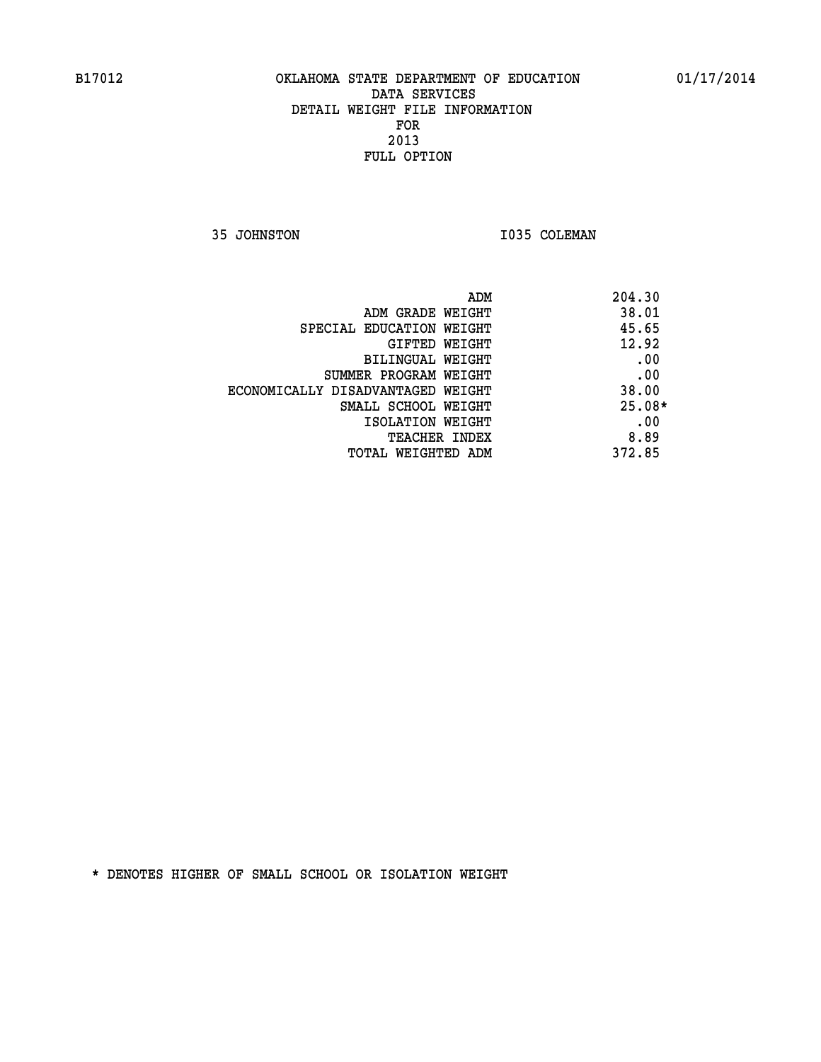B17012 OKLAHOMA STATE DEPARTMENT OF EDUCATION 01/17/2014

DATA SERVICES
DETAIL WEIGHT FILE INFORMATION
FOR
2013
FULL OPTION

35 JOHNSTON I035 COLEMAN

| | |
|---|---|
| ADM | 204.30 |
| ADM GRADE WEIGHT | 38.01 |
| SPECIAL EDUCATION WEIGHT | 45.65 |
| GIFTED WEIGHT | 12.92 |
| BILINGUAL WEIGHT | .00 |
| SUMMER PROGRAM WEIGHT | .00 |
| ECONOMICALLY DISADVANTAGED WEIGHT | 38.00 |
| SMALL SCHOOL WEIGHT | 25.08* |
| ISOLATION WEIGHT | .00 |
| TEACHER INDEX | 8.89 |
| TOTAL WEIGHTED ADM | 372.85 |

* DENOTES HIGHER OF SMALL SCHOOL OR ISOLATION WEIGHT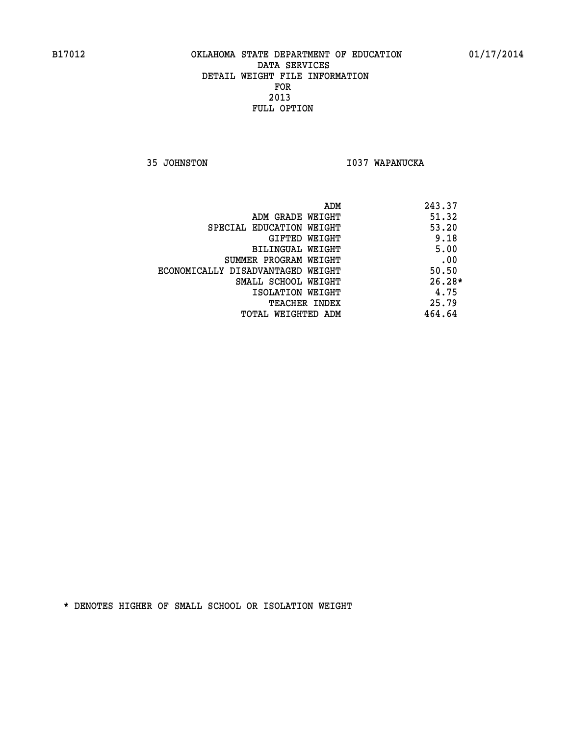B17012 OKLAHOMA STATE DEPARTMENT OF EDUCATION 01/17/2014

DATA SERVICES
DETAIL WEIGHT FILE INFORMATION
FOR
2013
FULL OPTION

35 JOHNSTON I037 WAPANUCKA

| | |
|---|---|
| ADM | 243.37 |
| ADM GRADE WEIGHT | 51.32 |
| SPECIAL EDUCATION WEIGHT | 53.20 |
| GIFTED WEIGHT | 9.18 |
| BILINGUAL WEIGHT | 5.00 |
| SUMMER PROGRAM WEIGHT | .00 |
| ECONOMICALLY DISADVANTAGED WEIGHT | 50.50 |
| SMALL SCHOOL WEIGHT | 26.28* |
| ISOLATION WEIGHT | 4.75 |
| TEACHER INDEX | 25.79 |
| TOTAL WEIGHTED ADM | 464.64 |

* DENOTES HIGHER OF SMALL SCHOOL OR ISOLATION WEIGHT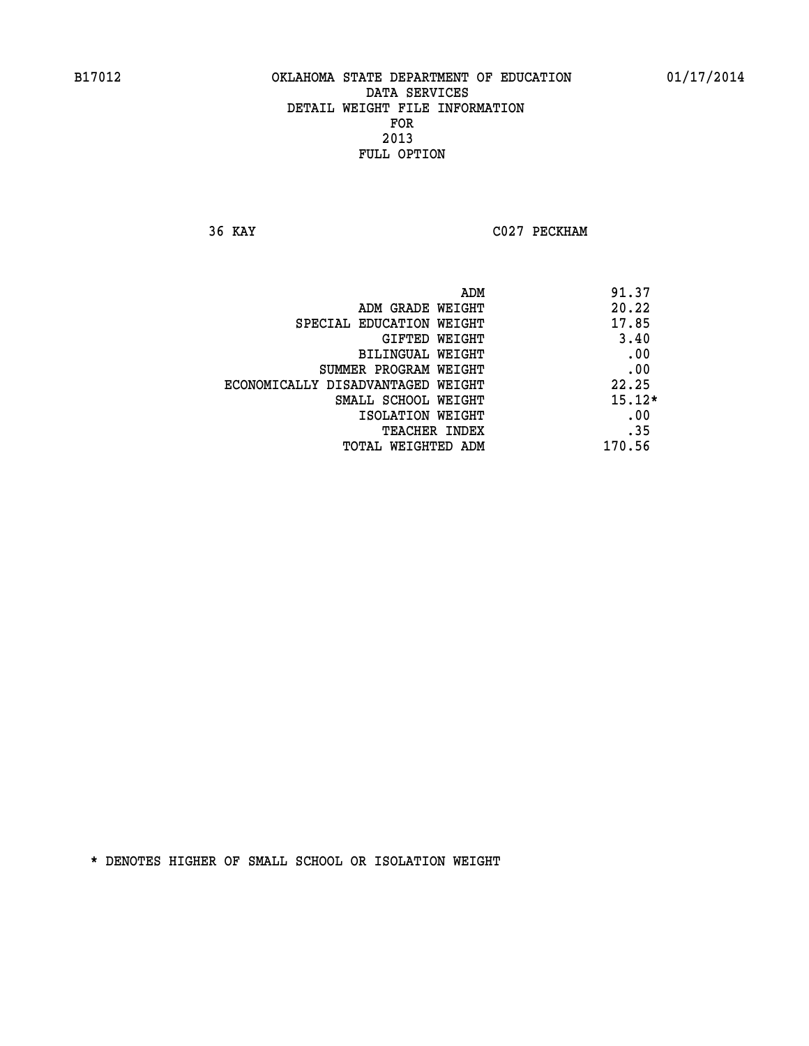B17012 OKLAHOMA STATE DEPARTMENT OF EDUCATION 01/17/2014

DATA SERVICES
DETAIL WEIGHT FILE INFORMATION
FOR
2013
FULL OPTION

36 KAY C027 PECKHAM

| | |
|---|---|
| ADM | 91.37 |
| ADM GRADE WEIGHT | 20.22 |
| SPECIAL EDUCATION WEIGHT | 17.85 |
| GIFTED WEIGHT | 3.40 |
| BILINGUAL WEIGHT | .00 |
| SUMMER PROGRAM WEIGHT | .00 |
| ECONOMICALLY DISADVANTAGED WEIGHT | 22.25 |
| SMALL SCHOOL WEIGHT | 15.12* |
| ISOLATION WEIGHT | .00 |
| TEACHER INDEX | .35 |
| TOTAL WEIGHTED ADM | 170.56 |

* DENOTES HIGHER OF SMALL SCHOOL OR ISOLATION WEIGHT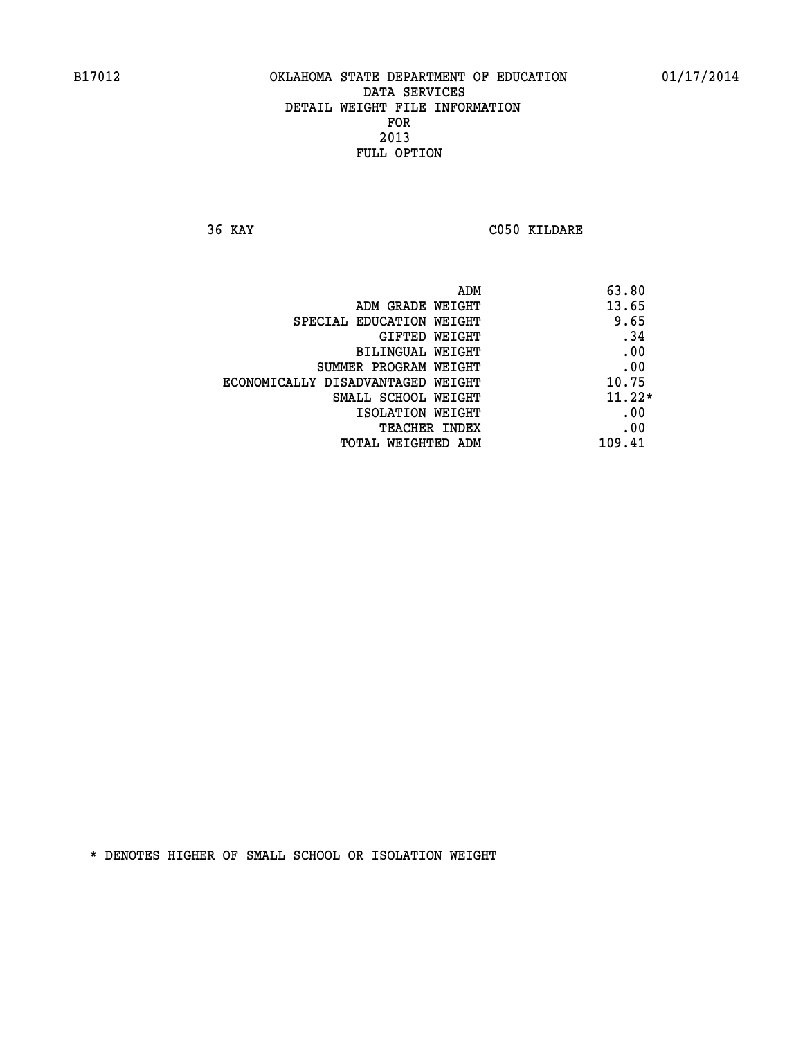B17012 OKLAHOMA STATE DEPARTMENT OF EDUCATION 01/17/2014

DATA SERVICES
DETAIL WEIGHT FILE INFORMATION
FOR
2013
FULL OPTION

36 KAY C050 KILDARE

| | |
|---|---|
| ADM | 63.80 |
| ADM GRADE WEIGHT | 13.65 |
| SPECIAL EDUCATION WEIGHT | 9.65 |
| GIFTED WEIGHT | .34 |
| BILINGUAL WEIGHT | .00 |
| SUMMER PROGRAM WEIGHT | .00 |
| ECONOMICALLY DISADVANTAGED WEIGHT | 10.75 |
| SMALL SCHOOL WEIGHT | 11.22* |
| ISOLATION WEIGHT | .00 |
| TEACHER INDEX | .00 |
| TOTAL WEIGHTED ADM | 109.41 |

* DENOTES HIGHER OF SMALL SCHOOL OR ISOLATION WEIGHT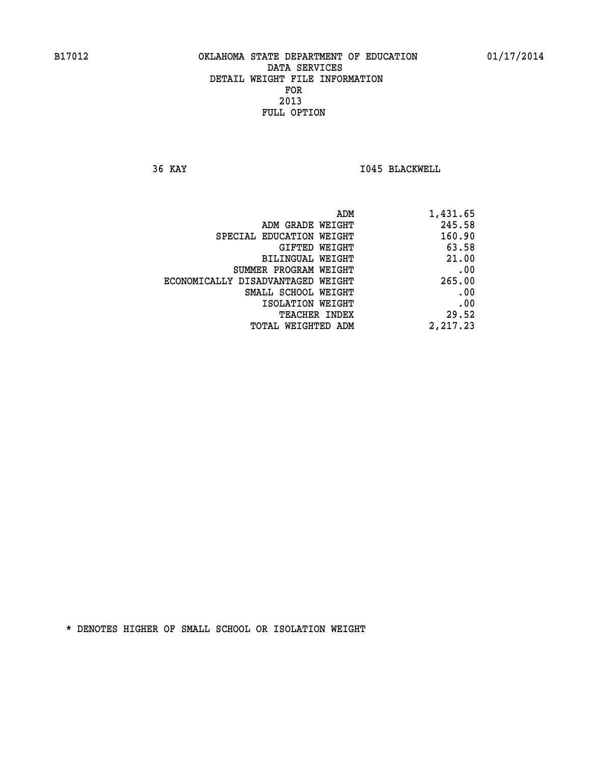B17012 OKLAHOMA STATE DEPARTMENT OF EDUCATION 01/17/2014

DATA SERVICES

DETAIL WEIGHT FILE INFORMATION

FOR

2013

FULL OPTION

36 KAY I045 BLACKWELL

| | |
|---|---|
| ADM | 1,431.65 |
| ADM GRADE WEIGHT | 245.58 |
| SPECIAL EDUCATION WEIGHT | 160.90 |
| GIFTED WEIGHT | 63.58 |
| BILINGUAL WEIGHT | 21.00 |
| SUMMER PROGRAM WEIGHT | .00 |
| ECONOMICALLY DISADVANTAGED WEIGHT | 265.00 |
| SMALL SCHOOL WEIGHT | .00 |
| ISOLATION WEIGHT | .00 |
| TEACHER INDEX | 29.52 |
| TOTAL WEIGHTED ADM | 2,217.23 |

* DENOTES HIGHER OF SMALL SCHOOL OR ISOLATION WEIGHT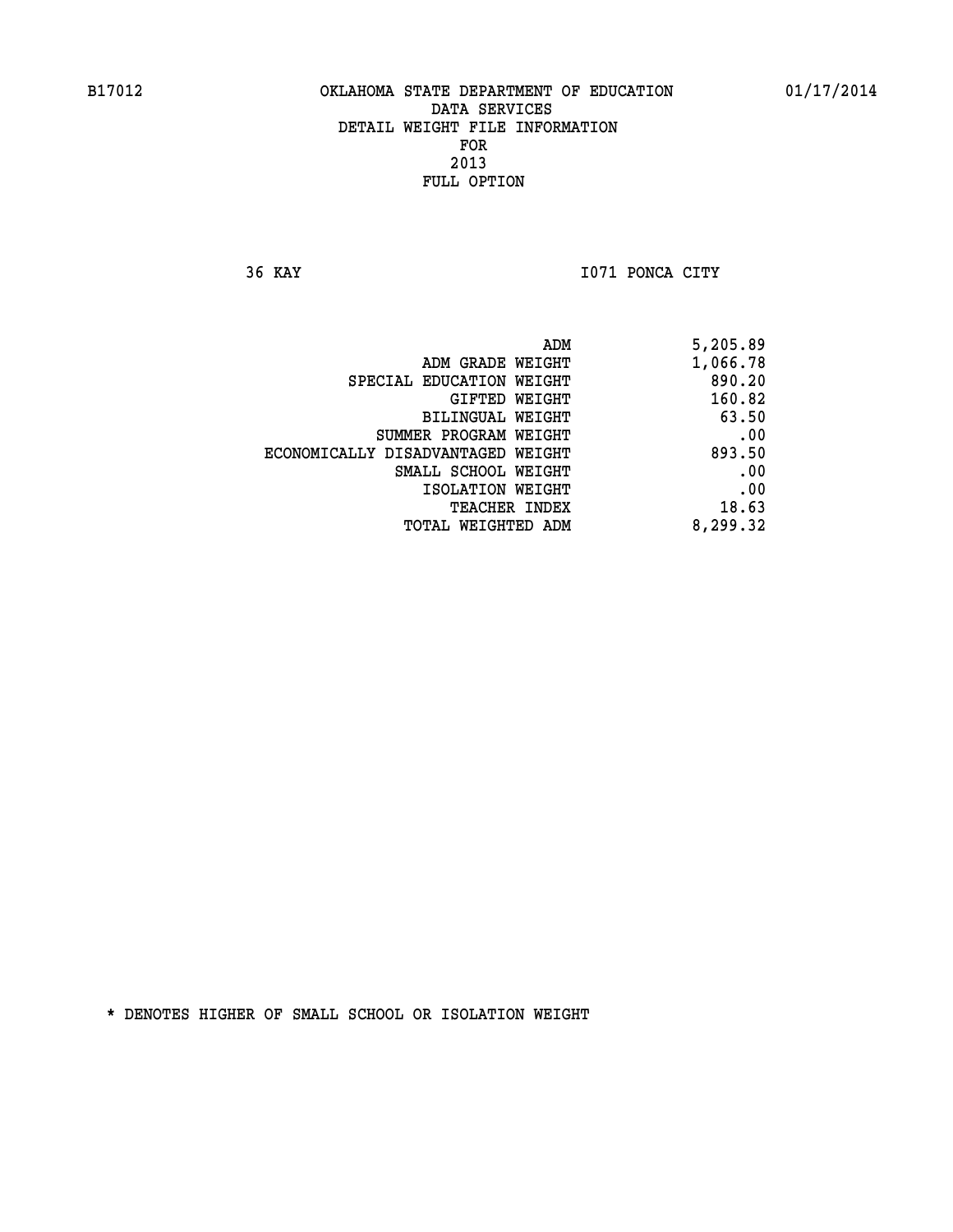B17012 OKLAHOMA STATE DEPARTMENT OF EDUCATION 01/17/2014

DATA SERVICES
DETAIL WEIGHT FILE INFORMATION
FOR
2013
FULL OPTION

36 KAY I071 PONCA CITY

| | |
|---|---|
| ADM | 5,205.89 |
| ADM GRADE WEIGHT | 1,066.78 |
| SPECIAL EDUCATION WEIGHT | 890.20 |
| GIFTED WEIGHT | 160.82 |
| BILINGUAL WEIGHT | 63.50 |
| SUMMER PROGRAM WEIGHT | .00 |
| ECONOMICALLY DISADVANTAGED WEIGHT | 893.50 |
| SMALL SCHOOL WEIGHT | .00 |
| ISOLATION WEIGHT | .00 |
| TEACHER INDEX | 18.63 |
| TOTAL WEIGHTED ADM | 8,299.32 |

* DENOTES HIGHER OF SMALL SCHOOL OR ISOLATION WEIGHT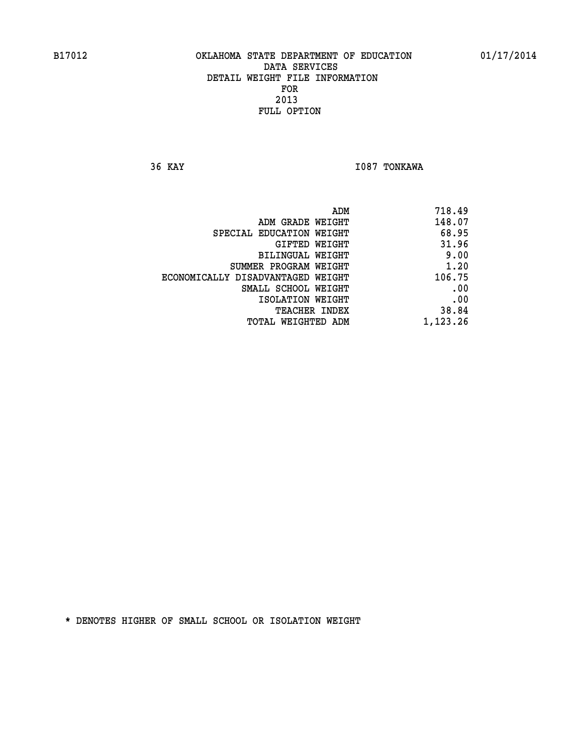B17012 OKLAHOMA STATE DEPARTMENT OF EDUCATION 01/17/2014

DATA SERVICES

DETAIL WEIGHT FILE INFORMATION

FOR

2013

FULL OPTION

36 KAY I087 TONKAWA

| | |
|---|---|
| ADM | 718.49 |
| ADM GRADE WEIGHT | 148.07 |
| SPECIAL EDUCATION WEIGHT | 68.95 |
| GIFTED WEIGHT | 31.96 |
| BILINGUAL WEIGHT | 9.00 |
| SUMMER PROGRAM WEIGHT | 1.20 |
| ECONOMICALLY DISADVANTAGED WEIGHT | 106.75 |
| SMALL SCHOOL WEIGHT | .00 |
| ISOLATION WEIGHT | .00 |
| TEACHER INDEX | 38.84 |
| TOTAL WEIGHTED ADM | 1,123.26 |

* DENOTES HIGHER OF SMALL SCHOOL OR ISOLATION WEIGHT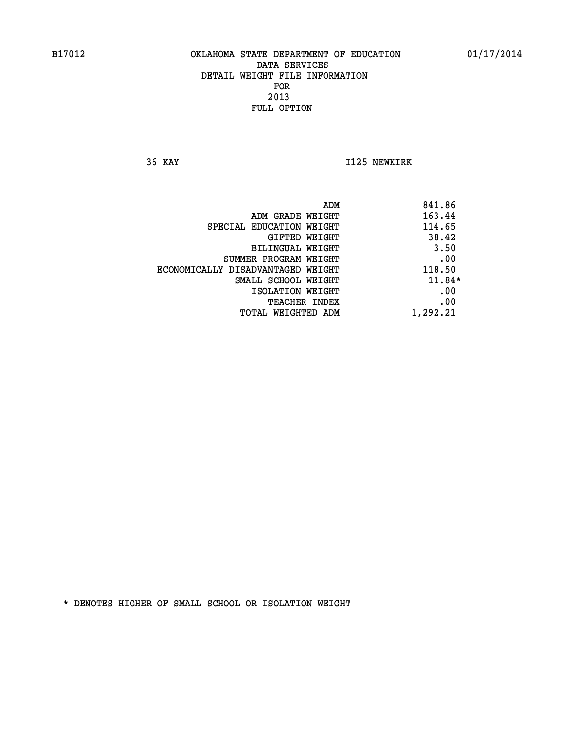B17012 OKLAHOMA STATE DEPARTMENT OF EDUCATION 01/17/2014

DATA SERVICES
DETAIL WEIGHT FILE INFORMATION
FOR
2013
FULL OPTION

36 KAY I125 NEWKIRK

| | |
|---|---|
| ADM | 841.86 |
| ADM GRADE WEIGHT | 163.44 |
| SPECIAL EDUCATION WEIGHT | 114.65 |
| GIFTED WEIGHT | 38.42 |
| BILINGUAL WEIGHT | 3.50 |
| SUMMER PROGRAM WEIGHT | .00 |
| ECONOMICALLY DISADVANTAGED WEIGHT | 118.50 |
| SMALL SCHOOL WEIGHT | 11.84* |
| ISOLATION WEIGHT | .00 |
| TEACHER INDEX | .00 |
| TOTAL WEIGHTED ADM | 1,292.21 |

* DENOTES HIGHER OF SMALL SCHOOL OR ISOLATION WEIGHT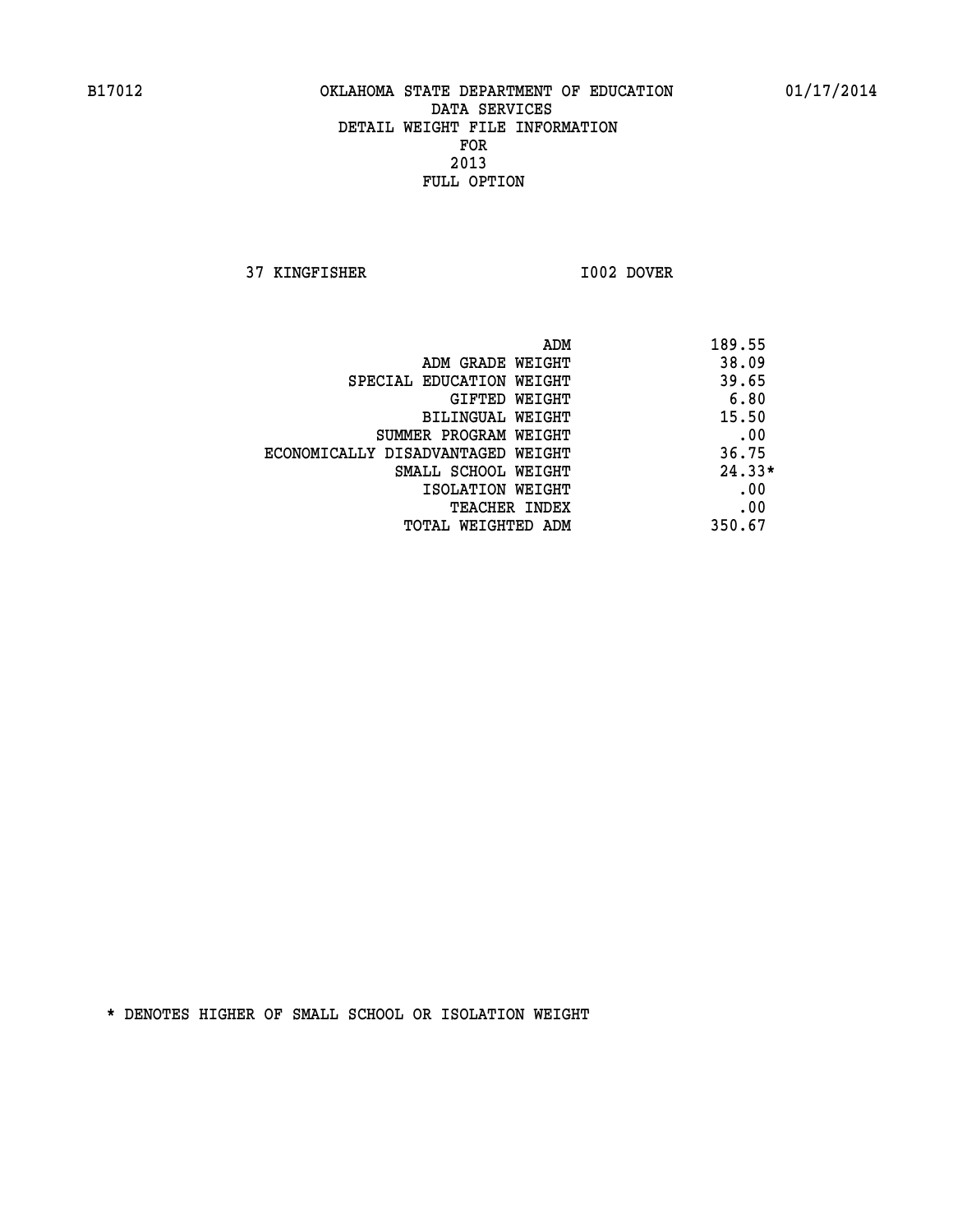B17012 OKLAHOMA STATE DEPARTMENT OF EDUCATION 01/17/2014

DATA SERVICES
DETAIL WEIGHT FILE INFORMATION
FOR
2013
FULL OPTION

37 KINGFISHER I002 DOVER

| | |
|---|---|
| ADM | 189.55 |
| ADM GRADE WEIGHT | 38.09 |
| SPECIAL EDUCATION WEIGHT | 39.65 |
| GIFTED WEIGHT | 6.80 |
| BILINGUAL WEIGHT | 15.50 |
| SUMMER PROGRAM WEIGHT | .00 |
| ECONOMICALLY DISADVANTAGED WEIGHT | 36.75 |
| SMALL SCHOOL WEIGHT | 24.33* |
| ISOLATION WEIGHT | .00 |
| TEACHER INDEX | .00 |
| TOTAL WEIGHTED ADM | 350.67 |

* DENOTES HIGHER OF SMALL SCHOOL OR ISOLATION WEIGHT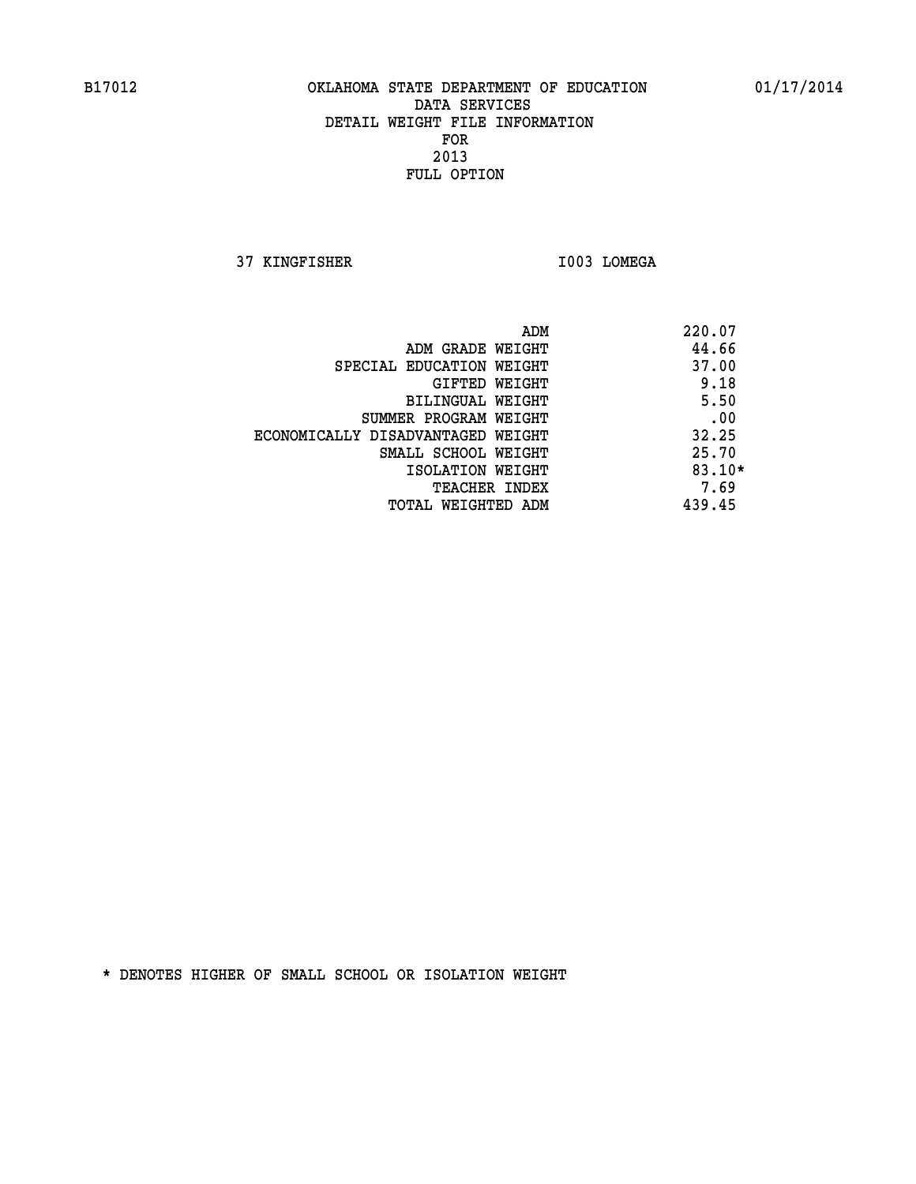B17012 OKLAHOMA STATE DEPARTMENT OF EDUCATION 01/17/2014

DATA SERVICES
DETAIL WEIGHT FILE INFORMATION
FOR
2013
FULL OPTION

37 KINGFISHER I003 LOMEGA

| | |
|---|---|
| ADM | 220.07 |
| ADM GRADE WEIGHT | 44.66 |
| SPECIAL EDUCATION WEIGHT | 37.00 |
| GIFTED WEIGHT | 9.18 |
| BILINGUAL WEIGHT | 5.50 |
| SUMMER PROGRAM WEIGHT | .00 |
| ECONOMICALLY DISADVANTAGED WEIGHT | 32.25 |
| SMALL SCHOOL WEIGHT | 25.70 |
| ISOLATION WEIGHT | 83.10* |
| TEACHER INDEX | 7.69 |
| TOTAL WEIGHTED ADM | 439.45 |

* DENOTES HIGHER OF SMALL SCHOOL OR ISOLATION WEIGHT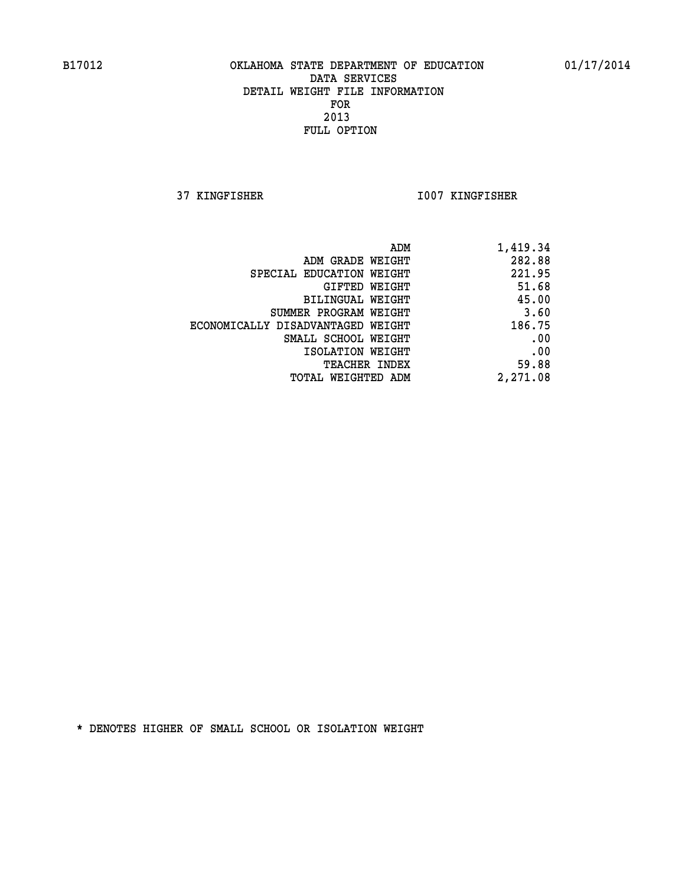B17012 OKLAHOMA STATE DEPARTMENT OF EDUCATION 01/17/2014

DATA SERVICES
DETAIL WEIGHT FILE INFORMATION
FOR
2013
FULL OPTION

37 KINGFISHER I007 KINGFISHER

| | |
|---|---|
| ADM | 1,419.34 |
| ADM GRADE WEIGHT | 282.88 |
| SPECIAL EDUCATION WEIGHT | 221.95 |
| GIFTED WEIGHT | 51.68 |
| BILINGUAL WEIGHT | 45.00 |
| SUMMER PROGRAM WEIGHT | 3.60 |
| ECONOMICALLY DISADVANTAGED WEIGHT | 186.75 |
| SMALL SCHOOL WEIGHT | .00 |
| ISOLATION WEIGHT | .00 |
| TEACHER INDEX | 59.88 |
| TOTAL WEIGHTED ADM | 2,271.08 |

* DENOTES HIGHER OF SMALL SCHOOL OR ISOLATION WEIGHT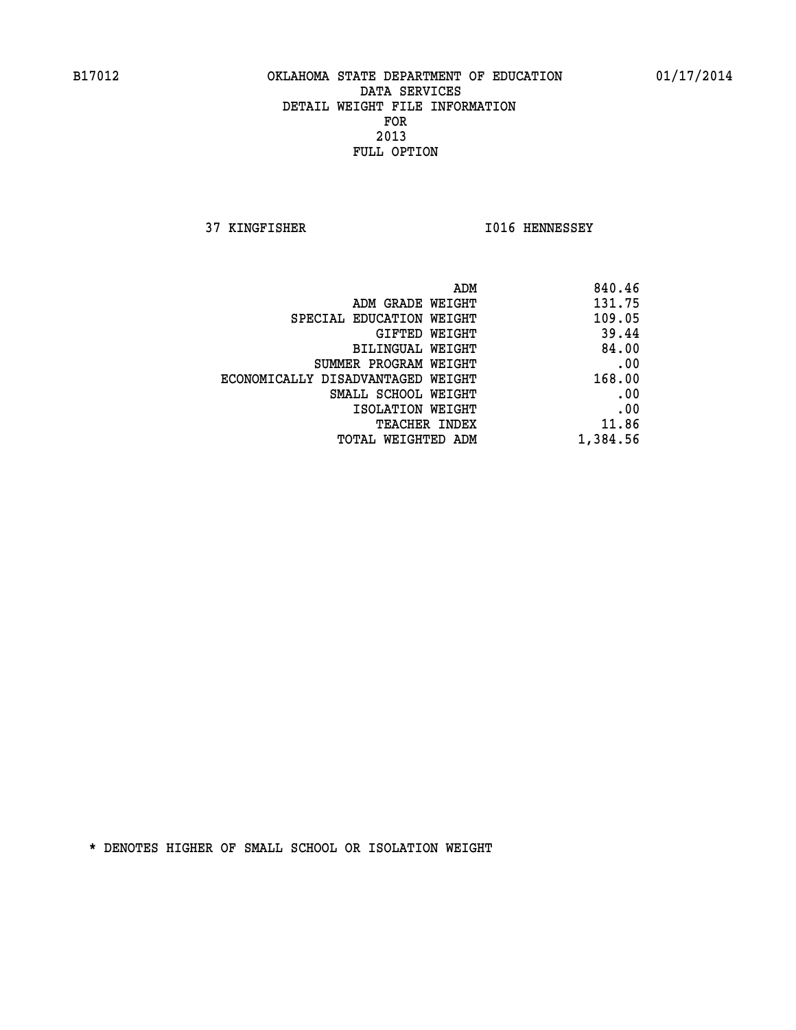B17012 OKLAHOMA STATE DEPARTMENT OF EDUCATION 01/17/2014
DATA SERVICES
DETAIL WEIGHT FILE INFORMATION
FOR
2013
FULL OPTION

37 KINGFISHER I016 HENNESSEY

| | |
|---|---|
| ADM | 840.46 |
| ADM GRADE WEIGHT | 131.75 |
| SPECIAL EDUCATION WEIGHT | 109.05 |
| GIFTED WEIGHT | 39.44 |
| BILINGUAL WEIGHT | 84.00 |
| SUMMER PROGRAM WEIGHT | .00 |
| ECONOMICALLY DISADVANTAGED WEIGHT | 168.00 |
| SMALL SCHOOL WEIGHT | .00 |
| ISOLATION WEIGHT | .00 |
| TEACHER INDEX | 11.86 |
| TOTAL WEIGHTED ADM | 1,384.56 |

* DENOTES HIGHER OF SMALL SCHOOL OR ISOLATION WEIGHT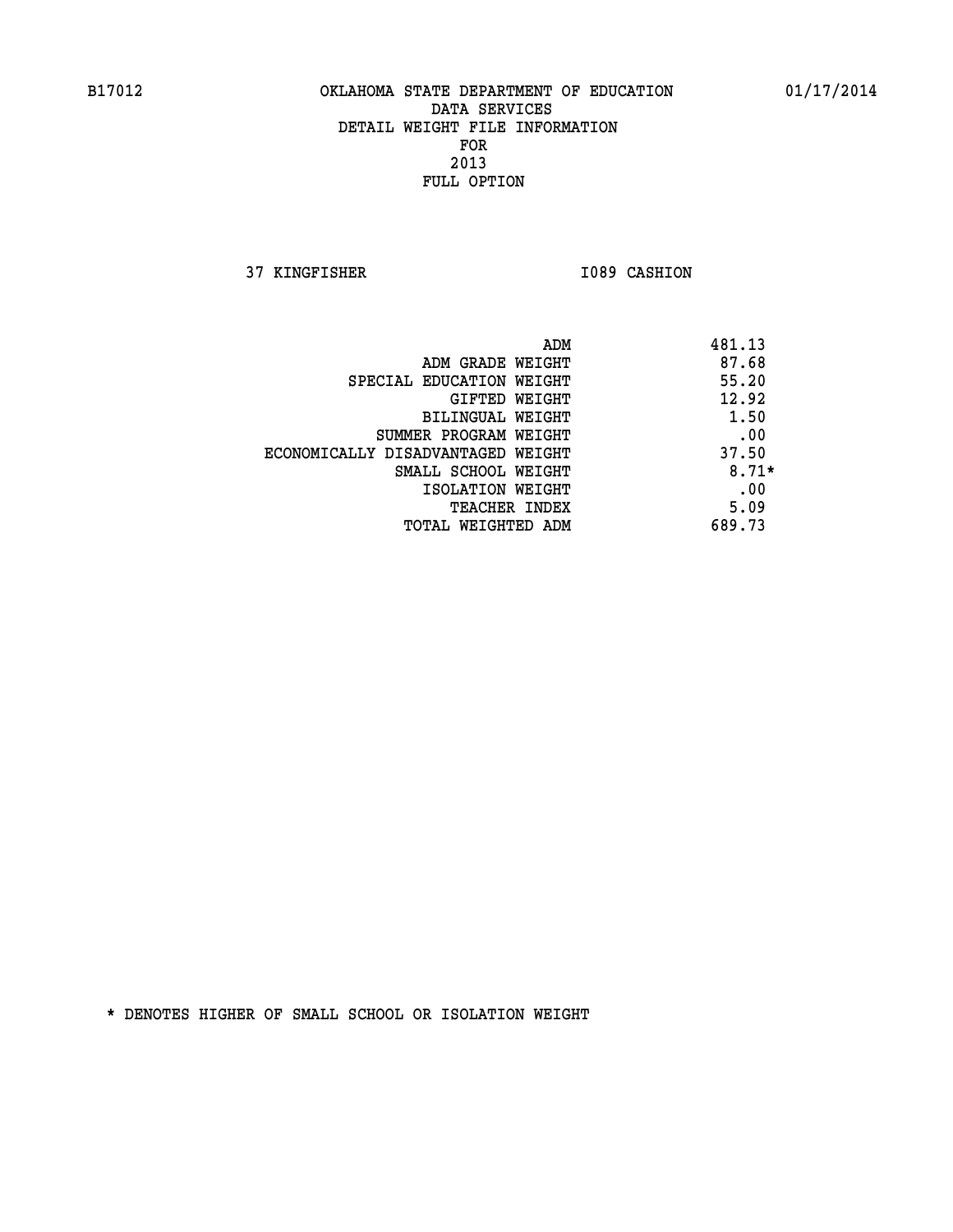B17012 OKLAHOMA STATE DEPARTMENT OF EDUCATION 01/17/2014

DATA SERVICES
DETAIL WEIGHT FILE INFORMATION
FOR
2013
FULL OPTION

37 KINGFISHER I089 CASHION

| | |
|---|---|
| ADM | 481.13 |
| ADM GRADE WEIGHT | 87.68 |
| SPECIAL EDUCATION WEIGHT | 55.20 |
| GIFTED WEIGHT | 12.92 |
| BILINGUAL WEIGHT | 1.50 |
| SUMMER PROGRAM WEIGHT | .00 |
| ECONOMICALLY DISADVANTAGED WEIGHT | 37.50 |
| SMALL SCHOOL WEIGHT | 8.71* |
| ISOLATION WEIGHT | .00 |
| TEACHER INDEX | 5.09 |
| TOTAL WEIGHTED ADM | 689.73 |

* DENOTES HIGHER OF SMALL SCHOOL OR ISOLATION WEIGHT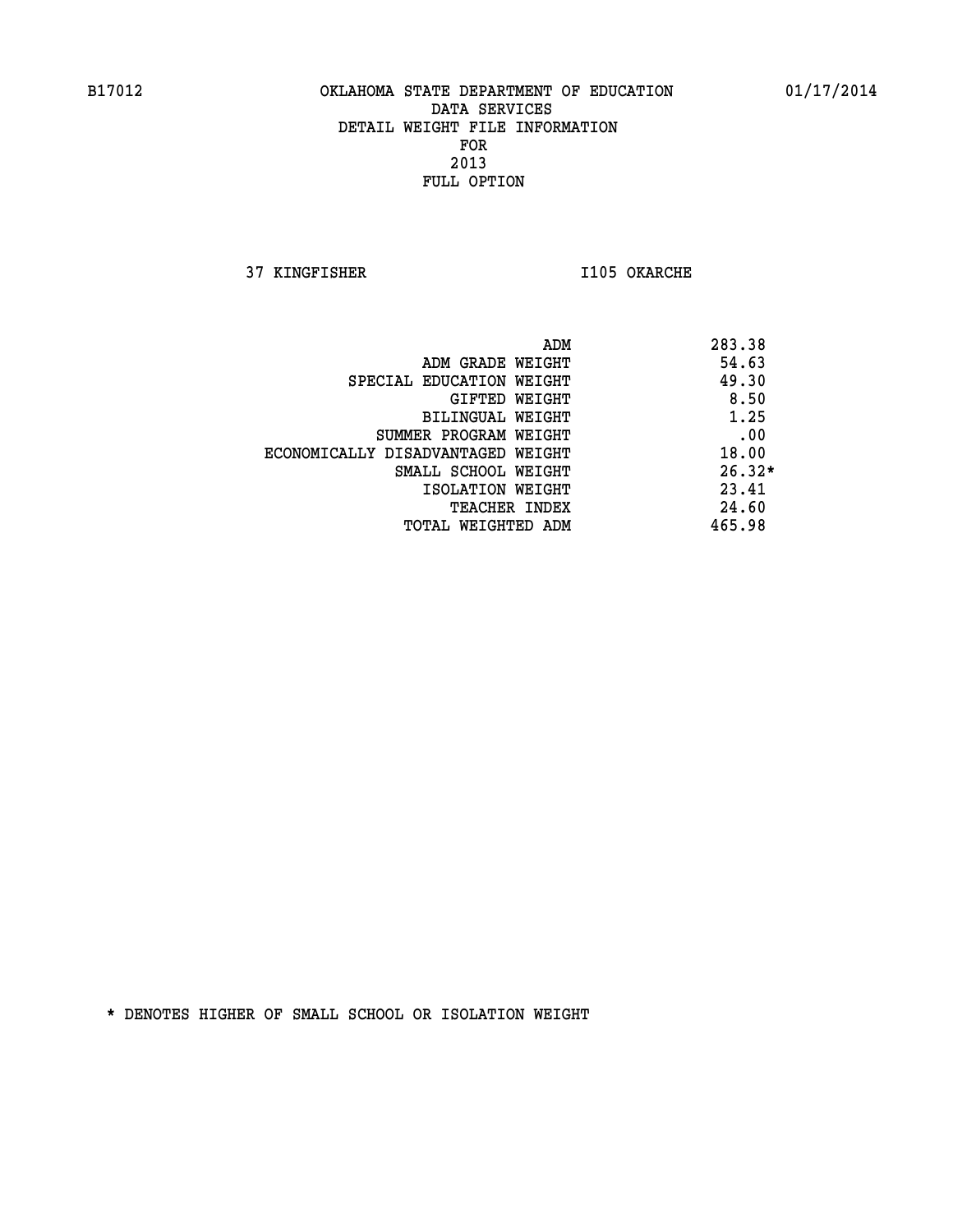B17012 OKLAHOMA STATE DEPARTMENT OF EDUCATION 01/17/2014

DATA SERVICES

DETAIL WEIGHT FILE INFORMATION

FOR

2013

FULL OPTION

37 KINGFISHER I105 OKARCHE

| | |
|---|---|
| ADM | 283.38 |
| ADM GRADE WEIGHT | 54.63 |
| SPECIAL EDUCATION WEIGHT | 49.30 |
| GIFTED WEIGHT | 8.50 |
| BILINGUAL WEIGHT | 1.25 |
| SUMMER PROGRAM WEIGHT | .00 |
| ECONOMICALLY DISADVANTAGED WEIGHT | 18.00 |
| SMALL SCHOOL WEIGHT | 26.32* |
| ISOLATION WEIGHT | 23.41 |
| TEACHER INDEX | 24.60 |
| TOTAL WEIGHTED ADM | 465.98 |

* DENOTES HIGHER OF SMALL SCHOOL OR ISOLATION WEIGHT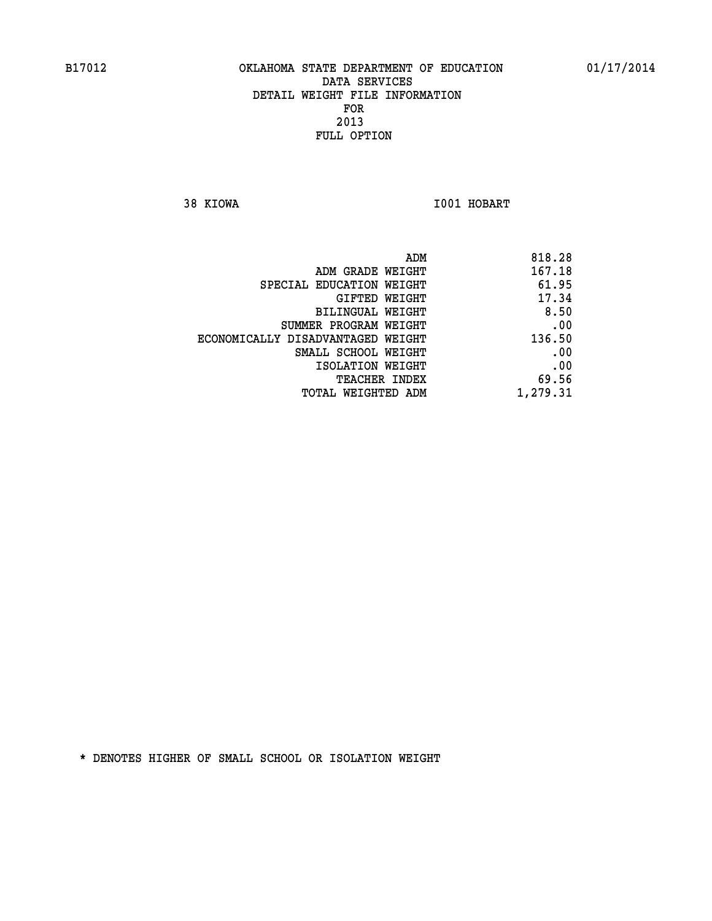B17012 OKLAHOMA STATE DEPARTMENT OF EDUCATION 01/17/2014

DATA SERVICES
DETAIL WEIGHT FILE INFORMATION
FOR
2013
FULL OPTION

38 KIOWA I001 HOBART

| | |
|---|---|
| ADM | 818.28 |
| ADM GRADE WEIGHT | 167.18 |
| SPECIAL EDUCATION WEIGHT | 61.95 |
| GIFTED WEIGHT | 17.34 |
| BILINGUAL WEIGHT | 8.50 |
| SUMMER PROGRAM WEIGHT | .00 |
| ECONOMICALLY DISADVANTAGED WEIGHT | 136.50 |
| SMALL SCHOOL WEIGHT | .00 |
| ISOLATION WEIGHT | .00 |
| TEACHER INDEX | 69.56 |
| TOTAL WEIGHTED ADM | 1,279.31 |

* DENOTES HIGHER OF SMALL SCHOOL OR ISOLATION WEIGHT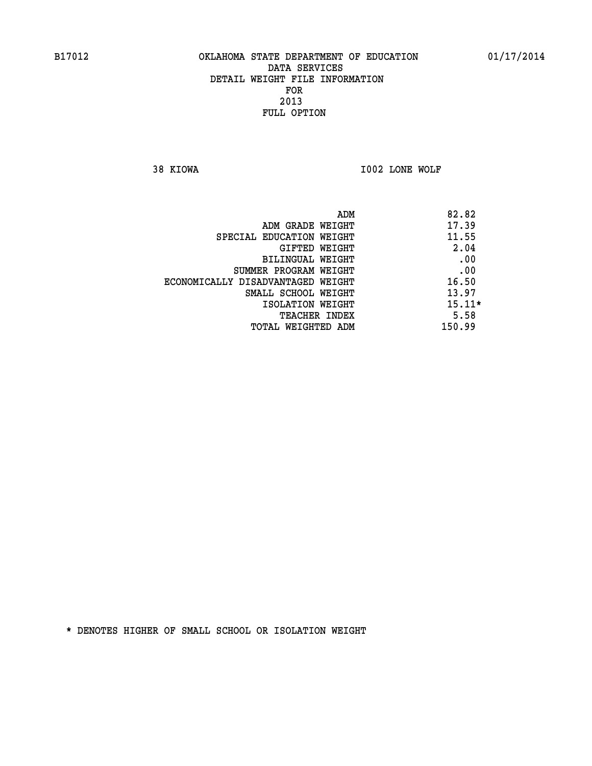# OKLAHOMA STATE DEPARTMENT OF EDUCATION
## DATA SERVICES
## DETAIL WEIGHT FILE INFORMATION
## FOR
## 2013
## FULL OPTION

38 KIOWA I002 LONE WOLF

| | |
|---|---|
| ADM | 82.82 |
| ADM GRADE WEIGHT | 17.39 |
| SPECIAL EDUCATION WEIGHT | 11.55 |
| GIFTED WEIGHT | 2.04 |
| BILINGUAL WEIGHT | .00 |
| SUMMER PROGRAM WEIGHT | .00 |
| ECONOMICALLY DISADVANTAGED WEIGHT | 16.50 |
| SMALL SCHOOL WEIGHT | 13.97 |
| ISOLATION WEIGHT | 15.11* |
| TEACHER INDEX | 5.58 |
| TOTAL WEIGHTED ADM | 150.99 |

* DENOTES HIGHER OF SMALL SCHOOL OR ISOLATION WEIGHT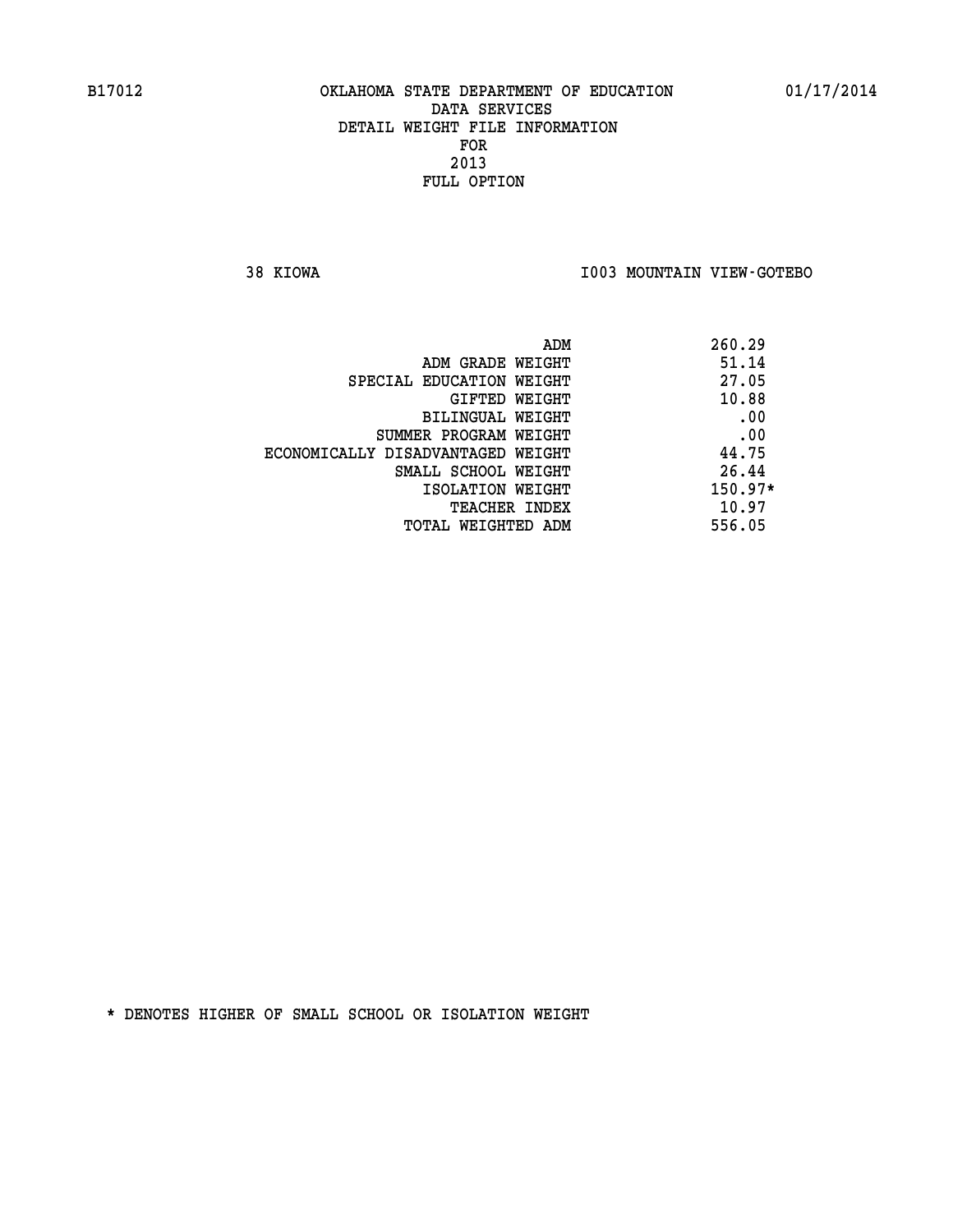B17012 OKLAHOMA STATE DEPARTMENT OF EDUCATION 01/17/2014

DATA SERVICES
DETAIL WEIGHT FILE INFORMATION
FOR
2013
FULL OPTION

38 KIOWA I003 MOUNTAIN VIEW-GOTEBO

| | |
|---|---|
| ADM | 260.29 |
| ADM GRADE WEIGHT | 51.14 |
| SPECIAL EDUCATION WEIGHT | 27.05 |
| GIFTED WEIGHT | 10.88 |
| BILINGUAL WEIGHT | .00 |
| SUMMER PROGRAM WEIGHT | .00 |
| ECONOMICALLY DISADVANTAGED WEIGHT | 44.75 |
| SMALL SCHOOL WEIGHT | 26.44 |
| ISOLATION WEIGHT | 150.97* |
| TEACHER INDEX | 10.97 |
| TOTAL WEIGHTED ADM | 556.05 |

* DENOTES HIGHER OF SMALL SCHOOL OR ISOLATION WEIGHT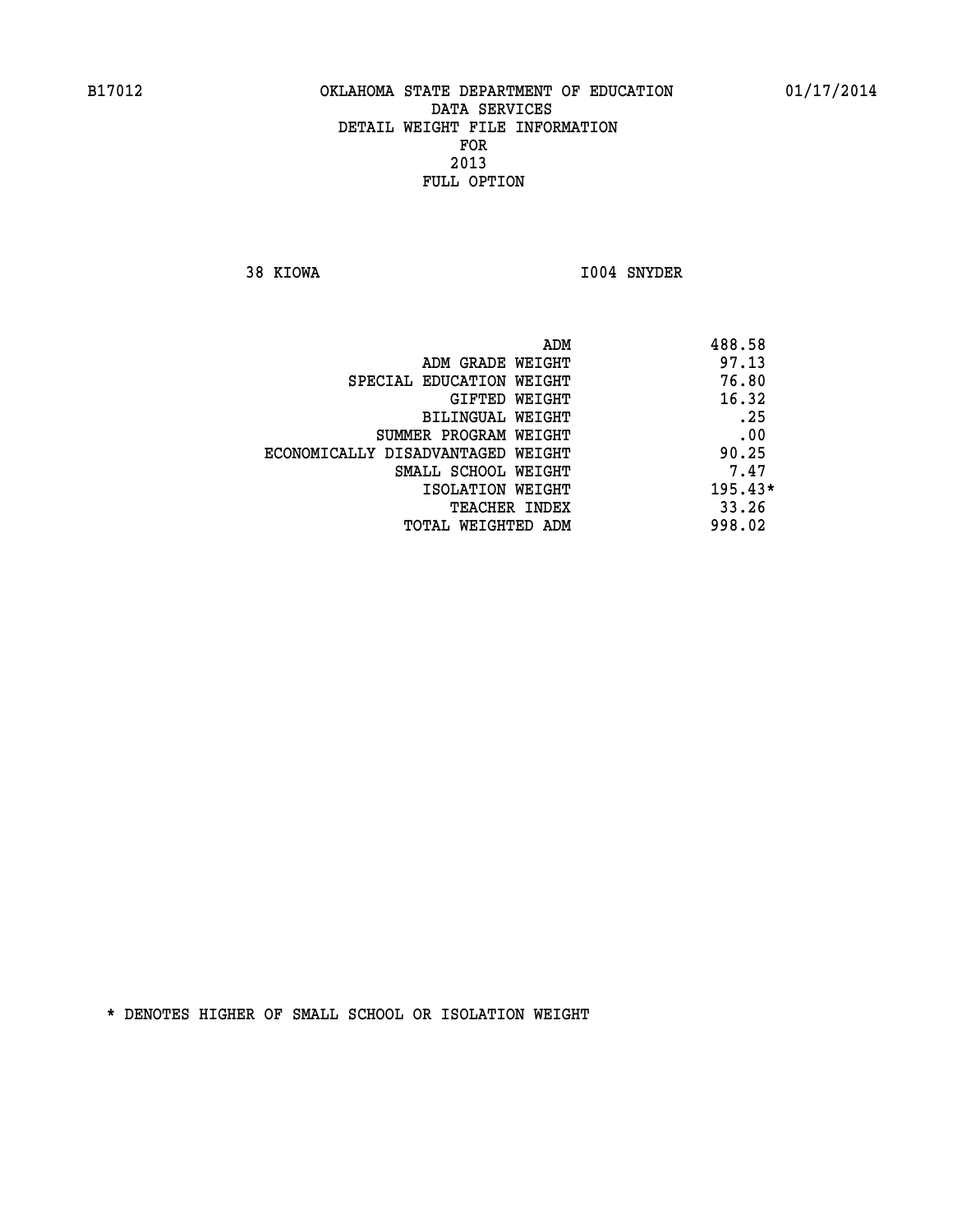B17012 OKLAHOMA STATE DEPARTMENT OF EDUCATION 01/17/2014

DATA SERVICES
DETAIL WEIGHT FILE INFORMATION
FOR
2013
FULL OPTION

38 KIOWA I004 SNYDER

| | |
|---|---|
| ADM | 488.58 |
| ADM GRADE WEIGHT | 97.13 |
| SPECIAL EDUCATION WEIGHT | 76.80 |
| GIFTED WEIGHT | 16.32 |
| BILINGUAL WEIGHT | .25 |
| SUMMER PROGRAM WEIGHT | .00 |
| ECONOMICALLY DISADVANTAGED WEIGHT | 90.25 |
| SMALL SCHOOL WEIGHT | 7.47 |
| ISOLATION WEIGHT | 195.43* |
| TEACHER INDEX | 33.26 |
| TOTAL WEIGHTED ADM | 998.02 |

* DENOTES HIGHER OF SMALL SCHOOL OR ISOLATION WEIGHT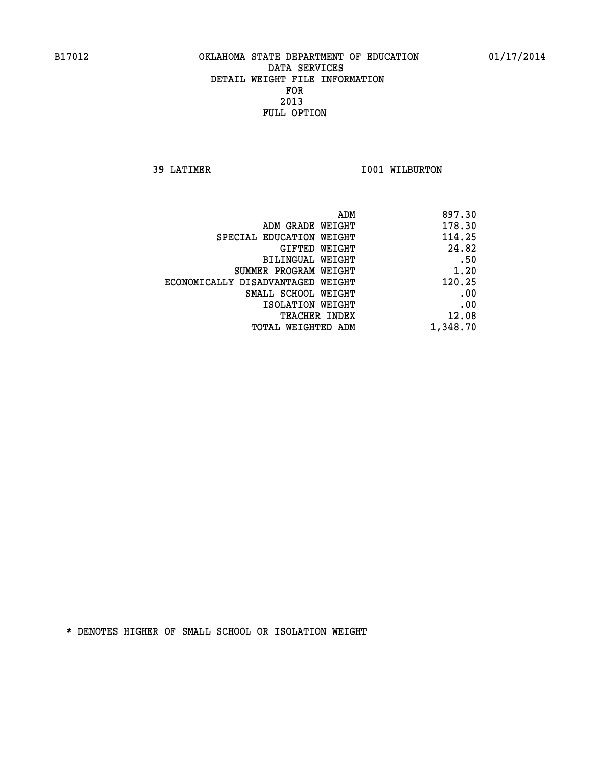B17012 OKLAHOMA STATE DEPARTMENT OF EDUCATION 01/17/2014

DATA SERVICES
DETAIL WEIGHT FILE INFORMATION
FOR
2013
FULL OPTION

39 LATIMER I001 WILBURTON

| | |
|---|---|
| ADM | 897.30 |
| ADM GRADE WEIGHT | 178.30 |
| SPECIAL EDUCATION WEIGHT | 114.25 |
| GIFTED WEIGHT | 24.82 |
| BILINGUAL WEIGHT | .50 |
| SUMMER PROGRAM WEIGHT | 1.20 |
| ECONOMICALLY DISADVANTAGED WEIGHT | 120.25 |
| SMALL SCHOOL WEIGHT | .00 |
| ISOLATION WEIGHT | .00 |
| TEACHER INDEX | 12.08 |
| TOTAL WEIGHTED ADM | 1,348.70 |

* DENOTES HIGHER OF SMALL SCHOOL OR ISOLATION WEIGHT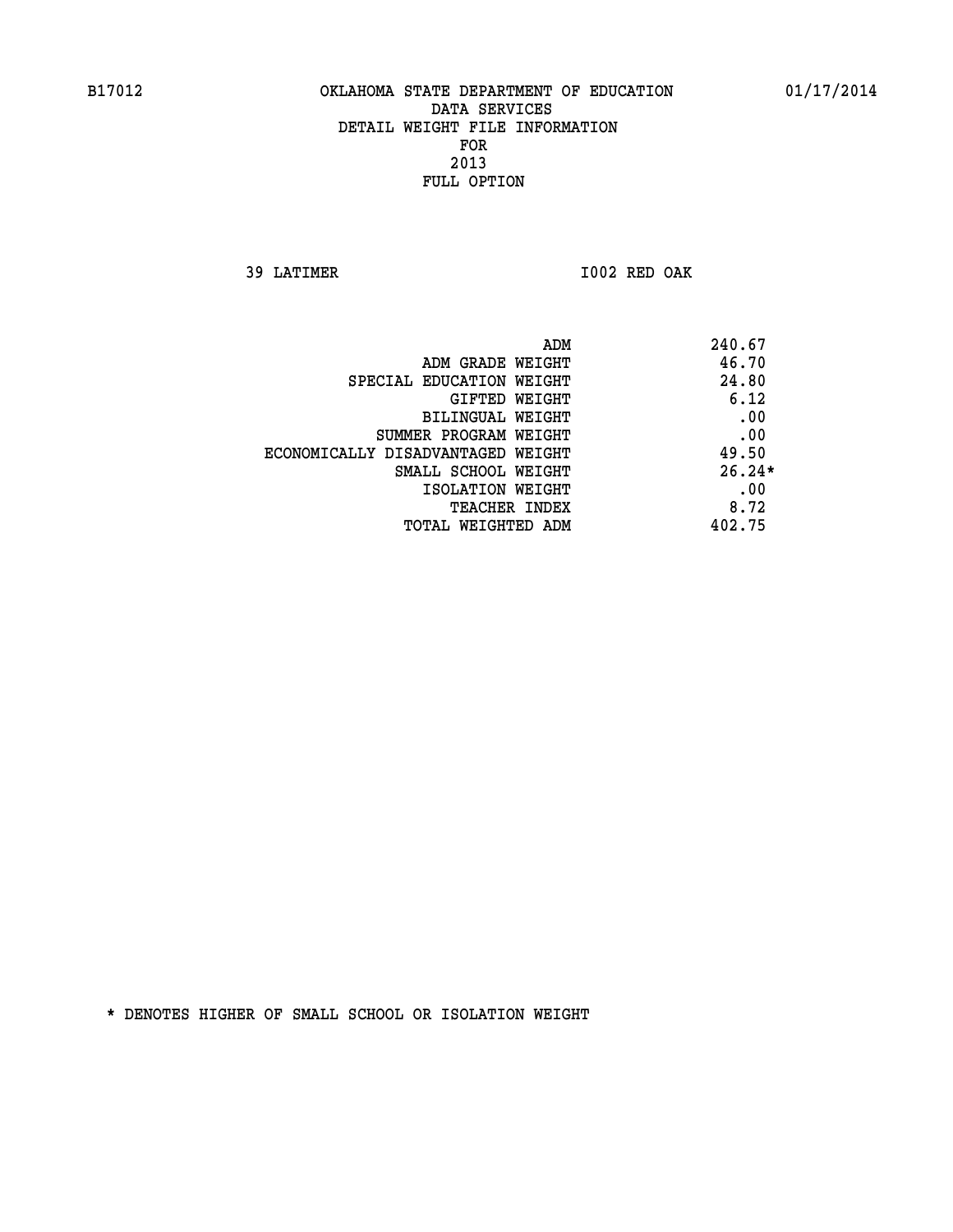B17012 OKLAHOMA STATE DEPARTMENT OF EDUCATION 01/17/2014

DATA SERVICES
DETAIL WEIGHT FILE INFORMATION
FOR
2013
FULL OPTION

39 LATIMER I002 RED OAK

| | |
|---|---|
| ADM | 240.67 |
| ADM GRADE WEIGHT | 46.70 |
| SPECIAL EDUCATION WEIGHT | 24.80 |
| GIFTED WEIGHT | 6.12 |
| BILINGUAL WEIGHT | .00 |
| SUMMER PROGRAM WEIGHT | .00 |
| ECONOMICALLY DISADVANTAGED WEIGHT | 49.50 |
| SMALL SCHOOL WEIGHT | 26.24* |
| ISOLATION WEIGHT | .00 |
| TEACHER INDEX | 8.72 |
| TOTAL WEIGHTED ADM | 402.75 |

* DENOTES HIGHER OF SMALL SCHOOL OR ISOLATION WEIGHT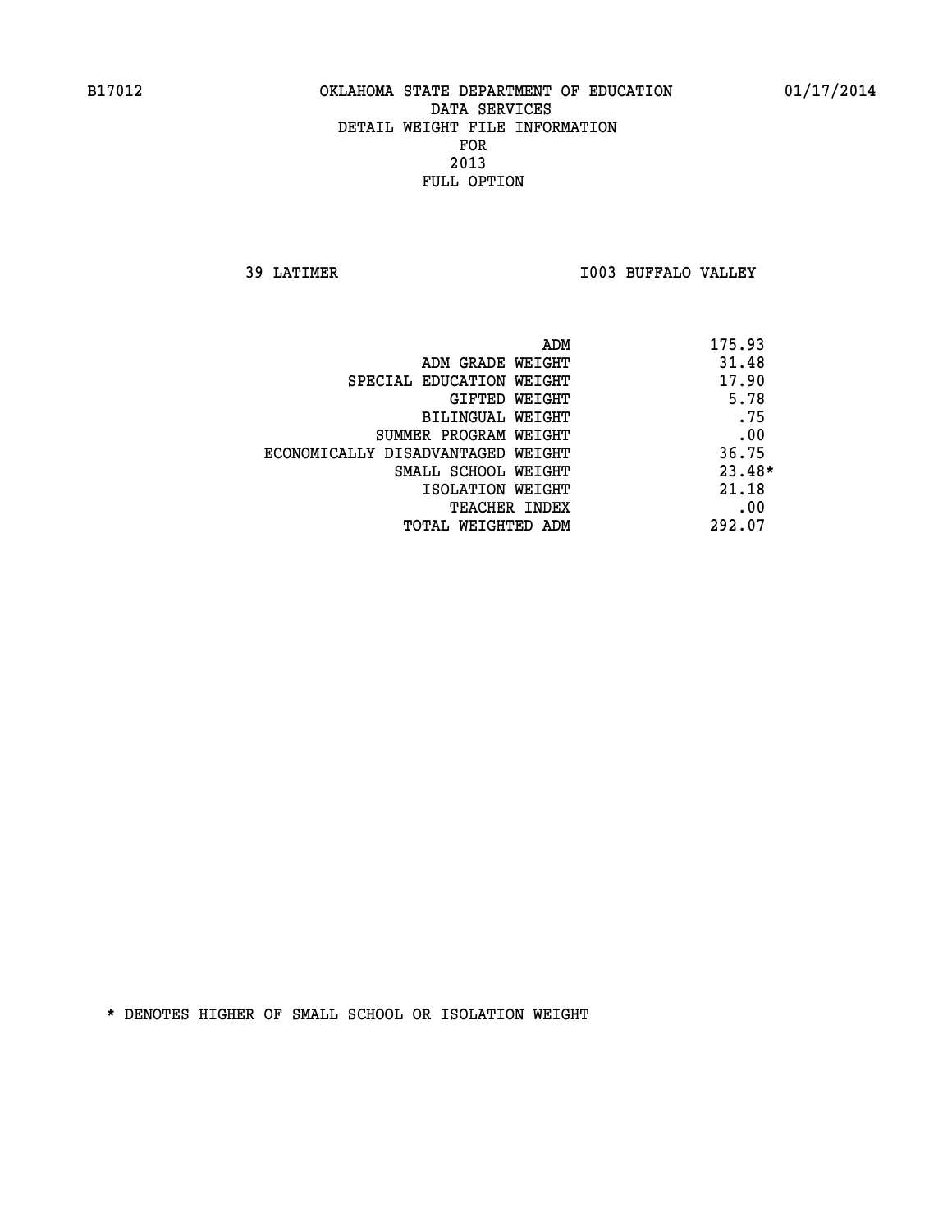B17012 OKLAHOMA STATE DEPARTMENT OF EDUCATION 01/17/2014

DATA SERVICES
DETAIL WEIGHT FILE INFORMATION
FOR
2013
FULL OPTION

39 LATIMER I003 BUFFALO VALLEY

| | |
|---|---|
| ADM | 175.93 |
| ADM GRADE WEIGHT | 31.48 |
| SPECIAL EDUCATION WEIGHT | 17.90 |
| GIFTED WEIGHT | 5.78 |
| BILINGUAL WEIGHT | .75 |
| SUMMER PROGRAM WEIGHT | .00 |
| ECONOMICALLY DISADVANTAGED WEIGHT | 36.75 |
| SMALL SCHOOL WEIGHT | 23.48* |
| ISOLATION WEIGHT | 21.18 |
| TEACHER INDEX | .00 |
| TOTAL WEIGHTED ADM | 292.07 |

* DENOTES HIGHER OF SMALL SCHOOL OR ISOLATION WEIGHT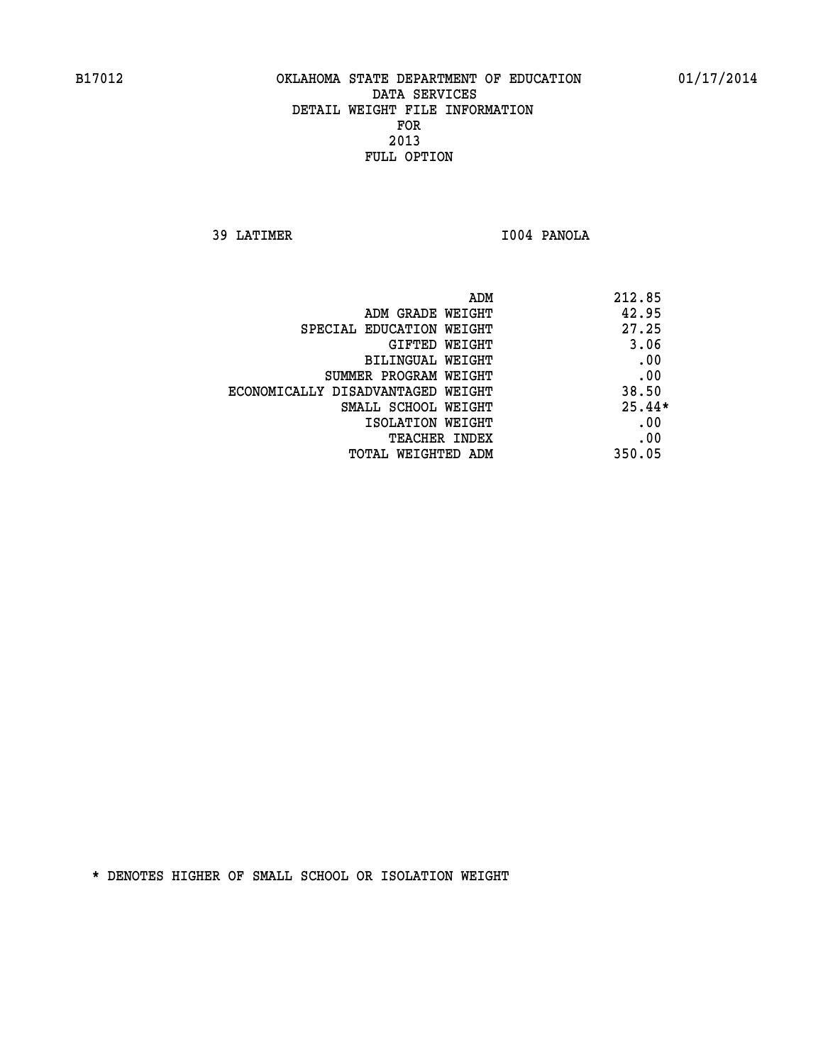B17012 OKLAHOMA STATE DEPARTMENT OF EDUCATION 01/17/2014

DATA SERVICES
DETAIL WEIGHT FILE INFORMATION
FOR
2013
FULL OPTION

39 LATIMER I004 PANOLA

| | |
|---|---|
| ADM | 212.85 |
| ADM GRADE WEIGHT | 42.95 |
| SPECIAL EDUCATION WEIGHT | 27.25 |
| GIFTED WEIGHT | 3.06 |
| BILINGUAL WEIGHT | .00 |
| SUMMER PROGRAM WEIGHT | .00 |
| ECONOMICALLY DISADVANTAGED WEIGHT | 38.50 |
| SMALL SCHOOL WEIGHT | 25.44* |
| ISOLATION WEIGHT | .00 |
| TEACHER INDEX | .00 |
| TOTAL WEIGHTED ADM | 350.05 |

* DENOTES HIGHER OF SMALL SCHOOL OR ISOLATION WEIGHT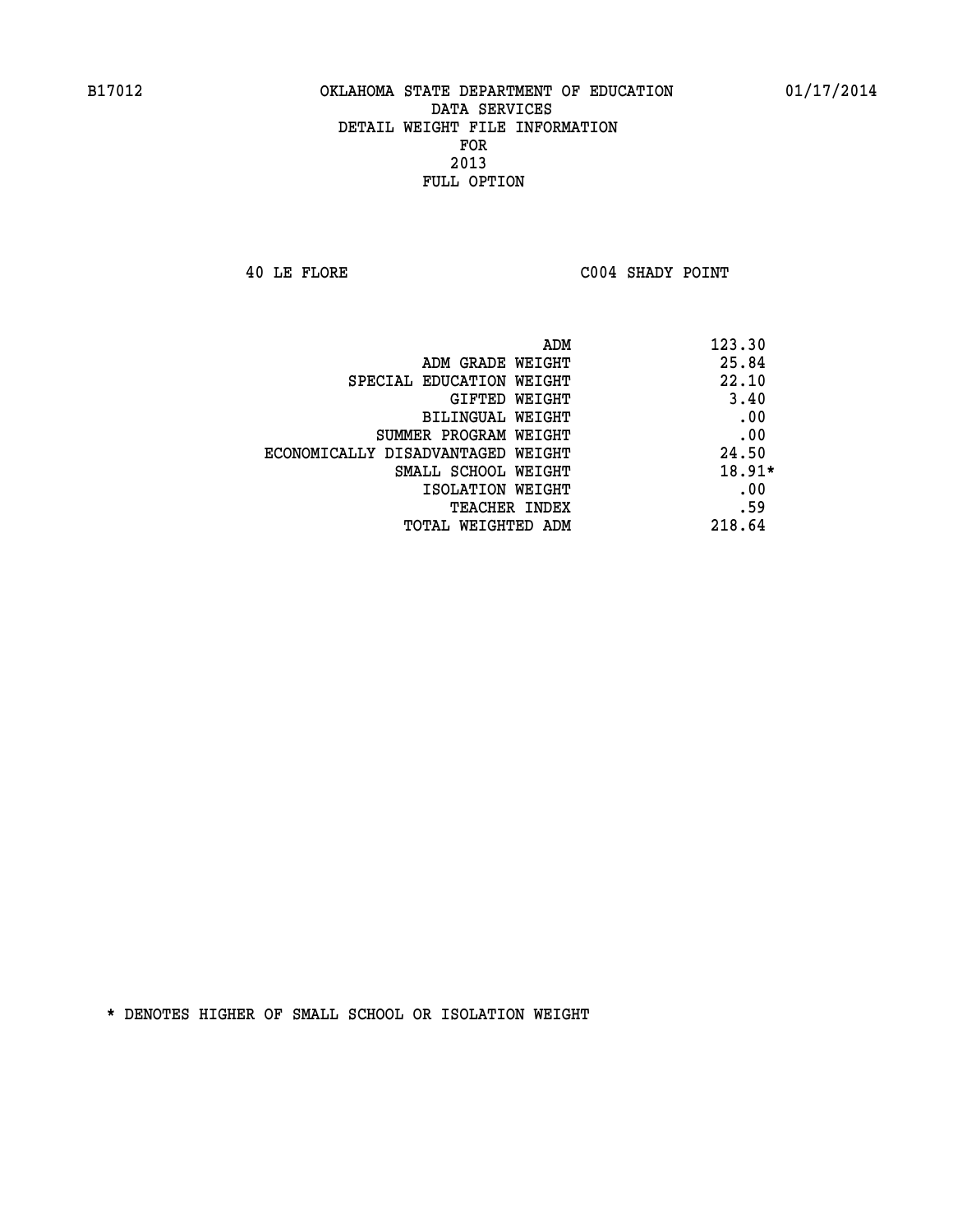B17012 OKLAHOMA STATE DEPARTMENT OF EDUCATION 01/17/2014

DATA SERVICES
DETAIL WEIGHT FILE INFORMATION
FOR
2013
FULL OPTION

40 LE FLORE C004 SHADY POINT

| | |
|---|---|
| ADM | 123.30 |
| ADM GRADE WEIGHT | 25.84 |
| SPECIAL EDUCATION WEIGHT | 22.10 |
| GIFTED WEIGHT | 3.40 |
| BILINGUAL WEIGHT | .00 |
| SUMMER PROGRAM WEIGHT | .00 |
| ECONOMICALLY DISADVANTAGED WEIGHT | 24.50 |
| SMALL SCHOOL WEIGHT | 18.91* |
| ISOLATION WEIGHT | .00 |
| TEACHER INDEX | .59 |
| TOTAL WEIGHTED ADM | 218.64 |

* DENOTES HIGHER OF SMALL SCHOOL OR ISOLATION WEIGHT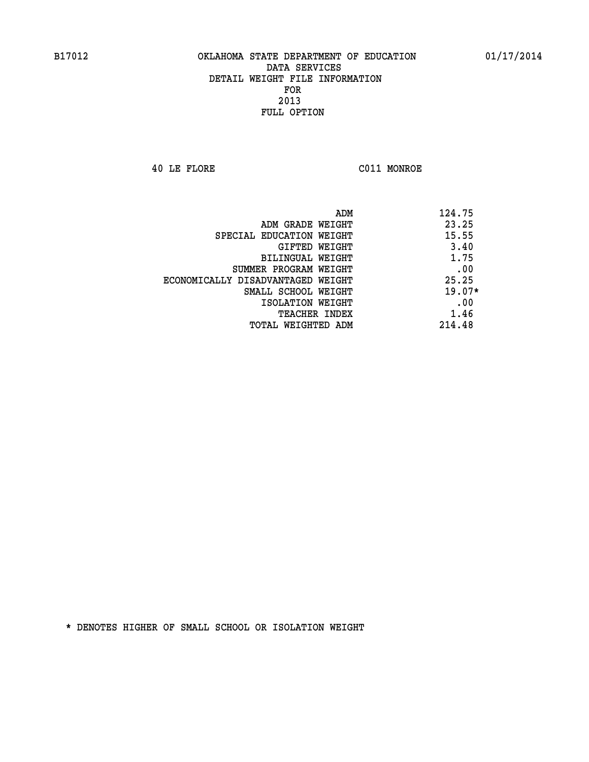B17012 OKLAHOMA STATE DEPARTMENT OF EDUCATION 01/17/2014

DATA SERVICES
DETAIL WEIGHT FILE INFORMATION
FOR
2013
FULL OPTION

40 LE FLORE C011 MONROE

| | |
|---|---|
| ADM | 124.75 |
| ADM GRADE WEIGHT | 23.25 |
| SPECIAL EDUCATION WEIGHT | 15.55 |
| GIFTED WEIGHT | 3.40 |
| BILINGUAL WEIGHT | 1.75 |
| SUMMER PROGRAM WEIGHT | .00 |
| ECONOMICALLY DISADVANTAGED WEIGHT | 25.25 |
| SMALL SCHOOL WEIGHT | 19.07* |
| ISOLATION WEIGHT | .00 |
| TEACHER INDEX | 1.46 |
| TOTAL WEIGHTED ADM | 214.48 |

* DENOTES HIGHER OF SMALL SCHOOL OR ISOLATION WEIGHT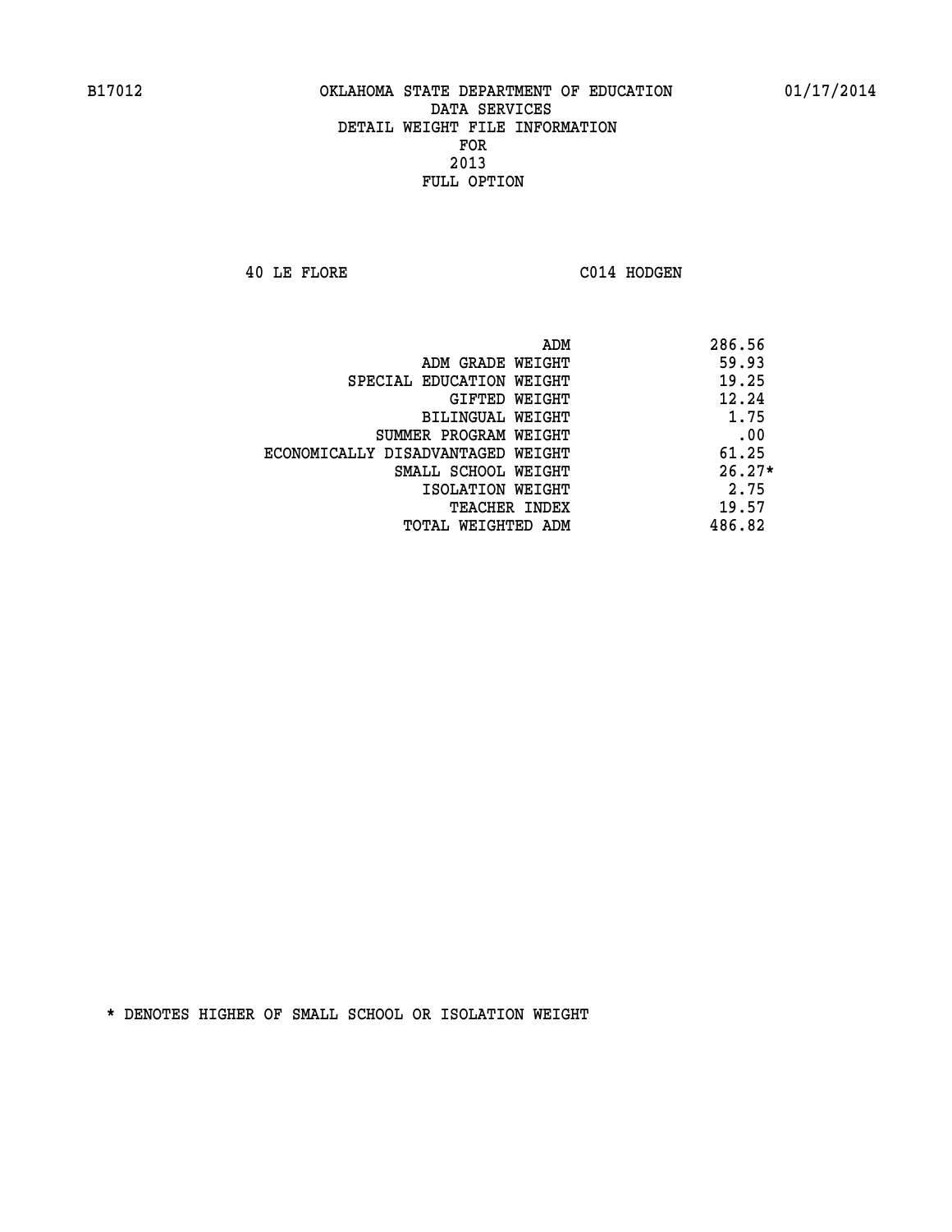B17012 OKLAHOMA STATE DEPARTMENT OF EDUCATION 01/17/2014

DATA SERVICES
DETAIL WEIGHT FILE INFORMATION
FOR
2013
FULL OPTION

40 LE FLORE C014 HODGEN

| | |
|---|---|
| ADM | 286.56 |
| ADM GRADE WEIGHT | 59.93 |
| SPECIAL EDUCATION WEIGHT | 19.25 |
| GIFTED WEIGHT | 12.24 |
| BILINGUAL WEIGHT | 1.75 |
| SUMMER PROGRAM WEIGHT | .00 |
| ECONOMICALLY DISADVANTAGED WEIGHT | 61.25 |
| SMALL SCHOOL WEIGHT | 26.27* |
| ISOLATION WEIGHT | 2.75 |
| TEACHER INDEX | 19.57 |
| TOTAL WEIGHTED ADM | 486.82 |

* DENOTES HIGHER OF SMALL SCHOOL OR ISOLATION WEIGHT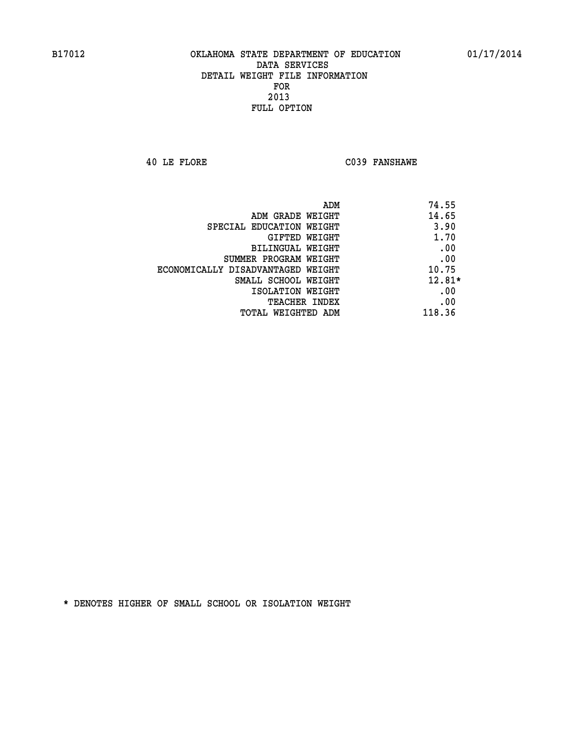B17012 OKLAHOMA STATE DEPARTMENT OF EDUCATION 01/17/2014

DATA SERVICES
DETAIL WEIGHT FILE INFORMATION
FOR
2013
FULL OPTION

40 LE FLORE C039 FANSHAWE

| | |
|---|---|
| ADM | 74.55 |
| ADM GRADE WEIGHT | 14.65 |
| SPECIAL EDUCATION WEIGHT | 3.90 |
| GIFTED WEIGHT | 1.70 |
| BILINGUAL WEIGHT | .00 |
| SUMMER PROGRAM WEIGHT | .00 |
| ECONOMICALLY DISADVANTAGED WEIGHT | 10.75 |
| SMALL SCHOOL WEIGHT | 12.81* |
| ISOLATION WEIGHT | .00 |
| TEACHER INDEX | .00 |
| TOTAL WEIGHTED ADM | 118.36 |

* DENOTES HIGHER OF SMALL SCHOOL OR ISOLATION WEIGHT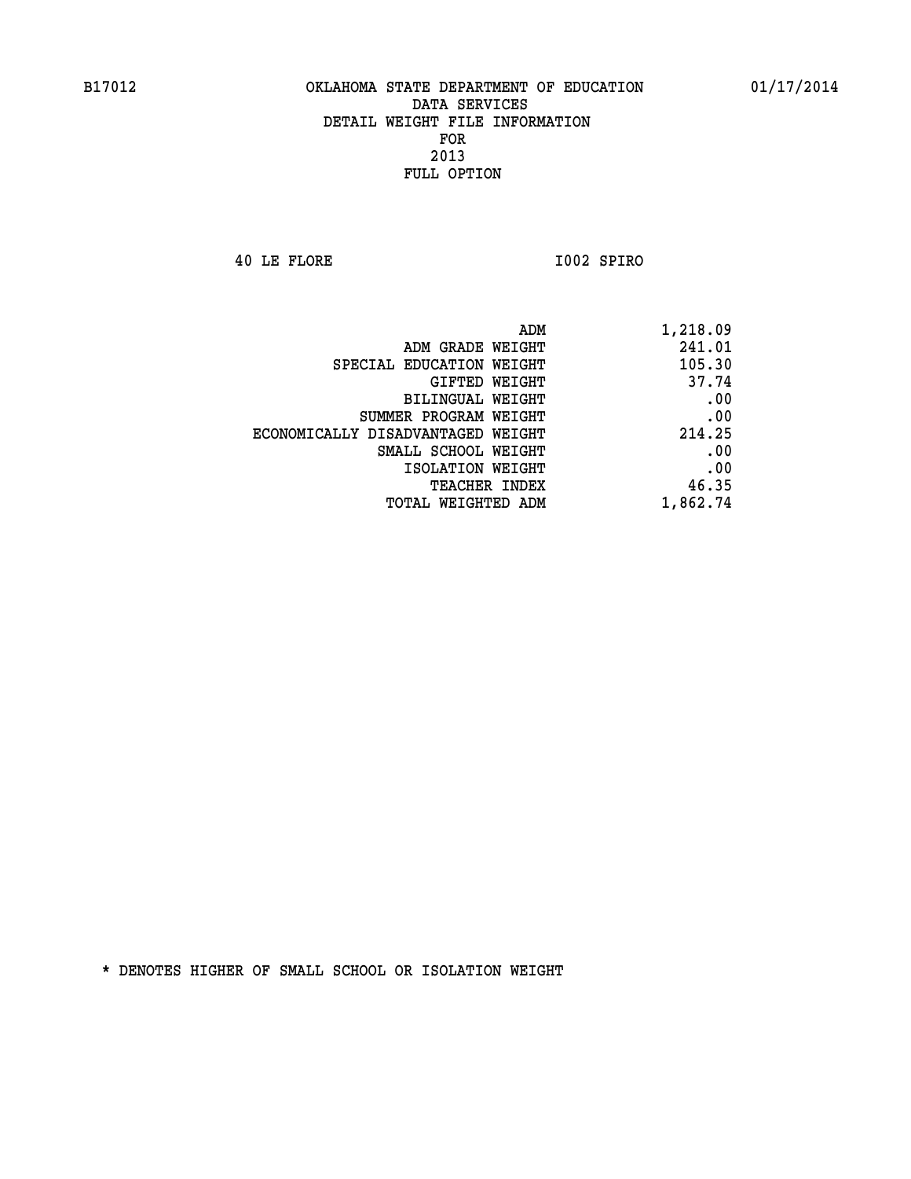B17012 OKLAHOMA STATE DEPARTMENT OF EDUCATION 01/17/2014

DATA SERVICES
DETAIL WEIGHT FILE INFORMATION
FOR
2013
FULL OPTION

40 LE FLORE I002 SPIRO

| | |
|---|---|
| ADM | 1,218.09 |
| ADM GRADE WEIGHT | 241.01 |
| SPECIAL EDUCATION WEIGHT | 105.30 |
| GIFTED WEIGHT | 37.74 |
| BILINGUAL WEIGHT | .00 |
| SUMMER PROGRAM WEIGHT | .00 |
| ECONOMICALLY DISADVANTAGED WEIGHT | 214.25 |
| SMALL SCHOOL WEIGHT | .00 |
| ISOLATION WEIGHT | .00 |
| TEACHER INDEX | 46.35 |
| TOTAL WEIGHTED ADM | 1,862.74 |

* DENOTES HIGHER OF SMALL SCHOOL OR ISOLATION WEIGHT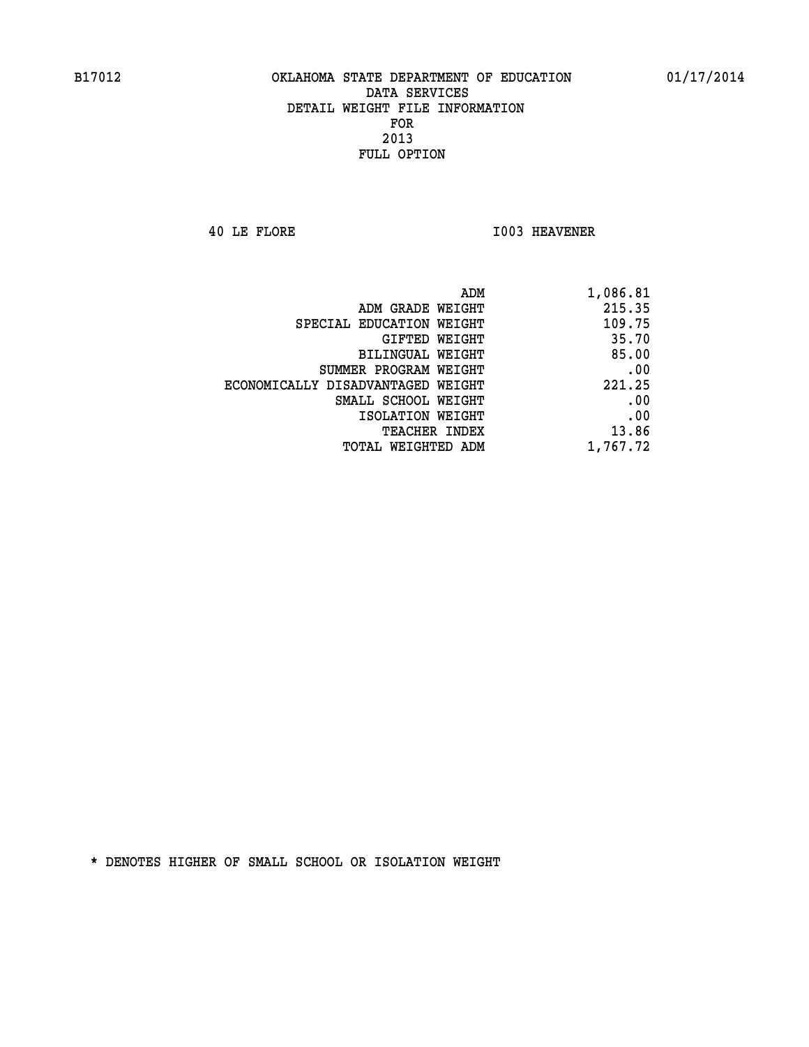B17012 OKLAHOMA STATE DEPARTMENT OF EDUCATION 01/17/2014

DATA SERVICES
DETAIL WEIGHT FILE INFORMATION
FOR
2013
FULL OPTION

40 LE FLORE I003 HEAVENER

| | |
|---|---|
| ADM | 1,086.81 |
| ADM GRADE WEIGHT | 215.35 |
| SPECIAL EDUCATION WEIGHT | 109.75 |
| GIFTED WEIGHT | 35.70 |
| BILINGUAL WEIGHT | 85.00 |
| SUMMER PROGRAM WEIGHT | .00 |
| ECONOMICALLY DISADVANTAGED WEIGHT | 221.25 |
| SMALL SCHOOL WEIGHT | .00 |
| ISOLATION WEIGHT | .00 |
| TEACHER INDEX | 13.86 |
| TOTAL WEIGHTED ADM | 1,767.72 |

* DENOTES HIGHER OF SMALL SCHOOL OR ISOLATION WEIGHT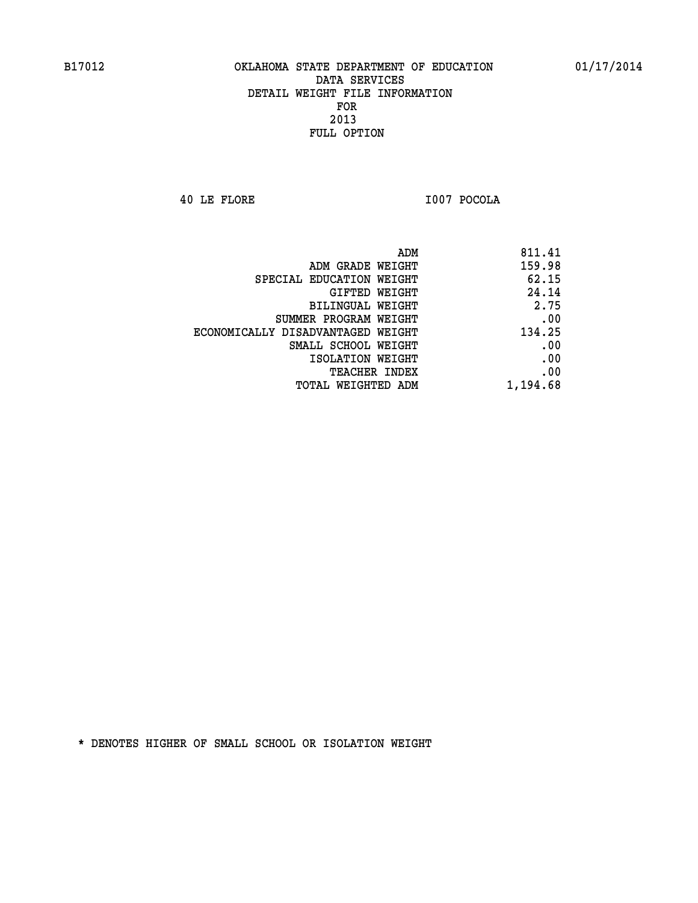B17012 OKLAHOMA STATE DEPARTMENT OF EDUCATION 01/17/2014

DATA SERVICES
DETAIL WEIGHT FILE INFORMATION
FOR
2013
FULL OPTION

40 LE FLORE I007 POCOLA

| | |
|---|---|
| ADM | 811.41 |
| ADM GRADE WEIGHT | 159.98 |
| SPECIAL EDUCATION WEIGHT | 62.15 |
| GIFTED WEIGHT | 24.14 |
| BILINGUAL WEIGHT | 2.75 |
| SUMMER PROGRAM WEIGHT | .00 |
| ECONOMICALLY DISADVANTAGED WEIGHT | 134.25 |
| SMALL SCHOOL WEIGHT | .00 |
| ISOLATION WEIGHT | .00 |
| TEACHER INDEX | .00 |
| TOTAL WEIGHTED ADM | 1,194.68 |

* DENOTES HIGHER OF SMALL SCHOOL OR ISOLATION WEIGHT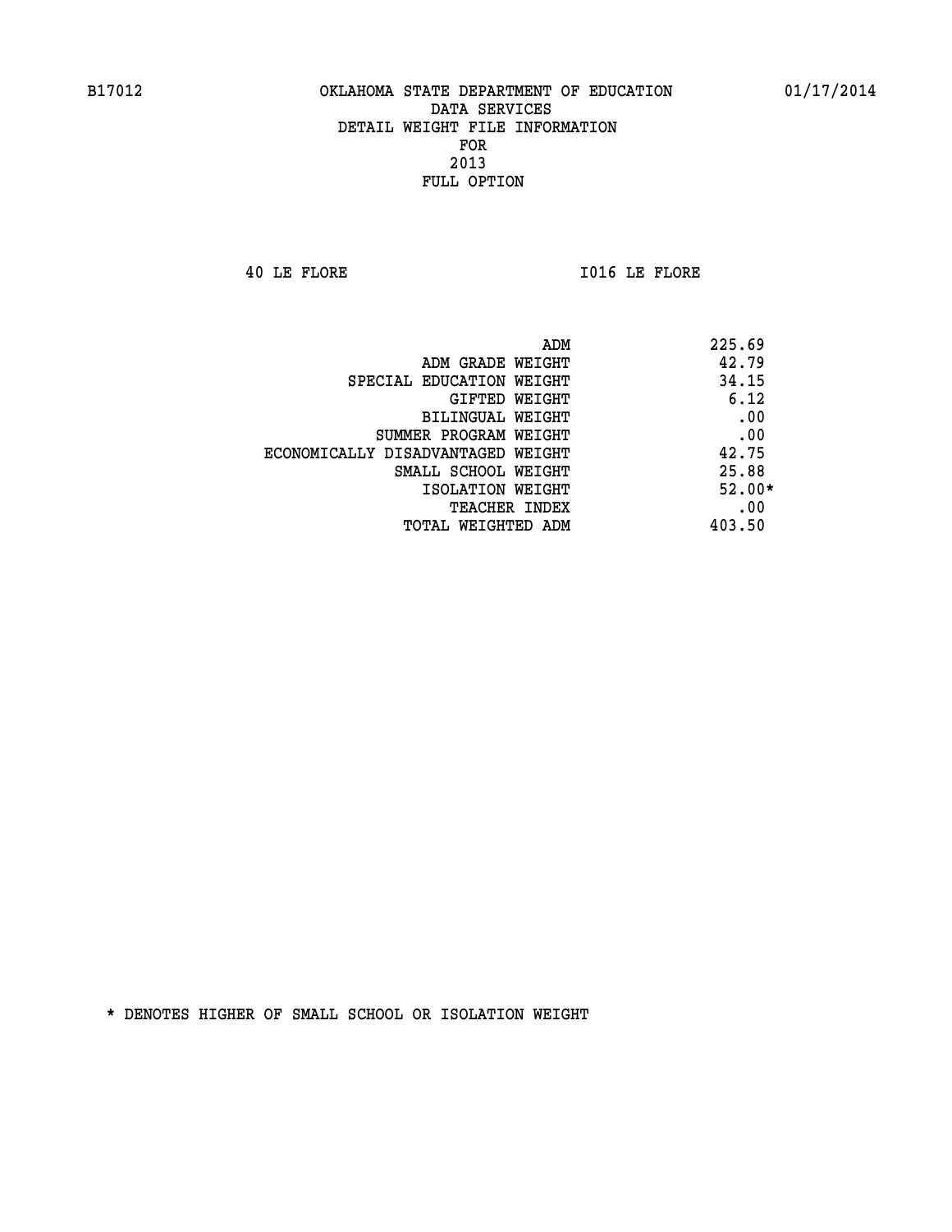B17012 OKLAHOMA STATE DEPARTMENT OF EDUCATION 01/17/2014

DATA SERVICES
DETAIL WEIGHT FILE INFORMATION
FOR
2013
FULL OPTION

40 LE FLORE I016 LE FLORE

| | |
|---|---|
| ADM | 225.69 |
| ADM GRADE WEIGHT | 42.79 |
| SPECIAL EDUCATION WEIGHT | 34.15 |
| GIFTED WEIGHT | 6.12 |
| BILINGUAL WEIGHT | .00 |
| SUMMER PROGRAM WEIGHT | .00 |
| ECONOMICALLY DISADVANTAGED WEIGHT | 42.75 |
| SMALL SCHOOL WEIGHT | 25.88 |
| ISOLATION WEIGHT | 52.00* |
| TEACHER INDEX | .00 |
| TOTAL WEIGHTED ADM | 403.50 |

* DENOTES HIGHER OF SMALL SCHOOL OR ISOLATION WEIGHT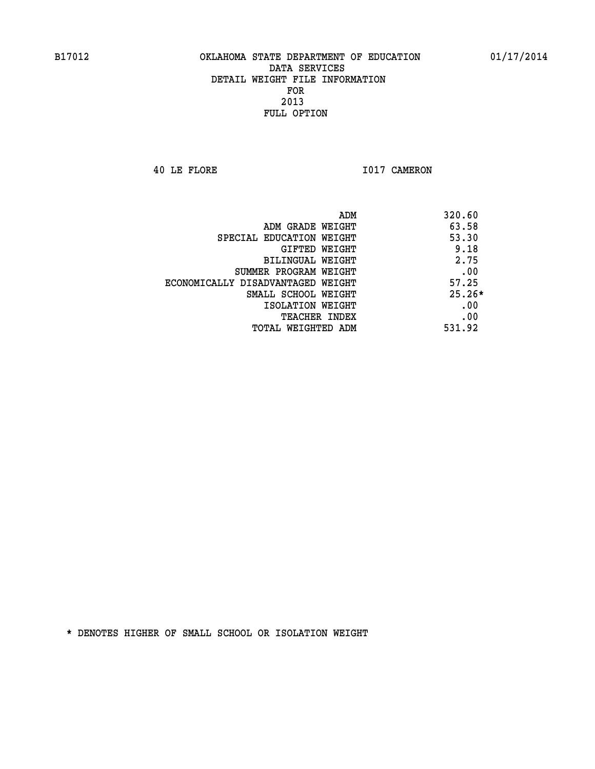# OKLAHOMA STATE DEPARTMENT OF EDUCATION
## DATA SERVICES
## DETAIL WEIGHT FILE INFORMATION
## FOR
## 2013
## FULL OPTION

B17012 01/17/2014

40 LE FLORE I017 CAMERON

| | |
|---|---|
| ADM | 320.60 |
| ADM GRADE WEIGHT | 63.58 |
| SPECIAL EDUCATION WEIGHT | 53.30 |
| GIFTED WEIGHT | 9.18 |
| BILINGUAL WEIGHT | 2.75 |
| SUMMER PROGRAM WEIGHT | .00 |
| ECONOMICALLY DISADVANTAGED WEIGHT | 57.25 |
| SMALL SCHOOL WEIGHT | 25.26* |
| ISOLATION WEIGHT | .00 |
| TEACHER INDEX | .00 |
| TOTAL WEIGHTED ADM | 531.92 |

* DENOTES HIGHER OF SMALL SCHOOL OR ISOLATION WEIGHT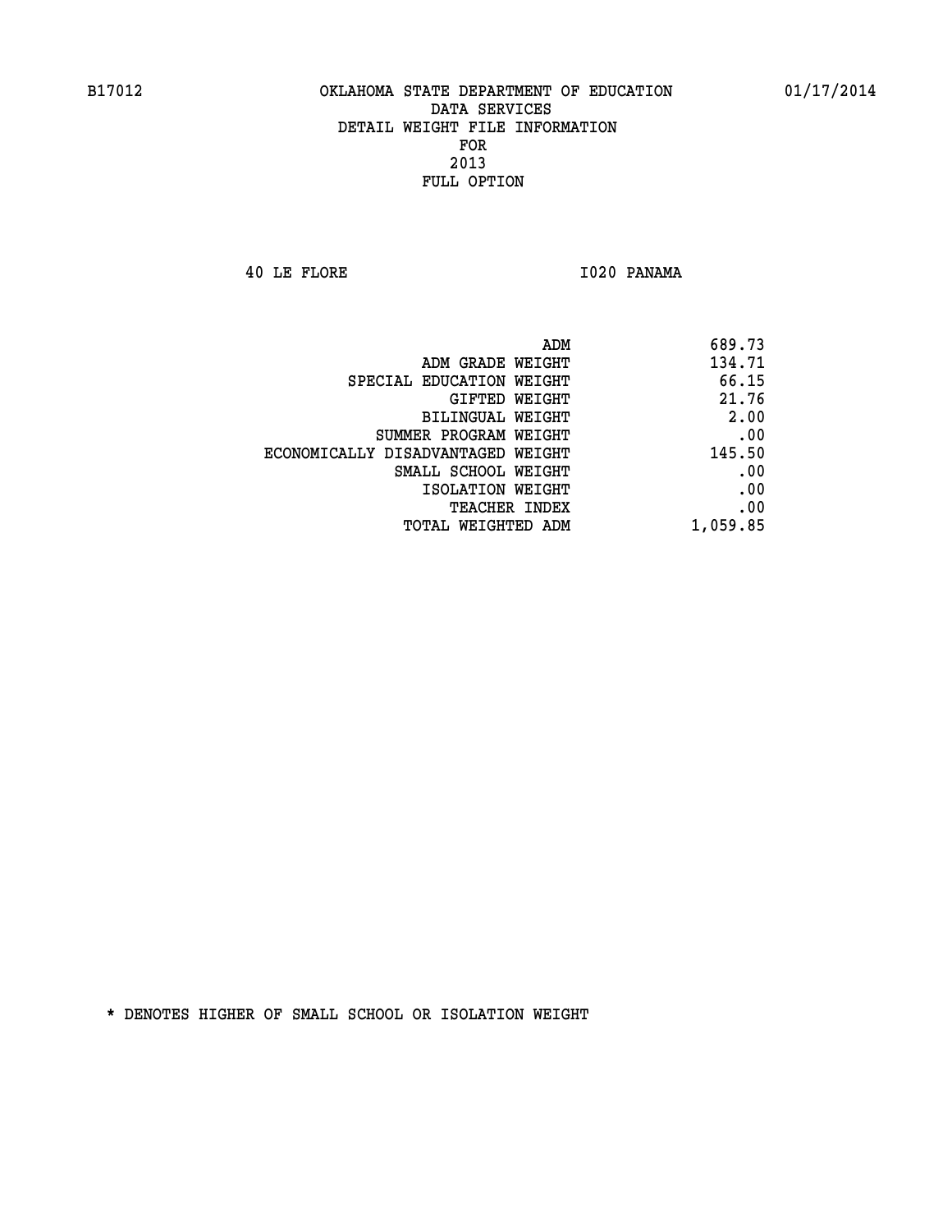B17012 OKLAHOMA STATE DEPARTMENT OF EDUCATION 01/17/2014

DATA SERVICES
DETAIL WEIGHT FILE INFORMATION
FOR
2013
FULL OPTION

40 LE FLORE I020 PANAMA

| | |
|---|---|
| ADM | 689.73 |
| ADM GRADE WEIGHT | 134.71 |
| SPECIAL EDUCATION WEIGHT | 66.15 |
| GIFTED WEIGHT | 21.76 |
| BILINGUAL WEIGHT | 2.00 |
| SUMMER PROGRAM WEIGHT | .00 |
| ECONOMICALLY DISADVANTAGED WEIGHT | 145.50 |
| SMALL SCHOOL WEIGHT | .00 |
| ISOLATION WEIGHT | .00 |
| TEACHER INDEX | .00 |
| TOTAL WEIGHTED ADM | 1,059.85 |

* DENOTES HIGHER OF SMALL SCHOOL OR ISOLATION WEIGHT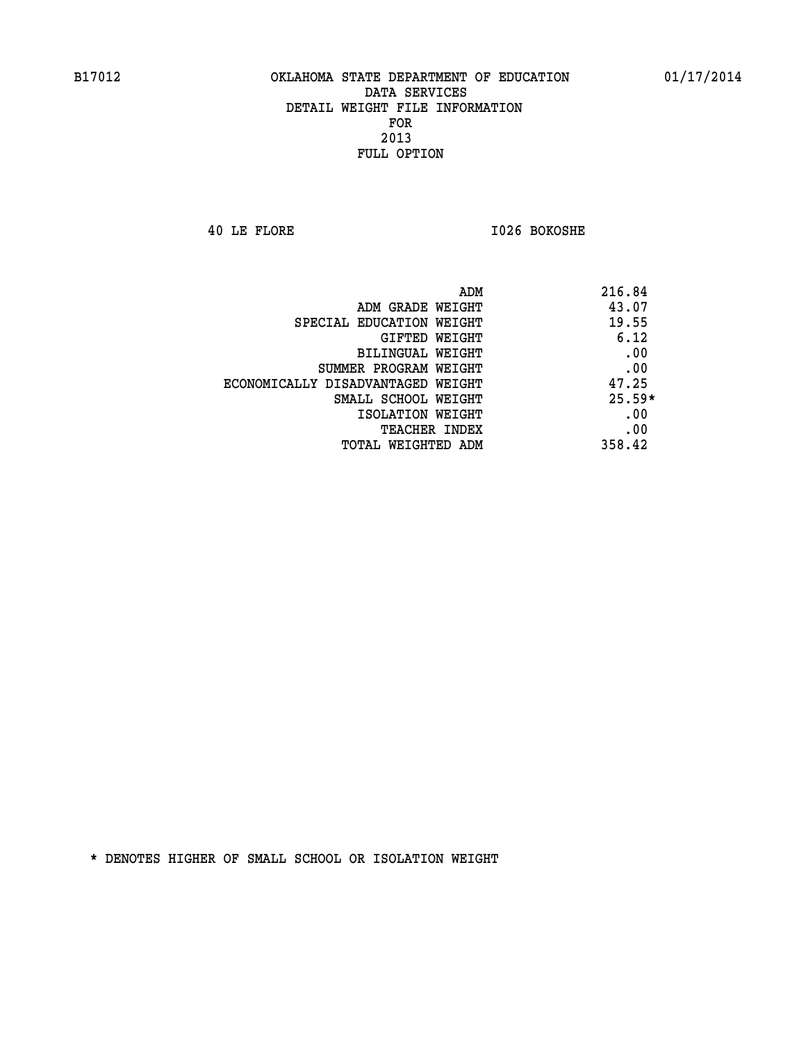B17012 OKLAHOMA STATE DEPARTMENT OF EDUCATION 01/17/2014

DATA SERVICES
DETAIL WEIGHT FILE INFORMATION
FOR
2013
FULL OPTION

40 LE FLORE I026 BOKOSHE

| | |
|---|---|
| ADM | 216.84 |
| ADM GRADE WEIGHT | 43.07 |
| SPECIAL EDUCATION WEIGHT | 19.55 |
| GIFTED WEIGHT | 6.12 |
| BILINGUAL WEIGHT | .00 |
| SUMMER PROGRAM WEIGHT | .00 |
| ECONOMICALLY DISADVANTAGED WEIGHT | 47.25 |
| SMALL SCHOOL WEIGHT | 25.59* |
| ISOLATION WEIGHT | .00 |
| TEACHER INDEX | .00 |
| TOTAL WEIGHTED ADM | 358.42 |

* DENOTES HIGHER OF SMALL SCHOOL OR ISOLATION WEIGHT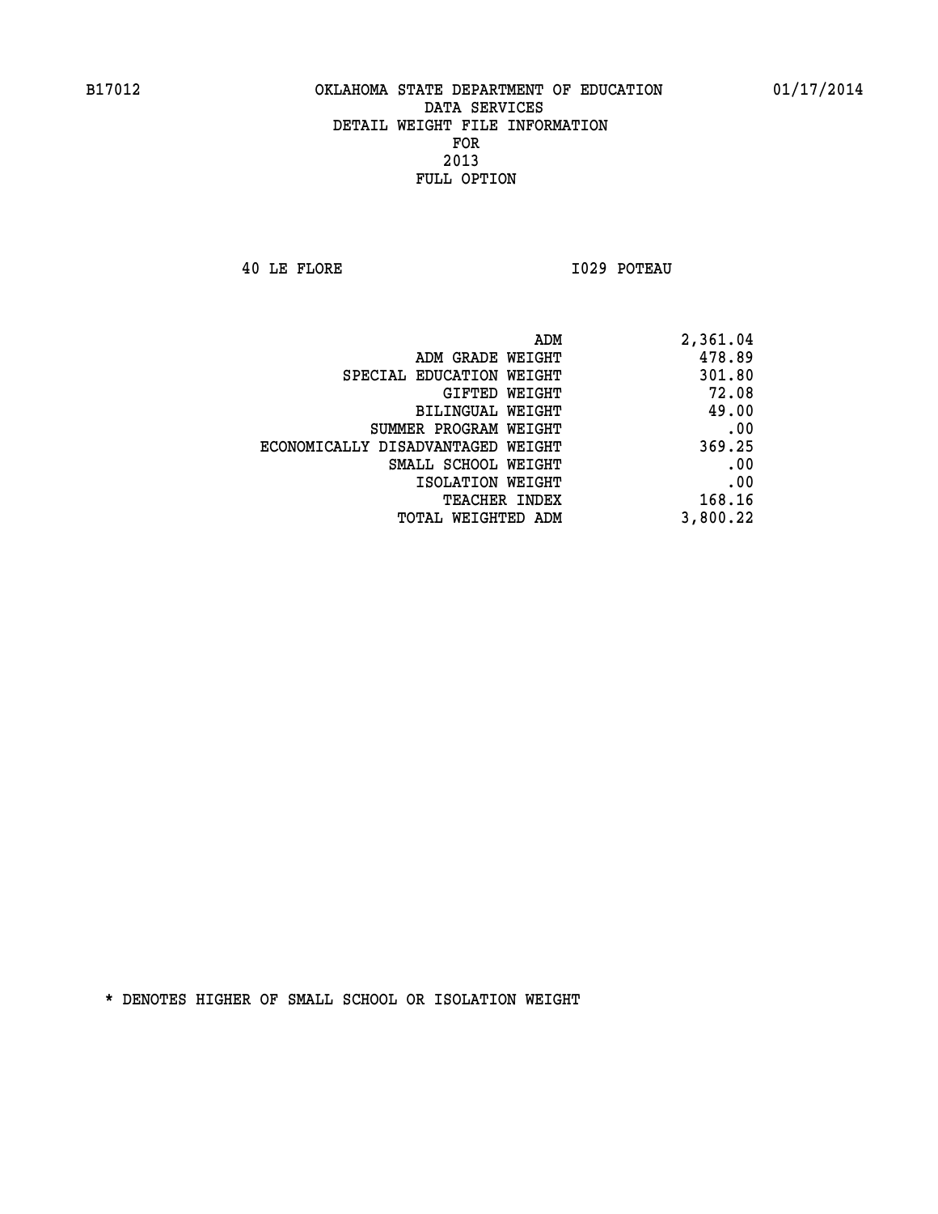B17012 OKLAHOMA STATE DEPARTMENT OF EDUCATION 01/17/2014

DATA SERVICES
DETAIL WEIGHT FILE INFORMATION
FOR
2013
FULL OPTION

40 LE FLORE I029 POTEAU

| | |
|---|---|
| ADM | 2,361.04 |
| ADM GRADE WEIGHT | 478.89 |
| SPECIAL EDUCATION WEIGHT | 301.80 |
| GIFTED WEIGHT | 72.08 |
| BILINGUAL WEIGHT | 49.00 |
| SUMMER PROGRAM WEIGHT | .00 |
| ECONOMICALLY DISADVANTAGED WEIGHT | 369.25 |
| SMALL SCHOOL WEIGHT | .00 |
| ISOLATION WEIGHT | .00 |
| TEACHER INDEX | 168.16 |
| TOTAL WEIGHTED ADM | 3,800.22 |

* DENOTES HIGHER OF SMALL SCHOOL OR ISOLATION WEIGHT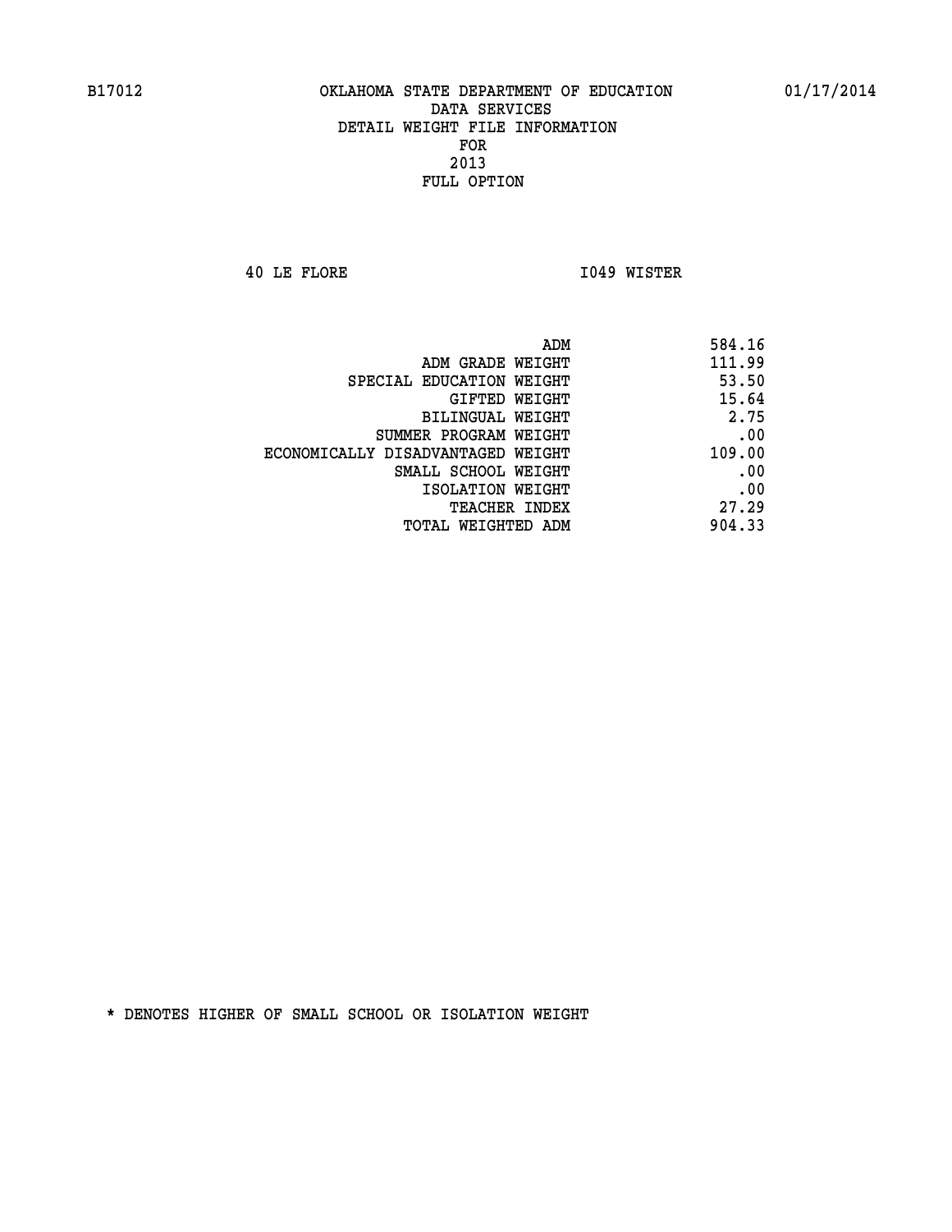B17012 OKLAHOMA STATE DEPARTMENT OF EDUCATION 01/17/2014

DATA SERVICES

DETAIL WEIGHT FILE INFORMATION

FOR

2013

FULL OPTION

40 LE FLORE I049 WISTER

| | |
|---|---|
| ADM | 584.16 |
| ADM GRADE WEIGHT | 111.99 |
| SPECIAL EDUCATION WEIGHT | 53.50 |
| GIFTED WEIGHT | 15.64 |
| BILINGUAL WEIGHT | 2.75 |
| SUMMER PROGRAM WEIGHT | .00 |
| ECONOMICALLY DISADVANTAGED WEIGHT | 109.00 |
| SMALL SCHOOL WEIGHT | .00 |
| ISOLATION WEIGHT | .00 |
| TEACHER INDEX | 27.29 |
| TOTAL WEIGHTED ADM | 904.33 |

* DENOTES HIGHER OF SMALL SCHOOL OR ISOLATION WEIGHT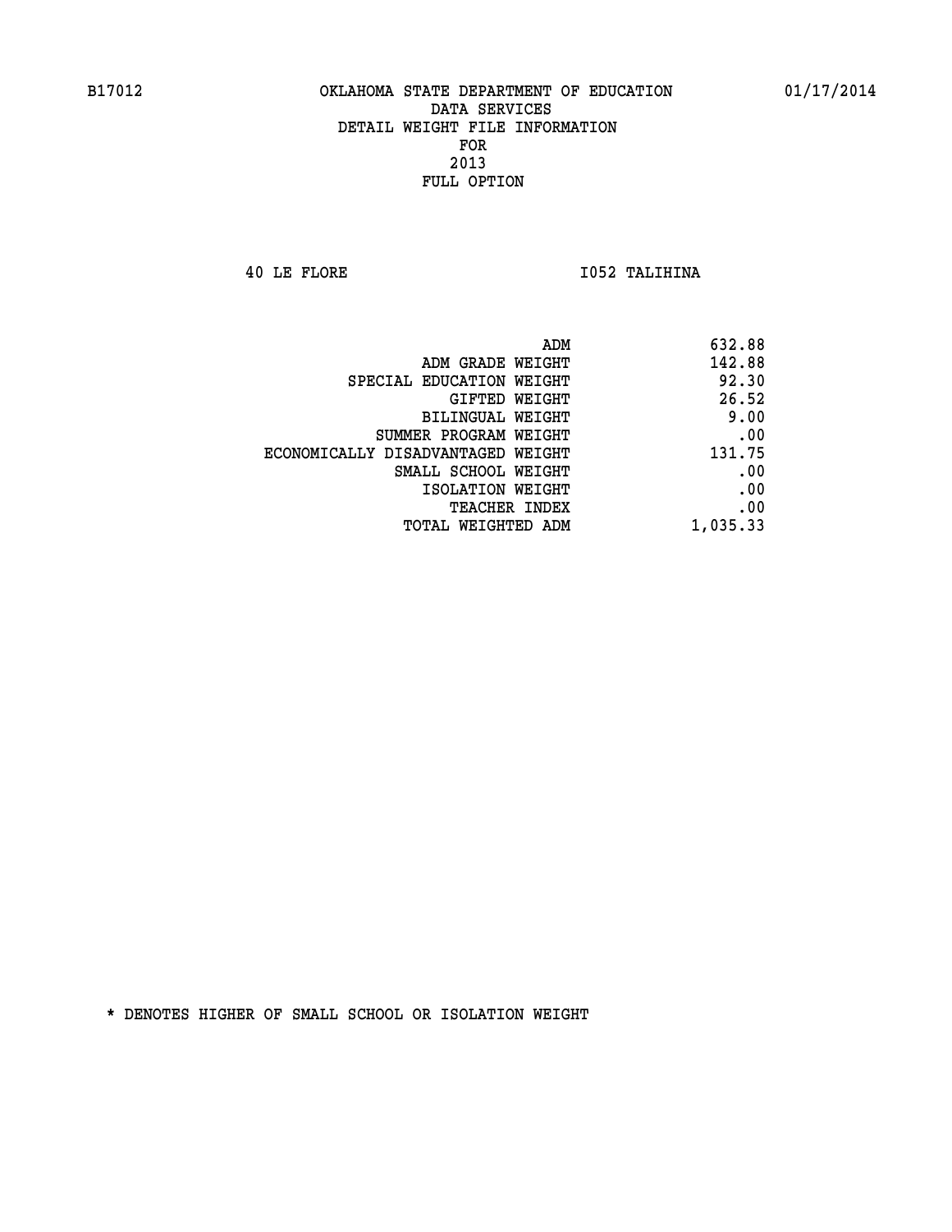B17012 OKLAHOMA STATE DEPARTMENT OF EDUCATION 01/17/2014

DATA SERVICES
DETAIL WEIGHT FILE INFORMATION
FOR
2013
FULL OPTION

40 LE FLORE I052 TALIHINA

| | |
|---|---|
| ADM | 632.88 |
| ADM GRADE WEIGHT | 142.88 |
| SPECIAL EDUCATION WEIGHT | 92.30 |
| GIFTED WEIGHT | 26.52 |
| BILINGUAL WEIGHT | 9.00 |
| SUMMER PROGRAM WEIGHT | .00 |
| ECONOMICALLY DISADVANTAGED WEIGHT | 131.75 |
| SMALL SCHOOL WEIGHT | .00 |
| ISOLATION WEIGHT | .00 |
| TEACHER INDEX | .00 |
| TOTAL WEIGHTED ADM | 1,035.33 |

* DENOTES HIGHER OF SMALL SCHOOL OR ISOLATION WEIGHT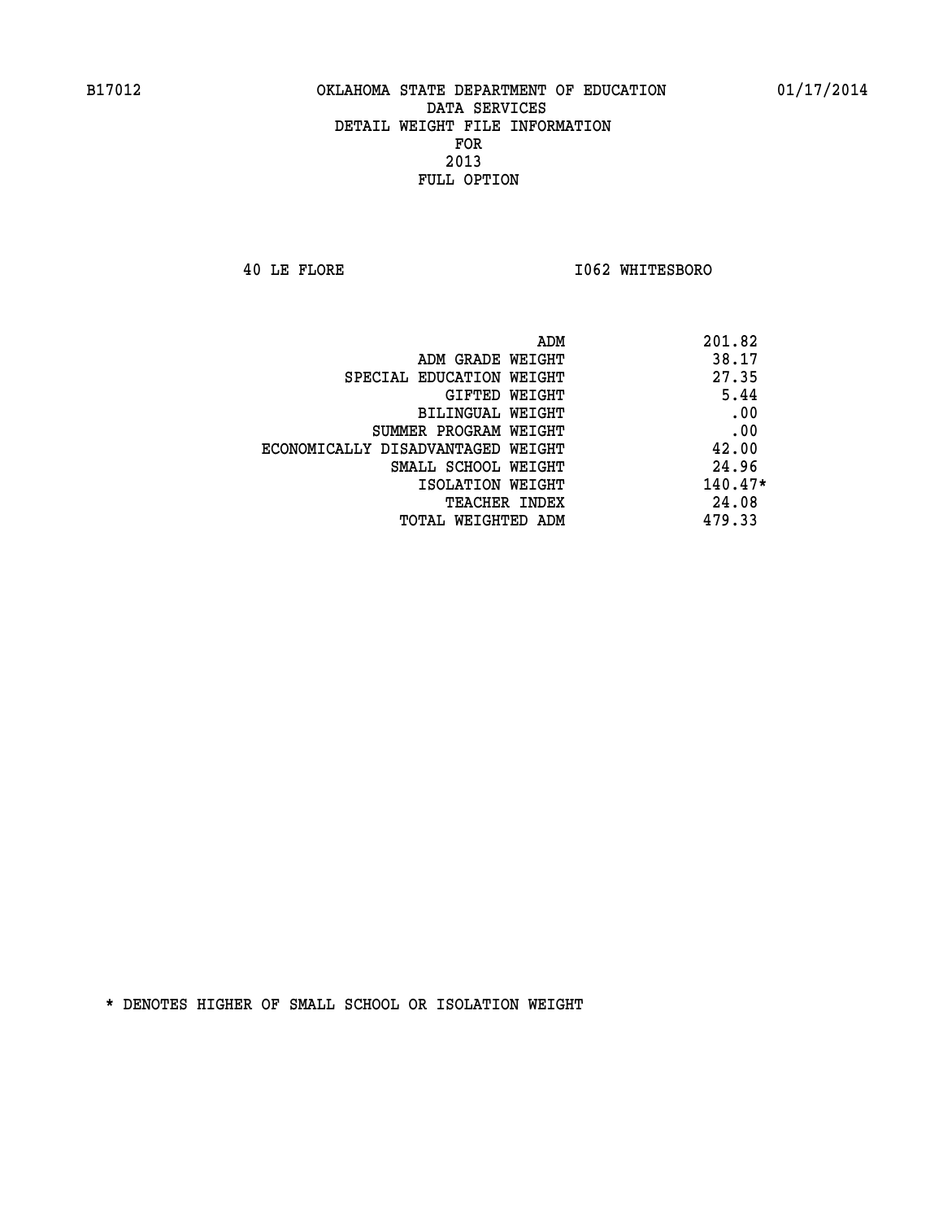B17012 OKLAHOMA STATE DEPARTMENT OF EDUCATION 01/17/2014

DATA SERVICES
DETAIL WEIGHT FILE INFORMATION
FOR
2013
FULL OPTION

40 LE FLORE I062 WHITESBORO

| | |
|---|---|
| ADM | 201.82 |
| ADM GRADE WEIGHT | 38.17 |
| SPECIAL EDUCATION WEIGHT | 27.35 |
| GIFTED WEIGHT | 5.44 |
| BILINGUAL WEIGHT | .00 |
| SUMMER PROGRAM WEIGHT | .00 |
| ECONOMICALLY DISADVANTAGED WEIGHT | 42.00 |
| SMALL SCHOOL WEIGHT | 24.96 |
| ISOLATION WEIGHT | 140.47* |
| TEACHER INDEX | 24.08 |
| TOTAL WEIGHTED ADM | 479.33 |

* DENOTES HIGHER OF SMALL SCHOOL OR ISOLATION WEIGHT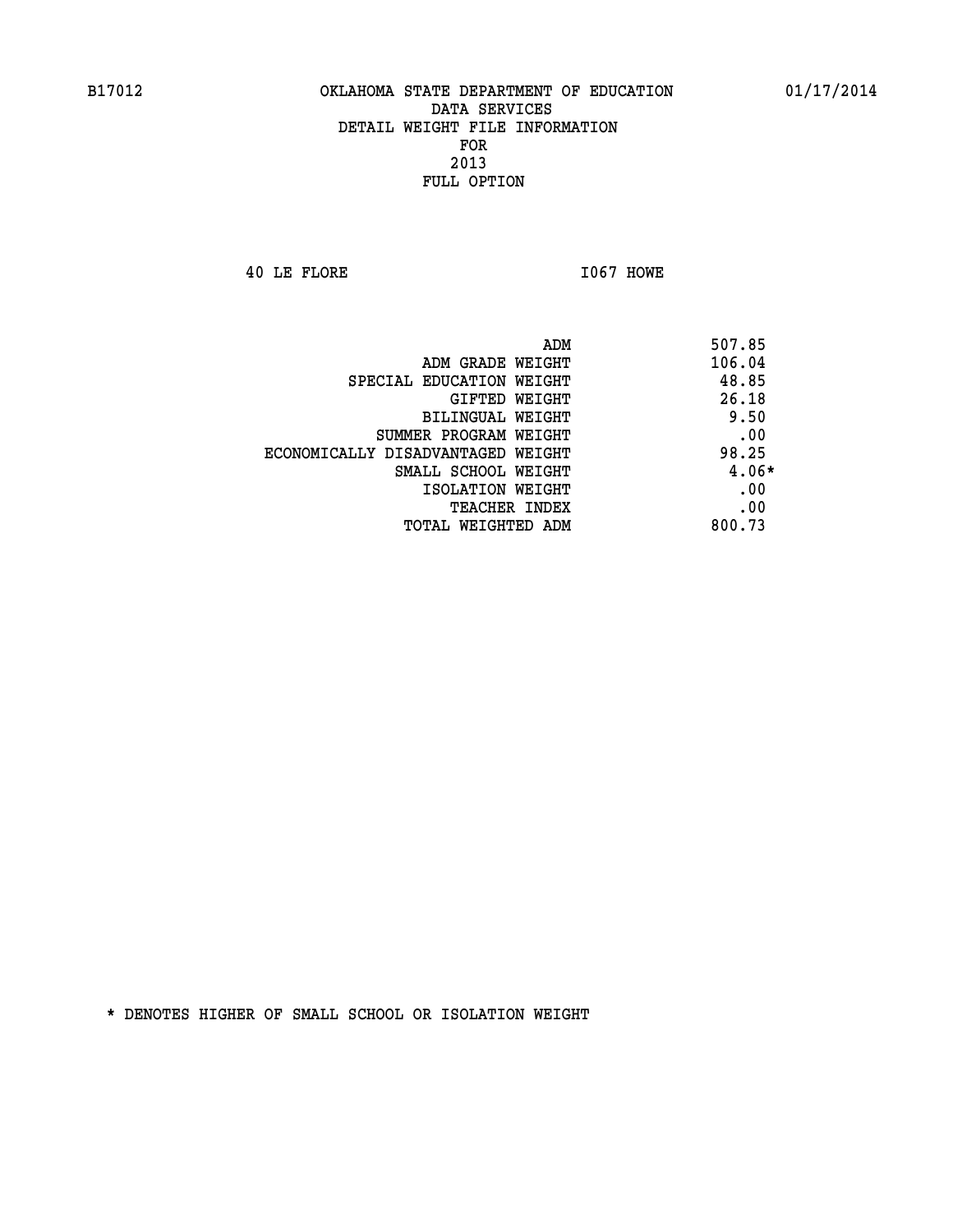B17012 OKLAHOMA STATE DEPARTMENT OF EDUCATION 01/17/2014

DATA SERVICES
DETAIL WEIGHT FILE INFORMATION
FOR
2013
FULL OPTION

40 LE FLORE I067 HOWE

| | |
|---|---|
| ADM | 507.85 |
| ADM GRADE WEIGHT | 106.04 |
| SPECIAL EDUCATION WEIGHT | 48.85 |
| GIFTED WEIGHT | 26.18 |
| BILINGUAL WEIGHT | 9.50 |
| SUMMER PROGRAM WEIGHT | .00 |
| ECONOMICALLY DISADVANTAGED WEIGHT | 98.25 |
| SMALL SCHOOL WEIGHT | 4.06* |
| ISOLATION WEIGHT | .00 |
| TEACHER INDEX | .00 |
| TOTAL WEIGHTED ADM | 800.73 |

* DENOTES HIGHER OF SMALL SCHOOL OR ISOLATION WEIGHT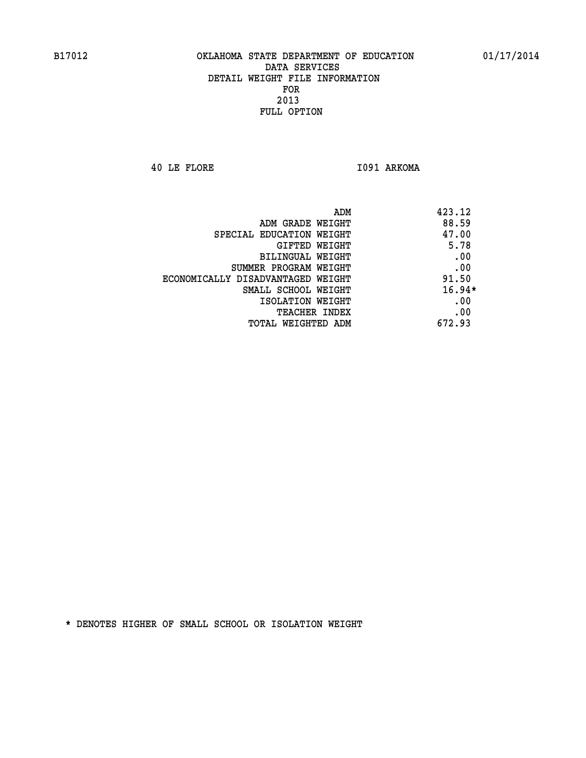B17012 OKLAHOMA STATE DEPARTMENT OF EDUCATION 01/17/2014
DATA SERVICES
DETAIL WEIGHT FILE INFORMATION
FOR
2013
FULL OPTION

40 LE FLORE I091 ARKOMA

| | |
|---|---|
| ADM | 423.12 |
| ADM GRADE WEIGHT | 88.59 |
| SPECIAL EDUCATION WEIGHT | 47.00 |
| GIFTED WEIGHT | 5.78 |
| BILINGUAL WEIGHT | .00 |
| SUMMER PROGRAM WEIGHT | .00 |
| ECONOMICALLY DISADVANTAGED WEIGHT | 91.50 |
| SMALL SCHOOL WEIGHT | 16.94* |
| ISOLATION WEIGHT | .00 |
| TEACHER INDEX | .00 |
| TOTAL WEIGHTED ADM | 672.93 |

* DENOTES HIGHER OF SMALL SCHOOL OR ISOLATION WEIGHT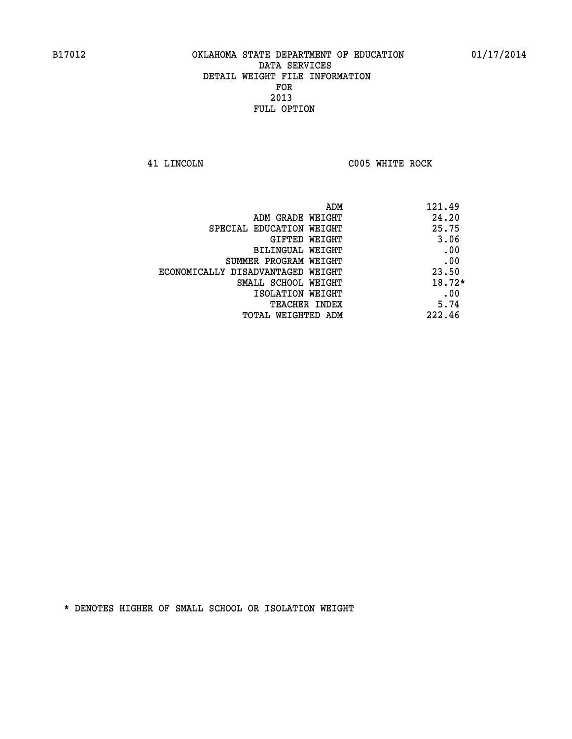B17012 OKLAHOMA STATE DEPARTMENT OF EDUCATION 01/17/2014

DATA SERVICES

DETAIL WEIGHT FILE INFORMATION

FOR

2013

FULL OPTION

41 LINCOLN C005 WHITE ROCK

| | |
|---|---|
| ADM | 121.49 |
| ADM GRADE WEIGHT | 24.20 |
| SPECIAL EDUCATION WEIGHT | 25.75 |
| GIFTED WEIGHT | 3.06 |
| BILINGUAL WEIGHT | .00 |
| SUMMER PROGRAM WEIGHT | .00 |
| ECONOMICALLY DISADVANTAGED WEIGHT | 23.50 |
| SMALL SCHOOL WEIGHT | 18.72* |
| ISOLATION WEIGHT | .00 |
| TEACHER INDEX | 5.74 |
| TOTAL WEIGHTED ADM | 222.46 |

* DENOTES HIGHER OF SMALL SCHOOL OR ISOLATION WEIGHT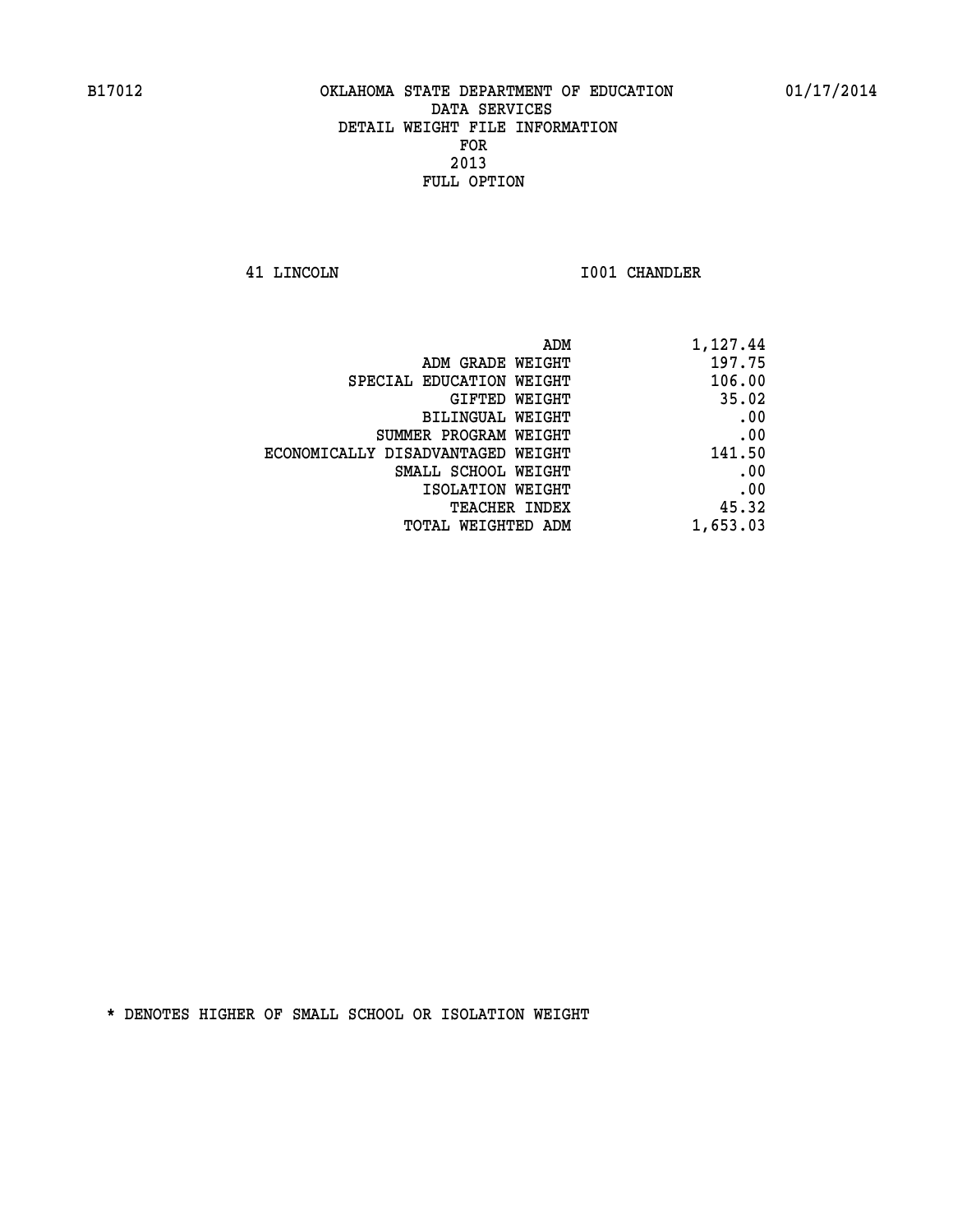B17012 OKLAHOMA STATE DEPARTMENT OF EDUCATION 01/17/2014

DATA SERVICES
DETAIL WEIGHT FILE INFORMATION
FOR
2013
FULL OPTION

41 LINCOLN I001 CHANDLER

| | |
|---|---|
| ADM | 1,127.44 |
| ADM GRADE WEIGHT | 197.75 |
| SPECIAL EDUCATION WEIGHT | 106.00 |
| GIFTED WEIGHT | 35.02 |
| BILINGUAL WEIGHT | .00 |
| SUMMER PROGRAM WEIGHT | .00 |
| ECONOMICALLY DISADVANTAGED WEIGHT | 141.50 |
| SMALL SCHOOL WEIGHT | .00 |
| ISOLATION WEIGHT | .00 |
| TEACHER INDEX | 45.32 |
| TOTAL WEIGHTED ADM | 1,653.03 |

* DENOTES HIGHER OF SMALL SCHOOL OR ISOLATION WEIGHT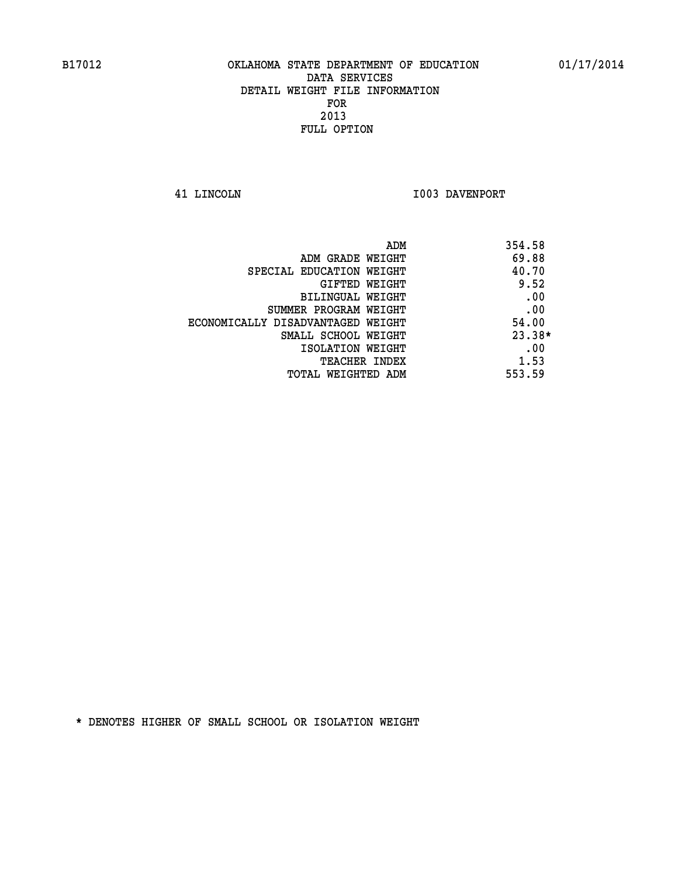B17012 OKLAHOMA STATE DEPARTMENT OF EDUCATION 01/17/2014

DATA SERVICES
DETAIL WEIGHT FILE INFORMATION
FOR
2013
FULL OPTION

41 LINCOLN I003 DAVENPORT

| | |
|---|---|
| ADM | 354.58 |
| ADM GRADE WEIGHT | 69.88 |
| SPECIAL EDUCATION WEIGHT | 40.70 |
| GIFTED WEIGHT | 9.52 |
| BILINGUAL WEIGHT | .00 |
| SUMMER PROGRAM WEIGHT | .00 |
| ECONOMICALLY DISADVANTAGED WEIGHT | 54.00 |
| SMALL SCHOOL WEIGHT | 23.38* |
| ISOLATION WEIGHT | .00 |
| TEACHER INDEX | 1.53 |
| TOTAL WEIGHTED ADM | 553.59 |

* DENOTES HIGHER OF SMALL SCHOOL OR ISOLATION WEIGHT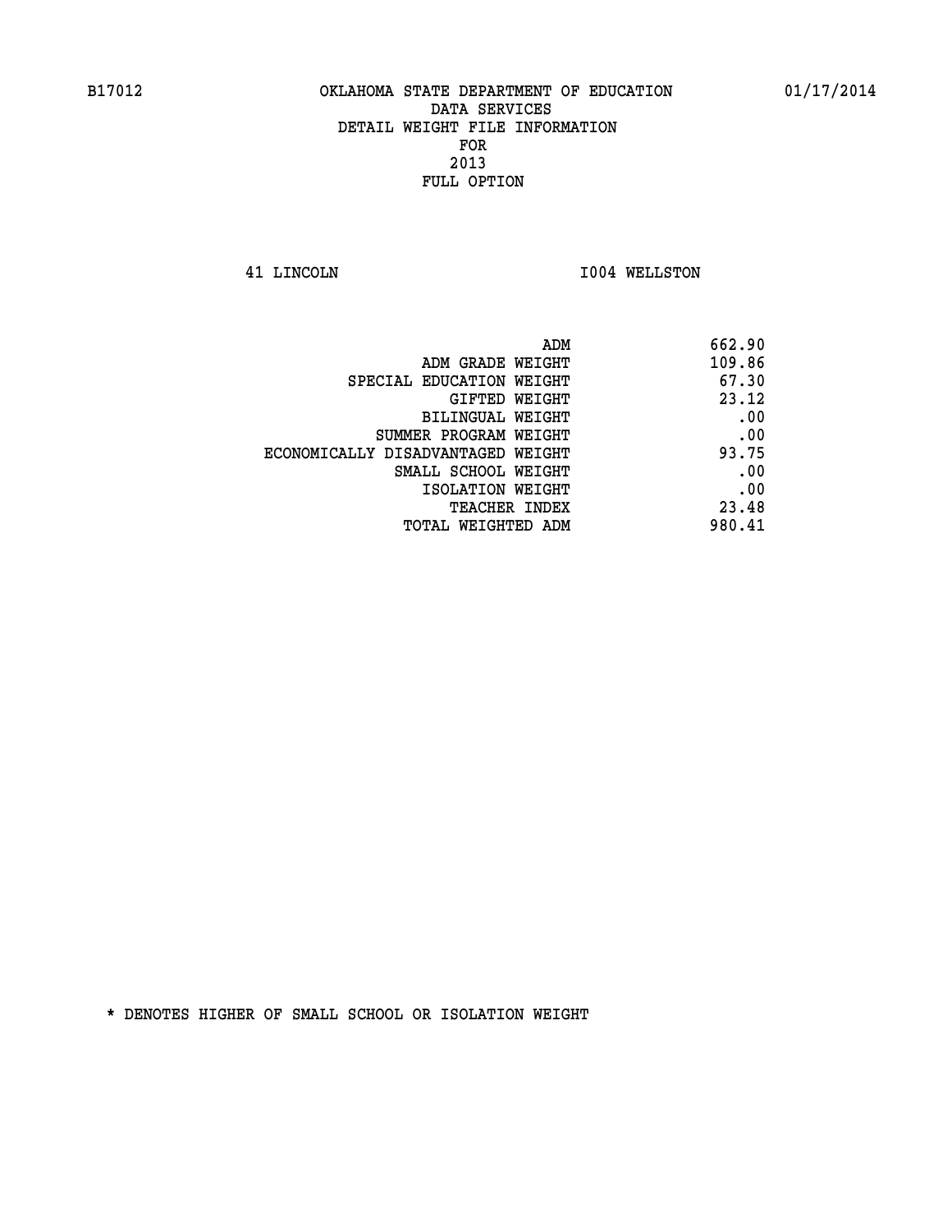OKLAHOMA STATE DEPARTMENT OF EDUCATION
DATA SERVICES
DETAIL WEIGHT FILE INFORMATION
FOR
2013
FULL OPTION

41 LINCOLN I004 WELLSTON

| | |
|---|---|
| ADM | 662.90 |
| ADM GRADE WEIGHT | 109.86 |
| SPECIAL EDUCATION WEIGHT | 67.30 |
| GIFTED WEIGHT | 23.12 |
| BILINGUAL WEIGHT | .00 |
| SUMMER PROGRAM WEIGHT | .00 |
| ECONOMICALLY DISADVANTAGED WEIGHT | 93.75 |
| SMALL SCHOOL WEIGHT | .00 |
| ISOLATION WEIGHT | .00 |
| TEACHER INDEX | 23.48 |
| TOTAL WEIGHTED ADM | 980.41 |

* DENOTES HIGHER OF SMALL SCHOOL OR ISOLATION WEIGHT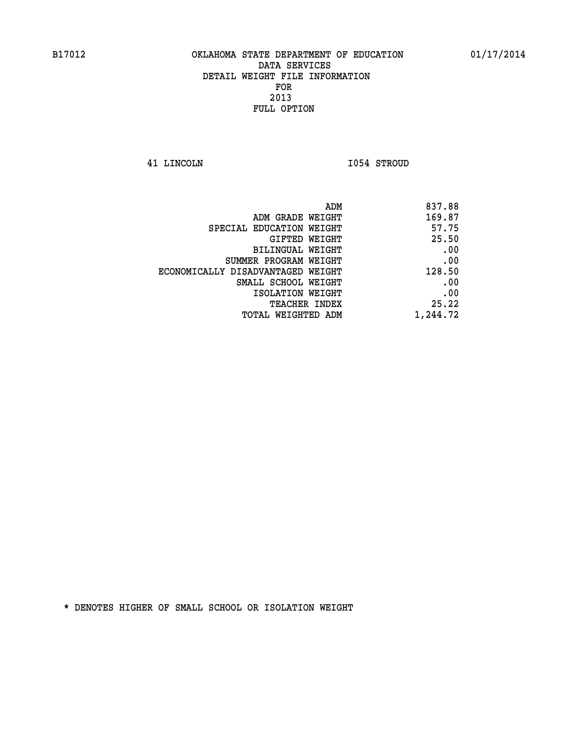B17012 OKLAHOMA STATE DEPARTMENT OF EDUCATION 01/17/2014

DATA SERVICES
DETAIL WEIGHT FILE INFORMATION
FOR
2013
FULL OPTION

41 LINCOLN I054 STROUD

| | |
|---|---|
| ADM | 837.88 |
| ADM GRADE WEIGHT | 169.87 |
| SPECIAL EDUCATION WEIGHT | 57.75 |
| GIFTED WEIGHT | 25.50 |
| BILINGUAL WEIGHT | .00 |
| SUMMER PROGRAM WEIGHT | .00 |
| ECONOMICALLY DISADVANTAGED WEIGHT | 128.50 |
| SMALL SCHOOL WEIGHT | .00 |
| ISOLATION WEIGHT | .00 |
| TEACHER INDEX | 25.22 |
| TOTAL WEIGHTED ADM | 1,244.72 |

* DENOTES HIGHER OF SMALL SCHOOL OR ISOLATION WEIGHT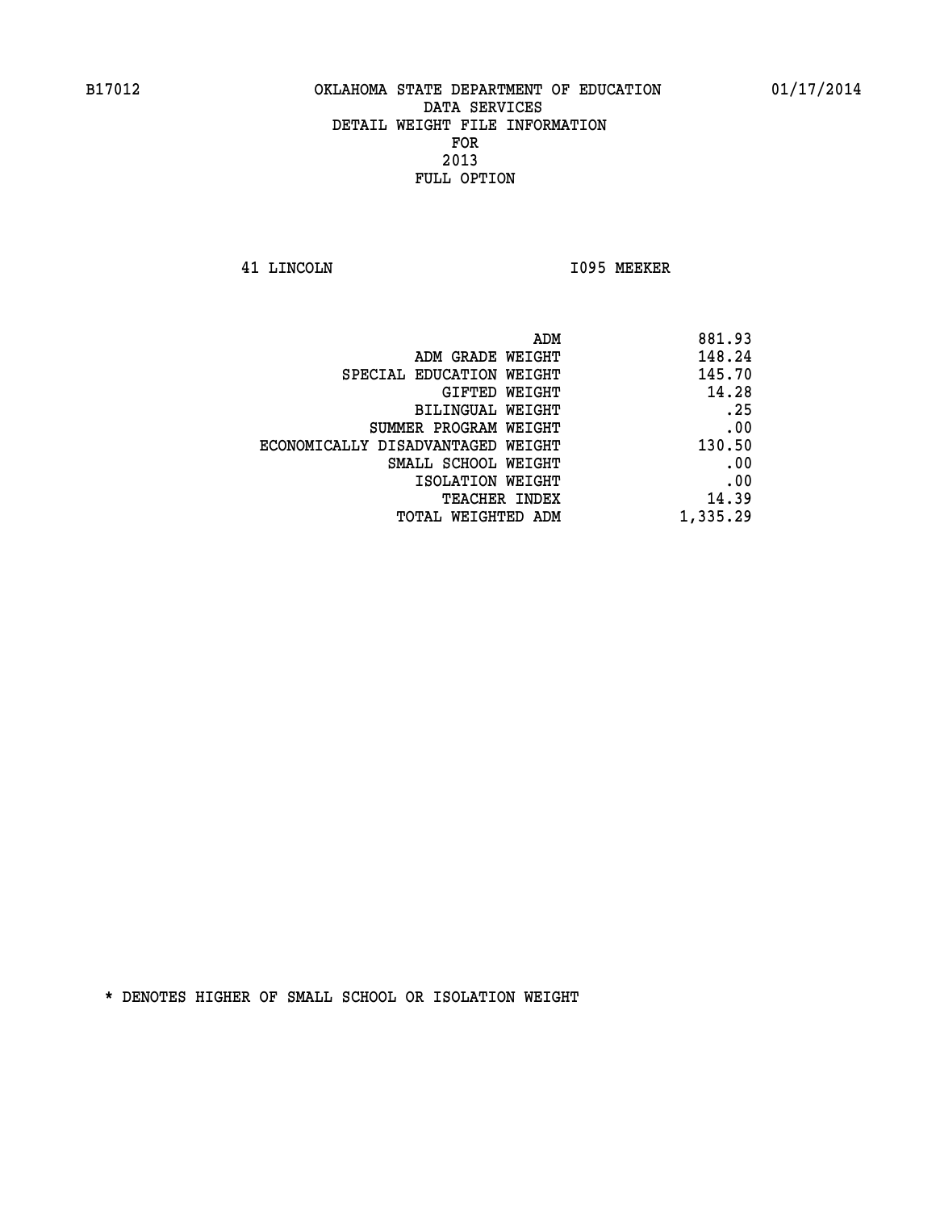# OKLAHOMA STATE DEPARTMENT OF EDUCATION
## DATA SERVICES
## DETAIL WEIGHT FILE INFORMATION
## FOR
## 2013
## FULL OPTION

B17012 — 01/17/2014

41 LINCOLN — I095 MEEKER

| | |
|---|---|
| ADM | 881.93 |
| ADM GRADE WEIGHT | 148.24 |
| SPECIAL EDUCATION WEIGHT | 145.70 |
| GIFTED WEIGHT | 14.28 |
| BILINGUAL WEIGHT | .25 |
| SUMMER PROGRAM WEIGHT | .00 |
| ECONOMICALLY DISADVANTAGED WEIGHT | 130.50 |
| SMALL SCHOOL WEIGHT | .00 |
| ISOLATION WEIGHT | .00 |
| TEACHER INDEX | 14.39 |
| TOTAL WEIGHTED ADM | 1,335.29 |

* DENOTES HIGHER OF SMALL SCHOOL OR ISOLATION WEIGHT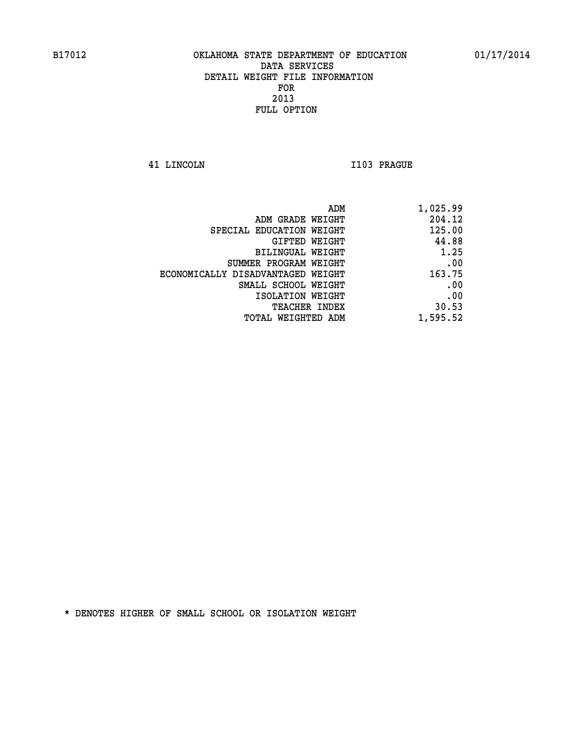B17012 OKLAHOMA STATE DEPARTMENT OF EDUCATION 01/17/2014

DATA SERVICES

DETAIL WEIGHT FILE INFORMATION

FOR

2013

FULL OPTION

41 LINCOLN I103 PRAGUE

| | |
|---|---|
| ADM | 1,025.99 |
| ADM GRADE WEIGHT | 204.12 |
| SPECIAL EDUCATION WEIGHT | 125.00 |
| GIFTED WEIGHT | 44.88 |
| BILINGUAL WEIGHT | 1.25 |
| SUMMER PROGRAM WEIGHT | .00 |
| ECONOMICALLY DISADVANTAGED WEIGHT | 163.75 |
| SMALL SCHOOL WEIGHT | .00 |
| ISOLATION WEIGHT | .00 |
| TEACHER INDEX | 30.53 |
| TOTAL WEIGHTED ADM | 1,595.52 |

* DENOTES HIGHER OF SMALL SCHOOL OR ISOLATION WEIGHT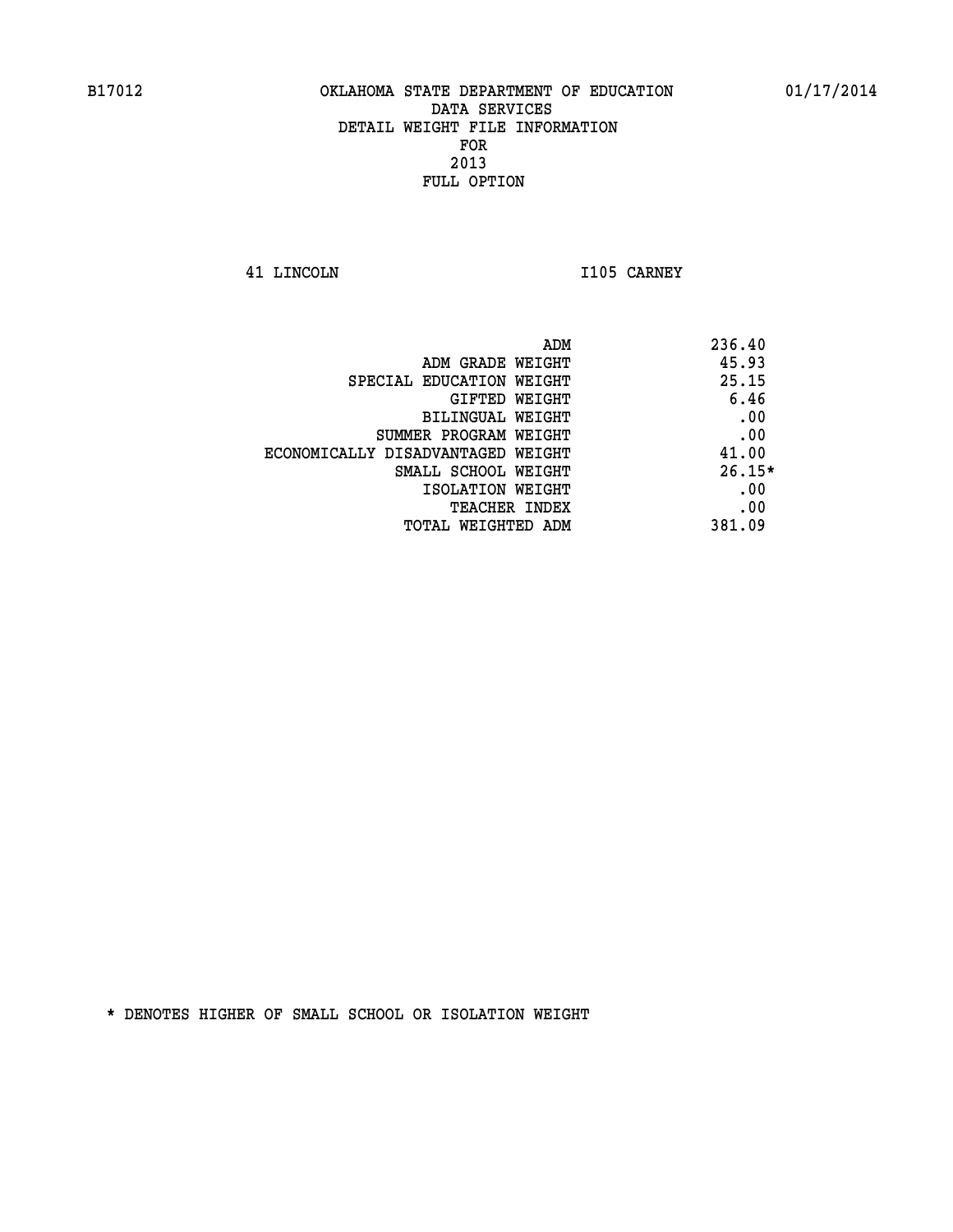B17012 OKLAHOMA STATE DEPARTMENT OF EDUCATION 01/17/2014

DATA SERVICES
DETAIL WEIGHT FILE INFORMATION
FOR
2013
FULL OPTION

41 LINCOLN I105 CARNEY

| | |
|---|---|
| ADM | 236.40 |
| ADM GRADE WEIGHT | 45.93 |
| SPECIAL EDUCATION WEIGHT | 25.15 |
| GIFTED WEIGHT | 6.46 |
| BILINGUAL WEIGHT | .00 |
| SUMMER PROGRAM WEIGHT | .00 |
| ECONOMICALLY DISADVANTAGED WEIGHT | 41.00 |
| SMALL SCHOOL WEIGHT | 26.15* |
| ISOLATION WEIGHT | .00 |
| TEACHER INDEX | .00 |
| TOTAL WEIGHTED ADM | 381.09 |

* DENOTES HIGHER OF SMALL SCHOOL OR ISOLATION WEIGHT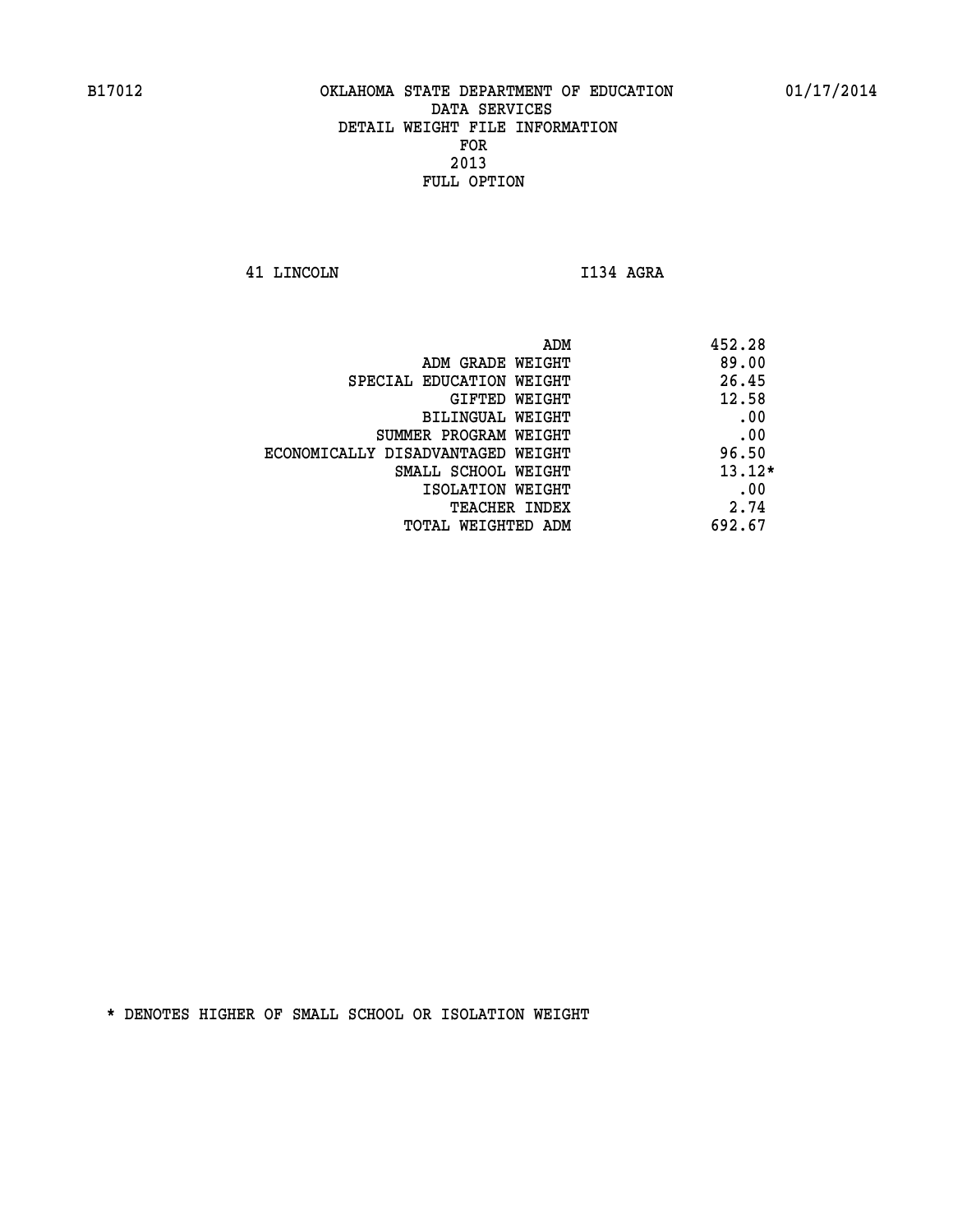B17012 OKLAHOMA STATE DEPARTMENT OF EDUCATION 01/17/2014

DATA SERVICES
DETAIL WEIGHT FILE INFORMATION
FOR
2013
FULL OPTION

41 LINCOLN I134 AGRA

| | |
|---|---|
| ADM | 452.28 |
| ADM GRADE WEIGHT | 89.00 |
| SPECIAL EDUCATION WEIGHT | 26.45 |
| GIFTED WEIGHT | 12.58 |
| BILINGUAL WEIGHT | .00 |
| SUMMER PROGRAM WEIGHT | .00 |
| ECONOMICALLY DISADVANTAGED WEIGHT | 96.50 |
| SMALL SCHOOL WEIGHT | 13.12* |
| ISOLATION WEIGHT | .00 |
| TEACHER INDEX | 2.74 |
| TOTAL WEIGHTED ADM | 692.67 |

* DENOTES HIGHER OF SMALL SCHOOL OR ISOLATION WEIGHT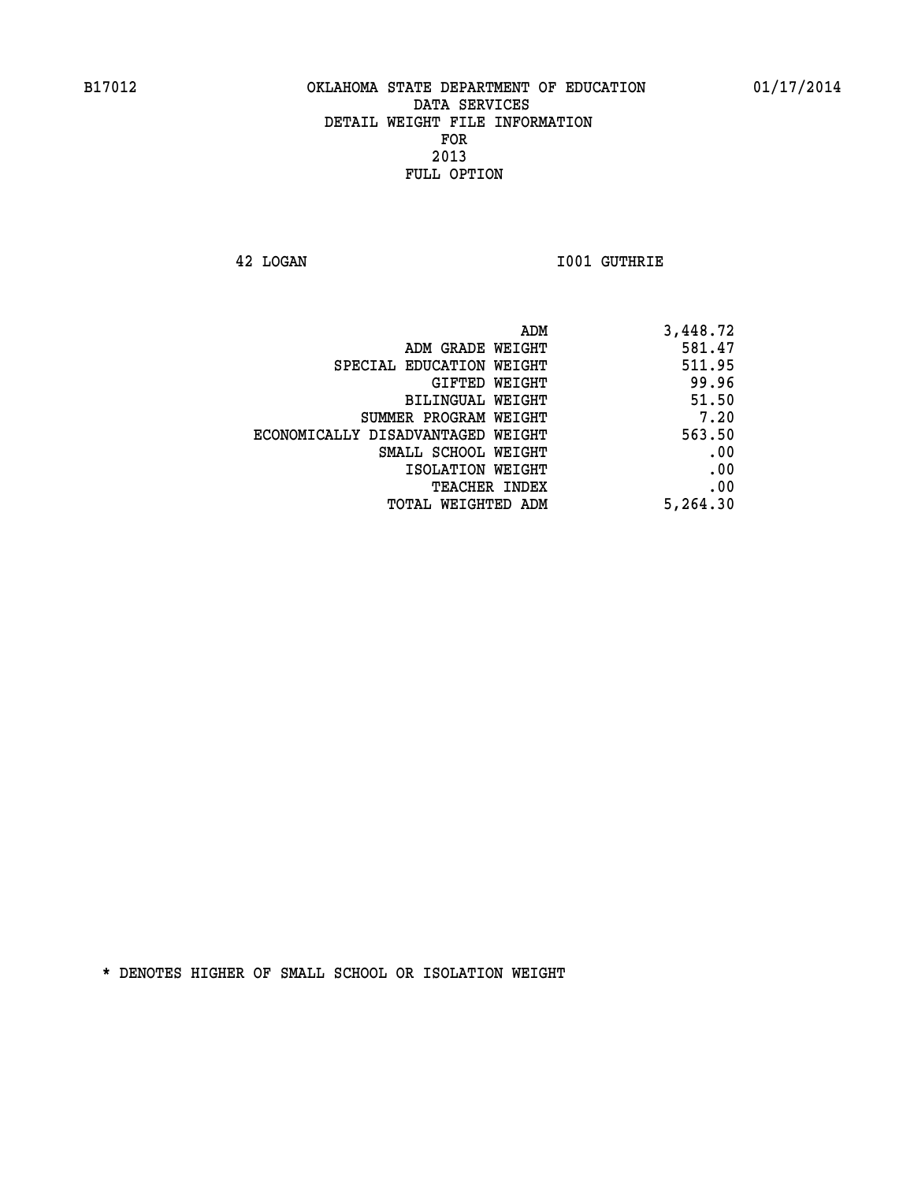B17012 OKLAHOMA STATE DEPARTMENT OF EDUCATION 01/17/2014

DATA SERVICES
DETAIL WEIGHT FILE INFORMATION
FOR
2013
FULL OPTION

42 LOGAN I001 GUTHRIE

| | |
|---|---|
| ADM | 3,448.72 |
| ADM GRADE WEIGHT | 581.47 |
| SPECIAL EDUCATION WEIGHT | 511.95 |
| GIFTED WEIGHT | 99.96 |
| BILINGUAL WEIGHT | 51.50 |
| SUMMER PROGRAM WEIGHT | 7.20 |
| ECONOMICALLY DISADVANTAGED WEIGHT | 563.50 |
| SMALL SCHOOL WEIGHT | .00 |
| ISOLATION WEIGHT | .00 |
| TEACHER INDEX | .00 |
| TOTAL WEIGHTED ADM | 5,264.30 |

* DENOTES HIGHER OF SMALL SCHOOL OR ISOLATION WEIGHT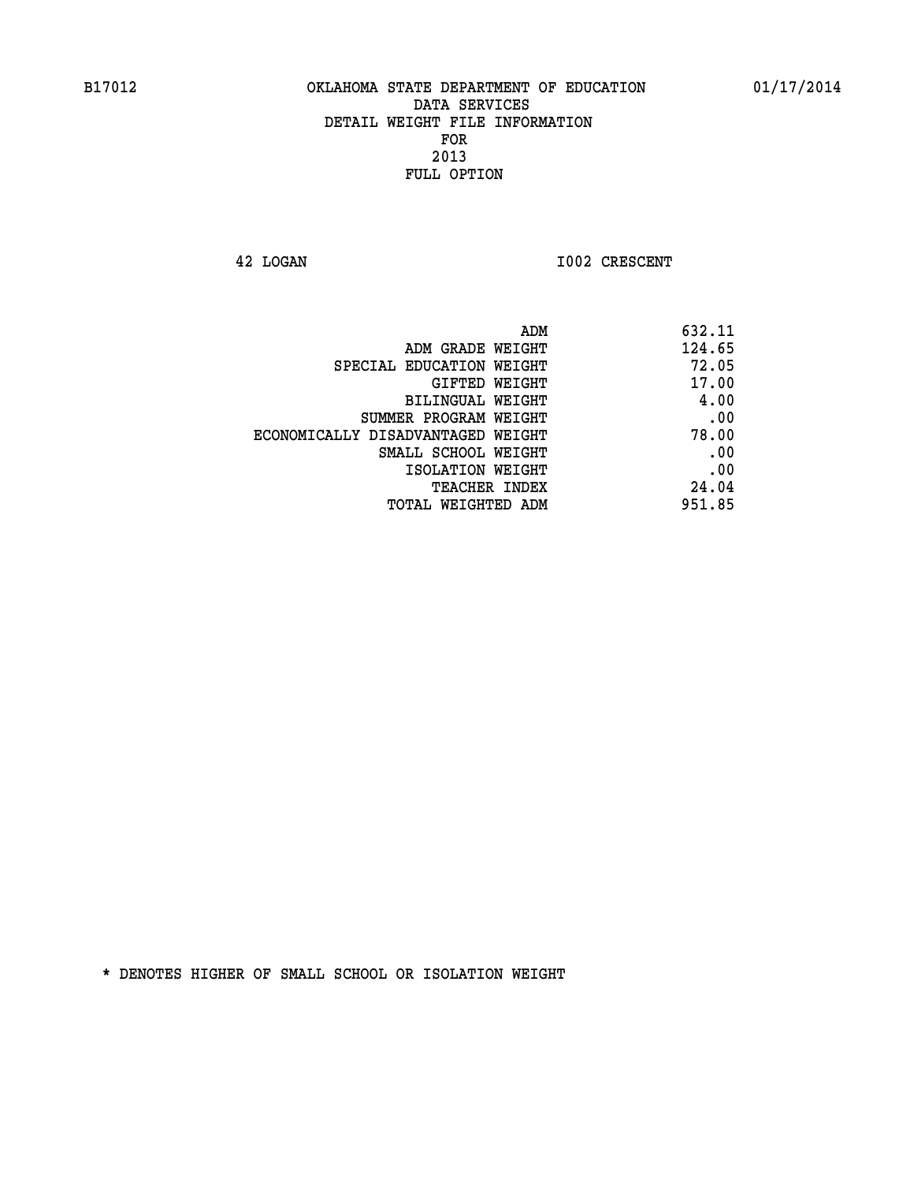B17012 OKLAHOMA STATE DEPARTMENT OF EDUCATION 01/17/2014

DATA SERVICES

DETAIL WEIGHT FILE INFORMATION

FOR

2013

FULL OPTION

42 LOGAN I002 CRESCENT

| | |
|---|---|
| ADM | 632.11 |
| ADM GRADE WEIGHT | 124.65 |
| SPECIAL EDUCATION WEIGHT | 72.05 |
| GIFTED WEIGHT | 17.00 |
| BILINGUAL WEIGHT | 4.00 |
| SUMMER PROGRAM WEIGHT | .00 |
| ECONOMICALLY DISADVANTAGED WEIGHT | 78.00 |
| SMALL SCHOOL WEIGHT | .00 |
| ISOLATION WEIGHT | .00 |
| TEACHER INDEX | 24.04 |
| TOTAL WEIGHTED ADM | 951.85 |

* DENOTES HIGHER OF SMALL SCHOOL OR ISOLATION WEIGHT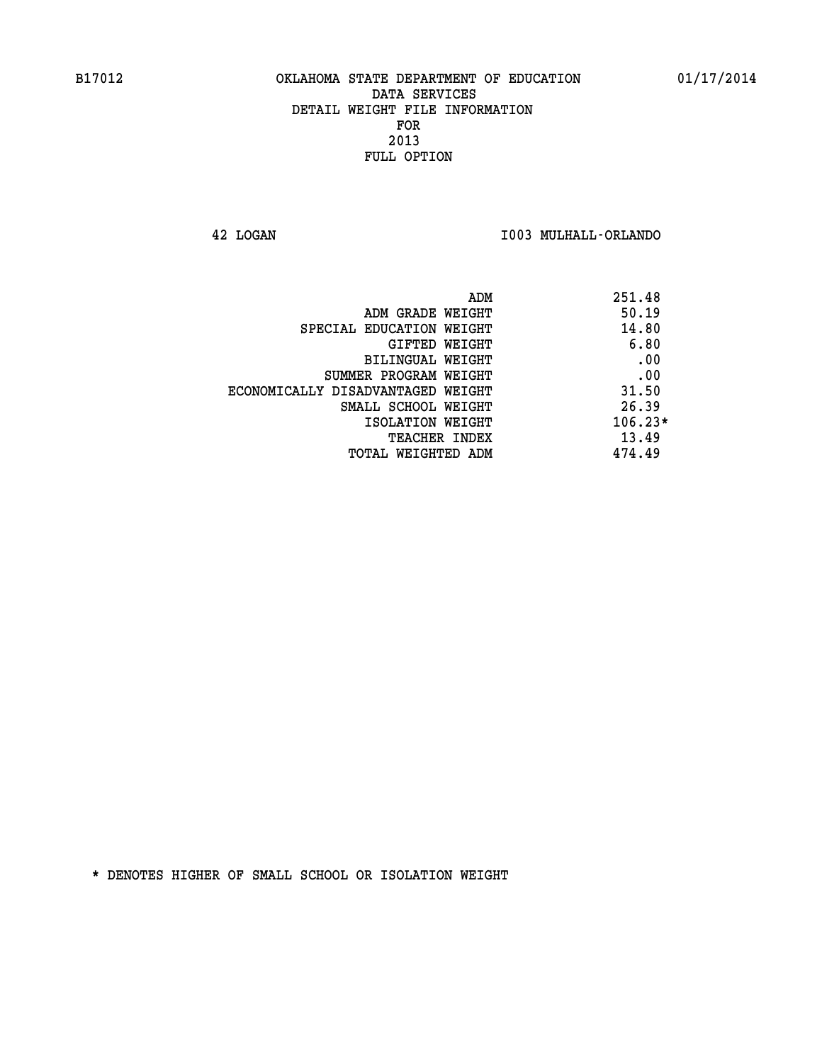B17012 OKLAHOMA STATE DEPARTMENT OF EDUCATION 01/17/2014

DATA SERVICES
DETAIL WEIGHT FILE INFORMATION
FOR
2013
FULL OPTION

42 LOGAN I003 MULHALL-ORLANDO

| | |
|---|---|
| ADM | 251.48 |
| ADM GRADE WEIGHT | 50.19 |
| SPECIAL EDUCATION WEIGHT | 14.80 |
| GIFTED WEIGHT | 6.80 |
| BILINGUAL WEIGHT | .00 |
| SUMMER PROGRAM WEIGHT | .00 |
| ECONOMICALLY DISADVANTAGED WEIGHT | 31.50 |
| SMALL SCHOOL WEIGHT | 26.39 |
| ISOLATION WEIGHT | 106.23* |
| TEACHER INDEX | 13.49 |
| TOTAL WEIGHTED ADM | 474.49 |

* DENOTES HIGHER OF SMALL SCHOOL OR ISOLATION WEIGHT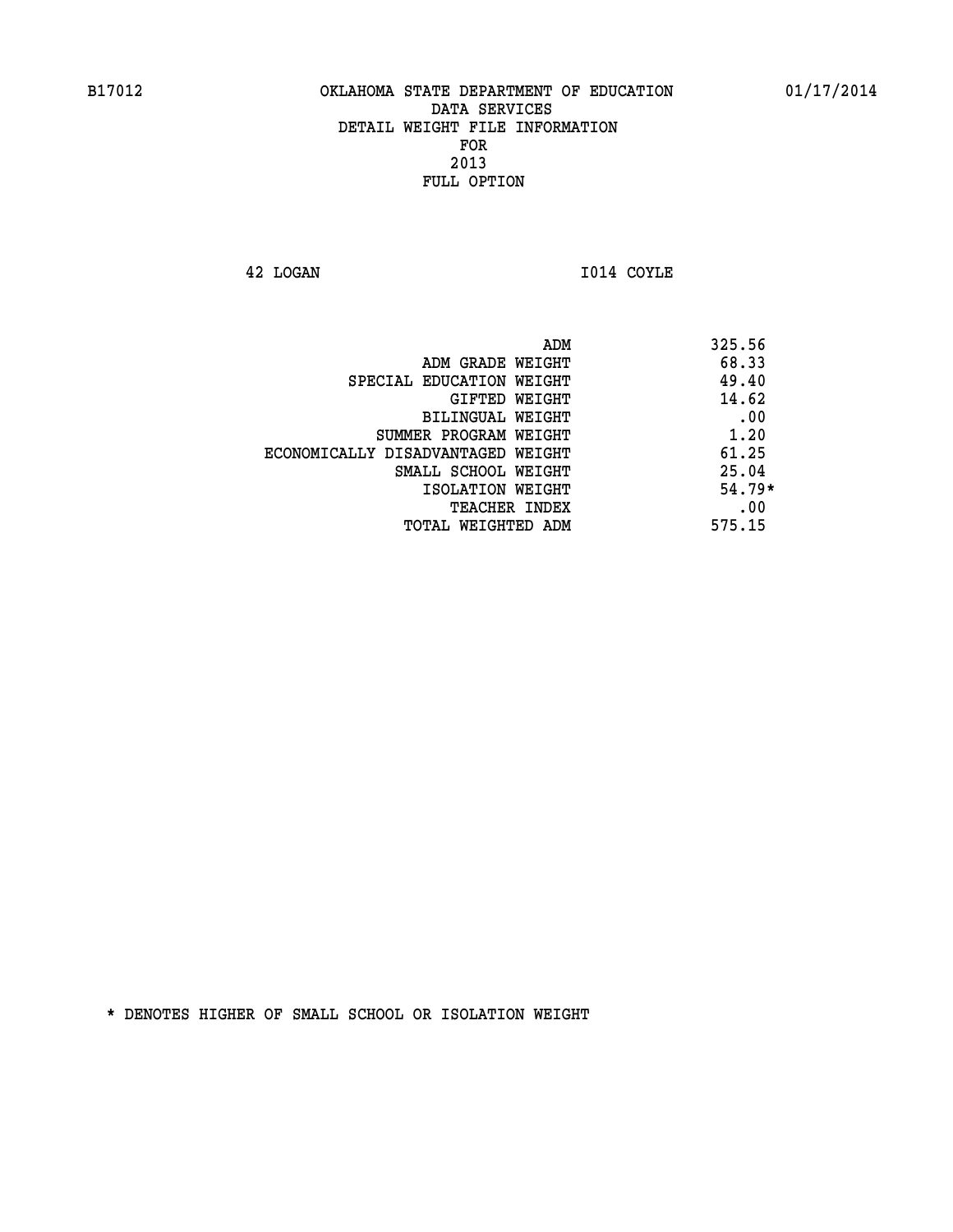B17012 OKLAHOMA STATE DEPARTMENT OF EDUCATION 01/17/2014

DATA SERVICES
DETAIL WEIGHT FILE INFORMATION
FOR
2013
FULL OPTION

42 LOGAN I014 COYLE

| | |
|---|---|
| ADM | 325.56 |
| ADM GRADE WEIGHT | 68.33 |
| SPECIAL EDUCATION WEIGHT | 49.40 |
| GIFTED WEIGHT | 14.62 |
| BILINGUAL WEIGHT | .00 |
| SUMMER PROGRAM WEIGHT | 1.20 |
| ECONOMICALLY DISADVANTAGED WEIGHT | 61.25 |
| SMALL SCHOOL WEIGHT | 25.04 |
| ISOLATION WEIGHT | 54.79* |
| TEACHER INDEX | .00 |
| TOTAL WEIGHTED ADM | 575.15 |

* DENOTES HIGHER OF SMALL SCHOOL OR ISOLATION WEIGHT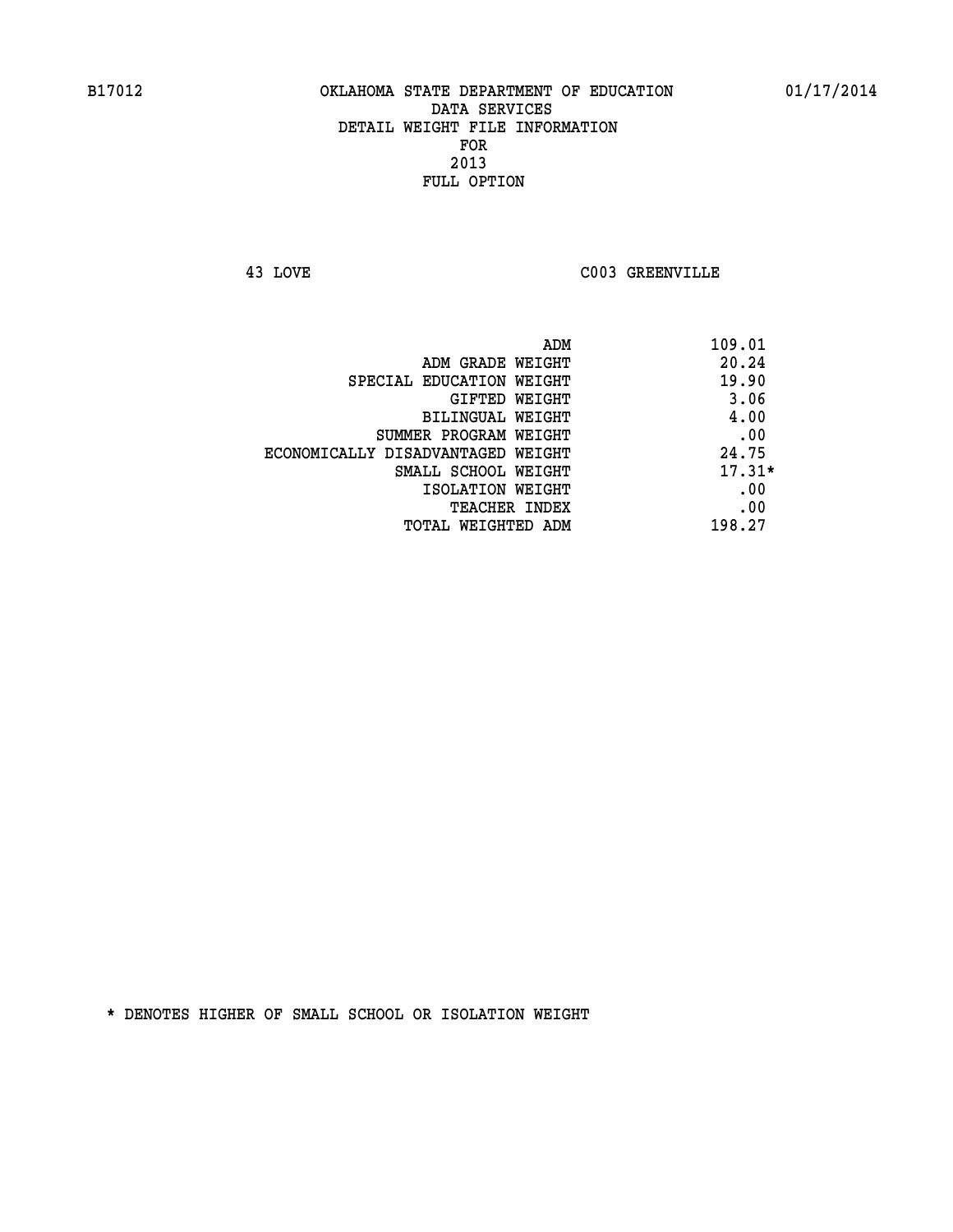B17012 OKLAHOMA STATE DEPARTMENT OF EDUCATION 01/17/2014

DATA SERVICES
DETAIL WEIGHT FILE INFORMATION
FOR
2013
FULL OPTION

43 LOVE C003 GREENVILLE

| | |
|---|---|
| ADM | 109.01 |
| ADM GRADE WEIGHT | 20.24 |
| SPECIAL EDUCATION WEIGHT | 19.90 |
| GIFTED WEIGHT | 3.06 |
| BILINGUAL WEIGHT | 4.00 |
| SUMMER PROGRAM WEIGHT | .00 |
| ECONOMICALLY DISADVANTAGED WEIGHT | 24.75 |
| SMALL SCHOOL WEIGHT | 17.31* |
| ISOLATION WEIGHT | .00 |
| TEACHER INDEX | .00 |
| TOTAL WEIGHTED ADM | 198.27 |

* DENOTES HIGHER OF SMALL SCHOOL OR ISOLATION WEIGHT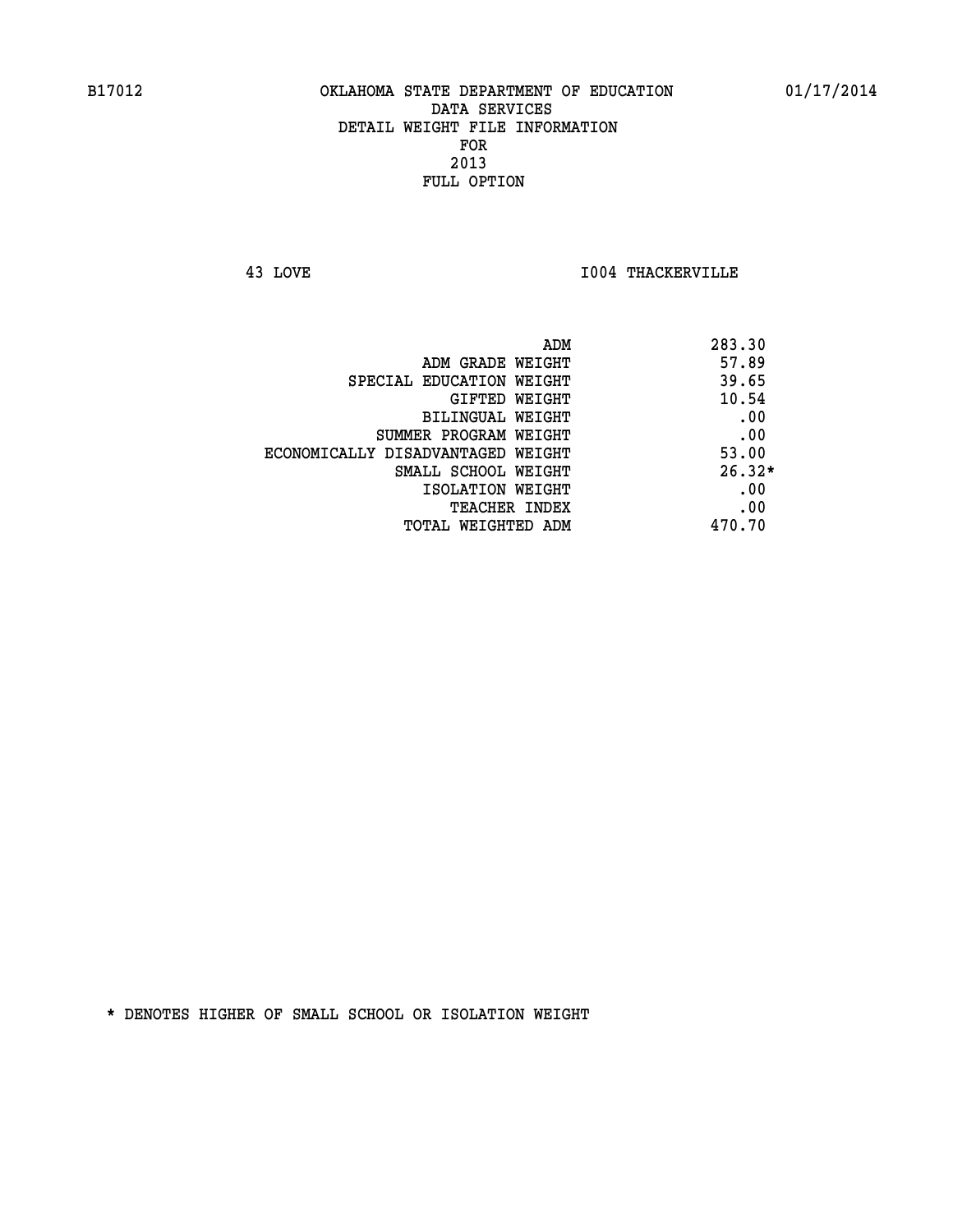B17012 OKLAHOMA STATE DEPARTMENT OF EDUCATION 01/17/2014

DATA SERVICES
DETAIL WEIGHT FILE INFORMATION
FOR
2013
FULL OPTION

43 LOVE I004 THACKERVILLE

| | |
|---|---|
| ADM | 283.30 |
| ADM GRADE WEIGHT | 57.89 |
| SPECIAL EDUCATION WEIGHT | 39.65 |
| GIFTED WEIGHT | 10.54 |
| BILINGUAL WEIGHT | .00 |
| SUMMER PROGRAM WEIGHT | .00 |
| ECONOMICALLY DISADVANTAGED WEIGHT | 53.00 |
| SMALL SCHOOL WEIGHT | 26.32* |
| ISOLATION WEIGHT | .00 |
| TEACHER INDEX | .00 |
| TOTAL WEIGHTED ADM | 470.70 |

* DENOTES HIGHER OF SMALL SCHOOL OR ISOLATION WEIGHT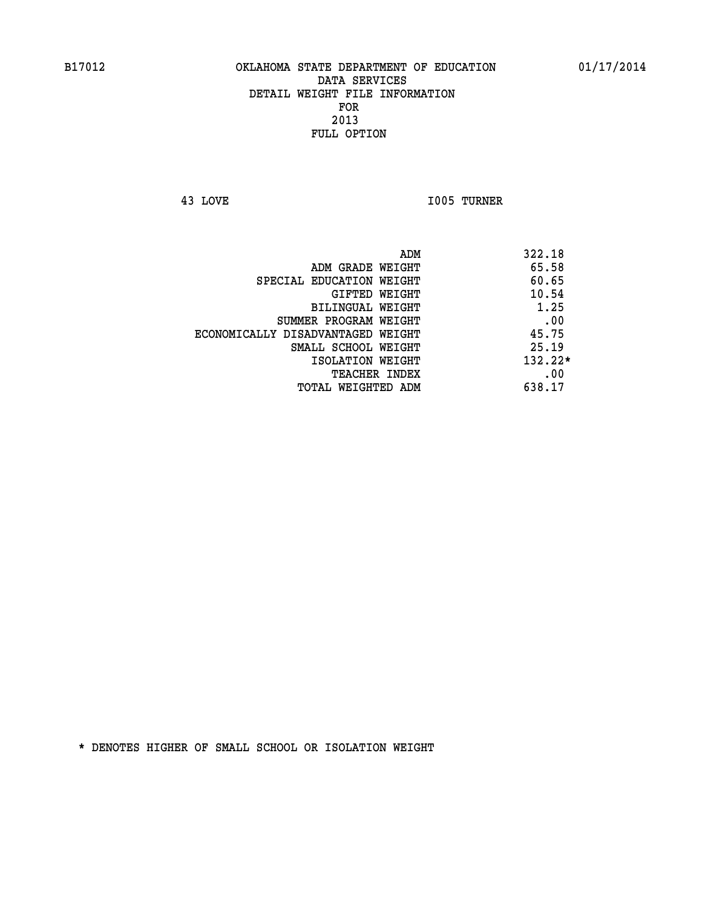B17012 OKLAHOMA STATE DEPARTMENT OF EDUCATION 01/17/2014

DATA SERVICES
DETAIL WEIGHT FILE INFORMATION
FOR
2013
FULL OPTION

43 LOVE I005 TURNER

| | |
|---|---|
| ADM | 322.18 |
| ADM GRADE WEIGHT | 65.58 |
| SPECIAL EDUCATION WEIGHT | 60.65 |
| GIFTED WEIGHT | 10.54 |
| BILINGUAL WEIGHT | 1.25 |
| SUMMER PROGRAM WEIGHT | .00 |
| ECONOMICALLY DISADVANTAGED WEIGHT | 45.75 |
| SMALL SCHOOL WEIGHT | 25.19 |
| ISOLATION WEIGHT | 132.22* |
| TEACHER INDEX | .00 |
| TOTAL WEIGHTED ADM | 638.17 |

* DENOTES HIGHER OF SMALL SCHOOL OR ISOLATION WEIGHT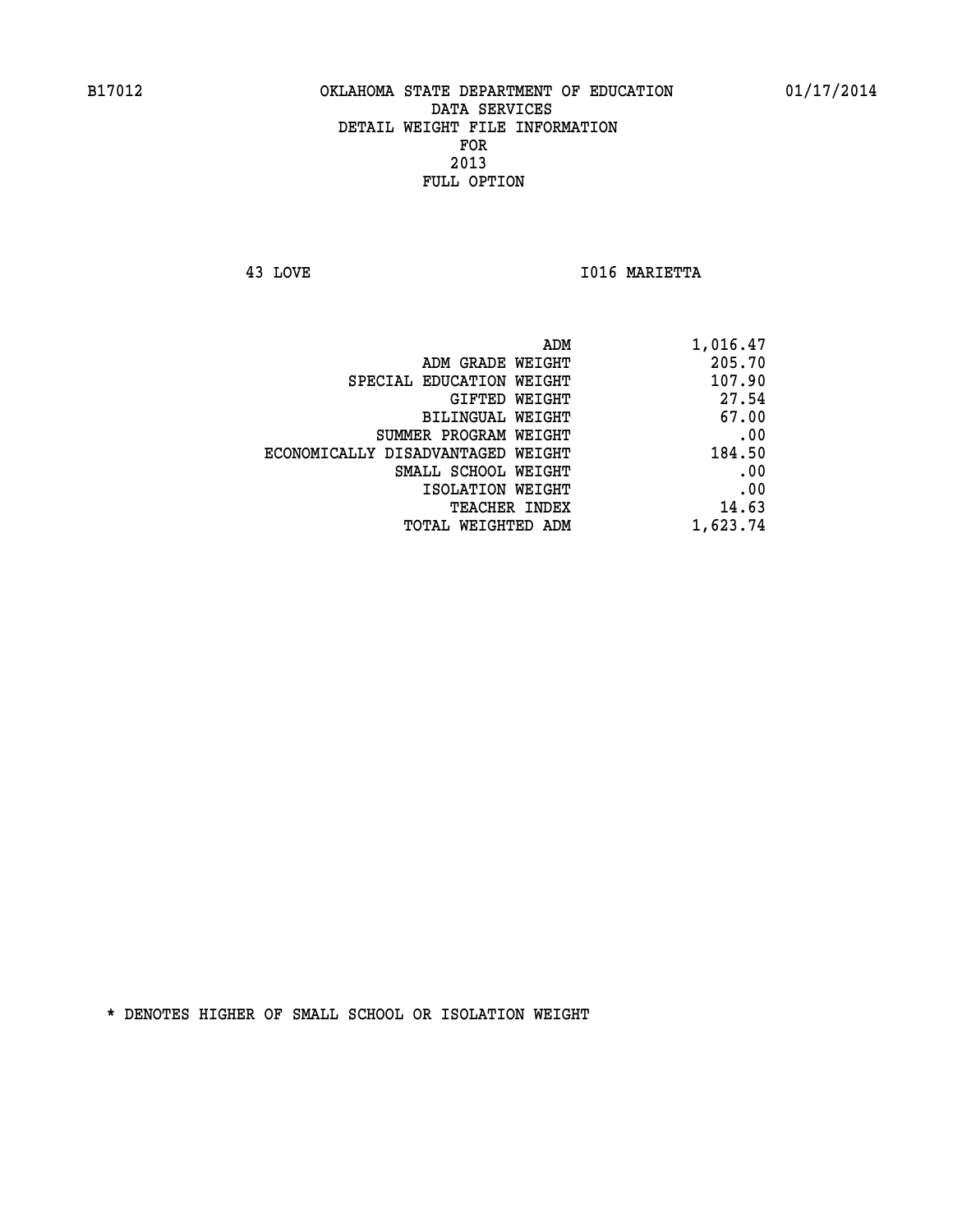B17012 OKLAHOMA STATE DEPARTMENT OF EDUCATION 01/17/2014

DATA SERVICES
DETAIL WEIGHT FILE INFORMATION
FOR
2013
FULL OPTION

43 LOVE I016 MARIETTA

| | |
|---|---|
| ADM | 1,016.47 |
| ADM GRADE WEIGHT | 205.70 |
| SPECIAL EDUCATION WEIGHT | 107.90 |
| GIFTED WEIGHT | 27.54 |
| BILINGUAL WEIGHT | 67.00 |
| SUMMER PROGRAM WEIGHT | .00 |
| ECONOMICALLY DISADVANTAGED WEIGHT | 184.50 |
| SMALL SCHOOL WEIGHT | .00 |
| ISOLATION WEIGHT | .00 |
| TEACHER INDEX | 14.63 |
| TOTAL WEIGHTED ADM | 1,623.74 |

* DENOTES HIGHER OF SMALL SCHOOL OR ISOLATION WEIGHT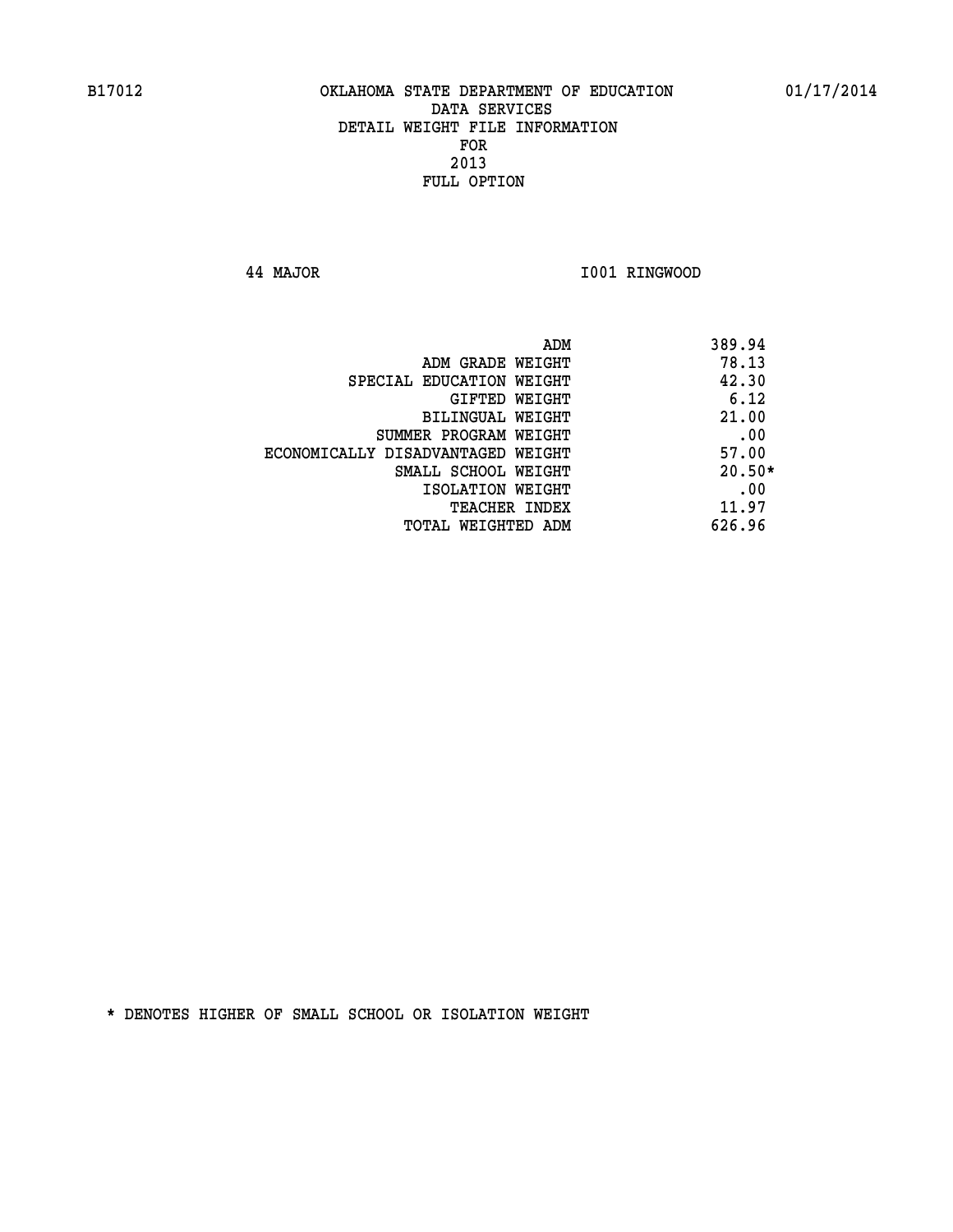B17012 OKLAHOMA STATE DEPARTMENT OF EDUCATION 01/17/2014

DATA SERVICES
DETAIL WEIGHT FILE INFORMATION
FOR
2013
FULL OPTION

44 MAJOR I001 RINGWOOD

| | |
|---|---|
| ADM | 389.94 |
| ADM GRADE WEIGHT | 78.13 |
| SPECIAL EDUCATION WEIGHT | 42.30 |
| GIFTED WEIGHT | 6.12 |
| BILINGUAL WEIGHT | 21.00 |
| SUMMER PROGRAM WEIGHT | .00 |
| ECONOMICALLY DISADVANTAGED WEIGHT | 57.00 |
| SMALL SCHOOL WEIGHT | 20.50* |
| ISOLATION WEIGHT | .00 |
| TEACHER INDEX | 11.97 |
| TOTAL WEIGHTED ADM | 626.96 |

* DENOTES HIGHER OF SMALL SCHOOL OR ISOLATION WEIGHT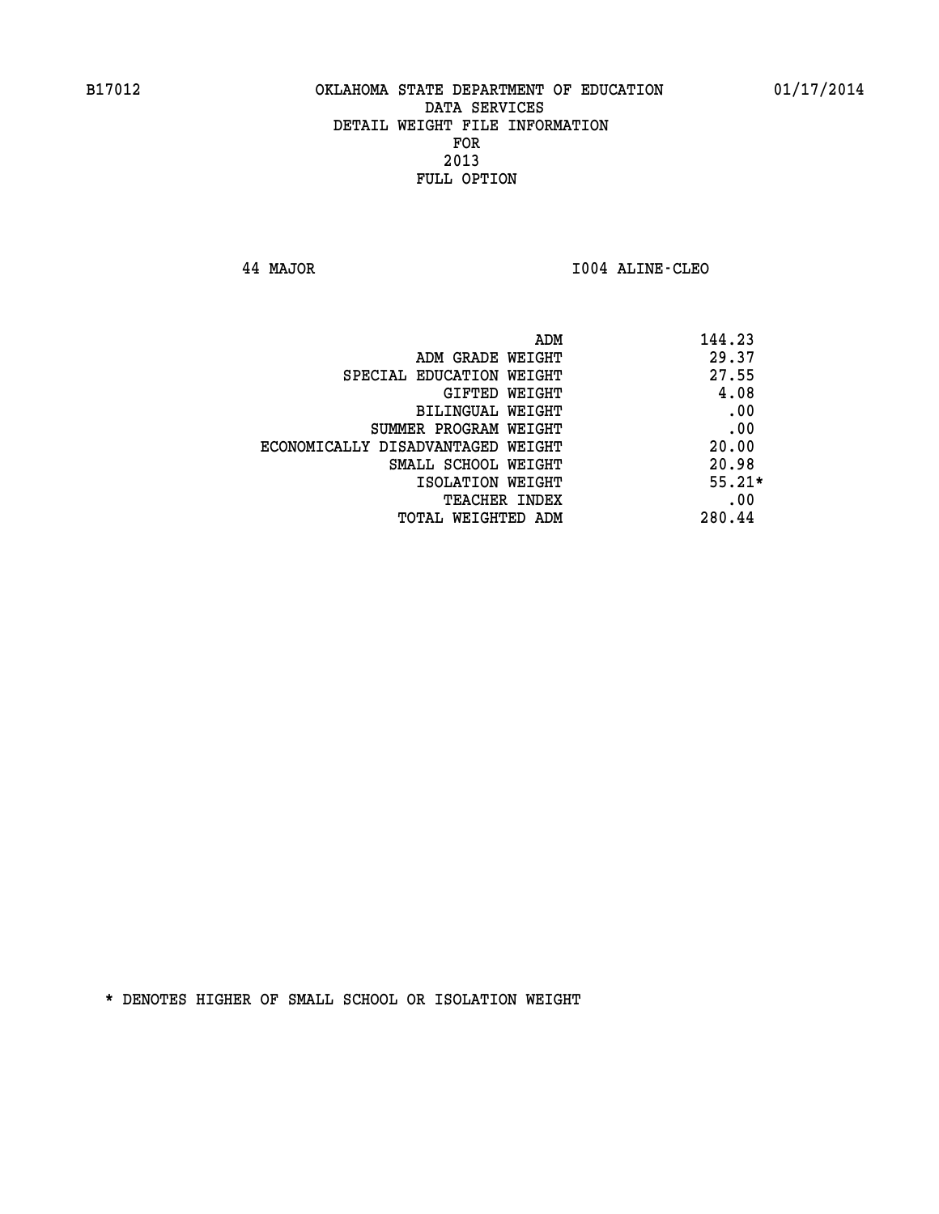B17012 OKLAHOMA STATE DEPARTMENT OF EDUCATION 01/17/2014
DATA SERVICES
DETAIL WEIGHT FILE INFORMATION
FOR
2013
FULL OPTION

44 MAJOR I004 ALINE-CLEO

| | |
|---|---|
| ADM | 144.23 |
| ADM GRADE WEIGHT | 29.37 |
| SPECIAL EDUCATION WEIGHT | 27.55 |
| GIFTED WEIGHT | 4.08 |
| BILINGUAL WEIGHT | .00 |
| SUMMER PROGRAM WEIGHT | .00 |
| ECONOMICALLY DISADVANTAGED WEIGHT | 20.00 |
| SMALL SCHOOL WEIGHT | 20.98 |
| ISOLATION WEIGHT | 55.21* |
| TEACHER INDEX | .00 |
| TOTAL WEIGHTED ADM | 280.44 |

* DENOTES HIGHER OF SMALL SCHOOL OR ISOLATION WEIGHT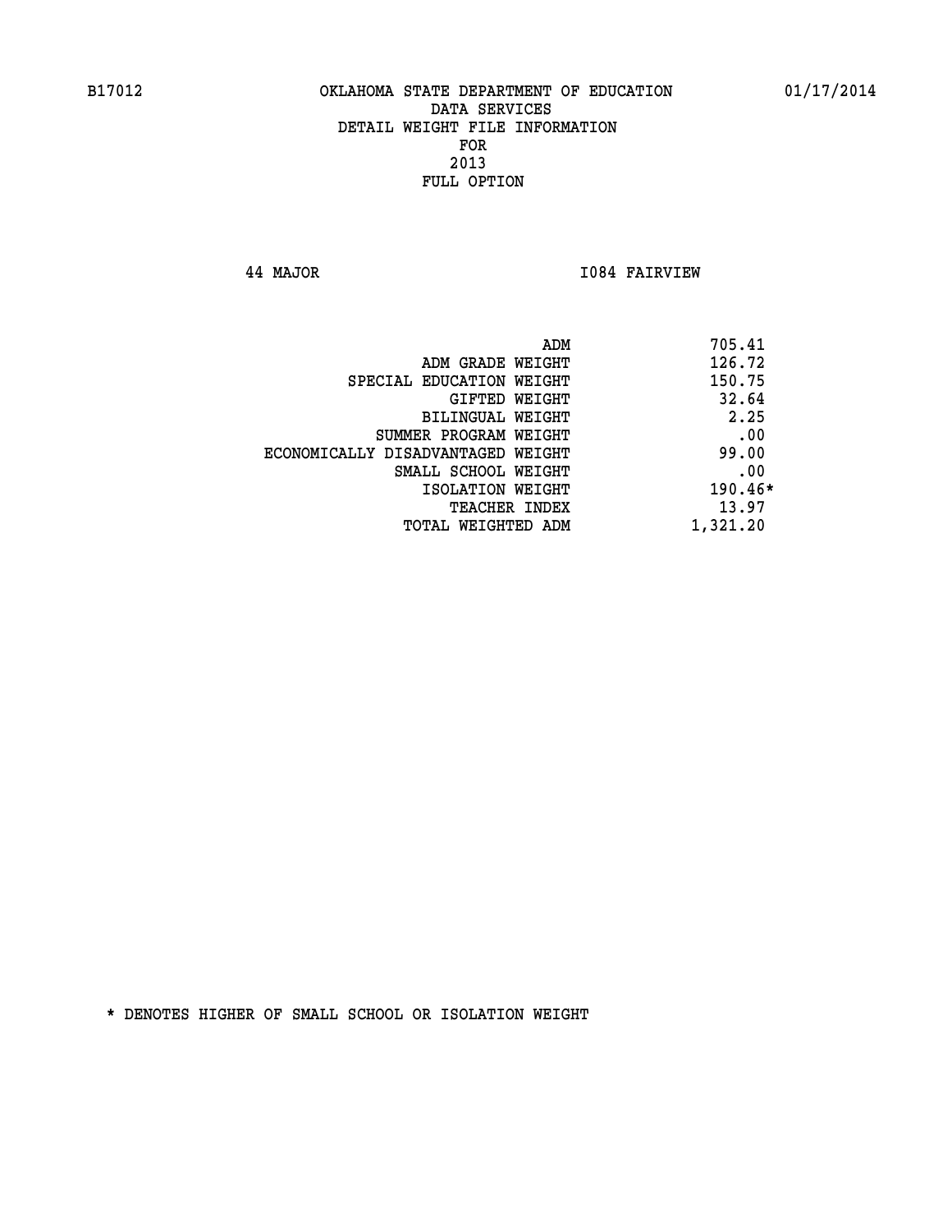B17012 OKLAHOMA STATE DEPARTMENT OF EDUCATION 01/17/2014

DATA SERVICES
DETAIL WEIGHT FILE INFORMATION
FOR
2013
FULL OPTION

44 MAJOR I084 FAIRVIEW

| | |
|---|---|
| ADM | 705.41 |
| ADM GRADE WEIGHT | 126.72 |
| SPECIAL EDUCATION WEIGHT | 150.75 |
| GIFTED WEIGHT | 32.64 |
| BILINGUAL WEIGHT | 2.25 |
| SUMMER PROGRAM WEIGHT | .00 |
| ECONOMICALLY DISADVANTAGED WEIGHT | 99.00 |
| SMALL SCHOOL WEIGHT | .00 |
| ISOLATION WEIGHT | 190.46* |
| TEACHER INDEX | 13.97 |
| TOTAL WEIGHTED ADM | 1,321.20 |

* DENOTES HIGHER OF SMALL SCHOOL OR ISOLATION WEIGHT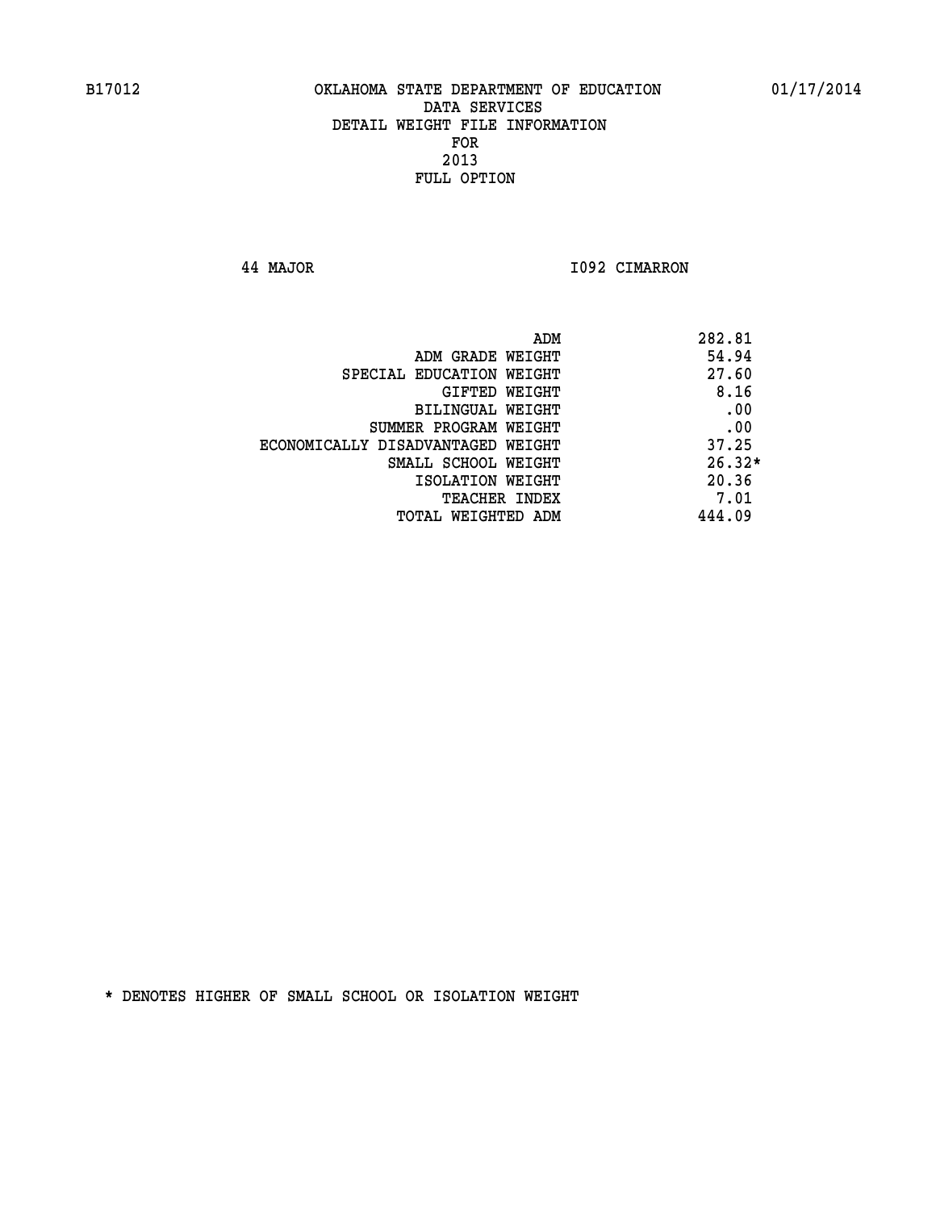B17012 OKLAHOMA STATE DEPARTMENT OF EDUCATION 01/17/2014

DATA SERVICES
DETAIL WEIGHT FILE INFORMATION
FOR
2013
FULL OPTION

44 MAJOR I092 CIMARRON

| | |
|---|---|
| ADM | 282.81 |
| ADM GRADE WEIGHT | 54.94 |
| SPECIAL EDUCATION WEIGHT | 27.60 |
| GIFTED WEIGHT | 8.16 |
| BILINGUAL WEIGHT | .00 |
| SUMMER PROGRAM WEIGHT | .00 |
| ECONOMICALLY DISADVANTAGED WEIGHT | 37.25 |
| SMALL SCHOOL WEIGHT | 26.32* |
| ISOLATION WEIGHT | 20.36 |
| TEACHER INDEX | 7.01 |
| TOTAL WEIGHTED ADM | 444.09 |

* DENOTES HIGHER OF SMALL SCHOOL OR ISOLATION WEIGHT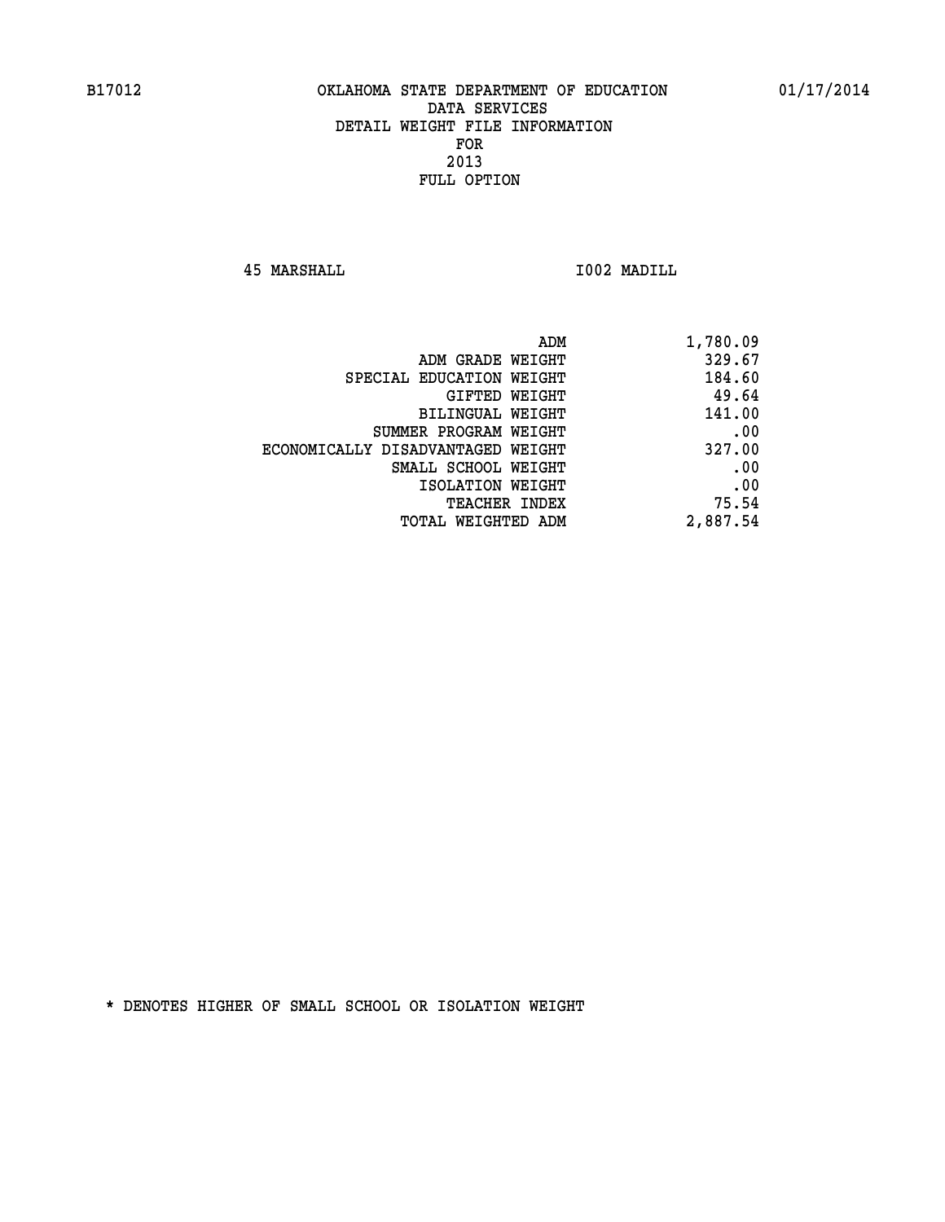B17012 OKLAHOMA STATE DEPARTMENT OF EDUCATION 01/17/2014

DATA SERVICES
DETAIL WEIGHT FILE INFORMATION
FOR
2013
FULL OPTION

45 MARSHALL I002 MADILL

| | |
|---|---|
| ADM | 1,780.09 |
| ADM GRADE WEIGHT | 329.67 |
| SPECIAL EDUCATION WEIGHT | 184.60 |
| GIFTED WEIGHT | 49.64 |
| BILINGUAL WEIGHT | 141.00 |
| SUMMER PROGRAM WEIGHT | .00 |
| ECONOMICALLY DISADVANTAGED WEIGHT | 327.00 |
| SMALL SCHOOL WEIGHT | .00 |
| ISOLATION WEIGHT | .00 |
| TEACHER INDEX | 75.54 |
| TOTAL WEIGHTED ADM | 2,887.54 |

* DENOTES HIGHER OF SMALL SCHOOL OR ISOLATION WEIGHT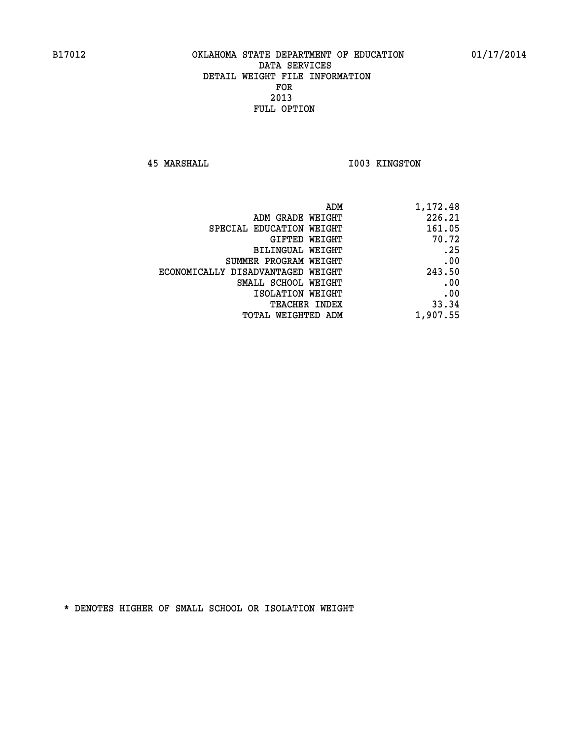# OKLAHOMA STATE DEPARTMENT OF EDUCATION
## DATA SERVICES
## DETAIL WEIGHT FILE INFORMATION
## FOR
## 2013
## FULL OPTION

45 MARSHALL    I003 KINGSTON

| | |
|---|---|
| ADM | 1,172.48 |
| ADM GRADE WEIGHT | 226.21 |
| SPECIAL EDUCATION WEIGHT | 161.05 |
| GIFTED WEIGHT | 70.72 |
| BILINGUAL WEIGHT | .25 |
| SUMMER PROGRAM WEIGHT | .00 |
| ECONOMICALLY DISADVANTAGED WEIGHT | 243.50 |
| SMALL SCHOOL WEIGHT | .00 |
| ISOLATION WEIGHT | .00 |
| TEACHER INDEX | 33.34 |
| TOTAL WEIGHTED ADM | 1,907.55 |

* DENOTES HIGHER OF SMALL SCHOOL OR ISOLATION WEIGHT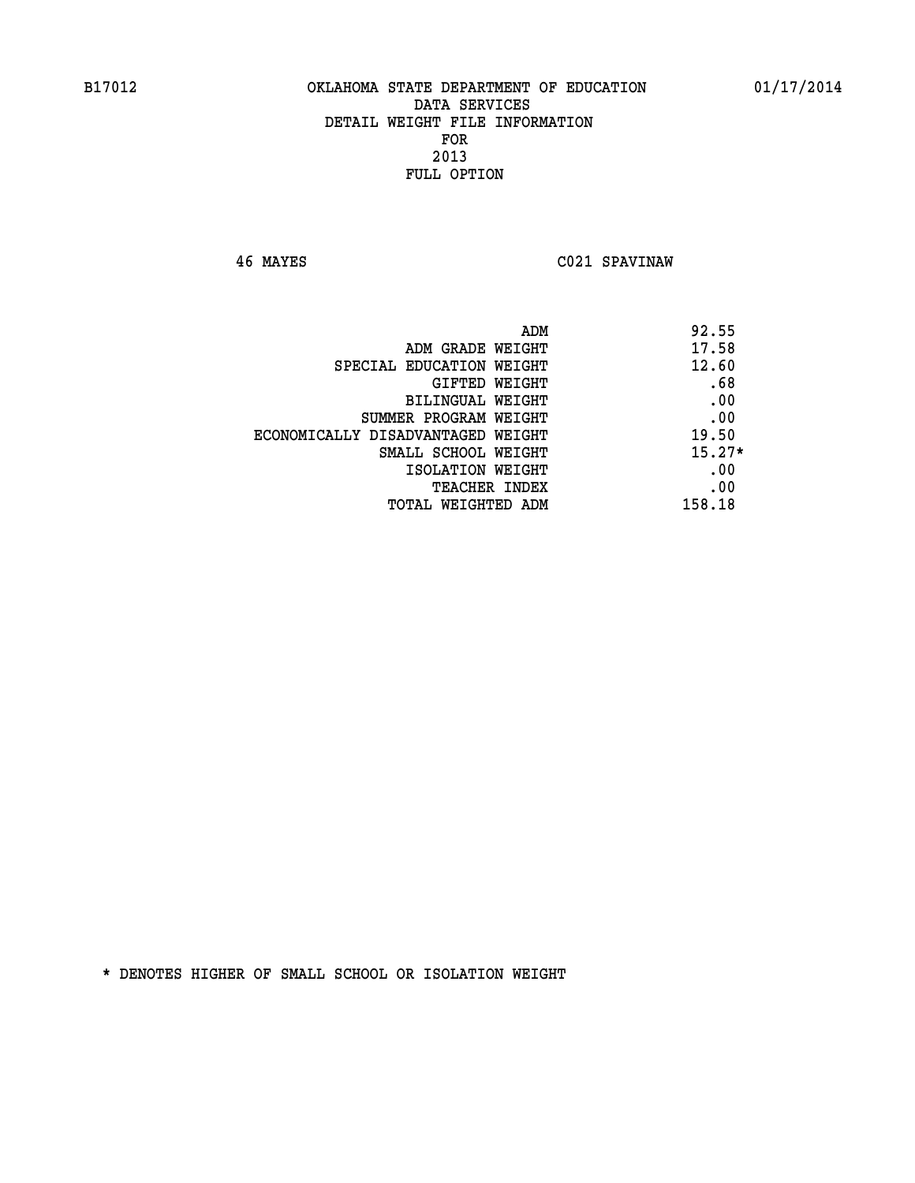B17012 OKLAHOMA STATE DEPARTMENT OF EDUCATION 01/17/2014

DATA SERVICES
DETAIL WEIGHT FILE INFORMATION
FOR
2013
FULL OPTION

46 MAYES C021 SPAVINAW

| | |
|---|---|
| ADM | 92.55 |
| ADM GRADE WEIGHT | 17.58 |
| SPECIAL EDUCATION WEIGHT | 12.60 |
| GIFTED WEIGHT | .68 |
| BILINGUAL WEIGHT | .00 |
| SUMMER PROGRAM WEIGHT | .00 |
| ECONOMICALLY DISADVANTAGED WEIGHT | 19.50 |
| SMALL SCHOOL WEIGHT | 15.27* |
| ISOLATION WEIGHT | .00 |
| TEACHER INDEX | .00 |
| TOTAL WEIGHTED ADM | 158.18 |

* DENOTES HIGHER OF SMALL SCHOOL OR ISOLATION WEIGHT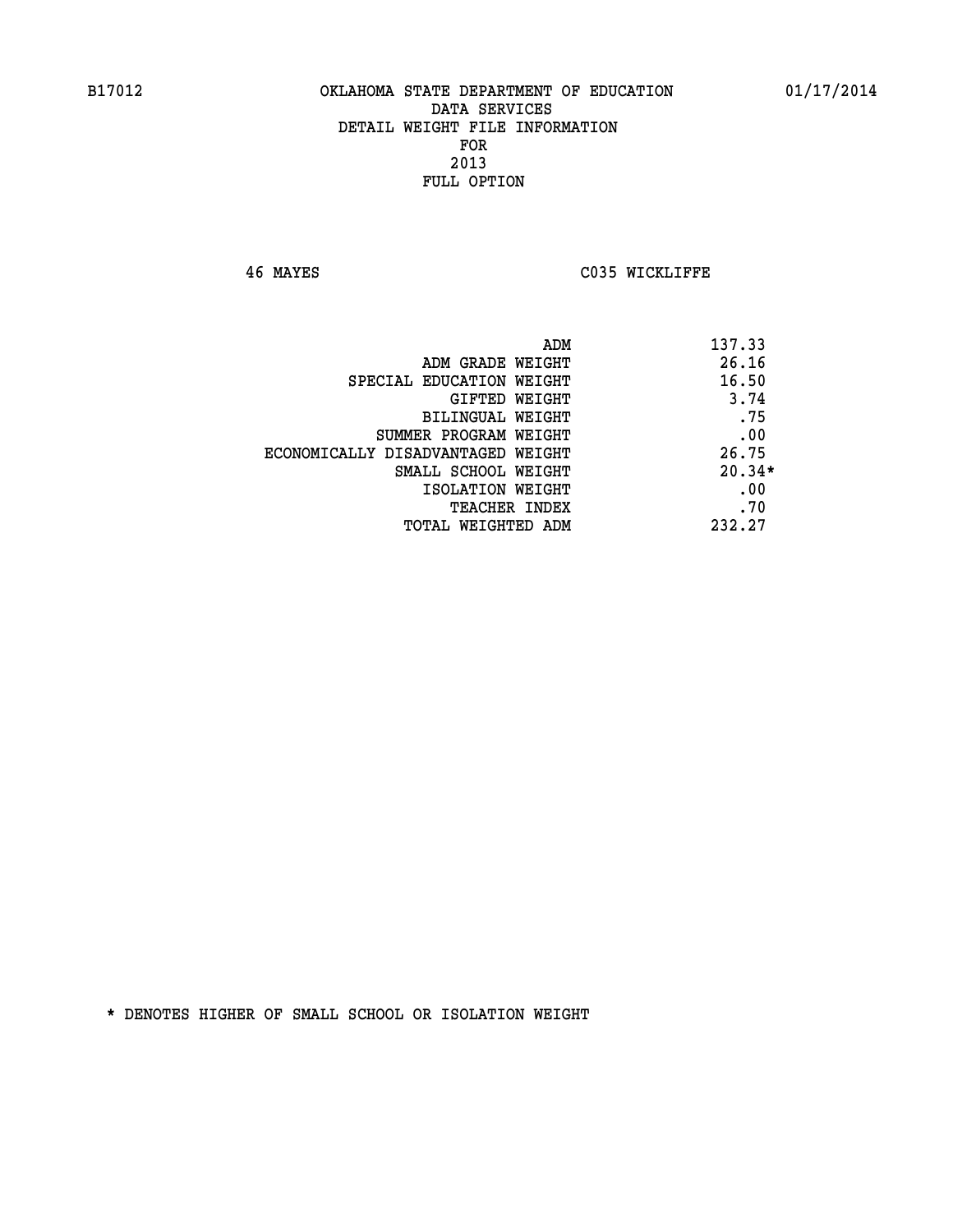B17012 OKLAHOMA STATE DEPARTMENT OF EDUCATION 01/17/2014

DATA SERVICES
DETAIL WEIGHT FILE INFORMATION
FOR
2013
FULL OPTION

46 MAYES C035 WICKLIFFE

| | |
|---|---|
| ADM | 137.33 |
| ADM GRADE WEIGHT | 26.16 |
| SPECIAL EDUCATION WEIGHT | 16.50 |
| GIFTED WEIGHT | 3.74 |
| BILINGUAL WEIGHT | .75 |
| SUMMER PROGRAM WEIGHT | .00 |
| ECONOMICALLY DISADVANTAGED WEIGHT | 26.75 |
| SMALL SCHOOL WEIGHT | 20.34* |
| ISOLATION WEIGHT | .00 |
| TEACHER INDEX | .70 |
| TOTAL WEIGHTED ADM | 232.27 |

* DENOTES HIGHER OF SMALL SCHOOL OR ISOLATION WEIGHT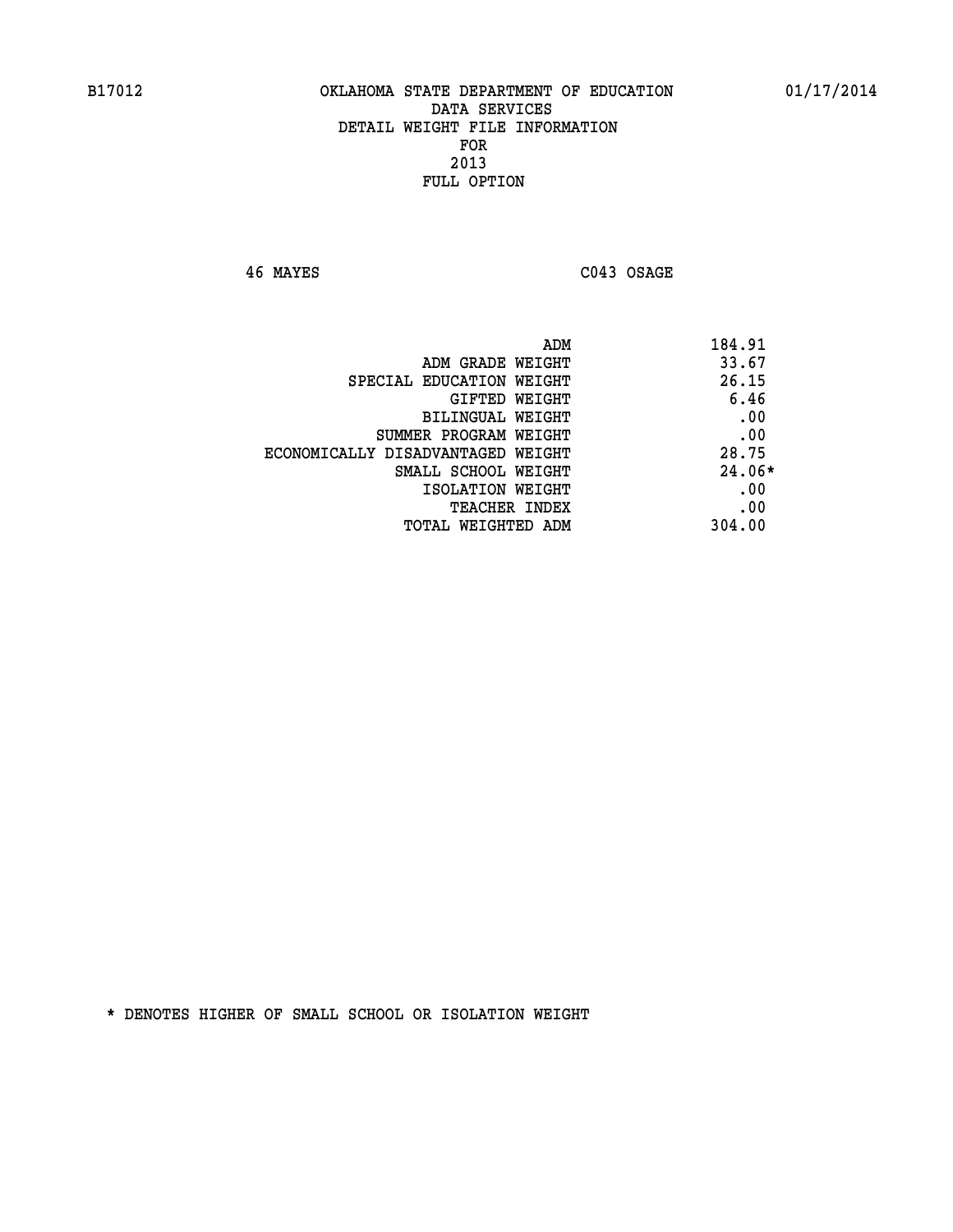B17012 OKLAHOMA STATE DEPARTMENT OF EDUCATION 01/17/2014

DATA SERVICES
DETAIL WEIGHT FILE INFORMATION
FOR
2013
FULL OPTION

46 MAYES C043 OSAGE

| | |
|---|---|
| ADM | 184.91 |
| ADM GRADE WEIGHT | 33.67 |
| SPECIAL EDUCATION WEIGHT | 26.15 |
| GIFTED WEIGHT | 6.46 |
| BILINGUAL WEIGHT | .00 |
| SUMMER PROGRAM WEIGHT | .00 |
| ECONOMICALLY DISADVANTAGED WEIGHT | 28.75 |
| SMALL SCHOOL WEIGHT | 24.06* |
| ISOLATION WEIGHT | .00 |
| TEACHER INDEX | .00 |
| TOTAL WEIGHTED ADM | 304.00 |

* DENOTES HIGHER OF SMALL SCHOOL OR ISOLATION WEIGHT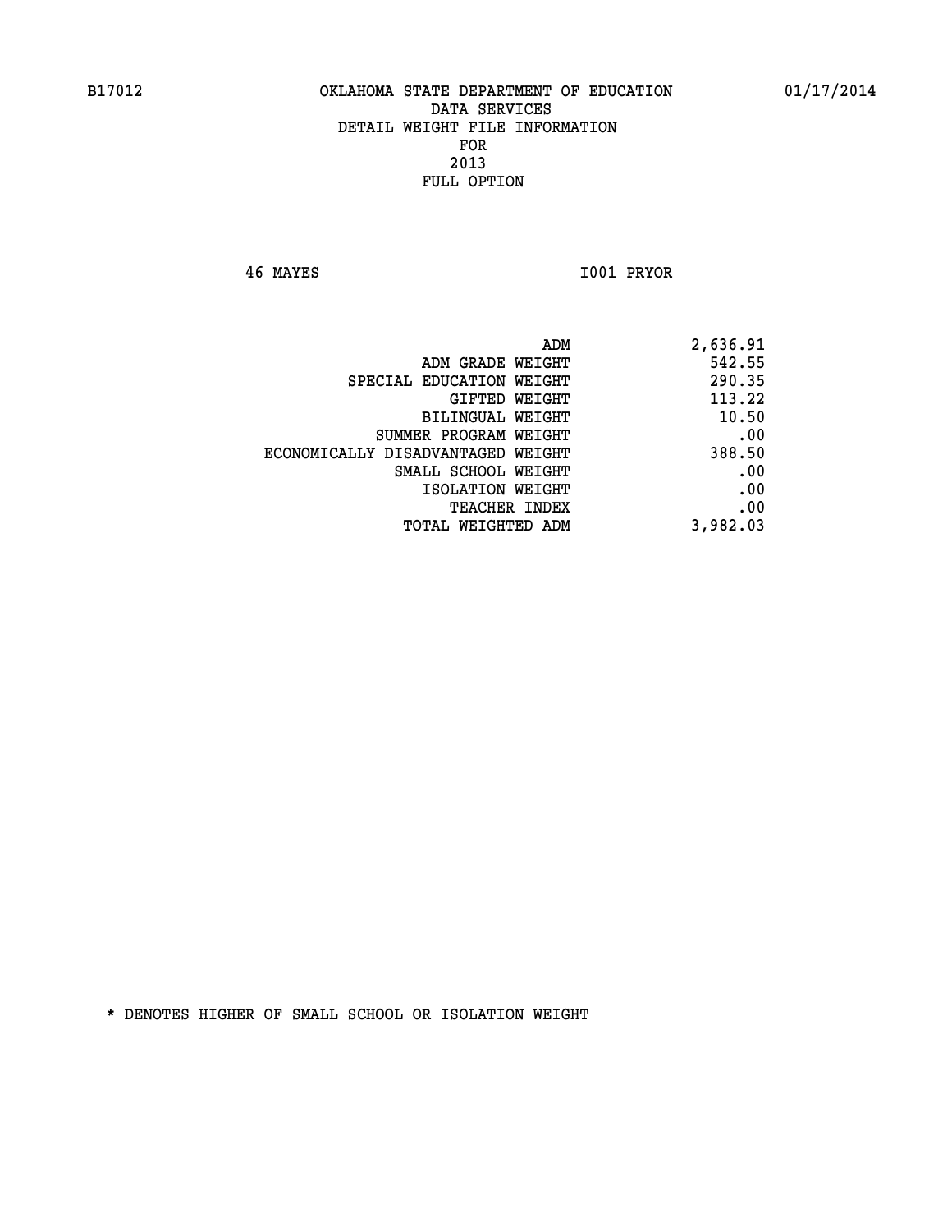B17012 OKLAHOMA STATE DEPARTMENT OF EDUCATION 01/17/2014

DATA SERVICES
DETAIL WEIGHT FILE INFORMATION
FOR
2013
FULL OPTION

46 MAYES I001 PRYOR

| | |
|---|---|
| ADM | 2,636.91 |
| ADM GRADE WEIGHT | 542.55 |
| SPECIAL EDUCATION WEIGHT | 290.35 |
| GIFTED WEIGHT | 113.22 |
| BILINGUAL WEIGHT | 10.50 |
| SUMMER PROGRAM WEIGHT | .00 |
| ECONOMICALLY DISADVANTAGED WEIGHT | 388.50 |
| SMALL SCHOOL WEIGHT | .00 |
| ISOLATION WEIGHT | .00 |
| TEACHER INDEX | .00 |
| TOTAL WEIGHTED ADM | 3,982.03 |

* DENOTES HIGHER OF SMALL SCHOOL OR ISOLATION WEIGHT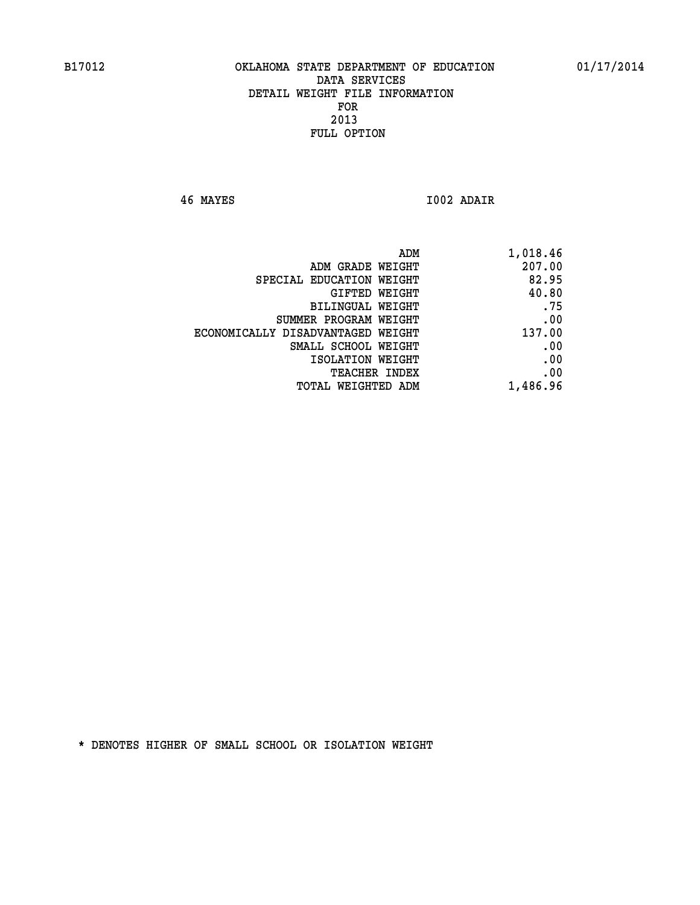B17012 OKLAHOMA STATE DEPARTMENT OF EDUCATION 01/17/2014

DATA SERVICES
DETAIL WEIGHT FILE INFORMATION
FOR
2013
FULL OPTION

46 MAYES I002 ADAIR

| | |
|---|---|
| ADM | 1,018.46 |
| ADM GRADE WEIGHT | 207.00 |
| SPECIAL EDUCATION WEIGHT | 82.95 |
| GIFTED WEIGHT | 40.80 |
| BILINGUAL WEIGHT | .75 |
| SUMMER PROGRAM WEIGHT | .00 |
| ECONOMICALLY DISADVANTAGED WEIGHT | 137.00 |
| SMALL SCHOOL WEIGHT | .00 |
| ISOLATION WEIGHT | .00 |
| TEACHER INDEX | .00 |
| TOTAL WEIGHTED ADM | 1,486.96 |

* DENOTES HIGHER OF SMALL SCHOOL OR ISOLATION WEIGHT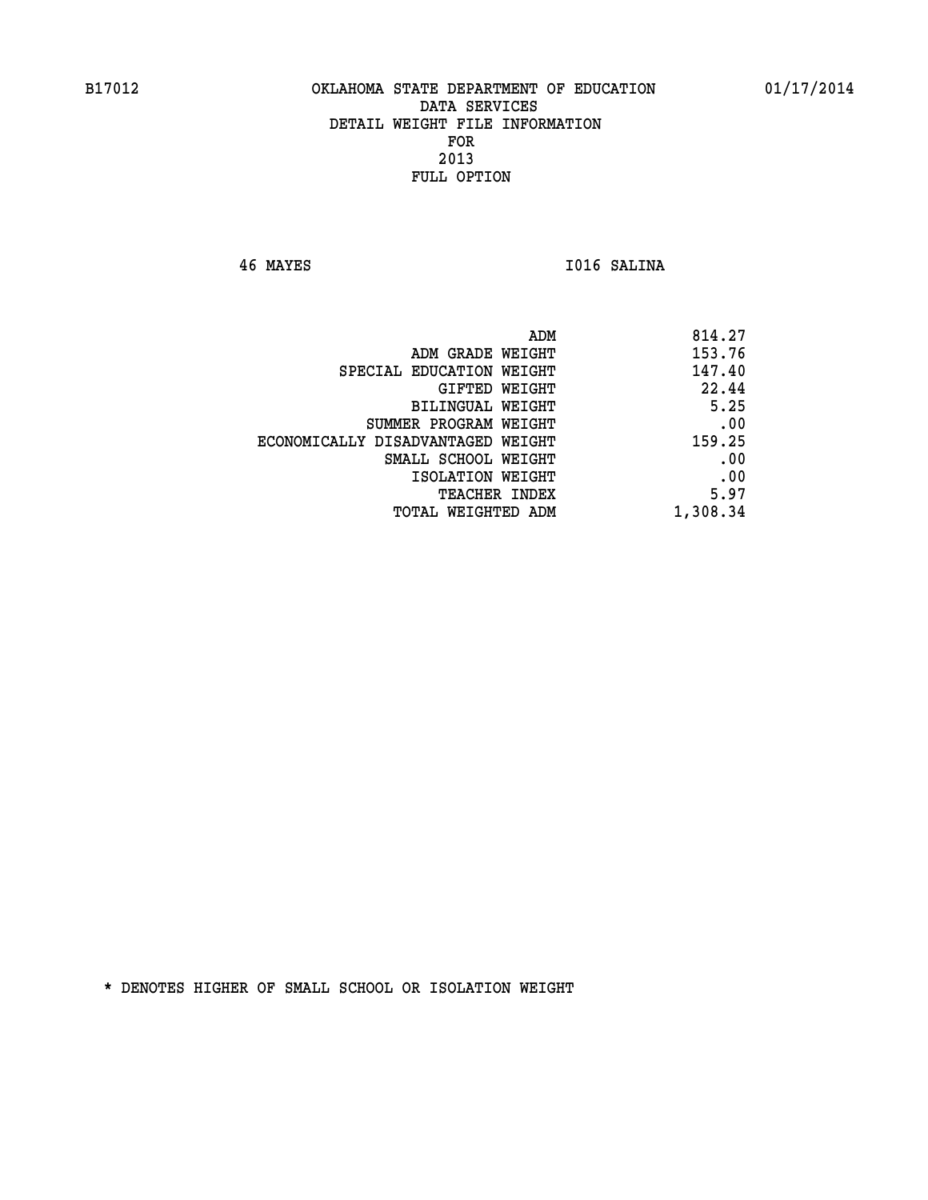B17012 OKLAHOMA STATE DEPARTMENT OF EDUCATION 01/17/2014

DATA SERVICES
DETAIL WEIGHT FILE INFORMATION
FOR
2013
FULL OPTION

46 MAYES I016 SALINA

| | |
|---|---|
| ADM | 814.27 |
| ADM GRADE WEIGHT | 153.76 |
| SPECIAL EDUCATION WEIGHT | 147.40 |
| GIFTED WEIGHT | 22.44 |
| BILINGUAL WEIGHT | 5.25 |
| SUMMER PROGRAM WEIGHT | .00 |
| ECONOMICALLY DISADVANTAGED WEIGHT | 159.25 |
| SMALL SCHOOL WEIGHT | .00 |
| ISOLATION WEIGHT | .00 |
| TEACHER INDEX | 5.97 |
| TOTAL WEIGHTED ADM | 1,308.34 |

* DENOTES HIGHER OF SMALL SCHOOL OR ISOLATION WEIGHT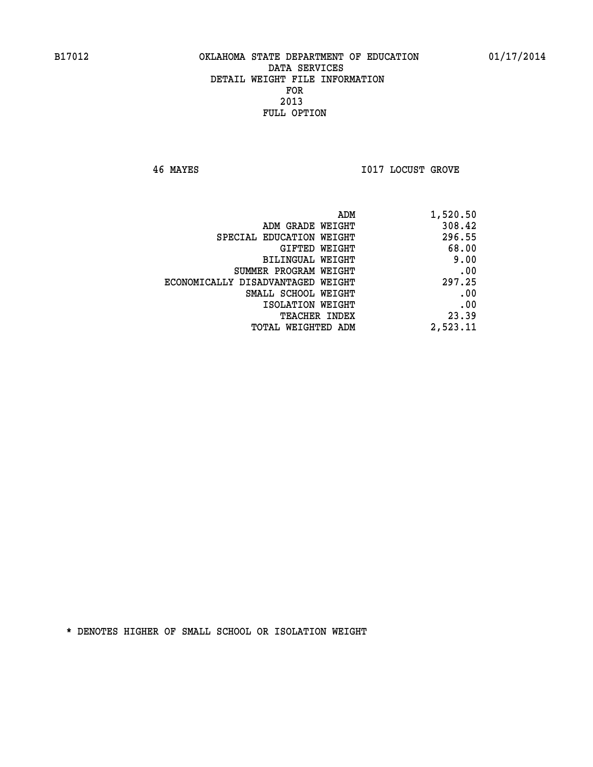B17012 OKLAHOMA STATE DEPARTMENT OF EDUCATION 01/17/2014

DATA SERVICES

DETAIL WEIGHT FILE INFORMATION

FOR

2013

FULL OPTION

46 MAYES I017 LOCUST GROVE

| | |
|---|---|
| ADM | 1,520.50 |
| ADM GRADE WEIGHT | 308.42 |
| SPECIAL EDUCATION WEIGHT | 296.55 |
| GIFTED WEIGHT | 68.00 |
| BILINGUAL WEIGHT | 9.00 |
| SUMMER PROGRAM WEIGHT | .00 |
| ECONOMICALLY DISADVANTAGED WEIGHT | 297.25 |
| SMALL SCHOOL WEIGHT | .00 |
| ISOLATION WEIGHT | .00 |
| TEACHER INDEX | 23.39 |
| TOTAL WEIGHTED ADM | 2,523.11 |

* DENOTES HIGHER OF SMALL SCHOOL OR ISOLATION WEIGHT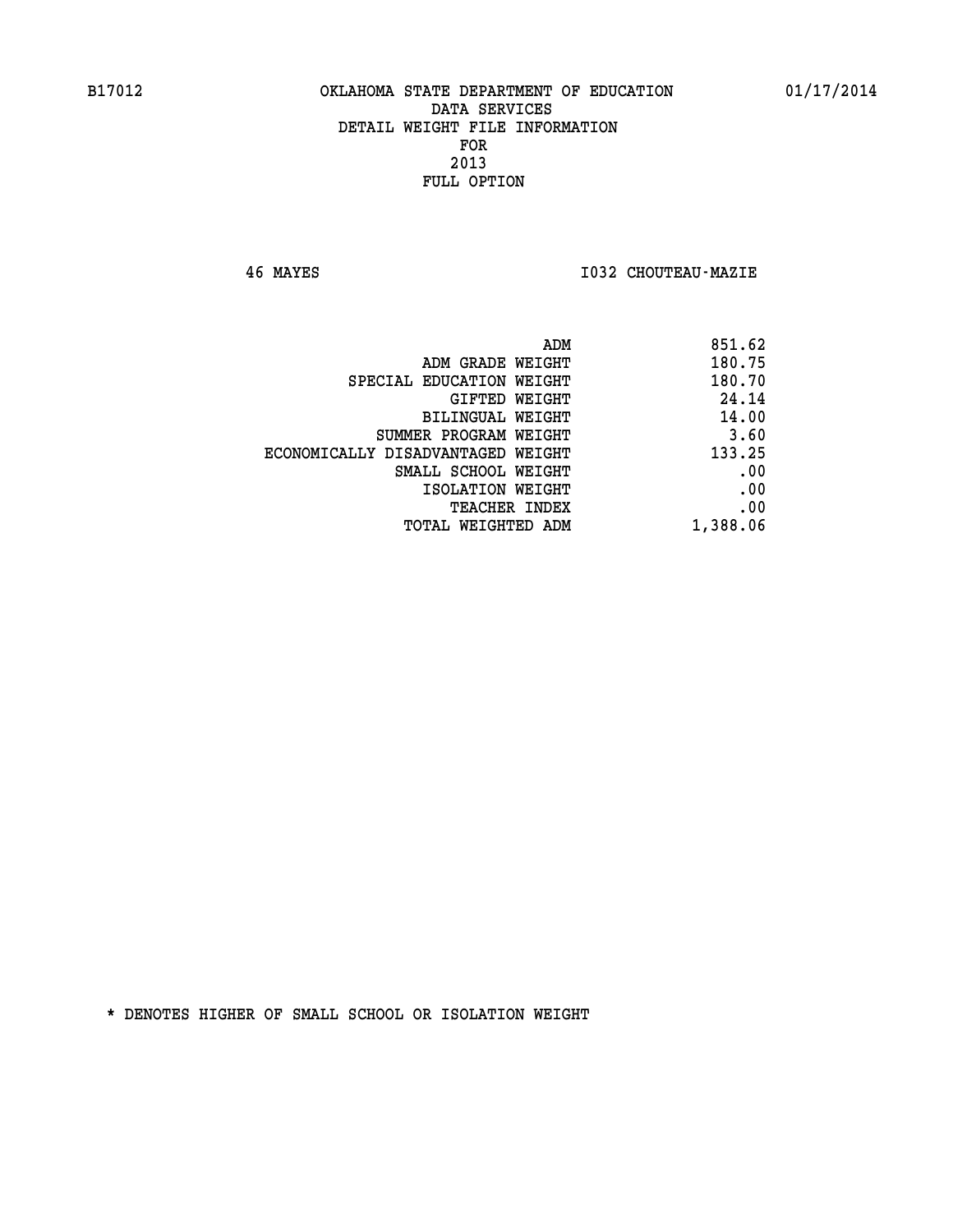B17012 OKLAHOMA STATE DEPARTMENT OF EDUCATION 01/17/2014

DATA SERVICES
DETAIL WEIGHT FILE INFORMATION
FOR
2013
FULL OPTION

46 MAYES I032 CHOUTEAU-MAZIE

| | |
|---|---|
| ADM | 851.62 |
| ADM GRADE WEIGHT | 180.75 |
| SPECIAL EDUCATION WEIGHT | 180.70 |
| GIFTED WEIGHT | 24.14 |
| BILINGUAL WEIGHT | 14.00 |
| SUMMER PROGRAM WEIGHT | 3.60 |
| ECONOMICALLY DISADVANTAGED WEIGHT | 133.25 |
| SMALL SCHOOL WEIGHT | .00 |
| ISOLATION WEIGHT | .00 |
| TEACHER INDEX | .00 |
| TOTAL WEIGHTED ADM | 1,388.06 |

* DENOTES HIGHER OF SMALL SCHOOL OR ISOLATION WEIGHT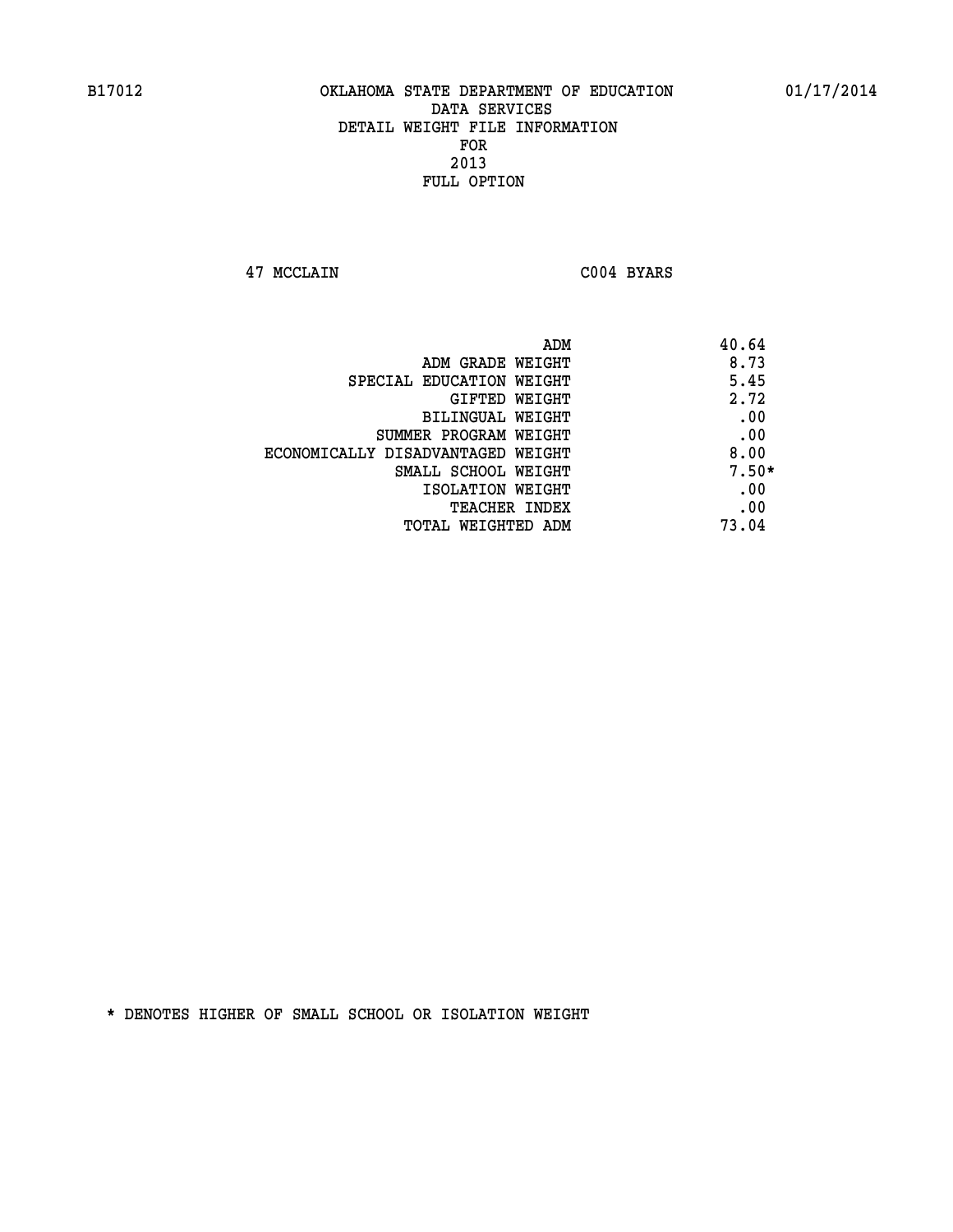B17012 OKLAHOMA STATE DEPARTMENT OF EDUCATION 01/17/2014

DATA SERVICES
DETAIL WEIGHT FILE INFORMATION
FOR
2013
FULL OPTION

47 MCCLAIN C004 BYARS

| | |
|---|---|
| ADM | 40.64 |
| ADM GRADE WEIGHT | 8.73 |
| SPECIAL EDUCATION WEIGHT | 5.45 |
| GIFTED WEIGHT | 2.72 |
| BILINGUAL WEIGHT | .00 |
| SUMMER PROGRAM WEIGHT | .00 |
| ECONOMICALLY DISADVANTAGED WEIGHT | 8.00 |
| SMALL SCHOOL WEIGHT | 7.50* |
| ISOLATION WEIGHT | .00 |
| TEACHER INDEX | .00 |
| TOTAL WEIGHTED ADM | 73.04 |

* DENOTES HIGHER OF SMALL SCHOOL OR ISOLATION WEIGHT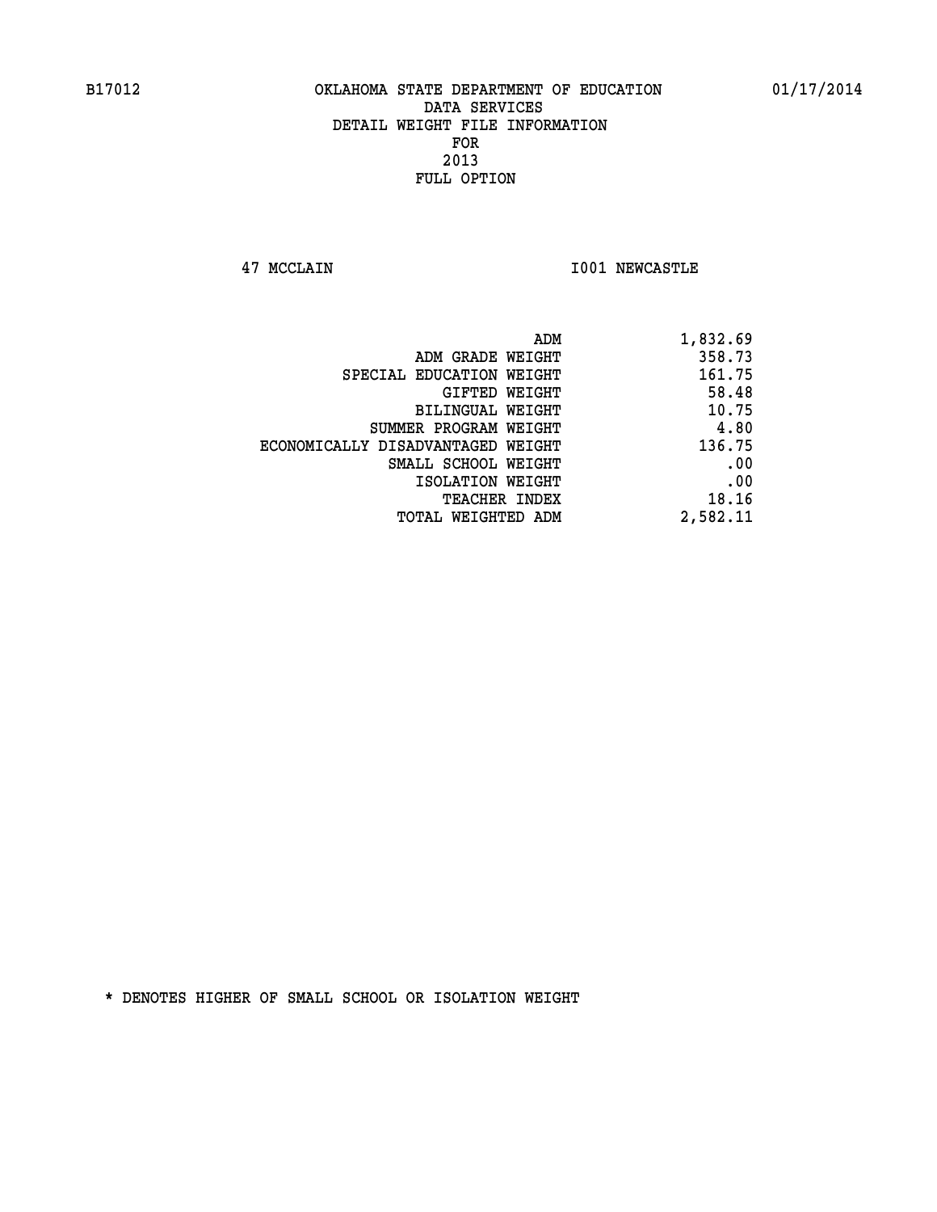# OKLAHOMA STATE DEPARTMENT OF EDUCATION
## DATA SERVICES
## DETAIL WEIGHT FILE INFORMATION
## FOR
## 2013
## FULL OPTION

B17012 — 01/17/2014

47 MCCLAIN — I001 NEWCASTLE

| | |
|---|---|
| ADM | 1,832.69 |
| ADM GRADE WEIGHT | 358.73 |
| SPECIAL EDUCATION WEIGHT | 161.75 |
| GIFTED WEIGHT | 58.48 |
| BILINGUAL WEIGHT | 10.75 |
| SUMMER PROGRAM WEIGHT | 4.80 |
| ECONOMICALLY DISADVANTAGED WEIGHT | 136.75 |
| SMALL SCHOOL WEIGHT | .00 |
| ISOLATION WEIGHT | .00 |
| TEACHER INDEX | 18.16 |
| TOTAL WEIGHTED ADM | 2,582.11 |

* DENOTES HIGHER OF SMALL SCHOOL OR ISOLATION WEIGHT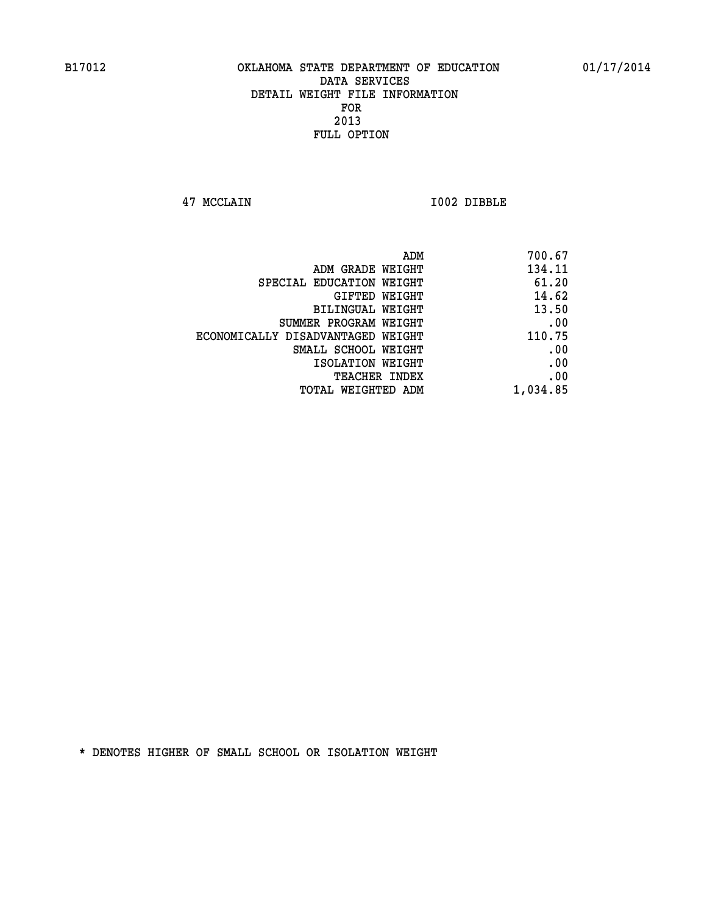OKLAHOMA STATE DEPARTMENT OF EDUCATION
DATA SERVICES
DETAIL WEIGHT FILE INFORMATION
FOR
2013
FULL OPTION

47 MCCLAIN I002 DIBBLE

| | |
|---|---|
| ADM | 700.67 |
| ADM GRADE WEIGHT | 134.11 |
| SPECIAL EDUCATION WEIGHT | 61.20 |
| GIFTED WEIGHT | 14.62 |
| BILINGUAL WEIGHT | 13.50 |
| SUMMER PROGRAM WEIGHT | .00 |
| ECONOMICALLY DISADVANTAGED WEIGHT | 110.75 |
| SMALL SCHOOL WEIGHT | .00 |
| ISOLATION WEIGHT | .00 |
| TEACHER INDEX | .00 |
| TOTAL WEIGHTED ADM | 1,034.85 |

* DENOTES HIGHER OF SMALL SCHOOL OR ISOLATION WEIGHT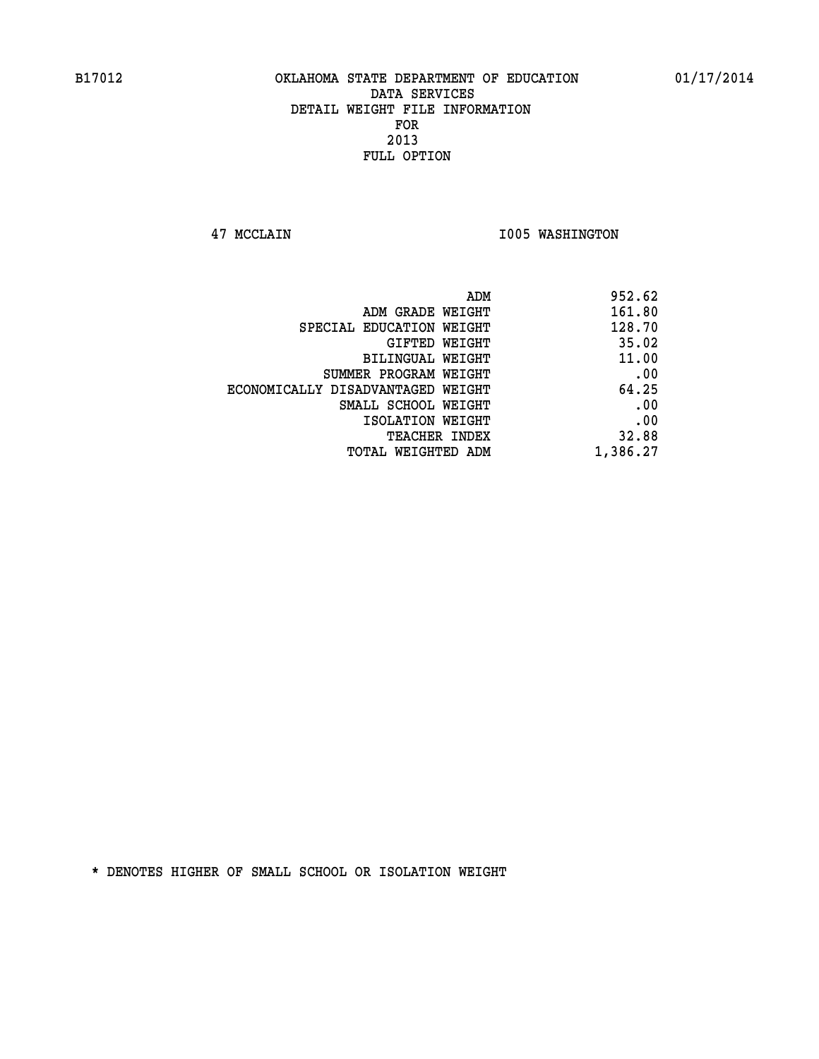B17012 OKLAHOMA STATE DEPARTMENT OF EDUCATION 01/17/2014

DATA SERVICES
DETAIL WEIGHT FILE INFORMATION
FOR
2013
FULL OPTION

47 MCCLAIN I005 WASHINGTON

| | |
|---|---|
| ADM | 952.62 |
| ADM GRADE WEIGHT | 161.80 |
| SPECIAL EDUCATION WEIGHT | 128.70 |
| GIFTED WEIGHT | 35.02 |
| BILINGUAL WEIGHT | 11.00 |
| SUMMER PROGRAM WEIGHT | .00 |
| ECONOMICALLY DISADVANTAGED WEIGHT | 64.25 |
| SMALL SCHOOL WEIGHT | .00 |
| ISOLATION WEIGHT | .00 |
| TEACHER INDEX | 32.88 |
| TOTAL WEIGHTED ADM | 1,386.27 |

* DENOTES HIGHER OF SMALL SCHOOL OR ISOLATION WEIGHT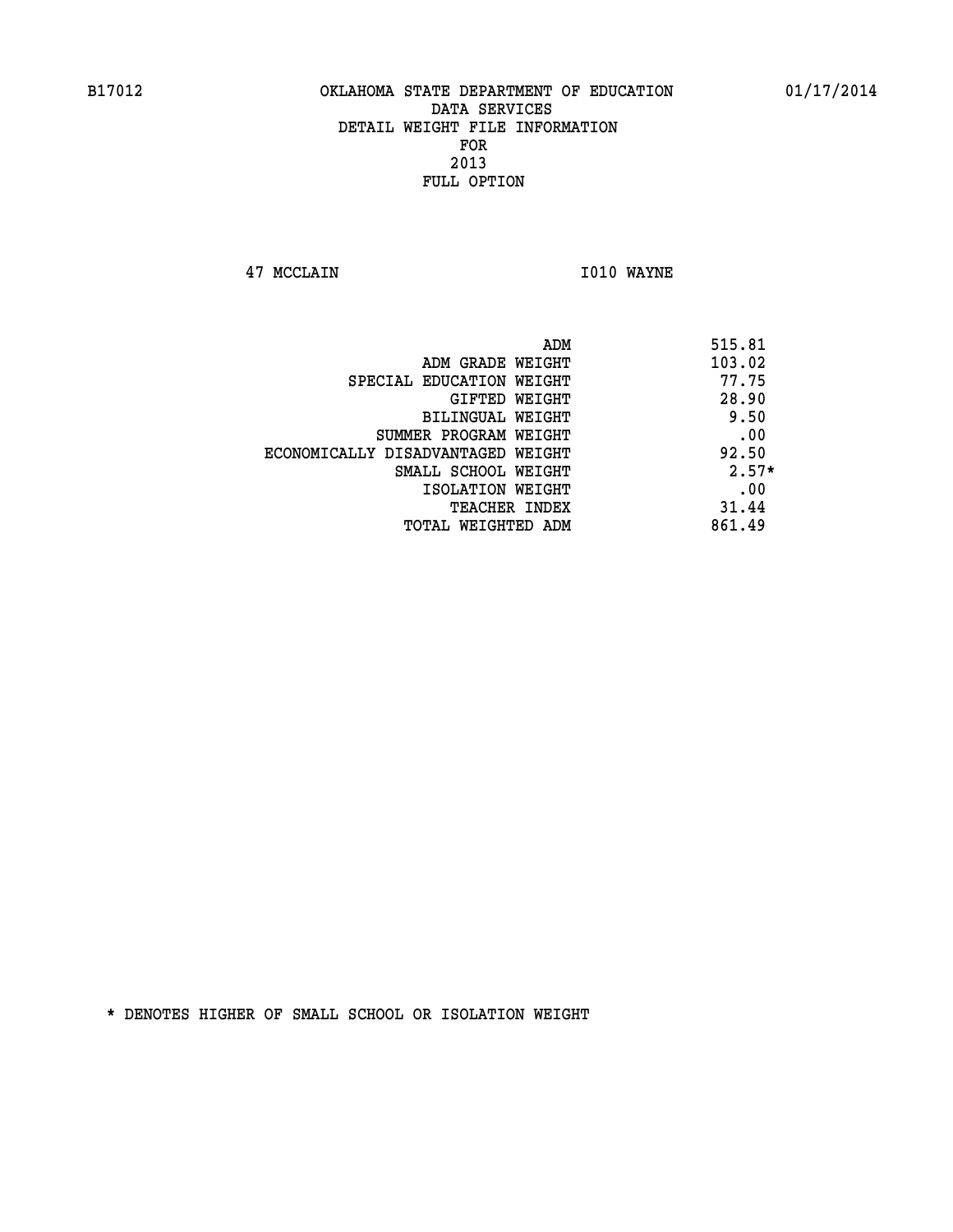B17012 OKLAHOMA STATE DEPARTMENT OF EDUCATION 01/17/2014

DATA SERVICES
DETAIL WEIGHT FILE INFORMATION
FOR
2013
FULL OPTION

47 MCCLAIN I010 WAYNE

| | |
|---|---|
| ADM | 515.81 |
| ADM GRADE WEIGHT | 103.02 |
| SPECIAL EDUCATION WEIGHT | 77.75 |
| GIFTED WEIGHT | 28.90 |
| BILINGUAL WEIGHT | 9.50 |
| SUMMER PROGRAM WEIGHT | .00 |
| ECONOMICALLY DISADVANTAGED WEIGHT | 92.50 |
| SMALL SCHOOL WEIGHT | 2.57* |
| ISOLATION WEIGHT | .00 |
| TEACHER INDEX | 31.44 |
| TOTAL WEIGHTED ADM | 861.49 |

* DENOTES HIGHER OF SMALL SCHOOL OR ISOLATION WEIGHT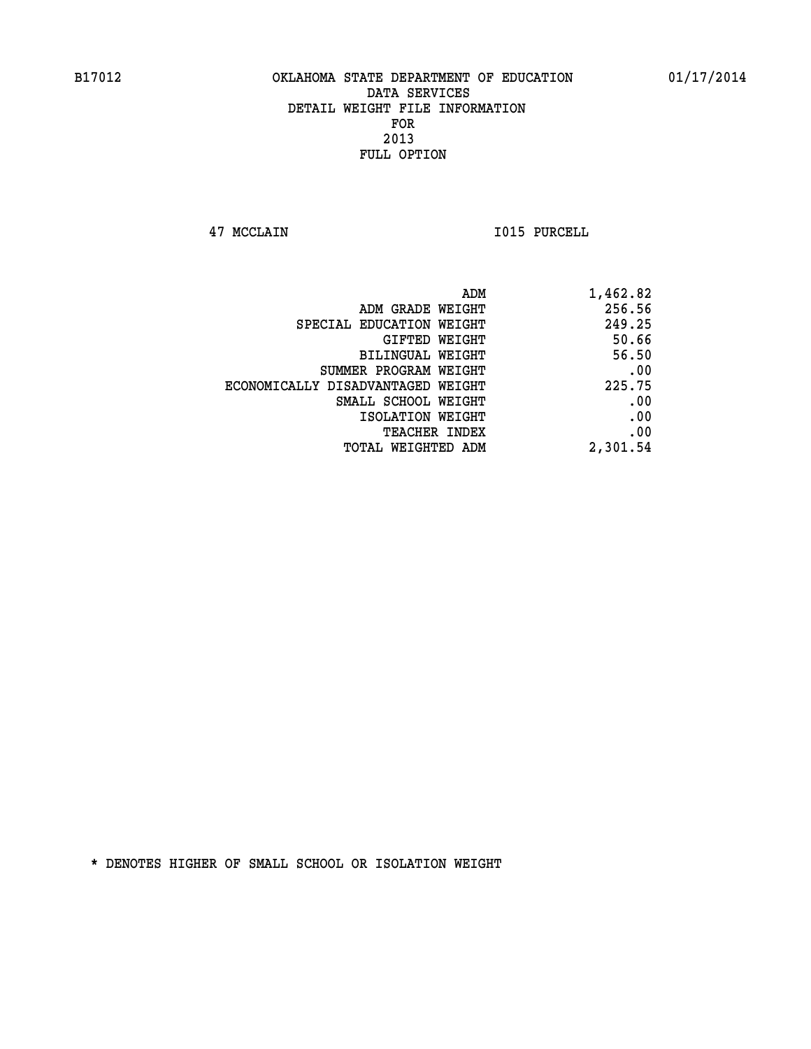B17012 OKLAHOMA STATE DEPARTMENT OF EDUCATION 01/17/2014

DATA SERVICES
DETAIL WEIGHT FILE INFORMATION
FOR
2013
FULL OPTION

47 MCCLAIN I015 PURCELL

| | |
|---|---|
| ADM | 1,462.82 |
| ADM GRADE WEIGHT | 256.56 |
| SPECIAL EDUCATION WEIGHT | 249.25 |
| GIFTED WEIGHT | 50.66 |
| BILINGUAL WEIGHT | 56.50 |
| SUMMER PROGRAM WEIGHT | .00 |
| ECONOMICALLY DISADVANTAGED WEIGHT | 225.75 |
| SMALL SCHOOL WEIGHT | .00 |
| ISOLATION WEIGHT | .00 |
| TEACHER INDEX | .00 |
| TOTAL WEIGHTED ADM | 2,301.54 |

* DENOTES HIGHER OF SMALL SCHOOL OR ISOLATION WEIGHT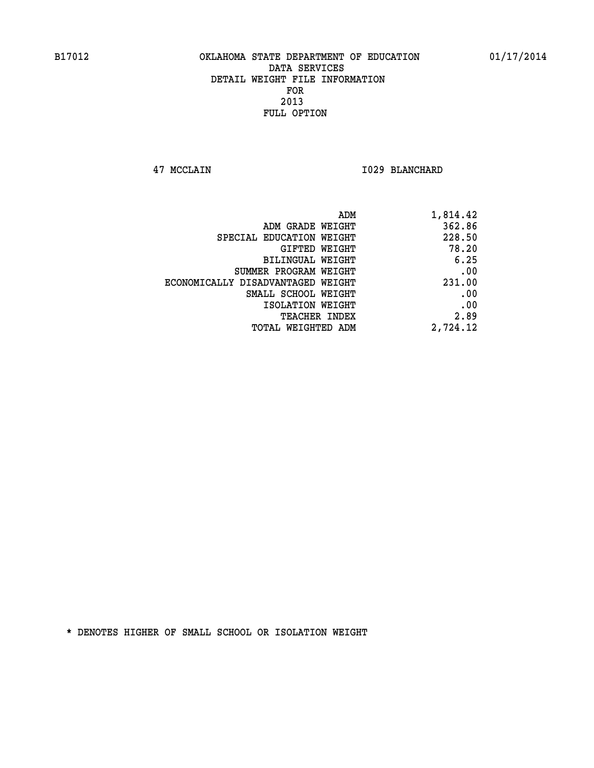B17012 OKLAHOMA STATE DEPARTMENT OF EDUCATION 01/17/2014

DATA SERVICES

DETAIL WEIGHT FILE INFORMATION

FOR

2013

FULL OPTION

47 MCCLAIN I029 BLANCHARD

| | |
|---|---|
| ADM | 1,814.42 |
| ADM GRADE WEIGHT | 362.86 |
| SPECIAL EDUCATION WEIGHT | 228.50 |
| GIFTED WEIGHT | 78.20 |
| BILINGUAL WEIGHT | 6.25 |
| SUMMER PROGRAM WEIGHT | .00 |
| ECONOMICALLY DISADVANTAGED WEIGHT | 231.00 |
| SMALL SCHOOL WEIGHT | .00 |
| ISOLATION WEIGHT | .00 |
| TEACHER INDEX | 2.89 |
| TOTAL WEIGHTED ADM | 2,724.12 |

* DENOTES HIGHER OF SMALL SCHOOL OR ISOLATION WEIGHT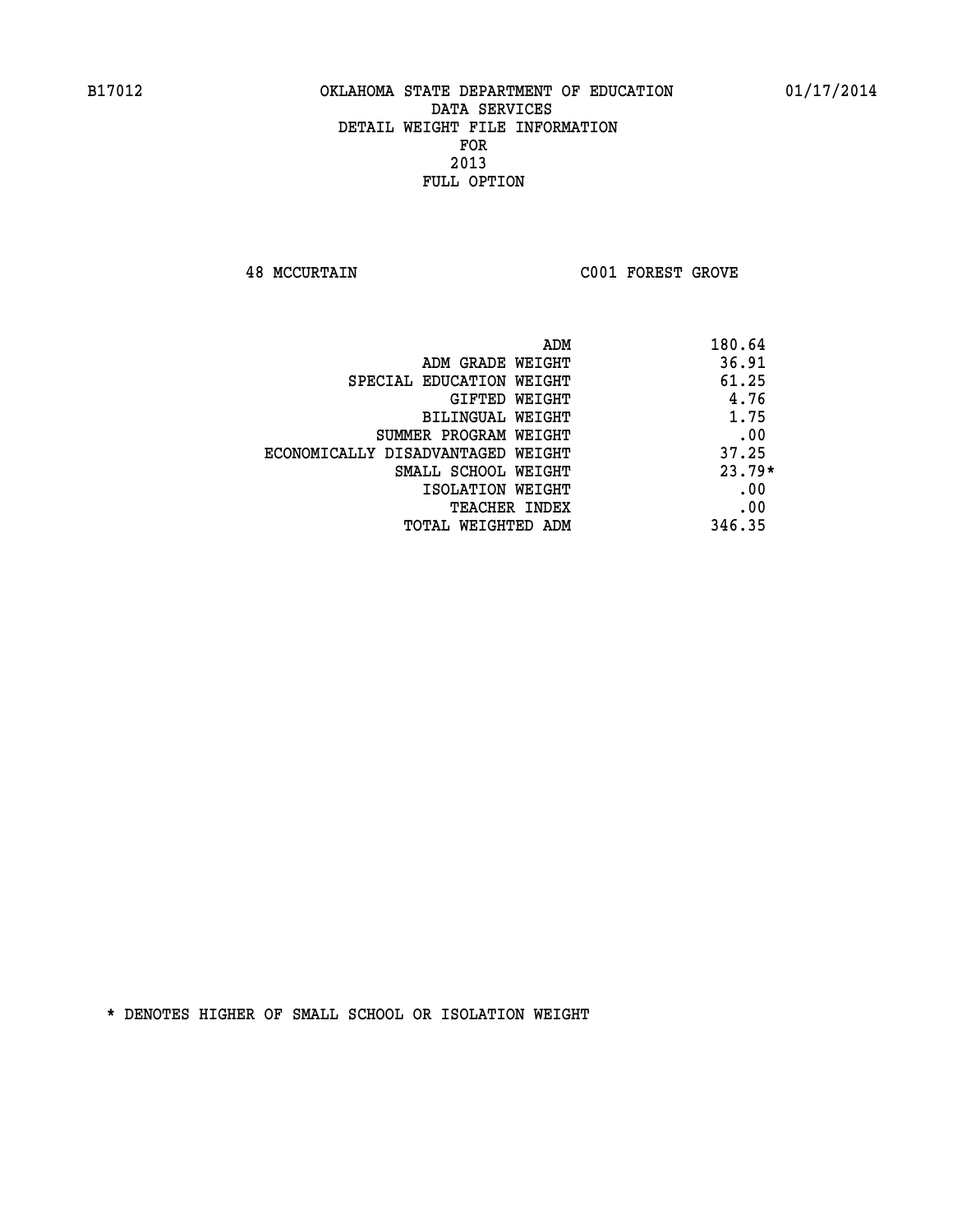B17012 OKLAHOMA STATE DEPARTMENT OF EDUCATION 01/17/2014

DATA SERVICES
DETAIL WEIGHT FILE INFORMATION
FOR
2013
FULL OPTION

48 MCCURTAIN C001 FOREST GROVE

| | |
|---|---|
| ADM | 180.64 |
| ADM GRADE WEIGHT | 36.91 |
| SPECIAL EDUCATION WEIGHT | 61.25 |
| GIFTED WEIGHT | 4.76 |
| BILINGUAL WEIGHT | 1.75 |
| SUMMER PROGRAM WEIGHT | .00 |
| ECONOMICALLY DISADVANTAGED WEIGHT | 37.25 |
| SMALL SCHOOL WEIGHT | 23.79* |
| ISOLATION WEIGHT | .00 |
| TEACHER INDEX | .00 |
| TOTAL WEIGHTED ADM | 346.35 |

* DENOTES HIGHER OF SMALL SCHOOL OR ISOLATION WEIGHT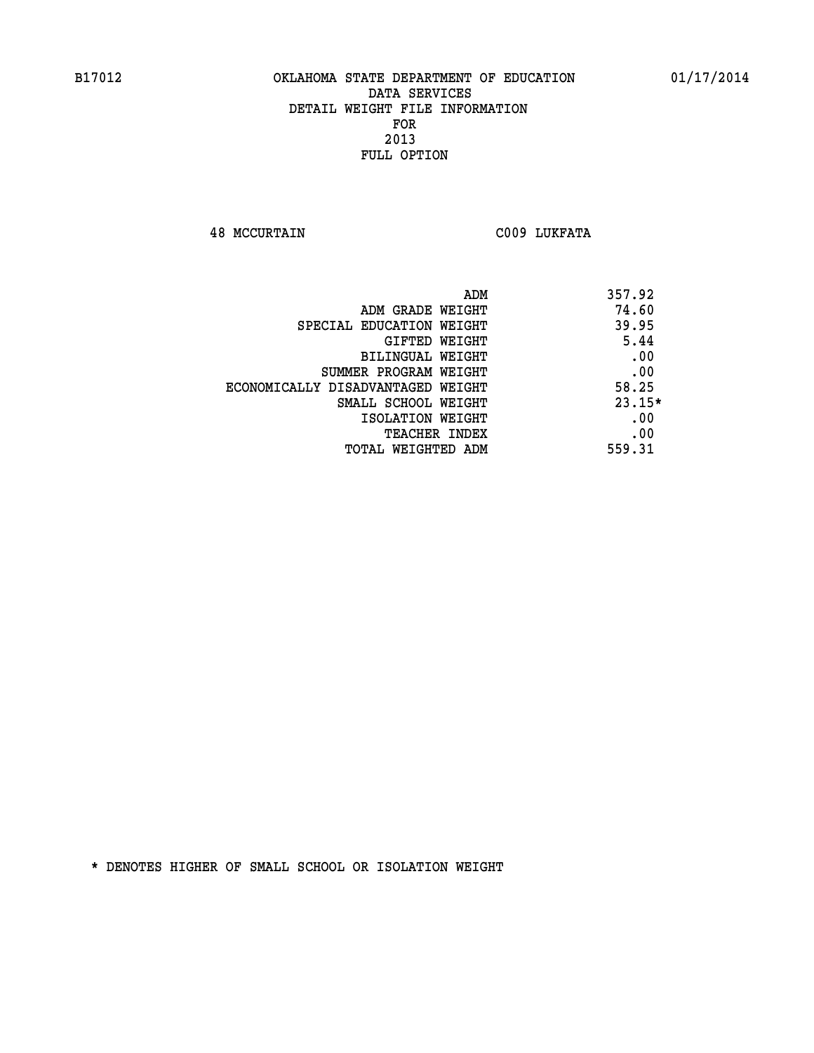B17012 OKLAHOMA STATE DEPARTMENT OF EDUCATION 01/17/2014

DATA SERVICES
DETAIL WEIGHT FILE INFORMATION
FOR
2013
FULL OPTION

48 MCCURTAIN C009 LUKFATA

| | |
|---|---|
| ADM | 357.92 |
| ADM GRADE WEIGHT | 74.60 |
| SPECIAL EDUCATION WEIGHT | 39.95 |
| GIFTED WEIGHT | 5.44 |
| BILINGUAL WEIGHT | .00 |
| SUMMER PROGRAM WEIGHT | .00 |
| ECONOMICALLY DISADVANTAGED WEIGHT | 58.25 |
| SMALL SCHOOL WEIGHT | 23.15* |
| ISOLATION WEIGHT | .00 |
| TEACHER INDEX | .00 |
| TOTAL WEIGHTED ADM | 559.31 |

* DENOTES HIGHER OF SMALL SCHOOL OR ISOLATION WEIGHT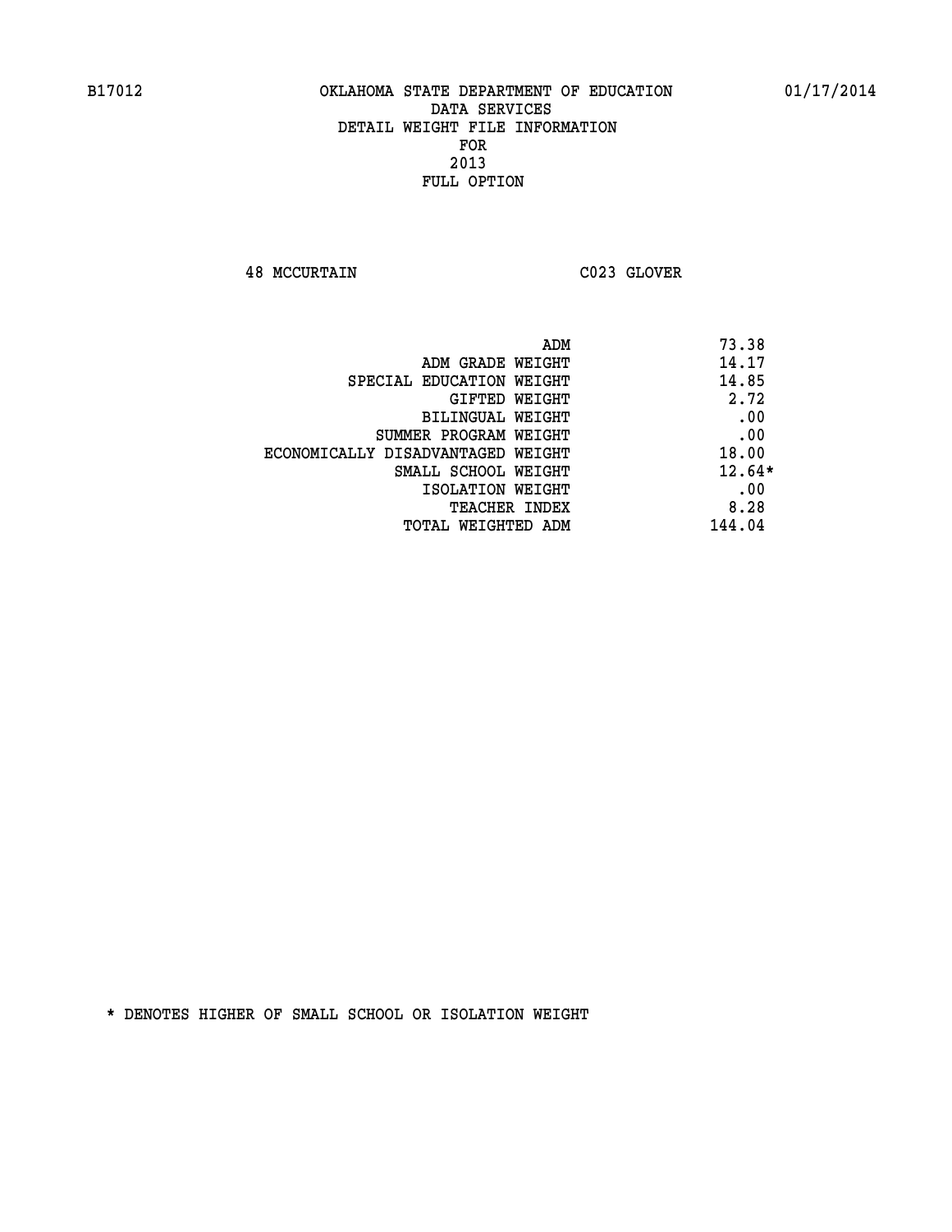B17012 OKLAHOMA STATE DEPARTMENT OF EDUCATION 01/17/2014

DATA SERVICES
DETAIL WEIGHT FILE INFORMATION
FOR
2013
FULL OPTION

48 MCCURTAIN C023 GLOVER

| | |
|---|---|
| ADM | 73.38 |
| ADM GRADE WEIGHT | 14.17 |
| SPECIAL EDUCATION WEIGHT | 14.85 |
| GIFTED WEIGHT | 2.72 |
| BILINGUAL WEIGHT | .00 |
| SUMMER PROGRAM WEIGHT | .00 |
| ECONOMICALLY DISADVANTAGED WEIGHT | 18.00 |
| SMALL SCHOOL WEIGHT | 12.64* |
| ISOLATION WEIGHT | .00 |
| TEACHER INDEX | 8.28 |
| TOTAL WEIGHTED ADM | 144.04 |

* DENOTES HIGHER OF SMALL SCHOOL OR ISOLATION WEIGHT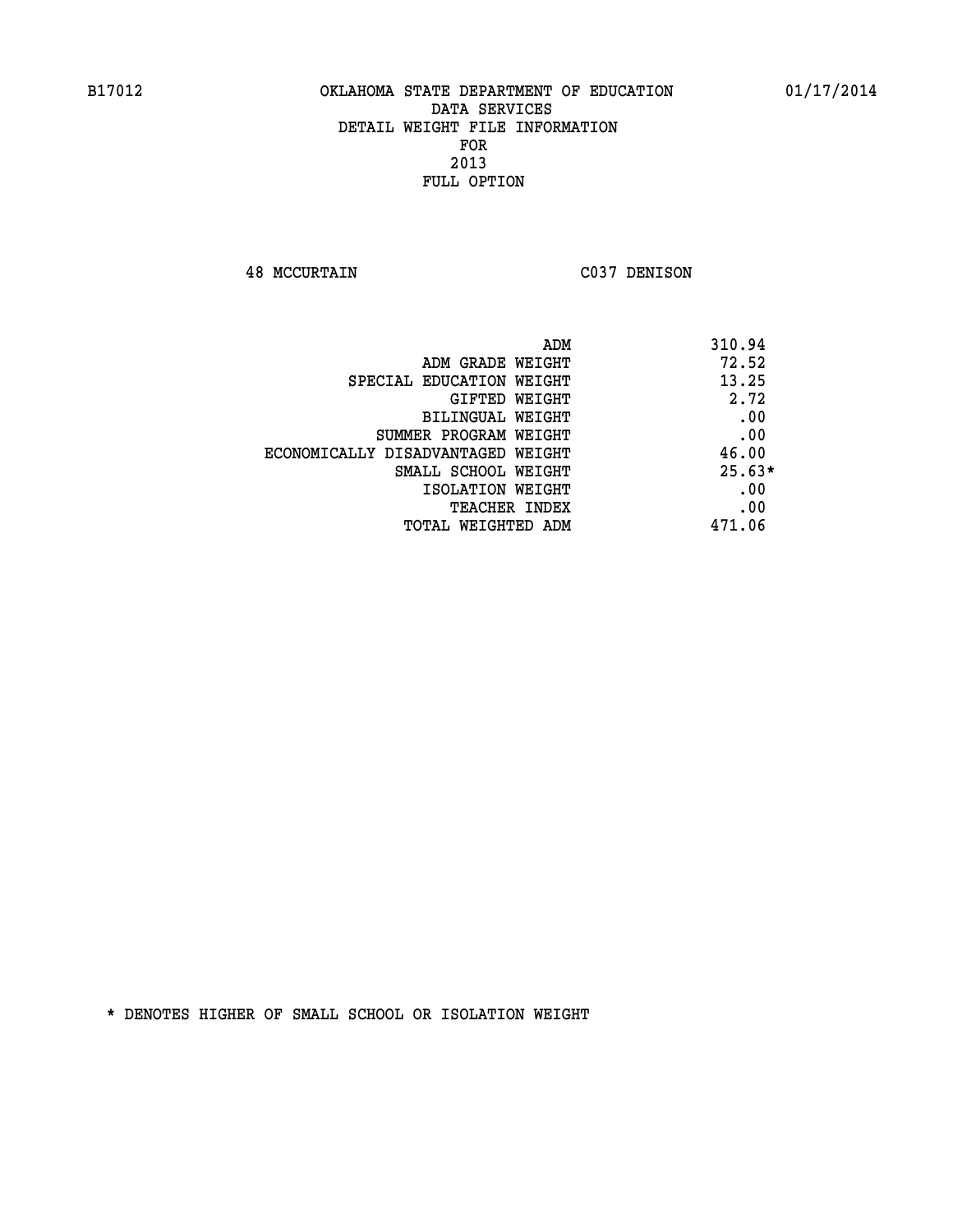B17012 OKLAHOMA STATE DEPARTMENT OF EDUCATION 01/17/2014

DATA SERVICES
DETAIL WEIGHT FILE INFORMATION
FOR
2013
FULL OPTION

48 MCCURTAIN C037 DENISON

| | |
|---|---|
| ADM | 310.94 |
| ADM GRADE WEIGHT | 72.52 |
| SPECIAL EDUCATION WEIGHT | 13.25 |
| GIFTED WEIGHT | 2.72 |
| BILINGUAL WEIGHT | .00 |
| SUMMER PROGRAM WEIGHT | .00 |
| ECONOMICALLY DISADVANTAGED WEIGHT | 46.00 |
| SMALL SCHOOL WEIGHT | 25.63* |
| ISOLATION WEIGHT | .00 |
| TEACHER INDEX | .00 |
| TOTAL WEIGHTED ADM | 471.06 |

* DENOTES HIGHER OF SMALL SCHOOL OR ISOLATION WEIGHT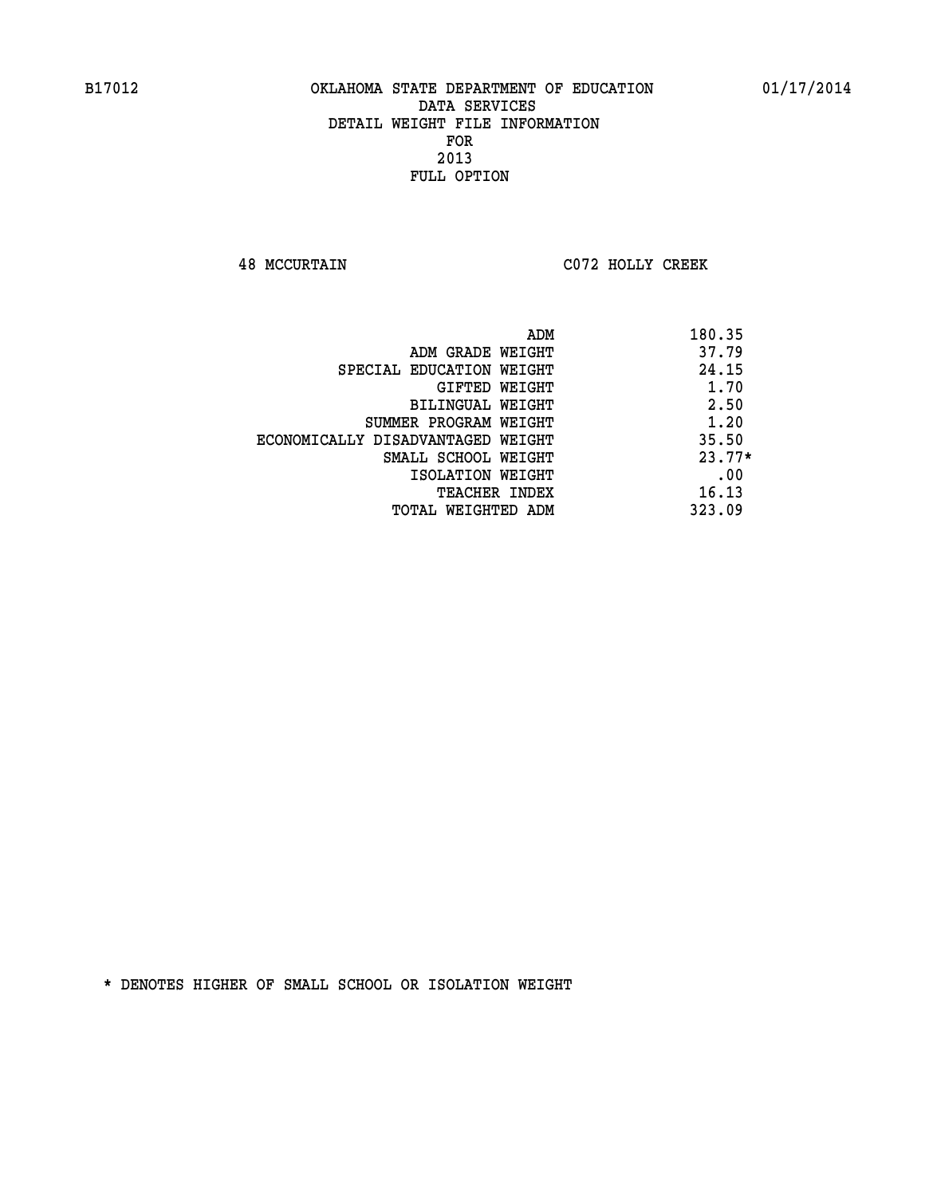B17012 OKLAHOMA STATE DEPARTMENT OF EDUCATION 01/17/2014

DATA SERVICES
DETAIL WEIGHT FILE INFORMATION
FOR
2013
FULL OPTION

48 MCCURTAIN C072 HOLLY CREEK

| | |
|---|---|
| ADM | 180.35 |
| ADM GRADE WEIGHT | 37.79 |
| SPECIAL EDUCATION WEIGHT | 24.15 |
| GIFTED WEIGHT | 1.70 |
| BILINGUAL WEIGHT | 2.50 |
| SUMMER PROGRAM WEIGHT | 1.20 |
| ECONOMICALLY DISADVANTAGED WEIGHT | 35.50 |
| SMALL SCHOOL WEIGHT | 23.77* |
| ISOLATION WEIGHT | .00 |
| TEACHER INDEX | 16.13 |
| TOTAL WEIGHTED ADM | 323.09 |

* DENOTES HIGHER OF SMALL SCHOOL OR ISOLATION WEIGHT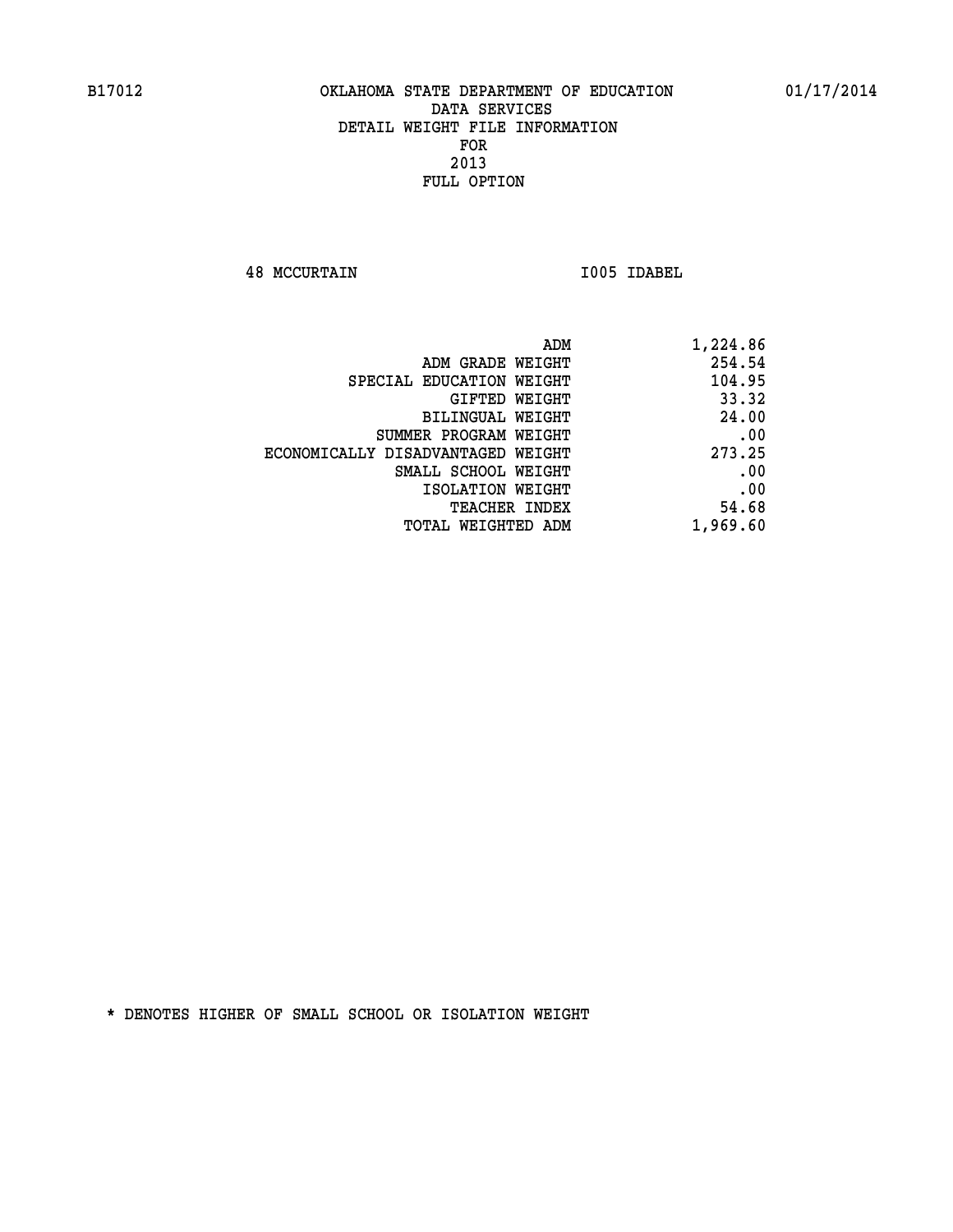B17012 OKLAHOMA STATE DEPARTMENT OF EDUCATION 01/17/2014

DATA SERVICES
DETAIL WEIGHT FILE INFORMATION
FOR
2013
FULL OPTION

48 MCCURTAIN I005 IDABEL

| | |
|---|---|
| ADM | 1,224.86 |
| ADM GRADE WEIGHT | 254.54 |
| SPECIAL EDUCATION WEIGHT | 104.95 |
| GIFTED WEIGHT | 33.32 |
| BILINGUAL WEIGHT | 24.00 |
| SUMMER PROGRAM WEIGHT | .00 |
| ECONOMICALLY DISADVANTAGED WEIGHT | 273.25 |
| SMALL SCHOOL WEIGHT | .00 |
| ISOLATION WEIGHT | .00 |
| TEACHER INDEX | 54.68 |
| TOTAL WEIGHTED ADM | 1,969.60 |

* DENOTES HIGHER OF SMALL SCHOOL OR ISOLATION WEIGHT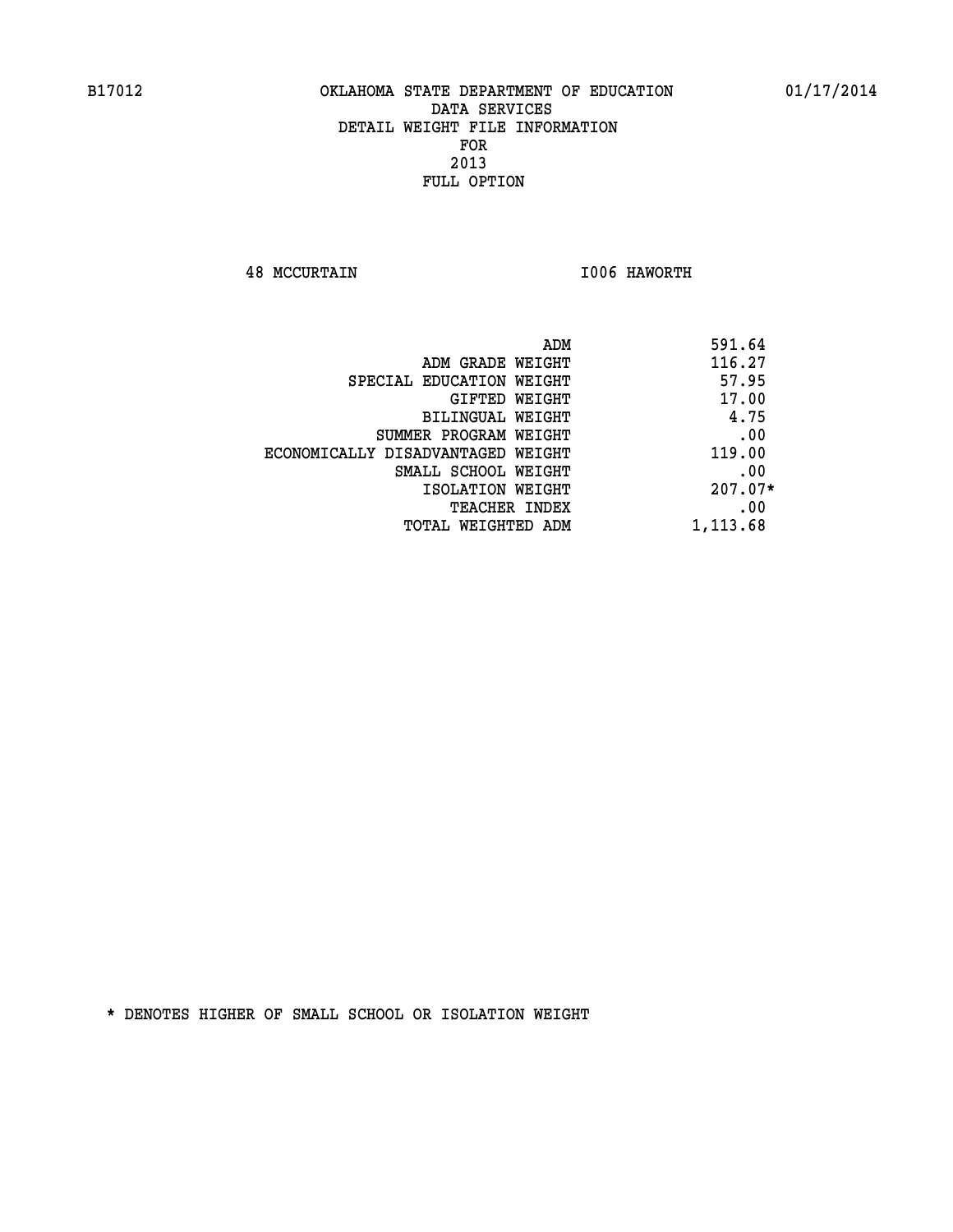B17012 OKLAHOMA STATE DEPARTMENT OF EDUCATION 01/17/2014

DATA SERVICES
DETAIL WEIGHT FILE INFORMATION
FOR
2013
FULL OPTION

48 MCCURTAIN I006 HAWORTH

| | |
|---|---|
| ADM | 591.64 |
| ADM GRADE WEIGHT | 116.27 |
| SPECIAL EDUCATION WEIGHT | 57.95 |
| GIFTED WEIGHT | 17.00 |
| BILINGUAL WEIGHT | 4.75 |
| SUMMER PROGRAM WEIGHT | .00 |
| ECONOMICALLY DISADVANTAGED WEIGHT | 119.00 |
| SMALL SCHOOL WEIGHT | .00 |
| ISOLATION WEIGHT | 207.07* |
| TEACHER INDEX | .00 |
| TOTAL WEIGHTED ADM | 1,113.68 |

* DENOTES HIGHER OF SMALL SCHOOL OR ISOLATION WEIGHT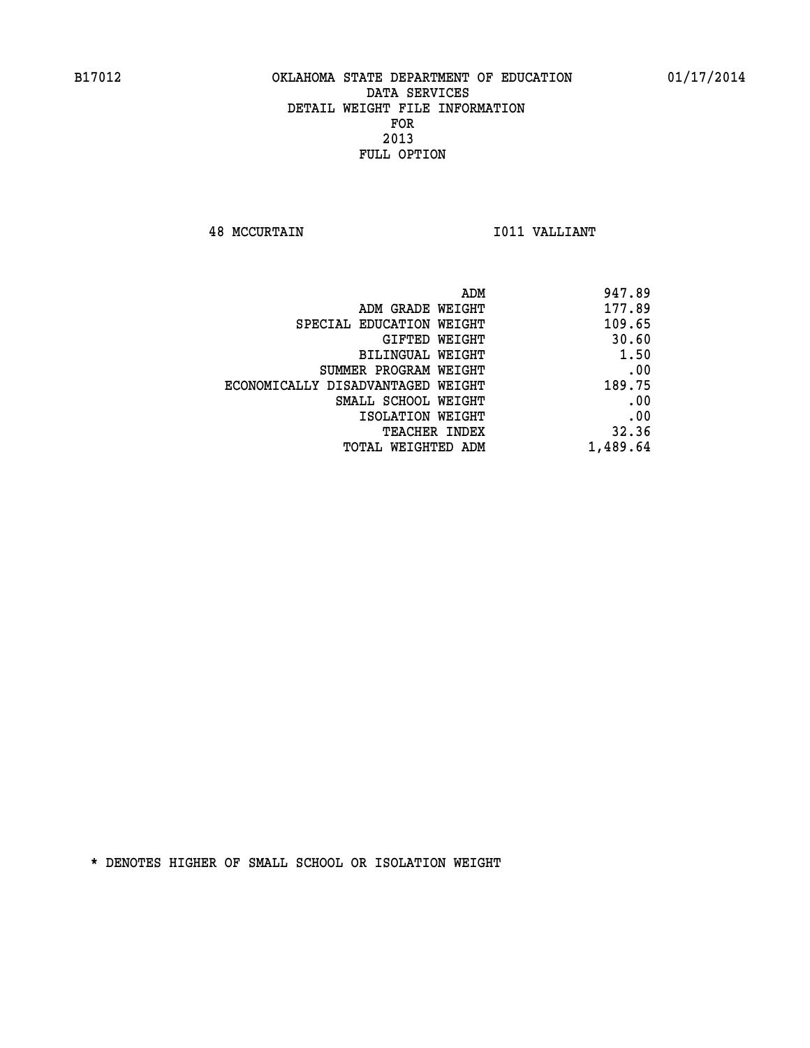# OKLAHOMA STATE DEPARTMENT OF EDUCATION
## DATA SERVICES
## DETAIL WEIGHT FILE INFORMATION
## FOR
## 2013
## FULL OPTION

B17012 — 01/17/2014

48 MCCURTAIN — I011 VALLIANT

| | |
|---|---|
| ADM | 947.89 |
| ADM GRADE WEIGHT | 177.89 |
| SPECIAL EDUCATION WEIGHT | 109.65 |
| GIFTED WEIGHT | 30.60 |
| BILINGUAL WEIGHT | 1.50 |
| SUMMER PROGRAM WEIGHT | .00 |
| ECONOMICALLY DISADVANTAGED WEIGHT | 189.75 |
| SMALL SCHOOL WEIGHT | .00 |
| ISOLATION WEIGHT | .00 |
| TEACHER INDEX | 32.36 |
| TOTAL WEIGHTED ADM | 1,489.64 |

* DENOTES HIGHER OF SMALL SCHOOL OR ISOLATION WEIGHT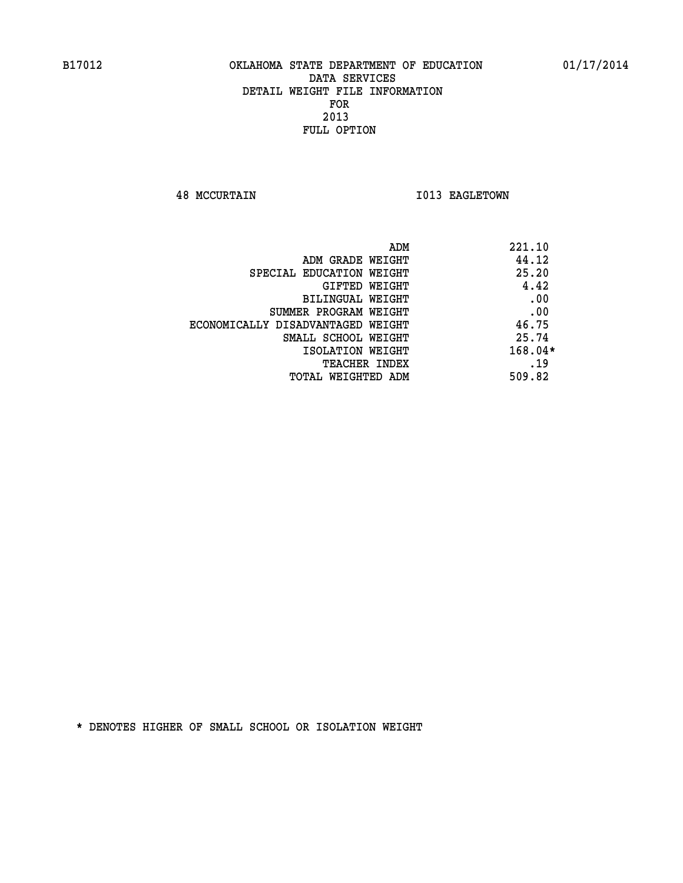B17012 OKLAHOMA STATE DEPARTMENT OF EDUCATION 01/17/2014

DATA SERVICES
DETAIL WEIGHT FILE INFORMATION
FOR
2013
FULL OPTION

48 MCCURTAIN I013 EAGLETOWN

| | |
|---|---|
| ADM | 221.10 |
| ADM GRADE WEIGHT | 44.12 |
| SPECIAL EDUCATION WEIGHT | 25.20 |
| GIFTED WEIGHT | 4.42 |
| BILINGUAL WEIGHT | .00 |
| SUMMER PROGRAM WEIGHT | .00 |
| ECONOMICALLY DISADVANTAGED WEIGHT | 46.75 |
| SMALL SCHOOL WEIGHT | 25.74 |
| ISOLATION WEIGHT | 168.04* |
| TEACHER INDEX | .19 |
| TOTAL WEIGHTED ADM | 509.82 |

* DENOTES HIGHER OF SMALL SCHOOL OR ISOLATION WEIGHT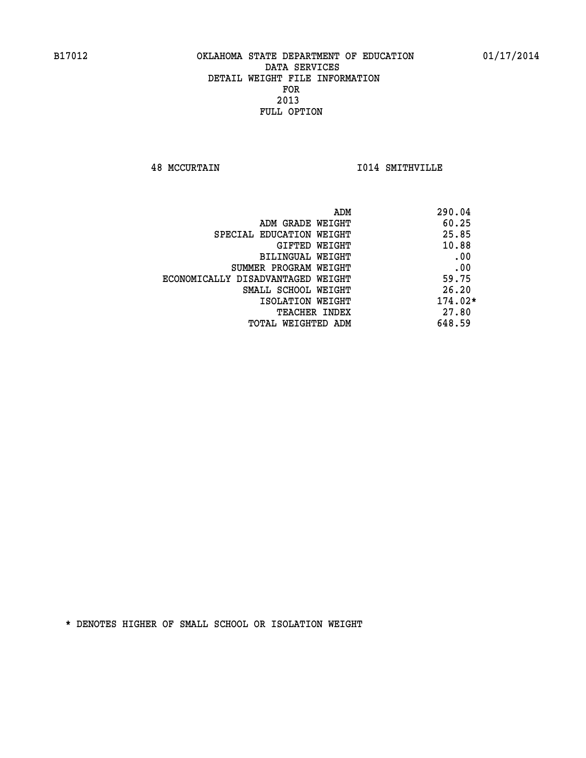B17012 OKLAHOMA STATE DEPARTMENT OF EDUCATION 01/17/2014

DATA SERVICES
DETAIL WEIGHT FILE INFORMATION
FOR
2013
FULL OPTION

48 MCCURTAIN I014 SMITHVILLE

| | |
|---|---|
| ADM | 290.04 |
| ADM GRADE WEIGHT | 60.25 |
| SPECIAL EDUCATION WEIGHT | 25.85 |
| GIFTED WEIGHT | 10.88 |
| BILINGUAL WEIGHT | .00 |
| SUMMER PROGRAM WEIGHT | .00 |
| ECONOMICALLY DISADVANTAGED WEIGHT | 59.75 |
| SMALL SCHOOL WEIGHT | 26.20 |
| ISOLATION WEIGHT | 174.02* |
| TEACHER INDEX | 27.80 |
| TOTAL WEIGHTED ADM | 648.59 |

* DENOTES HIGHER OF SMALL SCHOOL OR ISOLATION WEIGHT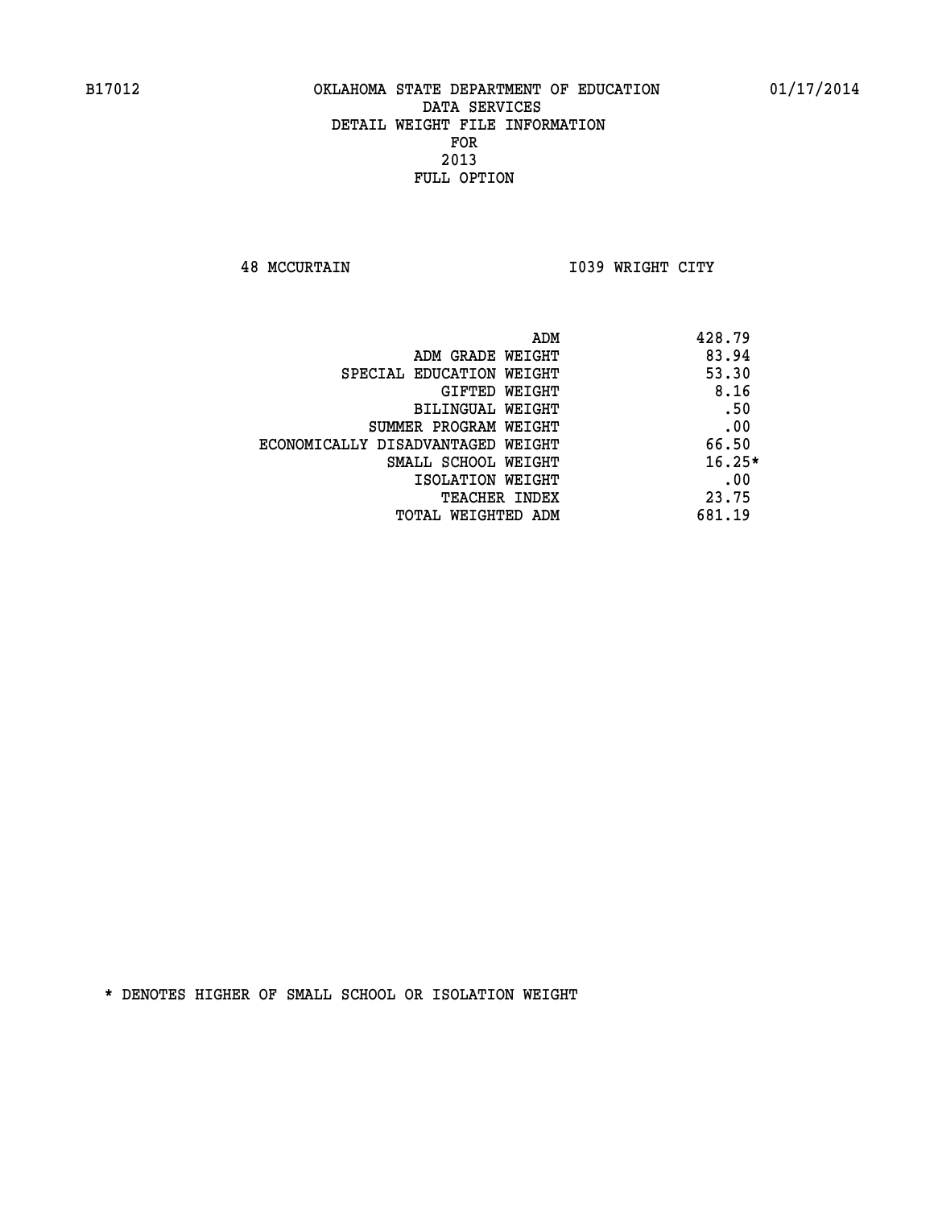B17012 OKLAHOMA STATE DEPARTMENT OF EDUCATION 01/17/2014

DATA SERVICES
DETAIL WEIGHT FILE INFORMATION
FOR
2013
FULL OPTION

48 MCCURTAIN I039 WRIGHT CITY

| | |
|---|---|
| ADM | 428.79 |
| ADM GRADE WEIGHT | 83.94 |
| SPECIAL EDUCATION WEIGHT | 53.30 |
| GIFTED WEIGHT | 8.16 |
| BILINGUAL WEIGHT | .50 |
| SUMMER PROGRAM WEIGHT | .00 |
| ECONOMICALLY DISADVANTAGED WEIGHT | 66.50 |
| SMALL SCHOOL WEIGHT | 16.25* |
| ISOLATION WEIGHT | .00 |
| TEACHER INDEX | 23.75 |
| TOTAL WEIGHTED ADM | 681.19 |

* DENOTES HIGHER OF SMALL SCHOOL OR ISOLATION WEIGHT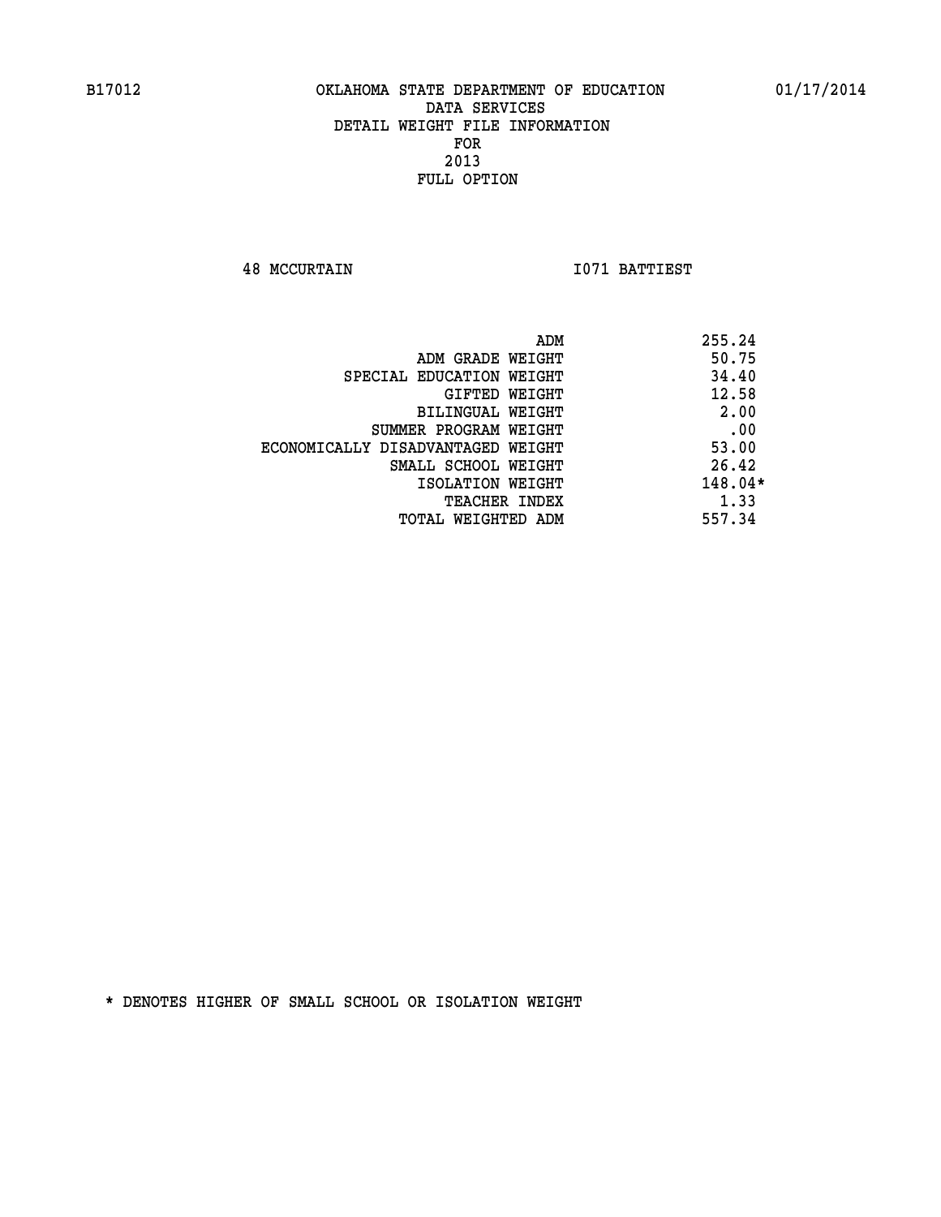B17012 OKLAHOMA STATE DEPARTMENT OF EDUCATION 01/17/2014

DATA SERVICES
DETAIL WEIGHT FILE INFORMATION
FOR
2013
FULL OPTION

48 MCCURTAIN I071 BATTIEST

| | |
|---|---|
| ADM | 255.24 |
| ADM GRADE WEIGHT | 50.75 |
| SPECIAL EDUCATION WEIGHT | 34.40 |
| GIFTED WEIGHT | 12.58 |
| BILINGUAL WEIGHT | 2.00 |
| SUMMER PROGRAM WEIGHT | .00 |
| ECONOMICALLY DISADVANTAGED WEIGHT | 53.00 |
| SMALL SCHOOL WEIGHT | 26.42 |
| ISOLATION WEIGHT | 148.04* |
| TEACHER INDEX | 1.33 |
| TOTAL WEIGHTED ADM | 557.34 |

* DENOTES HIGHER OF SMALL SCHOOL OR ISOLATION WEIGHT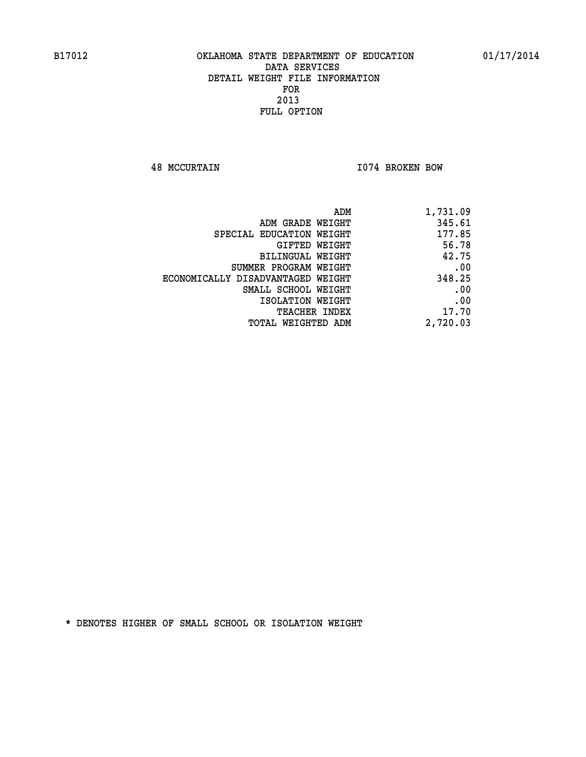B17012 OKLAHOMA STATE DEPARTMENT OF EDUCATION 01/17/2014

DATA SERVICES
DETAIL WEIGHT FILE INFORMATION
FOR
2013
FULL OPTION

48 MCCURTAIN I074 BROKEN BOW

| | |
|---|---|
| ADM | 1,731.09 |
| ADM GRADE WEIGHT | 345.61 |
| SPECIAL EDUCATION WEIGHT | 177.85 |
| GIFTED WEIGHT | 56.78 |
| BILINGUAL WEIGHT | 42.75 |
| SUMMER PROGRAM WEIGHT | .00 |
| ECONOMICALLY DISADVANTAGED WEIGHT | 348.25 |
| SMALL SCHOOL WEIGHT | .00 |
| ISOLATION WEIGHT | .00 |
| TEACHER INDEX | 17.70 |
| TOTAL WEIGHTED ADM | 2,720.03 |

* DENOTES HIGHER OF SMALL SCHOOL OR ISOLATION WEIGHT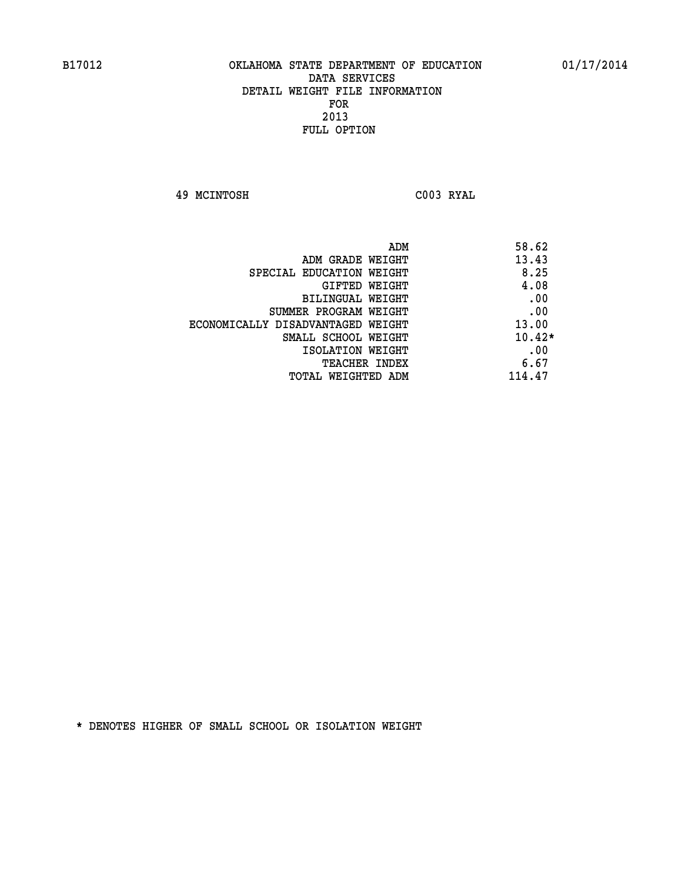B17012 OKLAHOMA STATE DEPARTMENT OF EDUCATION 01/17/2014

DATA SERVICES
DETAIL WEIGHT FILE INFORMATION
FOR
2013
FULL OPTION

49 MCINTOSH C003 RYAL

| | |
|---|---|
| ADM | 58.62 |
| ADM GRADE WEIGHT | 13.43 |
| SPECIAL EDUCATION WEIGHT | 8.25 |
| GIFTED WEIGHT | 4.08 |
| BILINGUAL WEIGHT | .00 |
| SUMMER PROGRAM WEIGHT | .00 |
| ECONOMICALLY DISADVANTAGED WEIGHT | 13.00 |
| SMALL SCHOOL WEIGHT | 10.42* |
| ISOLATION WEIGHT | .00 |
| TEACHER INDEX | 6.67 |
| TOTAL WEIGHTED ADM | 114.47 |

* DENOTES HIGHER OF SMALL SCHOOL OR ISOLATION WEIGHT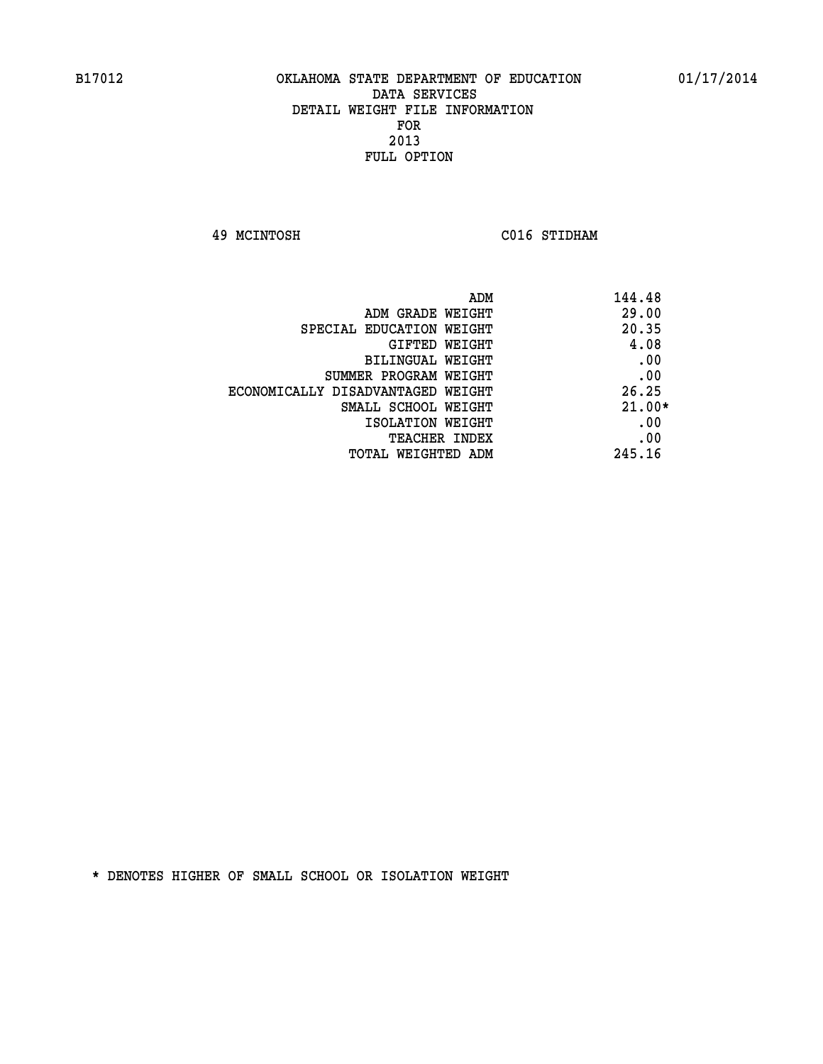B17012 OKLAHOMA STATE DEPARTMENT OF EDUCATION 01/17/2014

DATA SERVICES
DETAIL WEIGHT FILE INFORMATION
FOR
2013
FULL OPTION

49 MCINTOSH C016 STIDHAM

| | |
|---|---|
| ADM | 144.48 |
| ADM GRADE WEIGHT | 29.00 |
| SPECIAL EDUCATION WEIGHT | 20.35 |
| GIFTED WEIGHT | 4.08 |
| BILINGUAL WEIGHT | .00 |
| SUMMER PROGRAM WEIGHT | .00 |
| ECONOMICALLY DISADVANTAGED WEIGHT | 26.25 |
| SMALL SCHOOL WEIGHT | 21.00* |
| ISOLATION WEIGHT | .00 |
| TEACHER INDEX | .00 |
| TOTAL WEIGHTED ADM | 245.16 |

* DENOTES HIGHER OF SMALL SCHOOL OR ISOLATION WEIGHT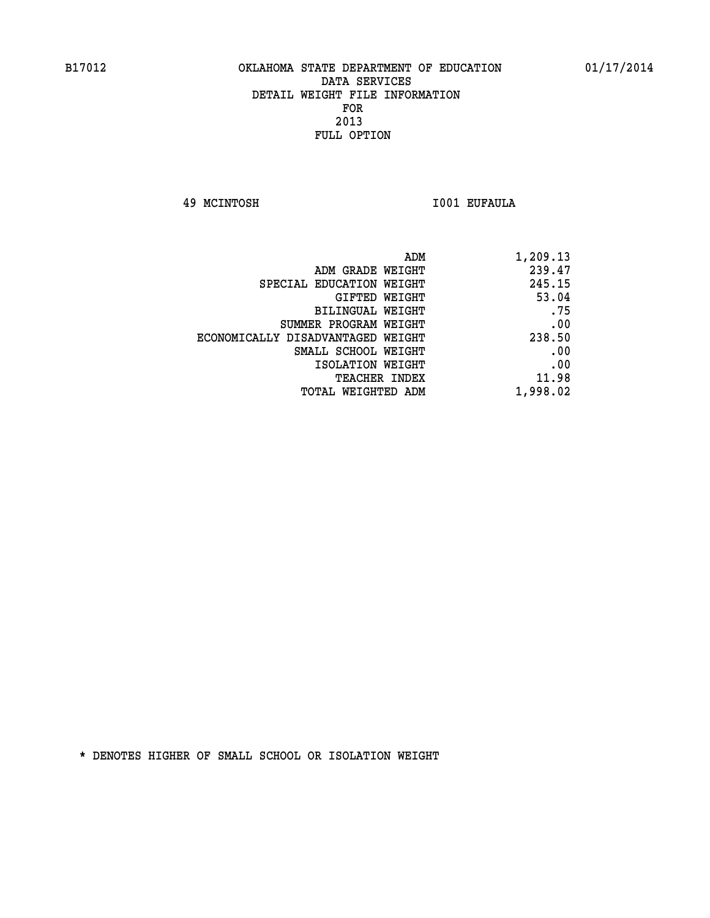B17012 OKLAHOMA STATE DEPARTMENT OF EDUCATION 01/17/2014

DATA SERVICES
DETAIL WEIGHT FILE INFORMATION
FOR
2013
FULL OPTION

49 MCINTOSH I001 EUFAULA

| | |
|---|---|
| ADM | 1,209.13 |
| ADM GRADE WEIGHT | 239.47 |
| SPECIAL EDUCATION WEIGHT | 245.15 |
| GIFTED WEIGHT | 53.04 |
| BILINGUAL WEIGHT | .75 |
| SUMMER PROGRAM WEIGHT | .00 |
| ECONOMICALLY DISADVANTAGED WEIGHT | 238.50 |
| SMALL SCHOOL WEIGHT | .00 |
| ISOLATION WEIGHT | .00 |
| TEACHER INDEX | 11.98 |
| TOTAL WEIGHTED ADM | 1,998.02 |

* DENOTES HIGHER OF SMALL SCHOOL OR ISOLATION WEIGHT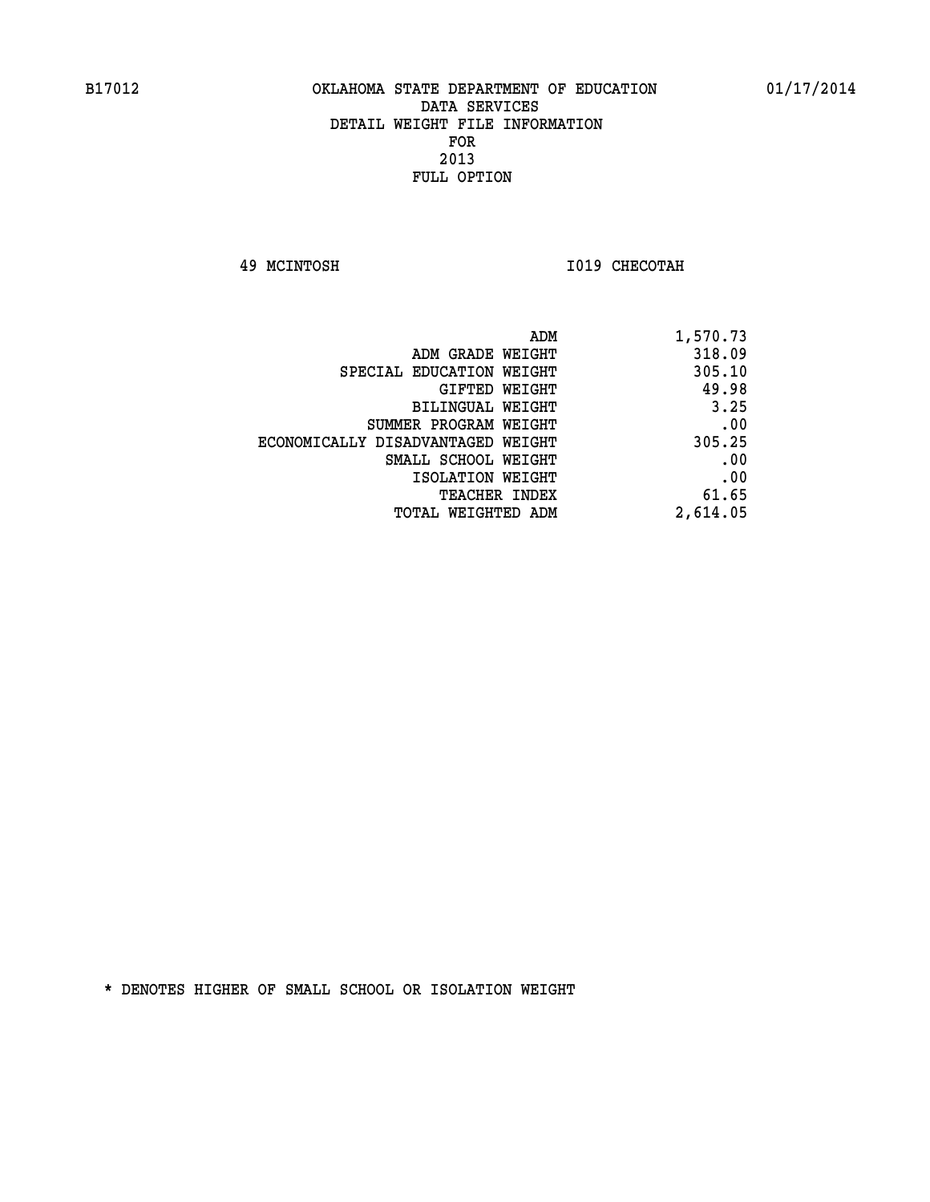B17012 OKLAHOMA STATE DEPARTMENT OF EDUCATION 01/17/2014

DATA SERVICES
DETAIL WEIGHT FILE INFORMATION
FOR
2013
FULL OPTION

49 MCINTOSH I019 CHECOTAH

| | |
|---|---|
| ADM | 1,570.73 |
| ADM GRADE WEIGHT | 318.09 |
| SPECIAL EDUCATION WEIGHT | 305.10 |
| GIFTED WEIGHT | 49.98 |
| BILINGUAL WEIGHT | 3.25 |
| SUMMER PROGRAM WEIGHT | .00 |
| ECONOMICALLY DISADVANTAGED WEIGHT | 305.25 |
| SMALL SCHOOL WEIGHT | .00 |
| ISOLATION WEIGHT | .00 |
| TEACHER INDEX | 61.65 |
| TOTAL WEIGHTED ADM | 2,614.05 |

* DENOTES HIGHER OF SMALL SCHOOL OR ISOLATION WEIGHT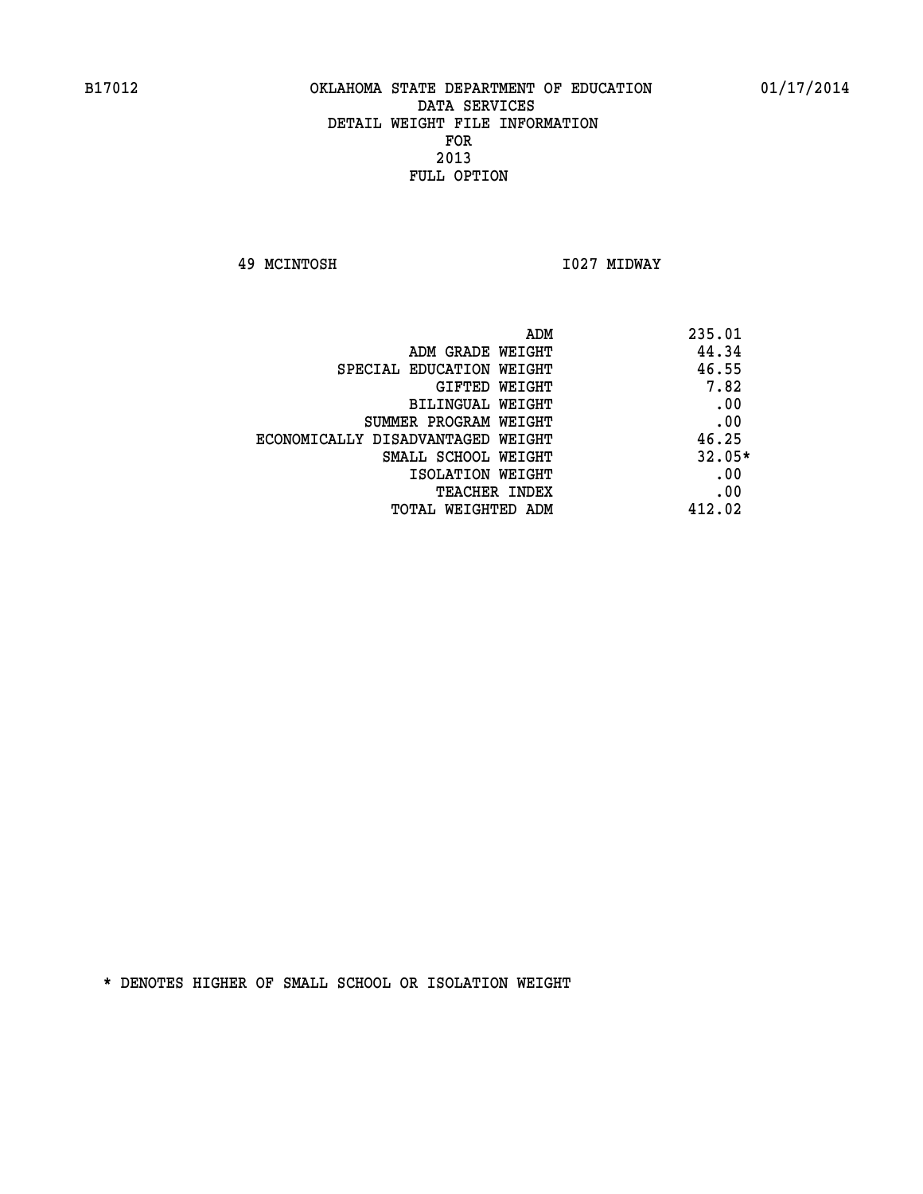B17012 OKLAHOMA STATE DEPARTMENT OF EDUCATION 01/17/2014

DATA SERVICES
DETAIL WEIGHT FILE INFORMATION
FOR
2013
FULL OPTION

49 MCINTOSH I027 MIDWAY

| | |
|---|---|
| ADM | 235.01 |
| ADM GRADE WEIGHT | 44.34 |
| SPECIAL EDUCATION WEIGHT | 46.55 |
| GIFTED WEIGHT | 7.82 |
| BILINGUAL WEIGHT | .00 |
| SUMMER PROGRAM WEIGHT | .00 |
| ECONOMICALLY DISADVANTAGED WEIGHT | 46.25 |
| SMALL SCHOOL WEIGHT | 32.05* |
| ISOLATION WEIGHT | .00 |
| TEACHER INDEX | .00 |
| TOTAL WEIGHTED ADM | 412.02 |

* DENOTES HIGHER OF SMALL SCHOOL OR ISOLATION WEIGHT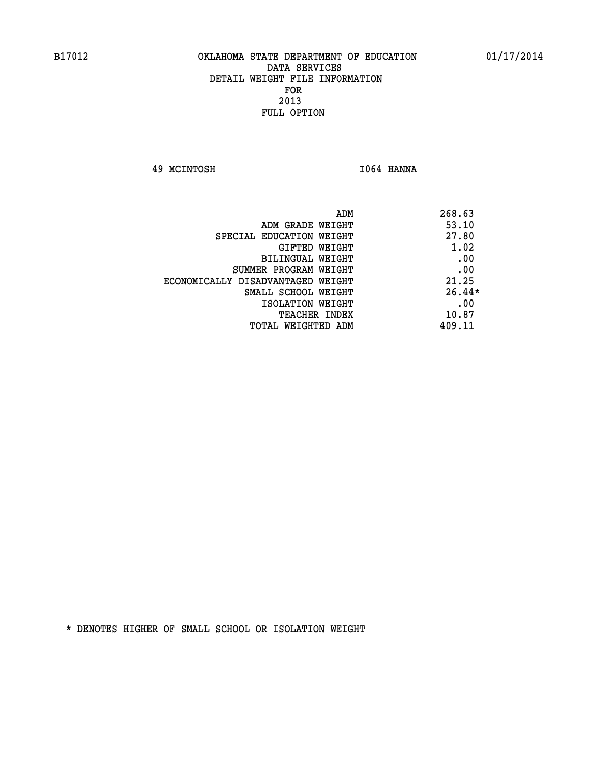B17012 OKLAHOMA STATE DEPARTMENT OF EDUCATION 01/17/2014

DATA SERVICES
DETAIL WEIGHT FILE INFORMATION
FOR
2013
FULL OPTION

49 MCINTOSH I064 HANNA

| | |
|---|---|
| ADM | 268.63 |
| ADM GRADE WEIGHT | 53.10 |
| SPECIAL EDUCATION WEIGHT | 27.80 |
| GIFTED WEIGHT | 1.02 |
| BILINGUAL WEIGHT | .00 |
| SUMMER PROGRAM WEIGHT | .00 |
| ECONOMICALLY DISADVANTAGED WEIGHT | 21.25 |
| SMALL SCHOOL WEIGHT | 26.44* |
| ISOLATION WEIGHT | .00 |
| TEACHER INDEX | 10.87 |
| TOTAL WEIGHTED ADM | 409.11 |

* DENOTES HIGHER OF SMALL SCHOOL OR ISOLATION WEIGHT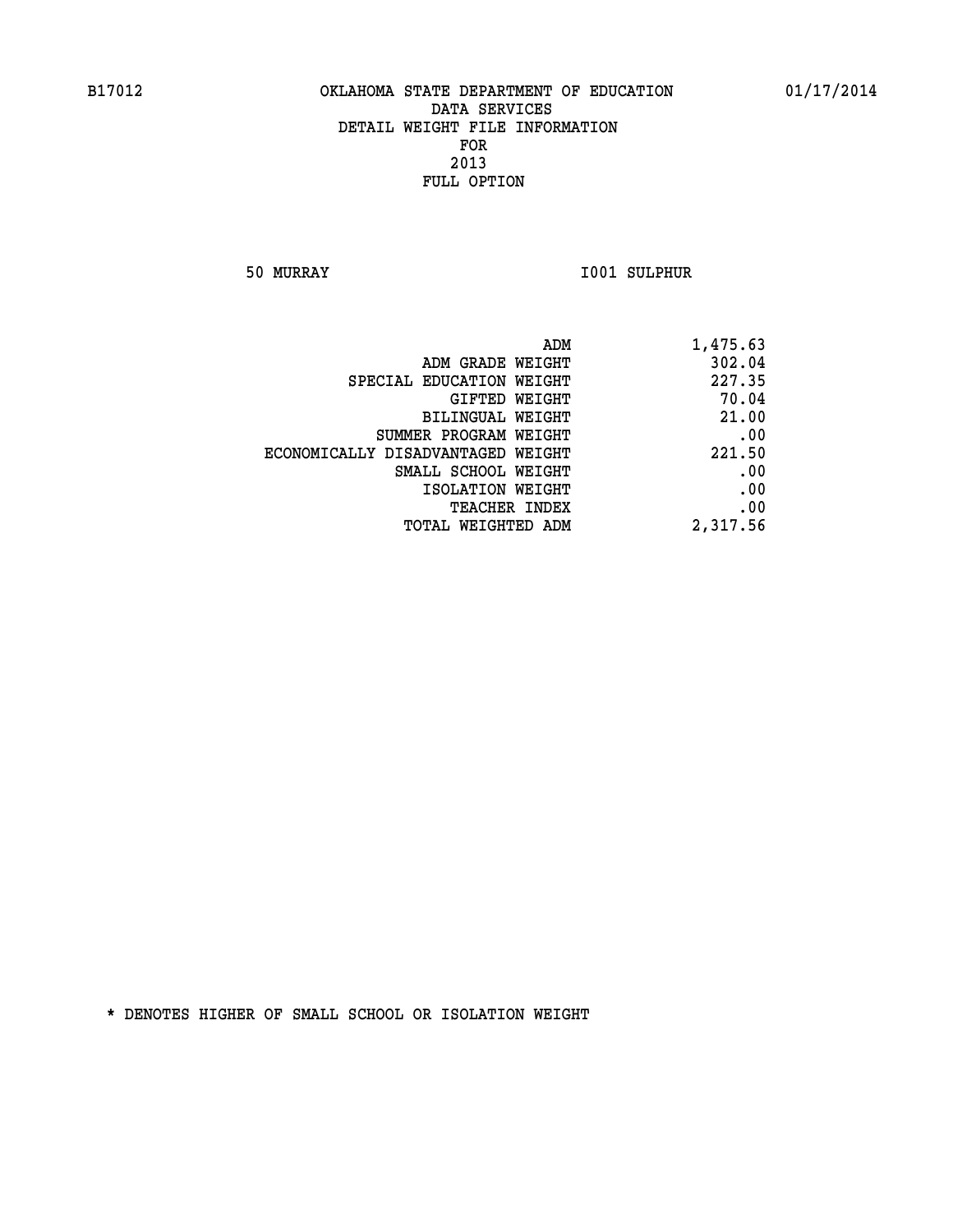B17012 OKLAHOMA STATE DEPARTMENT OF EDUCATION 01/17/2014

DATA SERVICES
DETAIL WEIGHT FILE INFORMATION
FOR
2013
FULL OPTION

50 MURRAY I001 SULPHUR

| | |
|---|---|
| ADM | 1,475.63 |
| ADM GRADE WEIGHT | 302.04 |
| SPECIAL EDUCATION WEIGHT | 227.35 |
| GIFTED WEIGHT | 70.04 |
| BILINGUAL WEIGHT | 21.00 |
| SUMMER PROGRAM WEIGHT | .00 |
| ECONOMICALLY DISADVANTAGED WEIGHT | 221.50 |
| SMALL SCHOOL WEIGHT | .00 |
| ISOLATION WEIGHT | .00 |
| TEACHER INDEX | .00 |
| TOTAL WEIGHTED ADM | 2,317.56 |

* DENOTES HIGHER OF SMALL SCHOOL OR ISOLATION WEIGHT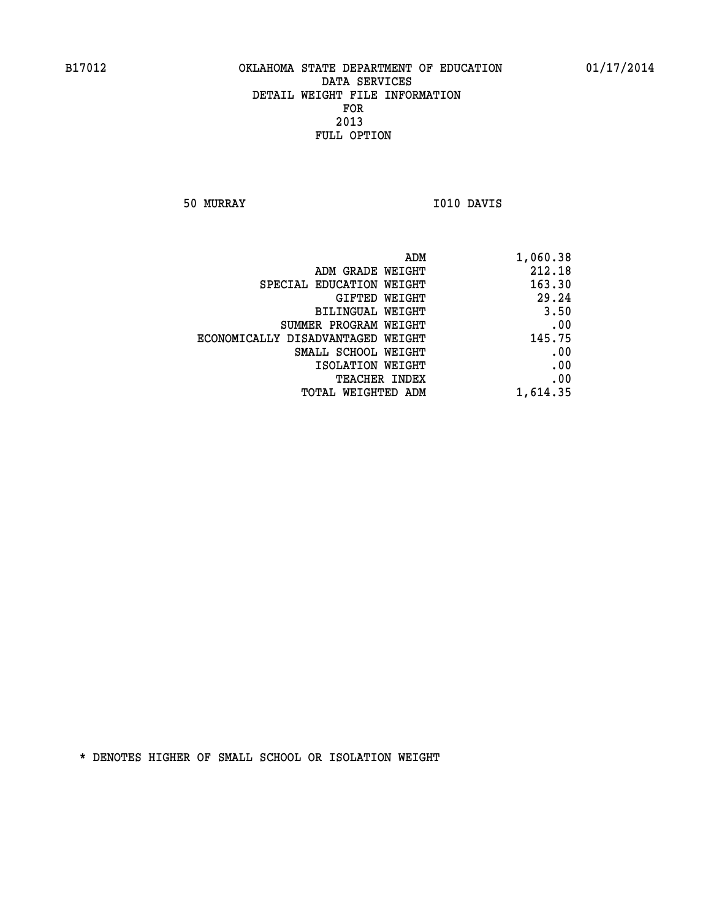B17012 OKLAHOMA STATE DEPARTMENT OF EDUCATION 01/17/2014

DATA SERVICES

DETAIL WEIGHT FILE INFORMATION

FOR

2013

FULL OPTION

50 MURRAY I010 DAVIS

| | |
|---|---|
| ADM | 1,060.38 |
| ADM GRADE WEIGHT | 212.18 |
| SPECIAL EDUCATION WEIGHT | 163.30 |
| GIFTED WEIGHT | 29.24 |
| BILINGUAL WEIGHT | 3.50 |
| SUMMER PROGRAM WEIGHT | .00 |
| ECONOMICALLY DISADVANTAGED WEIGHT | 145.75 |
| SMALL SCHOOL WEIGHT | .00 |
| ISOLATION WEIGHT | .00 |
| TEACHER INDEX | .00 |
| TOTAL WEIGHTED ADM | 1,614.35 |

* DENOTES HIGHER OF SMALL SCHOOL OR ISOLATION WEIGHT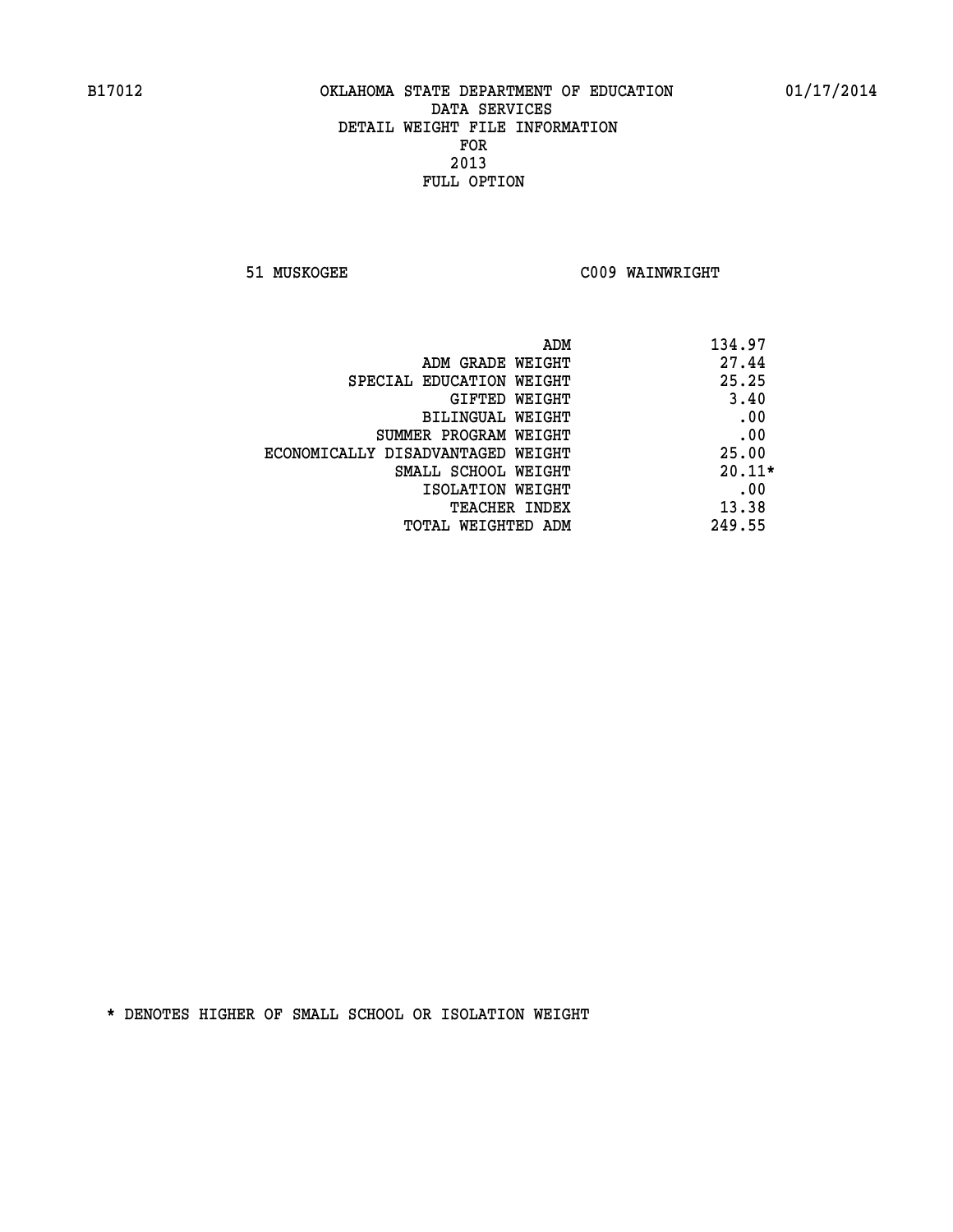B17012 OKLAHOMA STATE DEPARTMENT OF EDUCATION 01/17/2014

DATA SERVICES
DETAIL WEIGHT FILE INFORMATION
FOR
2013
FULL OPTION

51 MUSKOGEE C009 WAINWRIGHT

| | |
|---|---|
| ADM | 134.97 |
| ADM GRADE WEIGHT | 27.44 |
| SPECIAL EDUCATION WEIGHT | 25.25 |
| GIFTED WEIGHT | 3.40 |
| BILINGUAL WEIGHT | .00 |
| SUMMER PROGRAM WEIGHT | .00 |
| ECONOMICALLY DISADVANTAGED WEIGHT | 25.00 |
| SMALL SCHOOL WEIGHT | 20.11* |
| ISOLATION WEIGHT | .00 |
| TEACHER INDEX | 13.38 |
| TOTAL WEIGHTED ADM | 249.55 |

* DENOTES HIGHER OF SMALL SCHOOL OR ISOLATION WEIGHT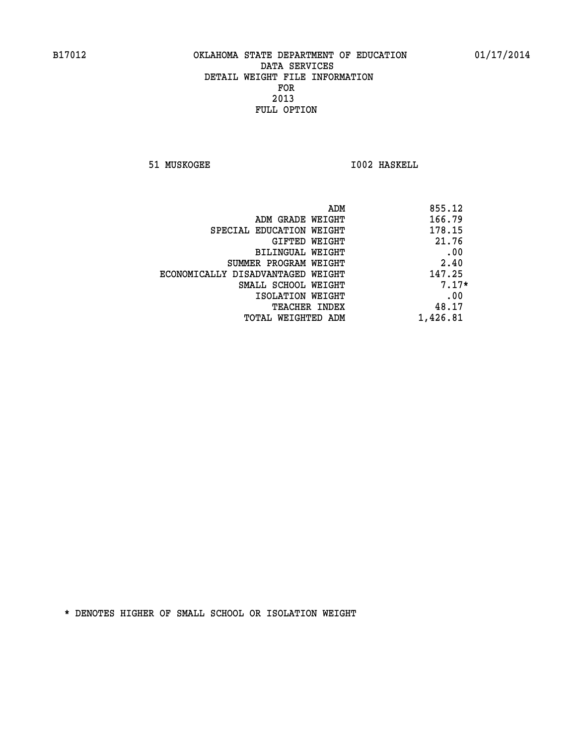B17012 OKLAHOMA STATE DEPARTMENT OF EDUCATION 01/17/2014

DATA SERVICES
DETAIL WEIGHT FILE INFORMATION
FOR
2013
FULL OPTION

51 MUSKOGEE I002 HASKELL

| | |
|---|---|
| ADM | 855.12 |
| ADM GRADE WEIGHT | 166.79 |
| SPECIAL EDUCATION WEIGHT | 178.15 |
| GIFTED WEIGHT | 21.76 |
| BILINGUAL WEIGHT | .00 |
| SUMMER PROGRAM WEIGHT | 2.40 |
| ECONOMICALLY DISADVANTAGED WEIGHT | 147.25 |
| SMALL SCHOOL WEIGHT | 7.17* |
| ISOLATION WEIGHT | .00 |
| TEACHER INDEX | 48.17 |
| TOTAL WEIGHTED ADM | 1,426.81 |

* DENOTES HIGHER OF SMALL SCHOOL OR ISOLATION WEIGHT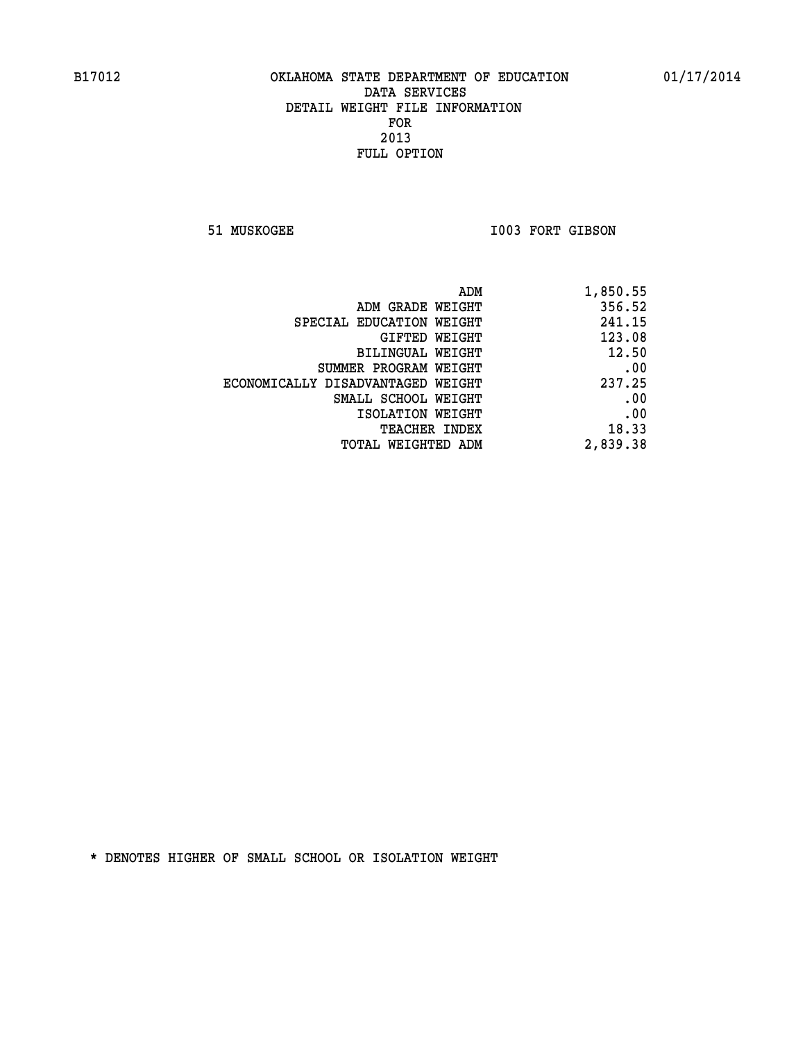B17012 OKLAHOMA STATE DEPARTMENT OF EDUCATION 01/17/2014

DATA SERVICES
DETAIL WEIGHT FILE INFORMATION
FOR
2013
FULL OPTION

51 MUSKOGEE I003 FORT GIBSON

| | |
|---|---|
| ADM | 1,850.55 |
| ADM GRADE WEIGHT | 356.52 |
| SPECIAL EDUCATION WEIGHT | 241.15 |
| GIFTED WEIGHT | 123.08 |
| BILINGUAL WEIGHT | 12.50 |
| SUMMER PROGRAM WEIGHT | .00 |
| ECONOMICALLY DISADVANTAGED WEIGHT | 237.25 |
| SMALL SCHOOL WEIGHT | .00 |
| ISOLATION WEIGHT | .00 |
| TEACHER INDEX | 18.33 |
| TOTAL WEIGHTED ADM | 2,839.38 |

* DENOTES HIGHER OF SMALL SCHOOL OR ISOLATION WEIGHT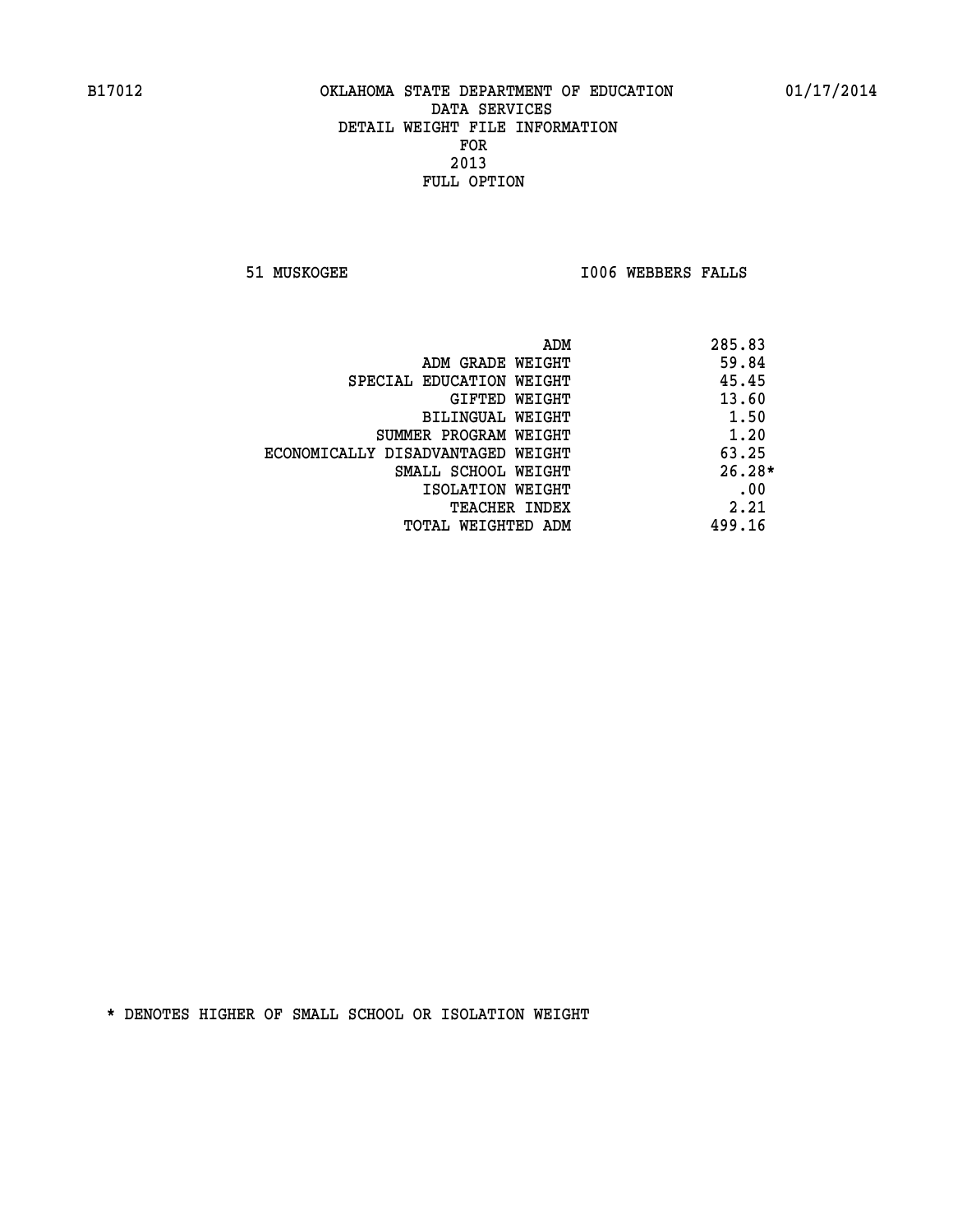B17012 OKLAHOMA STATE DEPARTMENT OF EDUCATION 01/17/2014

DATA SERVICES
DETAIL WEIGHT FILE INFORMATION
FOR
2013
FULL OPTION

51 MUSKOGEE I006 WEBBERS FALLS

| | |
|---|---|
| ADM | 285.83 |
| ADM GRADE WEIGHT | 59.84 |
| SPECIAL EDUCATION WEIGHT | 45.45 |
| GIFTED WEIGHT | 13.60 |
| BILINGUAL WEIGHT | 1.50 |
| SUMMER PROGRAM WEIGHT | 1.20 |
| ECONOMICALLY DISADVANTAGED WEIGHT | 63.25 |
| SMALL SCHOOL WEIGHT | 26.28* |
| ISOLATION WEIGHT | .00 |
| TEACHER INDEX | 2.21 |
| TOTAL WEIGHTED ADM | 499.16 |

* DENOTES HIGHER OF SMALL SCHOOL OR ISOLATION WEIGHT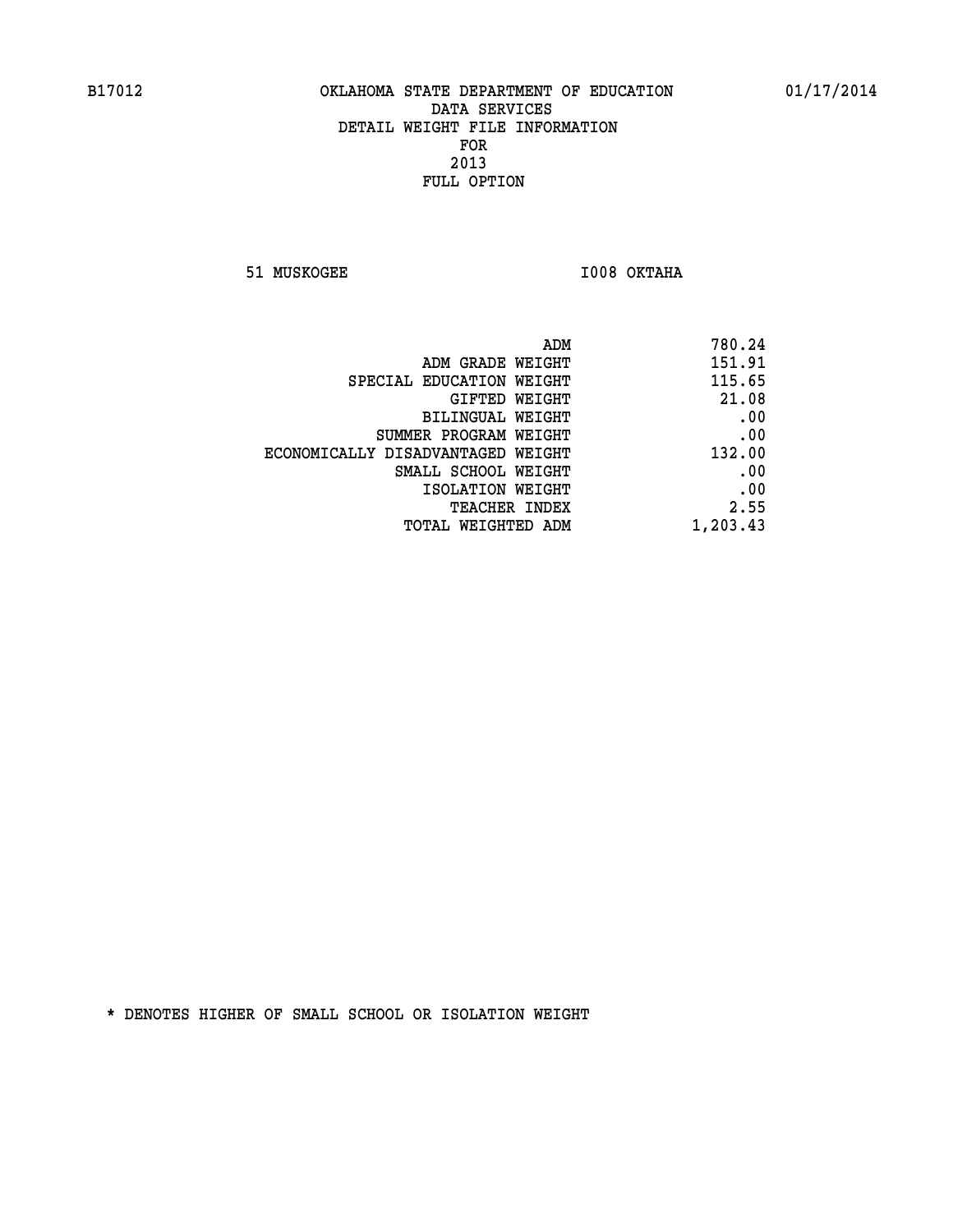B17012 OKLAHOMA STATE DEPARTMENT OF EDUCATION 01/17/2014

DATA SERVICES
DETAIL WEIGHT FILE INFORMATION
FOR
2013
FULL OPTION

51 MUSKOGEE I008 OKTAHA

| | |
|---|---|
| ADM | 780.24 |
| ADM GRADE WEIGHT | 151.91 |
| SPECIAL EDUCATION WEIGHT | 115.65 |
| GIFTED WEIGHT | 21.08 |
| BILINGUAL WEIGHT | .00 |
| SUMMER PROGRAM WEIGHT | .00 |
| ECONOMICALLY DISADVANTAGED WEIGHT | 132.00 |
| SMALL SCHOOL WEIGHT | .00 |
| ISOLATION WEIGHT | .00 |
| TEACHER INDEX | 2.55 |
| TOTAL WEIGHTED ADM | 1,203.43 |

* DENOTES HIGHER OF SMALL SCHOOL OR ISOLATION WEIGHT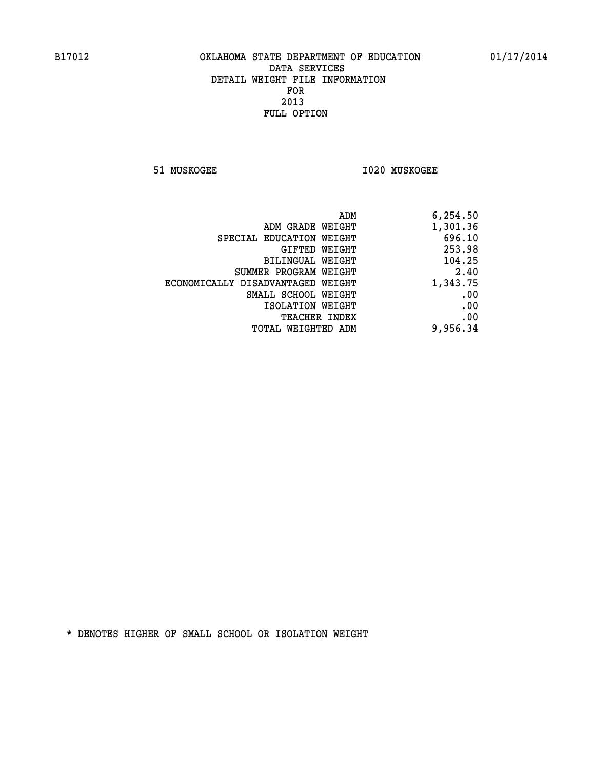B17012 OKLAHOMA STATE DEPARTMENT OF EDUCATION 01/17/2014

DATA SERVICES
DETAIL WEIGHT FILE INFORMATION
FOR
2013
FULL OPTION

51 MUSKOGEE I020 MUSKOGEE

| | |
|---|---|
| ADM | 6,254.50 |
| ADM GRADE WEIGHT | 1,301.36 |
| SPECIAL EDUCATION WEIGHT | 696.10 |
| GIFTED WEIGHT | 253.98 |
| BILINGUAL WEIGHT | 104.25 |
| SUMMER PROGRAM WEIGHT | 2.40 |
| ECONOMICALLY DISADVANTAGED WEIGHT | 1,343.75 |
| SMALL SCHOOL WEIGHT | .00 |
| ISOLATION WEIGHT | .00 |
| TEACHER INDEX | .00 |
| TOTAL WEIGHTED ADM | 9,956.34 |

* DENOTES HIGHER OF SMALL SCHOOL OR ISOLATION WEIGHT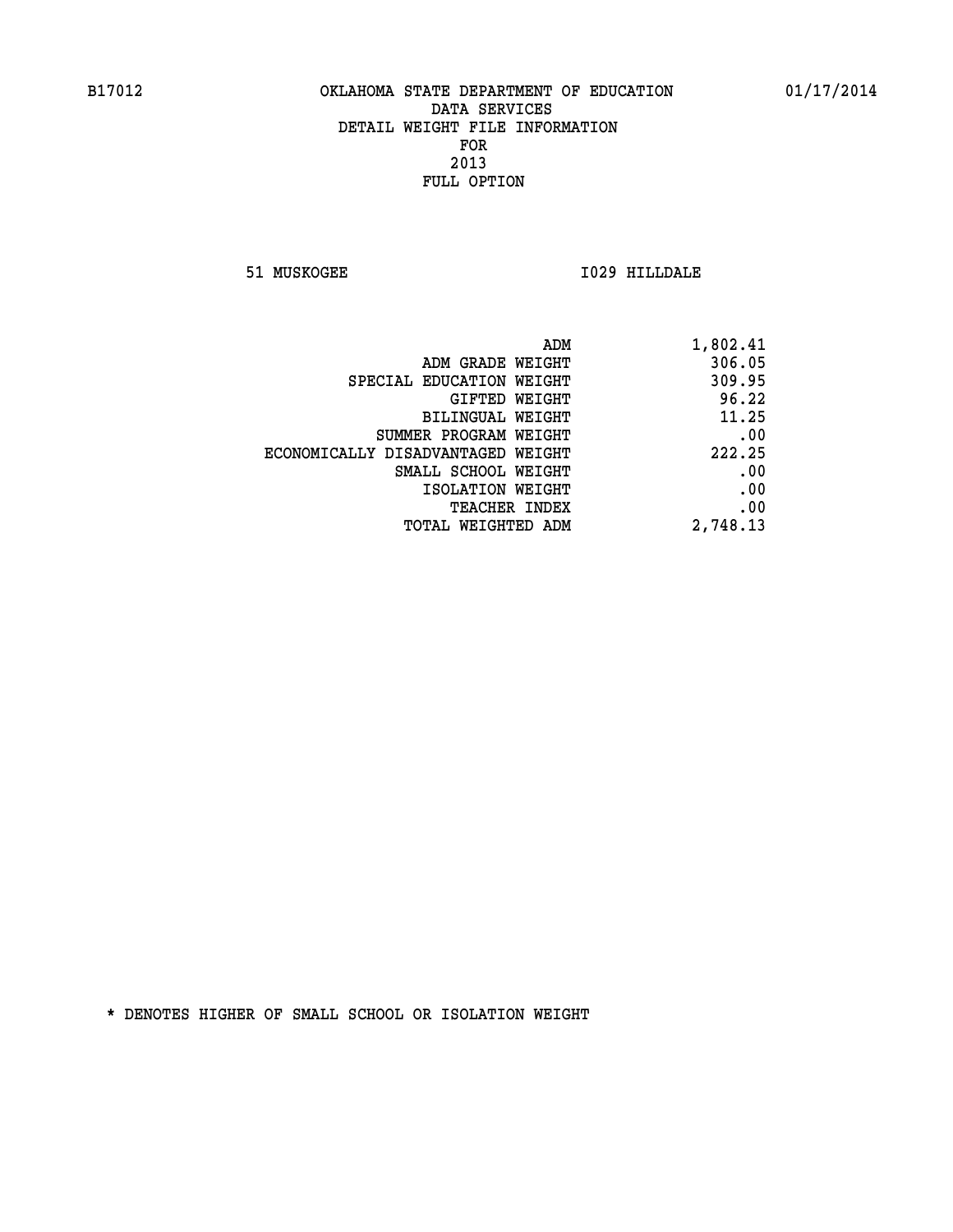B17012 OKLAHOMA STATE DEPARTMENT OF EDUCATION 01/17/2014

DATA SERVICES
DETAIL WEIGHT FILE INFORMATION
FOR
2013
FULL OPTION

51 MUSKOGEE I029 HILLDALE

| | |
|---|---|
| ADM | 1,802.41 |
| ADM GRADE WEIGHT | 306.05 |
| SPECIAL EDUCATION WEIGHT | 309.95 |
| GIFTED WEIGHT | 96.22 |
| BILINGUAL WEIGHT | 11.25 |
| SUMMER PROGRAM WEIGHT | .00 |
| ECONOMICALLY DISADVANTAGED WEIGHT | 222.25 |
| SMALL SCHOOL WEIGHT | .00 |
| ISOLATION WEIGHT | .00 |
| TEACHER INDEX | .00 |
| TOTAL WEIGHTED ADM | 2,748.13 |

* DENOTES HIGHER OF SMALL SCHOOL OR ISOLATION WEIGHT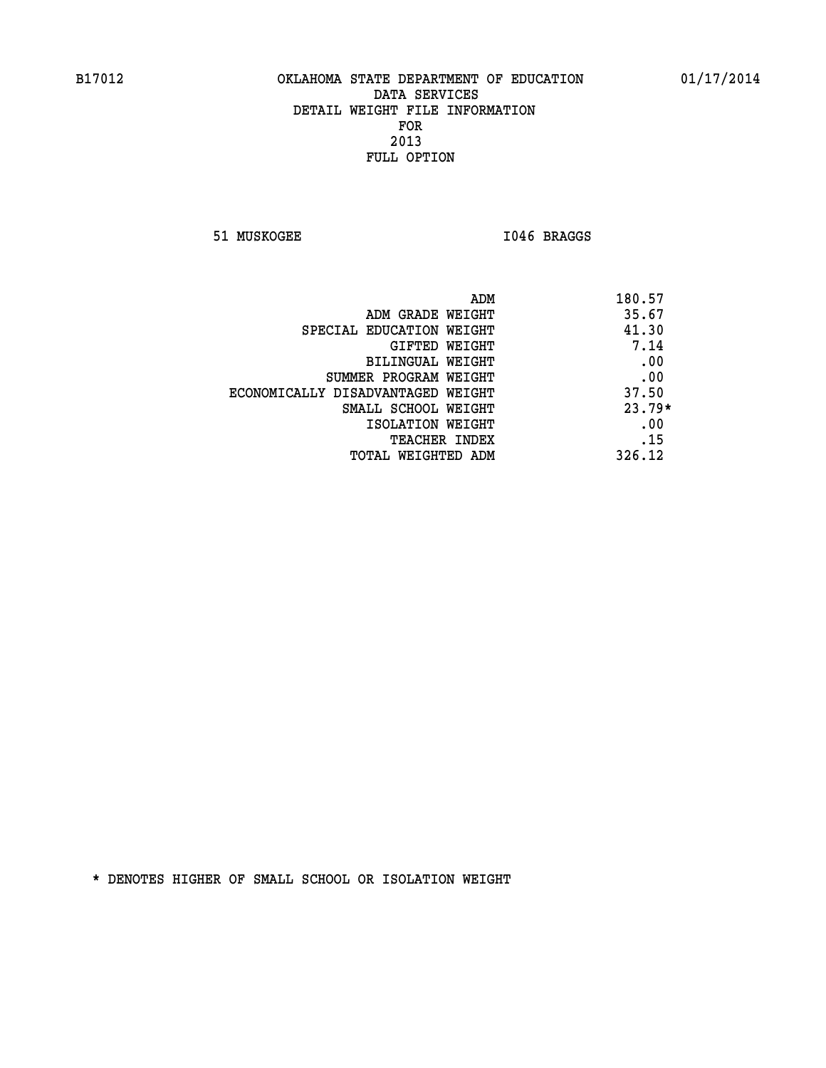B17012 OKLAHOMA STATE DEPARTMENT OF EDUCATION 01/17/2014

DATA SERVICES
DETAIL WEIGHT FILE INFORMATION
FOR
2013
FULL OPTION

51 MUSKOGEE I046 BRAGGS

| | |
|---|---|
| ADM | 180.57 |
| ADM GRADE WEIGHT | 35.67 |
| SPECIAL EDUCATION WEIGHT | 41.30 |
| GIFTED WEIGHT | 7.14 |
| BILINGUAL WEIGHT | .00 |
| SUMMER PROGRAM WEIGHT | .00 |
| ECONOMICALLY DISADVANTAGED WEIGHT | 37.50 |
| SMALL SCHOOL WEIGHT | 23.79* |
| ISOLATION WEIGHT | .00 |
| TEACHER INDEX | .15 |
| TOTAL WEIGHTED ADM | 326.12 |

* DENOTES HIGHER OF SMALL SCHOOL OR ISOLATION WEIGHT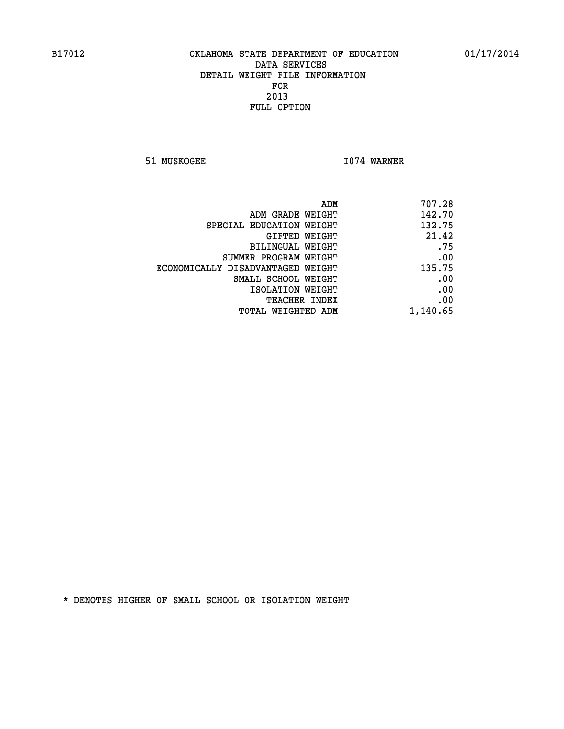B17012 OKLAHOMA STATE DEPARTMENT OF EDUCATION 01/17/2014

DATA SERVICES
DETAIL WEIGHT FILE INFORMATION
FOR
2013
FULL OPTION

51 MUSKOGEE I074 WARNER

| | |
|---|---|
| ADM | 707.28 |
| ADM GRADE WEIGHT | 142.70 |
| SPECIAL EDUCATION WEIGHT | 132.75 |
| GIFTED WEIGHT | 21.42 |
| BILINGUAL WEIGHT | .75 |
| SUMMER PROGRAM WEIGHT | .00 |
| ECONOMICALLY DISADVANTAGED WEIGHT | 135.75 |
| SMALL SCHOOL WEIGHT | .00 |
| ISOLATION WEIGHT | .00 |
| TEACHER INDEX | .00 |
| TOTAL WEIGHTED ADM | 1,140.65 |

* DENOTES HIGHER OF SMALL SCHOOL OR ISOLATION WEIGHT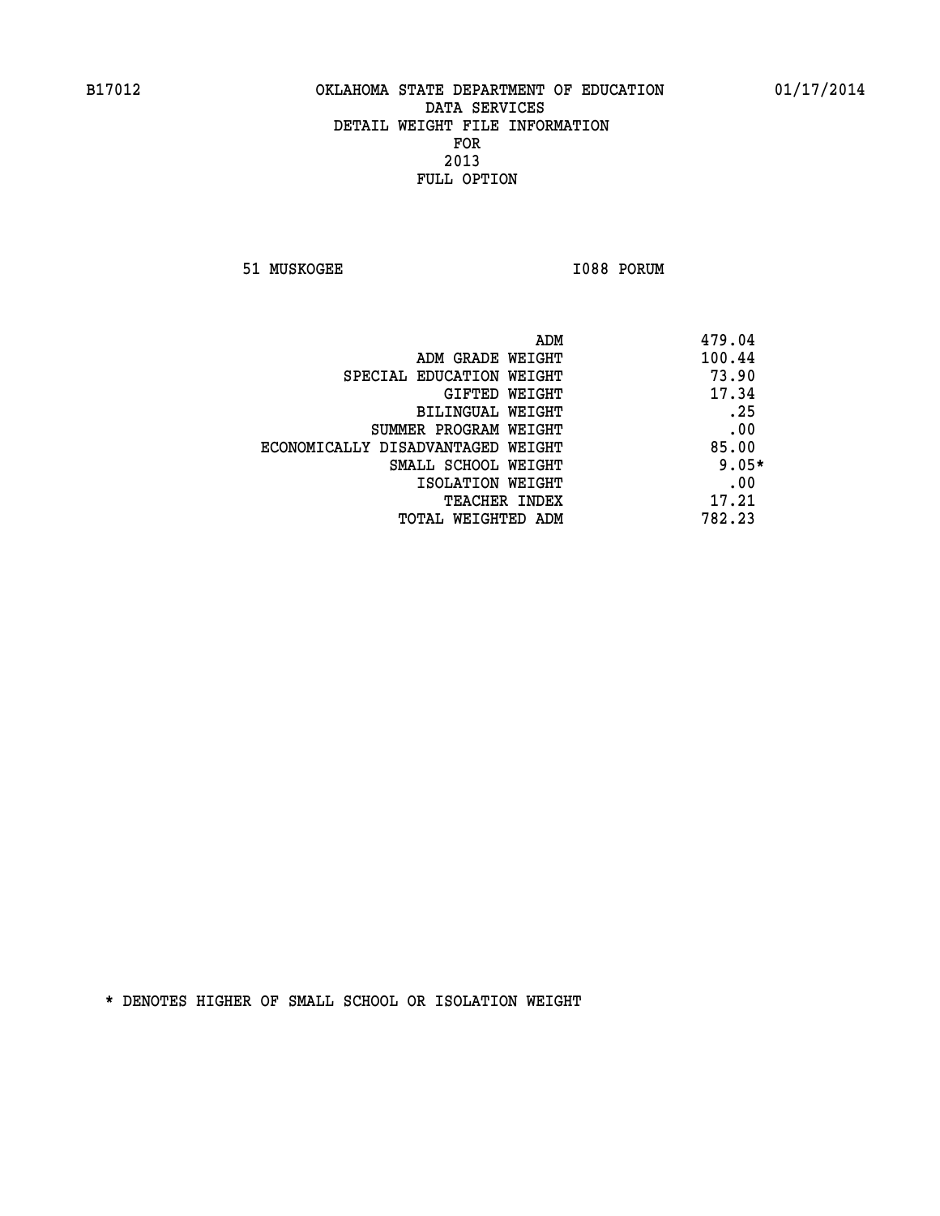B17012 OKLAHOMA STATE DEPARTMENT OF EDUCATION 01/17/2014

DATA SERVICES

DETAIL WEIGHT FILE INFORMATION

FOR

2013

FULL OPTION

51 MUSKOGEE I088 PORUM

| | |
|---|---|
| ADM | 479.04 |
| ADM GRADE WEIGHT | 100.44 |
| SPECIAL EDUCATION WEIGHT | 73.90 |
| GIFTED WEIGHT | 17.34 |
| BILINGUAL WEIGHT | .25 |
| SUMMER PROGRAM WEIGHT | .00 |
| ECONOMICALLY DISADVANTAGED WEIGHT | 85.00 |
| SMALL SCHOOL WEIGHT | 9.05* |
| ISOLATION WEIGHT | .00 |
| TEACHER INDEX | 17.21 |
| TOTAL WEIGHTED ADM | 782.23 |

* DENOTES HIGHER OF SMALL SCHOOL OR ISOLATION WEIGHT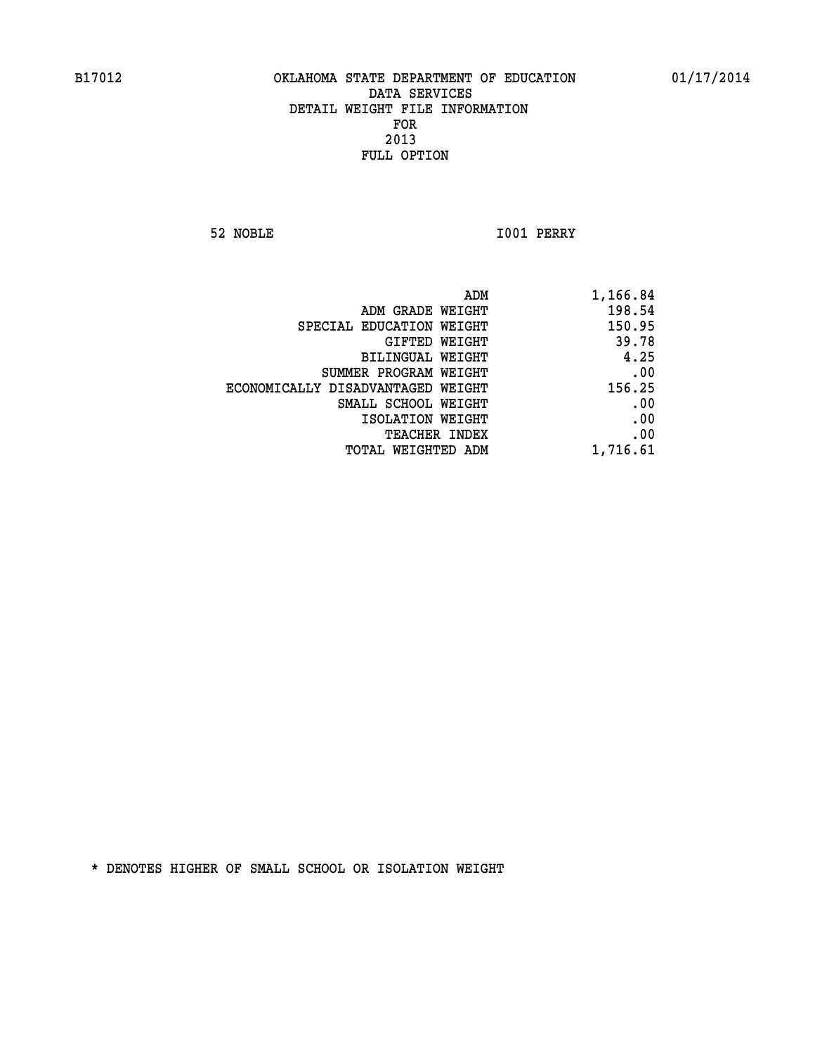B17012 OKLAHOMA STATE DEPARTMENT OF EDUCATION 01/17/2014

DATA SERVICES
DETAIL WEIGHT FILE INFORMATION
FOR
2013
FULL OPTION

52 NOBLE I001 PERRY

| | |
|---|---|
| ADM | 1,166.84 |
| ADM GRADE WEIGHT | 198.54 |
| SPECIAL EDUCATION WEIGHT | 150.95 |
| GIFTED WEIGHT | 39.78 |
| BILINGUAL WEIGHT | 4.25 |
| SUMMER PROGRAM WEIGHT | .00 |
| ECONOMICALLY DISADVANTAGED WEIGHT | 156.25 |
| SMALL SCHOOL WEIGHT | .00 |
| ISOLATION WEIGHT | .00 |
| TEACHER INDEX | .00 |
| TOTAL WEIGHTED ADM | 1,716.61 |

* DENOTES HIGHER OF SMALL SCHOOL OR ISOLATION WEIGHT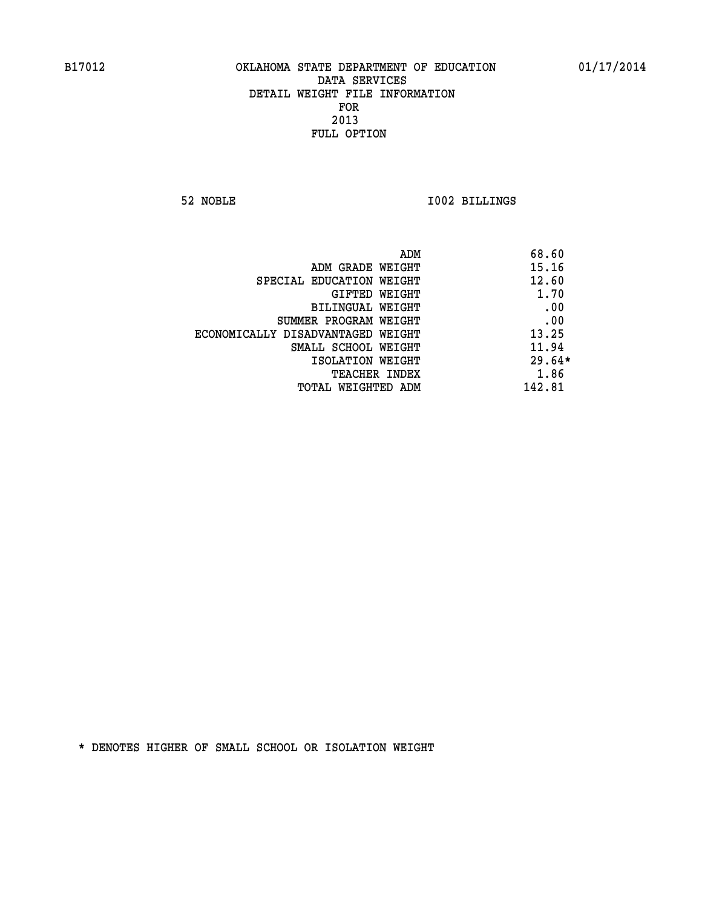B17012 OKLAHOMA STATE DEPARTMENT OF EDUCATION 01/17/2014

DATA SERVICES
DETAIL WEIGHT FILE INFORMATION
FOR
2013
FULL OPTION

52 NOBLE I002 BILLINGS

| | |
|---|---|
| ADM | 68.60 |
| ADM GRADE WEIGHT | 15.16 |
| SPECIAL EDUCATION WEIGHT | 12.60 |
| GIFTED WEIGHT | 1.70 |
| BILINGUAL WEIGHT | .00 |
| SUMMER PROGRAM WEIGHT | .00 |
| ECONOMICALLY DISADVANTAGED WEIGHT | 13.25 |
| SMALL SCHOOL WEIGHT | 11.94 |
| ISOLATION WEIGHT | 29.64* |
| TEACHER INDEX | 1.86 |
| TOTAL WEIGHTED ADM | 142.81 |

* DENOTES HIGHER OF SMALL SCHOOL OR ISOLATION WEIGHT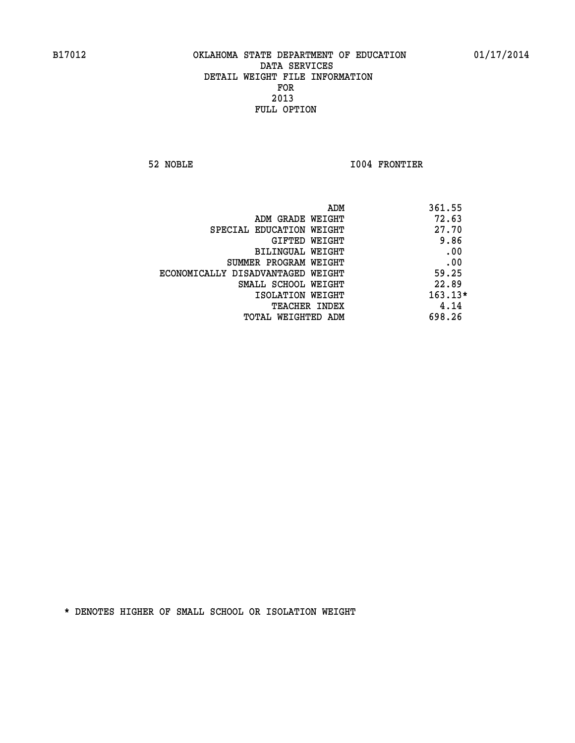B17012 OKLAHOMA STATE DEPARTMENT OF EDUCATION 01/17/2014

DATA SERVICES
DETAIL WEIGHT FILE INFORMATION
FOR
2013
FULL OPTION

52 NOBLE I004 FRONTIER

| | |
|---|---|
| ADM | 361.55 |
| ADM GRADE WEIGHT | 72.63 |
| SPECIAL EDUCATION WEIGHT | 27.70 |
| GIFTED WEIGHT | 9.86 |
| BILINGUAL WEIGHT | .00 |
| SUMMER PROGRAM WEIGHT | .00 |
| ECONOMICALLY DISADVANTAGED WEIGHT | 59.25 |
| SMALL SCHOOL WEIGHT | 22.89 |
| ISOLATION WEIGHT | 163.13* |
| TEACHER INDEX | 4.14 |
| TOTAL WEIGHTED ADM | 698.26 |

* DENOTES HIGHER OF SMALL SCHOOL OR ISOLATION WEIGHT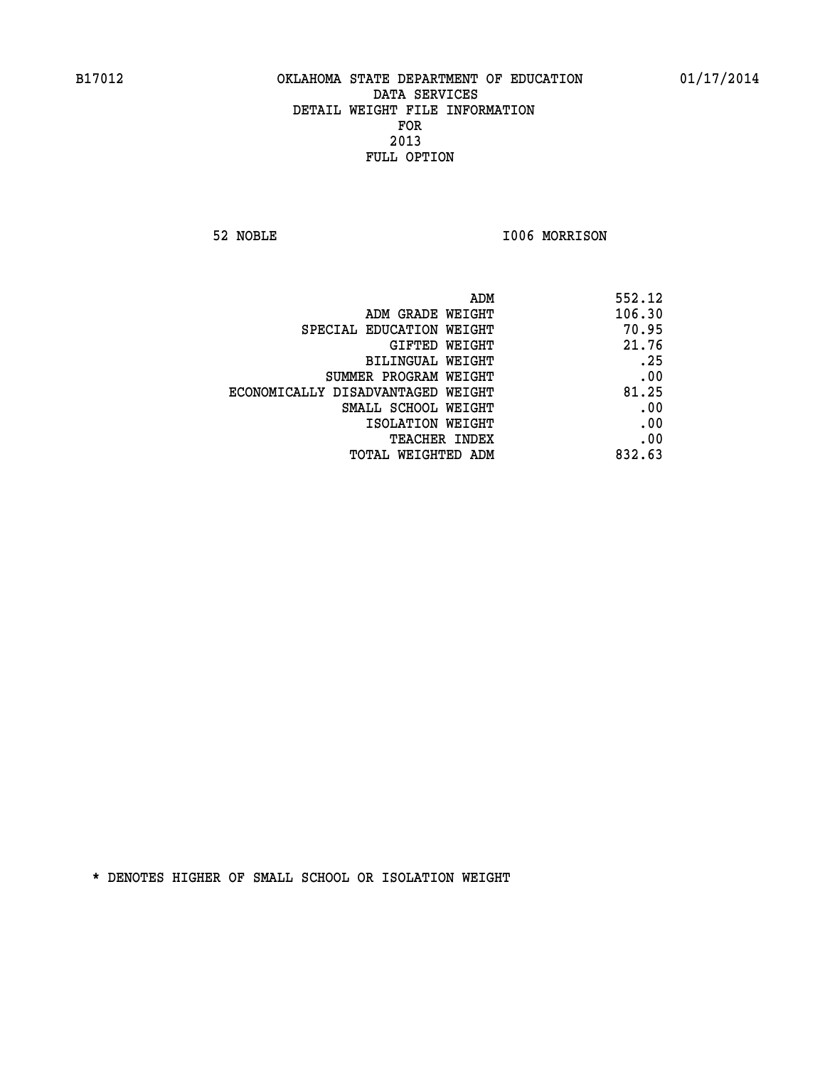B17012 OKLAHOMA STATE DEPARTMENT OF EDUCATION 01/17/2014

DATA SERVICES
DETAIL WEIGHT FILE INFORMATION
FOR
2013
FULL OPTION

52 NOBLE I006 MORRISON

| | |
|---|---|
| ADM | 552.12 |
| ADM GRADE WEIGHT | 106.30 |
| SPECIAL EDUCATION WEIGHT | 70.95 |
| GIFTED WEIGHT | 21.76 |
| BILINGUAL WEIGHT | .25 |
| SUMMER PROGRAM WEIGHT | .00 |
| ECONOMICALLY DISADVANTAGED WEIGHT | 81.25 |
| SMALL SCHOOL WEIGHT | .00 |
| ISOLATION WEIGHT | .00 |
| TEACHER INDEX | .00 |
| TOTAL WEIGHTED ADM | 832.63 |

* DENOTES HIGHER OF SMALL SCHOOL OR ISOLATION WEIGHT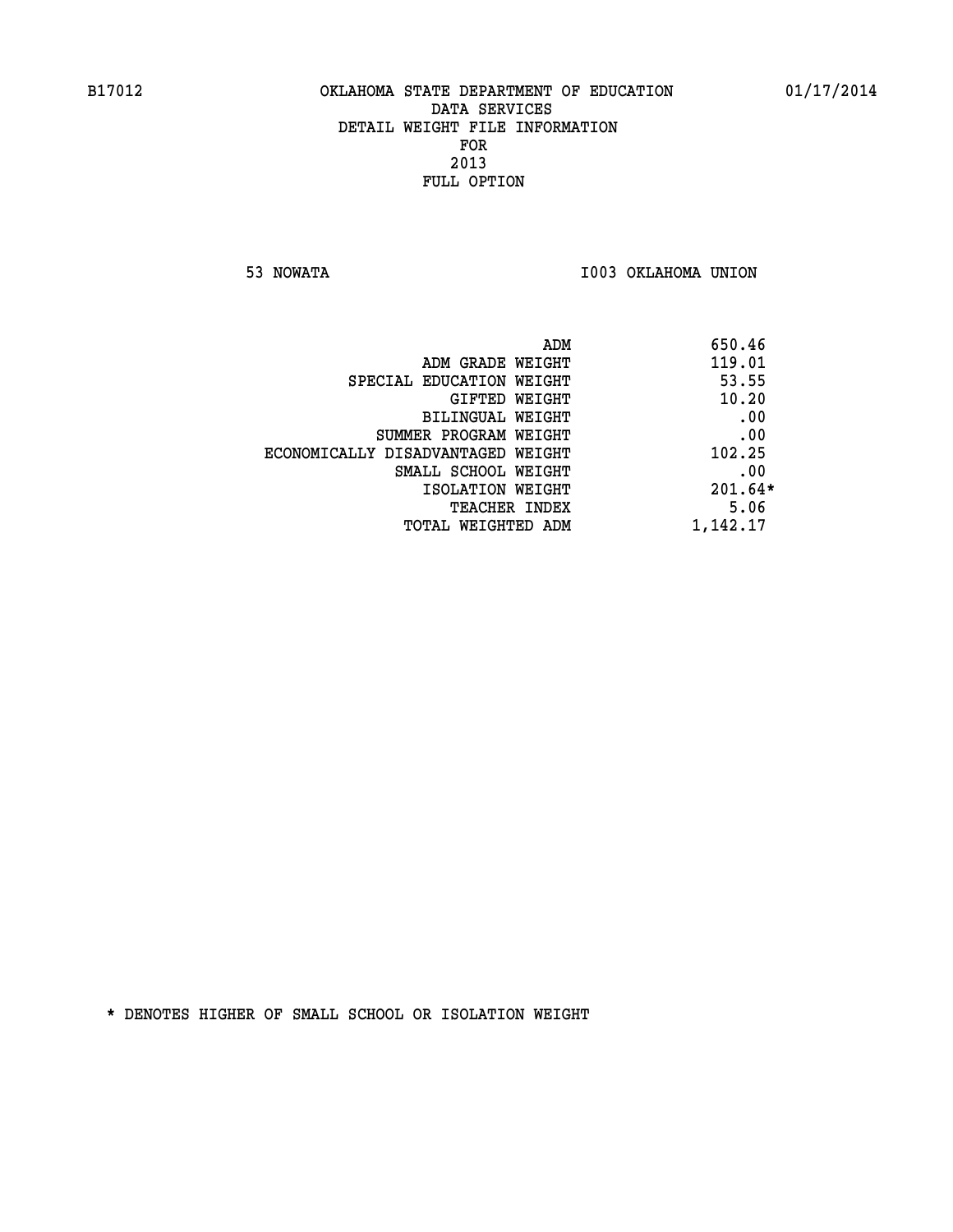B17012 OKLAHOMA STATE DEPARTMENT OF EDUCATION 01/17/2014

DATA SERVICES

DETAIL WEIGHT FILE INFORMATION

FOR

2013

FULL OPTION

53 NOWATA I003 OKLAHOMA UNION

| | |
|---|---|
| ADM | 650.46 |
| ADM GRADE WEIGHT | 119.01 |
| SPECIAL EDUCATION WEIGHT | 53.55 |
| GIFTED WEIGHT | 10.20 |
| BILINGUAL WEIGHT | .00 |
| SUMMER PROGRAM WEIGHT | .00 |
| ECONOMICALLY DISADVANTAGED WEIGHT | 102.25 |
| SMALL SCHOOL WEIGHT | .00 |
| ISOLATION WEIGHT | 201.64* |
| TEACHER INDEX | 5.06 |
| TOTAL WEIGHTED ADM | 1,142.17 |

* DENOTES HIGHER OF SMALL SCHOOL OR ISOLATION WEIGHT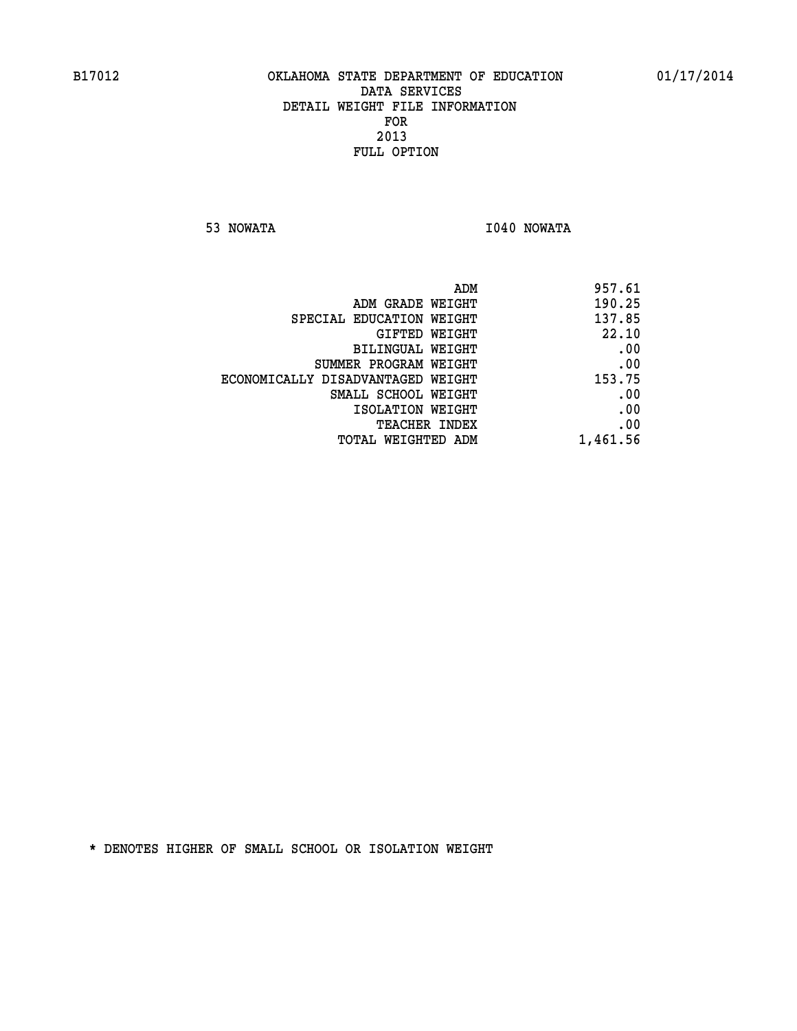B17012 OKLAHOMA STATE DEPARTMENT OF EDUCATION 01/17/2014

DATA SERVICES
DETAIL WEIGHT FILE INFORMATION
FOR
2013
FULL OPTION

53 NOWATA I040 NOWATA

| | |
|---|---|
| ADM | 957.61 |
| ADM GRADE WEIGHT | 190.25 |
| SPECIAL EDUCATION WEIGHT | 137.85 |
| GIFTED WEIGHT | 22.10 |
| BILINGUAL WEIGHT | .00 |
| SUMMER PROGRAM WEIGHT | .00 |
| ECONOMICALLY DISADVANTAGED WEIGHT | 153.75 |
| SMALL SCHOOL WEIGHT | .00 |
| ISOLATION WEIGHT | .00 |
| TEACHER INDEX | .00 |
| TOTAL WEIGHTED ADM | 1,461.56 |

* DENOTES HIGHER OF SMALL SCHOOL OR ISOLATION WEIGHT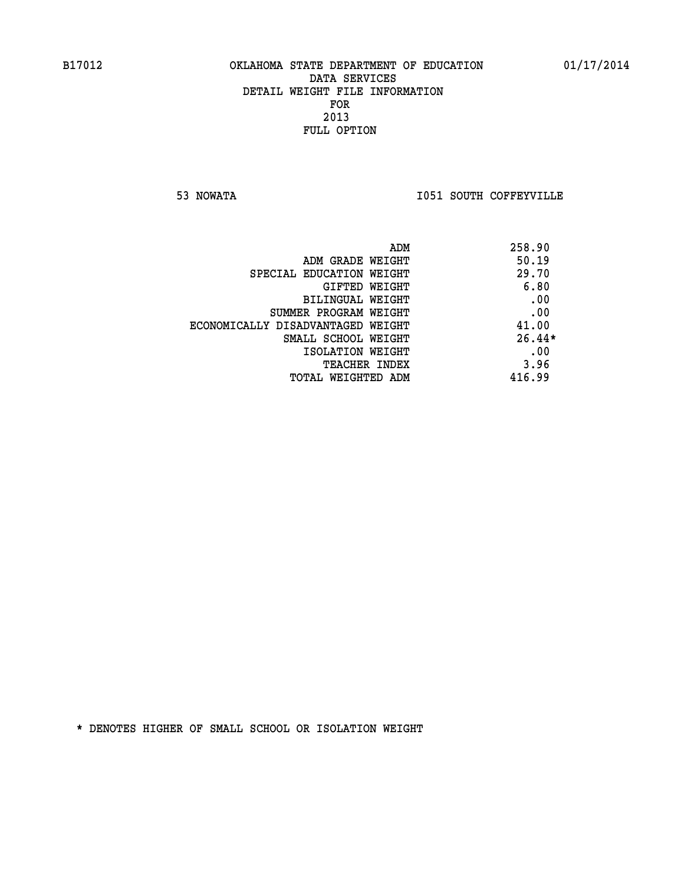B17012 OKLAHOMA STATE DEPARTMENT OF EDUCATION 01/17/2014

DATA SERVICES
DETAIL WEIGHT FILE INFORMATION
FOR
2013
FULL OPTION

53 NOWATA I051 SOUTH COFFEYVILLE

| | |
|---|---|
| ADM | 258.90 |
| ADM GRADE WEIGHT | 50.19 |
| SPECIAL EDUCATION WEIGHT | 29.70 |
| GIFTED WEIGHT | 6.80 |
| BILINGUAL WEIGHT | .00 |
| SUMMER PROGRAM WEIGHT | .00 |
| ECONOMICALLY DISADVANTAGED WEIGHT | 41.00 |
| SMALL SCHOOL WEIGHT | 26.44* |
| ISOLATION WEIGHT | .00 |
| TEACHER INDEX | 3.96 |
| TOTAL WEIGHTED ADM | 416.99 |

* DENOTES HIGHER OF SMALL SCHOOL OR ISOLATION WEIGHT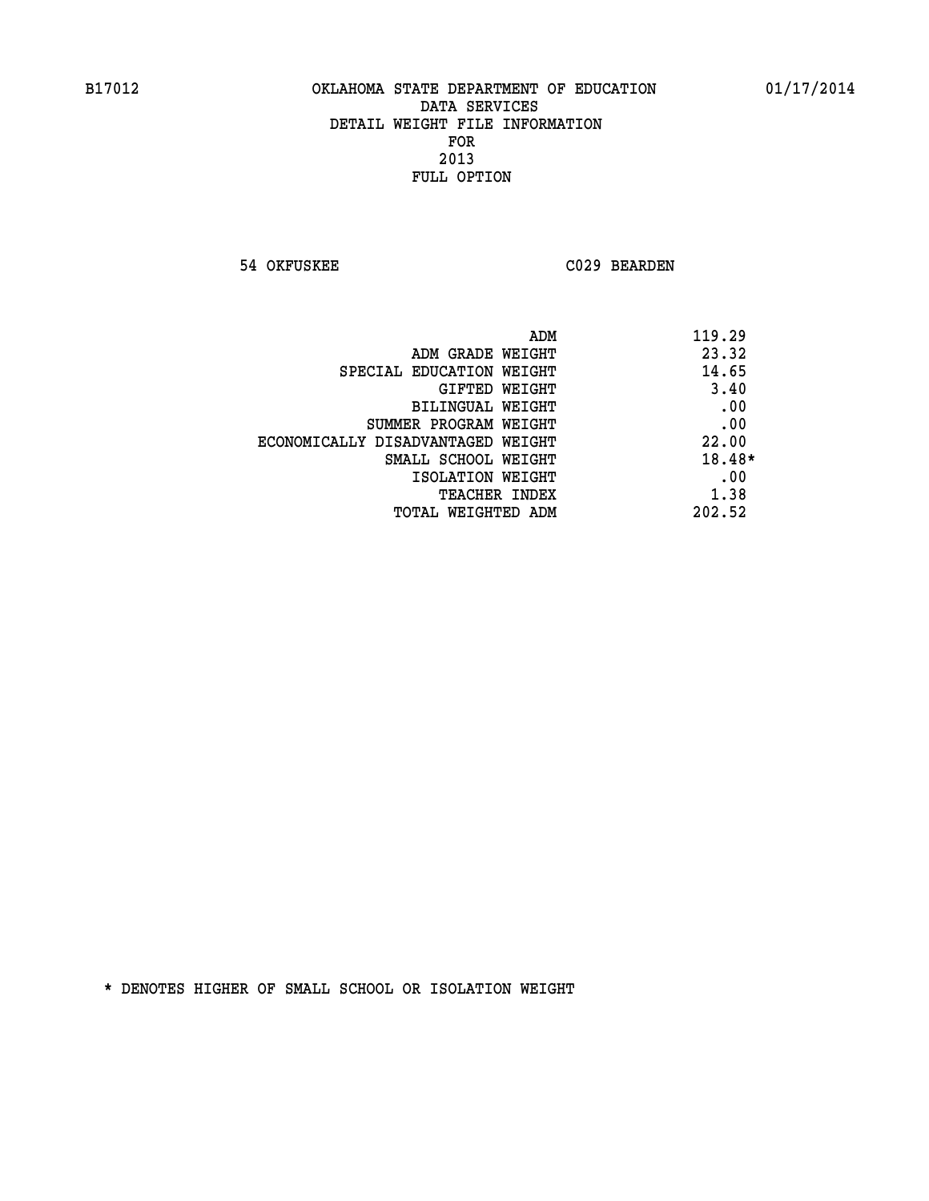B17012 OKLAHOMA STATE DEPARTMENT OF EDUCATION 01/17/2014

DATA SERVICES
DETAIL WEIGHT FILE INFORMATION
FOR
2013
FULL OPTION

54 OKFUSKEE C029 BEARDEN

| | |
|---|---|
| ADM | 119.29 |
| ADM GRADE WEIGHT | 23.32 |
| SPECIAL EDUCATION WEIGHT | 14.65 |
| GIFTED WEIGHT | 3.40 |
| BILINGUAL WEIGHT | .00 |
| SUMMER PROGRAM WEIGHT | .00 |
| ECONOMICALLY DISADVANTAGED WEIGHT | 22.00 |
| SMALL SCHOOL WEIGHT | 18.48* |
| ISOLATION WEIGHT | .00 |
| TEACHER INDEX | 1.38 |
| TOTAL WEIGHTED ADM | 202.52 |

* DENOTES HIGHER OF SMALL SCHOOL OR ISOLATION WEIGHT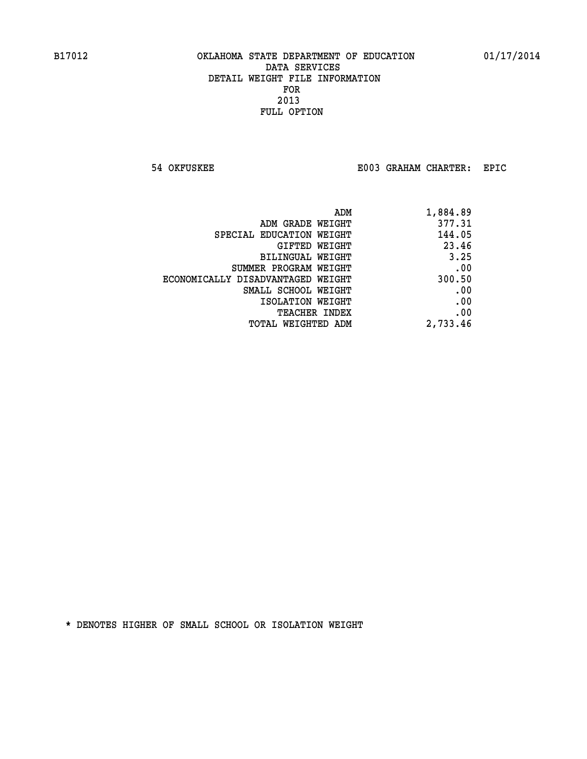B17012 OKLAHOMA STATE DEPARTMENT OF EDUCATION 01/17/2014

DATA SERVICES

DETAIL WEIGHT FILE INFORMATION

FOR

2013

FULL OPTION

54 OKFUSKEE E003 GRAHAM CHARTER: EPIC

| | |
|---|---|
| ADM | 1,884.89 |
| ADM GRADE WEIGHT | 377.31 |
| SPECIAL EDUCATION WEIGHT | 144.05 |
| GIFTED WEIGHT | 23.46 |
| BILINGUAL WEIGHT | 3.25 |
| SUMMER PROGRAM WEIGHT | .00 |
| ECONOMICALLY DISADVANTAGED WEIGHT | 300.50 |
| SMALL SCHOOL WEIGHT | .00 |
| ISOLATION WEIGHT | .00 |
| TEACHER INDEX | .00 |
| TOTAL WEIGHTED ADM | 2,733.46 |

* DENOTES HIGHER OF SMALL SCHOOL OR ISOLATION WEIGHT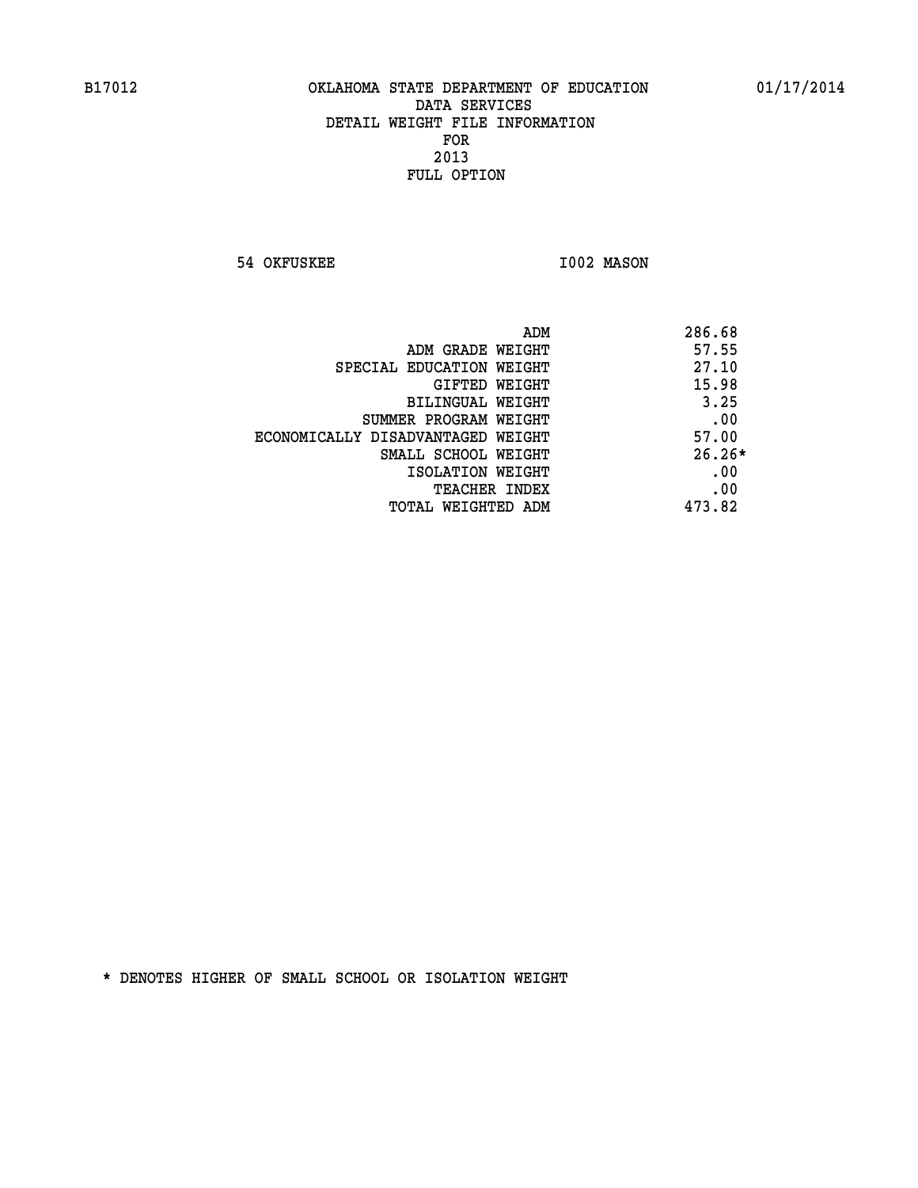B17012 OKLAHOMA STATE DEPARTMENT OF EDUCATION 01/17/2014

DATA SERVICES
DETAIL WEIGHT FILE INFORMATION
FOR
2013
FULL OPTION

54 OKFUSKEE I002 MASON

| | |
|---|---|
| ADM | 286.68 |
| ADM GRADE WEIGHT | 57.55 |
| SPECIAL EDUCATION WEIGHT | 27.10 |
| GIFTED WEIGHT | 15.98 |
| BILINGUAL WEIGHT | 3.25 |
| SUMMER PROGRAM WEIGHT | .00 |
| ECONOMICALLY DISADVANTAGED WEIGHT | 57.00 |
| SMALL SCHOOL WEIGHT | 26.26* |
| ISOLATION WEIGHT | .00 |
| TEACHER INDEX | .00 |
| TOTAL WEIGHTED ADM | 473.82 |

* DENOTES HIGHER OF SMALL SCHOOL OR ISOLATION WEIGHT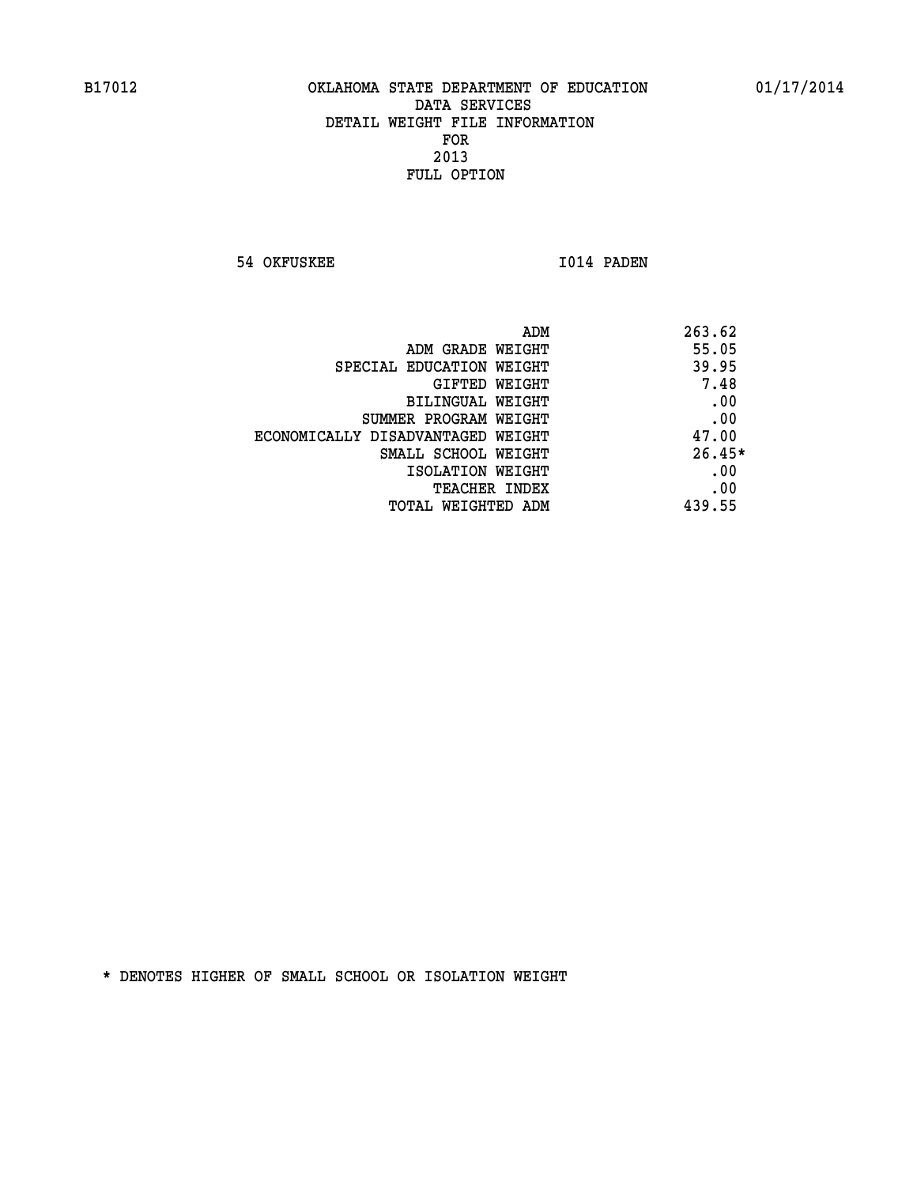B17012 OKLAHOMA STATE DEPARTMENT OF EDUCATION 01/17/2014

DATA SERVICES
DETAIL WEIGHT FILE INFORMATION
FOR
2013
FULL OPTION

54 OKFUSKEE I014 PADEN

| | |
|---|---|
| ADM | 263.62 |
| ADM GRADE WEIGHT | 55.05 |
| SPECIAL EDUCATION WEIGHT | 39.95 |
| GIFTED WEIGHT | 7.48 |
| BILINGUAL WEIGHT | .00 |
| SUMMER PROGRAM WEIGHT | .00 |
| ECONOMICALLY DISADVANTAGED WEIGHT | 47.00 |
| SMALL SCHOOL WEIGHT | 26.45* |
| ISOLATION WEIGHT | .00 |
| TEACHER INDEX | .00 |
| TOTAL WEIGHTED ADM | 439.55 |

* DENOTES HIGHER OF SMALL SCHOOL OR ISOLATION WEIGHT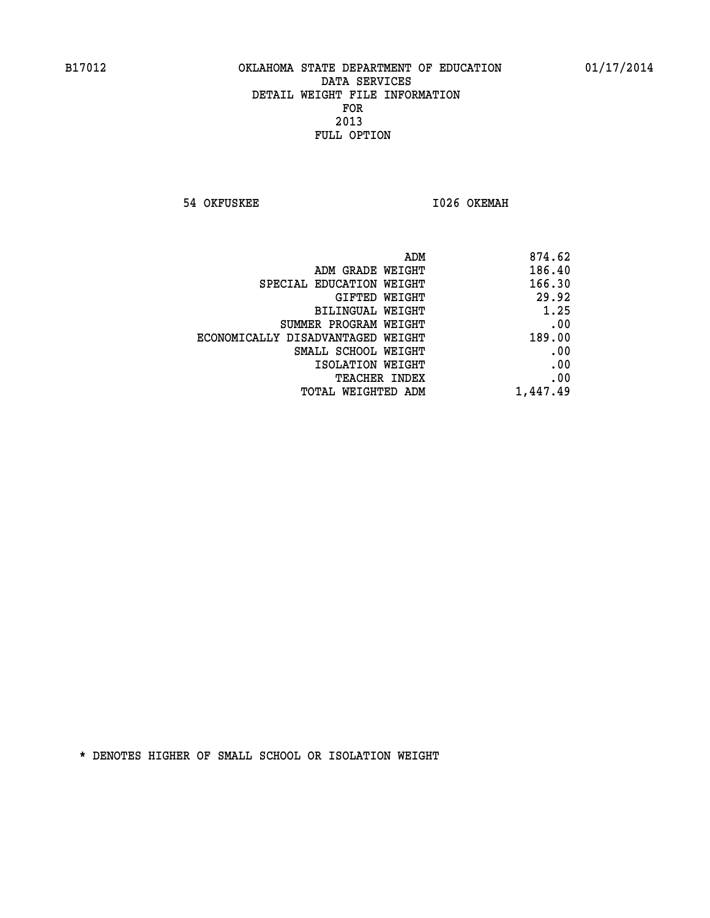B17012 OKLAHOMA STATE DEPARTMENT OF EDUCATION 01/17/2014

DATA SERVICES
DETAIL WEIGHT FILE INFORMATION
FOR
2013
FULL OPTION

54 OKFUSKEE I026 OKEMAH

| | |
|---|---|
| ADM | 874.62 |
| ADM GRADE WEIGHT | 186.40 |
| SPECIAL EDUCATION WEIGHT | 166.30 |
| GIFTED WEIGHT | 29.92 |
| BILINGUAL WEIGHT | 1.25 |
| SUMMER PROGRAM WEIGHT | .00 |
| ECONOMICALLY DISADVANTAGED WEIGHT | 189.00 |
| SMALL SCHOOL WEIGHT | .00 |
| ISOLATION WEIGHT | .00 |
| TEACHER INDEX | .00 |
| TOTAL WEIGHTED ADM | 1,447.49 |

* DENOTES HIGHER OF SMALL SCHOOL OR ISOLATION WEIGHT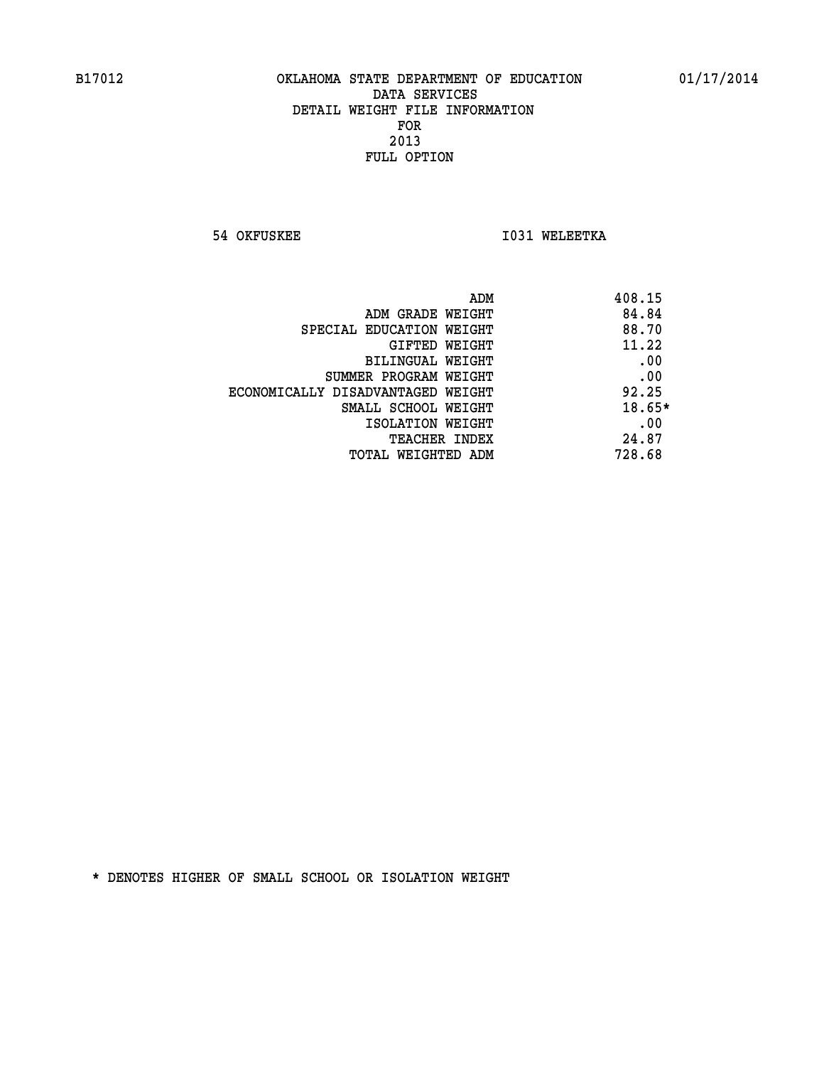B17012 OKLAHOMA STATE DEPARTMENT OF EDUCATION 01/17/2014

DATA SERVICES
DETAIL WEIGHT FILE INFORMATION
FOR
2013
FULL OPTION

54 OKFUSKEE I031 WELEETKA

| | |
|---|---|
| ADM | 408.15 |
| ADM GRADE WEIGHT | 84.84 |
| SPECIAL EDUCATION WEIGHT | 88.70 |
| GIFTED WEIGHT | 11.22 |
| BILINGUAL WEIGHT | .00 |
| SUMMER PROGRAM WEIGHT | .00 |
| ECONOMICALLY DISADVANTAGED WEIGHT | 92.25 |
| SMALL SCHOOL WEIGHT | 18.65* |
| ISOLATION WEIGHT | .00 |
| TEACHER INDEX | 24.87 |
| TOTAL WEIGHTED ADM | 728.68 |

* DENOTES HIGHER OF SMALL SCHOOL OR ISOLATION WEIGHT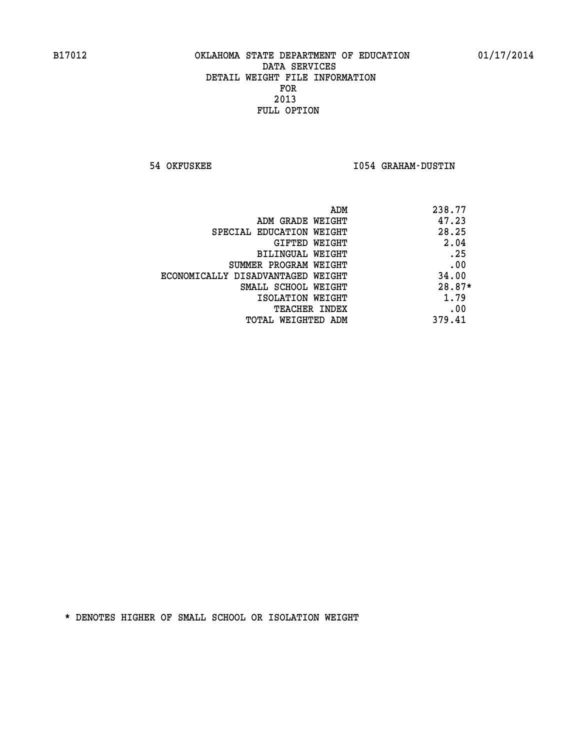B17012 OKLAHOMA STATE DEPARTMENT OF EDUCATION 01/17/2014

DATA SERVICES
DETAIL WEIGHT FILE INFORMATION
FOR
2013
FULL OPTION

54 OKFUSKEE I054 GRAHAM-DUSTIN

| | |
|---|---|
| ADM | 238.77 |
| ADM GRADE WEIGHT | 47.23 |
| SPECIAL EDUCATION WEIGHT | 28.25 |
| GIFTED WEIGHT | 2.04 |
| BILINGUAL WEIGHT | .25 |
| SUMMER PROGRAM WEIGHT | .00 |
| ECONOMICALLY DISADVANTAGED WEIGHT | 34.00 |
| SMALL SCHOOL WEIGHT | 28.87* |
| ISOLATION WEIGHT | 1.79 |
| TEACHER INDEX | .00 |
| TOTAL WEIGHTED ADM | 379.41 |

* DENOTES HIGHER OF SMALL SCHOOL OR ISOLATION WEIGHT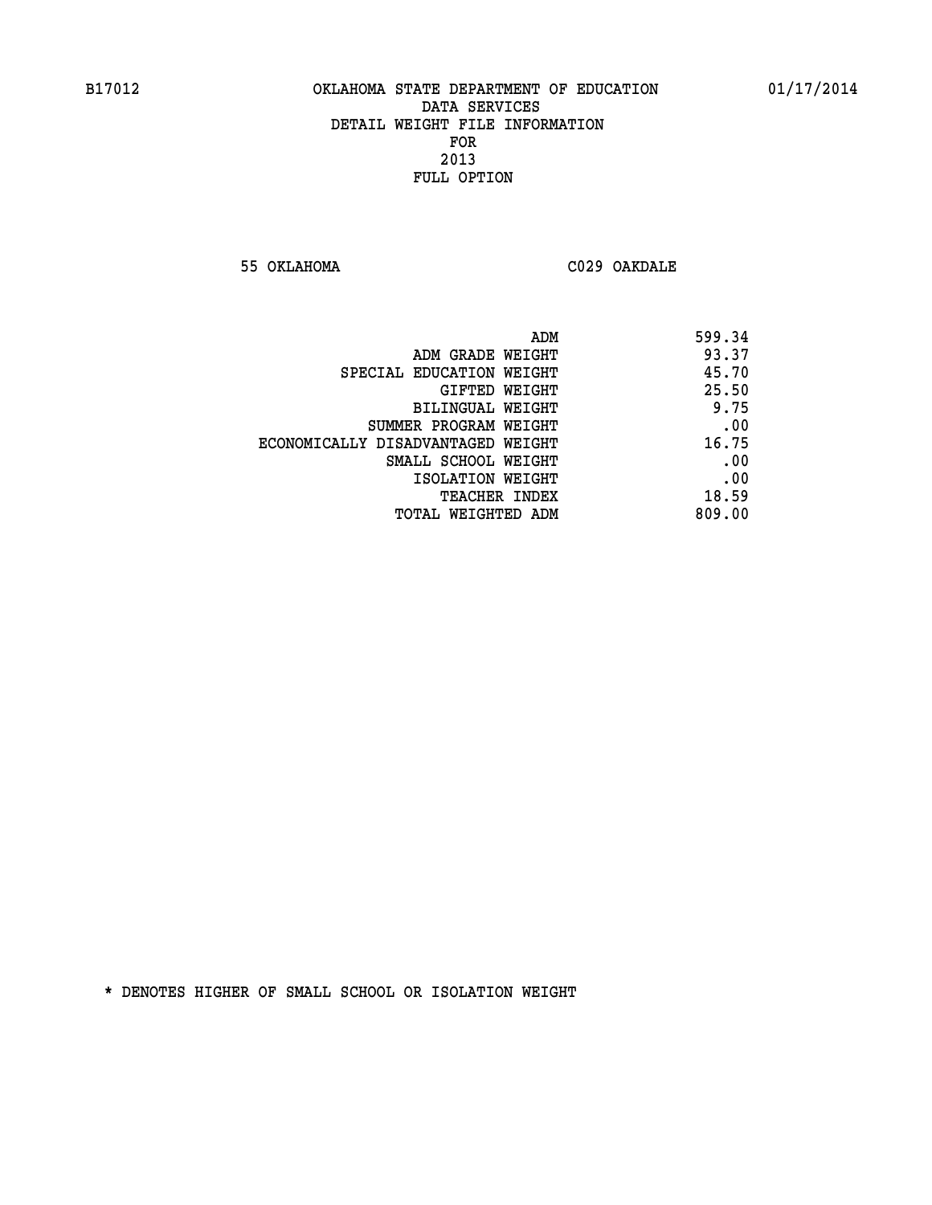B17012 OKLAHOMA STATE DEPARTMENT OF EDUCATION 01/17/2014

DATA SERVICES
DETAIL WEIGHT FILE INFORMATION
FOR
2013
FULL OPTION

55 OKLAHOMA C029 OAKDALE

| | |
|---|---|
| ADM | 599.34 |
| ADM GRADE WEIGHT | 93.37 |
| SPECIAL EDUCATION WEIGHT | 45.70 |
| GIFTED WEIGHT | 25.50 |
| BILINGUAL WEIGHT | 9.75 |
| SUMMER PROGRAM WEIGHT | .00 |
| ECONOMICALLY DISADVANTAGED WEIGHT | 16.75 |
| SMALL SCHOOL WEIGHT | .00 |
| ISOLATION WEIGHT | .00 |
| TEACHER INDEX | 18.59 |
| TOTAL WEIGHTED ADM | 809.00 |

* DENOTES HIGHER OF SMALL SCHOOL OR ISOLATION WEIGHT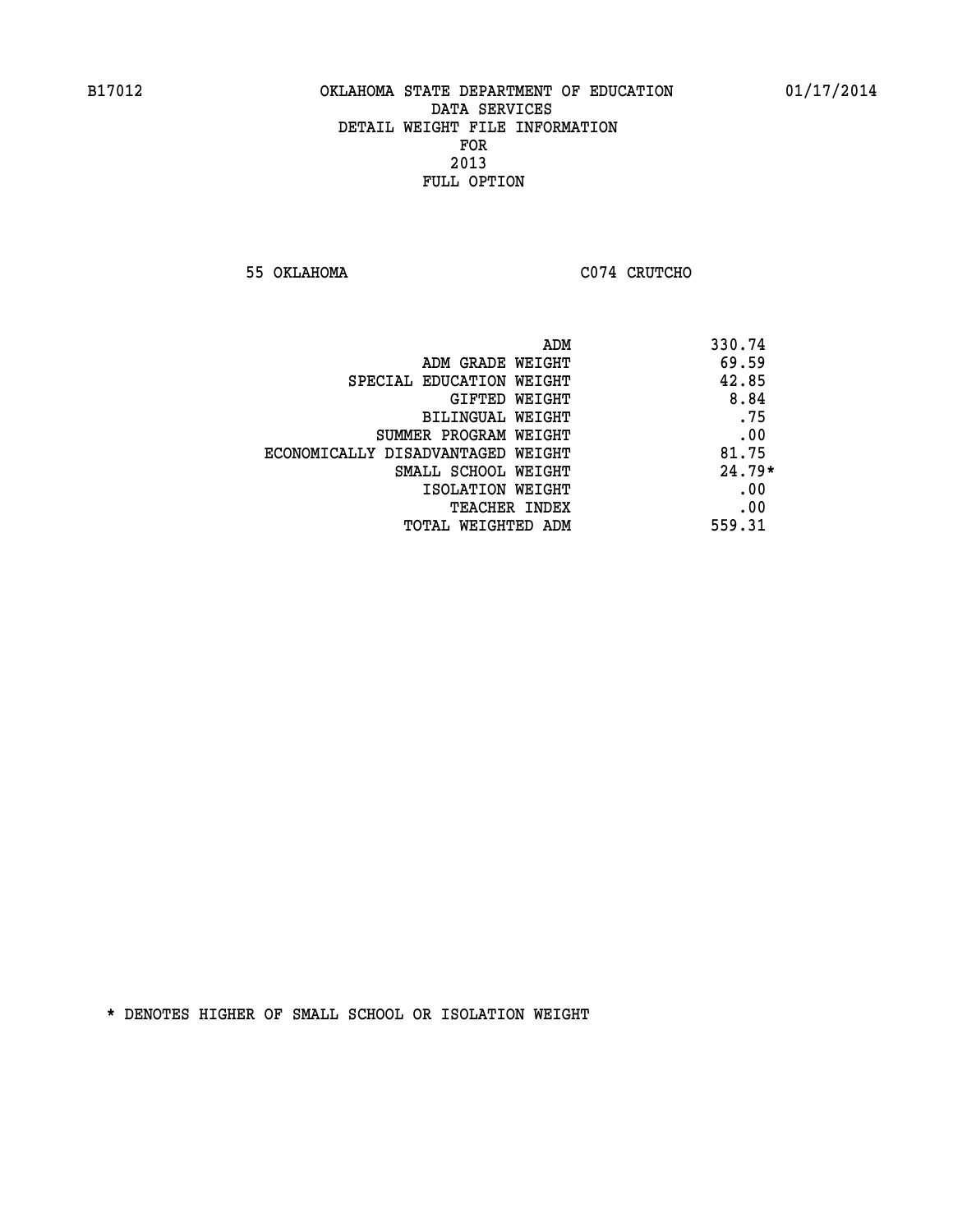B17012 OKLAHOMA STATE DEPARTMENT OF EDUCATION 01/17/2014

DATA SERVICES

DETAIL WEIGHT FILE INFORMATION

FOR

2013

FULL OPTION

55 OKLAHOMA C074 CRUTCHO

| | |
|---|---|
| ADM | 330.74 |
| ADM GRADE WEIGHT | 69.59 |
| SPECIAL EDUCATION WEIGHT | 42.85 |
| GIFTED WEIGHT | 8.84 |
| BILINGUAL WEIGHT | .75 |
| SUMMER PROGRAM WEIGHT | .00 |
| ECONOMICALLY DISADVANTAGED WEIGHT | 81.75 |
| SMALL SCHOOL WEIGHT | 24.79* |
| ISOLATION WEIGHT | .00 |
| TEACHER INDEX | .00 |
| TOTAL WEIGHTED ADM | 559.31 |

* DENOTES HIGHER OF SMALL SCHOOL OR ISOLATION WEIGHT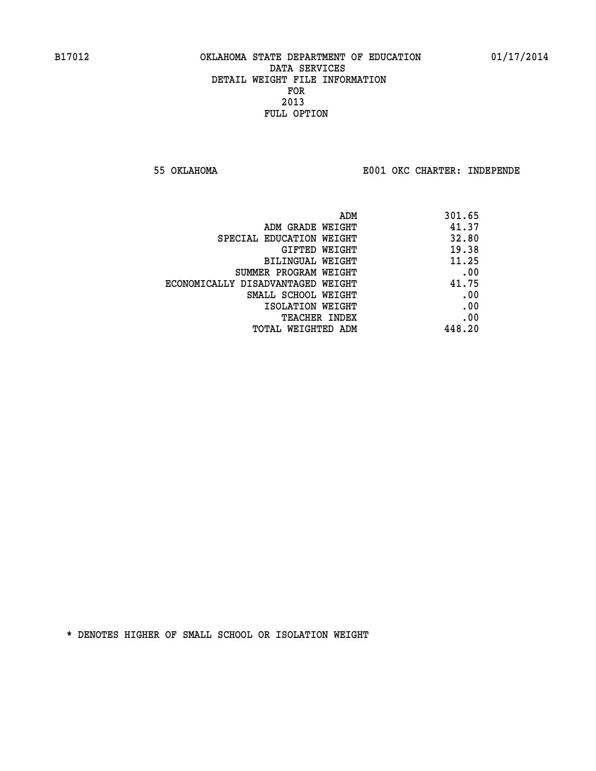B17012 OKLAHOMA STATE DEPARTMENT OF EDUCATION 01/17/2014

DATA SERVICES
DETAIL WEIGHT FILE INFORMATION
FOR
2013
FULL OPTION

55 OKLAHOMA E001 OKC CHARTER: INDEPENDE

| | |
|---|---|
| ADM | 301.65 |
| ADM GRADE WEIGHT | 41.37 |
| SPECIAL EDUCATION WEIGHT | 32.80 |
| GIFTED WEIGHT | 19.38 |
| BILINGUAL WEIGHT | 11.25 |
| SUMMER PROGRAM WEIGHT | .00 |
| ECONOMICALLY DISADVANTAGED WEIGHT | 41.75 |
| SMALL SCHOOL WEIGHT | .00 |
| ISOLATION WEIGHT | .00 |
| TEACHER INDEX | .00 |
| TOTAL WEIGHTED ADM | 448.20 |

* DENOTES HIGHER OF SMALL SCHOOL OR ISOLATION WEIGHT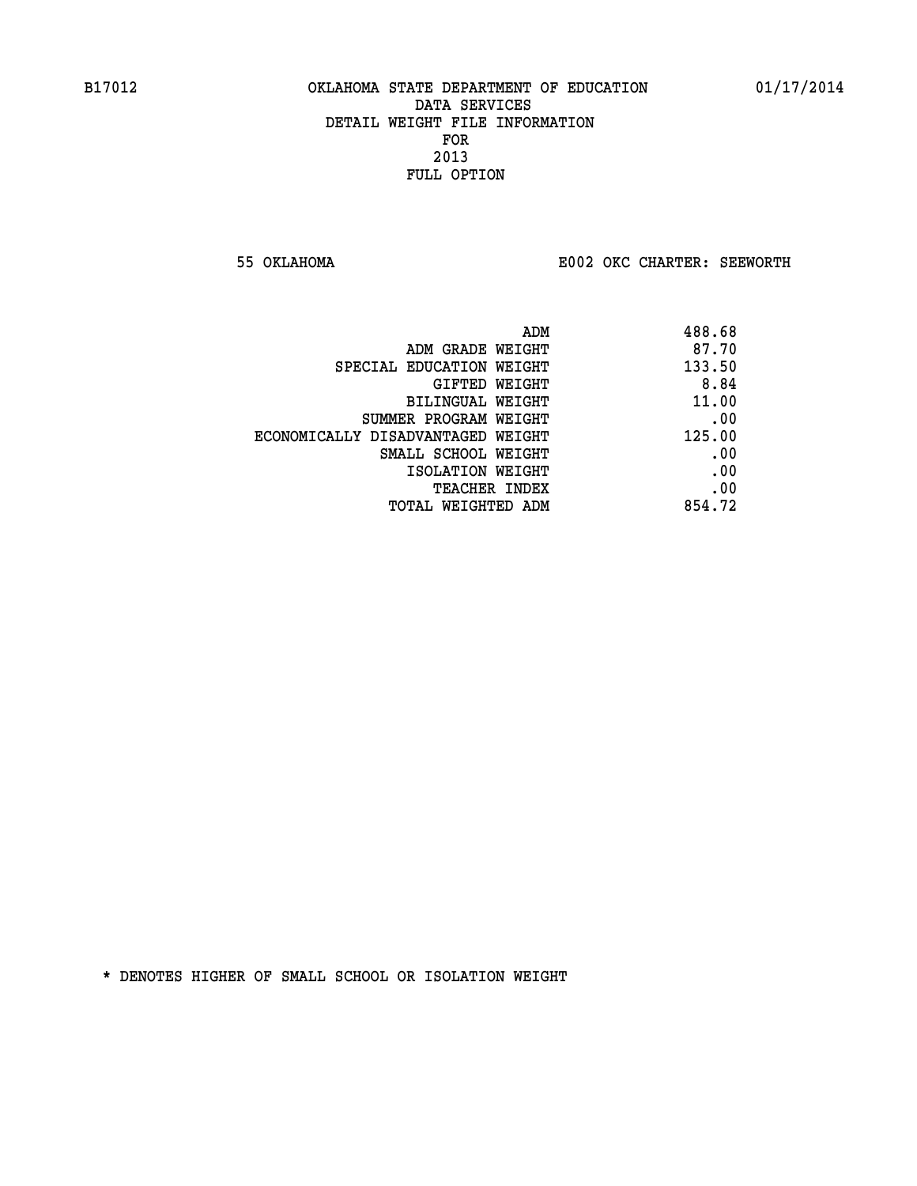B17012 OKLAHOMA STATE DEPARTMENT OF EDUCATION 01/17/2014

DATA SERVICES
DETAIL WEIGHT FILE INFORMATION
FOR
2013
FULL OPTION

55 OKLAHOMA E002 OKC CHARTER: SEEWORTH

| | |
|---|---|
| ADM | 488.68 |
| ADM GRADE WEIGHT | 87.70 |
| SPECIAL EDUCATION WEIGHT | 133.50 |
| GIFTED WEIGHT | 8.84 |
| BILINGUAL WEIGHT | 11.00 |
| SUMMER PROGRAM WEIGHT | .00 |
| ECONOMICALLY DISADVANTAGED WEIGHT | 125.00 |
| SMALL SCHOOL WEIGHT | .00 |
| ISOLATION WEIGHT | .00 |
| TEACHER INDEX | .00 |
| TOTAL WEIGHTED ADM | 854.72 |

* DENOTES HIGHER OF SMALL SCHOOL OR ISOLATION WEIGHT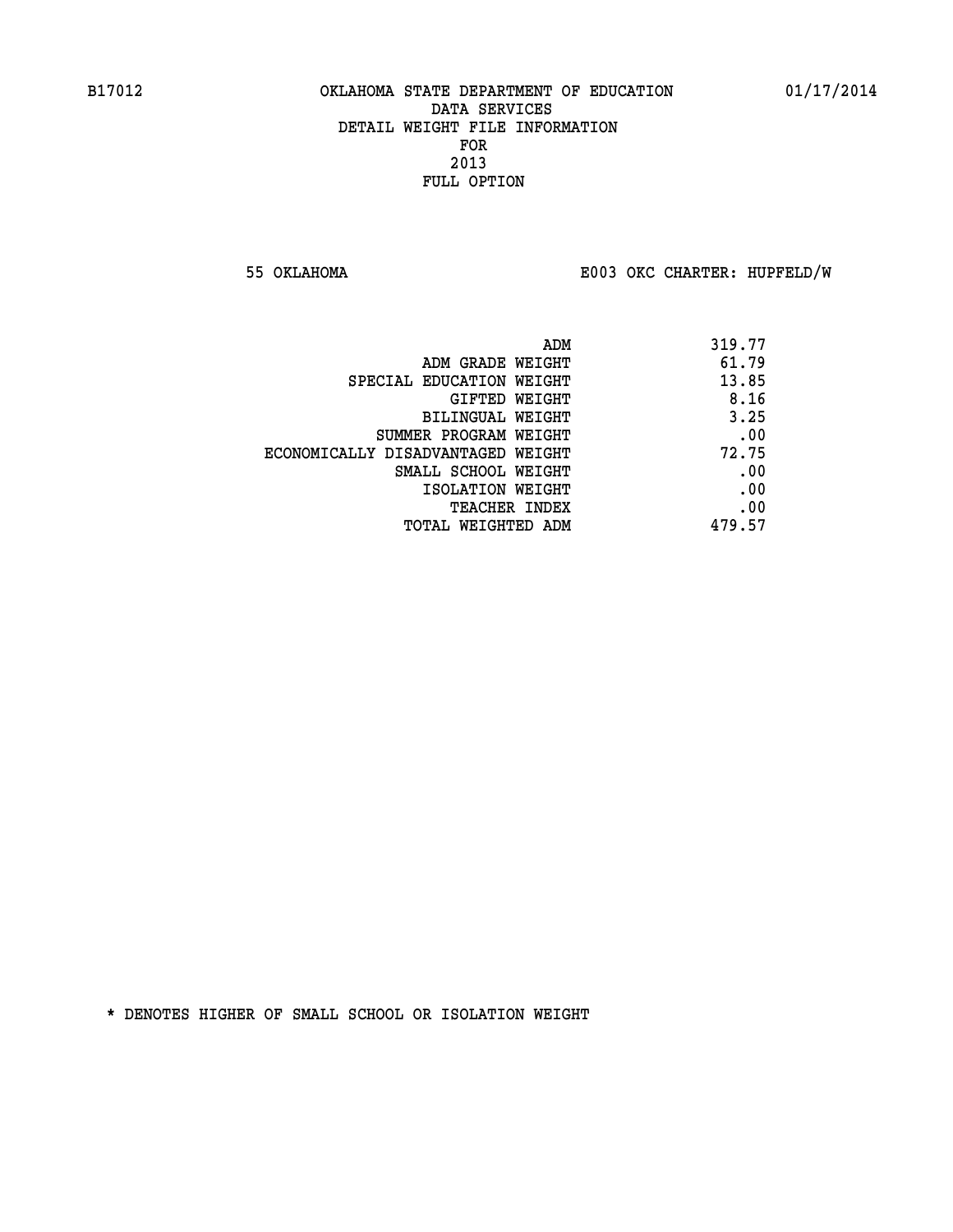B17012 OKLAHOMA STATE DEPARTMENT OF EDUCATION 01/17/2014
DATA SERVICES
DETAIL WEIGHT FILE INFORMATION
FOR
2013
FULL OPTION

55 OKLAHOMA E003 OKC CHARTER: HUPFELD/W

| | |
|---|---|
| ADM | 319.77 |
| ADM GRADE WEIGHT | 61.79 |
| SPECIAL EDUCATION WEIGHT | 13.85 |
| GIFTED WEIGHT | 8.16 |
| BILINGUAL WEIGHT | 3.25 |
| SUMMER PROGRAM WEIGHT | .00 |
| ECONOMICALLY DISADVANTAGED WEIGHT | 72.75 |
| SMALL SCHOOL WEIGHT | .00 |
| ISOLATION WEIGHT | .00 |
| TEACHER INDEX | .00 |
| TOTAL WEIGHTED ADM | 479.57 |

* DENOTES HIGHER OF SMALL SCHOOL OR ISOLATION WEIGHT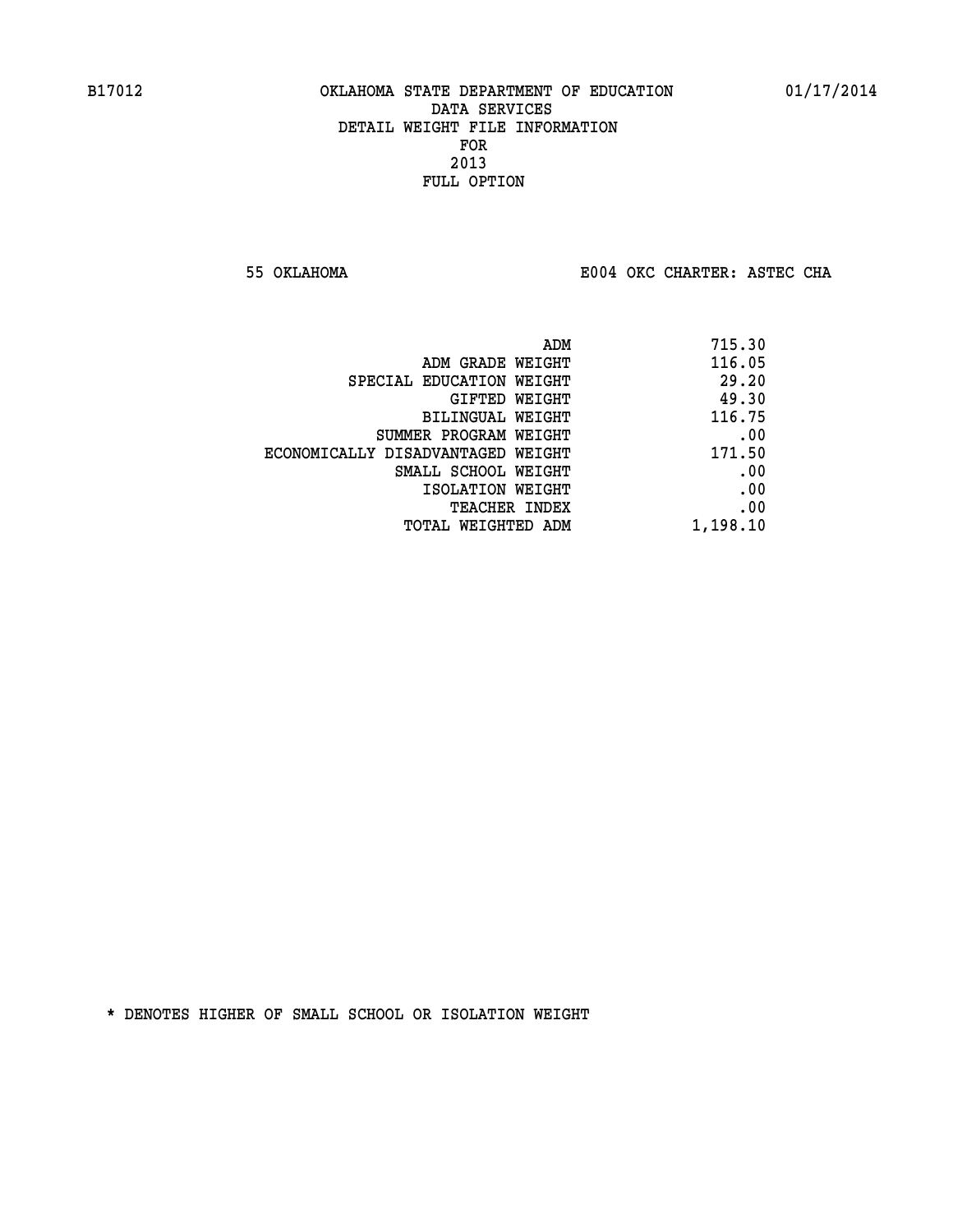B17012 OKLAHOMA STATE DEPARTMENT OF EDUCATION 01/17/2014

DATA SERVICES
DETAIL WEIGHT FILE INFORMATION
FOR
2013
FULL OPTION

55 OKLAHOMA E004 OKC CHARTER: ASTEC CHA

| | |
|---|---|
| ADM | 715.30 |
| ADM GRADE WEIGHT | 116.05 |
| SPECIAL EDUCATION WEIGHT | 29.20 |
| GIFTED WEIGHT | 49.30 |
| BILINGUAL WEIGHT | 116.75 |
| SUMMER PROGRAM WEIGHT | .00 |
| ECONOMICALLY DISADVANTAGED WEIGHT | 171.50 |
| SMALL SCHOOL WEIGHT | .00 |
| ISOLATION WEIGHT | .00 |
| TEACHER INDEX | .00 |
| TOTAL WEIGHTED ADM | 1,198.10 |

* DENOTES HIGHER OF SMALL SCHOOL OR ISOLATION WEIGHT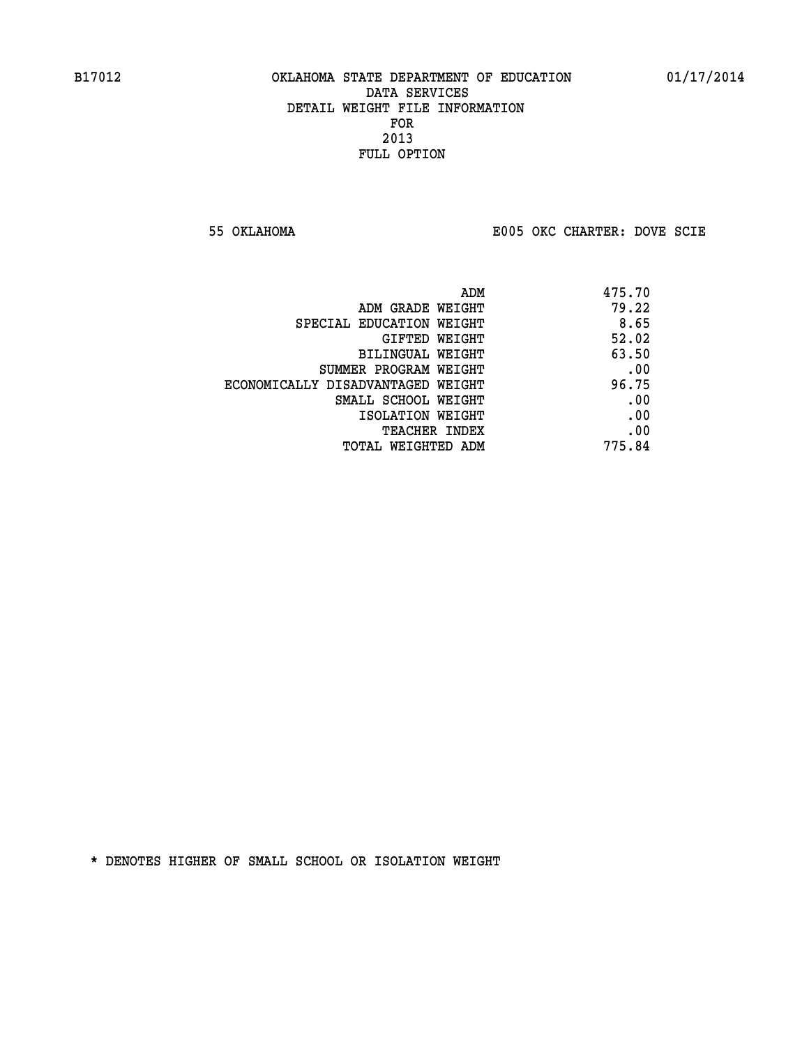B17012 OKLAHOMA STATE DEPARTMENT OF EDUCATION 01/17/2014
DATA SERVICES
DETAIL WEIGHT FILE INFORMATION
FOR
2013
FULL OPTION

55 OKLAHOMA E005 OKC CHARTER: DOVE SCIE

| | |
|---|---|
| ADM | 475.70 |
| ADM GRADE WEIGHT | 79.22 |
| SPECIAL EDUCATION WEIGHT | 8.65 |
| GIFTED WEIGHT | 52.02 |
| BILINGUAL WEIGHT | 63.50 |
| SUMMER PROGRAM WEIGHT | .00 |
| ECONOMICALLY DISADVANTAGED WEIGHT | 96.75 |
| SMALL SCHOOL WEIGHT | .00 |
| ISOLATION WEIGHT | .00 |
| TEACHER INDEX | .00 |
| TOTAL WEIGHTED ADM | 775.84 |

* DENOTES HIGHER OF SMALL SCHOOL OR ISOLATION WEIGHT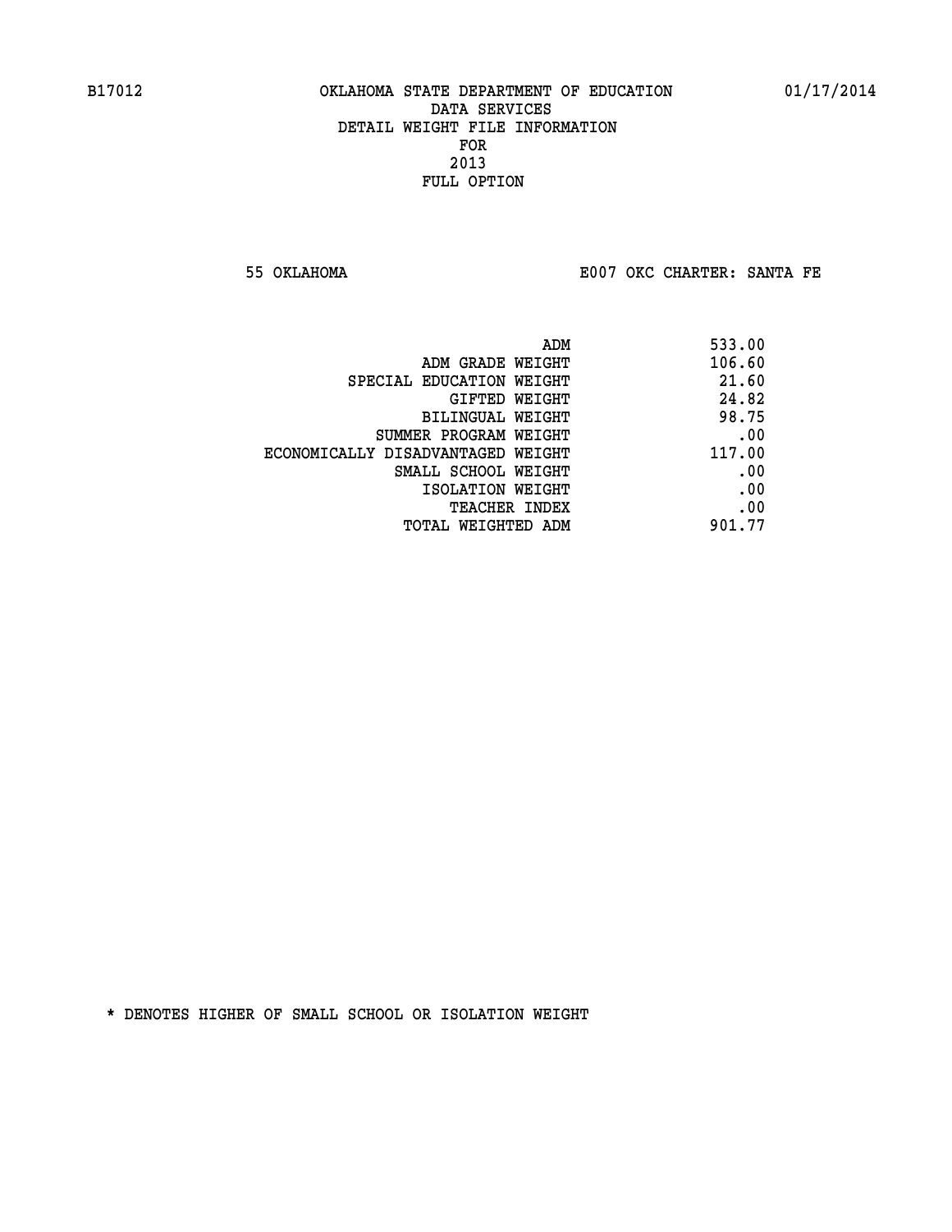B17012 OKLAHOMA STATE DEPARTMENT OF EDUCATION 01/17/2014

DATA SERVICES
DETAIL WEIGHT FILE INFORMATION
FOR
2013
FULL OPTION

55 OKLAHOMA E007 OKC CHARTER: SANTA FE

| | |
|---|---|
| ADM | 533.00 |
| ADM GRADE WEIGHT | 106.60 |
| SPECIAL EDUCATION WEIGHT | 21.60 |
| GIFTED WEIGHT | 24.82 |
| BILINGUAL WEIGHT | 98.75 |
| SUMMER PROGRAM WEIGHT | .00 |
| ECONOMICALLY DISADVANTAGED WEIGHT | 117.00 |
| SMALL SCHOOL WEIGHT | .00 |
| ISOLATION WEIGHT | .00 |
| TEACHER INDEX | .00 |
| TOTAL WEIGHTED ADM | 901.77 |

* DENOTES HIGHER OF SMALL SCHOOL OR ISOLATION WEIGHT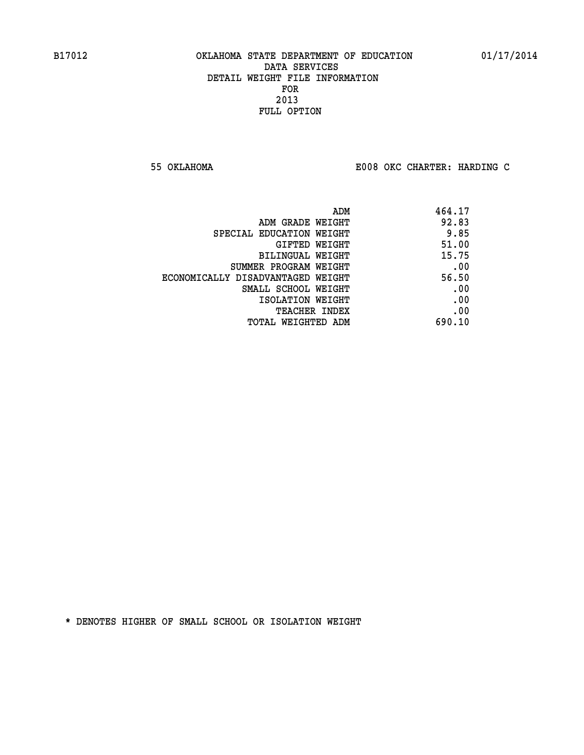B17012 OKLAHOMA STATE DEPARTMENT OF EDUCATION 01/17/2014

DATA SERVICES
DETAIL WEIGHT FILE INFORMATION
FOR
2013
FULL OPTION

55 OKLAHOMA E008 OKC CHARTER: HARDING C

| | |
|---|---|
| ADM | 464.17 |
| ADM GRADE WEIGHT | 92.83 |
| SPECIAL EDUCATION WEIGHT | 9.85 |
| GIFTED WEIGHT | 51.00 |
| BILINGUAL WEIGHT | 15.75 |
| SUMMER PROGRAM WEIGHT | .00 |
| ECONOMICALLY DISADVANTAGED WEIGHT | 56.50 |
| SMALL SCHOOL WEIGHT | .00 |
| ISOLATION WEIGHT | .00 |
| TEACHER INDEX | .00 |
| TOTAL WEIGHTED ADM | 690.10 |

* DENOTES HIGHER OF SMALL SCHOOL OR ISOLATION WEIGHT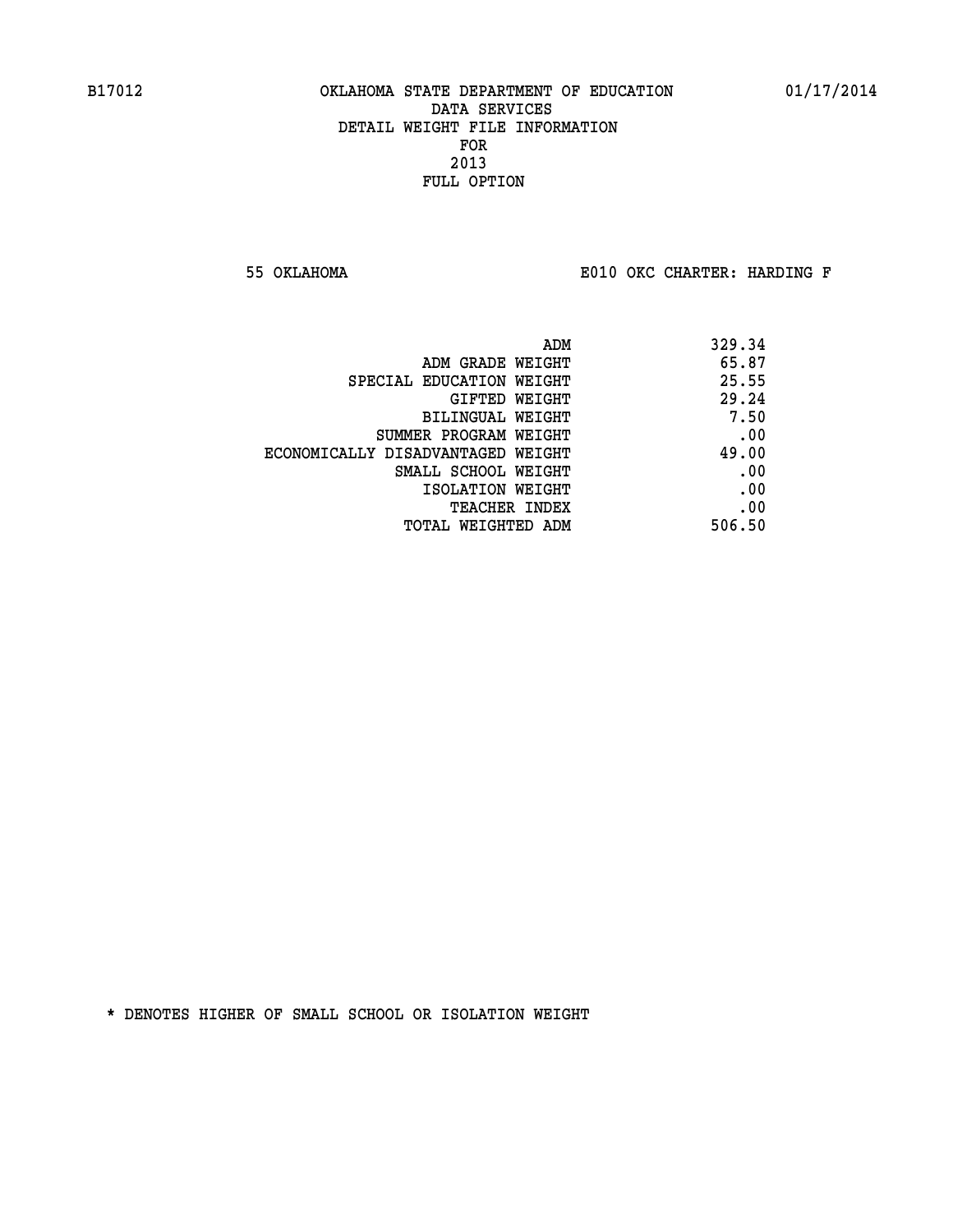B17012 OKLAHOMA STATE DEPARTMENT OF EDUCATION 01/17/2014

DATA SERVICES
DETAIL WEIGHT FILE INFORMATION
FOR
2013
FULL OPTION

55 OKLAHOMA E010 OKC CHARTER: HARDING F

| | |
|---|---|
| ADM | 329.34 |
| ADM GRADE WEIGHT | 65.87 |
| SPECIAL EDUCATION WEIGHT | 25.55 |
| GIFTED WEIGHT | 29.24 |
| BILINGUAL WEIGHT | 7.50 |
| SUMMER PROGRAM WEIGHT | .00 |
| ECONOMICALLY DISADVANTAGED WEIGHT | 49.00 |
| SMALL SCHOOL WEIGHT | .00 |
| ISOLATION WEIGHT | .00 |
| TEACHER INDEX | .00 |
| TOTAL WEIGHTED ADM | 506.50 |

* DENOTES HIGHER OF SMALL SCHOOL OR ISOLATION WEIGHT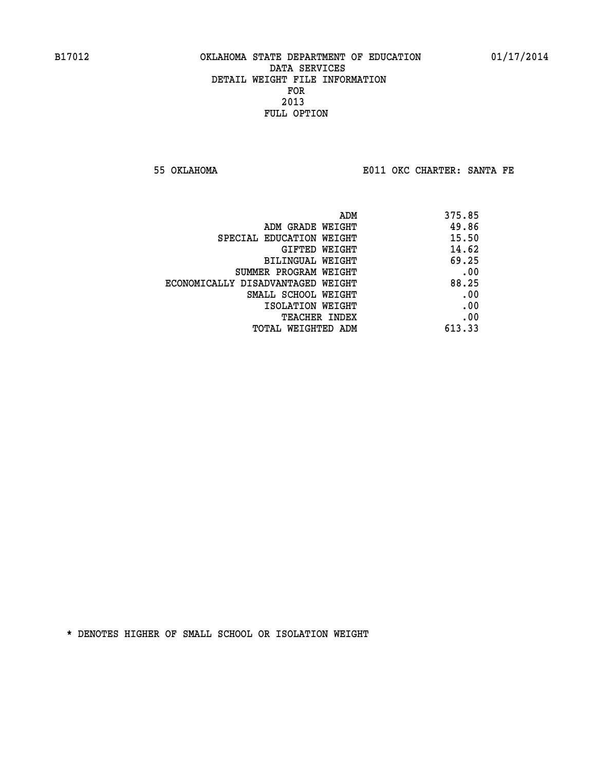B17012 OKLAHOMA STATE DEPARTMENT OF EDUCATION 01/17/2014

DATA SERVICES
DETAIL WEIGHT FILE INFORMATION
FOR
2013
FULL OPTION

55 OKLAHOMA E011 OKC CHARTER: SANTA FE

| | |
|---|---|
| ADM | 375.85 |
| ADM GRADE WEIGHT | 49.86 |
| SPECIAL EDUCATION WEIGHT | 15.50 |
| GIFTED WEIGHT | 14.62 |
| BILINGUAL WEIGHT | 69.25 |
| SUMMER PROGRAM WEIGHT | .00 |
| ECONOMICALLY DISADVANTAGED WEIGHT | 88.25 |
| SMALL SCHOOL WEIGHT | .00 |
| ISOLATION WEIGHT | .00 |
| TEACHER INDEX | .00 |
| TOTAL WEIGHTED ADM | 613.33 |

* DENOTES HIGHER OF SMALL SCHOOL OR ISOLATION WEIGHT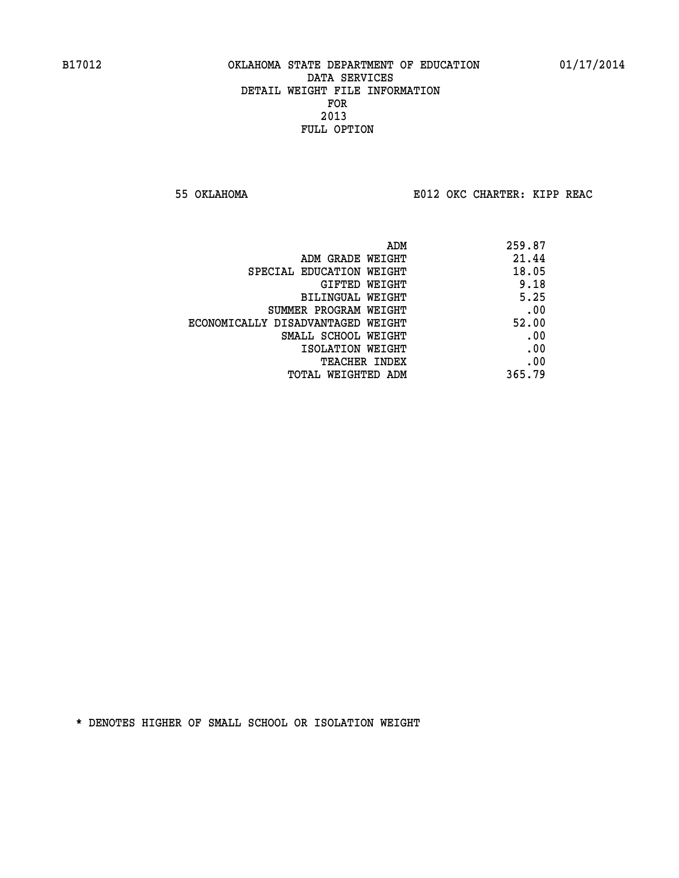B17012 OKLAHOMA STATE DEPARTMENT OF EDUCATION 01/17/2014

DATA SERVICES

DETAIL WEIGHT FILE INFORMATION

FOR

2013

FULL OPTION

55 OKLAHOMA E012 OKC CHARTER: KIPP REAC

| | |
|---|---|
| ADM | 259.87 |
| ADM GRADE WEIGHT | 21.44 |
| SPECIAL EDUCATION WEIGHT | 18.05 |
| GIFTED WEIGHT | 9.18 |
| BILINGUAL WEIGHT | 5.25 |
| SUMMER PROGRAM WEIGHT | .00 |
| ECONOMICALLY DISADVANTAGED WEIGHT | 52.00 |
| SMALL SCHOOL WEIGHT | .00 |
| ISOLATION WEIGHT | .00 |
| TEACHER INDEX | .00 |
| TOTAL WEIGHTED ADM | 365.79 |

* DENOTES HIGHER OF SMALL SCHOOL OR ISOLATION WEIGHT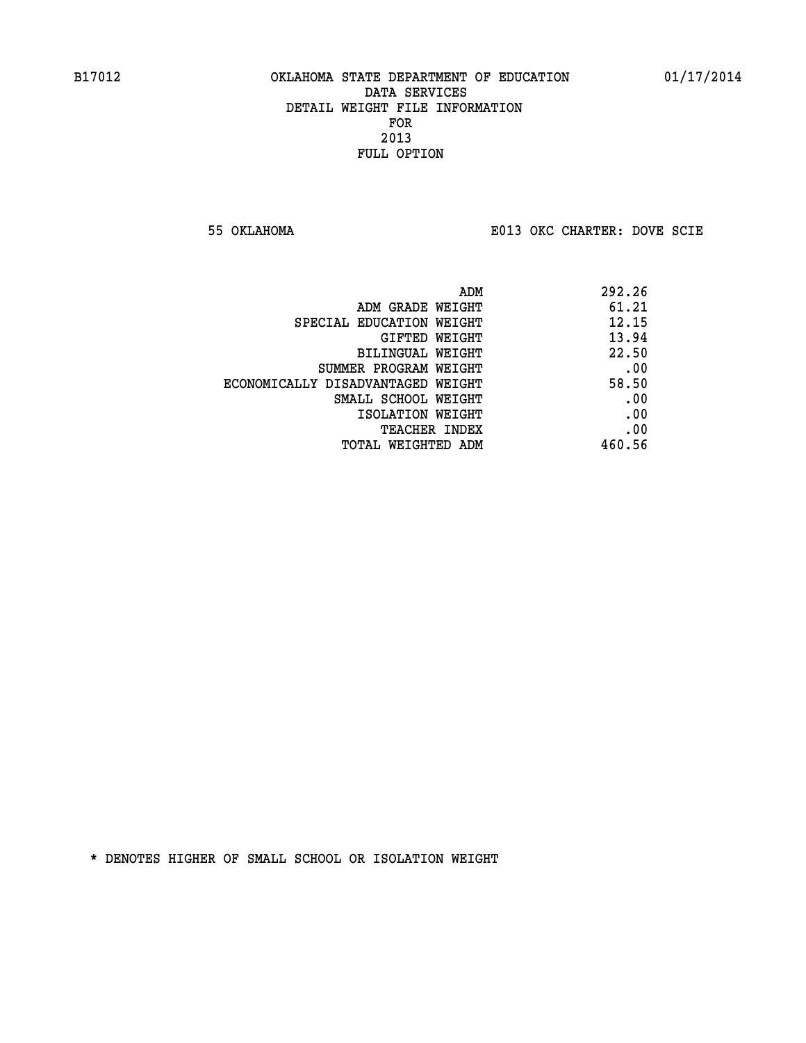B17012 OKLAHOMA STATE DEPARTMENT OF EDUCATION 01/17/2014
DATA SERVICES
DETAIL WEIGHT FILE INFORMATION
FOR
2013
FULL OPTION

55 OKLAHOMA E013 OKC CHARTER: DOVE SCIE

| | |
|---|---|
| ADM | 292.26 |
| ADM GRADE WEIGHT | 61.21 |
| SPECIAL EDUCATION WEIGHT | 12.15 |
| GIFTED WEIGHT | 13.94 |
| BILINGUAL WEIGHT | 22.50 |
| SUMMER PROGRAM WEIGHT | .00 |
| ECONOMICALLY DISADVANTAGED WEIGHT | 58.50 |
| SMALL SCHOOL WEIGHT | .00 |
| ISOLATION WEIGHT | .00 |
| TEACHER INDEX | .00 |
| TOTAL WEIGHTED ADM | 460.56 |

* DENOTES HIGHER OF SMALL SCHOOL OR ISOLATION WEIGHT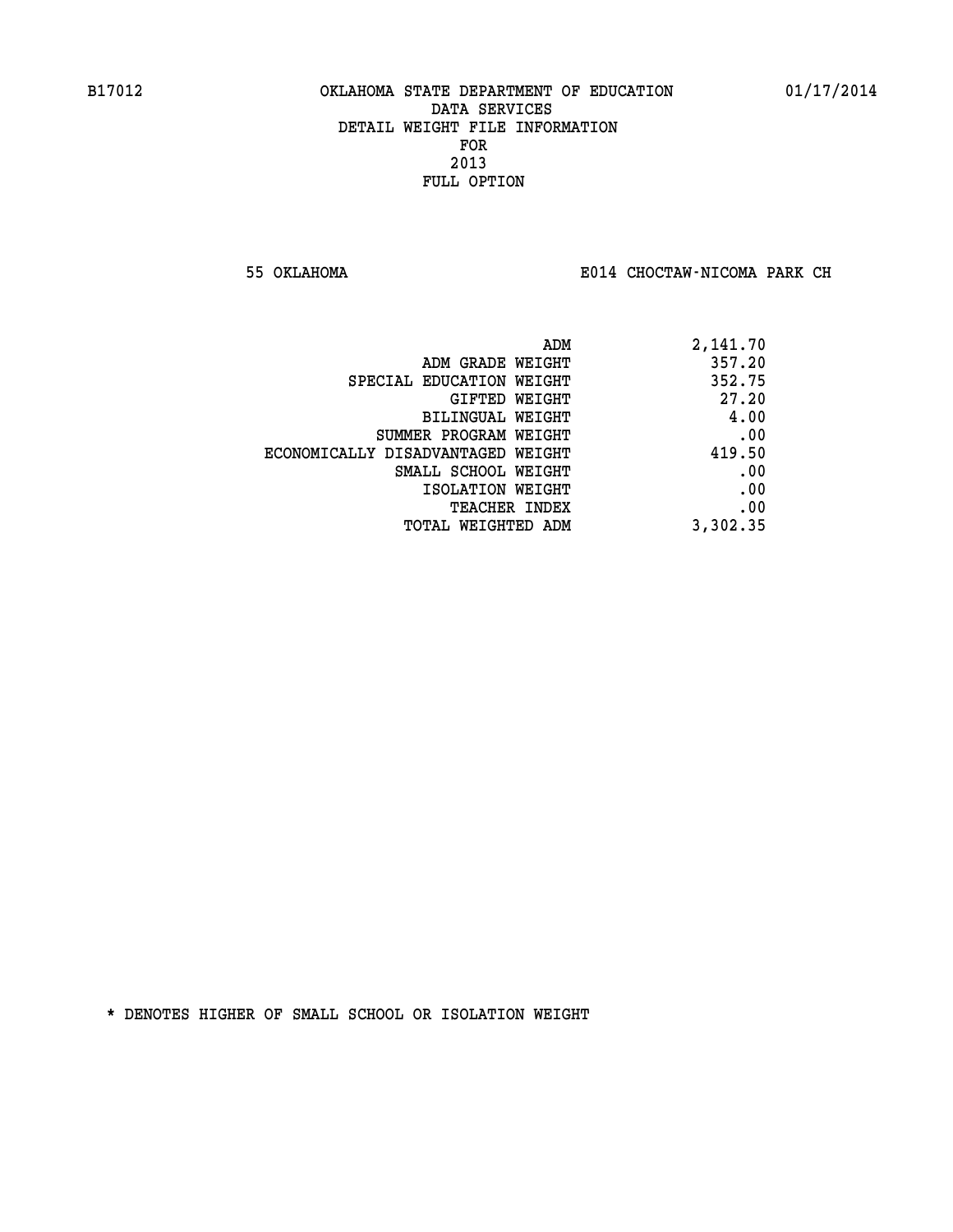B17012 OKLAHOMA STATE DEPARTMENT OF EDUCATION 01/17/2014

DATA SERVICES
DETAIL WEIGHT FILE INFORMATION
FOR
2013
FULL OPTION

55 OKLAHOMA E014 CHOCTAW-NICOMA PARK CH

| | |
|---|---|
| ADM | 2,141.70 |
| ADM GRADE WEIGHT | 357.20 |
| SPECIAL EDUCATION WEIGHT | 352.75 |
| GIFTED WEIGHT | 27.20 |
| BILINGUAL WEIGHT | 4.00 |
| SUMMER PROGRAM WEIGHT | .00 |
| ECONOMICALLY DISADVANTAGED WEIGHT | 419.50 |
| SMALL SCHOOL WEIGHT | .00 |
| ISOLATION WEIGHT | .00 |
| TEACHER INDEX | .00 |
| TOTAL WEIGHTED ADM | 3,302.35 |

* DENOTES HIGHER OF SMALL SCHOOL OR ISOLATION WEIGHT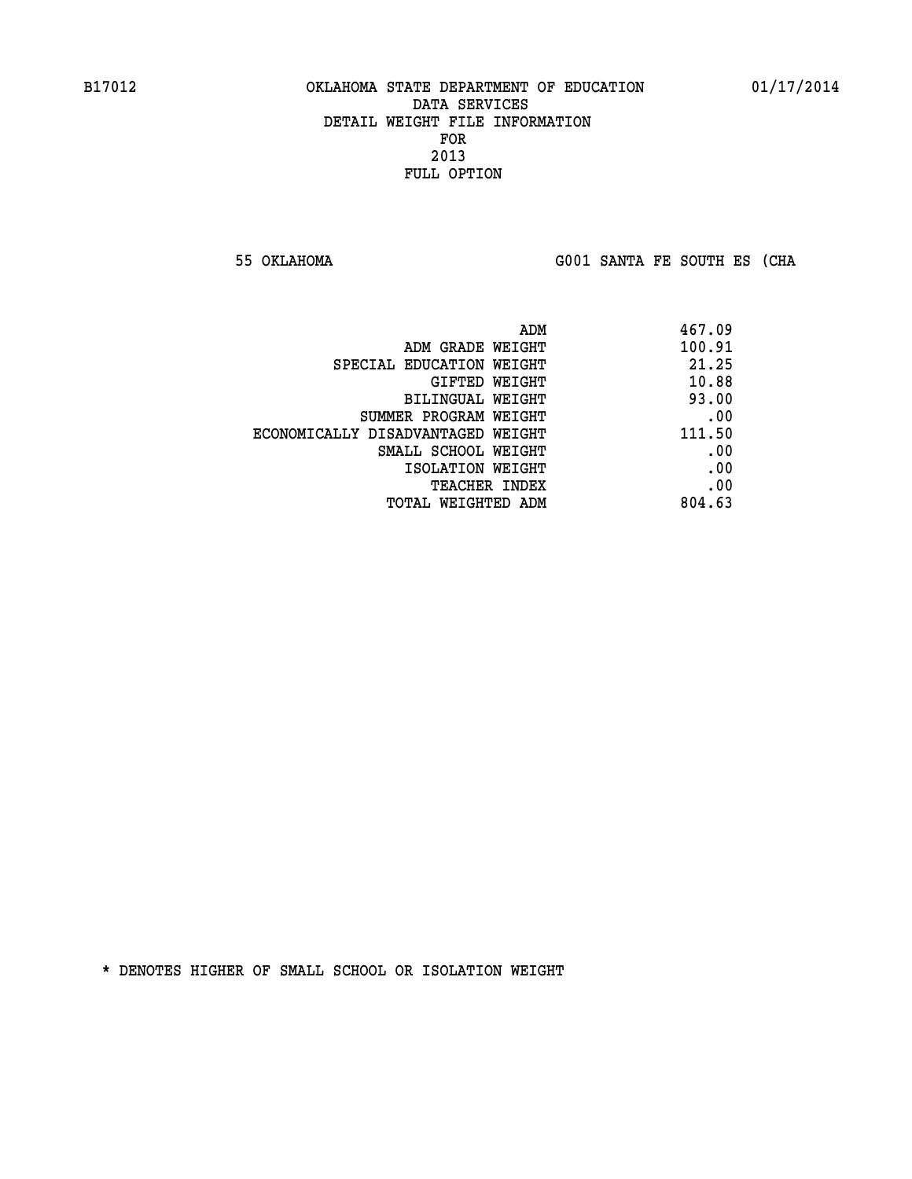B17012 OKLAHOMA STATE DEPARTMENT OF EDUCATION 01/17/2014
DATA SERVICES
DETAIL WEIGHT FILE INFORMATION
FOR
2013
FULL OPTION

55 OKLAHOMA G001 SANTA FE SOUTH ES (CHA

| | |
|---|---|
| ADM | 467.09 |
| ADM GRADE WEIGHT | 100.91 |
| SPECIAL EDUCATION WEIGHT | 21.25 |
| GIFTED WEIGHT | 10.88 |
| BILINGUAL WEIGHT | 93.00 |
| SUMMER PROGRAM WEIGHT | .00 |
| ECONOMICALLY DISADVANTAGED WEIGHT | 111.50 |
| SMALL SCHOOL WEIGHT | .00 |
| ISOLATION WEIGHT | .00 |
| TEACHER INDEX | .00 |
| TOTAL WEIGHTED ADM | 804.63 |

* DENOTES HIGHER OF SMALL SCHOOL OR ISOLATION WEIGHT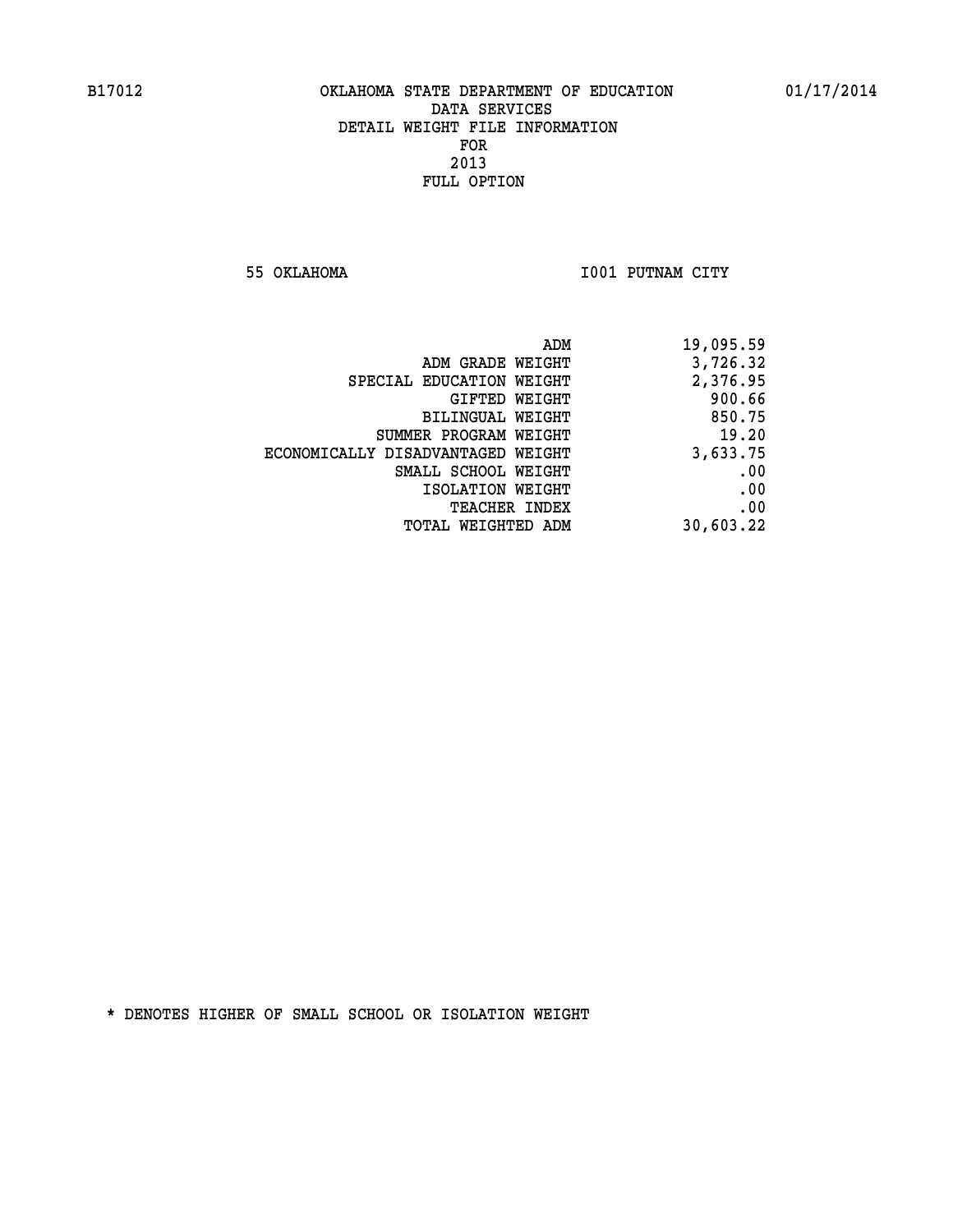B17012 OKLAHOMA STATE DEPARTMENT OF EDUCATION 01/17/2014

DATA SERVICES
DETAIL WEIGHT FILE INFORMATION
FOR
2013
FULL OPTION

55 OKLAHOMA I001 PUTNAM CITY

| | |
|---|---|
| ADM | 19,095.59 |
| ADM GRADE WEIGHT | 3,726.32 |
| SPECIAL EDUCATION WEIGHT | 2,376.95 |
| GIFTED WEIGHT | 900.66 |
| BILINGUAL WEIGHT | 850.75 |
| SUMMER PROGRAM WEIGHT | 19.20 |
| ECONOMICALLY DISADVANTAGED WEIGHT | 3,633.75 |
| SMALL SCHOOL WEIGHT | .00 |
| ISOLATION WEIGHT | .00 |
| TEACHER INDEX | .00 |
| TOTAL WEIGHTED ADM | 30,603.22 |

* DENOTES HIGHER OF SMALL SCHOOL OR ISOLATION WEIGHT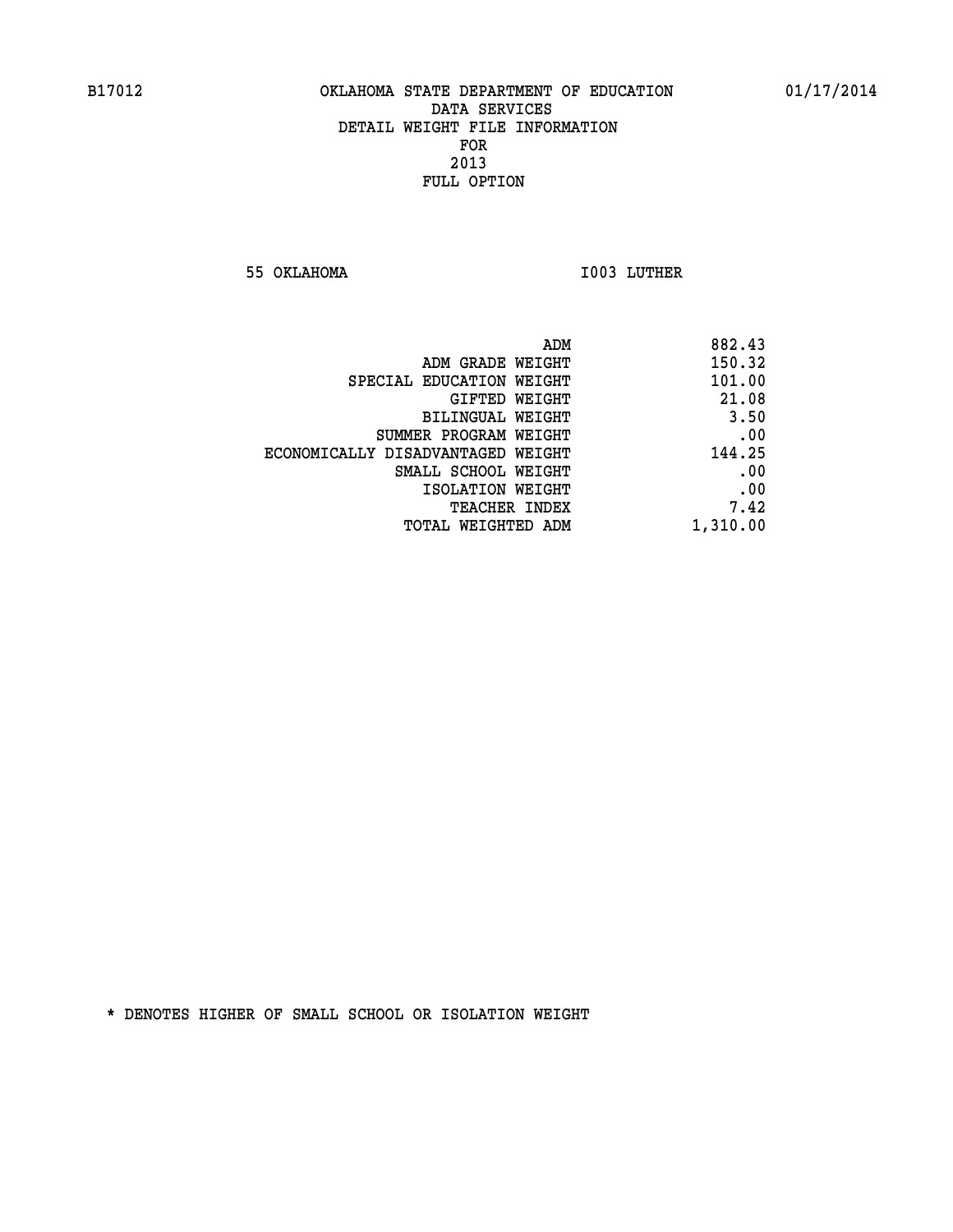OKLAHOMA STATE DEPARTMENT OF EDUCATION
DATA SERVICES
DETAIL WEIGHT FILE INFORMATION
FOR
2013
FULL OPTION

55 OKLAHOMA I003 LUTHER

| | |
|---|---|
| ADM | 882.43 |
| ADM GRADE WEIGHT | 150.32 |
| SPECIAL EDUCATION WEIGHT | 101.00 |
| GIFTED WEIGHT | 21.08 |
| BILINGUAL WEIGHT | 3.50 |
| SUMMER PROGRAM WEIGHT | .00 |
| ECONOMICALLY DISADVANTAGED WEIGHT | 144.25 |
| SMALL SCHOOL WEIGHT | .00 |
| ISOLATION WEIGHT | .00 |
| TEACHER INDEX | 7.42 |
| TOTAL WEIGHTED ADM | 1,310.00 |

* DENOTES HIGHER OF SMALL SCHOOL OR ISOLATION WEIGHT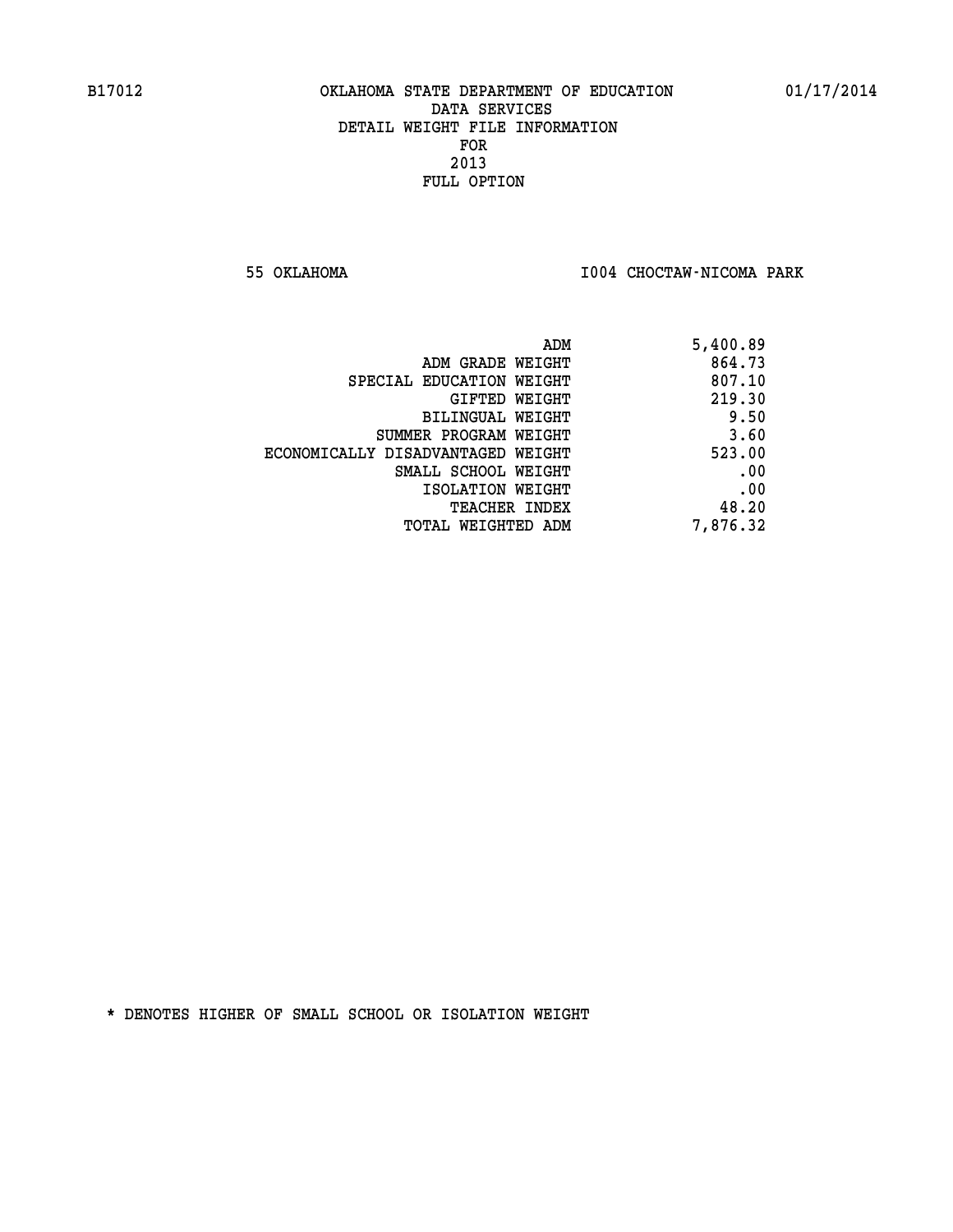B17012 OKLAHOMA STATE DEPARTMENT OF EDUCATION 01/17/2014

DATA SERVICES
DETAIL WEIGHT FILE INFORMATION
FOR
2013
FULL OPTION

55 OKLAHOMA I004 CHOCTAW-NICOMA PARK

| | |
|---|---|
| ADM | 5,400.89 |
| ADM GRADE WEIGHT | 864.73 |
| SPECIAL EDUCATION WEIGHT | 807.10 |
| GIFTED WEIGHT | 219.30 |
| BILINGUAL WEIGHT | 9.50 |
| SUMMER PROGRAM WEIGHT | 3.60 |
| ECONOMICALLY DISADVANTAGED WEIGHT | 523.00 |
| SMALL SCHOOL WEIGHT | .00 |
| ISOLATION WEIGHT | .00 |
| TEACHER INDEX | 48.20 |
| TOTAL WEIGHTED ADM | 7,876.32 |

* DENOTES HIGHER OF SMALL SCHOOL OR ISOLATION WEIGHT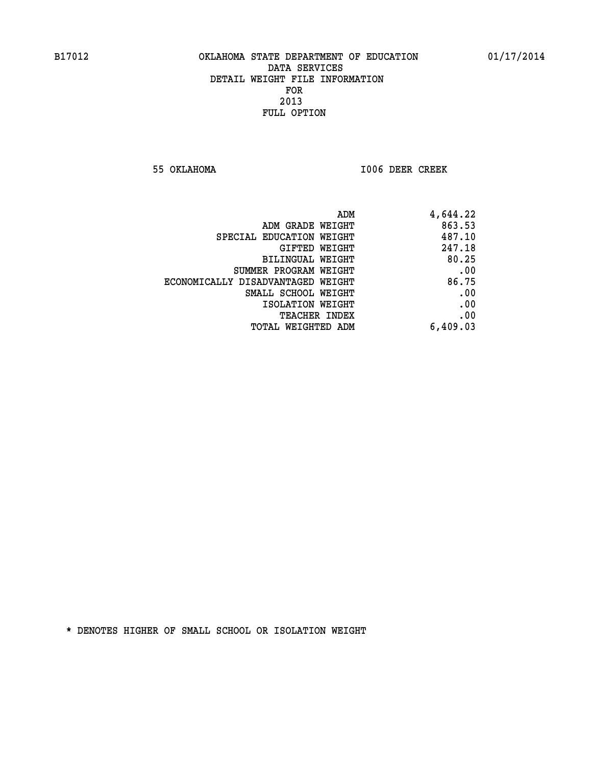B17012 OKLAHOMA STATE DEPARTMENT OF EDUCATION 01/17/2014

DATA SERVICES
DETAIL WEIGHT FILE INFORMATION
FOR
2013
FULL OPTION

55 OKLAHOMA I006 DEER CREEK

| | |
|---|---|
| ADM | 4,644.22 |
| ADM GRADE WEIGHT | 863.53 |
| SPECIAL EDUCATION WEIGHT | 487.10 |
| GIFTED WEIGHT | 247.18 |
| BILINGUAL WEIGHT | 80.25 |
| SUMMER PROGRAM WEIGHT | .00 |
| ECONOMICALLY DISADVANTAGED WEIGHT | 86.75 |
| SMALL SCHOOL WEIGHT | .00 |
| ISOLATION WEIGHT | .00 |
| TEACHER INDEX | .00 |
| TOTAL WEIGHTED ADM | 6,409.03 |

* DENOTES HIGHER OF SMALL SCHOOL OR ISOLATION WEIGHT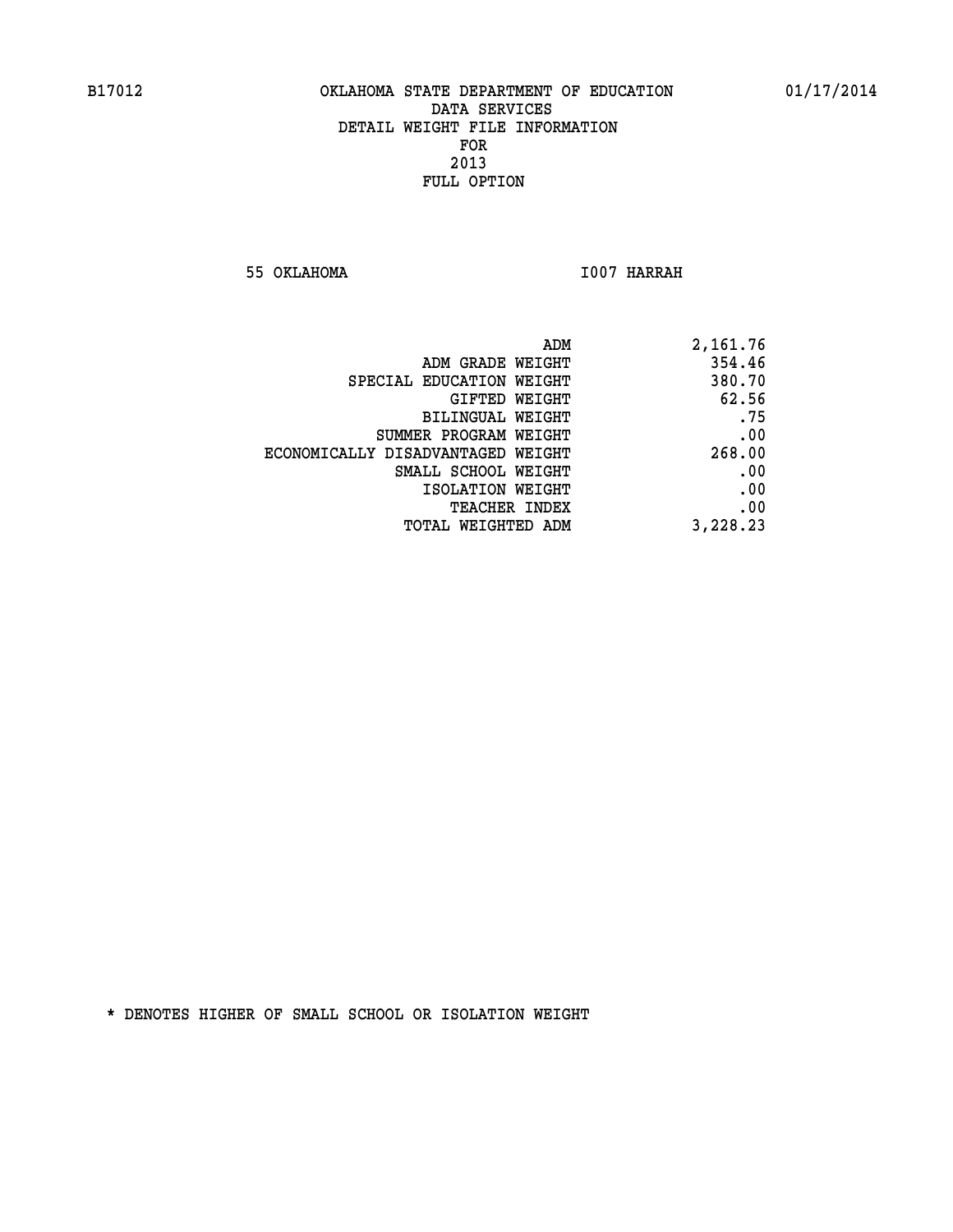B17012 OKLAHOMA STATE DEPARTMENT OF EDUCATION 01/17/2014

DATA SERVICES

DETAIL WEIGHT FILE INFORMATION

FOR

2013

FULL OPTION

55 OKLAHOMA I007 HARRAH

| | |
|---|---|
| ADM | 2,161.76 |
| ADM GRADE WEIGHT | 354.46 |
| SPECIAL EDUCATION WEIGHT | 380.70 |
| GIFTED WEIGHT | 62.56 |
| BILINGUAL WEIGHT | .75 |
| SUMMER PROGRAM WEIGHT | .00 |
| ECONOMICALLY DISADVANTAGED WEIGHT | 268.00 |
| SMALL SCHOOL WEIGHT | .00 |
| ISOLATION WEIGHT | .00 |
| TEACHER INDEX | .00 |
| TOTAL WEIGHTED ADM | 3,228.23 |

* DENOTES HIGHER OF SMALL SCHOOL OR ISOLATION WEIGHT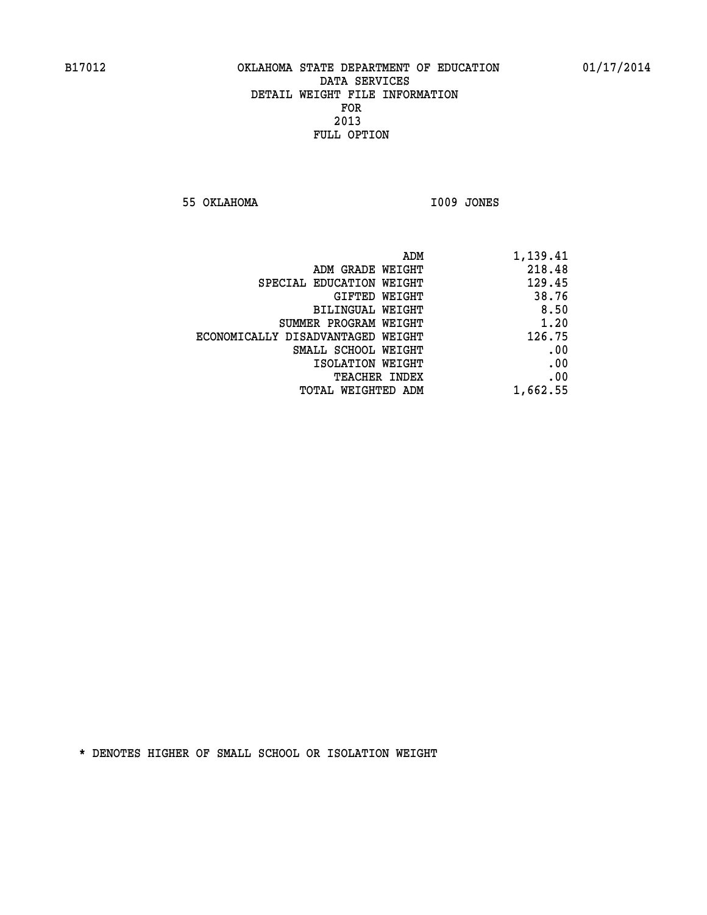B17012 OKLAHOMA STATE DEPARTMENT OF EDUCATION 01/17/2014

DATA SERVICES
DETAIL WEIGHT FILE INFORMATION
FOR
2013
FULL OPTION

55 OKLAHOMA I009 JONES

| | |
|---|---|
| ADM | 1,139.41 |
| ADM GRADE WEIGHT | 218.48 |
| SPECIAL EDUCATION WEIGHT | 129.45 |
| GIFTED WEIGHT | 38.76 |
| BILINGUAL WEIGHT | 8.50 |
| SUMMER PROGRAM WEIGHT | 1.20 |
| ECONOMICALLY DISADVANTAGED WEIGHT | 126.75 |
| SMALL SCHOOL WEIGHT | .00 |
| ISOLATION WEIGHT | .00 |
| TEACHER INDEX | .00 |
| TOTAL WEIGHTED ADM | 1,662.55 |

* DENOTES HIGHER OF SMALL SCHOOL OR ISOLATION WEIGHT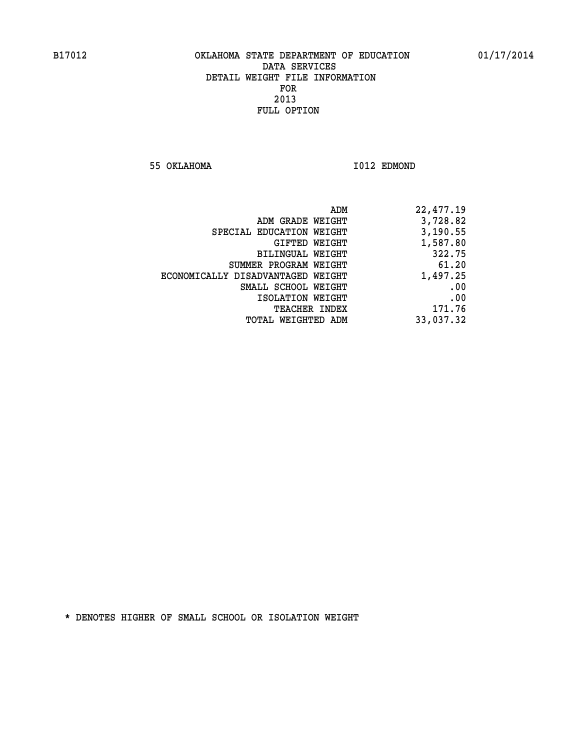B17012 OKLAHOMA STATE DEPARTMENT OF EDUCATION 01/17/2014

DATA SERVICES

DETAIL WEIGHT FILE INFORMATION

FOR

2013

FULL OPTION

55 OKLAHOMA I012 EDMOND

| | |
|---|---|
| ADM | 22,477.19 |
| ADM GRADE WEIGHT | 3,728.82 |
| SPECIAL EDUCATION WEIGHT | 3,190.55 |
| GIFTED WEIGHT | 1,587.80 |
| BILINGUAL WEIGHT | 322.75 |
| SUMMER PROGRAM WEIGHT | 61.20 |
| ECONOMICALLY DISADVANTAGED WEIGHT | 1,497.25 |
| SMALL SCHOOL WEIGHT | .00 |
| ISOLATION WEIGHT | .00 |
| TEACHER INDEX | 171.76 |
| TOTAL WEIGHTED ADM | 33,037.32 |

* DENOTES HIGHER OF SMALL SCHOOL OR ISOLATION WEIGHT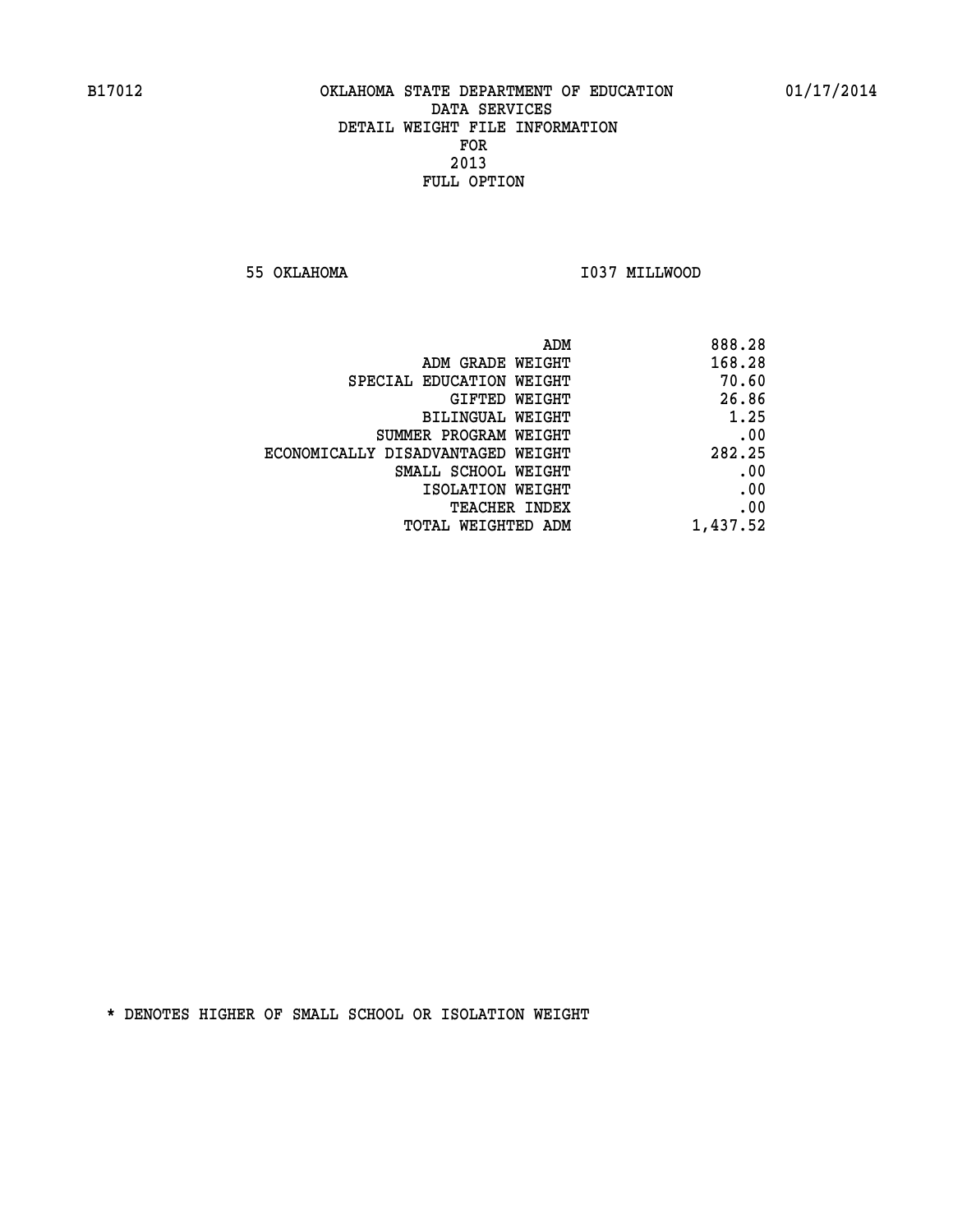B17012 OKLAHOMA STATE DEPARTMENT OF EDUCATION 01/17/2014

DATA SERVICES
DETAIL WEIGHT FILE INFORMATION
FOR
2013
FULL OPTION

55 OKLAHOMA I037 MILLWOOD

| | |
|---|---|
| ADM | 888.28 |
| ADM GRADE WEIGHT | 168.28 |
| SPECIAL EDUCATION WEIGHT | 70.60 |
| GIFTED WEIGHT | 26.86 |
| BILINGUAL WEIGHT | 1.25 |
| SUMMER PROGRAM WEIGHT | .00 |
| ECONOMICALLY DISADVANTAGED WEIGHT | 282.25 |
| SMALL SCHOOL WEIGHT | .00 |
| ISOLATION WEIGHT | .00 |
| TEACHER INDEX | .00 |
| TOTAL WEIGHTED ADM | 1,437.52 |

* DENOTES HIGHER OF SMALL SCHOOL OR ISOLATION WEIGHT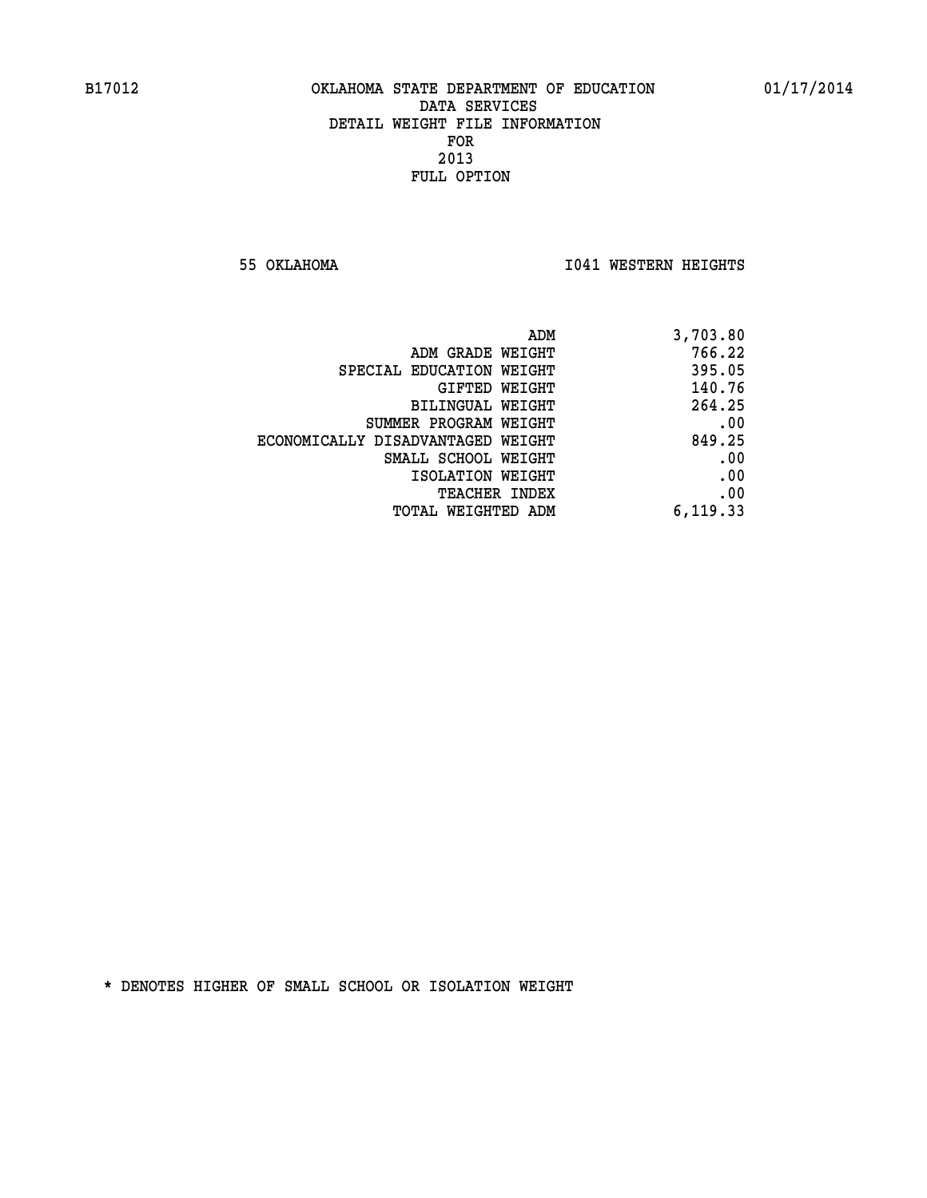B17012 OKLAHOMA STATE DEPARTMENT OF EDUCATION 01/17/2014

DATA SERVICES
DETAIL WEIGHT FILE INFORMATION
FOR
2013
FULL OPTION

55 OKLAHOMA I041 WESTERN HEIGHTS

| | |
|---|---|
| ADM | 3,703.80 |
| ADM GRADE WEIGHT | 766.22 |
| SPECIAL EDUCATION WEIGHT | 395.05 |
| GIFTED WEIGHT | 140.76 |
| BILINGUAL WEIGHT | 264.25 |
| SUMMER PROGRAM WEIGHT | .00 |
| ECONOMICALLY DISADVANTAGED WEIGHT | 849.25 |
| SMALL SCHOOL WEIGHT | .00 |
| ISOLATION WEIGHT | .00 |
| TEACHER INDEX | .00 |
| TOTAL WEIGHTED ADM | 6,119.33 |

* DENOTES HIGHER OF SMALL SCHOOL OR ISOLATION WEIGHT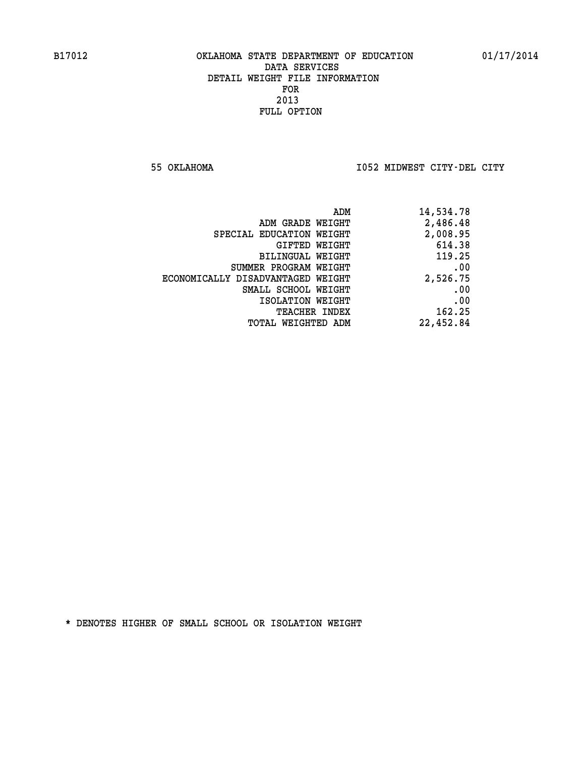B17012 OKLAHOMA STATE DEPARTMENT OF EDUCATION 01/17/2014

DATA SERVICES
DETAIL WEIGHT FILE INFORMATION
FOR
2013
FULL OPTION

55 OKLAHOMA I052 MIDWEST CITY-DEL CITY

| | |
|---|---|
| ADM | 14,534.78 |
| ADM GRADE WEIGHT | 2,486.48 |
| SPECIAL EDUCATION WEIGHT | 2,008.95 |
| GIFTED WEIGHT | 614.38 |
| BILINGUAL WEIGHT | 119.25 |
| SUMMER PROGRAM WEIGHT | .00 |
| ECONOMICALLY DISADVANTAGED WEIGHT | 2,526.75 |
| SMALL SCHOOL WEIGHT | .00 |
| ISOLATION WEIGHT | .00 |
| TEACHER INDEX | 162.25 |
| TOTAL WEIGHTED ADM | 22,452.84 |

* DENOTES HIGHER OF SMALL SCHOOL OR ISOLATION WEIGHT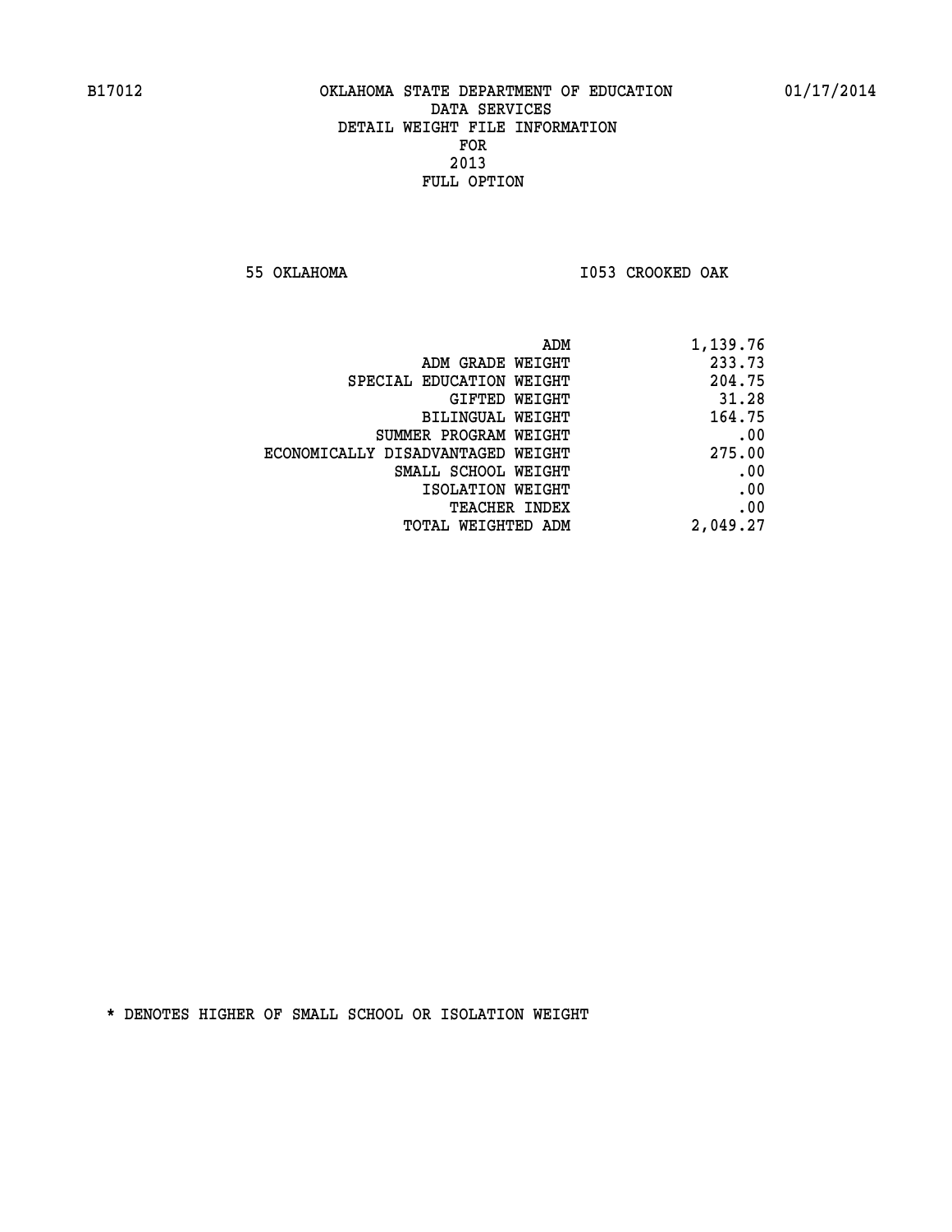B17012 OKLAHOMA STATE DEPARTMENT OF EDUCATION 01/17/2014

DATA SERVICES
DETAIL WEIGHT FILE INFORMATION
FOR
2013
FULL OPTION

55 OKLAHOMA I053 CROOKED OAK

| | |
|---|---|
| ADM | 1,139.76 |
| ADM GRADE WEIGHT | 233.73 |
| SPECIAL EDUCATION WEIGHT | 204.75 |
| GIFTED WEIGHT | 31.28 |
| BILINGUAL WEIGHT | 164.75 |
| SUMMER PROGRAM WEIGHT | .00 |
| ECONOMICALLY DISADVANTAGED WEIGHT | 275.00 |
| SMALL SCHOOL WEIGHT | .00 |
| ISOLATION WEIGHT | .00 |
| TEACHER INDEX | .00 |
| TOTAL WEIGHTED ADM | 2,049.27 |

* DENOTES HIGHER OF SMALL SCHOOL OR ISOLATION WEIGHT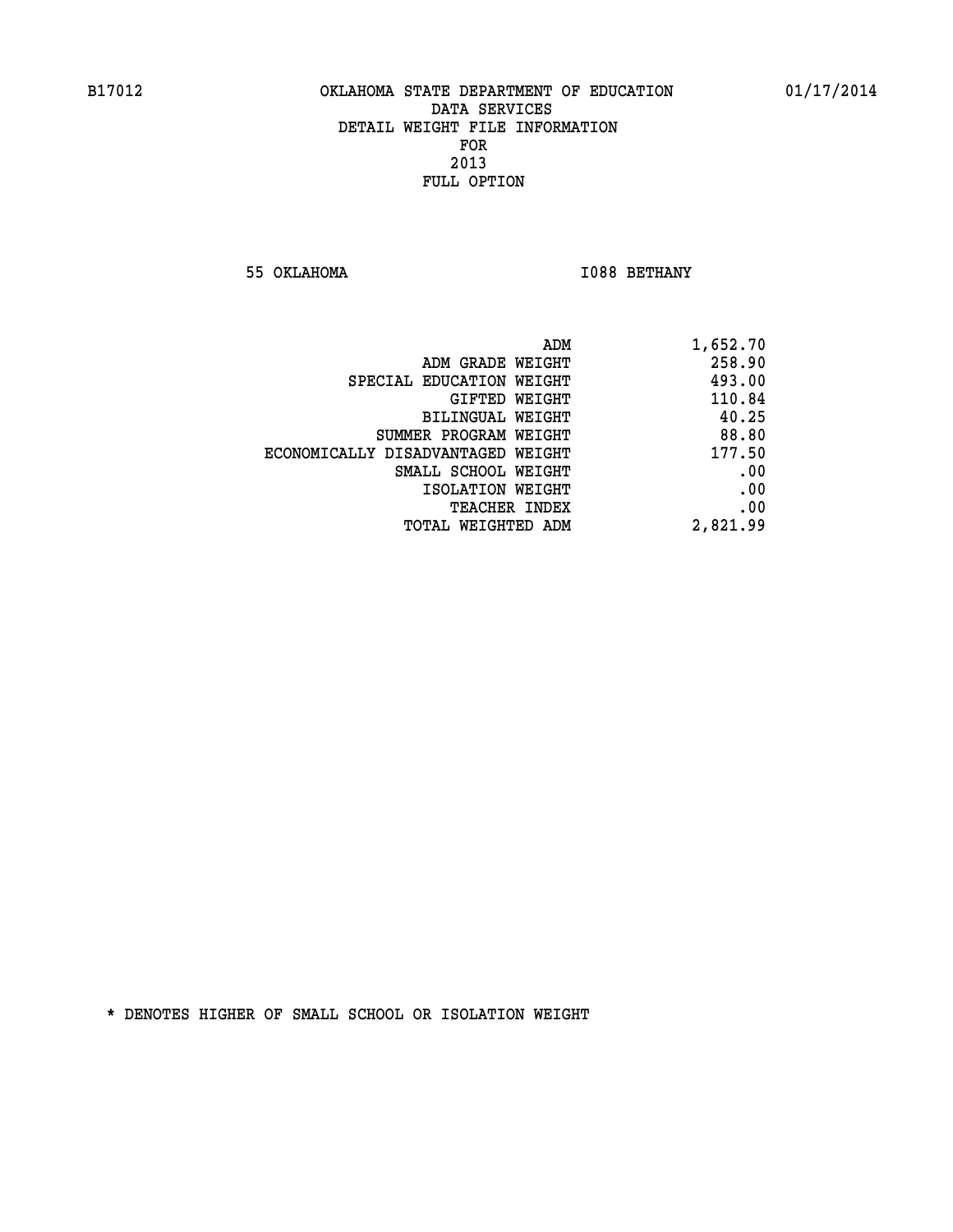B17012 OKLAHOMA STATE DEPARTMENT OF EDUCATION 01/17/2014

DATA SERVICES
DETAIL WEIGHT FILE INFORMATION
FOR
2013
FULL OPTION

55 OKLAHOMA I088 BETHANY

| | |
|---|---|
| ADM | 1,652.70 |
| ADM GRADE WEIGHT | 258.90 |
| SPECIAL EDUCATION WEIGHT | 493.00 |
| GIFTED WEIGHT | 110.84 |
| BILINGUAL WEIGHT | 40.25 |
| SUMMER PROGRAM WEIGHT | 88.80 |
| ECONOMICALLY DISADVANTAGED WEIGHT | 177.50 |
| SMALL SCHOOL WEIGHT | .00 |
| ISOLATION WEIGHT | .00 |
| TEACHER INDEX | .00 |
| TOTAL WEIGHTED ADM | 2,821.99 |

* DENOTES HIGHER OF SMALL SCHOOL OR ISOLATION WEIGHT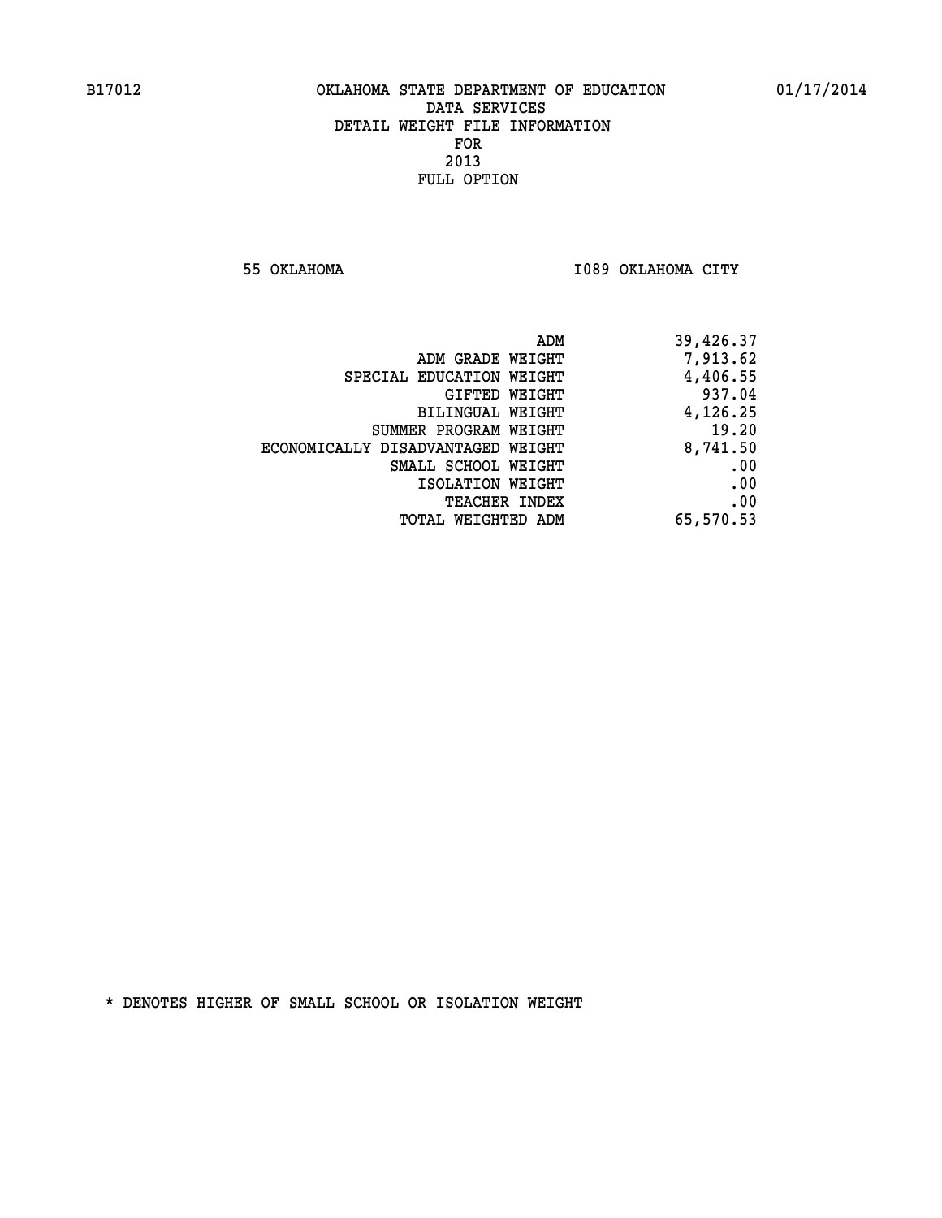B17012 OKLAHOMA STATE DEPARTMENT OF EDUCATION 01/17/2014

DATA SERVICES
DETAIL WEIGHT FILE INFORMATION
FOR
2013
FULL OPTION

55 OKLAHOMA I089 OKLAHOMA CITY

| | |
|---|---|
| ADM | 39,426.37 |
| ADM GRADE WEIGHT | 7,913.62 |
| SPECIAL EDUCATION WEIGHT | 4,406.55 |
| GIFTED WEIGHT | 937.04 |
| BILINGUAL WEIGHT | 4,126.25 |
| SUMMER PROGRAM WEIGHT | 19.20 |
| ECONOMICALLY DISADVANTAGED WEIGHT | 8,741.50 |
| SMALL SCHOOL WEIGHT | .00 |
| ISOLATION WEIGHT | .00 |
| TEACHER INDEX | .00 |
| TOTAL WEIGHTED ADM | 65,570.53 |

* DENOTES HIGHER OF SMALL SCHOOL OR ISOLATION WEIGHT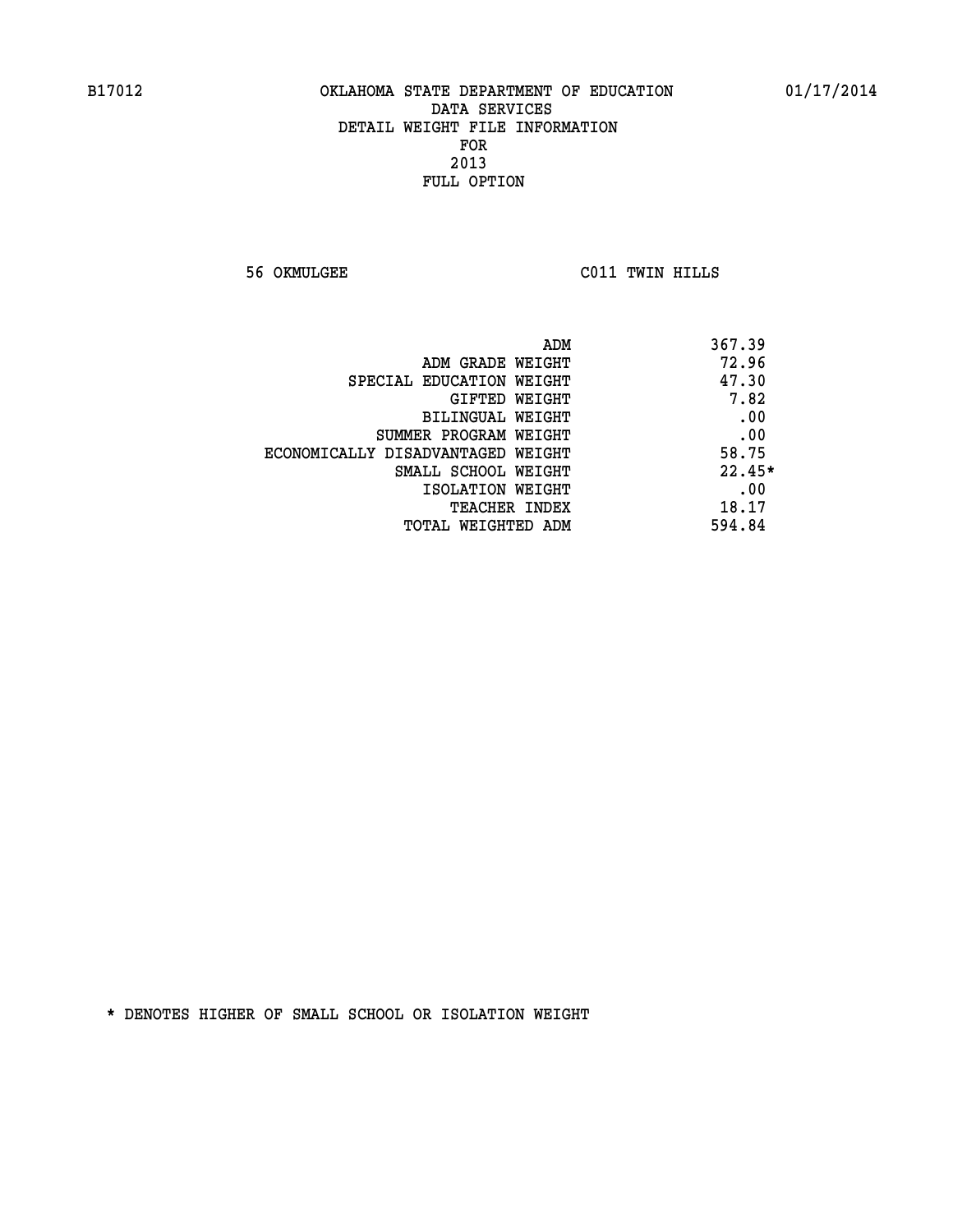B17012 OKLAHOMA STATE DEPARTMENT OF EDUCATION 01/17/2014

DATA SERVICES

DETAIL WEIGHT FILE INFORMATION

FOR

2013

FULL OPTION

56 OKMULGEE C011 TWIN HILLS

| | |
|---|---|
| ADM | 367.39 |
| ADM GRADE WEIGHT | 72.96 |
| SPECIAL EDUCATION WEIGHT | 47.30 |
| GIFTED WEIGHT | 7.82 |
| BILINGUAL WEIGHT | .00 |
| SUMMER PROGRAM WEIGHT | .00 |
| ECONOMICALLY DISADVANTAGED WEIGHT | 58.75 |
| SMALL SCHOOL WEIGHT | 22.45* |
| ISOLATION WEIGHT | .00 |
| TEACHER INDEX | 18.17 |
| TOTAL WEIGHTED ADM | 594.84 |

* DENOTES HIGHER OF SMALL SCHOOL OR ISOLATION WEIGHT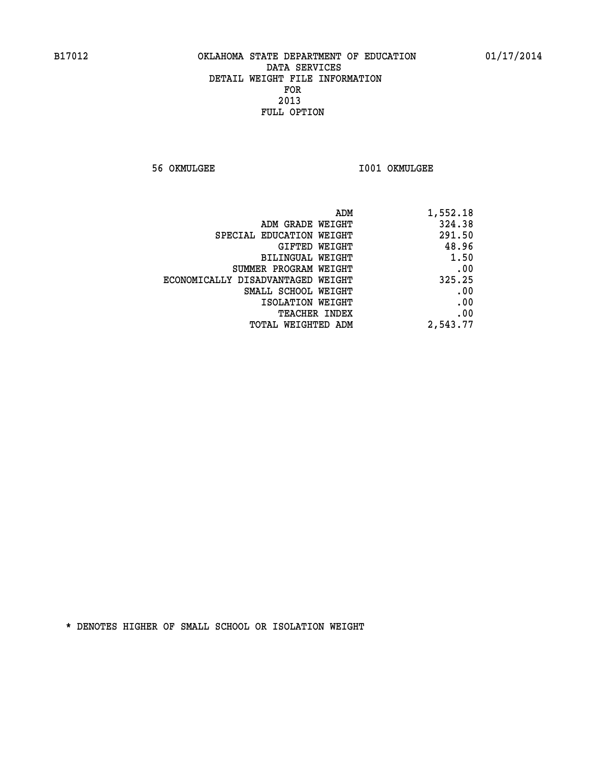B17012 OKLAHOMA STATE DEPARTMENT OF EDUCATION 01/17/2014

DATA SERVICES

DETAIL WEIGHT FILE INFORMATION

FOR

2013

FULL OPTION

56 OKMULGEE I001 OKMULGEE

| | |
|---|---|
| ADM | 1,552.18 |
| ADM GRADE WEIGHT | 324.38 |
| SPECIAL EDUCATION WEIGHT | 291.50 |
| GIFTED WEIGHT | 48.96 |
| BILINGUAL WEIGHT | 1.50 |
| SUMMER PROGRAM WEIGHT | .00 |
| ECONOMICALLY DISADVANTAGED WEIGHT | 325.25 |
| SMALL SCHOOL WEIGHT | .00 |
| ISOLATION WEIGHT | .00 |
| TEACHER INDEX | .00 |
| TOTAL WEIGHTED ADM | 2,543.77 |

* DENOTES HIGHER OF SMALL SCHOOL OR ISOLATION WEIGHT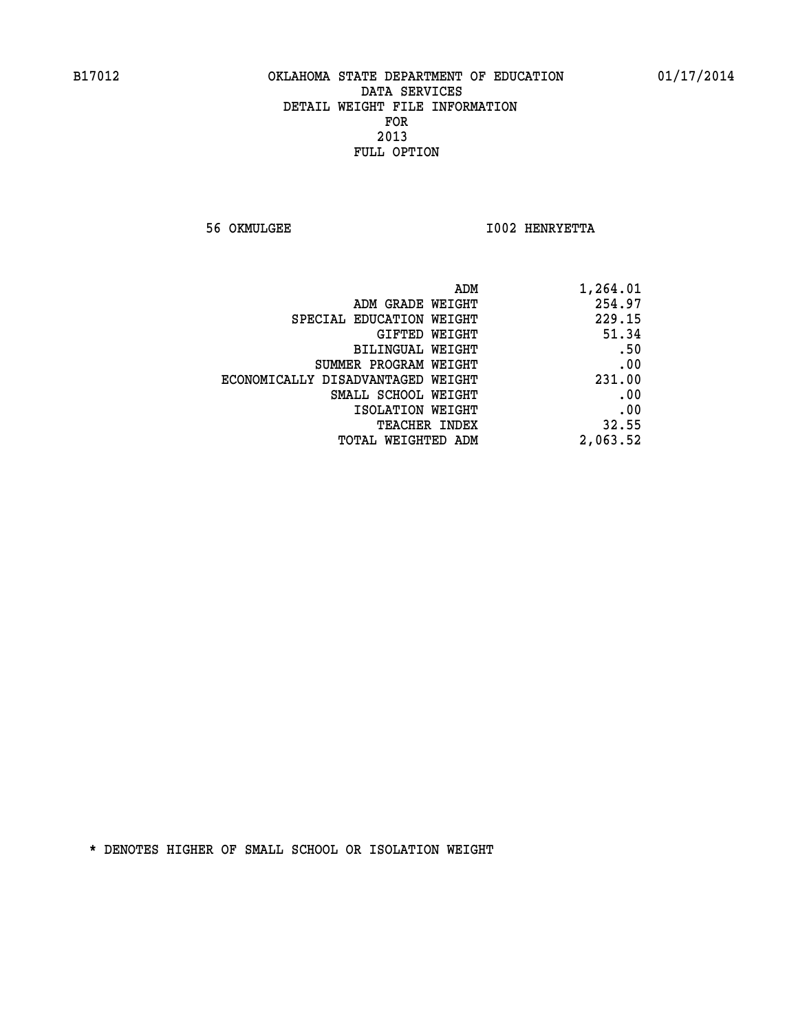B17012 OKLAHOMA STATE DEPARTMENT OF EDUCATION 01/17/2014

DATA SERVICES

DETAIL WEIGHT FILE INFORMATION

FOR

2013

FULL OPTION

56 OKMULGEE I002 HENRYETTA

| | |
|---|---|
| ADM | 1,264.01 |
| ADM GRADE WEIGHT | 254.97 |
| SPECIAL EDUCATION WEIGHT | 229.15 |
| GIFTED WEIGHT | 51.34 |
| BILINGUAL WEIGHT | .50 |
| SUMMER PROGRAM WEIGHT | .00 |
| ECONOMICALLY DISADVANTAGED WEIGHT | 231.00 |
| SMALL SCHOOL WEIGHT | .00 |
| ISOLATION WEIGHT | .00 |
| TEACHER INDEX | 32.55 |
| TOTAL WEIGHTED ADM | 2,063.52 |

* DENOTES HIGHER OF SMALL SCHOOL OR ISOLATION WEIGHT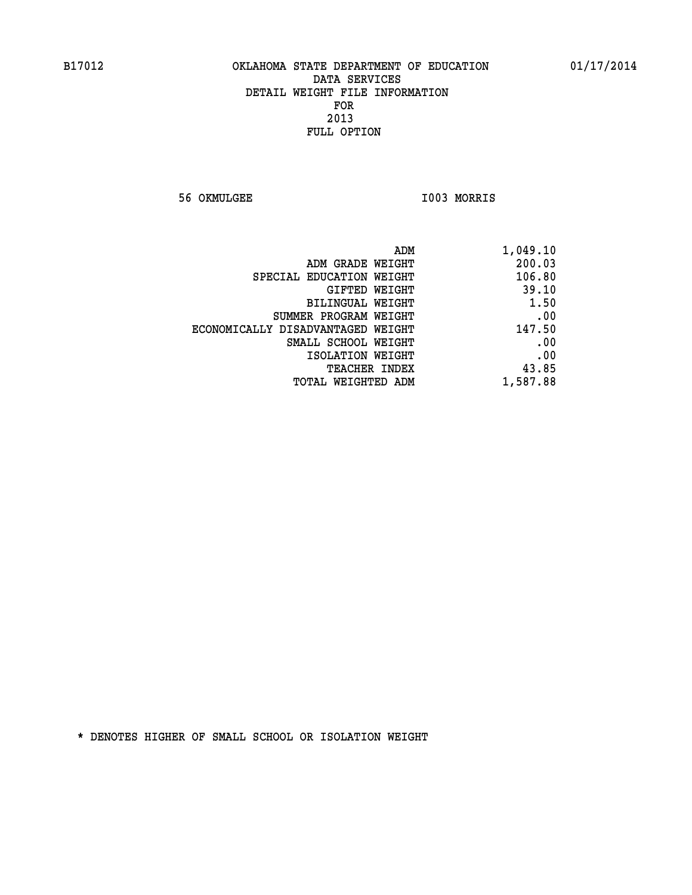B17012 OKLAHOMA STATE DEPARTMENT OF EDUCATION 01/17/2014

DATA SERVICES
DETAIL WEIGHT FILE INFORMATION
FOR
2013
FULL OPTION

56 OKMULGEE I003 MORRIS

| | |
|---|---|
| ADM | 1,049.10 |
| ADM GRADE WEIGHT | 200.03 |
| SPECIAL EDUCATION WEIGHT | 106.80 |
| GIFTED WEIGHT | 39.10 |
| BILINGUAL WEIGHT | 1.50 |
| SUMMER PROGRAM WEIGHT | .00 |
| ECONOMICALLY DISADVANTAGED WEIGHT | 147.50 |
| SMALL SCHOOL WEIGHT | .00 |
| ISOLATION WEIGHT | .00 |
| TEACHER INDEX | 43.85 |
| TOTAL WEIGHTED ADM | 1,587.88 |

* DENOTES HIGHER OF SMALL SCHOOL OR ISOLATION WEIGHT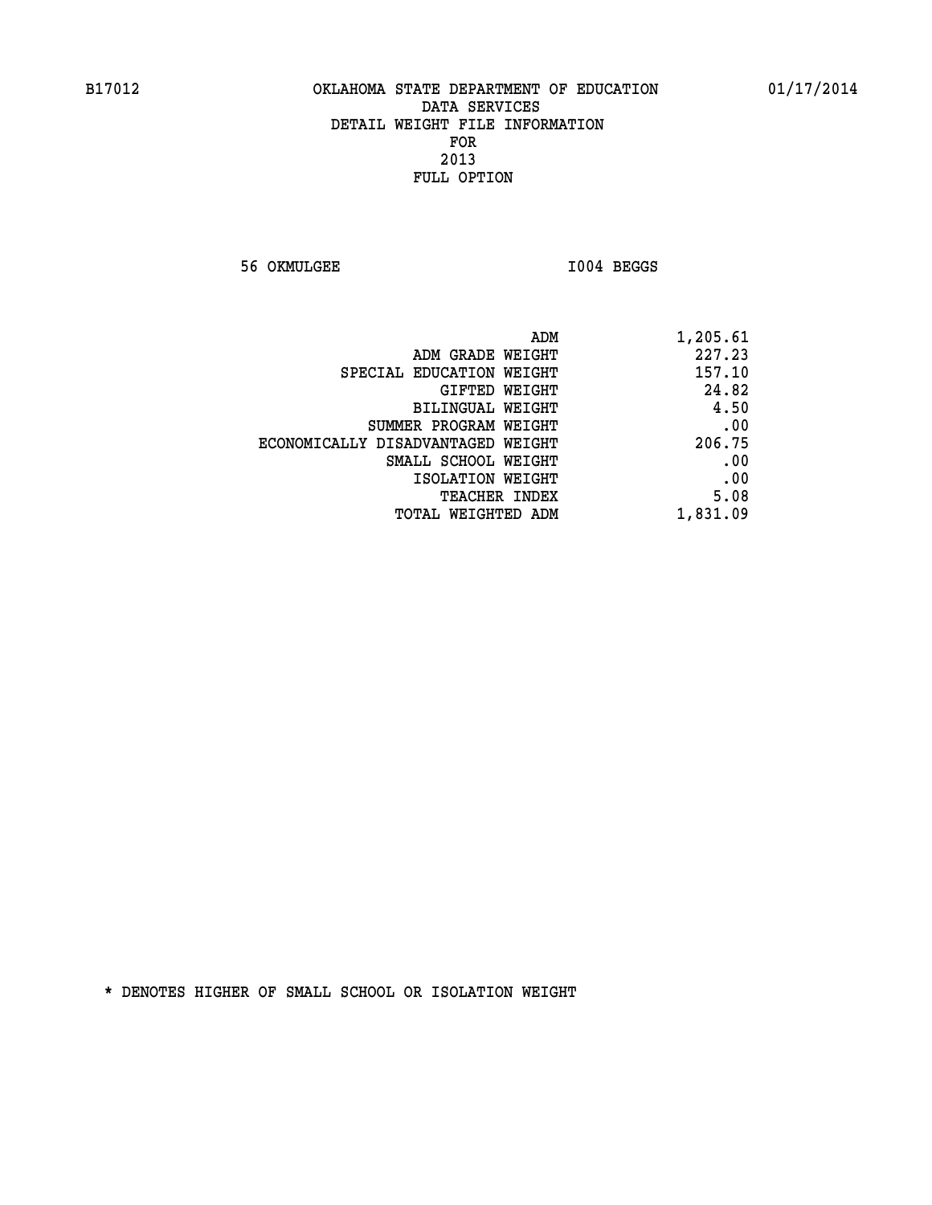B17012 OKLAHOMA STATE DEPARTMENT OF EDUCATION 01/17/2014

DATA SERVICES
DETAIL WEIGHT FILE INFORMATION
FOR
2013
FULL OPTION

56 OKMULGEE I004 BEGGS

| | |
|---|---|
| ADM | 1,205.61 |
| ADM GRADE WEIGHT | 227.23 |
| SPECIAL EDUCATION WEIGHT | 157.10 |
| GIFTED WEIGHT | 24.82 |
| BILINGUAL WEIGHT | 4.50 |
| SUMMER PROGRAM WEIGHT | .00 |
| ECONOMICALLY DISADVANTAGED WEIGHT | 206.75 |
| SMALL SCHOOL WEIGHT | .00 |
| ISOLATION WEIGHT | .00 |
| TEACHER INDEX | 5.08 |
| TOTAL WEIGHTED ADM | 1,831.09 |

* DENOTES HIGHER OF SMALL SCHOOL OR ISOLATION WEIGHT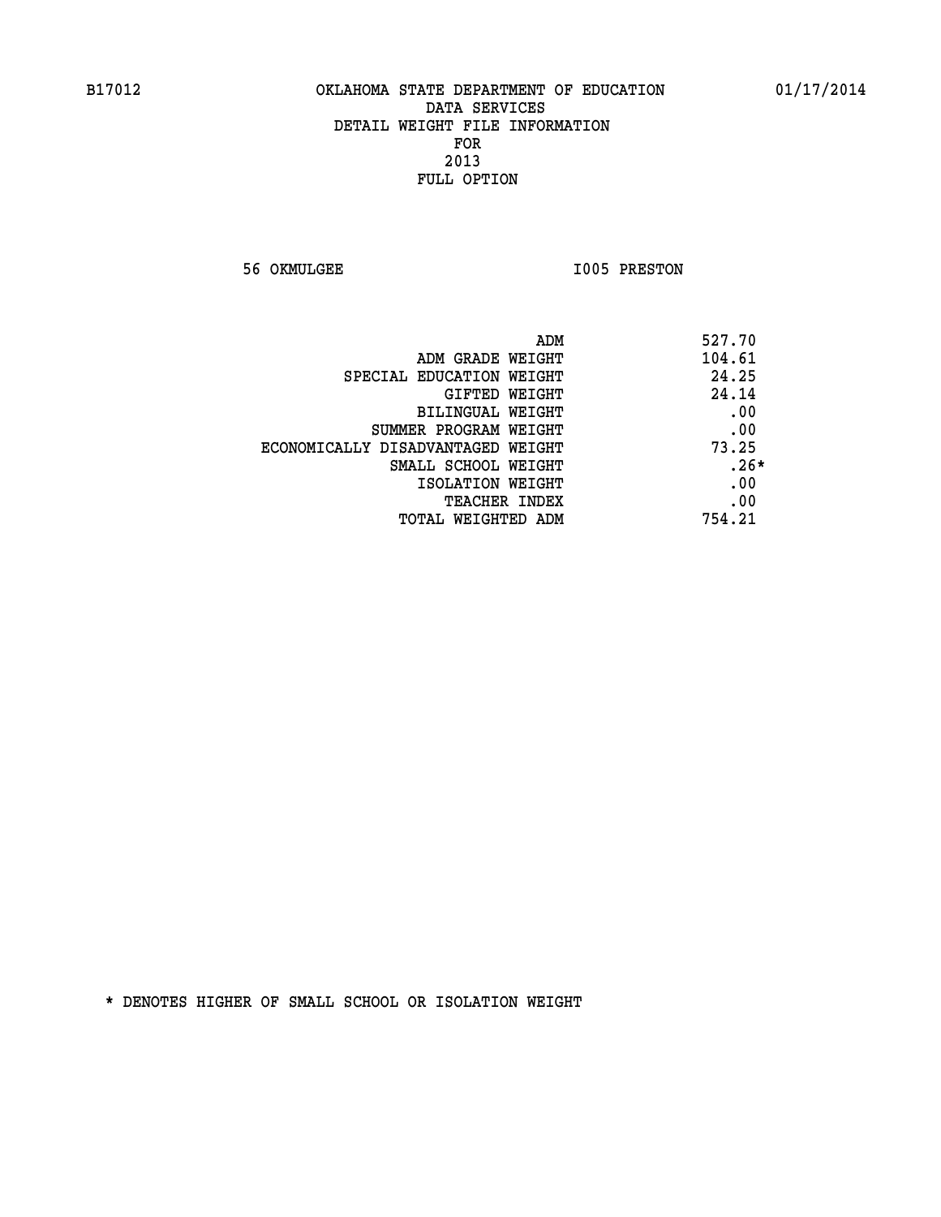B17012 OKLAHOMA STATE DEPARTMENT OF EDUCATION 01/17/2014

DATA SERVICES
DETAIL WEIGHT FILE INFORMATION
FOR
2013
FULL OPTION

56 OKMULGEE I005 PRESTON

| | |
|---|---|
| ADM | 527.70 |
| ADM GRADE WEIGHT | 104.61 |
| SPECIAL EDUCATION WEIGHT | 24.25 |
| GIFTED WEIGHT | 24.14 |
| BILINGUAL WEIGHT | .00 |
| SUMMER PROGRAM WEIGHT | .00 |
| ECONOMICALLY DISADVANTAGED WEIGHT | 73.25 |
| SMALL SCHOOL WEIGHT | .26* |
| ISOLATION WEIGHT | .00 |
| TEACHER INDEX | .00 |
| TOTAL WEIGHTED ADM | 754.21 |

* DENOTES HIGHER OF SMALL SCHOOL OR ISOLATION WEIGHT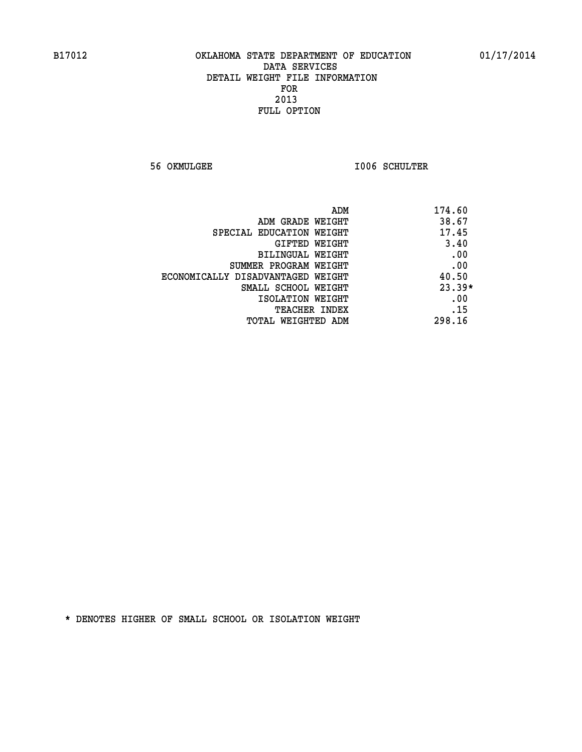B17012 OKLAHOMA STATE DEPARTMENT OF EDUCATION 01/17/2014

DATA SERVICES
DETAIL WEIGHT FILE INFORMATION
FOR
2013
FULL OPTION

56 OKMULGEE I006 SCHULTER

| | |
|---|---|
| ADM | 174.60 |
| ADM GRADE WEIGHT | 38.67 |
| SPECIAL EDUCATION WEIGHT | 17.45 |
| GIFTED WEIGHT | 3.40 |
| BILINGUAL WEIGHT | .00 |
| SUMMER PROGRAM WEIGHT | .00 |
| ECONOMICALLY DISADVANTAGED WEIGHT | 40.50 |
| SMALL SCHOOL WEIGHT | 23.39* |
| ISOLATION WEIGHT | .00 |
| TEACHER INDEX | .15 |
| TOTAL WEIGHTED ADM | 298.16 |

* DENOTES HIGHER OF SMALL SCHOOL OR ISOLATION WEIGHT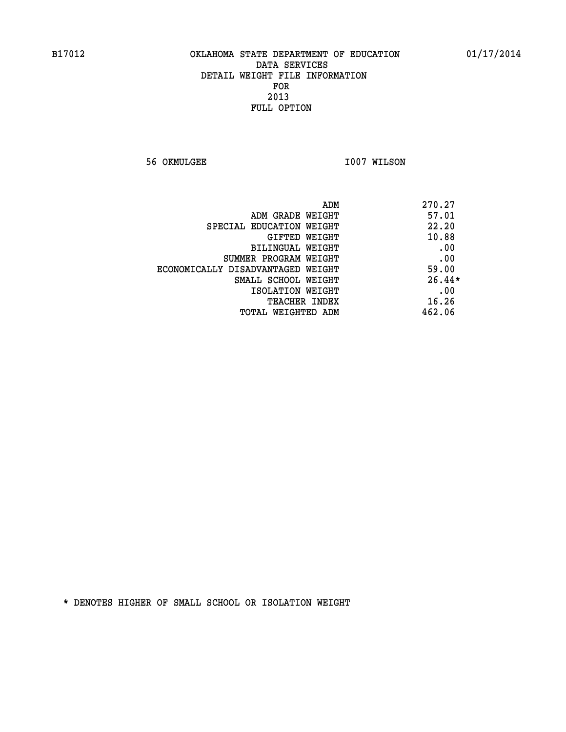B17012 OKLAHOMA STATE DEPARTMENT OF EDUCATION 01/17/2014

DATA SERVICES
DETAIL WEIGHT FILE INFORMATION
FOR
2013
FULL OPTION

56 OKMULGEE I007 WILSON

| | |
|---|---|
| ADM | 270.27 |
| ADM GRADE WEIGHT | 57.01 |
| SPECIAL EDUCATION WEIGHT | 22.20 |
| GIFTED WEIGHT | 10.88 |
| BILINGUAL WEIGHT | .00 |
| SUMMER PROGRAM WEIGHT | .00 |
| ECONOMICALLY DISADVANTAGED WEIGHT | 59.00 |
| SMALL SCHOOL WEIGHT | 26.44* |
| ISOLATION WEIGHT | .00 |
| TEACHER INDEX | 16.26 |
| TOTAL WEIGHTED ADM | 462.06 |

* DENOTES HIGHER OF SMALL SCHOOL OR ISOLATION WEIGHT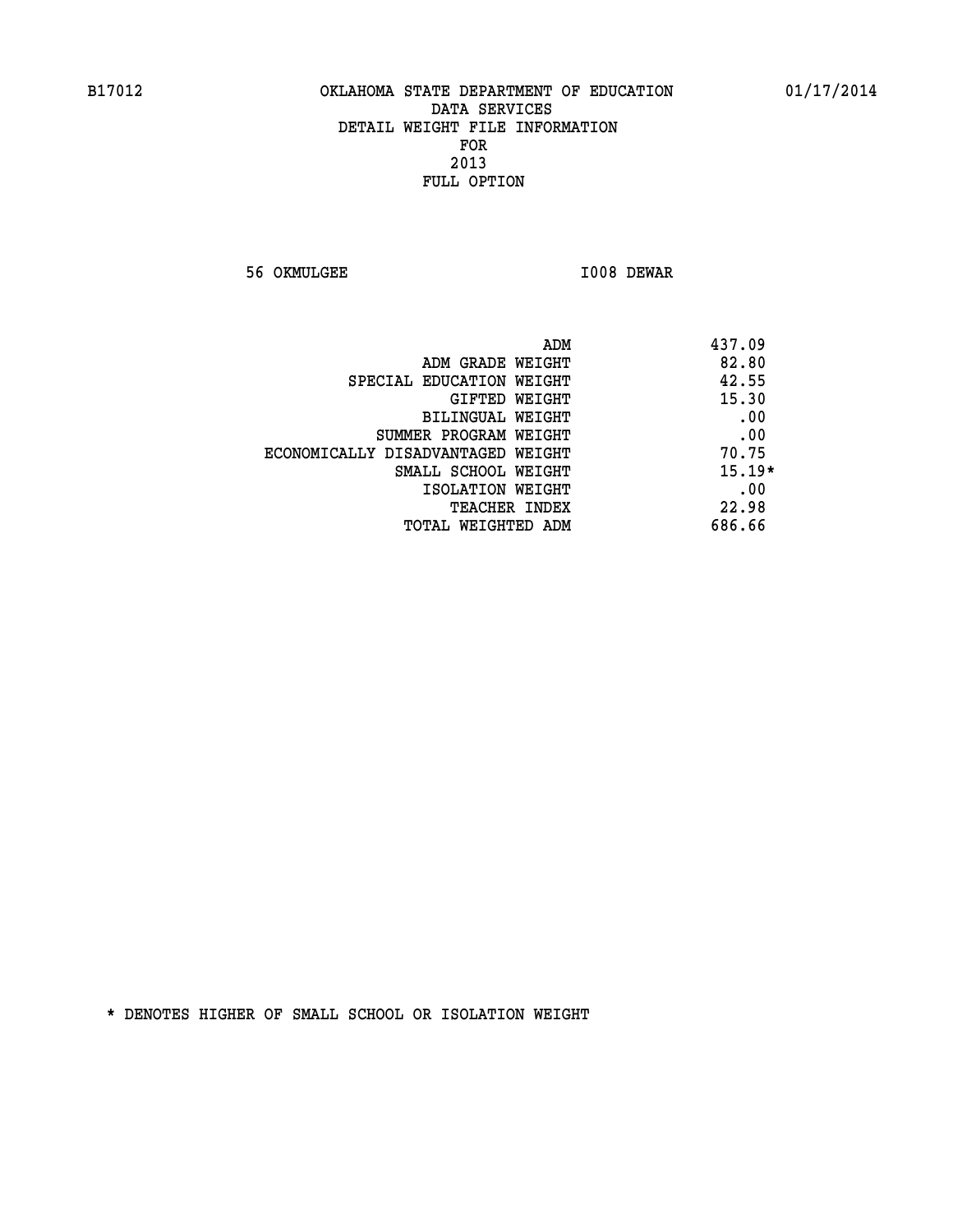B17012 OKLAHOMA STATE DEPARTMENT OF EDUCATION 01/17/2014

DATA SERVICES
DETAIL WEIGHT FILE INFORMATION
FOR
2013
FULL OPTION

56 OKMULGEE I008 DEWAR

| | |
|---|---|
| ADM | 437.09 |
| ADM GRADE WEIGHT | 82.80 |
| SPECIAL EDUCATION WEIGHT | 42.55 |
| GIFTED WEIGHT | 15.30 |
| BILINGUAL WEIGHT | .00 |
| SUMMER PROGRAM WEIGHT | .00 |
| ECONOMICALLY DISADVANTAGED WEIGHT | 70.75 |
| SMALL SCHOOL WEIGHT | 15.19* |
| ISOLATION WEIGHT | .00 |
| TEACHER INDEX | 22.98 |
| TOTAL WEIGHTED ADM | 686.66 |

* DENOTES HIGHER OF SMALL SCHOOL OR ISOLATION WEIGHT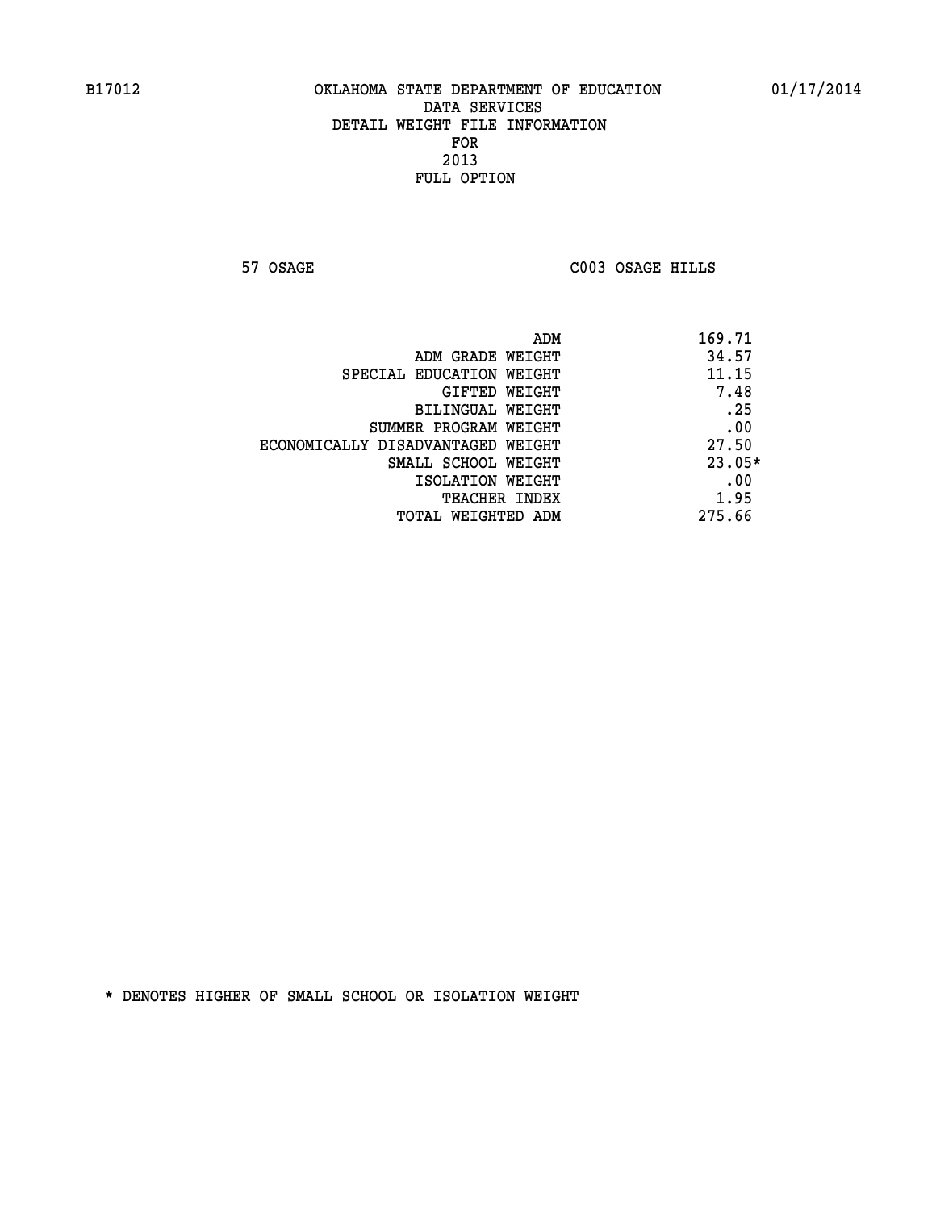OKLAHOMA STATE DEPARTMENT OF EDUCATION
DATA SERVICES
DETAIL WEIGHT FILE INFORMATION
FOR
2013
FULL OPTION

B17012 01/17/2014

57 OSAGE C003 OSAGE HILLS

| | |
|---|---|
| ADM | 169.71 |
| ADM GRADE WEIGHT | 34.57 |
| SPECIAL EDUCATION WEIGHT | 11.15 |
| GIFTED WEIGHT | 7.48 |
| BILINGUAL WEIGHT | .25 |
| SUMMER PROGRAM WEIGHT | .00 |
| ECONOMICALLY DISADVANTAGED WEIGHT | 27.50 |
| SMALL SCHOOL WEIGHT | 23.05* |
| ISOLATION WEIGHT | .00 |
| TEACHER INDEX | 1.95 |
| TOTAL WEIGHTED ADM | 275.66 |

* DENOTES HIGHER OF SMALL SCHOOL OR ISOLATION WEIGHT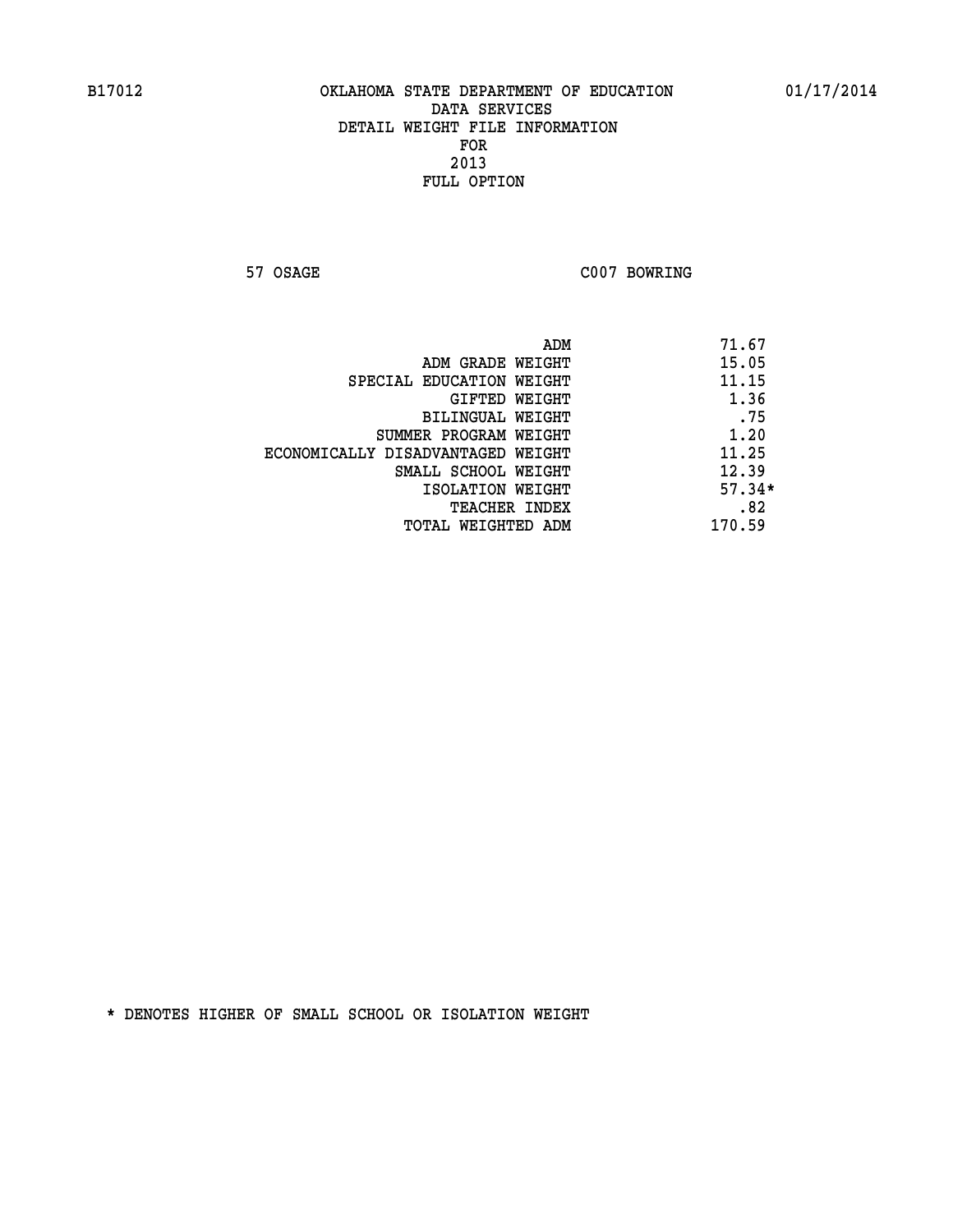OKLAHOMA STATE DEPARTMENT OF EDUCATION
DATA SERVICES
DETAIL WEIGHT FILE INFORMATION
FOR
2013
FULL OPTION

57 OSAGE C007 BOWRING

| | |
|---|---|
| ADM | 71.67 |
| ADM GRADE WEIGHT | 15.05 |
| SPECIAL EDUCATION WEIGHT | 11.15 |
| GIFTED WEIGHT | 1.36 |
| BILINGUAL WEIGHT | .75 |
| SUMMER PROGRAM WEIGHT | 1.20 |
| ECONOMICALLY DISADVANTAGED WEIGHT | 11.25 |
| SMALL SCHOOL WEIGHT | 12.39 |
| ISOLATION WEIGHT | 57.34* |
| TEACHER INDEX | .82 |
| TOTAL WEIGHTED ADM | 170.59 |

* DENOTES HIGHER OF SMALL SCHOOL OR ISOLATION WEIGHT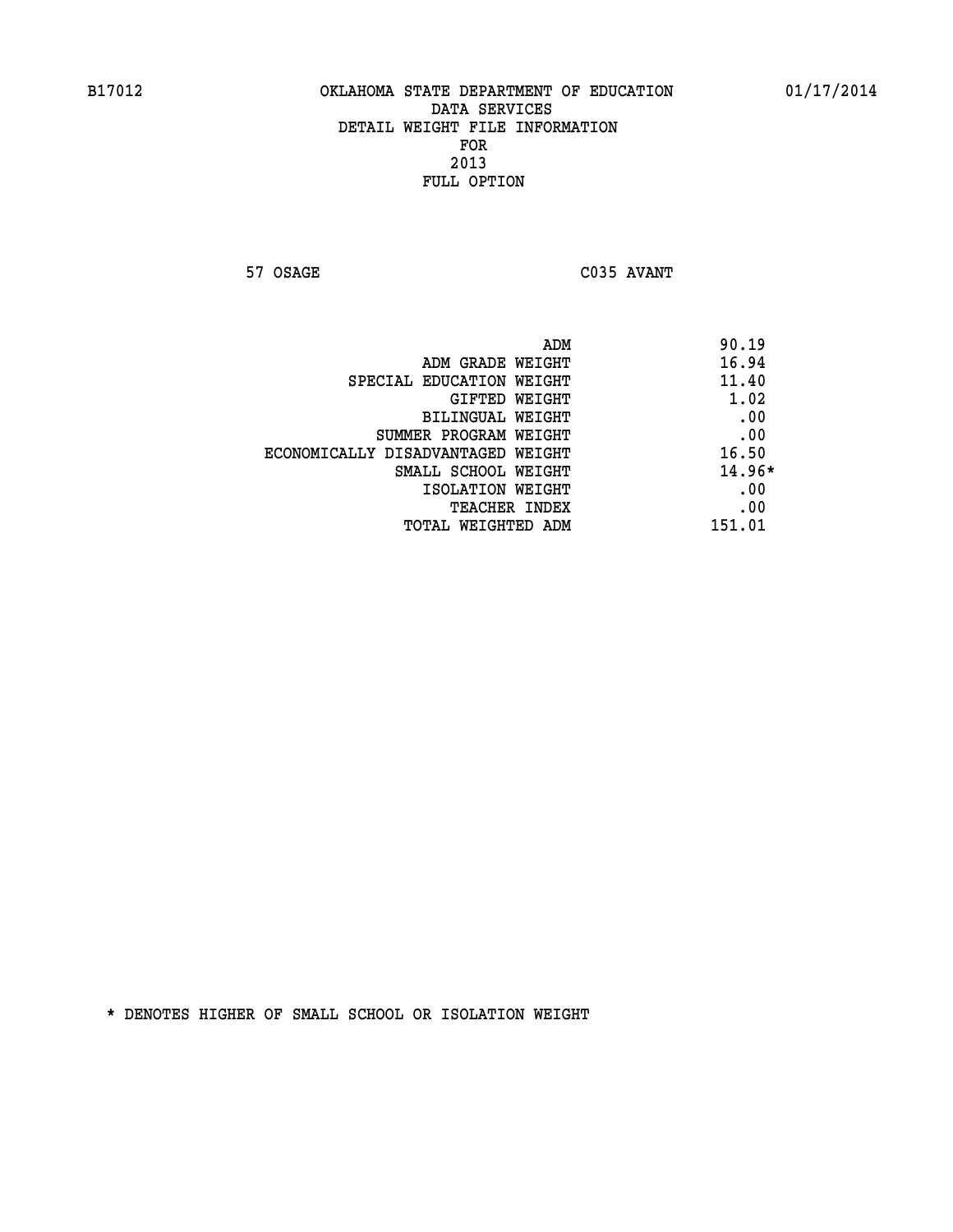B17012 OKLAHOMA STATE DEPARTMENT OF EDUCATION 01/17/2014

DATA SERVICES
DETAIL WEIGHT FILE INFORMATION
FOR
2013
FULL OPTION

57 OSAGE C035 AVANT

| | |
|---|---|
| ADM | 90.19 |
| ADM GRADE WEIGHT | 16.94 |
| SPECIAL EDUCATION WEIGHT | 11.40 |
| GIFTED WEIGHT | 1.02 |
| BILINGUAL WEIGHT | .00 |
| SUMMER PROGRAM WEIGHT | .00 |
| ECONOMICALLY DISADVANTAGED WEIGHT | 16.50 |
| SMALL SCHOOL WEIGHT | 14.96* |
| ISOLATION WEIGHT | .00 |
| TEACHER INDEX | .00 |
| TOTAL WEIGHTED ADM | 151.01 |

* DENOTES HIGHER OF SMALL SCHOOL OR ISOLATION WEIGHT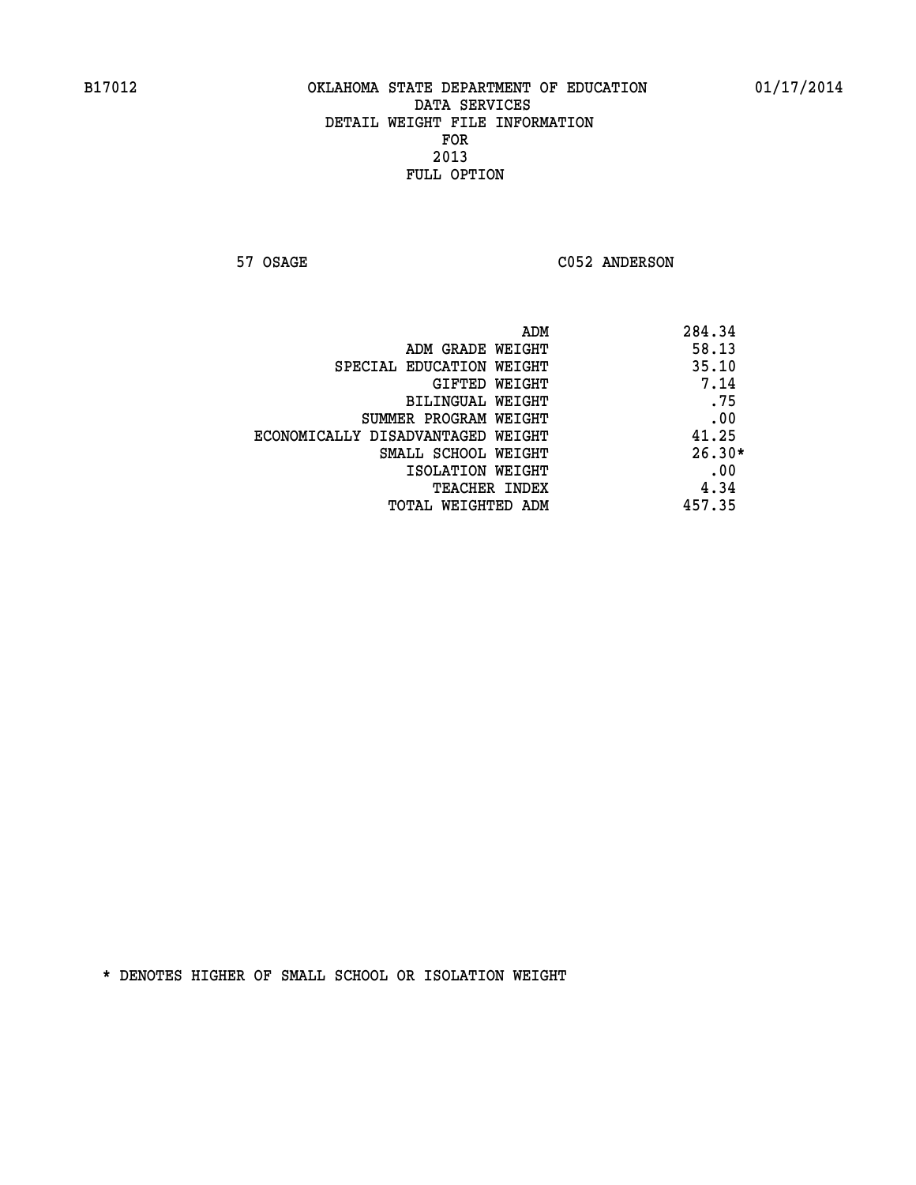B17012 OKLAHOMA STATE DEPARTMENT OF EDUCATION 01/17/2014

DATA SERVICES
DETAIL WEIGHT FILE INFORMATION
FOR
2013
FULL OPTION

57 OSAGE C052 ANDERSON

| | |
|---|---|
| ADM | 284.34 |
| ADM GRADE WEIGHT | 58.13 |
| SPECIAL EDUCATION WEIGHT | 35.10 |
| GIFTED WEIGHT | 7.14 |
| BILINGUAL WEIGHT | .75 |
| SUMMER PROGRAM WEIGHT | .00 |
| ECONOMICALLY DISADVANTAGED WEIGHT | 41.25 |
| SMALL SCHOOL WEIGHT | 26.30* |
| ISOLATION WEIGHT | .00 |
| TEACHER INDEX | 4.34 |
| TOTAL WEIGHTED ADM | 457.35 |

* DENOTES HIGHER OF SMALL SCHOOL OR ISOLATION WEIGHT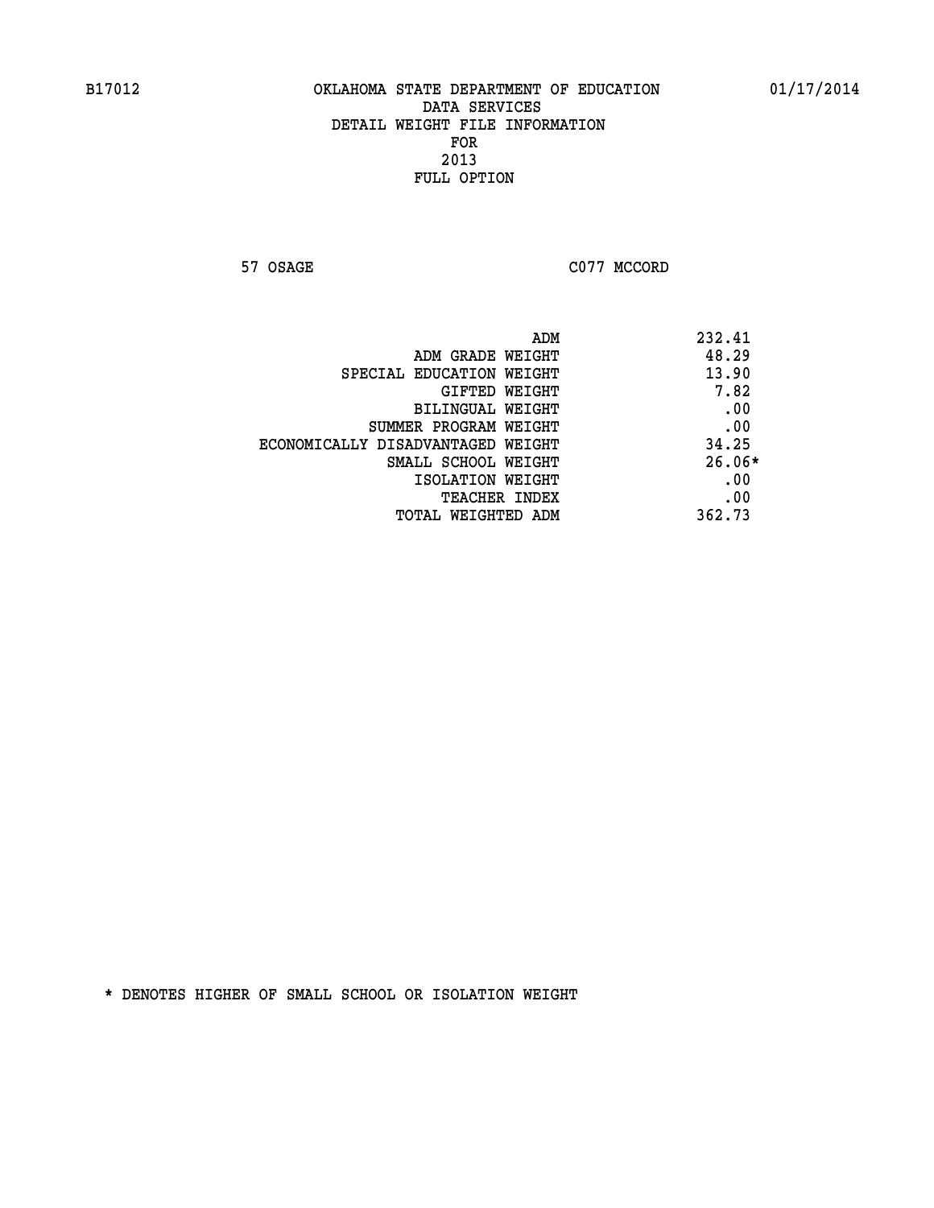B17012 OKLAHOMA STATE DEPARTMENT OF EDUCATION 01/17/2014

DATA SERVICES

DETAIL WEIGHT FILE INFORMATION

FOR

2013

FULL OPTION

57 OSAGE C077 MCCORD

| | |
|---|---|
| ADM | 232.41 |
| ADM GRADE WEIGHT | 48.29 |
| SPECIAL EDUCATION WEIGHT | 13.90 |
| GIFTED WEIGHT | 7.82 |
| BILINGUAL WEIGHT | .00 |
| SUMMER PROGRAM WEIGHT | .00 |
| ECONOMICALLY DISADVANTAGED WEIGHT | 34.25 |
| SMALL SCHOOL WEIGHT | 26.06* |
| ISOLATION WEIGHT | .00 |
| TEACHER INDEX | .00 |
| TOTAL WEIGHTED ADM | 362.73 |

* DENOTES HIGHER OF SMALL SCHOOL OR ISOLATION WEIGHT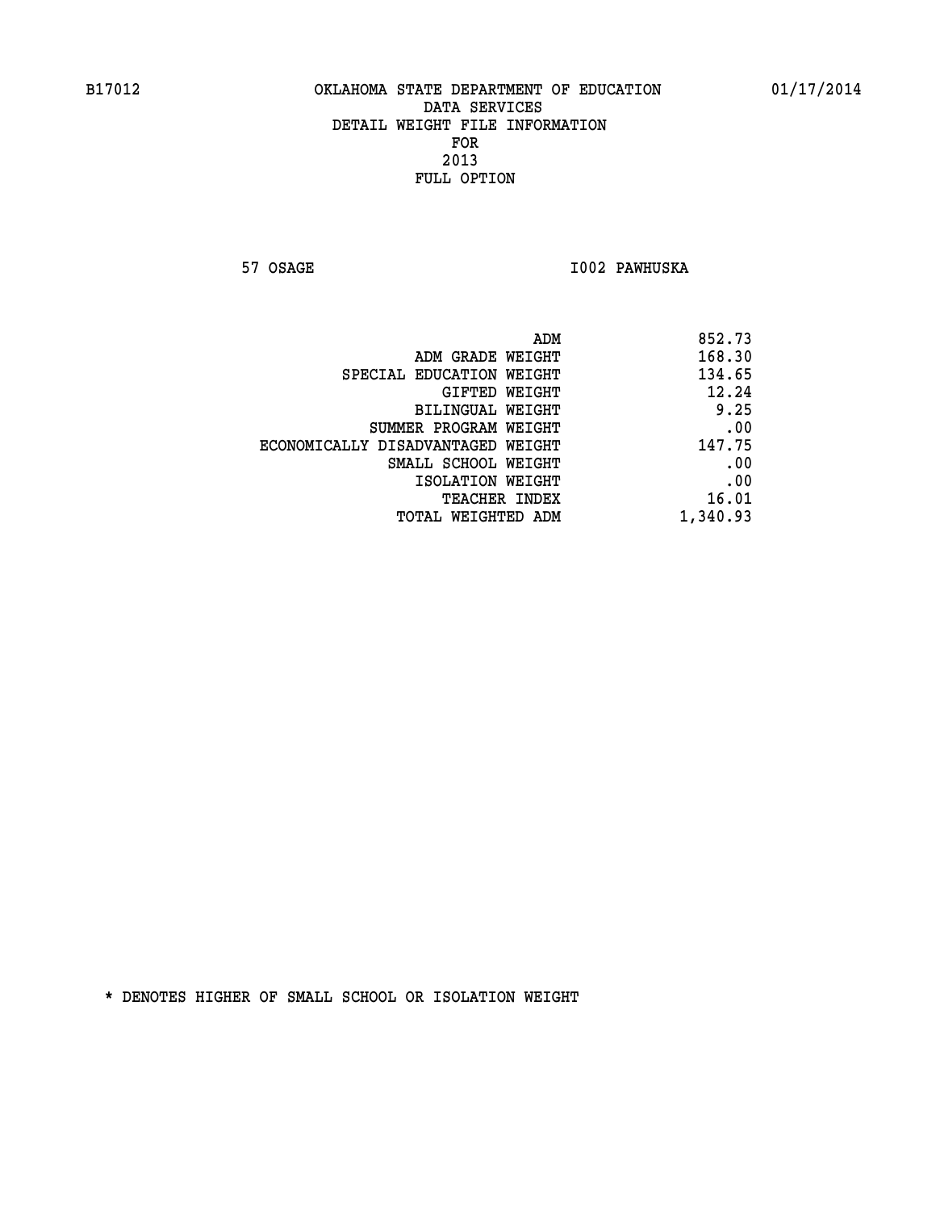B17012 OKLAHOMA STATE DEPARTMENT OF EDUCATION 01/17/2014

DATA SERVICES
DETAIL WEIGHT FILE INFORMATION
FOR
2013
FULL OPTION

57 OSAGE I002 PAWHUSKA

| | |
|---|---|
| ADM | 852.73 |
| ADM GRADE WEIGHT | 168.30 |
| SPECIAL EDUCATION WEIGHT | 134.65 |
| GIFTED WEIGHT | 12.24 |
| BILINGUAL WEIGHT | 9.25 |
| SUMMER PROGRAM WEIGHT | .00 |
| ECONOMICALLY DISADVANTAGED WEIGHT | 147.75 |
| SMALL SCHOOL WEIGHT | .00 |
| ISOLATION WEIGHT | .00 |
| TEACHER INDEX | 16.01 |
| TOTAL WEIGHTED ADM | 1,340.93 |

* DENOTES HIGHER OF SMALL SCHOOL OR ISOLATION WEIGHT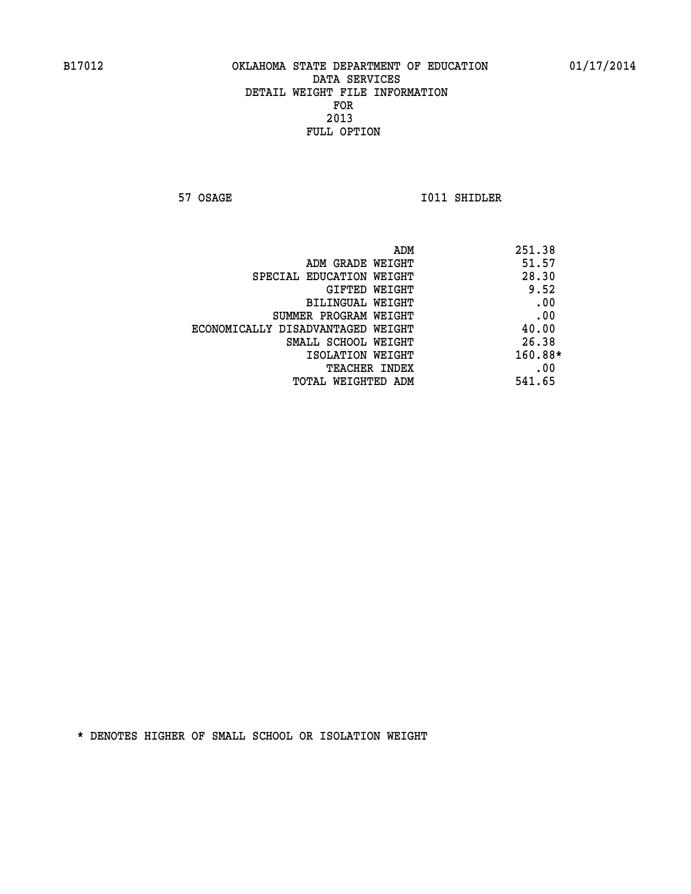B17012 OKLAHOMA STATE DEPARTMENT OF EDUCATION 01/17/2014

DATA SERVICES

DETAIL WEIGHT FILE INFORMATION

FOR

2013

FULL OPTION

57 OSAGE I011 SHIDLER

| | |
|---|---|
| ADM | 251.38 |
| ADM GRADE WEIGHT | 51.57 |
| SPECIAL EDUCATION WEIGHT | 28.30 |
| GIFTED WEIGHT | 9.52 |
| BILINGUAL WEIGHT | .00 |
| SUMMER PROGRAM WEIGHT | .00 |
| ECONOMICALLY DISADVANTAGED WEIGHT | 40.00 |
| SMALL SCHOOL WEIGHT | 26.38 |
| ISOLATION WEIGHT | 160.88* |
| TEACHER INDEX | .00 |
| TOTAL WEIGHTED ADM | 541.65 |

* DENOTES HIGHER OF SMALL SCHOOL OR ISOLATION WEIGHT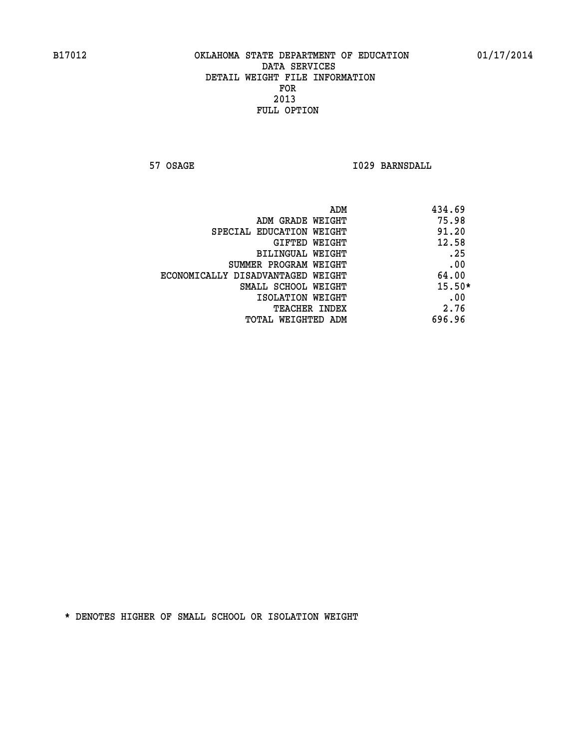B17012 OKLAHOMA STATE DEPARTMENT OF EDUCATION 01/17/2014

DATA SERVICES
DETAIL WEIGHT FILE INFORMATION
FOR
2013
FULL OPTION

57 OSAGE I029 BARNSDALL

| | |
|---|---|
| ADM | 434.69 |
| ADM GRADE WEIGHT | 75.98 |
| SPECIAL EDUCATION WEIGHT | 91.20 |
| GIFTED WEIGHT | 12.58 |
| BILINGUAL WEIGHT | .25 |
| SUMMER PROGRAM WEIGHT | .00 |
| ECONOMICALLY DISADVANTAGED WEIGHT | 64.00 |
| SMALL SCHOOL WEIGHT | 15.50* |
| ISOLATION WEIGHT | .00 |
| TEACHER INDEX | 2.76 |
| TOTAL WEIGHTED ADM | 696.96 |

* DENOTES HIGHER OF SMALL SCHOOL OR ISOLATION WEIGHT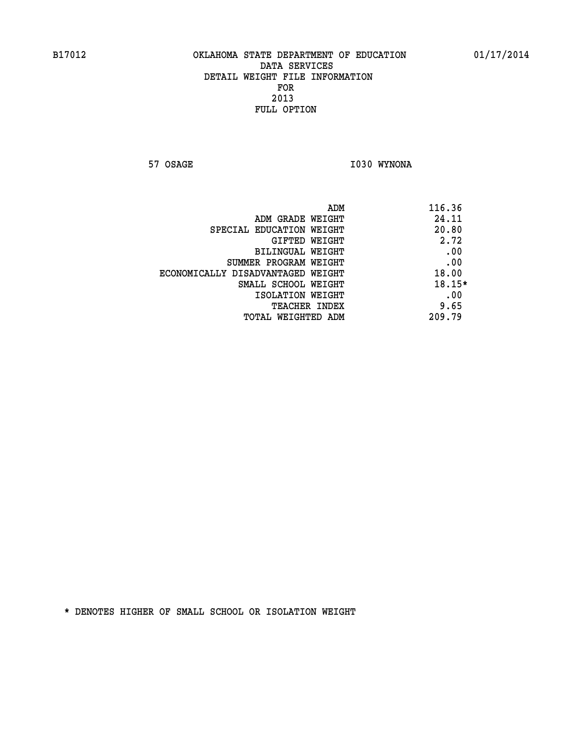B17012 OKLAHOMA STATE DEPARTMENT OF EDUCATION 01/17/2014

DATA SERVICES

DETAIL WEIGHT FILE INFORMATION

FOR

2013

FULL OPTION

57 OSAGE I030 WYNONA

| | |
|---|---|
| ADM | 116.36 |
| ADM GRADE WEIGHT | 24.11 |
| SPECIAL EDUCATION WEIGHT | 20.80 |
| GIFTED WEIGHT | 2.72 |
| BILINGUAL WEIGHT | .00 |
| SUMMER PROGRAM WEIGHT | .00 |
| ECONOMICALLY DISADVANTAGED WEIGHT | 18.00 |
| SMALL SCHOOL WEIGHT | 18.15* |
| ISOLATION WEIGHT | .00 |
| TEACHER INDEX | 9.65 |
| TOTAL WEIGHTED ADM | 209.79 |

* DENOTES HIGHER OF SMALL SCHOOL OR ISOLATION WEIGHT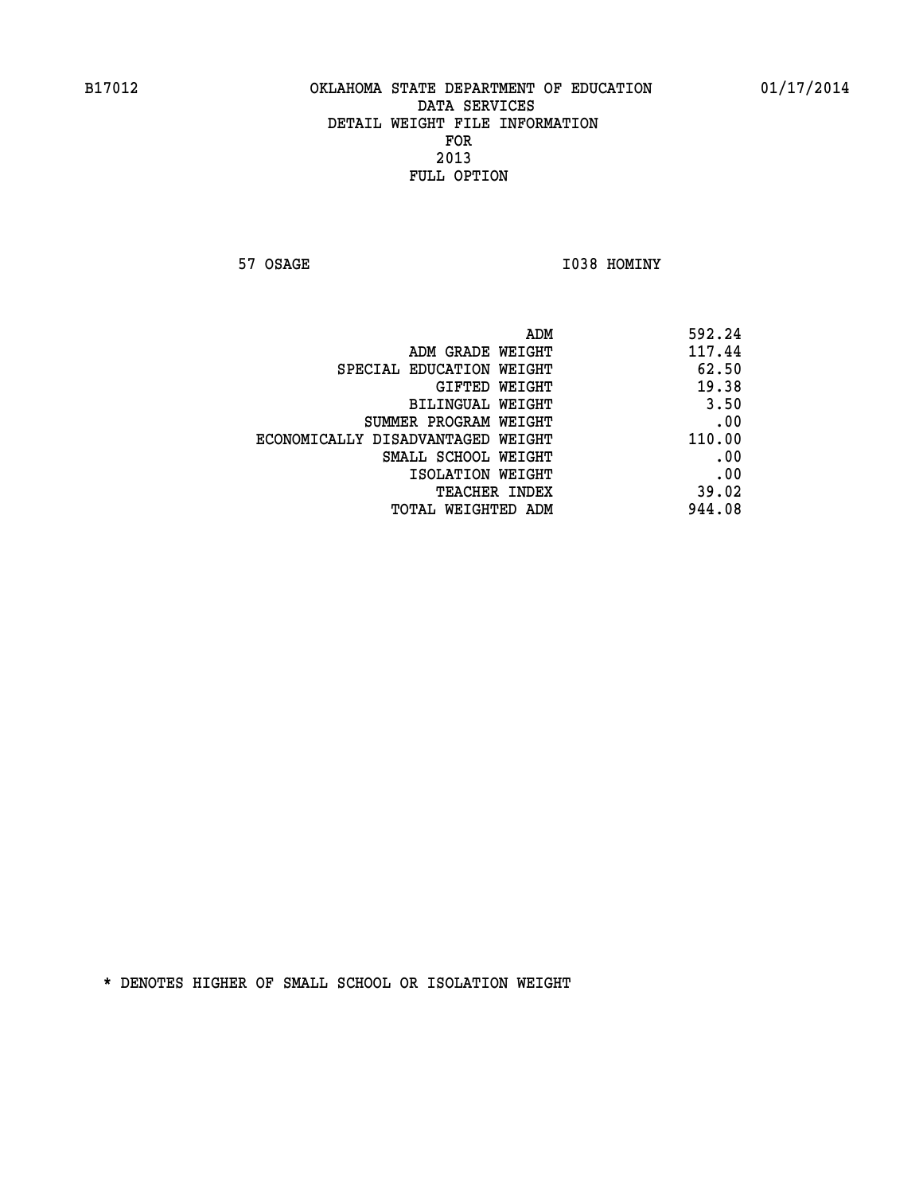B17012 OKLAHOMA STATE DEPARTMENT OF EDUCATION 01/17/2014

DATA SERVICES
DETAIL WEIGHT FILE INFORMATION
FOR
2013
FULL OPTION

57 OSAGE I038 HOMINY

| | |
|---|---|
| ADM | 592.24 |
| ADM GRADE WEIGHT | 117.44 |
| SPECIAL EDUCATION WEIGHT | 62.50 |
| GIFTED WEIGHT | 19.38 |
| BILINGUAL WEIGHT | 3.50 |
| SUMMER PROGRAM WEIGHT | .00 |
| ECONOMICALLY DISADVANTAGED WEIGHT | 110.00 |
| SMALL SCHOOL WEIGHT | .00 |
| ISOLATION WEIGHT | .00 |
| TEACHER INDEX | 39.02 |
| TOTAL WEIGHTED ADM | 944.08 |

* DENOTES HIGHER OF SMALL SCHOOL OR ISOLATION WEIGHT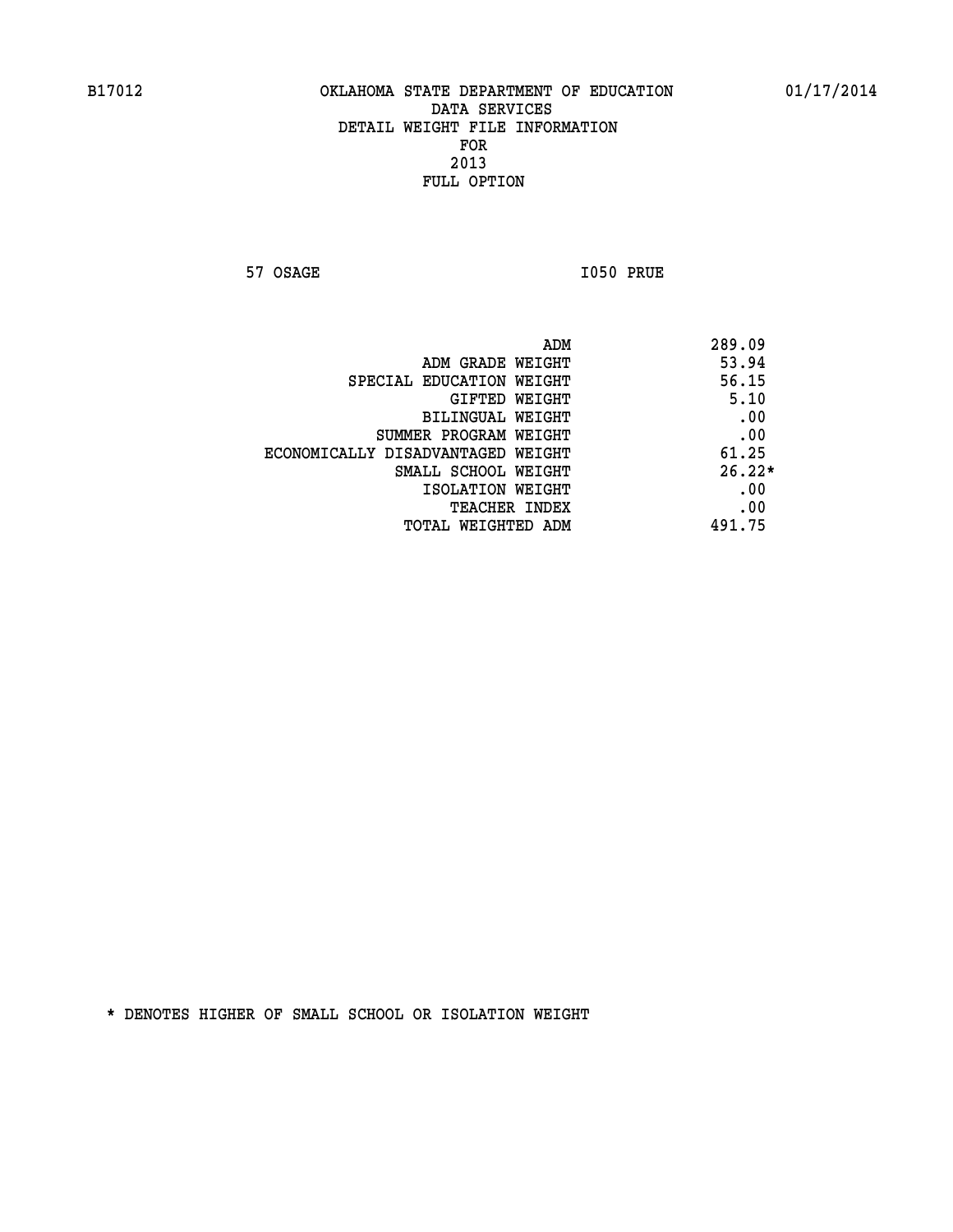B17012 OKLAHOMA STATE DEPARTMENT OF EDUCATION 01/17/2014
DATA SERVICES
DETAIL WEIGHT FILE INFORMATION
FOR
2013
FULL OPTION

57 OSAGE I050 PRUE

| | |
|---|---|
| ADM | 289.09 |
| ADM GRADE WEIGHT | 53.94 |
| SPECIAL EDUCATION WEIGHT | 56.15 |
| GIFTED WEIGHT | 5.10 |
| BILINGUAL WEIGHT | .00 |
| SUMMER PROGRAM WEIGHT | .00 |
| ECONOMICALLY DISADVANTAGED WEIGHT | 61.25 |
| SMALL SCHOOL WEIGHT | 26.22* |
| ISOLATION WEIGHT | .00 |
| TEACHER INDEX | .00 |
| TOTAL WEIGHTED ADM | 491.75 |

* DENOTES HIGHER OF SMALL SCHOOL OR ISOLATION WEIGHT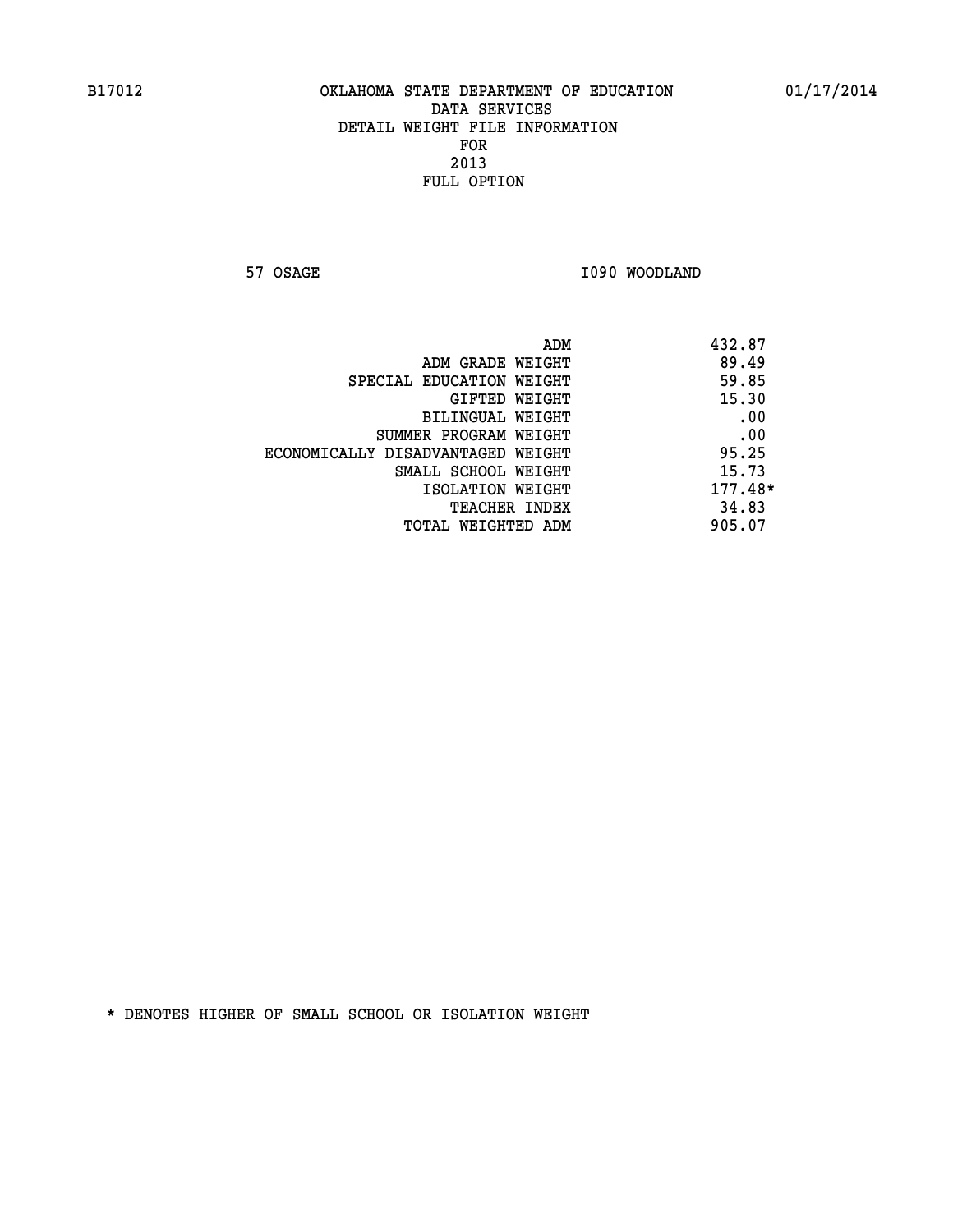B17012 OKLAHOMA STATE DEPARTMENT OF EDUCATION 01/17/2014

DATA SERVICES
DETAIL WEIGHT FILE INFORMATION
FOR
2013
FULL OPTION

57 OSAGE I090 WOODLAND

| | |
|---|---|
| ADM | 432.87 |
| ADM GRADE WEIGHT | 89.49 |
| SPECIAL EDUCATION WEIGHT | 59.85 |
| GIFTED WEIGHT | 15.30 |
| BILINGUAL WEIGHT | .00 |
| SUMMER PROGRAM WEIGHT | .00 |
| ECONOMICALLY DISADVANTAGED WEIGHT | 95.25 |
| SMALL SCHOOL WEIGHT | 15.73 |
| ISOLATION WEIGHT | 177.48* |
| TEACHER INDEX | 34.83 |
| TOTAL WEIGHTED ADM | 905.07 |

* DENOTES HIGHER OF SMALL SCHOOL OR ISOLATION WEIGHT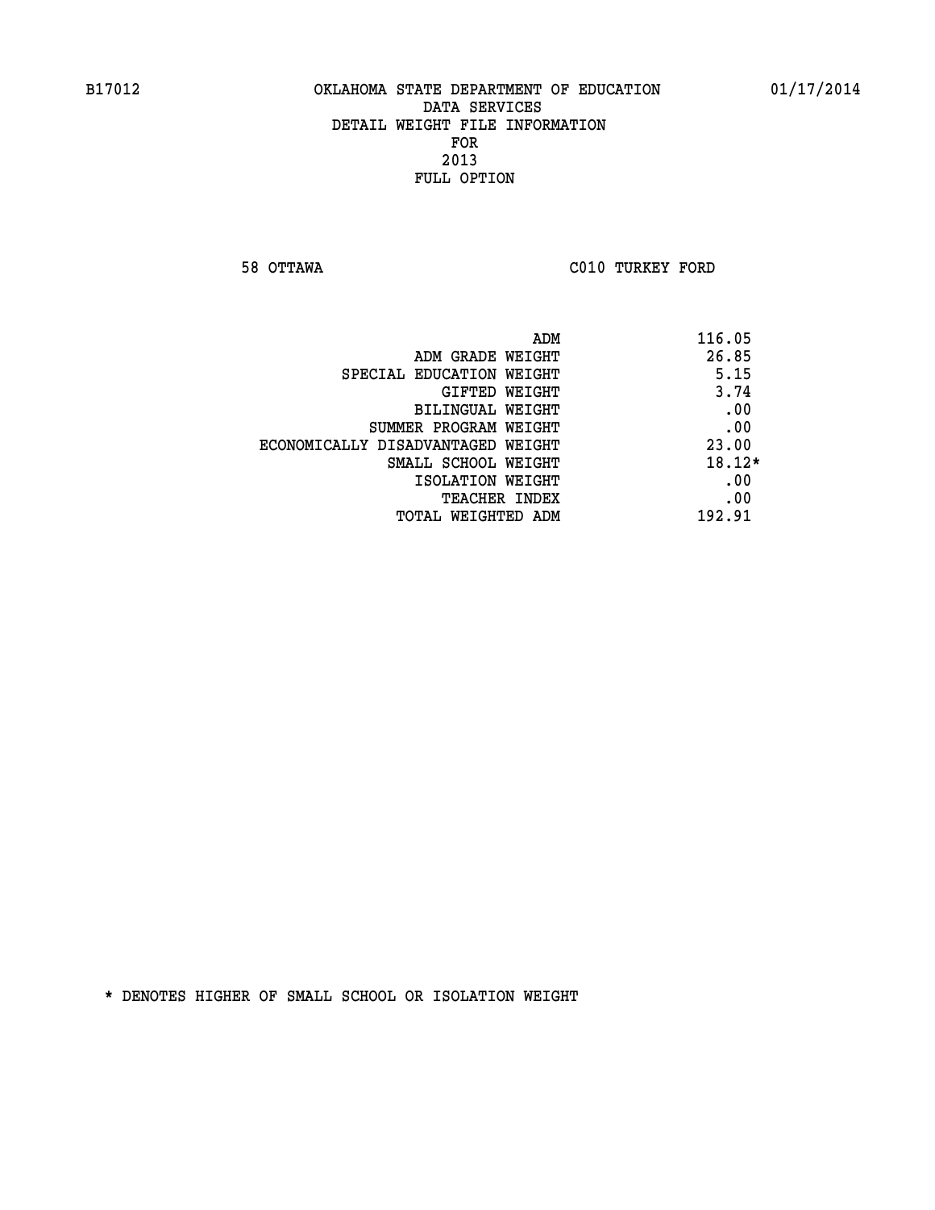B17012 OKLAHOMA STATE DEPARTMENT OF EDUCATION 01/17/2014

DATA SERVICES
DETAIL WEIGHT FILE INFORMATION
FOR
2013
FULL OPTION

58 OTTAWA C010 TURKEY FORD

| | |
|---|---|
| ADM | 116.05 |
| ADM GRADE WEIGHT | 26.85 |
| SPECIAL EDUCATION WEIGHT | 5.15 |
| GIFTED WEIGHT | 3.74 |
| BILINGUAL WEIGHT | .00 |
| SUMMER PROGRAM WEIGHT | .00 |
| ECONOMICALLY DISADVANTAGED WEIGHT | 23.00 |
| SMALL SCHOOL WEIGHT | 18.12* |
| ISOLATION WEIGHT | .00 |
| TEACHER INDEX | .00 |
| TOTAL WEIGHTED ADM | 192.91 |

* DENOTES HIGHER OF SMALL SCHOOL OR ISOLATION WEIGHT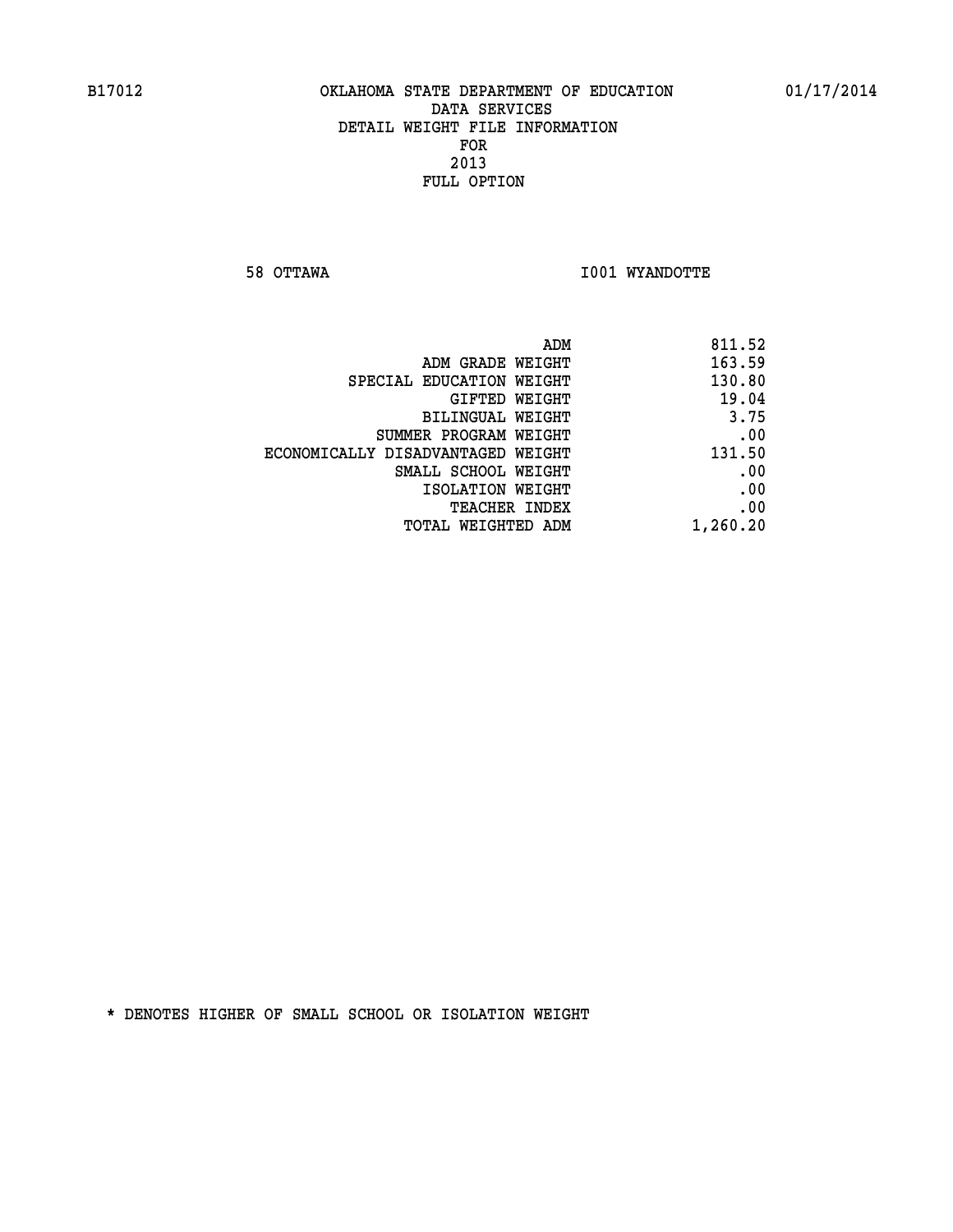B17012 OKLAHOMA STATE DEPARTMENT OF EDUCATION 01/17/2014

DATA SERVICES
DETAIL WEIGHT FILE INFORMATION
FOR
2013
FULL OPTION

58 OTTAWA I001 WYANDOTTE

| | |
|---|---|
| ADM | 811.52 |
| ADM GRADE WEIGHT | 163.59 |
| SPECIAL EDUCATION WEIGHT | 130.80 |
| GIFTED WEIGHT | 19.04 |
| BILINGUAL WEIGHT | 3.75 |
| SUMMER PROGRAM WEIGHT | .00 |
| ECONOMICALLY DISADVANTAGED WEIGHT | 131.50 |
| SMALL SCHOOL WEIGHT | .00 |
| ISOLATION WEIGHT | .00 |
| TEACHER INDEX | .00 |
| TOTAL WEIGHTED ADM | 1,260.20 |

* DENOTES HIGHER OF SMALL SCHOOL OR ISOLATION WEIGHT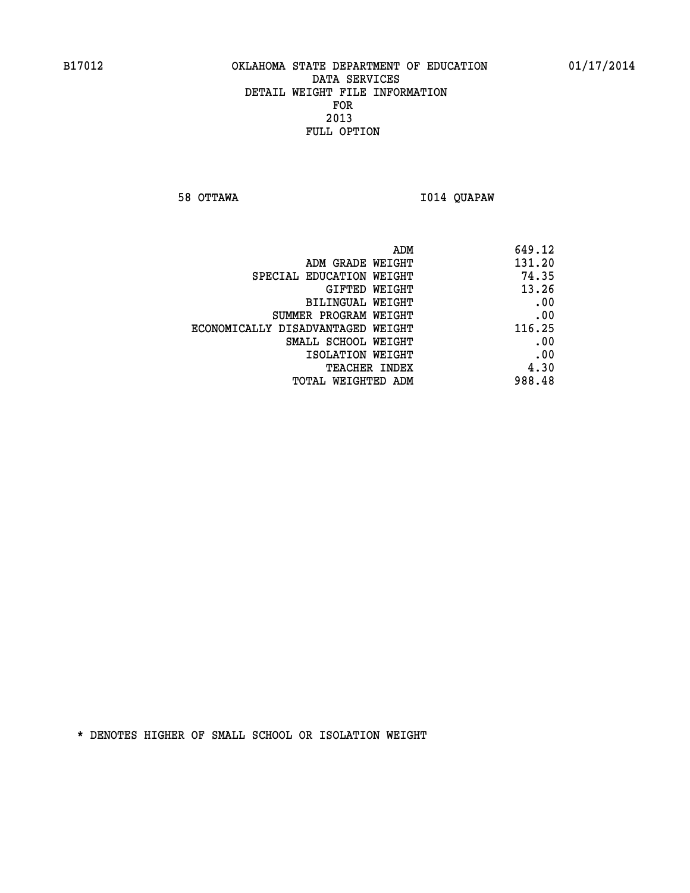# OKLAHOMA STATE DEPARTMENT OF EDUCATION
## DATA SERVICES
## DETAIL WEIGHT FILE INFORMATION
## FOR
## 2013
## FULL OPTION

B17012 01/17/2014

58 OTTAWA I014 QUAPAW

| | |
|---|---|
| ADM | 649.12 |
| ADM GRADE WEIGHT | 131.20 |
| SPECIAL EDUCATION WEIGHT | 74.35 |
| GIFTED WEIGHT | 13.26 |
| BILINGUAL WEIGHT | .00 |
| SUMMER PROGRAM WEIGHT | .00 |
| ECONOMICALLY DISADVANTAGED WEIGHT | 116.25 |
| SMALL SCHOOL WEIGHT | .00 |
| ISOLATION WEIGHT | .00 |
| TEACHER INDEX | 4.30 |
| TOTAL WEIGHTED ADM | 988.48 |

* DENOTES HIGHER OF SMALL SCHOOL OR ISOLATION WEIGHT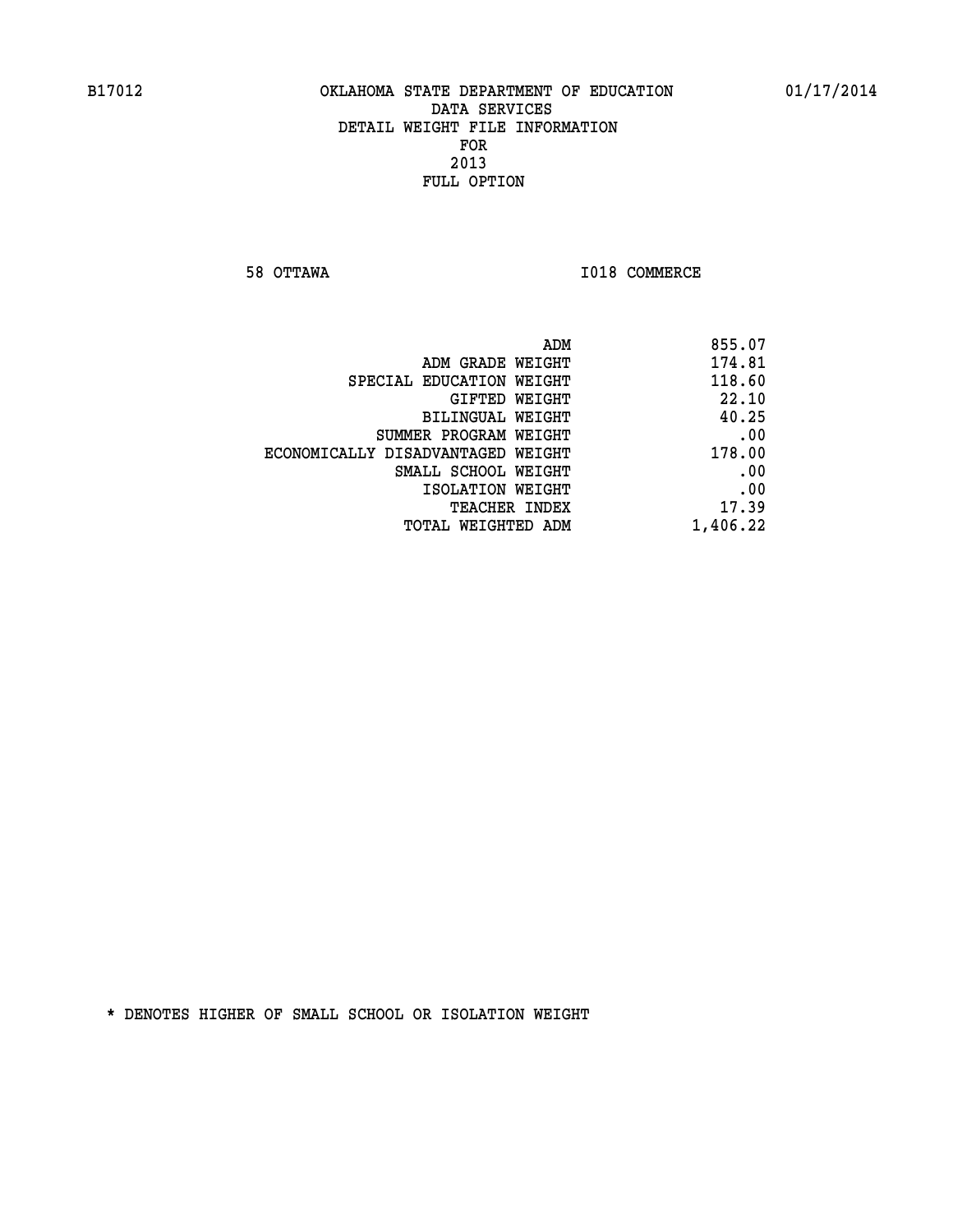B17012 OKLAHOMA STATE DEPARTMENT OF EDUCATION 01/17/2014

DATA SERVICES
DETAIL WEIGHT FILE INFORMATION
FOR
2013
FULL OPTION

58 OTTAWA I018 COMMERCE

| | |
|---|---|
| ADM | 855.07 |
| ADM GRADE WEIGHT | 174.81 |
| SPECIAL EDUCATION WEIGHT | 118.60 |
| GIFTED WEIGHT | 22.10 |
| BILINGUAL WEIGHT | 40.25 |
| SUMMER PROGRAM WEIGHT | .00 |
| ECONOMICALLY DISADVANTAGED WEIGHT | 178.00 |
| SMALL SCHOOL WEIGHT | .00 |
| ISOLATION WEIGHT | .00 |
| TEACHER INDEX | 17.39 |
| TOTAL WEIGHTED ADM | 1,406.22 |

* DENOTES HIGHER OF SMALL SCHOOL OR ISOLATION WEIGHT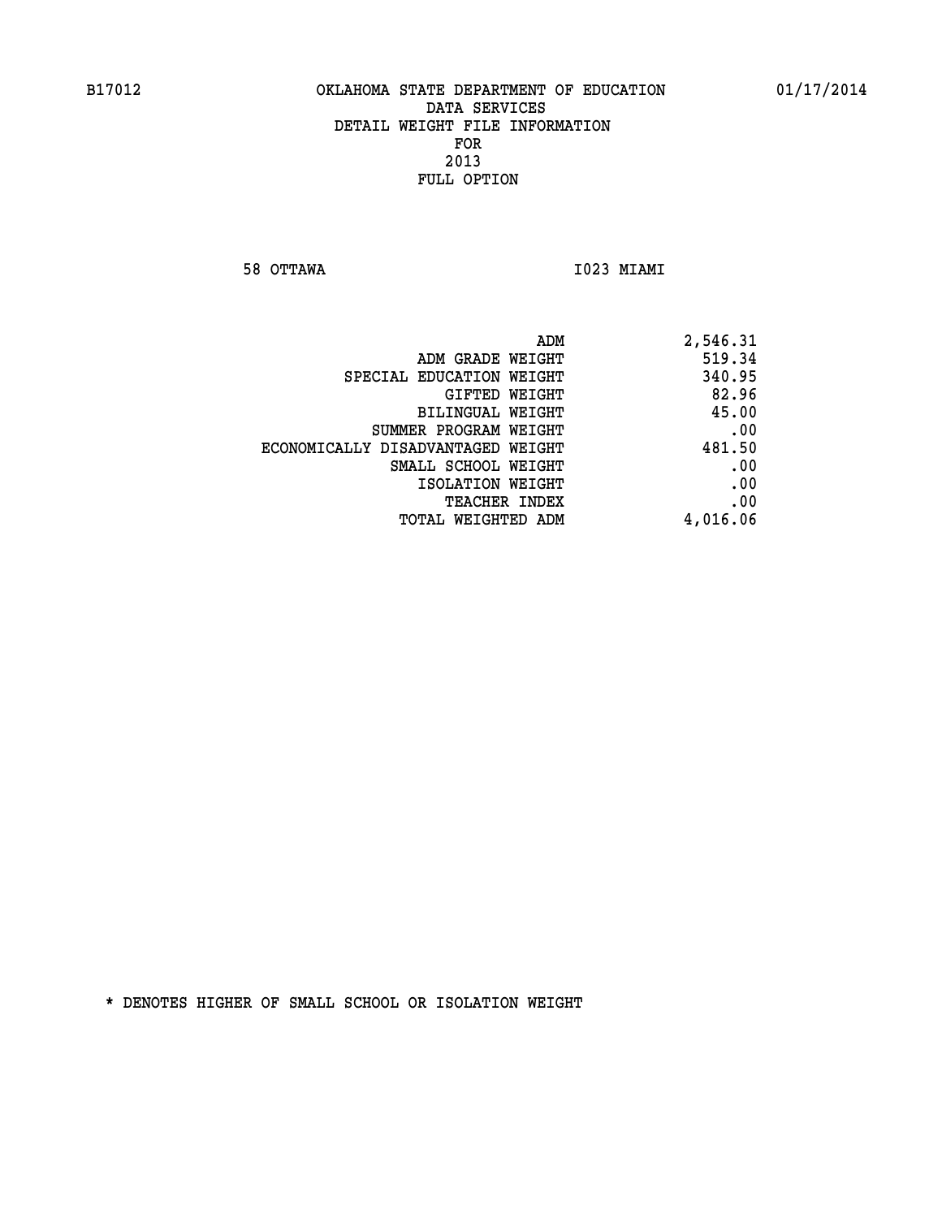B17012 OKLAHOMA STATE DEPARTMENT OF EDUCATION 01/17/2014

DATA SERVICES

DETAIL WEIGHT FILE INFORMATION

FOR

2013

FULL OPTION

58 OTTAWA I023 MIAMI

| | |
|---|---|
| ADM | 2,546.31 |
| ADM GRADE WEIGHT | 519.34 |
| SPECIAL EDUCATION WEIGHT | 340.95 |
| GIFTED WEIGHT | 82.96 |
| BILINGUAL WEIGHT | 45.00 |
| SUMMER PROGRAM WEIGHT | .00 |
| ECONOMICALLY DISADVANTAGED WEIGHT | 481.50 |
| SMALL SCHOOL WEIGHT | .00 |
| ISOLATION WEIGHT | .00 |
| TEACHER INDEX | .00 |
| TOTAL WEIGHTED ADM | 4,016.06 |

* DENOTES HIGHER OF SMALL SCHOOL OR ISOLATION WEIGHT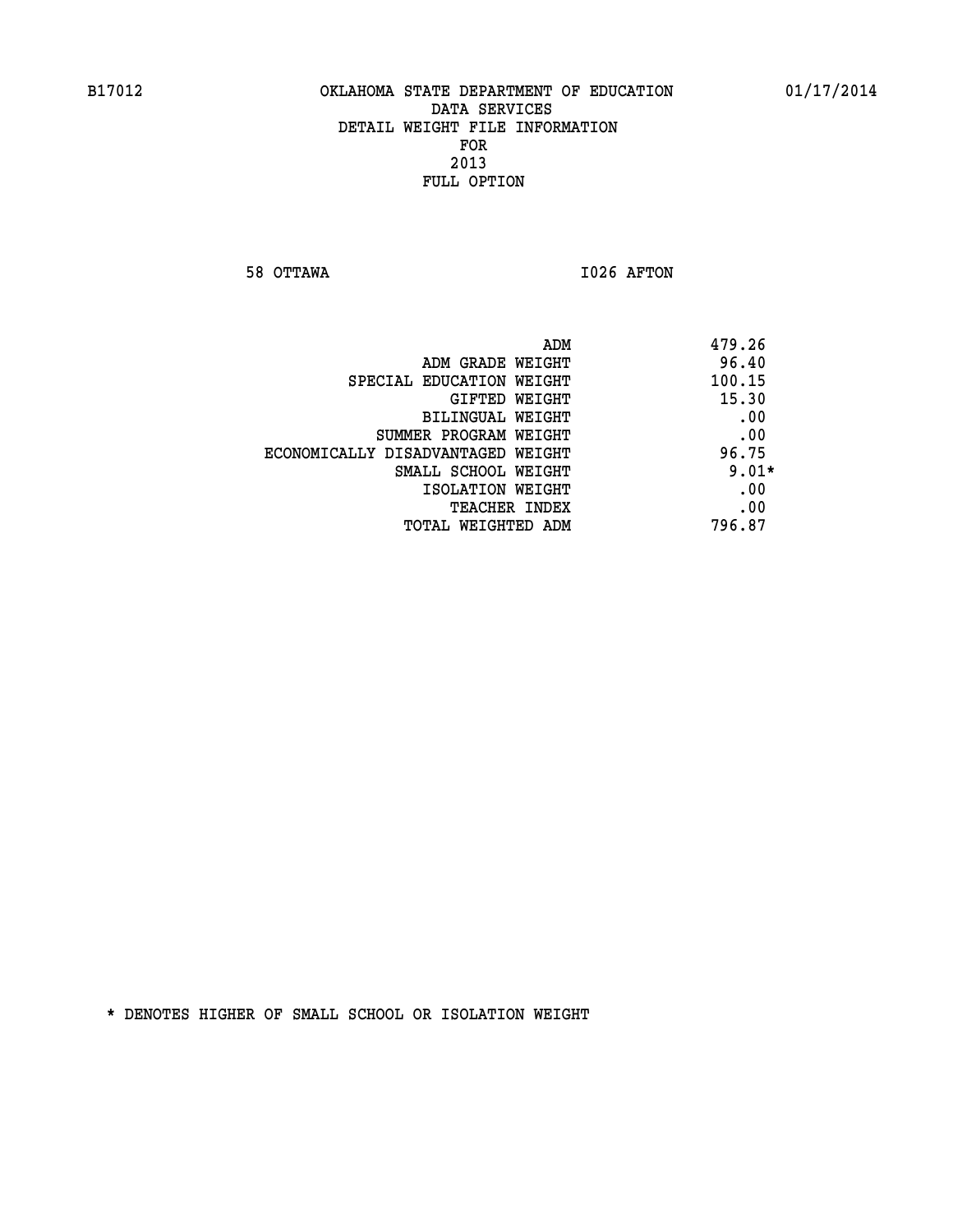B17012 OKLAHOMA STATE DEPARTMENT OF EDUCATION 01/17/2014

DATA SERVICES
DETAIL WEIGHT FILE INFORMATION
FOR
2013
FULL OPTION

58 OTTAWA I026 AFTON

| | |
|---|---|
| ADM | 479.26 |
| ADM GRADE WEIGHT | 96.40 |
| SPECIAL EDUCATION WEIGHT | 100.15 |
| GIFTED WEIGHT | 15.30 |
| BILINGUAL WEIGHT | .00 |
| SUMMER PROGRAM WEIGHT | .00 |
| ECONOMICALLY DISADVANTAGED WEIGHT | 96.75 |
| SMALL SCHOOL WEIGHT | 9.01* |
| ISOLATION WEIGHT | .00 |
| TEACHER INDEX | .00 |
| TOTAL WEIGHTED ADM | 796.87 |

* DENOTES HIGHER OF SMALL SCHOOL OR ISOLATION WEIGHT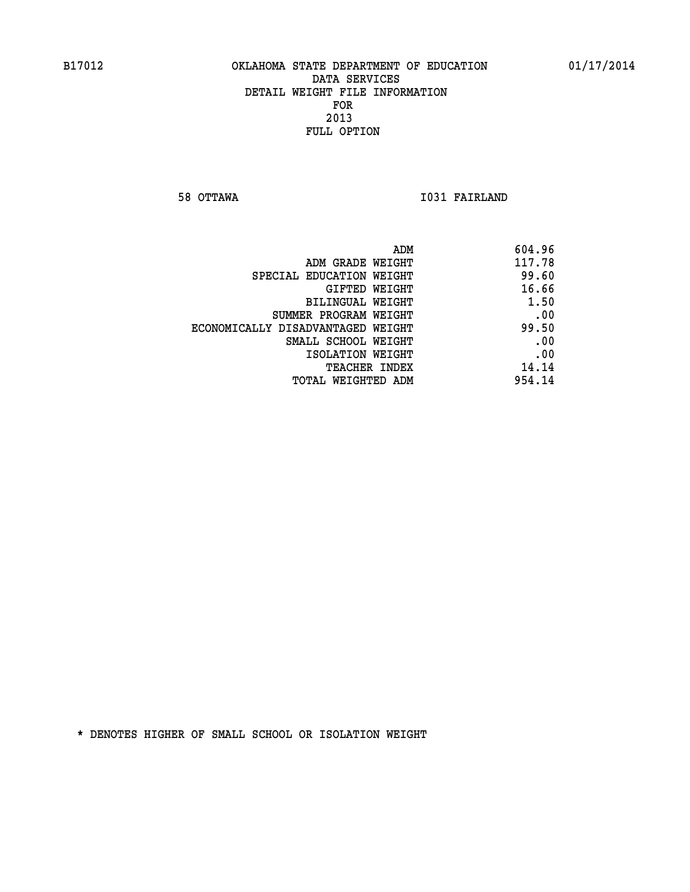OKLAHOMA STATE DEPARTMENT OF EDUCATION
DATA SERVICES
DETAIL WEIGHT FILE INFORMATION
FOR
2013
FULL OPTION

58 OTTAWA — I031 FAIRLAND

| | |
|---|---|
| ADM | 604.96 |
| ADM GRADE WEIGHT | 117.78 |
| SPECIAL EDUCATION WEIGHT | 99.60 |
| GIFTED WEIGHT | 16.66 |
| BILINGUAL WEIGHT | 1.50 |
| SUMMER PROGRAM WEIGHT | .00 |
| ECONOMICALLY DISADVANTAGED WEIGHT | 99.50 |
| SMALL SCHOOL WEIGHT | .00 |
| ISOLATION WEIGHT | .00 |
| TEACHER INDEX | 14.14 |
| TOTAL WEIGHTED ADM | 954.14 |

* DENOTES HIGHER OF SMALL SCHOOL OR ISOLATION WEIGHT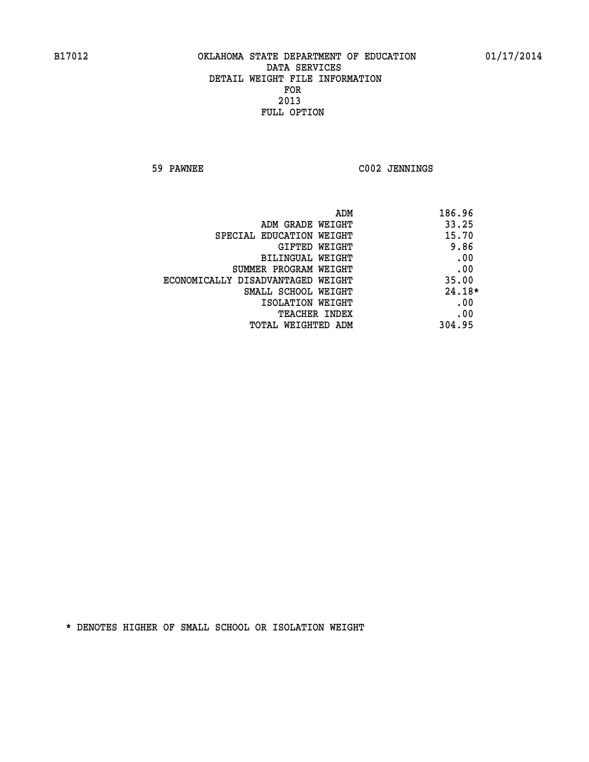B17012 OKLAHOMA STATE DEPARTMENT OF EDUCATION 01/17/2014

DATA SERVICES
DETAIL WEIGHT FILE INFORMATION
FOR
2013
FULL OPTION

59 PAWNEE C002 JENNINGS

| | |
|---|---|
| ADM | 186.96 |
| ADM GRADE WEIGHT | 33.25 |
| SPECIAL EDUCATION WEIGHT | 15.70 |
| GIFTED WEIGHT | 9.86 |
| BILINGUAL WEIGHT | .00 |
| SUMMER PROGRAM WEIGHT | .00 |
| ECONOMICALLY DISADVANTAGED WEIGHT | 35.00 |
| SMALL SCHOOL WEIGHT | 24.18* |
| ISOLATION WEIGHT | .00 |
| TEACHER INDEX | .00 |
| TOTAL WEIGHTED ADM | 304.95 |

* DENOTES HIGHER OF SMALL SCHOOL OR ISOLATION WEIGHT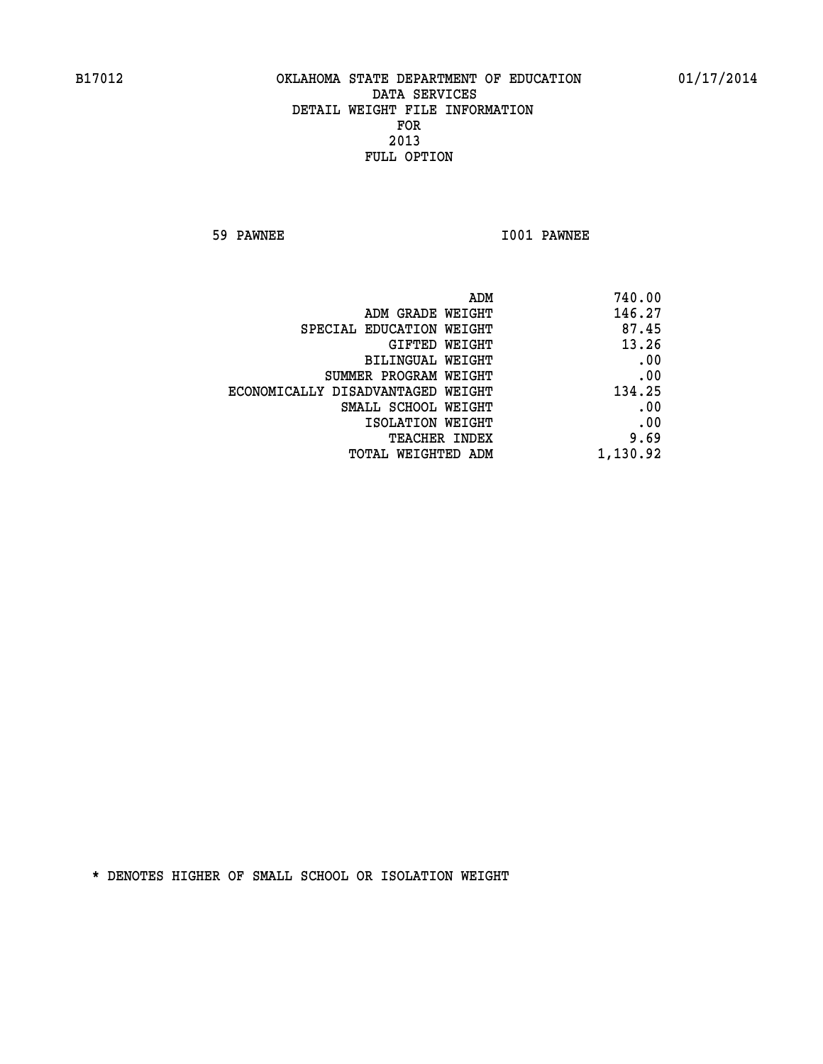B17012 OKLAHOMA STATE DEPARTMENT OF EDUCATION 01/17/2014

DATA SERVICES
DETAIL WEIGHT FILE INFORMATION
FOR
2013
FULL OPTION

59 PAWNEE I001 PAWNEE

| | |
|---|---|
| ADM | 740.00 |
| ADM GRADE WEIGHT | 146.27 |
| SPECIAL EDUCATION WEIGHT | 87.45 |
| GIFTED WEIGHT | 13.26 |
| BILINGUAL WEIGHT | .00 |
| SUMMER PROGRAM WEIGHT | .00 |
| ECONOMICALLY DISADVANTAGED WEIGHT | 134.25 |
| SMALL SCHOOL WEIGHT | .00 |
| ISOLATION WEIGHT | .00 |
| TEACHER INDEX | 9.69 |
| TOTAL WEIGHTED ADM | 1,130.92 |

* DENOTES HIGHER OF SMALL SCHOOL OR ISOLATION WEIGHT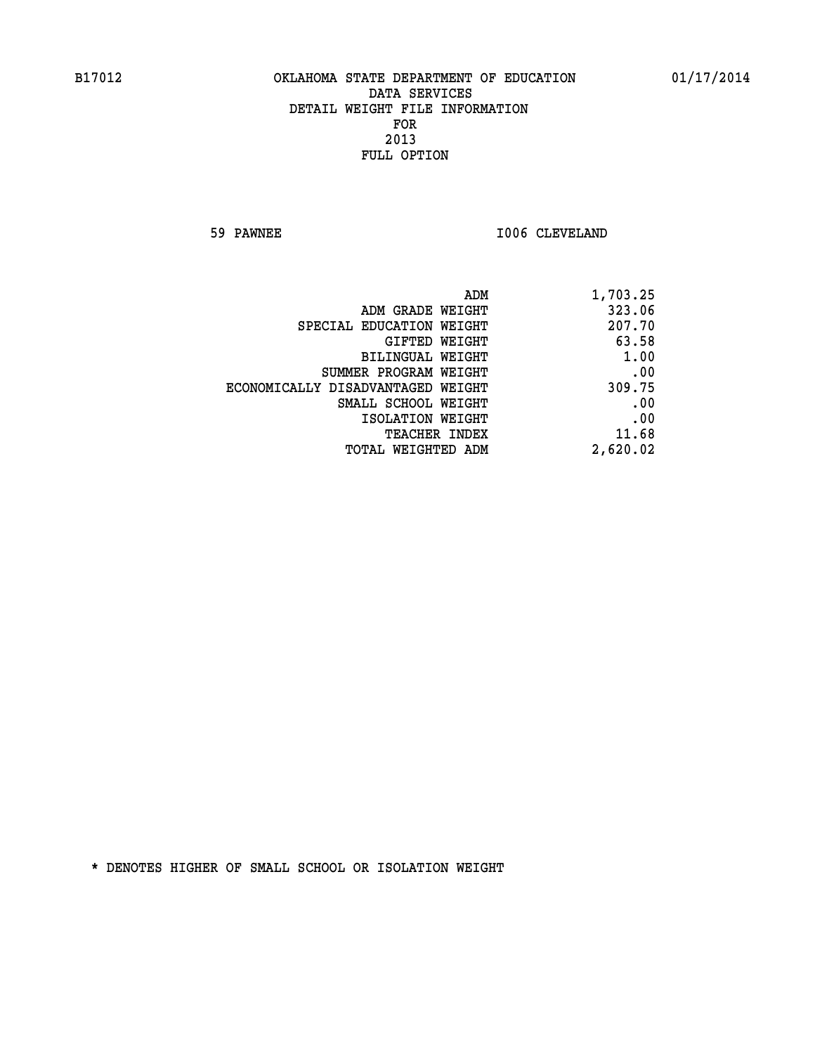B17012 OKLAHOMA STATE DEPARTMENT OF EDUCATION 01/17/2014

DATA SERVICES

DETAIL WEIGHT FILE INFORMATION

FOR

2013

FULL OPTION

59 PAWNEE I006 CLEVELAND

| | |
|---|---|
| ADM | 1,703.25 |
| ADM GRADE WEIGHT | 323.06 |
| SPECIAL EDUCATION WEIGHT | 207.70 |
| GIFTED WEIGHT | 63.58 |
| BILINGUAL WEIGHT | 1.00 |
| SUMMER PROGRAM WEIGHT | .00 |
| ECONOMICALLY DISADVANTAGED WEIGHT | 309.75 |
| SMALL SCHOOL WEIGHT | .00 |
| ISOLATION WEIGHT | .00 |
| TEACHER INDEX | 11.68 |
| TOTAL WEIGHTED ADM | 2,620.02 |

* DENOTES HIGHER OF SMALL SCHOOL OR ISOLATION WEIGHT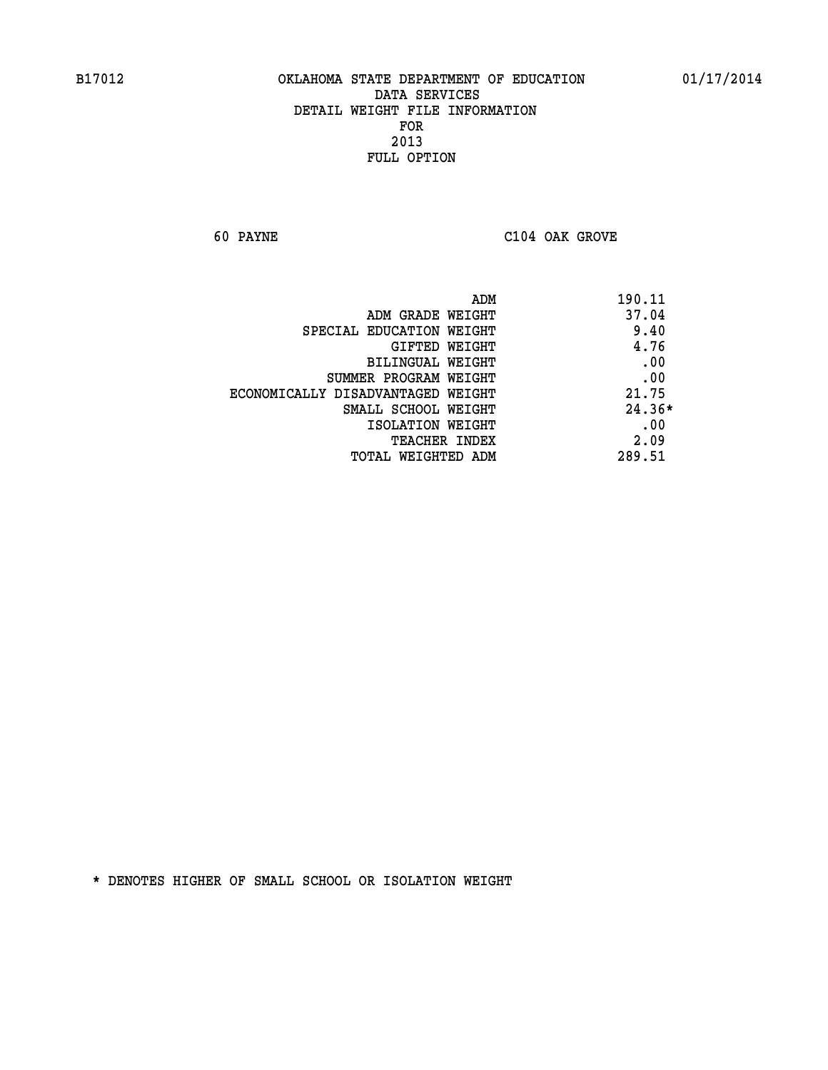B17012 OKLAHOMA STATE DEPARTMENT OF EDUCATION 01/17/2014

DATA SERVICES

DETAIL WEIGHT FILE INFORMATION

FOR

2013

FULL OPTION

60 PAYNE C104 OAK GROVE

| | |
|---|---|
| ADM | 190.11 |
| ADM GRADE WEIGHT | 37.04 |
| SPECIAL EDUCATION WEIGHT | 9.40 |
| GIFTED WEIGHT | 4.76 |
| BILINGUAL WEIGHT | .00 |
| SUMMER PROGRAM WEIGHT | .00 |
| ECONOMICALLY DISADVANTAGED WEIGHT | 21.75 |
| SMALL SCHOOL WEIGHT | 24.36* |
| ISOLATION WEIGHT | .00 |
| TEACHER INDEX | 2.09 |
| TOTAL WEIGHTED ADM | 289.51 |

* DENOTES HIGHER OF SMALL SCHOOL OR ISOLATION WEIGHT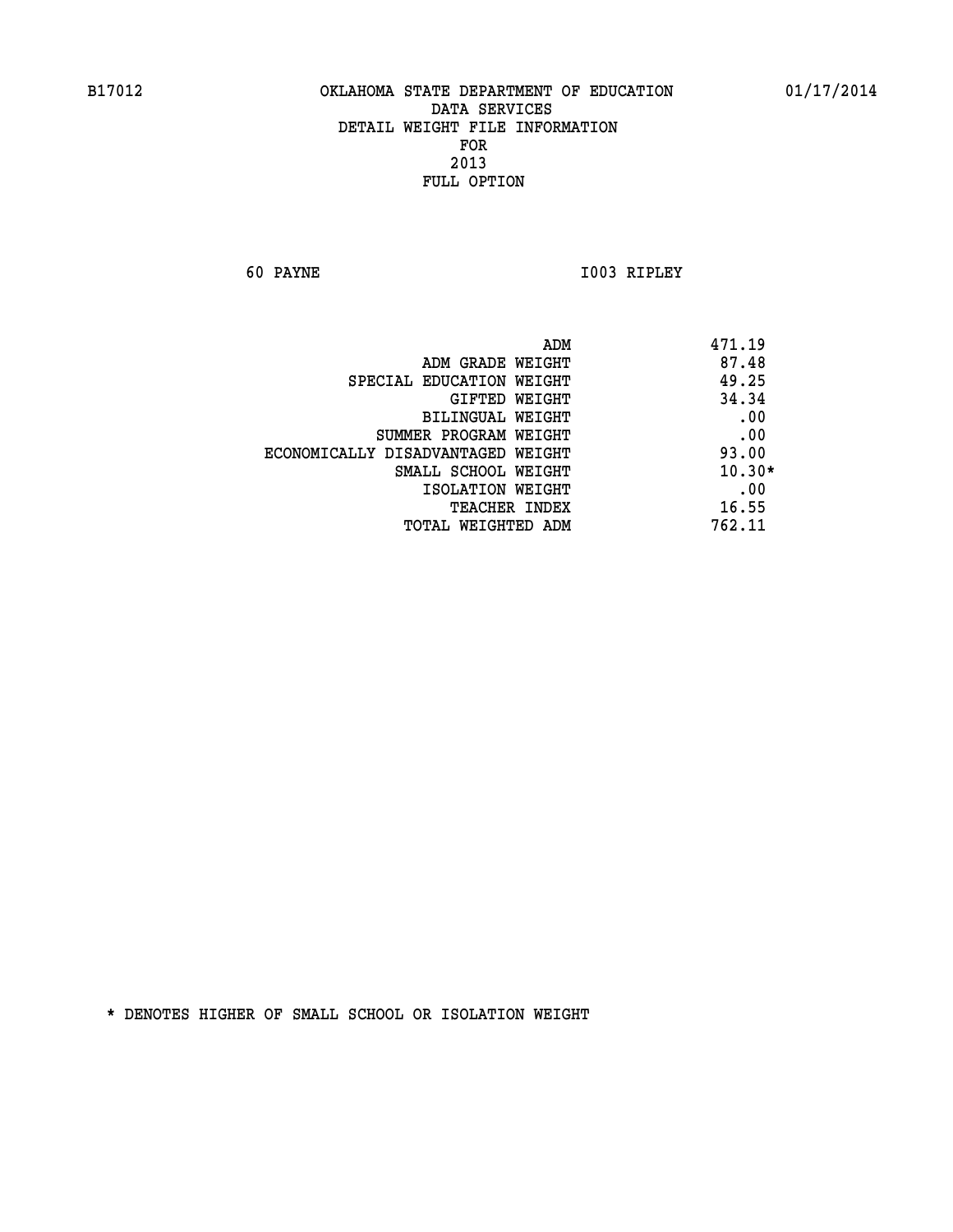B17012 OKLAHOMA STATE DEPARTMENT OF EDUCATION 01/17/2014

DATA SERVICES
DETAIL WEIGHT FILE INFORMATION
FOR
2013
FULL OPTION

60 PAYNE I003 RIPLEY

| | |
|---|---|
| ADM | 471.19 |
| ADM GRADE WEIGHT | 87.48 |
| SPECIAL EDUCATION WEIGHT | 49.25 |
| GIFTED WEIGHT | 34.34 |
| BILINGUAL WEIGHT | .00 |
| SUMMER PROGRAM WEIGHT | .00 |
| ECONOMICALLY DISADVANTAGED WEIGHT | 93.00 |
| SMALL SCHOOL WEIGHT | 10.30* |
| ISOLATION WEIGHT | .00 |
| TEACHER INDEX | 16.55 |
| TOTAL WEIGHTED ADM | 762.11 |

* DENOTES HIGHER OF SMALL SCHOOL OR ISOLATION WEIGHT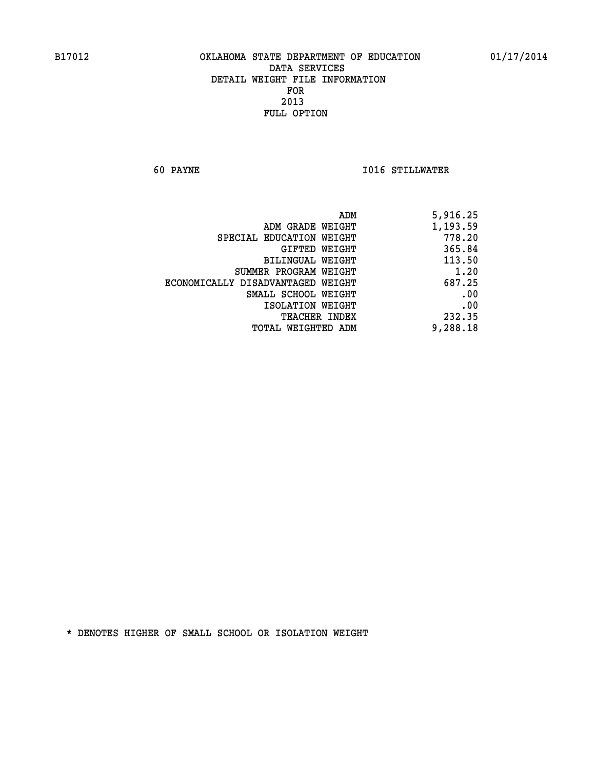B17012 OKLAHOMA STATE DEPARTMENT OF EDUCATION 01/17/2014

DATA SERVICES
DETAIL WEIGHT FILE INFORMATION
FOR
2013
FULL OPTION

60 PAYNE I016 STILLWATER

| | |
|---|---|
| ADM | 5,916.25 |
| ADM GRADE WEIGHT | 1,193.59 |
| SPECIAL EDUCATION WEIGHT | 778.20 |
| GIFTED WEIGHT | 365.84 |
| BILINGUAL WEIGHT | 113.50 |
| SUMMER PROGRAM WEIGHT | 1.20 |
| ECONOMICALLY DISADVANTAGED WEIGHT | 687.25 |
| SMALL SCHOOL WEIGHT | .00 |
| ISOLATION WEIGHT | .00 |
| TEACHER INDEX | 232.35 |
| TOTAL WEIGHTED ADM | 9,288.18 |

* DENOTES HIGHER OF SMALL SCHOOL OR ISOLATION WEIGHT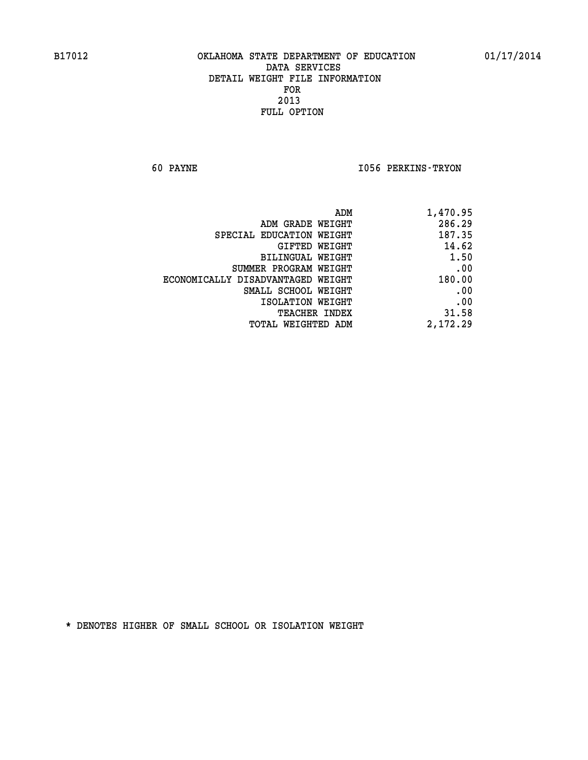# OKLAHOMA STATE DEPARTMENT OF EDUCATION
## DATA SERVICES
## DETAIL WEIGHT FILE INFORMATION
## FOR
## 2013
## FULL OPTION

60 PAYNE — I056 PERKINS-TRYON

| | |
|---|---|
| ADM | 1,470.95 |
| ADM GRADE WEIGHT | 286.29 |
| SPECIAL EDUCATION WEIGHT | 187.35 |
| GIFTED WEIGHT | 14.62 |
| BILINGUAL WEIGHT | 1.50 |
| SUMMER PROGRAM WEIGHT | .00 |
| ECONOMICALLY DISADVANTAGED WEIGHT | 180.00 |
| SMALL SCHOOL WEIGHT | .00 |
| ISOLATION WEIGHT | .00 |
| TEACHER INDEX | 31.58 |
| TOTAL WEIGHTED ADM | 2,172.29 |

* DENOTES HIGHER OF SMALL SCHOOL OR ISOLATION WEIGHT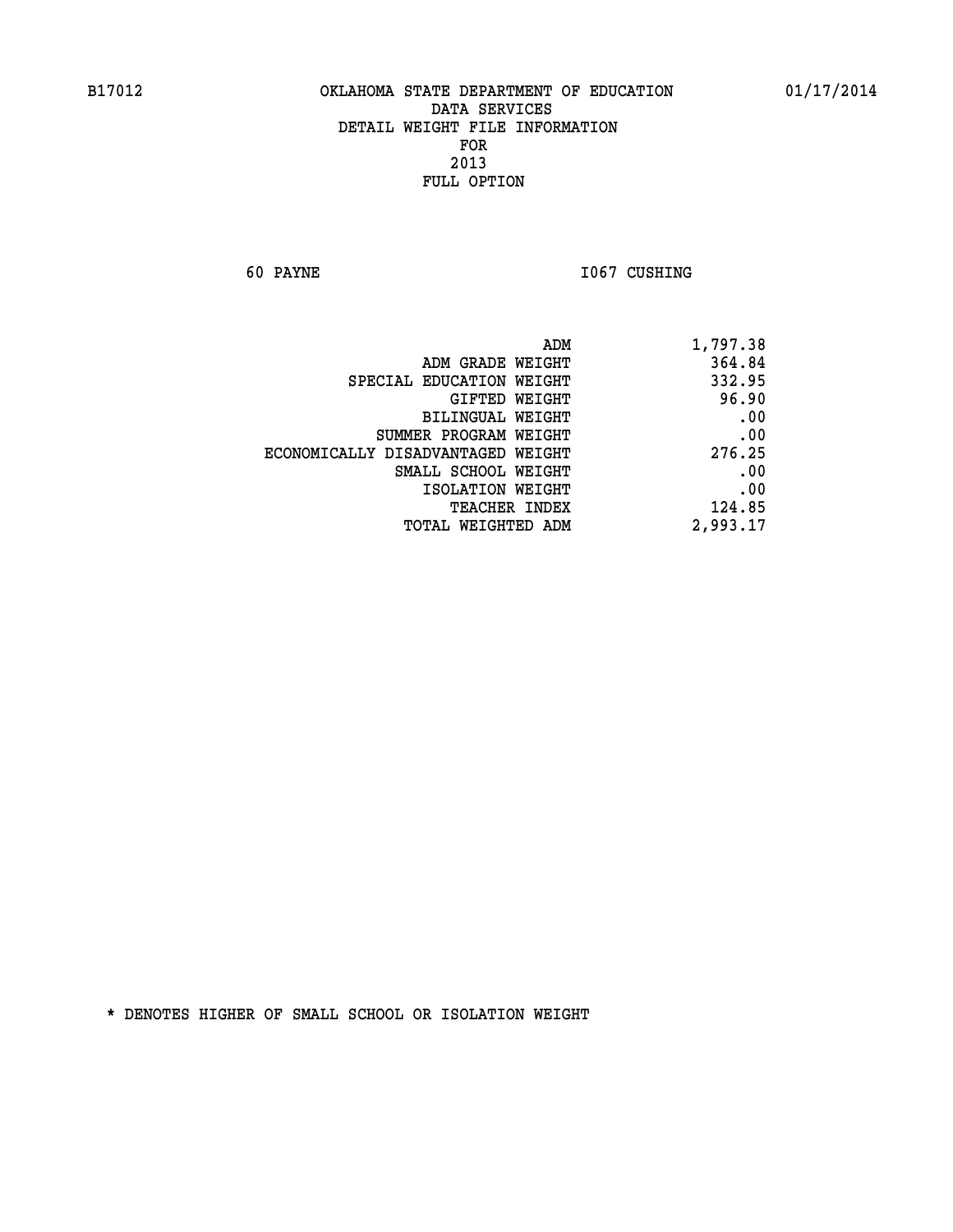B17012 OKLAHOMA STATE DEPARTMENT OF EDUCATION 01/17/2014

DATA SERVICES

DETAIL WEIGHT FILE INFORMATION

FOR

2013

FULL OPTION

60 PAYNE I067 CUSHING

| | |
|---|---|
| ADM | 1,797.38 |
| ADM GRADE WEIGHT | 364.84 |
| SPECIAL EDUCATION WEIGHT | 332.95 |
| GIFTED WEIGHT | 96.90 |
| BILINGUAL WEIGHT | .00 |
| SUMMER PROGRAM WEIGHT | .00 |
| ECONOMICALLY DISADVANTAGED WEIGHT | 276.25 |
| SMALL SCHOOL WEIGHT | .00 |
| ISOLATION WEIGHT | .00 |
| TEACHER INDEX | 124.85 |
| TOTAL WEIGHTED ADM | 2,993.17 |

* DENOTES HIGHER OF SMALL SCHOOL OR ISOLATION WEIGHT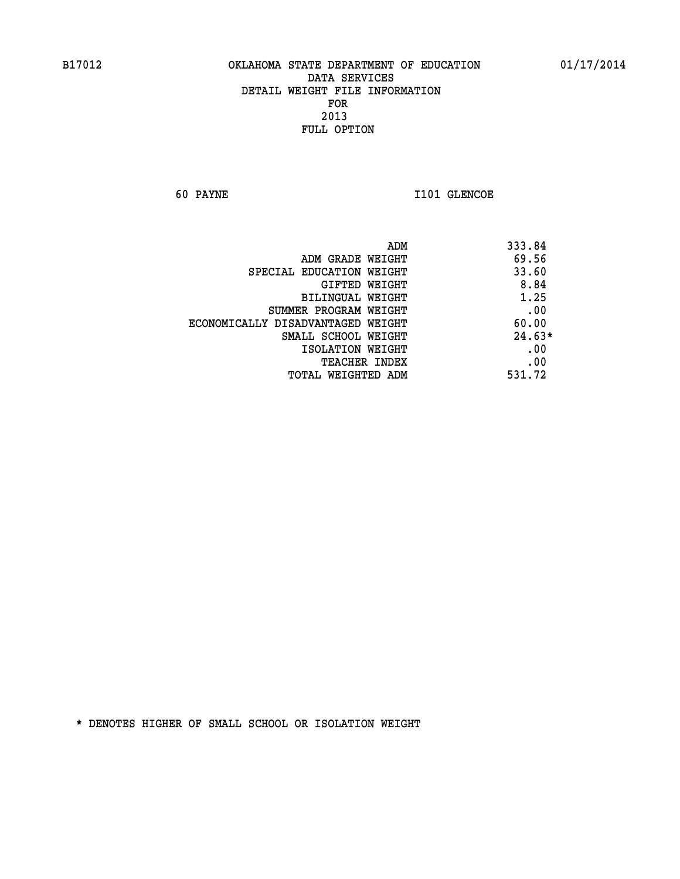B17012 OKLAHOMA STATE DEPARTMENT OF EDUCATION 01/17/2014

DATA SERVICES
DETAIL WEIGHT FILE INFORMATION
FOR
2013
FULL OPTION

60 PAYNE I101 GLENCOE

| | |
|---|---|
| ADM | 333.84 |
| ADM GRADE WEIGHT | 69.56 |
| SPECIAL EDUCATION WEIGHT | 33.60 |
| GIFTED WEIGHT | 8.84 |
| BILINGUAL WEIGHT | 1.25 |
| SUMMER PROGRAM WEIGHT | .00 |
| ECONOMICALLY DISADVANTAGED WEIGHT | 60.00 |
| SMALL SCHOOL WEIGHT | 24.63* |
| ISOLATION WEIGHT | .00 |
| TEACHER INDEX | .00 |
| TOTAL WEIGHTED ADM | 531.72 |

* DENOTES HIGHER OF SMALL SCHOOL OR ISOLATION WEIGHT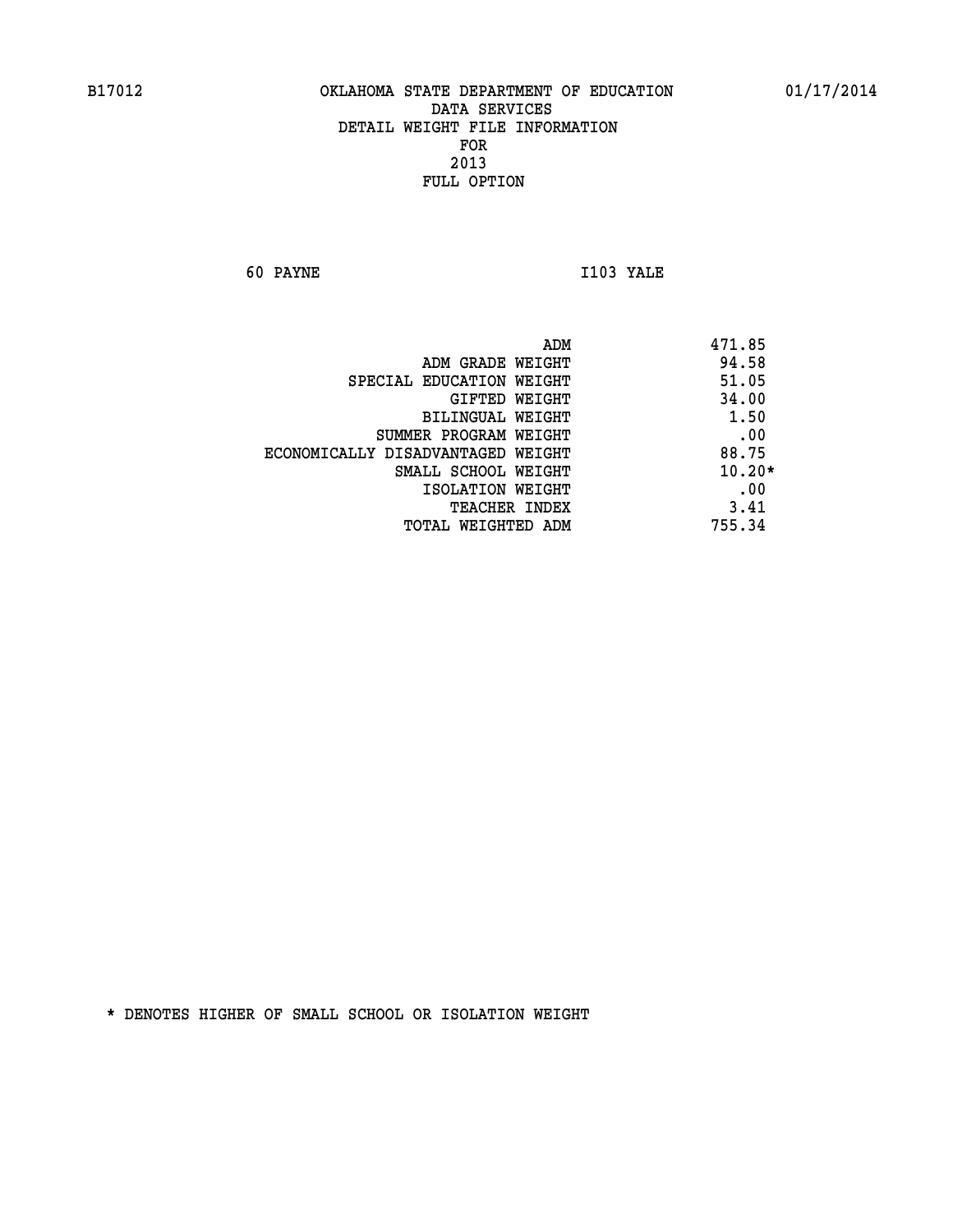B17012 OKLAHOMA STATE DEPARTMENT OF EDUCATION 01/17/2014

DATA SERVICES
DETAIL WEIGHT FILE INFORMATION
FOR
2013
FULL OPTION

60 PAYNE I103 YALE

| | |
|---|---|
| ADM | 471.85 |
| ADM GRADE WEIGHT | 94.58 |
| SPECIAL EDUCATION WEIGHT | 51.05 |
| GIFTED WEIGHT | 34.00 |
| BILINGUAL WEIGHT | 1.50 |
| SUMMER PROGRAM WEIGHT | .00 |
| ECONOMICALLY DISADVANTAGED WEIGHT | 88.75 |
| SMALL SCHOOL WEIGHT | 10.20* |
| ISOLATION WEIGHT | .00 |
| TEACHER INDEX | 3.41 |
| TOTAL WEIGHTED ADM | 755.34 |

* DENOTES HIGHER OF SMALL SCHOOL OR ISOLATION WEIGHT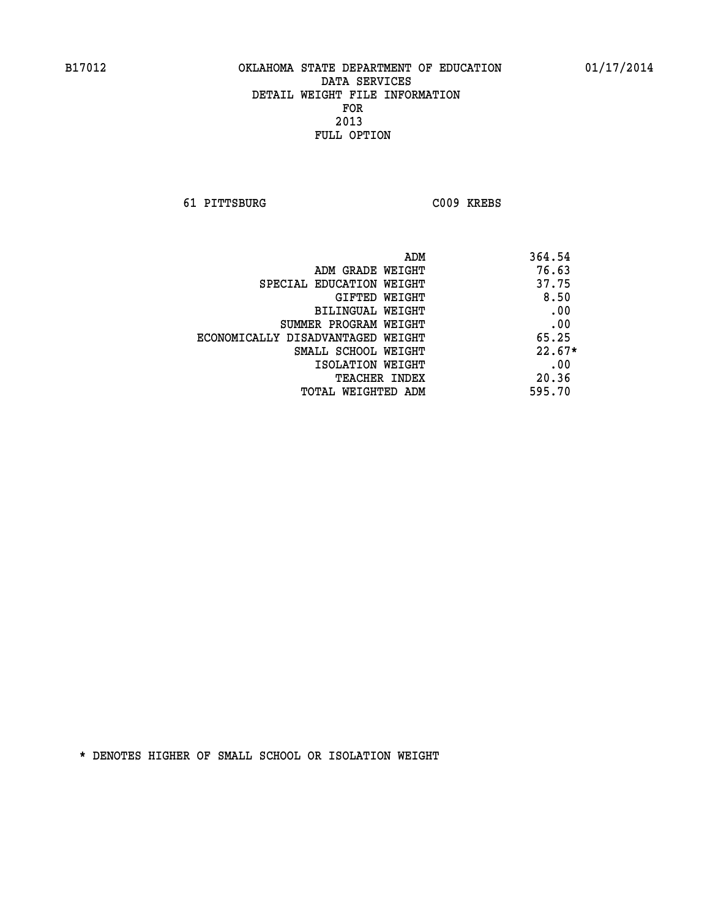B17012 OKLAHOMA STATE DEPARTMENT OF EDUCATION 01/17/2014

DATA SERVICES
DETAIL WEIGHT FILE INFORMATION
FOR
2013
FULL OPTION

61 PITTSBURG C009 KREBS

| | |
|---|---|
| ADM | 364.54 |
| ADM GRADE WEIGHT | 76.63 |
| SPECIAL EDUCATION WEIGHT | 37.75 |
| GIFTED WEIGHT | 8.50 |
| BILINGUAL WEIGHT | .00 |
| SUMMER PROGRAM WEIGHT | .00 |
| ECONOMICALLY DISADVANTAGED WEIGHT | 65.25 |
| SMALL SCHOOL WEIGHT | 22.67* |
| ISOLATION WEIGHT | .00 |
| TEACHER INDEX | 20.36 |
| TOTAL WEIGHTED ADM | 595.70 |

* DENOTES HIGHER OF SMALL SCHOOL OR ISOLATION WEIGHT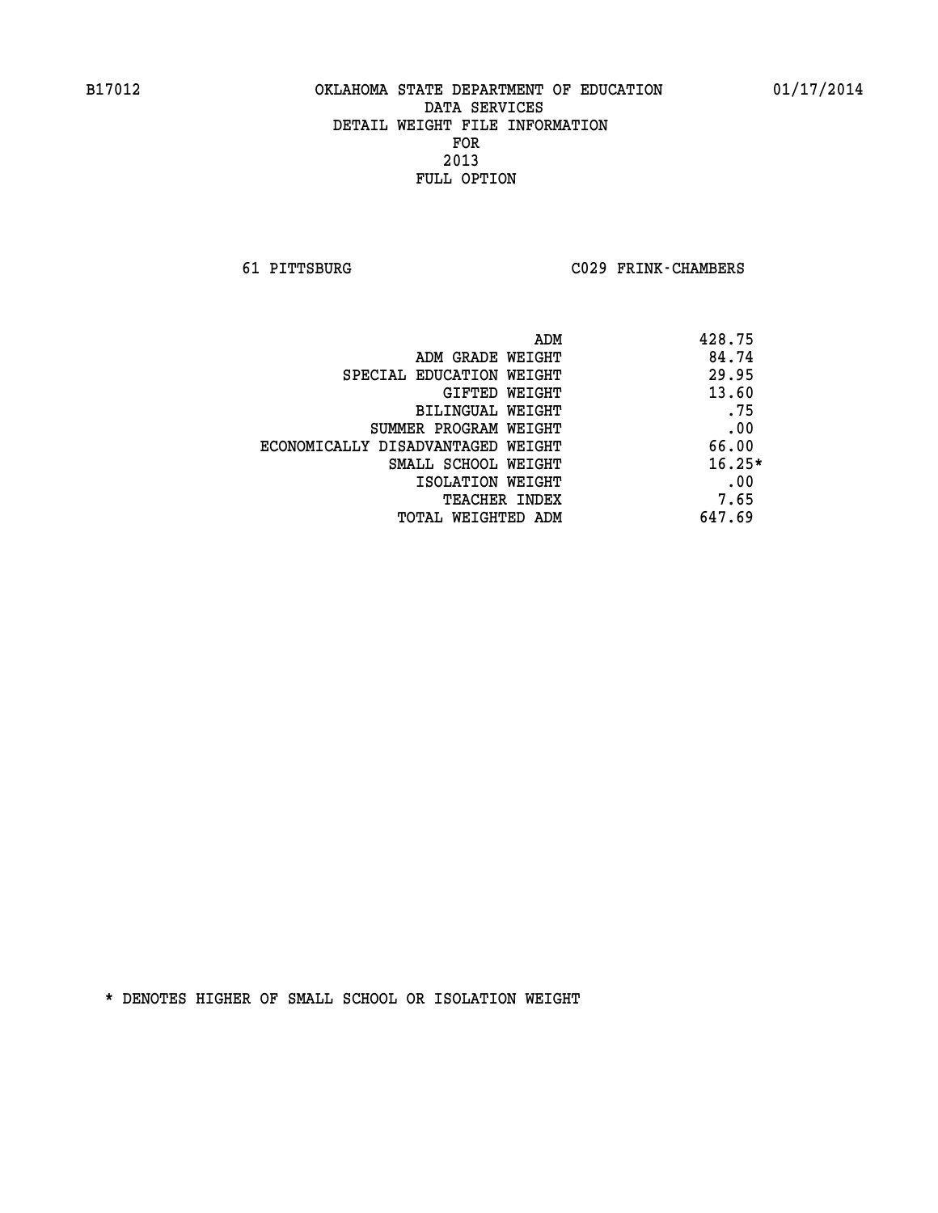B17012 OKLAHOMA STATE DEPARTMENT OF EDUCATION 01/17/2014

DATA SERVICES
DETAIL WEIGHT FILE INFORMATION
FOR
2013
FULL OPTION

61 PITTSBURG C029 FRINK-CHAMBERS

| | |
|---|---|
| ADM | 428.75 |
| ADM GRADE WEIGHT | 84.74 |
| SPECIAL EDUCATION WEIGHT | 29.95 |
| GIFTED WEIGHT | 13.60 |
| BILINGUAL WEIGHT | .75 |
| SUMMER PROGRAM WEIGHT | .00 |
| ECONOMICALLY DISADVANTAGED WEIGHT | 66.00 |
| SMALL SCHOOL WEIGHT | 16.25* |
| ISOLATION WEIGHT | .00 |
| TEACHER INDEX | 7.65 |
| TOTAL WEIGHTED ADM | 647.69 |

* DENOTES HIGHER OF SMALL SCHOOL OR ISOLATION WEIGHT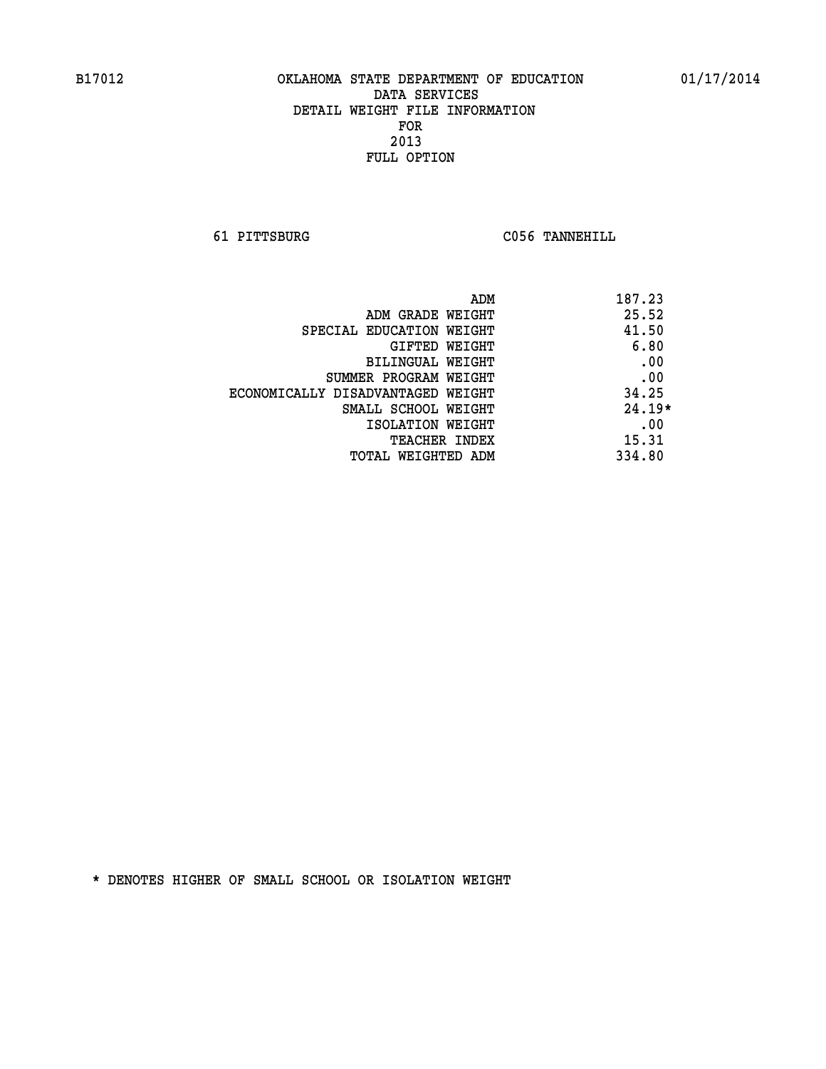B17012 OKLAHOMA STATE DEPARTMENT OF EDUCATION 01/17/2014

DATA SERVICES
DETAIL WEIGHT FILE INFORMATION
FOR
2013
FULL OPTION

61 PITTSBURG C056 TANNEHILL

| | |
|---|---|
| ADM | 187.23 |
| ADM GRADE WEIGHT | 25.52 |
| SPECIAL EDUCATION WEIGHT | 41.50 |
| GIFTED WEIGHT | 6.80 |
| BILINGUAL WEIGHT | .00 |
| SUMMER PROGRAM WEIGHT | .00 |
| ECONOMICALLY DISADVANTAGED WEIGHT | 34.25 |
| SMALL SCHOOL WEIGHT | 24.19* |
| ISOLATION WEIGHT | .00 |
| TEACHER INDEX | 15.31 |
| TOTAL WEIGHTED ADM | 334.80 |

* DENOTES HIGHER OF SMALL SCHOOL OR ISOLATION WEIGHT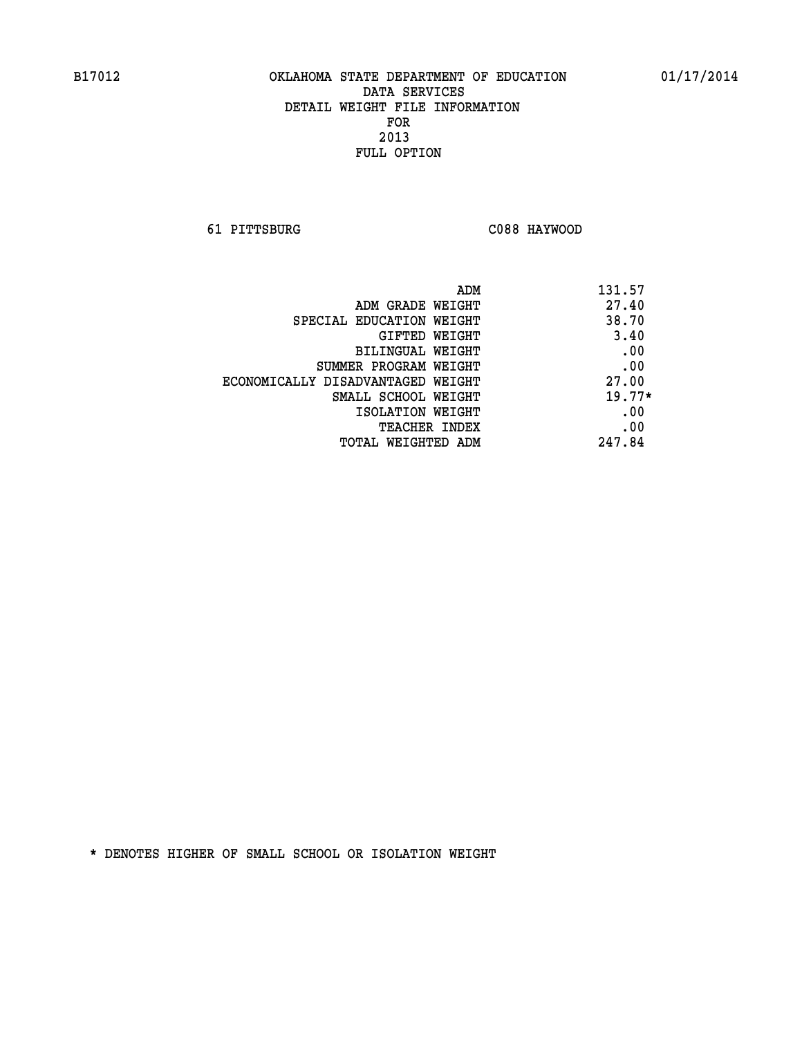B17012 OKLAHOMA STATE DEPARTMENT OF EDUCATION 01/17/2014

DATA SERVICES

DETAIL WEIGHT FILE INFORMATION

FOR

2013

FULL OPTION

61 PITTSBURG C088 HAYWOOD

| | |
|---|---|
| ADM | 131.57 |
| ADM GRADE WEIGHT | 27.40 |
| SPECIAL EDUCATION WEIGHT | 38.70 |
| GIFTED WEIGHT | 3.40 |
| BILINGUAL WEIGHT | .00 |
| SUMMER PROGRAM WEIGHT | .00 |
| ECONOMICALLY DISADVANTAGED WEIGHT | 27.00 |
| SMALL SCHOOL WEIGHT | 19.77* |
| ISOLATION WEIGHT | .00 |
| TEACHER INDEX | .00 |
| TOTAL WEIGHTED ADM | 247.84 |

* DENOTES HIGHER OF SMALL SCHOOL OR ISOLATION WEIGHT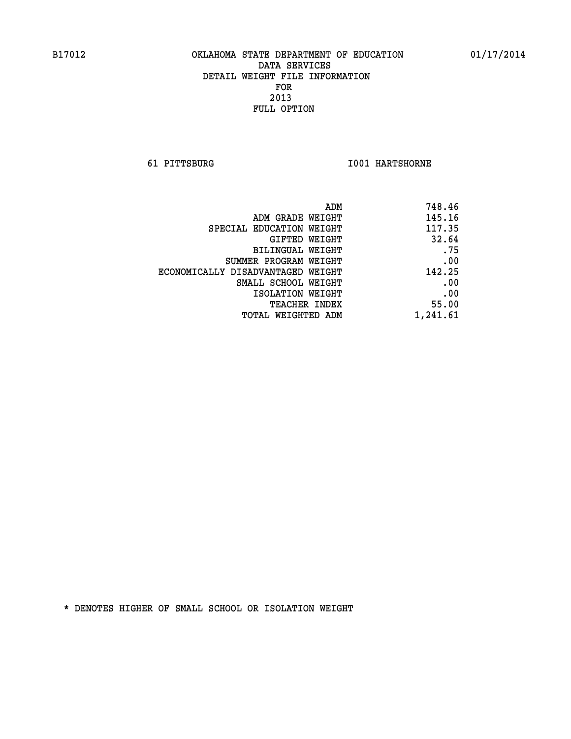B17012 OKLAHOMA STATE DEPARTMENT OF EDUCATION 01/17/2014

DATA SERVICES
DETAIL WEIGHT FILE INFORMATION
FOR
2013
FULL OPTION

61 PITTSBURG I001 HARTSHORNE

| | |
|---|---|
| ADM | 748.46 |
| ADM GRADE WEIGHT | 145.16 |
| SPECIAL EDUCATION WEIGHT | 117.35 |
| GIFTED WEIGHT | 32.64 |
| BILINGUAL WEIGHT | .75 |
| SUMMER PROGRAM WEIGHT | .00 |
| ECONOMICALLY DISADVANTAGED WEIGHT | 142.25 |
| SMALL SCHOOL WEIGHT | .00 |
| ISOLATION WEIGHT | .00 |
| TEACHER INDEX | 55.00 |
| TOTAL WEIGHTED ADM | 1,241.61 |

* DENOTES HIGHER OF SMALL SCHOOL OR ISOLATION WEIGHT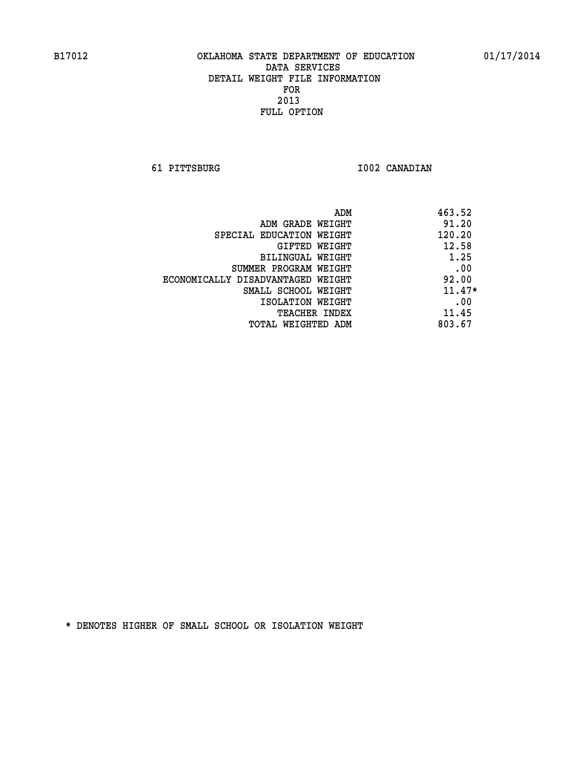B17012 OKLAHOMA STATE DEPARTMENT OF EDUCATION 01/17/2014

DATA SERVICES
DETAIL WEIGHT FILE INFORMATION
FOR
2013
FULL OPTION

61 PITTSBURG I002 CANADIAN

| | |
|---|---|
| ADM | 463.52 |
| ADM GRADE WEIGHT | 91.20 |
| SPECIAL EDUCATION WEIGHT | 120.20 |
| GIFTED WEIGHT | 12.58 |
| BILINGUAL WEIGHT | 1.25 |
| SUMMER PROGRAM WEIGHT | .00 |
| ECONOMICALLY DISADVANTAGED WEIGHT | 92.00 |
| SMALL SCHOOL WEIGHT | 11.47* |
| ISOLATION WEIGHT | .00 |
| TEACHER INDEX | 11.45 |
| TOTAL WEIGHTED ADM | 803.67 |

* DENOTES HIGHER OF SMALL SCHOOL OR ISOLATION WEIGHT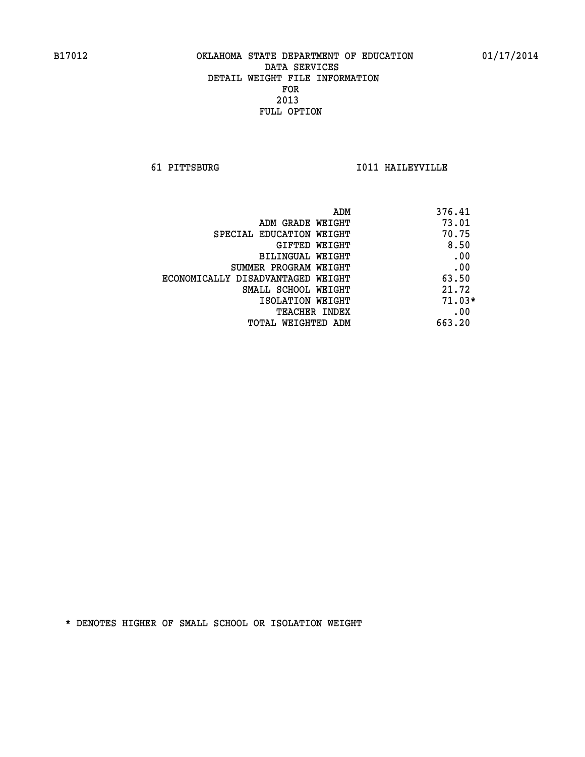B17012 OKLAHOMA STATE DEPARTMENT OF EDUCATION 01/17/2014

DATA SERVICES
DETAIL WEIGHT FILE INFORMATION
FOR
2013
FULL OPTION

61 PITTSBURG I011 HAILEYVILLE

| | |
|---|---|
| ADM | 376.41 |
| ADM GRADE WEIGHT | 73.01 |
| SPECIAL EDUCATION WEIGHT | 70.75 |
| GIFTED WEIGHT | 8.50 |
| BILINGUAL WEIGHT | .00 |
| SUMMER PROGRAM WEIGHT | .00 |
| ECONOMICALLY DISADVANTAGED WEIGHT | 63.50 |
| SMALL SCHOOL WEIGHT | 21.72 |
| ISOLATION WEIGHT | 71.03* |
| TEACHER INDEX | .00 |
| TOTAL WEIGHTED ADM | 663.20 |

* DENOTES HIGHER OF SMALL SCHOOL OR ISOLATION WEIGHT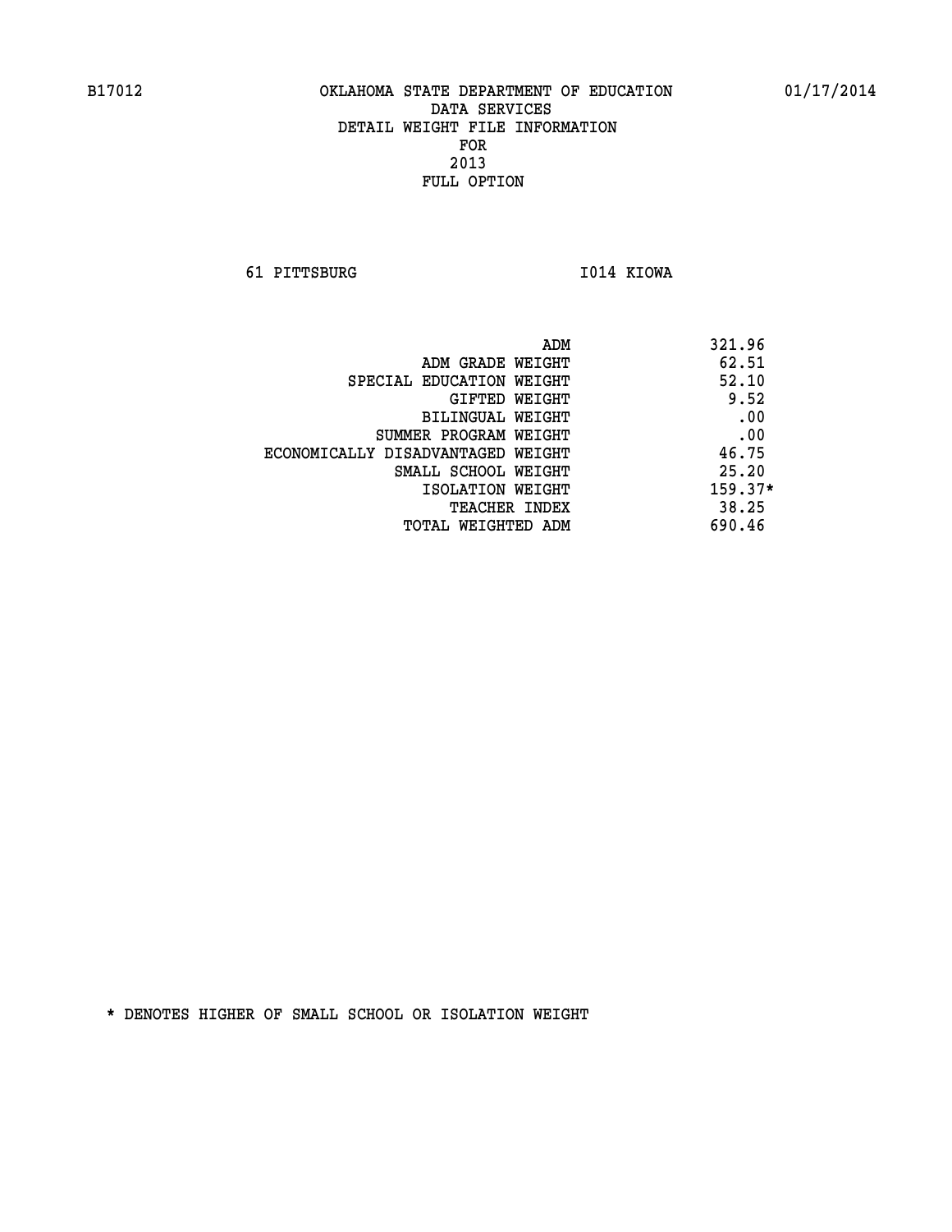B17012 OKLAHOMA STATE DEPARTMENT OF EDUCATION 01/17/2014

DATA SERVICES
DETAIL WEIGHT FILE INFORMATION
FOR
2013
FULL OPTION

61 PITTSBURG I014 KIOWA

| | |
|---|---|
| ADM | 321.96 |
| ADM GRADE WEIGHT | 62.51 |
| SPECIAL EDUCATION WEIGHT | 52.10 |
| GIFTED WEIGHT | 9.52 |
| BILINGUAL WEIGHT | .00 |
| SUMMER PROGRAM WEIGHT | .00 |
| ECONOMICALLY DISADVANTAGED WEIGHT | 46.75 |
| SMALL SCHOOL WEIGHT | 25.20 |
| ISOLATION WEIGHT | 159.37* |
| TEACHER INDEX | 38.25 |
| TOTAL WEIGHTED ADM | 690.46 |

* DENOTES HIGHER OF SMALL SCHOOL OR ISOLATION WEIGHT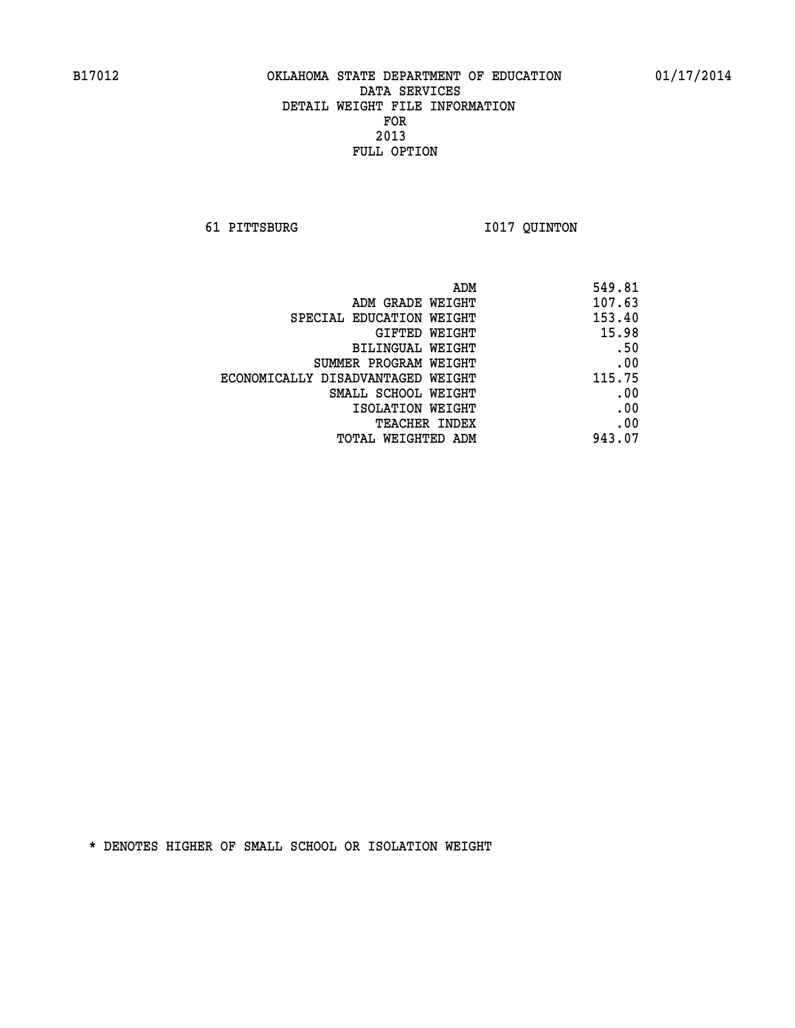B17012 OKLAHOMA STATE DEPARTMENT OF EDUCATION 01/17/2014

DATA SERVICES
DETAIL WEIGHT FILE INFORMATION
FOR
2013
FULL OPTION

61 PITTSBURG I017 QUINTON

| | |
|---|---|
| ADM | 549.81 |
| ADM GRADE WEIGHT | 107.63 |
| SPECIAL EDUCATION WEIGHT | 153.40 |
| GIFTED WEIGHT | 15.98 |
| BILINGUAL WEIGHT | .50 |
| SUMMER PROGRAM WEIGHT | .00 |
| ECONOMICALLY DISADVANTAGED WEIGHT | 115.75 |
| SMALL SCHOOL WEIGHT | .00 |
| ISOLATION WEIGHT | .00 |
| TEACHER INDEX | .00 |
| TOTAL WEIGHTED ADM | 943.07 |

* DENOTES HIGHER OF SMALL SCHOOL OR ISOLATION WEIGHT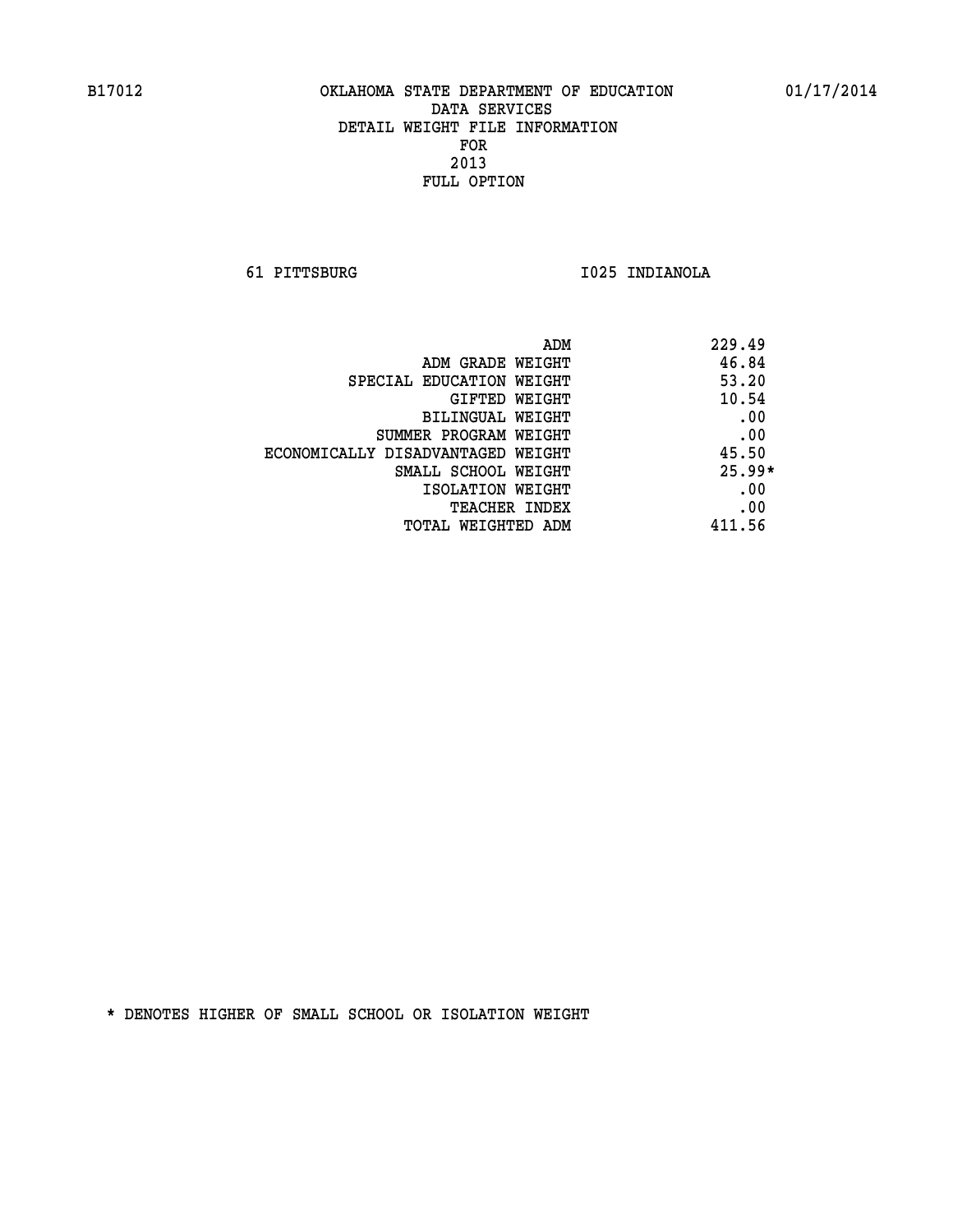B17012 OKLAHOMA STATE DEPARTMENT OF EDUCATION 01/17/2014

DATA SERVICES
DETAIL WEIGHT FILE INFORMATION
FOR
2013
FULL OPTION

61 PITTSBURG I025 INDIANOLA

| | |
|---|---|
| ADM | 229.49 |
| ADM GRADE WEIGHT | 46.84 |
| SPECIAL EDUCATION WEIGHT | 53.20 |
| GIFTED WEIGHT | 10.54 |
| BILINGUAL WEIGHT | .00 |
| SUMMER PROGRAM WEIGHT | .00 |
| ECONOMICALLY DISADVANTAGED WEIGHT | 45.50 |
| SMALL SCHOOL WEIGHT | 25.99* |
| ISOLATION WEIGHT | .00 |
| TEACHER INDEX | .00 |
| TOTAL WEIGHTED ADM | 411.56 |

* DENOTES HIGHER OF SMALL SCHOOL OR ISOLATION WEIGHT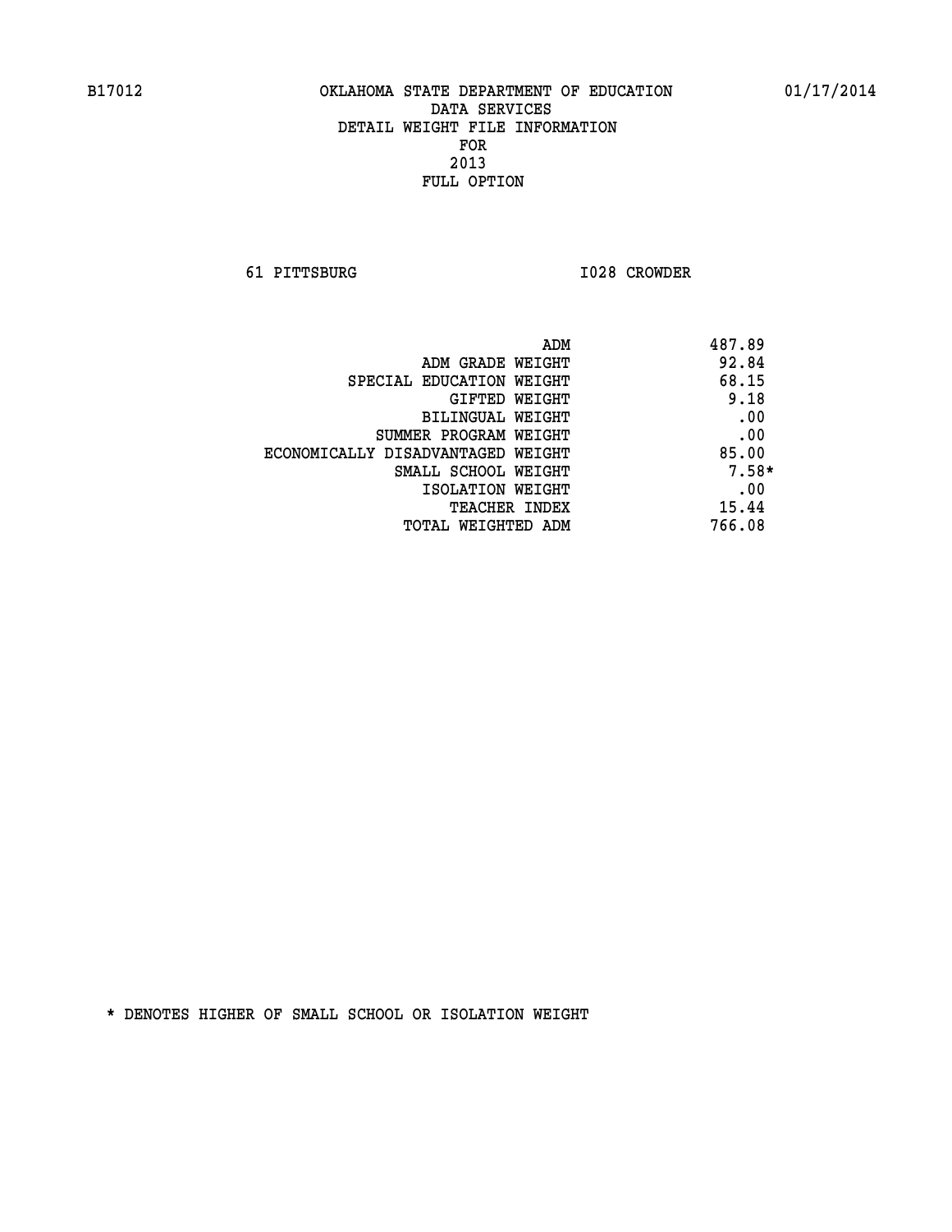B17012 OKLAHOMA STATE DEPARTMENT OF EDUCATION 01/17/2014

DATA SERVICES
DETAIL WEIGHT FILE INFORMATION
FOR
2013
FULL OPTION

61 PITTSBURG I028 CROWDER

| | |
|---|---|
| ADM | 487.89 |
| ADM GRADE WEIGHT | 92.84 |
| SPECIAL EDUCATION WEIGHT | 68.15 |
| GIFTED WEIGHT | 9.18 |
| BILINGUAL WEIGHT | .00 |
| SUMMER PROGRAM WEIGHT | .00 |
| ECONOMICALLY DISADVANTAGED WEIGHT | 85.00 |
| SMALL SCHOOL WEIGHT | 7.58* |
| ISOLATION WEIGHT | .00 |
| TEACHER INDEX | 15.44 |
| TOTAL WEIGHTED ADM | 766.08 |

* DENOTES HIGHER OF SMALL SCHOOL OR ISOLATION WEIGHT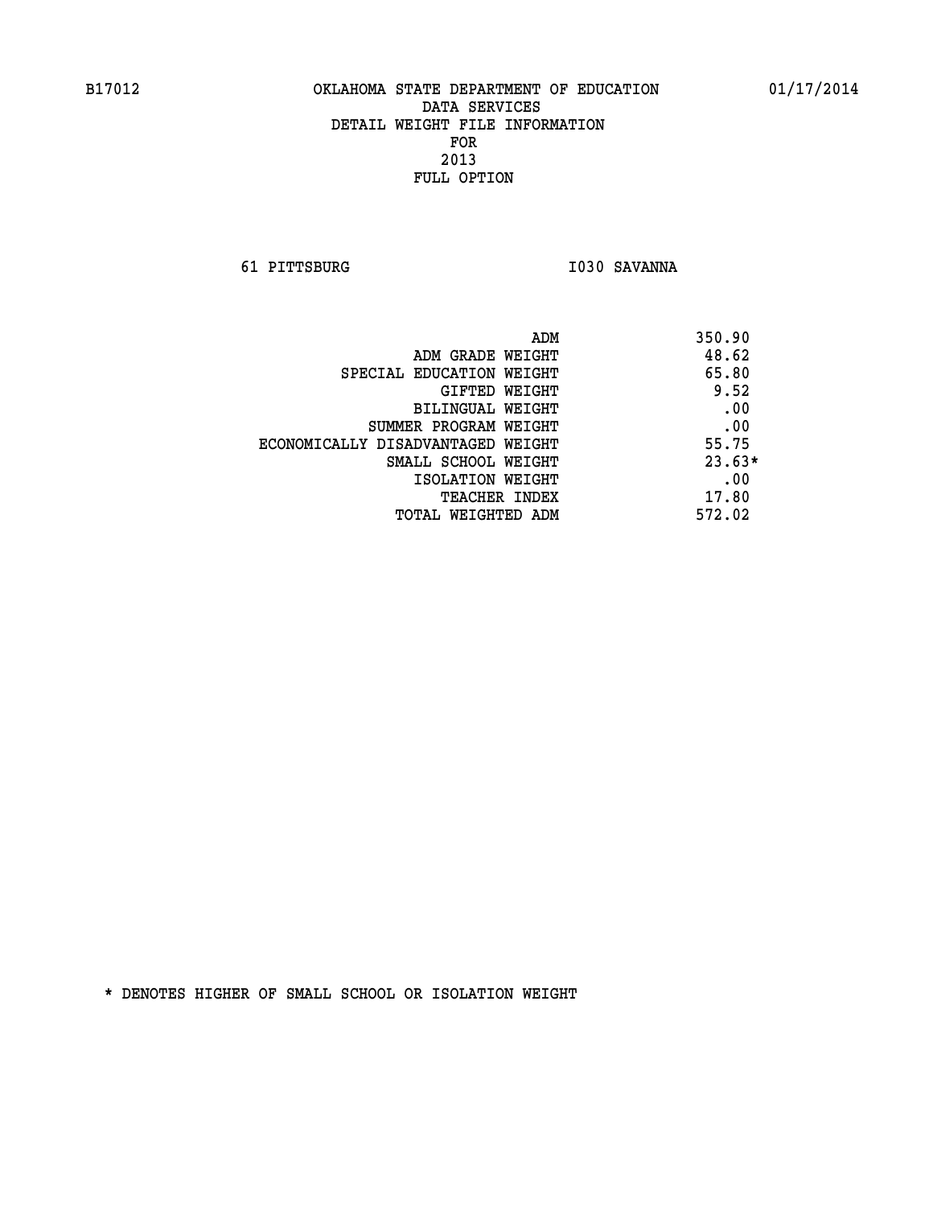B17012 OKLAHOMA STATE DEPARTMENT OF EDUCATION 01/17/2014

DATA SERVICES
DETAIL WEIGHT FILE INFORMATION
FOR
2013
FULL OPTION

61 PITTSBURG I030 SAVANNA

| | |
|---|---|
| ADM | 350.90 |
| ADM GRADE WEIGHT | 48.62 |
| SPECIAL EDUCATION WEIGHT | 65.80 |
| GIFTED WEIGHT | 9.52 |
| BILINGUAL WEIGHT | .00 |
| SUMMER PROGRAM WEIGHT | .00 |
| ECONOMICALLY DISADVANTAGED WEIGHT | 55.75 |
| SMALL SCHOOL WEIGHT | 23.63* |
| ISOLATION WEIGHT | .00 |
| TEACHER INDEX | 17.80 |
| TOTAL WEIGHTED ADM | 572.02 |

* DENOTES HIGHER OF SMALL SCHOOL OR ISOLATION WEIGHT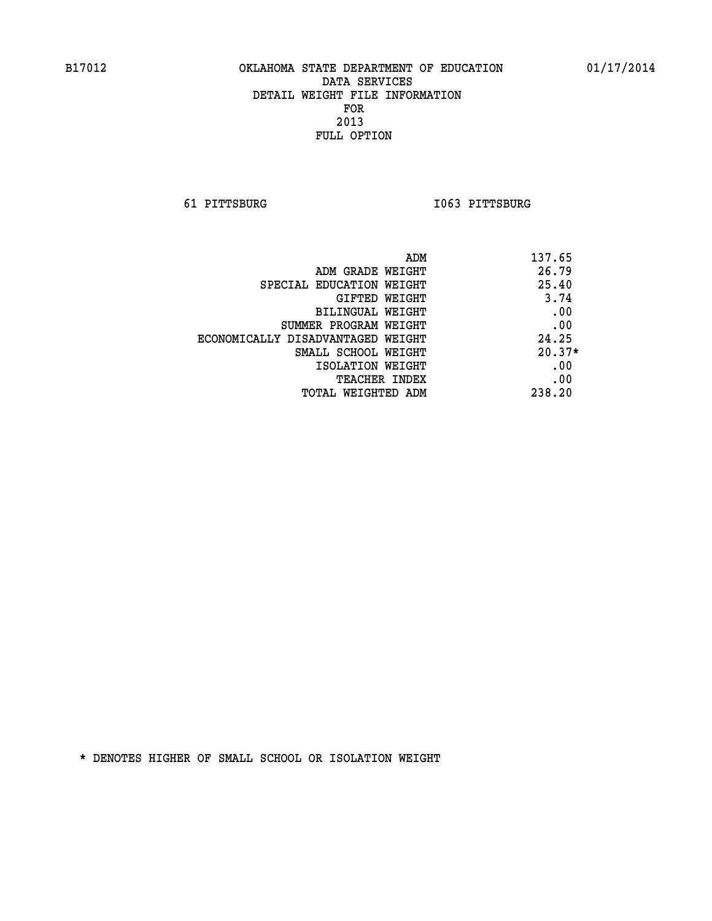B17012 OKLAHOMA STATE DEPARTMENT OF EDUCATION 01/17/2014

DATA SERVICES
DETAIL WEIGHT FILE INFORMATION
FOR
2013
FULL OPTION

61 PITTSBURG I063 PITTSBURG

| | |
|---|---|
| ADM | 137.65 |
| ADM GRADE WEIGHT | 26.79 |
| SPECIAL EDUCATION WEIGHT | 25.40 |
| GIFTED WEIGHT | 3.74 |
| BILINGUAL WEIGHT | .00 |
| SUMMER PROGRAM WEIGHT | .00 |
| ECONOMICALLY DISADVANTAGED WEIGHT | 24.25 |
| SMALL SCHOOL WEIGHT | 20.37* |
| ISOLATION WEIGHT | .00 |
| TEACHER INDEX | .00 |
| TOTAL WEIGHTED ADM | 238.20 |

* DENOTES HIGHER OF SMALL SCHOOL OR ISOLATION WEIGHT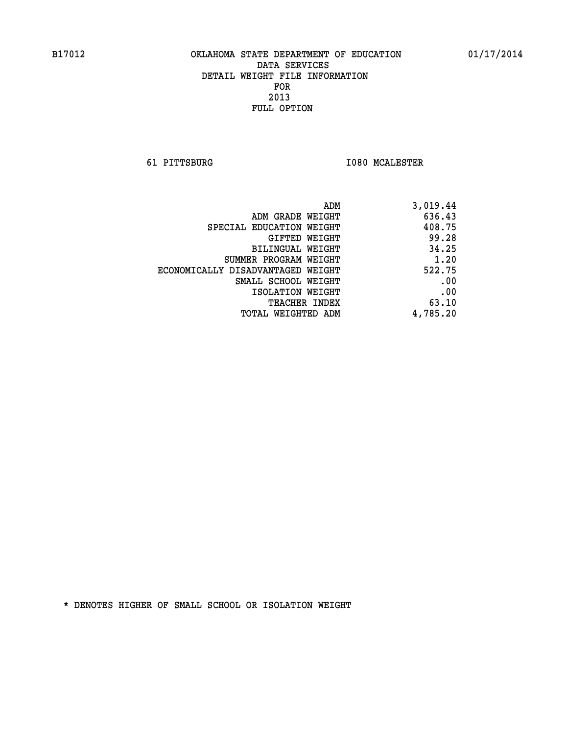B17012 OKLAHOMA STATE DEPARTMENT OF EDUCATION 01/17/2014

DATA SERVICES
DETAIL WEIGHT FILE INFORMATION
FOR
2013
FULL OPTION

61 PITTSBURG I080 MCALESTER

| | |
|---|---|
| ADM | 3,019.44 |
| ADM GRADE WEIGHT | 636.43 |
| SPECIAL EDUCATION WEIGHT | 408.75 |
| GIFTED WEIGHT | 99.28 |
| BILINGUAL WEIGHT | 34.25 |
| SUMMER PROGRAM WEIGHT | 1.20 |
| ECONOMICALLY DISADVANTAGED WEIGHT | 522.75 |
| SMALL SCHOOL WEIGHT | .00 |
| ISOLATION WEIGHT | .00 |
| TEACHER INDEX | 63.10 |
| TOTAL WEIGHTED ADM | 4,785.20 |

* DENOTES HIGHER OF SMALL SCHOOL OR ISOLATION WEIGHT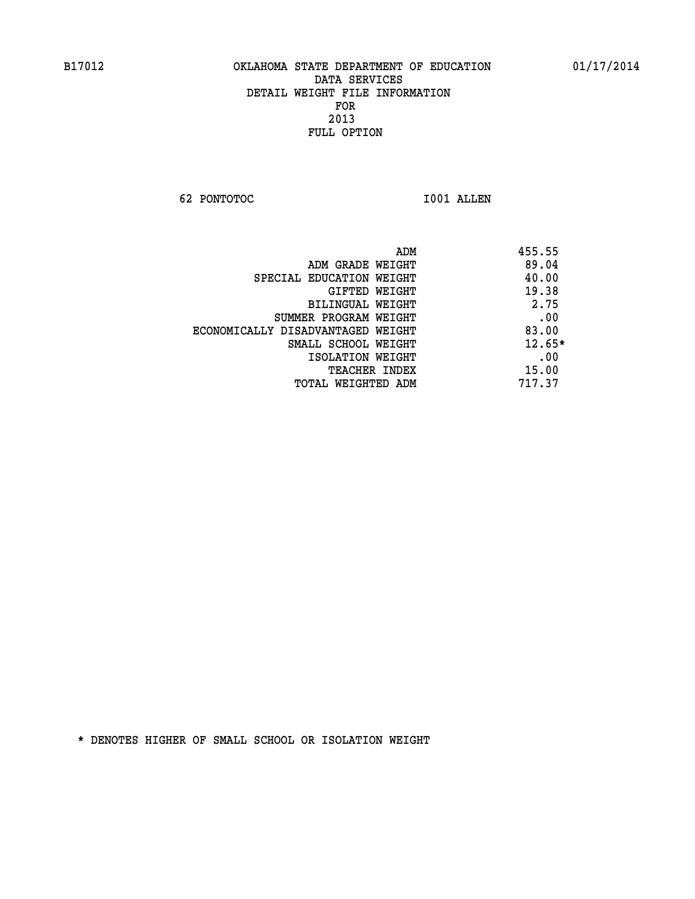B17012 OKLAHOMA STATE DEPARTMENT OF EDUCATION 01/17/2014

DATA SERVICES
DETAIL WEIGHT FILE INFORMATION
FOR
2013
FULL OPTION

62 PONTOTOC I001 ALLEN

| | |
|---|---|
| ADM | 455.55 |
| ADM GRADE WEIGHT | 89.04 |
| SPECIAL EDUCATION WEIGHT | 40.00 |
| GIFTED WEIGHT | 19.38 |
| BILINGUAL WEIGHT | 2.75 |
| SUMMER PROGRAM WEIGHT | .00 |
| ECONOMICALLY DISADVANTAGED WEIGHT | 83.00 |
| SMALL SCHOOL WEIGHT | 12.65* |
| ISOLATION WEIGHT | .00 |
| TEACHER INDEX | 15.00 |
| TOTAL WEIGHTED ADM | 717.37 |

* DENOTES HIGHER OF SMALL SCHOOL OR ISOLATION WEIGHT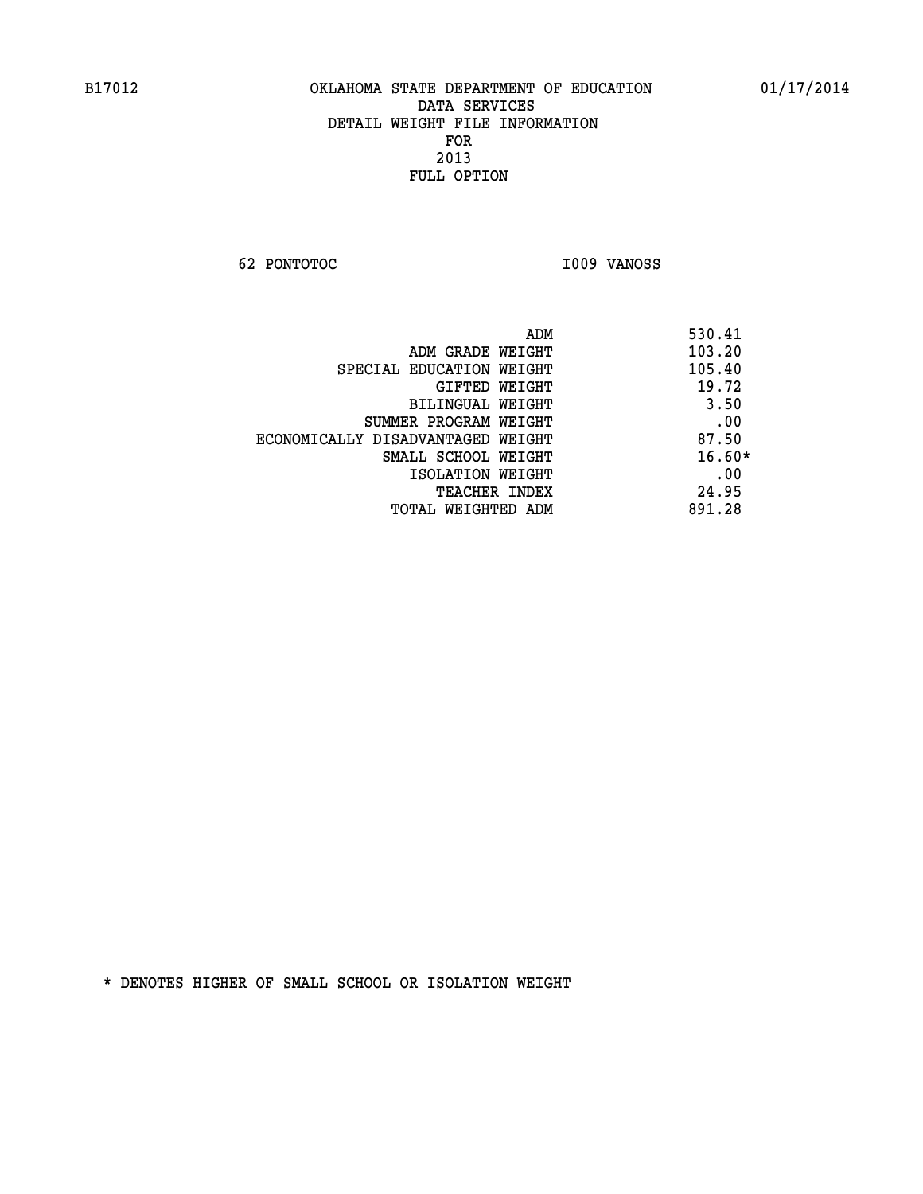B17012 OKLAHOMA STATE DEPARTMENT OF EDUCATION 01/17/2014

DATA SERVICES
DETAIL WEIGHT FILE INFORMATION
FOR
2013
FULL OPTION

62 PONTOTOC I009 VANOSS

| | |
|---|---|
| ADM | 530.41 |
| ADM GRADE WEIGHT | 103.20 |
| SPECIAL EDUCATION WEIGHT | 105.40 |
| GIFTED WEIGHT | 19.72 |
| BILINGUAL WEIGHT | 3.50 |
| SUMMER PROGRAM WEIGHT | .00 |
| ECONOMICALLY DISADVANTAGED WEIGHT | 87.50 |
| SMALL SCHOOL WEIGHT | 16.60* |
| ISOLATION WEIGHT | .00 |
| TEACHER INDEX | 24.95 |
| TOTAL WEIGHTED ADM | 891.28 |

* DENOTES HIGHER OF SMALL SCHOOL OR ISOLATION WEIGHT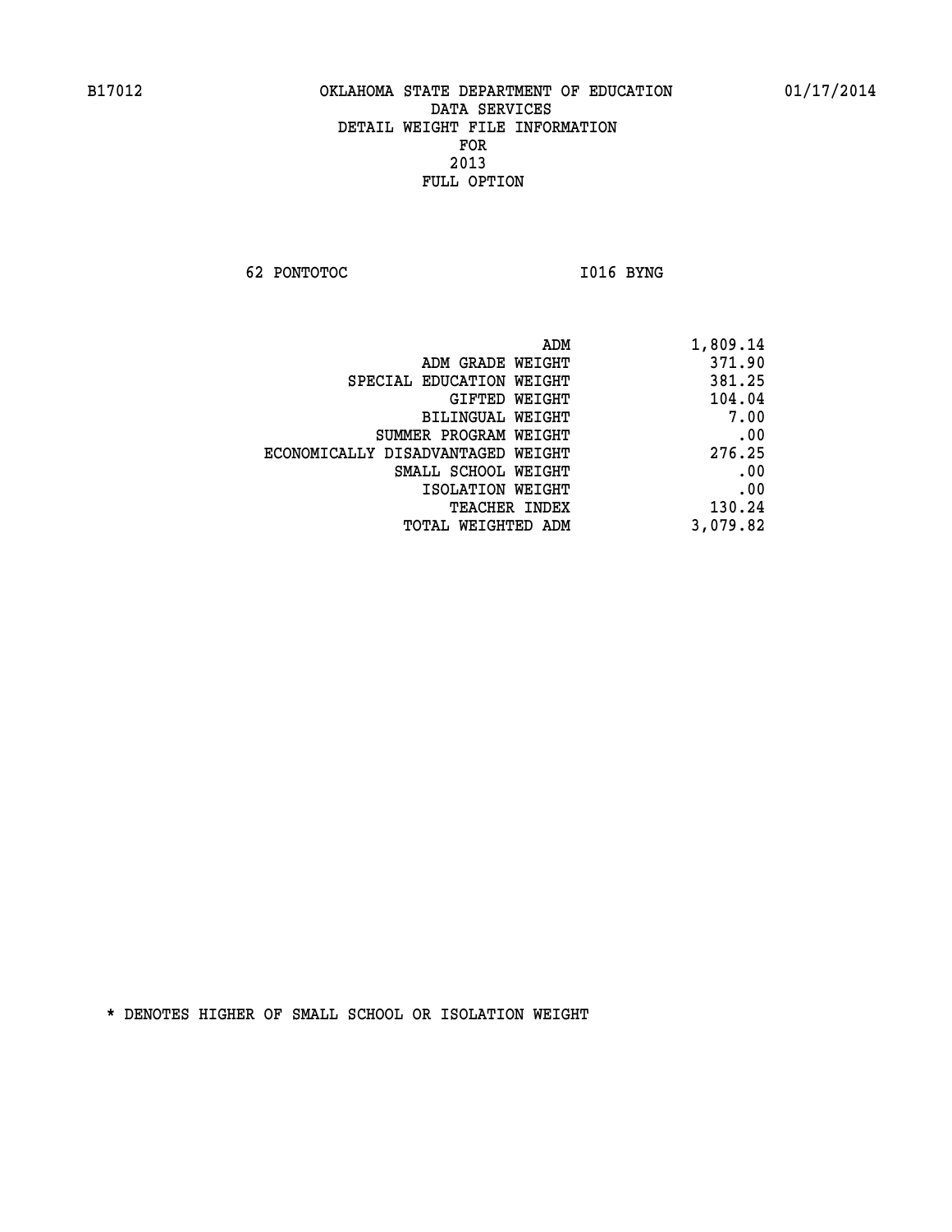B17012 OKLAHOMA STATE DEPARTMENT OF EDUCATION 01/17/2014

DATA SERVICES
DETAIL WEIGHT FILE INFORMATION
FOR
2013
FULL OPTION

62 PONTOTOC I016 BYNG

| | |
|---|---|
| ADM | 1,809.14 |
| ADM GRADE WEIGHT | 371.90 |
| SPECIAL EDUCATION WEIGHT | 381.25 |
| GIFTED WEIGHT | 104.04 |
| BILINGUAL WEIGHT | 7.00 |
| SUMMER PROGRAM WEIGHT | .00 |
| ECONOMICALLY DISADVANTAGED WEIGHT | 276.25 |
| SMALL SCHOOL WEIGHT | .00 |
| ISOLATION WEIGHT | .00 |
| TEACHER INDEX | 130.24 |
| TOTAL WEIGHTED ADM | 3,079.82 |

* DENOTES HIGHER OF SMALL SCHOOL OR ISOLATION WEIGHT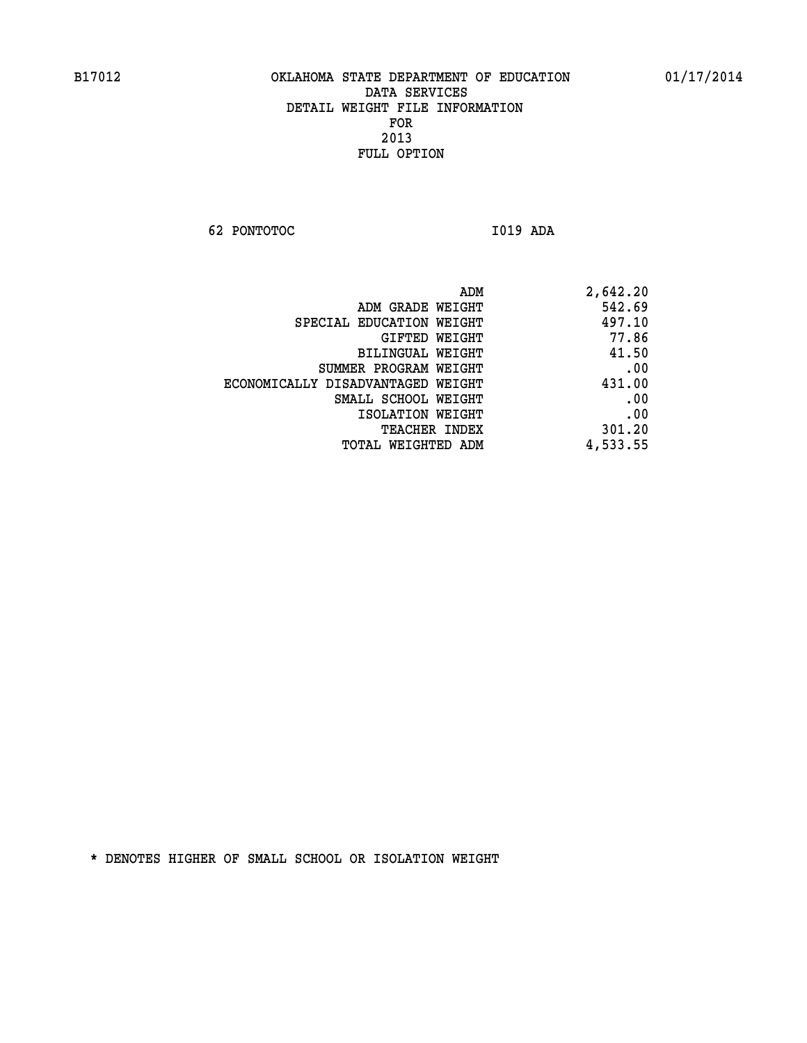B17012 OKLAHOMA STATE DEPARTMENT OF EDUCATION 01/17/2014

DATA SERVICES
DETAIL WEIGHT FILE INFORMATION
FOR
2013
FULL OPTION

62 PONTOTOC I019 ADA

| | |
|---|---|
| ADM | 2,642.20 |
| ADM GRADE WEIGHT | 542.69 |
| SPECIAL EDUCATION WEIGHT | 497.10 |
| GIFTED WEIGHT | 77.86 |
| BILINGUAL WEIGHT | 41.50 |
| SUMMER PROGRAM WEIGHT | .00 |
| ECONOMICALLY DISADVANTAGED WEIGHT | 431.00 |
| SMALL SCHOOL WEIGHT | .00 |
| ISOLATION WEIGHT | .00 |
| TEACHER INDEX | 301.20 |
| TOTAL WEIGHTED ADM | 4,533.55 |

* DENOTES HIGHER OF SMALL SCHOOL OR ISOLATION WEIGHT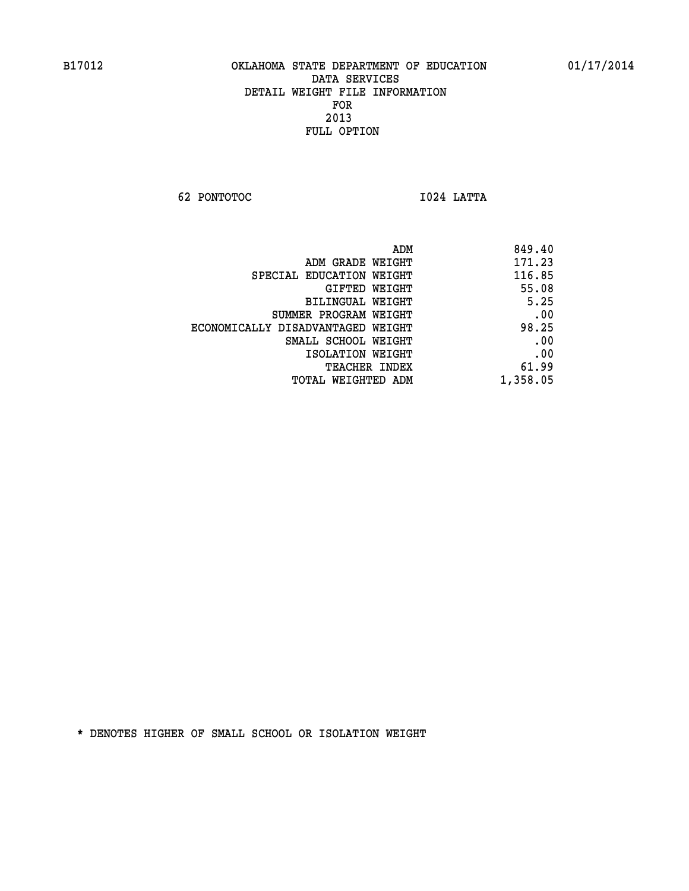# OKLAHOMA STATE DEPARTMENT OF EDUCATION
## DATA SERVICES
## DETAIL WEIGHT FILE INFORMATION
## FOR
## 2013
## FULL OPTION

B17012 01/17/2014

62 PONTOTOC I024 LATTA

| | |
|---|---|
| ADM | 849.40 |
| ADM GRADE WEIGHT | 171.23 |
| SPECIAL EDUCATION WEIGHT | 116.85 |
| GIFTED WEIGHT | 55.08 |
| BILINGUAL WEIGHT | 5.25 |
| SUMMER PROGRAM WEIGHT | .00 |
| ECONOMICALLY DISADVANTAGED WEIGHT | 98.25 |
| SMALL SCHOOL WEIGHT | .00 |
| ISOLATION WEIGHT | .00 |
| TEACHER INDEX | 61.99 |
| TOTAL WEIGHTED ADM | 1,358.05 |

* DENOTES HIGHER OF SMALL SCHOOL OR ISOLATION WEIGHT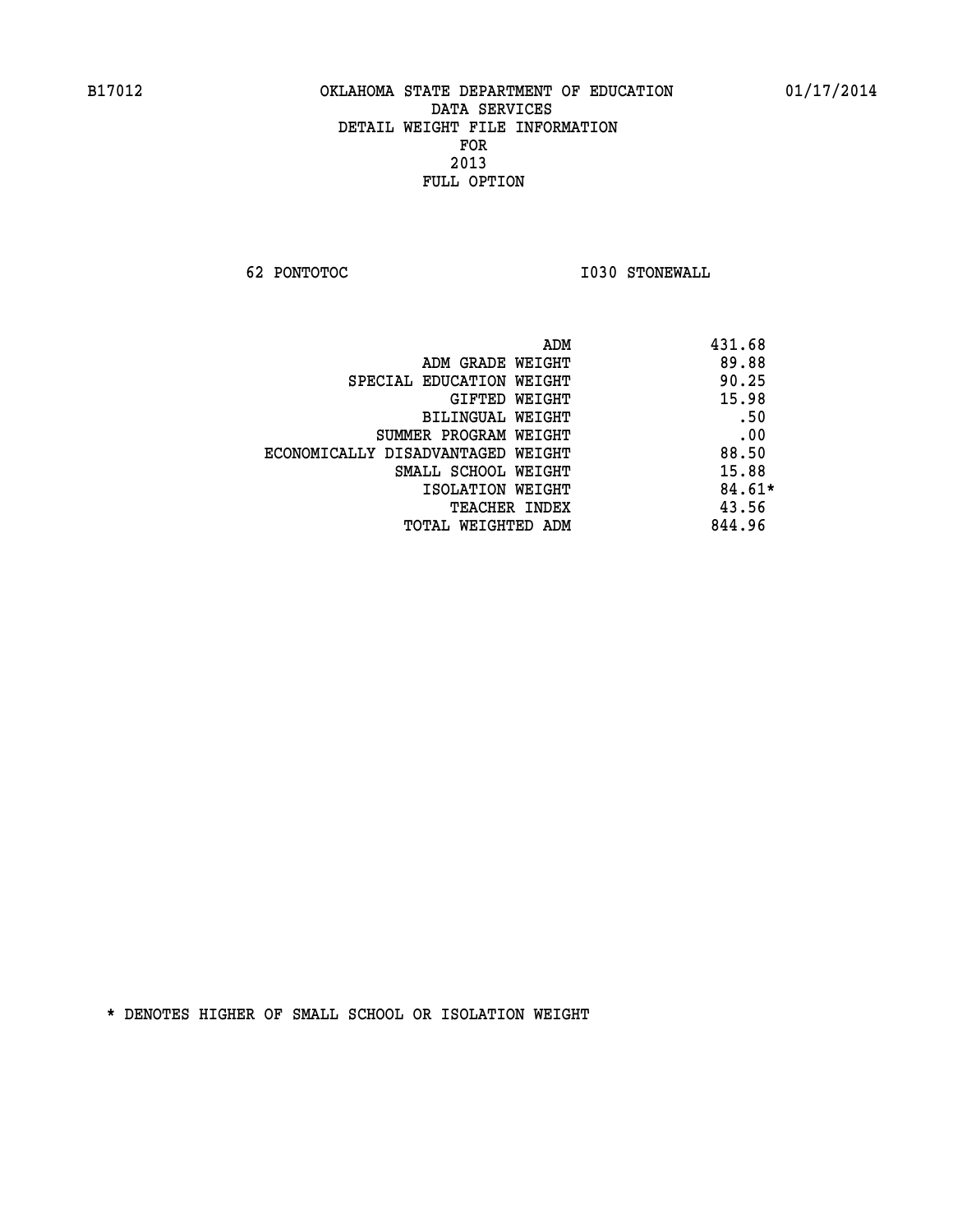B17012 OKLAHOMA STATE DEPARTMENT OF EDUCATION 01/17/2014

DATA SERVICES
DETAIL WEIGHT FILE INFORMATION
FOR
2013
FULL OPTION

62 PONTOTOC I030 STONEWALL

| | |
|---|---|
| ADM | 431.68 |
| ADM GRADE WEIGHT | 89.88 |
| SPECIAL EDUCATION WEIGHT | 90.25 |
| GIFTED WEIGHT | 15.98 |
| BILINGUAL WEIGHT | .50 |
| SUMMER PROGRAM WEIGHT | .00 |
| ECONOMICALLY DISADVANTAGED WEIGHT | 88.50 |
| SMALL SCHOOL WEIGHT | 15.88 |
| ISOLATION WEIGHT | 84.61* |
| TEACHER INDEX | 43.56 |
| TOTAL WEIGHTED ADM | 844.96 |

* DENOTES HIGHER OF SMALL SCHOOL OR ISOLATION WEIGHT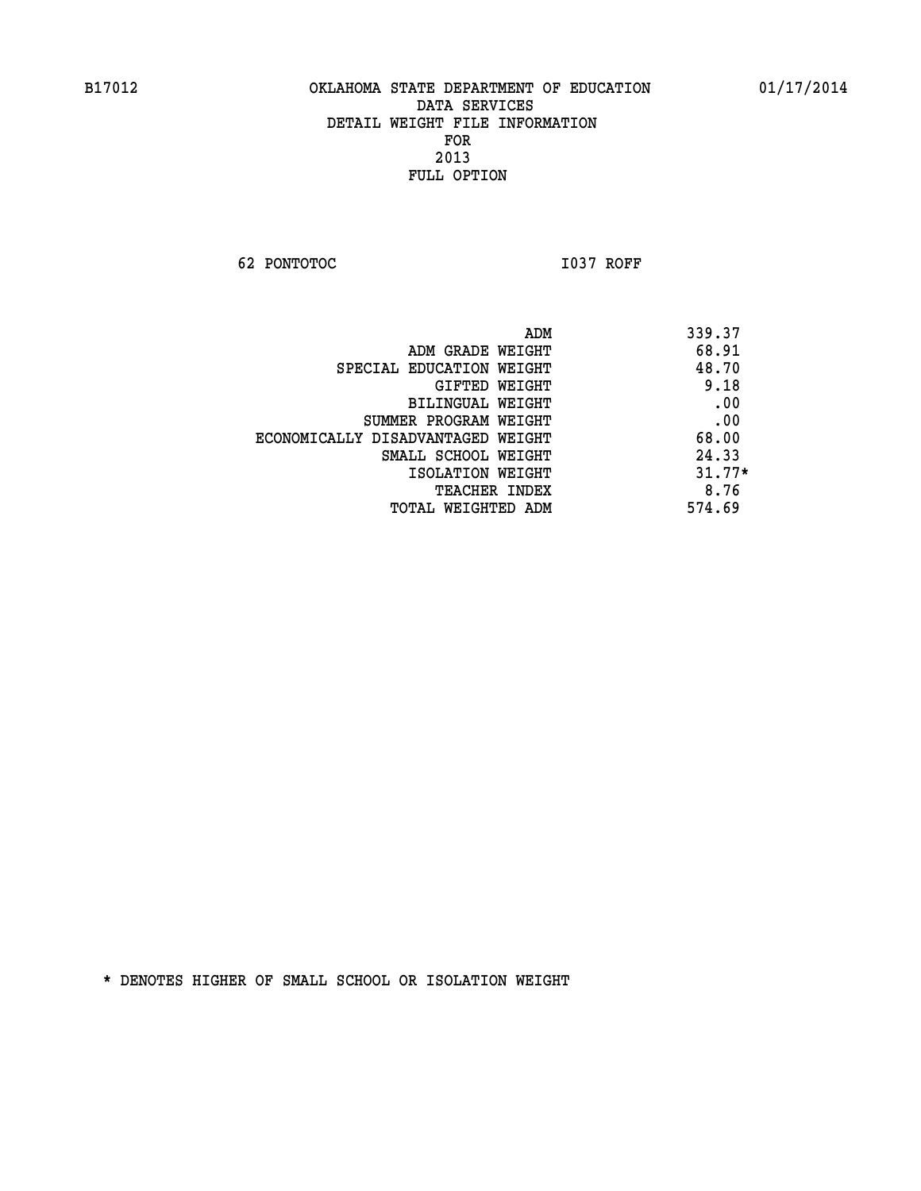B17012 OKLAHOMA STATE DEPARTMENT OF EDUCATION 01/17/2014

DATA SERVICES
DETAIL WEIGHT FILE INFORMATION
FOR
2013
FULL OPTION

62 PONTOTOC I037 ROFF

| | |
|---|---|
| ADM | 339.37 |
| ADM GRADE WEIGHT | 68.91 |
| SPECIAL EDUCATION WEIGHT | 48.70 |
| GIFTED WEIGHT | 9.18 |
| BILINGUAL WEIGHT | .00 |
| SUMMER PROGRAM WEIGHT | .00 |
| ECONOMICALLY DISADVANTAGED WEIGHT | 68.00 |
| SMALL SCHOOL WEIGHT | 24.33 |
| ISOLATION WEIGHT | 31.77* |
| TEACHER INDEX | 8.76 |
| TOTAL WEIGHTED ADM | 574.69 |

* DENOTES HIGHER OF SMALL SCHOOL OR ISOLATION WEIGHT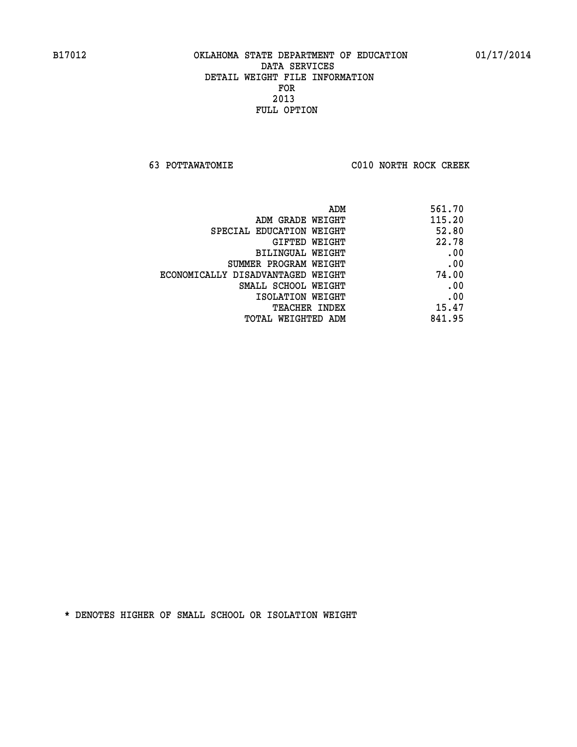B17012 OKLAHOMA STATE DEPARTMENT OF EDUCATION 01/17/2014

DATA SERVICES
DETAIL WEIGHT FILE INFORMATION
FOR
2013
FULL OPTION

63 POTTAWATOMIE C010 NORTH ROCK CREEK

| | |
|---|---|
| ADM | 561.70 |
| ADM GRADE WEIGHT | 115.20 |
| SPECIAL EDUCATION WEIGHT | 52.80 |
| GIFTED WEIGHT | 22.78 |
| BILINGUAL WEIGHT | .00 |
| SUMMER PROGRAM WEIGHT | .00 |
| ECONOMICALLY DISADVANTAGED WEIGHT | 74.00 |
| SMALL SCHOOL WEIGHT | .00 |
| ISOLATION WEIGHT | .00 |
| TEACHER INDEX | 15.47 |
| TOTAL WEIGHTED ADM | 841.95 |

* DENOTES HIGHER OF SMALL SCHOOL OR ISOLATION WEIGHT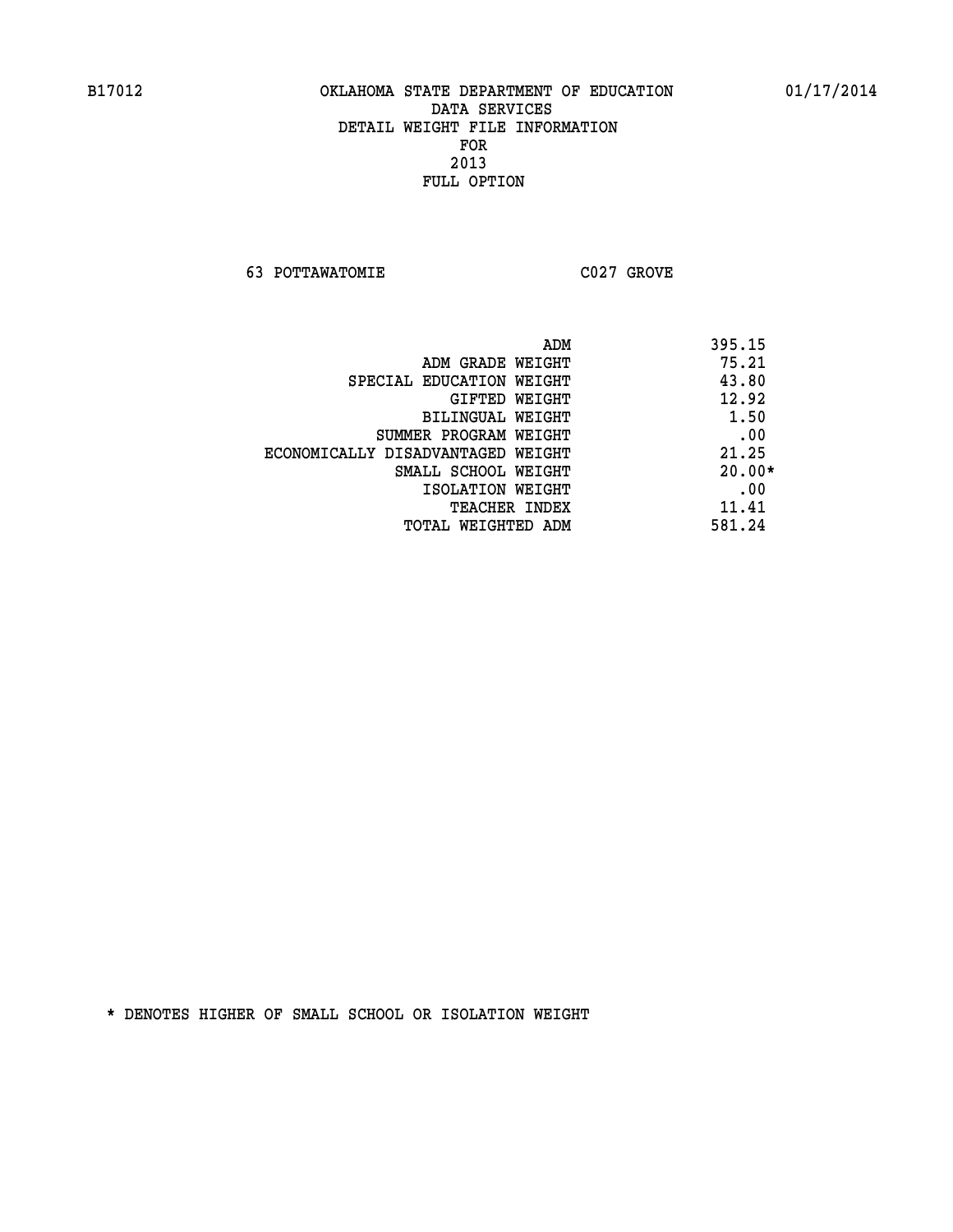B17012 OKLAHOMA STATE DEPARTMENT OF EDUCATION 01/17/2014

DATA SERVICES
DETAIL WEIGHT FILE INFORMATION
FOR
2013
FULL OPTION

63 POTTAWATOMIE C027 GROVE

| | |
|---|---|
| ADM | 395.15 |
| ADM GRADE WEIGHT | 75.21 |
| SPECIAL EDUCATION WEIGHT | 43.80 |
| GIFTED WEIGHT | 12.92 |
| BILINGUAL WEIGHT | 1.50 |
| SUMMER PROGRAM WEIGHT | .00 |
| ECONOMICALLY DISADVANTAGED WEIGHT | 21.25 |
| SMALL SCHOOL WEIGHT | 20.00* |
| ISOLATION WEIGHT | .00 |
| TEACHER INDEX | 11.41 |
| TOTAL WEIGHTED ADM | 581.24 |

* DENOTES HIGHER OF SMALL SCHOOL OR ISOLATION WEIGHT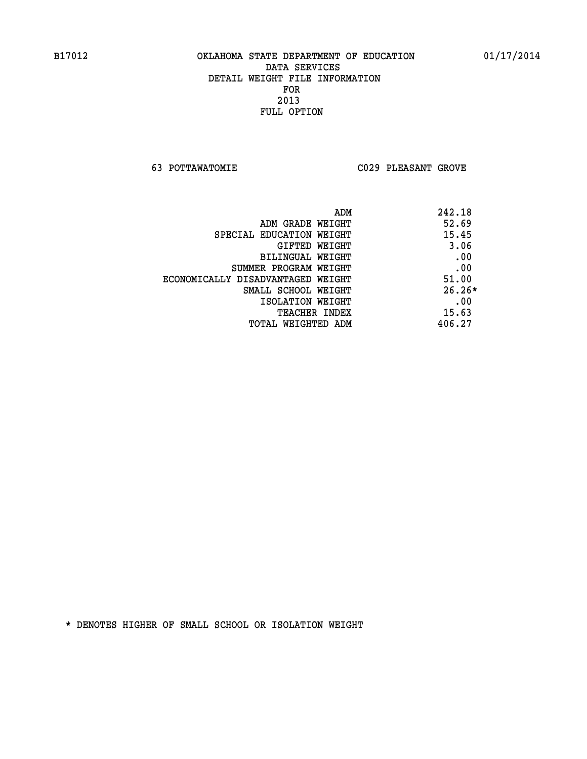B17012 OKLAHOMA STATE DEPARTMENT OF EDUCATION 01/17/2014

DATA SERVICES
DETAIL WEIGHT FILE INFORMATION
FOR
2013
FULL OPTION

63 POTTAWATOMIE C029 PLEASANT GROVE

| | |
|---|---|
| ADM | 242.18 |
| ADM GRADE WEIGHT | 52.69 |
| SPECIAL EDUCATION WEIGHT | 15.45 |
| GIFTED WEIGHT | 3.06 |
| BILINGUAL WEIGHT | .00 |
| SUMMER PROGRAM WEIGHT | .00 |
| ECONOMICALLY DISADVANTAGED WEIGHT | 51.00 |
| SMALL SCHOOL WEIGHT | 26.26* |
| ISOLATION WEIGHT | .00 |
| TEACHER INDEX | 15.63 |
| TOTAL WEIGHTED ADM | 406.27 |

* DENOTES HIGHER OF SMALL SCHOOL OR ISOLATION WEIGHT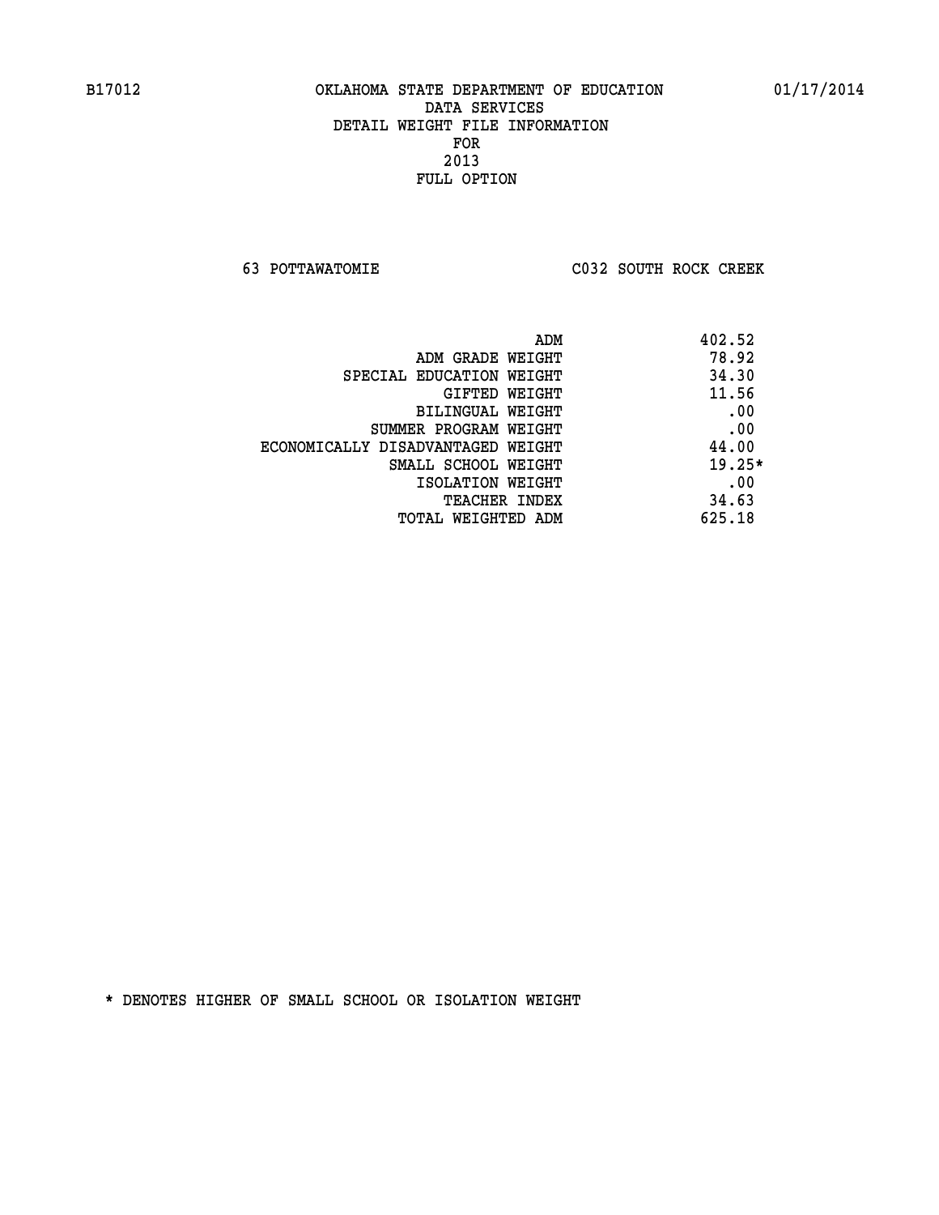B17012 OKLAHOMA STATE DEPARTMENT OF EDUCATION 01/17/2014

DATA SERVICES
DETAIL WEIGHT FILE INFORMATION
FOR
2013
FULL OPTION

63 POTTAWATOMIE C032 SOUTH ROCK CREEK

| | |
|---|---|
| ADM | 402.52 |
| ADM GRADE WEIGHT | 78.92 |
| SPECIAL EDUCATION WEIGHT | 34.30 |
| GIFTED WEIGHT | 11.56 |
| BILINGUAL WEIGHT | .00 |
| SUMMER PROGRAM WEIGHT | .00 |
| ECONOMICALLY DISADVANTAGED WEIGHT | 44.00 |
| SMALL SCHOOL WEIGHT | 19.25* |
| ISOLATION WEIGHT | .00 |
| TEACHER INDEX | 34.63 |
| TOTAL WEIGHTED ADM | 625.18 |

* DENOTES HIGHER OF SMALL SCHOOL OR ISOLATION WEIGHT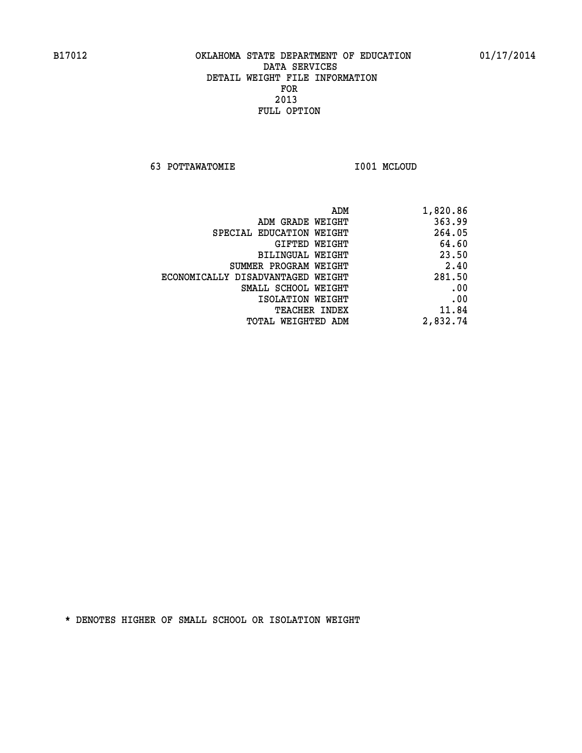B17012 OKLAHOMA STATE DEPARTMENT OF EDUCATION 01/17/2014

DATA SERVICES
DETAIL WEIGHT FILE INFORMATION
FOR
2013
FULL OPTION

63 POTTAWATOMIE I001 MCLOUD

| | |
|---|---|
| ADM | 1,820.86 |
| ADM GRADE WEIGHT | 363.99 |
| SPECIAL EDUCATION WEIGHT | 264.05 |
| GIFTED WEIGHT | 64.60 |
| BILINGUAL WEIGHT | 23.50 |
| SUMMER PROGRAM WEIGHT | 2.40 |
| ECONOMICALLY DISADVANTAGED WEIGHT | 281.50 |
| SMALL SCHOOL WEIGHT | .00 |
| ISOLATION WEIGHT | .00 |
| TEACHER INDEX | 11.84 |
| TOTAL WEIGHTED ADM | 2,832.74 |

* DENOTES HIGHER OF SMALL SCHOOL OR ISOLATION WEIGHT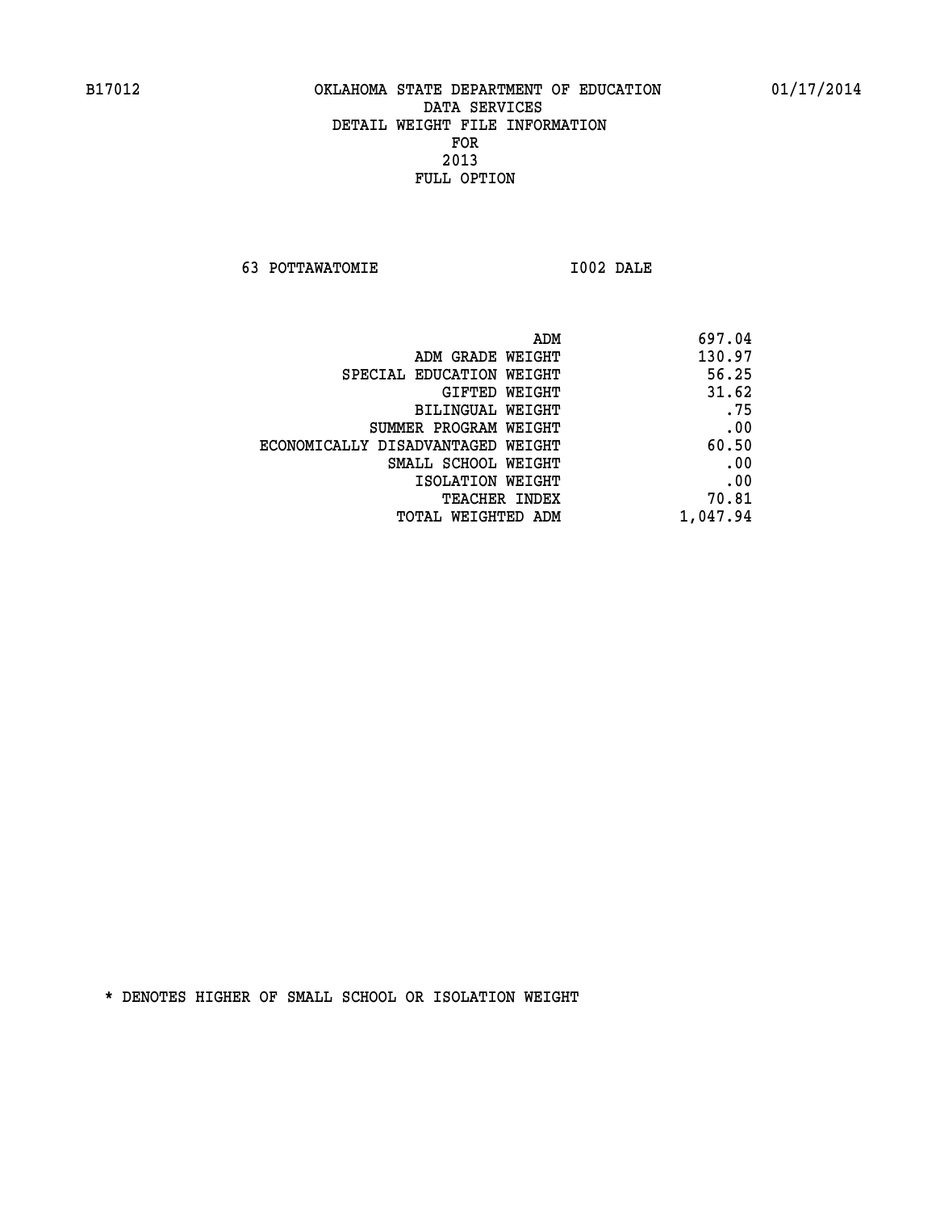B17012 OKLAHOMA STATE DEPARTMENT OF EDUCATION 01/17/2014

DATA SERVICES

DETAIL WEIGHT FILE INFORMATION

FOR

2013

FULL OPTION

63 POTTAWATOMIE I002 DALE

| | |
|---|---|
| ADM | 697.04 |
| ADM GRADE WEIGHT | 130.97 |
| SPECIAL EDUCATION WEIGHT | 56.25 |
| GIFTED WEIGHT | 31.62 |
| BILINGUAL WEIGHT | .75 |
| SUMMER PROGRAM WEIGHT | .00 |
| ECONOMICALLY DISADVANTAGED WEIGHT | 60.50 |
| SMALL SCHOOL WEIGHT | .00 |
| ISOLATION WEIGHT | .00 |
| TEACHER INDEX | 70.81 |
| TOTAL WEIGHTED ADM | 1,047.94 |

* DENOTES HIGHER OF SMALL SCHOOL OR ISOLATION WEIGHT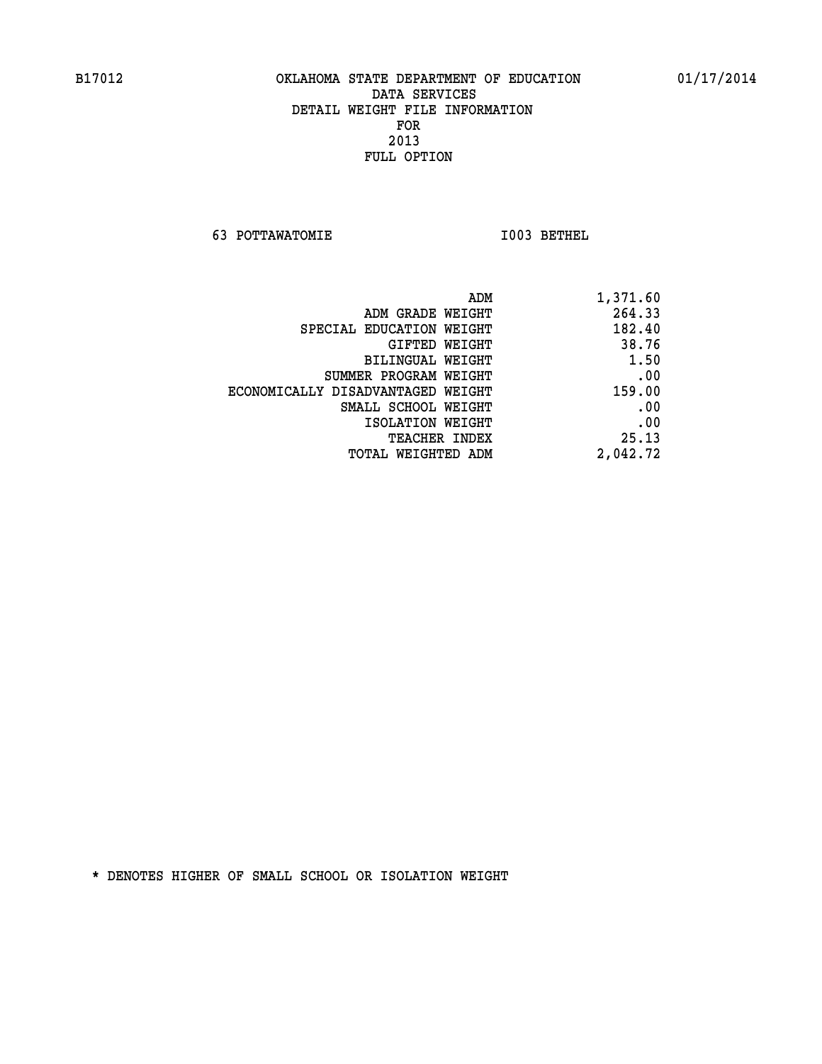B17012 OKLAHOMA STATE DEPARTMENT OF EDUCATION 01/17/2014

DATA SERVICES
DETAIL WEIGHT FILE INFORMATION
FOR
2013
FULL OPTION

63 POTTAWATOMIE I003 BETHEL

| | |
|---|---|
| ADM | 1,371.60 |
| ADM GRADE WEIGHT | 264.33 |
| SPECIAL EDUCATION WEIGHT | 182.40 |
| GIFTED WEIGHT | 38.76 |
| BILINGUAL WEIGHT | 1.50 |
| SUMMER PROGRAM WEIGHT | .00 |
| ECONOMICALLY DISADVANTAGED WEIGHT | 159.00 |
| SMALL SCHOOL WEIGHT | .00 |
| ISOLATION WEIGHT | .00 |
| TEACHER INDEX | 25.13 |
| TOTAL WEIGHTED ADM | 2,042.72 |

* DENOTES HIGHER OF SMALL SCHOOL OR ISOLATION WEIGHT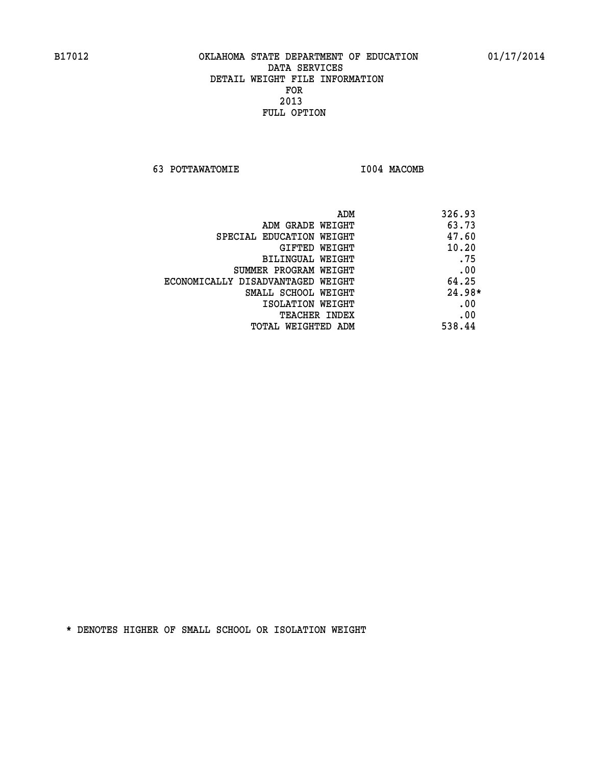B17012 OKLAHOMA STATE DEPARTMENT OF EDUCATION 01/17/2014

DATA SERVICES
DETAIL WEIGHT FILE INFORMATION
FOR
2013
FULL OPTION

63 POTTAWATOMIE I004 MACOMB

| | |
|---|---|
| ADM | 326.93 |
| ADM GRADE WEIGHT | 63.73 |
| SPECIAL EDUCATION WEIGHT | 47.60 |
| GIFTED WEIGHT | 10.20 |
| BILINGUAL WEIGHT | .75 |
| SUMMER PROGRAM WEIGHT | .00 |
| ECONOMICALLY DISADVANTAGED WEIGHT | 64.25 |
| SMALL SCHOOL WEIGHT | 24.98* |
| ISOLATION WEIGHT | .00 |
| TEACHER INDEX | .00 |
| TOTAL WEIGHTED ADM | 538.44 |

* DENOTES HIGHER OF SMALL SCHOOL OR ISOLATION WEIGHT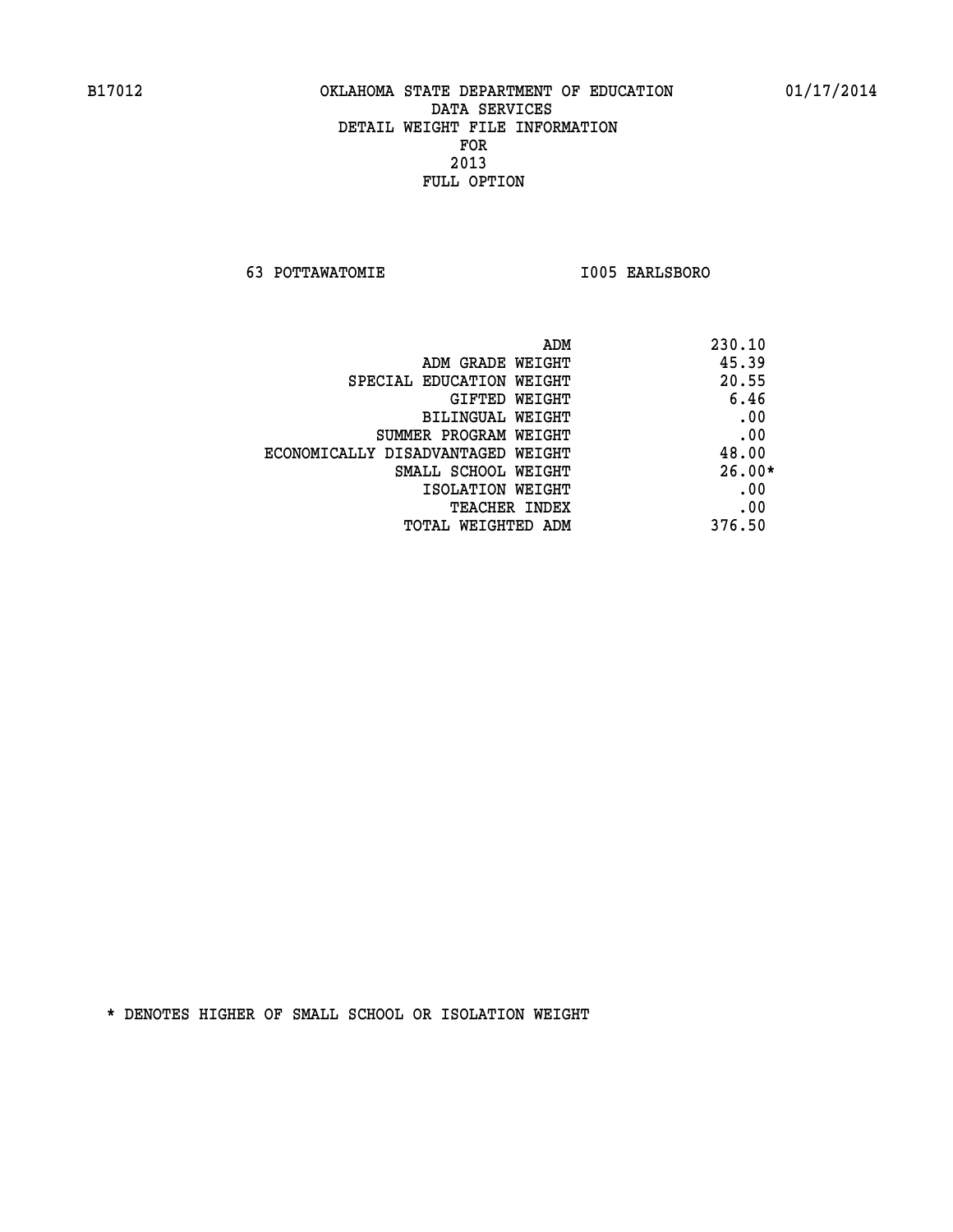B17012 OKLAHOMA STATE DEPARTMENT OF EDUCATION 01/17/2014

DATA SERVICES
DETAIL WEIGHT FILE INFORMATION
FOR
2013
FULL OPTION

63 POTTAWATOMIE I005 EARLSBORO

| | |
|---|---|
| ADM | 230.10 |
| ADM GRADE WEIGHT | 45.39 |
| SPECIAL EDUCATION WEIGHT | 20.55 |
| GIFTED WEIGHT | 6.46 |
| BILINGUAL WEIGHT | .00 |
| SUMMER PROGRAM WEIGHT | .00 |
| ECONOMICALLY DISADVANTAGED WEIGHT | 48.00 |
| SMALL SCHOOL WEIGHT | 26.00* |
| ISOLATION WEIGHT | .00 |
| TEACHER INDEX | .00 |
| TOTAL WEIGHTED ADM | 376.50 |

* DENOTES HIGHER OF SMALL SCHOOL OR ISOLATION WEIGHT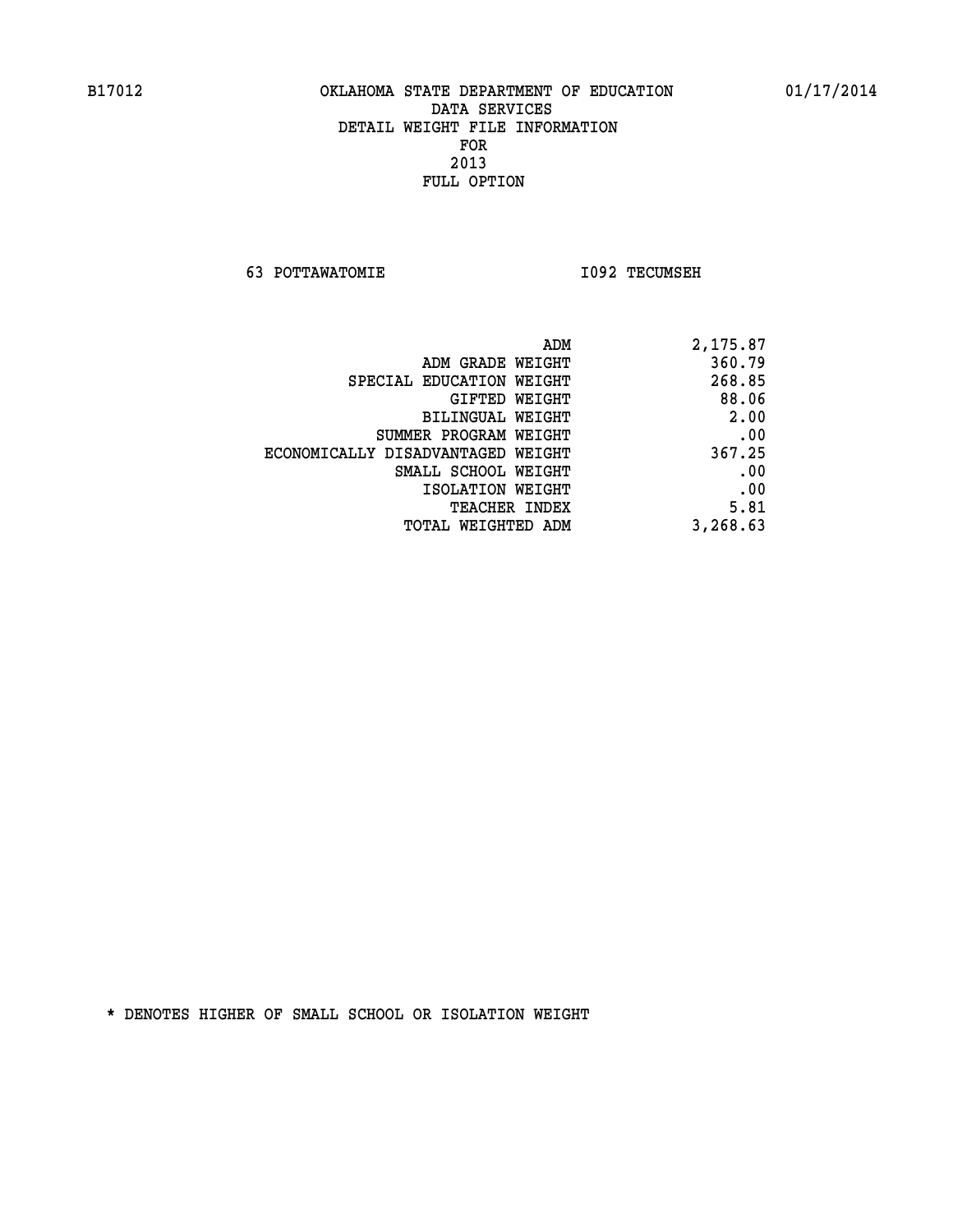B17012 OKLAHOMA STATE DEPARTMENT OF EDUCATION 01/17/2014

DATA SERVICES
DETAIL WEIGHT FILE INFORMATION
FOR
2013
FULL OPTION

63 POTTAWATOMIE I092 TECUMSEH

| | |
|---|---|
| ADM | 2,175.87 |
| ADM GRADE WEIGHT | 360.79 |
| SPECIAL EDUCATION WEIGHT | 268.85 |
| GIFTED WEIGHT | 88.06 |
| BILINGUAL WEIGHT | 2.00 |
| SUMMER PROGRAM WEIGHT | .00 |
| ECONOMICALLY DISADVANTAGED WEIGHT | 367.25 |
| SMALL SCHOOL WEIGHT | .00 |
| ISOLATION WEIGHT | .00 |
| TEACHER INDEX | 5.81 |
| TOTAL WEIGHTED ADM | 3,268.63 |

* DENOTES HIGHER OF SMALL SCHOOL OR ISOLATION WEIGHT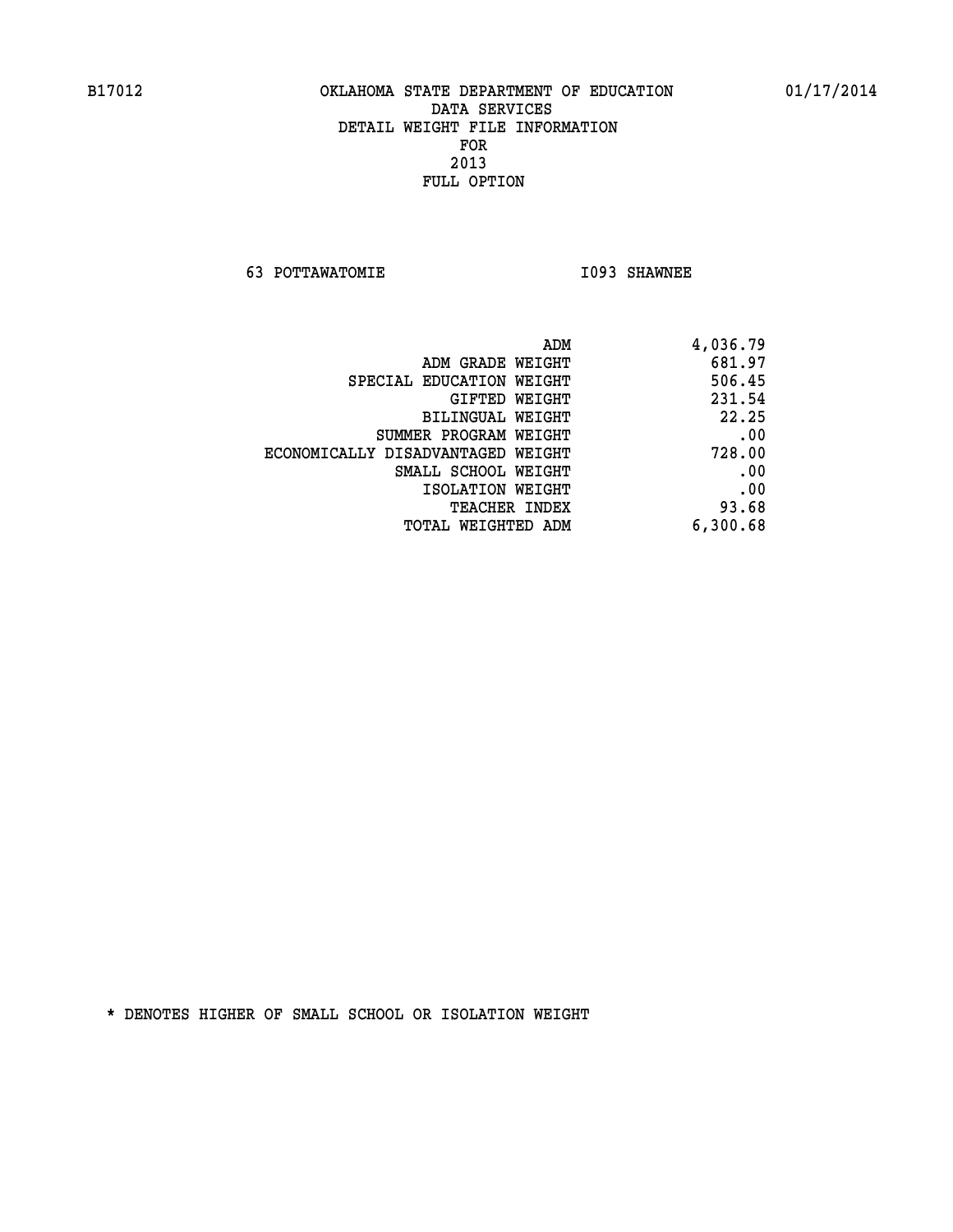B17012 OKLAHOMA STATE DEPARTMENT OF EDUCATION 01/17/2014

DATA SERVICES

DETAIL WEIGHT FILE INFORMATION

FOR

2013

FULL OPTION

63 POTTAWATOMIE I093 SHAWNEE

| | |
|---|---|
| ADM | 4,036.79 |
| ADM GRADE WEIGHT | 681.97 |
| SPECIAL EDUCATION WEIGHT | 506.45 |
| GIFTED WEIGHT | 231.54 |
| BILINGUAL WEIGHT | 22.25 |
| SUMMER PROGRAM WEIGHT | .00 |
| ECONOMICALLY DISADVANTAGED WEIGHT | 728.00 |
| SMALL SCHOOL WEIGHT | .00 |
| ISOLATION WEIGHT | .00 |
| TEACHER INDEX | 93.68 |
| TOTAL WEIGHTED ADM | 6,300.68 |

* DENOTES HIGHER OF SMALL SCHOOL OR ISOLATION WEIGHT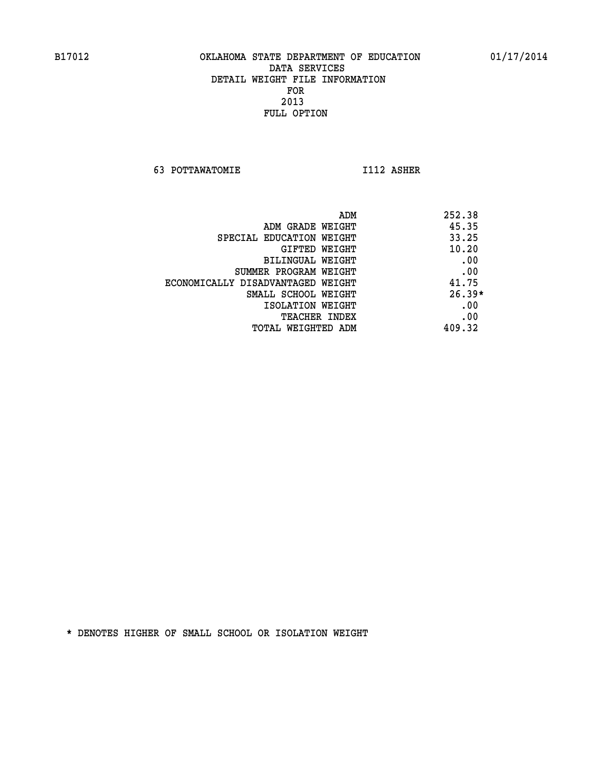B17012 OKLAHOMA STATE DEPARTMENT OF EDUCATION 01/17/2014

DATA SERVICES
DETAIL WEIGHT FILE INFORMATION
FOR
2013
FULL OPTION

63 POTTAWATOMIE I112 ASHER

| | |
|---|---|
| ADM | 252.38 |
| ADM GRADE WEIGHT | 45.35 |
| SPECIAL EDUCATION WEIGHT | 33.25 |
| GIFTED WEIGHT | 10.20 |
| BILINGUAL WEIGHT | .00 |
| SUMMER PROGRAM WEIGHT | .00 |
| ECONOMICALLY DISADVANTAGED WEIGHT | 41.75 |
| SMALL SCHOOL WEIGHT | 26.39* |
| ISOLATION WEIGHT | .00 |
| TEACHER INDEX | .00 |
| TOTAL WEIGHTED ADM | 409.32 |

* DENOTES HIGHER OF SMALL SCHOOL OR ISOLATION WEIGHT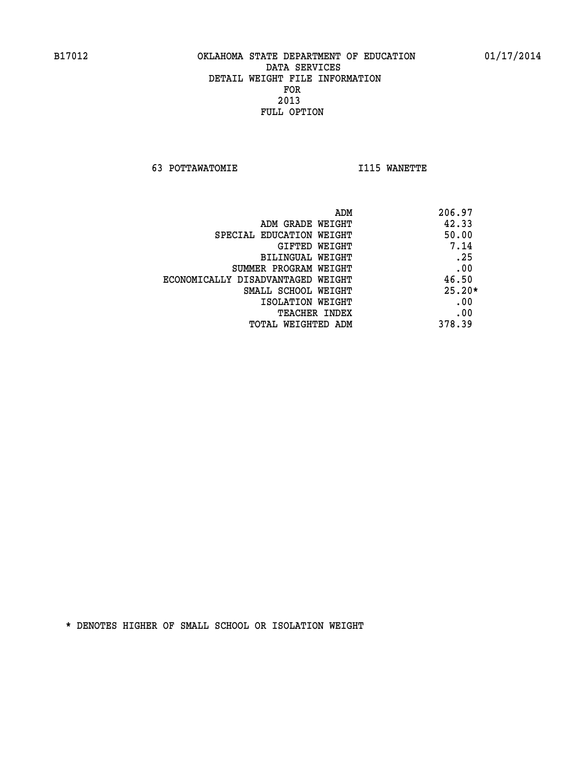B17012 OKLAHOMA STATE DEPARTMENT OF EDUCATION 01/17/2014

DATA SERVICES
DETAIL WEIGHT FILE INFORMATION
FOR
2013
FULL OPTION

63 POTTAWATOMIE I115 WANETTE

| | |
|---|---|
| ADM | 206.97 |
| ADM GRADE WEIGHT | 42.33 |
| SPECIAL EDUCATION WEIGHT | 50.00 |
| GIFTED WEIGHT | 7.14 |
| BILINGUAL WEIGHT | .25 |
| SUMMER PROGRAM WEIGHT | .00 |
| ECONOMICALLY DISADVANTAGED WEIGHT | 46.50 |
| SMALL SCHOOL WEIGHT | 25.20* |
| ISOLATION WEIGHT | .00 |
| TEACHER INDEX | .00 |
| TOTAL WEIGHTED ADM | 378.39 |

* DENOTES HIGHER OF SMALL SCHOOL OR ISOLATION WEIGHT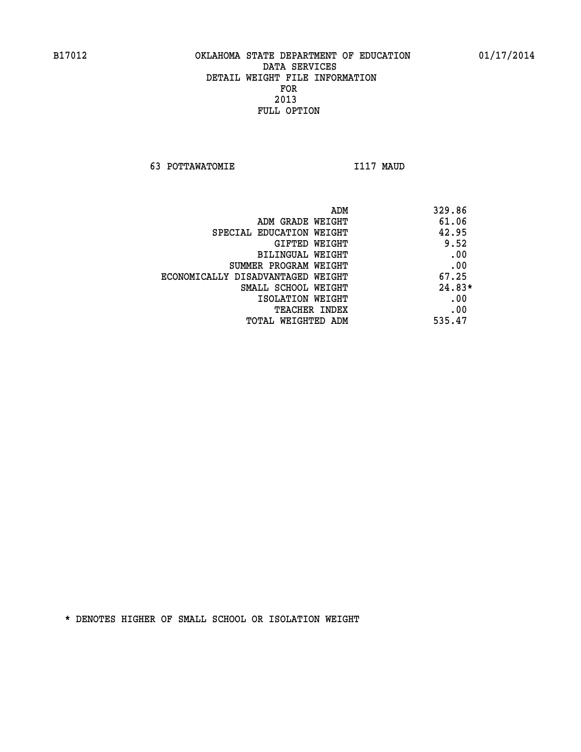B17012 OKLAHOMA STATE DEPARTMENT OF EDUCATION 01/17/2014

DATA SERVICES
DETAIL WEIGHT FILE INFORMATION
FOR
2013
FULL OPTION

63 POTTAWATOMIE I117 MAUD

| | |
|---|---|
| ADM | 329.86 |
| ADM GRADE WEIGHT | 61.06 |
| SPECIAL EDUCATION WEIGHT | 42.95 |
| GIFTED WEIGHT | 9.52 |
| BILINGUAL WEIGHT | .00 |
| SUMMER PROGRAM WEIGHT | .00 |
| ECONOMICALLY DISADVANTAGED WEIGHT | 67.25 |
| SMALL SCHOOL WEIGHT | 24.83* |
| ISOLATION WEIGHT | .00 |
| TEACHER INDEX | .00 |
| TOTAL WEIGHTED ADM | 535.47 |

* DENOTES HIGHER OF SMALL SCHOOL OR ISOLATION WEIGHT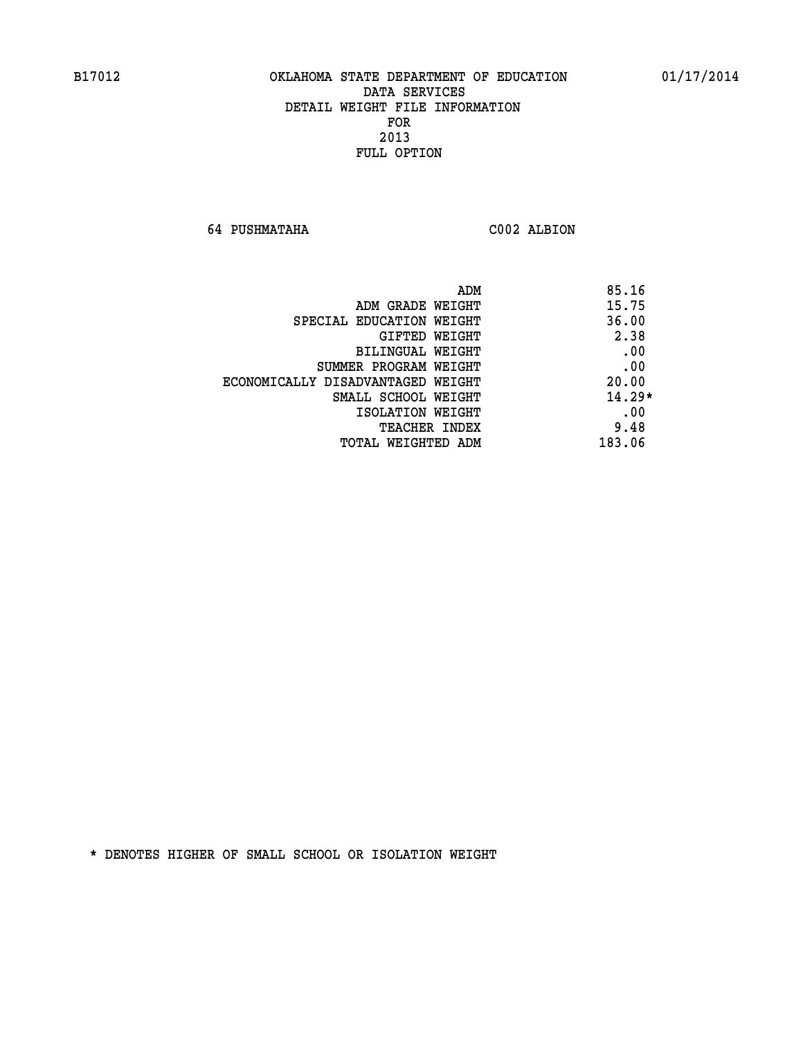B17012 OKLAHOMA STATE DEPARTMENT OF EDUCATION 01/17/2014

DATA SERVICES
DETAIL WEIGHT FILE INFORMATION
FOR
2013
FULL OPTION

64 PUSHMATAHA C002 ALBION

| | |
|---|---|
| ADM | 85.16 |
| ADM GRADE WEIGHT | 15.75 |
| SPECIAL EDUCATION WEIGHT | 36.00 |
| GIFTED WEIGHT | 2.38 |
| BILINGUAL WEIGHT | .00 |
| SUMMER PROGRAM WEIGHT | .00 |
| ECONOMICALLY DISADVANTAGED WEIGHT | 20.00 |
| SMALL SCHOOL WEIGHT | 14.29* |
| ISOLATION WEIGHT | .00 |
| TEACHER INDEX | 9.48 |
| TOTAL WEIGHTED ADM | 183.06 |

* DENOTES HIGHER OF SMALL SCHOOL OR ISOLATION WEIGHT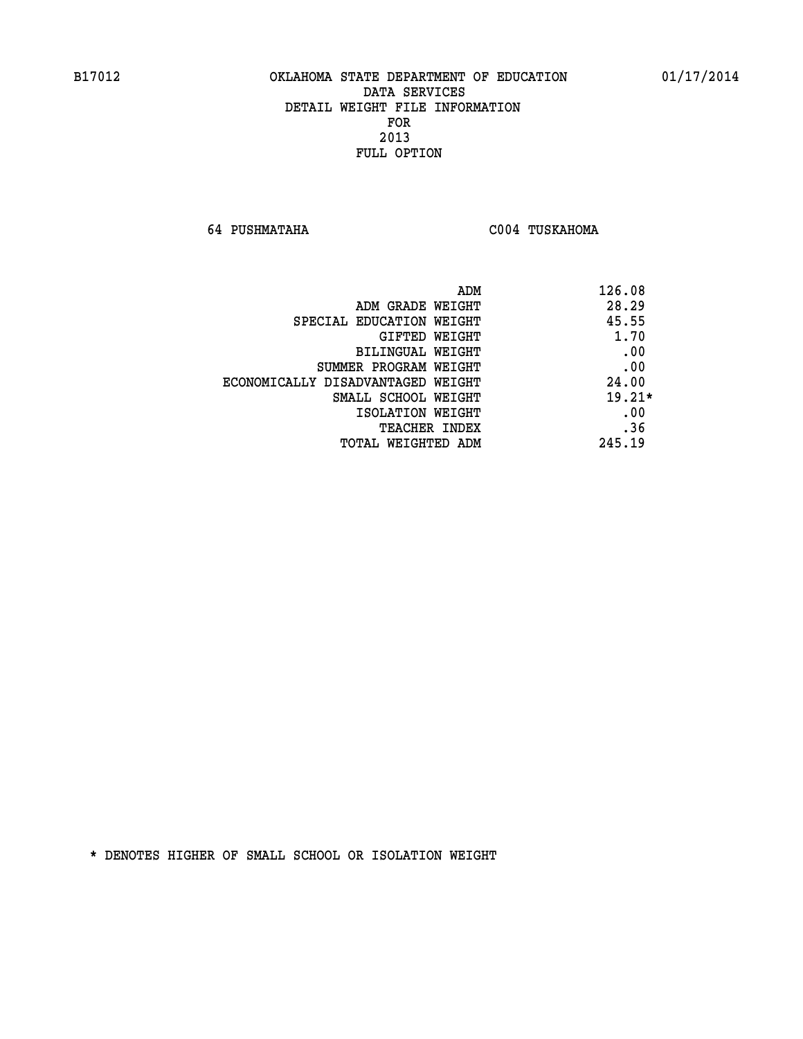B17012 OKLAHOMA STATE DEPARTMENT OF EDUCATION 01/17/2014

DATA SERVICES

DETAIL WEIGHT FILE INFORMATION

FOR

2013

FULL OPTION

64 PUSHMATAHA C004 TUSKAHOMA

| | |
|---|---|
| ADM | 126.08 |
| ADM GRADE WEIGHT | 28.29 |
| SPECIAL EDUCATION WEIGHT | 45.55 |
| GIFTED WEIGHT | 1.70 |
| BILINGUAL WEIGHT | .00 |
| SUMMER PROGRAM WEIGHT | .00 |
| ECONOMICALLY DISADVANTAGED WEIGHT | 24.00 |
| SMALL SCHOOL WEIGHT | 19.21* |
| ISOLATION WEIGHT | .00 |
| TEACHER INDEX | .36 |
| TOTAL WEIGHTED ADM | 245.19 |

* DENOTES HIGHER OF SMALL SCHOOL OR ISOLATION WEIGHT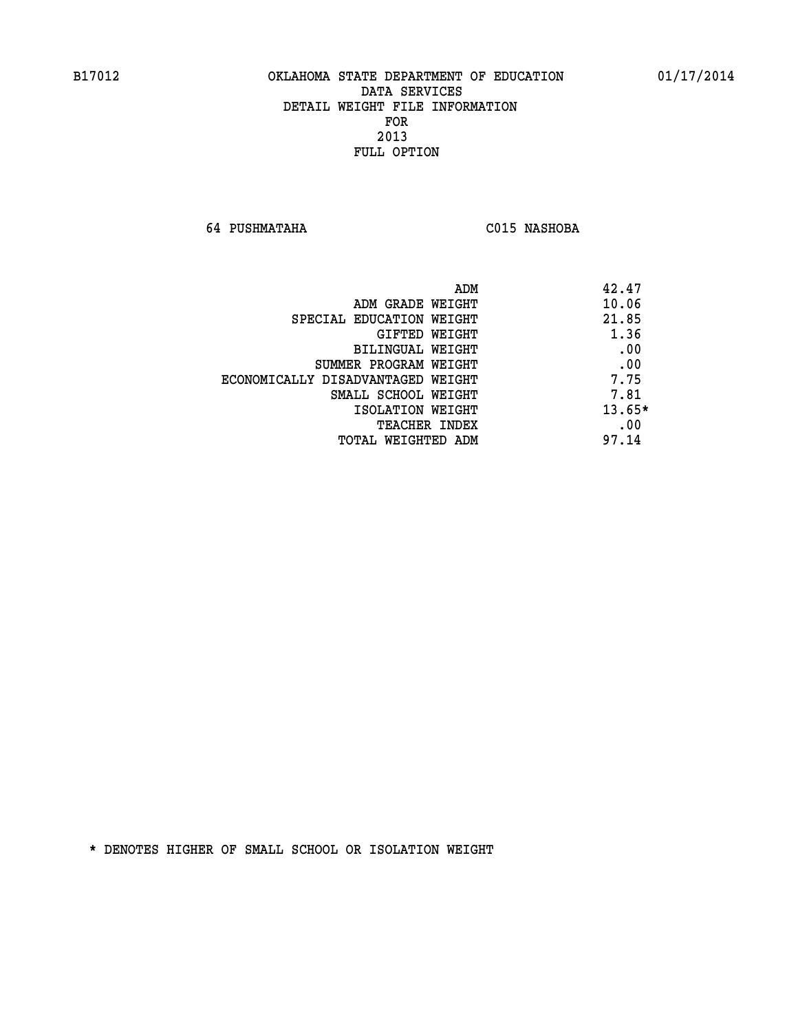B17012 OKLAHOMA STATE DEPARTMENT OF EDUCATION 01/17/2014

DATA SERVICES
DETAIL WEIGHT FILE INFORMATION
FOR
2013
FULL OPTION

64 PUSHMATAHA C015 NASHOBA

| | |
|---|---|
| ADM | 42.47 |
| ADM GRADE WEIGHT | 10.06 |
| SPECIAL EDUCATION WEIGHT | 21.85 |
| GIFTED WEIGHT | 1.36 |
| BILINGUAL WEIGHT | .00 |
| SUMMER PROGRAM WEIGHT | .00 |
| ECONOMICALLY DISADVANTAGED WEIGHT | 7.75 |
| SMALL SCHOOL WEIGHT | 7.81 |
| ISOLATION WEIGHT | 13.65* |
| TEACHER INDEX | .00 |
| TOTAL WEIGHTED ADM | 97.14 |

* DENOTES HIGHER OF SMALL SCHOOL OR ISOLATION WEIGHT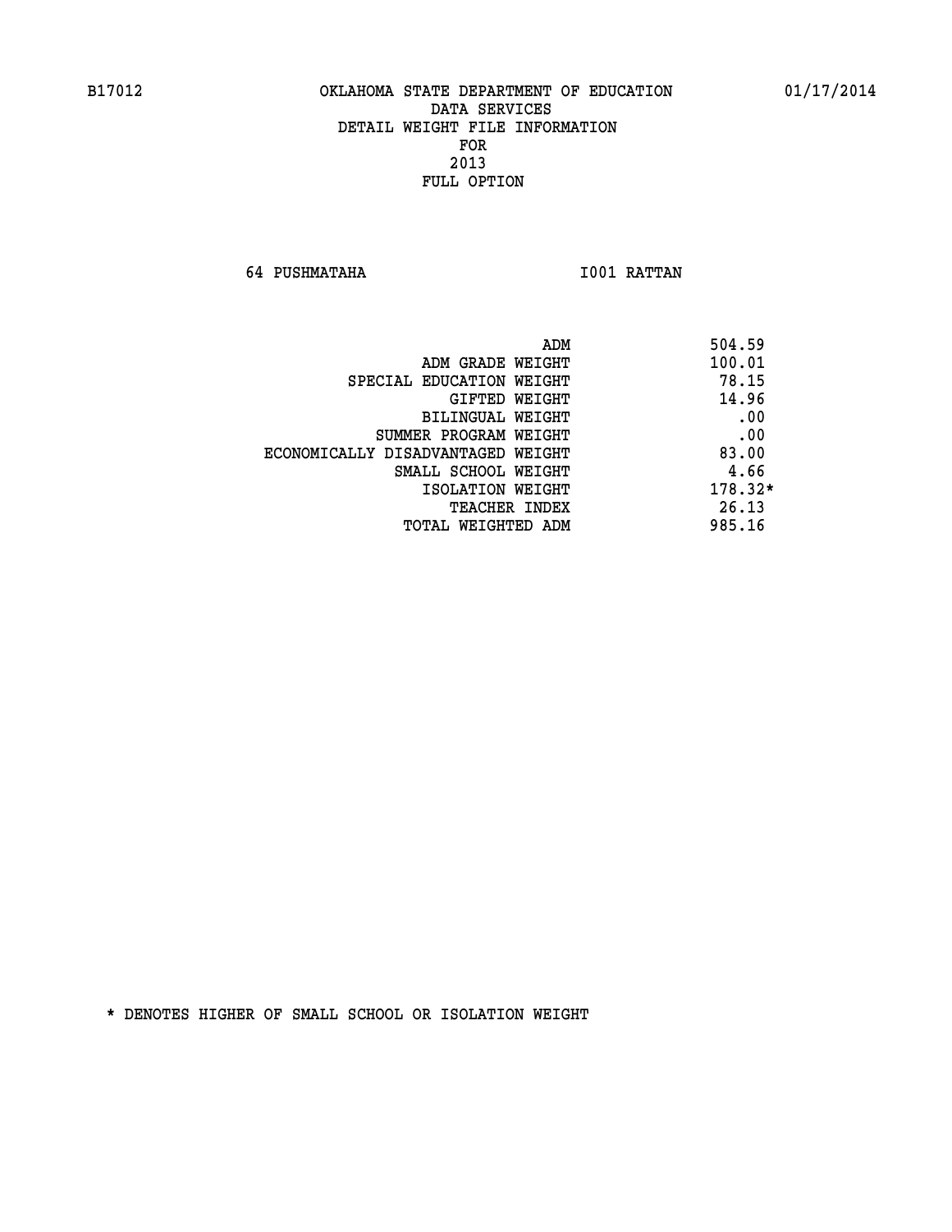B17012 OKLAHOMA STATE DEPARTMENT OF EDUCATION 01/17/2014

DATA SERVICES
DETAIL WEIGHT FILE INFORMATION
FOR
2013
FULL OPTION

64 PUSHMATAHA I001 RATTAN

| | |
|---|---|
| ADM | 504.59 |
| ADM GRADE WEIGHT | 100.01 |
| SPECIAL EDUCATION WEIGHT | 78.15 |
| GIFTED WEIGHT | 14.96 |
| BILINGUAL WEIGHT | .00 |
| SUMMER PROGRAM WEIGHT | .00 |
| ECONOMICALLY DISADVANTAGED WEIGHT | 83.00 |
| SMALL SCHOOL WEIGHT | 4.66 |
| ISOLATION WEIGHT | 178.32* |
| TEACHER INDEX | 26.13 |
| TOTAL WEIGHTED ADM | 985.16 |

* DENOTES HIGHER OF SMALL SCHOOL OR ISOLATION WEIGHT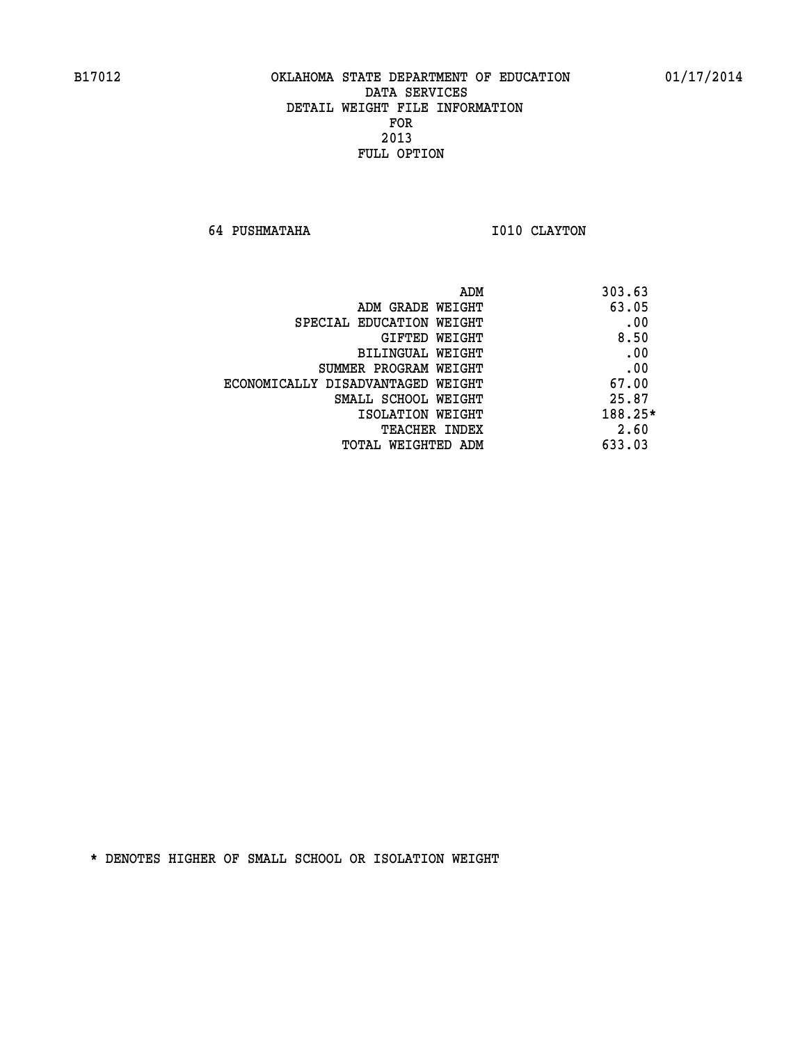B17012 OKLAHOMA STATE DEPARTMENT OF EDUCATION 01/17/2014

DATA SERVICES
DETAIL WEIGHT FILE INFORMATION
FOR
2013
FULL OPTION

64 PUSHMATAHA I010 CLAYTON

| | |
|---|---|
| ADM | 303.63 |
| ADM GRADE WEIGHT | 63.05 |
| SPECIAL EDUCATION WEIGHT | .00 |
| GIFTED WEIGHT | 8.50 |
| BILINGUAL WEIGHT | .00 |
| SUMMER PROGRAM WEIGHT | .00 |
| ECONOMICALLY DISADVANTAGED WEIGHT | 67.00 |
| SMALL SCHOOL WEIGHT | 25.87 |
| ISOLATION WEIGHT | 188.25* |
| TEACHER INDEX | 2.60 |
| TOTAL WEIGHTED ADM | 633.03 |

* DENOTES HIGHER OF SMALL SCHOOL OR ISOLATION WEIGHT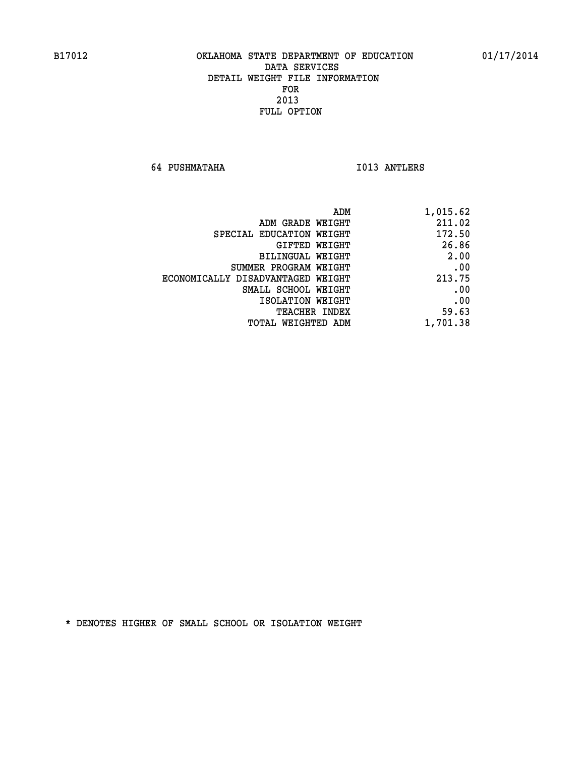B17012 OKLAHOMA STATE DEPARTMENT OF EDUCATION 01/17/2014

DATA SERVICES
DETAIL WEIGHT FILE INFORMATION
FOR
2013
FULL OPTION

64 PUSHMATAHA I013 ANTLERS

| | |
|---|---|
| ADM | 1,015.62 |
| ADM GRADE WEIGHT | 211.02 |
| SPECIAL EDUCATION WEIGHT | 172.50 |
| GIFTED WEIGHT | 26.86 |
| BILINGUAL WEIGHT | 2.00 |
| SUMMER PROGRAM WEIGHT | .00 |
| ECONOMICALLY DISADVANTAGED WEIGHT | 213.75 |
| SMALL SCHOOL WEIGHT | .00 |
| ISOLATION WEIGHT | .00 |
| TEACHER INDEX | 59.63 |
| TOTAL WEIGHTED ADM | 1,701.38 |

* DENOTES HIGHER OF SMALL SCHOOL OR ISOLATION WEIGHT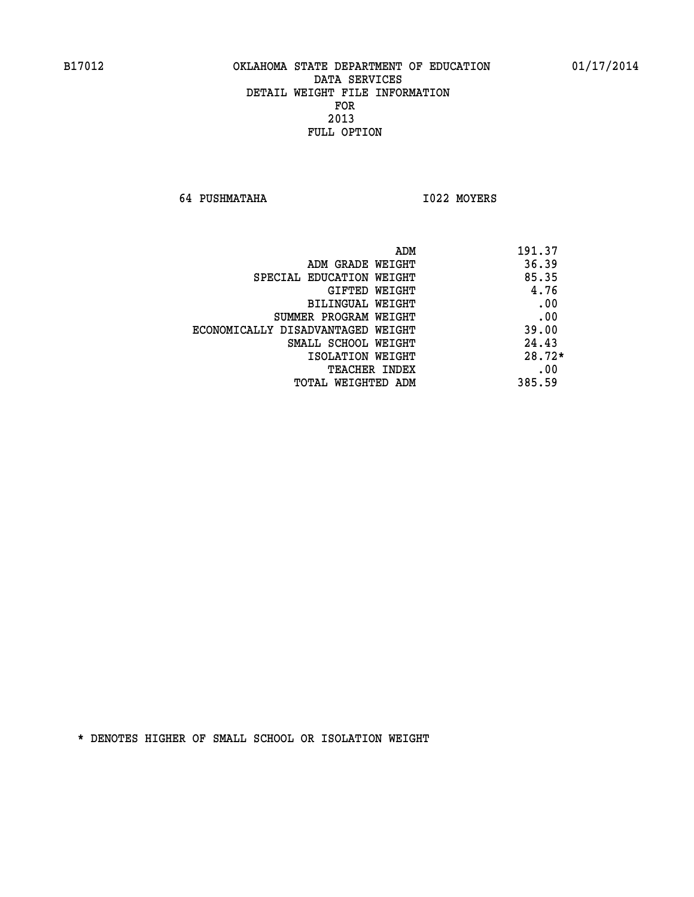B17012 OKLAHOMA STATE DEPARTMENT OF EDUCATION 01/17/2014

DATA SERVICES
DETAIL WEIGHT FILE INFORMATION
FOR
2013
FULL OPTION

64 PUSHMATAHA I022 MOYERS

| | |
|---|---|
| ADM | 191.37 |
| ADM GRADE WEIGHT | 36.39 |
| SPECIAL EDUCATION WEIGHT | 85.35 |
| GIFTED WEIGHT | 4.76 |
| BILINGUAL WEIGHT | .00 |
| SUMMER PROGRAM WEIGHT | .00 |
| ECONOMICALLY DISADVANTAGED WEIGHT | 39.00 |
| SMALL SCHOOL WEIGHT | 24.43 |
| ISOLATION WEIGHT | 28.72* |
| TEACHER INDEX | .00 |
| TOTAL WEIGHTED ADM | 385.59 |

* DENOTES HIGHER OF SMALL SCHOOL OR ISOLATION WEIGHT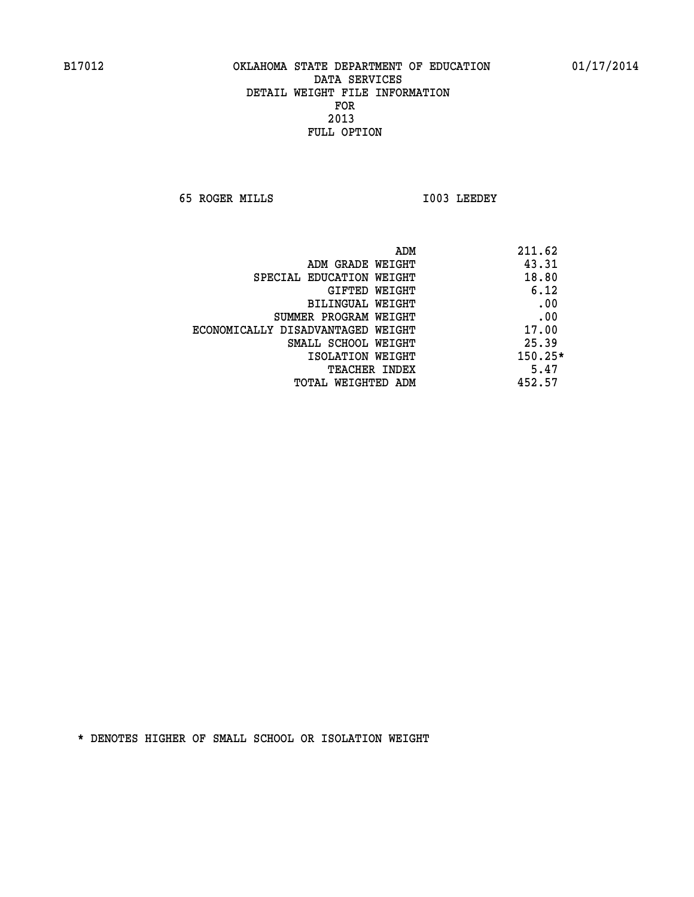B17012 OKLAHOMA STATE DEPARTMENT OF EDUCATION 01/17/2014
DATA SERVICES
DETAIL WEIGHT FILE INFORMATION
FOR
2013
FULL OPTION

65 ROGER MILLS I003 LEEDEY

| | |
|---|---|
| ADM | 211.62 |
| ADM GRADE WEIGHT | 43.31 |
| SPECIAL EDUCATION WEIGHT | 18.80 |
| GIFTED WEIGHT | 6.12 |
| BILINGUAL WEIGHT | .00 |
| SUMMER PROGRAM WEIGHT | .00 |
| ECONOMICALLY DISADVANTAGED WEIGHT | 17.00 |
| SMALL SCHOOL WEIGHT | 25.39 |
| ISOLATION WEIGHT | 150.25* |
| TEACHER INDEX | 5.47 |
| TOTAL WEIGHTED ADM | 452.57 |

* DENOTES HIGHER OF SMALL SCHOOL OR ISOLATION WEIGHT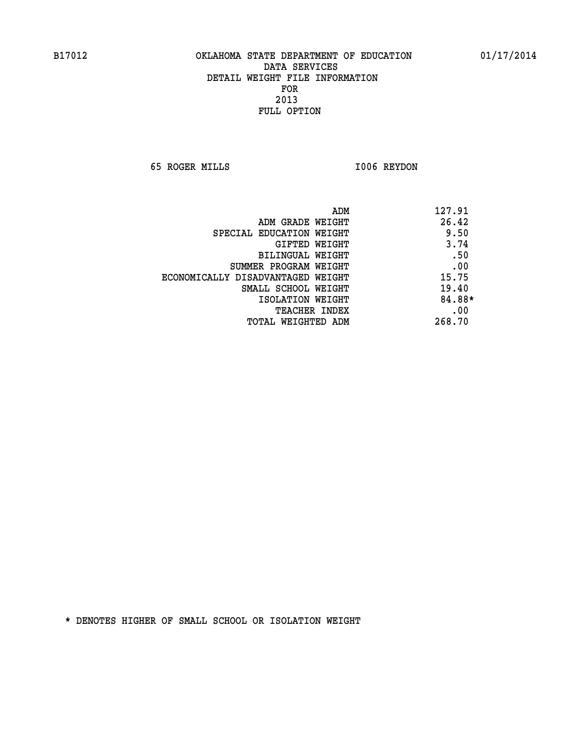B17012 OKLAHOMA STATE DEPARTMENT OF EDUCATION 01/17/2014

DATA SERVICES
DETAIL WEIGHT FILE INFORMATION
FOR
2013
FULL OPTION

65 ROGER MILLS I006 REYDON

| | |
|---|---|
| ADM | 127.91 |
| ADM GRADE WEIGHT | 26.42 |
| SPECIAL EDUCATION WEIGHT | 9.50 |
| GIFTED WEIGHT | 3.74 |
| BILINGUAL WEIGHT | .50 |
| SUMMER PROGRAM WEIGHT | .00 |
| ECONOMICALLY DISADVANTAGED WEIGHT | 15.75 |
| SMALL SCHOOL WEIGHT | 19.40 |
| ISOLATION WEIGHT | 84.88* |
| TEACHER INDEX | .00 |
| TOTAL WEIGHTED ADM | 268.70 |

* DENOTES HIGHER OF SMALL SCHOOL OR ISOLATION WEIGHT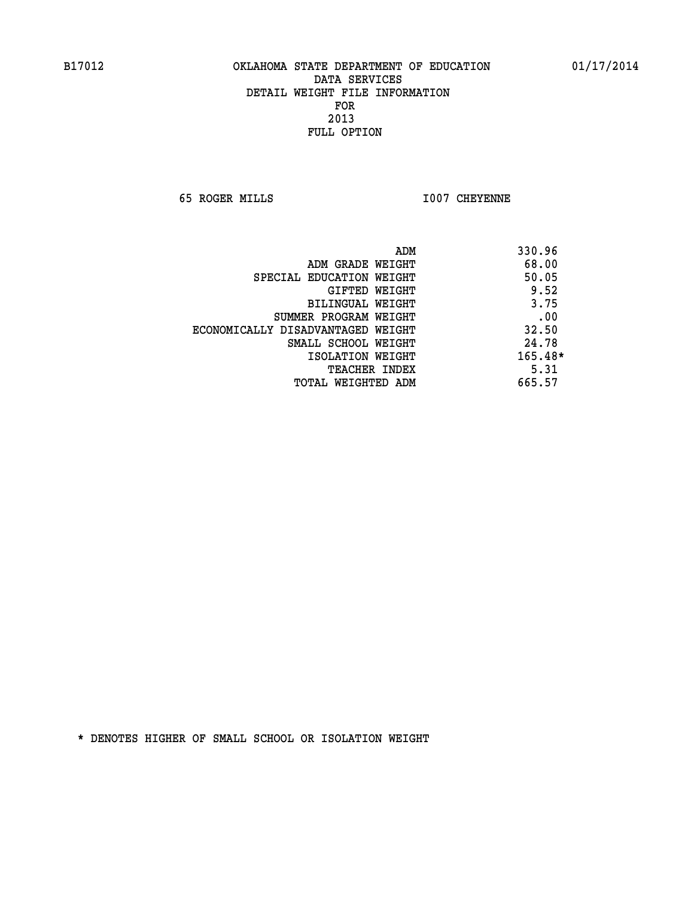B17012 OKLAHOMA STATE DEPARTMENT OF EDUCATION 01/17/2014

DATA SERVICES
DETAIL WEIGHT FILE INFORMATION
FOR
2013
FULL OPTION

65 ROGER MILLS I007 CHEYENNE

| | |
|---|---|
| ADM | 330.96 |
| ADM GRADE WEIGHT | 68.00 |
| SPECIAL EDUCATION WEIGHT | 50.05 |
| GIFTED WEIGHT | 9.52 |
| BILINGUAL WEIGHT | 3.75 |
| SUMMER PROGRAM WEIGHT | .00 |
| ECONOMICALLY DISADVANTAGED WEIGHT | 32.50 |
| SMALL SCHOOL WEIGHT | 24.78 |
| ISOLATION WEIGHT | 165.48* |
| TEACHER INDEX | 5.31 |
| TOTAL WEIGHTED ADM | 665.57 |

* DENOTES HIGHER OF SMALL SCHOOL OR ISOLATION WEIGHT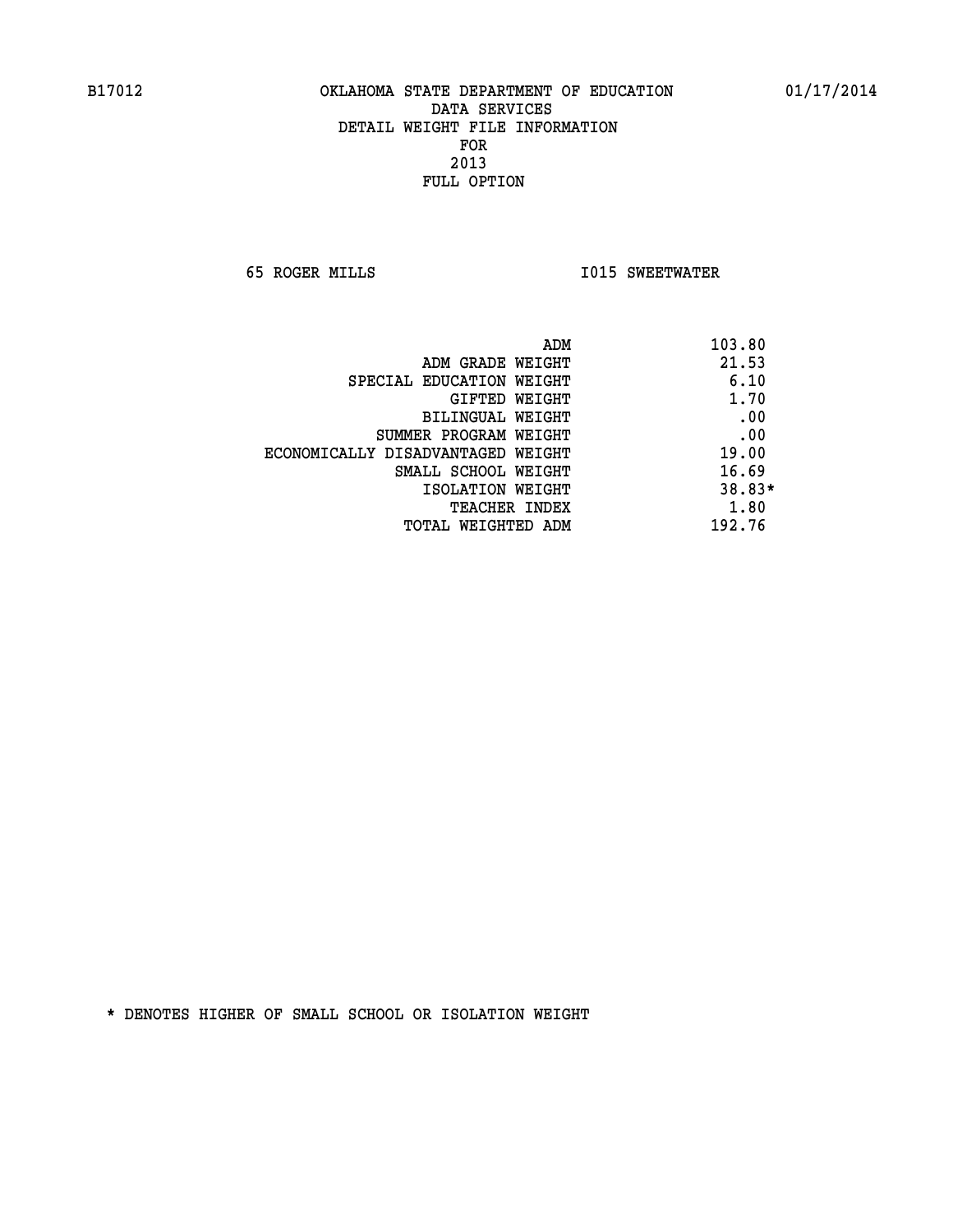B17012 OKLAHOMA STATE DEPARTMENT OF EDUCATION 01/17/2014

DATA SERVICES

DETAIL WEIGHT FILE INFORMATION

FOR

2013

FULL OPTION

65 ROGER MILLS I015 SWEETWATER

| | |
|---|---|
| ADM | 103.80 |
| ADM GRADE WEIGHT | 21.53 |
| SPECIAL EDUCATION WEIGHT | 6.10 |
| GIFTED WEIGHT | 1.70 |
| BILINGUAL WEIGHT | .00 |
| SUMMER PROGRAM WEIGHT | .00 |
| ECONOMICALLY DISADVANTAGED WEIGHT | 19.00 |
| SMALL SCHOOL WEIGHT | 16.69 |
| ISOLATION WEIGHT | 38.83* |
| TEACHER INDEX | 1.80 |
| TOTAL WEIGHTED ADM | 192.76 |

* DENOTES HIGHER OF SMALL SCHOOL OR ISOLATION WEIGHT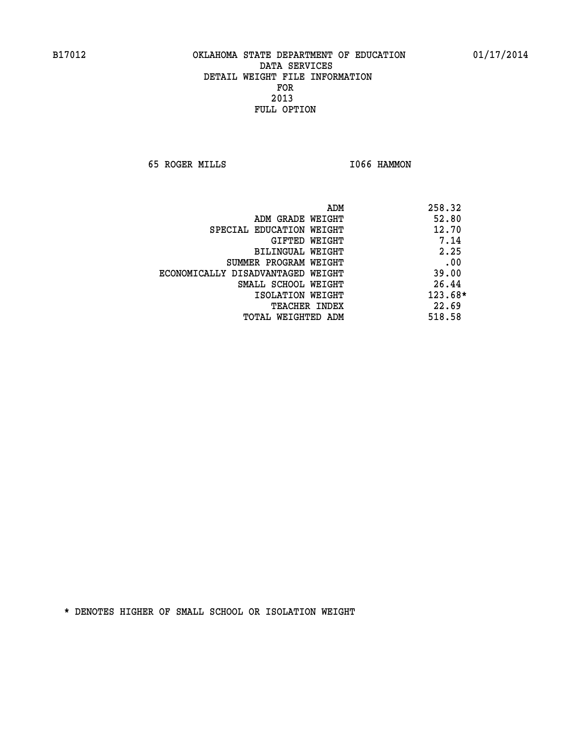B17012 OKLAHOMA STATE DEPARTMENT OF EDUCATION 01/17/2014

DATA SERVICES
DETAIL WEIGHT FILE INFORMATION
FOR
2013
FULL OPTION

65 ROGER MILLS I066 HAMMON

| | |
|---|---|
| ADM | 258.32 |
| ADM GRADE WEIGHT | 52.80 |
| SPECIAL EDUCATION WEIGHT | 12.70 |
| GIFTED WEIGHT | 7.14 |
| BILINGUAL WEIGHT | 2.25 |
| SUMMER PROGRAM WEIGHT | .00 |
| ECONOMICALLY DISADVANTAGED WEIGHT | 39.00 |
| SMALL SCHOOL WEIGHT | 26.44 |
| ISOLATION WEIGHT | 123.68* |
| TEACHER INDEX | 22.69 |
| TOTAL WEIGHTED ADM | 518.58 |

* DENOTES HIGHER OF SMALL SCHOOL OR ISOLATION WEIGHT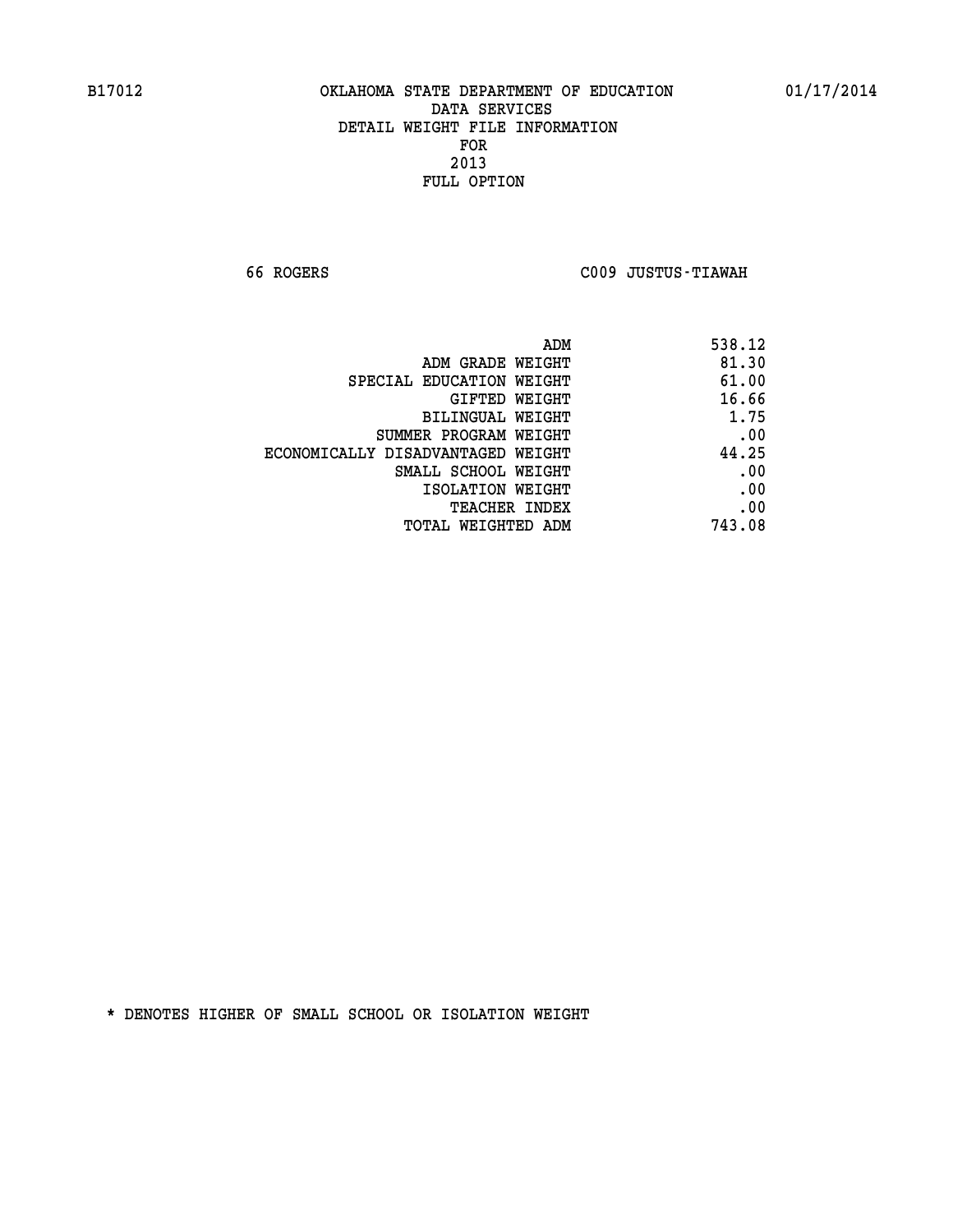B17012 OKLAHOMA STATE DEPARTMENT OF EDUCATION 01/17/2014
DATA SERVICES
DETAIL WEIGHT FILE INFORMATION
FOR
2013
FULL OPTION

66 ROGERS C009 JUSTUS-TIAWAH

| | |
|---|---|
| ADM | 538.12 |
| ADM GRADE WEIGHT | 81.30 |
| SPECIAL EDUCATION WEIGHT | 61.00 |
| GIFTED WEIGHT | 16.66 |
| BILINGUAL WEIGHT | 1.75 |
| SUMMER PROGRAM WEIGHT | .00 |
| ECONOMICALLY DISADVANTAGED WEIGHT | 44.25 |
| SMALL SCHOOL WEIGHT | .00 |
| ISOLATION WEIGHT | .00 |
| TEACHER INDEX | .00 |
| TOTAL WEIGHTED ADM | 743.08 |

* DENOTES HIGHER OF SMALL SCHOOL OR ISOLATION WEIGHT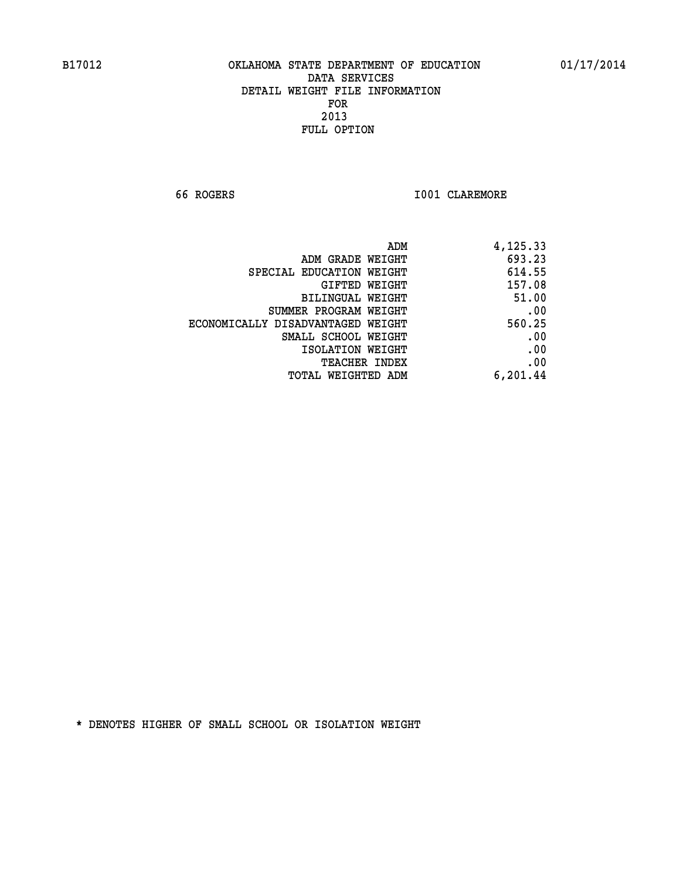B17012 OKLAHOMA STATE DEPARTMENT OF EDUCATION 01/17/2014

DATA SERVICES
DETAIL WEIGHT FILE INFORMATION
FOR
2013
FULL OPTION

66 ROGERS I001 CLAREMORE

| | |
|---|---|
| ADM | 4,125.33 |
| ADM GRADE WEIGHT | 693.23 |
| SPECIAL EDUCATION WEIGHT | 614.55 |
| GIFTED WEIGHT | 157.08 |
| BILINGUAL WEIGHT | 51.00 |
| SUMMER PROGRAM WEIGHT | .00 |
| ECONOMICALLY DISADVANTAGED WEIGHT | 560.25 |
| SMALL SCHOOL WEIGHT | .00 |
| ISOLATION WEIGHT | .00 |
| TEACHER INDEX | .00 |
| TOTAL WEIGHTED ADM | 6,201.44 |

* DENOTES HIGHER OF SMALL SCHOOL OR ISOLATION WEIGHT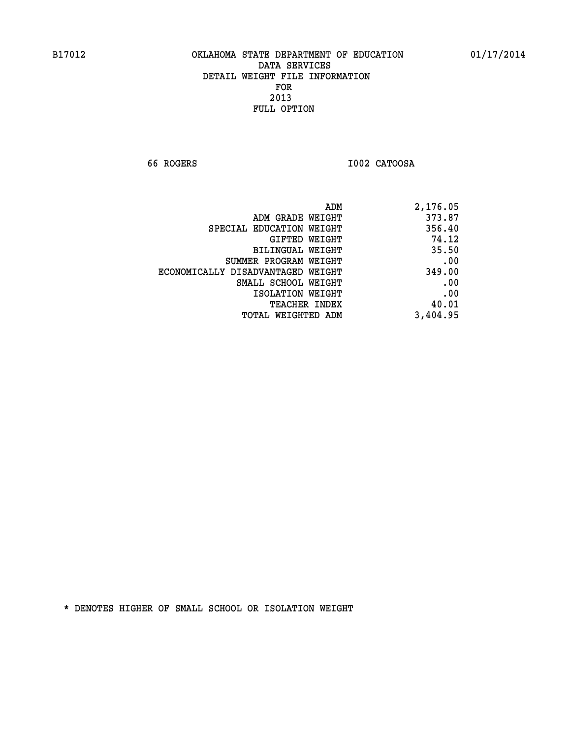B17012 OKLAHOMA STATE DEPARTMENT OF EDUCATION 01/17/2014

DATA SERVICES
DETAIL WEIGHT FILE INFORMATION
FOR
2013
FULL OPTION

66 ROGERS I002 CATOOSA

| | |
|---|---|
| ADM | 2,176.05 |
| ADM GRADE WEIGHT | 373.87 |
| SPECIAL EDUCATION WEIGHT | 356.40 |
| GIFTED WEIGHT | 74.12 |
| BILINGUAL WEIGHT | 35.50 |
| SUMMER PROGRAM WEIGHT | .00 |
| ECONOMICALLY DISADVANTAGED WEIGHT | 349.00 |
| SMALL SCHOOL WEIGHT | .00 |
| ISOLATION WEIGHT | .00 |
| TEACHER INDEX | 40.01 |
| TOTAL WEIGHTED ADM | 3,404.95 |

* DENOTES HIGHER OF SMALL SCHOOL OR ISOLATION WEIGHT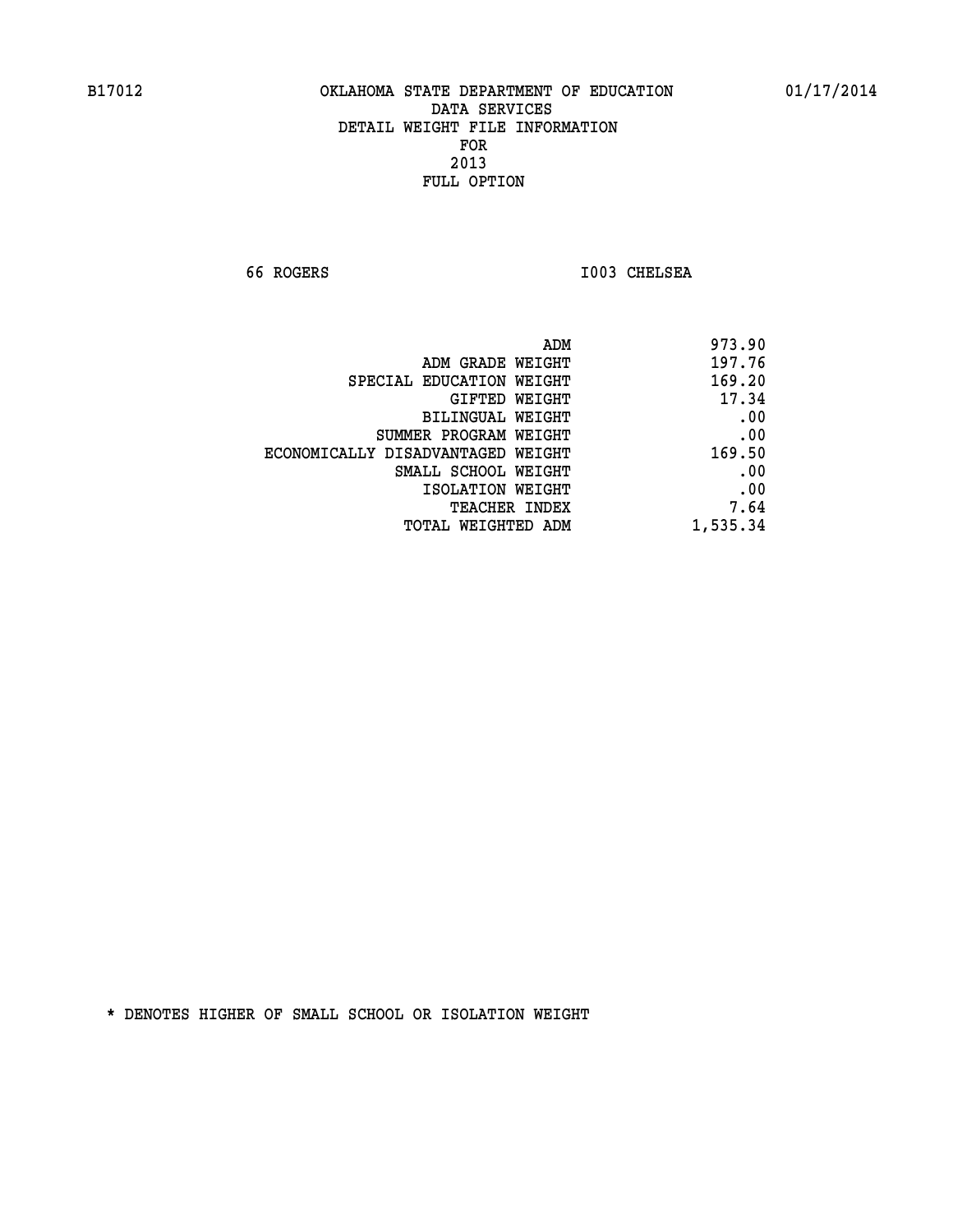B17012 OKLAHOMA STATE DEPARTMENT OF EDUCATION 01/17/2014

DATA SERVICES
DETAIL WEIGHT FILE INFORMATION
FOR
2013
FULL OPTION

66 ROGERS I003 CHELSEA

| | |
|---|---|
| ADM | 973.90 |
| ADM GRADE WEIGHT | 197.76 |
| SPECIAL EDUCATION WEIGHT | 169.20 |
| GIFTED WEIGHT | 17.34 |
| BILINGUAL WEIGHT | .00 |
| SUMMER PROGRAM WEIGHT | .00 |
| ECONOMICALLY DISADVANTAGED WEIGHT | 169.50 |
| SMALL SCHOOL WEIGHT | .00 |
| ISOLATION WEIGHT | .00 |
| TEACHER INDEX | 7.64 |
| TOTAL WEIGHTED ADM | 1,535.34 |

* DENOTES HIGHER OF SMALL SCHOOL OR ISOLATION WEIGHT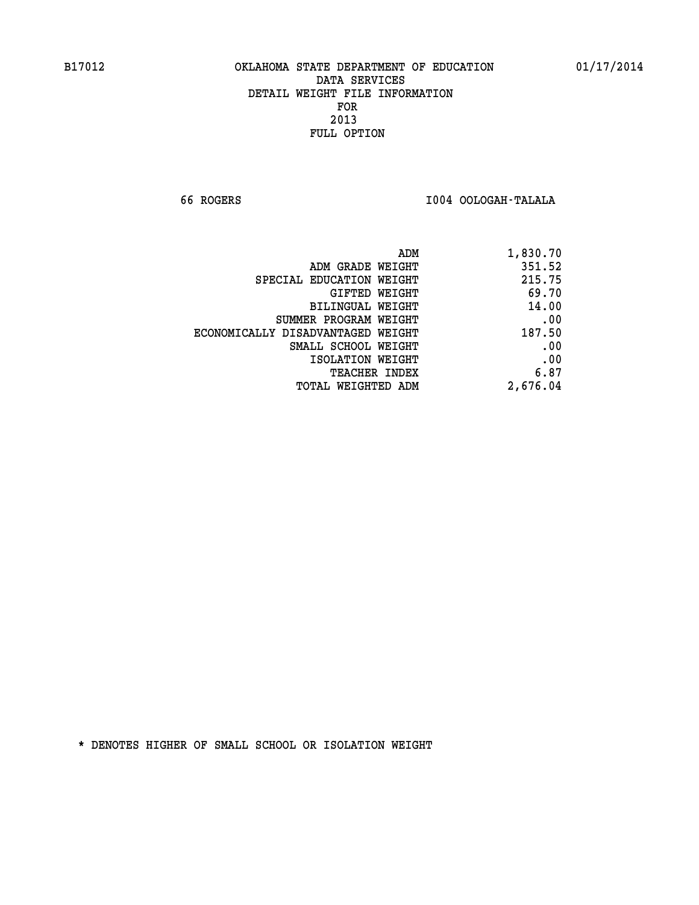B17012 OKLAHOMA STATE DEPARTMENT OF EDUCATION 01/17/2014

DATA SERVICES
DETAIL WEIGHT FILE INFORMATION
FOR
2013
FULL OPTION

66 ROGERS I004 OOLOGAH-TALALA

| | |
|---|---|
| ADM | 1,830.70 |
| ADM GRADE WEIGHT | 351.52 |
| SPECIAL EDUCATION WEIGHT | 215.75 |
| GIFTED WEIGHT | 69.70 |
| BILINGUAL WEIGHT | 14.00 |
| SUMMER PROGRAM WEIGHT | .00 |
| ECONOMICALLY DISADVANTAGED WEIGHT | 187.50 |
| SMALL SCHOOL WEIGHT | .00 |
| ISOLATION WEIGHT | .00 |
| TEACHER INDEX | 6.87 |
| TOTAL WEIGHTED ADM | 2,676.04 |

* DENOTES HIGHER OF SMALL SCHOOL OR ISOLATION WEIGHT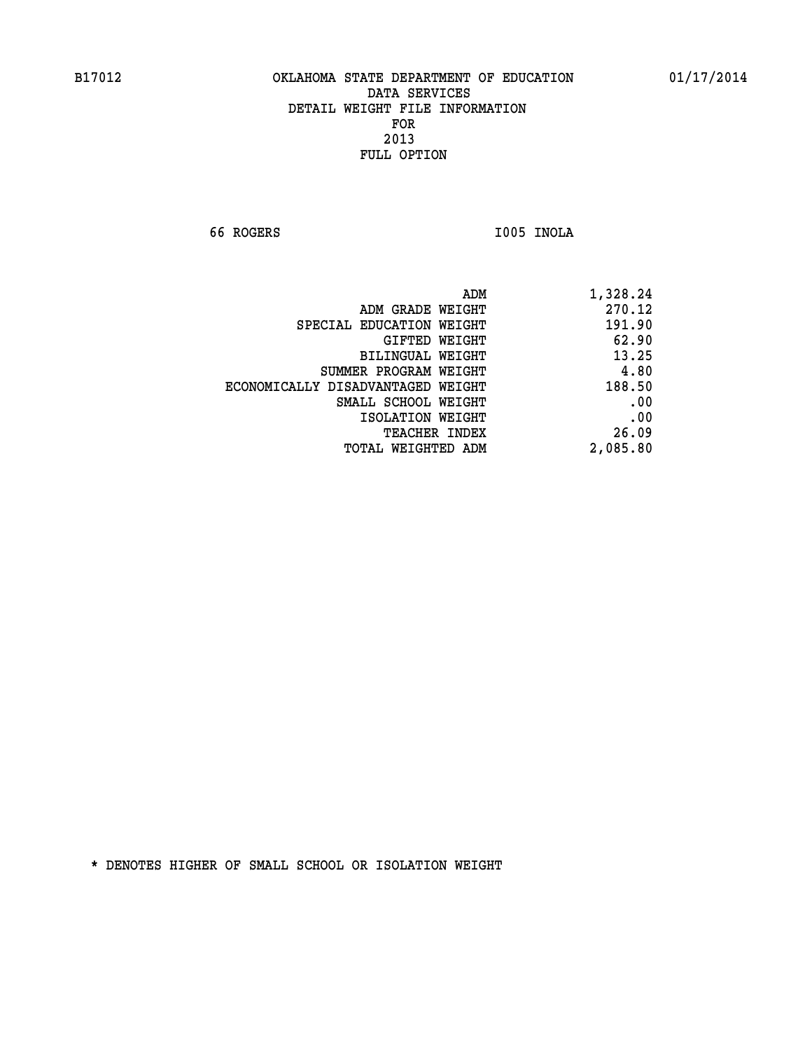B17012 OKLAHOMA STATE DEPARTMENT OF EDUCATION 01/17/2014

DATA SERVICES
DETAIL WEIGHT FILE INFORMATION
FOR
2013
FULL OPTION

66 ROGERS I005 INOLA

| | |
|---|---|
| ADM | 1,328.24 |
| ADM GRADE WEIGHT | 270.12 |
| SPECIAL EDUCATION WEIGHT | 191.90 |
| GIFTED WEIGHT | 62.90 |
| BILINGUAL WEIGHT | 13.25 |
| SUMMER PROGRAM WEIGHT | 4.80 |
| ECONOMICALLY DISADVANTAGED WEIGHT | 188.50 |
| SMALL SCHOOL WEIGHT | .00 |
| ISOLATION WEIGHT | .00 |
| TEACHER INDEX | 26.09 |
| TOTAL WEIGHTED ADM | 2,085.80 |

* DENOTES HIGHER OF SMALL SCHOOL OR ISOLATION WEIGHT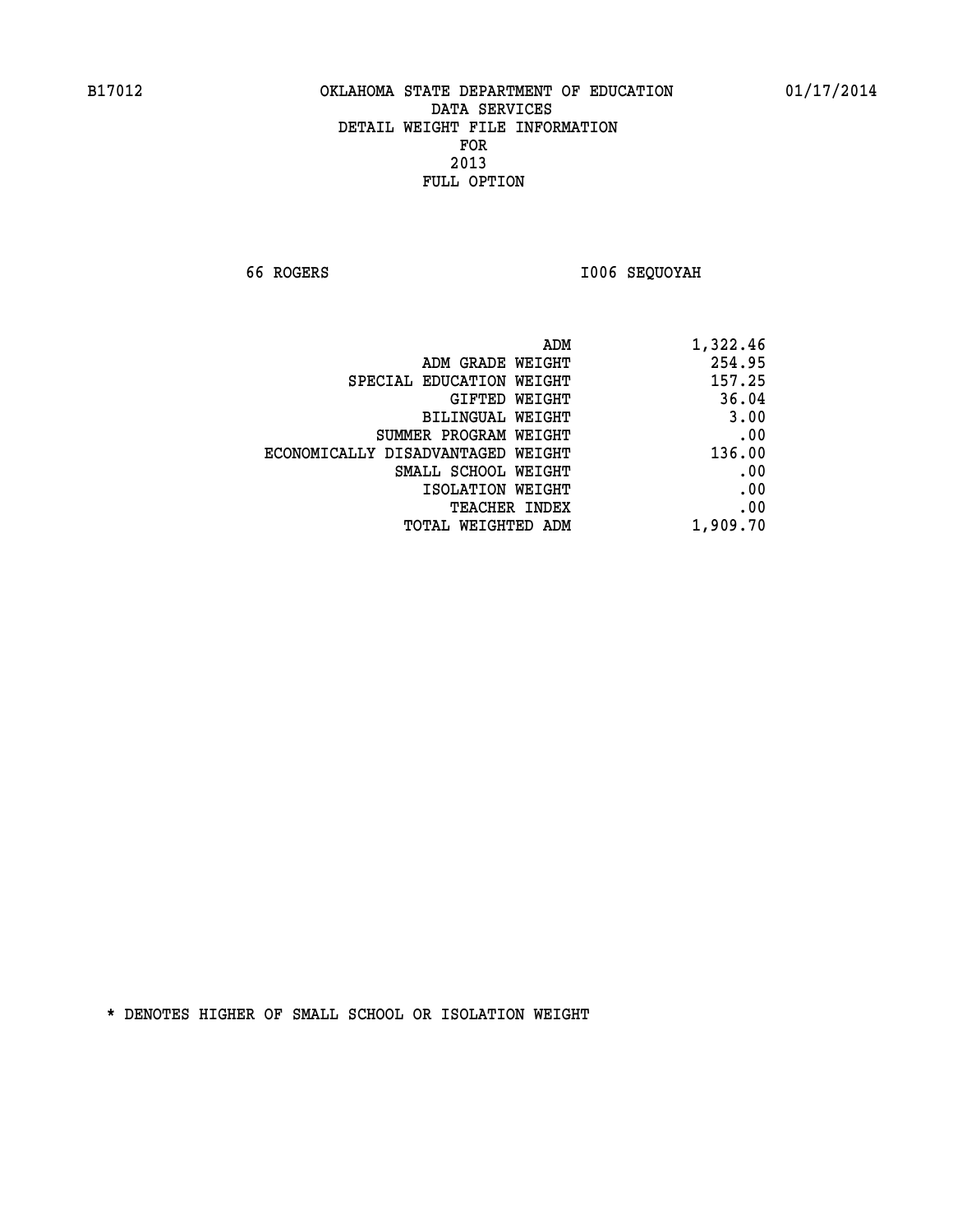B17012 OKLAHOMA STATE DEPARTMENT OF EDUCATION 01/17/2014

DATA SERVICES

DETAIL WEIGHT FILE INFORMATION

FOR

2013

FULL OPTION

66 ROGERS I006 SEQUOYAH

| | |
|---|---|
| ADM | 1,322.46 |
| ADM GRADE WEIGHT | 254.95 |
| SPECIAL EDUCATION WEIGHT | 157.25 |
| GIFTED WEIGHT | 36.04 |
| BILINGUAL WEIGHT | 3.00 |
| SUMMER PROGRAM WEIGHT | .00 |
| ECONOMICALLY DISADVANTAGED WEIGHT | 136.00 |
| SMALL SCHOOL WEIGHT | .00 |
| ISOLATION WEIGHT | .00 |
| TEACHER INDEX | .00 |
| TOTAL WEIGHTED ADM | 1,909.70 |

* DENOTES HIGHER OF SMALL SCHOOL OR ISOLATION WEIGHT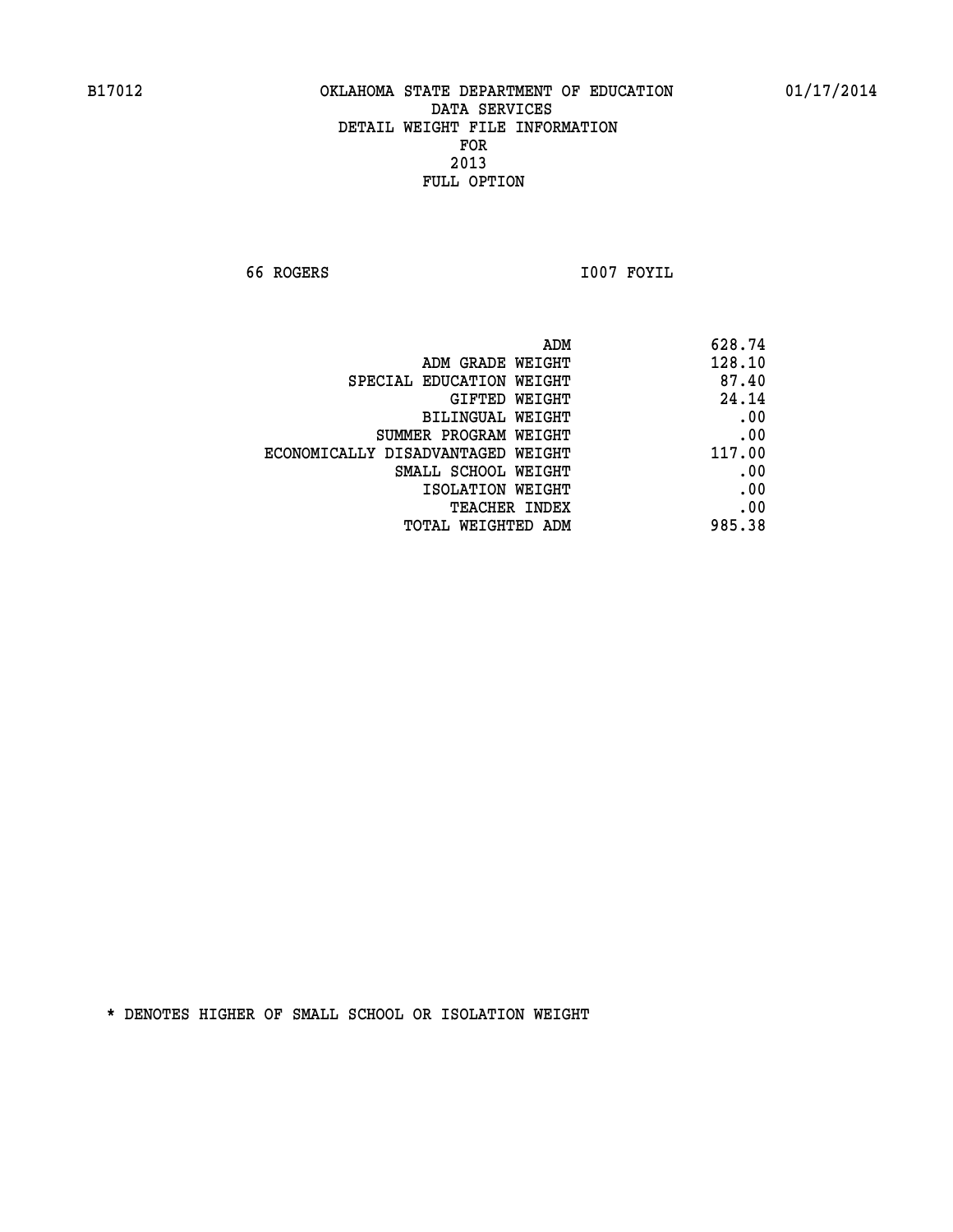B17012 OKLAHOMA STATE DEPARTMENT OF EDUCATION 01/17/2014

DATA SERVICES
DETAIL WEIGHT FILE INFORMATION
FOR
2013
FULL OPTION

66 ROGERS I007 FOYIL

| | |
|---|---|
| ADM | 628.74 |
| ADM GRADE WEIGHT | 128.10 |
| SPECIAL EDUCATION WEIGHT | 87.40 |
| GIFTED WEIGHT | 24.14 |
| BILINGUAL WEIGHT | .00 |
| SUMMER PROGRAM WEIGHT | .00 |
| ECONOMICALLY DISADVANTAGED WEIGHT | 117.00 |
| SMALL SCHOOL WEIGHT | .00 |
| ISOLATION WEIGHT | .00 |
| TEACHER INDEX | .00 |
| TOTAL WEIGHTED ADM | 985.38 |

* DENOTES HIGHER OF SMALL SCHOOL OR ISOLATION WEIGHT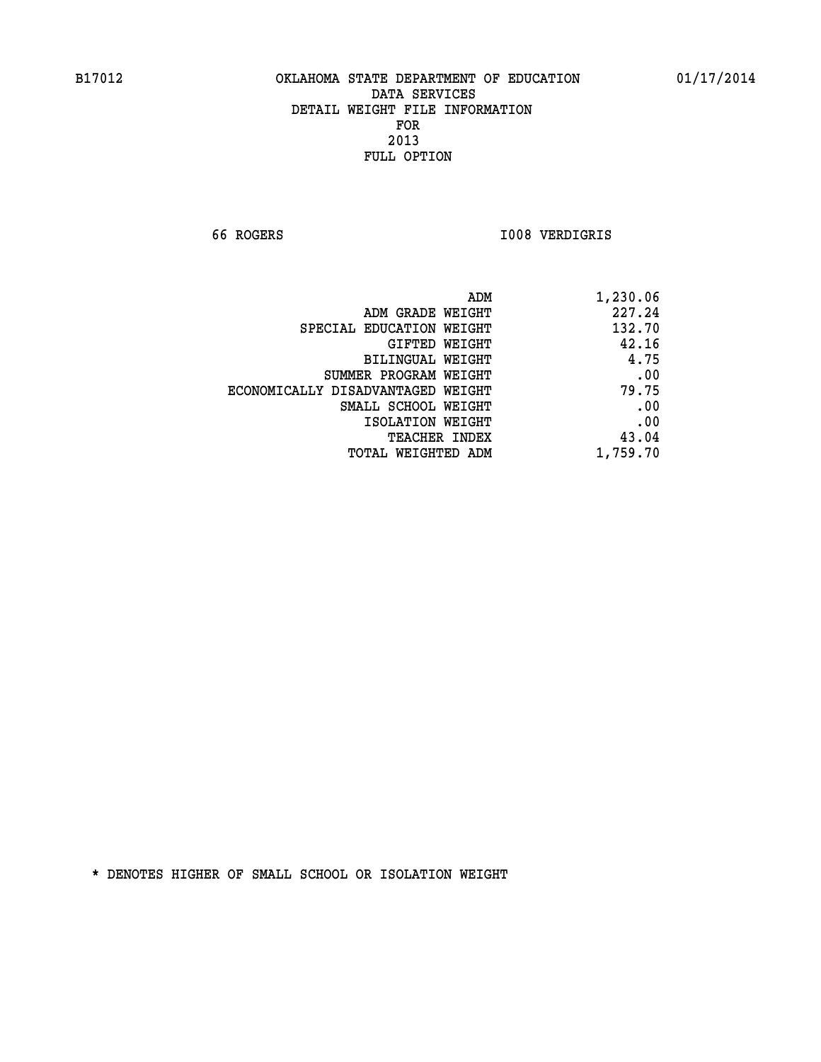B17012 OKLAHOMA STATE DEPARTMENT OF EDUCATION 01/17/2014

DATA SERVICES
DETAIL WEIGHT FILE INFORMATION
FOR
2013
FULL OPTION

66 ROGERS I008 VERDIGRIS

| | |
|---|---|
| ADM | 1,230.06 |
| ADM GRADE WEIGHT | 227.24 |
| SPECIAL EDUCATION WEIGHT | 132.70 |
| GIFTED WEIGHT | 42.16 |
| BILINGUAL WEIGHT | 4.75 |
| SUMMER PROGRAM WEIGHT | .00 |
| ECONOMICALLY DISADVANTAGED WEIGHT | 79.75 |
| SMALL SCHOOL WEIGHT | .00 |
| ISOLATION WEIGHT | .00 |
| TEACHER INDEX | 43.04 |
| TOTAL WEIGHTED ADM | 1,759.70 |

* DENOTES HIGHER OF SMALL SCHOOL OR ISOLATION WEIGHT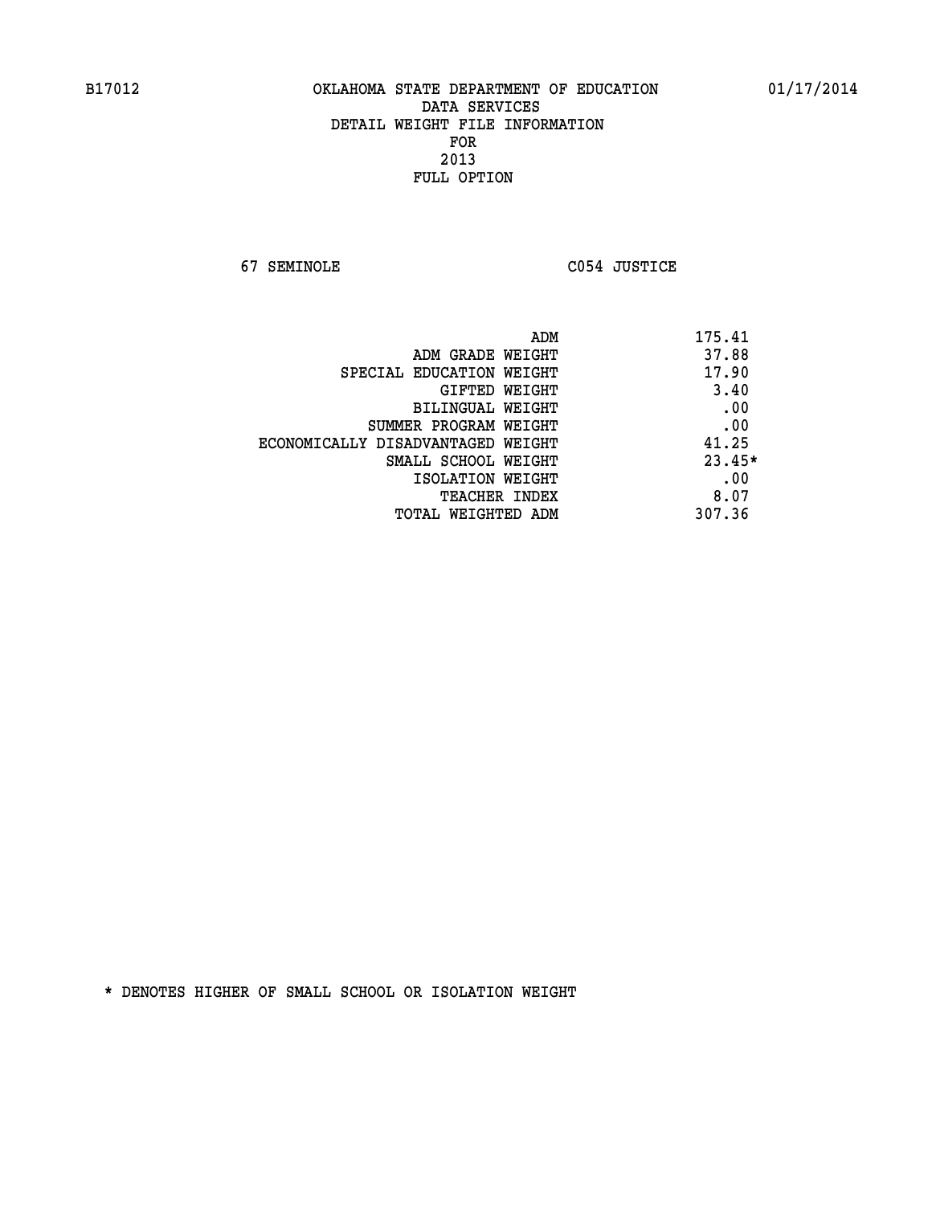B17012 OKLAHOMA STATE DEPARTMENT OF EDUCATION 01/17/2014

DATA SERVICES
DETAIL WEIGHT FILE INFORMATION
FOR
2013
FULL OPTION

67 SEMINOLE C054 JUSTICE

| | |
|---|---|
| ADM | 175.41 |
| ADM GRADE WEIGHT | 37.88 |
| SPECIAL EDUCATION WEIGHT | 17.90 |
| GIFTED WEIGHT | 3.40 |
| BILINGUAL WEIGHT | .00 |
| SUMMER PROGRAM WEIGHT | .00 |
| ECONOMICALLY DISADVANTAGED WEIGHT | 41.25 |
| SMALL SCHOOL WEIGHT | 23.45* |
| ISOLATION WEIGHT | .00 |
| TEACHER INDEX | 8.07 |
| TOTAL WEIGHTED ADM | 307.36 |

* DENOTES HIGHER OF SMALL SCHOOL OR ISOLATION WEIGHT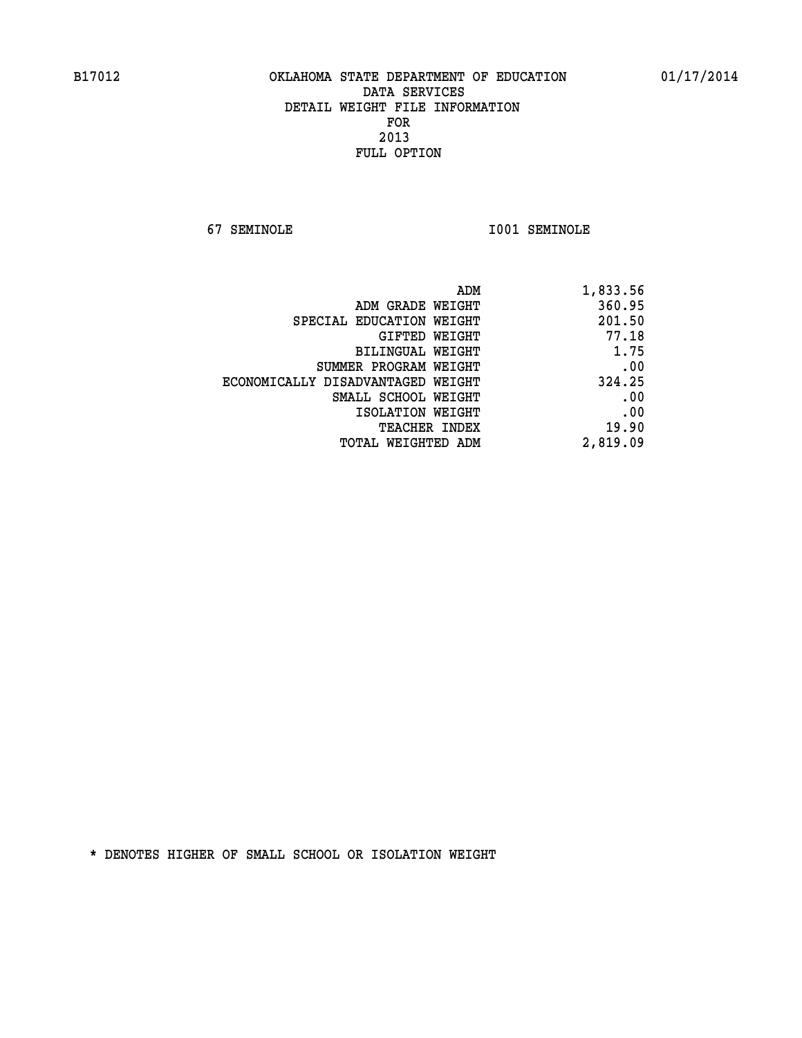B17012 OKLAHOMA STATE DEPARTMENT OF EDUCATION 01/17/2014

DATA SERVICES
DETAIL WEIGHT FILE INFORMATION
FOR
2013
FULL OPTION

67 SEMINOLE I001 SEMINOLE

| | |
|---|---|
| ADM | 1,833.56 |
| ADM GRADE WEIGHT | 360.95 |
| SPECIAL EDUCATION WEIGHT | 201.50 |
| GIFTED WEIGHT | 77.18 |
| BILINGUAL WEIGHT | 1.75 |
| SUMMER PROGRAM WEIGHT | .00 |
| ECONOMICALLY DISADVANTAGED WEIGHT | 324.25 |
| SMALL SCHOOL WEIGHT | .00 |
| ISOLATION WEIGHT | .00 |
| TEACHER INDEX | 19.90 |
| TOTAL WEIGHTED ADM | 2,819.09 |

* DENOTES HIGHER OF SMALL SCHOOL OR ISOLATION WEIGHT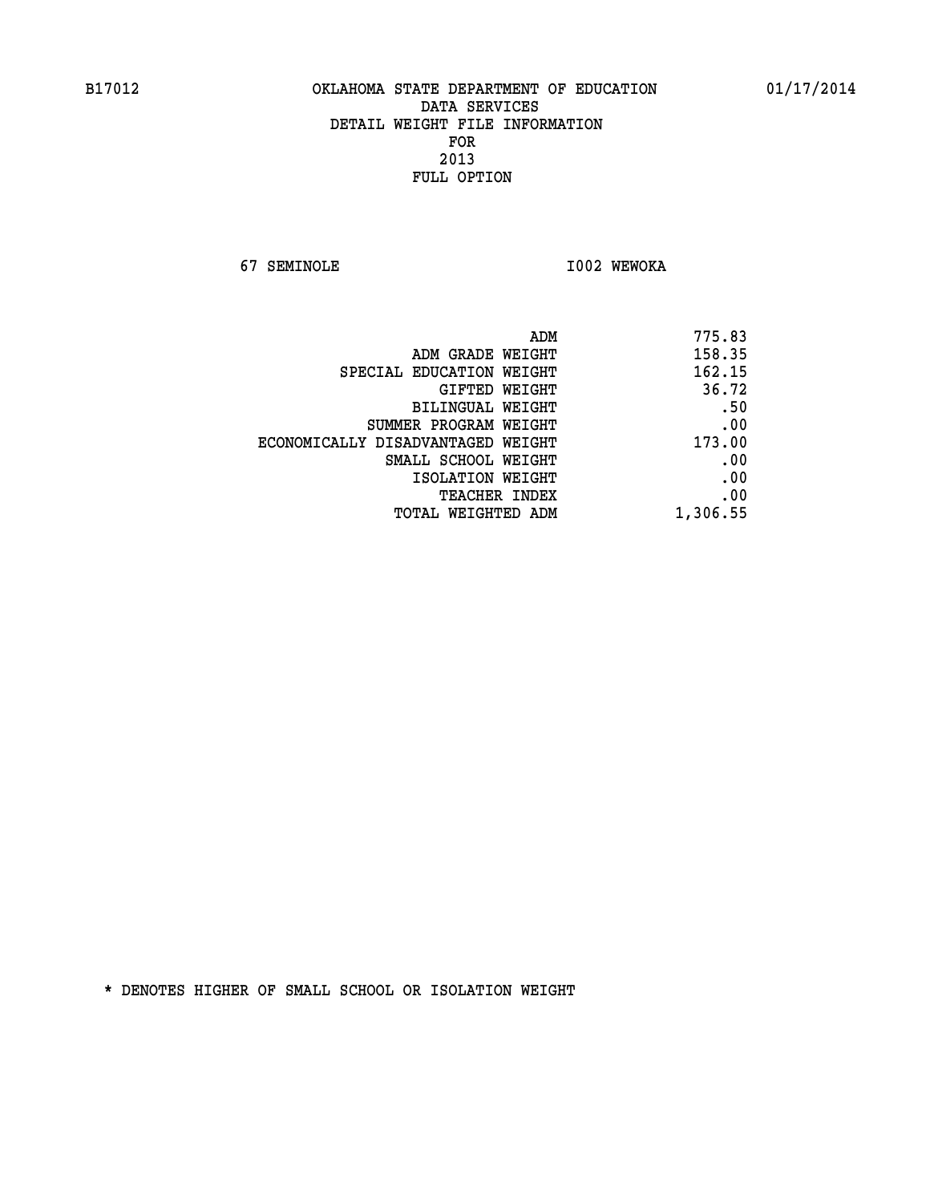B17012 OKLAHOMA STATE DEPARTMENT OF EDUCATION 01/17/2014

DATA SERVICES
DETAIL WEIGHT FILE INFORMATION
FOR
2013
FULL OPTION

67 SEMINOLE I002 WEWOKA

| | |
|---|---|
| ADM | 775.83 |
| ADM GRADE WEIGHT | 158.35 |
| SPECIAL EDUCATION WEIGHT | 162.15 |
| GIFTED WEIGHT | 36.72 |
| BILINGUAL WEIGHT | .50 |
| SUMMER PROGRAM WEIGHT | .00 |
| ECONOMICALLY DISADVANTAGED WEIGHT | 173.00 |
| SMALL SCHOOL WEIGHT | .00 |
| ISOLATION WEIGHT | .00 |
| TEACHER INDEX | .00 |
| TOTAL WEIGHTED ADM | 1,306.55 |

* DENOTES HIGHER OF SMALL SCHOOL OR ISOLATION WEIGHT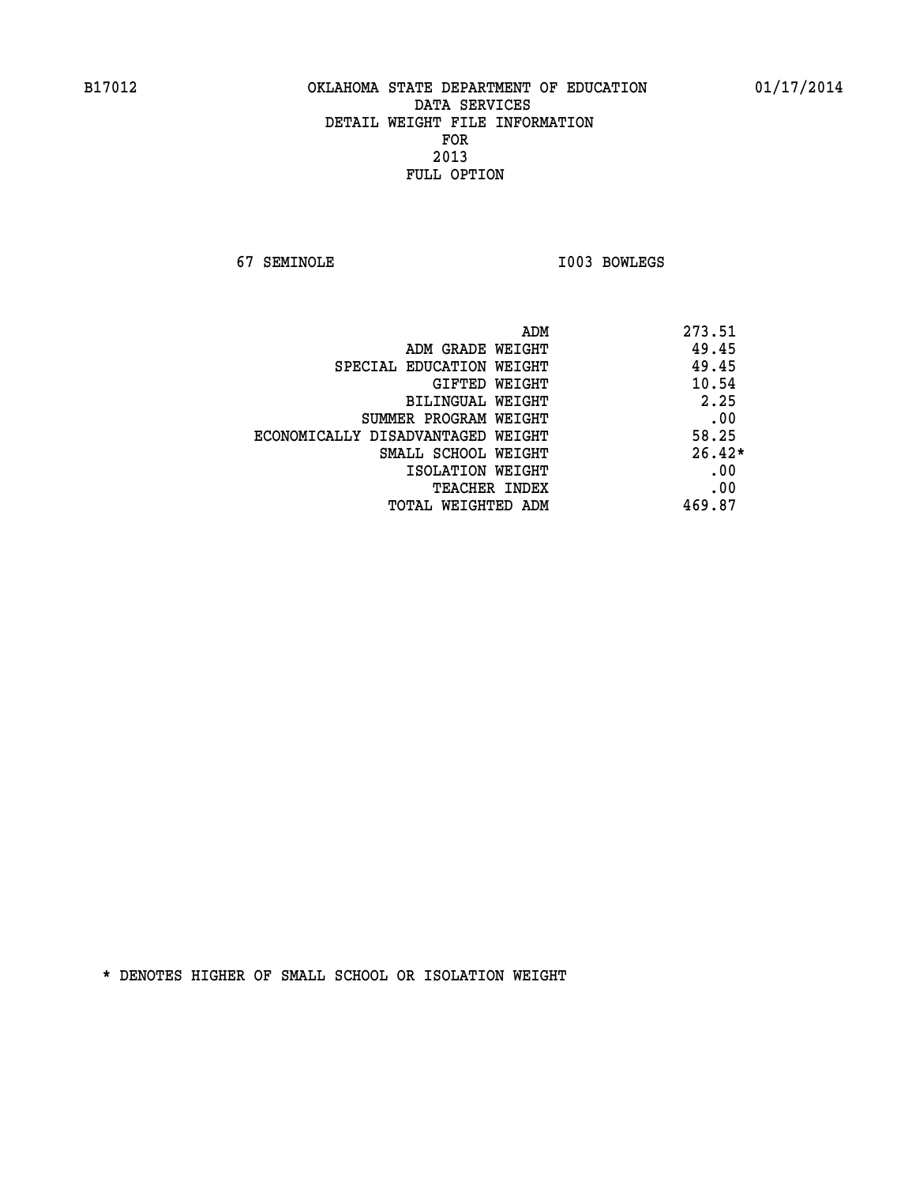B17012 OKLAHOMA STATE DEPARTMENT OF EDUCATION 01/17/2014

DATA SERVICES
DETAIL WEIGHT FILE INFORMATION
FOR
2013
FULL OPTION

67 SEMINOLE I003 BOWLEGS

| | |
|---|---|
| ADM | 273.51 |
| ADM GRADE WEIGHT | 49.45 |
| SPECIAL EDUCATION WEIGHT | 49.45 |
| GIFTED WEIGHT | 10.54 |
| BILINGUAL WEIGHT | 2.25 |
| SUMMER PROGRAM WEIGHT | .00 |
| ECONOMICALLY DISADVANTAGED WEIGHT | 58.25 |
| SMALL SCHOOL WEIGHT | 26.42* |
| ISOLATION WEIGHT | .00 |
| TEACHER INDEX | .00 |
| TOTAL WEIGHTED ADM | 469.87 |

* DENOTES HIGHER OF SMALL SCHOOL OR ISOLATION WEIGHT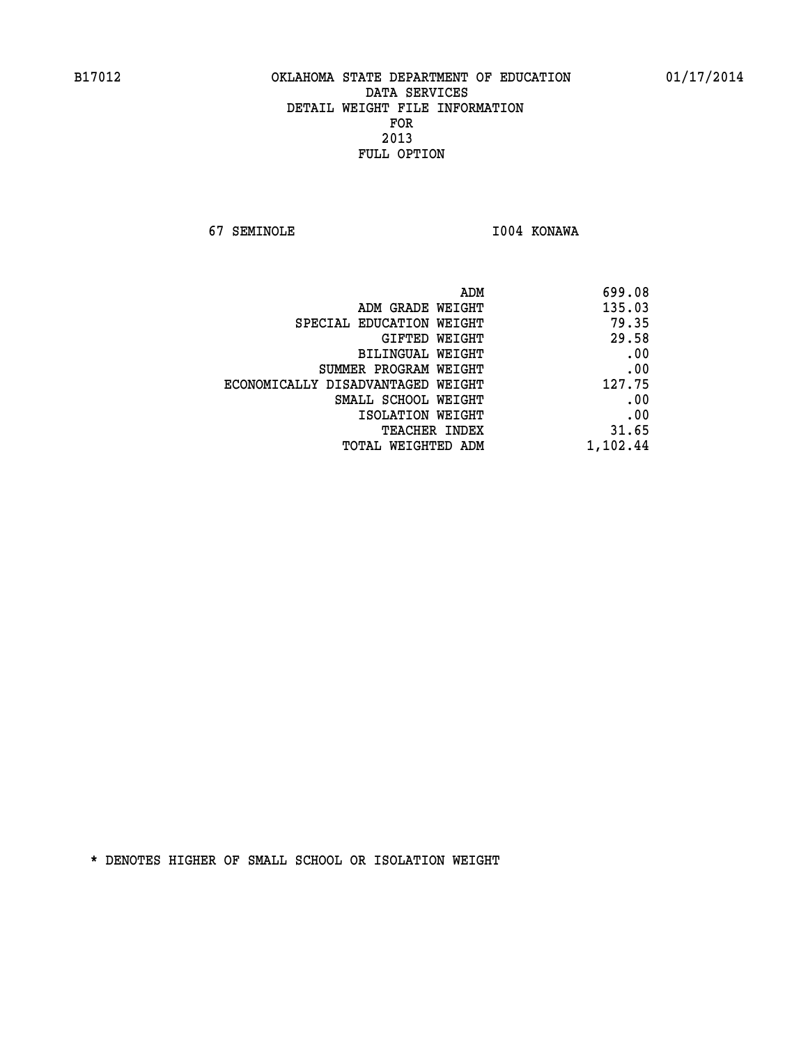B17012 OKLAHOMA STATE DEPARTMENT OF EDUCATION 01/17/2014

DATA SERVICES
DETAIL WEIGHT FILE INFORMATION
FOR
2013
FULL OPTION

67 SEMINOLE I004 KONAWA

| | |
|---|---|
| ADM | 699.08 |
| ADM GRADE WEIGHT | 135.03 |
| SPECIAL EDUCATION WEIGHT | 79.35 |
| GIFTED WEIGHT | 29.58 |
| BILINGUAL WEIGHT | .00 |
| SUMMER PROGRAM WEIGHT | .00 |
| ECONOMICALLY DISADVANTAGED WEIGHT | 127.75 |
| SMALL SCHOOL WEIGHT | .00 |
| ISOLATION WEIGHT | .00 |
| TEACHER INDEX | 31.65 |
| TOTAL WEIGHTED ADM | 1,102.44 |

* DENOTES HIGHER OF SMALL SCHOOL OR ISOLATION WEIGHT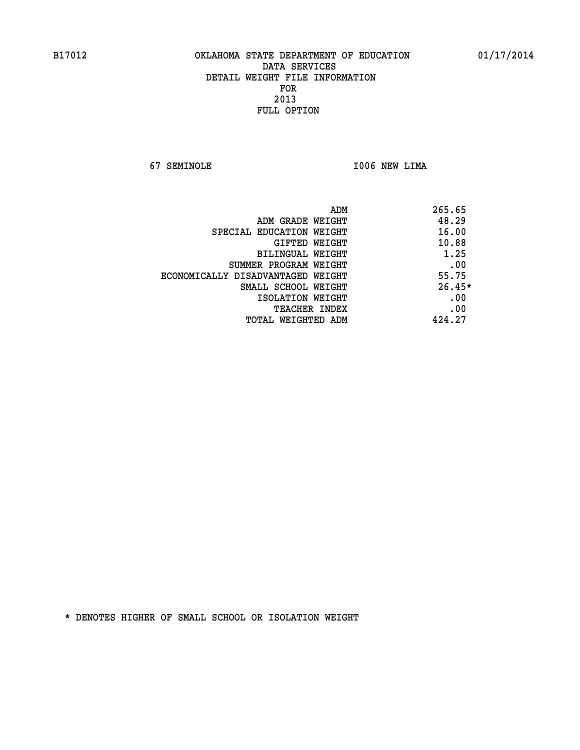B17012 OKLAHOMA STATE DEPARTMENT OF EDUCATION 01/17/2014

DATA SERVICES
DETAIL WEIGHT FILE INFORMATION
FOR
2013
FULL OPTION

67 SEMINOLE I006 NEW LIMA

| | |
|---|---|
| ADM | 265.65 |
| ADM GRADE WEIGHT | 48.29 |
| SPECIAL EDUCATION WEIGHT | 16.00 |
| GIFTED WEIGHT | 10.88 |
| BILINGUAL WEIGHT | 1.25 |
| SUMMER PROGRAM WEIGHT | .00 |
| ECONOMICALLY DISADVANTAGED WEIGHT | 55.75 |
| SMALL SCHOOL WEIGHT | 26.45* |
| ISOLATION WEIGHT | .00 |
| TEACHER INDEX | .00 |
| TOTAL WEIGHTED ADM | 424.27 |

* DENOTES HIGHER OF SMALL SCHOOL OR ISOLATION WEIGHT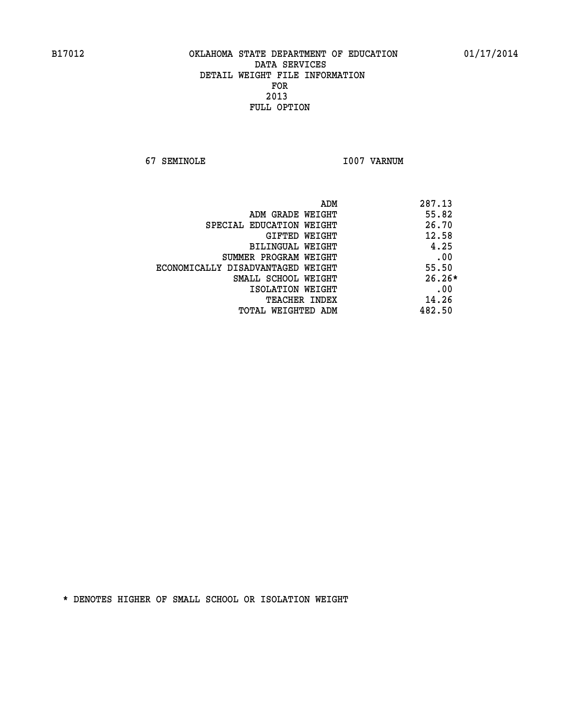B17012 OKLAHOMA STATE DEPARTMENT OF EDUCATION 01/17/2014

DATA SERVICES
DETAIL WEIGHT FILE INFORMATION
FOR
2013
FULL OPTION

67 SEMINOLE I007 VARNUM

| | |
|---|---|
| ADM | 287.13 |
| ADM GRADE WEIGHT | 55.82 |
| SPECIAL EDUCATION WEIGHT | 26.70 |
| GIFTED WEIGHT | 12.58 |
| BILINGUAL WEIGHT | 4.25 |
| SUMMER PROGRAM WEIGHT | .00 |
| ECONOMICALLY DISADVANTAGED WEIGHT | 55.50 |
| SMALL SCHOOL WEIGHT | 26.26* |
| ISOLATION WEIGHT | .00 |
| TEACHER INDEX | 14.26 |
| TOTAL WEIGHTED ADM | 482.50 |

* DENOTES HIGHER OF SMALL SCHOOL OR ISOLATION WEIGHT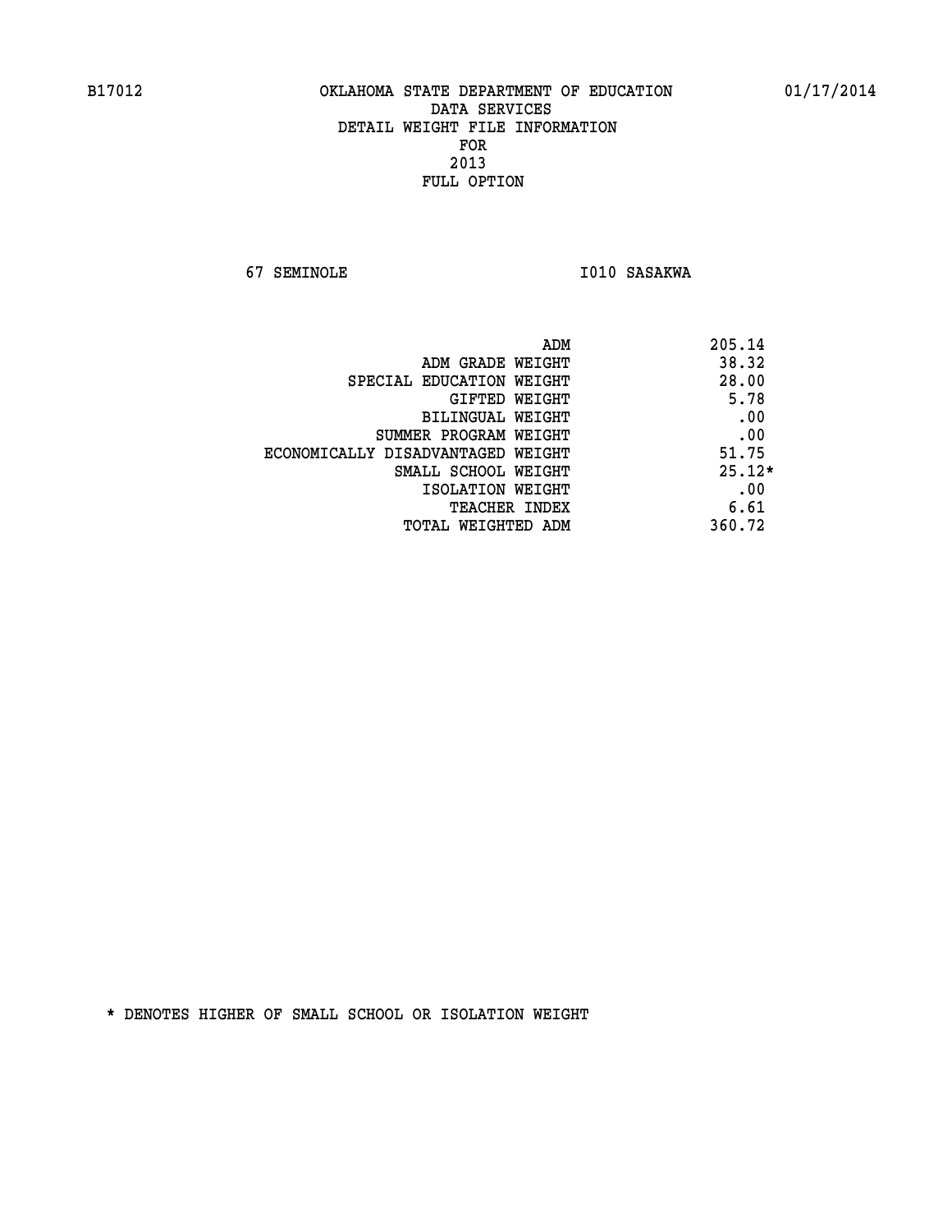B17012 OKLAHOMA STATE DEPARTMENT OF EDUCATION 01/17/2014

DATA SERVICES
DETAIL WEIGHT FILE INFORMATION
FOR
2013
FULL OPTION

67 SEMINOLE I010 SASAKWA

| | |
|---|---|
| ADM | 205.14 |
| ADM GRADE WEIGHT | 38.32 |
| SPECIAL EDUCATION WEIGHT | 28.00 |
| GIFTED WEIGHT | 5.78 |
| BILINGUAL WEIGHT | .00 |
| SUMMER PROGRAM WEIGHT | .00 |
| ECONOMICALLY DISADVANTAGED WEIGHT | 51.75 |
| SMALL SCHOOL WEIGHT | 25.12* |
| ISOLATION WEIGHT | .00 |
| TEACHER INDEX | 6.61 |
| TOTAL WEIGHTED ADM | 360.72 |

* DENOTES HIGHER OF SMALL SCHOOL OR ISOLATION WEIGHT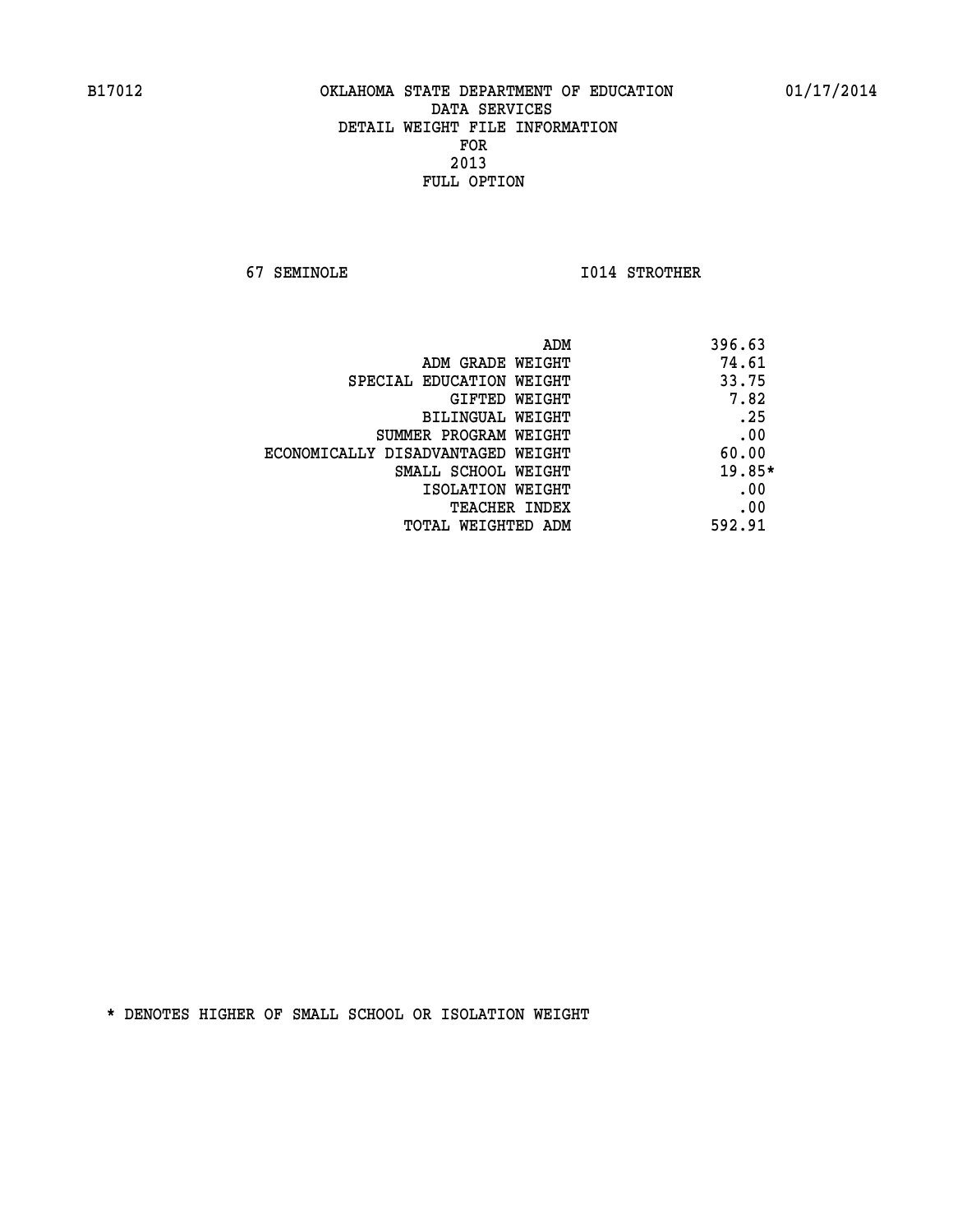B17012 OKLAHOMA STATE DEPARTMENT OF EDUCATION 01/17/2014

DATA SERVICES
DETAIL WEIGHT FILE INFORMATION
FOR
2013
FULL OPTION

67 SEMINOLE I014 STROTHER

| | |
|---|---|
| ADM | 396.63 |
| ADM GRADE WEIGHT | 74.61 |
| SPECIAL EDUCATION WEIGHT | 33.75 |
| GIFTED WEIGHT | 7.82 |
| BILINGUAL WEIGHT | .25 |
| SUMMER PROGRAM WEIGHT | .00 |
| ECONOMICALLY DISADVANTAGED WEIGHT | 60.00 |
| SMALL SCHOOL WEIGHT | 19.85* |
| ISOLATION WEIGHT | .00 |
| TEACHER INDEX | .00 |
| TOTAL WEIGHTED ADM | 592.91 |

* DENOTES HIGHER OF SMALL SCHOOL OR ISOLATION WEIGHT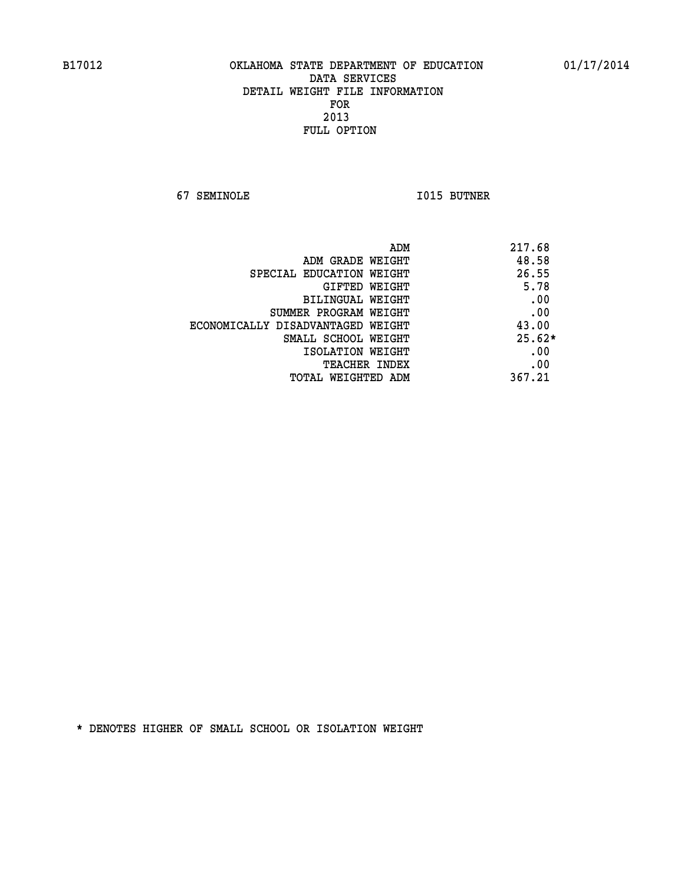B17012 OKLAHOMA STATE DEPARTMENT OF EDUCATION 01/17/2014

DATA SERVICES

DETAIL WEIGHT FILE INFORMATION

FOR

2013

FULL OPTION

67 SEMINOLE I015 BUTNER

| | |
|---|---|
| ADM | 217.68 |
| ADM GRADE WEIGHT | 48.58 |
| SPECIAL EDUCATION WEIGHT | 26.55 |
| GIFTED WEIGHT | 5.78 |
| BILINGUAL WEIGHT | .00 |
| SUMMER PROGRAM WEIGHT | .00 |
| ECONOMICALLY DISADVANTAGED WEIGHT | 43.00 |
| SMALL SCHOOL WEIGHT | 25.62* |
| ISOLATION WEIGHT | .00 |
| TEACHER INDEX | .00 |
| TOTAL WEIGHTED ADM | 367.21 |

* DENOTES HIGHER OF SMALL SCHOOL OR ISOLATION WEIGHT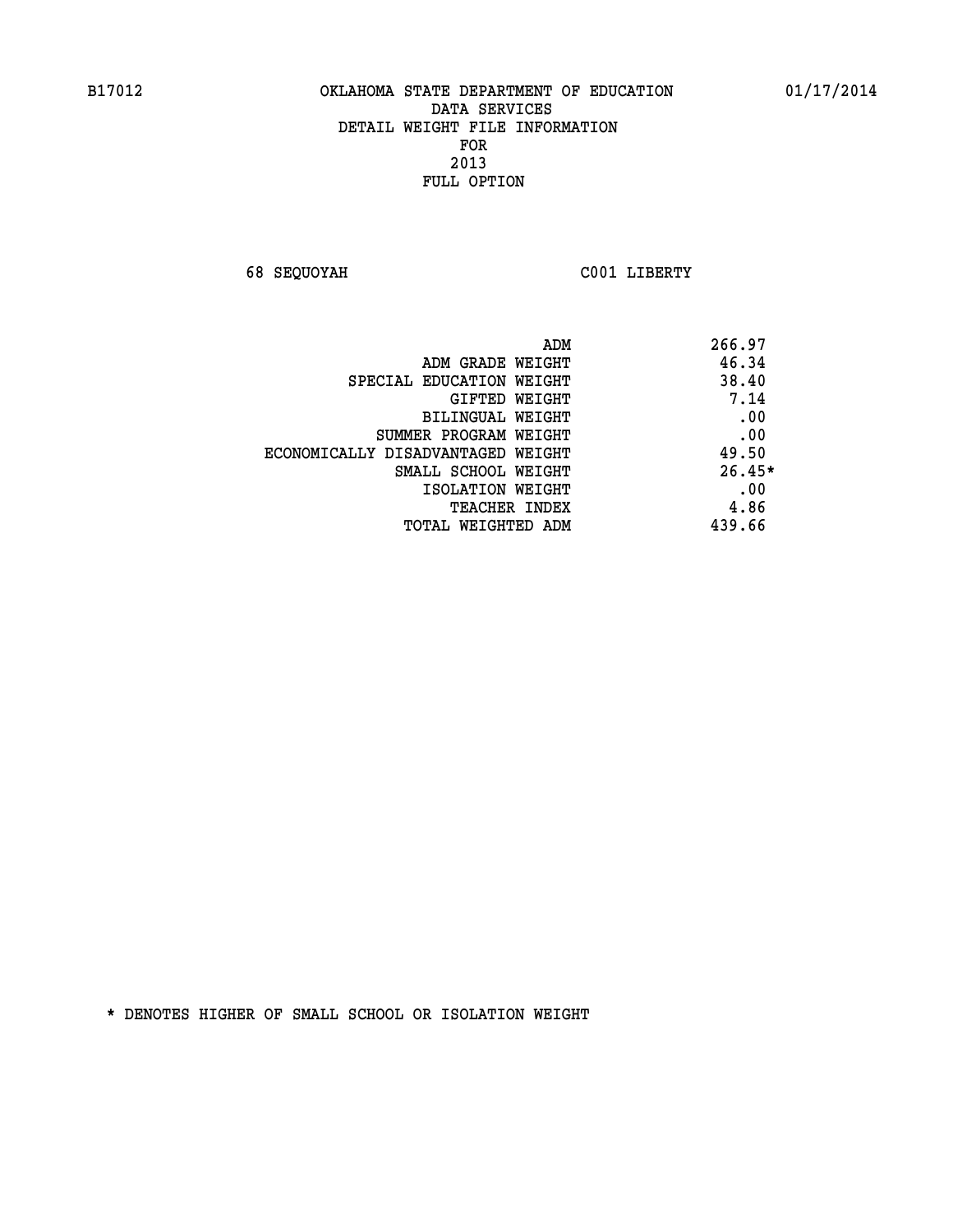B17012 OKLAHOMA STATE DEPARTMENT OF EDUCATION 01/17/2014

DATA SERVICES
DETAIL WEIGHT FILE INFORMATION
FOR
2013
FULL OPTION

68 SEQUOYAH C001 LIBERTY

| | |
|---|---|
| ADM | 266.97 |
| ADM GRADE WEIGHT | 46.34 |
| SPECIAL EDUCATION WEIGHT | 38.40 |
| GIFTED WEIGHT | 7.14 |
| BILINGUAL WEIGHT | .00 |
| SUMMER PROGRAM WEIGHT | .00 |
| ECONOMICALLY DISADVANTAGED WEIGHT | 49.50 |
| SMALL SCHOOL WEIGHT | 26.45* |
| ISOLATION WEIGHT | .00 |
| TEACHER INDEX | 4.86 |
| TOTAL WEIGHTED ADM | 439.66 |

* DENOTES HIGHER OF SMALL SCHOOL OR ISOLATION WEIGHT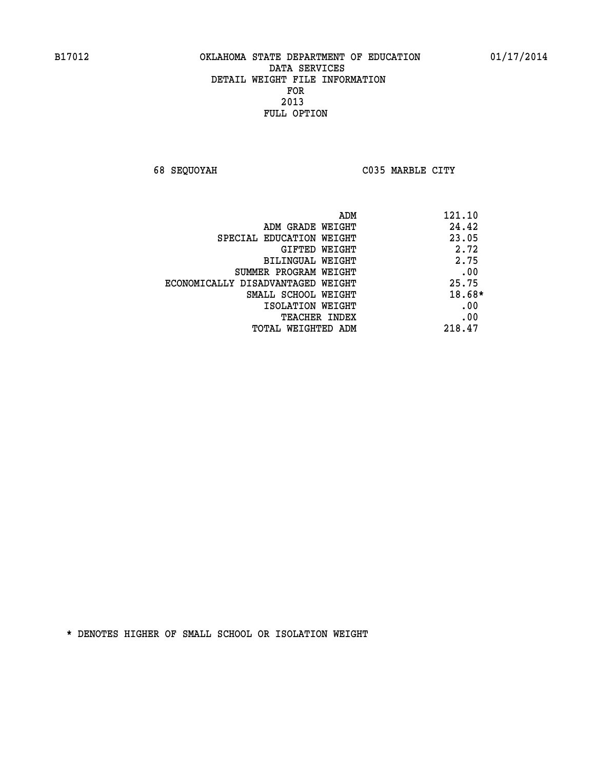B17012 OKLAHOMA STATE DEPARTMENT OF EDUCATION 01/17/2014

DATA SERVICES
DETAIL WEIGHT FILE INFORMATION
FOR
2013
FULL OPTION

68 SEQUOYAH C035 MARBLE CITY

| | |
|---|---|
| ADM | 121.10 |
| ADM GRADE WEIGHT | 24.42 |
| SPECIAL EDUCATION WEIGHT | 23.05 |
| GIFTED WEIGHT | 2.72 |
| BILINGUAL WEIGHT | 2.75 |
| SUMMER PROGRAM WEIGHT | .00 |
| ECONOMICALLY DISADVANTAGED WEIGHT | 25.75 |
| SMALL SCHOOL WEIGHT | 18.68* |
| ISOLATION WEIGHT | .00 |
| TEACHER INDEX | .00 |
| TOTAL WEIGHTED ADM | 218.47 |

* DENOTES HIGHER OF SMALL SCHOOL OR ISOLATION WEIGHT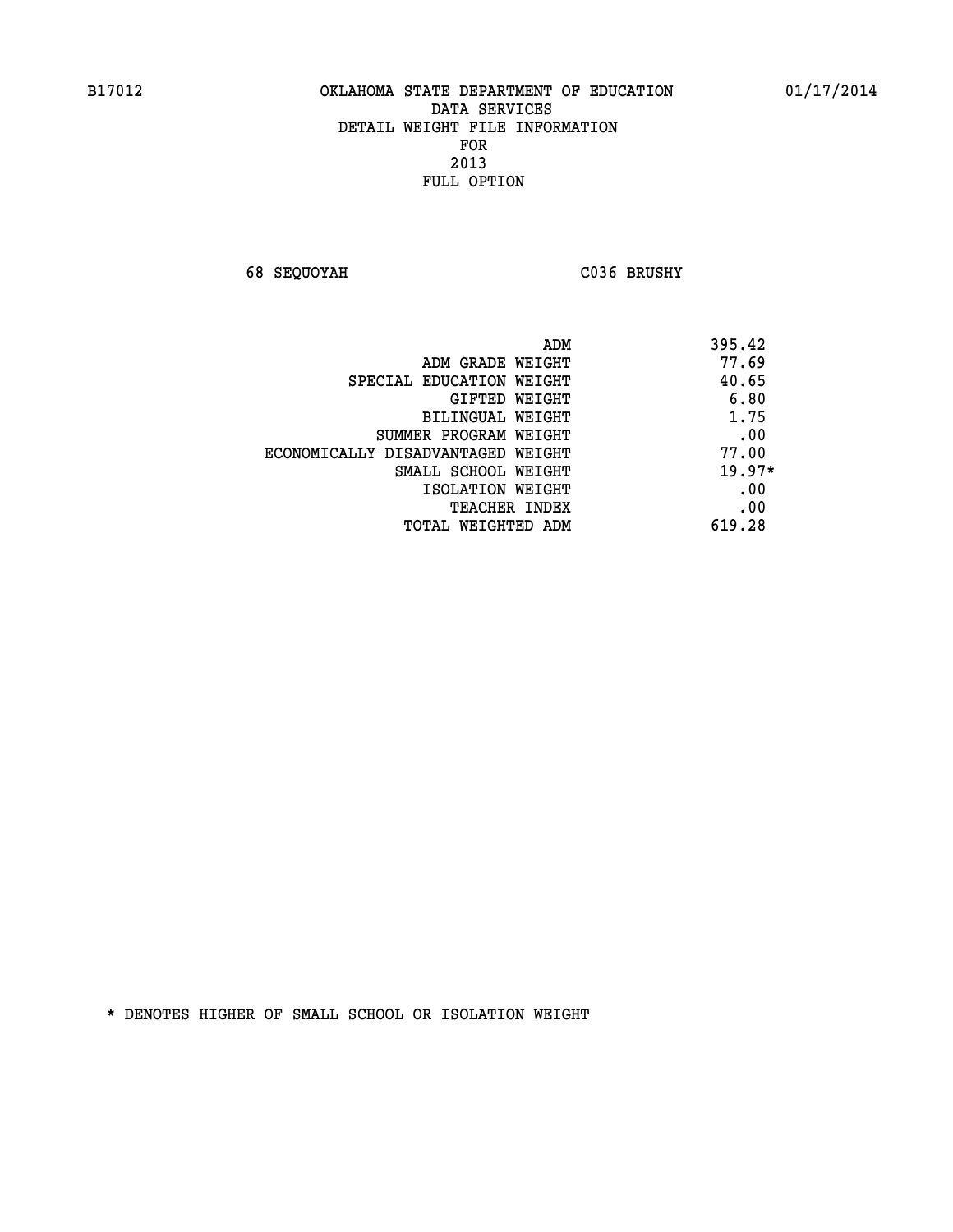OKLAHOMA STATE DEPARTMENT OF EDUCATION
DATA SERVICES
DETAIL WEIGHT FILE INFORMATION
FOR
2013
FULL OPTION

68 SEQUOYAH C036 BRUSHY

| | |
|---|---|
| ADM | 395.42 |
| ADM GRADE WEIGHT | 77.69 |
| SPECIAL EDUCATION WEIGHT | 40.65 |
| GIFTED WEIGHT | 6.80 |
| BILINGUAL WEIGHT | 1.75 |
| SUMMER PROGRAM WEIGHT | .00 |
| ECONOMICALLY DISADVANTAGED WEIGHT | 77.00 |
| SMALL SCHOOL WEIGHT | 19.97* |
| ISOLATION WEIGHT | .00 |
| TEACHER INDEX | .00 |
| TOTAL WEIGHTED ADM | 619.28 |

* DENOTES HIGHER OF SMALL SCHOOL OR ISOLATION WEIGHT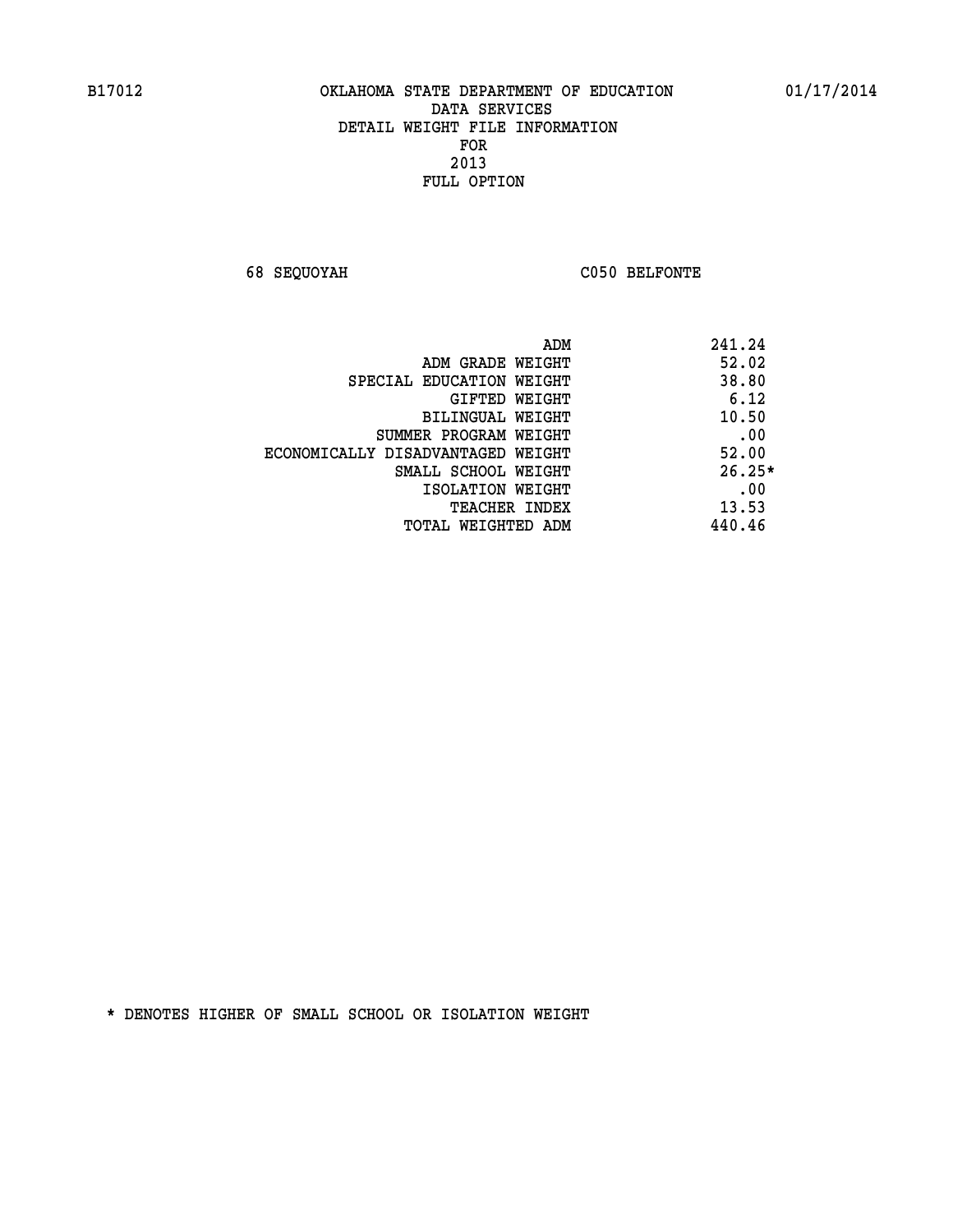# OKLAHOMA STATE DEPARTMENT OF EDUCATION
## DATA SERVICES
## DETAIL WEIGHT FILE INFORMATION
## FOR
## 2013
## FULL OPTION

B17012 01/17/2014

68 SEQUOYAH C050 BELFONTE

| | |
|---|---|
| ADM | 241.24 |
| ADM GRADE WEIGHT | 52.02 |
| SPECIAL EDUCATION WEIGHT | 38.80 |
| GIFTED WEIGHT | 6.12 |
| BILINGUAL WEIGHT | 10.50 |
| SUMMER PROGRAM WEIGHT | .00 |
| ECONOMICALLY DISADVANTAGED WEIGHT | 52.00 |
| SMALL SCHOOL WEIGHT | 26.25* |
| ISOLATION WEIGHT | .00 |
| TEACHER INDEX | 13.53 |
| TOTAL WEIGHTED ADM | 440.46 |

* DENOTES HIGHER OF SMALL SCHOOL OR ISOLATION WEIGHT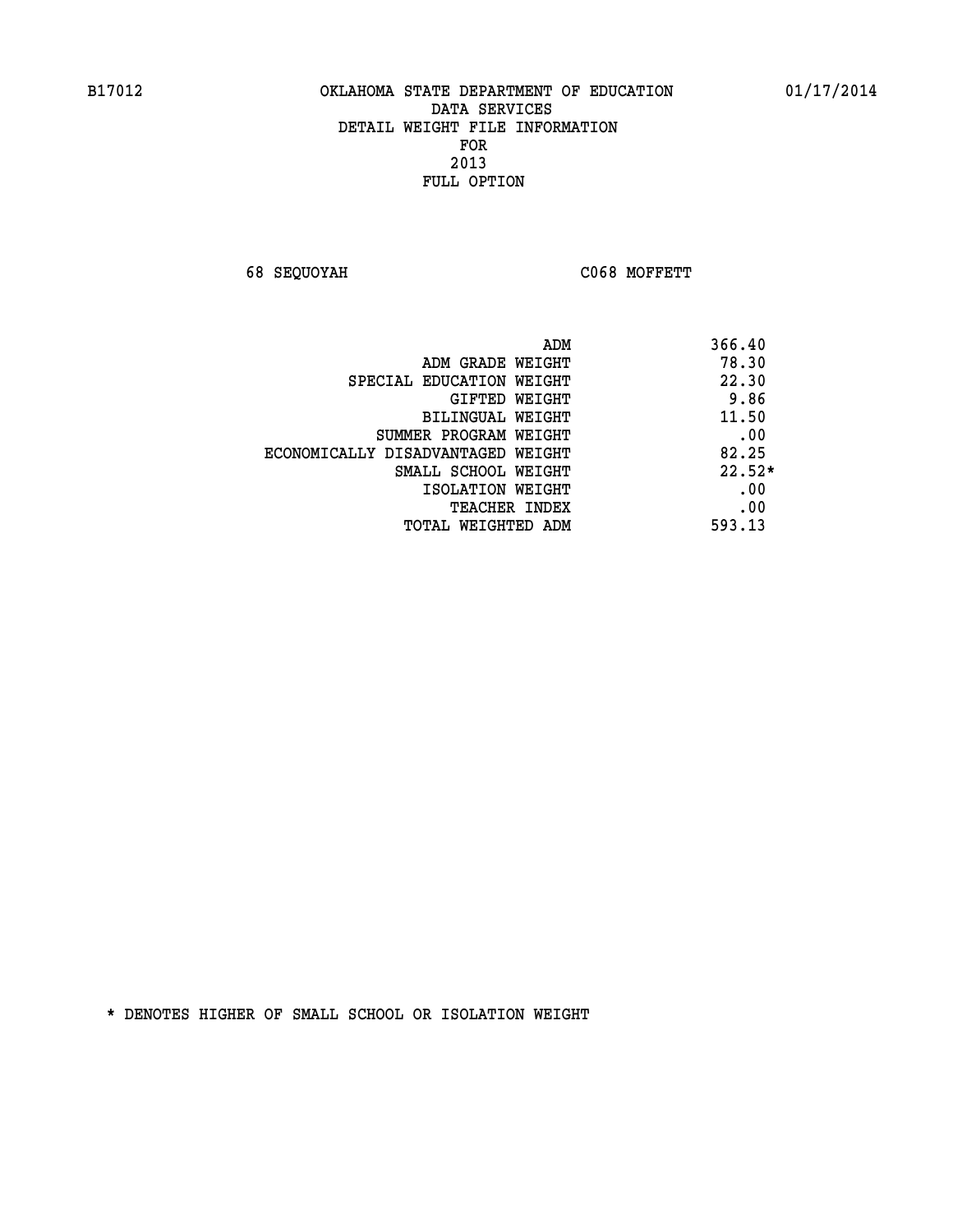B17012 OKLAHOMA STATE DEPARTMENT OF EDUCATION 01/17/2014

DATA SERVICES

DETAIL WEIGHT FILE INFORMATION

FOR

2013

FULL OPTION

68 SEQUOYAH C068 MOFFETT

| | |
|---|---|
| ADM | 366.40 |
| ADM GRADE WEIGHT | 78.30 |
| SPECIAL EDUCATION WEIGHT | 22.30 |
| GIFTED WEIGHT | 9.86 |
| BILINGUAL WEIGHT | 11.50 |
| SUMMER PROGRAM WEIGHT | .00 |
| ECONOMICALLY DISADVANTAGED WEIGHT | 82.25 |
| SMALL SCHOOL WEIGHT | 22.52* |
| ISOLATION WEIGHT | .00 |
| TEACHER INDEX | .00 |
| TOTAL WEIGHTED ADM | 593.13 |

* DENOTES HIGHER OF SMALL SCHOOL OR ISOLATION WEIGHT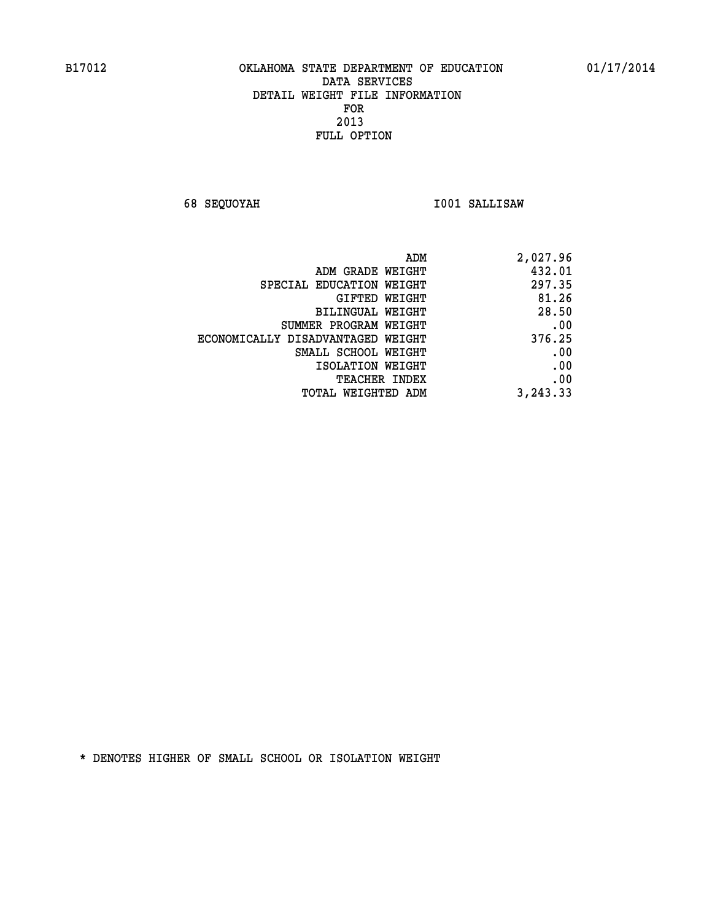B17012 OKLAHOMA STATE DEPARTMENT OF EDUCATION 01/17/2014

DATA SERVICES
DETAIL WEIGHT FILE INFORMATION
FOR
2013
FULL OPTION

68 SEQUOYAH I001 SALLISAW

| | |
|---|---|
| ADM | 2,027.96 |
| ADM GRADE WEIGHT | 432.01 |
| SPECIAL EDUCATION WEIGHT | 297.35 |
| GIFTED WEIGHT | 81.26 |
| BILINGUAL WEIGHT | 28.50 |
| SUMMER PROGRAM WEIGHT | .00 |
| ECONOMICALLY DISADVANTAGED WEIGHT | 376.25 |
| SMALL SCHOOL WEIGHT | .00 |
| ISOLATION WEIGHT | .00 |
| TEACHER INDEX | .00 |
| TOTAL WEIGHTED ADM | 3,243.33 |

* DENOTES HIGHER OF SMALL SCHOOL OR ISOLATION WEIGHT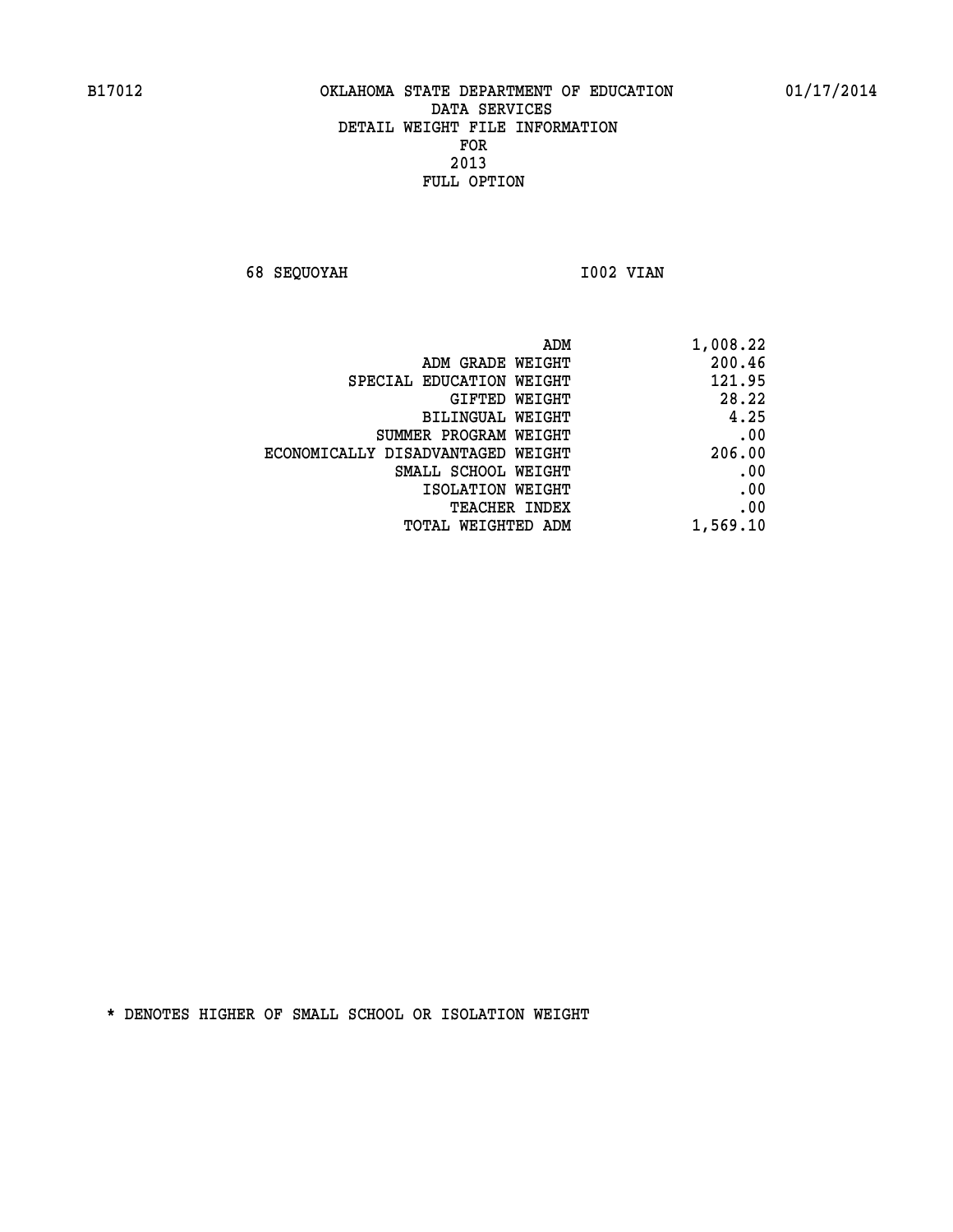B17012 OKLAHOMA STATE DEPARTMENT OF EDUCATION 01/17/2014
DATA SERVICES
DETAIL WEIGHT FILE INFORMATION
FOR
2013
FULL OPTION

68 SEQUOYAH I002 VIAN

| | |
|---|---|
| ADM | 1,008.22 |
| ADM GRADE WEIGHT | 200.46 |
| SPECIAL EDUCATION WEIGHT | 121.95 |
| GIFTED WEIGHT | 28.22 |
| BILINGUAL WEIGHT | 4.25 |
| SUMMER PROGRAM WEIGHT | .00 |
| ECONOMICALLY DISADVANTAGED WEIGHT | 206.00 |
| SMALL SCHOOL WEIGHT | .00 |
| ISOLATION WEIGHT | .00 |
| TEACHER INDEX | .00 |
| TOTAL WEIGHTED ADM | 1,569.10 |

* DENOTES HIGHER OF SMALL SCHOOL OR ISOLATION WEIGHT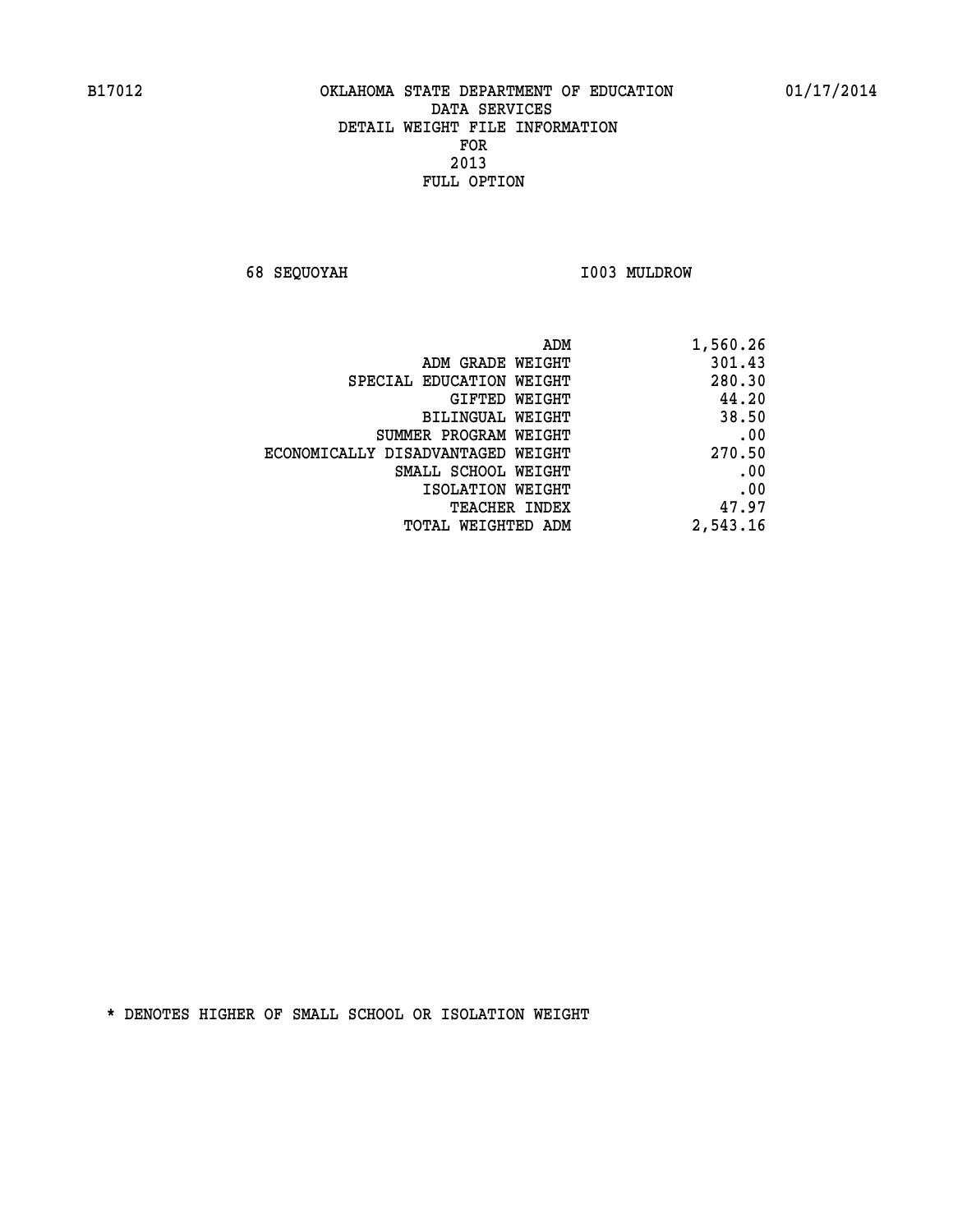# OKLAHOMA STATE DEPARTMENT OF EDUCATION
## DATA SERVICES
## DETAIL WEIGHT FILE INFORMATION
## FOR
## 2013
## FULL OPTION

B17012 01/17/2014

68 SEQUOYAH I003 MULDROW

| | |
|---|---:|
| ADM | 1,560.26 |
| ADM GRADE WEIGHT | 301.43 |
| SPECIAL EDUCATION WEIGHT | 280.30 |
| GIFTED WEIGHT | 44.20 |
| BILINGUAL WEIGHT | 38.50 |
| SUMMER PROGRAM WEIGHT | .00 |
| ECONOMICALLY DISADVANTAGED WEIGHT | 270.50 |
| SMALL SCHOOL WEIGHT | .00 |
| ISOLATION WEIGHT | .00 |
| TEACHER INDEX | 47.97 |
| TOTAL WEIGHTED ADM | 2,543.16 |

* DENOTES HIGHER OF SMALL SCHOOL OR ISOLATION WEIGHT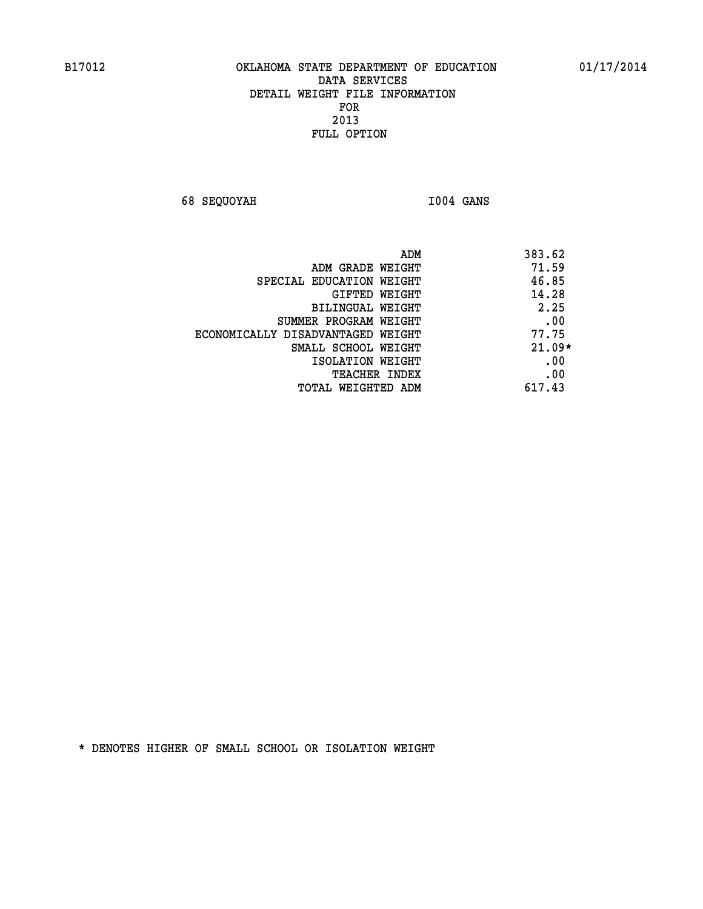B17012 OKLAHOMA STATE DEPARTMENT OF EDUCATION 01/17/2014

DATA SERVICES
DETAIL WEIGHT FILE INFORMATION
FOR
2013
FULL OPTION

68 SEQUOYAH I004 GANS

| | |
|---|---|
| ADM | 383.62 |
| ADM GRADE WEIGHT | 71.59 |
| SPECIAL EDUCATION WEIGHT | 46.85 |
| GIFTED WEIGHT | 14.28 |
| BILINGUAL WEIGHT | 2.25 |
| SUMMER PROGRAM WEIGHT | .00 |
| ECONOMICALLY DISADVANTAGED WEIGHT | 77.75 |
| SMALL SCHOOL WEIGHT | 21.09* |
| ISOLATION WEIGHT | .00 |
| TEACHER INDEX | .00 |
| TOTAL WEIGHTED ADM | 617.43 |

* DENOTES HIGHER OF SMALL SCHOOL OR ISOLATION WEIGHT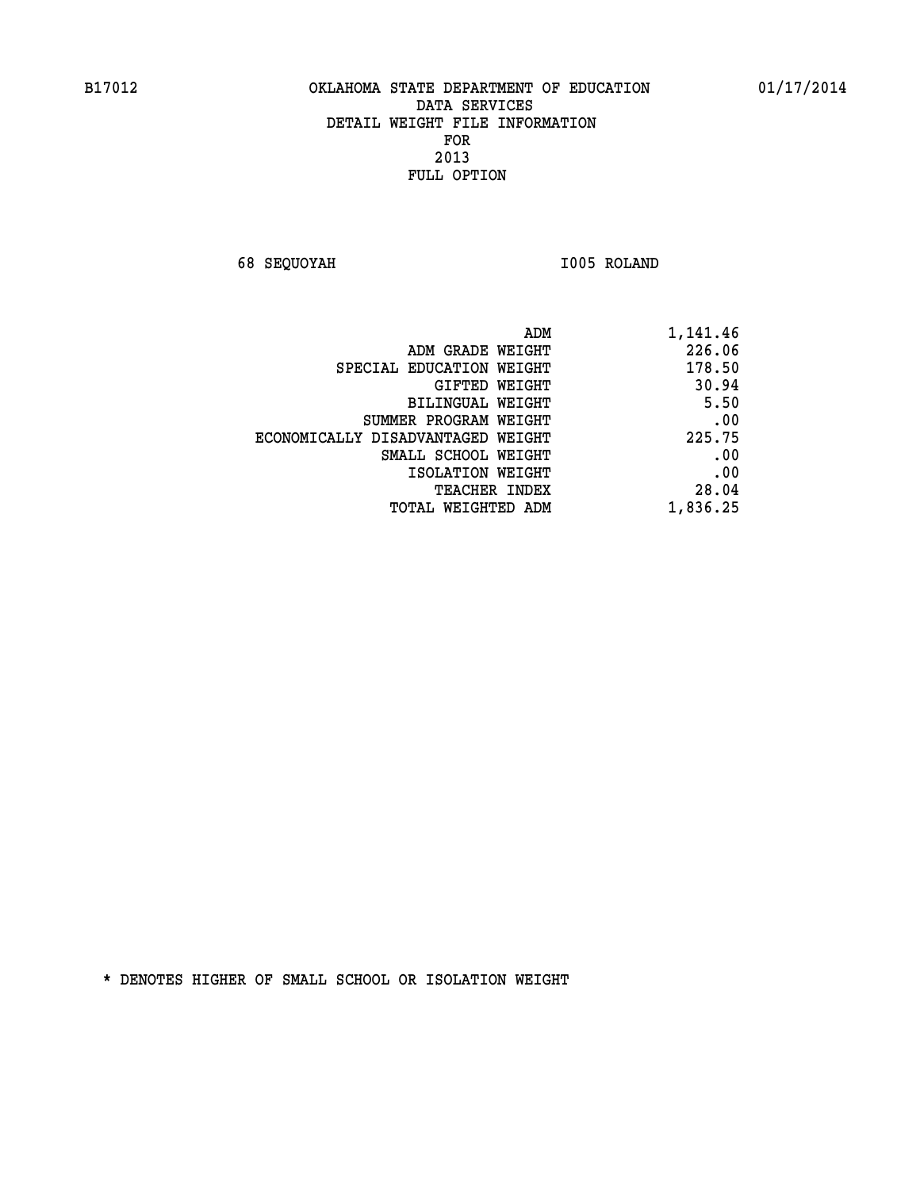B17012 OKLAHOMA STATE DEPARTMENT OF EDUCATION 01/17/2014

DATA SERVICES
DETAIL WEIGHT FILE INFORMATION
FOR
2013
FULL OPTION

68 SEQUOYAH I005 ROLAND

| | |
|---|---|
| ADM | 1,141.46 |
| ADM GRADE WEIGHT | 226.06 |
| SPECIAL EDUCATION WEIGHT | 178.50 |
| GIFTED WEIGHT | 30.94 |
| BILINGUAL WEIGHT | 5.50 |
| SUMMER PROGRAM WEIGHT | .00 |
| ECONOMICALLY DISADVANTAGED WEIGHT | 225.75 |
| SMALL SCHOOL WEIGHT | .00 |
| ISOLATION WEIGHT | .00 |
| TEACHER INDEX | 28.04 |
| TOTAL WEIGHTED ADM | 1,836.25 |

* DENOTES HIGHER OF SMALL SCHOOL OR ISOLATION WEIGHT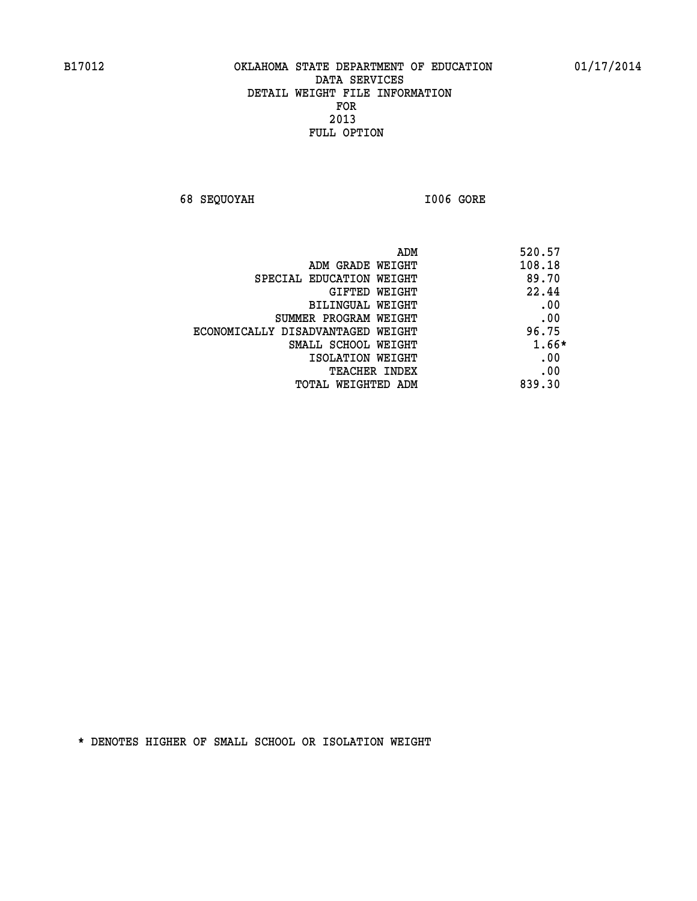B17012 OKLAHOMA STATE DEPARTMENT OF EDUCATION 01/17/2014

DATA SERVICES
DETAIL WEIGHT FILE INFORMATION
FOR
2013
FULL OPTION

68 SEQUOYAH I006 GORE

| | |
|---|---|
| ADM | 520.57 |
| ADM GRADE WEIGHT | 108.18 |
| SPECIAL EDUCATION WEIGHT | 89.70 |
| GIFTED WEIGHT | 22.44 |
| BILINGUAL WEIGHT | .00 |
| SUMMER PROGRAM WEIGHT | .00 |
| ECONOMICALLY DISADVANTAGED WEIGHT | 96.75 |
| SMALL SCHOOL WEIGHT | 1.66* |
| ISOLATION WEIGHT | .00 |
| TEACHER INDEX | .00 |
| TOTAL WEIGHTED ADM | 839.30 |

* DENOTES HIGHER OF SMALL SCHOOL OR ISOLATION WEIGHT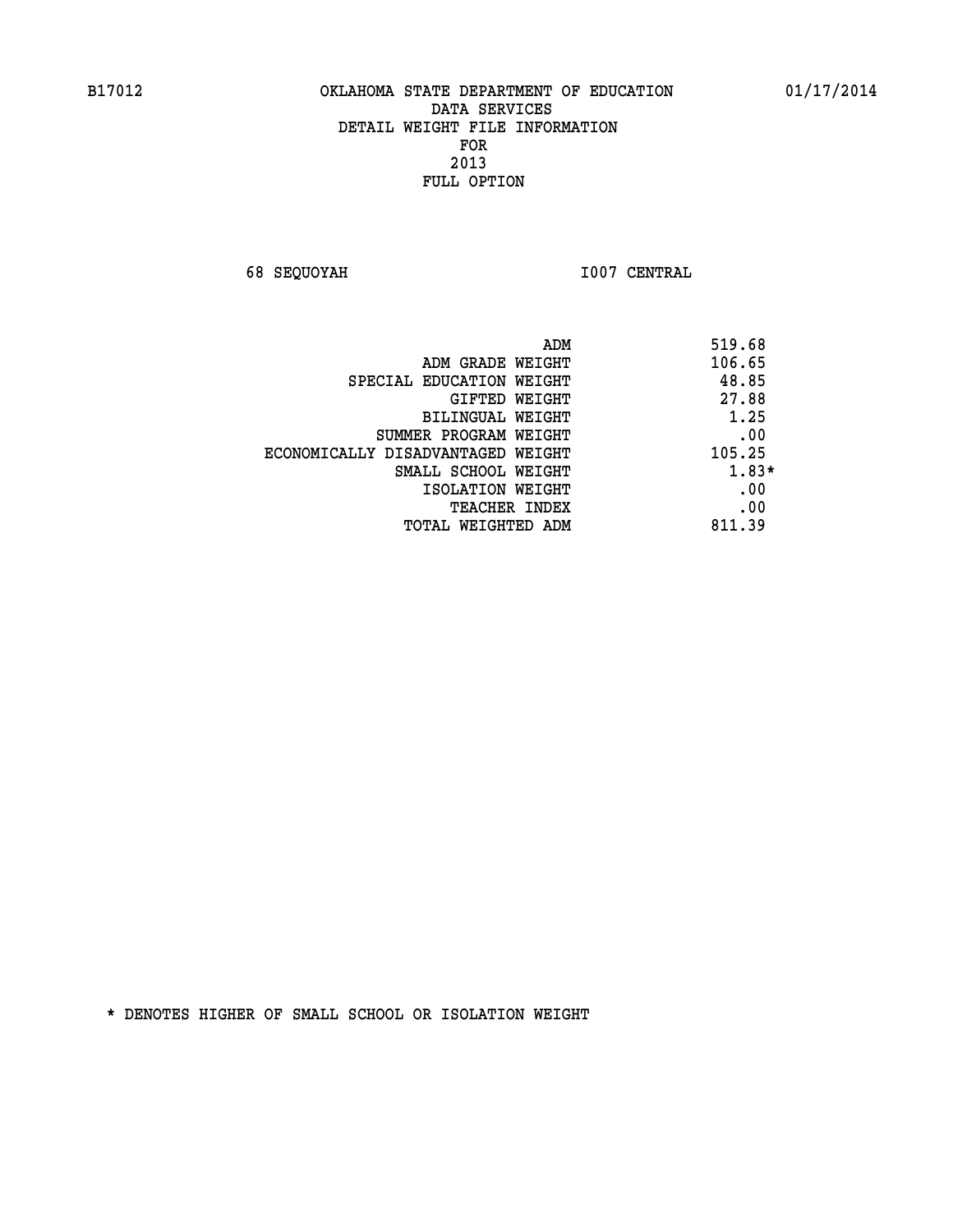B17012 OKLAHOMA STATE DEPARTMENT OF EDUCATION 01/17/2014
DATA SERVICES
DETAIL WEIGHT FILE INFORMATION
FOR
2013
FULL OPTION

68 SEQUOYAH I007 CENTRAL

| | |
|---|---|
| ADM | 519.68 |
| ADM GRADE WEIGHT | 106.65 |
| SPECIAL EDUCATION WEIGHT | 48.85 |
| GIFTED WEIGHT | 27.88 |
| BILINGUAL WEIGHT | 1.25 |
| SUMMER PROGRAM WEIGHT | .00 |
| ECONOMICALLY DISADVANTAGED WEIGHT | 105.25 |
| SMALL SCHOOL WEIGHT | 1.83* |
| ISOLATION WEIGHT | .00 |
| TEACHER INDEX | .00 |
| TOTAL WEIGHTED ADM | 811.39 |

* DENOTES HIGHER OF SMALL SCHOOL OR ISOLATION WEIGHT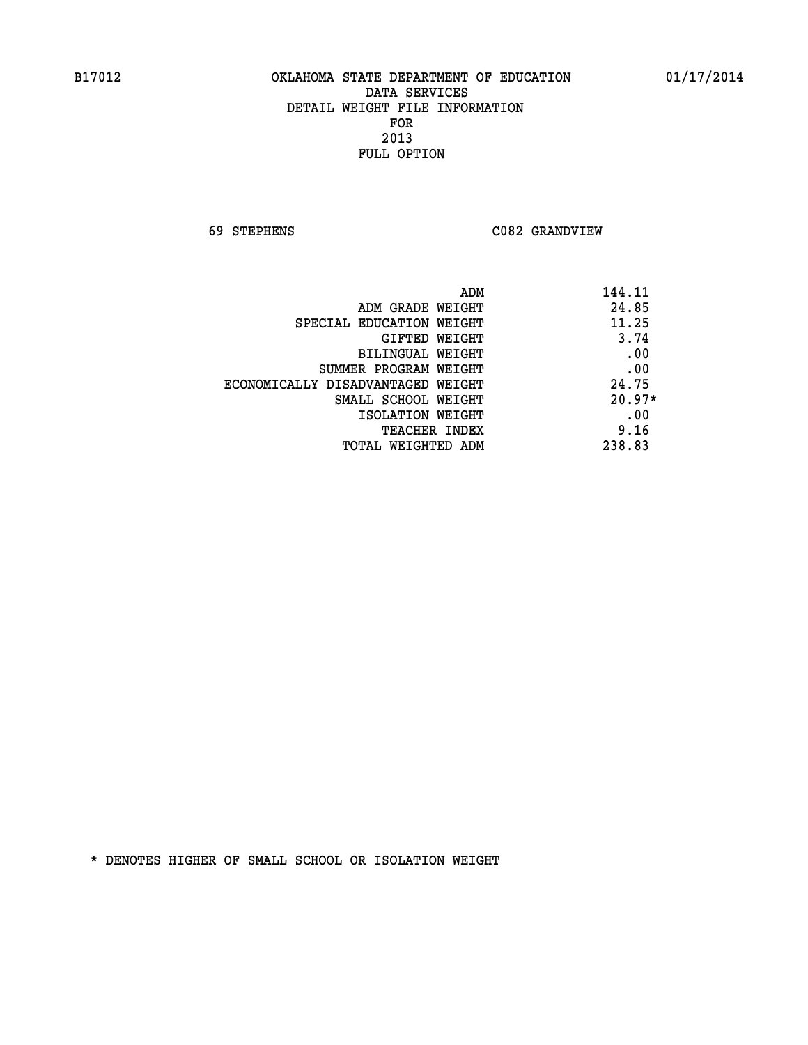B17012 OKLAHOMA STATE DEPARTMENT OF EDUCATION 01/17/2014

DATA SERVICES

DETAIL WEIGHT FILE INFORMATION

FOR

2013

FULL OPTION

69 STEPHENS C082 GRANDVIEW

| | |
|---|---|
| ADM | 144.11 |
| ADM GRADE WEIGHT | 24.85 |
| SPECIAL EDUCATION WEIGHT | 11.25 |
| GIFTED WEIGHT | 3.74 |
| BILINGUAL WEIGHT | .00 |
| SUMMER PROGRAM WEIGHT | .00 |
| ECONOMICALLY DISADVANTAGED WEIGHT | 24.75 |
| SMALL SCHOOL WEIGHT | 20.97* |
| ISOLATION WEIGHT | .00 |
| TEACHER INDEX | 9.16 |
| TOTAL WEIGHTED ADM | 238.83 |

* DENOTES HIGHER OF SMALL SCHOOL OR ISOLATION WEIGHT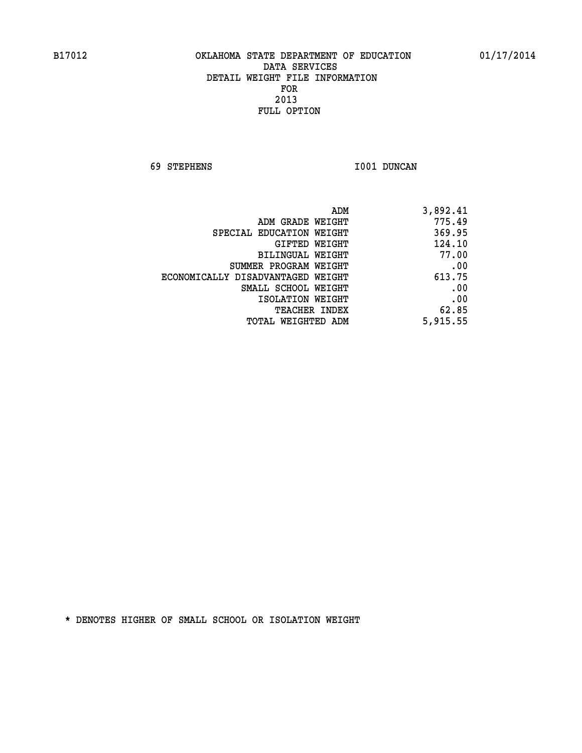B17012 OKLAHOMA STATE DEPARTMENT OF EDUCATION 01/17/2014

DATA SERVICES
DETAIL WEIGHT FILE INFORMATION
FOR
2013
FULL OPTION

69 STEPHENS I001 DUNCAN

| | |
|---|---|
| ADM | 3,892.41 |
| ADM GRADE WEIGHT | 775.49 |
| SPECIAL EDUCATION WEIGHT | 369.95 |
| GIFTED WEIGHT | 124.10 |
| BILINGUAL WEIGHT | 77.00 |
| SUMMER PROGRAM WEIGHT | .00 |
| ECONOMICALLY DISADVANTAGED WEIGHT | 613.75 |
| SMALL SCHOOL WEIGHT | .00 |
| ISOLATION WEIGHT | .00 |
| TEACHER INDEX | 62.85 |
| TOTAL WEIGHTED ADM | 5,915.55 |

* DENOTES HIGHER OF SMALL SCHOOL OR ISOLATION WEIGHT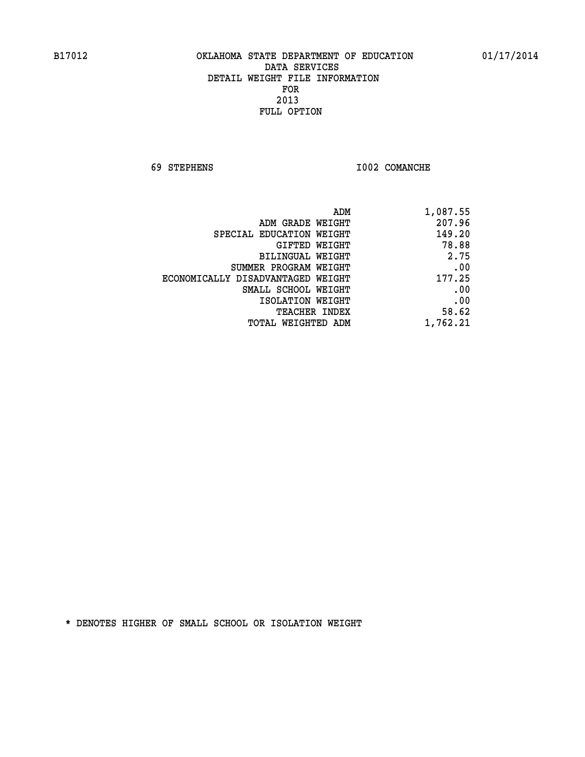B17012 OKLAHOMA STATE DEPARTMENT OF EDUCATION 01/17/2014

DATA SERVICES
DETAIL WEIGHT FILE INFORMATION
FOR
2013
FULL OPTION

69 STEPHENS I002 COMANCHE

| | |
|---|---|
| ADM | 1,087.55 |
| ADM GRADE WEIGHT | 207.96 |
| SPECIAL EDUCATION WEIGHT | 149.20 |
| GIFTED WEIGHT | 78.88 |
| BILINGUAL WEIGHT | 2.75 |
| SUMMER PROGRAM WEIGHT | .00 |
| ECONOMICALLY DISADVANTAGED WEIGHT | 177.25 |
| SMALL SCHOOL WEIGHT | .00 |
| ISOLATION WEIGHT | .00 |
| TEACHER INDEX | 58.62 |
| TOTAL WEIGHTED ADM | 1,762.21 |

* DENOTES HIGHER OF SMALL SCHOOL OR ISOLATION WEIGHT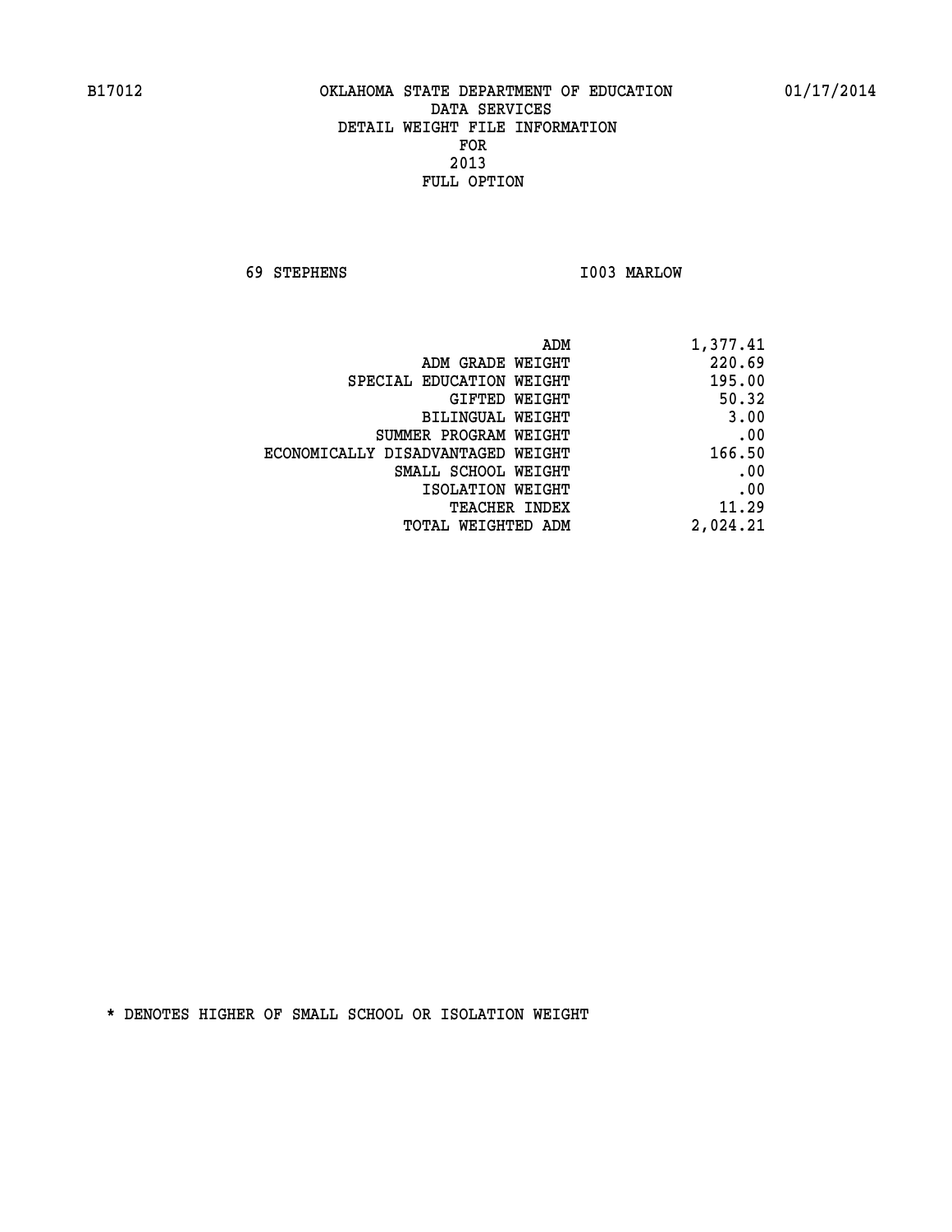B17012 OKLAHOMA STATE DEPARTMENT OF EDUCATION 01/17/2014

DATA SERVICES
DETAIL WEIGHT FILE INFORMATION
FOR
2013
FULL OPTION

69 STEPHENS I003 MARLOW

| | |
|---|---|
| ADM | 1,377.41 |
| ADM GRADE WEIGHT | 220.69 |
| SPECIAL EDUCATION WEIGHT | 195.00 |
| GIFTED WEIGHT | 50.32 |
| BILINGUAL WEIGHT | 3.00 |
| SUMMER PROGRAM WEIGHT | .00 |
| ECONOMICALLY DISADVANTAGED WEIGHT | 166.50 |
| SMALL SCHOOL WEIGHT | .00 |
| ISOLATION WEIGHT | .00 |
| TEACHER INDEX | 11.29 |
| TOTAL WEIGHTED ADM | 2,024.21 |

* DENOTES HIGHER OF SMALL SCHOOL OR ISOLATION WEIGHT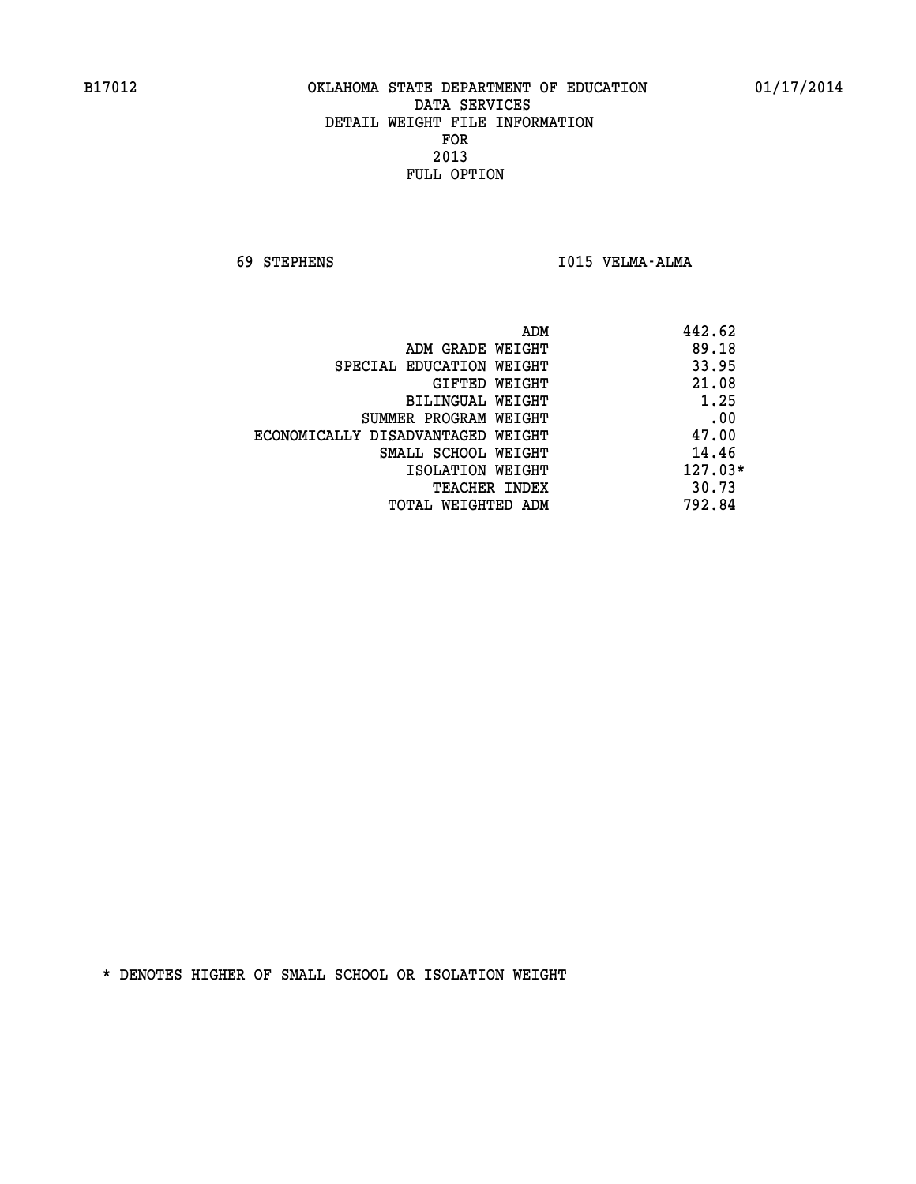B17012 OKLAHOMA STATE DEPARTMENT OF EDUCATION 01/17/2014

DATA SERVICES
DETAIL WEIGHT FILE INFORMATION
FOR
2013
FULL OPTION

69 STEPHENS I015 VELMA-ALMA

| | |
|---|---|
| ADM | 442.62 |
| ADM GRADE WEIGHT | 89.18 |
| SPECIAL EDUCATION WEIGHT | 33.95 |
| GIFTED WEIGHT | 21.08 |
| BILINGUAL WEIGHT | 1.25 |
| SUMMER PROGRAM WEIGHT | .00 |
| ECONOMICALLY DISADVANTAGED WEIGHT | 47.00 |
| SMALL SCHOOL WEIGHT | 14.46 |
| ISOLATION WEIGHT | 127.03* |
| TEACHER INDEX | 30.73 |
| TOTAL WEIGHTED ADM | 792.84 |

* DENOTES HIGHER OF SMALL SCHOOL OR ISOLATION WEIGHT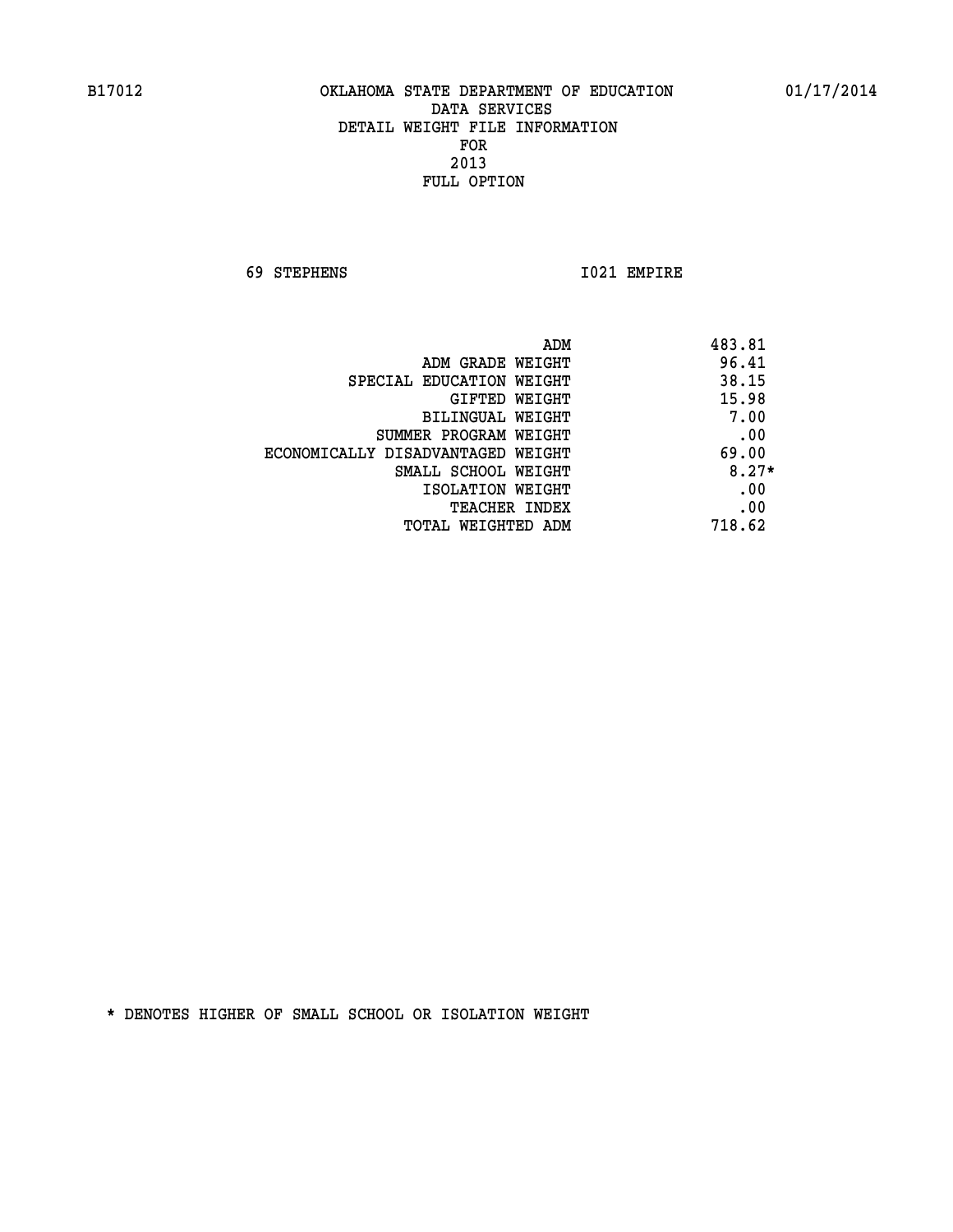B17012 OKLAHOMA STATE DEPARTMENT OF EDUCATION 01/17/2014

DATA SERVICES
DETAIL WEIGHT FILE INFORMATION
FOR
2013
FULL OPTION

69 STEPHENS I021 EMPIRE

| | |
|---|---|
| ADM | 483.81 |
| ADM GRADE WEIGHT | 96.41 |
| SPECIAL EDUCATION WEIGHT | 38.15 |
| GIFTED WEIGHT | 15.98 |
| BILINGUAL WEIGHT | 7.00 |
| SUMMER PROGRAM WEIGHT | .00 |
| ECONOMICALLY DISADVANTAGED WEIGHT | 69.00 |
| SMALL SCHOOL WEIGHT | 8.27* |
| ISOLATION WEIGHT | .00 |
| TEACHER INDEX | .00 |
| TOTAL WEIGHTED ADM | 718.62 |

* DENOTES HIGHER OF SMALL SCHOOL OR ISOLATION WEIGHT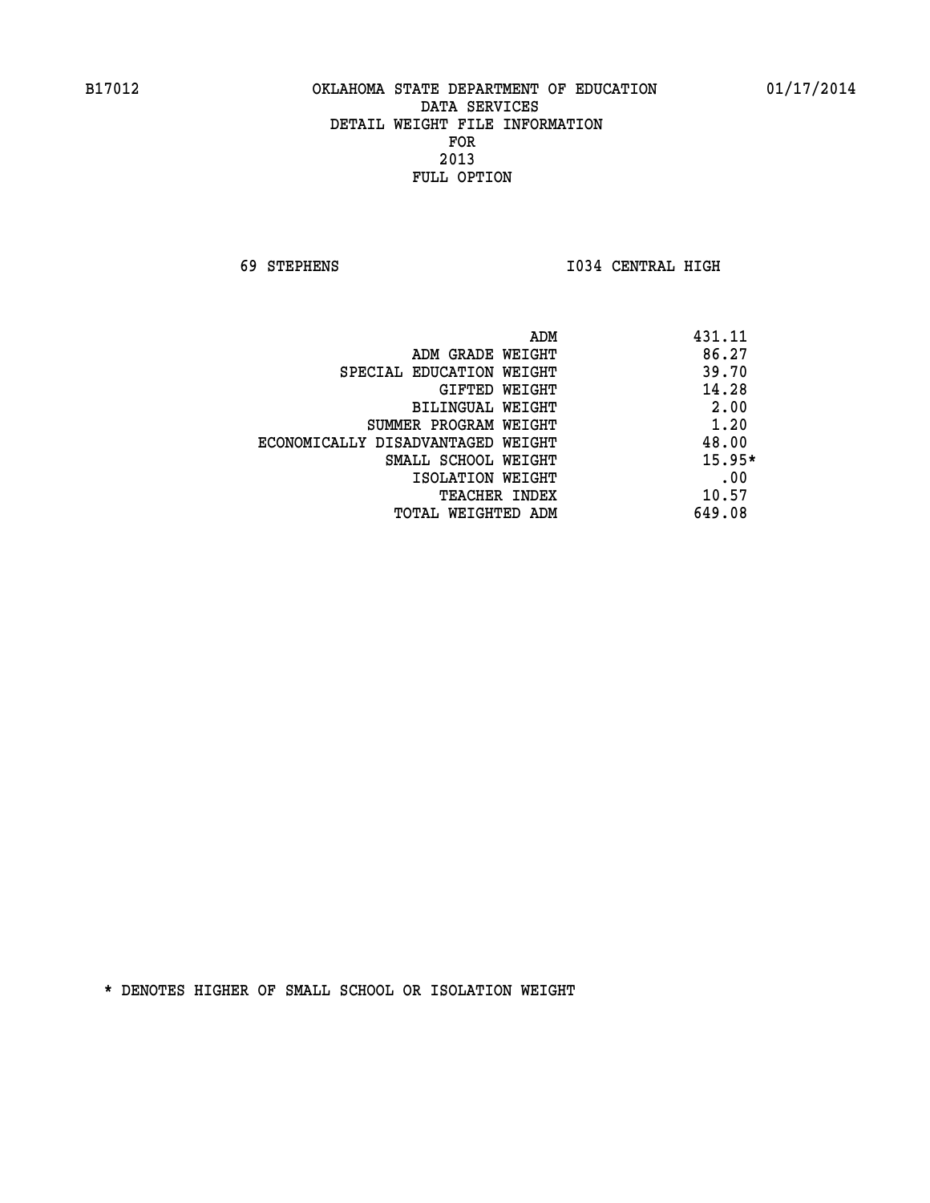B17012 OKLAHOMA STATE DEPARTMENT OF EDUCATION 01/17/2014

DATA SERVICES
DETAIL WEIGHT FILE INFORMATION
FOR
2013
FULL OPTION

69 STEPHENS I034 CENTRAL HIGH

| | |
|---|---|
| ADM | 431.11 |
| ADM GRADE WEIGHT | 86.27 |
| SPECIAL EDUCATION WEIGHT | 39.70 |
| GIFTED WEIGHT | 14.28 |
| BILINGUAL WEIGHT | 2.00 |
| SUMMER PROGRAM WEIGHT | 1.20 |
| ECONOMICALLY DISADVANTAGED WEIGHT | 48.00 |
| SMALL SCHOOL WEIGHT | 15.95* |
| ISOLATION WEIGHT | .00 |
| TEACHER INDEX | 10.57 |
| TOTAL WEIGHTED ADM | 649.08 |

* DENOTES HIGHER OF SMALL SCHOOL OR ISOLATION WEIGHT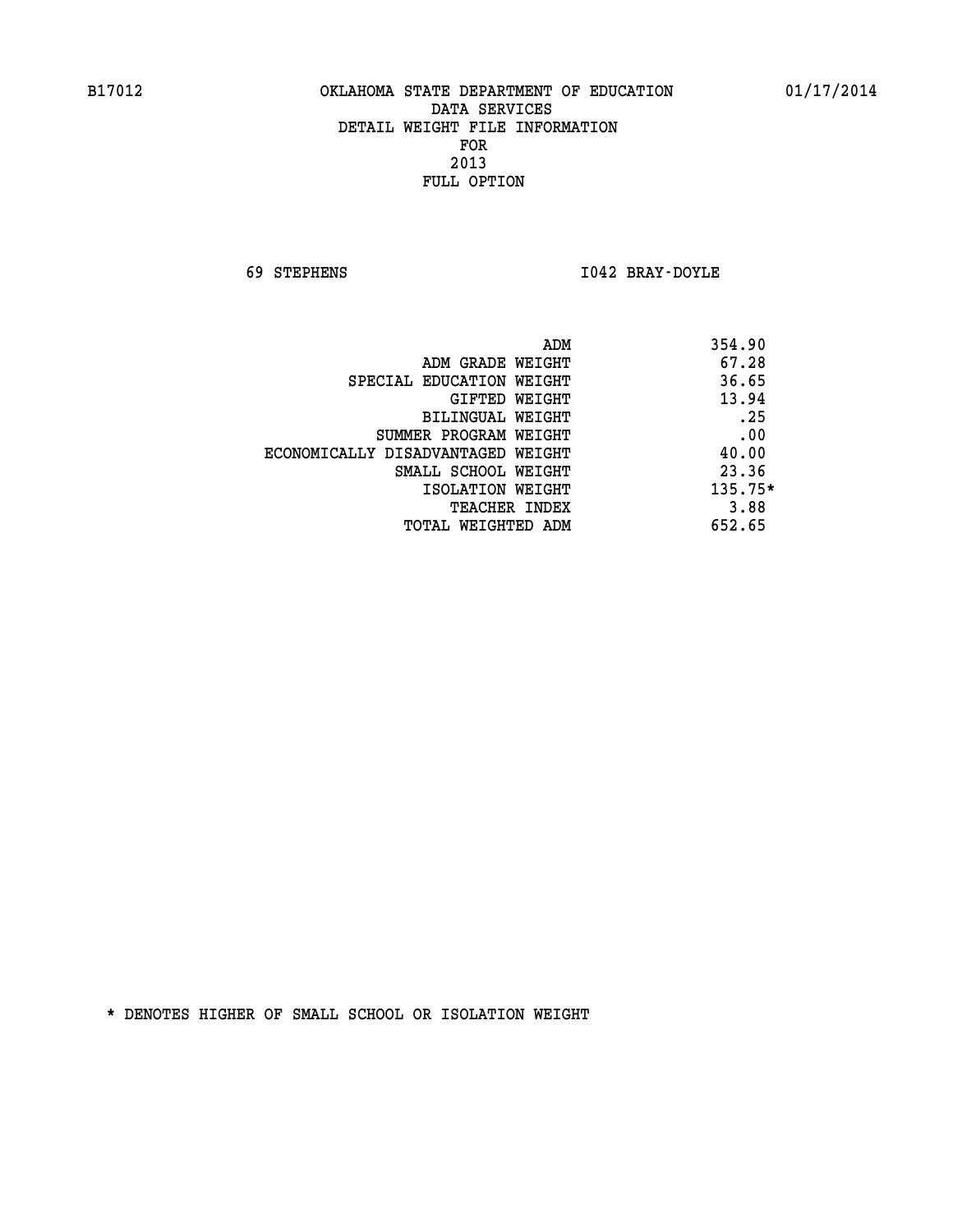B17012 OKLAHOMA STATE DEPARTMENT OF EDUCATION 01/17/2014

DATA SERVICES
DETAIL WEIGHT FILE INFORMATION
FOR
2013
FULL OPTION

69 STEPHENS I042 BRAY-DOYLE

| | |
|---|---|
| ADM | 354.90 |
| ADM GRADE WEIGHT | 67.28 |
| SPECIAL EDUCATION WEIGHT | 36.65 |
| GIFTED WEIGHT | 13.94 |
| BILINGUAL WEIGHT | .25 |
| SUMMER PROGRAM WEIGHT | .00 |
| ECONOMICALLY DISADVANTAGED WEIGHT | 40.00 |
| SMALL SCHOOL WEIGHT | 23.36 |
| ISOLATION WEIGHT | 135.75* |
| TEACHER INDEX | 3.88 |
| TOTAL WEIGHTED ADM | 652.65 |

* DENOTES HIGHER OF SMALL SCHOOL OR ISOLATION WEIGHT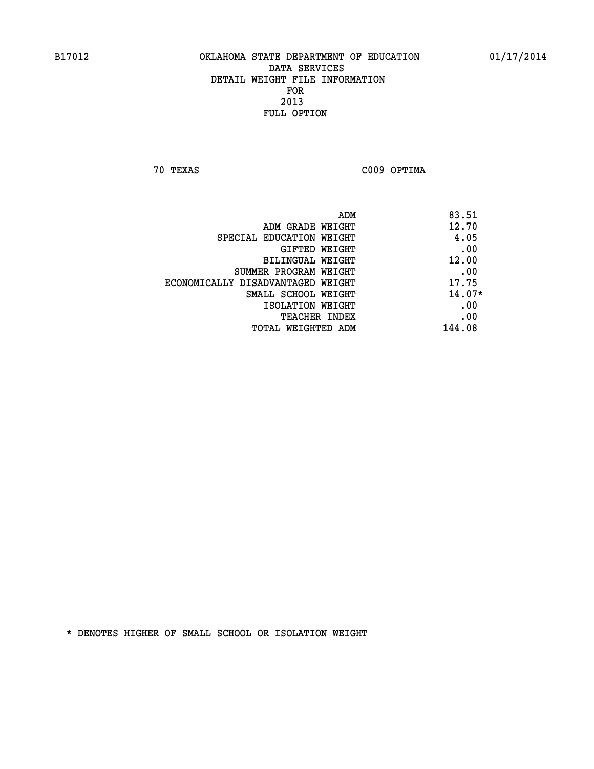B17012 OKLAHOMA STATE DEPARTMENT OF EDUCATION 01/17/2014

DATA SERVICES
DETAIL WEIGHT FILE INFORMATION
FOR
2013
FULL OPTION

70 TEXAS C009 OPTIMA

| | |
|---|---|
| ADM | 83.51 |
| ADM GRADE WEIGHT | 12.70 |
| SPECIAL EDUCATION WEIGHT | 4.05 |
| GIFTED WEIGHT | .00 |
| BILINGUAL WEIGHT | 12.00 |
| SUMMER PROGRAM WEIGHT | .00 |
| ECONOMICALLY DISADVANTAGED WEIGHT | 17.75 |
| SMALL SCHOOL WEIGHT | 14.07* |
| ISOLATION WEIGHT | .00 |
| TEACHER INDEX | .00 |
| TOTAL WEIGHTED ADM | 144.08 |

* DENOTES HIGHER OF SMALL SCHOOL OR ISOLATION WEIGHT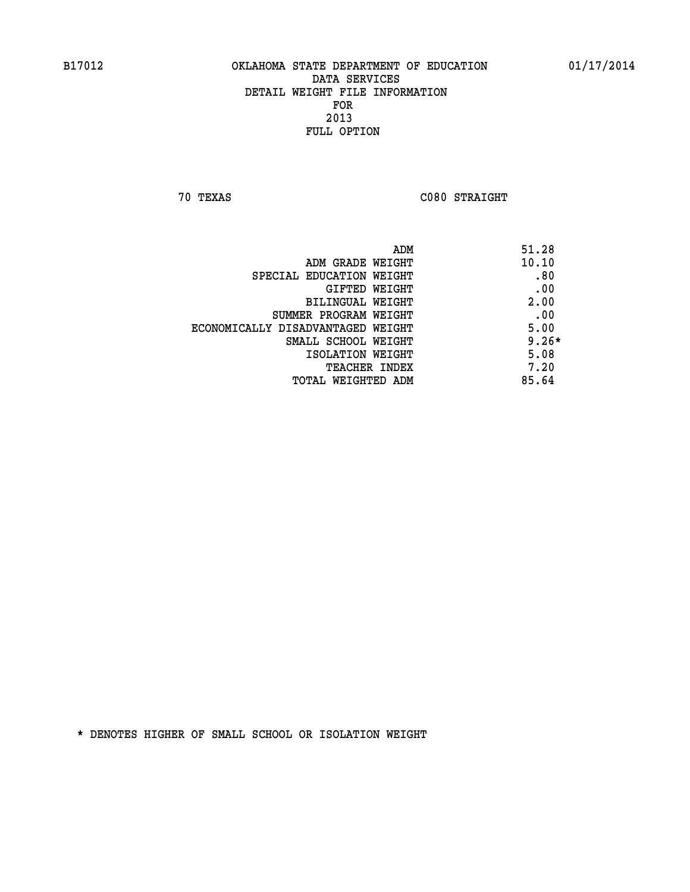B17012 OKLAHOMA STATE DEPARTMENT OF EDUCATION 01/17/2014

DATA SERVICES
DETAIL WEIGHT FILE INFORMATION
FOR
2013
FULL OPTION

70 TEXAS C080 STRAIGHT

| | |
|---|---|
| ADM | 51.28 |
| ADM GRADE WEIGHT | 10.10 |
| SPECIAL EDUCATION WEIGHT | .80 |
| GIFTED WEIGHT | .00 |
| BILINGUAL WEIGHT | 2.00 |
| SUMMER PROGRAM WEIGHT | .00 |
| ECONOMICALLY DISADVANTAGED WEIGHT | 5.00 |
| SMALL SCHOOL WEIGHT | 9.26* |
| ISOLATION WEIGHT | 5.08 |
| TEACHER INDEX | 7.20 |
| TOTAL WEIGHTED ADM | 85.64 |

* DENOTES HIGHER OF SMALL SCHOOL OR ISOLATION WEIGHT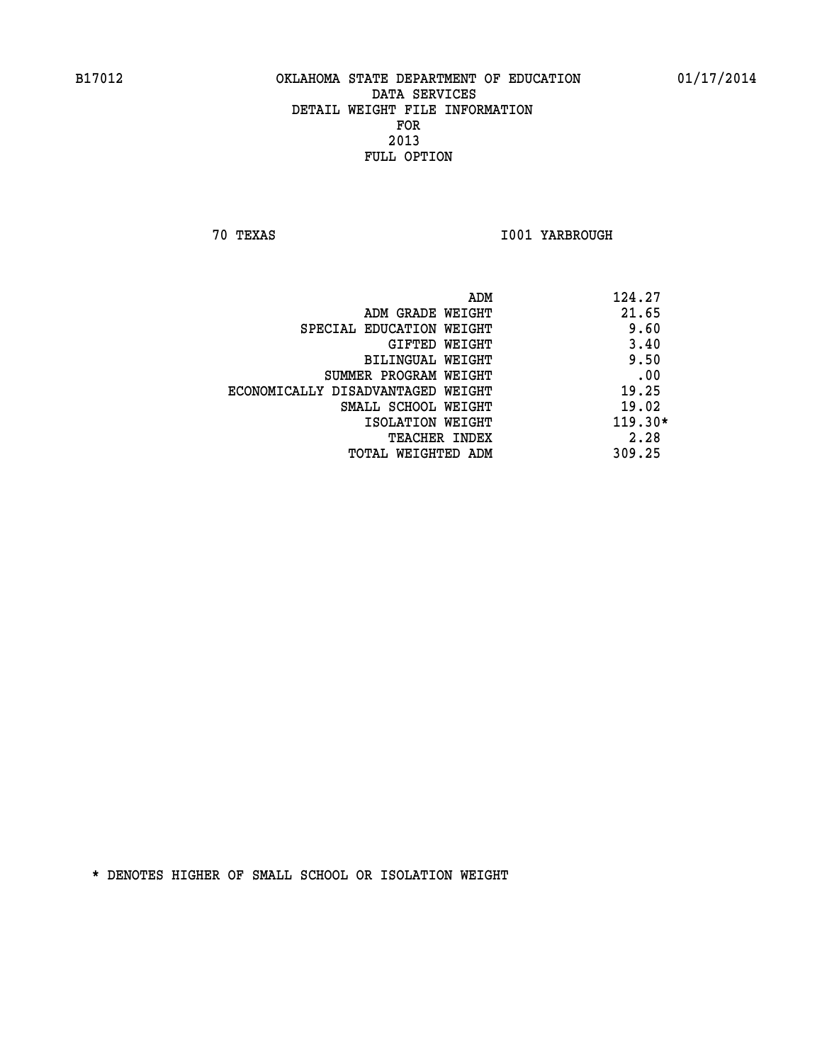B17012 OKLAHOMA STATE DEPARTMENT OF EDUCATION 01/17/2014

DATA SERVICES
DETAIL WEIGHT FILE INFORMATION
FOR
2013
FULL OPTION

70 TEXAS I001 YARBROUGH

| | |
|---|---|
| ADM | 124.27 |
| ADM GRADE WEIGHT | 21.65 |
| SPECIAL EDUCATION WEIGHT | 9.60 |
| GIFTED WEIGHT | 3.40 |
| BILINGUAL WEIGHT | 9.50 |
| SUMMER PROGRAM WEIGHT | .00 |
| ECONOMICALLY DISADVANTAGED WEIGHT | 19.25 |
| SMALL SCHOOL WEIGHT | 19.02 |
| ISOLATION WEIGHT | 119.30* |
| TEACHER INDEX | 2.28 |
| TOTAL WEIGHTED ADM | 309.25 |

* DENOTES HIGHER OF SMALL SCHOOL OR ISOLATION WEIGHT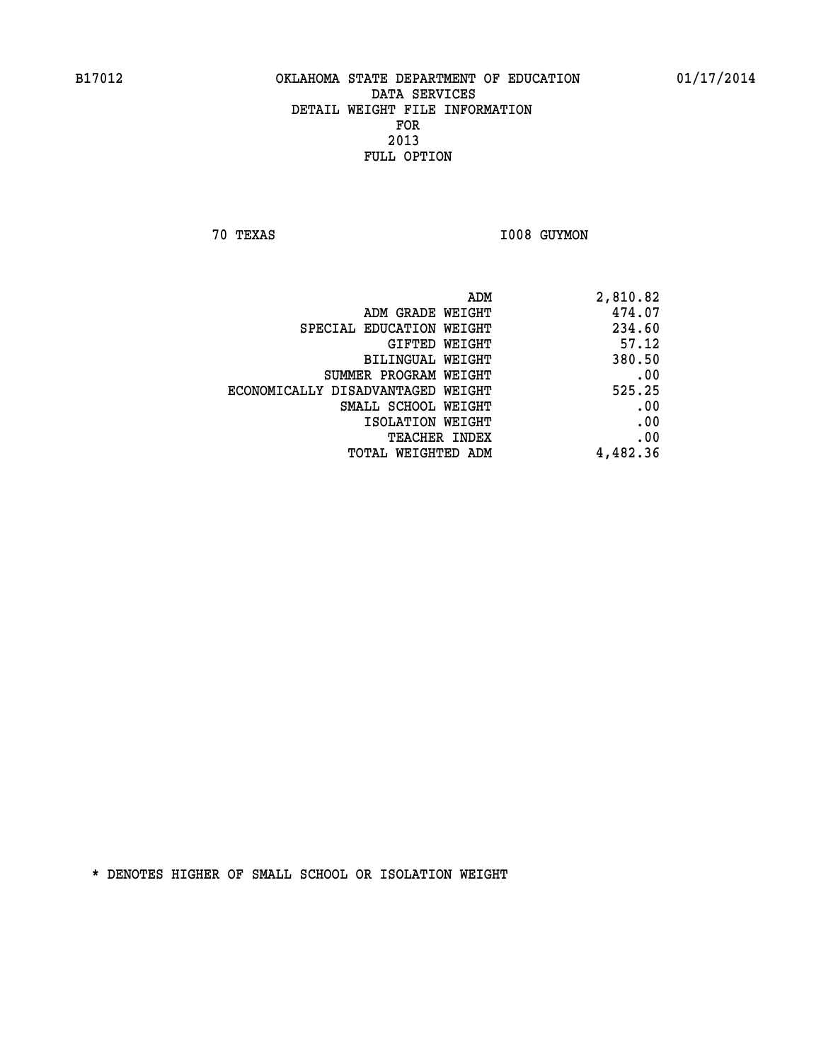B17012 OKLAHOMA STATE DEPARTMENT OF EDUCATION 01/17/2014

DATA SERVICES
DETAIL WEIGHT FILE INFORMATION
FOR
2013
FULL OPTION

70 TEXAS I008 GUYMON

| | |
|---|---|
| ADM | 2,810.82 |
| ADM GRADE WEIGHT | 474.07 |
| SPECIAL EDUCATION WEIGHT | 234.60 |
| GIFTED WEIGHT | 57.12 |
| BILINGUAL WEIGHT | 380.50 |
| SUMMER PROGRAM WEIGHT | .00 |
| ECONOMICALLY DISADVANTAGED WEIGHT | 525.25 |
| SMALL SCHOOL WEIGHT | .00 |
| ISOLATION WEIGHT | .00 |
| TEACHER INDEX | .00 |
| TOTAL WEIGHTED ADM | 4,482.36 |

* DENOTES HIGHER OF SMALL SCHOOL OR ISOLATION WEIGHT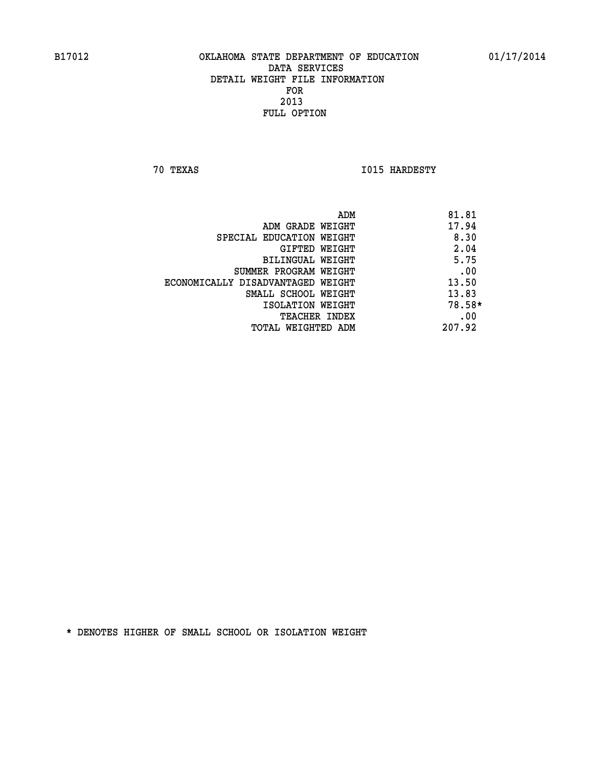B17012 OKLAHOMA STATE DEPARTMENT OF EDUCATION 01/17/2014

DATA SERVICES
DETAIL WEIGHT FILE INFORMATION
FOR
2013
FULL OPTION

70 TEXAS I015 HARDESTY

| | |
|---|---|
| ADM | 81.81 |
| ADM GRADE WEIGHT | 17.94 |
| SPECIAL EDUCATION WEIGHT | 8.30 |
| GIFTED WEIGHT | 2.04 |
| BILINGUAL WEIGHT | 5.75 |
| SUMMER PROGRAM WEIGHT | .00 |
| ECONOMICALLY DISADVANTAGED WEIGHT | 13.50 |
| SMALL SCHOOL WEIGHT | 13.83 |
| ISOLATION WEIGHT | 78.58* |
| TEACHER INDEX | .00 |
| TOTAL WEIGHTED ADM | 207.92 |

* DENOTES HIGHER OF SMALL SCHOOL OR ISOLATION WEIGHT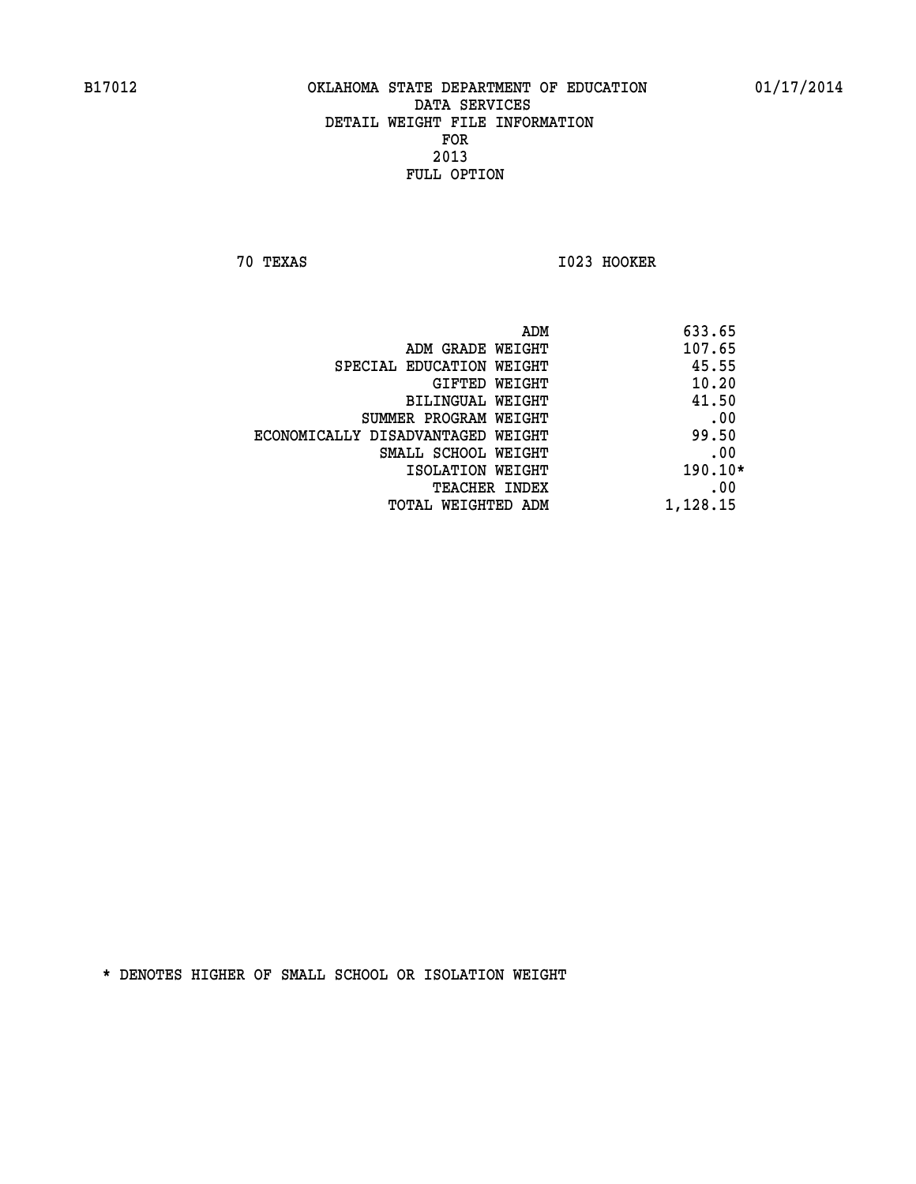B17012 OKLAHOMA STATE DEPARTMENT OF EDUCATION 01/17/2014

DATA SERVICES
DETAIL WEIGHT FILE INFORMATION
FOR
2013
FULL OPTION

70 TEXAS I023 HOOKER

| | |
|---|---|
| ADM | 633.65 |
| ADM GRADE WEIGHT | 107.65 |
| SPECIAL EDUCATION WEIGHT | 45.55 |
| GIFTED WEIGHT | 10.20 |
| BILINGUAL WEIGHT | 41.50 |
| SUMMER PROGRAM WEIGHT | .00 |
| ECONOMICALLY DISADVANTAGED WEIGHT | 99.50 |
| SMALL SCHOOL WEIGHT | .00 |
| ISOLATION WEIGHT | 190.10* |
| TEACHER INDEX | .00 |
| TOTAL WEIGHTED ADM | 1,128.15 |

* DENOTES HIGHER OF SMALL SCHOOL OR ISOLATION WEIGHT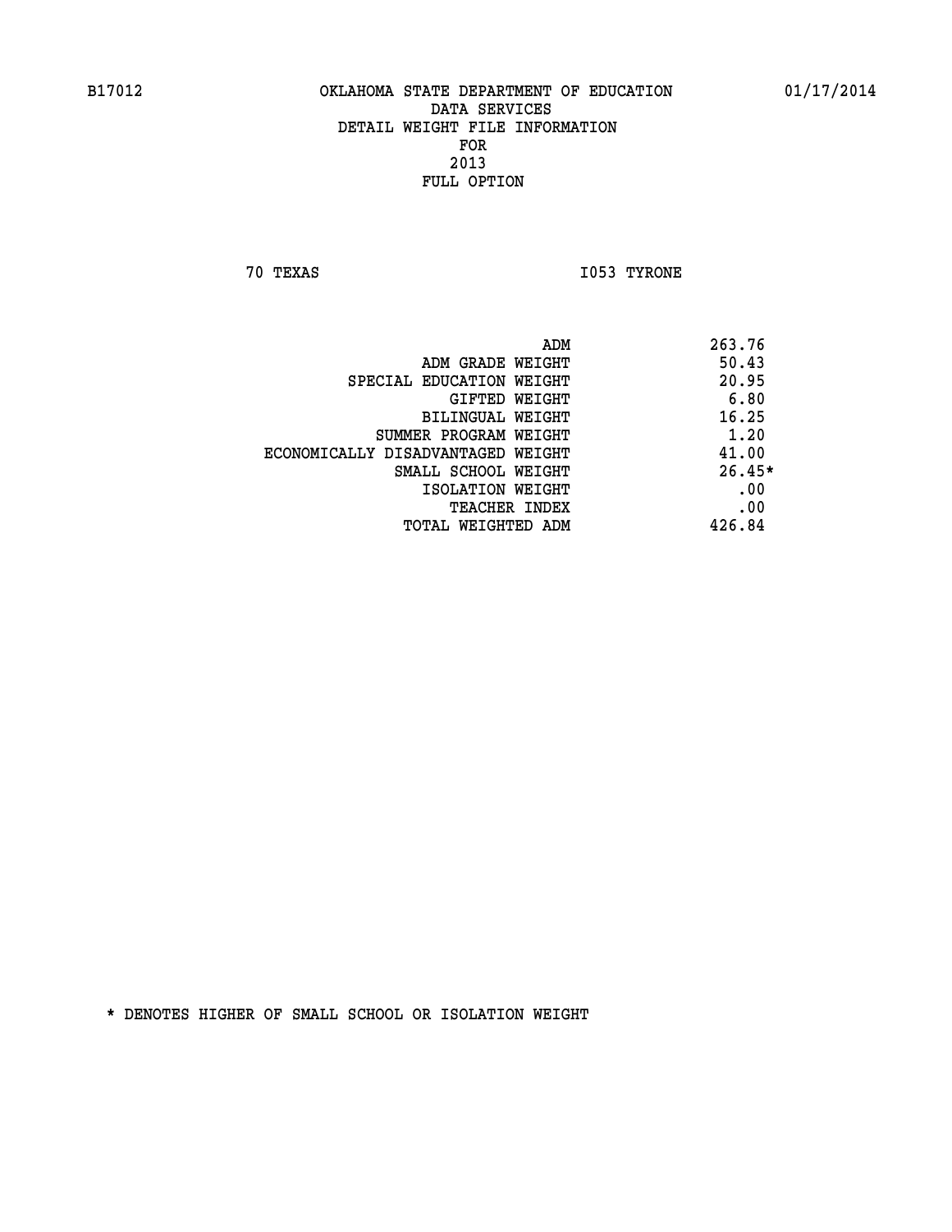B17012 OKLAHOMA STATE DEPARTMENT OF EDUCATION 01/17/2014

DATA SERVICES
DETAIL WEIGHT FILE INFORMATION
FOR
2013
FULL OPTION

70 TEXAS I053 TYRONE

| | |
|---|---|
| ADM | 263.76 |
| ADM GRADE WEIGHT | 50.43 |
| SPECIAL EDUCATION WEIGHT | 20.95 |
| GIFTED WEIGHT | 6.80 |
| BILINGUAL WEIGHT | 16.25 |
| SUMMER PROGRAM WEIGHT | 1.20 |
| ECONOMICALLY DISADVANTAGED WEIGHT | 41.00 |
| SMALL SCHOOL WEIGHT | 26.45* |
| ISOLATION WEIGHT | .00 |
| TEACHER INDEX | .00 |
| TOTAL WEIGHTED ADM | 426.84 |

* DENOTES HIGHER OF SMALL SCHOOL OR ISOLATION WEIGHT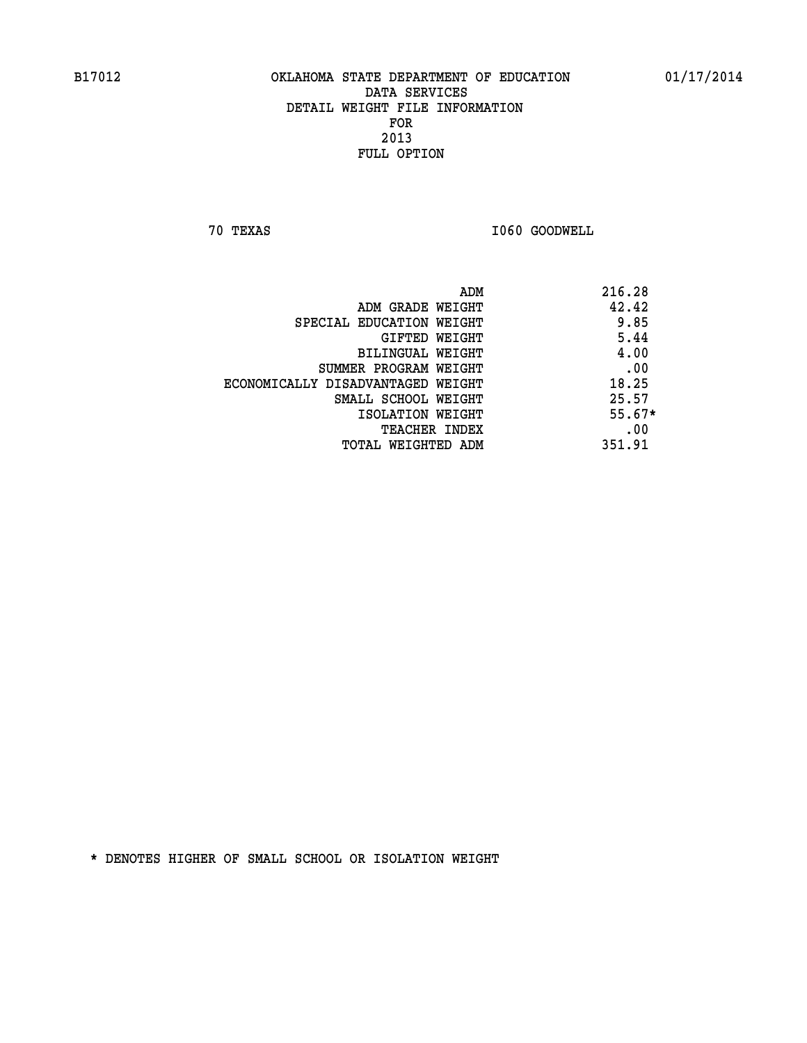B17012 OKLAHOMA STATE DEPARTMENT OF EDUCATION 01/17/2014

DATA SERVICES

DETAIL WEIGHT FILE INFORMATION

FOR

2013

FULL OPTION

70 TEXAS I060 GOODWELL

| | |
|---|---|
| ADM | 216.28 |
| ADM GRADE WEIGHT | 42.42 |
| SPECIAL EDUCATION WEIGHT | 9.85 |
| GIFTED WEIGHT | 5.44 |
| BILINGUAL WEIGHT | 4.00 |
| SUMMER PROGRAM WEIGHT | .00 |
| ECONOMICALLY DISADVANTAGED WEIGHT | 18.25 |
| SMALL SCHOOL WEIGHT | 25.57 |
| ISOLATION WEIGHT | 55.67* |
| TEACHER INDEX | .00 |
| TOTAL WEIGHTED ADM | 351.91 |

* DENOTES HIGHER OF SMALL SCHOOL OR ISOLATION WEIGHT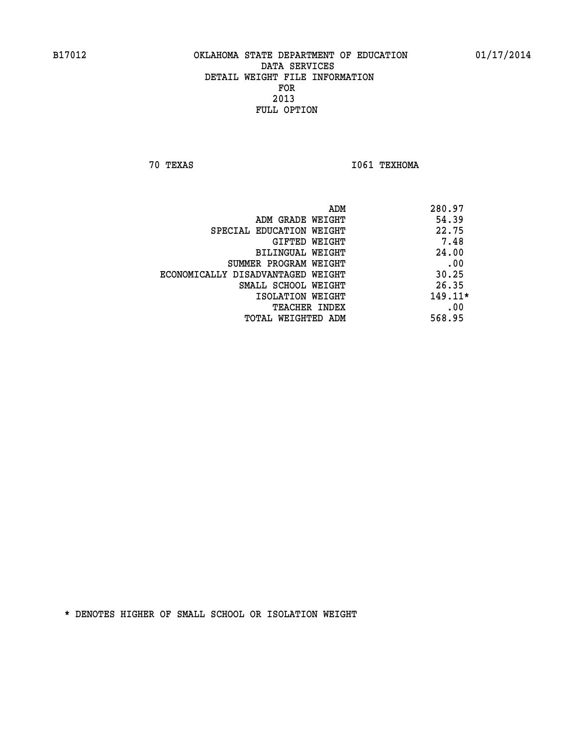B17012 OKLAHOMA STATE DEPARTMENT OF EDUCATION 01/17/2014

DATA SERVICES
DETAIL WEIGHT FILE INFORMATION
FOR
2013
FULL OPTION

70 TEXAS I061 TEXHOMA

| | |
|---|---|
| ADM | 280.97 |
| ADM GRADE WEIGHT | 54.39 |
| SPECIAL EDUCATION WEIGHT | 22.75 |
| GIFTED WEIGHT | 7.48 |
| BILINGUAL WEIGHT | 24.00 |
| SUMMER PROGRAM WEIGHT | .00 |
| ECONOMICALLY DISADVANTAGED WEIGHT | 30.25 |
| SMALL SCHOOL WEIGHT | 26.35 |
| ISOLATION WEIGHT | 149.11* |
| TEACHER INDEX | .00 |
| TOTAL WEIGHTED ADM | 568.95 |

* DENOTES HIGHER OF SMALL SCHOOL OR ISOLATION WEIGHT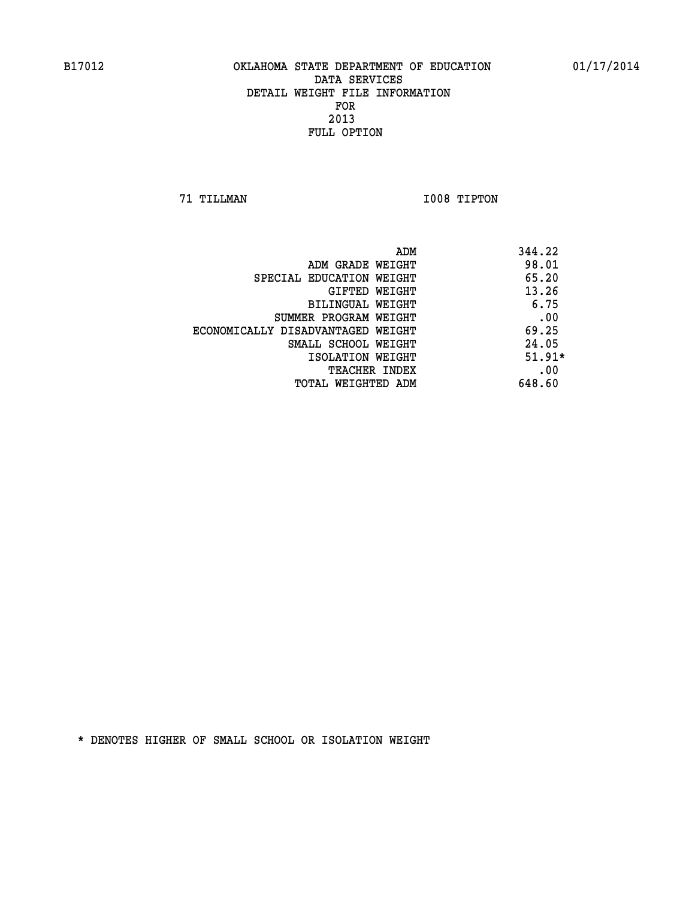B17012 OKLAHOMA STATE DEPARTMENT OF EDUCATION 01/17/2014

DATA SERVICES
DETAIL WEIGHT FILE INFORMATION
FOR
2013
FULL OPTION

71 TILLMAN I008 TIPTON

| | |
|---|---|
| ADM | 344.22 |
| ADM GRADE WEIGHT | 98.01 |
| SPECIAL EDUCATION WEIGHT | 65.20 |
| GIFTED WEIGHT | 13.26 |
| BILINGUAL WEIGHT | 6.75 |
| SUMMER PROGRAM WEIGHT | .00 |
| ECONOMICALLY DISADVANTAGED WEIGHT | 69.25 |
| SMALL SCHOOL WEIGHT | 24.05 |
| ISOLATION WEIGHT | 51.91* |
| TEACHER INDEX | .00 |
| TOTAL WEIGHTED ADM | 648.60 |

* DENOTES HIGHER OF SMALL SCHOOL OR ISOLATION WEIGHT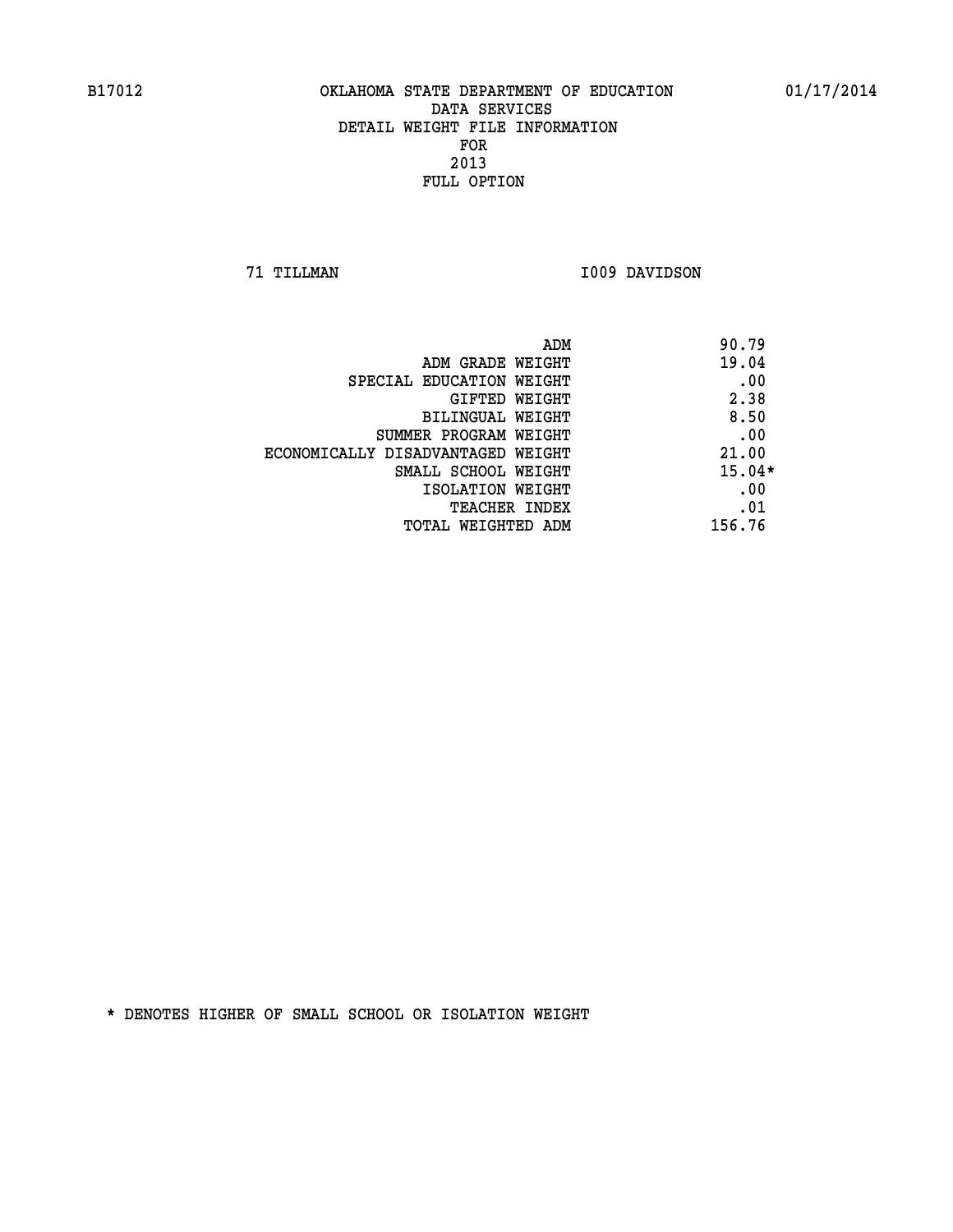B17012 OKLAHOMA STATE DEPARTMENT OF EDUCATION 01/17/2014

DATA SERVICES
DETAIL WEIGHT FILE INFORMATION
FOR
2013
FULL OPTION

71 TILLMAN I009 DAVIDSON

| | |
|---|---|
| ADM | 90.79 |
| ADM GRADE WEIGHT | 19.04 |
| SPECIAL EDUCATION WEIGHT | .00 |
| GIFTED WEIGHT | 2.38 |
| BILINGUAL WEIGHT | 8.50 |
| SUMMER PROGRAM WEIGHT | .00 |
| ECONOMICALLY DISADVANTAGED WEIGHT | 21.00 |
| SMALL SCHOOL WEIGHT | 15.04* |
| ISOLATION WEIGHT | .00 |
| TEACHER INDEX | .01 |
| TOTAL WEIGHTED ADM | 156.76 |

* DENOTES HIGHER OF SMALL SCHOOL OR ISOLATION WEIGHT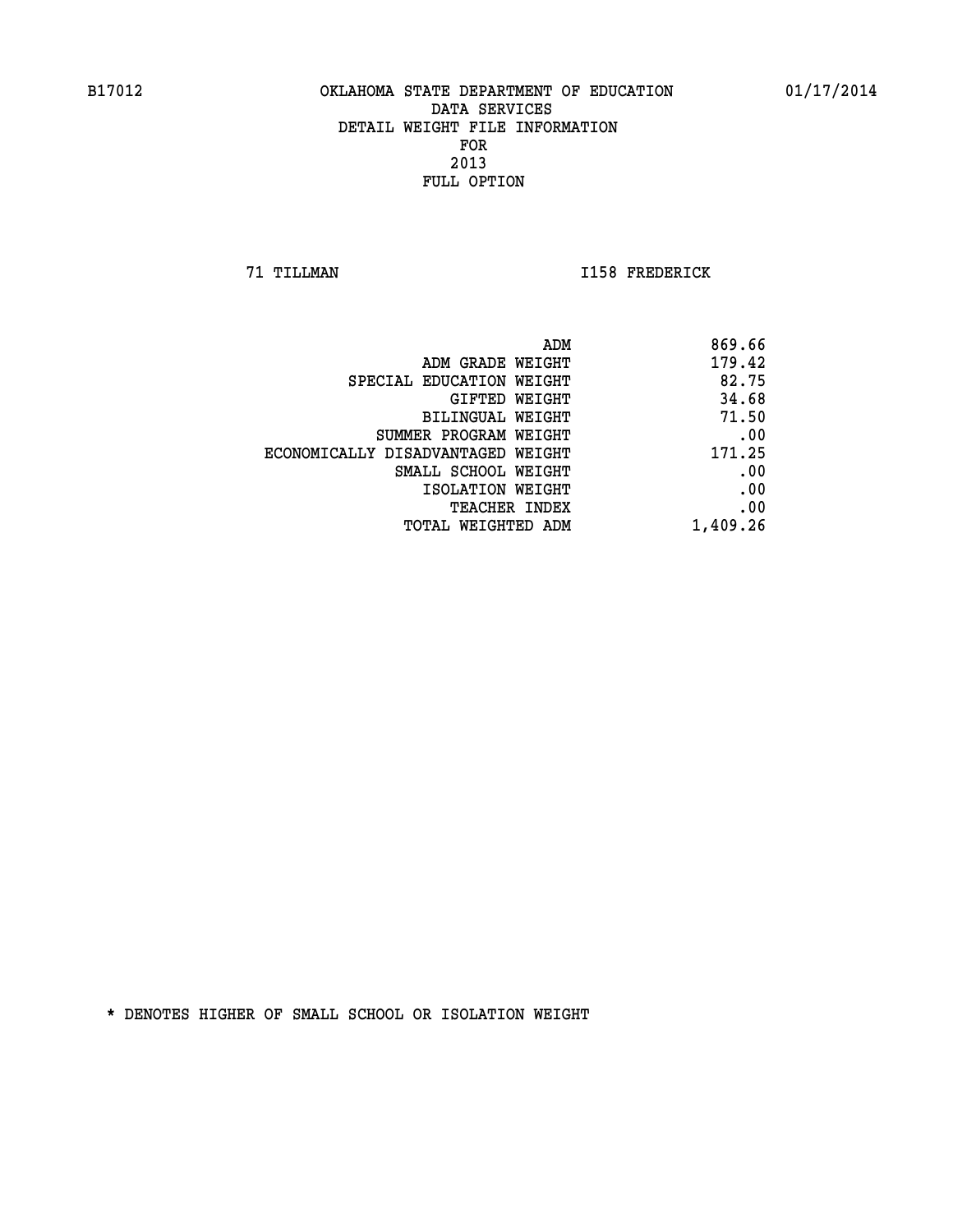B17012 OKLAHOMA STATE DEPARTMENT OF EDUCATION 01/17/2014

DATA SERVICES
DETAIL WEIGHT FILE INFORMATION
FOR
2013
FULL OPTION

71 TILLMAN I158 FREDERICK

| | |
|---|---|
| ADM | 869.66 |
| ADM GRADE WEIGHT | 179.42 |
| SPECIAL EDUCATION WEIGHT | 82.75 |
| GIFTED WEIGHT | 34.68 |
| BILINGUAL WEIGHT | 71.50 |
| SUMMER PROGRAM WEIGHT | .00 |
| ECONOMICALLY DISADVANTAGED WEIGHT | 171.25 |
| SMALL SCHOOL WEIGHT | .00 |
| ISOLATION WEIGHT | .00 |
| TEACHER INDEX | .00 |
| TOTAL WEIGHTED ADM | 1,409.26 |

* DENOTES HIGHER OF SMALL SCHOOL OR ISOLATION WEIGHT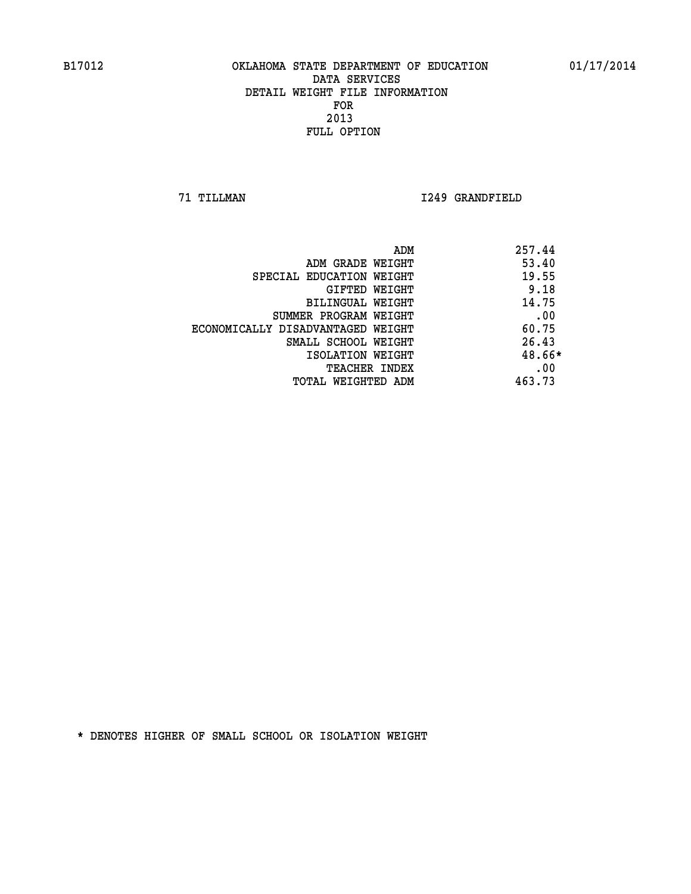B17012 OKLAHOMA STATE DEPARTMENT OF EDUCATION 01/17/2014

DATA SERVICES
DETAIL WEIGHT FILE INFORMATION
FOR
2013
FULL OPTION

71 TILLMAN I249 GRANDFIELD

| | |
|---|---|
| ADM | 257.44 |
| ADM GRADE WEIGHT | 53.40 |
| SPECIAL EDUCATION WEIGHT | 19.55 |
| GIFTED WEIGHT | 9.18 |
| BILINGUAL WEIGHT | 14.75 |
| SUMMER PROGRAM WEIGHT | .00 |
| ECONOMICALLY DISADVANTAGED WEIGHT | 60.75 |
| SMALL SCHOOL WEIGHT | 26.43 |
| ISOLATION WEIGHT | 48.66* |
| TEACHER INDEX | .00 |
| TOTAL WEIGHTED ADM | 463.73 |

* DENOTES HIGHER OF SMALL SCHOOL OR ISOLATION WEIGHT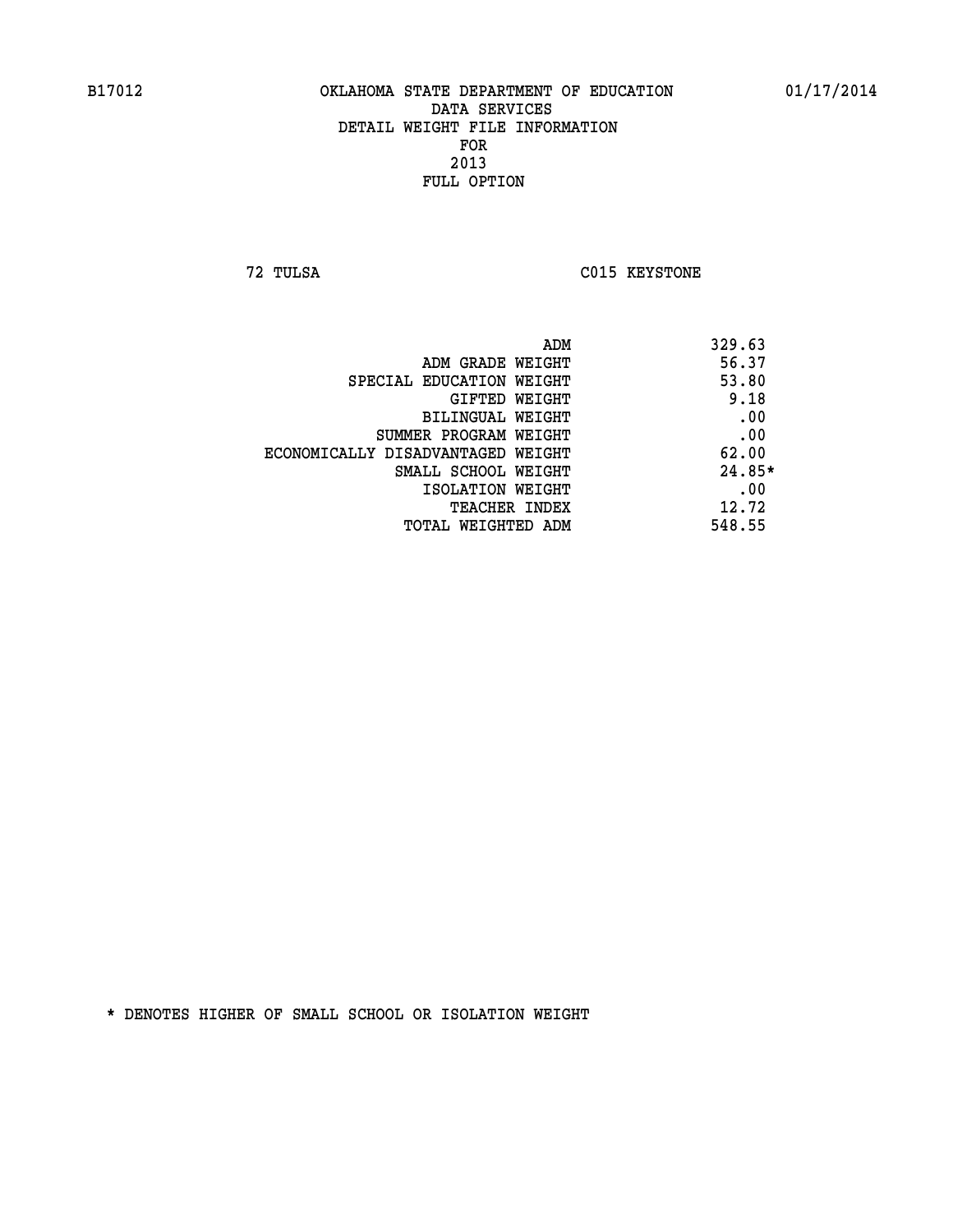B17012 OKLAHOMA STATE DEPARTMENT OF EDUCATION 01/17/2014

DATA SERVICES
DETAIL WEIGHT FILE INFORMATION
FOR
2013
FULL OPTION

72 TULSA C015 KEYSTONE

| | |
|---|---|
| ADM | 329.63 |
| ADM GRADE WEIGHT | 56.37 |
| SPECIAL EDUCATION WEIGHT | 53.80 |
| GIFTED WEIGHT | 9.18 |
| BILINGUAL WEIGHT | .00 |
| SUMMER PROGRAM WEIGHT | .00 |
| ECONOMICALLY DISADVANTAGED WEIGHT | 62.00 |
| SMALL SCHOOL WEIGHT | 24.85* |
| ISOLATION WEIGHT | .00 |
| TEACHER INDEX | 12.72 |
| TOTAL WEIGHTED ADM | 548.55 |

* DENOTES HIGHER OF SMALL SCHOOL OR ISOLATION WEIGHT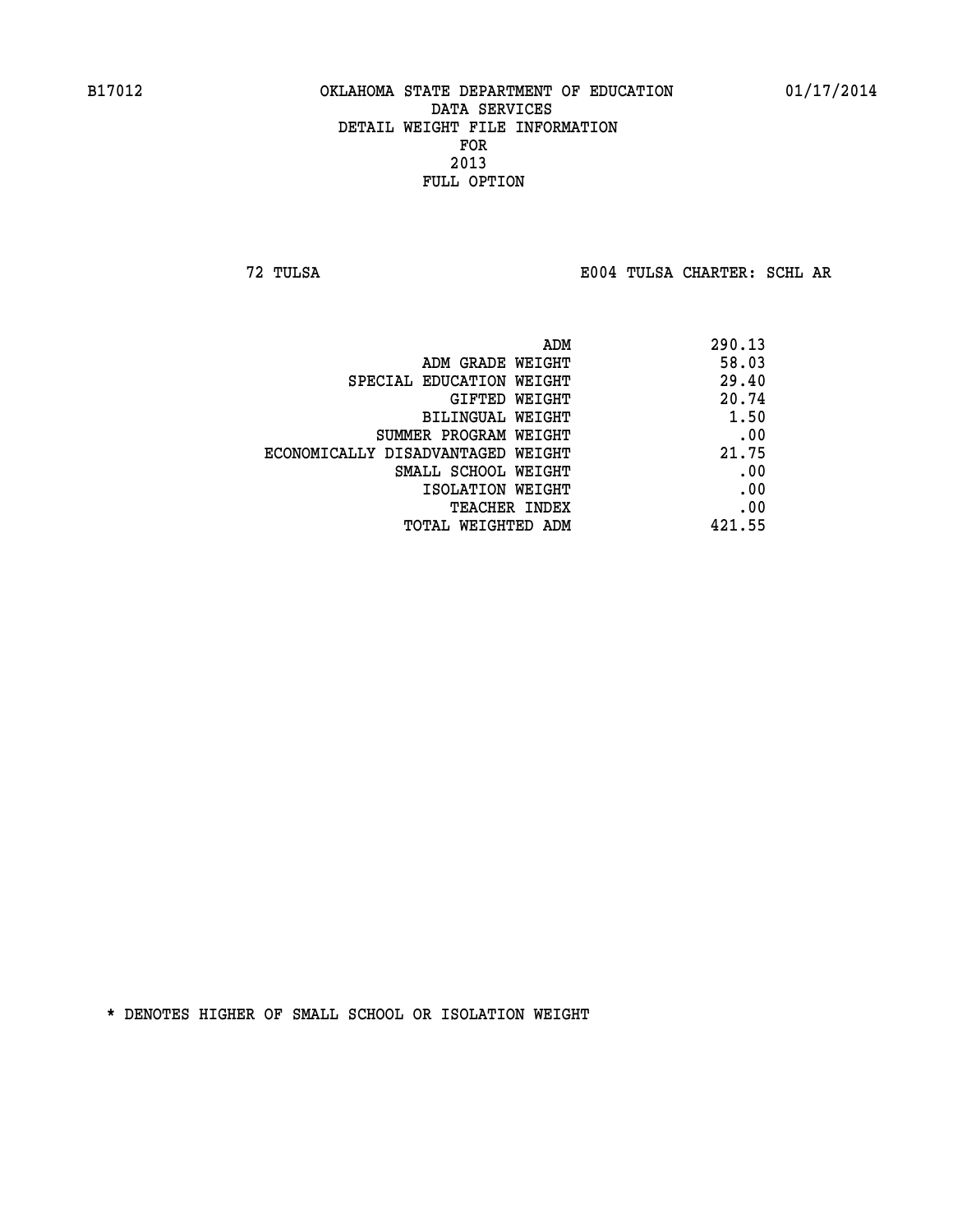B17012 OKLAHOMA STATE DEPARTMENT OF EDUCATION 01/17/2014

DATA SERVICES
DETAIL WEIGHT FILE INFORMATION
FOR
2013
FULL OPTION

72 TULSA E004 TULSA CHARTER: SCHL AR

| | |
|---|---|
| ADM | 290.13 |
| ADM GRADE WEIGHT | 58.03 |
| SPECIAL EDUCATION WEIGHT | 29.40 |
| GIFTED WEIGHT | 20.74 |
| BILINGUAL WEIGHT | 1.50 |
| SUMMER PROGRAM WEIGHT | .00 |
| ECONOMICALLY DISADVANTAGED WEIGHT | 21.75 |
| SMALL SCHOOL WEIGHT | .00 |
| ISOLATION WEIGHT | .00 |
| TEACHER INDEX | .00 |
| TOTAL WEIGHTED ADM | 421.55 |

* DENOTES HIGHER OF SMALL SCHOOL OR ISOLATION WEIGHT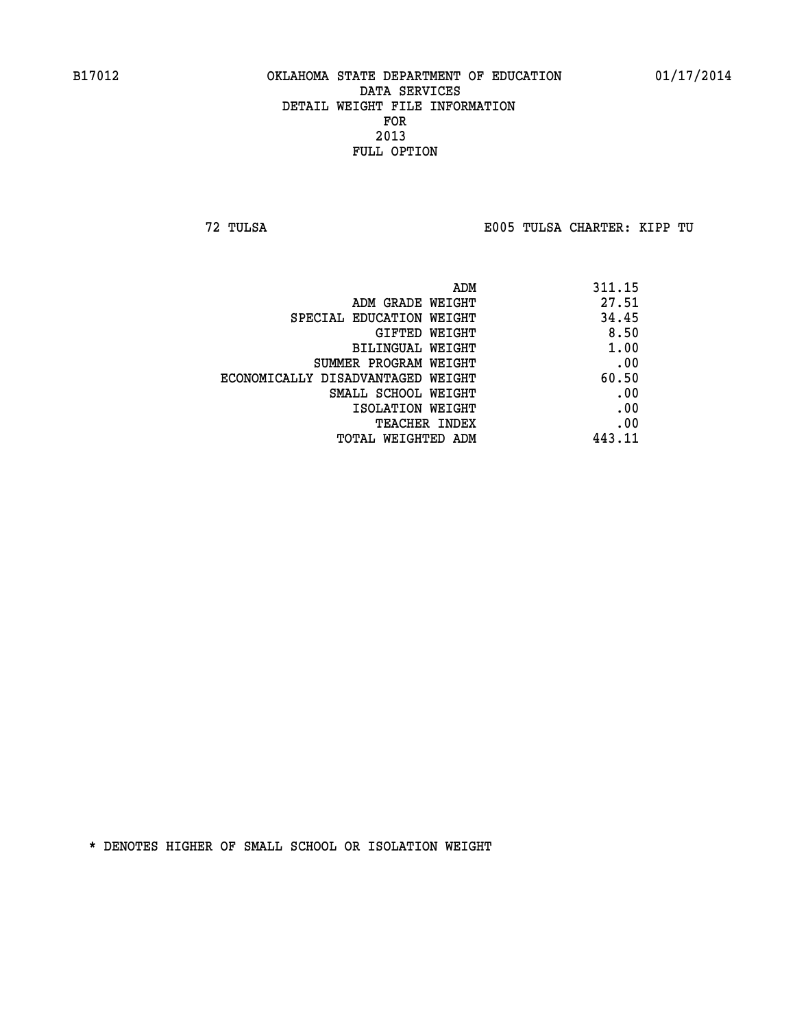B17012 OKLAHOMA STATE DEPARTMENT OF EDUCATION 01/17/2014

DATA SERVICES

DETAIL WEIGHT FILE INFORMATION

FOR

2013

FULL OPTION

72 TULSA E005 TULSA CHARTER: KIPP TU

| | |
|---|---|
| ADM | 311.15 |
| ADM GRADE WEIGHT | 27.51 |
| SPECIAL EDUCATION WEIGHT | 34.45 |
| GIFTED WEIGHT | 8.50 |
| BILINGUAL WEIGHT | 1.00 |
| SUMMER PROGRAM WEIGHT | .00 |
| ECONOMICALLY DISADVANTAGED WEIGHT | 60.50 |
| SMALL SCHOOL WEIGHT | .00 |
| ISOLATION WEIGHT | .00 |
| TEACHER INDEX | .00 |
| TOTAL WEIGHTED ADM | 443.11 |

* DENOTES HIGHER OF SMALL SCHOOL OR ISOLATION WEIGHT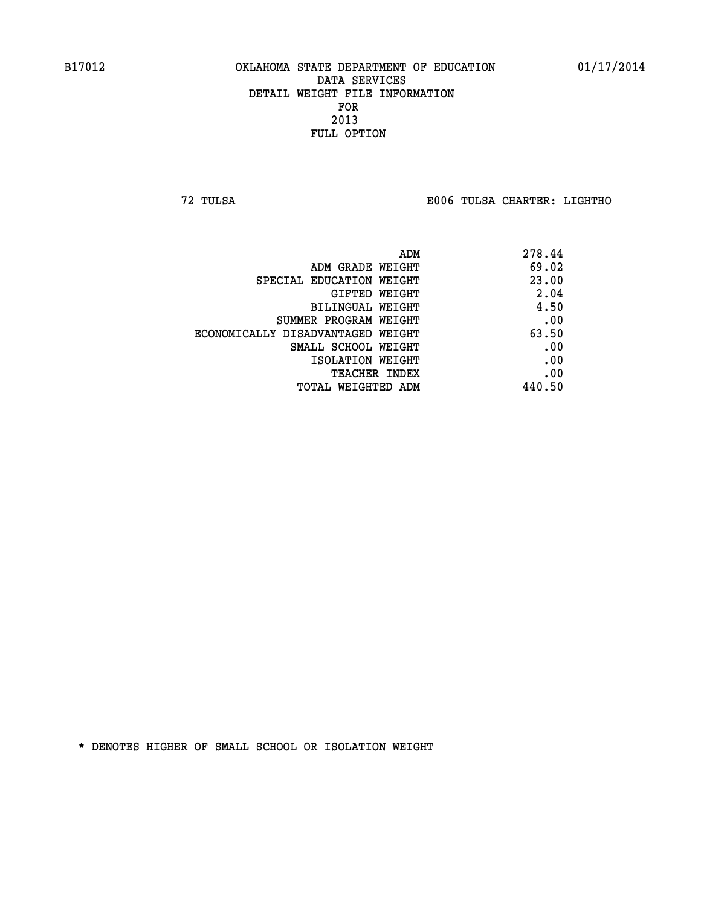B17012 OKLAHOMA STATE DEPARTMENT OF EDUCATION 01/17/2014

DATA SERVICES
DETAIL WEIGHT FILE INFORMATION
FOR
2013
FULL OPTION

72 TULSA E006 TULSA CHARTER: LIGHTHO

| | |
|---|---|
| ADM | 278.44 |
| ADM GRADE WEIGHT | 69.02 |
| SPECIAL EDUCATION WEIGHT | 23.00 |
| GIFTED WEIGHT | 2.04 |
| BILINGUAL WEIGHT | 4.50 |
| SUMMER PROGRAM WEIGHT | .00 |
| ECONOMICALLY DISADVANTAGED WEIGHT | 63.50 |
| SMALL SCHOOL WEIGHT | .00 |
| ISOLATION WEIGHT | .00 |
| TEACHER INDEX | .00 |
| TOTAL WEIGHTED ADM | 440.50 |

* DENOTES HIGHER OF SMALL SCHOOL OR ISOLATION WEIGHT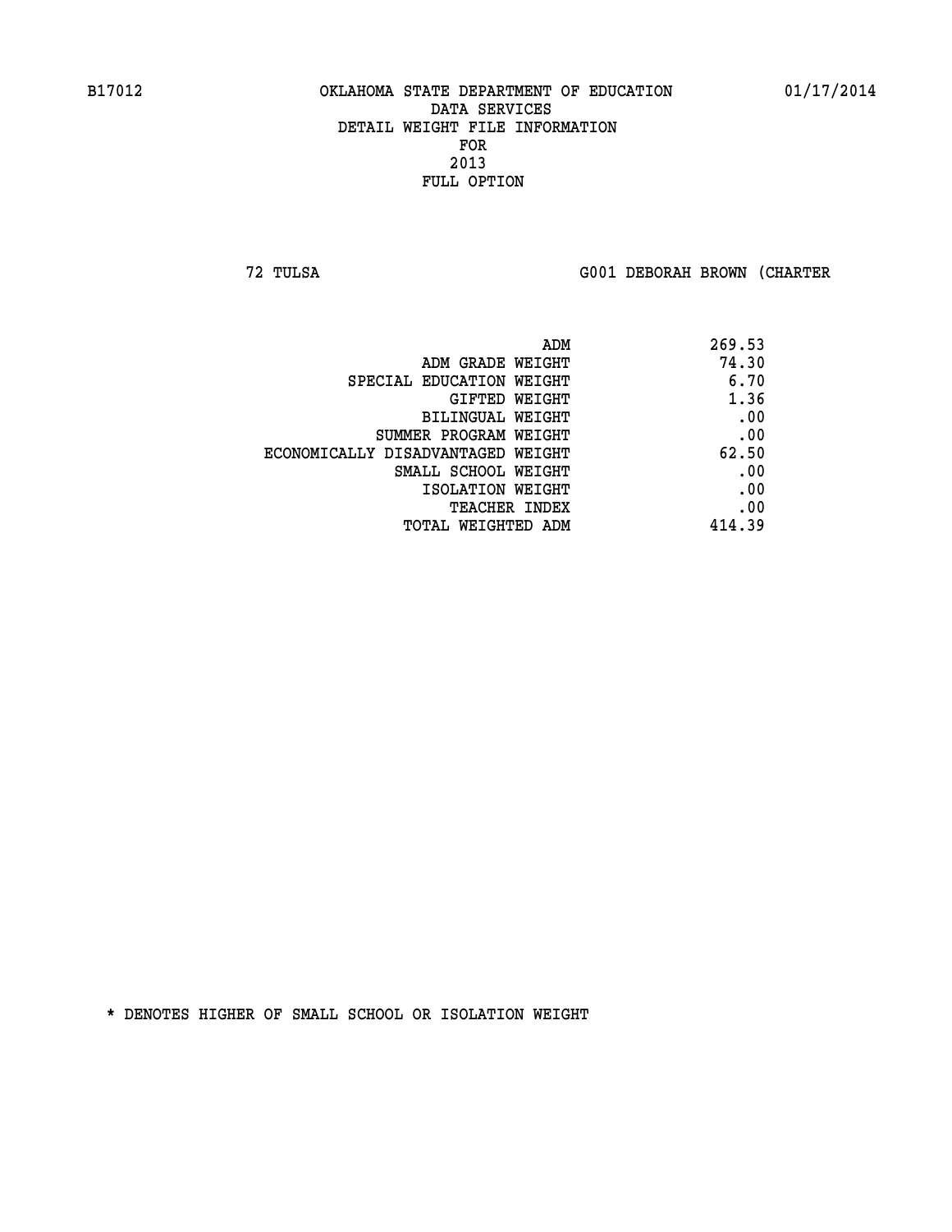B17012 OKLAHOMA STATE DEPARTMENT OF EDUCATION 01/17/2014

DATA SERVICES
DETAIL WEIGHT FILE INFORMATION
FOR
2013
FULL OPTION

72 TULSA G001 DEBORAH BROWN (CHARTER

| | |
|---|---|
| ADM | 269.53 |
| ADM GRADE WEIGHT | 74.30 |
| SPECIAL EDUCATION WEIGHT | 6.70 |
| GIFTED WEIGHT | 1.36 |
| BILINGUAL WEIGHT | .00 |
| SUMMER PROGRAM WEIGHT | .00 |
| ECONOMICALLY DISADVANTAGED WEIGHT | 62.50 |
| SMALL SCHOOL WEIGHT | .00 |
| ISOLATION WEIGHT | .00 |
| TEACHER INDEX | .00 |
| TOTAL WEIGHTED ADM | 414.39 |

* DENOTES HIGHER OF SMALL SCHOOL OR ISOLATION WEIGHT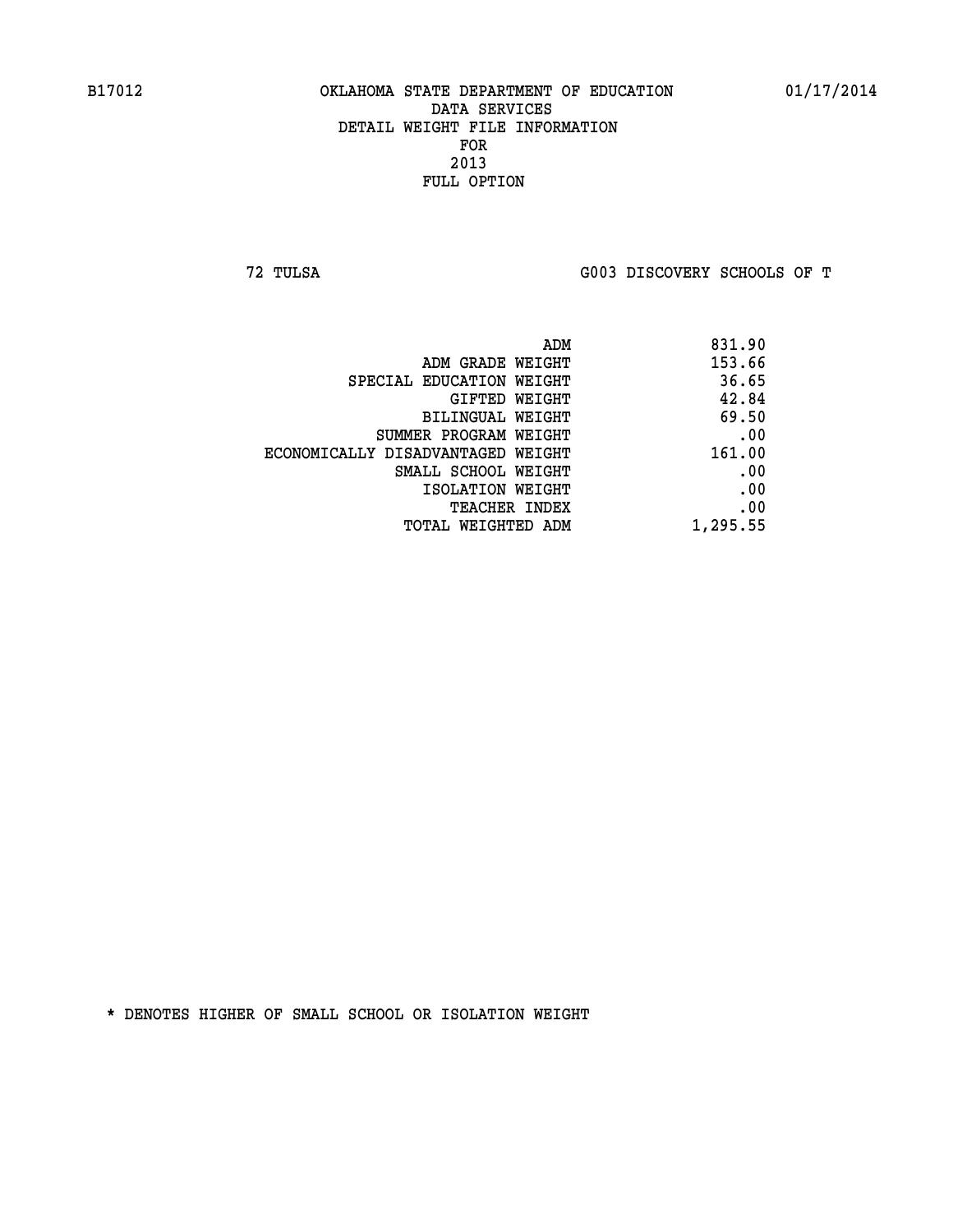OKLAHOMA STATE DEPARTMENT OF EDUCATION
DATA SERVICES
DETAIL WEIGHT FILE INFORMATION
FOR
2013
FULL OPTION

72 TULSA    G003 DISCOVERY SCHOOLS OF T

| | |
|---|---|
| ADM | 831.90 |
| ADM GRADE WEIGHT | 153.66 |
| SPECIAL EDUCATION WEIGHT | 36.65 |
| GIFTED WEIGHT | 42.84 |
| BILINGUAL WEIGHT | 69.50 |
| SUMMER PROGRAM WEIGHT | .00 |
| ECONOMICALLY DISADVANTAGED WEIGHT | 161.00 |
| SMALL SCHOOL WEIGHT | .00 |
| ISOLATION WEIGHT | .00 |
| TEACHER INDEX | .00 |
| TOTAL WEIGHTED ADM | 1,295.55 |

* DENOTES HIGHER OF SMALL SCHOOL OR ISOLATION WEIGHT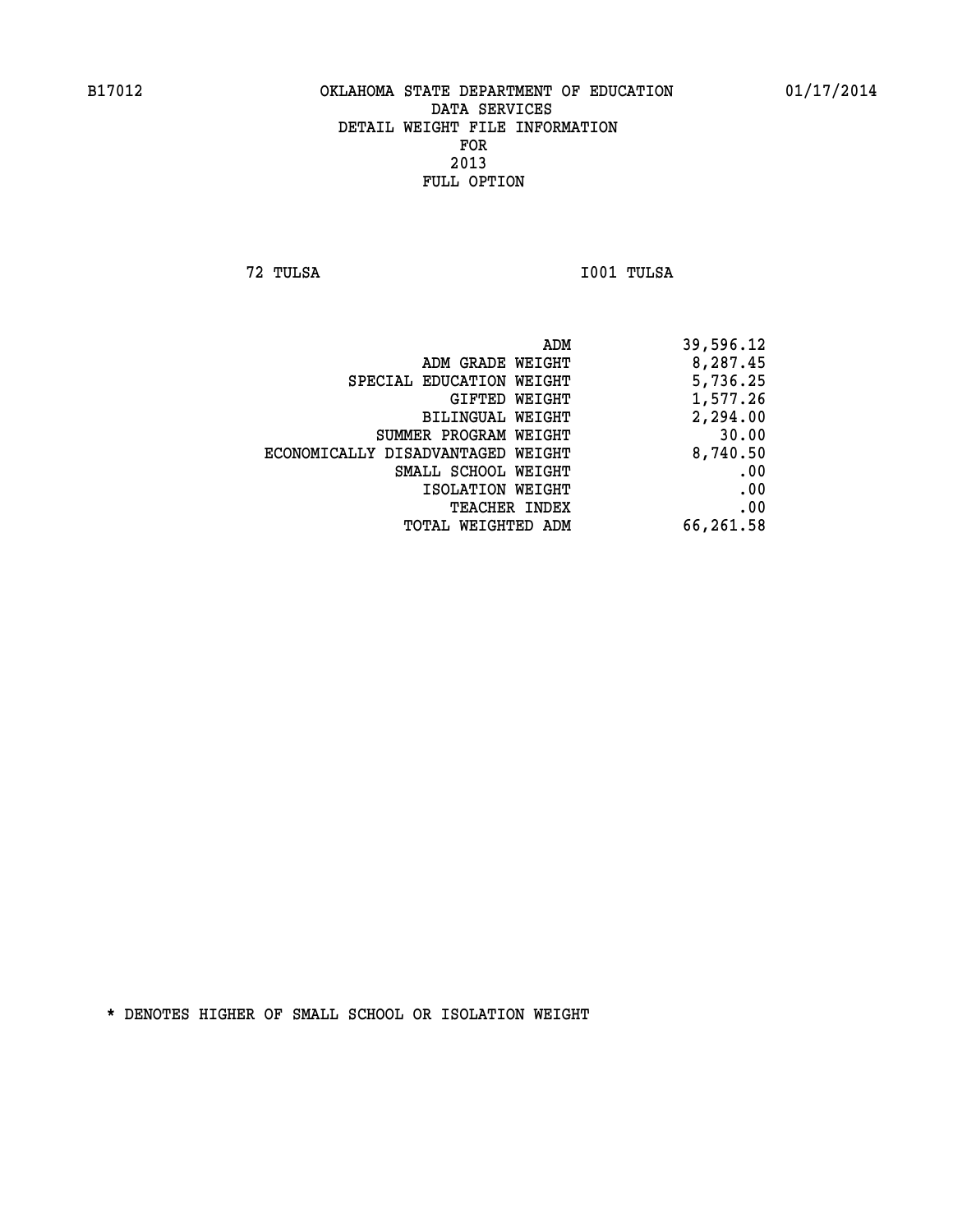B17012 OKLAHOMA STATE DEPARTMENT OF EDUCATION 01/17/2014

DATA SERVICES
DETAIL WEIGHT FILE INFORMATION
FOR
2013
FULL OPTION

72 TULSA I001 TULSA

| | |
|---|---|
| ADM | 39,596.12 |
| ADM GRADE WEIGHT | 8,287.45 |
| SPECIAL EDUCATION WEIGHT | 5,736.25 |
| GIFTED WEIGHT | 1,577.26 |
| BILINGUAL WEIGHT | 2,294.00 |
| SUMMER PROGRAM WEIGHT | 30.00 |
| ECONOMICALLY DISADVANTAGED WEIGHT | 8,740.50 |
| SMALL SCHOOL WEIGHT | .00 |
| ISOLATION WEIGHT | .00 |
| TEACHER INDEX | .00 |
| TOTAL WEIGHTED ADM | 66,261.58 |

* DENOTES HIGHER OF SMALL SCHOOL OR ISOLATION WEIGHT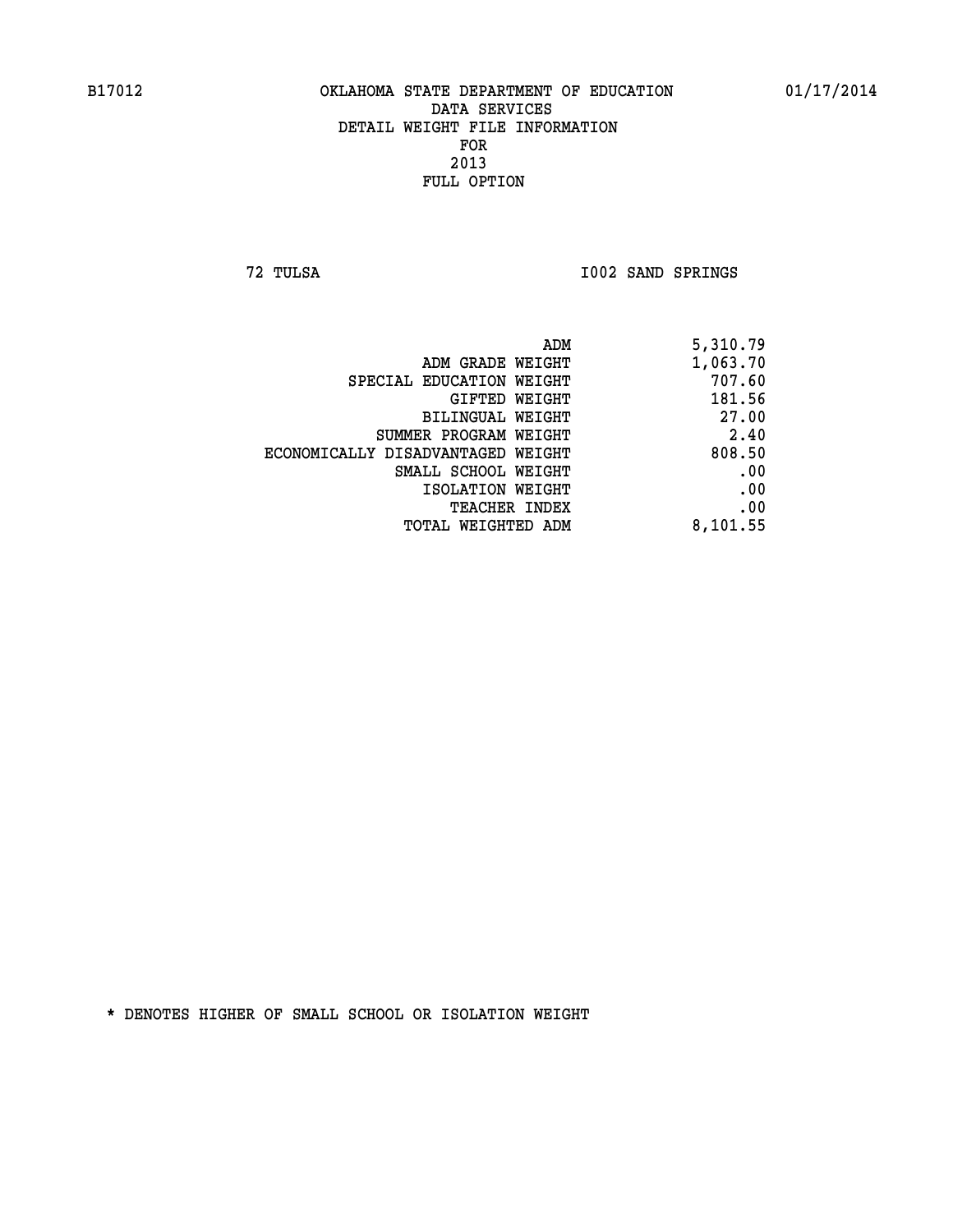B17012 OKLAHOMA STATE DEPARTMENT OF EDUCATION 01/17/2014

DATA SERVICES

DETAIL WEIGHT FILE INFORMATION

FOR

2013

FULL OPTION

72 TULSA I002 SAND SPRINGS

| | |
|---|---|
| ADM | 5,310.79 |
| ADM GRADE WEIGHT | 1,063.70 |
| SPECIAL EDUCATION WEIGHT | 707.60 |
| GIFTED WEIGHT | 181.56 |
| BILINGUAL WEIGHT | 27.00 |
| SUMMER PROGRAM WEIGHT | 2.40 |
| ECONOMICALLY DISADVANTAGED WEIGHT | 808.50 |
| SMALL SCHOOL WEIGHT | .00 |
| ISOLATION WEIGHT | .00 |
| TEACHER INDEX | .00 |
| TOTAL WEIGHTED ADM | 8,101.55 |

* DENOTES HIGHER OF SMALL SCHOOL OR ISOLATION WEIGHT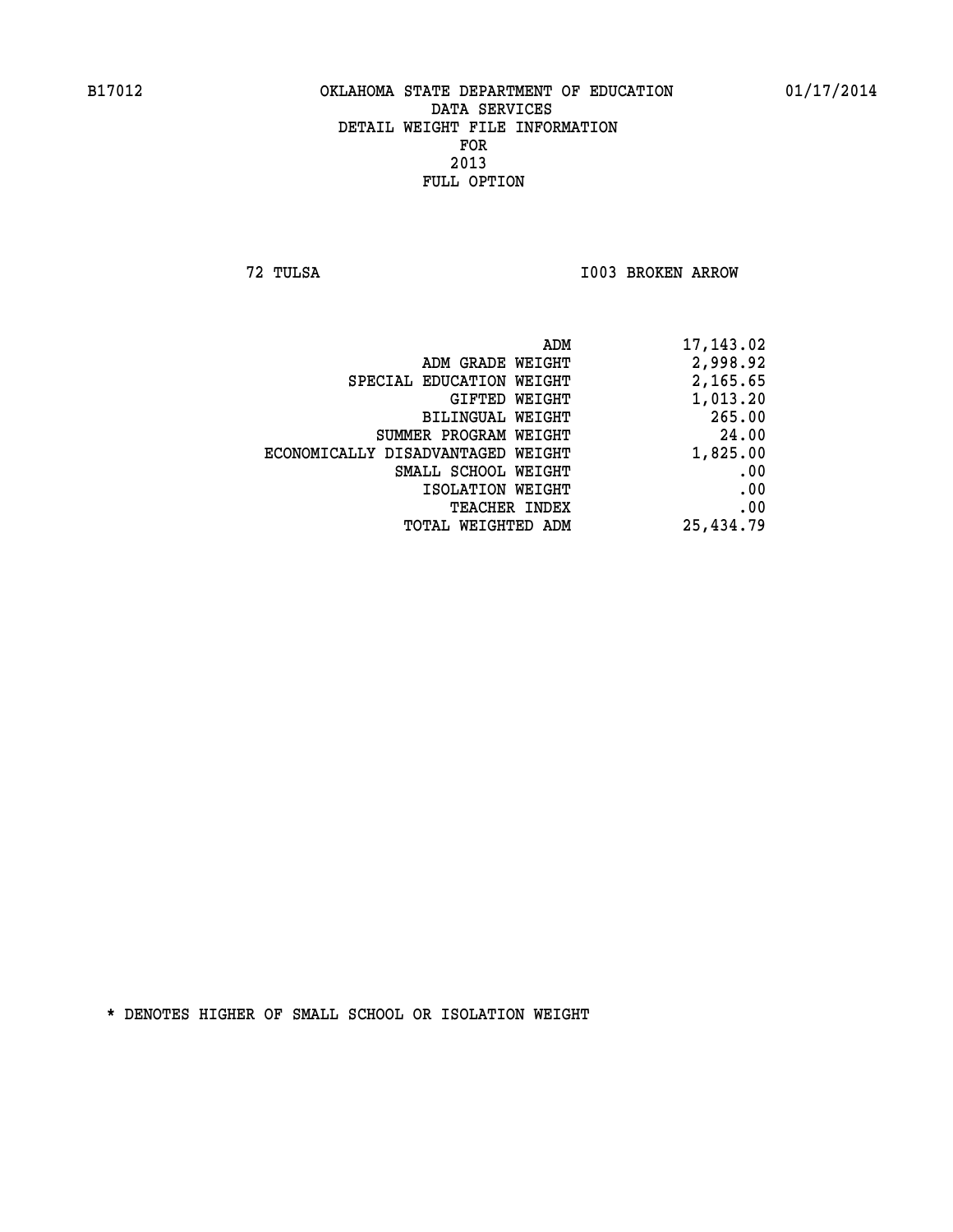B17012 OKLAHOMA STATE DEPARTMENT OF EDUCATION 01/17/2014

DATA SERVICES
DETAIL WEIGHT FILE INFORMATION
FOR
2013
FULL OPTION

72 TULSA I003 BROKEN ARROW

| | |
|---|---|
| ADM | 17,143.02 |
| ADM GRADE WEIGHT | 2,998.92 |
| SPECIAL EDUCATION WEIGHT | 2,165.65 |
| GIFTED WEIGHT | 1,013.20 |
| BILINGUAL WEIGHT | 265.00 |
| SUMMER PROGRAM WEIGHT | 24.00 |
| ECONOMICALLY DISADVANTAGED WEIGHT | 1,825.00 |
| SMALL SCHOOL WEIGHT | .00 |
| ISOLATION WEIGHT | .00 |
| TEACHER INDEX | .00 |
| TOTAL WEIGHTED ADM | 25,434.79 |

* DENOTES HIGHER OF SMALL SCHOOL OR ISOLATION WEIGHT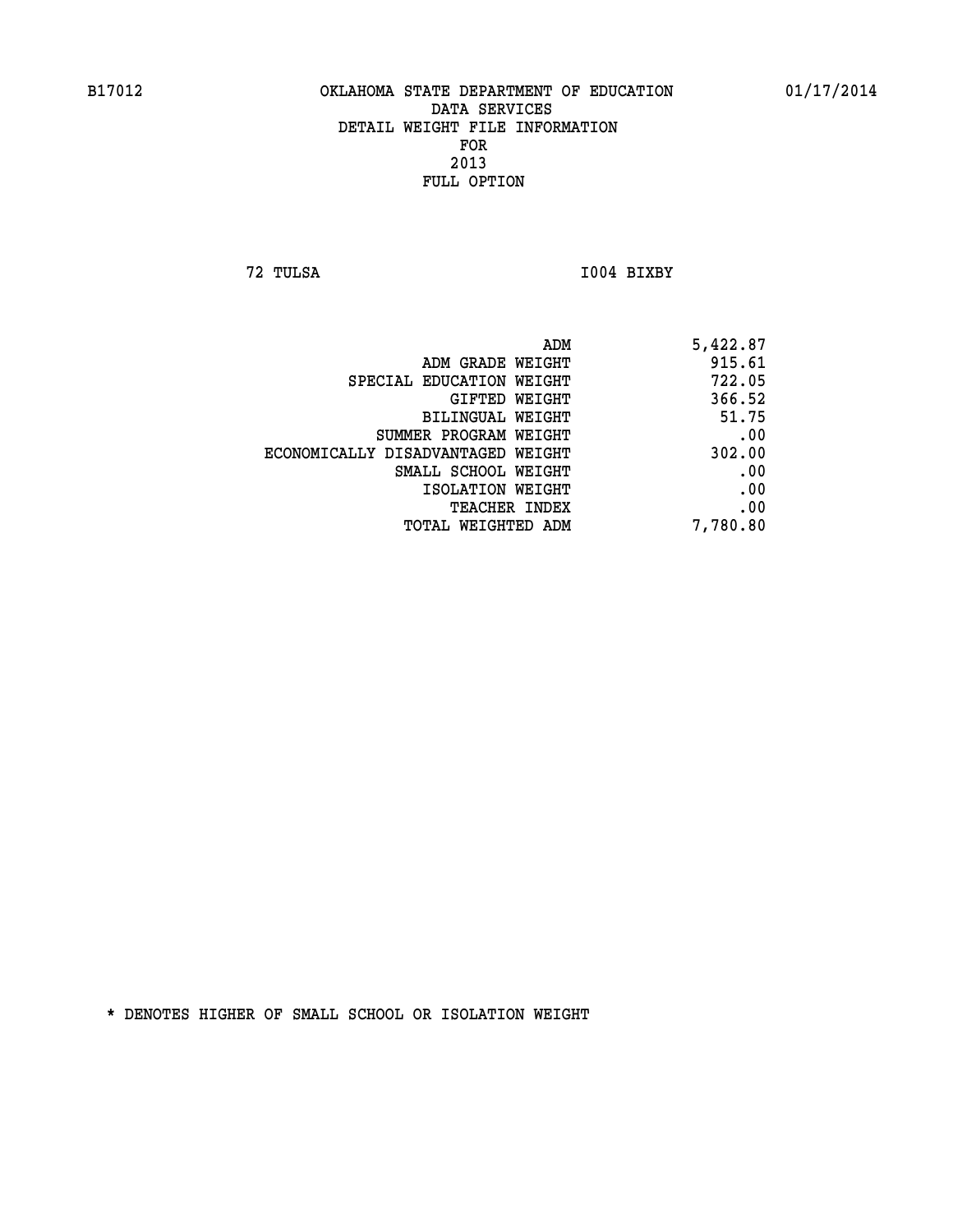B17012 OKLAHOMA STATE DEPARTMENT OF EDUCATION 01/17/2014

DATA SERVICES
DETAIL WEIGHT FILE INFORMATION
FOR
2013
FULL OPTION

72 TULSA I004 BIXBY

| | |
|---|---|
| ADM | 5,422.87 |
| ADM GRADE WEIGHT | 915.61 |
| SPECIAL EDUCATION WEIGHT | 722.05 |
| GIFTED WEIGHT | 366.52 |
| BILINGUAL WEIGHT | 51.75 |
| SUMMER PROGRAM WEIGHT | .00 |
| ECONOMICALLY DISADVANTAGED WEIGHT | 302.00 |
| SMALL SCHOOL WEIGHT | .00 |
| ISOLATION WEIGHT | .00 |
| TEACHER INDEX | .00 |
| TOTAL WEIGHTED ADM | 7,780.80 |

* DENOTES HIGHER OF SMALL SCHOOL OR ISOLATION WEIGHT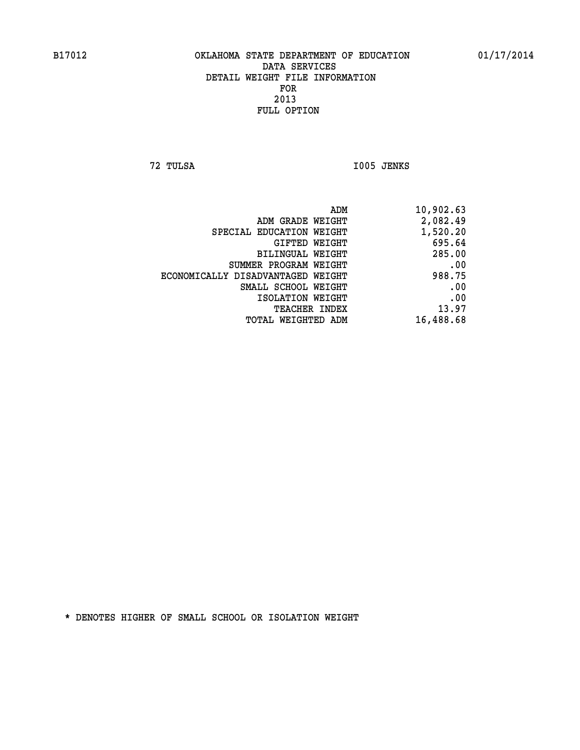B17012 OKLAHOMA STATE DEPARTMENT OF EDUCATION 01/17/2014

DATA SERVICES
DETAIL WEIGHT FILE INFORMATION
FOR
2013
FULL OPTION

72 TULSA I005 JENKS

| | |
|---|---|
| ADM | 10,902.63 |
| ADM GRADE WEIGHT | 2,082.49 |
| SPECIAL EDUCATION WEIGHT | 1,520.20 |
| GIFTED WEIGHT | 695.64 |
| BILINGUAL WEIGHT | 285.00 |
| SUMMER PROGRAM WEIGHT | .00 |
| ECONOMICALLY DISADVANTAGED WEIGHT | 988.75 |
| SMALL SCHOOL WEIGHT | .00 |
| ISOLATION WEIGHT | .00 |
| TEACHER INDEX | 13.97 |
| TOTAL WEIGHTED ADM | 16,488.68 |

* DENOTES HIGHER OF SMALL SCHOOL OR ISOLATION WEIGHT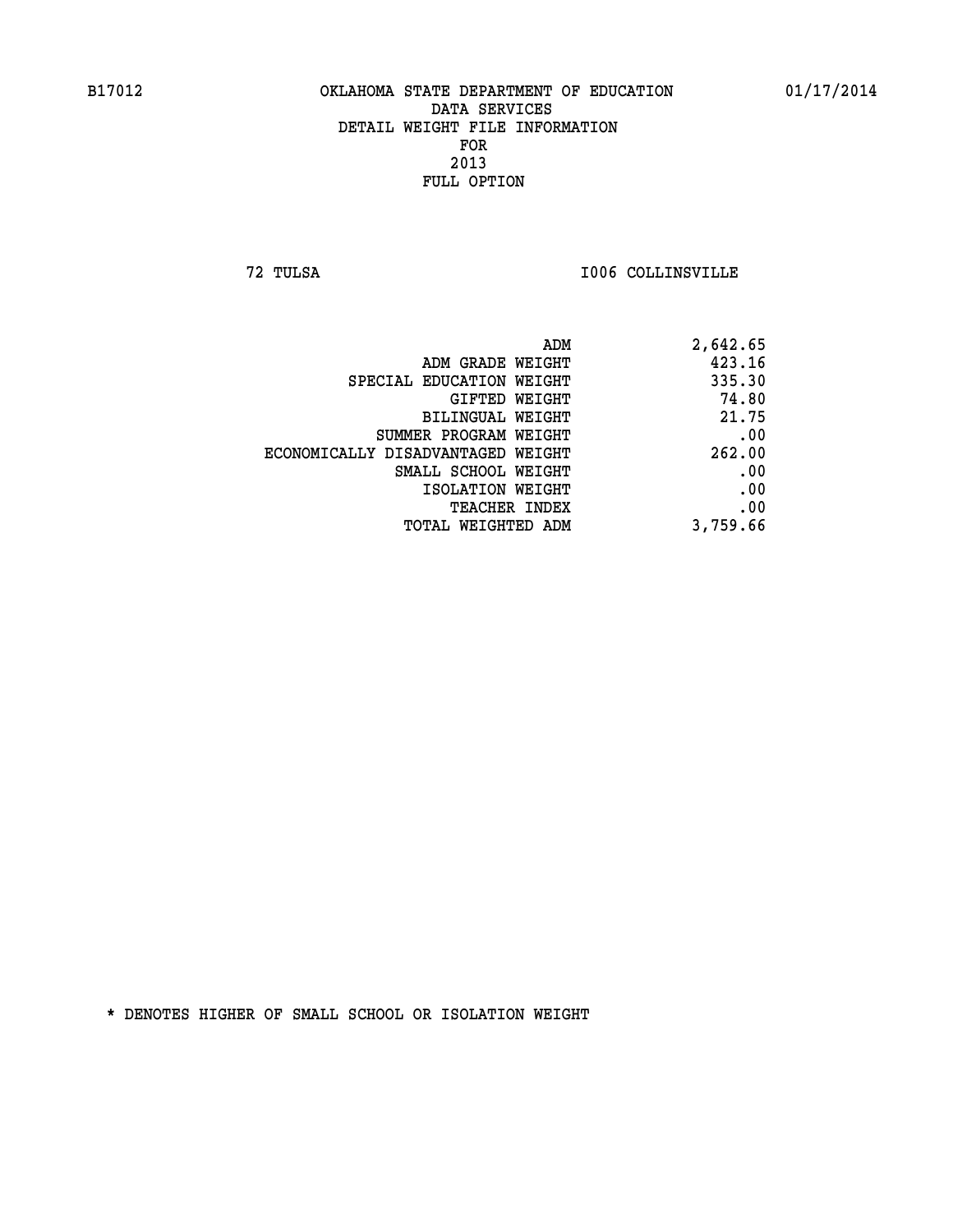B17012 OKLAHOMA STATE DEPARTMENT OF EDUCATION 01/17/2014

DATA SERVICES
DETAIL WEIGHT FILE INFORMATION
FOR
2013
FULL OPTION

72 TULSA I006 COLLINSVILLE

| | |
|---|---|
| ADM | 2,642.65 |
| ADM GRADE WEIGHT | 423.16 |
| SPECIAL EDUCATION WEIGHT | 335.30 |
| GIFTED WEIGHT | 74.80 |
| BILINGUAL WEIGHT | 21.75 |
| SUMMER PROGRAM WEIGHT | .00 |
| ECONOMICALLY DISADVANTAGED WEIGHT | 262.00 |
| SMALL SCHOOL WEIGHT | .00 |
| ISOLATION WEIGHT | .00 |
| TEACHER INDEX | .00 |
| TOTAL WEIGHTED ADM | 3,759.66 |

* DENOTES HIGHER OF SMALL SCHOOL OR ISOLATION WEIGHT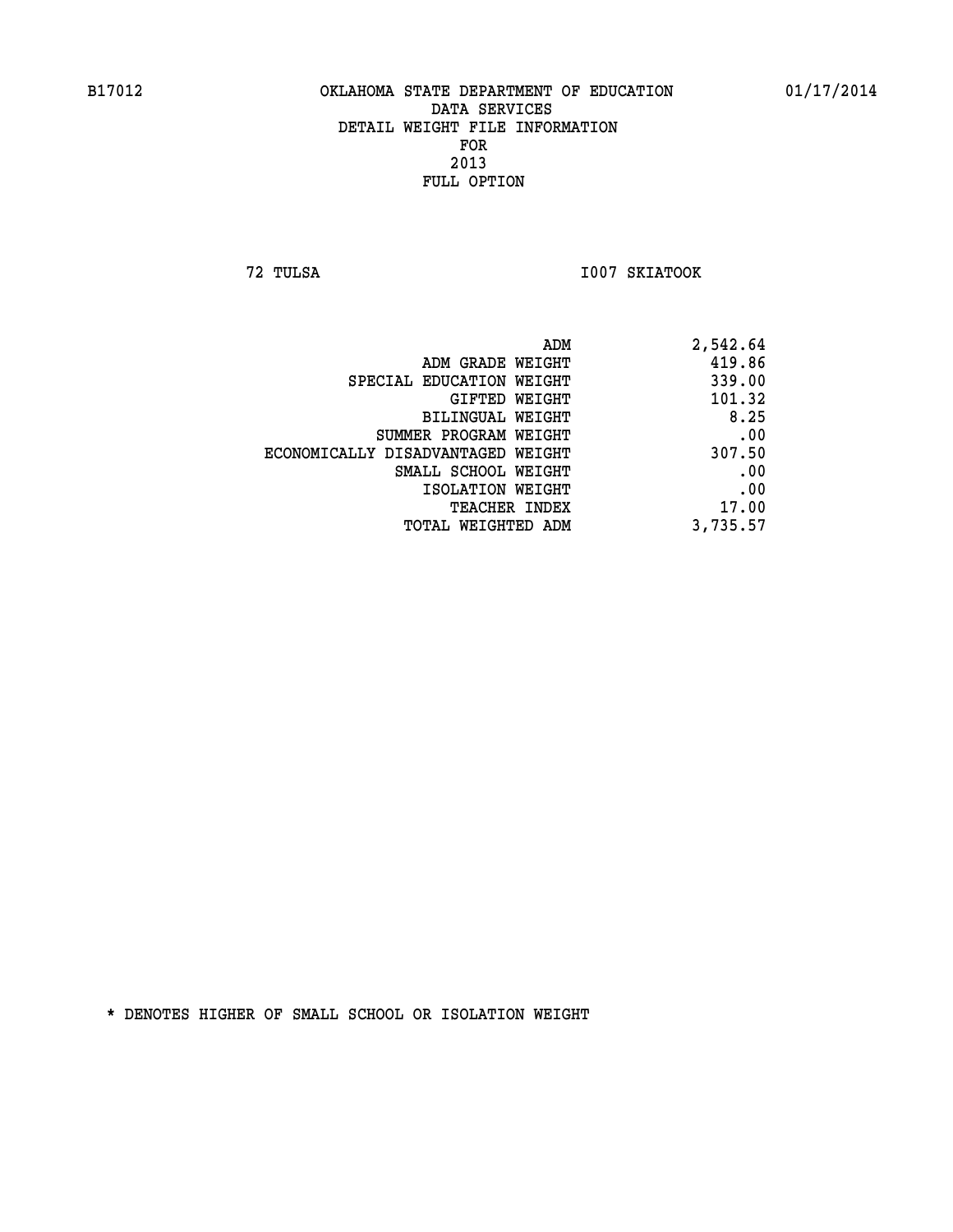B17012 OKLAHOMA STATE DEPARTMENT OF EDUCATION 01/17/2014

DATA SERVICES
DETAIL WEIGHT FILE INFORMATION
FOR
2013
FULL OPTION

72 TULSA I007 SKIATOOK

| | |
|---|---|
| ADM | 2,542.64 |
| ADM GRADE WEIGHT | 419.86 |
| SPECIAL EDUCATION WEIGHT | 339.00 |
| GIFTED WEIGHT | 101.32 |
| BILINGUAL WEIGHT | 8.25 |
| SUMMER PROGRAM WEIGHT | .00 |
| ECONOMICALLY DISADVANTAGED WEIGHT | 307.50 |
| SMALL SCHOOL WEIGHT | .00 |
| ISOLATION WEIGHT | .00 |
| TEACHER INDEX | 17.00 |
| TOTAL WEIGHTED ADM | 3,735.57 |

* DENOTES HIGHER OF SMALL SCHOOL OR ISOLATION WEIGHT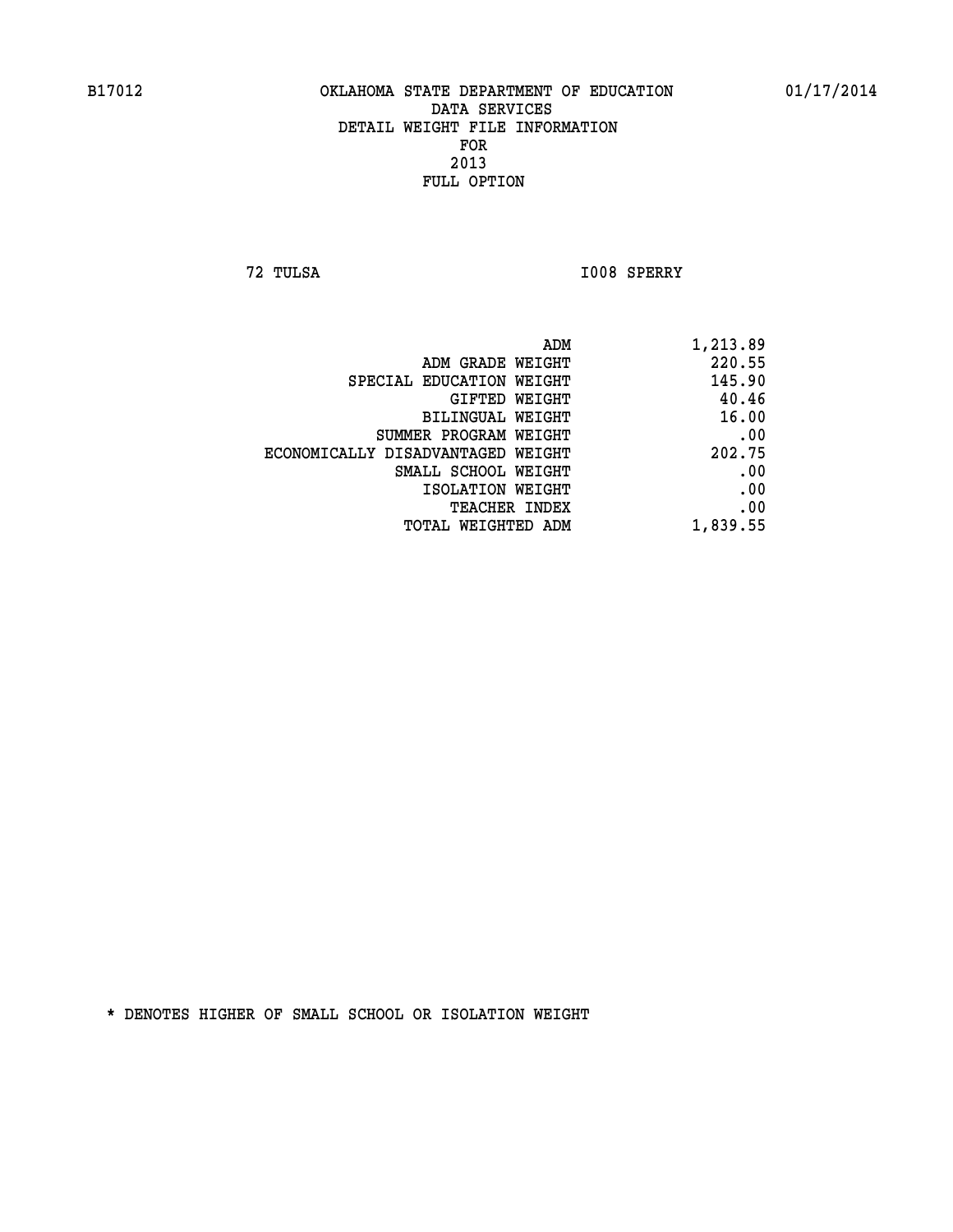B17012 OKLAHOMA STATE DEPARTMENT OF EDUCATION 01/17/2014

DATA SERVICES
DETAIL WEIGHT FILE INFORMATION
FOR
2013
FULL OPTION

72 TULSA I008 SPERRY

| | |
|---|---|
| ADM | 1,213.89 |
| ADM GRADE WEIGHT | 220.55 |
| SPECIAL EDUCATION WEIGHT | 145.90 |
| GIFTED WEIGHT | 40.46 |
| BILINGUAL WEIGHT | 16.00 |
| SUMMER PROGRAM WEIGHT | .00 |
| ECONOMICALLY DISADVANTAGED WEIGHT | 202.75 |
| SMALL SCHOOL WEIGHT | .00 |
| ISOLATION WEIGHT | .00 |
| TEACHER INDEX | .00 |
| TOTAL WEIGHTED ADM | 1,839.55 |

* DENOTES HIGHER OF SMALL SCHOOL OR ISOLATION WEIGHT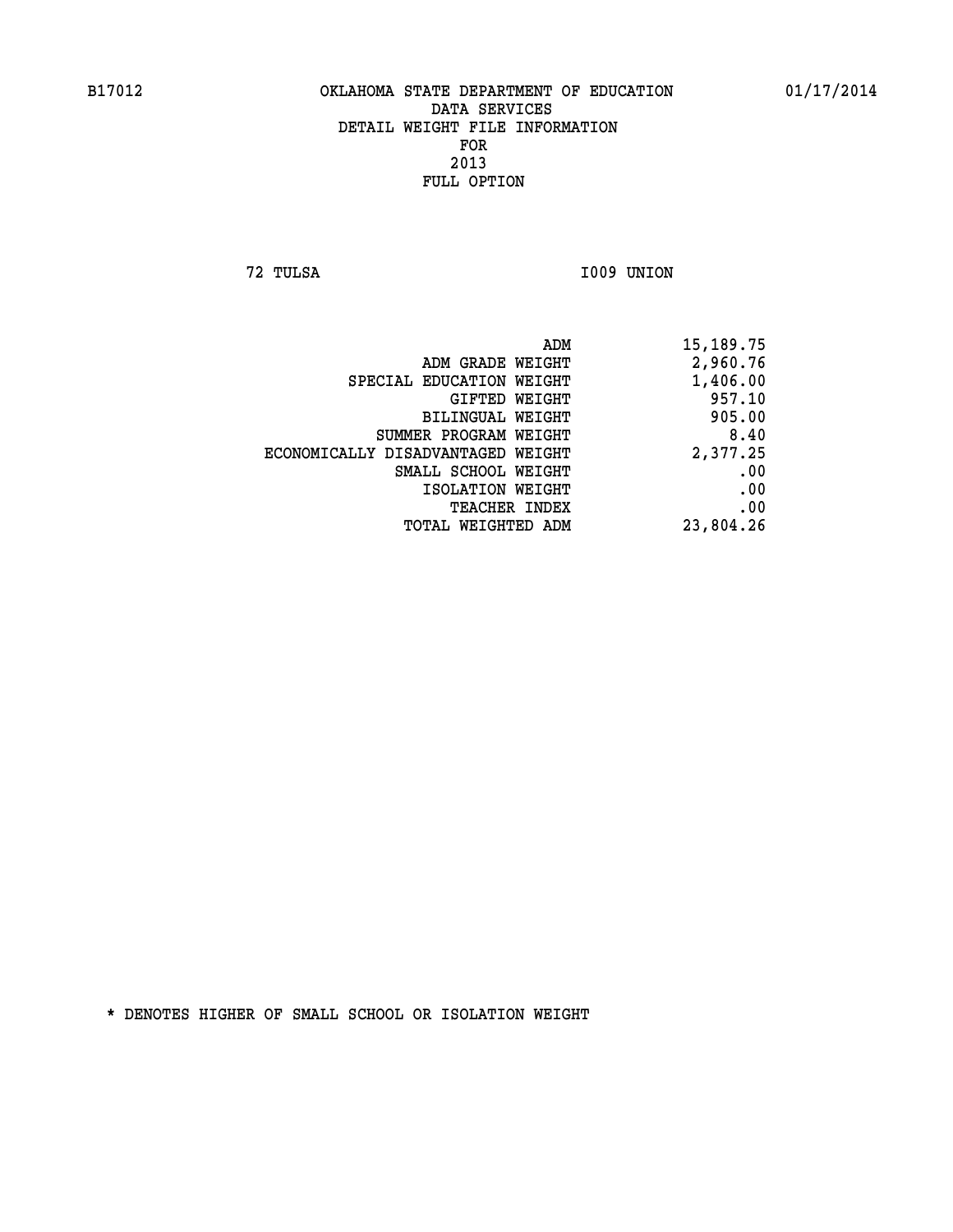B17012 OKLAHOMA STATE DEPARTMENT OF EDUCATION 01/17/2014

DATA SERVICES
DETAIL WEIGHT FILE INFORMATION
FOR
2013
FULL OPTION

72 TULSA I009 UNION

| | |
|---|---|
| ADM | 15,189.75 |
| ADM GRADE WEIGHT | 2,960.76 |
| SPECIAL EDUCATION WEIGHT | 1,406.00 |
| GIFTED WEIGHT | 957.10 |
| BILINGUAL WEIGHT | 905.00 |
| SUMMER PROGRAM WEIGHT | 8.40 |
| ECONOMICALLY DISADVANTAGED WEIGHT | 2,377.25 |
| SMALL SCHOOL WEIGHT | .00 |
| ISOLATION WEIGHT | .00 |
| TEACHER INDEX | .00 |
| TOTAL WEIGHTED ADM | 23,804.26 |

* DENOTES HIGHER OF SMALL SCHOOL OR ISOLATION WEIGHT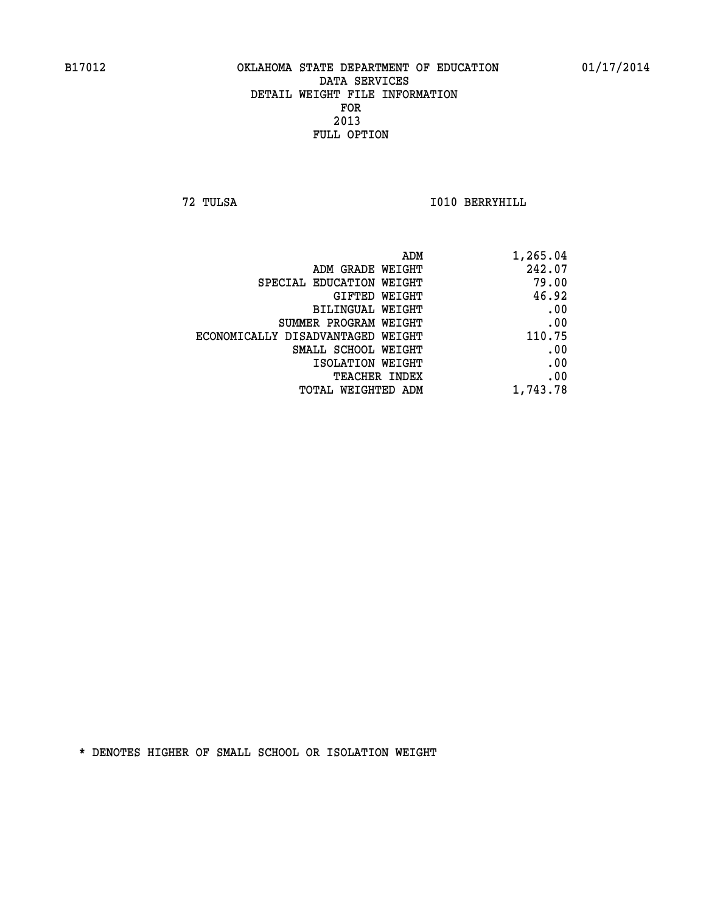B17012 OKLAHOMA STATE DEPARTMENT OF EDUCATION 01/17/2014

DATA SERVICES

DETAIL WEIGHT FILE INFORMATION

FOR

2013

FULL OPTION

72 TULSA I010 BERRYHILL

| | |
|---|---|
| ADM | 1,265.04 |
| ADM GRADE WEIGHT | 242.07 |
| SPECIAL EDUCATION WEIGHT | 79.00 |
| GIFTED WEIGHT | 46.92 |
| BILINGUAL WEIGHT | .00 |
| SUMMER PROGRAM WEIGHT | .00 |
| ECONOMICALLY DISADVANTAGED WEIGHT | 110.75 |
| SMALL SCHOOL WEIGHT | .00 |
| ISOLATION WEIGHT | .00 |
| TEACHER INDEX | .00 |
| TOTAL WEIGHTED ADM | 1,743.78 |

* DENOTES HIGHER OF SMALL SCHOOL OR ISOLATION WEIGHT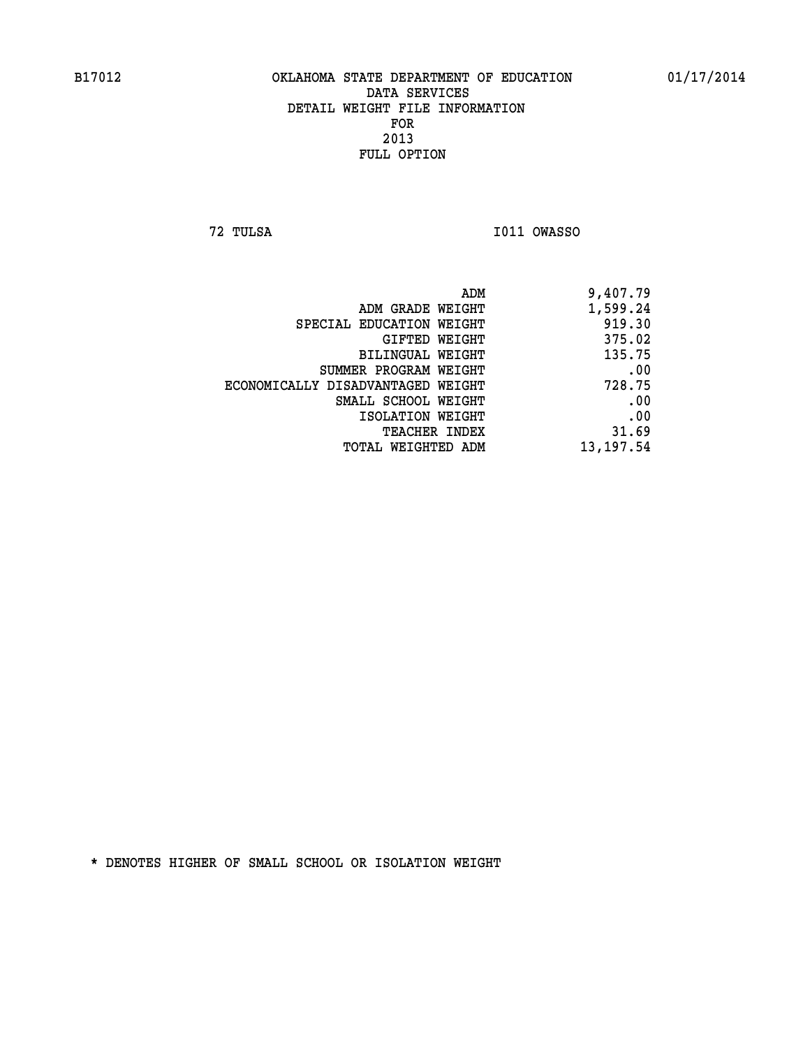B17012 OKLAHOMA STATE DEPARTMENT OF EDUCATION 01/17/2014

DATA SERVICES
DETAIL WEIGHT FILE INFORMATION
FOR
2013
FULL OPTION

72 TULSA I011 OWASSO

| | |
|---|---|
| ADM | 9,407.79 |
| ADM GRADE WEIGHT | 1,599.24 |
| SPECIAL EDUCATION WEIGHT | 919.30 |
| GIFTED WEIGHT | 375.02 |
| BILINGUAL WEIGHT | 135.75 |
| SUMMER PROGRAM WEIGHT | .00 |
| ECONOMICALLY DISADVANTAGED WEIGHT | 728.75 |
| SMALL SCHOOL WEIGHT | .00 |
| ISOLATION WEIGHT | .00 |
| TEACHER INDEX | 31.69 |
| TOTAL WEIGHTED ADM | 13,197.54 |

* DENOTES HIGHER OF SMALL SCHOOL OR ISOLATION WEIGHT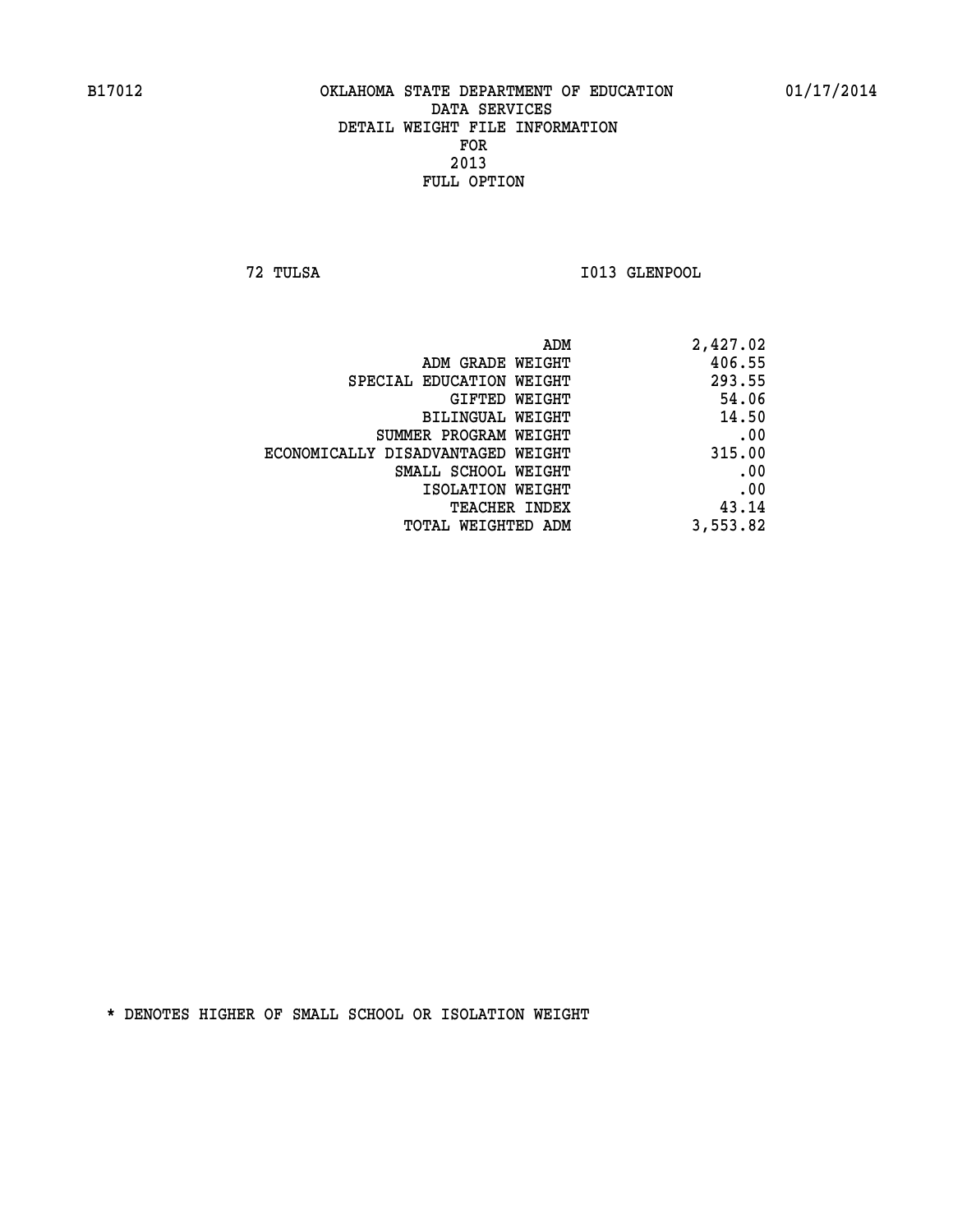B17012 OKLAHOMA STATE DEPARTMENT OF EDUCATION 01/17/2014

DATA SERVICES
DETAIL WEIGHT FILE INFORMATION
FOR
2013
FULL OPTION

72 TULSA I013 GLENPOOL

| | |
|---|---|
| ADM | 2,427.02 |
| ADM GRADE WEIGHT | 406.55 |
| SPECIAL EDUCATION WEIGHT | 293.55 |
| GIFTED WEIGHT | 54.06 |
| BILINGUAL WEIGHT | 14.50 |
| SUMMER PROGRAM WEIGHT | .00 |
| ECONOMICALLY DISADVANTAGED WEIGHT | 315.00 |
| SMALL SCHOOL WEIGHT | .00 |
| ISOLATION WEIGHT | .00 |
| TEACHER INDEX | 43.14 |
| TOTAL WEIGHTED ADM | 3,553.82 |

* DENOTES HIGHER OF SMALL SCHOOL OR ISOLATION WEIGHT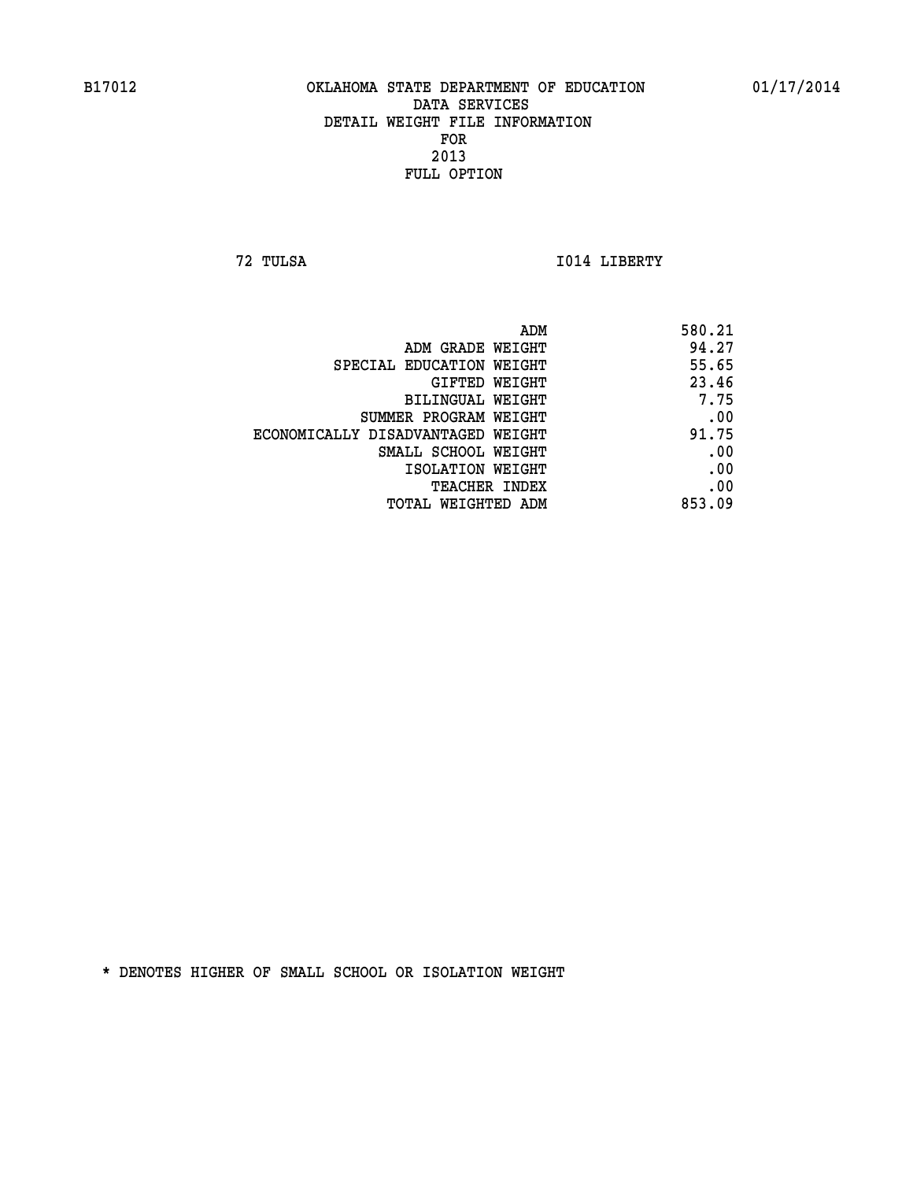B17012 OKLAHOMA STATE DEPARTMENT OF EDUCATION 01/17/2014

DATA SERVICES
DETAIL WEIGHT FILE INFORMATION
FOR
2013
FULL OPTION

72 TULSA I014 LIBERTY

| | |
|---|---|
| ADM | 580.21 |
| ADM GRADE WEIGHT | 94.27 |
| SPECIAL EDUCATION WEIGHT | 55.65 |
| GIFTED WEIGHT | 23.46 |
| BILINGUAL WEIGHT | 7.75 |
| SUMMER PROGRAM WEIGHT | .00 |
| ECONOMICALLY DISADVANTAGED WEIGHT | 91.75 |
| SMALL SCHOOL WEIGHT | .00 |
| ISOLATION WEIGHT | .00 |
| TEACHER INDEX | .00 |
| TOTAL WEIGHTED ADM | 853.09 |

* DENOTES HIGHER OF SMALL SCHOOL OR ISOLATION WEIGHT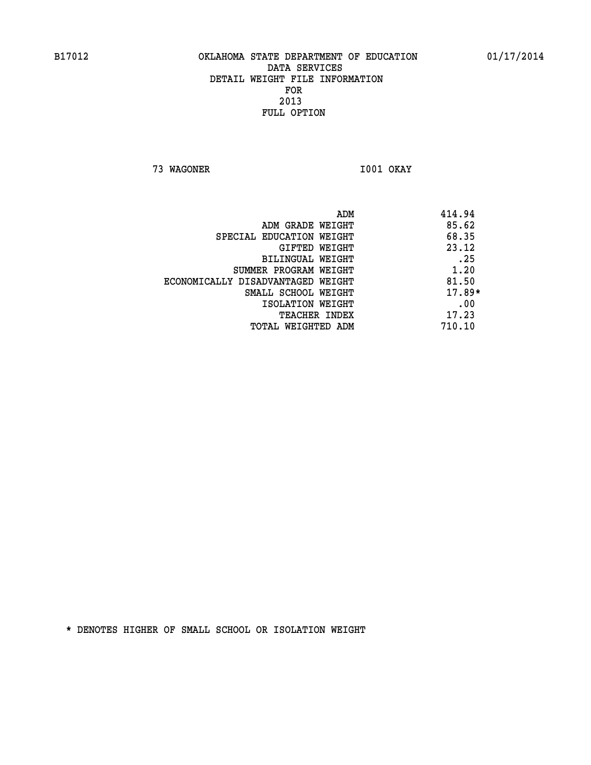B17012 OKLAHOMA STATE DEPARTMENT OF EDUCATION 01/17/2014

DATA SERVICES
DETAIL WEIGHT FILE INFORMATION
FOR
2013
FULL OPTION

73 WAGONER I001 OKAY

| | |
|---|---|
| ADM | 414.94 |
| ADM GRADE WEIGHT | 85.62 |
| SPECIAL EDUCATION WEIGHT | 68.35 |
| GIFTED WEIGHT | 23.12 |
| BILINGUAL WEIGHT | .25 |
| SUMMER PROGRAM WEIGHT | 1.20 |
| ECONOMICALLY DISADVANTAGED WEIGHT | 81.50 |
| SMALL SCHOOL WEIGHT | 17.89* |
| ISOLATION WEIGHT | .00 |
| TEACHER INDEX | 17.23 |
| TOTAL WEIGHTED ADM | 710.10 |

* DENOTES HIGHER OF SMALL SCHOOL OR ISOLATION WEIGHT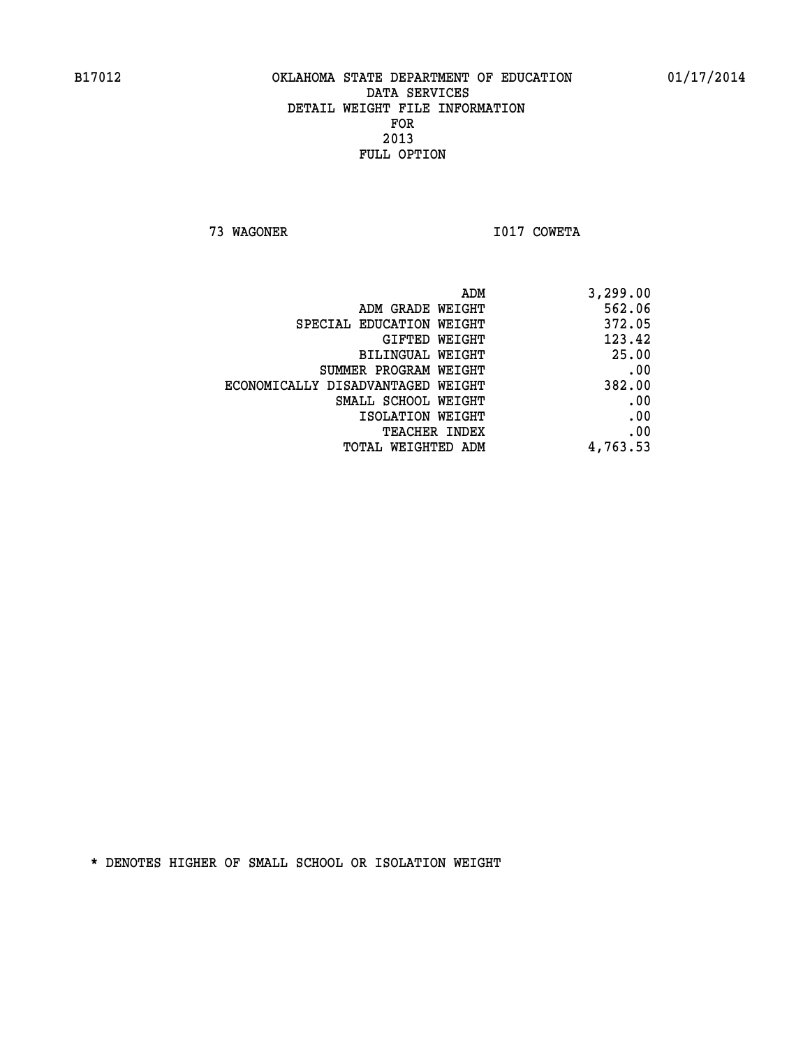B17012 OKLAHOMA STATE DEPARTMENT OF EDUCATION 01/17/2014

DATA SERVICES
DETAIL WEIGHT FILE INFORMATION
FOR
2013
FULL OPTION

73 WAGONER I017 COWETA

| | |
|---|---|
| ADM | 3,299.00 |
| ADM GRADE WEIGHT | 562.06 |
| SPECIAL EDUCATION WEIGHT | 372.05 |
| GIFTED WEIGHT | 123.42 |
| BILINGUAL WEIGHT | 25.00 |
| SUMMER PROGRAM WEIGHT | .00 |
| ECONOMICALLY DISADVANTAGED WEIGHT | 382.00 |
| SMALL SCHOOL WEIGHT | .00 |
| ISOLATION WEIGHT | .00 |
| TEACHER INDEX | .00 |
| TOTAL WEIGHTED ADM | 4,763.53 |

* DENOTES HIGHER OF SMALL SCHOOL OR ISOLATION WEIGHT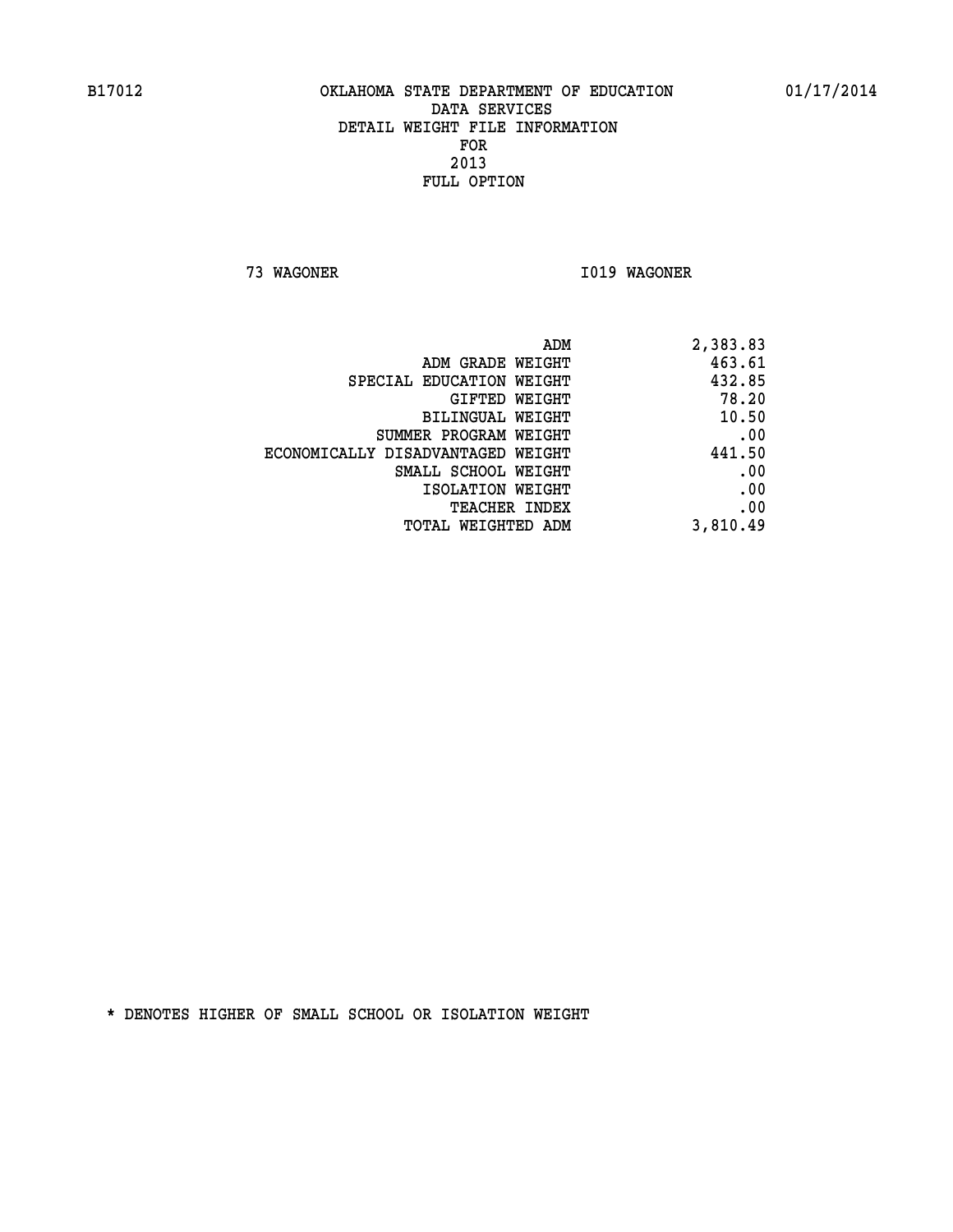B17012 OKLAHOMA STATE DEPARTMENT OF EDUCATION 01/17/2014

DATA SERVICES
DETAIL WEIGHT FILE INFORMATION
FOR
2013
FULL OPTION

73 WAGONER I019 WAGONER

| | |
|---|---|
| ADM | 2,383.83 |
| ADM GRADE WEIGHT | 463.61 |
| SPECIAL EDUCATION WEIGHT | 432.85 |
| GIFTED WEIGHT | 78.20 |
| BILINGUAL WEIGHT | 10.50 |
| SUMMER PROGRAM WEIGHT | .00 |
| ECONOMICALLY DISADVANTAGED WEIGHT | 441.50 |
| SMALL SCHOOL WEIGHT | .00 |
| ISOLATION WEIGHT | .00 |
| TEACHER INDEX | .00 |
| TOTAL WEIGHTED ADM | 3,810.49 |

* DENOTES HIGHER OF SMALL SCHOOL OR ISOLATION WEIGHT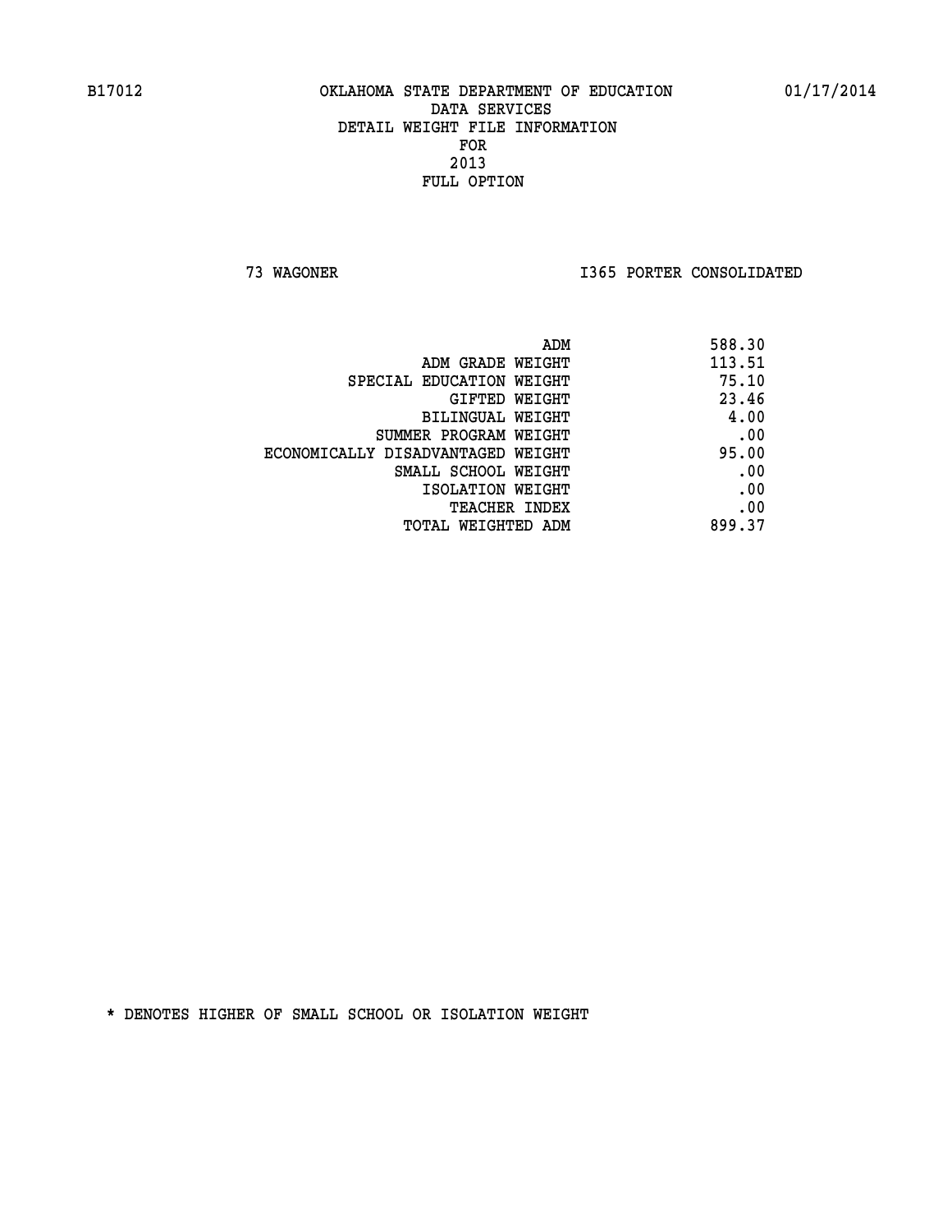B17012 OKLAHOMA STATE DEPARTMENT OF EDUCATION 01/17/2014

DATA SERVICES
DETAIL WEIGHT FILE INFORMATION
FOR
2013
FULL OPTION

73 WAGONER I365 PORTER CONSOLIDATED

| | |
|---|---|
| ADM | 588.30 |
| ADM GRADE WEIGHT | 113.51 |
| SPECIAL EDUCATION WEIGHT | 75.10 |
| GIFTED WEIGHT | 23.46 |
| BILINGUAL WEIGHT | 4.00 |
| SUMMER PROGRAM WEIGHT | .00 |
| ECONOMICALLY DISADVANTAGED WEIGHT | 95.00 |
| SMALL SCHOOL WEIGHT | .00 |
| ISOLATION WEIGHT | .00 |
| TEACHER INDEX | .00 |
| TOTAL WEIGHTED ADM | 899.37 |

* DENOTES HIGHER OF SMALL SCHOOL OR ISOLATION WEIGHT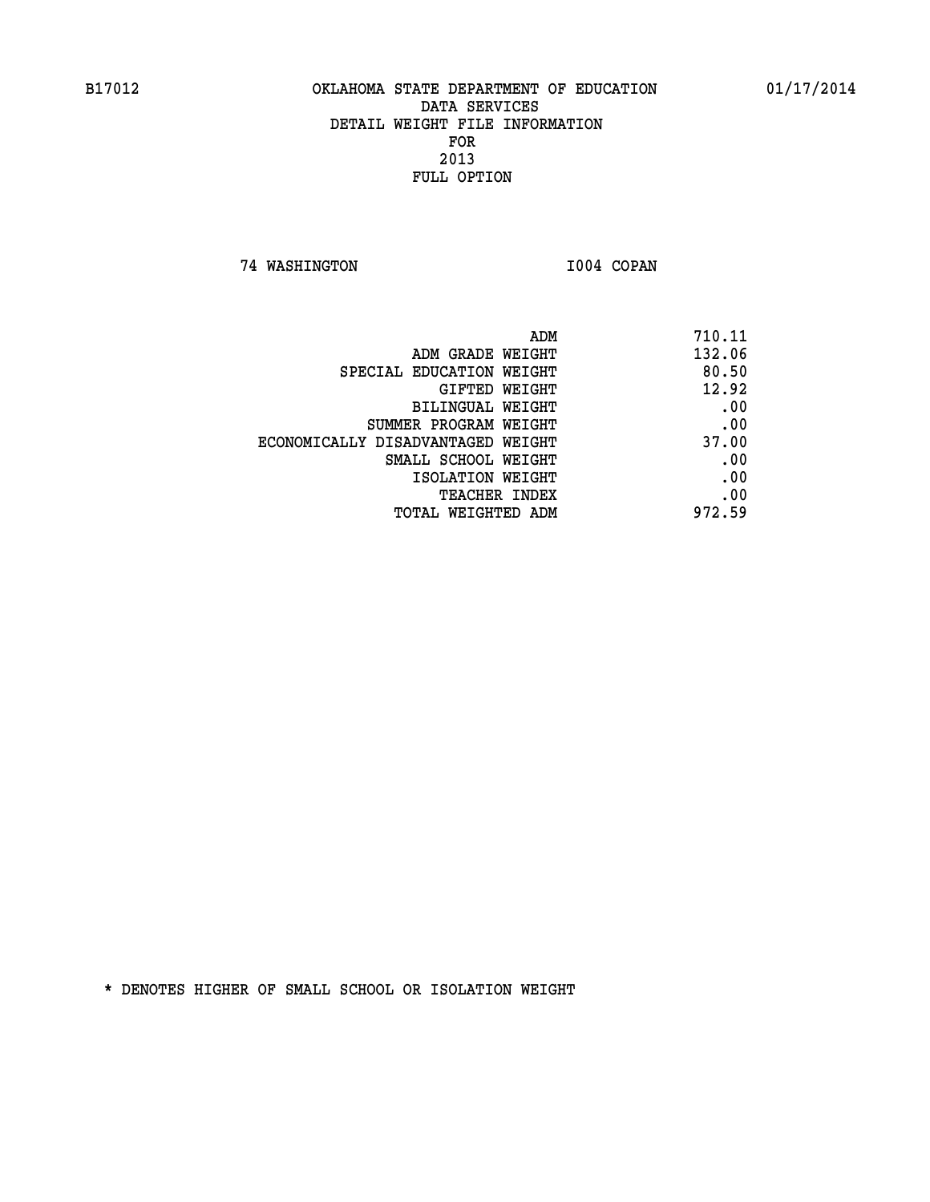B17012 OKLAHOMA STATE DEPARTMENT OF EDUCATION 01/17/2014

DATA SERVICES
DETAIL WEIGHT FILE INFORMATION
FOR
2013
FULL OPTION

74 WASHINGTON I004 COPAN

| | |
|---|---|
| ADM | 710.11 |
| ADM GRADE WEIGHT | 132.06 |
| SPECIAL EDUCATION WEIGHT | 80.50 |
| GIFTED WEIGHT | 12.92 |
| BILINGUAL WEIGHT | .00 |
| SUMMER PROGRAM WEIGHT | .00 |
| ECONOMICALLY DISADVANTAGED WEIGHT | 37.00 |
| SMALL SCHOOL WEIGHT | .00 |
| ISOLATION WEIGHT | .00 |
| TEACHER INDEX | .00 |
| TOTAL WEIGHTED ADM | 972.59 |

* DENOTES HIGHER OF SMALL SCHOOL OR ISOLATION WEIGHT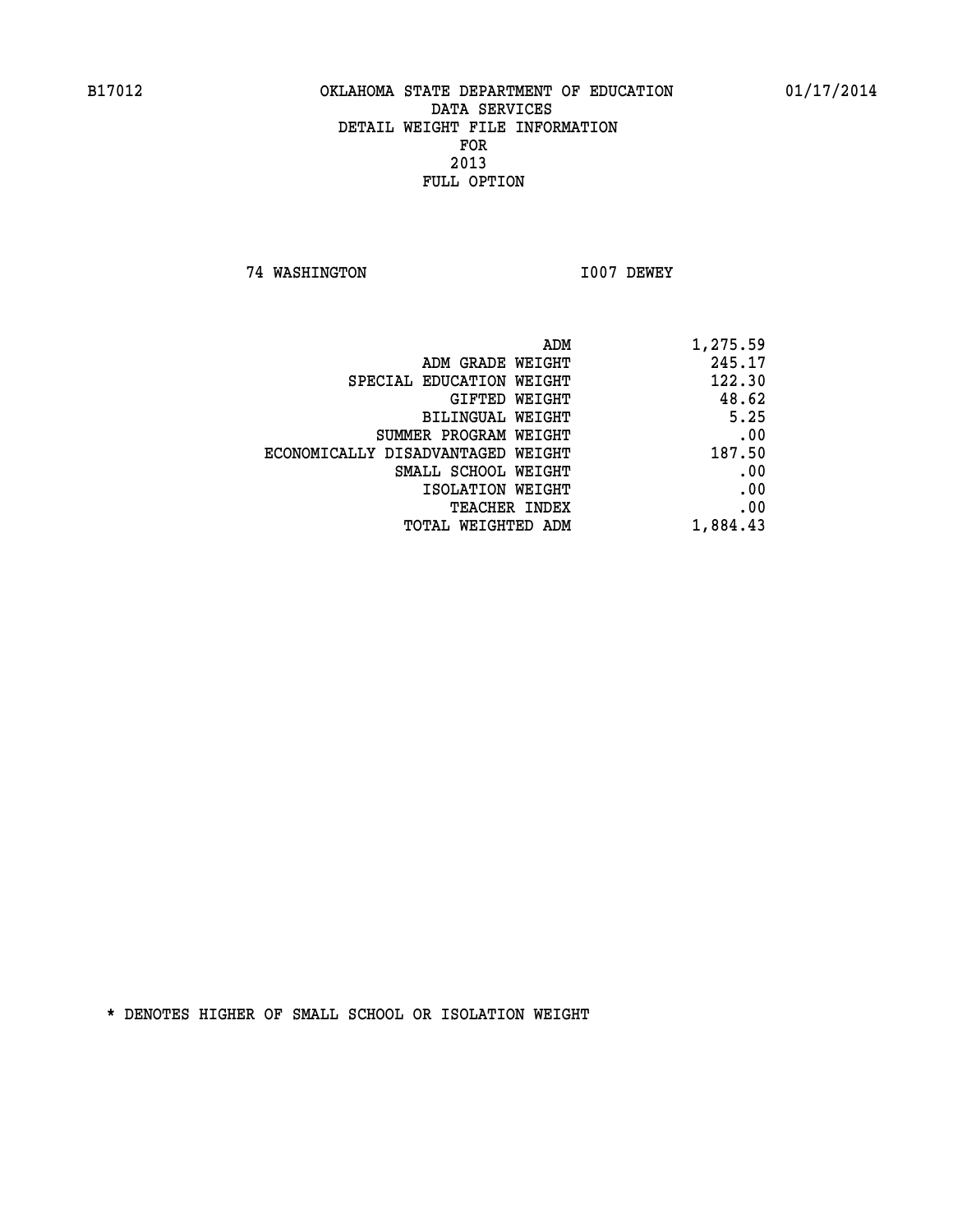B17012 OKLAHOMA STATE DEPARTMENT OF EDUCATION 01/17/2014

DATA SERVICES
DETAIL WEIGHT FILE INFORMATION
FOR
2013
FULL OPTION

**74 WASHINGTON** **I007 DEWEY**

| | |
|---|---:|
| ADM | 1,275.59 |
| ADM GRADE WEIGHT | 245.17 |
| SPECIAL EDUCATION WEIGHT | 122.30 |
| GIFTED WEIGHT | 48.62 |
| BILINGUAL WEIGHT | 5.25 |
| SUMMER PROGRAM WEIGHT | .00 |
| ECONOMICALLY DISADVANTAGED WEIGHT | 187.50 |
| SMALL SCHOOL WEIGHT | .00 |
| ISOLATION WEIGHT | .00 |
| TEACHER INDEX | .00 |
| TOTAL WEIGHTED ADM | 1,884.43 |

* DENOTES HIGHER OF SMALL SCHOOL OR ISOLATION WEIGHT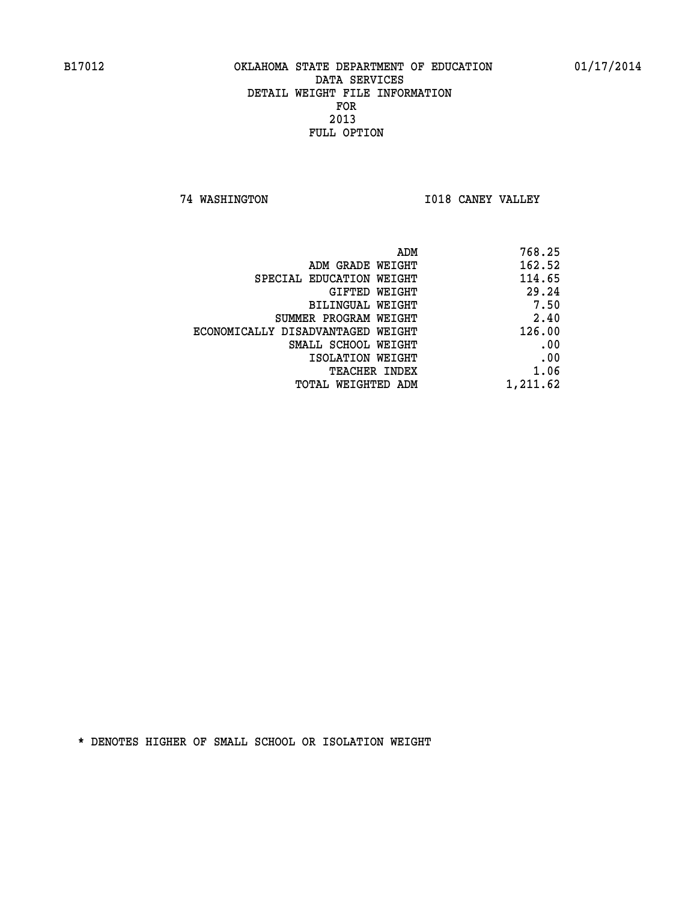B17012 OKLAHOMA STATE DEPARTMENT OF EDUCATION 01/17/2014

DATA SERVICES
DETAIL WEIGHT FILE INFORMATION
FOR
2013
FULL OPTION

74 WASHINGTON I018 CANEY VALLEY

| | |
|---|---|
| ADM | 768.25 |
| ADM GRADE WEIGHT | 162.52 |
| SPECIAL EDUCATION WEIGHT | 114.65 |
| GIFTED WEIGHT | 29.24 |
| BILINGUAL WEIGHT | 7.50 |
| SUMMER PROGRAM WEIGHT | 2.40 |
| ECONOMICALLY DISADVANTAGED WEIGHT | 126.00 |
| SMALL SCHOOL WEIGHT | .00 |
| ISOLATION WEIGHT | .00 |
| TEACHER INDEX | 1.06 |
| TOTAL WEIGHTED ADM | 1,211.62 |

* DENOTES HIGHER OF SMALL SCHOOL OR ISOLATION WEIGHT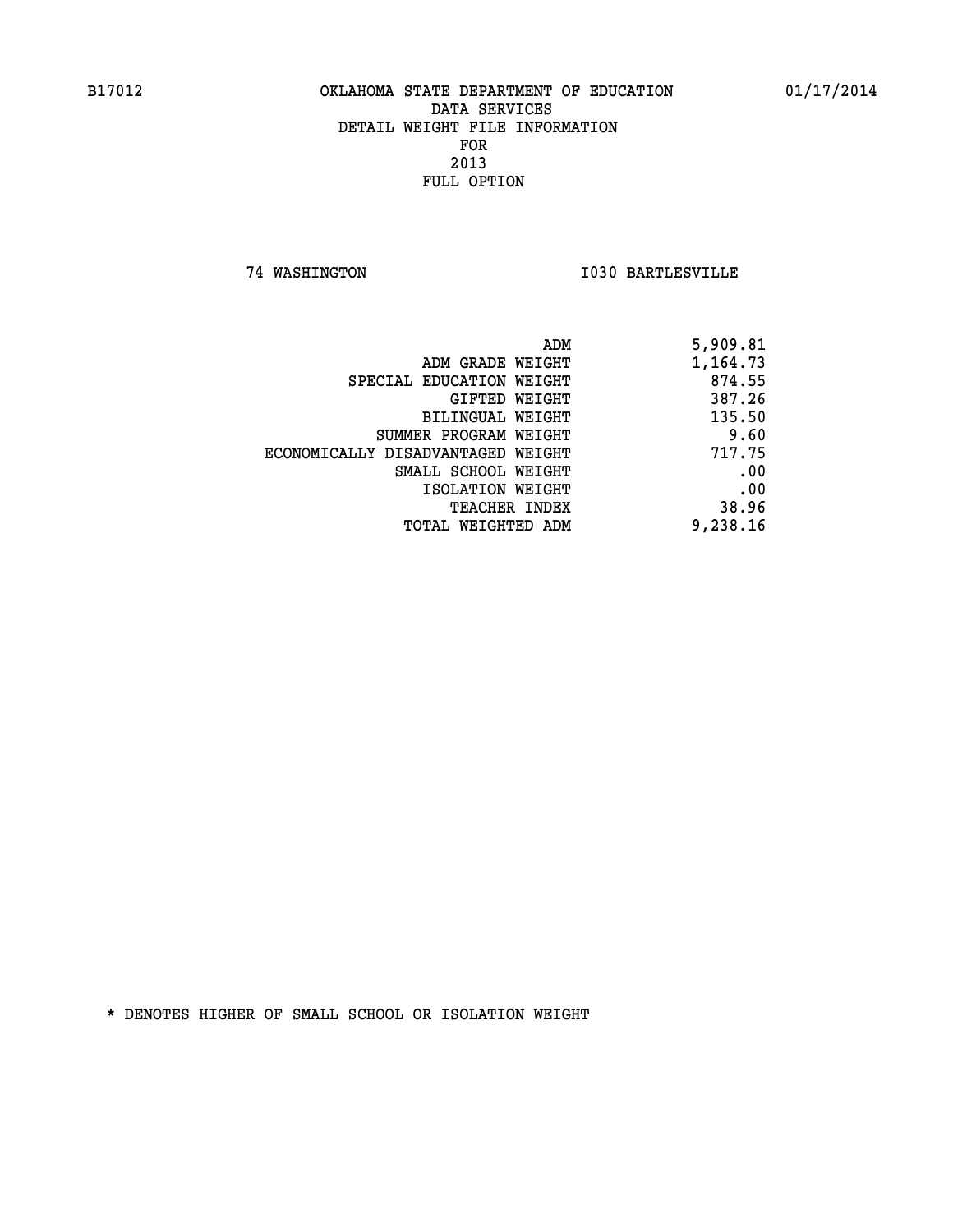B17012 OKLAHOMA STATE DEPARTMENT OF EDUCATION 01/17/2014

DATA SERVICES
DETAIL WEIGHT FILE INFORMATION
FOR
2013
FULL OPTION

74 WASHINGTON I030 BARTLESVILLE

| | |
|---|---|
| ADM | 5,909.81 |
| ADM GRADE WEIGHT | 1,164.73 |
| SPECIAL EDUCATION WEIGHT | 874.55 |
| GIFTED WEIGHT | 387.26 |
| BILINGUAL WEIGHT | 135.50 |
| SUMMER PROGRAM WEIGHT | 9.60 |
| ECONOMICALLY DISADVANTAGED WEIGHT | 717.75 |
| SMALL SCHOOL WEIGHT | .00 |
| ISOLATION WEIGHT | .00 |
| TEACHER INDEX | 38.96 |
| TOTAL WEIGHTED ADM | 9,238.16 |

* DENOTES HIGHER OF SMALL SCHOOL OR ISOLATION WEIGHT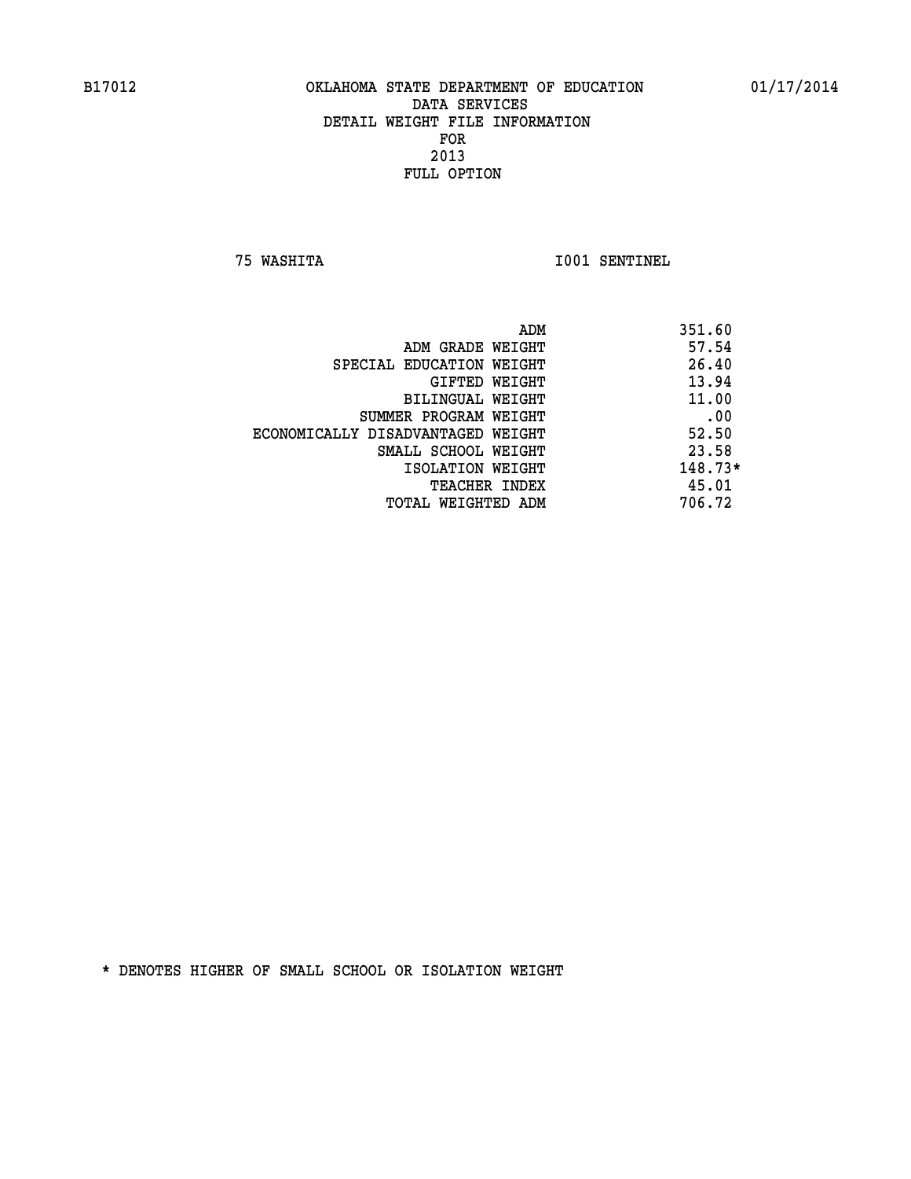B17012 OKLAHOMA STATE DEPARTMENT OF EDUCATION 01/17/2014

DATA SERVICES
DETAIL WEIGHT FILE INFORMATION
FOR
2013
FULL OPTION

75 WASHITA I001 SENTINEL

| | |
|---|---|
| ADM | 351.60 |
| ADM GRADE WEIGHT | 57.54 |
| SPECIAL EDUCATION WEIGHT | 26.40 |
| GIFTED WEIGHT | 13.94 |
| BILINGUAL WEIGHT | 11.00 |
| SUMMER PROGRAM WEIGHT | .00 |
| ECONOMICALLY DISADVANTAGED WEIGHT | 52.50 |
| SMALL SCHOOL WEIGHT | 23.58 |
| ISOLATION WEIGHT | 148.73* |
| TEACHER INDEX | 45.01 |
| TOTAL WEIGHTED ADM | 706.72 |

* DENOTES HIGHER OF SMALL SCHOOL OR ISOLATION WEIGHT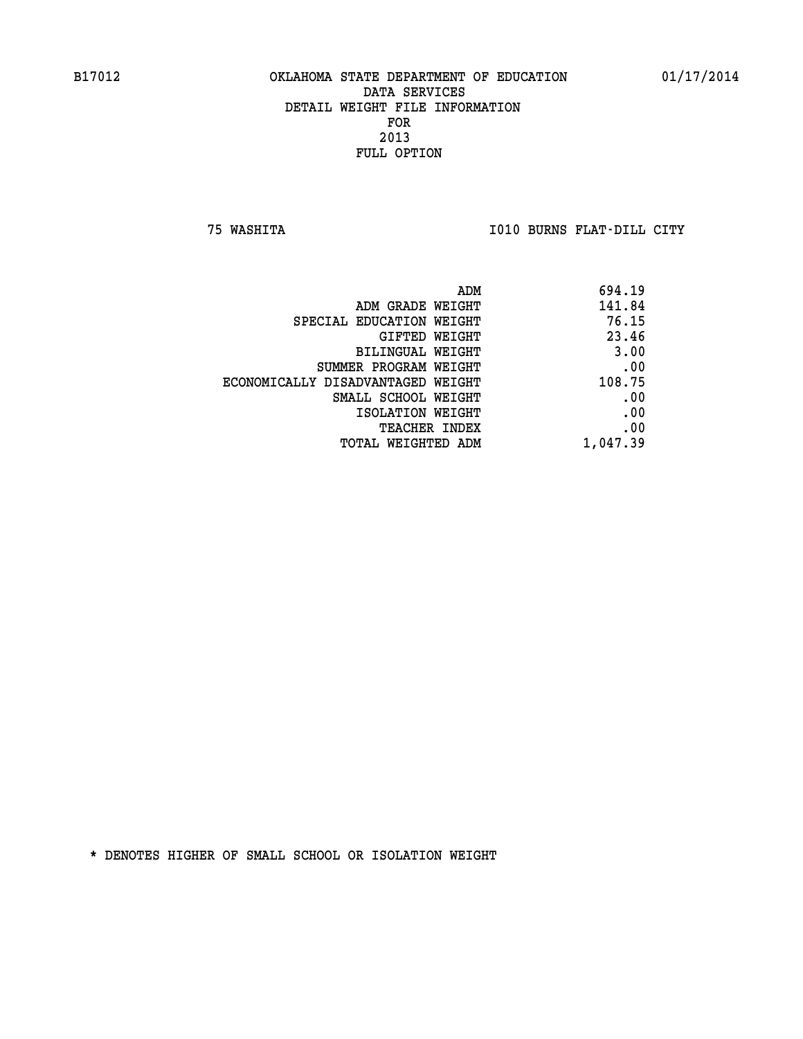B17012 OKLAHOMA STATE DEPARTMENT OF EDUCATION 01/17/2014

DATA SERVICES

DETAIL WEIGHT FILE INFORMATION

FOR

2013

FULL OPTION

75 WASHITA I010 BURNS FLAT-DILL CITY

| | |
|---|---|
| ADM | 694.19 |
| ADM GRADE WEIGHT | 141.84 |
| SPECIAL EDUCATION WEIGHT | 76.15 |
| GIFTED WEIGHT | 23.46 |
| BILINGUAL WEIGHT | 3.00 |
| SUMMER PROGRAM WEIGHT | .00 |
| ECONOMICALLY DISADVANTAGED WEIGHT | 108.75 |
| SMALL SCHOOL WEIGHT | .00 |
| ISOLATION WEIGHT | .00 |
| TEACHER INDEX | .00 |
| TOTAL WEIGHTED ADM | 1,047.39 |

* DENOTES HIGHER OF SMALL SCHOOL OR ISOLATION WEIGHT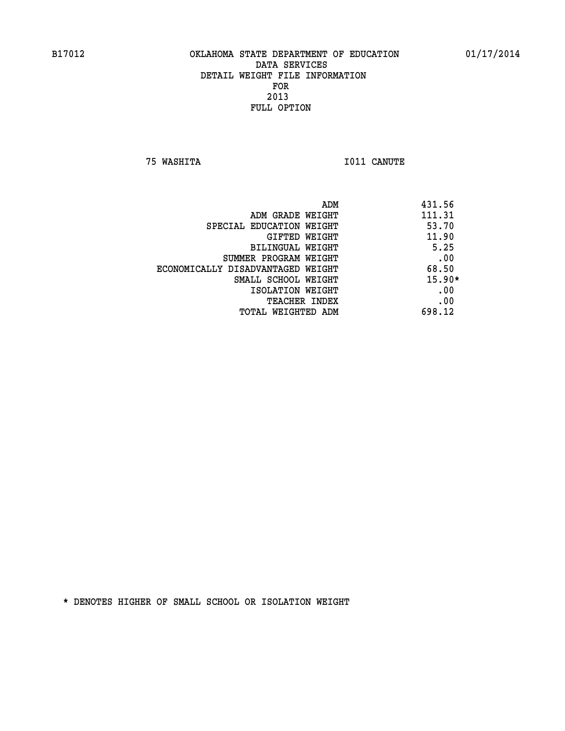B17012 OKLAHOMA STATE DEPARTMENT OF EDUCATION 01/17/2014

DATA SERVICES
DETAIL WEIGHT FILE INFORMATION
FOR
2013
FULL OPTION

75 WASHITA I011 CANUTE

| | |
|---|---|
| ADM | 431.56 |
| ADM GRADE WEIGHT | 111.31 |
| SPECIAL EDUCATION WEIGHT | 53.70 |
| GIFTED WEIGHT | 11.90 |
| BILINGUAL WEIGHT | 5.25 |
| SUMMER PROGRAM WEIGHT | .00 |
| ECONOMICALLY DISADVANTAGED WEIGHT | 68.50 |
| SMALL SCHOOL WEIGHT | 15.90* |
| ISOLATION WEIGHT | .00 |
| TEACHER INDEX | .00 |
| TOTAL WEIGHTED ADM | 698.12 |

* DENOTES HIGHER OF SMALL SCHOOL OR ISOLATION WEIGHT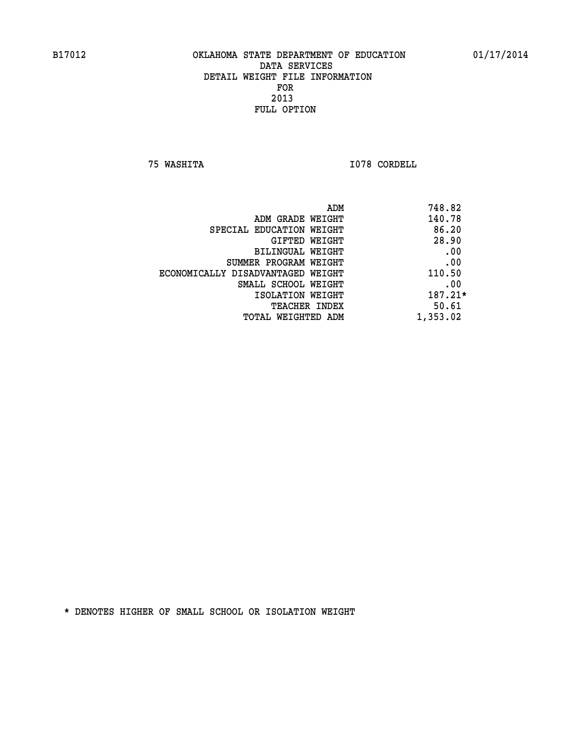B17012 OKLAHOMA STATE DEPARTMENT OF EDUCATION 01/17/2014

DATA SERVICES
DETAIL WEIGHT FILE INFORMATION
FOR
2013
FULL OPTION

75 WASHITA I078 CORDELL

| | |
|---|---|
| ADM | 748.82 |
| ADM GRADE WEIGHT | 140.78 |
| SPECIAL EDUCATION WEIGHT | 86.20 |
| GIFTED WEIGHT | 28.90 |
| BILINGUAL WEIGHT | .00 |
| SUMMER PROGRAM WEIGHT | .00 |
| ECONOMICALLY DISADVANTAGED WEIGHT | 110.50 |
| SMALL SCHOOL WEIGHT | .00 |
| ISOLATION WEIGHT | 187.21* |
| TEACHER INDEX | 50.61 |
| TOTAL WEIGHTED ADM | 1,353.02 |

* DENOTES HIGHER OF SMALL SCHOOL OR ISOLATION WEIGHT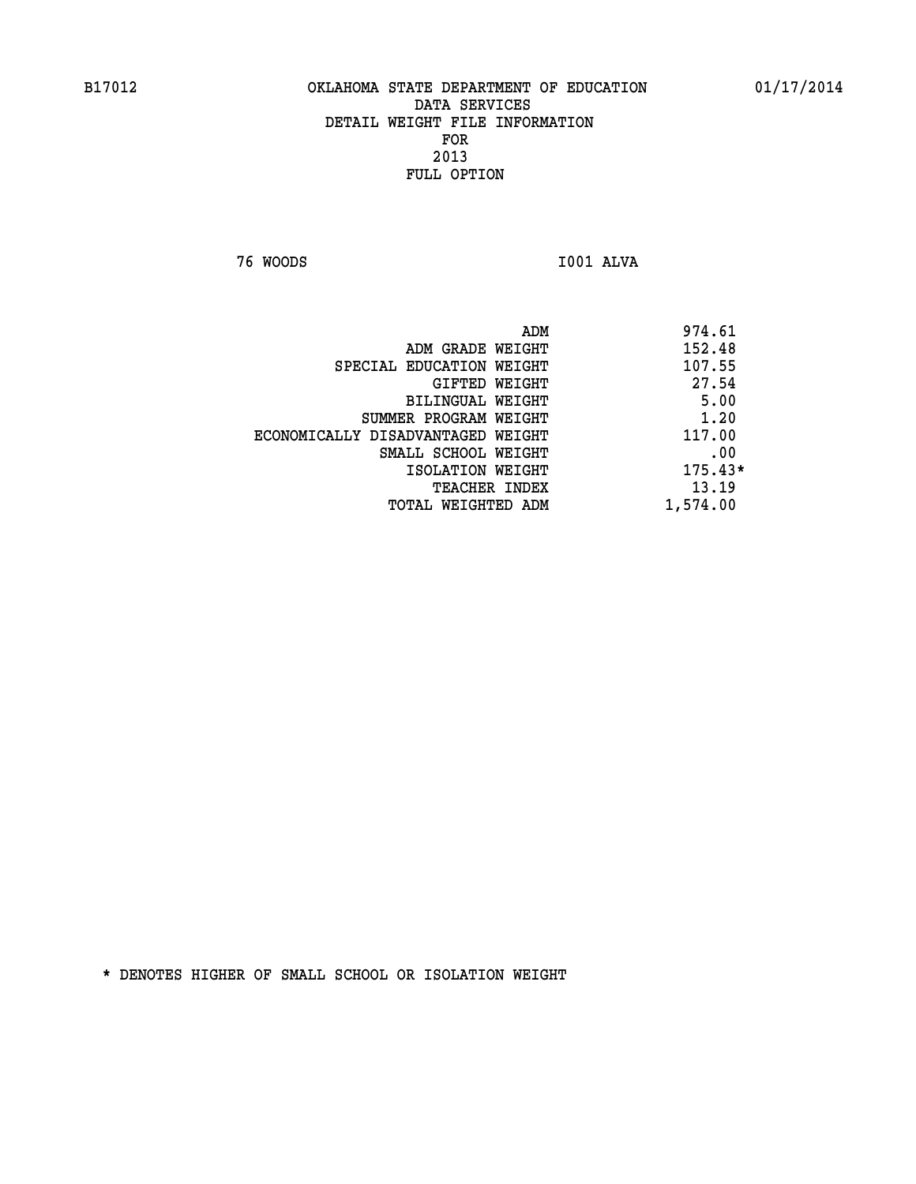B17012 OKLAHOMA STATE DEPARTMENT OF EDUCATION 01/17/2014

DATA SERVICES

DETAIL WEIGHT FILE INFORMATION

FOR

2013

FULL OPTION

76 WOODS I001 ALVA

| | |
|---|---|
| ADM | 974.61 |
| ADM GRADE WEIGHT | 152.48 |
| SPECIAL EDUCATION WEIGHT | 107.55 |
| GIFTED WEIGHT | 27.54 |
| BILINGUAL WEIGHT | 5.00 |
| SUMMER PROGRAM WEIGHT | 1.20 |
| ECONOMICALLY DISADVANTAGED WEIGHT | 117.00 |
| SMALL SCHOOL WEIGHT | .00 |
| ISOLATION WEIGHT | 175.43* |
| TEACHER INDEX | 13.19 |
| TOTAL WEIGHTED ADM | 1,574.00 |

* DENOTES HIGHER OF SMALL SCHOOL OR ISOLATION WEIGHT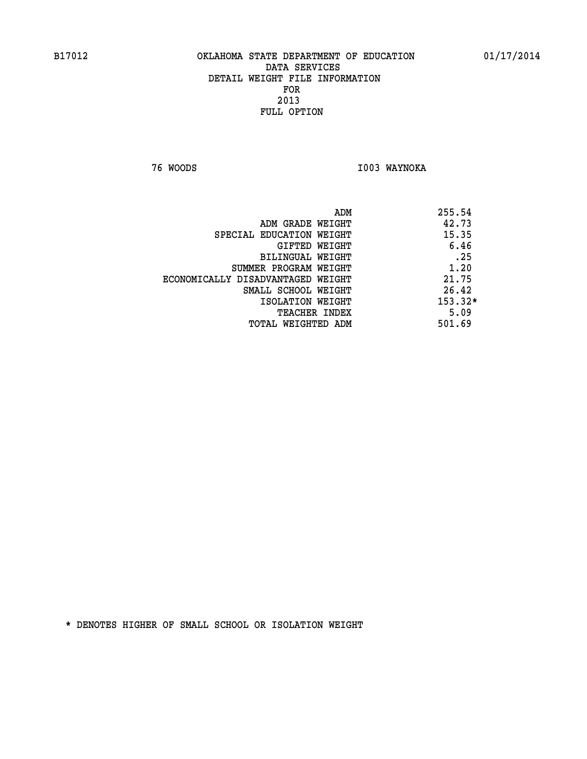B17012 OKLAHOMA STATE DEPARTMENT OF EDUCATION 01/17/2014

DATA SERVICES
DETAIL WEIGHT FILE INFORMATION
FOR
2013
FULL OPTION

76 WOODS I003 WAYNOKA

| | |
|---|---|
| ADM | 255.54 |
| ADM GRADE WEIGHT | 42.73 |
| SPECIAL EDUCATION WEIGHT | 15.35 |
| GIFTED WEIGHT | 6.46 |
| BILINGUAL WEIGHT | .25 |
| SUMMER PROGRAM WEIGHT | 1.20 |
| ECONOMICALLY DISADVANTAGED WEIGHT | 21.75 |
| SMALL SCHOOL WEIGHT | 26.42 |
| ISOLATION WEIGHT | 153.32* |
| TEACHER INDEX | 5.09 |
| TOTAL WEIGHTED ADM | 501.69 |

* DENOTES HIGHER OF SMALL SCHOOL OR ISOLATION WEIGHT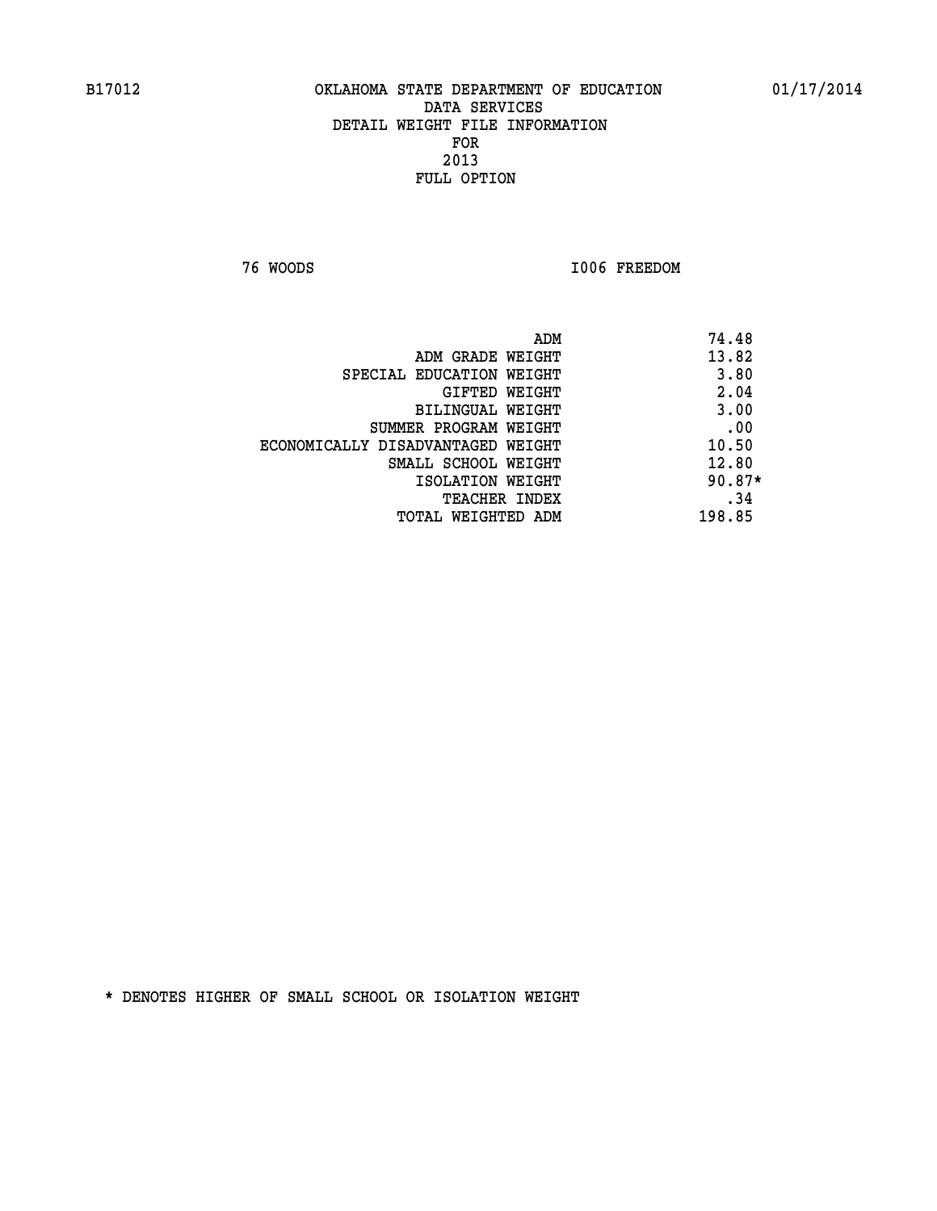B17012 OKLAHOMA STATE DEPARTMENT OF EDUCATION 01/17/2014

DATA SERVICES
DETAIL WEIGHT FILE INFORMATION
FOR
2013
FULL OPTION

76 WOODS I006 FREEDOM

| | |
|---|---|
| ADM | 74.48 |
| ADM GRADE WEIGHT | 13.82 |
| SPECIAL EDUCATION WEIGHT | 3.80 |
| GIFTED WEIGHT | 2.04 |
| BILINGUAL WEIGHT | 3.00 |
| SUMMER PROGRAM WEIGHT | .00 |
| ECONOMICALLY DISADVANTAGED WEIGHT | 10.50 |
| SMALL SCHOOL WEIGHT | 12.80 |
| ISOLATION WEIGHT | 90.87* |
| TEACHER INDEX | .34 |
| TOTAL WEIGHTED ADM | 198.85 |

* DENOTES HIGHER OF SMALL SCHOOL OR ISOLATION WEIGHT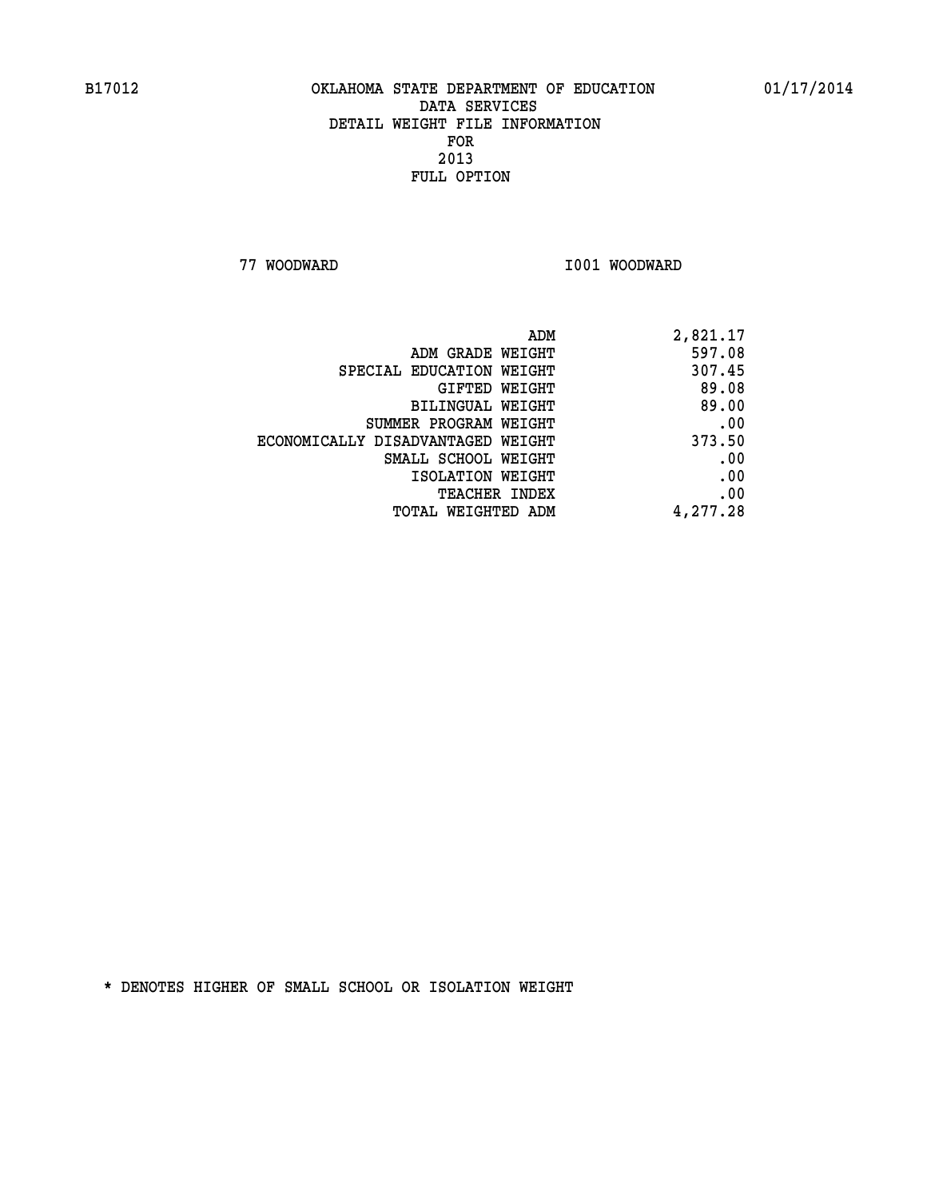B17012 OKLAHOMA STATE DEPARTMENT OF EDUCATION 01/17/2014

DATA SERVICES
DETAIL WEIGHT FILE INFORMATION
FOR
2013
FULL OPTION

77 WOODWARD I001 WOODWARD

| | |
|---|---|
| ADM | 2,821.17 |
| ADM GRADE WEIGHT | 597.08 |
| SPECIAL EDUCATION WEIGHT | 307.45 |
| GIFTED WEIGHT | 89.08 |
| BILINGUAL WEIGHT | 89.00 |
| SUMMER PROGRAM WEIGHT | .00 |
| ECONOMICALLY DISADVANTAGED WEIGHT | 373.50 |
| SMALL SCHOOL WEIGHT | .00 |
| ISOLATION WEIGHT | .00 |
| TEACHER INDEX | .00 |
| TOTAL WEIGHTED ADM | 4,277.28 |

* DENOTES HIGHER OF SMALL SCHOOL OR ISOLATION WEIGHT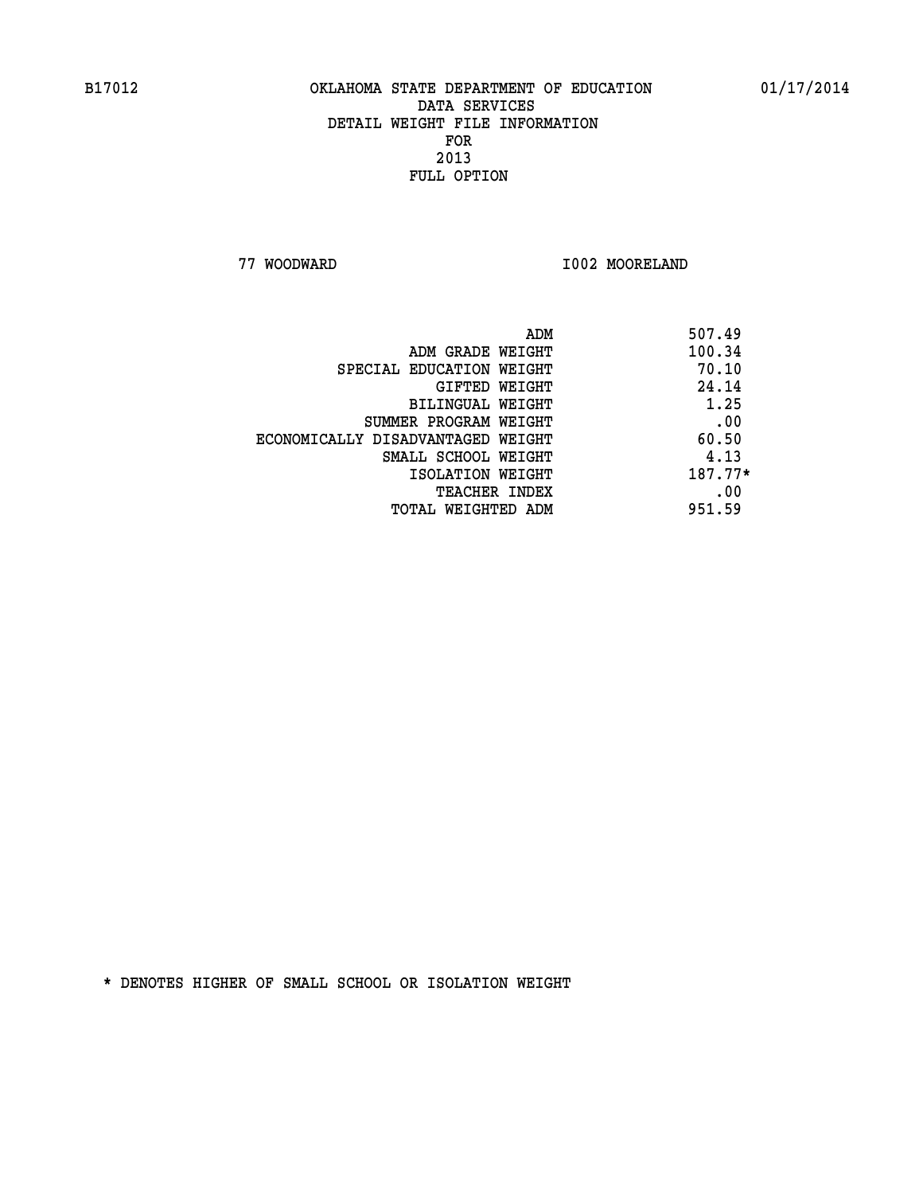B17012 OKLAHOMA STATE DEPARTMENT OF EDUCATION 01/17/2014

DATA SERVICES
DETAIL WEIGHT FILE INFORMATION
FOR
2013
FULL OPTION

77 WOODWARD I002 MOORELAND

| | |
|---|---|
| ADM | 507.49 |
| ADM GRADE WEIGHT | 100.34 |
| SPECIAL EDUCATION WEIGHT | 70.10 |
| GIFTED WEIGHT | 24.14 |
| BILINGUAL WEIGHT | 1.25 |
| SUMMER PROGRAM WEIGHT | .00 |
| ECONOMICALLY DISADVANTAGED WEIGHT | 60.50 |
| SMALL SCHOOL WEIGHT | 4.13 |
| ISOLATION WEIGHT | 187.77* |
| TEACHER INDEX | .00 |
| TOTAL WEIGHTED ADM | 951.59 |

* DENOTES HIGHER OF SMALL SCHOOL OR ISOLATION WEIGHT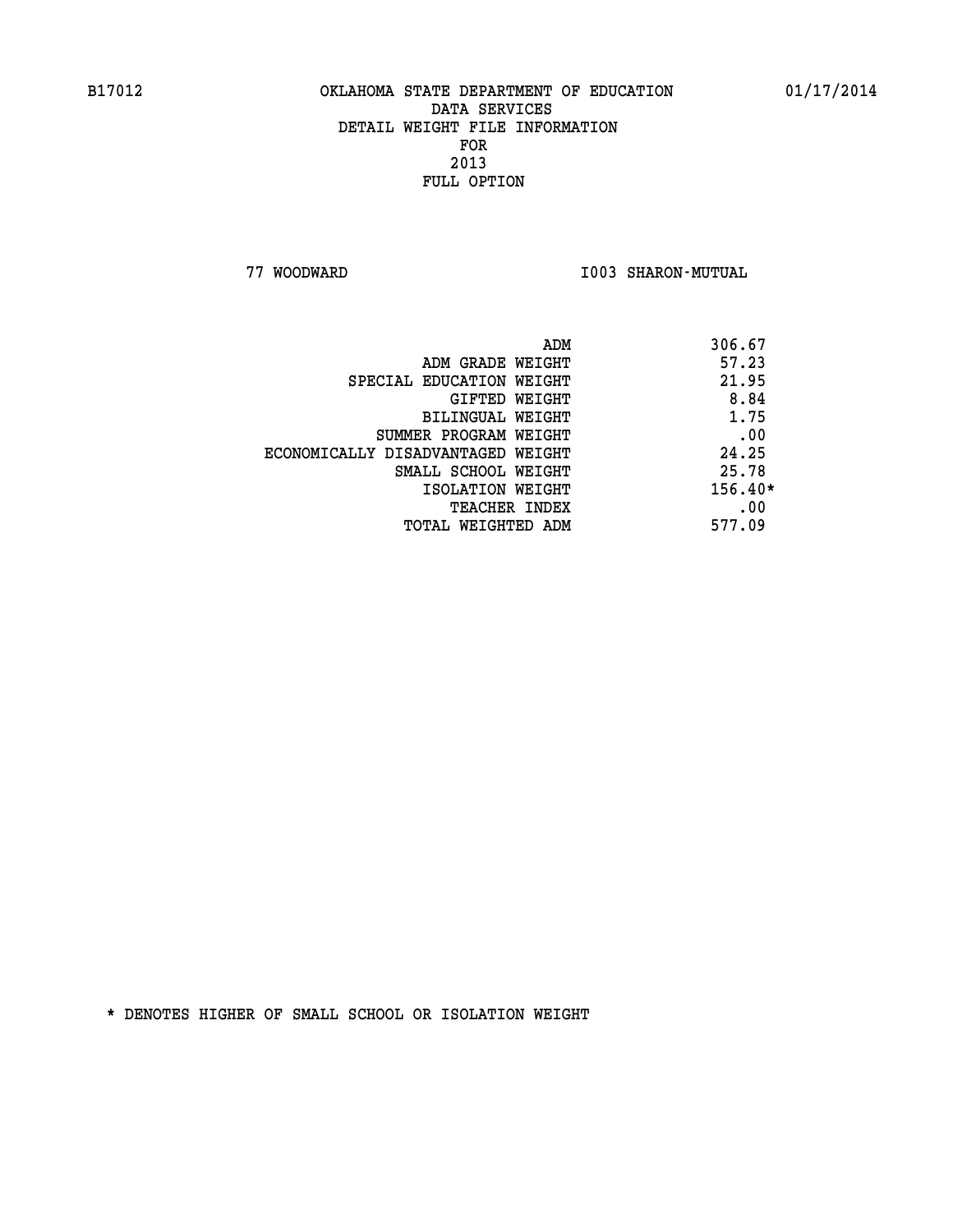B17012 OKLAHOMA STATE DEPARTMENT OF EDUCATION 01/17/2014

DATA SERVICES
DETAIL WEIGHT FILE INFORMATION
FOR
2013
FULL OPTION

77 WOODWARD I003 SHARON-MUTUAL

| | |
|---|---|
| ADM | 306.67 |
| ADM GRADE WEIGHT | 57.23 |
| SPECIAL EDUCATION WEIGHT | 21.95 |
| GIFTED WEIGHT | 8.84 |
| BILINGUAL WEIGHT | 1.75 |
| SUMMER PROGRAM WEIGHT | .00 |
| ECONOMICALLY DISADVANTAGED WEIGHT | 24.25 |
| SMALL SCHOOL WEIGHT | 25.78 |
| ISOLATION WEIGHT | 156.40* |
| TEACHER INDEX | .00 |
| TOTAL WEIGHTED ADM | 577.09 |

* DENOTES HIGHER OF SMALL SCHOOL OR ISOLATION WEIGHT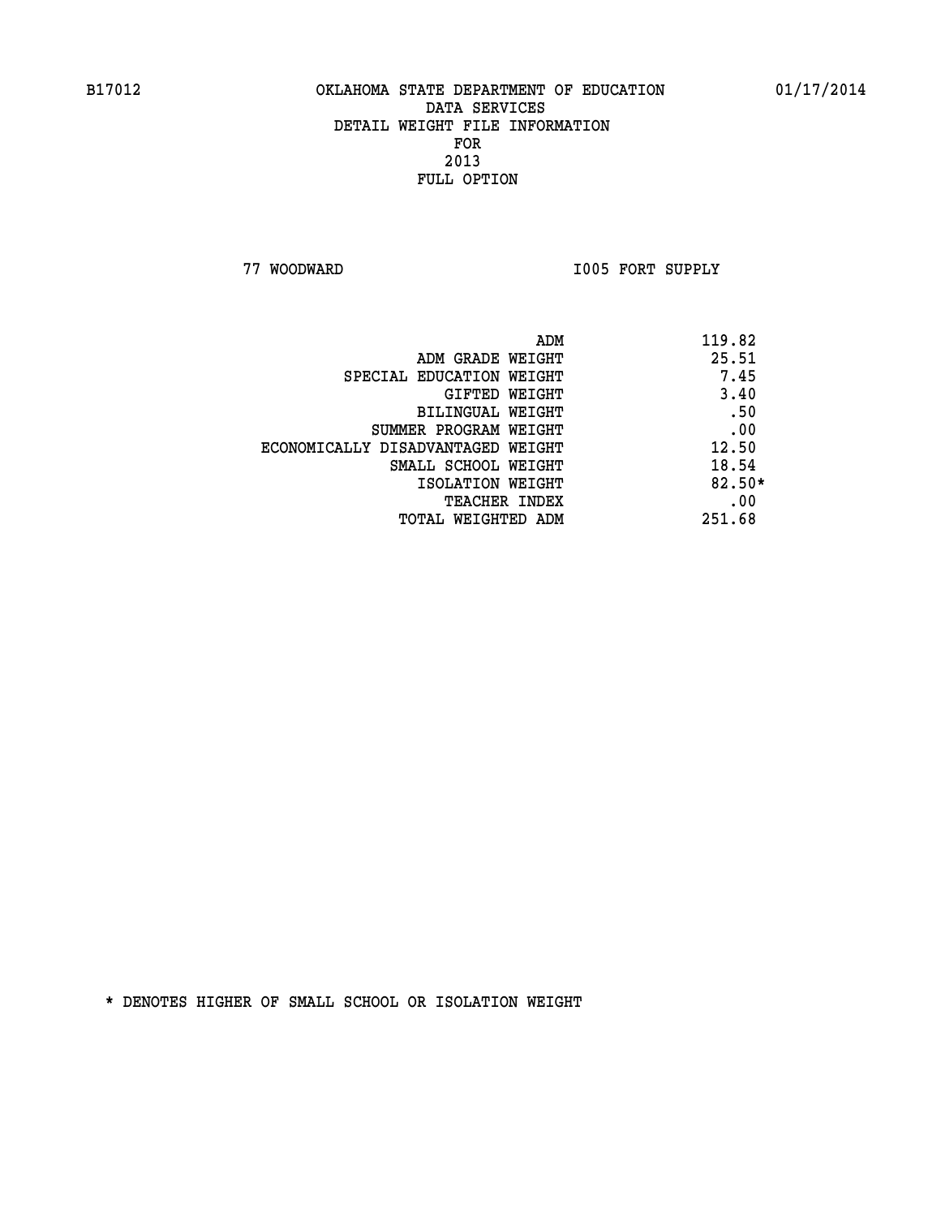B17012 OKLAHOMA STATE DEPARTMENT OF EDUCATION 01/17/2014
DATA SERVICES
DETAIL WEIGHT FILE INFORMATION
FOR
2013
FULL OPTION

77 WOODWARD I005 FORT SUPPLY

| | |
|---|---|
| ADM | 119.82 |
| ADM GRADE WEIGHT | 25.51 |
| SPECIAL EDUCATION WEIGHT | 7.45 |
| GIFTED WEIGHT | 3.40 |
| BILINGUAL WEIGHT | .50 |
| SUMMER PROGRAM WEIGHT | .00 |
| ECONOMICALLY DISADVANTAGED WEIGHT | 12.50 |
| SMALL SCHOOL WEIGHT | 18.54 |
| ISOLATION WEIGHT | 82.50* |
| TEACHER INDEX | .00 |
| TOTAL WEIGHTED ADM | 251.68 |

* DENOTES HIGHER OF SMALL SCHOOL OR ISOLATION WEIGHT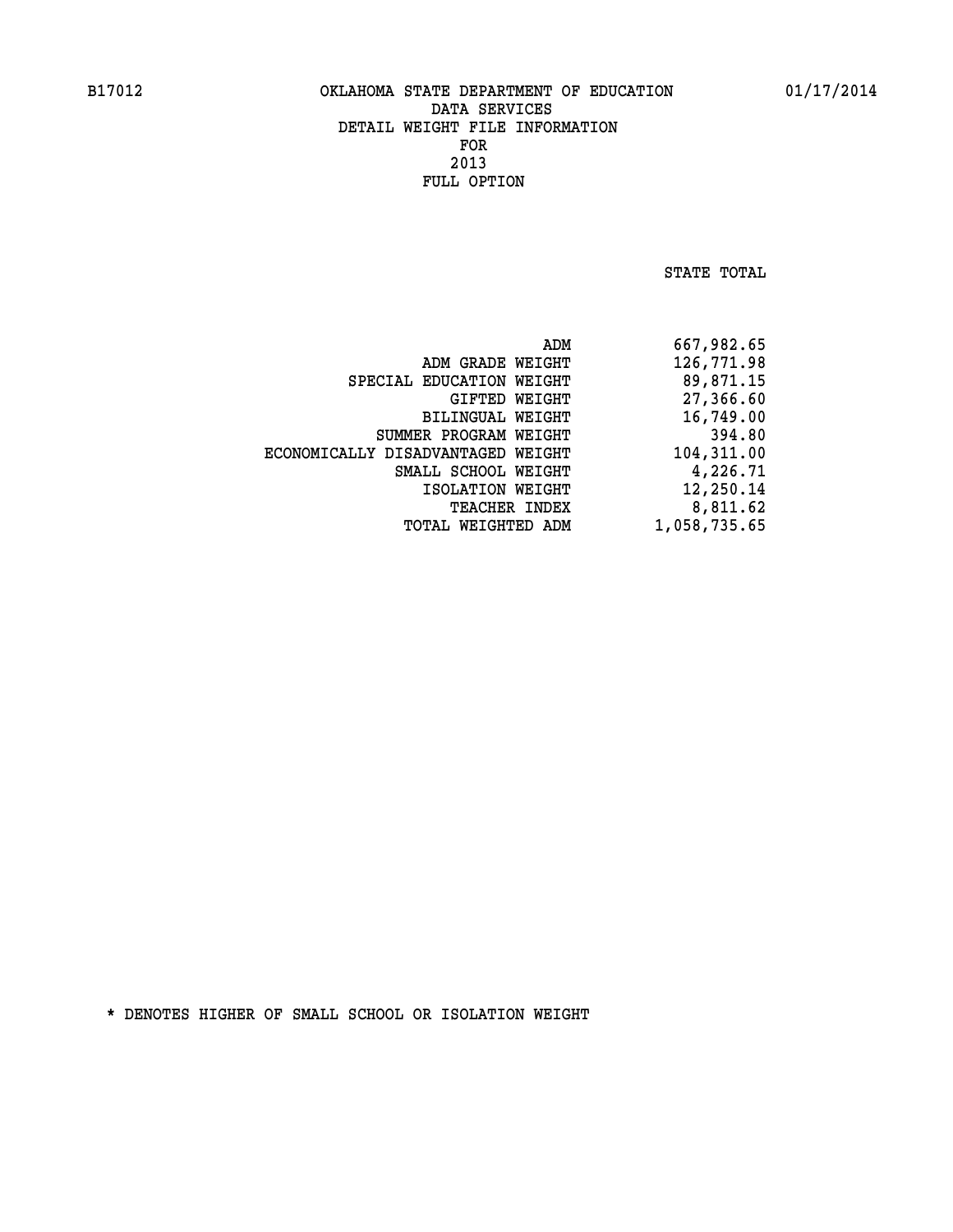B17012 OKLAHOMA STATE DEPARTMENT OF EDUCATION 01/17/2014

DATA SERVICES

DETAIL WEIGHT FILE INFORMATION

FOR

2013

FULL OPTION

STATE TOTAL

| | |
|---|---|
| ADM | 667,982.65 |
| ADM GRADE WEIGHT | 126,771.98 |
| SPECIAL EDUCATION WEIGHT | 89,871.15 |
| GIFTED WEIGHT | 27,366.60 |
| BILINGUAL WEIGHT | 16,749.00 |
| SUMMER PROGRAM WEIGHT | 394.80 |
| ECONOMICALLY DISADVANTAGED WEIGHT | 104,311.00 |
| SMALL SCHOOL WEIGHT | 4,226.71 |
| ISOLATION WEIGHT | 12,250.14 |
| TEACHER INDEX | 8,811.62 |
| TOTAL WEIGHTED ADM | 1,058,735.65 |

* DENOTES HIGHER OF SMALL SCHOOL OR ISOLATION WEIGHT